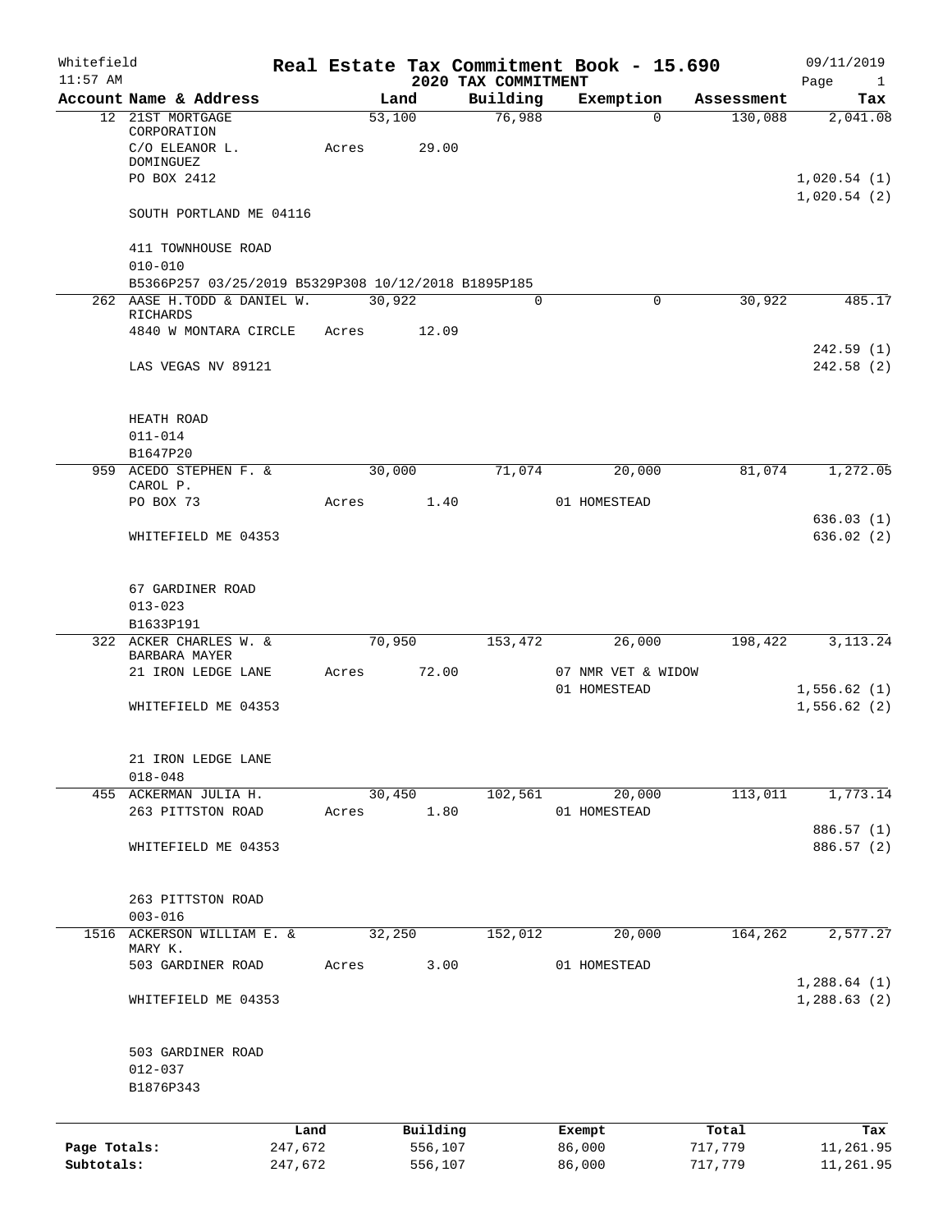Whitefield 11:57 AM

# Real Estate Tax Commitment Book - 15.690

## 2020 TAX COMMITMENT

09/11/2019

| Account | Name & Address | Land | Building | Exemption | Assessment | Tax |
|---|---|---|---|---|---|---|
| 12 | 21ST MORTGAGE CORPORATION<br>C/O ELEANOR L. DOMINGUEZ<br>PO BOX 2412<br>SOUTH PORTLAND ME 04116<br><br>411 TOWNHOUSE ROAD<br>010-010<br>B5366P257 03/25/2019 B5329P308 10/12/2018 B1895P185 | 53,100<br>Acres 29.00 | 76,988 | 0 | 130,088 | 2,041.08<br>1,020.54 (1)<br>1,020.54 (2) |
| 262 | AASE H.TODD & DANIEL W. RICHARDS<br>4840 W MONTARA CIRCLE<br>LAS VEGAS NV 89121<br><br>HEATH ROAD<br>011-014<br>B1647P20 | 30,922<br>Acres 12.09 | 0 | 0 | 30,922 | 485.17<br>242.59 (1)<br>242.58 (2) |
| 959 | ACEDO STEPHEN F. & CAROL P.<br>PO BOX 73<br>WHITEFIELD ME 04353<br><br>67 GARDINER ROAD<br>013-023<br>B1633P191 | 30,000<br>Acres 1.40 | 71,074 | 20,000<br>01 HOMESTEAD | 81,074 | 1,272.05<br>636.03 (1)<br>636.02 (2) |
| 322 | ACKER CHARLES W. & BARBARA MAYER<br>21 IRON LEDGE LANE<br>WHITEFIELD ME 04353<br><br>21 IRON LEDGE LANE<br>018-048 | 70,950<br>Acres 72.00 | 153,472 | 26,000<br>07 NMR VET & WIDOW<br>01 HOMESTEAD | 198,422 | 3,113.24<br>1,556.62 (1)<br>1,556.62 (2) |
| 455 | ACKERMAN JULIA H.<br>263 PITTSTON ROAD<br>WHITEFIELD ME 04353<br><br>263 PITTSTON ROAD<br>003-016 | 30,450<br>Acres 1.80 | 102,561 | 20,000<br>01 HOMESTEAD | 113,011 | 1,773.14<br>886.57 (1)<br>886.57 (2) |
| 1516 | ACKERSON WILLIAM E. & MARY K.<br>503 GARDINER ROAD<br>WHITEFIELD ME 04353<br><br>503 GARDINER ROAD<br>012-037<br>B1876P343 | 32,250<br>Acres 3.00 | 152,012 | 20,000<br>01 HOMESTEAD | 164,262 | 2,577.27<br>1,288.64 (1)<br>1,288.63 (2) |

| | Land | Building | Exempt | Total | Tax |
|---|---|---|---|---|---|
| Page Totals: | 247,672 | 556,107 | 86,000 | 717,779 | 11,261.95 |
| Subtotals: | 247,672 | 556,107 | 86,000 | 717,779 | 11,261.95 |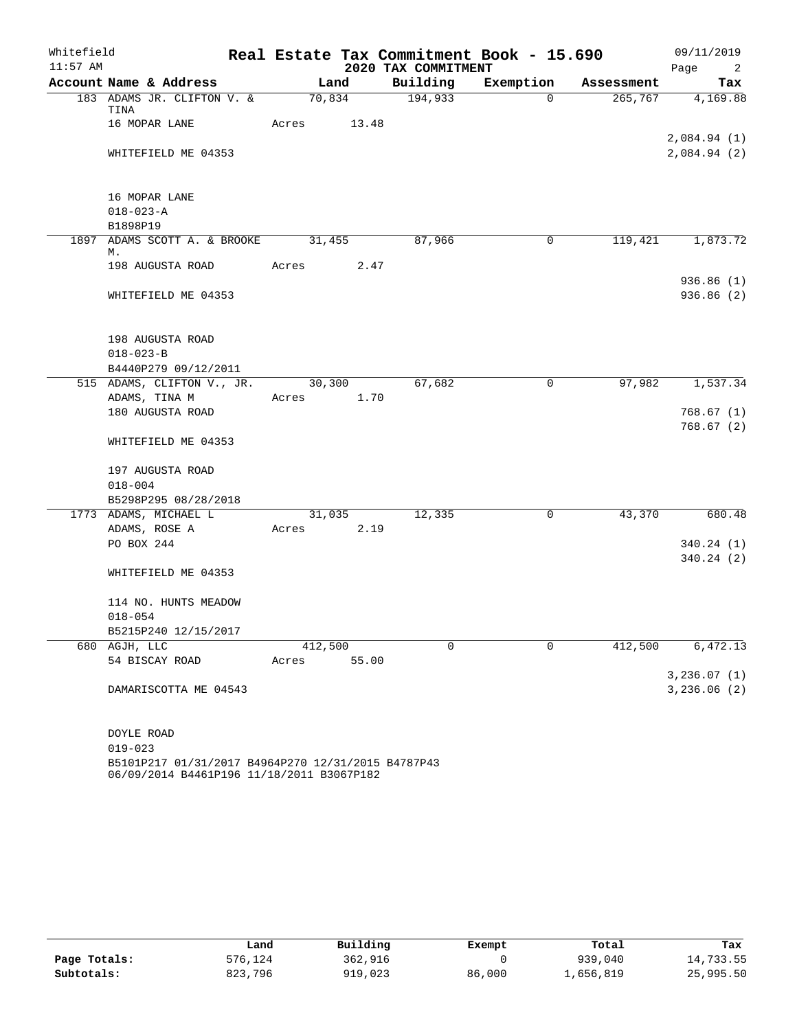Whitefield
11:57 AM

# Real Estate Tax Commitment Book - 15.690

## 2020 TAX COMMITMENT

09/11/2019
Page 2

| Account Name & Address | Land | Building | Exemption | Assessment | Tax |
|---|---|---|---|---|---|
| 183 ADAMS JR. CLIFTON V. & TINA | 70,834 | 194,933 | 0 | 265,767 | 4,169.88 |
| 16 MOPAR LANE | Acres 13.48 | | | | |
| | | | | | 2,084.94 (1) |
| WHITEFIELD ME 04353 | | | | | 2,084.94 (2) |
| 16 MOPAR LANE | | | | | |
| 018-023-A | | | | | |
| B1898P19 | | | | | |
| 1897 ADAMS SCOTT A. & BROOKE M. | 31,455 | 87,966 | 0 | 119,421 | 1,873.72 |
| 198 AUGUSTA ROAD | Acres 2.47 | | | | |
| | | | | | 936.86 (1) |
| WHITEFIELD ME 04353 | | | | | 936.86 (2) |
| 198 AUGUSTA ROAD | | | | | |
| 018-023-B | | | | | |
| B4440P279 09/12/2011 | | | | | |
| 515 ADAMS, CLIFTON V., JR. | 30,300 | 67,682 | 0 | 97,982 | 1,537.34 |
| ADAMS, TINA M | Acres 1.70 | | | | |
| 180 AUGUSTA ROAD | | | | | 768.67 (1) |
| | | | | | 768.67 (2) |
| WHITEFIELD ME 04353 | | | | | |
| 197 AUGUSTA ROAD | | | | | |
| 018-004 | | | | | |
| B5298P295 08/28/2018 | | | | | |
| 1773 ADAMS, MICHAEL L | 31,035 | 12,335 | 0 | 43,370 | 680.48 |
| ADAMS, ROSE A | Acres 2.19 | | | | |
| PO BOX 244 | | | | | 340.24 (1) |
| | | | | | 340.24 (2) |
| WHITEFIELD ME 04353 | | | | | |
| 114 NO. HUNTS MEADOW | | | | | |
| 018-054 | | | | | |
| B5215P240 12/15/2017 | | | | | |
| 680 AGJH, LLC | 412,500 | 0 | 0 | 412,500 | 6,472.13 |
| 54 BISCAY ROAD | Acres 55.00 | | | | |
| | | | | | 3,236.07 (1) |
| DAMARISCOTTA ME 04543 | | | | | 3,236.06 (2) |
| DOYLE ROAD | | | | | |
| 019-023 | | | | | |
| B5101P217 01/31/2017 B4964P270 12/31/2015 B4787P43 06/09/2014 B4461P196 11/18/2011 B3067P182 | | | | | |

| | Land | Building | Exempt | Total | Tax |
|---|---|---|---|---|---|
| Page Totals: | 576,124 | 362,916 | 0 | 939,040 | 14,733.55 |
| Subtotals: | 823,796 | 919,023 | 86,000 | 1,656,819 | 25,995.50 |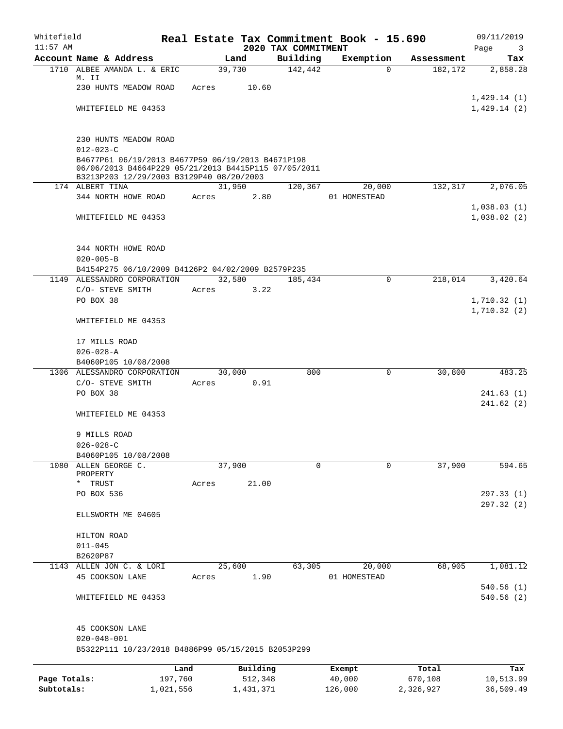Whitefield
11:57 AM

# Real Estate Tax Commitment Book - 15.690
## 2020 TAX COMMITMENT

09/11/2019

| Account Name & Address | Land | Building | Exemption | Assessment | Tax |
|---|---|---|---|---|---|
| 1710 ALBEE AMANDA L. & ERIC M. II | 39,730 | 142,442 | 0 | 182,172 | 2,858.28 |
| 230 HUNTS MEADOW ROAD | Acres 10.60 | | | | |
| | | | | | 1,429.14 (1) |
| WHITEFIELD ME 04353 | | | | | 1,429.14 (2) |
| 230 HUNTS MEADOW ROAD | | | | | |
| 012-023-C | | | | | |
| B4677P61 06/19/2013 B4677P59 06/19/2013 B4671P198 06/06/2013 B4664P229 05/21/2013 B4415P115 07/05/2011 B3213P203 12/29/2003 B3129P40 08/20/2003 | | | | | |
| 174 ALBERT TINA | 31,950 | 120,367 | 20,000 | 132,317 | 2,076.05 |
| 344 NORTH HOWE ROAD | Acres 2.80 | | 01 HOMESTEAD | | |
| | | | | | 1,038.03 (1) |
| WHITEFIELD ME 04353 | | | | | 1,038.02 (2) |
| 344 NORTH HOWE ROAD | | | | | |
| 020-005-B | | | | | |
| B4154P275 06/10/2009 B4126P2 04/02/2009 B2579P235 | | | | | |
| 1149 ALESSANDRO CORPORATION | 32,580 | 185,434 | 0 | 218,014 | 3,420.64 |
| C/O- STEVE SMITH | Acres 3.22 | | | | |
| PO BOX 38 | | | | | 1,710.32 (1) |
| | | | | | 1,710.32 (2) |
| WHITEFIELD ME 04353 | | | | | |
| 17 MILLS ROAD | | | | | |
| 026-028-A | | | | | |
| B4060P105 10/08/2008 | | | | | |
| 1306 ALESSANDRO CORPORATION | 30,000 | 800 | 0 | 30,800 | 483.25 |
| C/O- STEVE SMITH | Acres 0.91 | | | | |
| PO BOX 38 | | | | | 241.63 (1) |
| | | | | | 241.62 (2) |
| WHITEFIELD ME 04353 | | | | | |
| 9 MILLS ROAD | | | | | |
| 026-028-C | | | | | |
| B4060P105 10/08/2008 | | | | | |
| 1080 ALLEN GEORGE C. PROPERTY | 37,900 | 0 | 0 | 37,900 | 594.65 |
| * TRUST | Acres 21.00 | | | | |
| PO BOX 536 | | | | | 297.33 (1) |
| | | | | | 297.32 (2) |
| ELLSWORTH ME 04605 | | | | | |
| HILTON ROAD | | | | | |
| 011-045 | | | | | |
| B2620P87 | | | | | |
| 1143 ALLEN JON C. & LORI | 25,600 | 63,305 | 20,000 | 68,905 | 1,081.12 |
| 45 COOKSON LANE | Acres 1.90 | | 01 HOMESTEAD | | |
| | | | | | 540.56 (1) |
| WHITEFIELD ME 04353 | | | | | 540.56 (2) |
| 45 COOKSON LANE | | | | | |
| 020-048-001 | | | | | |
| B5322P111 10/23/2018 B4886P99 05/15/2015 B2053P299 | | | | | |

| | Land | Building | Exempt | Total | Tax |
|---|---|---|---|---|---|
| Page Totals: | 197,760 | 512,348 | 40,000 | 670,108 | 10,513.99 |
| Subtotals: | 1,021,556 | 1,431,371 | 126,000 | 2,326,927 | 36,509.49 |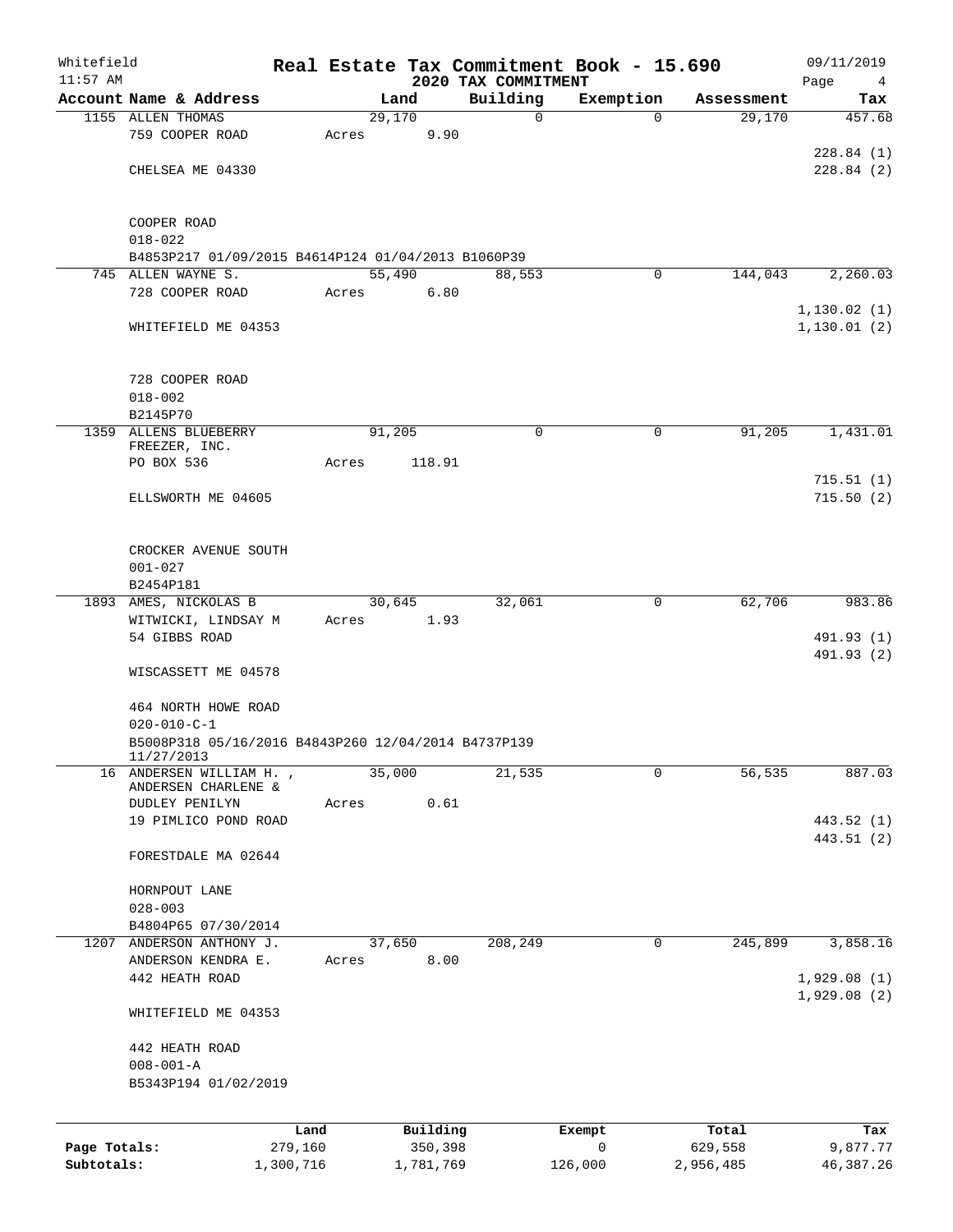Whitefield 11:57 AM

# Real Estate Tax Commitment Book - 15.690

## 2020 TAX COMMITMENT

09/11/2019

| Account | Name & Address | Land | Building | Exemption | Assessment | Tax |
|---|---|---|---|---|---|---|
| 1155 | ALLEN THOMAS<br>759 COOPER ROAD<br><br>CHELSEA ME 04330<br><br>COOPER ROAD<br>018-022<br>B4853P217 01/09/2015 B4614P124 01/04/2013 B1060P39 | 29,170<br>Acres 9.90 | 0 | 0 | 29,170 | 457.68<br><br>228.84 (1)<br>228.84 (2) |
| 745 | ALLEN WAYNE S.<br>728 COOPER ROAD<br><br>WHITEFIELD ME 04353<br><br>728 COOPER ROAD<br>018-002<br>B2145P70 | 55,490<br>Acres 6.80 | 88,553 | 0 | 144,043 | 2,260.03<br><br>1,130.02 (1)<br>1,130.01 (2) |
| 1359 | ALLENS BLUEBERRY FREEZER, INC.<br>PO BOX 536<br><br>ELLSWORTH ME 04605<br><br>CROCKER AVENUE SOUTH<br>001-027<br>B2454P181 | 91,205<br>Acres 118.91 | 0 | 0 | 91,205 | 1,431.01<br><br>715.51 (1)<br>715.50 (2) |
| 1893 | AMES, NICKOLAS B<br>WITWICKI, LINDSAY M<br>54 GIBBS ROAD<br><br>WISCASSETT ME 04578<br><br>464 NORTH HOWE ROAD<br>020-010-C-1<br>B5008P318 05/16/2016 B4843P260 12/04/2014 B4737P139 11/27/2013 | 30,645<br>Acres 1.93 | 32,061 | 0 | 62,706 | 983.86<br><br>491.93 (1)<br>491.93 (2) |
| 16 | ANDERSEN WILLIAM H. , ANDERSEN CHARLENE &<br>DUDLEY PENILYN<br>19 PIMLICO POND ROAD<br><br>FORESTDALE MA 02644<br><br>HORNPOUT LANE<br>028-003<br>B4804P65 07/30/2014 | 35,000<br>Acres 0.61 | 21,535 | 0 | 56,535 | 887.03<br><br>443.52 (1)<br>443.51 (2) |
| 1207 | ANDERSON ANTHONY J.<br>ANDERSON KENDRA E.<br>442 HEATH ROAD<br><br>WHITEFIELD ME 04353<br><br>442 HEATH ROAD<br>008-001-A<br>B5343P194 01/02/2019 | 37,650<br>Acres 8.00 | 208,249 | 0 | 245,899 | 3,858.16<br><br>1,929.08 (1)<br>1,929.08 (2) |

| | Land | Building | Exempt | Total | Tax |
|---|---|---|---|---|---|
| Page Totals: | 279,160 | 350,398 | 0 | 629,558 | 9,877.77 |
| Subtotals: | 1,300,716 | 1,781,769 | 126,000 | 2,956,485 | 46,387.26 |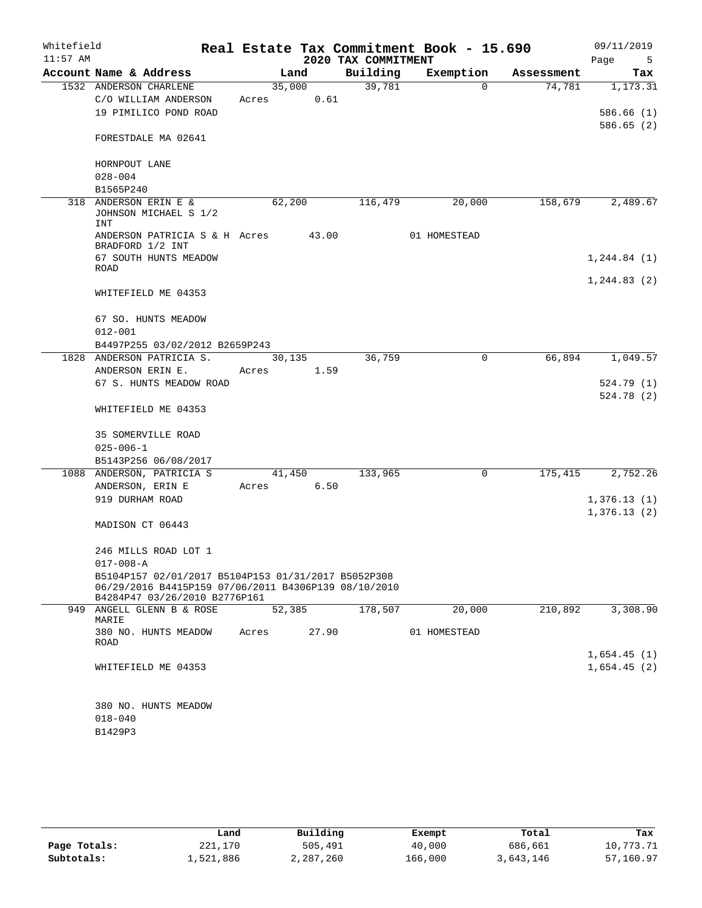Whitefield · Real Estate Tax Commitment Book - 15.690 · 09/11/2019
11:57 AM · 2020 TAX COMMITMENT

| Account Name & Address | Land | Building | Exemption | Assessment | Tax |
|---|---|---|---|---|---|
| 1532 ANDERSON CHARLENE | 35,000 | 39,781 | 0 | 74,781 | 1,173.31 |
| C/O WILLIAM ANDERSON | Acres 0.61 | | | | |
| 19 PIMILICO POND ROAD | | | | | 586.66 (1) |
| | | | | | 586.65 (2) |
| FORESTDALE MA 02641 | | | | | |
| HORNPOUT LANE | | | | | |
| 028-004 | | | | | |
| B1565P240 | | | | | |
| 318 ANDERSON ERIN E & JOHNSON MICHAEL S 1/2 INT | 62,200 | 116,479 | 20,000 | 158,679 | 2,489.67 |
| ANDERSON PATRICIA S & H BRADFORD 1/2 INT | Acres 43.00 | | 01 HOMESTEAD | | |
| 67 SOUTH HUNTS MEADOW ROAD | | | | | 1,244.84 (1) |
| | | | | | 1,244.83 (2) |
| WHITEFIELD ME 04353 | | | | | |
| 67 SO. HUNTS MEADOW | | | | | |
| 012-001 | | | | | |
| B4497P255 03/02/2012 B2659P243 | | | | | |
| 1828 ANDERSON PATRICIA S. | 30,135 | 36,759 | 0 | 66,894 | 1,049.57 |
| ANDERSON ERIN E. | Acres 1.59 | | | | |
| 67 S. HUNTS MEADOW ROAD | | | | | 524.79 (1) |
| | | | | | 524.78 (2) |
| WHITEFIELD ME 04353 | | | | | |
| 35 SOMERVILLE ROAD | | | | | |
| 025-006-1 | | | | | |
| B5143P256 06/08/2017 | | | | | |
| 1088 ANDERSON, PATRICIA S | 41,450 | 133,965 | 0 | 175,415 | 2,752.26 |
| ANDERSON, ERIN E | Acres 6.50 | | | | |
| 919 DURHAM ROAD | | | | | 1,376.13 (1) |
| | | | | | 1,376.13 (2) |
| MADISON CT 06443 | | | | | |
| 246 MILLS ROAD LOT 1 | | | | | |
| 017-008-A | | | | | |
| B5104P157 02/01/2017 B5104P153 01/31/2017 B5052P308 06/29/2016 B4415P159 07/06/2011 B4306P139 08/10/2010 B4284P47 03/26/2010 B2776P161 | | | | | |
| 949 ANGELL GLENN B & ROSE MARIE | 52,385 | 178,507 | 20,000 | 210,892 | 3,308.90 |
| 380 NO. HUNTS MEADOW ROAD | Acres 27.90 | | 01 HOMESTEAD | | |
| | | | | | 1,654.45 (1) |
| WHITEFIELD ME 04353 | | | | | 1,654.45 (2) |
| 380 NO. HUNTS MEADOW | | | | | |
| 018-040 | | | | | |
| B1429P3 | | | | | |

| | Land | Building | Exempt | Total | Tax |
|---|---|---|---|---|---|
| Page Totals: | 221,170 | 505,491 | 40,000 | 686,661 | 10,773.71 |
| Subtotals: | 1,521,886 | 2,287,260 | 166,000 | 3,643,146 | 57,160.97 |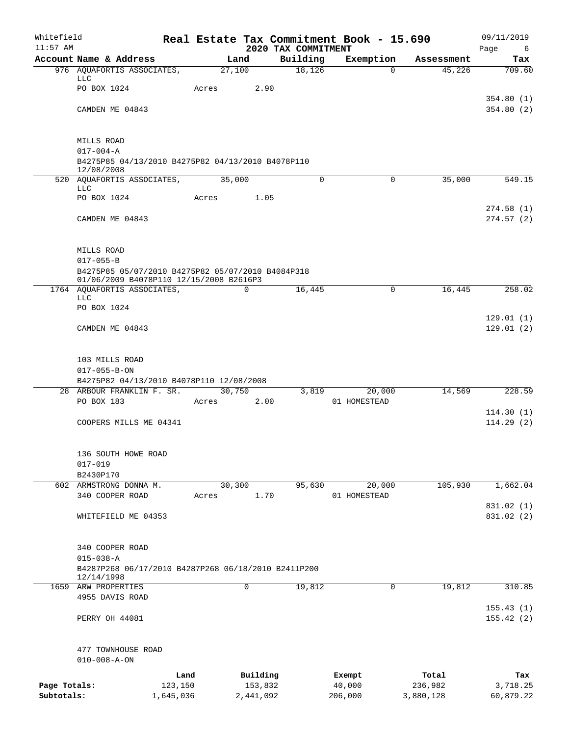Whitefield
11:57 AM

# Real Estate Tax Commitment Book - 15.690

## 2020 TAX COMMITMENT

09/11/2019

| Account Name & Address | Land | Building | Exemption | Assessment | Tax |
|---|---|---|---|---|---|
| 976 AQUAFORTIS ASSOCIATES, LLC | 27,100 | 18,126 | 0 | 45,226 | 709.60 |
| PO BOX 1024 | Acres 2.90 | | | | |
| | | | | | 354.80 (1) |
| CAMDEN ME 04843 | | | | | 354.80 (2) |
| MILLS ROAD | | | | | |
| 017-004-A | | | | | |
| B4275P85 04/13/2010 B4275P82 04/13/2010 B4078P110 12/08/2008 | | | | | |
| 520 AQUAFORTIS ASSOCIATES, LLC | 35,000 | 0 | 0 | 35,000 | 549.15 |
| PO BOX 1024 | Acres 1.05 | | | | |
| | | | | | 274.58 (1) |
| CAMDEN ME 04843 | | | | | 274.57 (2) |
| MILLS ROAD | | | | | |
| 017-055-B | | | | | |
| B4275P85 05/07/2010 B4275P82 05/07/2010 B4084P318 01/06/2009 B4078P110 12/15/2008 B2616P3 | | | | | |
| 1764 AQUAFORTIS ASSOCIATES, LLC | 0 | 16,445 | 0 | 16,445 | 258.02 |
| PO BOX 1024 | | | | | |
| | | | | | 129.01 (1) |
| CAMDEN ME 04843 | | | | | 129.01 (2) |
| 103 MILLS ROAD | | | | | |
| 017-055-B-ON | | | | | |
| B4275P82 04/13/2010 B4078P110 12/08/2008 | | | | | |
| 28 ARBOUR FRANKLIN F. SR. | 30,750 | 3,819 | 20,000 | 14,569 | 228.59 |
| PO BOX 183 | Acres 2.00 | | 01 HOMESTEAD | | |
| | | | | | 114.30 (1) |
| COOPERS MILLS ME 04341 | | | | | 114.29 (2) |
| 136 SOUTH HOWE ROAD | | | | | |
| 017-019 | | | | | |
| B2430P170 | | | | | |
| 602 ARMSTRONG DONNA M. | 30,300 | 95,630 | 20,000 | 105,930 | 1,662.04 |
| 340 COOPER ROAD | Acres 1.70 | | 01 HOMESTEAD | | |
| | | | | | 831.02 (1) |
| WHITEFIELD ME 04353 | | | | | 831.02 (2) |
| 340 COOPER ROAD | | | | | |
| 015-038-A | | | | | |
| B4287P268 06/17/2010 B4287P268 06/18/2010 B2411P200 12/14/1998 | | | | | |
| 1659 ARW PROPERTIES | 0 | 19,812 | 0 | 19,812 | 310.85 |
| 4955 DAVIS ROAD | | | | | |
| | | | | | 155.43 (1) |
| PERRY OH 44081 | | | | | 155.42 (2) |
| 477 TOWNHOUSE ROAD | | | | | |
| 010-008-A-ON | | | | | |

| | Land | Building | Exempt | Total | Tax |
|---|---|---|---|---|---|
| Page Totals: | 123,150 | 153,832 | 40,000 | 236,982 | 3,718.25 |
| Subtotals: | 1,645,036 | 2,441,092 | 206,000 | 3,880,128 | 60,879.22 |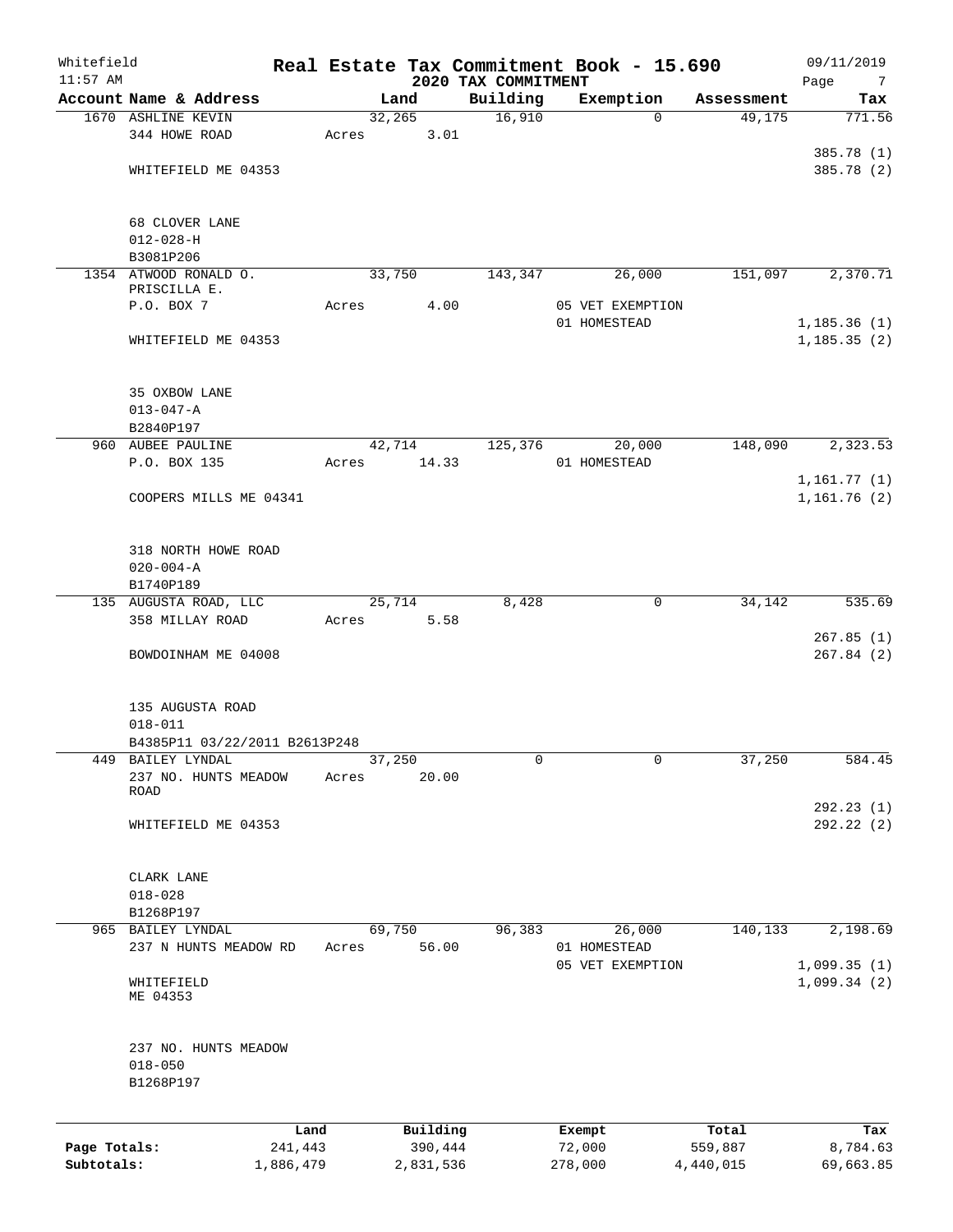Whitefield 11:57 AM

# Real Estate Tax Commitment Book - 15.690

## 2020 TAX COMMITMENT

09/11/2019

| Account | Name & Address | Land | Building | Exemption | Assessment | Tax |
|---|---|---|---|---|---|---|
| 1670 | ASHLINE KEVIN<br>344 HOWE ROAD<br>WHITEFIELD ME 04353<br><br>68 CLOVER LANE<br>012-028-H<br>B3081P206 | 32,265<br>Acres 3.01 | 16,910 | 0 | 49,175 | 771.56<br>385.78 (1)<br>385.78 (2) |
| 1354 | ATWOOD RONALD O.<br>PRISCILLA E.<br>P.O. BOX 7<br>WHITEFIELD ME 04353<br><br>35 OXBOW LANE<br>013-047-A<br>B2840P197 | 33,750<br>Acres 4.00 | 143,347 | 26,000<br>05 VET EXEMPTION<br>01 HOMESTEAD | 151,097 | 2,370.71<br>1,185.36 (1)<br>1,185.35 (2) |
| 960 | AUBEE PAULINE<br>P.O. BOX 135<br>COOPERS MILLS ME 04341<br><br>318 NORTH HOWE ROAD<br>020-004-A<br>B1740P189 | 42,714<br>Acres 14.33 | 125,376 | 20,000<br>01 HOMESTEAD | 148,090 | 2,323.53<br>1,161.77 (1)<br>1,161.76 (2) |
| 135 | AUGUSTA ROAD, LLC<br>358 MILLAY ROAD<br>BOWDOINHAM ME 04008<br><br>135 AUGUSTA ROAD<br>018-011<br>B4385P11 03/22/2011 B2613P248 | 25,714<br>Acres 5.58 | 8,428 | 0 | 34,142 | 535.69<br>267.85 (1)<br>267.84 (2) |
| 449 | BAILEY LYNDAL<br>237 NO. HUNTS MEADOW ROAD<br>WHITEFIELD ME 04353<br><br>CLARK LANE<br>018-028<br>B1268P197 | 37,250<br>Acres 20.00 | 0 | 0 | 37,250 | 584.45<br>292.23 (1)<br>292.22 (2) |
| 965 | BAILEY LYNDAL<br>237 N HUNTS MEADOW RD<br>WHITEFIELD<br>ME 04353<br><br>237 NO. HUNTS MEADOW<br>018-050<br>B1268P197 | 69,750<br>Acres 56.00 | 96,383 | 26,000<br>01 HOMESTEAD<br>05 VET EXEMPTION | 140,133 | 2,198.69<br>1,099.35 (1)<br>1,099.34 (2) |

| | Land | Building | Exempt | Total | Tax |
|---|---|---|---|---|---|
| Page Totals: | 241,443 | 390,444 | 72,000 | 559,887 | 8,784.63 |
| Subtotals: | 1,886,479 | 2,831,536 | 278,000 | 4,440,015 | 69,663.85 |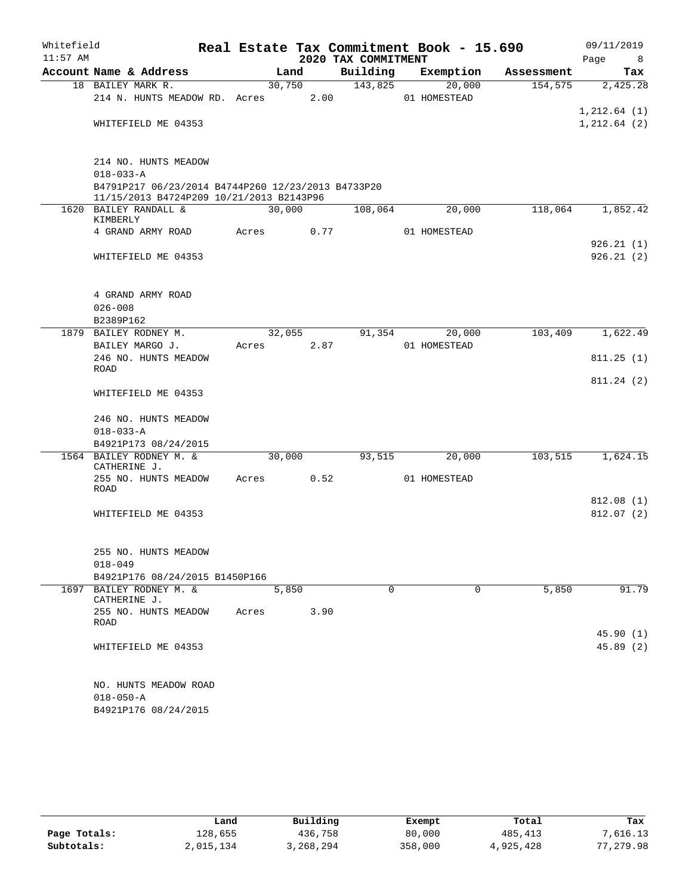Whitefield — Real Estate Tax Commitment Book - 15.690 — 09/11/2019
11:57 AM — 2020 TAX COMMITMENT

| Account Name & Address | Land | Building | Exemption | Assessment | Tax |
|---|---|---|---|---|---|
| 18 BAILEY MARK R. | 30,750 | 143,825 | 20,000 | 154,575 | 2,425.28 |
| 214 N. HUNTS MEADOW RD. | Acres 2.00 | | 01 HOMESTEAD | | |
| | | | | | 1,212.64 (1) |
| WHITEFIELD ME 04353 | | | | | 1,212.64 (2) |
| 214 NO. HUNTS MEADOW | | | | | |
| 018-033-A | | | | | |
| B4791P217 06/23/2014 B4744P260 12/23/2013 B4733P20 11/15/2013 B4724P209 10/21/2013 B2143P96 | | | | | |
| 1620 BAILEY RANDALL & KIMBERLY | 30,000 | 108,064 | 20,000 | 118,064 | 1,852.42 |
| 4 GRAND ARMY ROAD | Acres 0.77 | | 01 HOMESTEAD | | |
| | | | | | 926.21 (1) |
| WHITEFIELD ME 04353 | | | | | 926.21 (2) |
| 4 GRAND ARMY ROAD | | | | | |
| 026-008 | | | | | |
| B2389P162 | | | | | |
| 1879 BAILEY RODNEY M. | 32,055 | 91,354 | 20,000 | 103,409 | 1,622.49 |
| BAILEY MARGO J. | Acres 2.87 | | 01 HOMESTEAD | | |
| 246 NO. HUNTS MEADOW ROAD | | | | | 811.25 (1) |
| | | | | | 811.24 (2) |
| WHITEFIELD ME 04353 | | | | | |
| 246 NO. HUNTS MEADOW | | | | | |
| 018-033-A | | | | | |
| B4921P173 08/24/2015 | | | | | |
| 1564 BAILEY RODNEY M. & CATHERINE J. | 30,000 | 93,515 | 20,000 | 103,515 | 1,624.15 |
| 255 NO. HUNTS MEADOW ROAD | Acres 0.52 | | 01 HOMESTEAD | | |
| | | | | | 812.08 (1) |
| WHITEFIELD ME 04353 | | | | | 812.07 (2) |
| 255 NO. HUNTS MEADOW | | | | | |
| 018-049 | | | | | |
| B4921P176 08/24/2015 B1450P166 | | | | | |
| 1697 BAILEY RODNEY M. & CATHERINE J. | 5,850 | 0 | 0 | 5,850 | 91.79 |
| 255 NO. HUNTS MEADOW ROAD | Acres 3.90 | | | | |
| | | | | | 45.90 (1) |
| WHITEFIELD ME 04353 | | | | | 45.89 (2) |
| NO. HUNTS MEADOW ROAD | | | | | |
| 018-050-A | | | | | |
| B4921P176 08/24/2015 | | | | | |

| | Land | Building | Exempt | Total | Tax |
|---|---|---|---|---|---|
| Page Totals: | 128,655 | 436,758 | 80,000 | 485,413 | 7,616.13 |
| Subtotals: | 2,015,134 | 3,268,294 | 358,000 | 4,925,428 | 77,279.98 |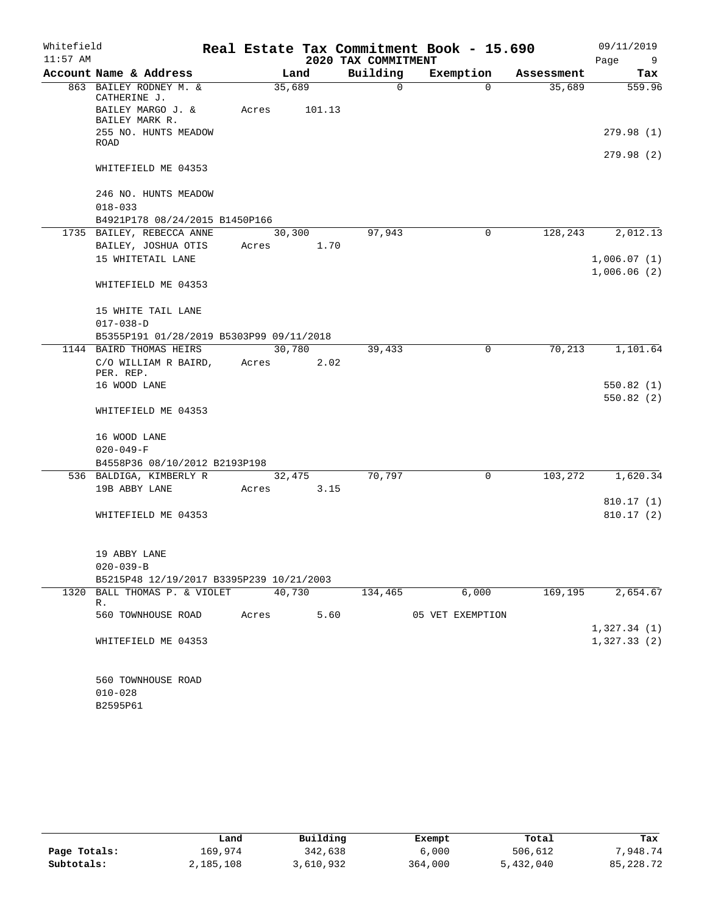Whitefield
11:57 AM

# Real Estate Tax Commitment Book - 15.690

## 2020 TAX COMMITMENT

09/11/2019

| Account Name & Address | Land | Building | Exemption | Assessment | Tax |
|---|---|---|---|---|---|
| 863 BAILEY RODNEY M. & CATHERINE J. | 35,689 | 0 | 0 | 35,689 | 559.96 |
| BAILEY MARGO J. & BAILEY MARK R. | Acres 101.13 | | | | |
| 255 NO. HUNTS MEADOW ROAD | | | | | 279.98 (1) |
| | | | | | 279.98 (2) |
| WHITEFIELD ME 04353 | | | | | |
| 246 NO. HUNTS MEADOW | | | | | |
| 018-033 | | | | | |
| B4921P178 08/24/2015 B1450P166 | | | | | |
| 1735 BAILEY, REBECCA ANNE | 30,300 | 97,943 | 0 | 128,243 | 2,012.13 |
| BAILEY, JOSHUA OTIS | Acres 1.70 | | | | |
| 15 WHITETAIL LANE | | | | | 1,006.07 (1) |
| | | | | | 1,006.06 (2) |
| WHITEFIELD ME 04353 | | | | | |
| 15 WHITE TAIL LANE | | | | | |
| 017-038-D | | | | | |
| B5355P191 01/28/2019 B5303P99 09/11/2018 | | | | | |
| 1144 BAIRD THOMAS HEIRS | 30,780 | 39,433 | 0 | 70,213 | 1,101.64 |
| C/O WILLIAM R BAIRD, PER. REP. | Acres 2.02 | | | | |
| 16 WOOD LANE | | | | | 550.82 (1) |
| | | | | | 550.82 (2) |
| WHITEFIELD ME 04353 | | | | | |
| 16 WOOD LANE | | | | | |
| 020-049-F | | | | | |
| B4558P36 08/10/2012 B2193P198 | | | | | |
| 536 BALDIGA, KIMBERLY R | 32,475 | 70,797 | 0 | 103,272 | 1,620.34 |
| 19B ABBY LANE | Acres 3.15 | | | | |
| | | | | | 810.17 (1) |
| WHITEFIELD ME 04353 | | | | | 810.17 (2) |
| 19 ABBY LANE | | | | | |
| 020-039-B | | | | | |
| B5215P48 12/19/2017 B3395P239 10/21/2003 | | | | | |
| 1320 BALL THOMAS P. & VIOLET R. | 40,730 | 134,465 | 6,000 | 169,195 | 2,654.67 |
| 560 TOWNHOUSE ROAD | Acres 5.60 | | 05 VET EXEMPTION | | |
| | | | | | 1,327.34 (1) |
| WHITEFIELD ME 04353 | | | | | 1,327.33 (2) |
| 560 TOWNHOUSE ROAD | | | | | |
| 010-028 | | | | | |
| B2595P61 | | | | | |

| | Land | Building | Exempt | Total | Tax |
|---|---|---|---|---|---|
| Page Totals: | 169,974 | 342,638 | 6,000 | 506,612 | 7,948.74 |
| Subtotals: | 2,185,108 | 3,610,932 | 364,000 | 5,432,040 | 85,228.72 |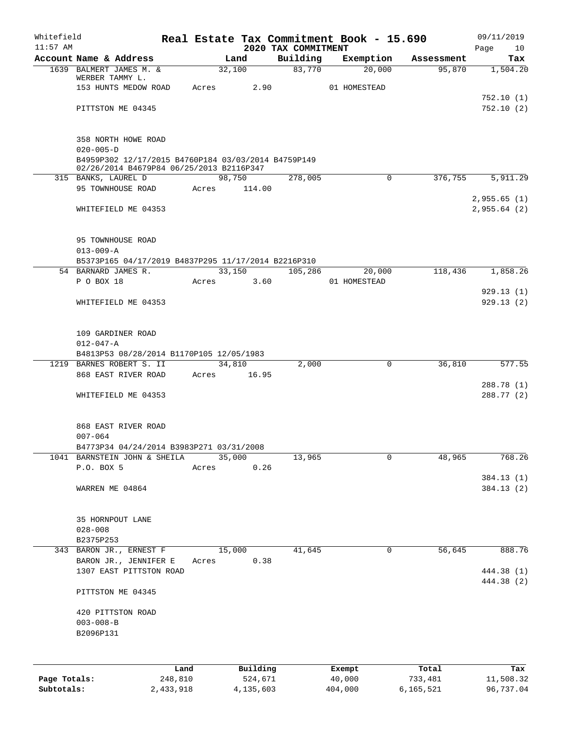Whitefield | Real Estate Tax Commitment Book - 15.690 | 09/11/2019
11:57 AM | 2020 TAX COMMITMENT | Page 10

| Account Name & Address | Land | Building | Exemption | Assessment | Tax |
|---|---|---|---|---|---|
| 1639 BALMERT JAMES M. & WERBER TAMMY L. | 32,100 | 83,770 | 20,000 | 95,870 | 1,504.20 |
| 153 HUNTS MEDOW ROAD | Acres 2.90 | | 01 HOMESTEAD | | |
| | | | | | 752.10 (1) |
| PITTSTON ME 04345 | | | | | 752.10 (2) |
| 358 NORTH HOWE ROAD | | | | | |
| 020-005-D | | | | | |
| B4959P302 12/17/2015 B4760P184 03/03/2014 B4759P149 02/26/2014 B4679P84 06/25/2013 B2116P347 | | | | | |
| 315 BANKS, LAUREL D | 98,750 | 278,005 | 0 | 376,755 | 5,911.29 |
| 95 TOWNHOUSE ROAD | Acres 114.00 | | | | |
| | | | | | 2,955.65 (1) |
| WHITEFIELD ME 04353 | | | | | 2,955.64 (2) |
| 95 TOWNHOUSE ROAD | | | | | |
| 013-009-A | | | | | |
| B5373P165 04/17/2019 B4837P295 11/17/2014 B2216P310 | | | | | |
| 54 BARNARD JAMES R. | 33,150 | 105,286 | 20,000 | 118,436 | 1,858.26 |
| P O BOX 18 | Acres 3.60 | | 01 HOMESTEAD | | |
| | | | | | 929.13 (1) |
| WHITEFIELD ME 04353 | | | | | 929.13 (2) |
| 109 GARDINER ROAD | | | | | |
| 012-047-A | | | | | |
| B4813P53 08/28/2014 B1170P105 12/05/1983 | | | | | |
| 1219 BARNES ROBERT S. II | 34,810 | 2,000 | 0 | 36,810 | 577.55 |
| 868 EAST RIVER ROAD | Acres 16.95 | | | | |
| | | | | | 288.78 (1) |
| WHITEFIELD ME 04353 | | | | | 288.77 (2) |
| 868 EAST RIVER ROAD | | | | | |
| 007-064 | | | | | |
| B4773P34 04/24/2014 B3983P271 03/31/2008 | | | | | |
| 1041 BARNSTEIN JOHN & SHEILA | 35,000 | 13,965 | 0 | 48,965 | 768.26 |
| P.O. BOX 5 | Acres 0.26 | | | | |
| | | | | | 384.13 (1) |
| WARREN ME 04864 | | | | | 384.13 (2) |
| 35 HORNPOUT LANE | | | | | |
| 028-008 | | | | | |
| B2375P253 | | | | | |
| 343 BARON JR., ERNEST F | 15,000 | 41,645 | 0 | 56,645 | 888.76 |
| BARON JR., JENNIFER E | Acres 0.38 | | | | |
| 1307 EAST PITTSTON ROAD | | | | | 444.38 (1) |
| | | | | | 444.38 (2) |
| PITTSTON ME 04345 | | | | | |
| 420 PITTSTON ROAD | | | | | |
| 003-008-B | | | | | |
| B2096P131 | | | | | |

| | Land | Building | Exempt | Total | Tax |
|---|---|---|---|---|---|
| Page Totals: | 248,810 | 524,671 | 40,000 | 733,481 | 11,508.32 |
| Subtotals: | 2,433,918 | 4,135,603 | 404,000 | 6,165,521 | 96,737.04 |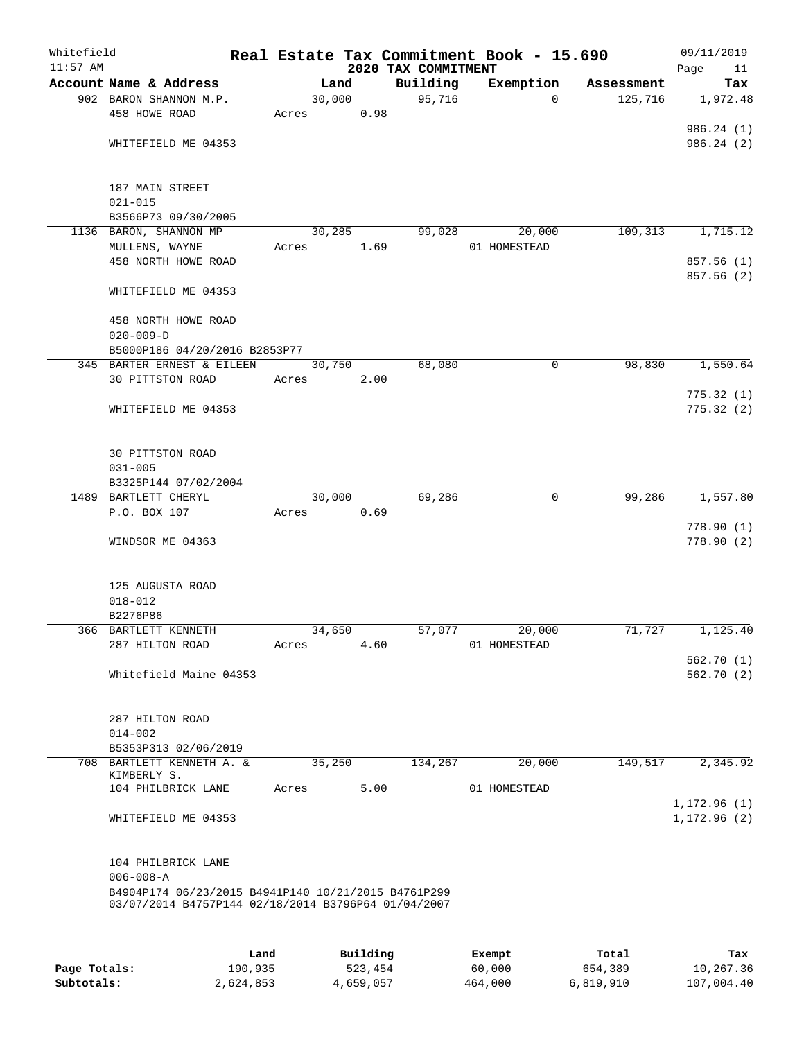# Real Estate Tax Commitment Book - 15.690

Whitefield
11:57 AM

2020 TAX COMMITMENT

09/11/2019

| Account | Name & Address | Land | Building | Exemption | Assessment | Tax |
|---|---|---|---|---|---|---|
| 902 | BARON SHANNON M.P.<br>458 HOWE ROAD<br><br>WHITEFIELD ME 04353<br><br>187 MAIN STREET<br>021-015<br>B3566P73 09/30/2005 | 30,000<br>Acres 0.98 | 95,716 | 0 | 125,716 | 1,972.48<br><br>986.24 (1)<br>986.24 (2) |
| 1136 | BARON, SHANNON MP<br>MULLENS, WAYNE<br>458 NORTH HOWE ROAD<br><br>WHITEFIELD ME 04353<br><br>458 NORTH HOWE ROAD<br>020-009-D<br>B5000P186 04/20/2016 B2853P77 | 30,285<br>Acres 1.69 | 99,028 | 20,000<br>01 HOMESTEAD | 109,313 | 1,715.12<br><br>857.56 (1)<br>857.56 (2) |
| 345 | BARTER ERNEST & EILEEN<br>30 PITTSTON ROAD<br><br>WHITEFIELD ME 04353<br><br>30 PITTSTON ROAD<br>031-005<br>B3325P144 07/02/2004 | 30,750<br>Acres 2.00 | 68,080 | 0 | 98,830 | 1,550.64<br><br>775.32 (1)<br>775.32 (2) |
| 1489 | BARTLETT CHERYL<br>P.O. BOX 107<br><br>WINDSOR ME 04363<br><br>125 AUGUSTA ROAD<br>018-012<br>B2276P86 | 30,000<br>Acres 0.69 | 69,286 | 0 | 99,286 | 1,557.80<br><br>778.90 (1)<br>778.90 (2) |
| 366 | BARTLETT KENNETH<br>287 HILTON ROAD<br><br>Whitefield Maine 04353<br><br>287 HILTON ROAD<br>014-002<br>B5353P313 02/06/2019 | 34,650<br>Acres 4.60 | 57,077 | 20,000<br>01 HOMESTEAD | 71,727 | 1,125.40<br><br>562.70 (1)<br>562.70 (2) |
| 708 | BARTLETT KENNETH A. & KIMBERLY S.<br>104 PHILBRICK LANE<br><br>WHITEFIELD ME 04353<br><br>104 PHILBRICK LANE<br>006-008-A<br>B4904P174 06/23/2015 B4941P140 10/21/2015 B4761P299 03/07/2014 B4757P144 02/18/2014 B3796P64 01/04/2007 | 35,250<br>Acres 5.00 | 134,267 | 20,000<br>01 HOMESTEAD | 149,517 | 2,345.92<br><br>1,172.96 (1)<br>1,172.96 (2) |

| | Land | Building | Exempt | Total | Tax |
|---|---|---|---|---|---|
| Page Totals: | 190,935 | 523,454 | 60,000 | 654,389 | 10,267.36 |
| Subtotals: | 2,624,853 | 4,659,057 | 464,000 | 6,819,910 | 107,004.40 |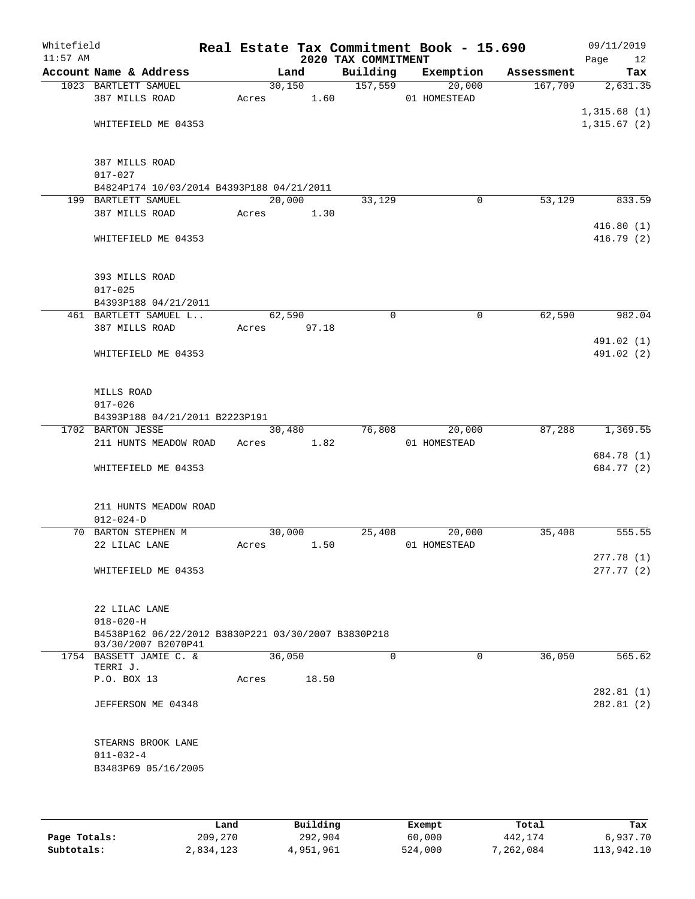Whitefield 11:57 AM

**Real Estate Tax Commitment Book - 15.690**

**2020 TAX COMMITMENT**

09/11/2019

| Account Name & Address | Land | Building | Exemption | Assessment | Tax |
|---|---|---|---|---|---|
| 1023 BARTLETT SAMUEL | 30,150 | 157,559 | 20,000 | 167,709 | 2,631.35 |
| 387 MILLS ROAD | Acres 1.60 | | 01 HOMESTEAD | | |
| | | | | | 1,315.68 (1) |
| WHITEFIELD ME 04353 | | | | | 1,315.67 (2) |
| 387 MILLS ROAD | | | | | |
| 017-027 | | | | | |
| B4824P174 10/03/2014 B4393P188 04/21/2011 | | | | | |
| 199 BARTLETT SAMUEL | 20,000 | 33,129 | 0 | 53,129 | 833.59 |
| 387 MILLS ROAD | Acres 1.30 | | | | |
| | | | | | 416.80 (1) |
| WHITEFIELD ME 04353 | | | | | 416.79 (2) |
| 393 MILLS ROAD | | | | | |
| 017-025 | | | | | |
| B4393P188 04/21/2011 | | | | | |
| 461 BARTLETT SAMUEL L.. | 62,590 | 0 | 0 | 62,590 | 982.04 |
| 387 MILLS ROAD | Acres 97.18 | | | | |
| | | | | | 491.02 (1) |
| WHITEFIELD ME 04353 | | | | | 491.02 (2) |
| MILLS ROAD | | | | | |
| 017-026 | | | | | |
| B4393P188 04/21/2011 B2223P191 | | | | | |
| 1702 BARTON JESSE | 30,480 | 76,808 | 20,000 | 87,288 | 1,369.55 |
| 211 HUNTS MEADOW ROAD | Acres 1.82 | | 01 HOMESTEAD | | |
| | | | | | 684.78 (1) |
| WHITEFIELD ME 04353 | | | | | 684.77 (2) |
| 211 HUNTS MEADOW ROAD | | | | | |
| 012-024-D | | | | | |
| 70 BARTON STEPHEN M | 30,000 | 25,408 | 20,000 | 35,408 | 555.55 |
| 22 LILAC LANE | Acres 1.50 | | 01 HOMESTEAD | | |
| | | | | | 277.78 (1) |
| WHITEFIELD ME 04353 | | | | | 277.77 (2) |
| 22 LILAC LANE | | | | | |
| 018-020-H | | | | | |
| B4538P162 06/22/2012 B3830P221 03/30/2007 B3830P218 03/30/2007 B2070P41 | | | | | |
| 1754 BASSETT JAMIE C. & TERRI J. | 36,050 | 0 | 0 | 36,050 | 565.62 |
| P.O. BOX 13 | Acres 18.50 | | | | |
| | | | | | 282.81 (1) |
| JEFFERSON ME 04348 | | | | | 282.81 (2) |
| STEARNS BROOK LANE | | | | | |
| 011-032-4 | | | | | |
| B3483P69 05/16/2005 | | | | | |

| | Land | Building | Exempt | Total | Tax |
|---|---|---|---|---|---|
| Page Totals: | 209,270 | 292,904 | 60,000 | 442,174 | 6,937.70 |
| Subtotals: | 2,834,123 | 4,951,961 | 524,000 | 7,262,084 | 113,942.10 |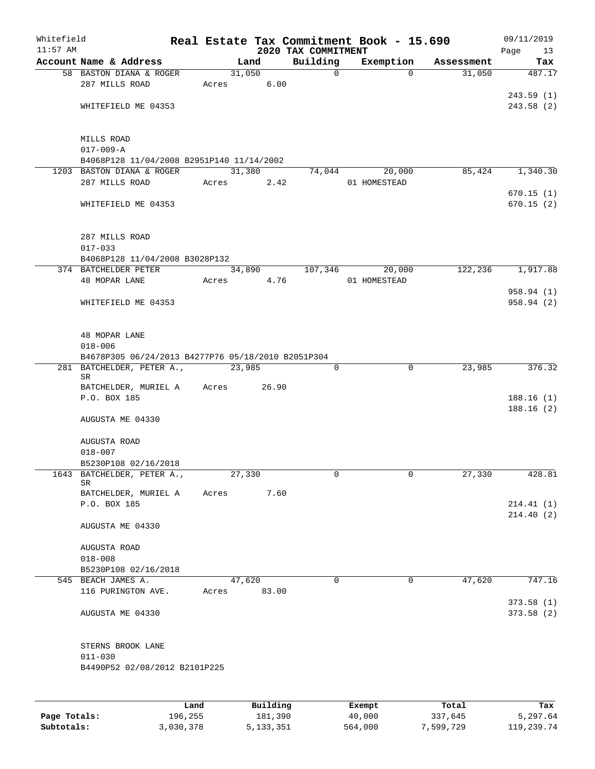Whitefield
11:57 AM

# Real Estate Tax Commitment Book - 15.690

## 2020 TAX COMMITMENT

09/11/2019

| Account Name & Address | Land | Building | Exemption | Assessment | Tax |
|---|---|---|---|---|---|
| 58 BASTON DIANA & ROGER | 31,050 | 0 | 0 | 31,050 | 487.17 |
| 287 MILLS ROAD | Acres 6.00 | | | | |
| | | | | | 243.59 (1) |
| WHITEFIELD ME 04353 | | | | | 243.58 (2) |
| MILLS ROAD | | | | | |
| 017-009-A | | | | | |
| B4068P128 11/04/2008 B2951P140 11/14/2002 | | | | | |
| 1203 BASTON DIANA & ROGER | 31,380 | 74,044 | 20,000 | 85,424 | 1,340.30 |
| 287 MILLS ROAD | Acres 2.42 | | 01 HOMESTEAD | | |
| | | | | | 670.15 (1) |
| WHITEFIELD ME 04353 | | | | | 670.15 (2) |
| 287 MILLS ROAD | | | | | |
| 017-033 | | | | | |
| B4068P128 11/04/2008 B3028P132 | | | | | |
| 374 BATCHELDER PETER | 34,890 | 107,346 | 20,000 | 122,236 | 1,917.88 |
| 48 MOPAR LANE | Acres 4.76 | | 01 HOMESTEAD | | |
| | | | | | 958.94 (1) |
| WHITEFIELD ME 04353 | | | | | 958.94 (2) |
| 48 MOPAR LANE | | | | | |
| 018-006 | | | | | |
| B4678P305 06/24/2013 B4277P76 05/18/2010 B2051P304 | | | | | |
| 281 BATCHELDER, PETER A., SR | 23,985 | 0 | 0 | 23,985 | 376.32 |
| BATCHELDER, MURIEL A | Acres 26.90 | | | | |
| P.O. BOX 185 | | | | | 188.16 (1) |
| | | | | | 188.16 (2) |
| AUGUSTA ME 04330 | | | | | |
| AUGUSTA ROAD | | | | | |
| 018-007 | | | | | |
| B5230P108 02/16/2018 | | | | | |
| 1643 BATCHELDER, PETER A., SR | 27,330 | 0 | 0 | 27,330 | 428.81 |
| BATCHELDER, MURIEL A | Acres 7.60 | | | | |
| P.O. BOX 185 | | | | | 214.41 (1) |
| | | | | | 214.40 (2) |
| AUGUSTA ME 04330 | | | | | |
| AUGUSTA ROAD | | | | | |
| 018-008 | | | | | |
| B5230P108 02/16/2018 | | | | | |
| 545 BEACH JAMES A. | 47,620 | 0 | 0 | 47,620 | 747.16 |
| 116 PURINGTON AVE. | Acres 83.00 | | | | |
| | | | | | 373.58 (1) |
| AUGUSTA ME 04330 | | | | | 373.58 (2) |
| STERNS BROOK LANE | | | | | |
| 011-030 | | | | | |
| B4490P52 02/08/2012 B2101P225 | | | | | |

| | Land | Building | Exempt | Total | Tax |
|---|---|---|---|---|---|
| Page Totals: | 196,255 | 181,390 | 40,000 | 337,645 | 5,297.64 |
| Subtotals: | 3,030,378 | 5,133,351 | 564,000 | 7,599,729 | 119,239.74 |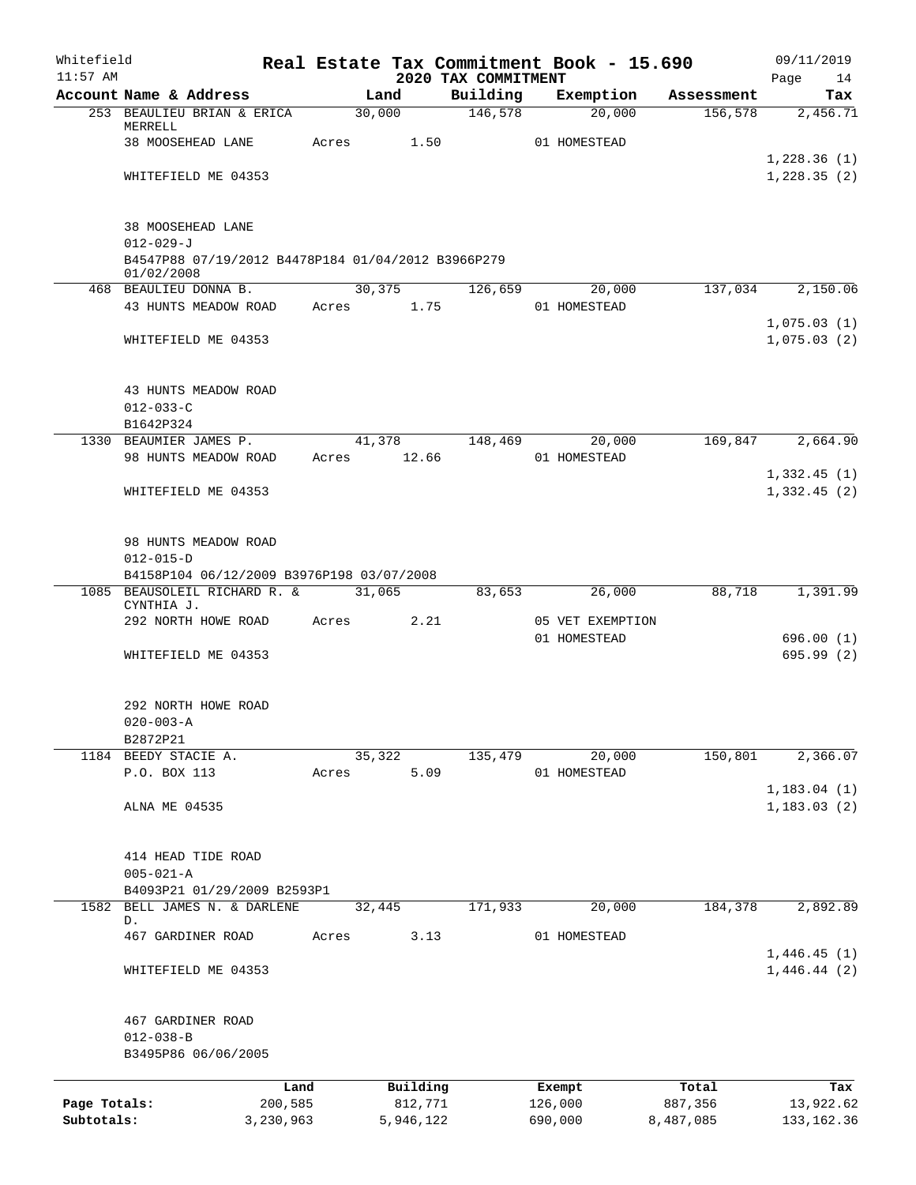Whitefield 11:57 AM

# Real Estate Tax Commitment Book - 15.690

## 2020 TAX COMMITMENT

09/11/2019

| Account Name & Address | Land | Building | Exemption | Assessment | Tax |
|---|---|---|---|---|---|
| 253 BEAULIEU BRIAN & ERICA MERRELL | 30,000 | 146,578 | 20,000 | 156,578 | 2,456.71 |
| 38 MOOSEHEAD LANE | Acres 1.50 | | 01 HOMESTEAD | | |
| | | | | | 1,228.36 (1) |
| WHITEFIELD ME 04353 | | | | | 1,228.35 (2) |
| 38 MOOSEHEAD LANE | | | | | |
| 012-029-J | | | | | |
| B4547P88 07/19/2012 B4478P184 01/04/2012 B3966P279 01/02/2008 | | | | | |
| 468 BEAULIEU DONNA B. | 30,375 | 126,659 | 20,000 | 137,034 | 2,150.06 |
| 43 HUNTS MEADOW ROAD | Acres 1.75 | | 01 HOMESTEAD | | |
| | | | | | 1,075.03 (1) |
| WHITEFIELD ME 04353 | | | | | 1,075.03 (2) |
| 43 HUNTS MEADOW ROAD | | | | | |
| 012-033-C | | | | | |
| B1642P324 | | | | | |
| 1330 BEAUMIER JAMES P. | 41,378 | 148,469 | 20,000 | 169,847 | 2,664.90 |
| 98 HUNTS MEADOW ROAD | Acres 12.66 | | 01 HOMESTEAD | | |
| | | | | | 1,332.45 (1) |
| WHITEFIELD ME 04353 | | | | | 1,332.45 (2) |
| 98 HUNTS MEADOW ROAD | | | | | |
| 012-015-D | | | | | |
| B4158P104 06/12/2009 B3976P198 03/07/2008 | | | | | |
| 1085 BEAUSOLEIL RICHARD R. & CYNTHIA J. | 31,065 | 83,653 | 26,000 | 88,718 | 1,391.99 |
| 292 NORTH HOWE ROAD | Acres 2.21 | | 05 VET EXEMPTION | | |
| | | | 01 HOMESTEAD | | 696.00 (1) |
| WHITEFIELD ME 04353 | | | | | 695.99 (2) |
| 292 NORTH HOWE ROAD | | | | | |
| 020-003-A | | | | | |
| B2872P21 | | | | | |
| 1184 BEEDY STACIE A. | 35,322 | 135,479 | 20,000 | 150,801 | 2,366.07 |
| P.O. BOX 113 | Acres 5.09 | | 01 HOMESTEAD | | |
| | | | | | 1,183.04 (1) |
| ALNA ME 04535 | | | | | 1,183.03 (2) |
| 414 HEAD TIDE ROAD | | | | | |
| 005-021-A | | | | | |
| B4093P21 01/29/2009 B2593P1 | | | | | |
| 1582 BELL JAMES N. & DARLENE D. | 32,445 | 171,933 | 20,000 | 184,378 | 2,892.89 |
| 467 GARDINER ROAD | Acres 3.13 | | 01 HOMESTEAD | | |
| | | | | | 1,446.45 (1) |
| WHITEFIELD ME 04353 | | | | | 1,446.44 (2) |
| 467 GARDINER ROAD | | | | | |
| 012-038-B | | | | | |
| B3495P86 06/06/2005 | | | | | |

| | Land | Building | Exempt | Total | Tax |
|---|---|---|---|---|---|
| Page Totals: | 200,585 | 812,771 | 126,000 | 887,356 | 13,922.62 |
| Subtotals: | 3,230,963 | 5,946,122 | 690,000 | 8,487,085 | 133,162.36 |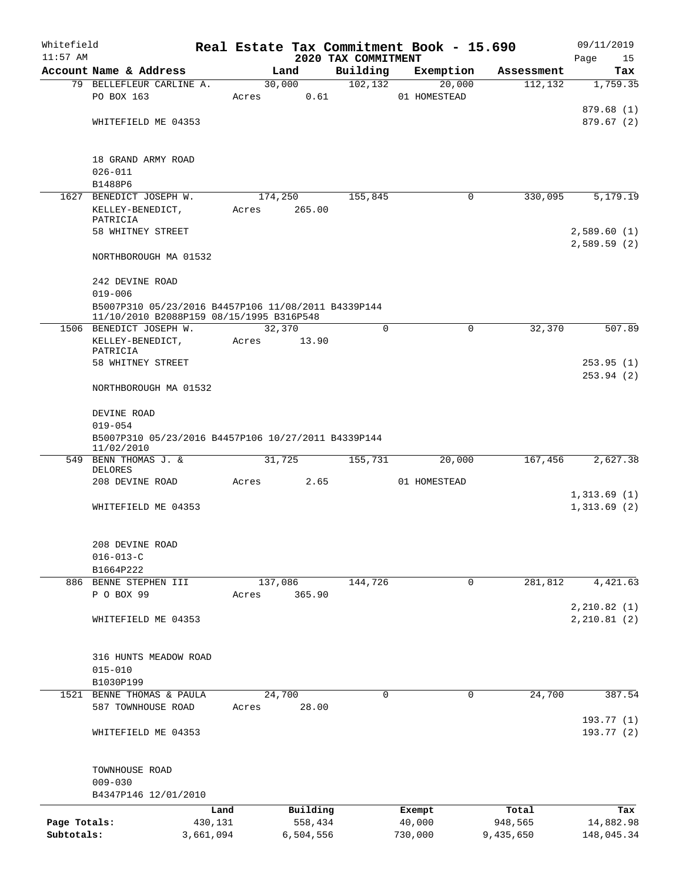Whitefield 11:57 AM

# Real Estate Tax Commitment Book - 15.690

## 2020 TAX COMMITMENT

09/11/2019 Page 15

| Account Name & Address | Land | Building | Exemption | Assessment | Tax |
|---|---|---|---|---|---|
| 79 BELLEFLEUR CARLINE A. | 30,000 | 102,132 | 20,000 | 112,132 | 1,759.35 |
| PO BOX 163 | Acres 0.61 | | 01 HOMESTEAD | | |
| | | | | | 879.68 (1) |
| WHITEFIELD ME 04353 | | | | | 879.67 (2) |
| 18 GRAND ARMY ROAD | | | | | |
| 026-011 | | | | | |
| B1488P6 | | | | | |
| 1627 BENEDICT JOSEPH W. | 174,250 | 155,845 | 0 | 330,095 | 5,179.19 |
| KELLEY-BENEDICT, PATRICIA | Acres 265.00 | | | | |
| 58 WHITNEY STREET | | | | | 2,589.60 (1) |
| | | | | | 2,589.59 (2) |
| NORTHBOROUGH MA 01532 | | | | | |
| 242 DEVINE ROAD | | | | | |
| 019-006 | | | | | |
| B5007P310 05/23/2016 B4457P106 11/08/2011 B4339P144 11/10/2010 B2088P159 08/15/1995 B316P548 | | | | | |
| 1506 BENEDICT JOSEPH W. | 32,370 | 0 | 0 | 32,370 | 507.89 |
| KELLEY-BENEDICT, PATRICIA | Acres 13.90 | | | | |
| 58 WHITNEY STREET | | | | | 253.95 (1) |
| | | | | | 253.94 (2) |
| NORTHBOROUGH MA 01532 | | | | | |
| DEVINE ROAD | | | | | |
| 019-054 | | | | | |
| B5007P310 05/23/2016 B4457P106 10/27/2011 B4339P144 11/02/2010 | | | | | |
| 549 BENN THOMAS J. & DELORES | 31,725 | 155,731 | 20,000 | 167,456 | 2,627.38 |
| 208 DEVINE ROAD | Acres 2.65 | | 01 HOMESTEAD | | |
| | | | | | 1,313.69 (1) |
| WHITEFIELD ME 04353 | | | | | 1,313.69 (2) |
| 208 DEVINE ROAD | | | | | |
| 016-013-C | | | | | |
| B1664P222 | | | | | |
| 886 BENNE STEPHEN III | 137,086 | 144,726 | 0 | 281,812 | 4,421.63 |
| P O BOX 99 | Acres 365.90 | | | | |
| | | | | | 2,210.82 (1) |
| WHITEFIELD ME 04353 | | | | | 2,210.81 (2) |
| 316 HUNTS MEADOW ROAD | | | | | |
| 015-010 | | | | | |
| B1030P199 | | | | | |
| 1521 BENNE THOMAS & PAULA | 24,700 | 0 | 0 | 24,700 | 387.54 |
| 587 TOWNHOUSE ROAD | Acres 28.00 | | | | |
| | | | | | 193.77 (1) |
| WHITEFIELD ME 04353 | | | | | 193.77 (2) |
| TOWNHOUSE ROAD | | | | | |
| 009-030 | | | | | |
| B4347P146 12/01/2010 | | | | | |

| | Land | Building | Exempt | Total | Tax |
|---|---|---|---|---|---|
| Page Totals: | 430,131 | 558,434 | 40,000 | 948,565 | 14,882.98 |
| Subtotals: | 3,661,094 | 6,504,556 | 730,000 | 9,435,650 | 148,045.34 |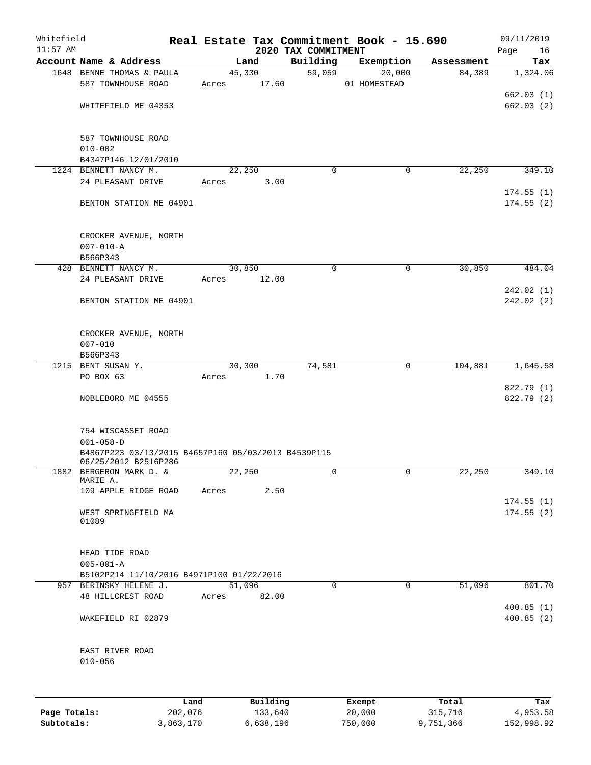Whitefield 11:57 AM

# Real Estate Tax Commitment Book - 15.690

## 2020 TAX COMMITMENT

09/11/2019 Page 16

| Account Name & Address | Land | Building | Exemption | Assessment | Tax |
|---|---|---|---|---|---|
| 1648 BENNE THOMAS & PAULA<br>587 TOWNHOUSE ROAD<br><br>WHITEFIELD ME 04353<br><br>587 TOWNHOUSE ROAD<br>010-002<br>B4347P146 12/01/2010 | 45,330<br>Acres 17.60 | 59,059 | 20,000<br>01 HOMESTEAD | 84,389 | 1,324.06<br><br>662.03 (1)<br>662.03 (2) |
| 1224 BENNETT NANCY M.<br>24 PLEASANT DRIVE<br><br>BENTON STATION ME 04901<br><br>CROCKER AVENUE, NORTH<br>007-010-A<br>B566P343 | 22,250<br>Acres 3.00 | 0 | 0 | 22,250 | 349.10<br><br>174.55 (1)<br>174.55 (2) |
| 428 BENNETT NANCY M.<br>24 PLEASANT DRIVE<br><br>BENTON STATION ME 04901<br><br>CROCKER AVENUE, NORTH<br>007-010<br>B566P343 | 30,850<br>Acres 12.00 | 0 | 0 | 30,850 | 484.04<br><br>242.02 (1)<br>242.02 (2) |
| 1215 BENT SUSAN Y.<br>PO BOX 63<br><br>NOBLEBORO ME 04555<br><br>754 WISCASSET ROAD<br>001-058-D<br>B4867P223 03/13/2015 B4657P160 05/03/2013 B4539P115 06/25/2012 B2516P286 | 30,300<br>Acres 1.70 | 74,581 | 0 | 104,881 | 1,645.58<br><br>822.79 (1)<br>822.79 (2) |
| 1882 BERGERON MARK D. & MARIE A.<br>109 APPLE RIDGE ROAD<br><br>WEST SPRINGFIELD MA 01089<br><br>HEAD TIDE ROAD<br>005-001-A<br>B5102P214 11/10/2016 B4971P100 01/22/2016 | 22,250<br>Acres 2.50 | 0 | 0 | 22,250 | 349.10<br><br>174.55 (1)<br>174.55 (2) |
| 957 BERINSKY HELENE J.<br>48 HILLCREST ROAD<br><br>WAKEFIELD RI 02879<br><br>EAST RIVER ROAD<br>010-056 | 51,096<br>Acres 82.00 | 0 | 0 | 51,096 | 801.70<br><br>400.85 (1)<br>400.85 (2) |

| | Land | Building | Exempt | Total | Tax |
|---|---|---|---|---|---|
| Page Totals: | 202,076 | 133,640 | 20,000 | 315,716 | 4,953.58 |
| Subtotals: | 3,863,170 | 6,638,196 | 750,000 | 9,751,366 | 152,998.92 |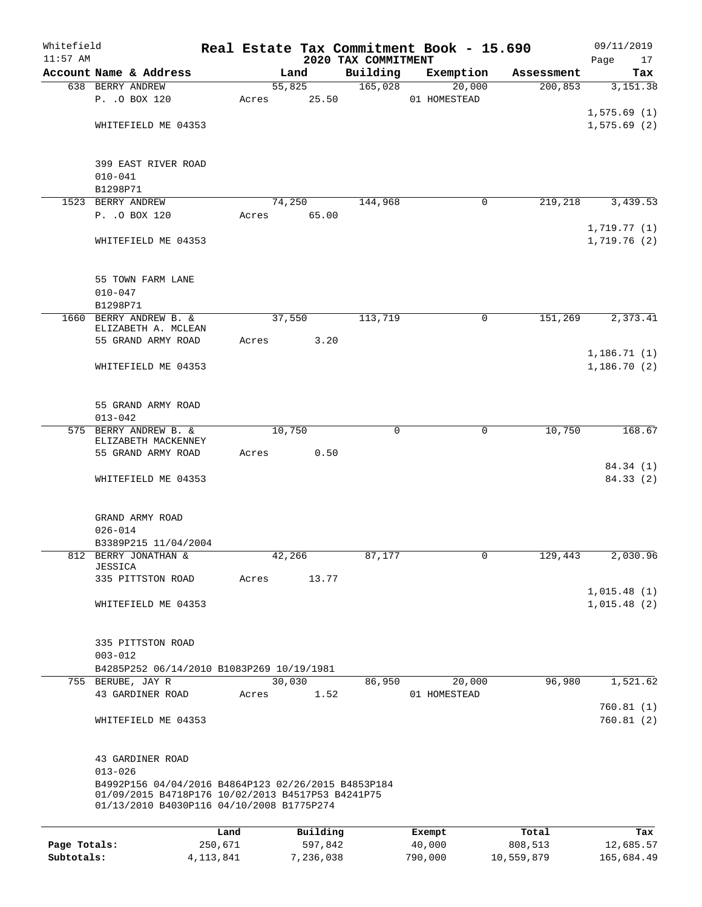Whitefield 11:57 AM

# Real Estate Tax Commitment Book - 15.690

## 2020 TAX COMMITMENT

09/11/2019

| Account Name & Address | Land | Building | Exemption | Assessment | Tax |
|---|---|---|---|---|---|
| 638 BERRY ANDREW<br>P. .O BOX 120<br><br>WHITEFIELD ME 04353<br><br>399 EAST RIVER ROAD<br>010-041<br>B1298P71 | 55,825<br>Acres 25.50 | 165,028 | 20,000<br>01 HOMESTEAD | 200,853 | 3,151.38<br><br>1,575.69 (1)<br>1,575.69 (2) |
| 1523 BERRY ANDREW<br>P. .O BOX 120<br><br>WHITEFIELD ME 04353<br><br>55 TOWN FARM LANE<br>010-047<br>B1298P71 | 74,250<br>Acres 65.00 | 144,968 | 0 | 219,218 | 3,439.53<br><br>1,719.77 (1)<br>1,719.76 (2) |
| 1660 BERRY ANDREW B. &<br>ELIZABETH A. MCLEAN<br>55 GRAND ARMY ROAD<br><br>WHITEFIELD ME 04353<br><br>55 GRAND ARMY ROAD<br>013-042 | 37,550<br>Acres 3.20 | 113,719 | 0 | 151,269 | 2,373.41<br><br>1,186.71 (1)<br>1,186.70 (2) |
| 575 BERRY ANDREW B. &<br>ELIZABETH MACKENNEY<br>55 GRAND ARMY ROAD<br><br>WHITEFIELD ME 04353<br><br>GRAND ARMY ROAD<br>026-014<br>B3389P215 11/04/2004 | 10,750<br>Acres 0.50 | 0 | 0 | 10,750 | 168.67<br><br>84.34 (1)<br>84.33 (2) |
| 812 BERRY JONATHAN &<br>JESSICA<br>335 PITTSTON ROAD<br><br>WHITEFIELD ME 04353<br><br>335 PITTSTON ROAD<br>003-012<br>B4285P252 06/14/2010 B1083P269 10/19/1981 | 42,266<br>Acres 13.77 | 87,177 | 0 | 129,443 | 2,030.96<br><br>1,015.48 (1)<br>1,015.48 (2) |
| 755 BERUBE, JAY R<br>43 GARDINER ROAD<br><br>WHITEFIELD ME 04353<br><br>43 GARDINER ROAD<br>013-026<br>B4992P156 04/04/2016 B4864P123 02/26/2015 B4853P184<br>01/09/2015 B4718P176 10/02/2013 B4517P53 B4241P75<br>01/13/2010 B4030P116 04/10/2008 B1775P274 | 30,030<br>Acres 1.52 | 86,950 | 20,000<br>01 HOMESTEAD | 96,980 | 1,521.62<br><br>760.81 (1)<br>760.81 (2) |

| | Land | Building | Exempt | Total | Tax |
|---|---|---|---|---|---|
| Page Totals: | 250,671 | 597,842 | 40,000 | 808,513 | 12,685.57 |
| Subtotals: | 4,113,841 | 7,236,038 | 790,000 | 10,559,879 | 165,684.49 |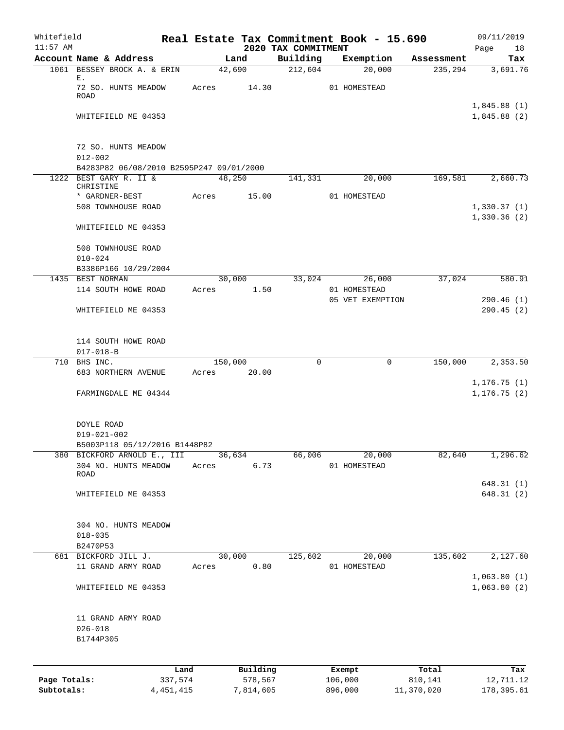Whitefield 11:57 AM

# Real Estate Tax Commitment Book - 15.690

## 2020 TAX COMMITMENT

09/11/2019

| Account Name & Address | Land | Building | Exemption | Assessment | Tax |
|---|---|---|---|---|---|
| 1061 BESSEY BROCK A. & ERIN E. | 42,690 | 212,604 | 20,000 | 235,294 | 3,691.76 |
| 72 SO. HUNTS MEADOW ROAD | Acres 14.30 | | 01 HOMESTEAD | | |
| | | | | | 1,845.88 (1) |
| WHITEFIELD ME 04353 | | | | | 1,845.88 (2) |
| 72 SO. HUNTS MEADOW | | | | | |
| 012-002 | | | | | |
| B4283P82 06/08/2010 B2595P247 09/01/2000 | | | | | |
| 1222 BEST GARY R. II & CHRISTINE | 48,250 | 141,331 | 20,000 | 169,581 | 2,660.73 |
| * GARDNER-BEST | Acres 15.00 | | 01 HOMESTEAD | | |
| 508 TOWNHOUSE ROAD | | | | | 1,330.37 (1) |
| | | | | | 1,330.36 (2) |
| WHITEFIELD ME 04353 | | | | | |
| 508 TOWNHOUSE ROAD | | | | | |
| 010-024 | | | | | |
| B3386P166 10/29/2004 | | | | | |
| 1435 BEST NORMAN | 30,000 | 33,024 | 26,000 | 37,024 | 580.91 |
| 114 SOUTH HOWE ROAD | Acres 1.50 | | 01 HOMESTEAD | | |
| | | | 05 VET EXEMPTION | | 290.46 (1) |
| WHITEFIELD ME 04353 | | | | | 290.45 (2) |
| 114 SOUTH HOWE ROAD | | | | | |
| 017-018-B | | | | | |
| 710 BHS INC. | 150,000 | 0 | 0 | 150,000 | 2,353.50 |
| 683 NORTHERN AVENUE | Acres 20.00 | | | | |
| | | | | | 1,176.75 (1) |
| FARMINGDALE ME 04344 | | | | | 1,176.75 (2) |
| DOYLE ROAD | | | | | |
| 019-021-002 | | | | | |
| B5003P118 05/12/2016 B1448P82 | | | | | |
| 380 BICKFORD ARNOLD E., III | 36,634 | 66,006 | 20,000 | 82,640 | 1,296.62 |
| 304 NO. HUNTS MEADOW ROAD | Acres 6.73 | | 01 HOMESTEAD | | |
| | | | | | 648.31 (1) |
| WHITEFIELD ME 04353 | | | | | 648.31 (2) |
| 304 NO. HUNTS MEADOW | | | | | |
| 018-035 | | | | | |
| B2470P53 | | | | | |
| 681 BICKFORD JILL J. | 30,000 | 125,602 | 20,000 | 135,602 | 2,127.60 |
| 11 GRAND ARMY ROAD | Acres 0.80 | | 01 HOMESTEAD | | |
| | | | | | 1,063.80 (1) |
| WHITEFIELD ME 04353 | | | | | 1,063.80 (2) |
| 11 GRAND ARMY ROAD | | | | | |
| 026-018 | | | | | |
| B1744P305 | | | | | |

| | Land | Building | Exempt | Total | Tax |
|---|---|---|---|---|---|
| Page Totals: | 337,574 | 578,567 | 106,000 | 810,141 | 12,711.12 |
| Subtotals: | 4,451,415 | 7,814,605 | 896,000 | 11,370,020 | 178,395.61 |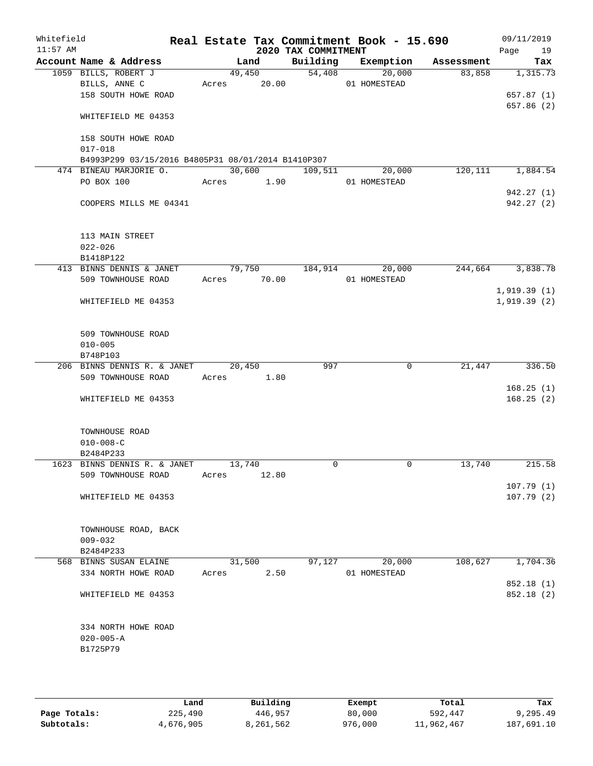# Real Estate Tax Commitment Book - 15.690

Whitefield 11:57 AM — 2020 TAX COMMITMENT — 09/11/2019

| Account Name & Address | Land | Building | Exemption | Assessment | Tax |
|---|---|---|---|---|---|
| 1059 BILLS, ROBERT J | 49,450 | 54,408 | 20,000 | 83,858 | 1,315.73 |
| BILLS, ANNE C | Acres 20.00 | | 01 HOMESTEAD | | |
| 158 SOUTH HOWE ROAD | | | | | 657.87 (1) |
| | | | | | 657.86 (2) |
| WHITEFIELD ME 04353 | | | | | |
| 158 SOUTH HOWE ROAD | | | | | |
| 017-018 | | | | | |
| B4993P299 03/15/2016 B4805P31 08/01/2014 B1410P307 | | | | | |
| 474 BINEAU MARJORIE O. | 30,600 | 109,511 | 20,000 | 120,111 | 1,884.54 |
| PO BOX 100 | Acres 1.90 | | 01 HOMESTEAD | | |
| | | | | | 942.27 (1) |
| COOPERS MILLS ME 04341 | | | | | 942.27 (2) |
| 113 MAIN STREET | | | | | |
| 022-026 | | | | | |
| B1418P122 | | | | | |
| 413 BINNS DENNIS & JANET | 79,750 | 184,914 | 20,000 | 244,664 | 3,838.78 |
| 509 TOWNHOUSE ROAD | Acres 70.00 | | 01 HOMESTEAD | | |
| | | | | | 1,919.39 (1) |
| WHITEFIELD ME 04353 | | | | | 1,919.39 (2) |
| 509 TOWNHOUSE ROAD | | | | | |
| 010-005 | | | | | |
| B748P103 | | | | | |
| 206 BINNS DENNIS R. & JANET | 20,450 | 997 | 0 | 21,447 | 336.50 |
| 509 TOWNHOUSE ROAD | Acres 1.80 | | | | |
| | | | | | 168.25 (1) |
| WHITEFIELD ME 04353 | | | | | 168.25 (2) |
| TOWNHOUSE ROAD | | | | | |
| 010-008-C | | | | | |
| B2484P233 | | | | | |
| 1623 BINNS DENNIS R. & JANET | 13,740 | 0 | 0 | 13,740 | 215.58 |
| 509 TOWNHOUSE ROAD | Acres 12.80 | | | | |
| | | | | | 107.79 (1) |
| WHITEFIELD ME 04353 | | | | | 107.79 (2) |
| TOWNHOUSE ROAD, BACK | | | | | |
| 009-032 | | | | | |
| B2484P233 | | | | | |
| 568 BINNS SUSAN ELAINE | 31,500 | 97,127 | 20,000 | 108,627 | 1,704.36 |
| 334 NORTH HOWE ROAD | Acres 2.50 | | 01 HOMESTEAD | | |
| | | | | | 852.18 (1) |
| WHITEFIELD ME 04353 | | | | | 852.18 (2) |
| 334 NORTH HOWE ROAD | | | | | |
| 020-005-A | | | | | |
| B1725P79 | | | | | |

| | Land | Building | Exempt | Total | Tax |
|---|---|---|---|---|---|
| Page Totals: | 225,490 | 446,957 | 80,000 | 592,447 | 9,295.49 |
| Subtotals: | 4,676,905 | 8,261,562 | 976,000 | 11,962,467 | 187,691.10 |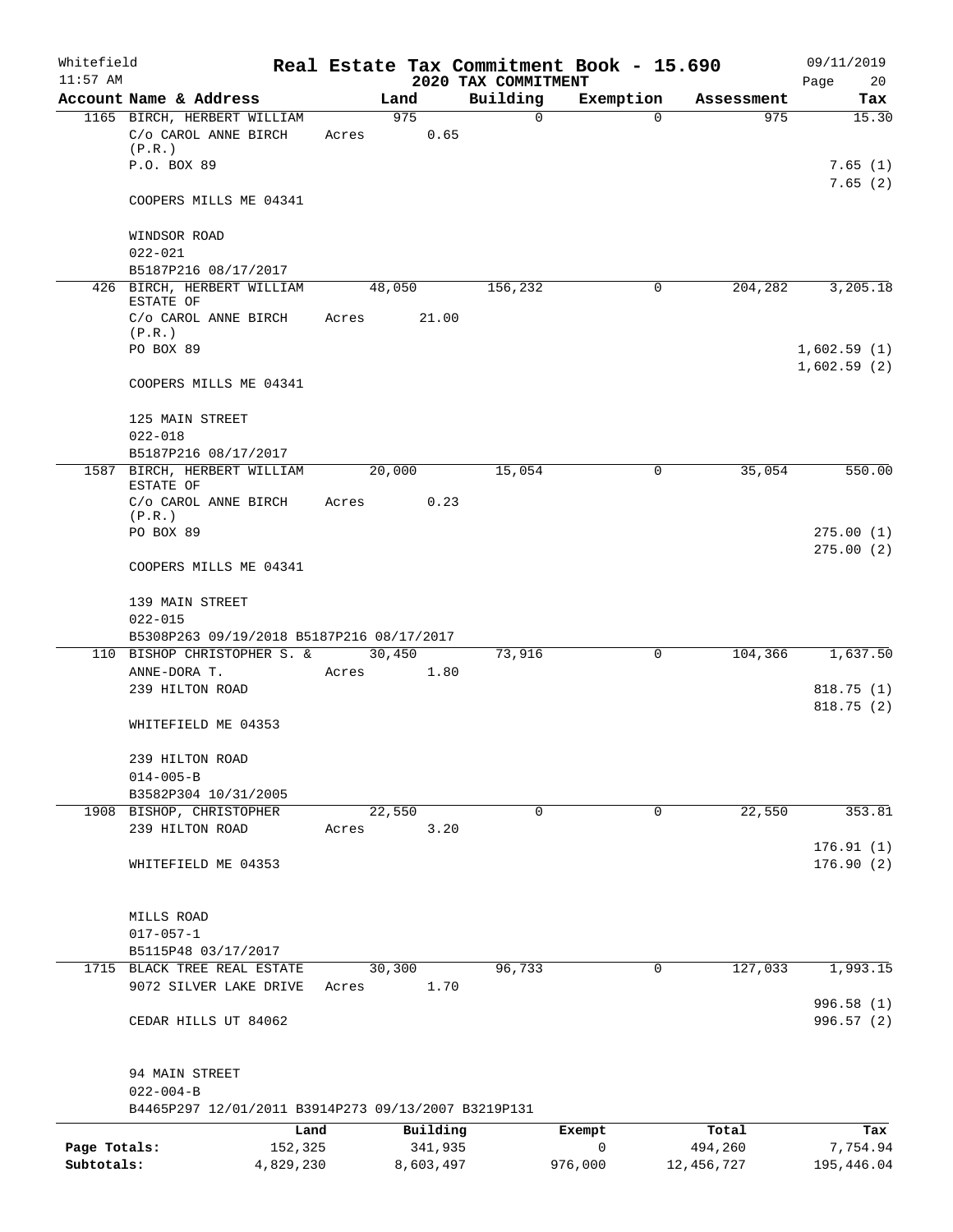Whitefield 11:57 AM

# Real Estate Tax Commitment Book - 15.690

## 2020 TAX COMMITMENT

09/11/2019

| Account Name & Address | Land | Building | Exemption | Assessment | Tax |
|---|---|---|---|---|---|
| 1165 BIRCH, HERBERT WILLIAM | 975 | 0 | 0 | 975 | 15.30 |
| C/o CAROL ANNE BIRCH (P.R.) | Acres 0.65 | | | | |
| P.O. BOX 89 | | | | | 7.65 (1) |
| | | | | | 7.65 (2) |
| COOPERS MILLS ME 04341 | | | | | |
| WINDSOR ROAD | | | | | |
| 022-021 | | | | | |
| B5187P216 08/17/2017 | | | | | |
| 426 BIRCH, HERBERT WILLIAM ESTATE OF | 48,050 | 156,232 | 0 | 204,282 | 3,205.18 |
| C/o CAROL ANNE BIRCH (P.R.) | Acres 21.00 | | | | |
| PO BOX 89 | | | | | 1,602.59 (1) |
| | | | | | 1,602.59 (2) |
| COOPERS MILLS ME 04341 | | | | | |
| 125 MAIN STREET | | | | | |
| 022-018 | | | | | |
| B5187P216 08/17/2017 | | | | | |
| 1587 BIRCH, HERBERT WILLIAM ESTATE OF | 20,000 | 15,054 | 0 | 35,054 | 550.00 |
| C/o CAROL ANNE BIRCH (P.R.) | Acres 0.23 | | | | |
| PO BOX 89 | | | | | 275.00 (1) |
| | | | | | 275.00 (2) |
| COOPERS MILLS ME 04341 | | | | | |
| 139 MAIN STREET | | | | | |
| 022-015 | | | | | |
| B5308P263 09/19/2018 B5187P216 08/17/2017 | | | | | |
| 110 BISHOP CHRISTOPHER S. & | 30,450 | 73,916 | 0 | 104,366 | 1,637.50 |
| ANNE-DORA T. | Acres 1.80 | | | | |
| 239 HILTON ROAD | | | | | 818.75 (1) |
| | | | | | 818.75 (2) |
| WHITEFIELD ME 04353 | | | | | |
| 239 HILTON ROAD | | | | | |
| 014-005-B | | | | | |
| B3582P304 10/31/2005 | | | | | |
| 1908 BISHOP, CHRISTOPHER | 22,550 | 0 | 0 | 22,550 | 353.81 |
| 239 HILTON ROAD | Acres 3.20 | | | | |
| | | | | | 176.91 (1) |
| WHITEFIELD ME 04353 | | | | | 176.90 (2) |
| MILLS ROAD | | | | | |
| 017-057-1 | | | | | |
| B5115P48 03/17/2017 | | | | | |
| 1715 BLACK TREE REAL ESTATE | 30,300 | 96,733 | 0 | 127,033 | 1,993.15 |
| 9072 SILVER LAKE DRIVE | Acres 1.70 | | | | |
| | | | | | 996.58 (1) |
| CEDAR HILLS UT 84062 | | | | | 996.57 (2) |
| 94 MAIN STREET | | | | | |
| 022-004-B | | | | | |
| B4465P297 12/01/2011 B3914P273 09/13/2007 B3219P131 | | | | | |

| | Land | Building | Exempt | Total | Tax |
|---|---|---|---|---|---|
| Page Totals: | 152,325 | 341,935 | 0 | 494,260 | 7,754.94 |
| Subtotals: | 4,829,230 | 8,603,497 | 976,000 | 12,456,727 | 195,446.04 |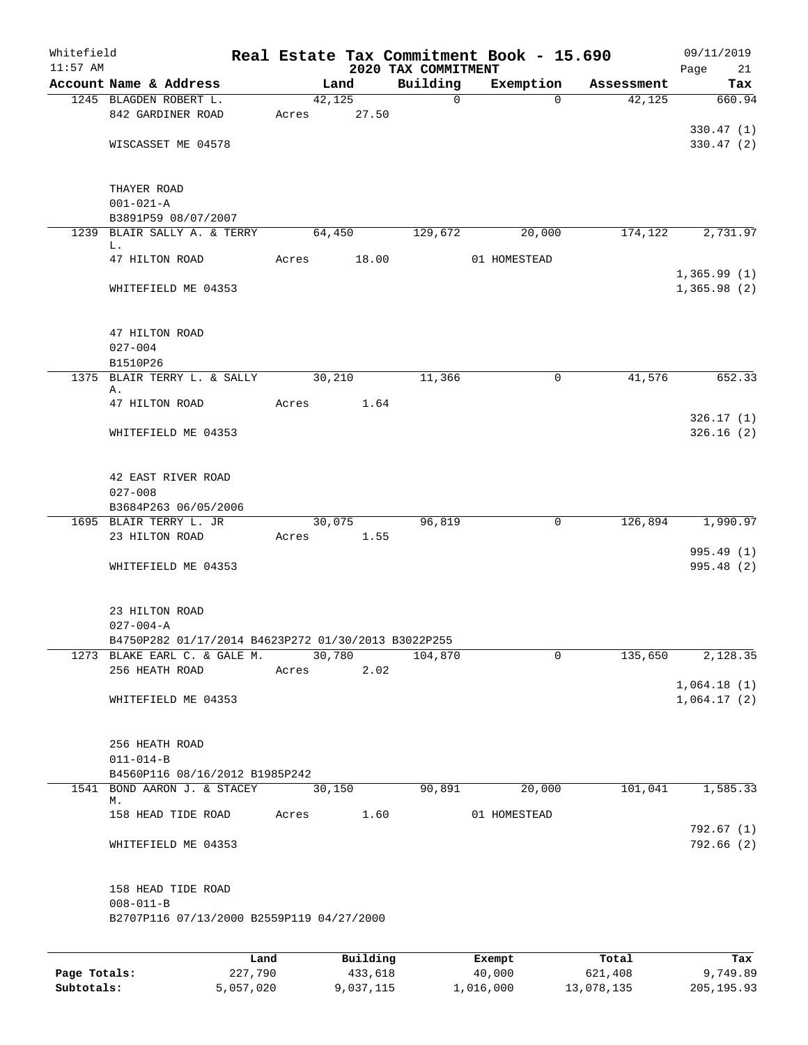Whitefield 11:57 AM

# Real Estate Tax Commitment Book - 15.690

## 2020 TAX COMMITMENT

09/11/2019

| Account | Name & Address | Land | Building | Exemption | Assessment | Tax |
|---|---|---|---|---|---|---|
| 1245 | BLAGDEN ROBERT L. | 42,125 | 0 | 0 | 42,125 | 660.94 |
| | 842 GARDINER ROAD | Acres 27.50 | | | | |
| | | | | | | 330.47 (1) |
| | WISCASSET ME 04578 | | | | | 330.47 (2) |
| | THAYER ROAD | | | | | |
| | 001-021-A | | | | | |
| | B3891P59 08/07/2007 | | | | | |
| 1239 | BLAIR SALLY A. & TERRY L. | 64,450 | 129,672 | 20,000 | 174,122 | 2,731.97 |
| | 47 HILTON ROAD | Acres 18.00 | | 01 HOMESTEAD | | |
| | | | | | | 1,365.99 (1) |
| | WHITEFIELD ME 04353 | | | | | 1,365.98 (2) |
| | 47 HILTON ROAD | | | | | |
| | 027-004 | | | | | |
| | B1510P26 | | | | | |
| 1375 | BLAIR TERRY L. & SALLY A. | 30,210 | 11,366 | 0 | 41,576 | 652.33 |
| | 47 HILTON ROAD | Acres 1.64 | | | | |
| | | | | | | 326.17 (1) |
| | WHITEFIELD ME 04353 | | | | | 326.16 (2) |
| | 42 EAST RIVER ROAD | | | | | |
| | 027-008 | | | | | |
| | B3684P263 06/05/2006 | | | | | |
| 1695 | BLAIR TERRY L. JR | 30,075 | 96,819 | 0 | 126,894 | 1,990.97 |
| | 23 HILTON ROAD | Acres 1.55 | | | | |
| | | | | | | 995.49 (1) |
| | WHITEFIELD ME 04353 | | | | | 995.48 (2) |
| | 23 HILTON ROAD | | | | | |
| | 027-004-A | | | | | |
| | B4750P282 01/17/2014 B4623P272 01/30/2013 B3022P255 | | | | | |
| 1273 | BLAKE EARL C. & GALE M. | 30,780 | 104,870 | 0 | 135,650 | 2,128.35 |
| | 256 HEATH ROAD | Acres 2.02 | | | | |
| | | | | | | 1,064.18 (1) |
| | WHITEFIELD ME 04353 | | | | | 1,064.17 (2) |
| | 256 HEATH ROAD | | | | | |
| | 011-014-B | | | | | |
| | B4560P116 08/16/2012 B1985P242 | | | | | |
| 1541 | BOND AARON J. & STACEY M. | 30,150 | 90,891 | 20,000 | 101,041 | 1,585.33 |
| | 158 HEAD TIDE ROAD | Acres 1.60 | | 01 HOMESTEAD | | |
| | | | | | | 792.67 (1) |
| | WHITEFIELD ME 04353 | | | | | 792.66 (2) |
| | 158 HEAD TIDE ROAD | | | | | |
| | 008-011-B | | | | | |
| | B2707P116 07/13/2000 B2559P119 04/27/2000 | | | | | |

| | Land | Building | Exempt | Total | Tax |
|---|---|---|---|---|---|
| Page Totals: | 227,790 | 433,618 | 40,000 | 621,408 | 9,749.89 |
| Subtotals: | 5,057,020 | 9,037,115 | 1,016,000 | 13,078,135 | 205,195.93 |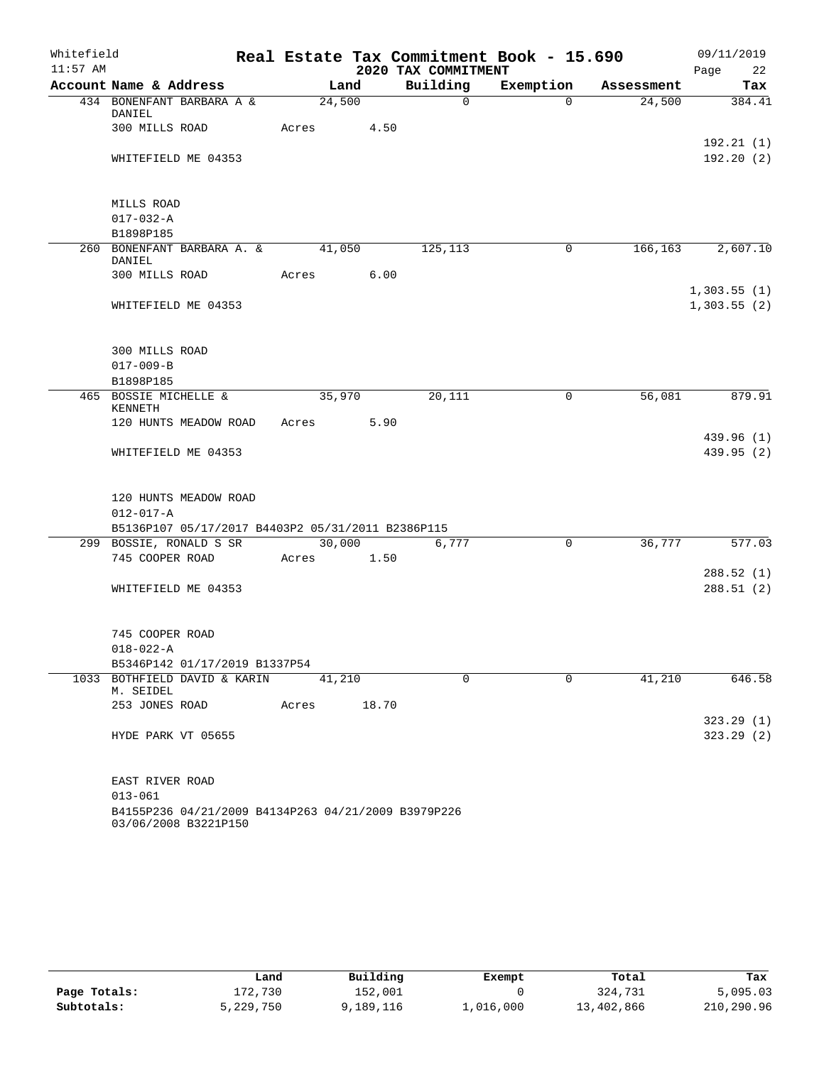# Real Estate Tax Commitment Book - 15.690

## 2020 TAX COMMITMENT

Whitefield, 11:57 AM — 09/11/2019 — Page 22

| Account | Name & Address | Land | Building | Exemption | Assessment | Tax |
|---|---|---|---|---|---|---|
| 434 | BONENFANT BARBARA A & DANIEL | 24,500 | 0 | 0 | 24,500 | 384.41 |
| | 300 MILLS ROAD | Acres 4.50 | | | | |
| | | | | | | 192.21 (1) |
| | WHITEFIELD ME 04353 | | | | | 192.20 (2) |
| | MILLS ROAD | | | | | |
| | 017-032-A | | | | | |
| | B1898P185 | | | | | |
| 260 | BONENFANT BARBARA A. & DANIEL | 41,050 | 125,113 | 0 | 166,163 | 2,607.10 |
| | 300 MILLS ROAD | Acres 6.00 | | | | |
| | | | | | | 1,303.55 (1) |
| | WHITEFIELD ME 04353 | | | | | 1,303.55 (2) |
| | 300 MILLS ROAD | | | | | |
| | 017-009-B | | | | | |
| | B1898P185 | | | | | |
| 465 | BOSSIE MICHELLE & KENNETH | 35,970 | 20,111 | 0 | 56,081 | 879.91 |
| | 120 HUNTS MEADOW ROAD | Acres 5.90 | | | | |
| | | | | | | 439.96 (1) |
| | WHITEFIELD ME 04353 | | | | | 439.95 (2) |
| | 120 HUNTS MEADOW ROAD | | | | | |
| | 012-017-A | | | | | |
| | B5136P107 05/17/2017 B4403P2 05/31/2011 B2386P115 | | | | | |
| 299 | BOSSIE, RONALD S SR | 30,000 | 6,777 | 0 | 36,777 | 577.03 |
| | 745 COOPER ROAD | Acres 1.50 | | | | |
| | | | | | | 288.52 (1) |
| | WHITEFIELD ME 04353 | | | | | 288.51 (2) |
| | 745 COOPER ROAD | | | | | |
| | 018-022-A | | | | | |
| | B5346P142 01/17/2019 B1337P54 | | | | | |
| 1033 | BOTHFIELD DAVID & KARIN M. SEIDEL | 41,210 | 0 | 0 | 41,210 | 646.58 |
| | 253 JONES ROAD | Acres 18.70 | | | | |
| | | | | | | 323.29 (1) |
| | HYDE PARK VT 05655 | | | | | 323.29 (2) |
| | EAST RIVER ROAD | | | | | |
| | 013-061 | | | | | |
| | B4155P236 04/21/2009 B4134P263 04/21/2009 B3979P226 03/06/2008 B3221P150 | | | | | |

| | Land | Building | Exempt | Total | Tax |
|---|---|---|---|---|---|
| Page Totals: | 172,730 | 152,001 | 0 | 324,731 | 5,095.03 |
| Subtotals: | 5,229,750 | 9,189,116 | 1,016,000 | 13,402,866 | 210,290.96 |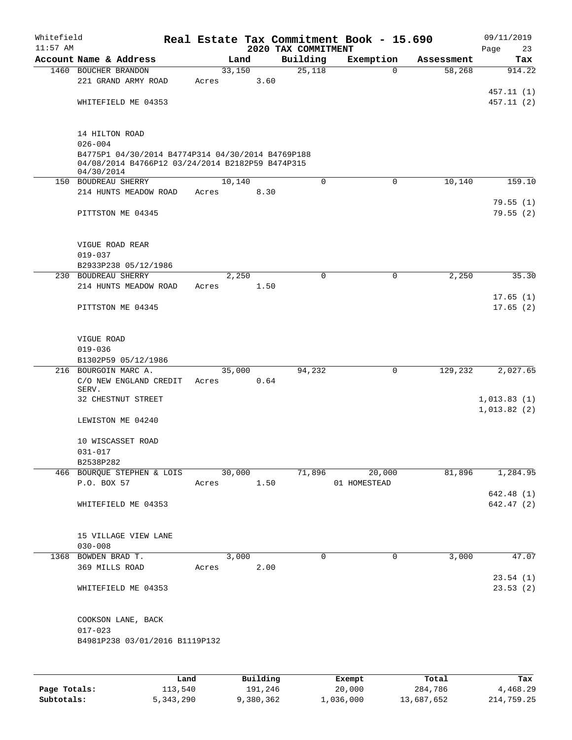Whitefield
11:57 AM

# Real Estate Tax Commitment Book - 15.690

## 2020 TAX COMMITMENT

09/11/2019
Page 23

| Account Name & Address | Land | Building | Exemption | Assessment | Tax |
|---|---|---|---|---|---|
| 1460 BOUCHER BRANDON | 33,150 | 25,118 | 0 | 58,268 | 914.22 |
| 221 GRAND ARMY ROAD | Acres 3.60 | | | | |
| | | | | | 457.11 (1) |
| WHITEFIELD ME 04353 | | | | | 457.11 (2) |
| 14 HILTON ROAD | | | | | |
| 026-004 | | | | | |
| B4775P1 04/30/2014 B4774P314 04/30/2014 B4769P188 04/08/2014 B4766P12 03/24/2014 B2182P59 B474P315 04/30/2014 | | | | | |
| 150 BOUDREAU SHERRY | 10,140 | 0 | 0 | 10,140 | 159.10 |
| 214 HUNTS MEADOW ROAD | Acres 8.30 | | | | |
| | | | | | 79.55 (1) |
| PITTSTON ME 04345 | | | | | 79.55 (2) |
| VIGUE ROAD REAR | | | | | |
| 019-037 | | | | | |
| B2933P238 05/12/1986 | | | | | |
| 230 BOUDREAU SHERRY | 2,250 | 0 | 0 | 2,250 | 35.30 |
| 214 HUNTS MEADOW ROAD | Acres 1.50 | | | | |
| | | | | | 17.65 (1) |
| PITTSTON ME 04345 | | | | | 17.65 (2) |
| VIGUE ROAD | | | | | |
| 019-036 | | | | | |
| B1302P59 05/12/1986 | | | | | |
| 216 BOURGOIN MARC A. | 35,000 | 94,232 | 0 | 129,232 | 2,027.65 |
| C/O NEW ENGLAND CREDIT SERV. | Acres 0.64 | | | | |
| 32 CHESTNUT STREET | | | | | 1,013.83 (1) |
| | | | | | 1,013.82 (2) |
| LEWISTON ME 04240 | | | | | |
| 10 WISCASSET ROAD | | | | | |
| 031-017 | | | | | |
| B2538P282 | | | | | |
| 466 BOURQUE STEPHEN & LOIS | 30,000 | 71,896 | 20,000 | 81,896 | 1,284.95 |
| P.O. BOX 57 | Acres 1.50 | | 01 HOMESTEAD | | |
| | | | | | 642.48 (1) |
| WHITEFIELD ME 04353 | | | | | 642.47 (2) |
| 15 VILLAGE VIEW LANE | | | | | |
| 030-008 | | | | | |
| 1368 BOWDEN BRAD T. | 3,000 | 0 | 0 | 3,000 | 47.07 |
| 369 MILLS ROAD | Acres 2.00 | | | | |
| | | | | | 23.54 (1) |
| WHITEFIELD ME 04353 | | | | | 23.53 (2) |
| COOKSON LANE, BACK | | | | | |
| 017-023 | | | | | |
| B4981P238 03/01/2016 B1119P132 | | | | | |

| | Land | Building | Exempt | Total | Tax |
|---|---|---|---|---|---|
| Page Totals: | 113,540 | 191,246 | 20,000 | 284,786 | 4,468.29 |
| Subtotals: | 5,343,290 | 9,380,362 | 1,036,000 | 13,687,652 | 214,759.25 |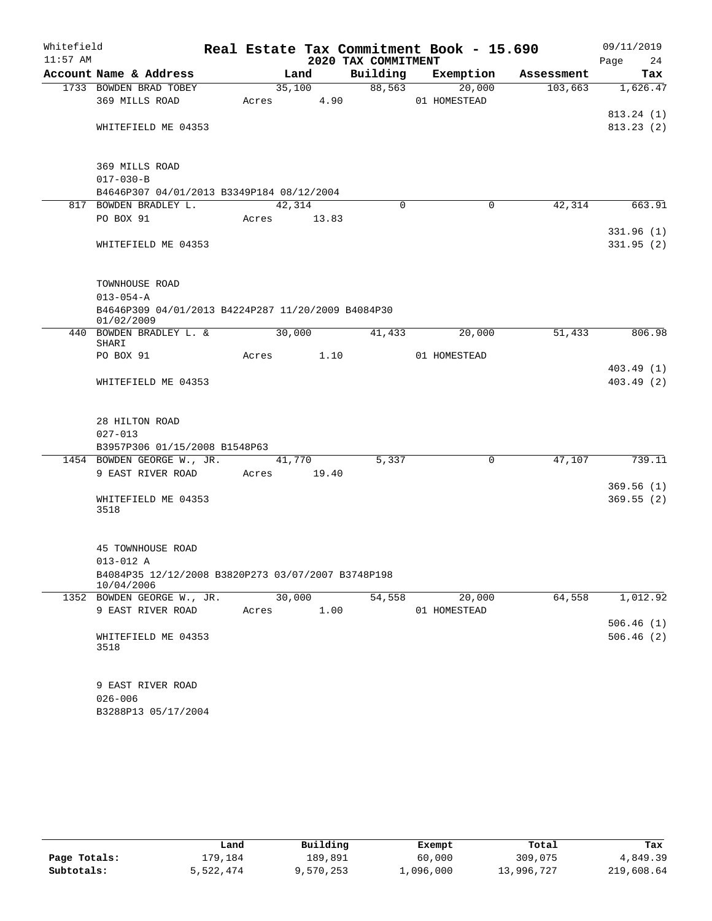Whitefield 11:57 AM

# Real Estate Tax Commitment Book - 15.690

## 2020 TAX COMMITMENT

09/11/2019

| Account | Name & Address | Land | Building | Exemption | Assessment | Tax |
|---|---|---|---|---|---|---|
| 1733 | BOWDEN BRAD TOBEY | 35,100 | 88,563 | 20,000 | 103,663 | 1,626.47 |
| | 369 MILLS ROAD | Acres 4.90 | | 01 HOMESTEAD | | |
| | | | | | | 813.24 (1) |
| | WHITEFIELD ME 04353 | | | | | 813.23 (2) |
| | 369 MILLS ROAD | | | | | |
| | 017-030-B | | | | | |
| | B4646P307 04/01/2013 B3349P184 08/12/2004 | | | | | |
| 817 | BOWDEN BRADLEY L. | 42,314 | 0 | 0 | 42,314 | 663.91 |
| | PO BOX 91 | Acres 13.83 | | | | |
| | | | | | | 331.96 (1) |
| | WHITEFIELD ME 04353 | | | | | 331.95 (2) |
| | TOWNHOUSE ROAD | | | | | |
| | 013-054-A | | | | | |
| | B4646P309 04/01/2013 B4224P287 11/20/2009 B4084P30 01/02/2009 | | | | | |
| 440 | BOWDEN BRADLEY L. & SHARI | 30,000 | 41,433 | 20,000 | 51,433 | 806.98 |
| | PO BOX 91 | Acres 1.10 | | 01 HOMESTEAD | | |
| | | | | | | 403.49 (1) |
| | WHITEFIELD ME 04353 | | | | | 403.49 (2) |
| | 28 HILTON ROAD | | | | | |
| | 027-013 | | | | | |
| | B3957P306 01/15/2008 B1548P63 | | | | | |
| 1454 | BOWDEN GEORGE W., JR. | 41,770 | 5,337 | 0 | 47,107 | 739.11 |
| | 9 EAST RIVER ROAD | Acres 19.40 | | | | |
| | | | | | | 369.56 (1) |
| | WHITEFIELD ME 04353 3518 | | | | | 369.55 (2) |
| | 45 TOWNHOUSE ROAD | | | | | |
| | 013-012 A | | | | | |
| | B4084P35 12/12/2008 B3820P273 03/07/2007 B3748P198 10/04/2006 | | | | | |
| 1352 | BOWDEN GEORGE W., JR. | 30,000 | 54,558 | 20,000 | 64,558 | 1,012.92 |
| | 9 EAST RIVER ROAD | Acres 1.00 | | 01 HOMESTEAD | | |
| | | | | | | 506.46 (1) |
| | WHITEFIELD ME 04353 3518 | | | | | 506.46 (2) |
| | 9 EAST RIVER ROAD | | | | | |
| | 026-006 | | | | | |
| | B3288P13 05/17/2004 | | | | | |

| | Land | Building | Exempt | Total | Tax |
|---|---|---|---|---|---|
| Page Totals: | 179,184 | 189,891 | 60,000 | 309,075 | 4,849.39 |
| Subtotals: | 5,522,474 | 9,570,253 | 1,096,000 | 13,996,727 | 219,608.64 |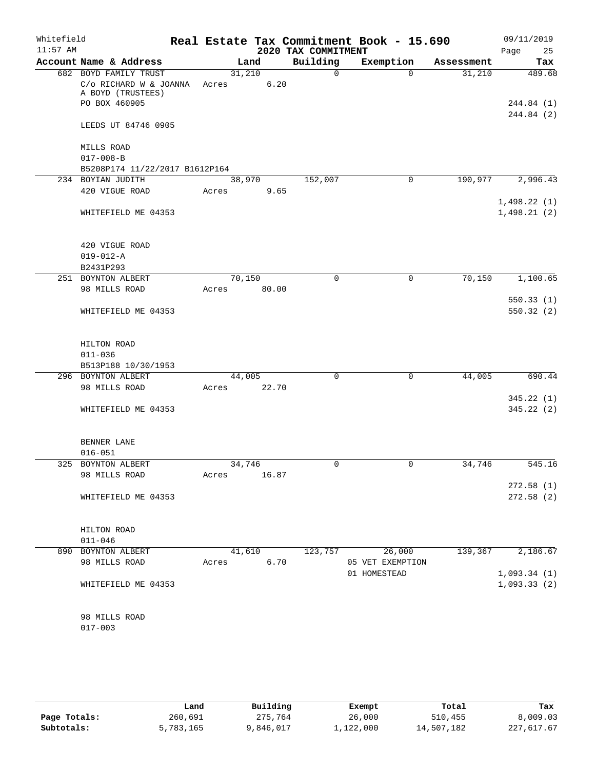Whitefield 11:57 AM

# Real Estate Tax Commitment Book - 15.690

## 2020 TAX COMMITMENT

09/11/2019 Page 25

| Account Name & Address | Land | Building | Exemption | Assessment | Tax |
|---|---|---|---|---|---|
| 682 BOYD FAMILY TRUST | 31,210 | 0 | 0 | 31,210 | 489.68 |
| C/o RICHARD W & JOANNA A BOYD (TRUSTEES) | Acres 6.20 | | | | |
| PO BOX 460905 | | | | | 244.84 (1) |
| | | | | | 244.84 (2) |
| LEEDS UT 84746 0905 | | | | | |
| MILLS ROAD | | | | | |
| 017-008-B | | | | | |
| B5208P174 11/22/2017 B1612P164 | | | | | |
| 234 BOYIAN JUDITH | 38,970 | 152,007 | 0 | 190,977 | 2,996.43 |
| 420 VIGUE ROAD | Acres 9.65 | | | | |
| | | | | | 1,498.22 (1) |
| WHITEFIELD ME 04353 | | | | | 1,498.21 (2) |
| 420 VIGUE ROAD | | | | | |
| 019-012-A | | | | | |
| B2431P293 | | | | | |
| 251 BOYNTON ALBERT | 70,150 | 0 | 0 | 70,150 | 1,100.65 |
| 98 MILLS ROAD | Acres 80.00 | | | | |
| | | | | | 550.33 (1) |
| WHITEFIELD ME 04353 | | | | | 550.32 (2) |
| HILTON ROAD | | | | | |
| 011-036 | | | | | |
| B513P188 10/30/1953 | | | | | |
| 296 BOYNTON ALBERT | 44,005 | 0 | 0 | 44,005 | 690.44 |
| 98 MILLS ROAD | Acres 22.70 | | | | |
| | | | | | 345.22 (1) |
| WHITEFIELD ME 04353 | | | | | 345.22 (2) |
| BENNER LANE | | | | | |
| 016-051 | | | | | |
| 325 BOYNTON ALBERT | 34,746 | 0 | 0 | 34,746 | 545.16 |
| 98 MILLS ROAD | Acres 16.87 | | | | |
| | | | | | 272.58 (1) |
| WHITEFIELD ME 04353 | | | | | 272.58 (2) |
| HILTON ROAD | | | | | |
| 011-046 | | | | | |
| 890 BOYNTON ALBERT | 41,610 | 123,757 | 26,000 | 139,367 | 2,186.67 |
| 98 MILLS ROAD | Acres 6.70 | | 05 VET EXEMPTION | | |
| | | | 01 HOMESTEAD | | 1,093.34 (1) |
| WHITEFIELD ME 04353 | | | | | 1,093.33 (2) |
| 98 MILLS ROAD | | | | | |
| 017-003 | | | | | |

| | Land | Building | Exempt | Total | Tax |
|---|---|---|---|---|---|
| Page Totals: | 260,691 | 275,764 | 26,000 | 510,455 | 8,009.03 |
| Subtotals: | 5,783,165 | 9,846,017 | 1,122,000 | 14,507,182 | 227,617.67 |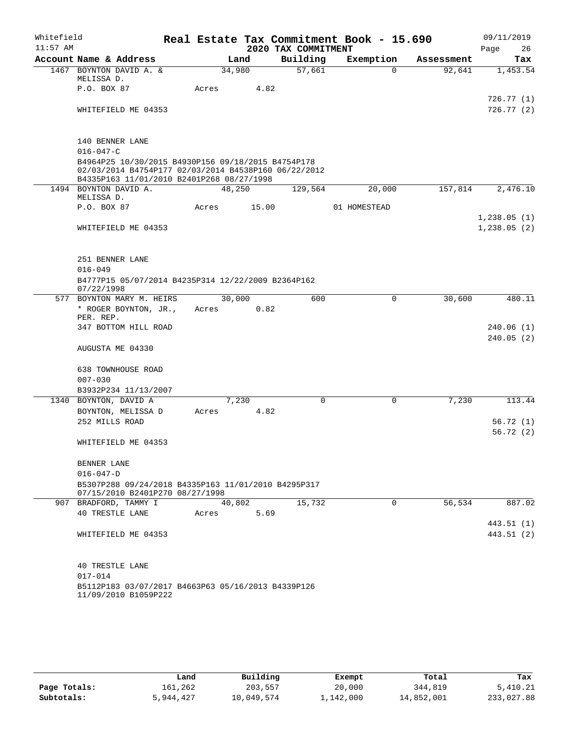Whitefield | Real Estate Tax Commitment Book - 15.690 | 09/11/2019
11:57 AM | 2020 TAX COMMITMENT | Page 26

| Account Name & Address | Land | Building | Exemption | Assessment | Tax |
|---|---|---|---|---|---|
| 1467 BOYNTON DAVID A. & MELISSA D. | 34,980 | 57,661 | 0 | 92,641 | 1,453.54 |
| P.O. BOX 87 | Acres 4.82 | | | | |
| | | | | | 726.77 (1) |
| WHITEFIELD ME 04353 | | | | | 726.77 (2) |
| 140 BENNER LANE | | | | | |
| 016-047-C | | | | | |
| B4964P25 10/30/2015 B4930P156 09/18/2015 B4754P178 02/03/2014 B4754P177 02/03/2014 B4538P160 06/22/2012 B4335P163 11/01/2010 B2401P268 08/27/1998 | | | | | |
| 1494 BOYNTON DAVID A. MELISSA D. | 48,250 | 129,564 | 20,000 | 157,814 | 2,476.10 |
| P.O. BOX 87 | Acres 15.00 | | 01 HOMESTEAD | | |
| | | | | | 1,238.05 (1) |
| WHITEFIELD ME 04353 | | | | | 1,238.05 (2) |
| 251 BENNER LANE | | | | | |
| 016-049 | | | | | |
| B4777P15 05/07/2014 B4235P314 12/22/2009 B2364P162 07/22/1998 | | | | | |
| 577 BOYNTON MARY M. HEIRS | 30,000 | 600 | 0 | 30,600 | 480.11 |
| * ROGER BOYNTON, JR., PER. REP. | Acres 0.82 | | | | |
| 347 BOTTOM HILL ROAD | | | | | 240.06 (1) |
| | | | | | 240.05 (2) |
| AUGUSTA ME 04330 | | | | | |
| 638 TOWNHOUSE ROAD | | | | | |
| 007-030 | | | | | |
| B3932P234 11/13/2007 | | | | | |
| 1340 BOYNTON, DAVID A | 7,230 | 0 | 0 | 7,230 | 113.44 |
| BOYNTON, MELISSA D | Acres 4.82 | | | | |
| 252 MILLS ROAD | | | | | 56.72 (1) |
| | | | | | 56.72 (2) |
| WHITEFIELD ME 04353 | | | | | |
| BENNER LANE | | | | | |
| 016-047-D | | | | | |
| B5307P288 09/24/2018 B4335P163 11/01/2010 B4295P317 07/15/2010 B2401P270 08/27/1998 | | | | | |
| 907 BRADFORD, TAMMY I | 40,802 | 15,732 | 0 | 56,534 | 887.02 |
| 40 TRESTLE LANE | Acres 5.69 | | | | |
| | | | | | 443.51 (1) |
| WHITEFIELD ME 04353 | | | | | 443.51 (2) |
| 40 TRESTLE LANE | | | | | |
| 017-014 | | | | | |
| B5112P183 03/07/2017 B4663P63 05/16/2013 B4339P126 11/09/2010 B1059P222 | | | | | |

| | Land | Building | Exempt | Total | Tax |
|---|---|---|---|---|---|
| Page Totals: | 161,262 | 203,557 | 20,000 | 344,819 | 5,410.21 |
| Subtotals: | 5,944,427 | 10,049,574 | 1,142,000 | 14,852,001 | 233,027.88 |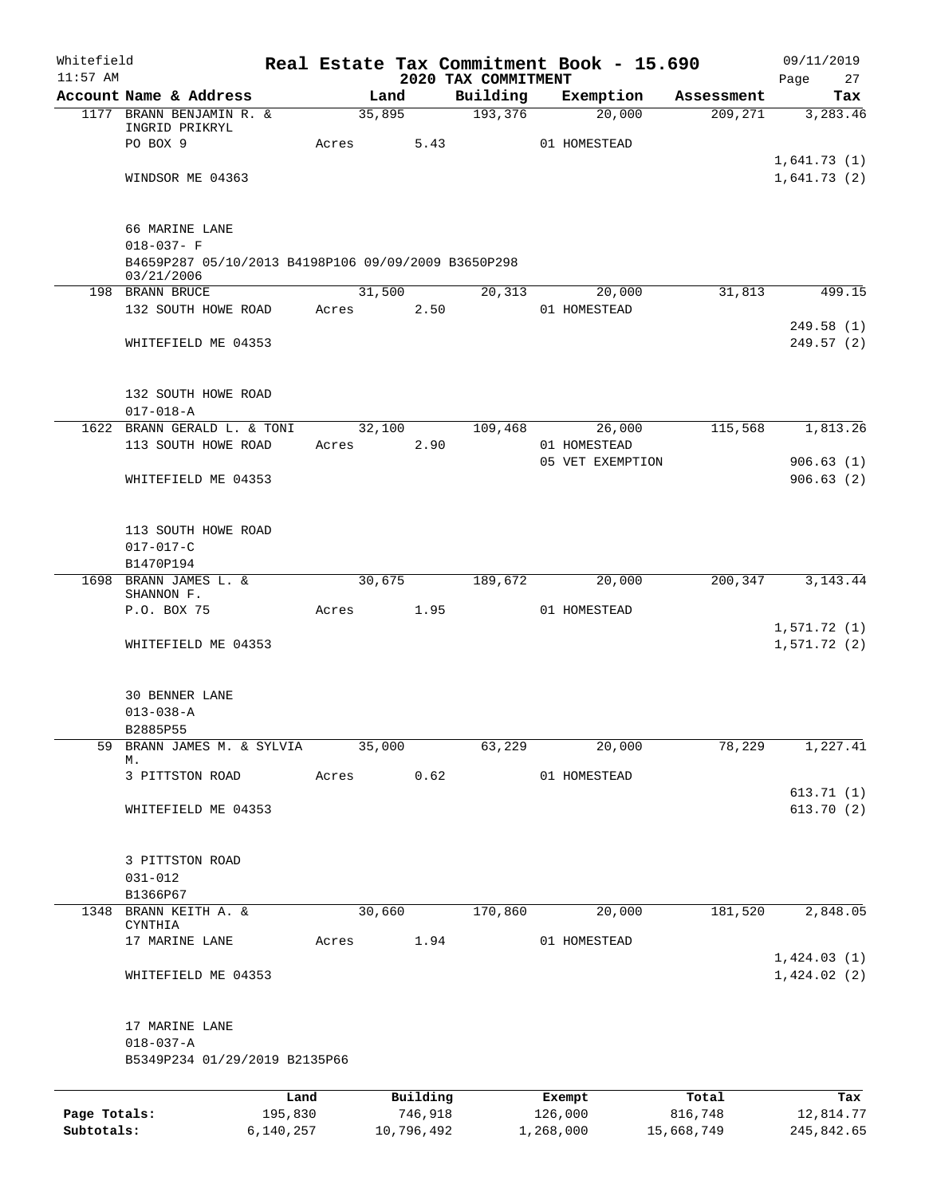Whitefield
11:57 AM

# Real Estate Tax Commitment Book - 15.690

## 2020 TAX COMMITMENT

09/11/2019

| Account | Name & Address | Land | Building | Exemption | Assessment | Tax |
|---|---|---|---|---|---|---|
| 1177 | BRANN BENJAMIN R. & INGRID PRIKRYL | 35,895 | 193,376 | 20,000 | 209,271 | 3,283.46 |
| | PO BOX 9 | Acres 5.43 | | 01 HOMESTEAD | | |
| | | | | | | 1,641.73 (1) |
| | WINDSOR ME 04363 | | | | | 1,641.73 (2) |
| | 66 MARINE LANE | | | | | |
| | 018-037- F | | | | | |
| | B4659P287 05/10/2013 B4198P106 09/09/2009 B3650P298 03/21/2006 | | | | | |
| 198 | BRANN BRUCE | 31,500 | 20,313 | 20,000 | 31,813 | 499.15 |
| | 132 SOUTH HOWE ROAD | Acres 2.50 | | 01 HOMESTEAD | | |
| | | | | | | 249.58 (1) |
| | WHITEFIELD ME 04353 | | | | | 249.57 (2) |
| | 132 SOUTH HOWE ROAD | | | | | |
| | 017-018-A | | | | | |
| 1622 | BRANN GERALD L. & TONI | 32,100 | 109,468 | 26,000 | 115,568 | 1,813.26 |
| | 113 SOUTH HOWE ROAD | Acres 2.90 | | 01 HOMESTEAD | | |
| | | | | 05 VET EXEMPTION | | 906.63 (1) |
| | WHITEFIELD ME 04353 | | | | | 906.63 (2) |
| | 113 SOUTH HOWE ROAD | | | | | |
| | 017-017-C | | | | | |
| | B1470P194 | | | | | |
| 1698 | BRANN JAMES L. & SHANNON F. | 30,675 | 189,672 | 20,000 | 200,347 | 3,143.44 |
| | P.O. BOX 75 | Acres 1.95 | | 01 HOMESTEAD | | |
| | | | | | | 1,571.72 (1) |
| | WHITEFIELD ME 04353 | | | | | 1,571.72 (2) |
| | 30 BENNER LANE | | | | | |
| | 013-038-A | | | | | |
| | B2885P55 | | | | | |
| 59 | BRANN JAMES M. & SYLVIA M. | 35,000 | 63,229 | 20,000 | 78,229 | 1,227.41 |
| | 3 PITTSTON ROAD | Acres 0.62 | | 01 HOMESTEAD | | |
| | | | | | | 613.71 (1) |
| | WHITEFIELD ME 04353 | | | | | 613.70 (2) |
| | 3 PITTSTON ROAD | | | | | |
| | 031-012 | | | | | |
| | B1366P67 | | | | | |
| 1348 | BRANN KEITH A. & CYNTHIA | 30,660 | 170,860 | 20,000 | 181,520 | 2,848.05 |
| | 17 MARINE LANE | Acres 1.94 | | 01 HOMESTEAD | | |
| | | | | | | 1,424.03 (1) |
| | WHITEFIELD ME 04353 | | | | | 1,424.02 (2) |
| | 17 MARINE LANE | | | | | |
| | 018-037-A | | | | | |
| | B5349P234 01/29/2019 B2135P66 | | | | | |

| | Land | Building | Exempt | Total | Tax |
|---|---|---|---|---|---|
| Page Totals: | 195,830 | 746,918 | 126,000 | 816,748 | 12,814.77 |
| Subtotals: | 6,140,257 | 10,796,492 | 1,268,000 | 15,668,749 | 245,842.65 |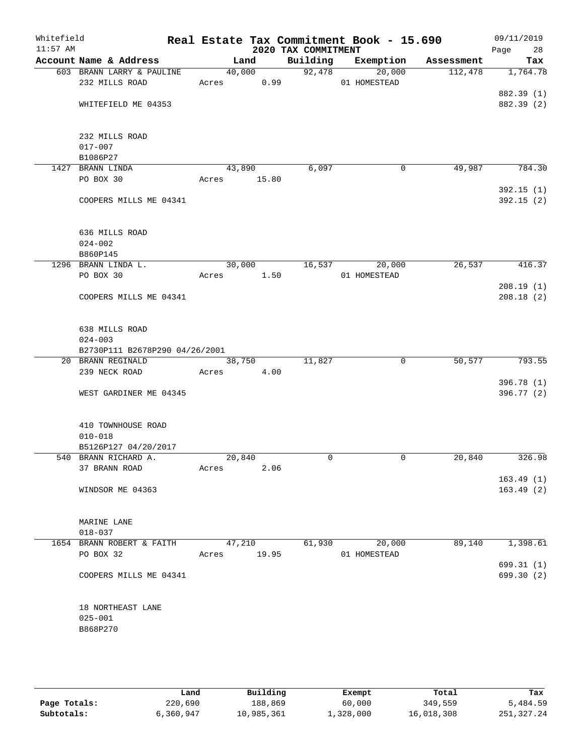# Real Estate Tax Commitment Book - 15.690

Whitefield 11:57 AM — 2020 TAX COMMITMENT — 09/11/2019

| Account Name & Address | Land | Building | Exemption | Assessment | Tax |
|---|---|---|---|---|---|
| 603 BRANN LARRY & PAULINE | 40,000 | 92,478 | 20,000 | 112,478 | 1,764.78 |
| 232 MILLS ROAD | Acres 0.99 | | 01 HOMESTEAD | | |
| | | | | | 882.39 (1) |
| WHITEFIELD ME 04353 | | | | | 882.39 (2) |
| 232 MILLS ROAD | | | | | |
| 017-007 | | | | | |
| B1086P27 | | | | | |
| 1427 BRANN LINDA | 43,890 | 6,097 | 0 | 49,987 | 784.30 |
| PO BOX 30 | Acres 15.80 | | | | |
| | | | | | 392.15 (1) |
| COOPERS MILLS ME 04341 | | | | | 392.15 (2) |
| 636 MILLS ROAD | | | | | |
| 024-002 | | | | | |
| B860P145 | | | | | |
| 1296 BRANN LINDA L. | 30,000 | 16,537 | 20,000 | 26,537 | 416.37 |
| PO BOX 30 | Acres 1.50 | | 01 HOMESTEAD | | |
| | | | | | 208.19 (1) |
| COOPERS MILLS ME 04341 | | | | | 208.18 (2) |
| 638 MILLS ROAD | | | | | |
| 024-003 | | | | | |
| B2730P111 B2678P290 04/26/2001 | | | | | |
| 20 BRANN REGINALD | 38,750 | 11,827 | 0 | 50,577 | 793.55 |
| 239 NECK ROAD | Acres 4.00 | | | | |
| | | | | | 396.78 (1) |
| WEST GARDINER ME 04345 | | | | | 396.77 (2) |
| 410 TOWNHOUSE ROAD | | | | | |
| 010-018 | | | | | |
| B5126P127 04/20/2017 | | | | | |
| 540 BRANN RICHARD A. | 20,840 | 0 | 0 | 20,840 | 326.98 |
| 37 BRANN ROAD | Acres 2.06 | | | | |
| | | | | | 163.49 (1) |
| WINDSOR ME 04363 | | | | | 163.49 (2) |
| MARINE LANE | | | | | |
| 018-037 | | | | | |
| 1654 BRANN ROBERT & FAITH | 47,210 | 61,930 | 20,000 | 89,140 | 1,398.61 |
| PO BOX 32 | Acres 19.95 | | 01 HOMESTEAD | | |
| | | | | | 699.31 (1) |
| COOPERS MILLS ME 04341 | | | | | 699.30 (2) |
| 18 NORTHEAST LANE | | | | | |
| 025-001 | | | | | |
| B868P270 | | | | | |

| | Land | Building | Exempt | Total | Tax |
|---|---|---|---|---|---|
| Page Totals: | 220,690 | 188,869 | 60,000 | 349,559 | 5,484.59 |
| Subtotals: | 6,360,947 | 10,985,361 | 1,328,000 | 16,018,308 | 251,327.24 |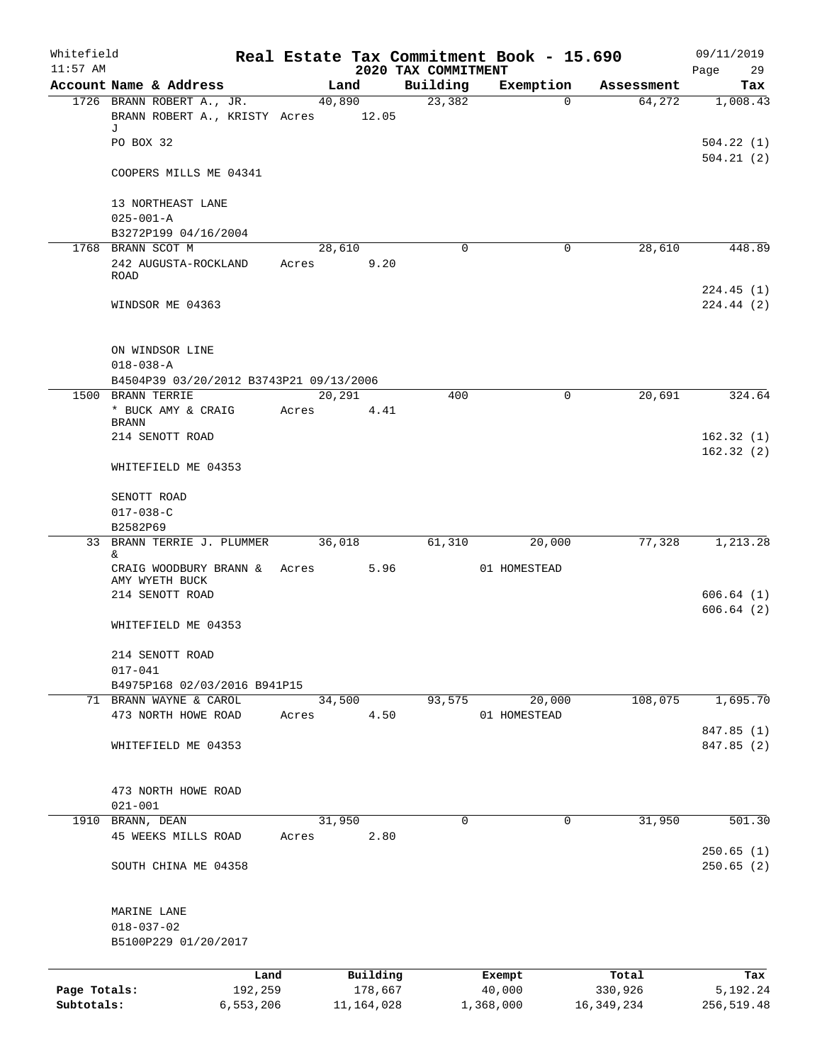Whitefield 11:57 AM

# Real Estate Tax Commitment Book - 15.690

## 2020 TAX COMMITMENT

09/11/2019 Page 29

| Account Name & Address | Land | Building | Exemption | Assessment | Tax |
|---|---|---|---|---|---|
| 1726 BRANN ROBERT A., JR. | 40,890 | 23,382 | 0 | 64,272 | 1,008.43 |
| BRANN ROBERT A., KRISTY J | Acres 12.05 | | | | |
| PO BOX 32 | | | | | 504.22 (1) |
| | | | | | 504.21 (2) |
| COOPERS MILLS ME 04341 | | | | | |
| 13 NORTHEAST LANE | | | | | |
| 025-001-A | | | | | |
| B3272P199 04/16/2004 | | | | | |
| 1768 BRANN SCOT M | 28,610 | 0 | 0 | 28,610 | 448.89 |
| 242 AUGUSTA-ROCKLAND ROAD | Acres 9.20 | | | | |
| | | | | | 224.45 (1) |
| WINDSOR ME 04363 | | | | | 224.44 (2) |
| ON WINDSOR LINE | | | | | |
| 018-038-A | | | | | |
| B4504P39 03/20/2012 B3743P21 09/13/2006 | | | | | |
| 1500 BRANN TERRIE | 20,291 | 400 | 0 | 20,691 | 324.64 |
| * BUCK AMY & CRAIG BRANN | Acres 4.41 | | | | |
| 214 SENOTT ROAD | | | | | 162.32 (1) |
| | | | | | 162.32 (2) |
| WHITEFIELD ME 04353 | | | | | |
| SENOTT ROAD | | | | | |
| 017-038-C | | | | | |
| B2582P69 | | | | | |
| 33 BRANN TERRIE J. PLUMMER & | 36,018 | 61,310 | 20,000 | 77,328 | 1,213.28 |
| CRAIG WOODBURY BRANN & AMY WYETH BUCK | Acres 5.96 | | 01 HOMESTEAD | | |
| 214 SENOTT ROAD | | | | | 606.64 (1) |
| | | | | | 606.64 (2) |
| WHITEFIELD ME 04353 | | | | | |
| 214 SENOTT ROAD | | | | | |
| 017-041 | | | | | |
| B4975P168 02/03/2016 B941P15 | | | | | |
| 71 BRANN WAYNE & CAROL | 34,500 | 93,575 | 20,000 | 108,075 | 1,695.70 |
| 473 NORTH HOWE ROAD | Acres 4.50 | | 01 HOMESTEAD | | |
| | | | | | 847.85 (1) |
| WHITEFIELD ME 04353 | | | | | 847.85 (2) |
| 473 NORTH HOWE ROAD | | | | | |
| 021-001 | | | | | |
| 1910 BRANN, DEAN | 31,950 | 0 | 0 | 31,950 | 501.30 |
| 45 WEEKS MILLS ROAD | Acres 2.80 | | | | |
| | | | | | 250.65 (1) |
| SOUTH CHINA ME 04358 | | | | | 250.65 (2) |
| MARINE LANE | | | | | |
| 018-037-02 | | | | | |
| B5100P229 01/20/2017 | | | | | |

| | Land | Building | Exempt | Total | Tax |
|---|---|---|---|---|---|
| Page Totals: | 192,259 | 178,667 | 40,000 | 330,926 | 5,192.24 |
| Subtotals: | 6,553,206 | 11,164,028 | 1,368,000 | 16,349,234 | 256,519.48 |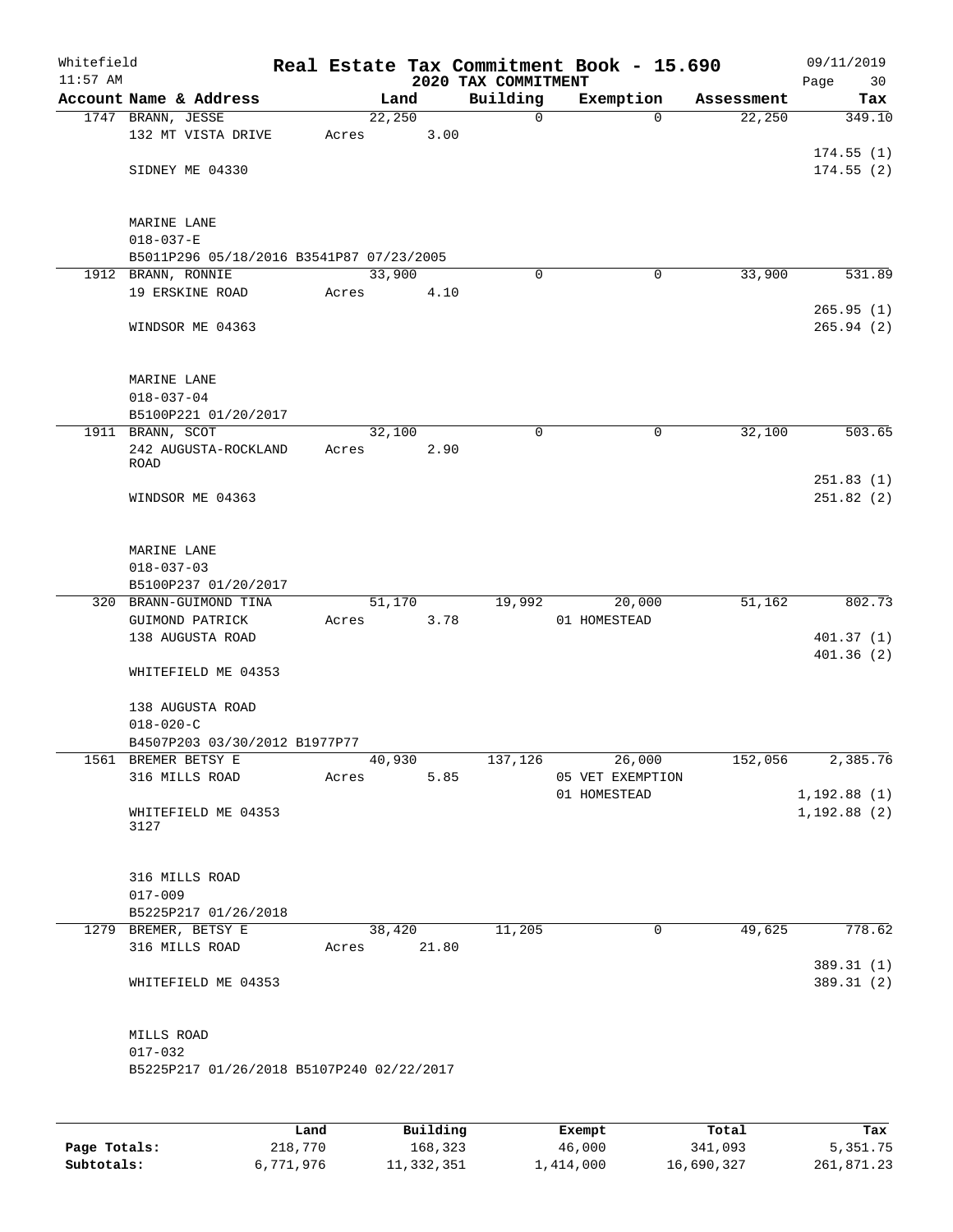# Real Estate Tax Commitment Book - 15.690

## 2020 TAX COMMITMENT

Whitefield
11:57 AM

09/11/2019

| Account Name & Address | Land | Building | Exemption | Assessment | Tax |
|---|---|---|---|---|---|
| 1747 BRANN, JESSE | 22,250 | 0 | 0 | 22,250 | 349.10 |
| 132 MT VISTA DRIVE | Acres 3.00 | | | | |
| | | | | | 174.55 (1) |
| SIDNEY ME 04330 | | | | | 174.55 (2) |
| MARINE LANE | | | | | |
| 018-037-E | | | | | |
| B5011P296 05/18/2016 B3541P87 07/23/2005 | | | | | |
| 1912 BRANN, RONNIE | 33,900 | 0 | 0 | 33,900 | 531.89 |
| 19 ERSKINE ROAD | Acres 4.10 | | | | |
| | | | | | 265.95 (1) |
| WINDSOR ME 04363 | | | | | 265.94 (2) |
| MARINE LANE | | | | | |
| 018-037-04 | | | | | |
| B5100P221 01/20/2017 | | | | | |
| 1911 BRANN, SCOT | 32,100 | 0 | 0 | 32,100 | 503.65 |
| 242 AUGUSTA-ROCKLAND ROAD | Acres 2.90 | | | | |
| | | | | | 251.83 (1) |
| WINDSOR ME 04363 | | | | | 251.82 (2) |
| MARINE LANE | | | | | |
| 018-037-03 | | | | | |
| B5100P237 01/20/2017 | | | | | |
| 320 BRANN-GUIMOND TINA | 51,170 | 19,992 | 20,000 | 51,162 | 802.73 |
| GUIMOND PATRICK | Acres 3.78 | | 01 HOMESTEAD | | |
| 138 AUGUSTA ROAD | | | | | 401.37 (1) |
| | | | | | 401.36 (2) |
| WHITEFIELD ME 04353 | | | | | |
| 138 AUGUSTA ROAD | | | | | |
| 018-020-C | | | | | |
| B4507P203 03/30/2012 B1977P77 | | | | | |
| 1561 BREMER BETSY E | 40,930 | 137,126 | 26,000 | 152,056 | 2,385.76 |
| 316 MILLS ROAD | Acres 5.85 | | 05 VET EXEMPTION | | |
| | | | 01 HOMESTEAD | | 1,192.88 (1) |
| WHITEFIELD ME 04353 3127 | | | | | 1,192.88 (2) |
| 316 MILLS ROAD | | | | | |
| 017-009 | | | | | |
| B5225P217 01/26/2018 | | | | | |
| 1279 BREMER, BETSY E | 38,420 | 11,205 | 0 | 49,625 | 778.62 |
| 316 MILLS ROAD | Acres 21.80 | | | | |
| | | | | | 389.31 (1) |
| WHITEFIELD ME 04353 | | | | | 389.31 (2) |
| MILLS ROAD | | | | | |
| 017-032 | | | | | |
| B5225P217 01/26/2018 B5107P240 02/22/2017 | | | | | |

| | Land | Building | Exempt | Total | Tax |
|---|---|---|---|---|---|
| Page Totals: | 218,770 | 168,323 | 46,000 | 341,093 | 5,351.75 |
| Subtotals: | 6,771,976 | 11,332,351 | 1,414,000 | 16,690,327 | 261,871.23 |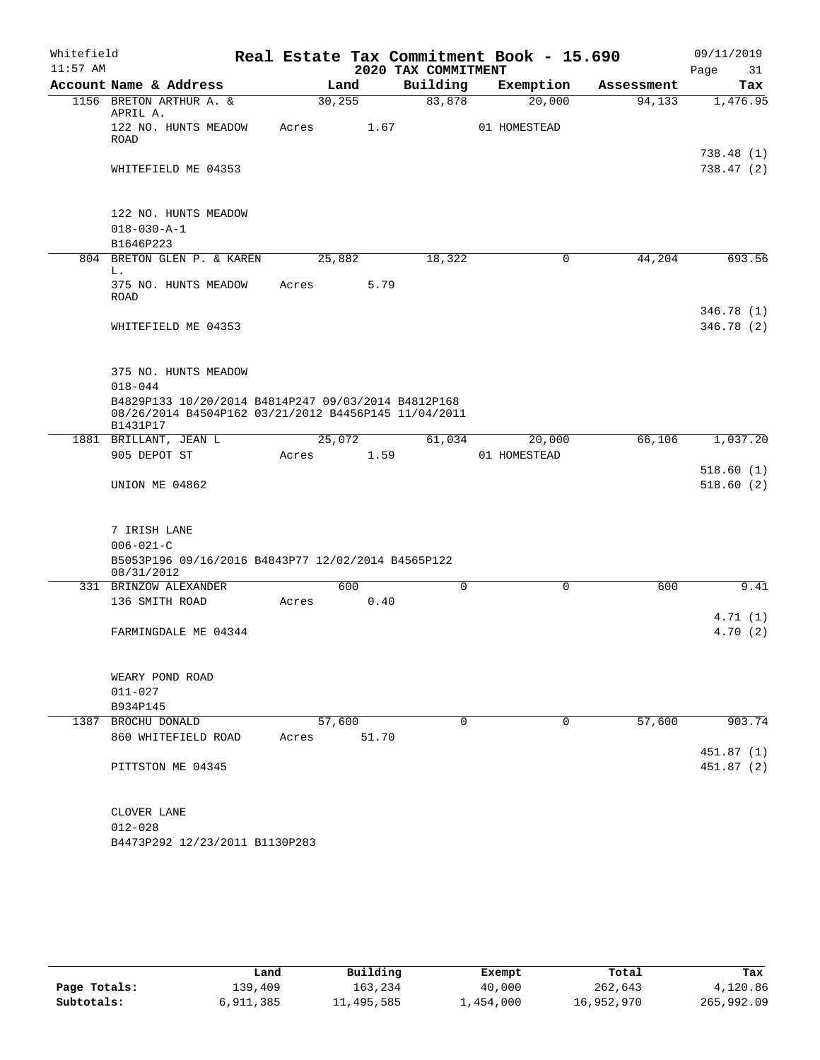Whitefield 11:57 AM

# Real Estate Tax Commitment Book - 15.690

## 2020 TAX COMMITMENT

09/11/2019

| Account Name & Address | Land | Building | Exemption | Assessment | Tax |
|---|---|---|---|---|---|
| 1156 BRETON ARTHUR A. & APRIL A. | 30,255 | 83,878 | 20,000 | 94,133 | 1,476.95 |
| 122 NO. HUNTS MEADOW ROAD | Acres 1.67 | | 01 HOMESTEAD | | |
| | | | | | 738.48 (1) |
| WHITEFIELD ME 04353 | | | | | 738.47 (2) |
| 122 NO. HUNTS MEADOW | | | | | |
| 018-030-A-1 | | | | | |
| B1646P223 | | | | | |
| 804 BRETON GLEN P. & KAREN L. | 25,882 | 18,322 | 0 | 44,204 | 693.56 |
| 375 NO. HUNTS MEADOW ROAD | Acres 5.79 | | | | |
| | | | | | 346.78 (1) |
| WHITEFIELD ME 04353 | | | | | 346.78 (2) |
| 375 NO. HUNTS MEADOW | | | | | |
| 018-044 | | | | | |
| B4829P133 10/20/2014 B4814P247 09/03/2014 B4812P168 08/26/2014 B4504P162 03/21/2012 B4456P145 11/04/2011 B1431P17 | | | | | |
| 1881 BRILLANT, JEAN L | 25,072 | 61,034 | 20,000 | 66,106 | 1,037.20 |
| 905 DEPOT ST | Acres 1.59 | | 01 HOMESTEAD | | |
| | | | | | 518.60 (1) |
| UNION ME 04862 | | | | | 518.60 (2) |
| 7 IRISH LANE | | | | | |
| 006-021-C | | | | | |
| B5053P196 09/16/2016 B4843P77 12/02/2014 B4565P122 08/31/2012 | | | | | |
| 331 BRINZOW ALEXANDER | 600 | 0 | 0 | 600 | 9.41 |
| 136 SMITH ROAD | Acres 0.40 | | | | |
| | | | | | 4.71 (1) |
| FARMINGDALE ME 04344 | | | | | 4.70 (2) |
| WEARY POND ROAD | | | | | |
| 011-027 | | | | | |
| B934P145 | | | | | |
| 1387 BROCHU DONALD | 57,600 | 0 | 0 | 57,600 | 903.74 |
| 860 WHITEFIELD ROAD | Acres 51.70 | | | | |
| | | | | | 451.87 (1) |
| PITTSTON ME 04345 | | | | | 451.87 (2) |
| CLOVER LANE | | | | | |
| 012-028 | | | | | |
| B4473P292 12/23/2011 B1130P283 | | | | | |

| | Land | Building | Exempt | Total | Tax |
|---|---|---|---|---|---|
| Page Totals: | 139,409 | 163,234 | 40,000 | 262,643 | 4,120.86 |
| Subtotals: | 6,911,385 | 11,495,585 | 1,454,000 | 16,952,970 | 265,992.09 |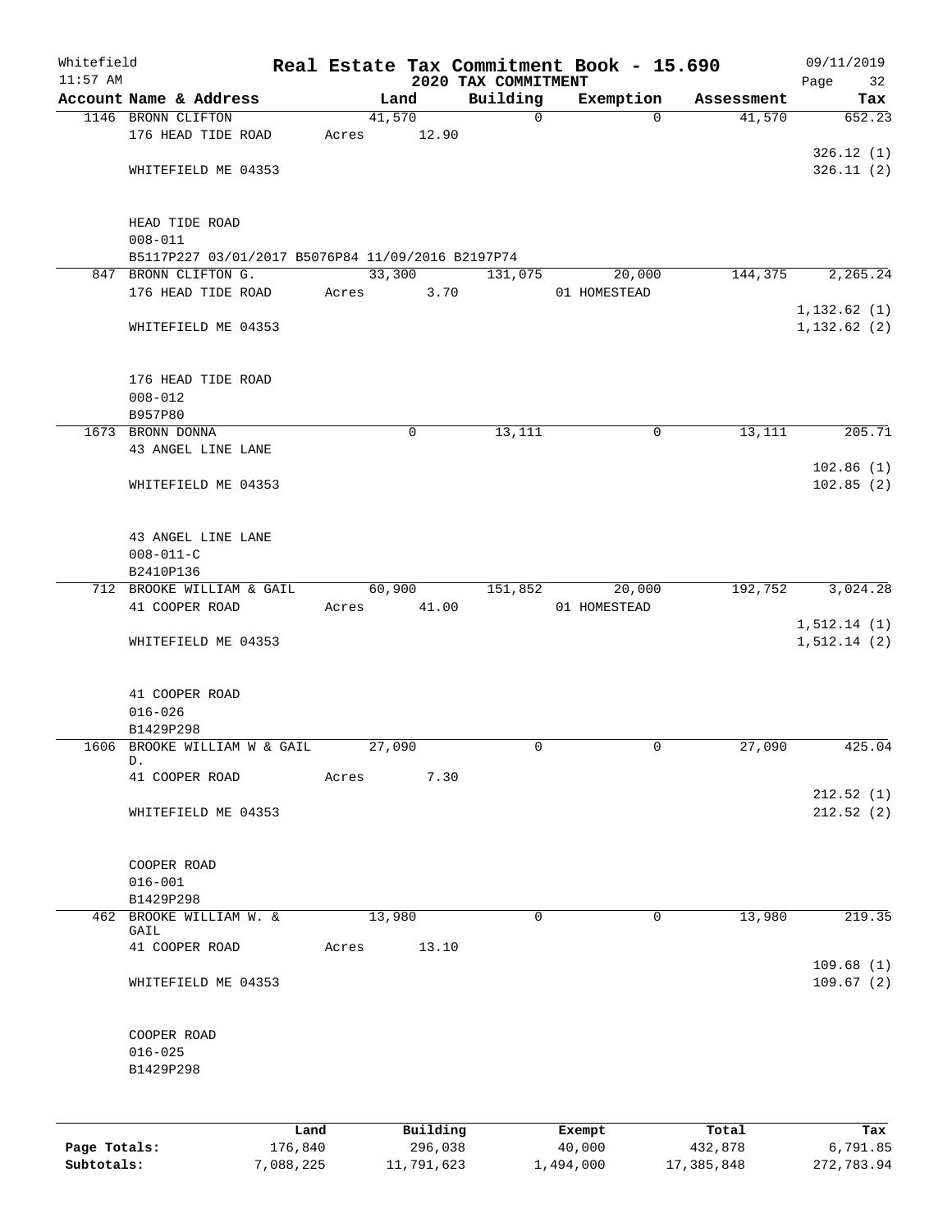# Real Estate Tax Commitment Book - 15.690

## 2020 TAX COMMITMENT

Whitefield
11:57 AM
09/11/2019

| Account Name & Address | Land | Building | Exemption | Assessment | Tax |
|---|---|---|---|---|---|
| 1146 BRONN CLIFTON | 41,570 | 0 | 0 | 41,570 | 652.23 |
| 176 HEAD TIDE ROAD | Acres 12.90 | | | | |
| | | | | | 326.12 (1) |
| WHITEFIELD ME 04353 | | | | | 326.11 (2) |
| HEAD TIDE ROAD | | | | | |
| 008-011 | | | | | |
| B5117P227 03/01/2017 B5076P84 11/09/2016 B2197P74 | | | | | |
| 847 BRONN CLIFTON G. | 33,300 | 131,075 | 20,000 | 144,375 | 2,265.24 |
| 176 HEAD TIDE ROAD | Acres 3.70 | | 01 HOMESTEAD | | |
| | | | | | 1,132.62 (1) |
| WHITEFIELD ME 04353 | | | | | 1,132.62 (2) |
| 176 HEAD TIDE ROAD | | | | | |
| 008-012 | | | | | |
| B957P80 | | | | | |
| 1673 BRONN DONNA | 0 | 13,111 | 0 | 13,111 | 205.71 |
| 43 ANGEL LINE LANE | | | | | |
| | | | | | 102.86 (1) |
| WHITEFIELD ME 04353 | | | | | 102.85 (2) |
| 43 ANGEL LINE LANE | | | | | |
| 008-011-C | | | | | |
| B2410P136 | | | | | |
| 712 BROOKE WILLIAM & GAIL | 60,900 | 151,852 | 20,000 | 192,752 | 3,024.28 |
| 41 COOPER ROAD | Acres 41.00 | | 01 HOMESTEAD | | |
| | | | | | 1,512.14 (1) |
| WHITEFIELD ME 04353 | | | | | 1,512.14 (2) |
| 41 COOPER ROAD | | | | | |
| 016-026 | | | | | |
| B1429P298 | | | | | |
| 1606 BROOKE WILLIAM W & GAIL D. | 27,090 | 0 | 0 | 27,090 | 425.04 |
| 41 COOPER ROAD | Acres 7.30 | | | | |
| | | | | | 212.52 (1) |
| WHITEFIELD ME 04353 | | | | | 212.52 (2) |
| COOPER ROAD | | | | | |
| 016-001 | | | | | |
| B1429P298 | | | | | |
| 462 BROOKE WILLIAM W. & GAIL | 13,980 | 0 | 0 | 13,980 | 219.35 |
| 41 COOPER ROAD | Acres 13.10 | | | | |
| | | | | | 109.68 (1) |
| WHITEFIELD ME 04353 | | | | | 109.67 (2) |
| COOPER ROAD | | | | | |
| 016-025 | | | | | |
| B1429P298 | | | | | |

| | Land | Building | Exempt | Total | Tax |
|---|---|---|---|---|---|
| Page Totals: | 176,840 | 296,038 | 40,000 | 432,878 | 6,791.85 |
| Subtotals: | 7,088,225 | 11,791,623 | 1,494,000 | 17,385,848 | 272,783.94 |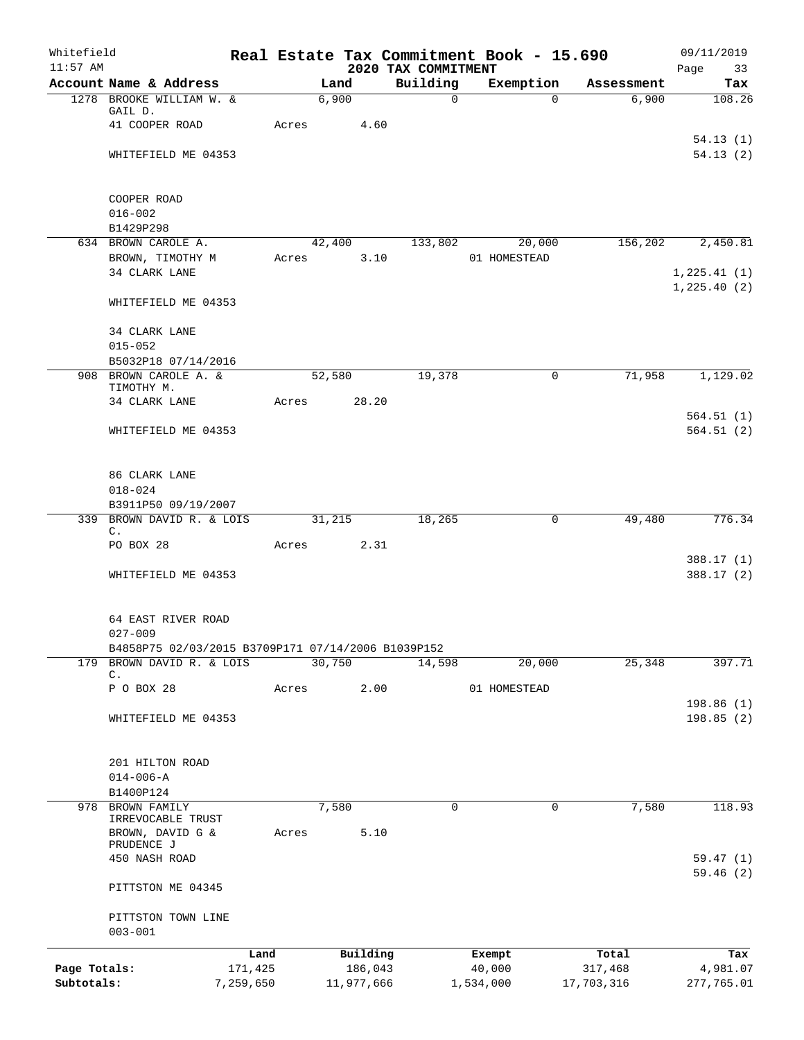Whitefield 11:57 AM

# Real Estate Tax Commitment Book - 15.690

## 2020 TAX COMMITMENT

09/11/2019 Page 33

| Account Name & Address | Land | Building | Exemption | Assessment | Tax |
|---|---|---|---|---|---|
| 1278 BROOKE WILLIAM W. & GAIL D. | 6,900 | 0 | 0 | 6,900 | 108.26 |
| 41 COOPER ROAD | Acres 4.60 | | | | |
| | | | | | 54.13 (1) |
| WHITEFIELD ME 04353 | | | | | 54.13 (2) |
| COOPER ROAD | | | | | |
| 016-002 | | | | | |
| B1429P298 | | | | | |
| 634 BROWN CAROLE A. | 42,400 | 133,802 | 20,000 | 156,202 | 2,450.81 |
| BROWN, TIMOTHY M | Acres 3.10 | | 01 HOMESTEAD | | |
| 34 CLARK LANE | | | | | 1,225.41 (1) |
| | | | | | 1,225.40 (2) |
| WHITEFIELD ME 04353 | | | | | |
| 34 CLARK LANE | | | | | |
| 015-052 | | | | | |
| B5032P18 07/14/2016 | | | | | |
| 908 BROWN CAROLE A. & TIMOTHY M. | 52,580 | 19,378 | 0 | 71,958 | 1,129.02 |
| 34 CLARK LANE | Acres 28.20 | | | | |
| | | | | | 564.51 (1) |
| WHITEFIELD ME 04353 | | | | | 564.51 (2) |
| 86 CLARK LANE | | | | | |
| 018-024 | | | | | |
| B3911P50 09/19/2007 | | | | | |
| 339 BROWN DAVID R. & LOIS C. | 31,215 | 18,265 | 0 | 49,480 | 776.34 |
| PO BOX 28 | Acres 2.31 | | | | |
| | | | | | 388.17 (1) |
| WHITEFIELD ME 04353 | | | | | 388.17 (2) |
| 64 EAST RIVER ROAD | | | | | |
| 027-009 | | | | | |
| B4858P75 02/03/2015 B3709P171 07/14/2006 B1039P152 | | | | | |
| 179 BROWN DAVID R. & LOIS C. | 30,750 | 14,598 | 20,000 | 25,348 | 397.71 |
| P O BOX 28 | Acres 2.00 | | 01 HOMESTEAD | | |
| | | | | | 198.86 (1) |
| WHITEFIELD ME 04353 | | | | | 198.85 (2) |
| 201 HILTON ROAD | | | | | |
| 014-006-A | | | | | |
| B1400P124 | | | | | |
| 978 BROWN FAMILY IRREVOCABLE TRUST | 7,580 | 0 | 0 | 7,580 | 118.93 |
| BROWN, DAVID G & PRUDENCE J | Acres 5.10 | | | | |
| 450 NASH ROAD | | | | | 59.47 (1) |
| | | | | | 59.46 (2) |
| PITTSTON ME 04345 | | | | | |
| PITTSTON TOWN LINE | | | | | |
| 003-001 | | | | | |

| | Land | Building | Exempt | Total | Tax |
|---|---|---|---|---|---|
| Page Totals: | 171,425 | 186,043 | 40,000 | 317,468 | 4,981.07 |
| Subtotals: | 7,259,650 | 11,977,666 | 1,534,000 | 17,703,316 | 277,765.01 |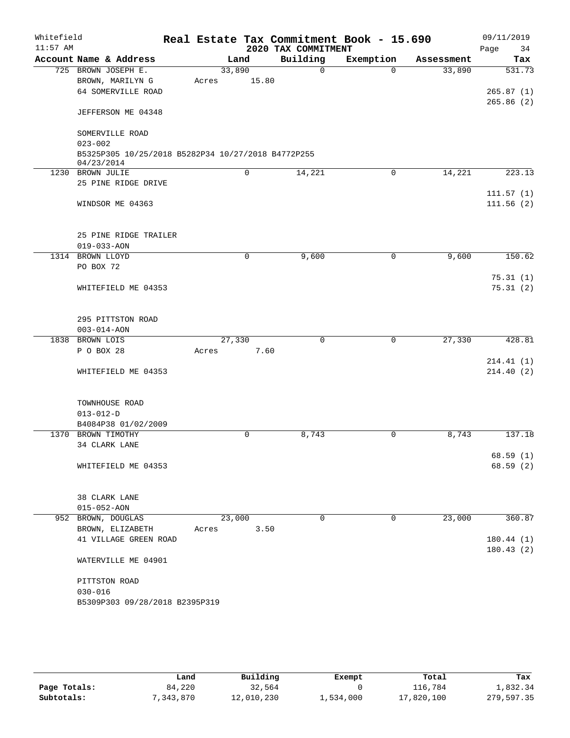Whitefield 11:57 AM

# Real Estate Tax Commitment Book - 15.690

## 2020 TAX COMMITMENT

09/11/2019

| Account Name & Address | Land | Building | Exemption | Assessment | Tax |
|---|---|---|---|---|---|
| 725 BROWN JOSEPH E. | 33,890 | 0 | 0 | 33,890 | 531.73 |
| BROWN, MARILYN G | Acres 15.80 | | | | |
| 64 SOMERVILLE ROAD | | | | | 265.87 (1) |
| | | | | | 265.86 (2) |
| JEFFERSON ME 04348 | | | | | |
| SOMERVILLE ROAD | | | | | |
| 023-002 | | | | | |
| B5325P305 10/25/2018 B5282P34 10/27/2018 B4772P255 04/23/2014 | | | | | |
| 1230 BROWN JULIE | 0 | 14,221 | 0 | 14,221 | 223.13 |
| 25 PINE RIDGE DRIVE | | | | | |
| | | | | | 111.57 (1) |
| WINDSOR ME 04363 | | | | | 111.56 (2) |
| 25 PINE RIDGE TRAILER | | | | | |
| 019-033-AON | | | | | |
| 1314 BROWN LLOYD | 0 | 9,600 | 0 | 9,600 | 150.62 |
| PO BOX 72 | | | | | |
| | | | | | 75.31 (1) |
| WHITEFIELD ME 04353 | | | | | 75.31 (2) |
| 295 PITTSTON ROAD | | | | | |
| 003-014-AON | | | | | |
| 1838 BROWN LOIS | 27,330 | 0 | 0 | 27,330 | 428.81 |
| P O BOX 28 | Acres 7.60 | | | | |
| | | | | | 214.41 (1) |
| WHITEFIELD ME 04353 | | | | | 214.40 (2) |
| TOWNHOUSE ROAD | | | | | |
| 013-012-D | | | | | |
| B4084P38 01/02/2009 | | | | | |
| 1370 BROWN TIMOTHY | 0 | 8,743 | 0 | 8,743 | 137.18 |
| 34 CLARK LANE | | | | | |
| | | | | | 68.59 (1) |
| WHITEFIELD ME 04353 | | | | | 68.59 (2) |
| 38 CLARK LANE | | | | | |
| 015-052-AON | | | | | |
| 952 BROWN, DOUGLAS | 23,000 | 0 | 0 | 23,000 | 360.87 |
| BROWN, ELIZABETH | Acres 3.50 | | | | |
| 41 VILLAGE GREEN ROAD | | | | | 180.44 (1) |
| | | | | | 180.43 (2) |
| WATERVILLE ME 04901 | | | | | |
| PITTSTON ROAD | | | | | |
| 030-016 | | | | | |
| B5309P303 09/28/2018 B2395P319 | | | | | |

| | Land | Building | Exempt | Total | Tax |
|---|---|---|---|---|---|
| Page Totals: | 84,220 | 32,564 | 0 | 116,784 | 1,832.34 |
| Subtotals: | 7,343,870 | 12,010,230 | 1,534,000 | 17,820,100 | 279,597.35 |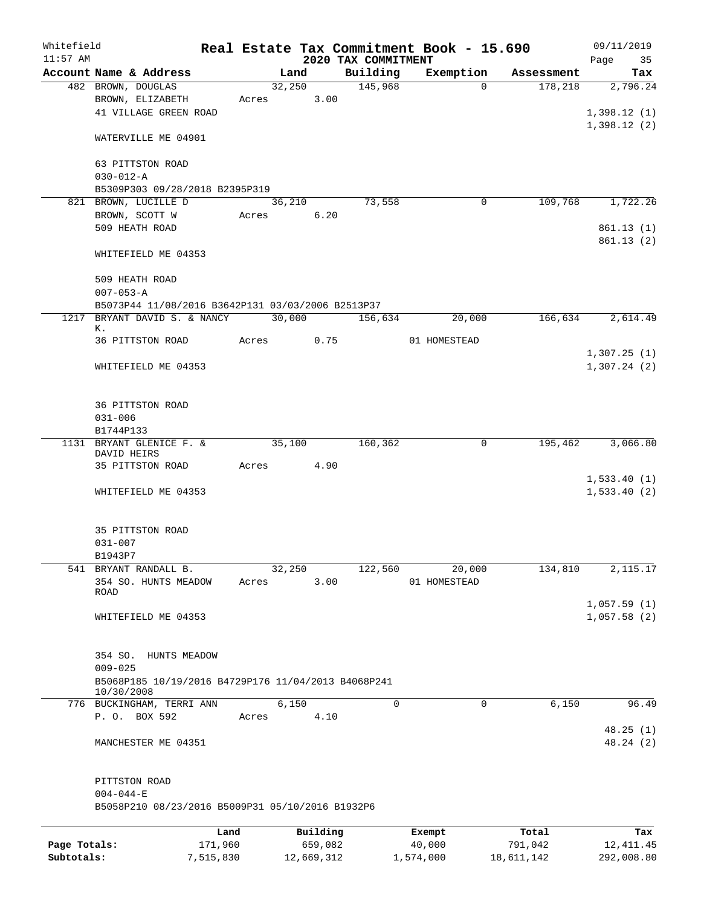Whitefield 11:57 AM

# Real Estate Tax Commitment Book - 15.690

## 2020 TAX COMMITMENT

09/11/2019

| Account Name & Address | Land | Building | Exemption | Assessment | Tax |
|---|---|---|---|---|---|
| 482 BROWN, DOUGLAS | 32,250 | 145,968 | 0 | 178,218 | 2,796.24 |
| BROWN, ELIZABETH | Acres 3.00 | | | | |
| 41 VILLAGE GREEN ROAD | | | | | 1,398.12 (1) |
| | | | | | 1,398.12 (2) |
| WATERVILLE ME 04901 | | | | | |
| 63 PITTSTON ROAD | | | | | |
| 030-012-A | | | | | |
| B5309P303 09/28/2018 B2395P319 | | | | | |
| 821 BROWN, LUCILLE D | 36,210 | 73,558 | 0 | 109,768 | 1,722.26 |
| BROWN, SCOTT W | Acres 6.20 | | | | |
| 509 HEATH ROAD | | | | | 861.13 (1) |
| | | | | | 861.13 (2) |
| WHITEFIELD ME 04353 | | | | | |
| 509 HEATH ROAD | | | | | |
| 007-053-A | | | | | |
| B5073P44 11/08/2016 B3642P131 03/03/2006 B2513P37 | | | | | |
| 1217 BRYANT DAVID S. & NANCY K. | 30,000 | 156,634 | 20,000 | 166,634 | 2,614.49 |
| 36 PITTSTON ROAD | Acres 0.75 | | 01 HOMESTEAD | | |
| | | | | | 1,307.25 (1) |
| WHITEFIELD ME 04353 | | | | | 1,307.24 (2) |
| 36 PITTSTON ROAD | | | | | |
| 031-006 | | | | | |
| B1744P133 | | | | | |
| 1131 BRYANT GLENICE F. & DAVID HEIRS | 35,100 | 160,362 | 0 | 195,462 | 3,066.80 |
| 35 PITTSTON ROAD | Acres 4.90 | | | | |
| | | | | | 1,533.40 (1) |
| WHITEFIELD ME 04353 | | | | | 1,533.40 (2) |
| 35 PITTSTON ROAD | | | | | |
| 031-007 | | | | | |
| B1943P7 | | | | | |
| 541 BRYANT RANDALL B. | 32,250 | 122,560 | 20,000 | 134,810 | 2,115.17 |
| 354 SO. HUNTS MEADOW ROAD | Acres 3.00 | | 01 HOMESTEAD | | |
| | | | | | 1,057.59 (1) |
| WHITEFIELD ME 04353 | | | | | 1,057.58 (2) |
| 354 SO. HUNTS MEADOW | | | | | |
| 009-025 | | | | | |
| B5068P185 10/19/2016 B4729P176 11/04/2013 B4068P241 10/30/2008 | | | | | |
| 776 BUCKINGHAM, TERRI ANN | 6,150 | 0 | 0 | 6,150 | 96.49 |
| P. O. BOX 592 | Acres 4.10 | | | | |
| | | | | | 48.25 (1) |
| MANCHESTER ME 04351 | | | | | 48.24 (2) |
| PITTSTON ROAD | | | | | |
| 004-044-E | | | | | |
| B5058P210 08/23/2016 B5009P31 05/10/2016 B1932P6 | | | | | |

| | Land | Building | Exempt | Total | Tax |
|---|---|---|---|---|---|
| Page Totals: | 171,960 | 659,082 | 40,000 | 791,042 | 12,411.45 |
| Subtotals: | 7,515,830 | 12,669,312 | 1,574,000 | 18,611,142 | 292,008.80 |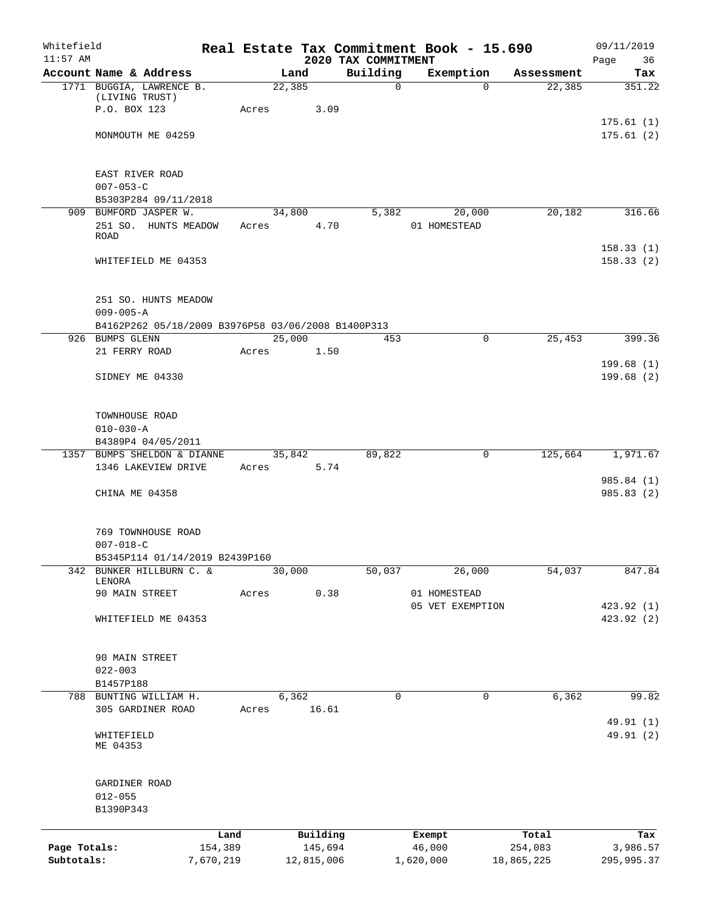Whitefield 11:57 AM

# Real Estate Tax Commitment Book - 15.690

## 2020 TAX COMMITMENT

09/11/2019 Page 36

| Account Name & Address | Land | Building | Exemption | Assessment | Tax |
|---|---|---|---|---|---|
| 1771 BUGGIA, LAWRENCE B. (LIVING TRUST) | 22,385 | 0 | 0 | 22,385 | 351.22 |
| P.O. BOX 123 | Acres 3.09 | | | | |
| | | | | | 175.61 (1) |
| MONMOUTH ME 04259 | | | | | 175.61 (2) |
| EAST RIVER ROAD | | | | | |
| 007-053-C | | | | | |
| B5303P284 09/11/2018 | | | | | |
| 909 BUMFORD JASPER W. | 34,800 | 5,382 | 20,000 | 20,182 | 316.66 |
| 251 SO. HUNTS MEADOW ROAD | Acres 4.70 | | 01 HOMESTEAD | | |
| | | | | | 158.33 (1) |
| WHITEFIELD ME 04353 | | | | | 158.33 (2) |
| 251 SO. HUNTS MEADOW | | | | | |
| 009-005-A | | | | | |
| B4162P262 05/18/2009 B3976P58 03/06/2008 B1400P313 | | | | | |
| 926 BUMPS GLENN | 25,000 | 453 | 0 | 25,453 | 399.36 |
| 21 FERRY ROAD | Acres 1.50 | | | | |
| | | | | | 199.68 (1) |
| SIDNEY ME 04330 | | | | | 199.68 (2) |
| TOWNHOUSE ROAD | | | | | |
| 010-030-A | | | | | |
| B4389P4 04/05/2011 | | | | | |
| 1357 BUMPS SHELDON & DIANNE | 35,842 | 89,822 | 0 | 125,664 | 1,971.67 |
| 1346 LAKEVIEW DRIVE | Acres 5.74 | | | | |
| | | | | | 985.84 (1) |
| CHINA ME 04358 | | | | | 985.83 (2) |
| 769 TOWNHOUSE ROAD | | | | | |
| 007-018-C | | | | | |
| B5345P114 01/14/2019 B2439P160 | | | | | |
| 342 BUNKER HILLBURN C. & LENORA | 30,000 | 50,037 | 26,000 | 54,037 | 847.84 |
| 90 MAIN STREET | Acres 0.38 | | 01 HOMESTEAD | | |
| | | | 05 VET EXEMPTION | | 423.92 (1) |
| WHITEFIELD ME 04353 | | | | | 423.92 (2) |
| 90 MAIN STREET | | | | | |
| 022-003 | | | | | |
| B1457P188 | | | | | |
| 788 BUNTING WILLIAM H. | 6,362 | 0 | 0 | 6,362 | 99.82 |
| 305 GARDINER ROAD | Acres 16.61 | | | | |
| | | | | | 49.91 (1) |
| WHITEFIELD ME 04353 | | | | | 49.91 (2) |
| GARDINER ROAD | | | | | |
| 012-055 | | | | | |
| B1390P343 | | | | | |

| | Land | Building | Exempt | Total | Tax |
|---|---|---|---|---|---|
| Page Totals: | 154,389 | 145,694 | 46,000 | 254,083 | 3,986.57 |
| Subtotals: | 7,670,219 | 12,815,006 | 1,620,000 | 18,865,225 | 295,995.37 |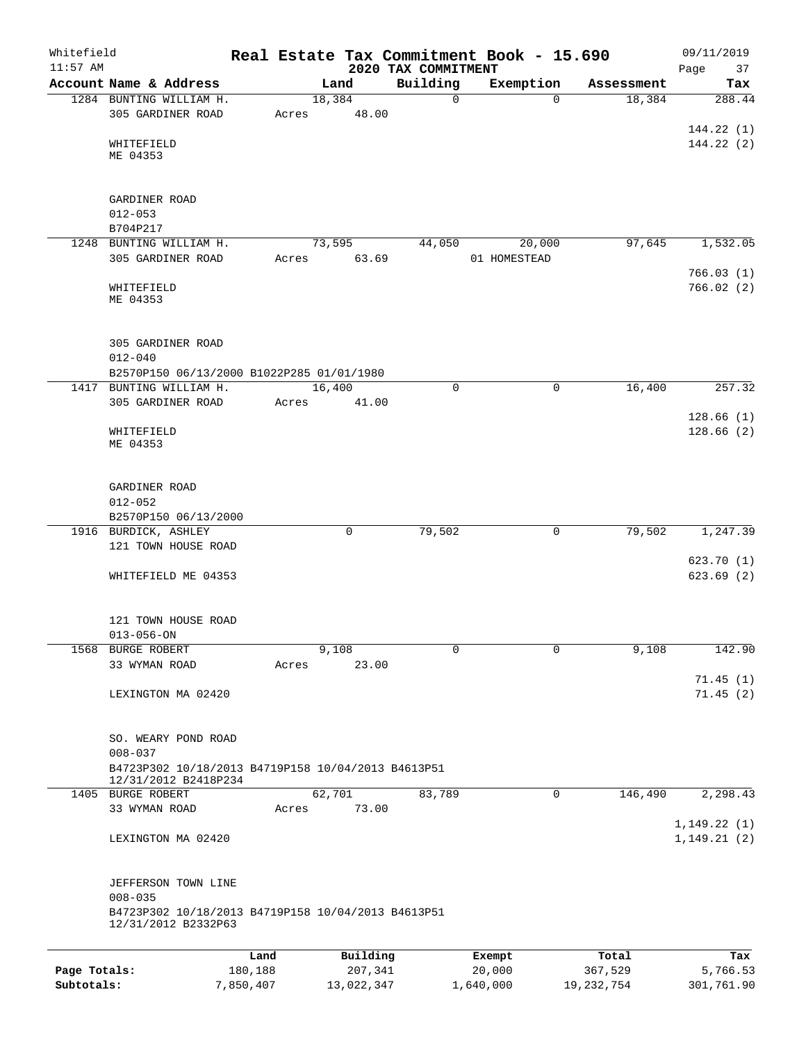Whitefield 11:57 AM

# Real Estate Tax Commitment Book - 15.690

## 2020 TAX COMMITMENT

09/11/2019

| Account Name & Address | Land | Building | Exemption | Assessment | Tax |
|---|---|---|---|---|---|
| 1284 BUNTING WILLIAM H.<br>305 GARDINER ROAD<br><br>WHITEFIELD<br>ME 04353<br><br>GARDINER ROAD<br>012-053<br>B704P217 | 18,384<br>Acres 48.00 | 0 | 0 | 18,384 | 288.44<br><br>144.22 (1)<br>144.22 (2) |
| 1248 BUNTING WILLIAM H.<br>305 GARDINER ROAD<br><br>WHITEFIELD<br>ME 04353<br><br>305 GARDINER ROAD<br>012-040<br>B2570P150 06/13/2000 B1022P285 01/01/1980 | 73,595<br>Acres 63.69 | 44,050 | 20,000<br>01 HOMESTEAD | 97,645 | 1,532.05<br><br>766.03 (1)<br>766.02 (2) |
| 1417 BUNTING WILLIAM H.<br>305 GARDINER ROAD<br><br>WHITEFIELD<br>ME 04353<br><br>GARDINER ROAD<br>012-052<br>B2570P150 06/13/2000 | 16,400<br>Acres 41.00 | 0 | 0 | 16,400 | 257.32<br><br>128.66 (1)<br>128.66 (2) |
| 1916 BURDICK, ASHLEY<br>121 TOWN HOUSE ROAD<br><br>WHITEFIELD ME 04353<br><br>121 TOWN HOUSE ROAD<br>013-056-ON | 0 | 79,502 | 0 | 79,502 | 1,247.39<br><br>623.70 (1)<br>623.69 (2) |
| 1568 BURGE ROBERT<br>33 WYMAN ROAD<br><br>LEXINGTON MA 02420<br><br>SO. WEARY POND ROAD<br>008-037<br>B4723P302 10/18/2013 B4719P158 10/04/2013 B4613P51 12/31/2012 B2418P234 | 9,108<br>Acres 23.00 | 0 | 0 | 9,108 | 142.90<br><br>71.45 (1)<br>71.45 (2) |
| 1405 BURGE ROBERT<br>33 WYMAN ROAD<br><br>LEXINGTON MA 02420<br><br>JEFFERSON TOWN LINE<br>008-035<br>B4723P302 10/18/2013 B4719P158 10/04/2013 B4613P51 12/31/2012 B2332P63 | 62,701<br>Acres 73.00 | 83,789 | 0 | 146,490 | 2,298.43<br><br>1,149.22 (1)<br>1,149.21 (2) |

| | Land | Building | Exempt | Total | Tax |
|---|---|---|---|---|---|
| Page Totals: | 180,188 | 207,341 | 20,000 | 367,529 | 5,766.53 |
| Subtotals: | 7,850,407 | 13,022,347 | 1,640,000 | 19,232,754 | 301,761.90 |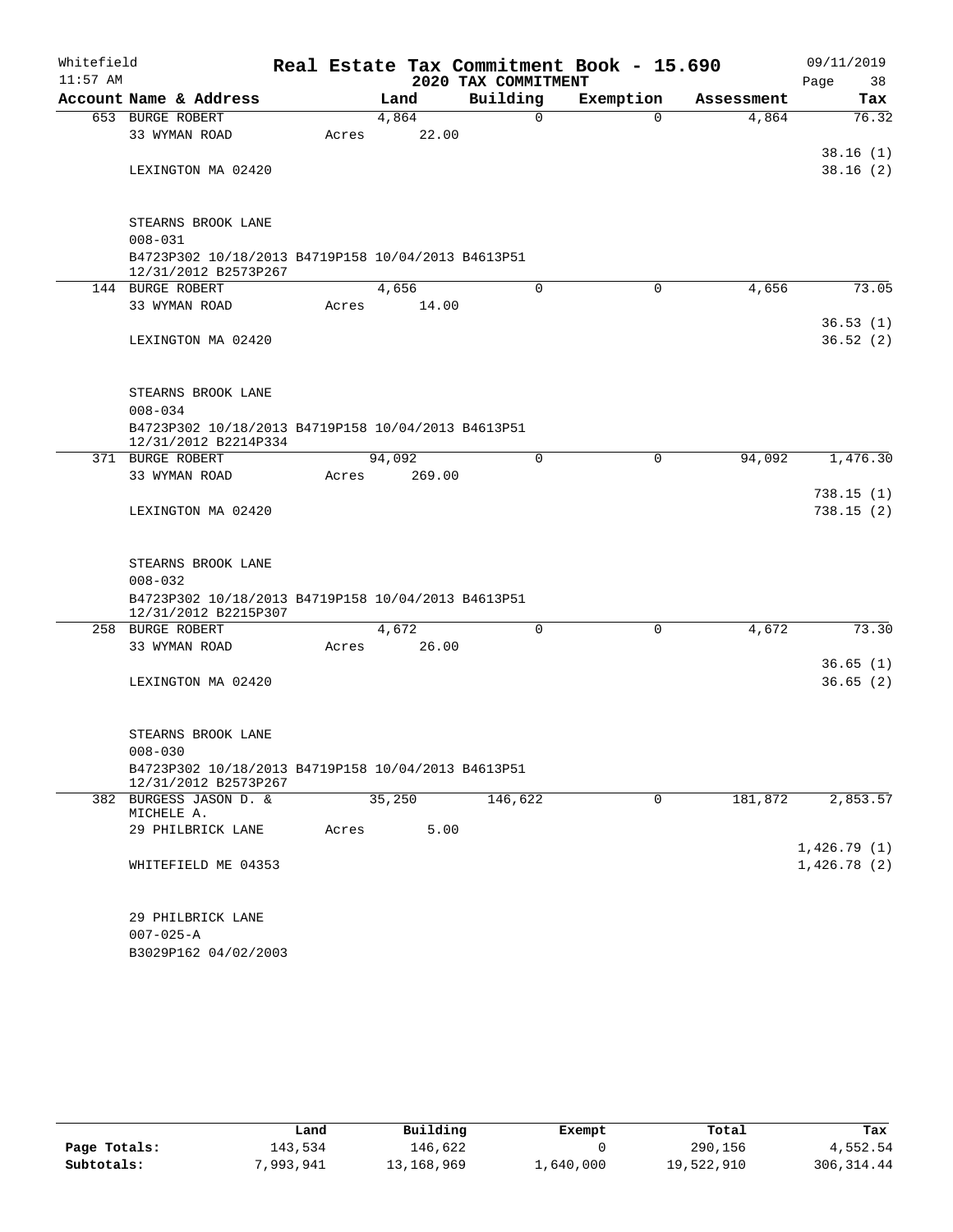Whitefield 11:57 AM

# Real Estate Tax Commitment Book - 15.690

## 2020 TAX COMMITMENT

09/11/2019

| Account Name & Address | Land | Building | Exemption | Assessment | Tax |
|---|---|---|---|---|---|
| 653 BURGE ROBERT | 4,864 | 0 | 0 | 4,864 | 76.32 |
| 33 WYMAN ROAD | Acres 22.00 | | | | |
| | | | | | 38.16 (1) |
| LEXINGTON MA 02420 | | | | | 38.16 (2) |
| STEARNS BROOK LANE | | | | | |
| 008-031 | | | | | |
| B4723P302 10/18/2013 B4719P158 10/04/2013 B4613P51 12/31/2012 B2573P267 | | | | | |
| 144 BURGE ROBERT | 4,656 | 0 | 0 | 4,656 | 73.05 |
| 33 WYMAN ROAD | Acres 14.00 | | | | |
| | | | | | 36.53 (1) |
| LEXINGTON MA 02420 | | | | | 36.52 (2) |
| STEARNS BROOK LANE | | | | | |
| 008-034 | | | | | |
| B4723P302 10/18/2013 B4719P158 10/04/2013 B4613P51 12/31/2012 B2214P334 | | | | | |
| 371 BURGE ROBERT | 94,092 | 0 | 0 | 94,092 | 1,476.30 |
| 33 WYMAN ROAD | Acres 269.00 | | | | |
| | | | | | 738.15 (1) |
| LEXINGTON MA 02420 | | | | | 738.15 (2) |
| STEARNS BROOK LANE | | | | | |
| 008-032 | | | | | |
| B4723P302 10/18/2013 B4719P158 10/04/2013 B4613P51 12/31/2012 B2215P307 | | | | | |
| 258 BURGE ROBERT | 4,672 | 0 | 0 | 4,672 | 73.30 |
| 33 WYMAN ROAD | Acres 26.00 | | | | |
| | | | | | 36.65 (1) |
| LEXINGTON MA 02420 | | | | | 36.65 (2) |
| STEARNS BROOK LANE | | | | | |
| 008-030 | | | | | |
| B4723P302 10/18/2013 B4719P158 10/04/2013 B4613P51 12/31/2012 B2573P267 | | | | | |
| 382 BURGESS JASON D. & MICHELE A. | 35,250 | 146,622 | 0 | 181,872 | 2,853.57 |
| 29 PHILBRICK LANE | Acres 5.00 | | | | |
| | | | | | 1,426.79 (1) |
| WHITEFIELD ME 04353 | | | | | 1,426.78 (2) |
| 29 PHILBRICK LANE | | | | | |
| 007-025-A | | | | | |
| B3029P162 04/02/2003 | | | | | |

| | Land | Building | Exempt | Total | Tax |
|---|---|---|---|---|---|
| Page Totals: | 143,534 | 146,622 | 0 | 290,156 | 4,552.54 |
| Subtotals: | 7,993,941 | 13,168,969 | 1,640,000 | 19,522,910 | 306,314.44 |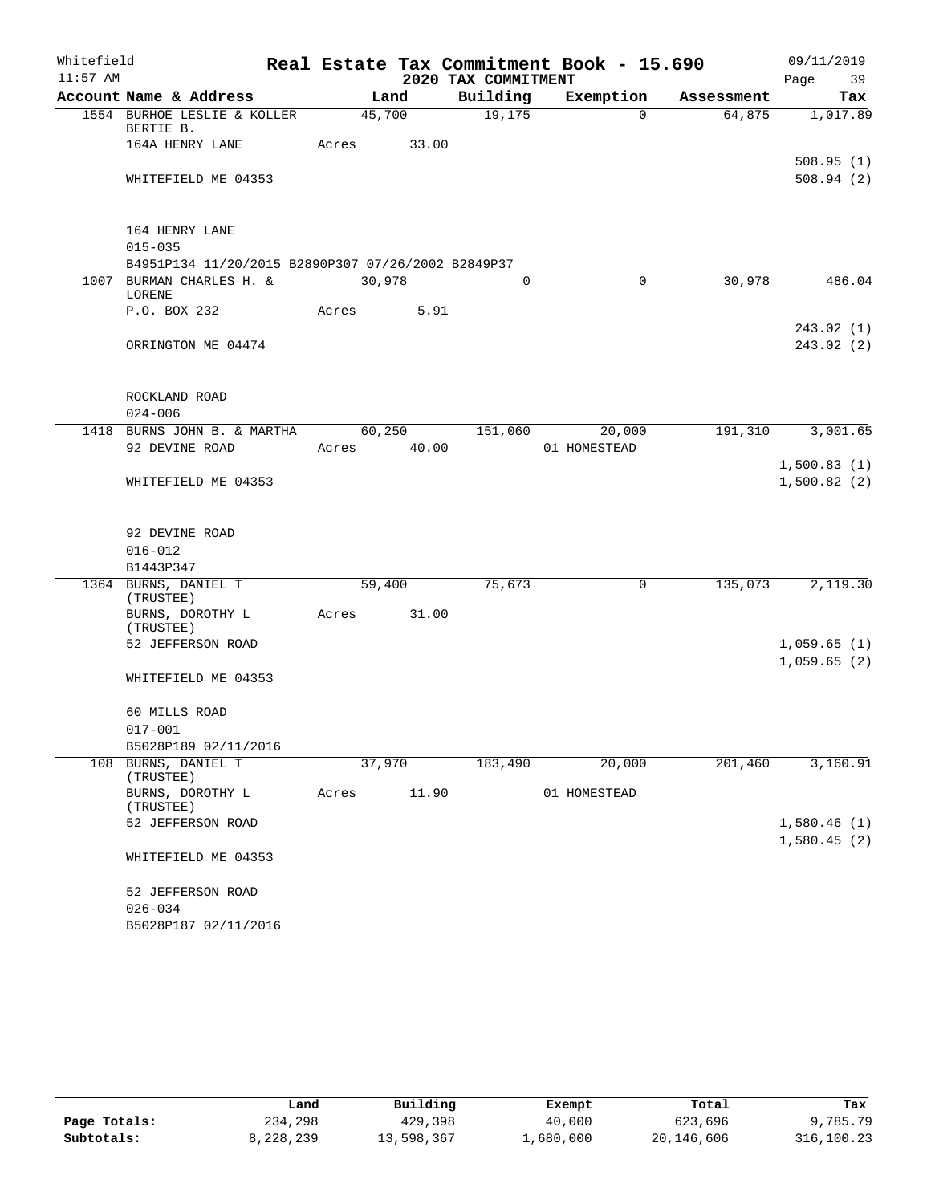Whitefield 11:57 AM

# Real Estate Tax Commitment Book - 15.690

## 2020 TAX COMMITMENT

09/11/2019

| Account Name & Address | Land | Building | Exemption | Assessment | Tax |
|---|---|---|---|---|---|
| 1554 BURHOE LESLIE & KOLLER BERTIE B. | 45,700 | 19,175 | 0 | 64,875 | 1,017.89 |
| 164A HENRY LANE | Acres 33.00 | | | | |
| | | | | | 508.95 (1) |
| WHITEFIELD ME 04353 | | | | | 508.94 (2) |
| 164 HENRY LANE | | | | | |
| 015-035 | | | | | |
| B4951P134 11/20/2015 B2890P307 07/26/2002 B2849P37 | | | | | |
| 1007 BURMAN CHARLES H. & LORENE | 30,978 | 0 | 0 | 30,978 | 486.04 |
| P.O. BOX 232 | Acres 5.91 | | | | |
| | | | | | 243.02 (1) |
| ORRINGTON ME 04474 | | | | | 243.02 (2) |
| ROCKLAND ROAD | | | | | |
| 024-006 | | | | | |
| 1418 BURNS JOHN B. & MARTHA | 60,250 | 151,060 | 20,000 | 191,310 | 3,001.65 |
| 92 DEVINE ROAD | Acres 40.00 | | 01 HOMESTEAD | | |
| | | | | | 1,500.83 (1) |
| WHITEFIELD ME 04353 | | | | | 1,500.82 (2) |
| 92 DEVINE ROAD | | | | | |
| 016-012 | | | | | |
| B1443P347 | | | | | |
| 1364 BURNS, DANIEL T (TRUSTEE) | 59,400 | 75,673 | 0 | 135,073 | 2,119.30 |
| BURNS, DOROTHY L (TRUSTEE) | Acres 31.00 | | | | |
| 52 JEFFERSON ROAD | | | | | 1,059.65 (1) |
| | | | | | 1,059.65 (2) |
| WHITEFIELD ME 04353 | | | | | |
| 60 MILLS ROAD | | | | | |
| 017-001 | | | | | |
| B5028P189 02/11/2016 | | | | | |
| 108 BURNS, DANIEL T (TRUSTEE) | 37,970 | 183,490 | 20,000 | 201,460 | 3,160.91 |
| BURNS, DOROTHY L (TRUSTEE) | Acres 11.90 | | 01 HOMESTEAD | | |
| 52 JEFFERSON ROAD | | | | | 1,580.46 (1) |
| | | | | | 1,580.45 (2) |
| WHITEFIELD ME 04353 | | | | | |
| 52 JEFFERSON ROAD | | | | | |
| 026-034 | | | | | |
| B5028P187 02/11/2016 | | | | | |

| | Land | Building | Exempt | Total | Tax |
|---|---|---|---|---|---|
| Page Totals: | 234,298 | 429,398 | 40,000 | 623,696 | 9,785.79 |
| Subtotals: | 8,228,239 | 13,598,367 | 1,680,000 | 20,146,606 | 316,100.23 |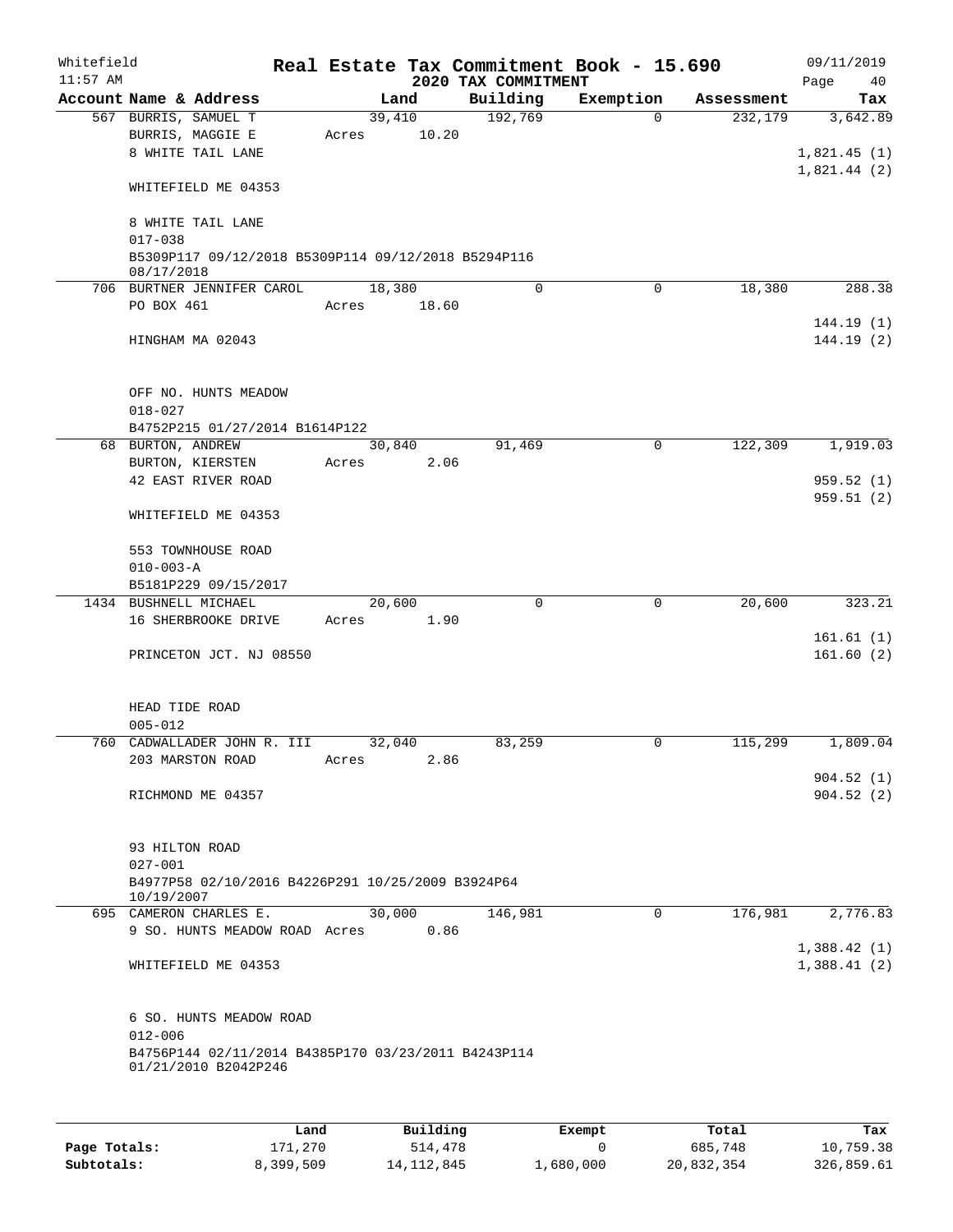Whitefield 11:57 AM

# Real Estate Tax Commitment Book - 15.690
## 2020 TAX COMMITMENT

09/11/2019

| Account Name & Address | Land | Building | Exemption | Assessment | Tax |
|---|---|---|---|---|---|
| 567 BURRIS, SAMUEL T | 39,410 | 192,769 | 0 | 232,179 | 3,642.89 |
| BURRIS, MAGGIE E | Acres 10.20 | | | | |
| 8 WHITE TAIL LANE | | | | | 1,821.45 (1) |
| | | | | | 1,821.44 (2) |
| WHITEFIELD ME 04353 | | | | | |
| 8 WHITE TAIL LANE | | | | | |
| 017-038 | | | | | |
| B5309P117 09/12/2018 B5309P114 09/12/2018 B5294P116 08/17/2018 | | | | | |
| 706 BURTNER JENNIFER CAROL | 18,380 | 0 | 0 | 18,380 | 288.38 |
| PO BOX 461 | Acres 18.60 | | | | |
| | | | | | 144.19 (1) |
| HINGHAM MA 02043 | | | | | 144.19 (2) |
| OFF NO. HUNTS MEADOW | | | | | |
| 018-027 | | | | | |
| B4752P215 01/27/2014 B1614P122 | | | | | |
| 68 BURTON, ANDREW | 30,840 | 91,469 | 0 | 122,309 | 1,919.03 |
| BURTON, KIERSTEN | Acres 2.06 | | | | |
| 42 EAST RIVER ROAD | | | | | 959.52 (1) |
| | | | | | 959.51 (2) |
| WHITEFIELD ME 04353 | | | | | |
| 553 TOWNHOUSE ROAD | | | | | |
| 010-003-A | | | | | |
| B5181P229 09/15/2017 | | | | | |
| 1434 BUSHNELL MICHAEL | 20,600 | 0 | 0 | 20,600 | 323.21 |
| 16 SHERBROOKE DRIVE | Acres 1.90 | | | | |
| | | | | | 161.61 (1) |
| PRINCETON JCT. NJ 08550 | | | | | 161.60 (2) |
| HEAD TIDE ROAD | | | | | |
| 005-012 | | | | | |
| 760 CADWALLADER JOHN R. III | 32,040 | 83,259 | 0 | 115,299 | 1,809.04 |
| 203 MARSTON ROAD | Acres 2.86 | | | | |
| | | | | | 904.52 (1) |
| RICHMOND ME 04357 | | | | | 904.52 (2) |
| 93 HILTON ROAD | | | | | |
| 027-001 | | | | | |
| B4977P58 02/10/2016 B4226P291 10/25/2009 B3924P64 10/19/2007 | | | | | |
| 695 CAMERON CHARLES E. | 30,000 | 146,981 | 0 | 176,981 | 2,776.83 |
| 9 SO. HUNTS MEADOW ROAD | Acres 0.86 | | | | |
| | | | | | 1,388.42 (1) |
| WHITEFIELD ME 04353 | | | | | 1,388.41 (2) |
| 6 SO. HUNTS MEADOW ROAD | | | | | |
| 012-006 | | | | | |
| B4756P144 02/11/2014 B4385P170 03/23/2011 B4243P114 01/21/2010 B2042P246 | | | | | |

| | Land | Building | Exempt | Total | Tax |
|---|---|---|---|---|---|
| Page Totals: | 171,270 | 514,478 | 0 | 685,748 | 10,759.38 |
| Subtotals: | 8,399,509 | 14,112,845 | 1,680,000 | 20,832,354 | 326,859.61 |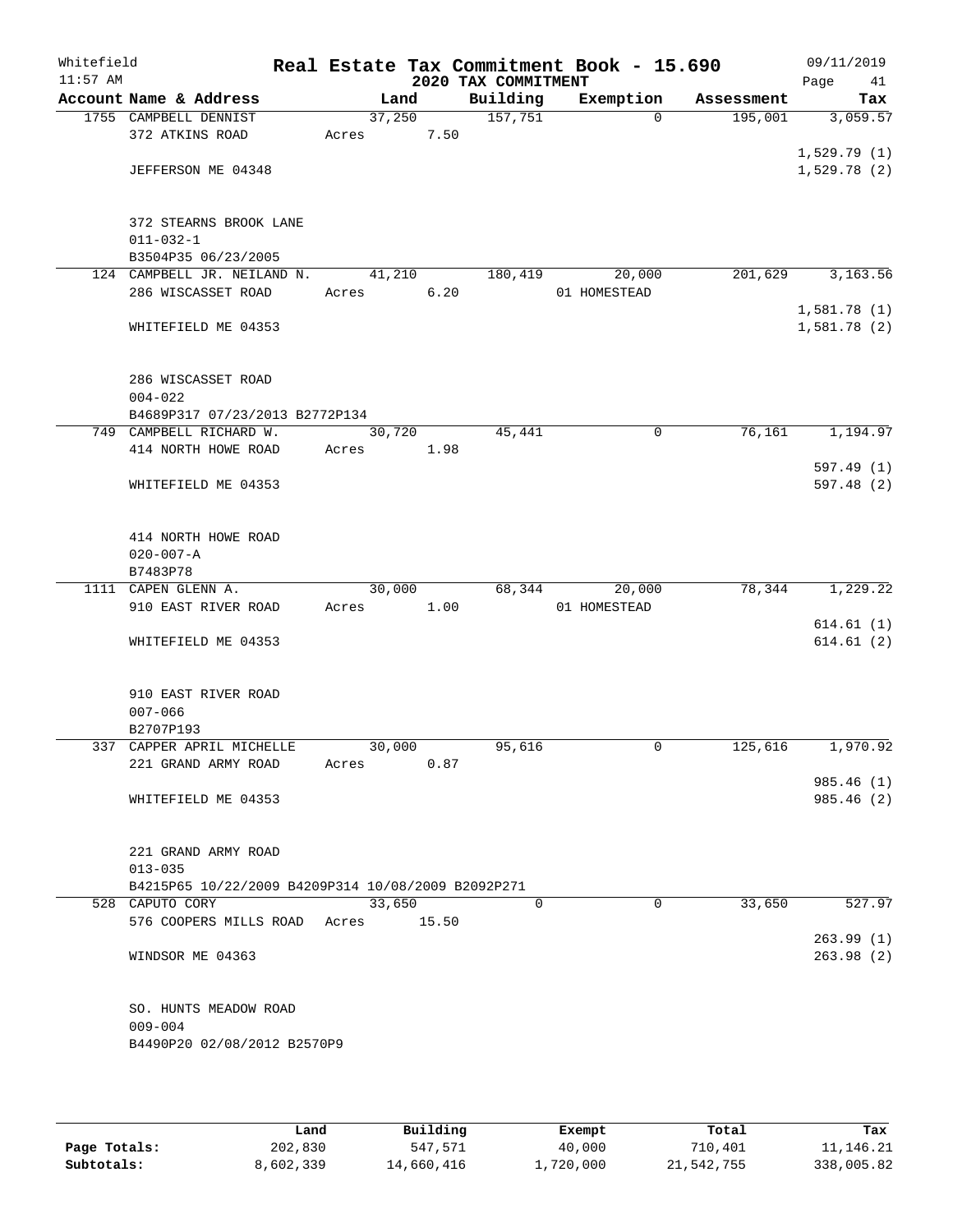Whitefield
11:57 AM

# Real Estate Tax Commitment Book - 15.690

## 2020 TAX COMMITMENT

09/11/2019
Page 41

| Account Name & Address | Land | Building | Exemption | Assessment | Tax |
|---|---|---|---|---|---|
| 1755 CAMPBELL DENNIST | 37,250 | 157,751 | 0 | 195,001 | 3,059.57 |
| 372 ATKINS ROAD | Acres 7.50 | | | | |
| | | | | | 1,529.79 (1) |
| JEFFERSON ME 04348 | | | | | 1,529.78 (2) |
| 372 STEARNS BROOK LANE | | | | | |
| 011-032-1 | | | | | |
| B3504P35 06/23/2005 | | | | | |
| 124 CAMPBELL JR. NEILAND N. | 41,210 | 180,419 | 20,000 | 201,629 | 3,163.56 |
| 286 WISCASSET ROAD | Acres 6.20 | | 01 HOMESTEAD | | |
| | | | | | 1,581.78 (1) |
| WHITEFIELD ME 04353 | | | | | 1,581.78 (2) |
| 286 WISCASSET ROAD | | | | | |
| 004-022 | | | | | |
| B4689P317 07/23/2013 B2772P134 | | | | | |
| 749 CAMPBELL RICHARD W. | 30,720 | 45,441 | 0 | 76,161 | 1,194.97 |
| 414 NORTH HOWE ROAD | Acres 1.98 | | | | |
| | | | | | 597.49 (1) |
| WHITEFIELD ME 04353 | | | | | 597.48 (2) |
| 414 NORTH HOWE ROAD | | | | | |
| 020-007-A | | | | | |
| B7483P78 | | | | | |
| 1111 CAPEN GLENN A. | 30,000 | 68,344 | 20,000 | 78,344 | 1,229.22 |
| 910 EAST RIVER ROAD | Acres 1.00 | | 01 HOMESTEAD | | |
| | | | | | 614.61 (1) |
| WHITEFIELD ME 04353 | | | | | 614.61 (2) |
| 910 EAST RIVER ROAD | | | | | |
| 007-066 | | | | | |
| B2707P193 | | | | | |
| 337 CAPPER APRIL MICHELLE | 30,000 | 95,616 | 0 | 125,616 | 1,970.92 |
| 221 GRAND ARMY ROAD | Acres 0.87 | | | | |
| | | | | | 985.46 (1) |
| WHITEFIELD ME 04353 | | | | | 985.46 (2) |
| 221 GRAND ARMY ROAD | | | | | |
| 013-035 | | | | | |
| B4215P65 10/22/2009 B4209P314 10/08/2009 B2092P271 | | | | | |
| 528 CAPUTO CORY | 33,650 | 0 | 0 | 33,650 | 527.97 |
| 576 COOPERS MILLS ROAD | Acres 15.50 | | | | |
| | | | | | 263.99 (1) |
| WINDSOR ME 04363 | | | | | 263.98 (2) |
| SO. HUNTS MEADOW ROAD | | | | | |
| 009-004 | | | | | |
| B4490P20 02/08/2012 B2570P9 | | | | | |

| | Land | Building | Exempt | Total | Tax |
|---|---|---|---|---|---|
| Page Totals: | 202,830 | 547,571 | 40,000 | 710,401 | 11,146.21 |
| Subtotals: | 8,602,339 | 14,660,416 | 1,720,000 | 21,542,755 | 338,005.82 |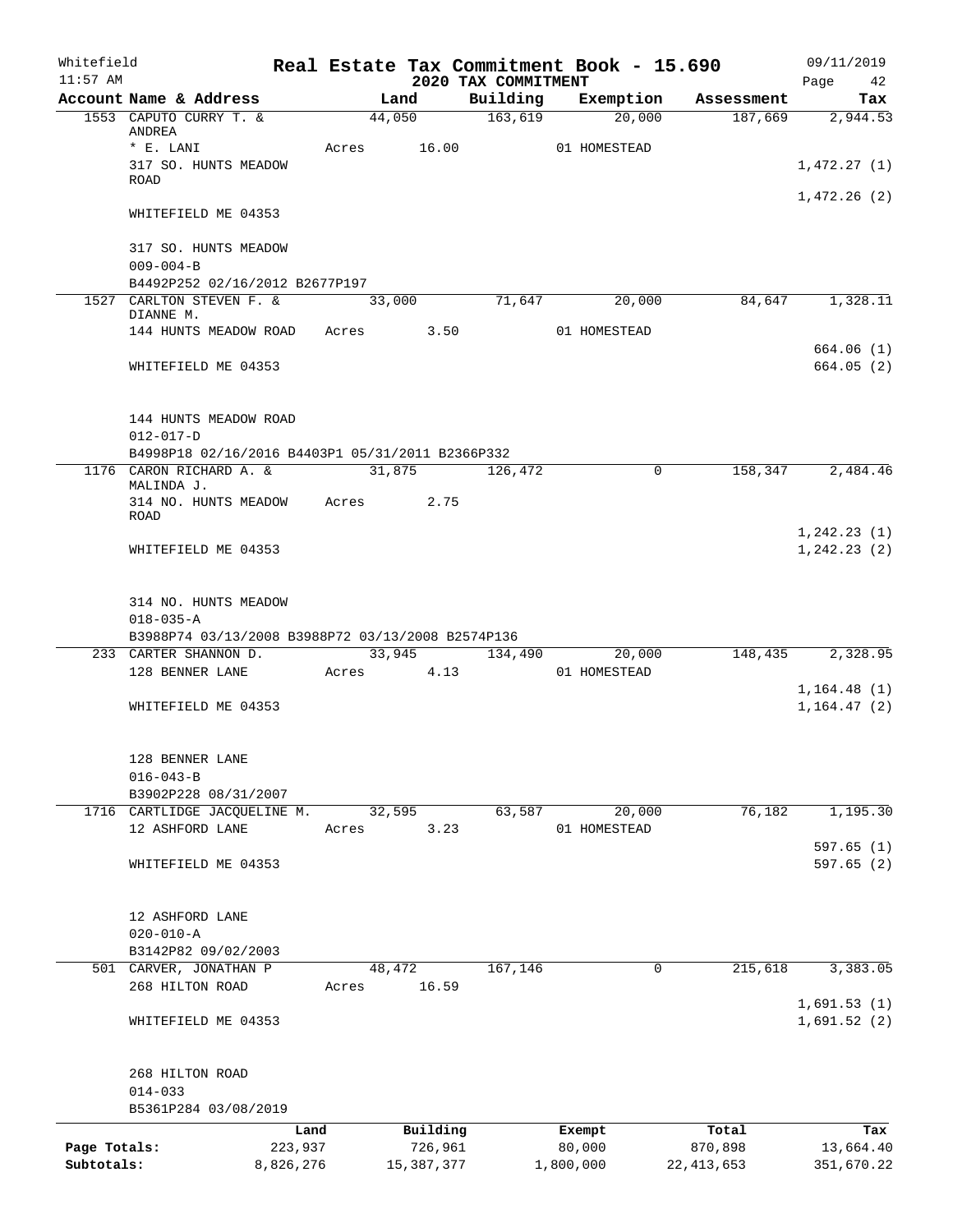# Real Estate Tax Commitment Book - 15.690

Whitefield
11:57 AM

## 2020 TAX COMMITMENT

09/11/2019

| Account Name & Address | Land | Building | Exemption | Assessment | Tax |
|---|---|---|---|---|---|
| 1553 CAPUTO CURRY T. & ANDREA | 44,050 | 163,619 | 20,000 | 187,669 | 2,944.53 |
| * E. LANI | Acres 16.00 | | 01 HOMESTEAD | | |
| 317 SO. HUNTS MEADOW ROAD | | | | | 1,472.27 (1) |
| | | | | | 1,472.26 (2) |
| WHITEFIELD ME 04353 | | | | | |
| 317 SO. HUNTS MEADOW | | | | | |
| 009-004-B | | | | | |
| B4492P252 02/16/2012 B2677P197 | | | | | |
| 1527 CARLTON STEVEN F. & DIANNE M. | 33,000 | 71,647 | 20,000 | 84,647 | 1,328.11 |
| 144 HUNTS MEADOW ROAD | Acres 3.50 | | 01 HOMESTEAD | | |
| | | | | | 664.06 (1) |
| WHITEFIELD ME 04353 | | | | | 664.05 (2) |
| 144 HUNTS MEADOW ROAD | | | | | |
| 012-017-D | | | | | |
| B4998P18 02/16/2016 B4403P1 05/31/2011 B2366P332 | | | | | |
| 1176 CARON RICHARD A. & MALINDA J. | 31,875 | 126,472 | 0 | 158,347 | 2,484.46 |
| 314 NO. HUNTS MEADOW ROAD | Acres 2.75 | | | | |
| | | | | | 1,242.23 (1) |
| WHITEFIELD ME 04353 | | | | | 1,242.23 (2) |
| 314 NO. HUNTS MEADOW | | | | | |
| 018-035-A | | | | | |
| B3988P74 03/13/2008 B3988P72 03/13/2008 B2574P136 | | | | | |
| 233 CARTER SHANNON D. | 33,945 | 134,490 | 20,000 | 148,435 | 2,328.95 |
| 128 BENNER LANE | Acres 4.13 | | 01 HOMESTEAD | | |
| | | | | | 1,164.48 (1) |
| WHITEFIELD ME 04353 | | | | | 1,164.47 (2) |
| 128 BENNER LANE | | | | | |
| 016-043-B | | | | | |
| B3902P228 08/31/2007 | | | | | |
| 1716 CARTLIDGE JACQUELINE M. | 32,595 | 63,587 | 20,000 | 76,182 | 1,195.30 |
| 12 ASHFORD LANE | Acres 3.23 | | 01 HOMESTEAD | | |
| | | | | | 597.65 (1) |
| WHITEFIELD ME 04353 | | | | | 597.65 (2) |
| 12 ASHFORD LANE | | | | | |
| 020-010-A | | | | | |
| B3142P82 09/02/2003 | | | | | |
| 501 CARVER, JONATHAN P | 48,472 | 167,146 | 0 | 215,618 | 3,383.05 |
| 268 HILTON ROAD | Acres 16.59 | | | | |
| | | | | | 1,691.53 (1) |
| WHITEFIELD ME 04353 | | | | | 1,691.52 (2) |
| 268 HILTON ROAD | | | | | |
| 014-033 | | | | | |
| B5361P284 03/08/2019 | | | | | |

| | Land | Building | Exempt | Total | Tax |
|---|---|---|---|---|---|
| Page Totals: | 223,937 | 726,961 | 80,000 | 870,898 | 13,664.40 |
| Subtotals: | 8,826,276 | 15,387,377 | 1,800,000 | 22,413,653 | 351,670.22 |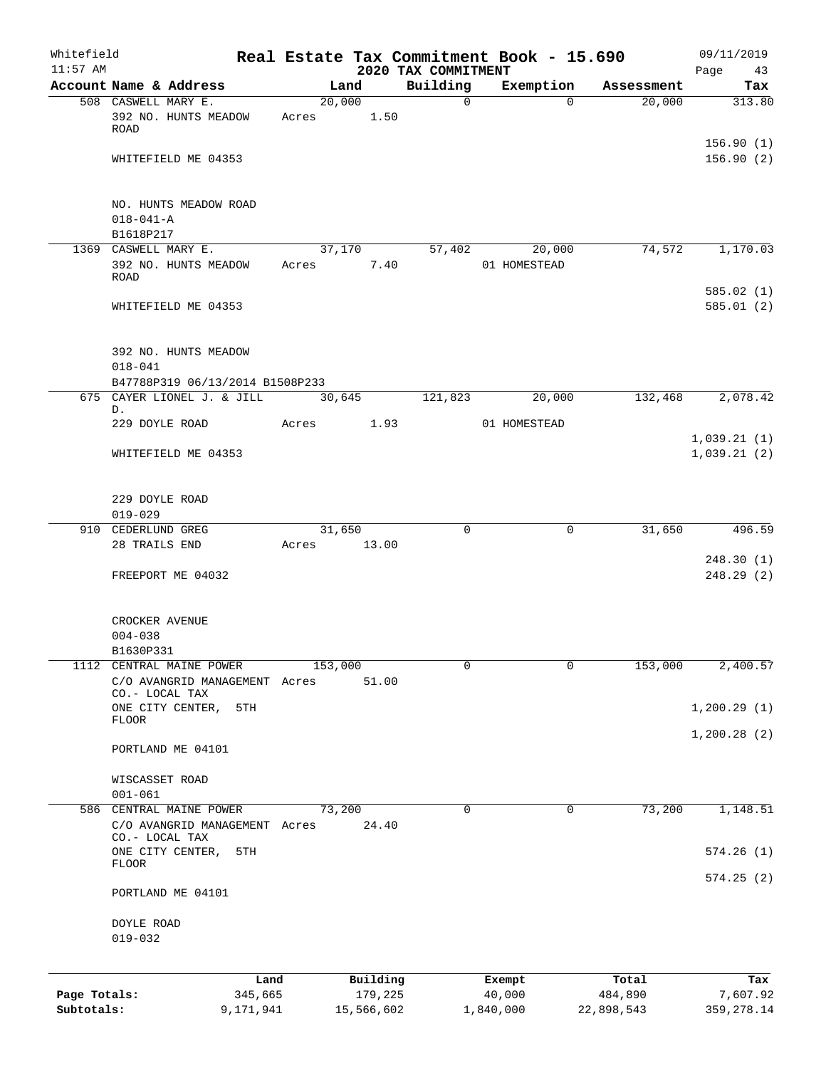Whitefield | Real Estate Tax Commitment Book - 15.690 | 09/11/2019
11:57 AM | 2020 TAX COMMITMENT | Page 43

| Account Name & Address | Land | Building | Exemption | Assessment | Tax |
|---|---|---|---|---|---|
| 508 CASWELL MARY E. | 20,000 | 0 | 0 | 20,000 | 313.80 |
| 392 NO. HUNTS MEADOW ROAD | Acres 1.50 | | | | |
| | | | | | 156.90 (1) |
| WHITEFIELD ME 04353 | | | | | 156.90 (2) |
| NO. HUNTS MEADOW ROAD | | | | | |
| 018-041-A | | | | | |
| B1618P217 | | | | | |
| 1369 CASWELL MARY E. | 37,170 | 57,402 | 20,000 | 74,572 | 1,170.03 |
| 392 NO. HUNTS MEADOW ROAD | Acres 7.40 | | 01 HOMESTEAD | | |
| | | | | | 585.02 (1) |
| WHITEFIELD ME 04353 | | | | | 585.01 (2) |
| 392 NO. HUNTS MEADOW | | | | | |
| 018-041 | | | | | |
| B47788P319 06/13/2014 B1508P233 | | | | | |
| 675 CAYER LIONEL J. & JILL D. | 30,645 | 121,823 | 20,000 | 132,468 | 2,078.42 |
| 229 DOYLE ROAD | Acres 1.93 | | 01 HOMESTEAD | | |
| | | | | | 1,039.21 (1) |
| WHITEFIELD ME 04353 | | | | | 1,039.21 (2) |
| 229 DOYLE ROAD | | | | | |
| 019-029 | | | | | |
| 910 CEDERLUND GREG | 31,650 | 0 | 0 | 31,650 | 496.59 |
| 28 TRAILS END | Acres 13.00 | | | | |
| | | | | | 248.30 (1) |
| FREEPORT ME 04032 | | | | | 248.29 (2) |
| CROCKER AVENUE | | | | | |
| 004-038 | | | | | |
| B1630P331 | | | | | |
| 1112 CENTRAL MAINE POWER | 153,000 | 0 | 0 | 153,000 | 2,400.57 |
| C/O AVANGRID MANAGEMENT CO.- LOCAL TAX | Acres 51.00 | | | | |
| ONE CITY CENTER, 5TH FLOOR | | | | | 1,200.29 (1) |
| | | | | | 1,200.28 (2) |
| PORTLAND ME 04101 | | | | | |
| WISCASSET ROAD | | | | | |
| 001-061 | | | | | |
| 586 CENTRAL MAINE POWER | 73,200 | 0 | 0 | 73,200 | 1,148.51 |
| C/O AVANGRID MANAGEMENT CO.- LOCAL TAX | Acres 24.40 | | | | |
| ONE CITY CENTER, 5TH FLOOR | | | | | 574.26 (1) |
| | | | | | 574.25 (2) |
| PORTLAND ME 04101 | | | | | |
| DOYLE ROAD | | | | | |
| 019-032 | | | | | |

| | Land | Building | Exempt | Total | Tax |
|---|---|---|---|---|---|
| Page Totals: | 345,665 | 179,225 | 40,000 | 484,890 | 7,607.92 |
| Subtotals: | 9,171,941 | 15,566,602 | 1,840,000 | 22,898,543 | 359,278.14 |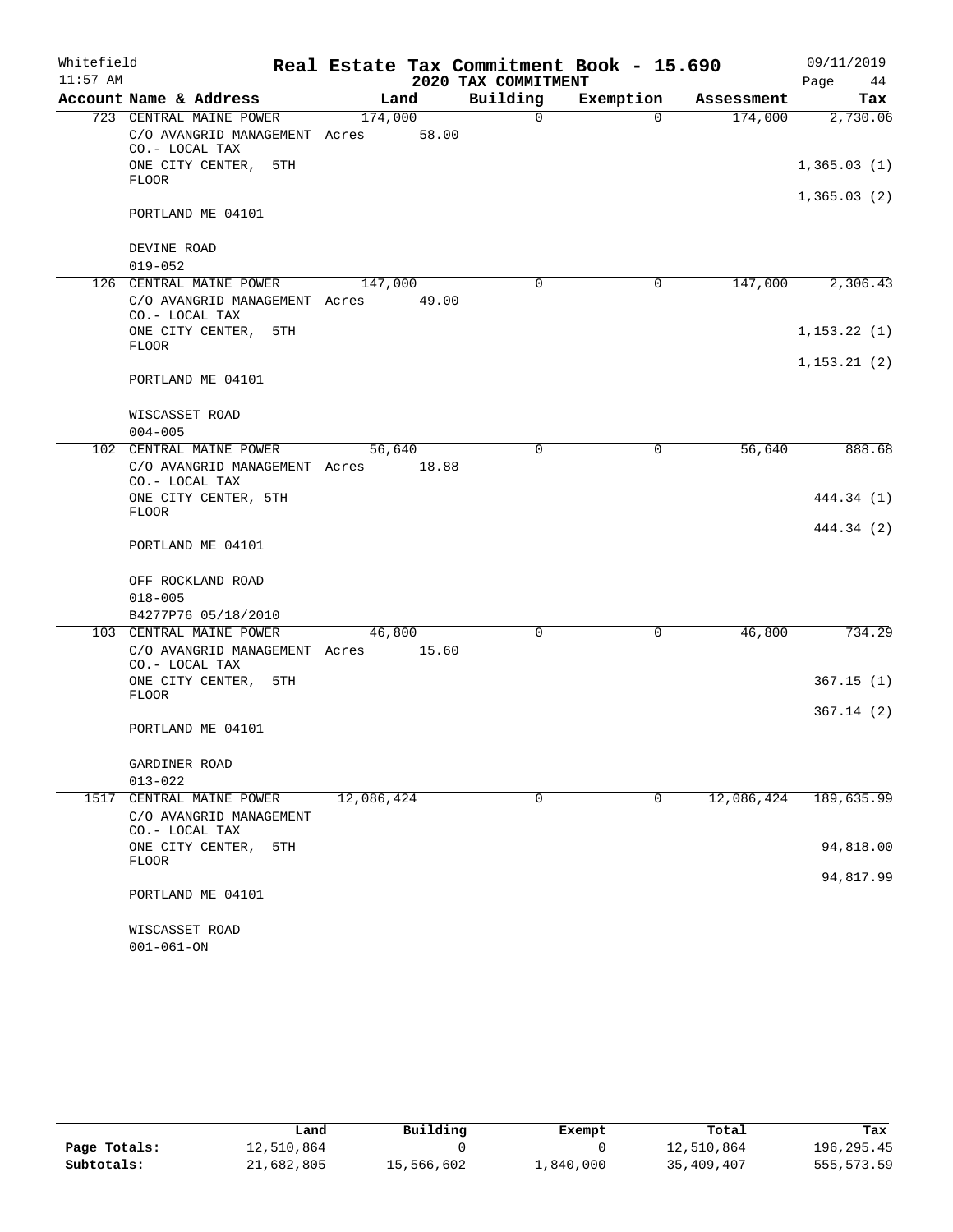Whitefield — Real Estate Tax Commitment Book - 15.690 — 09/11/2019

11:57 AM — 2020 TAX COMMITMENT

| Account Name & Address | Land | Building | Exemption | Assessment | Tax |
|---|---|---|---|---|---|
| 723 CENTRAL MAINE POWER | 174,000 | 0 | 0 | 174,000 | 2,730.06 |
| C/O AVANGRID MANAGEMENT CO.- LOCAL TAX | Acres 58.00 | | | | |
| ONE CITY CENTER, 5TH FLOOR | | | | | 1,365.03 (1) |
| PORTLAND ME 04101 | | | | | 1,365.03 (2) |
| DEVINE ROAD | | | | | |
| 019-052 | | | | | |
| 126 CENTRAL MAINE POWER | 147,000 | 0 | 0 | 147,000 | 2,306.43 |
| C/O AVANGRID MANAGEMENT CO.- LOCAL TAX | Acres 49.00 | | | | |
| ONE CITY CENTER, 5TH FLOOR | | | | | 1,153.22 (1) |
| PORTLAND ME 04101 | | | | | 1,153.21 (2) |
| WISCASSET ROAD | | | | | |
| 004-005 | | | | | |
| 102 CENTRAL MAINE POWER | 56,640 | 0 | 0 | 56,640 | 888.68 |
| C/O AVANGRID MANAGEMENT CO.- LOCAL TAX | Acres 18.88 | | | | |
| ONE CITY CENTER, 5TH FLOOR | | | | | 444.34 (1) |
| PORTLAND ME 04101 | | | | | 444.34 (2) |
| OFF ROCKLAND ROAD | | | | | |
| 018-005 | | | | | |
| B4277P76 05/18/2010 | | | | | |
| 103 CENTRAL MAINE POWER | 46,800 | 0 | 0 | 46,800 | 734.29 |
| C/O AVANGRID MANAGEMENT CO.- LOCAL TAX | Acres 15.60 | | | | |
| ONE CITY CENTER, 5TH FLOOR | | | | | 367.15 (1) |
| PORTLAND ME 04101 | | | | | 367.14 (2) |
| GARDINER ROAD | | | | | |
| 013-022 | | | | | |
| 1517 CENTRAL MAINE POWER | 12,086,424 | 0 | 0 | 12,086,424 | 189,635.99 |
| C/O AVANGRID MANAGEMENT CO.- LOCAL TAX | | | | | |
| ONE CITY CENTER, 5TH FLOOR | | | | | 94,818.00 |
| PORTLAND ME 04101 | | | | | 94,817.99 |
| WISCASSET ROAD | | | | | |
| 001-061-ON | | | | | |

| | Land | Building | Exempt | Total | Tax |
|---|---|---|---|---|---|
| Page Totals: | 12,510,864 | 0 | 0 | 12,510,864 | 196,295.45 |
| Subtotals: | 21,682,805 | 15,566,602 | 1,840,000 | 35,409,407 | 555,573.59 |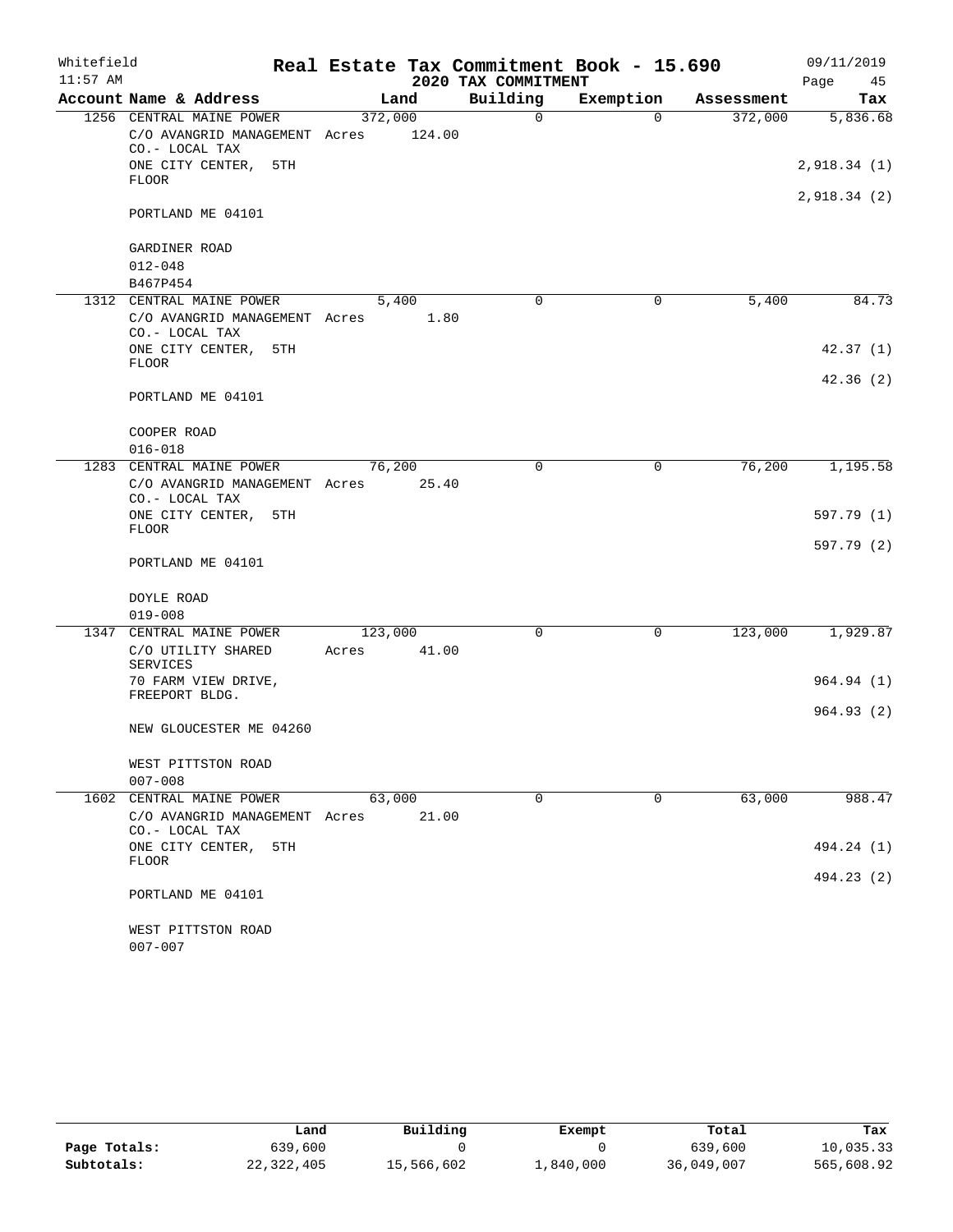Whitefield — Real Estate Tax Commitment Book - 15.690 — 09/11/2019

11:57 AM — 2020 TAX COMMITMENT

| Account Name & Address | Land | Building | Exemption | Assessment | Tax |
|---|---|---|---|---|---|
| 1256 CENTRAL MAINE POWER | 372,000 | 0 | 0 | 372,000 | 5,836.68 |
| C/O AVANGRID MANAGEMENT CO.- LOCAL TAX | Acres 124.00 | | | | |
| ONE CITY CENTER, 5TH FLOOR | | | | | 2,918.34 (1) |
| | | | | | 2,918.34 (2) |
| PORTLAND ME 04101 | | | | | |
| GARDINER ROAD | | | | | |
| 012-048 | | | | | |
| B467P454 | | | | | |
| 1312 CENTRAL MAINE POWER | 5,400 | 0 | 0 | 5,400 | 84.73 |
| C/O AVANGRID MANAGEMENT CO.- LOCAL TAX | Acres 1.80 | | | | |
| ONE CITY CENTER, 5TH FLOOR | | | | | 42.37 (1) |
| | | | | | 42.36 (2) |
| PORTLAND ME 04101 | | | | | |
| COOPER ROAD | | | | | |
| 016-018 | | | | | |
| 1283 CENTRAL MAINE POWER | 76,200 | 0 | 0 | 76,200 | 1,195.58 |
| C/O AVANGRID MANAGEMENT CO.- LOCAL TAX | Acres 25.40 | | | | |
| ONE CITY CENTER, 5TH FLOOR | | | | | 597.79 (1) |
| | | | | | 597.79 (2) |
| PORTLAND ME 04101 | | | | | |
| DOYLE ROAD | | | | | |
| 019-008 | | | | | |
| 1347 CENTRAL MAINE POWER | 123,000 | 0 | 0 | 123,000 | 1,929.87 |
| C/O UTILITY SHARED SERVICES | Acres 41.00 | | | | |
| 70 FARM VIEW DRIVE, FREEPORT BLDG. | | | | | 964.94 (1) |
| | | | | | 964.93 (2) |
| NEW GLOUCESTER ME 04260 | | | | | |
| WEST PITTSTON ROAD | | | | | |
| 007-008 | | | | | |
| 1602 CENTRAL MAINE POWER | 63,000 | 0 | 0 | 63,000 | 988.47 |
| C/O AVANGRID MANAGEMENT CO.- LOCAL TAX | Acres 21.00 | | | | |
| ONE CITY CENTER, 5TH FLOOR | | | | | 494.24 (1) |
| | | | | | 494.23 (2) |
| PORTLAND ME 04101 | | | | | |
| WEST PITTSTON ROAD | | | | | |
| 007-007 | | | | | |

| | Land | Building | Exempt | Total | Tax |
|---|---|---|---|---|---|
| Page Totals: | 639,600 | 0 | 0 | 639,600 | 10,035.33 |
| Subtotals: | 22,322,405 | 15,566,602 | 1,840,000 | 36,049,007 | 565,608.92 |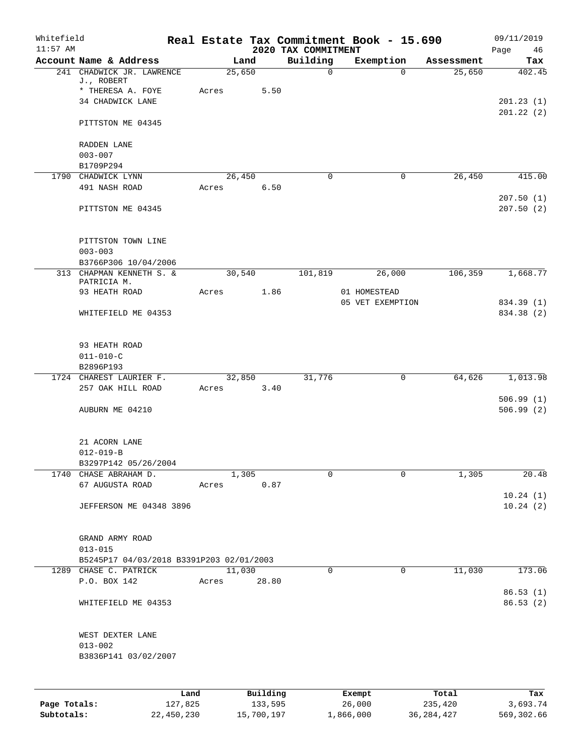Whitefield 11:57 AM

# Real Estate Tax Commitment Book - 15.690

## 2020 TAX COMMITMENT

09/11/2019

| Account Name & Address | Land | Building | Exemption | Assessment | Tax |
|---|---|---|---|---|---|
| 241 CHADWICK JR. LAWRENCE J., ROBERT | 25,650 | 0 | 0 | 25,650 | 402.45 |
| * THERESA A. FOYE | Acres 5.50 | | | | |
| 34 CHADWICK LANE | | | | | 201.23 (1) |
| | | | | | 201.22 (2) |
| PITTSTON ME 04345 | | | | | |
| RADDEN LANE | | | | | |
| 003-007 | | | | | |
| B1709P294 | | | | | |
| 1790 CHADWICK LYNN | 26,450 | 0 | 0 | 26,450 | 415.00 |
| 491 NASH ROAD | Acres 6.50 | | | | |
| | | | | | 207.50 (1) |
| PITTSTON ME 04345 | | | | | 207.50 (2) |
| PITTSTON TOWN LINE | | | | | |
| 003-003 | | | | | |
| B3766P306 10/04/2006 | | | | | |
| 313 CHAPMAN KENNETH S. & PATRICIA M. | 30,540 | 101,819 | 26,000 | 106,359 | 1,668.77 |
| 93 HEATH ROAD | Acres 1.86 | | 01 HOMESTEAD | | |
| | | | 05 VET EXEMPTION | | 834.39 (1) |
| WHITEFIELD ME 04353 | | | | | 834.38 (2) |
| 93 HEATH ROAD | | | | | |
| 011-010-C | | | | | |
| B2896P193 | | | | | |
| 1724 CHAREST LAURIER F. | 32,850 | 31,776 | 0 | 64,626 | 1,013.98 |
| 257 OAK HILL ROAD | Acres 3.40 | | | | |
| | | | | | 506.99 (1) |
| AUBURN ME 04210 | | | | | 506.99 (2) |
| 21 ACORN LANE | | | | | |
| 012-019-B | | | | | |
| B3297P142 05/26/2004 | | | | | |
| 1740 CHASE ABRAHAM D. | 1,305 | 0 | 0 | 1,305 | 20.48 |
| 67 AUGUSTA ROAD | Acres 0.87 | | | | |
| | | | | | 10.24 (1) |
| JEFFERSON ME 04348 3896 | | | | | 10.24 (2) |
| GRAND ARMY ROAD | | | | | |
| 013-015 | | | | | |
| B5245P17 04/03/2018 B3391P203 02/01/2003 | | | | | |
| 1289 CHASE C. PATRICK | 11,030 | 0 | 0 | 11,030 | 173.06 |
| P.O. BOX 142 | Acres 28.80 | | | | |
| | | | | | 86.53 (1) |
| WHITEFIELD ME 04353 | | | | | 86.53 (2) |
| WEST DEXTER LANE | | | | | |
| 013-002 | | | | | |
| B3836P141 03/02/2007 | | | | | |

| | Land | Building | Exempt | Total | Tax |
|---|---|---|---|---|---|
| Page Totals: | 127,825 | 133,595 | 26,000 | 235,420 | 3,693.74 |
| Subtotals: | 22,450,230 | 15,700,197 | 1,866,000 | 36,284,427 | 569,302.66 |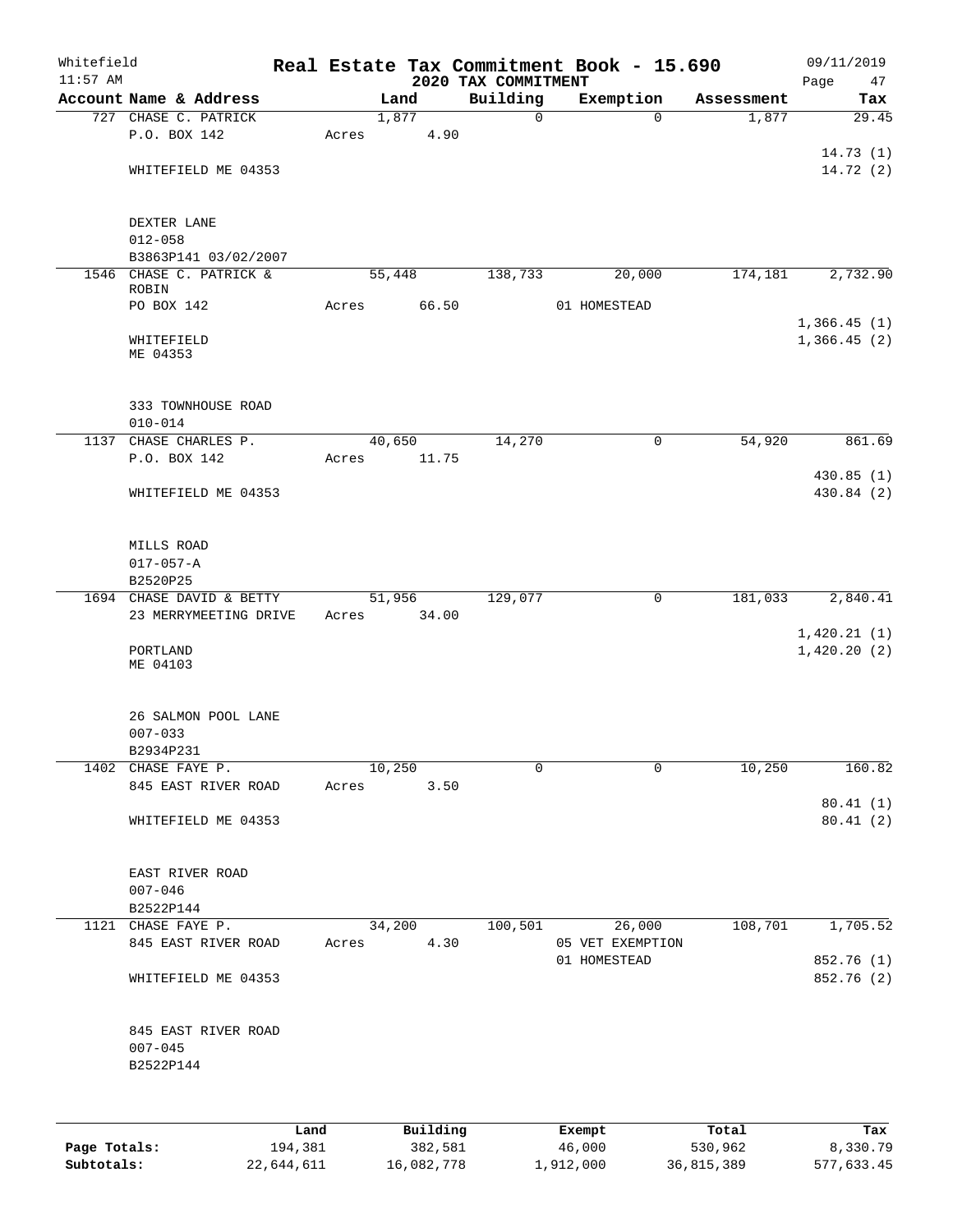Whitefield 11:57 AM

# Real Estate Tax Commitment Book - 15.690

## 2020 TAX COMMITMENT

09/11/2019 Page 47

| Account Name & Address | Land | Building | Exemption | Assessment | Tax |
|---|---|---|---|---|---|
| 727 CHASE C. PATRICK | 1,877 | 0 | 0 | 1,877 | 29.45 |
| P.O. BOX 142 | Acres 4.90 | | | | |
| | | | | | 14.73 (1) |
| WHITEFIELD ME 04353 | | | | | 14.72 (2) |
| DEXTER LANE | | | | | |
| 012-058 | | | | | |
| B3863P141 03/02/2007 | | | | | |
| 1546 CHASE C. PATRICK & ROBIN | 55,448 | 138,733 | 20,000 | 174,181 | 2,732.90 |
| PO BOX 142 | Acres 66.50 | | 01 HOMESTEAD | | |
| | | | | | 1,366.45 (1) |
| WHITEFIELD ME 04353 | | | | | 1,366.45 (2) |
| 333 TOWNHOUSE ROAD | | | | | |
| 010-014 | | | | | |
| 1137 CHASE CHARLES P. | 40,650 | 14,270 | 0 | 54,920 | 861.69 |
| P.O. BOX 142 | Acres 11.75 | | | | |
| | | | | | 430.85 (1) |
| WHITEFIELD ME 04353 | | | | | 430.84 (2) |
| MILLS ROAD | | | | | |
| 017-057-A | | | | | |
| B2520P25 | | | | | |
| 1694 CHASE DAVID & BETTY | 51,956 | 129,077 | 0 | 181,033 | 2,840.41 |
| 23 MERRYMEETING DRIVE | Acres 34.00 | | | | |
| | | | | | 1,420.21 (1) |
| PORTLAND ME 04103 | | | | | 1,420.20 (2) |
| 26 SALMON POOL LANE | | | | | |
| 007-033 | | | | | |
| B2934P231 | | | | | |
| 1402 CHASE FAYE P. | 10,250 | 0 | 0 | 10,250 | 160.82 |
| 845 EAST RIVER ROAD | Acres 3.50 | | | | |
| | | | | | 80.41 (1) |
| WHITEFIELD ME 04353 | | | | | 80.41 (2) |
| EAST RIVER ROAD | | | | | |
| 007-046 | | | | | |
| B2522P144 | | | | | |
| 1121 CHASE FAYE P. | 34,200 | 100,501 | 26,000 | 108,701 | 1,705.52 |
| 845 EAST RIVER ROAD | Acres 4.30 | | 05 VET EXEMPTION | | |
| | | | 01 HOMESTEAD | | 852.76 (1) |
| WHITEFIELD ME 04353 | | | | | 852.76 (2) |
| 845 EAST RIVER ROAD | | | | | |
| 007-045 | | | | | |
| B2522P144 | | | | | |

| | Land | Building | Exempt | Total | Tax |
|---|---|---|---|---|---|
| Page Totals: | 194,381 | 382,581 | 46,000 | 530,962 | 8,330.79 |
| Subtotals: | 22,644,611 | 16,082,778 | 1,912,000 | 36,815,389 | 577,633.45 |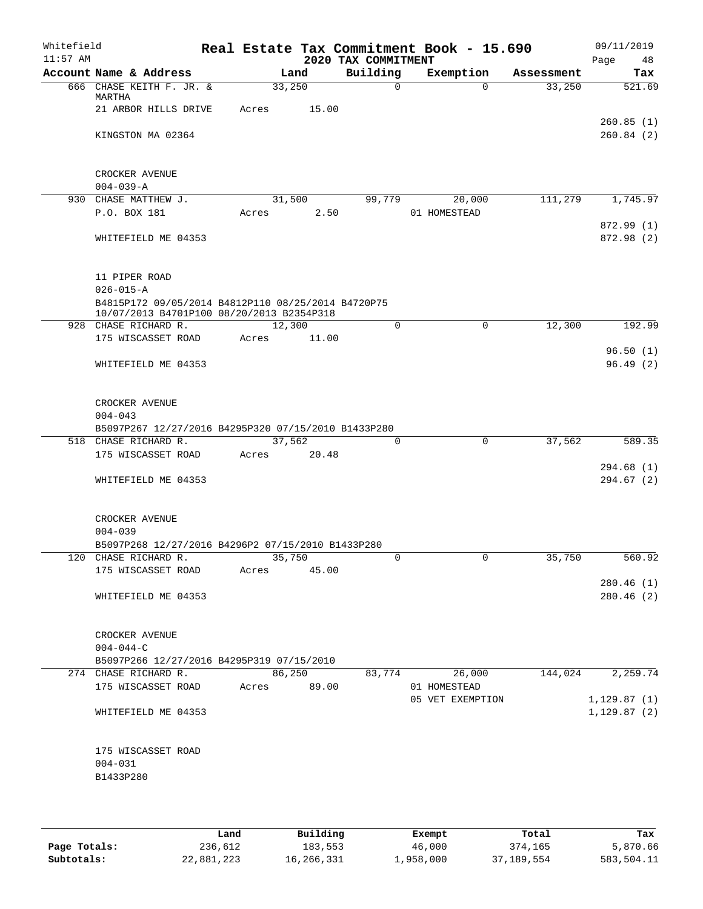Whitefield 11:57 AM

# Real Estate Tax Commitment Book - 15.690

## 2020 TAX COMMITMENT

09/11/2019 Page 48

| Account Name & Address | Land | Building | Exemption | Assessment | Tax |
|---|---|---|---|---|---|
| 666 CHASE KEITH F. JR. & MARTHA | 33,250 | 0 | 0 | 33,250 | 521.69 |
| 21 ARBOR HILLS DRIVE | Acres 15.00 | | | | |
| | | | | | 260.85 (1) |
| KINGSTON MA 02364 | | | | | 260.84 (2) |
| CROCKER AVENUE | | | | | |
| 004-039-A | | | | | |
| 930 CHASE MATTHEW J. | 31,500 | 99,779 | 20,000 | 111,279 | 1,745.97 |
| P.O. BOX 181 | Acres 2.50 | | 01 HOMESTEAD | | |
| | | | | | 872.99 (1) |
| WHITEFIELD ME 04353 | | | | | 872.98 (2) |
| 11 PIPER ROAD | | | | | |
| 026-015-A | | | | | |
| B4815P172 09/05/2014 B4812P110 08/25/2014 B4720P75 10/07/2013 B4701P100 08/20/2013 B2354P318 | | | | | |
| 928 CHASE RICHARD R. | 12,300 | 0 | 0 | 12,300 | 192.99 |
| 175 WISCASSET ROAD | Acres 11.00 | | | | |
| | | | | | 96.50 (1) |
| WHITEFIELD ME 04353 | | | | | 96.49 (2) |
| CROCKER AVENUE | | | | | |
| 004-043 | | | | | |
| B5097P267 12/27/2016 B4295P320 07/15/2010 B1433P280 | | | | | |
| 518 CHASE RICHARD R. | 37,562 | 0 | 0 | 37,562 | 589.35 |
| 175 WISCASSET ROAD | Acres 20.48 | | | | |
| | | | | | 294.68 (1) |
| WHITEFIELD ME 04353 | | | | | 294.67 (2) |
| CROCKER AVENUE | | | | | |
| 004-039 | | | | | |
| B5097P268 12/27/2016 B4296P2 07/15/2010 B1433P280 | | | | | |
| 120 CHASE RICHARD R. | 35,750 | 0 | 0 | 35,750 | 560.92 |
| 175 WISCASSET ROAD | Acres 45.00 | | | | |
| | | | | | 280.46 (1) |
| WHITEFIELD ME 04353 | | | | | 280.46 (2) |
| CROCKER AVENUE | | | | | |
| 004-044-C | | | | | |
| B5097P266 12/27/2016 B4295P319 07/15/2010 | | | | | |
| 274 CHASE RICHARD R. | 86,250 | 83,774 | 26,000 | 144,024 | 2,259.74 |
| 175 WISCASSET ROAD | Acres 89.00 | | 01 HOMESTEAD | | |
| | | | 05 VET EXEMPTION | | 1,129.87 (1) |
| WHITEFIELD ME 04353 | | | | | 1,129.87 (2) |
| 175 WISCASSET ROAD | | | | | |
| 004-031 | | | | | |
| B1433P280 | | | | | |

| | Land | Building | Exempt | Total | Tax |
|---|---|---|---|---|---|
| Page Totals: | 236,612 | 183,553 | 46,000 | 374,165 | 5,870.66 |
| Subtotals: | 22,881,223 | 16,266,331 | 1,958,000 | 37,189,554 | 583,504.11 |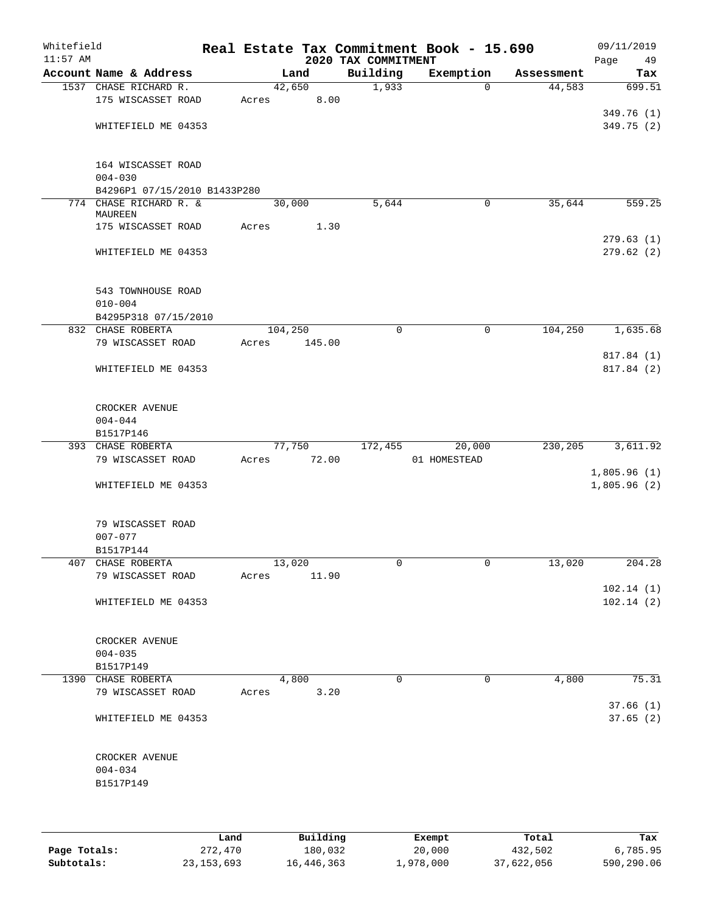Whitefield 11:57 AM

# Real Estate Tax Commitment Book - 15.690

## 2020 TAX COMMITMENT

09/11/2019 Page 49

| Account Name & Address | Land | Building | Exemption | Assessment | Tax |
|---|---|---|---|---|---|
| 1537 CHASE RICHARD R. | 42,650 | 1,933 | 0 | 44,583 | 699.51 |
| 175 WISCASSET ROAD | Acres 8.00 | | | | |
| | | | | | 349.76 (1) |
| WHITEFIELD ME 04353 | | | | | 349.75 (2) |
| 164 WISCASSET ROAD | | | | | |
| 004-030 | | | | | |
| B4296P1 07/15/2010 B1433P280 | | | | | |
| 774 CHASE RICHARD R. & MAUREEN | 30,000 | 5,644 | 0 | 35,644 | 559.25 |
| 175 WISCASSET ROAD | Acres 1.30 | | | | |
| | | | | | 279.63 (1) |
| WHITEFIELD ME 04353 | | | | | 279.62 (2) |
| 543 TOWNHOUSE ROAD | | | | | |
| 010-004 | | | | | |
| B4295P318 07/15/2010 | | | | | |
| 832 CHASE ROBERTA | 104,250 | 0 | 0 | 104,250 | 1,635.68 |
| 79 WISCASSET ROAD | Acres 145.00 | | | | |
| | | | | | 817.84 (1) |
| WHITEFIELD ME 04353 | | | | | 817.84 (2) |
| CROCKER AVENUE | | | | | |
| 004-044 | | | | | |
| B1517P146 | | | | | |
| 393 CHASE ROBERTA | 77,750 | 172,455 | 20,000 | 230,205 | 3,611.92 |
| 79 WISCASSET ROAD | Acres 72.00 | | 01 HOMESTEAD | | |
| | | | | | 1,805.96 (1) |
| WHITEFIELD ME 04353 | | | | | 1,805.96 (2) |
| 79 WISCASSET ROAD | | | | | |
| 007-077 | | | | | |
| B1517P144 | | | | | |
| 407 CHASE ROBERTA | 13,020 | 0 | 0 | 13,020 | 204.28 |
| 79 WISCASSET ROAD | Acres 11.90 | | | | |
| | | | | | 102.14 (1) |
| WHITEFIELD ME 04353 | | | | | 102.14 (2) |
| CROCKER AVENUE | | | | | |
| 004-035 | | | | | |
| B1517P149 | | | | | |
| 1390 CHASE ROBERTA | 4,800 | 0 | 0 | 4,800 | 75.31 |
| 79 WISCASSET ROAD | Acres 3.20 | | | | |
| | | | | | 37.66 (1) |
| WHITEFIELD ME 04353 | | | | | 37.65 (2) |
| CROCKER AVENUE | | | | | |
| 004-034 | | | | | |
| B1517P149 | | | | | |

| | Land | Building | Exempt | Total | Tax |
|---|---|---|---|---|---|
| Page Totals: | 272,470 | 180,032 | 20,000 | 432,502 | 6,785.95 |
| Subtotals: | 23,153,693 | 16,446,363 | 1,978,000 | 37,622,056 | 590,290.06 |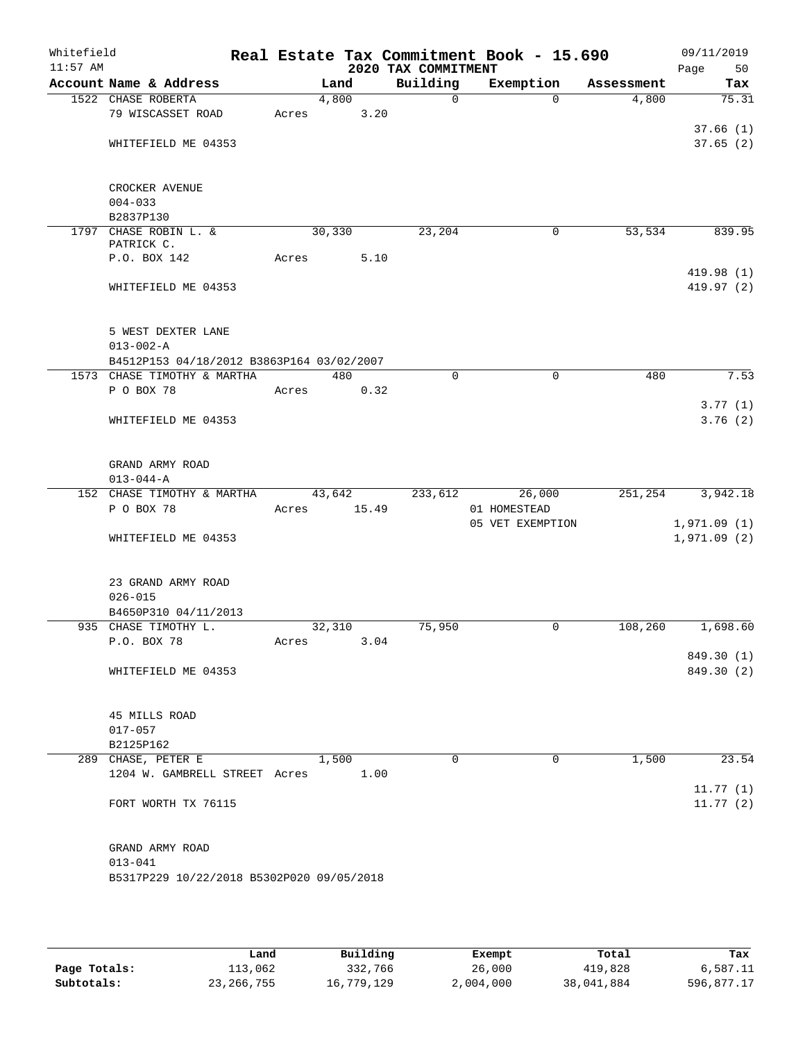Whitefield
11:57 AM

# Real Estate Tax Commitment Book - 15.690

## 2020 TAX COMMITMENT

09/11/2019
Page 50

| Account Name & Address | Land | Building | Exemption | Assessment | Tax |
|---|---|---|---|---|---|
| 1522 CHASE ROBERTA<br>79 WISCASSET ROAD<br>WHITEFIELD ME 04353<br><br>CROCKER AVENUE<br>004-033<br>B2837P130 | 4,800<br>Acres 3.20 | 0 | 0 | 4,800 | 75.31<br>37.66 (1)<br>37.65 (2) |
| 1797 CHASE ROBIN L. & PATRICK C.<br>P.O. BOX 142<br>WHITEFIELD ME 04353<br><br>5 WEST DEXTER LANE<br>013-002-A<br>B4512P153 04/18/2012 B3863P164 03/02/2007 | 30,330<br>Acres 5.10 | 23,204 | 0 | 53,534 | 839.95<br>419.98 (1)<br>419.97 (2) |
| 1573 CHASE TIMOTHY & MARTHA<br>P O BOX 78<br>WHITEFIELD ME 04353<br><br>GRAND ARMY ROAD<br>013-044-A | 480<br>Acres 0.32 | 0 | 0 | 480 | 7.53<br>3.77 (1)<br>3.76 (2) |
| 152 CHASE TIMOTHY & MARTHA<br>P O BOX 78<br>WHITEFIELD ME 04353<br><br>23 GRAND ARMY ROAD<br>026-015<br>B4650P310 04/11/2013 | 43,642<br>Acres 15.49 | 233,612 | 26,000<br>01 HOMESTEAD<br>05 VET EXEMPTION | 251,254 | 3,942.18<br>1,971.09 (1)<br>1,971.09 (2) |
| 935 CHASE TIMOTHY L.<br>P.O. BOX 78<br>WHITEFIELD ME 04353<br><br>45 MILLS ROAD<br>017-057<br>B2125P162 | 32,310<br>Acres 3.04 | 75,950 | 0 | 108,260 | 1,698.60<br>849.30 (1)<br>849.30 (2) |
| 289 CHASE, PETER E<br>1204 W. GAMBRELL STREET<br>FORT WORTH TX 76115<br><br>GRAND ARMY ROAD<br>013-041<br>B5317P229 10/22/2018 B5302P020 09/05/2018 | 1,500<br>Acres 1.00 | 0 | 0 | 1,500 | 23.54<br>11.77 (1)<br>11.77 (2) |

| | Land | Building | Exempt | Total | Tax |
|---|---|---|---|---|---|
| **Page Totals:** | 113,062 | 332,766 | 26,000 | 419,828 | 6,587.11 |
| **Subtotals:** | 23,266,755 | 16,779,129 | 2,004,000 | 38,041,884 | 596,877.17 |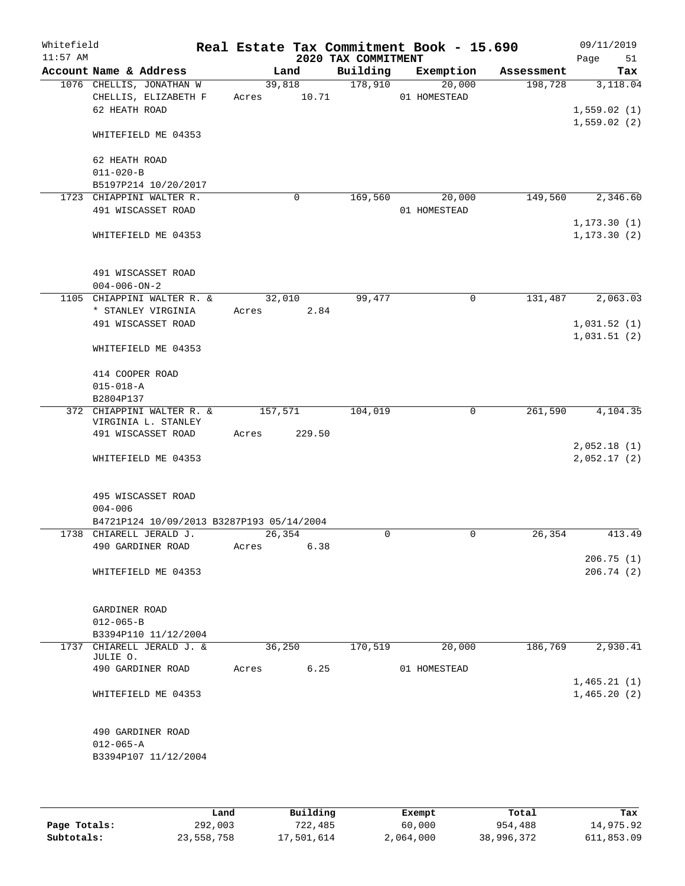# Real Estate Tax Commitment Book - 15.690

## 2020 TAX COMMITMENT

Whitefield 11:57 AM — 09/11/2019

| Account | Name & Address | Land | Building | Exemption | Assessment | Tax |
|---|---|---|---|---|---|---|
| 1076 | CHELLIS, JONATHAN W<br>CHELLIS, ELIZABETH F<br>62 HEATH ROAD<br><br>WHITEFIELD ME 04353<br><br>62 HEATH ROAD<br>011-020-B<br>B5197P214 10/20/2017 | 39,818<br>Acres 10.71 | 178,910 | 20,000<br>01 HOMESTEAD | 198,728 | 3,118.04<br><br>1,559.02 (1)<br>1,559.02 (2) |
| 1723 | CHIAPPINI WALTER R.<br>491 WISCASSET ROAD<br><br>WHITEFIELD ME 04353<br><br>491 WISCASSET ROAD<br>004-006-ON-2 | 0 | 169,560 | 20,000<br>01 HOMESTEAD | 149,560 | 2,346.60<br><br>1,173.30 (1)<br>1,173.30 (2) |
| 1105 | CHIAPPINI WALTER R. &<br>* STANLEY VIRGINIA<br>491 WISCASSET ROAD<br><br>WHITEFIELD ME 04353<br><br>414 COOPER ROAD<br>015-018-A<br>B2804P137 | 32,010<br>Acres 2.84 | 99,477 | 0 | 131,487 | 2,063.03<br><br>1,031.52 (1)<br>1,031.51 (2) |
| 372 | CHIAPPINI WALTER R. &<br>VIRGINIA L. STANLEY<br>491 WISCASSET ROAD<br><br>WHITEFIELD ME 04353<br><br>495 WISCASSET ROAD<br>004-006<br>B4721P124 10/09/2013 B3287P193 05/14/2004 | 157,571<br>Acres 229.50 | 104,019 | 0 | 261,590 | 4,104.35<br><br>2,052.18 (1)<br>2,052.17 (2) |
| 1738 | CHIARELL JERALD J.<br>490 GARDINER ROAD<br><br>WHITEFIELD ME 04353<br><br>GARDINER ROAD<br>012-065-B<br>B3394P110 11/12/2004 | 26,354<br>Acres 6.38 | 0 | 0 | 26,354 | 413.49<br><br>206.75 (1)<br>206.74 (2) |
| 1737 | CHIARELL JERALD J. &<br>JULIE O.<br>490 GARDINER ROAD<br><br>WHITEFIELD ME 04353<br><br>490 GARDINER ROAD<br>012-065-A<br>B3394P107 11/12/2004 | 36,250<br>Acres 6.25 | 170,519 | 20,000<br>01 HOMESTEAD | 186,769 | 2,930.41<br><br>1,465.21 (1)<br>1,465.20 (2) |

| | Land | Building | Exempt | Total | Tax |
|---|---|---|---|---|---|
| Page Totals: | 292,003 | 722,485 | 60,000 | 954,488 | 14,975.92 |
| Subtotals: | 23,558,758 | 17,501,614 | 2,064,000 | 38,996,372 | 611,853.09 |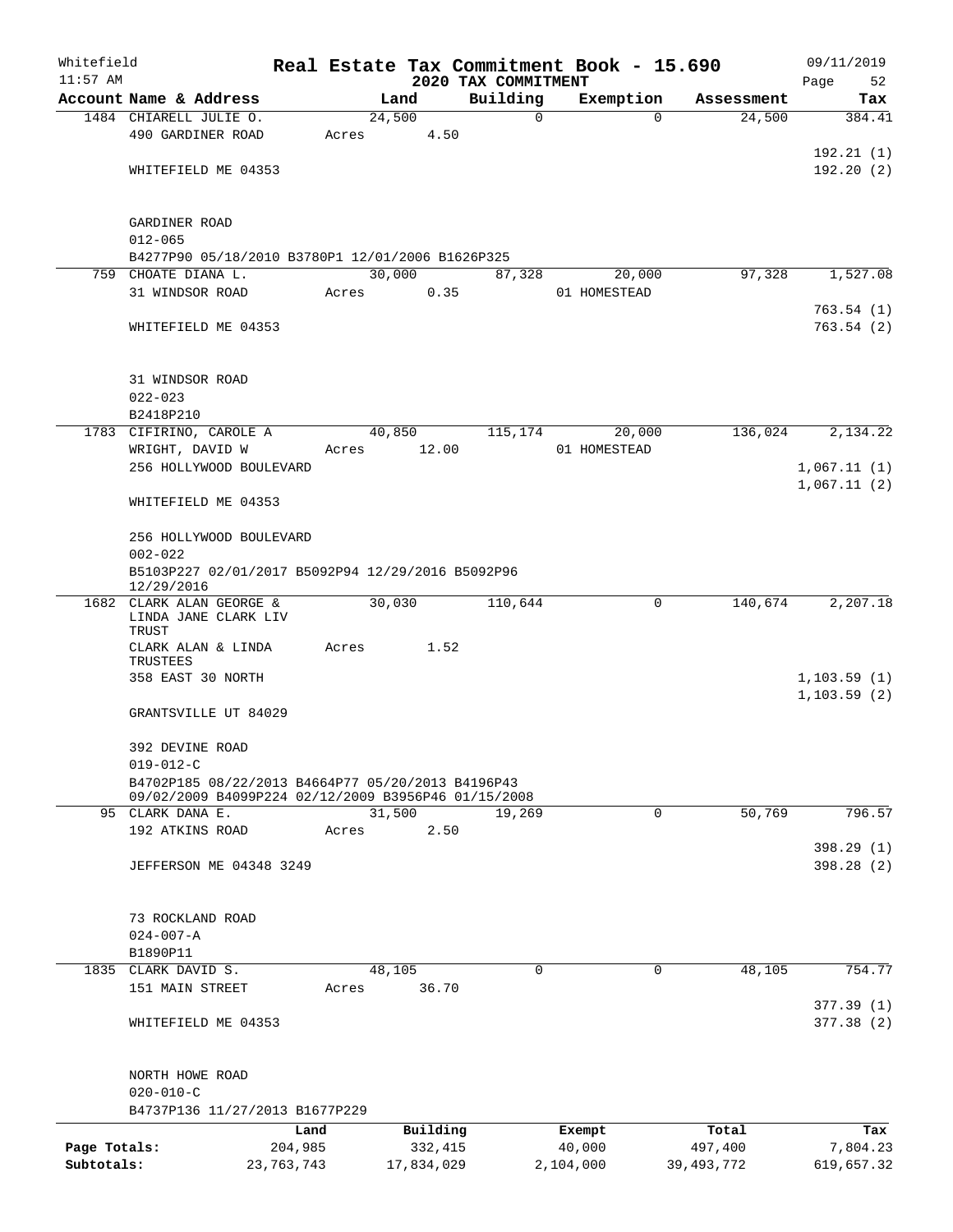# Real Estate Tax Commitment Book - 15.690

Whitefield
11:57 AM

## 2020 TAX COMMITMENT

09/11/2019

| Account Name & Address | Land | Building | Exemption | Assessment | Tax |
|---|---|---|---|---|---|
| 1484 CHIARELL JULIE O. | 24,500 | 0 | 0 | 24,500 | 384.41 |
| 490 GARDINER ROAD | Acres 4.50 | | | | |
| | | | | | 192.21 (1) |
| WHITEFIELD ME 04353 | | | | | 192.20 (2) |
| GARDINER ROAD | | | | | |
| 012-065 | | | | | |
| B4277P90 05/18/2010 B3780P1 12/01/2006 B1626P325 | | | | | |
| 759 CHOATE DIANA L. | 30,000 | 87,328 | 20,000 | 97,328 | 1,527.08 |
| 31 WINDSOR ROAD | Acres 0.35 | | 01 HOMESTEAD | | |
| | | | | | 763.54 (1) |
| WHITEFIELD ME 04353 | | | | | 763.54 (2) |
| 31 WINDSOR ROAD | | | | | |
| 022-023 | | | | | |
| B2418P210 | | | | | |
| 1783 CIFIRINO, CAROLE A | 40,850 | 115,174 | 20,000 | 136,024 | 2,134.22 |
| WRIGHT, DAVID W | Acres 12.00 | | 01 HOMESTEAD | | |
| 256 HOLLYWOOD BOULEVARD | | | | | 1,067.11 (1) |
| | | | | | 1,067.11 (2) |
| WHITEFIELD ME 04353 | | | | | |
| 256 HOLLYWOOD BOULEVARD | | | | | |
| 002-022 | | | | | |
| B5103P227 02/01/2017 B5092P94 12/29/2016 B5092P96 12/29/2016 | | | | | |
| 1682 CLARK ALAN GEORGE & LINDA JANE CLARK LIV TRUST | 30,030 | 110,644 | 0 | 140,674 | 2,207.18 |
| CLARK ALAN & LINDA TRUSTEES | Acres 1.52 | | | | |
| 358 EAST 30 NORTH | | | | | 1,103.59 (1) |
| | | | | | 1,103.59 (2) |
| GRANTSVILLE UT 84029 | | | | | |
| 392 DEVINE ROAD | | | | | |
| 019-012-C | | | | | |
| B4702P185 08/22/2013 B4664P77 05/20/2013 B4196P43 09/02/2009 B4099P224 02/12/2009 B3956P46 01/15/2008 | | | | | |
| 95 CLARK DANA E. | 31,500 | 19,269 | 0 | 50,769 | 796.57 |
| 192 ATKINS ROAD | Acres 2.50 | | | | |
| | | | | | 398.29 (1) |
| JEFFERSON ME 04348 3249 | | | | | 398.28 (2) |
| 73 ROCKLAND ROAD | | | | | |
| 024-007-A | | | | | |
| B1890P11 | | | | | |
| 1835 CLARK DAVID S. | 48,105 | 0 | 0 | 48,105 | 754.77 |
| 151 MAIN STREET | Acres 36.70 | | | | |
| | | | | | 377.39 (1) |
| WHITEFIELD ME 04353 | | | | | 377.38 (2) |
| NORTH HOWE ROAD | | | | | |
| 020-010-C | | | | | |
| B4737P136 11/27/2013 B1677P229 | | | | | |

| | Land | Building | Exempt | Total | Tax |
|---|---|---|---|---|---|
| Page Totals: | 204,985 | 332,415 | 40,000 | 497,400 | 7,804.23 |
| Subtotals: | 23,763,743 | 17,834,029 | 2,104,000 | 39,493,772 | 619,657.32 |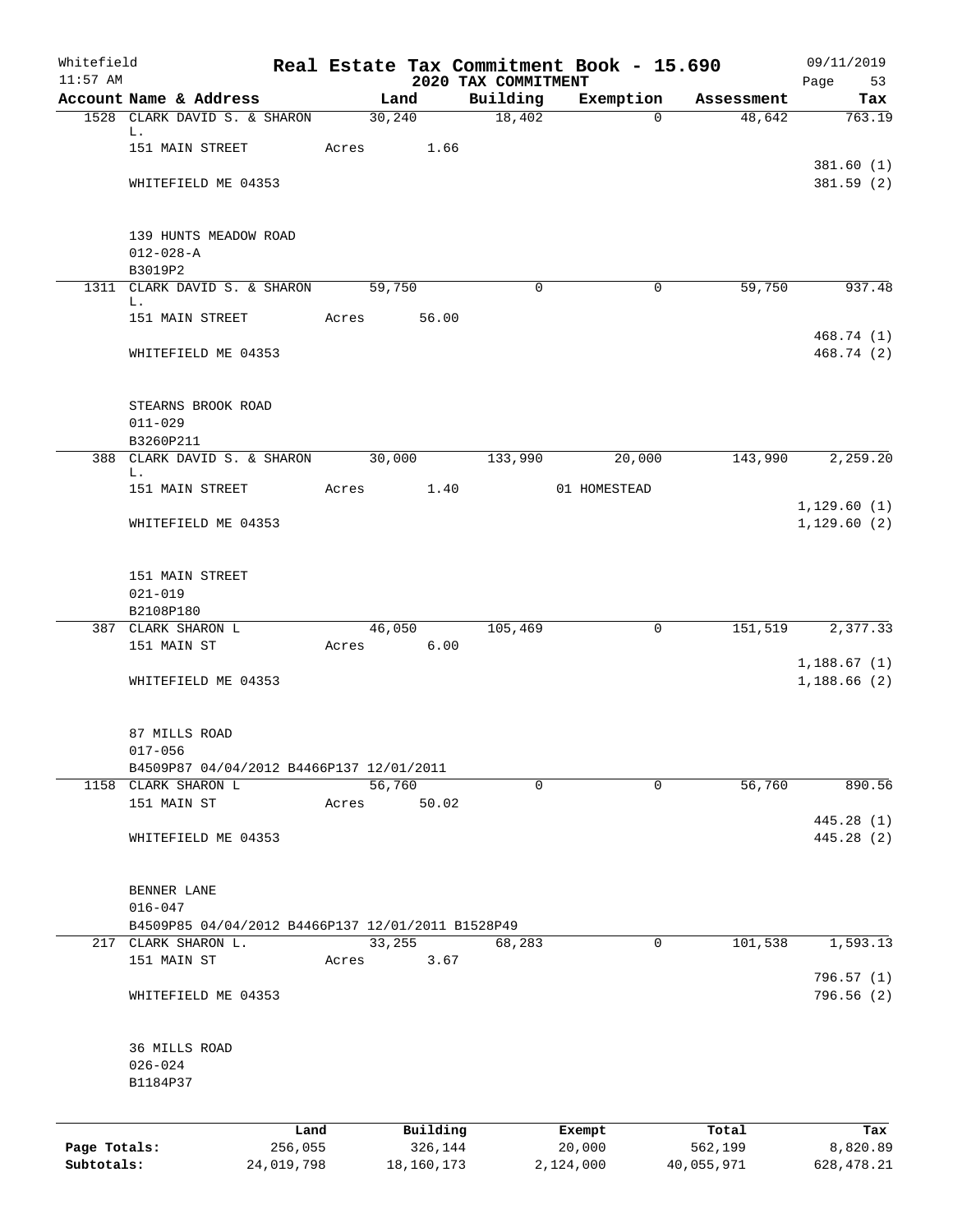Whitefield 11:57 AM

# Real Estate Tax Commitment Book - 15.690
## 2020 TAX COMMITMENT

09/11/2019 Page 53

| Account Name & Address | Land | Building | Exemption | Assessment | Tax |
|---|---|---|---|---|---|
| 1528 CLARK DAVID S. & SHARON L. | 30,240 | 18,402 | 0 | 48,642 | 763.19 |
| 151 MAIN STREET | Acres 1.66 | | | | |
| | | | | | 381.60 (1) |
| WHITEFIELD ME 04353 | | | | | 381.59 (2) |
| 139 HUNTS MEADOW ROAD | | | | | |
| 012-028-A | | | | | |
| B3019P2 | | | | | |
| 1311 CLARK DAVID S. & SHARON L. | 59,750 | 0 | 0 | 59,750 | 937.48 |
| 151 MAIN STREET | Acres 56.00 | | | | |
| | | | | | 468.74 (1) |
| WHITEFIELD ME 04353 | | | | | 468.74 (2) |
| STEARNS BROOK ROAD | | | | | |
| 011-029 | | | | | |
| B3260P211 | | | | | |
| 388 CLARK DAVID S. & SHARON L. | 30,000 | 133,990 | 20,000 | 143,990 | 2,259.20 |
| 151 MAIN STREET | Acres 1.40 | | 01 HOMESTEAD | | |
| | | | | | 1,129.60 (1) |
| WHITEFIELD ME 04353 | | | | | 1,129.60 (2) |
| 151 MAIN STREET | | | | | |
| 021-019 | | | | | |
| B2108P180 | | | | | |
| 387 CLARK SHARON L | 46,050 | 105,469 | 0 | 151,519 | 2,377.33 |
| 151 MAIN ST | Acres 6.00 | | | | |
| | | | | | 1,188.67 (1) |
| WHITEFIELD ME 04353 | | | | | 1,188.66 (2) |
| 87 MILLS ROAD | | | | | |
| 017-056 | | | | | |
| B4509P87 04/04/2012 B4466P137 12/01/2011 | | | | | |
| 1158 CLARK SHARON L | 56,760 | 0 | 0 | 56,760 | 890.56 |
| 151 MAIN ST | Acres 50.02 | | | | |
| | | | | | 445.28 (1) |
| WHITEFIELD ME 04353 | | | | | 445.28 (2) |
| BENNER LANE | | | | | |
| 016-047 | | | | | |
| B4509P85 04/04/2012 B4466P137 12/01/2011 B1528P49 | | | | | |
| 217 CLARK SHARON L. | 33,255 | 68,283 | 0 | 101,538 | 1,593.13 |
| 151 MAIN ST | Acres 3.67 | | | | |
| | | | | | 796.57 (1) |
| WHITEFIELD ME 04353 | | | | | 796.56 (2) |
| 36 MILLS ROAD | | | | | |
| 026-024 | | | | | |
| B1184P37 | | | | | |

| | Land | Building | Exempt | Total | Tax |
|---|---|---|---|---|---|
| Page Totals: | 256,055 | 326,144 | 20,000 | 562,199 | 8,820.89 |
| Subtotals: | 24,019,798 | 18,160,173 | 2,124,000 | 40,055,971 | 628,478.21 |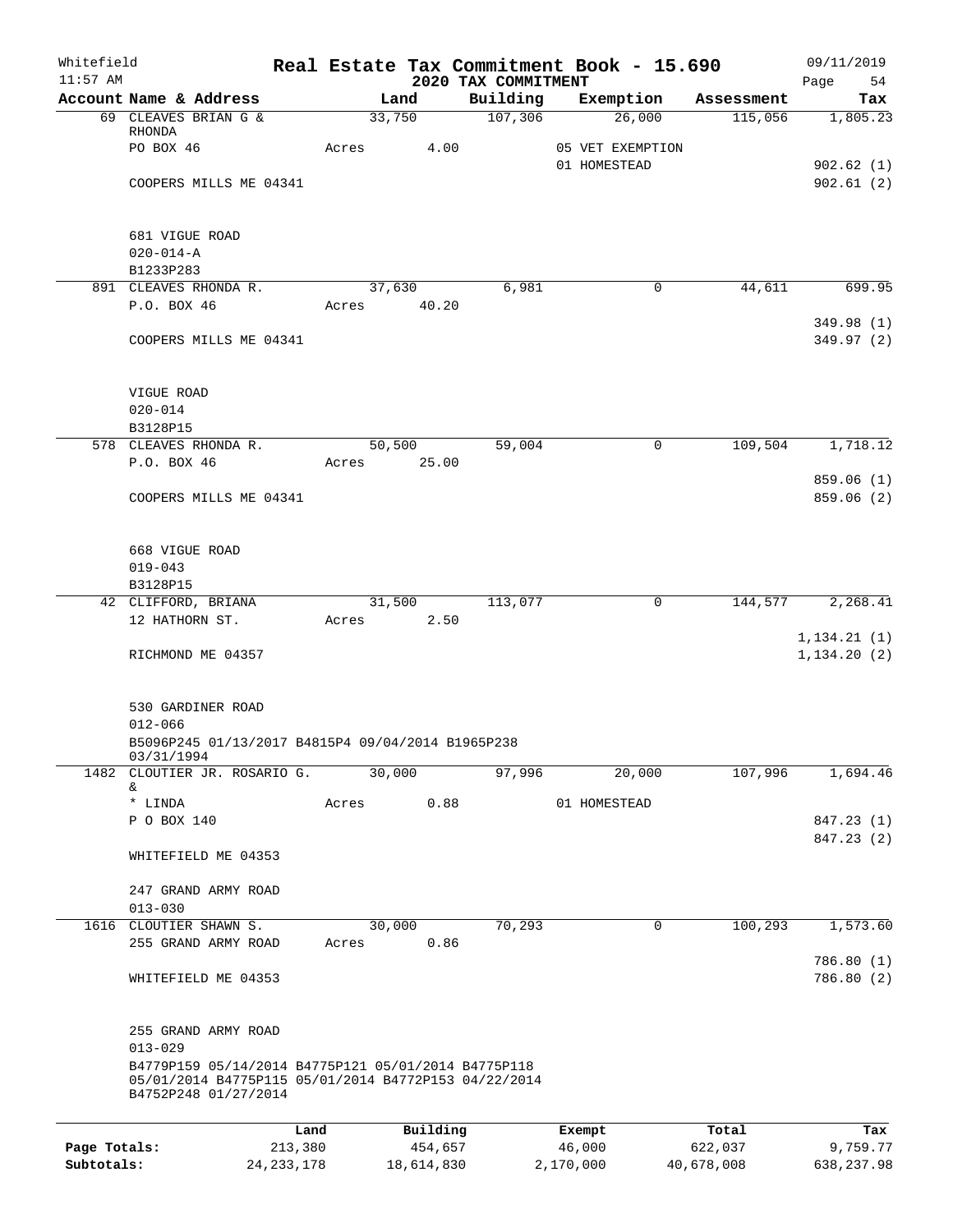Whitefield 11:57 AM

# Real Estate Tax Commitment Book - 15.690

## 2020 TAX COMMITMENT

09/11/2019

| Account Name & Address | Land | Building | Exemption | Assessment | Tax |
|---|---|---|---|---|---|
| 69 CLEAVES BRIAN G & RHONDA | 33,750 | 107,306 | 26,000 | 115,056 | 1,805.23 |
| PO BOX 46 | Acres 4.00 | | 05 VET EXEMPTION | | |
| | | | 01 HOMESTEAD | | 902.62 (1) |
| COOPERS MILLS ME 04341 | | | | | 902.61 (2) |
| 681 VIGUE ROAD | | | | | |
| 020-014-A | | | | | |
| B1233P283 | | | | | |
| 891 CLEAVES RHONDA R. | 37,630 | 6,981 | 0 | 44,611 | 699.95 |
| P.O. BOX 46 | Acres 40.20 | | | | |
| | | | | | 349.98 (1) |
| COOPERS MILLS ME 04341 | | | | | 349.97 (2) |
| VIGUE ROAD | | | | | |
| 020-014 | | | | | |
| B3128P15 | | | | | |
| 578 CLEAVES RHONDA R. | 50,500 | 59,004 | 0 | 109,504 | 1,718.12 |
| P.O. BOX 46 | Acres 25.00 | | | | |
| | | | | | 859.06 (1) |
| COOPERS MILLS ME 04341 | | | | | 859.06 (2) |
| 668 VIGUE ROAD | | | | | |
| 019-043 | | | | | |
| B3128P15 | | | | | |
| 42 CLIFFORD, BRIANA | 31,500 | 113,077 | 0 | 144,577 | 2,268.41 |
| 12 HATHORN ST. | Acres 2.50 | | | | |
| | | | | | 1,134.21 (1) |
| RICHMOND ME 04357 | | | | | 1,134.20 (2) |
| 530 GARDINER ROAD | | | | | |
| 012-066 | | | | | |
| B5096P245 01/13/2017 B4815P4 09/04/2014 B1965P238 03/31/1994 | | | | | |
| 1482 CLOUTIER JR. ROSARIO G. & | 30,000 | 97,996 | 20,000 | 107,996 | 1,694.46 |
| * LINDA | Acres 0.88 | | 01 HOMESTEAD | | |
| P O BOX 140 | | | | | 847.23 (1) |
| | | | | | 847.23 (2) |
| WHITEFIELD ME 04353 | | | | | |
| 247 GRAND ARMY ROAD | | | | | |
| 013-030 | | | | | |
| 1616 CLOUTIER SHAWN S. | 30,000 | 70,293 | 0 | 100,293 | 1,573.60 |
| 255 GRAND ARMY ROAD | Acres 0.86 | | | | |
| | | | | | 786.80 (1) |
| WHITEFIELD ME 04353 | | | | | 786.80 (2) |
| 255 GRAND ARMY ROAD | | | | | |
| 013-029 | | | | | |
| B4779P159 05/14/2014 B4775P121 05/01/2014 B4775P118 05/01/2014 B4775P115 05/01/2014 B4772P153 04/22/2014 B4752P248 01/27/2014 | | | | | |

| | Land | Building | Exempt | Total | Tax |
|---|---|---|---|---|---|
| Page Totals: | 213,380 | 454,657 | 46,000 | 622,037 | 9,759.77 |
| Subtotals: | 24,233,178 | 18,614,830 | 2,170,000 | 40,678,008 | 638,237.98 |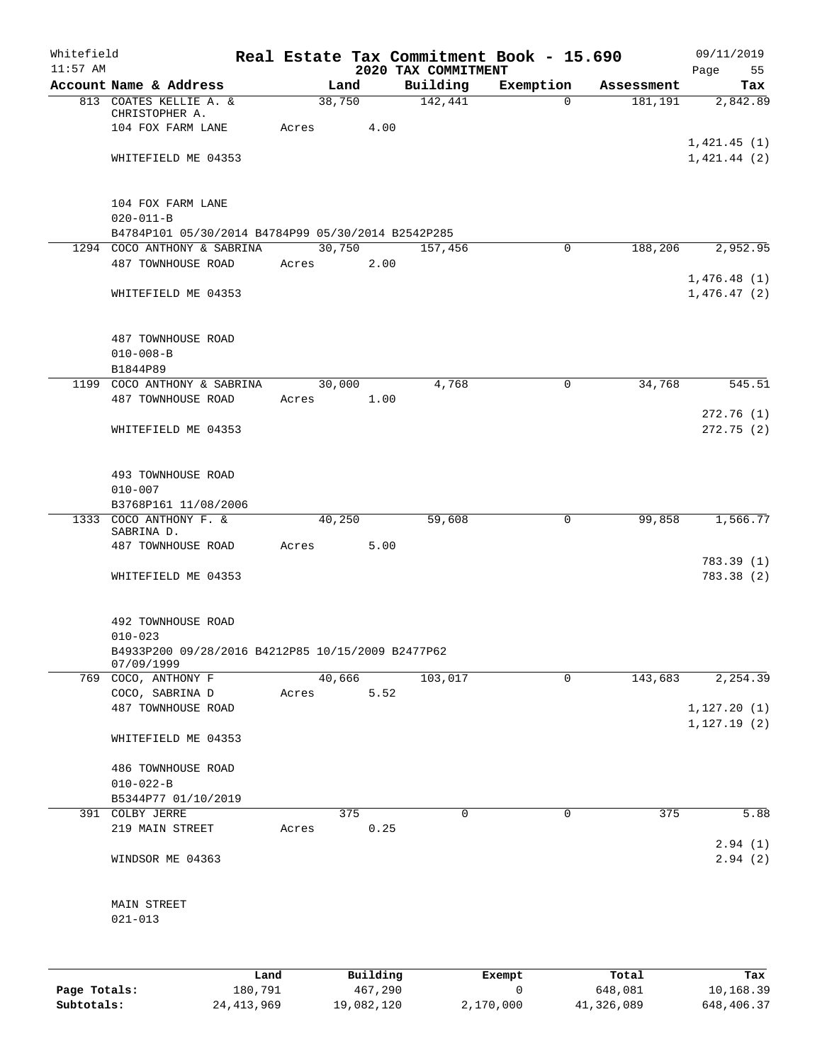# Real Estate Tax Commitment Book - 15.690

## 2020 TAX COMMITMENT

Whitefield 11:57 AM — 09/11/2019

| Account Name & Address | Land | Building | Exemption | Assessment | Tax |
|---|---|---|---|---|---|
| 813 COATES KELLIE A. & CHRISTOPHER A. | 38,750 | 142,441 | 0 | 181,191 | 2,842.89 |
| 104 FOX FARM LANE | Acres 4.00 | | | | |
| | | | | | 1,421.45 (1) |
| WHITEFIELD ME 04353 | | | | | 1,421.44 (2) |
| 104 FOX FARM LANE | | | | | |
| 020-011-B | | | | | |
| B4784P101 05/30/2014 B4784P99 05/30/2014 B2542P285 | | | | | |
| 1294 COCO ANTHONY & SABRINA | 30,750 | 157,456 | 0 | 188,206 | 2,952.95 |
| 487 TOWNHOUSE ROAD | Acres 2.00 | | | | |
| | | | | | 1,476.48 (1) |
| WHITEFIELD ME 04353 | | | | | 1,476.47 (2) |
| 487 TOWNHOUSE ROAD | | | | | |
| 010-008-B | | | | | |
| B1844P89 | | | | | |
| 1199 COCO ANTHONY & SABRINA | 30,000 | 4,768 | 0 | 34,768 | 545.51 |
| 487 TOWNHOUSE ROAD | Acres 1.00 | | | | |
| | | | | | 272.76 (1) |
| WHITEFIELD ME 04353 | | | | | 272.75 (2) |
| 493 TOWNHOUSE ROAD | | | | | |
| 010-007 | | | | | |
| B3768P161 11/08/2006 | | | | | |
| 1333 COCO ANTHONY F. & SABRINA D. | 40,250 | 59,608 | 0 | 99,858 | 1,566.77 |
| 487 TOWNHOUSE ROAD | Acres 5.00 | | | | |
| | | | | | 783.39 (1) |
| WHITEFIELD ME 04353 | | | | | 783.38 (2) |
| 492 TOWNHOUSE ROAD | | | | | |
| 010-023 | | | | | |
| B4933P200 09/28/2016 B4212P85 10/15/2009 B2477P62 07/09/1999 | | | | | |
| 769 COCO, ANTHONY F | 40,666 | 103,017 | 0 | 143,683 | 2,254.39 |
| COCO, SABRINA D | Acres 5.52 | | | | |
| 487 TOWNHOUSE ROAD | | | | | 1,127.20 (1) |
| | | | | | 1,127.19 (2) |
| WHITEFIELD ME 04353 | | | | | |
| 486 TOWNHOUSE ROAD | | | | | |
| 010-022-B | | | | | |
| B5344P77 01/10/2019 | | | | | |
| 391 COLBY JERRE | 375 | 0 | 0 | 375 | 5.88 |
| 219 MAIN STREET | Acres 0.25 | | | | |
| | | | | | 2.94 (1) |
| WINDSOR ME 04363 | | | | | 2.94 (2) |
| MAIN STREET | | | | | |
| 021-013 | | | | | |

| | Land | Building | Exempt | Total | Tax |
|---|---|---|---|---|---|
| Page Totals: | 180,791 | 467,290 | 0 | 648,081 | 10,168.39 |
| Subtotals: | 24,413,969 | 19,082,120 | 2,170,000 | 41,326,089 | 648,406.37 |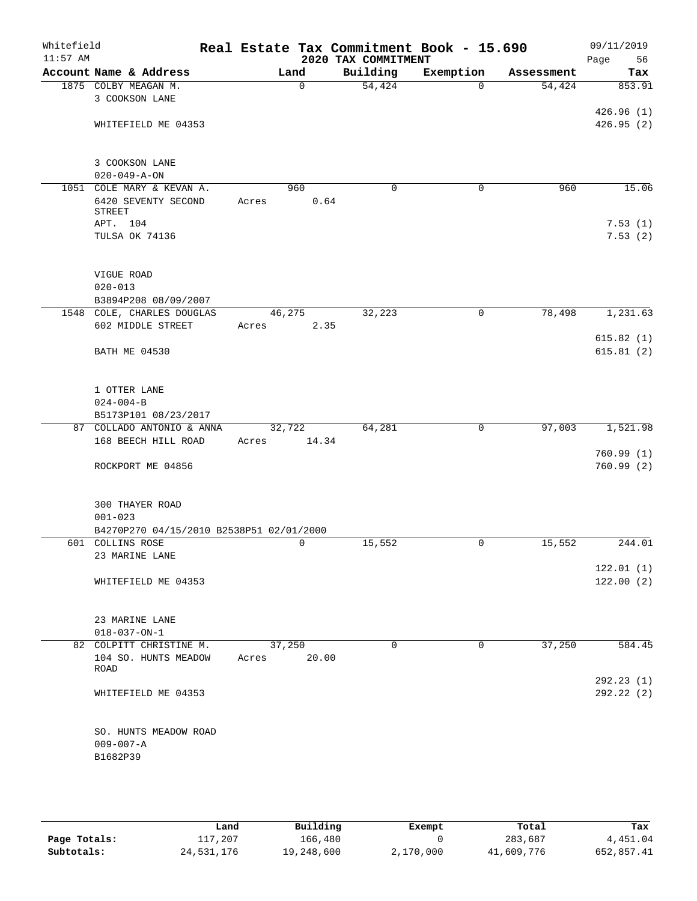Whitefield 11:57 AM

# Real Estate Tax Commitment Book - 15.690

## 2020 TAX COMMITMENT

09/11/2019 Page 56

| Account Name & Address | Land | Building | Exemption | Assessment | Tax |
|---|---|---|---|---|---|
| 1875 COLBY MEAGAN M. | 0 | 54,424 | 0 | 54,424 | 853.91 |
| 3 COOKSON LANE | | | | | 426.96 (1) |
| WHITEFIELD ME 04353 | | | | | 426.95 (2) |
| 3 COOKSON LANE | | | | | |
| 020-049-A-ON | | | | | |
| 1051 COLE MARY & KEVAN A. | 960 | 0 | 0 | 960 | 15.06 |
| 6420 SEVENTY SECOND STREET | Acres 0.64 | | | | |
| APT. 104 | | | | | 7.53 (1) |
| TULSA OK 74136 | | | | | 7.53 (2) |
| VIGUE ROAD | | | | | |
| 020-013 | | | | | |
| B3894P208 08/09/2007 | | | | | |
| 1548 COLE, CHARLES DOUGLAS | 46,275 | 32,223 | 0 | 78,498 | 1,231.63 |
| 602 MIDDLE STREET | Acres 2.35 | | | | 615.82 (1) |
| BATH ME 04530 | | | | | 615.81 (2) |
| 1 OTTER LANE | | | | | |
| 024-004-B | | | | | |
| B5173P101 08/23/2017 | | | | | |
| 87 COLLADO ANTONIO & ANNA | 32,722 | 64,281 | 0 | 97,003 | 1,521.98 |
| 168 BEECH HILL ROAD | Acres 14.34 | | | | 760.99 (1) |
| ROCKPORT ME 04856 | | | | | 760.99 (2) |
| 300 THAYER ROAD | | | | | |
| 001-023 | | | | | |
| B4270P270 04/15/2010 B2538P51 02/01/2000 | | | | | |
| 601 COLLINS ROSE | 0 | 15,552 | 0 | 15,552 | 244.01 |
| 23 MARINE LANE | | | | | 122.01 (1) |
| WHITEFIELD ME 04353 | | | | | 122.00 (2) |
| 23 MARINE LANE | | | | | |
| 018-037-ON-1 | | | | | |
| 82 COLPITT CHRISTINE M. | 37,250 | 0 | 0 | 37,250 | 584.45 |
| 104 SO. HUNTS MEADOW ROAD | Acres 20.00 | | | | 292.23 (1) |
| WHITEFIELD ME 04353 | | | | | 292.22 (2) |
| SO. HUNTS MEADOW ROAD | | | | | |
| 009-007-A | | | | | |
| B1682P39 | | | | | |

| | Land | Building | Exempt | Total | Tax |
|---|---|---|---|---|---|
| Page Totals: | 117,207 | 166,480 | 0 | 283,687 | 4,451.04 |
| Subtotals: | 24,531,176 | 19,248,600 | 2,170,000 | 41,609,776 | 652,857.41 |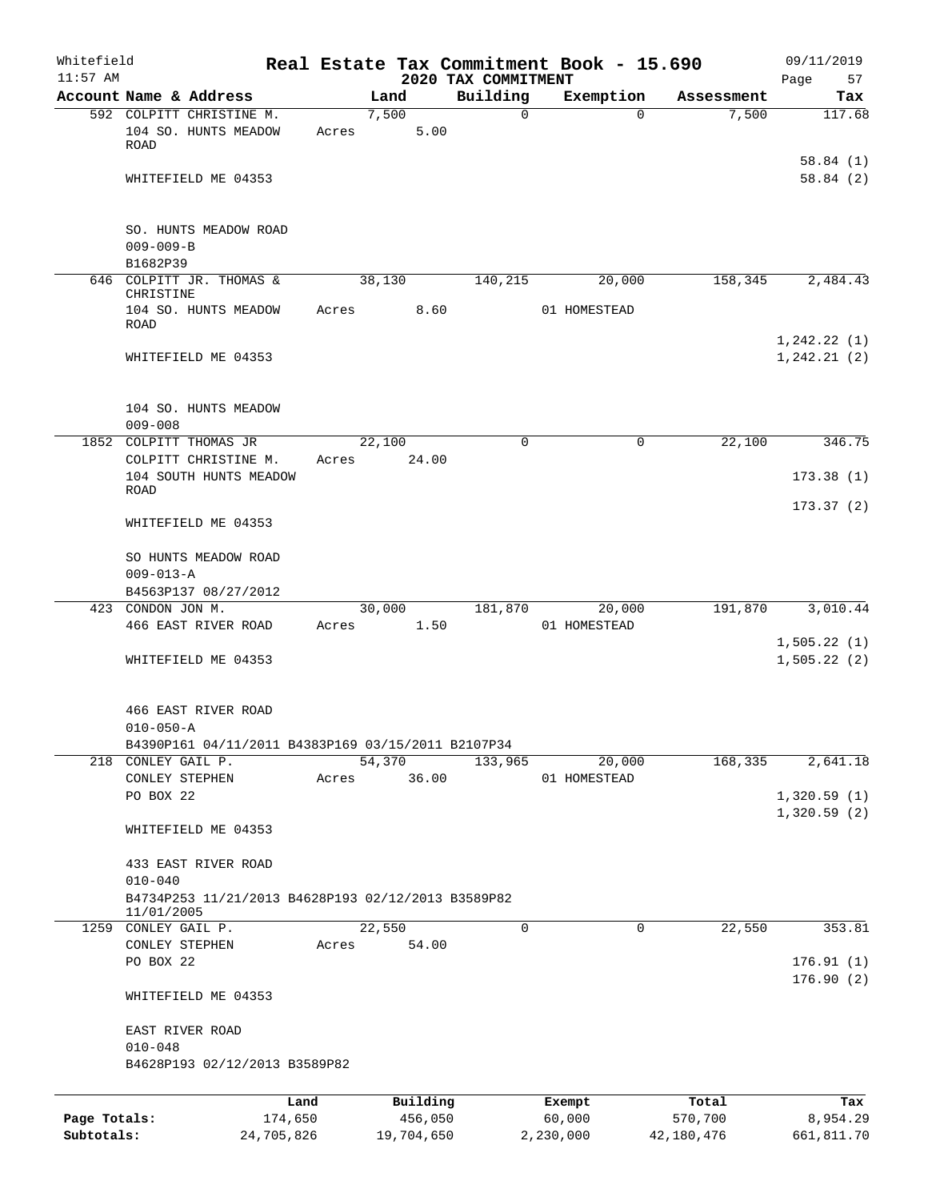Whitefield 11:57 AM

# Real Estate Tax Commitment Book - 15.690

## 2020 TAX COMMITMENT

09/11/2019 Page 57

| Account Name & Address | Land | Building | Exemption | Assessment | Tax |
|---|---|---|---|---|---|
| 592 COLPITT CHRISTINE M. | 7,500 | 0 | 0 | 7,500 | 117.68 |
| 104 SO. HUNTS MEADOW ROAD | Acres 5.00 | | | | |
| | | | | | 58.84 (1) |
| WHITEFIELD ME 04353 | | | | | 58.84 (2) |
| SO. HUNTS MEADOW ROAD | | | | | |
| 009-009-B | | | | | |
| B1682P39 | | | | | |
| 646 COLPITT JR. THOMAS & CHRISTINE | 38,130 | 140,215 | 20,000 | 158,345 | 2,484.43 |
| 104 SO. HUNTS MEADOW ROAD | Acres 8.60 | | 01 HOMESTEAD | | |
| | | | | | 1,242.22 (1) |
| WHITEFIELD ME 04353 | | | | | 1,242.21 (2) |
| 104 SO. HUNTS MEADOW | | | | | |
| 009-008 | | | | | |
| 1852 COLPITT THOMAS JR | 22,100 | 0 | 0 | 22,100 | 346.75 |
| COLPITT CHRISTINE M. | Acres 24.00 | | | | |
| 104 SOUTH HUNTS MEADOW ROAD | | | | | 173.38 (1) |
| | | | | | 173.37 (2) |
| WHITEFIELD ME 04353 | | | | | |
| SO HUNTS MEADOW ROAD | | | | | |
| 009-013-A | | | | | |
| B4563P137 08/27/2012 | | | | | |
| 423 CONDON JON M. | 30,000 | 181,870 | 20,000 | 191,870 | 3,010.44 |
| 466 EAST RIVER ROAD | Acres 1.50 | | 01 HOMESTEAD | | |
| | | | | | 1,505.22 (1) |
| WHITEFIELD ME 04353 | | | | | 1,505.22 (2) |
| 466 EAST RIVER ROAD | | | | | |
| 010-050-A | | | | | |
| B4390P161 04/11/2011 B4383P169 03/15/2011 B2107P34 | | | | | |
| 218 CONLEY GAIL P. | 54,370 | 133,965 | 20,000 | 168,335 | 2,641.18 |
| CONLEY STEPHEN | Acres 36.00 | | 01 HOMESTEAD | | |
| PO BOX 22 | | | | | 1,320.59 (1) |
| | | | | | 1,320.59 (2) |
| WHITEFIELD ME 04353 | | | | | |
| 433 EAST RIVER ROAD | | | | | |
| 010-040 | | | | | |
| B4734P253 11/21/2013 B4628P193 02/12/2013 B3589P82 11/01/2005 | | | | | |
| 1259 CONLEY GAIL P. | 22,550 | 0 | 0 | 22,550 | 353.81 |
| CONLEY STEPHEN | Acres 54.00 | | | | |
| PO BOX 22 | | | | | 176.91 (1) |
| | | | | | 176.90 (2) |
| WHITEFIELD ME 04353 | | | | | |
| EAST RIVER ROAD | | | | | |
| 010-048 | | | | | |
| B4628P193 02/12/2013 B3589P82 | | | | | |

| | Land | Building | Exempt | Total | Tax |
|---|---|---|---|---|---|
| Page Totals: | 174,650 | 456,050 | 60,000 | 570,700 | 8,954.29 |
| Subtotals: | 24,705,826 | 19,704,650 | 2,230,000 | 42,180,476 | 661,811.70 |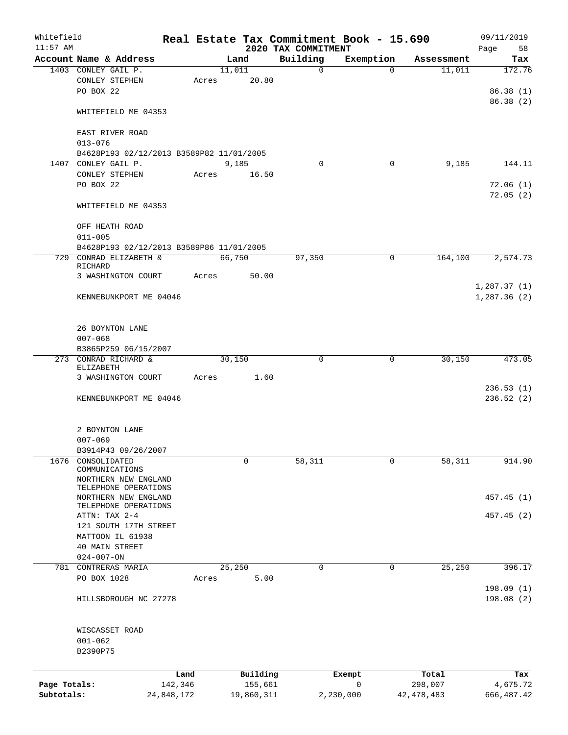Whitefield 11:57 AM

# Real Estate Tax Commitment Book - 15.690

## 2020 TAX COMMITMENT

09/11/2019

| Account Name & Address | Land | Building | Exemption | Assessment | Tax |
|---|---|---|---|---|---|
| 1403 CONLEY GAIL P. | 11,011 | 0 | 0 | 11,011 | 172.76 |
| CONLEY STEPHEN | Acres 20.80 | | | | |
| PO BOX 22 | | | | | 86.38 (1) |
| | | | | | 86.38 (2) |
| WHITEFIELD ME 04353 | | | | | |
| EAST RIVER ROAD | | | | | |
| 013-076 | | | | | |
| B4628P193 02/12/2013 B3589P82 11/01/2005 | | | | | |
| 1407 CONLEY GAIL P. | 9,185 | 0 | 0 | 9,185 | 144.11 |
| CONLEY STEPHEN | Acres 16.50 | | | | |
| PO BOX 22 | | | | | 72.06 (1) |
| | | | | | 72.05 (2) |
| WHITEFIELD ME 04353 | | | | | |
| OFF HEATH ROAD | | | | | |
| 011-005 | | | | | |
| B4628P193 02/12/2013 B3589P86 11/01/2005 | | | | | |
| 729 CONRAD ELIZABETH & RICHARD | 66,750 | 97,350 | 0 | 164,100 | 2,574.73 |
| 3 WASHINGTON COURT | Acres 50.00 | | | | |
| | | | | | 1,287.37 (1) |
| KENNEBUNKPORT ME 04046 | | | | | 1,287.36 (2) |
| 26 BOYNTON LANE | | | | | |
| 007-068 | | | | | |
| B3865P259 06/15/2007 | | | | | |
| 273 CONRAD RICHARD & ELIZABETH | 30,150 | 0 | 0 | 30,150 | 473.05 |
| 3 WASHINGTON COURT | Acres 1.60 | | | | |
| | | | | | 236.53 (1) |
| KENNEBUNKPORT ME 04046 | | | | | 236.52 (2) |
| 2 BOYNTON LANE | | | | | |
| 007-069 | | | | | |
| B3914P43 09/26/2007 | | | | | |
| 1676 CONSOLIDATED COMMUNICATIONS | 0 | 58,311 | 0 | 58,311 | 914.90 |
| NORTHERN NEW ENGLAND TELEPHONE OPERATIONS | | | | | |
| NORTHERN NEW ENGLAND TELEPHONE OPERATIONS | | | | | 457.45 (1) |
| ATTN: TAX 2-4 | | | | | 457.45 (2) |
| 121 SOUTH 17TH STREET | | | | | |
| MATTOON IL 61938 | | | | | |
| 40 MAIN STREET | | | | | |
| 024-007-ON | | | | | |
| 781 CONTRERAS MARIA | 25,250 | 0 | 0 | 25,250 | 396.17 |
| PO BOX 1028 | Acres 5.00 | | | | |
| | | | | | 198.09 (1) |
| HILLSBOROUGH NC 27278 | | | | | 198.08 (2) |
| WISCASSET ROAD | | | | | |
| 001-062 | | | | | |
| B2390P75 | | | | | |

| | Land | Building | Exempt | Total | Tax |
|---|---|---|---|---|---|
| Page Totals: | 142,346 | 155,661 | 0 | 298,007 | 4,675.72 |
| Subtotals: | 24,848,172 | 19,860,311 | 2,230,000 | 42,478,483 | 666,487.42 |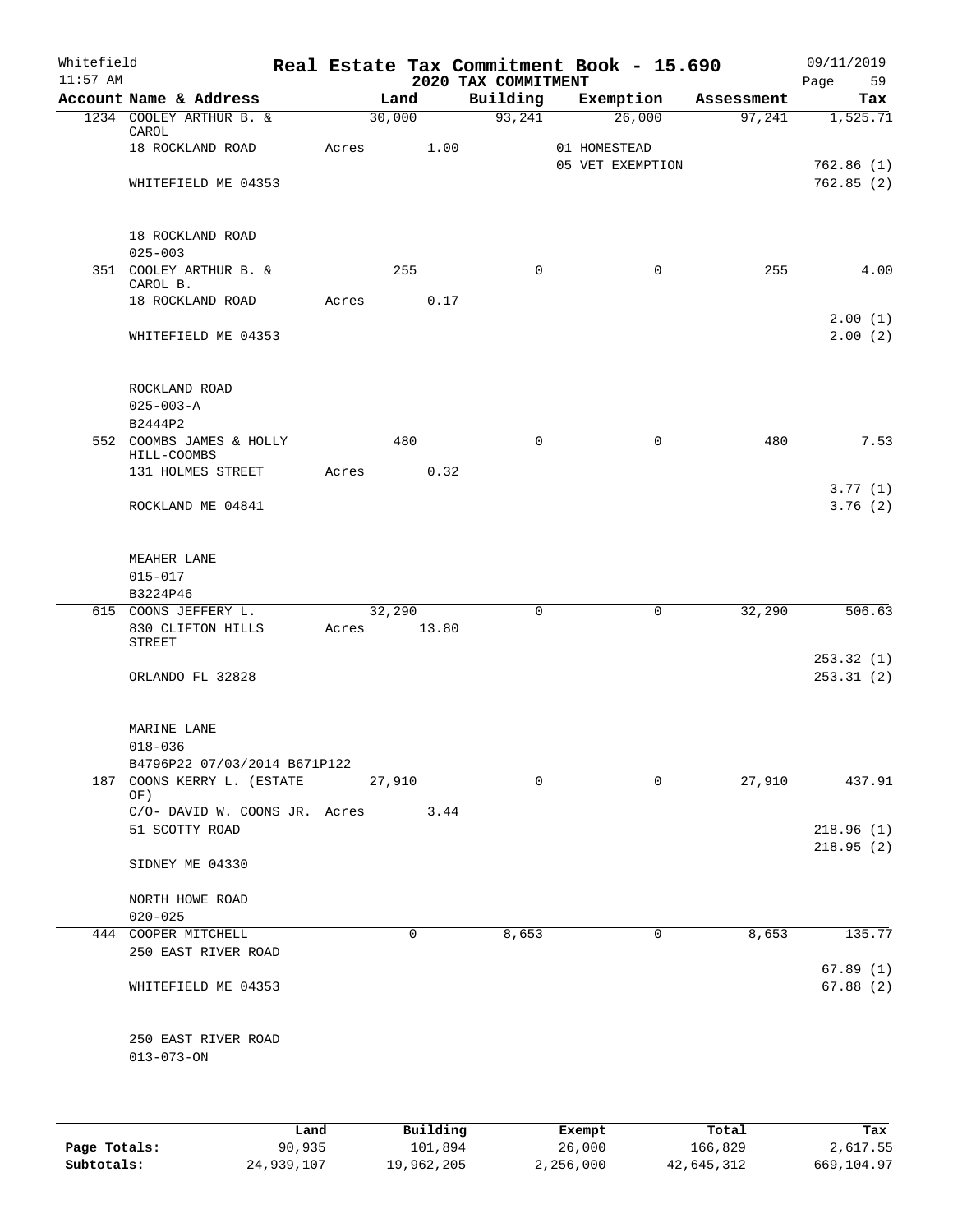Whitefield  
11:57 AM

# Real Estate Tax Commitment Book - 15.690

## 2020 TAX COMMITMENT

09/11/2019  
Page 59

| Account Name & Address | Land | Building | Exemption | Assessment | Tax |
|---|---|---|---|---|---|
| 1234 COOLEY ARTHUR B. & CAROL | 30,000 | 93,241 | 26,000 | 97,241 | 1,525.71 |
| 18 ROCKLAND ROAD | Acres 1.00 | | 01 HOMESTEAD | | |
| | | | 05 VET EXEMPTION | | 762.86 (1) |
| WHITEFIELD ME 04353 | | | | | 762.85 (2) |
| 18 ROCKLAND ROAD | | | | | |
| 025-003 | | | | | |
| 351 COOLEY ARTHUR B. & CAROL B. | 255 | 0 | 0 | 255 | 4.00 |
| 18 ROCKLAND ROAD | Acres 0.17 | | | | |
| | | | | | 2.00 (1) |
| WHITEFIELD ME 04353 | | | | | 2.00 (2) |
| ROCKLAND ROAD | | | | | |
| 025-003-A | | | | | |
| B2444P2 | | | | | |
| 552 COOMBS JAMES & HOLLY HILL-COOMBS | 480 | 0 | 0 | 480 | 7.53 |
| 131 HOLMES STREET | Acres 0.32 | | | | |
| | | | | | 3.77 (1) |
| ROCKLAND ME 04841 | | | | | 3.76 (2) |
| MEAHER LANE | | | | | |
| 015-017 | | | | | |
| B3224P46 | | | | | |
| 615 COONS JEFFERY L. | 32,290 | 0 | 0 | 32,290 | 506.63 |
| 830 CLIFTON HILLS STREET | Acres 13.80 | | | | |
| | | | | | 253.32 (1) |
| ORLANDO FL 32828 | | | | | 253.31 (2) |
| MARINE LANE | | | | | |
| 018-036 | | | | | |
| B4796P22 07/03/2014 B671P122 | | | | | |
| 187 COONS KERRY L. (ESTATE OF) | 27,910 | 0 | 0 | 27,910 | 437.91 |
| C/O- DAVID W. COONS JR. | Acres 3.44 | | | | |
| 51 SCOTTY ROAD | | | | | 218.96 (1) |
| | | | | | 218.95 (2) |
| SIDNEY ME 04330 | | | | | |
| NORTH HOWE ROAD | | | | | |
| 020-025 | | | | | |
| 444 COOPER MITCHELL | 0 | 8,653 | 0 | 8,653 | 135.77 |
| 250 EAST RIVER ROAD | | | | | |
| | | | | | 67.89 (1) |
| WHITEFIELD ME 04353 | | | | | 67.88 (2) |
| 250 EAST RIVER ROAD | | | | | |
| 013-073-ON | | | | | |

| | Land | Building | Exempt | Total | Tax |
|---|---|---|---|---|---|
| Page Totals: | 90,935 | 101,894 | 26,000 | 166,829 | 2,617.55 |
| Subtotals: | 24,939,107 | 19,962,205 | 2,256,000 | 42,645,312 | 669,104.97 |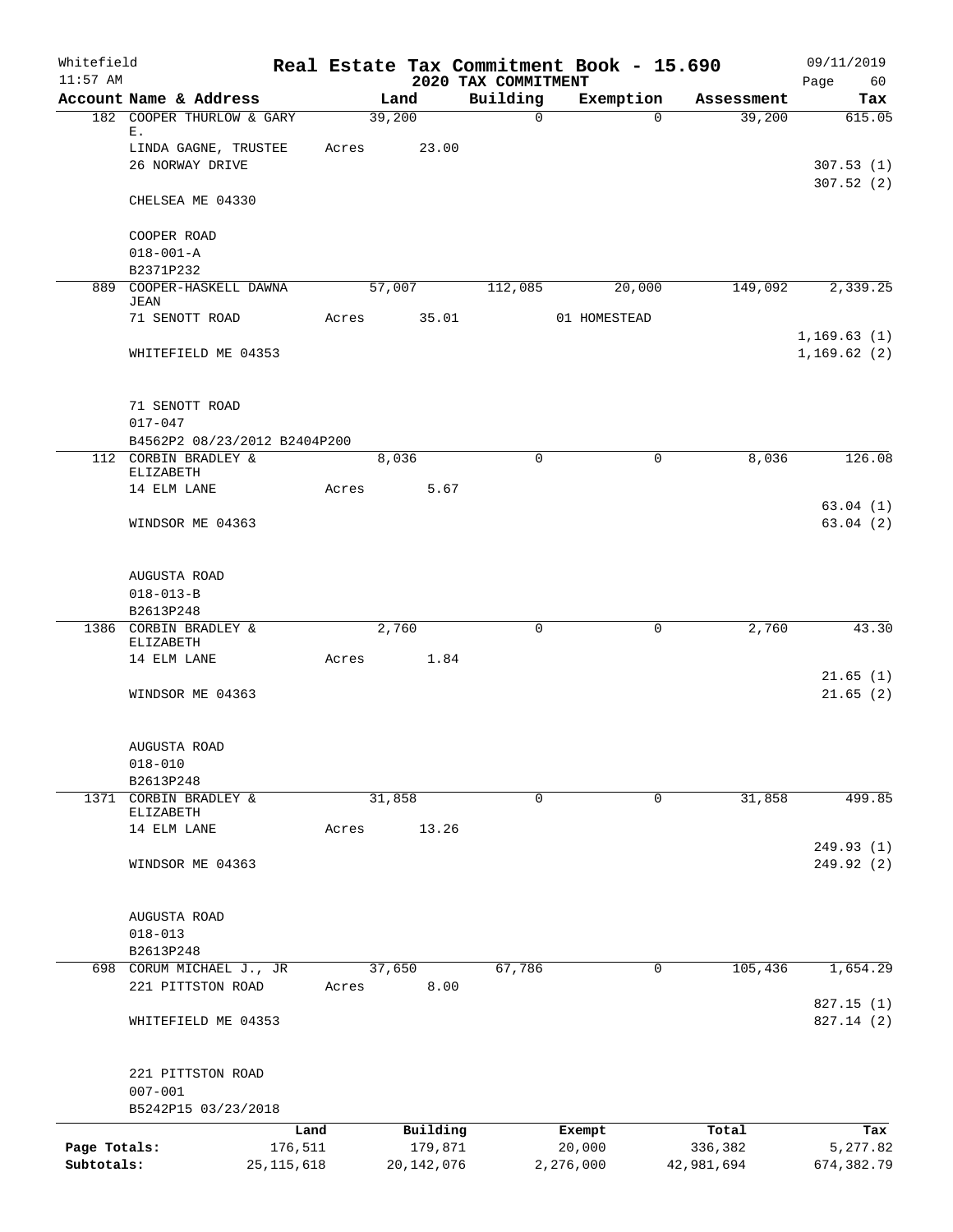Whitefield
11:57 AM

**Real Estate Tax Commitment Book - 15.690**
**2020 TAX COMMITMENT**

09/11/2019
Page 60

| Account Name & Address | Land | Building | Exemption | Assessment | Tax |
|---|---|---|---|---|---|
| 182 COOPER THURLOW & GARY E. | 39,200 | 0 | 0 | 39,200 | 615.05 |
| LINDA GAGNE, TRUSTEE | Acres 23.00 | | | | |
| 26 NORWAY DRIVE | | | | | 307.53 (1) |
| | | | | | 307.52 (2) |
| CHELSEA ME 04330 | | | | | |
| COOPER ROAD | | | | | |
| 018-001-A | | | | | |
| B2371P232 | | | | | |
| 889 COOPER-HASKELL DAWNA JEAN | 57,007 | 112,085 | 20,000 | 149,092 | 2,339.25 |
| 71 SENOTT ROAD | Acres 35.01 | | 01 HOMESTEAD | | |
| | | | | | 1,169.63 (1) |
| WHITEFIELD ME 04353 | | | | | 1,169.62 (2) |
| 71 SENOTT ROAD | | | | | |
| 017-047 | | | | | |
| B4562P2 08/23/2012 B2404P200 | | | | | |
| 112 CORBIN BRADLEY & ELIZABETH | 8,036 | 0 | 0 | 8,036 | 126.08 |
| 14 ELM LANE | Acres 5.67 | | | | |
| | | | | | 63.04 (1) |
| WINDSOR ME 04363 | | | | | 63.04 (2) |
| AUGUSTA ROAD | | | | | |
| 018-013-B | | | | | |
| B2613P248 | | | | | |
| 1386 CORBIN BRADLEY & ELIZABETH | 2,760 | 0 | 0 | 2,760 | 43.30 |
| 14 ELM LANE | Acres 1.84 | | | | |
| | | | | | 21.65 (1) |
| WINDSOR ME 04363 | | | | | 21.65 (2) |
| AUGUSTA ROAD | | | | | |
| 018-010 | | | | | |
| B2613P248 | | | | | |
| 1371 CORBIN BRADLEY & ELIZABETH | 31,858 | 0 | 0 | 31,858 | 499.85 |
| 14 ELM LANE | Acres 13.26 | | | | |
| | | | | | 249.93 (1) |
| WINDSOR ME 04363 | | | | | 249.92 (2) |
| AUGUSTA ROAD | | | | | |
| 018-013 | | | | | |
| B2613P248 | | | | | |
| 698 CORUM MICHAEL J., JR | 37,650 | 67,786 | 0 | 105,436 | 1,654.29 |
| 221 PITTSTON ROAD | Acres 8.00 | | | | |
| | | | | | 827.15 (1) |
| WHITEFIELD ME 04353 | | | | | 827.14 (2) |
| 221 PITTSTON ROAD | | | | | |
| 007-001 | | | | | |
| B5242P15 03/23/2018 | | | | | |

| | Land | Building | Exempt | Total | Tax |
|---|---|---|---|---|---|
| Page Totals: | 176,511 | 179,871 | 20,000 | 336,382 | 5,277.82 |
| Subtotals: | 25,115,618 | 20,142,076 | 2,276,000 | 42,981,694 | 674,382.79 |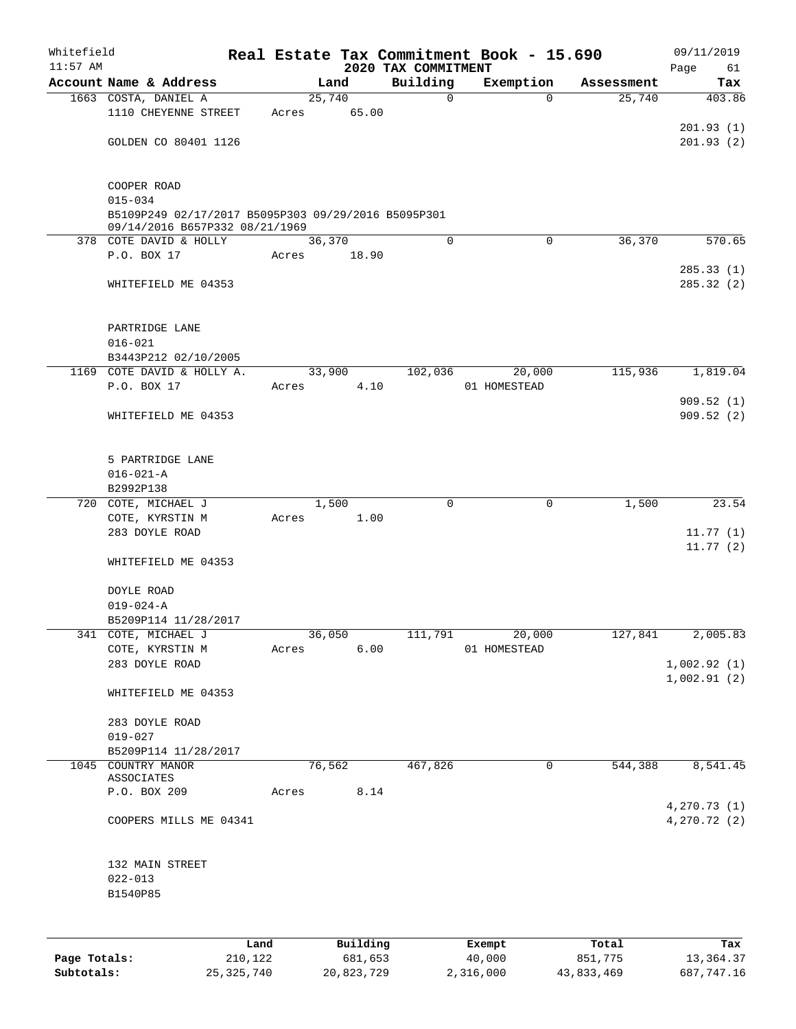Whitefield
11:57 AM

# Real Estate Tax Commitment Book - 15.690
## 2020 TAX COMMITMENT

09/11/2019

| Account Name & Address | Land | Building | Exemption | Assessment | Tax |
|---|---|---|---|---|---|
| 1663 COSTA, DANIEL A<br>1110 CHEYENNE STREET<br><br>GOLDEN CO 80401 1126<br><br>COOPER ROAD<br>015-034<br>B5109P249 02/17/2017 B5095P303 09/29/2016 B5095P301 09/14/2016 B657P332 08/21/1969 | 25,740<br>Acres 65.00 | 0 | 0 | 25,740 | 403.86<br><br>201.93 (1)<br>201.93 (2) |
| 378 COTE DAVID & HOLLY<br>P.O. BOX 17<br><br>WHITEFIELD ME 04353<br><br>PARTRIDGE LANE<br>016-021<br>B3443P212 02/10/2005 | 36,370<br>Acres 18.90 | 0 | 0 | 36,370 | 570.65<br><br>285.33 (1)<br>285.32 (2) |
| 1169 COTE DAVID & HOLLY A.<br>P.O. BOX 17<br><br>WHITEFIELD ME 04353<br><br>5 PARTRIDGE LANE<br>016-021-A<br>B2992P138 | 33,900<br>Acres 4.10 | 102,036 | 20,000<br>01 HOMESTEAD | 115,936 | 1,819.04<br><br>909.52 (1)<br>909.52 (2) |
| 720 COTE, MICHAEL J<br>COTE, KYRSTIN M<br>283 DOYLE ROAD<br><br>WHITEFIELD ME 04353<br><br>DOYLE ROAD<br>019-024-A<br>B5209P114 11/28/2017 | 1,500<br>Acres 1.00 | 0 | 0 | 1,500 | 23.54<br><br>11.77 (1)<br>11.77 (2) |
| 341 COTE, MICHAEL J<br>COTE, KYRSTIN M<br>283 DOYLE ROAD<br><br>WHITEFIELD ME 04353<br><br>283 DOYLE ROAD<br>019-027<br>B5209P114 11/28/2017 | 36,050<br>Acres 6.00 | 111,791 | 20,000<br>01 HOMESTEAD | 127,841 | 2,005.83<br><br>1,002.92 (1)<br>1,002.91 (2) |
| 1045 COUNTRY MANOR ASSOCIATES<br>P.O. BOX 209<br><br>COOPERS MILLS ME 04341<br><br>132 MAIN STREET<br>022-013<br>B1540P85 | 76,562<br>Acres 8.14 | 467,826 | 0 | 544,388 | 8,541.45<br><br>4,270.73 (1)<br>4,270.72 (2) |

| | Land | Building | Exempt | Total | Tax |
|---|---|---|---|---|---|
| **Page Totals:** | 210,122 | 681,653 | 40,000 | 851,775 | 13,364.37 |
| **Subtotals:** | 25,325,740 | 20,823,729 | 2,316,000 | 43,833,469 | 687,747.16 |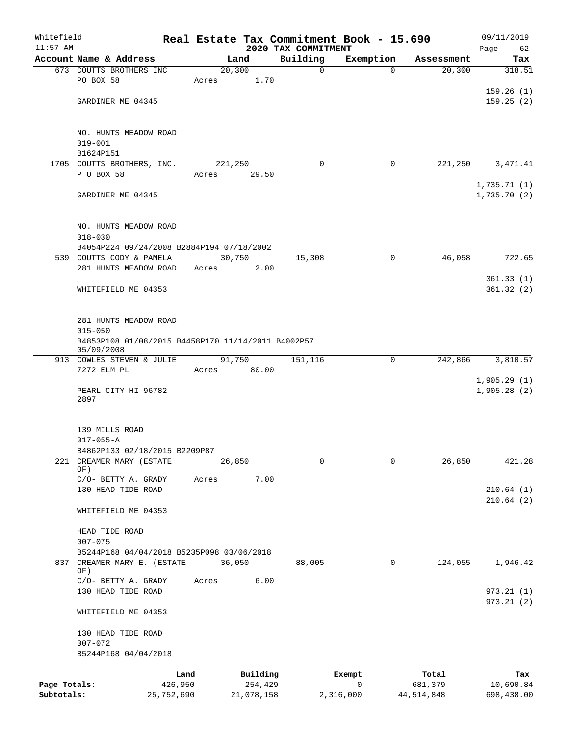Whitefield 11:57 AM

# Real Estate Tax Commitment Book - 15.690

## 2020 TAX COMMITMENT

09/11/2019

| Account Name & Address | Land | Building | Exemption | Assessment | Tax |
|---|---|---|---|---|---|
| 673 COUTTS BROTHERS INC | 20,300 | 0 | 0 | 20,300 | 318.51 |
| PO BOX 58 | Acres 1.70 | | | | |
| | | | | | 159.26 (1) |
| GARDINER ME 04345 | | | | | 159.25 (2) |
| NO. HUNTS MEADOW ROAD | | | | | |
| 019-001 | | | | | |
| B1624P151 | | | | | |
| 1705 COUTTS BROTHERS, INC. | 221,250 | 0 | 0 | 221,250 | 3,471.41 |
| P O BOX 58 | Acres 29.50 | | | | |
| | | | | | 1,735.71 (1) |
| GARDINER ME 04345 | | | | | 1,735.70 (2) |
| NO. HUNTS MEADOW ROAD | | | | | |
| 018-030 | | | | | |
| B4054P224 09/24/2008 B2884P194 07/18/2002 | | | | | |
| 539 COUTTS CODY & PAMELA | 30,750 | 15,308 | 0 | 46,058 | 722.65 |
| 281 HUNTS MEADOW ROAD | Acres 2.00 | | | | |
| | | | | | 361.33 (1) |
| WHITEFIELD ME 04353 | | | | | 361.32 (2) |
| 281 HUNTS MEADOW ROAD | | | | | |
| 015-050 | | | | | |
| B4853P108 01/08/2015 B4458P170 11/14/2011 B4002P57 05/09/2008 | | | | | |
| 913 COWLES STEVEN & JULIE | 91,750 | 151,116 | 0 | 242,866 | 3,810.57 |
| 7272 ELM PL | Acres 80.00 | | | | |
| | | | | | 1,905.29 (1) |
| PEARL CITY HI 96782 2897 | | | | | 1,905.28 (2) |
| 139 MILLS ROAD | | | | | |
| 017-055-A | | | | | |
| B4862P133 02/18/2015 B2209P87 | | | | | |
| 221 CREAMER MARY (ESTATE OF) | 26,850 | 0 | 0 | 26,850 | 421.28 |
| C/O- BETTY A. GRADY | Acres 7.00 | | | | |
| 130 HEAD TIDE ROAD | | | | | 210.64 (1) |
| | | | | | 210.64 (2) |
| WHITEFIELD ME 04353 | | | | | |
| HEAD TIDE ROAD | | | | | |
| 007-075 | | | | | |
| B5244P168 04/04/2018 B5235P098 03/06/2018 | | | | | |
| 837 CREAMER MARY E. (ESTATE OF) | 36,050 | 88,005 | 0 | 124,055 | 1,946.42 |
| C/O- BETTY A. GRADY | Acres 6.00 | | | | |
| 130 HEAD TIDE ROAD | | | | | 973.21 (1) |
| | | | | | 973.21 (2) |
| WHITEFIELD ME 04353 | | | | | |
| 130 HEAD TIDE ROAD | | | | | |
| 007-072 | | | | | |
| B5244P168 04/04/2018 | | | | | |

| | Land | Building | Exempt | Total | Tax |
|---|---|---|---|---|---|
| Page Totals: | 426,950 | 254,429 | 0 | 681,379 | 10,690.84 |
| Subtotals: | 25,752,690 | 21,078,158 | 2,316,000 | 44,514,848 | 698,438.00 |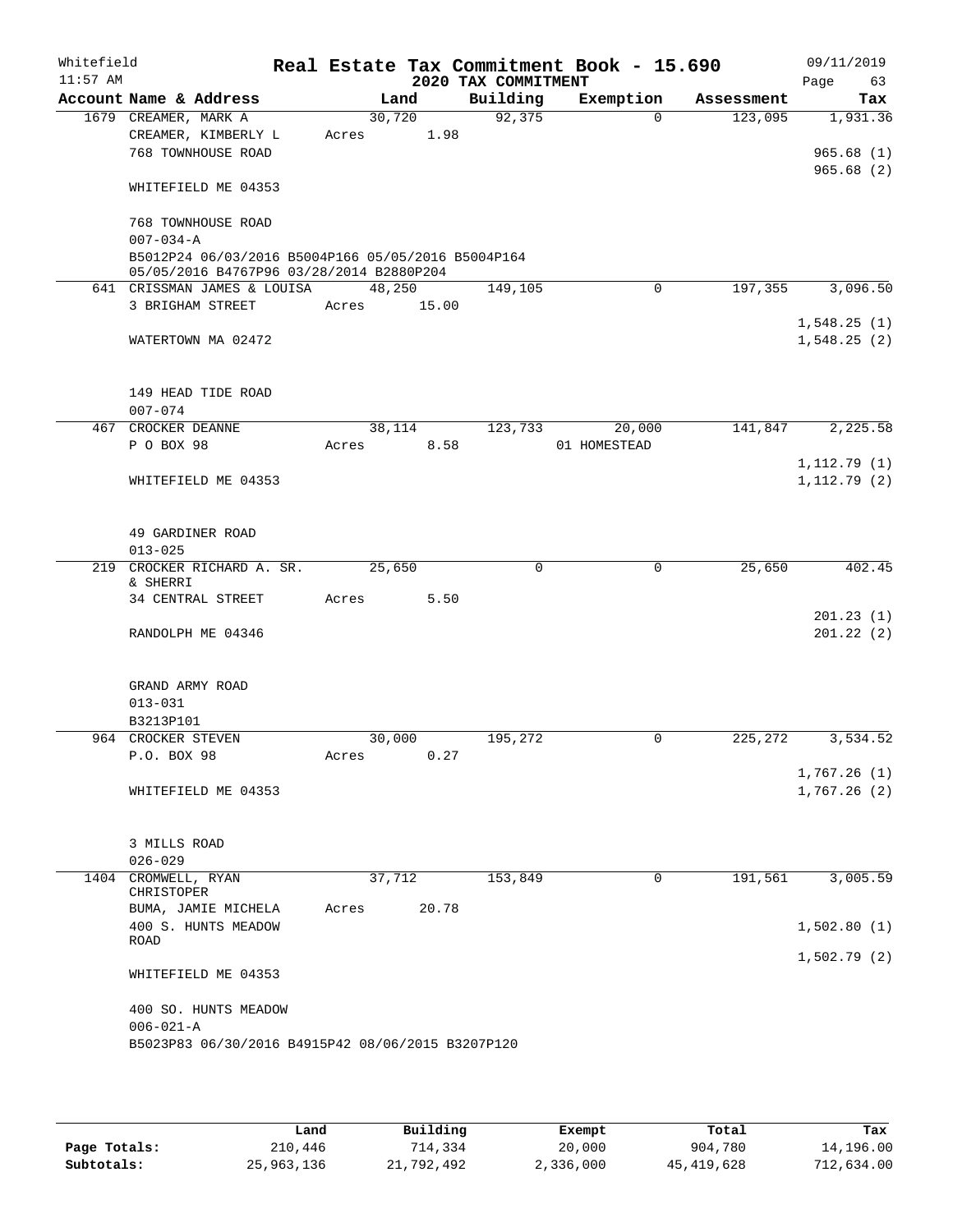Whitefield 11:57 AM

# Real Estate Tax Commitment Book - 15.690

## 2020 TAX COMMITMENT

09/11/2019

| Account | Name & Address | Land | Building | Exemption | Assessment | Tax |
|---|---|---|---|---|---|---|
| 1679 | CREAMER, MARK A<br>CREAMER, KIMBERLY L<br>768 TOWNHOUSE ROAD<br><br>WHITEFIELD ME 04353<br><br>768 TOWNHOUSE ROAD<br>007-034-A<br>B5012P24 06/03/2016 B5004P166 05/05/2016 B5004P164 05/05/2016 B4767P96 03/28/2014 B2880P204 | 30,720<br>Acres 1.98 | 92,375 | 0 | 123,095 | 1,931.36<br><br>965.68 (1)<br>965.68 (2) |
| 641 | CRISSMAN JAMES & LOUISA<br>3 BRIGHAM STREET<br><br>WATERTOWN MA 02472<br><br>149 HEAD TIDE ROAD<br>007-074 | 48,250<br>Acres 15.00 | 149,105 | 0 | 197,355 | 3,096.50<br><br>1,548.25 (1)<br>1,548.25 (2) |
| 467 | CROCKER DEANNE<br>P O BOX 98<br><br>WHITEFIELD ME 04353<br><br>49 GARDINER ROAD<br>013-025 | 38,114<br>Acres 8.58 | 123,733 | 20,000<br>01 HOMESTEAD | 141,847 | 2,225.58<br><br>1,112.79 (1)<br>1,112.79 (2) |
| 219 | CROCKER RICHARD A. SR. & SHERRI<br>34 CENTRAL STREET<br><br>RANDOLPH ME 04346<br><br>GRAND ARMY ROAD<br>013-031<br>B3213P101 | 25,650<br>Acres 5.50 | 0 | 0 | 25,650 | 402.45<br><br>201.23 (1)<br>201.22 (2) |
| 964 | CROCKER STEVEN<br>P.O. BOX 98<br><br>WHITEFIELD ME 04353<br><br>3 MILLS ROAD<br>026-029 | 30,000<br>Acres 0.27 | 195,272 | 0 | 225,272 | 3,534.52<br><br>1,767.26 (1)<br>1,767.26 (2) |
| 1404 | CROMWELL, RYAN CHRISTOPER<br>BUMA, JAMIE MICHELA<br>400 S. HUNTS MEADOW ROAD<br><br>WHITEFIELD ME 04353<br><br>400 SO. HUNTS MEADOW<br>006-021-A<br>B5023P83 06/30/2016 B4915P42 08/06/2015 B3207P120 | 37,712<br>Acres 20.78 | 153,849 | 0 | 191,561 | 3,005.59<br><br>1,502.80 (1)<br>1,502.79 (2) |

| | Land | Building | Exempt | Total | Tax |
|---|---|---|---|---|---|
| Page Totals: | 210,446 | 714,334 | 20,000 | 904,780 | 14,196.00 |
| Subtotals: | 25,963,136 | 21,792,492 | 2,336,000 | 45,419,628 | 712,634.00 |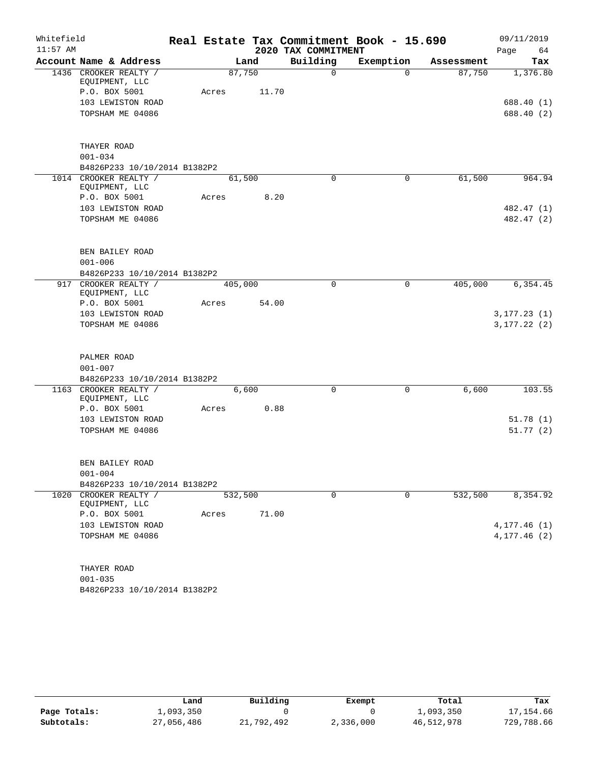Whitefield — Real Estate Tax Commitment Book - 15.690 — 09/11/2019
11:57 AM — 2020 TAX COMMITMENT

| Account Name & Address | Land | Building | Exemption | Assessment | Tax |
|---|---|---|---|---|---|
| 1436 CROOKER REALTY / EQUIPMENT, LLC | 87,750 | 0 | 0 | 87,750 | 1,376.80 |
| P.O. BOX 5001 | Acres 11.70 | | | | |
| 103 LEWISTON ROAD | | | | | 688.40 (1) |
| TOPSHAM ME 04086 | | | | | 688.40 (2) |
| THAYER ROAD | | | | | |
| 001-034 | | | | | |
| B4826P233 10/10/2014 B1382P2 | | | | | |
| 1014 CROOKER REALTY / EQUIPMENT, LLC | 61,500 | 0 | 0 | 61,500 | 964.94 |
| P.O. BOX 5001 | Acres 8.20 | | | | |
| 103 LEWISTON ROAD | | | | | 482.47 (1) |
| TOPSHAM ME 04086 | | | | | 482.47 (2) |
| BEN BAILEY ROAD | | | | | |
| 001-006 | | | | | |
| B4826P233 10/10/2014 B1382P2 | | | | | |
| 917 CROOKER REALTY / EQUIPMENT, LLC | 405,000 | 0 | 0 | 405,000 | 6,354.45 |
| P.O. BOX 5001 | Acres 54.00 | | | | |
| 103 LEWISTON ROAD | | | | | 3,177.23 (1) |
| TOPSHAM ME 04086 | | | | | 3,177.22 (2) |
| PALMER ROAD | | | | | |
| 001-007 | | | | | |
| B4826P233 10/10/2014 B1382P2 | | | | | |
| 1163 CROOKER REALTY / EQUIPMENT, LLC | 6,600 | 0 | 0 | 6,600 | 103.55 |
| P.O. BOX 5001 | Acres 0.88 | | | | |
| 103 LEWISTON ROAD | | | | | 51.78 (1) |
| TOPSHAM ME 04086 | | | | | 51.77 (2) |
| BEN BAILEY ROAD | | | | | |
| 001-004 | | | | | |
| B4826P233 10/10/2014 B1382P2 | | | | | |
| 1020 CROOKER REALTY / EQUIPMENT, LLC | 532,500 | 0 | 0 | 532,500 | 8,354.92 |
| P.O. BOX 5001 | Acres 71.00 | | | | |
| 103 LEWISTON ROAD | | | | | 4,177.46 (1) |
| TOPSHAM ME 04086 | | | | | 4,177.46 (2) |
| THAYER ROAD | | | | | |
| 001-035 | | | | | |
| B4826P233 10/10/2014 B1382P2 | | | | | |

| | Land | Building | Exempt | Total | Tax |
|---|---|---|---|---|---|
| Page Totals: | 1,093,350 | 0 | 0 | 1,093,350 | 17,154.66 |
| Subtotals: | 27,056,486 | 21,792,492 | 2,336,000 | 46,512,978 | 729,788.66 |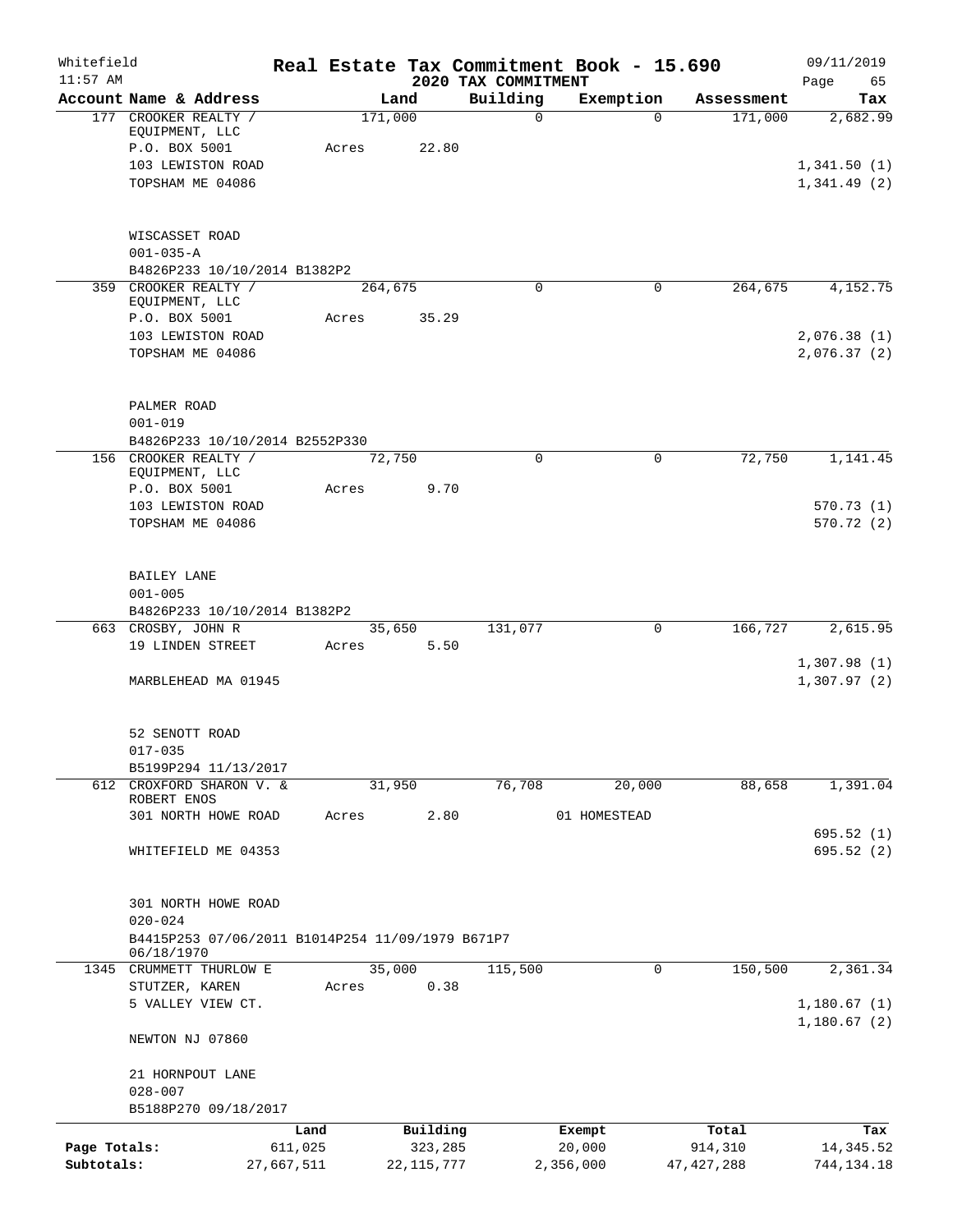# Real Estate Tax Commitment Book - 15.690

## 2020 TAX COMMITMENT

Whitefield 11:57 AM — 09/11/2019

| Account Name & Address | Land | Building | Exemption | Assessment | Tax |
|---|---|---|---|---|---|
| 177 CROOKER REALTY / EQUIPMENT, LLC | 171,000 | 0 | 0 | 171,000 | 2,682.99 |
| P.O. BOX 5001 | Acres 22.80 | | | | |
| 103 LEWISTON ROAD | | | | | 1,341.50 (1) |
| TOPSHAM ME 04086 | | | | | 1,341.49 (2) |
| WISCASSET ROAD | | | | | |
| 001-035-A | | | | | |
| B4826P233 10/10/2014 B1382P2 | | | | | |
| 359 CROOKER REALTY / EQUIPMENT, LLC | 264,675 | 0 | 0 | 264,675 | 4,152.75 |
| P.O. BOX 5001 | Acres 35.29 | | | | |
| 103 LEWISTON ROAD | | | | | 2,076.38 (1) |
| TOPSHAM ME 04086 | | | | | 2,076.37 (2) |
| PALMER ROAD | | | | | |
| 001-019 | | | | | |
| B4826P233 10/10/2014 B2552P330 | | | | | |
| 156 CROOKER REALTY / EQUIPMENT, LLC | 72,750 | 0 | 0 | 72,750 | 1,141.45 |
| P.O. BOX 5001 | Acres 9.70 | | | | |
| 103 LEWISTON ROAD | | | | | 570.73 (1) |
| TOPSHAM ME 04086 | | | | | 570.72 (2) |
| BAILEY LANE | | | | | |
| 001-005 | | | | | |
| B4826P233 10/10/2014 B1382P2 | | | | | |
| 663 CROSBY, JOHN R | 35,650 | 131,077 | 0 | 166,727 | 2,615.95 |
| 19 LINDEN STREET | Acres 5.50 | | | | |
| | | | | | 1,307.98 (1) |
| MARBLEHEAD MA 01945 | | | | | 1,307.97 (2) |
| 52 SENOTT ROAD | | | | | |
| 017-035 | | | | | |
| B5199P294 11/13/2017 | | | | | |
| 612 CROXFORD SHARON V. & ROBERT ENOS | 31,950 | 76,708 | 20,000 | 88,658 | 1,391.04 |
| 301 NORTH HOWE ROAD | Acres 2.80 | | 01 HOMESTEAD | | |
| | | | | | 695.52 (1) |
| WHITEFIELD ME 04353 | | | | | 695.52 (2) |
| 301 NORTH HOWE ROAD | | | | | |
| 020-024 | | | | | |
| B4415P253 07/06/2011 B1014P254 11/09/1979 B671P7 06/18/1970 | | | | | |
| 1345 CRUMMETT THURLOW E | 35,000 | 115,500 | 0 | 150,500 | 2,361.34 |
| STUTZER, KAREN | Acres 0.38 | | | | |
| 5 VALLEY VIEW CT. | | | | | 1,180.67 (1) |
| | | | | | 1,180.67 (2) |
| NEWTON NJ 07860 | | | | | |
| 21 HORNPOUT LANE | | | | | |
| 028-007 | | | | | |
| B5188P270 09/18/2017 | | | | | |

| | Land | Building | Exempt | Total | Tax |
|---|---|---|---|---|---|
| Page Totals: | 611,025 | 323,285 | 20,000 | 914,310 | 14,345.52 |
| Subtotals: | 27,667,511 | 22,115,777 | 2,356,000 | 47,427,288 | 744,134.18 |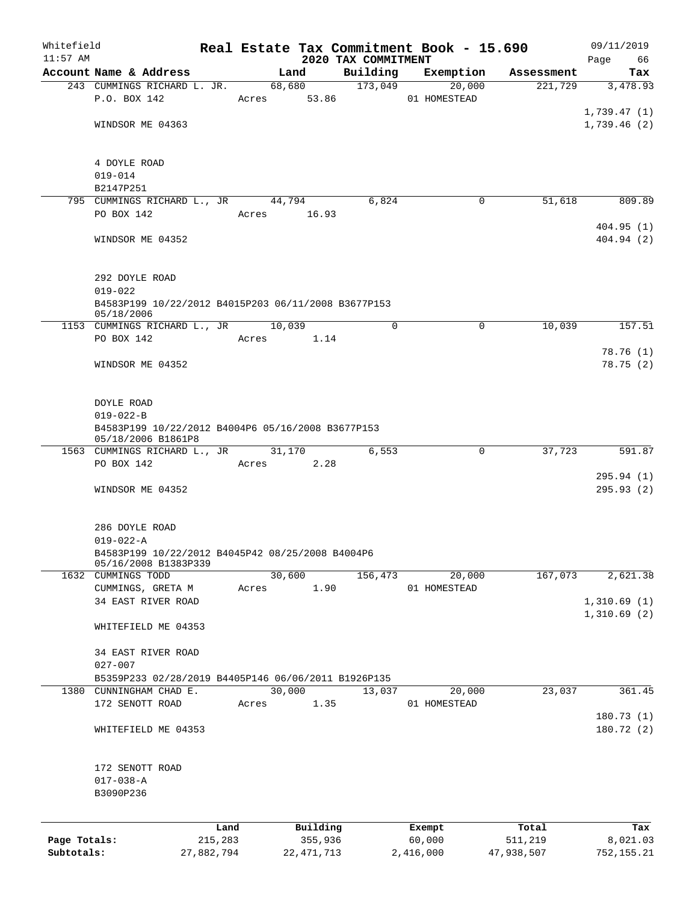Whitefield 11:57 AM — **Real Estate Tax Commitment Book - 15.690** — 2020 TAX COMMITMENT — 09/11/2019

| Account Name & Address | Land | Building | Exemption | Assessment | Tax |
|---|---|---|---|---|---|
| 243 CUMMINGS RICHARD L. JR. | 68,680 | 173,049 | 20,000 | 221,729 | 3,478.93 |
| P.O. BOX 142 | Acres 53.86 | | 01 HOMESTEAD | | |
| | | | | | 1,739.47 (1) |
| WINDSOR ME 04363 | | | | | 1,739.46 (2) |
| 4 DOYLE ROAD | | | | | |
| 019-014 | | | | | |
| B2147P251 | | | | | |
| 795 CUMMINGS RICHARD L., JR | 44,794 | 6,824 | 0 | 51,618 | 809.89 |
| PO BOX 142 | Acres 16.93 | | | | |
| | | | | | 404.95 (1) |
| WINDSOR ME 04352 | | | | | 404.94 (2) |
| 292 DOYLE ROAD | | | | | |
| 019-022 | | | | | |
| B4583P199 10/22/2012 B4015P203 06/11/2008 B3677P153 05/18/2006 | | | | | |
| 1153 CUMMINGS RICHARD L., JR | 10,039 | 0 | 0 | 10,039 | 157.51 |
| PO BOX 142 | Acres 1.14 | | | | |
| | | | | | 78.76 (1) |
| WINDSOR ME 04352 | | | | | 78.75 (2) |
| DOYLE ROAD | | | | | |
| 019-022-B | | | | | |
| B4583P199 10/22/2012 B4004P6 05/16/2008 B3677P153 05/18/2006 B1861P8 | | | | | |
| 1563 CUMMINGS RICHARD L., JR | 31,170 | 6,553 | 0 | 37,723 | 591.87 |
| PO BOX 142 | Acres 2.28 | | | | |
| | | | | | 295.94 (1) |
| WINDSOR ME 04352 | | | | | 295.93 (2) |
| 286 DOYLE ROAD | | | | | |
| 019-022-A | | | | | |
| B4583P199 10/22/2012 B4045P42 08/25/2008 B4004P6 05/16/2008 B1383P339 | | | | | |
| 1632 CUMMINGS TODD | 30,600 | 156,473 | 20,000 | 167,073 | 2,621.38 |
| CUMMINGS, GRETA M | Acres 1.90 | | 01 HOMESTEAD | | |
| 34 EAST RIVER ROAD | | | | | 1,310.69 (1) |
| | | | | | 1,310.69 (2) |
| WHITEFIELD ME 04353 | | | | | |
| 34 EAST RIVER ROAD | | | | | |
| 027-007 | | | | | |
| B5359P233 02/28/2019 B4405P146 06/06/2011 B1926P135 | | | | | |
| 1380 CUNNINGHAM CHAD E. | 30,000 | 13,037 | 20,000 | 23,037 | 361.45 |
| 172 SENOTT ROAD | Acres 1.35 | | 01 HOMESTEAD | | |
| | | | | | 180.73 (1) |
| WHITEFIELD ME 04353 | | | | | 180.72 (2) |
| 172 SENOTT ROAD | | | | | |
| 017-038-A | | | | | |
| B3090P236 | | | | | |

| | Land | Building | Exempt | Total | Tax |
|---|---|---|---|---|---|
| Page Totals: | 215,283 | 355,936 | 60,000 | 511,219 | 8,021.03 |
| Subtotals: | 27,882,794 | 22,471,713 | 2,416,000 | 47,938,507 | 752,155.21 |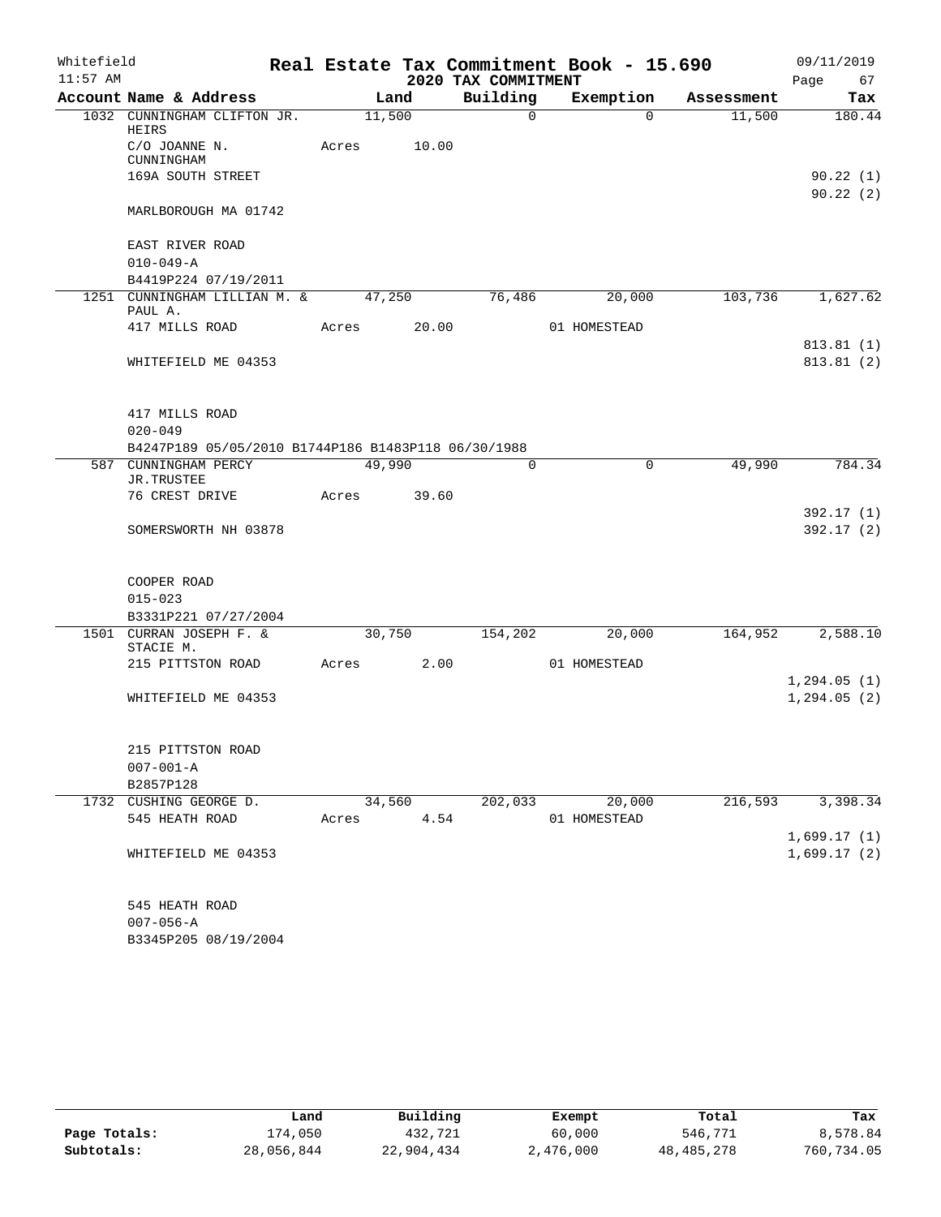# Real Estate Tax Commitment Book - 15.690

Whitefield
11:57 AM

2020 TAX COMMITMENT

09/11/2019
Page 67

| Account Name & Address | Land | Building | Exemption | Assessment | Tax |
|---|---|---|---|---|---|
| 1032 CUNNINGHAM CLIFTON JR. HEIRS | 11,500 | 0 | 0 | 11,500 | 180.44 |
| C/O JOANNE N. CUNNINGHAM | Acres 10.00 | | | | |
| 169A SOUTH STREET | | | | | 90.22 (1) |
| | | | | | 90.22 (2) |
| MARLBOROUGH MA 01742 | | | | | |
| EAST RIVER ROAD | | | | | |
| 010-049-A | | | | | |
| B4419P224 07/19/2011 | | | | | |
| 1251 CUNNINGHAM LILLIAN M. & PAUL A. | 47,250 | 76,486 | 20,000 | 103,736 | 1,627.62 |
| 417 MILLS ROAD | Acres 20.00 | | 01 HOMESTEAD | | |
| | | | | | 813.81 (1) |
| WHITEFIELD ME 04353 | | | | | 813.81 (2) |
| 417 MILLS ROAD | | | | | |
| 020-049 | | | | | |
| B4247P189 05/05/2010 B1744P186 B1483P118 06/30/1988 | | | | | |
| 587 CUNNINGHAM PERCY JR.TRUSTEE | 49,990 | 0 | 0 | 49,990 | 784.34 |
| 76 CREST DRIVE | Acres 39.60 | | | | |
| | | | | | 392.17 (1) |
| SOMERSWORTH NH 03878 | | | | | 392.17 (2) |
| COOPER ROAD | | | | | |
| 015-023 | | | | | |
| B3331P221 07/27/2004 | | | | | |
| 1501 CURRAN JOSEPH F. & STACIE M. | 30,750 | 154,202 | 20,000 | 164,952 | 2,588.10 |
| 215 PITTSTON ROAD | Acres 2.00 | | 01 HOMESTEAD | | |
| | | | | | 1,294.05 (1) |
| WHITEFIELD ME 04353 | | | | | 1,294.05 (2) |
| 215 PITTSTON ROAD | | | | | |
| 007-001-A | | | | | |
| B2857P128 | | | | | |
| 1732 CUSHING GEORGE D. | 34,560 | 202,033 | 20,000 | 216,593 | 3,398.34 |
| 545 HEATH ROAD | Acres 4.54 | | 01 HOMESTEAD | | |
| | | | | | 1,699.17 (1) |
| WHITEFIELD ME 04353 | | | | | 1,699.17 (2) |
| 545 HEATH ROAD | | | | | |
| 007-056-A | | | | | |
| B3345P205 08/19/2004 | | | | | |

| | Land | Building | Exempt | Total | Tax |
|---|---|---|---|---|---|
| Page Totals: | 174,050 | 432,721 | 60,000 | 546,771 | 8,578.84 |
| Subtotals: | 28,056,844 | 22,904,434 | 2,476,000 | 48,485,278 | 760,734.05 |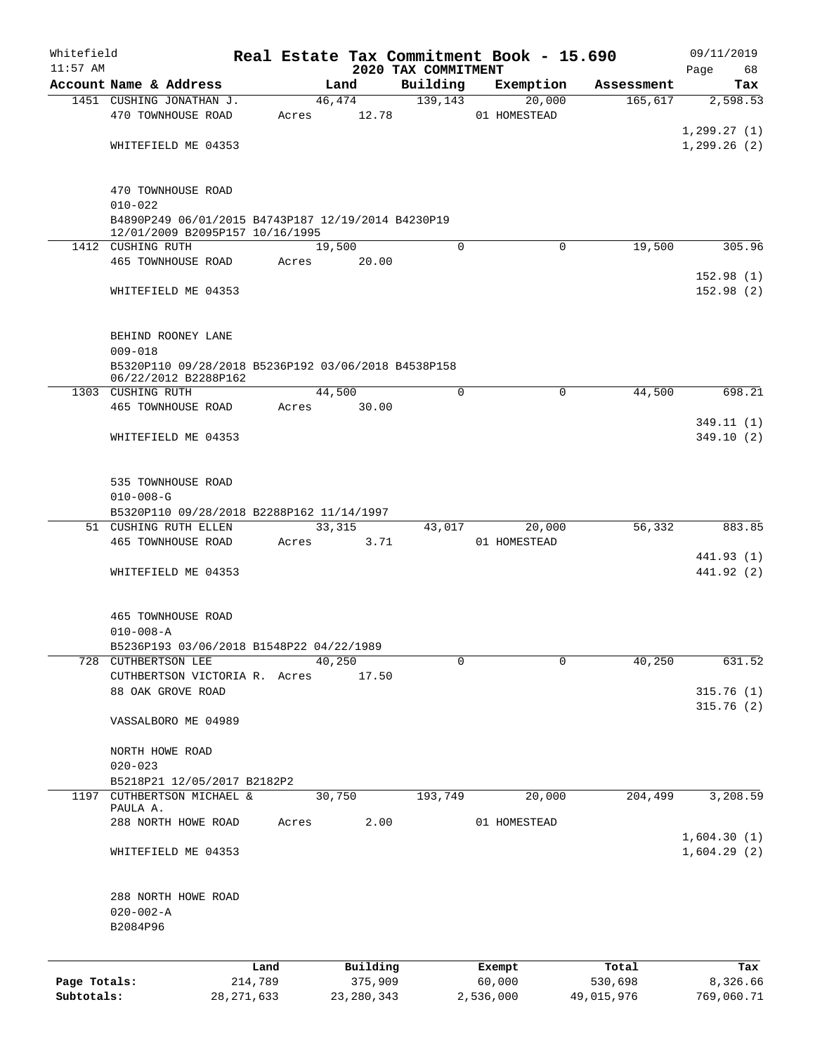Whitefield 11:57 AM

# Real Estate Tax Commitment Book - 15.690

## 2020 TAX COMMITMENT

09/11/2019

| Account Name & Address | Land | Building | Exemption | Assessment | Tax |
|---|---|---|---|---|---|
| 1451 CUSHING JONATHAN J. | 46,474 | 139,143 | 20,000 | 165,617 | 2,598.53 |
| 470 TOWNHOUSE ROAD | Acres 12.78 | | 01 HOMESTEAD | | |
| | | | | | 1,299.27 (1) |
| WHITEFIELD ME 04353 | | | | | 1,299.26 (2) |
| 470 TOWNHOUSE ROAD | | | | | |
| 010-022 | | | | | |
| B4890P249 06/01/2015 B4743P187 12/19/2014 B4230P19 12/01/2009 B2095P157 10/16/1995 | | | | | |
| 1412 CUSHING RUTH | 19,500 | 0 | 0 | 19,500 | 305.96 |
| 465 TOWNHOUSE ROAD | Acres 20.00 | | | | |
| | | | | | 152.98 (1) |
| WHITEFIELD ME 04353 | | | | | 152.98 (2) |
| BEHIND ROONEY LANE | | | | | |
| 009-018 | | | | | |
| B5320P110 09/28/2018 B5236P192 03/06/2018 B4538P158 06/22/2012 B2288P162 | | | | | |
| 1303 CUSHING RUTH | 44,500 | 0 | 0 | 44,500 | 698.21 |
| 465 TOWNHOUSE ROAD | Acres 30.00 | | | | |
| | | | | | 349.11 (1) |
| WHITEFIELD ME 04353 | | | | | 349.10 (2) |
| 535 TOWNHOUSE ROAD | | | | | |
| 010-008-G | | | | | |
| B5320P110 09/28/2018 B2288P162 11/14/1997 | | | | | |
| 51 CUSHING RUTH ELLEN | 33,315 | 43,017 | 20,000 | 56,332 | 883.85 |
| 465 TOWNHOUSE ROAD | Acres 3.71 | | 01 HOMESTEAD | | |
| | | | | | 441.93 (1) |
| WHITEFIELD ME 04353 | | | | | 441.92 (2) |
| 465 TOWNHOUSE ROAD | | | | | |
| 010-008-A | | | | | |
| B5236P193 03/06/2018 B1548P22 04/22/1989 | | | | | |
| 728 CUTHBERTSON LEE | 40,250 | 0 | 0 | 40,250 | 631.52 |
| CUTHBERTSON VICTORIA R. | Acres 17.50 | | | | |
| 88 OAK GROVE ROAD | | | | | 315.76 (1) |
| | | | | | 315.76 (2) |
| VASSALBORO ME 04989 | | | | | |
| NORTH HOWE ROAD | | | | | |
| 020-023 | | | | | |
| B5218P21 12/05/2017 B2182P2 | | | | | |
| 1197 CUTHBERTSON MICHAEL & PAULA A. | 30,750 | 193,749 | 20,000 | 204,499 | 3,208.59 |
| 288 NORTH HOWE ROAD | Acres 2.00 | | 01 HOMESTEAD | | |
| | | | | | 1,604.30 (1) |
| WHITEFIELD ME 04353 | | | | | 1,604.29 (2) |
| 288 NORTH HOWE ROAD | | | | | |
| 020-002-A | | | | | |
| B2084P96 | | | | | |

| | Land | Building | Exempt | Total | Tax |
|---|---|---|---|---|---|
| Page Totals: | 214,789 | 375,909 | 60,000 | 530,698 | 8,326.66 |
| Subtotals: | 28,271,633 | 23,280,343 | 2,536,000 | 49,015,976 | 769,060.71 |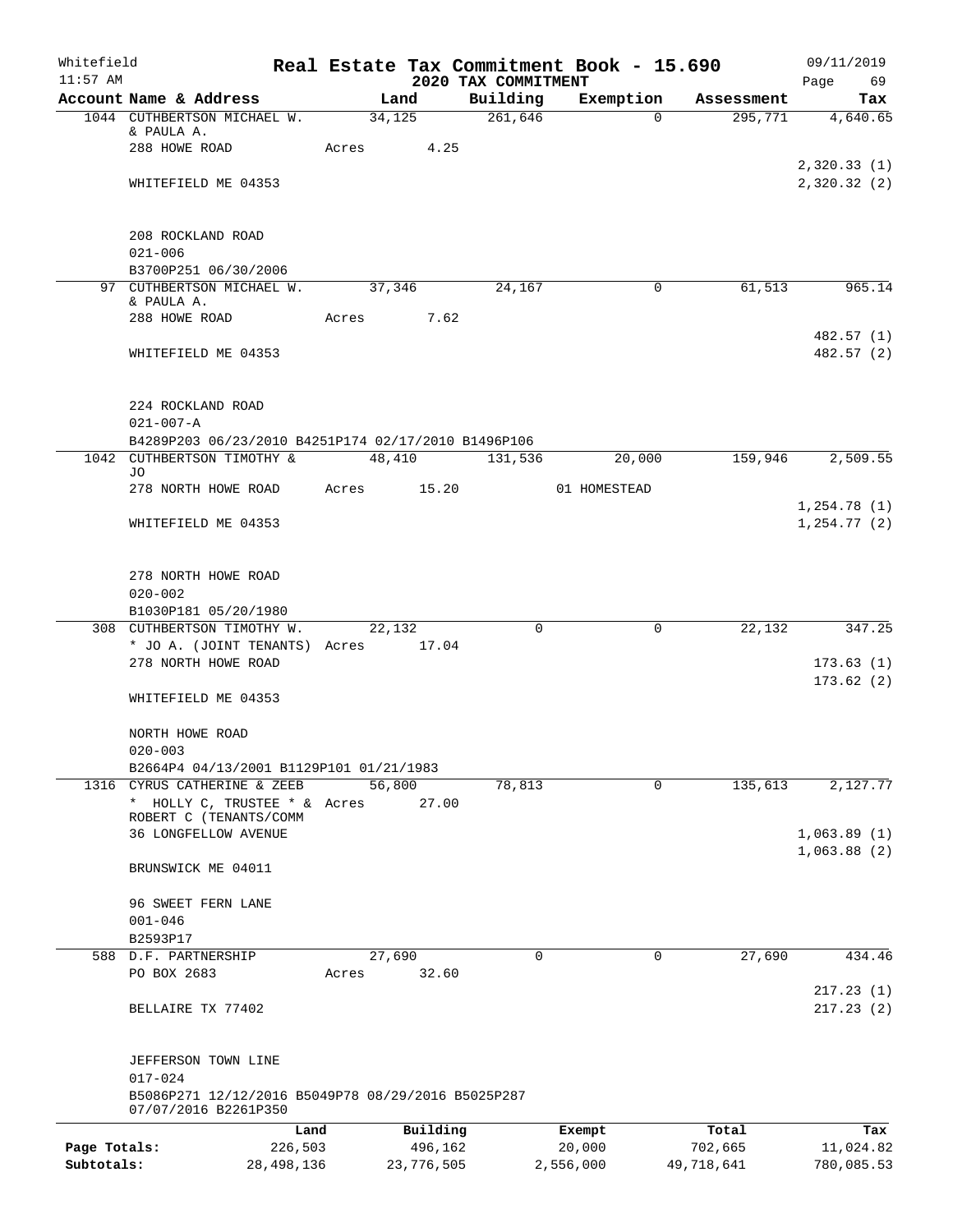Whitefield 11:57 AM

# Real Estate Tax Commitment Book - 15.690

## 2020 TAX COMMITMENT

09/11/2019

| Account Name & Address | Land | Building | Exemption | Assessment | Tax |
|---|---|---|---|---|---|
| 1044 CUTHBERTSON MICHAEL W. & PAULA A. | 34,125 | 261,646 | 0 | 295,771 | 4,640.65 |
| 288 HOWE ROAD | Acres 4.25 | | | | |
| | | | | | 2,320.33 (1) |
| WHITEFIELD ME 04353 | | | | | 2,320.32 (2) |
| 208 ROCKLAND ROAD | | | | | |
| 021-006 | | | | | |
| B3700P251 06/30/2006 | | | | | |
| 97 CUTHBERTSON MICHAEL W. & PAULA A. | 37,346 | 24,167 | 0 | 61,513 | 965.14 |
| 288 HOWE ROAD | Acres 7.62 | | | | |
| | | | | | 482.57 (1) |
| WHITEFIELD ME 04353 | | | | | 482.57 (2) |
| 224 ROCKLAND ROAD | | | | | |
| 021-007-A | | | | | |
| B4289P203 06/23/2010 B4251P174 02/17/2010 B1496P106 | | | | | |
| 1042 CUTHBERTSON TIMOTHY & JO | 48,410 | 131,536 | 20,000 | 159,946 | 2,509.55 |
| 278 NORTH HOWE ROAD | Acres 15.20 | | 01 HOMESTEAD | | |
| | | | | | 1,254.78 (1) |
| WHITEFIELD ME 04353 | | | | | 1,254.77 (2) |
| 278 NORTH HOWE ROAD | | | | | |
| 020-002 | | | | | |
| B1030P181 05/20/1980 | | | | | |
| 308 CUTHBERTSON TIMOTHY W. | 22,132 | 0 | 0 | 22,132 | 347.25 |
| * JO A. (JOINT TENANTS) | Acres 17.04 | | | | |
| 278 NORTH HOWE ROAD | | | | | 173.63 (1) |
| | | | | | 173.62 (2) |
| WHITEFIELD ME 04353 | | | | | |
| NORTH HOWE ROAD | | | | | |
| 020-003 | | | | | |
| B2664P4 04/13/2001 B1129P101 01/21/1983 | | | | | |
| 1316 CYRUS CATHERINE & ZEEB | 56,800 | 78,813 | 0 | 135,613 | 2,127.77 |
| * HOLLY C, TRUSTEE * & ROBERT C (TENANTS/COMM | Acres 27.00 | | | | |
| 36 LONGFELLOW AVENUE | | | | | 1,063.89 (1) |
| | | | | | 1,063.88 (2) |
| BRUNSWICK ME 04011 | | | | | |
| 96 SWEET FERN LANE | | | | | |
| 001-046 | | | | | |
| B2593P17 | | | | | |
| 588 D.F. PARTNERSHIP | 27,690 | 0 | 0 | 27,690 | 434.46 |
| PO BOX 2683 | Acres 32.60 | | | | |
| | | | | | 217.23 (1) |
| BELLAIRE TX 77402 | | | | | 217.23 (2) |
| JEFFERSON TOWN LINE | | | | | |
| 017-024 | | | | | |
| B5086P271 12/12/2016 B5049P78 08/29/2016 B5025P287 07/07/2016 B2261P350 | | | | | |

| | Land | Building | Exempt | Total | Tax |
|---|---|---|---|---|---|
| Page Totals: | 226,503 | 496,162 | 20,000 | 702,665 | 11,024.82 |
| Subtotals: | 28,498,136 | 23,776,505 | 2,556,000 | 49,718,641 | 780,085.53 |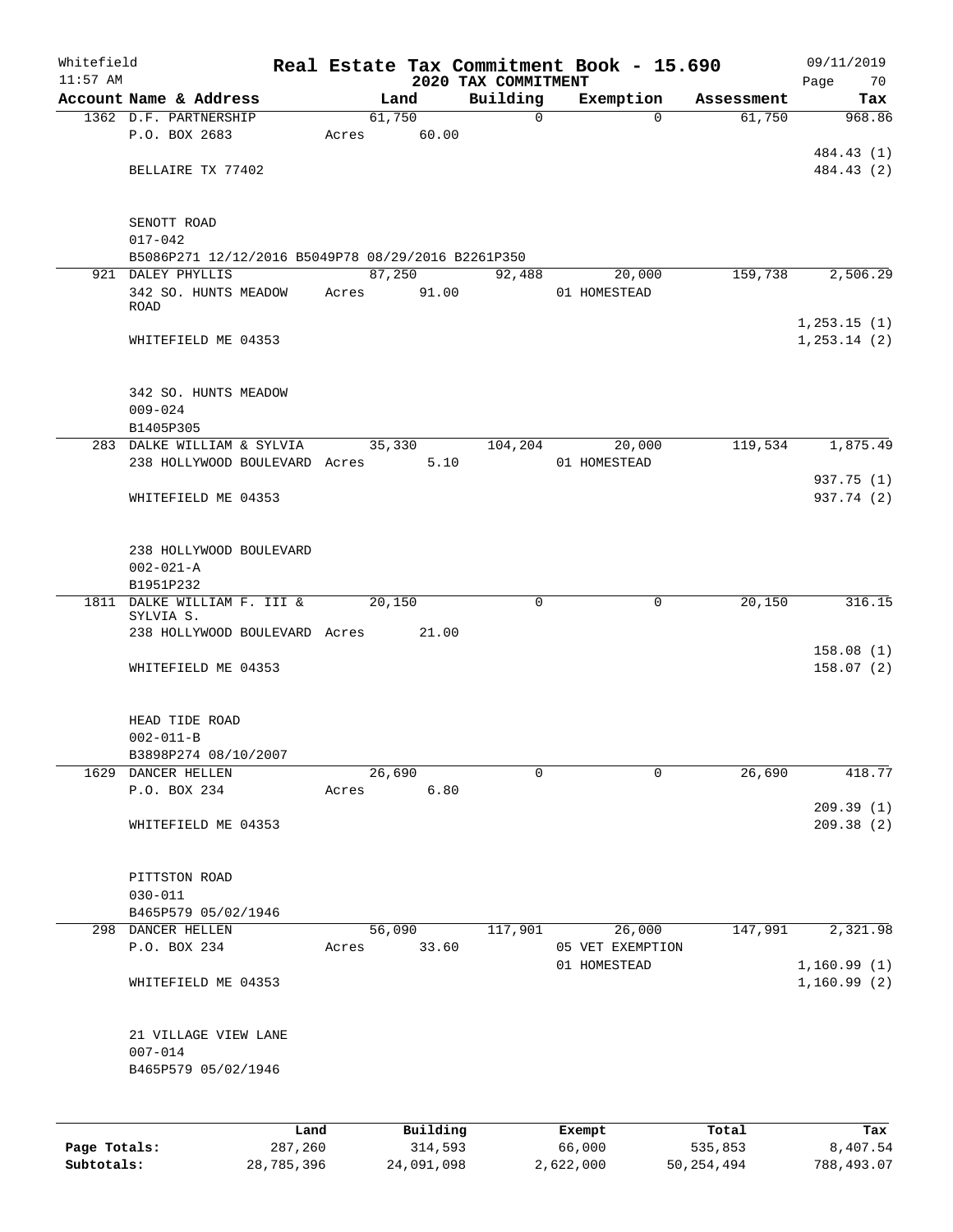Whitefield

11:57 AM

# Real Estate Tax Commitment Book - 15.690

## 2020 TAX COMMITMENT

09/11/2019

| Account Name & Address | Land | Building | Exemption | Assessment | Tax |
|---|---|---|---|---|---|
| 1362 D.F. PARTNERSHIP | 61,750 | 0 | 0 | 61,750 | 968.86 |
| P.O. BOX 2683 | Acres 60.00 | | | | |
| | | | | | 484.43 (1) |
| BELLAIRE TX 77402 | | | | | 484.43 (2) |
| SENOTT ROAD | | | | | |
| 017-042 | | | | | |
| B5086P271 12/12/2016 B5049P78 08/29/2016 B2261P350 | | | | | |
| 921 DALEY PHYLLIS | 87,250 | 92,488 | 20,000 | 159,738 | 2,506.29 |
| 342 SO. HUNTS MEADOW ROAD | Acres 91.00 | | 01 HOMESTEAD | | |
| | | | | | 1,253.15 (1) |
| WHITEFIELD ME 04353 | | | | | 1,253.14 (2) |
| 342 SO. HUNTS MEADOW | | | | | |
| 009-024 | | | | | |
| B1405P305 | | | | | |
| 283 DALKE WILLIAM & SYLVIA | 35,330 | 104,204 | 20,000 | 119,534 | 1,875.49 |
| 238 HOLLYWOOD BOULEVARD | Acres 5.10 | | 01 HOMESTEAD | | |
| | | | | | 937.75 (1) |
| WHITEFIELD ME 04353 | | | | | 937.74 (2) |
| 238 HOLLYWOOD BOULEVARD | | | | | |
| 002-021-A | | | | | |
| B1951P232 | | | | | |
| 1811 DALKE WILLIAM F. III & SYLVIA S. | 20,150 | 0 | 0 | 20,150 | 316.15 |
| 238 HOLLYWOOD BOULEVARD | Acres 21.00 | | | | |
| | | | | | 158.08 (1) |
| WHITEFIELD ME 04353 | | | | | 158.07 (2) |
| HEAD TIDE ROAD | | | | | |
| 002-011-B | | | | | |
| B3898P274 08/10/2007 | | | | | |
| 1629 DANCER HELLEN | 26,690 | 0 | 0 | 26,690 | 418.77 |
| P.O. BOX 234 | Acres 6.80 | | | | |
| | | | | | 209.39 (1) |
| WHITEFIELD ME 04353 | | | | | 209.38 (2) |
| PITTSTON ROAD | | | | | |
| 030-011 | | | | | |
| B465P579 05/02/1946 | | | | | |
| 298 DANCER HELLEN | 56,090 | 117,901 | 26,000 | 147,991 | 2,321.98 |
| P.O. BOX 234 | Acres 33.60 | | 05 VET EXEMPTION | | |
| | | | 01 HOMESTEAD | | 1,160.99 (1) |
| WHITEFIELD ME 04353 | | | | | 1,160.99 (2) |
| 21 VILLAGE VIEW LANE | | | | | |
| 007-014 | | | | | |
| B465P579 05/02/1946 | | | | | |

| | Land | Building | Exempt | Total | Tax |
|---|---|---|---|---|---|
| Page Totals: | 287,260 | 314,593 | 66,000 | 535,853 | 8,407.54 |
| Subtotals: | 28,785,396 | 24,091,098 | 2,622,000 | 50,254,494 | 788,493.07 |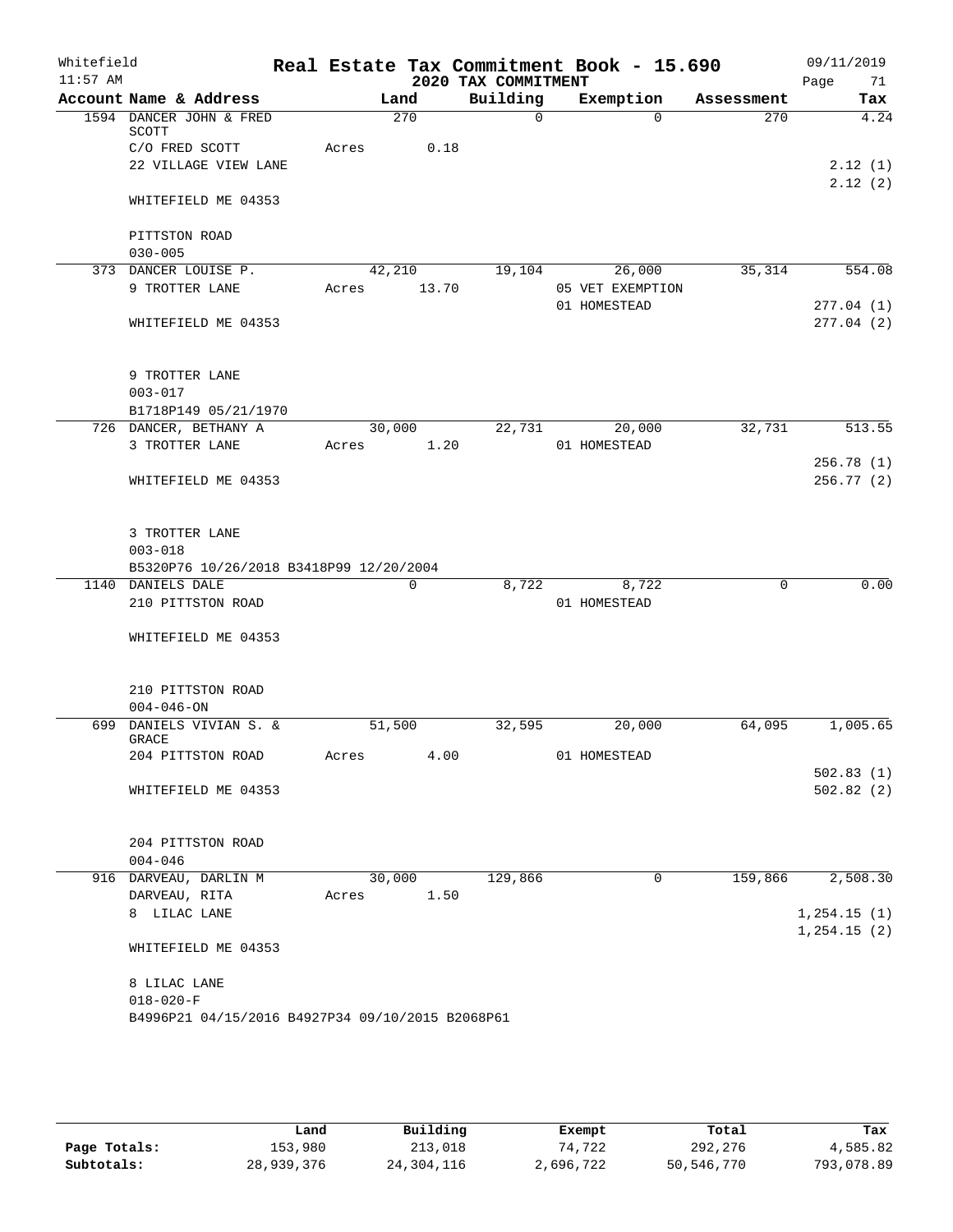Whitefield 11:57 AM

# Real Estate Tax Commitment Book - 15.690

## 2020 TAX COMMITMENT

09/11/2019

| Account | Name & Address | Land | Building | Exemption | Assessment | Tax |
|---|---|---|---|---|---|---|
| 1594 | DANCER JOHN & FRED SCOTT<br>C/O FRED SCOTT<br>22 VILLAGE VIEW LANE<br><br>WHITEFIELD ME 04353<br><br>PITTSTON ROAD<br>030-005 | 270<br>Acres 0.18 | 0 | 0 | 270 | 4.24<br><br>2.12 (1)<br>2.12 (2) |
| 373 | DANCER LOUISE P.<br>9 TROTTER LANE<br><br>WHITEFIELD ME 04353<br><br>9 TROTTER LANE<br>003-017<br>B1718P149 05/21/1970 | 42,210<br>Acres 13.70 | 19,104 | 26,000<br>05 VET EXEMPTION<br>01 HOMESTEAD | 35,314 | 554.08<br><br>277.04 (1)<br>277.04 (2) |
| 726 | DANCER, BETHANY A<br>3 TROTTER LANE<br><br>WHITEFIELD ME 04353<br><br>3 TROTTER LANE<br>003-018<br>B5320P76 10/26/2018 B3418P99 12/20/2004 | 30,000<br>Acres 1.20 | 22,731 | 20,000<br>01 HOMESTEAD | 32,731 | 513.55<br><br>256.78 (1)<br>256.77 (2) |
| 1140 | DANIELS DALE<br>210 PITTSTON ROAD<br><br>WHITEFIELD ME 04353<br><br>210 PITTSTON ROAD<br>004-046-ON | 0 | 8,722 | 8,722<br>01 HOMESTEAD | 0 | 0.00 |
| 699 | DANIELS VIVIAN S. & GRACE<br>204 PITTSTON ROAD<br><br>WHITEFIELD ME 04353<br><br>204 PITTSTON ROAD<br>004-046 | 51,500<br>Acres 4.00 | 32,595 | 20,000<br>01 HOMESTEAD | 64,095 | 1,005.65<br><br>502.83 (1)<br>502.82 (2) |
| 916 | DARVEAU, DARLIN M<br>DARVEAU, RITA<br>8 LILAC LANE<br><br>WHITEFIELD ME 04353<br><br>8 LILAC LANE<br>018-020-F<br>B4996P21 04/15/2016 B4927P34 09/10/2015 B2068P61 | 30,000<br>Acres 1.50 | 129,866 | 0 | 159,866 | 2,508.30<br><br>1,254.15 (1)<br>1,254.15 (2) |

| | Land | Building | Exempt | Total | Tax |
|---|---|---|---|---|---|
| Page Totals: | 153,980 | 213,018 | 74,722 | 292,276 | 4,585.82 |
| Subtotals: | 28,939,376 | 24,304,116 | 2,696,722 | 50,546,770 | 793,078.89 |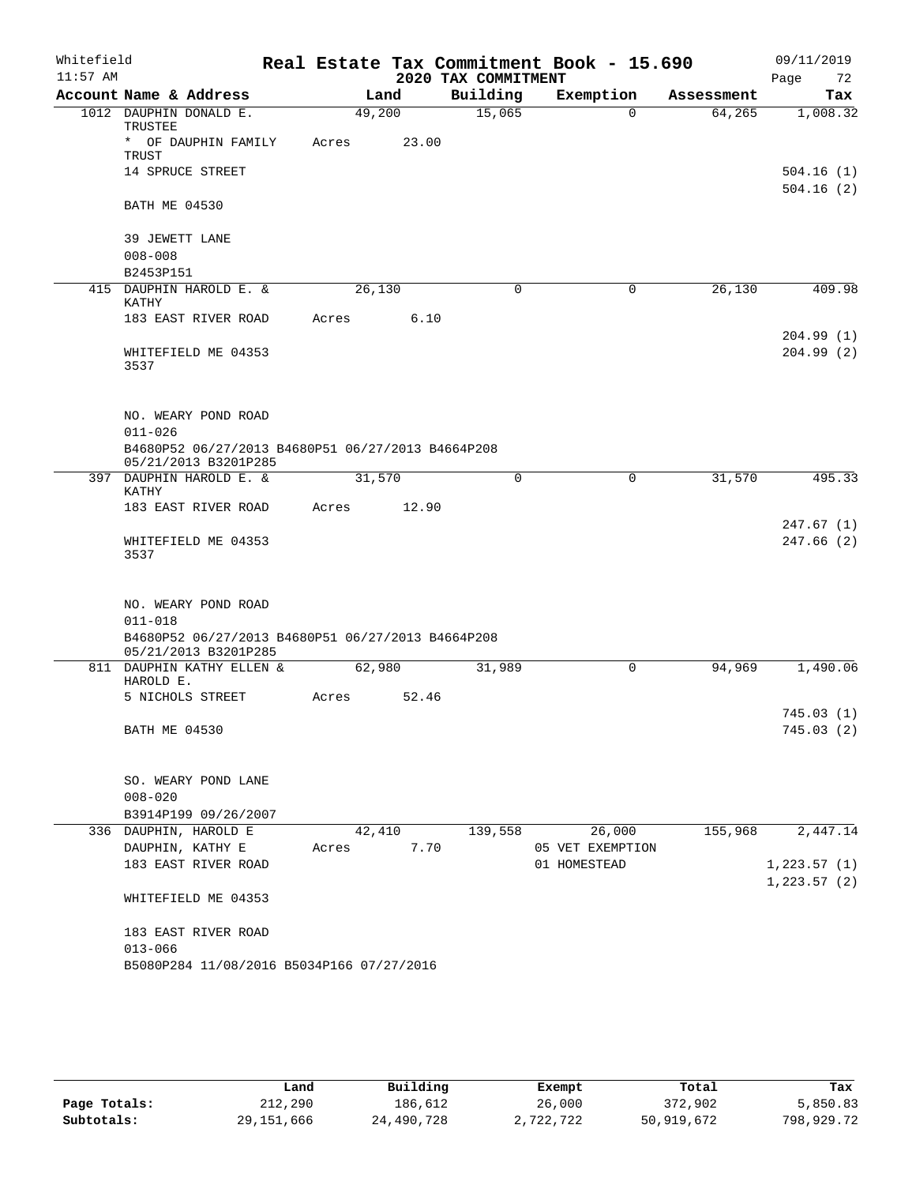Whitefield 11:57 AM

# Real Estate Tax Commitment Book - 15.690

## 2020 TAX COMMITMENT

09/11/2019 Page 72

| Account Name & Address | Land | Building | Exemption | Assessment | Tax |
|---|---|---|---|---|---|
| 1012 DAUPHIN DONALD E. TRUSTEE | 49,200 | 15,065 | 0 | 64,265 | 1,008.32 |
| * OF DAUPHIN FAMILY TRUST | Acres 23.00 | | | | |
| 14 SPRUCE STREET | | | | | 504.16 (1) |
| | | | | | 504.16 (2) |
| BATH ME 04530 | | | | | |
| 39 JEWETT LANE | | | | | |
| 008-008 | | | | | |
| B2453P151 | | | | | |
| 415 DAUPHIN HAROLD E. & KATHY | 26,130 | 0 | 0 | 26,130 | 409.98 |
| 183 EAST RIVER ROAD | Acres 6.10 | | | | |
| | | | | | 204.99 (1) |
| WHITEFIELD ME 04353 3537 | | | | | 204.99 (2) |
| NO. WEARY POND ROAD | | | | | |
| 011-026 | | | | | |
| B4680P52 06/27/2013 B4680P51 06/27/2013 B4664P208 05/21/2013 B3201P285 | | | | | |
| 397 DAUPHIN HAROLD E. & KATHY | 31,570 | 0 | 0 | 31,570 | 495.33 |
| 183 EAST RIVER ROAD | Acres 12.90 | | | | |
| | | | | | 247.67 (1) |
| WHITEFIELD ME 04353 3537 | | | | | 247.66 (2) |
| NO. WEARY POND ROAD | | | | | |
| 011-018 | | | | | |
| B4680P52 06/27/2013 B4680P51 06/27/2013 B4664P208 05/21/2013 B3201P285 | | | | | |
| 811 DAUPHIN KATHY ELLEN & HAROLD E. | 62,980 | 31,989 | 0 | 94,969 | 1,490.06 |
| 5 NICHOLS STREET | Acres 52.46 | | | | |
| | | | | | 745.03 (1) |
| BATH ME 04530 | | | | | 745.03 (2) |
| SO. WEARY POND LANE | | | | | |
| 008-020 | | | | | |
| B3914P199 09/26/2007 | | | | | |
| 336 DAUPHIN, HAROLD E | 42,410 | 139,558 | 26,000 | 155,968 | 2,447.14 |
| DAUPHIN, KATHY E | Acres 7.70 | | 05 VET EXEMPTION | | |
| 183 EAST RIVER ROAD | | | 01 HOMESTEAD | | 1,223.57 (1) |
| | | | | | 1,223.57 (2) |
| WHITEFIELD ME 04353 | | | | | |
| 183 EAST RIVER ROAD | | | | | |
| 013-066 | | | | | |
| B5080P284 11/08/2016 B5034P166 07/27/2016 | | | | | |

| | Land | Building | Exempt | Total | Tax |
|---|---|---|---|---|---|
| Page Totals: | 212,290 | 186,612 | 26,000 | 372,902 | 5,850.83 |
| Subtotals: | 29,151,666 | 24,490,728 | 2,722,722 | 50,919,672 | 798,929.72 |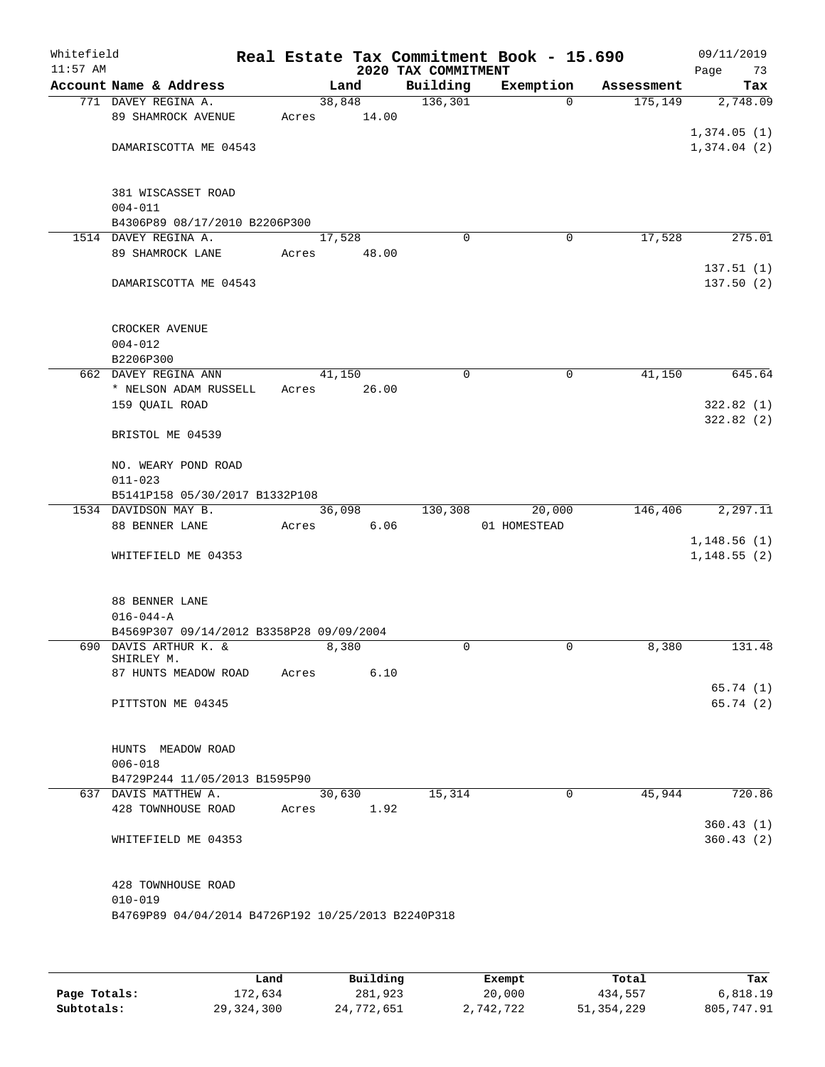Whitefield — Real Estate Tax Commitment Book - 15.690 — 09/11/2019
11:57 AM — 2020 TAX COMMITMENT

| Account | Name & Address | Land | Building | Exemption | Assessment | Tax |
|---|---|---|---|---|---|---|
| 771 | DAVEY REGINA A.<br>89 SHAMROCK AVENUE<br>DAMARISCOTTA ME 04543<br><br>381 WISCASSET ROAD<br>004-011<br>B4306P89 08/17/2010 B2206P300 | 38,848<br>Acres 14.00 | 136,301 | 0 | 175,149 | 2,748.09<br>1,374.05 (1)<br>1,374.04 (2) |
| 1514 | DAVEY REGINA A.<br>89 SHAMROCK LANE<br>DAMARISCOTTA ME 04543<br><br>CROCKER AVENUE<br>004-012<br>B2206P300 | 17,528<br>Acres 48.00 | 0 | 0 | 17,528 | 275.01<br>137.51 (1)<br>137.50 (2) |
| 662 | DAVEY REGINA ANN<br>* NELSON ADAM RUSSELL<br>159 QUAIL ROAD<br>BRISTOL ME 04539<br><br>NO. WEARY POND ROAD<br>011-023<br>B5141P158 05/30/2017 B1332P108 | 41,150<br>Acres 26.00 | 0 | 0 | 41,150 | 645.64<br>322.82 (1)<br>322.82 (2) |
| 1534 | DAVIDSON MAY B.<br>88 BENNER LANE<br>WHITEFIELD ME 04353<br><br>88 BENNER LANE<br>016-044-A<br>B4569P307 09/14/2012 B3358P28 09/09/2004 | 36,098<br>Acres 6.06 | 130,308 | 20,000<br>01 HOMESTEAD | 146,406 | 2,297.11<br>1,148.56 (1)<br>1,148.55 (2) |
| 690 | DAVIS ARTHUR K. & SHIRLEY M.<br>87 HUNTS MEADOW ROAD<br>PITTSTON ME 04345<br><br>HUNTS MEADOW ROAD<br>006-018<br>B4729P244 11/05/2013 B1595P90 | 8,380<br>Acres 6.10 | 0 | 0 | 8,380 | 131.48<br>65.74 (1)<br>65.74 (2) |
| 637 | DAVIS MATTHEW A.<br>428 TOWNHOUSE ROAD<br>WHITEFIELD ME 04353<br><br>428 TOWNHOUSE ROAD<br>010-019<br>B4769P89 04/04/2014 B4726P192 10/25/2013 B2240P318 | 30,630<br>Acres 1.92 | 15,314 | 0 | 45,944 | 720.86<br>360.43 (1)<br>360.43 (2) |

| | Land | Building | Exempt | Total | Tax |
|---|---|---|---|---|---|
| Page Totals: | 172,634 | 281,923 | 20,000 | 434,557 | 6,818.19 |
| Subtotals: | 29,324,300 | 24,772,651 | 2,742,722 | 51,354,229 | 805,747.91 |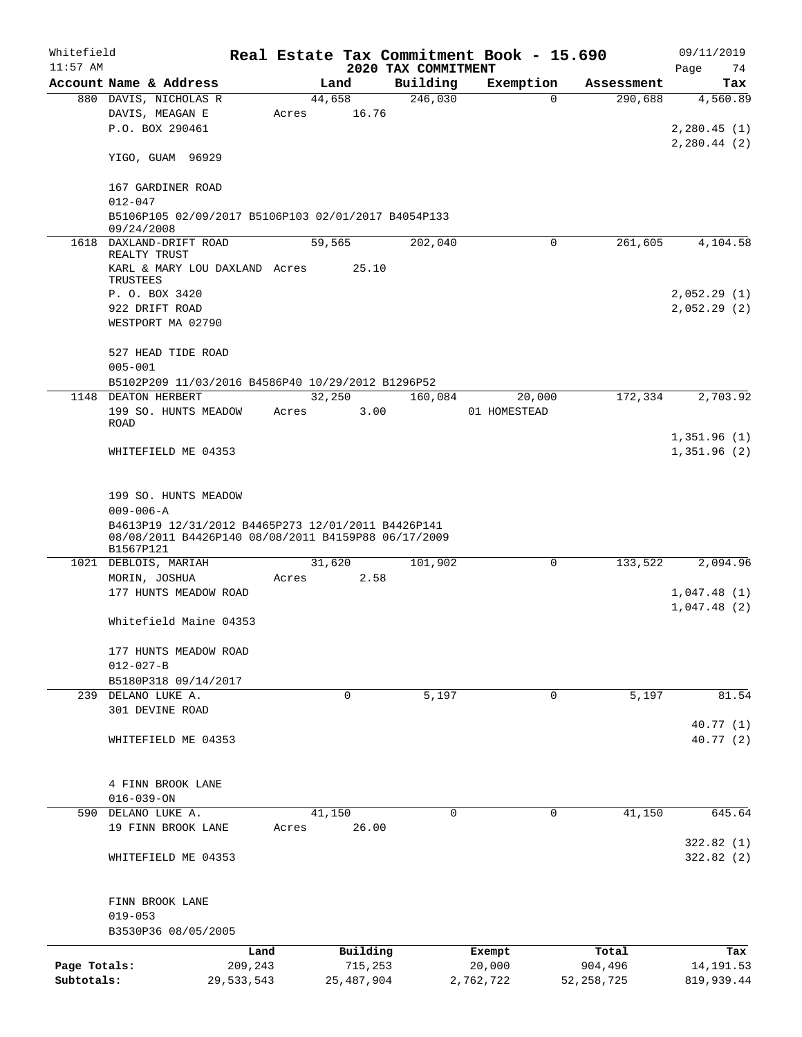Whitefield 11:57 AM

# Real Estate Tax Commitment Book - 15.690

## 2020 TAX COMMITMENT

09/11/2019

| Account Name & Address | Land | Building | Exemption | Assessment | Tax |
|---|---|---|---|---|---|
| 880 DAVIS, NICHOLAS R | 44,658 | 246,030 | 0 | 290,688 | 4,560.89 |
| DAVIS, MEAGAN E | Acres 16.76 | | | | |
| P.O. BOX 290461 | | | | | 2,280.45 (1) |
| | | | | | 2,280.44 (2) |
| YIGO, GUAM 96929 | | | | | |
| 167 GARDINER ROAD | | | | | |
| 012-047 | | | | | |
| B5106P105 02/09/2017 B5106P103 02/01/2017 B4054P133 09/24/2008 | | | | | |
| 1618 DAXLAND-DRIFT ROAD REALTY TRUST | 59,565 | 202,040 | 0 | 261,605 | 4,104.58 |
| KARL & MARY LOU DAXLAND TRUSTEES | Acres 25.10 | | | | |
| P. O. BOX 3420 | | | | | 2,052.29 (1) |
| 922 DRIFT ROAD | | | | | 2,052.29 (2) |
| WESTPORT MA 02790 | | | | | |
| 527 HEAD TIDE ROAD | | | | | |
| 005-001 | | | | | |
| B5102P209 11/03/2016 B4586P40 10/29/2012 B1296P52 | | | | | |
| 1148 DEATON HERBERT | 32,250 | 160,084 | 20,000 | 172,334 | 2,703.92 |
| 199 SO. HUNTS MEADOW ROAD | Acres 3.00 | | 01 HOMESTEAD | | |
| | | | | | 1,351.96 (1) |
| WHITEFIELD ME 04353 | | | | | 1,351.96 (2) |
| 199 SO. HUNTS MEADOW | | | | | |
| 009-006-A | | | | | |
| B4613P19 12/31/2012 B4465P273 12/01/2011 B4426P141 08/08/2011 B4426P140 08/08/2011 B4159P88 06/17/2009 B1567P121 | | | | | |
| 1021 DEBLOIS, MARIAH | 31,620 | 101,902 | 0 | 133,522 | 2,094.96 |
| MORIN, JOSHUA | Acres 2.58 | | | | |
| 177 HUNTS MEADOW ROAD | | | | | 1,047.48 (1) |
| | | | | | 1,047.48 (2) |
| Whitefield Maine 04353 | | | | | |
| 177 HUNTS MEADOW ROAD | | | | | |
| 012-027-B | | | | | |
| B5180P318 09/14/2017 | | | | | |
| 239 DELANO LUKE A. | 0 | 5,197 | 0 | 5,197 | 81.54 |
| 301 DEVINE ROAD | | | | | |
| | | | | | 40.77 (1) |
| WHITEFIELD ME 04353 | | | | | 40.77 (2) |
| 4 FINN BROOK LANE | | | | | |
| 016-039-ON | | | | | |
| 590 DELANO LUKE A. | 41,150 | 0 | 0 | 41,150 | 645.64 |
| 19 FINN BROOK LANE | Acres 26.00 | | | | |
| | | | | | 322.82 (1) |
| WHITEFIELD ME 04353 | | | | | 322.82 (2) |
| FINN BROOK LANE | | | | | |
| 019-053 | | | | | |
| B3530P36 08/05/2005 | | | | | |

| | Land | Building | Exempt | Total | Tax |
|---|---|---|---|---|---|
| Page Totals: | 209,243 | 715,253 | 20,000 | 904,496 | 14,191.53 |
| Subtotals: | 29,533,543 | 25,487,904 | 2,762,722 | 52,258,725 | 819,939.44 |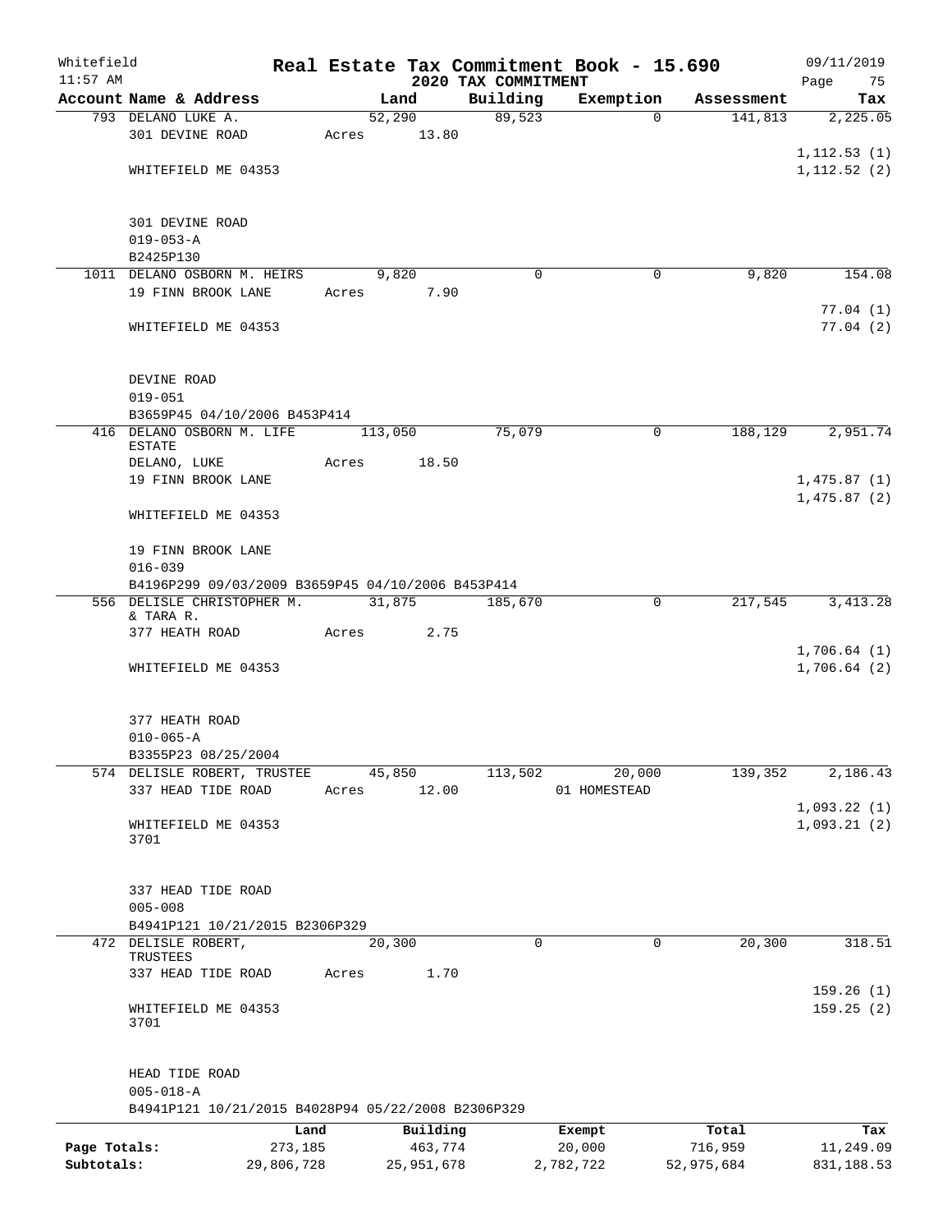Whitefield 11:57 AM

# Real Estate Tax Commitment Book - 15.690

## 2020 TAX COMMITMENT

09/11/2019 Page 75

| Account Name & Address | Land | Building | Exemption | Assessment | Tax |
|---|---|---|---|---|---|
| 793 DELANO LUKE A. | 52,290 | 89,523 | 0 | 141,813 | 2,225.05 |
| 301 DEVINE ROAD | Acres 13.80 | | | | |
| | | | | | 1,112.53 (1) |
| WHITEFIELD ME 04353 | | | | | 1,112.52 (2) |
| 301 DEVINE ROAD | | | | | |
| 019-053-A | | | | | |
| B2425P130 | | | | | |
| 1011 DELANO OSBORN M. HEIRS | 9,820 | 0 | 0 | 9,820 | 154.08 |
| 19 FINN BROOK LANE | Acres 7.90 | | | | |
| | | | | | 77.04 (1) |
| WHITEFIELD ME 04353 | | | | | 77.04 (2) |
| DEVINE ROAD | | | | | |
| 019-051 | | | | | |
| B3659P45 04/10/2006 B453P414 | | | | | |
| 416 DELANO OSBORN M. LIFE ESTATE | 113,050 | 75,079 | 0 | 188,129 | 2,951.74 |
| DELANO, LUKE | Acres 18.50 | | | | |
| 19 FINN BROOK LANE | | | | | 1,475.87 (1) |
| | | | | | 1,475.87 (2) |
| WHITEFIELD ME 04353 | | | | | |
| 19 FINN BROOK LANE | | | | | |
| 016-039 | | | | | |
| B4196P299 09/03/2009 B3659P45 04/10/2006 B453P414 | | | | | |
| 556 DELISLE CHRISTOPHER M. & TARA R. | 31,875 | 185,670 | 0 | 217,545 | 3,413.28 |
| 377 HEATH ROAD | Acres 2.75 | | | | |
| | | | | | 1,706.64 (1) |
| WHITEFIELD ME 04353 | | | | | 1,706.64 (2) |
| 377 HEATH ROAD | | | | | |
| 010-065-A | | | | | |
| B3355P23 08/25/2004 | | | | | |
| 574 DELISLE ROBERT, TRUSTEE | 45,850 | 113,502 | 20,000 | 139,352 | 2,186.43 |
| 337 HEAD TIDE ROAD | Acres 12.00 | | 01 HOMESTEAD | | |
| | | | | | 1,093.22 (1) |
| WHITEFIELD ME 04353 3701 | | | | | 1,093.21 (2) |
| 337 HEAD TIDE ROAD | | | | | |
| 005-008 | | | | | |
| B4941P121 10/21/2015 B2306P329 | | | | | |
| 472 DELISLE ROBERT, TRUSTEES | 20,300 | 0 | 0 | 20,300 | 318.51 |
| 337 HEAD TIDE ROAD | Acres 1.70 | | | | |
| | | | | | 159.26 (1) |
| WHITEFIELD ME 04353 3701 | | | | | 159.25 (2) |
| HEAD TIDE ROAD | | | | | |
| 005-018-A | | | | | |
| B4941P121 10/21/2015 B4028P94 05/22/2008 B2306P329 | | | | | |

| | Land | Building | Exempt | Total | Tax |
|---|---|---|---|---|---|
| Page Totals: | 273,185 | 463,774 | 20,000 | 716,959 | 11,249.09 |
| Subtotals: | 29,806,728 | 25,951,678 | 2,782,722 | 52,975,684 | 831,188.53 |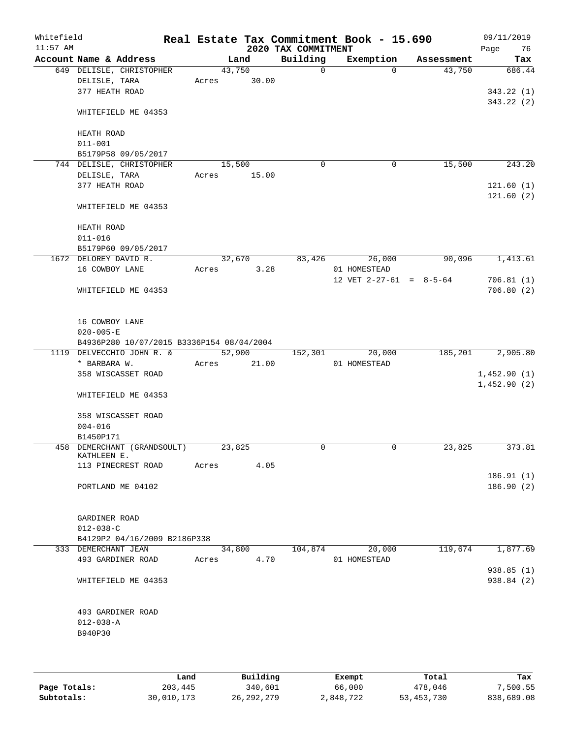Whitefield 11:57 AM

# Real Estate Tax Commitment Book - 15.690

## 2020 TAX COMMITMENT

09/11/2019

| Account Name & Address | Land | Building | Exemption | Assessment | Tax |
|---|---|---|---|---|---|
| 649 DELISLE, CHRISTOPHER<br>DELISLE, TARA<br>377 HEATH ROAD<br><br>WHITEFIELD ME 04353<br><br>HEATH ROAD<br>011-001<br>B5179P58 09/05/2017 | 43,750<br>Acres 30.00 | 0 | 0 | 43,750 | 686.44<br><br>343.22 (1)<br>343.22 (2) |
| 744 DELISLE, CHRISTOPHER<br>DELISLE, TARA<br>377 HEATH ROAD<br><br>WHITEFIELD ME 04353<br><br>HEATH ROAD<br>011-016<br>B5179P60 09/05/2017 | 15,500<br>Acres 15.00 | 0 | 0 | 15,500 | 243.20<br><br>121.60 (1)<br>121.60 (2) |
| 1672 DELOREY DAVID R.<br>16 COWBOY LANE<br><br>WHITEFIELD ME 04353<br><br>16 COWBOY LANE<br>020-005-E<br>B4936P280 10/07/2015 B3336P154 08/04/2004 | 32,670<br>Acres 3.28 | 83,426 | 26,000<br>01 HOMESTEAD<br>12 VET 2-27-61 = 8-5-64 | 90,096 | 1,413.61<br><br>706.81 (1)<br>706.80 (2) |
| 1119 DELVECCHIO JOHN R. &<br>* BARBARA W.<br>358 WISCASSET ROAD<br><br>WHITEFIELD ME 04353<br><br>358 WISCASSET ROAD<br>004-016<br>B1450P171 | 52,900<br>Acres 21.00 | 152,301 | 20,000<br>01 HOMESTEAD | 185,201 | 2,905.80<br><br>1,452.90 (1)<br>1,452.90 (2) |
| 458 DEMERCHANT (GRANDSOULT) KATHLEEN E.<br>113 PINECREST ROAD<br><br>PORTLAND ME 04102<br><br>GARDINER ROAD<br>012-038-C<br>B4129P2 04/16/2009 B2186P338 | 23,825<br>Acres 4.05 | 0 | 0 | 23,825 | 373.81<br><br>186.91 (1)<br>186.90 (2) |
| 333 DEMERCHANT JEAN<br>493 GARDINER ROAD<br><br>WHITEFIELD ME 04353<br><br>493 GARDINER ROAD<br>012-038-A<br>B940P30 | 34,800<br>Acres 4.70 | 104,874 | 20,000<br>01 HOMESTEAD | 119,674 | 1,877.69<br><br>938.85 (1)<br>938.84 (2) |

| | Land | Building | Exempt | Total | Tax |
|---|---|---|---|---|---|
| Page Totals: | 203,445 | 340,601 | 66,000 | 478,046 | 7,500.55 |
| Subtotals: | 30,010,173 | 26,292,279 | 2,848,722 | 53,453,730 | 838,689.08 |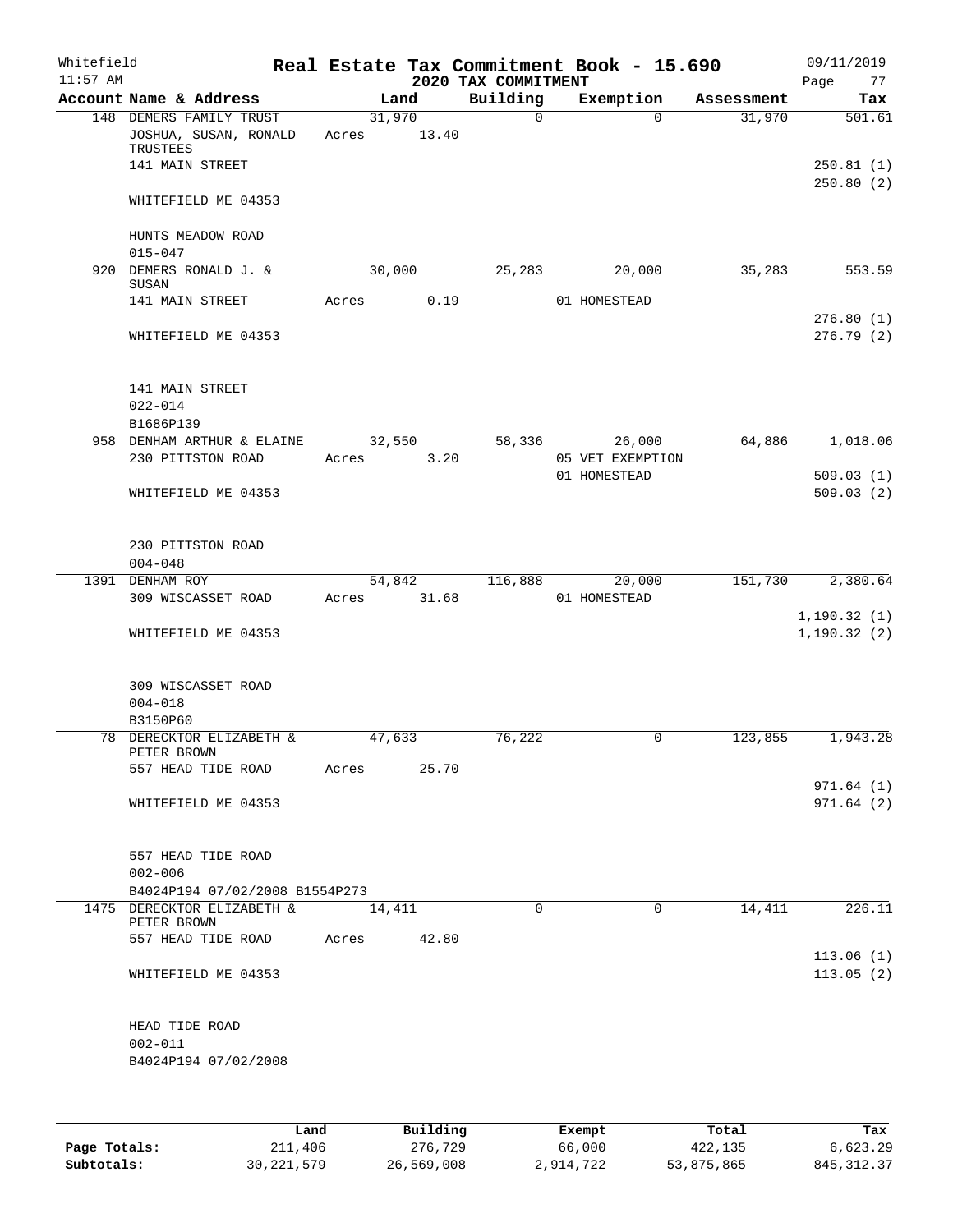Whitefield 11:57 AM

# Real Estate Tax Commitment Book - 15.690

## 2020 TAX COMMITMENT

09/11/2019

| Account Name & Address | Land | Building | Exemption | Assessment | Tax |
|---|---|---|---|---|---|
| 148 DEMERS FAMILY TRUST | 31,970 | 0 | 0 | 31,970 | 501.61 |
| JOSHUA, SUSAN, RONALD TRUSTEES | Acres 13.40 | | | | |
| 141 MAIN STREET | | | | | 250.81 (1) |
| | | | | | 250.80 (2) |
| WHITEFIELD ME 04353 | | | | | |
| HUNTS MEADOW ROAD | | | | | |
| 015-047 | | | | | |
| 920 DEMERS RONALD J. & SUSAN | 30,000 | 25,283 | 20,000 | 35,283 | 553.59 |
| 141 MAIN STREET | Acres 0.19 | | 01 HOMESTEAD | | |
| | | | | | 276.80 (1) |
| WHITEFIELD ME 04353 | | | | | 276.79 (2) |
| 141 MAIN STREET | | | | | |
| 022-014 | | | | | |
| B1686P139 | | | | | |
| 958 DENHAM ARTHUR & ELAINE | 32,550 | 58,336 | 26,000 | 64,886 | 1,018.06 |
| 230 PITTSTON ROAD | Acres 3.20 | | 05 VET EXEMPTION | | |
| | | | 01 HOMESTEAD | | 509.03 (1) |
| WHITEFIELD ME 04353 | | | | | 509.03 (2) |
| 230 PITTSTON ROAD | | | | | |
| 004-048 | | | | | |
| 1391 DENHAM ROY | 54,842 | 116,888 | 20,000 | 151,730 | 2,380.64 |
| 309 WISCASSET ROAD | Acres 31.68 | | 01 HOMESTEAD | | |
| | | | | | 1,190.32 (1) |
| WHITEFIELD ME 04353 | | | | | 1,190.32 (2) |
| 309 WISCASSET ROAD | | | | | |
| 004-018 | | | | | |
| B3150P60 | | | | | |
| 78 DERECKTOR ELIZABETH & PETER BROWN | 47,633 | 76,222 | 0 | 123,855 | 1,943.28 |
| 557 HEAD TIDE ROAD | Acres 25.70 | | | | |
| | | | | | 971.64 (1) |
| WHITEFIELD ME 04353 | | | | | 971.64 (2) |
| 557 HEAD TIDE ROAD | | | | | |
| 002-006 | | | | | |
| B4024P194 07/02/2008 B1554P273 | | | | | |
| 1475 DERECKTOR ELIZABETH & PETER BROWN | 14,411 | 0 | 0 | 14,411 | 226.11 |
| 557 HEAD TIDE ROAD | Acres 42.80 | | | | |
| | | | | | 113.06 (1) |
| WHITEFIELD ME 04353 | | | | | 113.05 (2) |
| HEAD TIDE ROAD | | | | | |
| 002-011 | | | | | |
| B4024P194 07/02/2008 | | | | | |

| | Land | Building | Exempt | Total | Tax |
|---|---|---|---|---|---|
| Page Totals: | 211,406 | 276,729 | 66,000 | 422,135 | 6,623.29 |
| Subtotals: | 30,221,579 | 26,569,008 | 2,914,722 | 53,875,865 | 845,312.37 |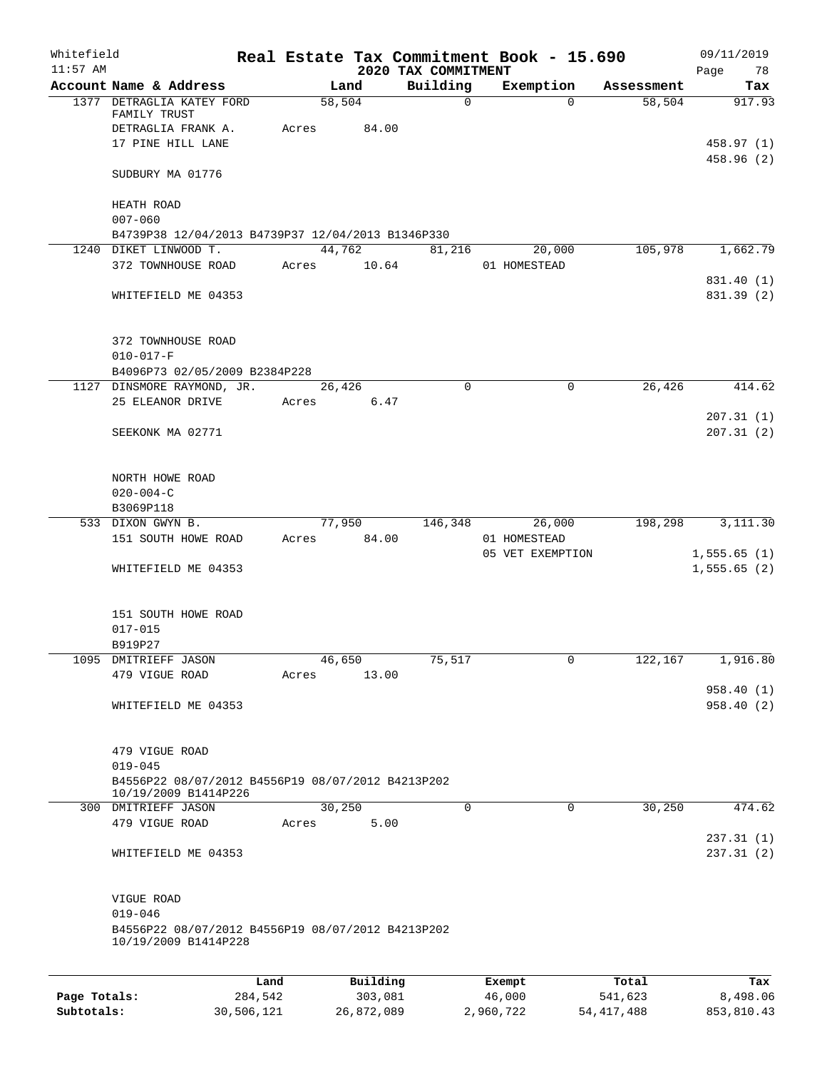Whitefield

11:57 AM

# Real Estate Tax Commitment Book - 15.690

## 2020 TAX COMMITMENT

09/11/2019

| Account Name & Address | Land | Building | Exemption | Assessment | Tax |
|---|---|---|---|---|---|
| 1377 DETRAGLIA KATEY FORD FAMILY TRUST | 58,504 | 0 | 0 | 58,504 | 917.93 |
| DETRAGLIA FRANK A. | Acres 84.00 | | | | |
| 17 PINE HILL LANE | | | | | 458.97 (1) |
| | | | | | 458.96 (2) |
| SUDBURY MA 01776 | | | | | |
| HEATH ROAD | | | | | |
| 007-060 | | | | | |
| B4739P38 12/04/2013 B4739P37 12/04/2013 B1346P330 | | | | | |
| 1240 DIKET LINWOOD T. | 44,762 | 81,216 | 20,000 | 105,978 | 1,662.79 |
| 372 TOWNHOUSE ROAD | Acres 10.64 | | 01 HOMESTEAD | | |
| | | | | | 831.40 (1) |
| WHITEFIELD ME 04353 | | | | | 831.39 (2) |
| 372 TOWNHOUSE ROAD | | | | | |
| 010-017-F | | | | | |
| B4096P73 02/05/2009 B2384P228 | | | | | |
| 1127 DINSMORE RAYMOND, JR. | 26,426 | 0 | 0 | 26,426 | 414.62 |
| 25 ELEANOR DRIVE | Acres 6.47 | | | | |
| | | | | | 207.31 (1) |
| SEEKONK MA 02771 | | | | | 207.31 (2) |
| NORTH HOWE ROAD | | | | | |
| 020-004-C | | | | | |
| B3069P118 | | | | | |
| 533 DIXON GWYN B. | 77,950 | 146,348 | 26,000 | 198,298 | 3,111.30 |
| 151 SOUTH HOWE ROAD | Acres 84.00 | | 01 HOMESTEAD | | |
| | | | 05 VET EXEMPTION | | 1,555.65 (1) |
| WHITEFIELD ME 04353 | | | | | 1,555.65 (2) |
| 151 SOUTH HOWE ROAD | | | | | |
| 017-015 | | | | | |
| B919P27 | | | | | |
| 1095 DMITRIEFF JASON | 46,650 | 75,517 | 0 | 122,167 | 1,916.80 |
| 479 VIGUE ROAD | Acres 13.00 | | | | |
| | | | | | 958.40 (1) |
| WHITEFIELD ME 04353 | | | | | 958.40 (2) |
| 479 VIGUE ROAD | | | | | |
| 019-045 | | | | | |
| B4556P22 08/07/2012 B4556P19 08/07/2012 B4213P202 10/19/2009 B1414P226 | | | | | |
| 300 DMITRIEFF JASON | 30,250 | 0 | 0 | 30,250 | 474.62 |
| 479 VIGUE ROAD | Acres 5.00 | | | | |
| | | | | | 237.31 (1) |
| WHITEFIELD ME 04353 | | | | | 237.31 (2) |
| VIGUE ROAD | | | | | |
| 019-046 | | | | | |
| B4556P22 08/07/2012 B4556P19 08/07/2012 B4213P202 10/19/2009 B1414P228 | | | | | |

| | Land | Building | Exempt | Total | Tax |
|---|---|---|---|---|---|
| Page Totals: | 284,542 | 303,081 | 46,000 | 541,623 | 8,498.06 |
| Subtotals: | 30,506,121 | 26,872,089 | 2,960,722 | 54,417,488 | 853,810.43 |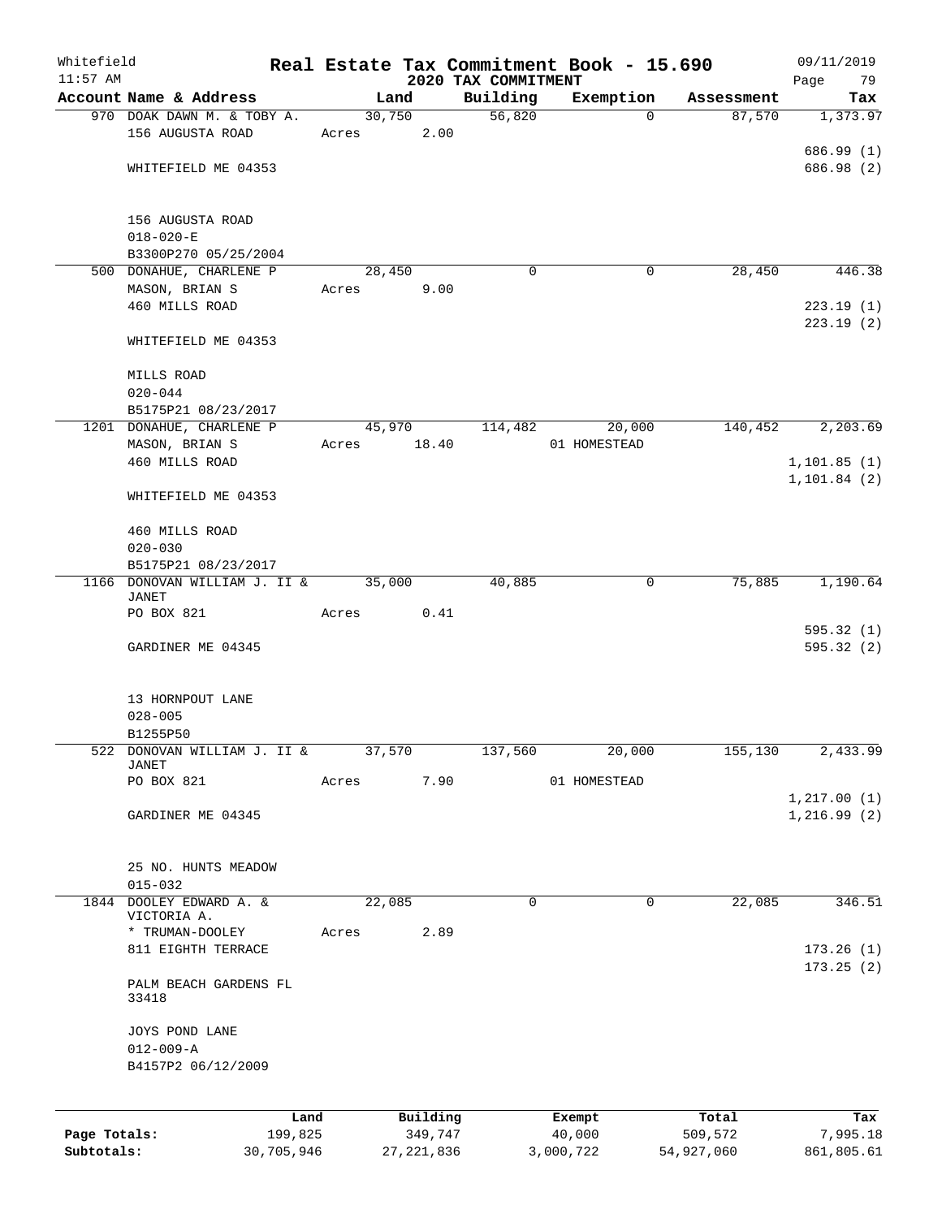Whitefield 11:57 AM

# Real Estate Tax Commitment Book - 15.690

## 2020 TAX COMMITMENT

09/11/2019

| Account | Name & Address | Land | Building | Exemption | Assessment | Tax |
|---|---|---|---|---|---|---|
| 970 | DOAK DAWN M. & TOBY A.<br>156 AUGUSTA ROAD<br><br>WHITEFIELD ME 04353<br><br>156 AUGUSTA ROAD<br>018-020-E<br>B3300P270 05/25/2004 | 30,750<br>Acres 2.00 | 56,820 | 0 | 87,570 | 1,373.97<br><br>686.99 (1)<br>686.98 (2) |
| 500 | DONAHUE, CHARLENE P<br>MASON, BRIAN S<br>460 MILLS ROAD<br><br>WHITEFIELD ME 04353<br><br>MILLS ROAD<br>020-044<br>B5175P21 08/23/2017 | 28,450<br>Acres 9.00 | 0 | 0 | 28,450 | 446.38<br><br>223.19 (1)<br>223.19 (2) |
| 1201 | DONAHUE, CHARLENE P<br>MASON, BRIAN S<br>460 MILLS ROAD<br><br>WHITEFIELD ME 04353<br><br>460 MILLS ROAD<br>020-030<br>B5175P21 08/23/2017 | 45,970<br>Acres 18.40 | 114,482 | 20,000<br>01 HOMESTEAD | 140,452 | 2,203.69<br><br>1,101.85 (1)<br>1,101.84 (2) |
| 1166 | DONOVAN WILLIAM J. II & JANET<br>PO BOX 821<br><br>GARDINER ME 04345<br><br>13 HORNPOUT LANE<br>028-005<br>B1255P50 | 35,000<br>Acres 0.41 | 40,885 | 0 | 75,885 | 1,190.64<br><br>595.32 (1)<br>595.32 (2) |
| 522 | DONOVAN WILLIAM J. II & JANET<br>PO BOX 821<br><br>GARDINER ME 04345<br><br>25 NO. HUNTS MEADOW<br>015-032 | 37,570<br>Acres 7.90 | 137,560 | 20,000<br>01 HOMESTEAD | 155,130 | 2,433.99<br><br>1,217.00 (1)<br>1,216.99 (2) |
| 1844 | DOOLEY EDWARD A. & VICTORIA A.<br>* TRUMAN-DOOLEY<br>811 EIGHTH TERRACE<br><br>PALM BEACH GARDENS FL 33418<br><br>JOYS POND LANE<br>012-009-A<br>B4157P2 06/12/2009 | 22,085<br>Acres 2.89 | 0 | 0 | 22,085 | 346.51<br><br>173.26 (1)<br>173.25 (2) |

| | Land | Building | Exempt | Total | Tax |
|---|---|---|---|---|---|
| **Page Totals:** | 199,825 | 349,747 | 40,000 | 509,572 | 7,995.18 |
| **Subtotals:** | 30,705,946 | 27,221,836 | 3,000,722 | 54,927,060 | 861,805.61 |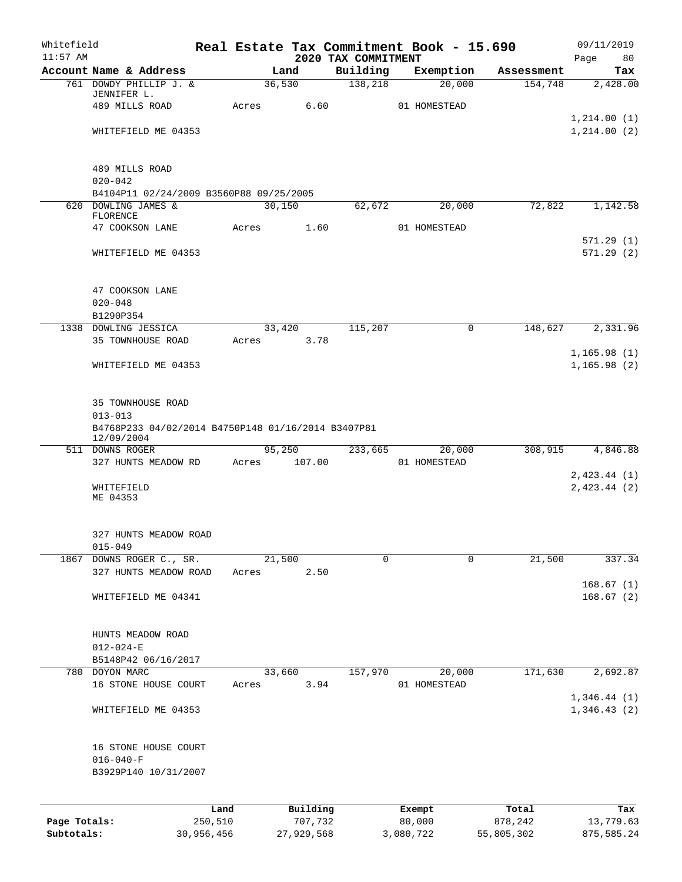Whitefield 11:57 AM — Real Estate Tax Commitment Book - 15.690 — 2020 TAX COMMITMENT — 09/11/2019

| Account Name & Address | Land | Building | Exemption | Assessment | Tax |
|---|---|---|---|---|---|
| 761 DOWDY PHILLIP J. & JENNIFER L. | 36,530 | 138,218 | 20,000 | 154,748 | 2,428.00 |
| 489 MILLS ROAD | Acres 6.60 | | 01 HOMESTEAD | | |
| | | | | | 1,214.00 (1) |
| WHITEFIELD ME 04353 | | | | | 1,214.00 (2) |
| 489 MILLS ROAD | | | | | |
| 020-042 | | | | | |
| B4104P11 02/24/2009 B3560P88 09/25/2005 | | | | | |
| 620 DOWLING JAMES & FLORENCE | 30,150 | 62,672 | 20,000 | 72,822 | 1,142.58 |
| 47 COOKSON LANE | Acres 1.60 | | 01 HOMESTEAD | | |
| | | | | | 571.29 (1) |
| WHITEFIELD ME 04353 | | | | | 571.29 (2) |
| 47 COOKSON LANE | | | | | |
| 020-048 | | | | | |
| B1290P354 | | | | | |
| 1338 DOWLING JESSICA | 33,420 | 115,207 | 0 | 148,627 | 2,331.96 |
| 35 TOWNHOUSE ROAD | Acres 3.78 | | | | |
| | | | | | 1,165.98 (1) |
| WHITEFIELD ME 04353 | | | | | 1,165.98 (2) |
| 35 TOWNHOUSE ROAD | | | | | |
| 013-013 | | | | | |
| B4768P233 04/02/2014 B4750P148 01/16/2014 B3407P81 12/09/2004 | | | | | |
| 511 DOWNS ROGER | 95,250 | 233,665 | 20,000 | 308,915 | 4,846.88 |
| 327 HUNTS MEADOW RD | Acres 107.00 | | 01 HOMESTEAD | | |
| | | | | | 2,423.44 (1) |
| WHITEFIELD ME 04353 | | | | | 2,423.44 (2) |
| 327 HUNTS MEADOW ROAD | | | | | |
| 015-049 | | | | | |
| 1867 DOWNS ROGER C., SR. | 21,500 | 0 | 0 | 21,500 | 337.34 |
| 327 HUNTS MEADOW ROAD | Acres 2.50 | | | | |
| | | | | | 168.67 (1) |
| WHITEFIELD ME 04341 | | | | | 168.67 (2) |
| HUNTS MEADOW ROAD | | | | | |
| 012-024-E | | | | | |
| B5148P42 06/16/2017 | | | | | |
| 780 DOYON MARC | 33,660 | 157,970 | 20,000 | 171,630 | 2,692.87 |
| 16 STONE HOUSE COURT | Acres 3.94 | | 01 HOMESTEAD | | |
| | | | | | 1,346.44 (1) |
| WHITEFIELD ME 04353 | | | | | 1,346.43 (2) |
| 16 STONE HOUSE COURT | | | | | |
| 016-040-F | | | | | |
| B3929P140 10/31/2007 | | | | | |

| | Land | Building | Exempt | Total | Tax |
|---|---|---|---|---|---|
| Page Totals: | 250,510 | 707,732 | 80,000 | 878,242 | 13,779.63 |
| Subtotals: | 30,956,456 | 27,929,568 | 3,080,722 | 55,805,302 | 875,585.24 |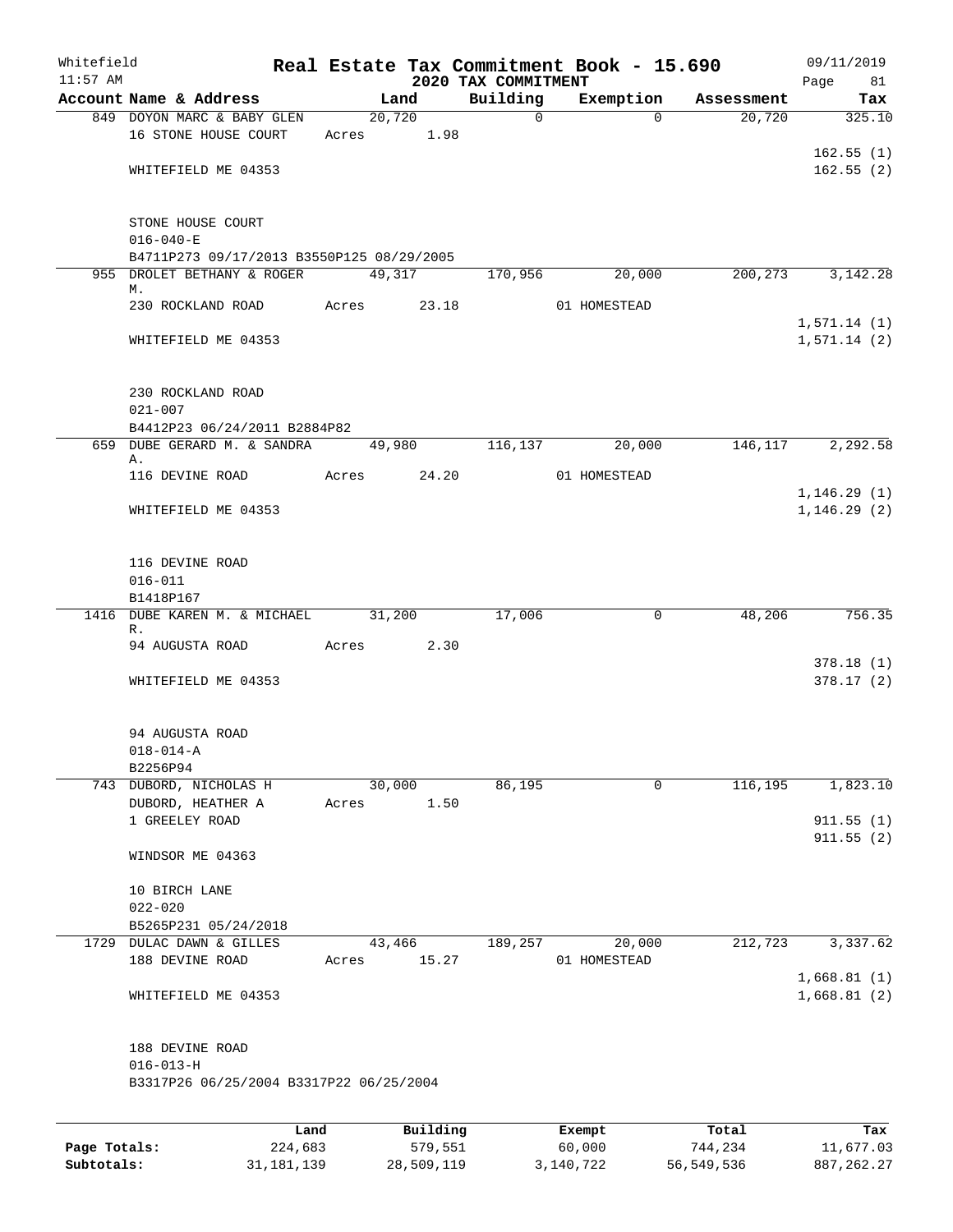Whitefield 11:57 AM

# Real Estate Tax Commitment Book - 15.690

## 2020 TAX COMMITMENT

09/11/2019 Page 81

| Account | Name & Address | Land | Building | Exemption | Assessment | Tax |
|---|---|---|---|---|---|---|
| 849 | DOYON MARC & BABY GLEN<br>16 STONE HOUSE COURT<br>WHITEFIELD ME 04353<br>STONE HOUSE COURT<br>016-040-E<br>B4711P273 09/17/2013 B3550P125 08/29/2005 | 20,720<br>Acres 1.98 | 0 | 0 | 20,720 | 325.10<br>162.55 (1)<br>162.55 (2) |
| 955 | DROLET BETHANY & ROGER M.<br>230 ROCKLAND ROAD<br>WHITEFIELD ME 04353<br>230 ROCKLAND ROAD<br>021-007<br>B4412P23 06/24/2011 B2884P82 | 49,317<br>Acres 23.18 | 170,956 | 20,000<br>01 HOMESTEAD | 200,273 | 3,142.28<br>1,571.14 (1)<br>1,571.14 (2) |
| 659 | DUBE GERARD M. & SANDRA A.<br>116 DEVINE ROAD<br>WHITEFIELD ME 04353<br>116 DEVINE ROAD<br>016-011<br>B1418P167 | 49,980<br>Acres 24.20 | 116,137 | 20,000<br>01 HOMESTEAD | 146,117 | 2,292.58<br>1,146.29 (1)<br>1,146.29 (2) |
| 1416 | DUBE KAREN M. & MICHAEL R.<br>94 AUGUSTA ROAD<br>WHITEFIELD ME 04353<br>94 AUGUSTA ROAD<br>018-014-A<br>B2256P94 | 31,200<br>Acres 2.30 | 17,006 | 0 | 48,206 | 756.35<br>378.18 (1)<br>378.17 (2) |
| 743 | DUBORD, NICHOLAS H<br>DUBORD, HEATHER A<br>1 GREELEY ROAD<br>WINDSOR ME 04363<br>10 BIRCH LANE<br>022-020<br>B5265P231 05/24/2018 | 30,000<br>Acres 1.50 | 86,195 | 0 | 116,195 | 1,823.10<br>911.55 (1)<br>911.55 (2) |
| 1729 | DULAC DAWN & GILLES<br>188 DEVINE ROAD<br>WHITEFIELD ME 04353<br>188 DEVINE ROAD<br>016-013-H<br>B3317P26 06/25/2004 B3317P22 06/25/2004 | 43,466<br>Acres 15.27 | 189,257 | 20,000<br>01 HOMESTEAD | 212,723 | 3,337.62<br>1,668.81 (1)<br>1,668.81 (2) |

| | Land | Building | Exempt | Total | Tax |
|---|---|---|---|---|---|
| Page Totals: | 224,683 | 579,551 | 60,000 | 744,234 | 11,677.03 |
| Subtotals: | 31,181,139 | 28,509,119 | 3,140,722 | 56,549,536 | 887,262.27 |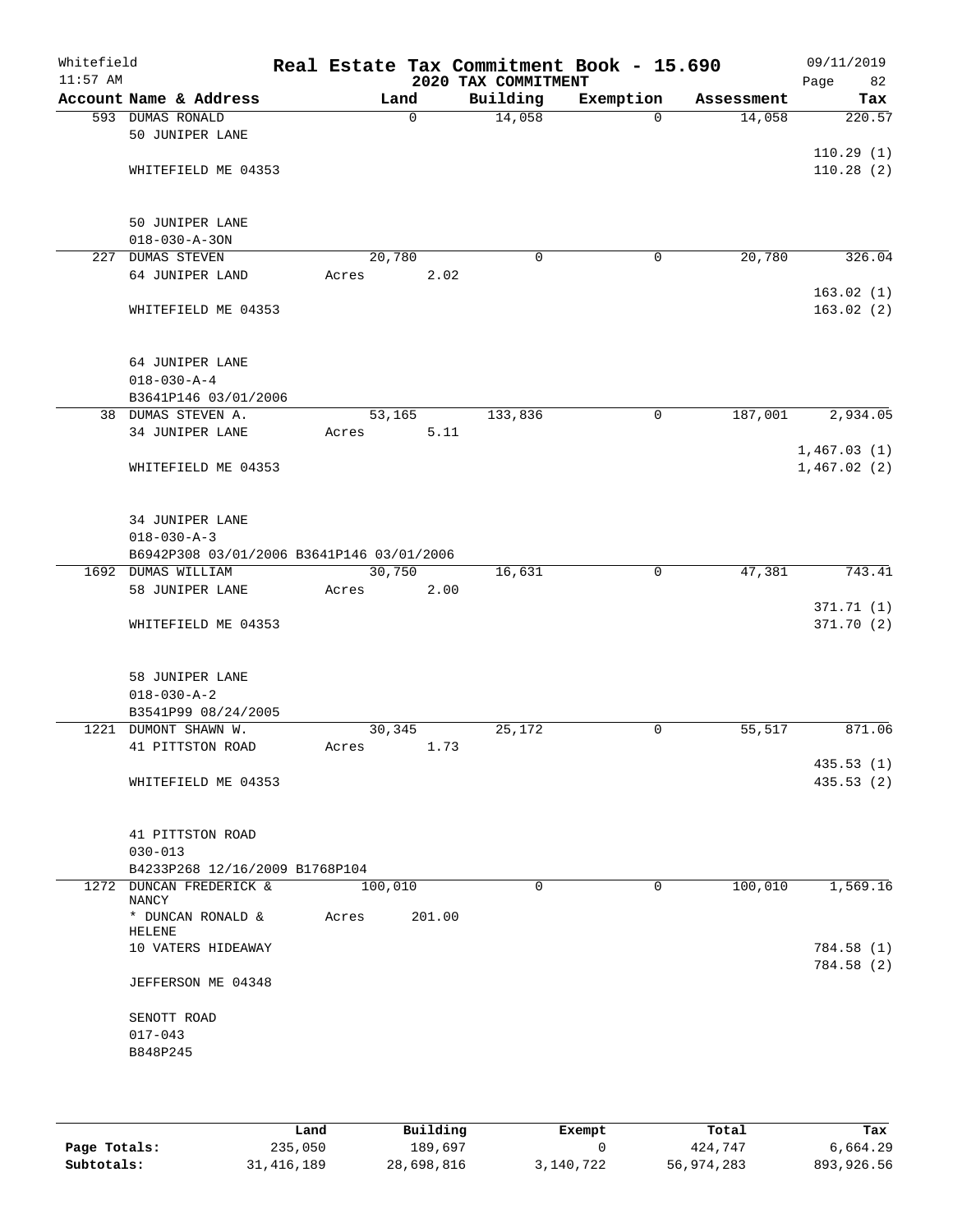Whitefield 11:57 AM

# Real Estate Tax Commitment Book - 15.690

## 2020 TAX COMMITMENT

09/11/2019

| Account Name & Address | Land | Building | Exemption | Assessment | Tax |
|---|---|---|---|---|---|
| 593 DUMAS RONALD<br>50 JUNIPER LANE<br><br>WHITEFIELD ME 04353<br><br>50 JUNIPER LANE<br>018-030-A-3ON | 0 | 14,058 | 0 | 14,058 | 220.57<br><br>110.29 (1)<br>110.28 (2) |
| 227 DUMAS STEVEN<br>64 JUNIPER LAND<br><br>WHITEFIELD ME 04353<br><br>64 JUNIPER LANE<br>018-030-A-4<br>B3641P146 03/01/2006 | 20,780<br>Acres 2.02 | 0 | 0 | 20,780 | 326.04<br><br>163.02 (1)<br>163.02 (2) |
| 38 DUMAS STEVEN A.<br>34 JUNIPER LANE<br><br>WHITEFIELD ME 04353<br><br>34 JUNIPER LANE<br>018-030-A-3<br>B6942P308 03/01/2006 B3641P146 03/01/2006 | 53,165<br>Acres 5.11 | 133,836 | 0 | 187,001 | 2,934.05<br><br>1,467.03 (1)<br>1,467.02 (2) |
| 1692 DUMAS WILLIAM<br>58 JUNIPER LANE<br><br>WHITEFIELD ME 04353<br><br>58 JUNIPER LANE<br>018-030-A-2<br>B3541P99 08/24/2005 | 30,750<br>Acres 2.00 | 16,631 | 0 | 47,381 | 743.41<br><br>371.71 (1)<br>371.70 (2) |
| 1221 DUMONT SHAWN W.<br>41 PITTSTON ROAD<br><br>WHITEFIELD ME 04353<br><br>41 PITTSTON ROAD<br>030-013<br>B4233P268 12/16/2009 B1768P104 | 30,345<br>Acres 1.73 | 25,172 | 0 | 55,517 | 871.06<br><br>435.53 (1)<br>435.53 (2) |
| 1272 DUNCAN FREDERICK & NANCY<br>* DUNCAN RONALD & HELENE<br>10 VATERS HIDEAWAY<br><br>JEFFERSON ME 04348<br><br>SENOTT ROAD<br>017-043<br>B848P245 | 100,010<br>Acres 201.00 | 0 | 0 | 100,010 | 1,569.16<br><br>784.58 (1)<br>784.58 (2) |

| | Land | Building | Exempt | Total | Tax |
|---|---|---|---|---|---|
| **Page Totals:** | 235,050 | 189,697 | 0 | 424,747 | 6,664.29 |
| **Subtotals:** | 31,416,189 | 28,698,816 | 3,140,722 | 56,974,283 | 893,926.56 |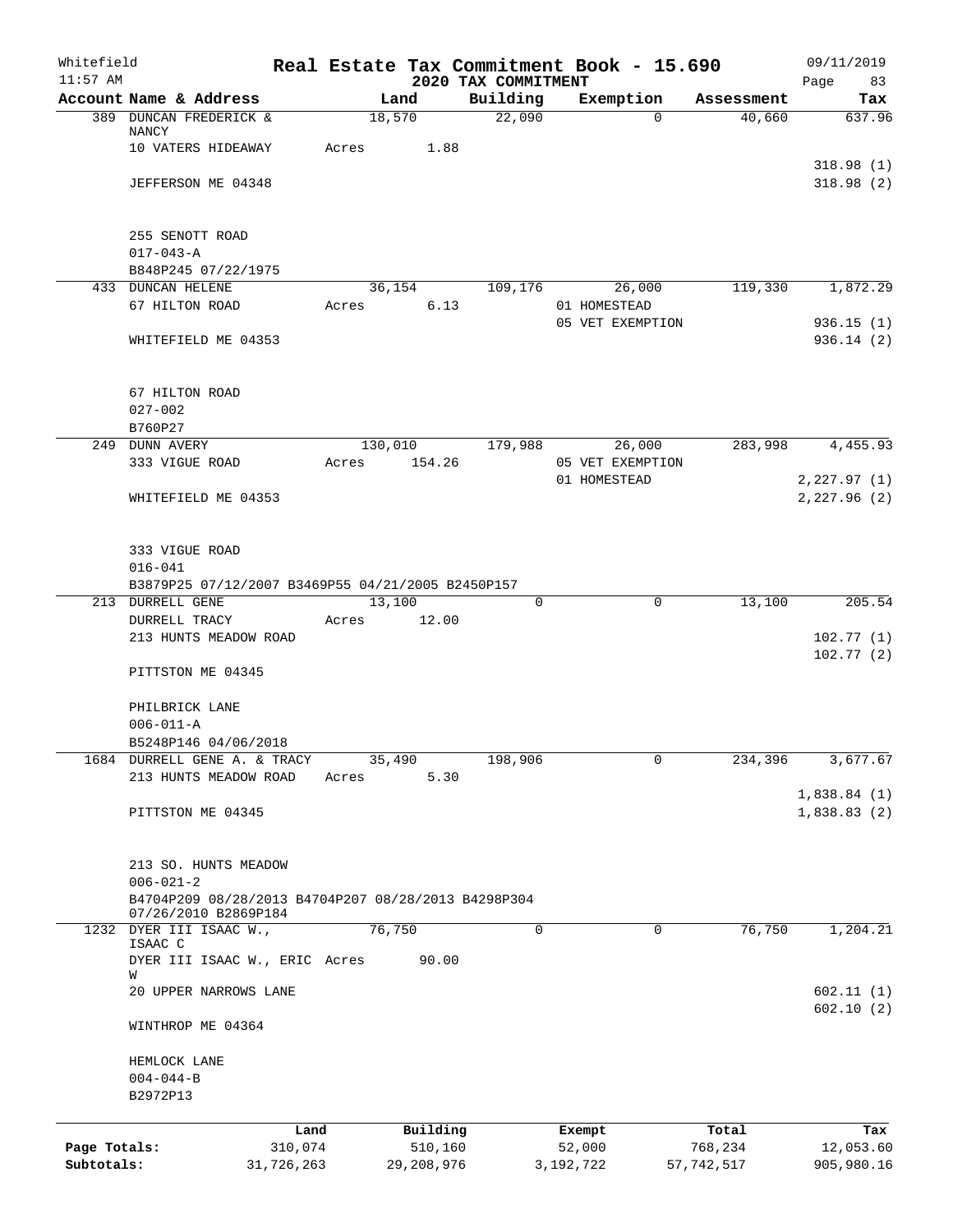Whitefield 11:57 AM

# Real Estate Tax Commitment Book - 15.690
## 2020 TAX COMMITMENT

09/11/2019 Page 83

| Account Name & Address | Land | Building | Exemption | Assessment | Tax |
|---|---|---|---|---|---|
| 389 DUNCAN FREDERICK & NANCY | 18,570 | 22,090 | 0 | 40,660 | 637.96 |
| 10 VATERS HIDEAWAY | Acres 1.88 | | | | |
| | | | | | 318.98 (1) |
| JEFFERSON ME 04348 | | | | | 318.98 (2) |
| 255 SENOTT ROAD | | | | | |
| 017-043-A | | | | | |
| B848P245 07/22/1975 | | | | | |
| 433 DUNCAN HELENE | 36,154 | 109,176 | 26,000 | 119,330 | 1,872.29 |
| 67 HILTON ROAD | Acres 6.13 | | 01 HOMESTEAD | | |
| | | | 05 VET EXEMPTION | | 936.15 (1) |
| WHITEFIELD ME 04353 | | | | | 936.14 (2) |
| 67 HILTON ROAD | | | | | |
| 027-002 | | | | | |
| B760P27 | | | | | |
| 249 DUNN AVERY | 130,010 | 179,988 | 26,000 | 283,998 | 4,455.93 |
| 333 VIGUE ROAD | Acres 154.26 | | 05 VET EXEMPTION | | |
| | | | 01 HOMESTEAD | | 2,227.97 (1) |
| WHITEFIELD ME 04353 | | | | | 2,227.96 (2) |
| 333 VIGUE ROAD | | | | | |
| 016-041 | | | | | |
| B3879P25 07/12/2007 B3469P55 04/21/2005 B2450P157 | | | | | |
| 213 DURRELL GENE | 13,100 | 0 | 0 | 13,100 | 205.54 |
| DURRELL TRACY | Acres 12.00 | | | | |
| 213 HUNTS MEADOW ROAD | | | | | 102.77 (1) |
| | | | | | 102.77 (2) |
| PITTSTON ME 04345 | | | | | |
| PHILBRICK LANE | | | | | |
| 006-011-A | | | | | |
| B5248P146 04/06/2018 | | | | | |
| 1684 DURRELL GENE A. & TRACY | 35,490 | 198,906 | 0 | 234,396 | 3,677.67 |
| 213 HUNTS MEADOW ROAD | Acres 5.30 | | | | |
| | | | | | 1,838.84 (1) |
| PITTSTON ME 04345 | | | | | 1,838.83 (2) |
| 213 SO. HUNTS MEADOW | | | | | |
| 006-021-2 | | | | | |
| B4704P209 08/28/2013 B4704P207 08/28/2013 B4298P304 07/26/2010 B2869P184 | | | | | |
| 1232 DYER III ISAAC W., ISAAC C | 76,750 | 0 | 0 | 76,750 | 1,204.21 |
| DYER III ISAAC W., ERIC W | Acres 90.00 | | | | |
| 20 UPPER NARROWS LANE | | | | | 602.11 (1) |
| | | | | | 602.10 (2) |
| WINTHROP ME 04364 | | | | | |
| HEMLOCK LANE | | | | | |
| 004-044-B | | | | | |
| B2972P13 | | | | | |

| | Land | Building | Exempt | Total | Tax |
|---|---|---|---|---|---|
| Page Totals: | 310,074 | 510,160 | 52,000 | 768,234 | 12,053.60 |
| Subtotals: | 31,726,263 | 29,208,976 | 3,192,722 | 57,742,517 | 905,980.16 |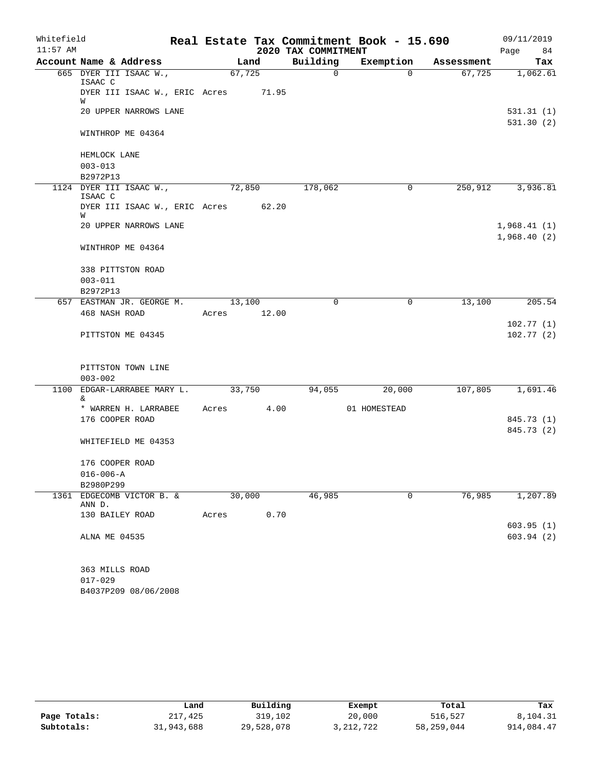Whitefield
11:57 AM

# Real Estate Tax Commitment Book - 15.690

## 2020 TAX COMMITMENT

09/11/2019

| Account | Name & Address | Land | Building | Exemption | Assessment | Tax |
|---|---|---|---|---|---|---|
| 665 | DYER III ISAAC W., ISAAC C | 67,725 | 0 | 0 | 67,725 | 1,062.61 |
| | DYER III ISAAC W., ERIC W | Acres 71.95 | | | | |
| | 20 UPPER NARROWS LANE | | | | | 531.31 (1) |
| | | | | | | 531.30 (2) |
| | WINTHROP ME 04364 | | | | | |
| | HEMLOCK LANE | | | | | |
| | 003-013 | | | | | |
| | B2972P13 | | | | | |
| 1124 | DYER III ISAAC W., ISAAC C | 72,850 | 178,062 | 0 | 250,912 | 3,936.81 |
| | DYER III ISAAC W., ERIC W | Acres 62.20 | | | | |
| | 20 UPPER NARROWS LANE | | | | | 1,968.41 (1) |
| | | | | | | 1,968.40 (2) |
| | WINTHROP ME 04364 | | | | | |
| | 338 PITTSTON ROAD | | | | | |
| | 003-011 | | | | | |
| | B2972P13 | | | | | |
| 657 | EASTMAN JR. GEORGE M. | 13,100 | 0 | 0 | 13,100 | 205.54 |
| | 468 NASH ROAD | Acres 12.00 | | | | |
| | | | | | | 102.77 (1) |
| | PITTSTON ME 04345 | | | | | 102.77 (2) |
| | PITTSTON TOWN LINE | | | | | |
| | 003-002 | | | | | |
| 1100 | EDGAR-LARRABEE MARY L. & | 33,750 | 94,055 | 20,000 | 107,805 | 1,691.46 |
| | * WARREN H. LARRABEE | Acres 4.00 | | 01 HOMESTEAD | | |
| | 176 COOPER ROAD | | | | | 845.73 (1) |
| | | | | | | 845.73 (2) |
| | WHITEFIELD ME 04353 | | | | | |
| | 176 COOPER ROAD | | | | | |
| | 016-006-A | | | | | |
| | B2980P299 | | | | | |
| 1361 | EDGECOMB VICTOR B. & ANN D. | 30,000 | 46,985 | 0 | 76,985 | 1,207.89 |
| | 130 BAILEY ROAD | Acres 0.70 | | | | |
| | | | | | | 603.95 (1) |
| | ALNA ME 04535 | | | | | 603.94 (2) |
| | 363 MILLS ROAD | | | | | |
| | 017-029 | | | | | |
| | B4037P209 08/06/2008 | | | | | |

| | Land | Building | Exempt | Total | Tax |
|---|---|---|---|---|---|
| Page Totals: | 217,425 | 319,102 | 20,000 | 516,527 | 8,104.31 |
| Subtotals: | 31,943,688 | 29,528,078 | 3,212,722 | 58,259,044 | 914,084.47 |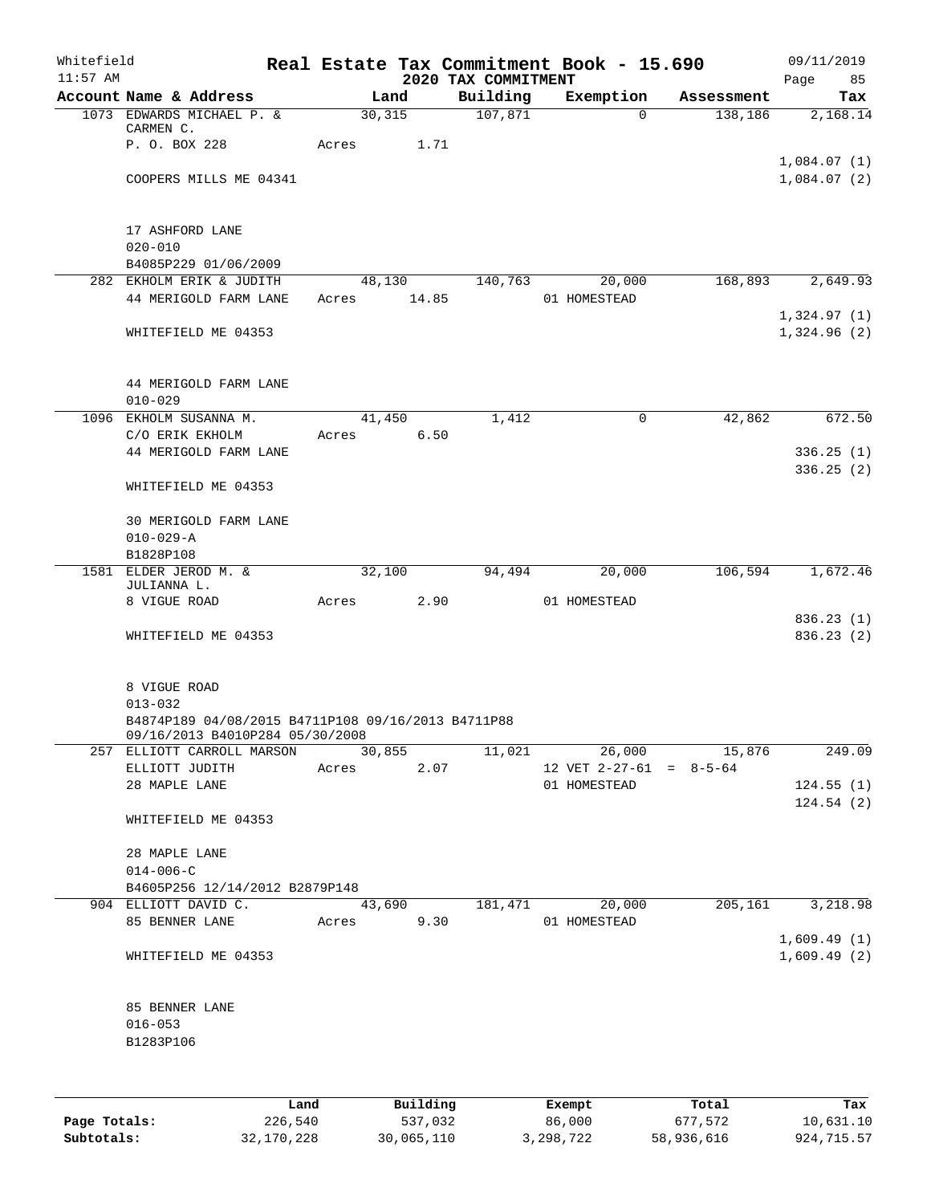Whitefield 11:57 AM

# Real Estate Tax Commitment Book - 15.690

## 2020 TAX COMMITMENT

09/11/2019

| Account Name & Address | Land | Building | Exemption | Assessment | Tax |
|---|---|---|---|---|---|
| 1073 EDWARDS MICHAEL P. & CARMEN C. | 30,315 | 107,871 | 0 | 138,186 | 2,168.14 |
| P. O. BOX 228 | Acres 1.71 | | | | |
| | | | | | 1,084.07 (1) |
| COOPERS MILLS ME 04341 | | | | | 1,084.07 (2) |
| 17 ASHFORD LANE | | | | | |
| 020-010 | | | | | |
| B4085P229 01/06/2009 | | | | | |
| 282 EKHOLM ERIK & JUDITH | 48,130 | 140,763 | 20,000 | 168,893 | 2,649.93 |
| 44 MERIGOLD FARM LANE | Acres 14.85 | | 01 HOMESTEAD | | |
| | | | | | 1,324.97 (1) |
| WHITEFIELD ME 04353 | | | | | 1,324.96 (2) |
| 44 MERIGOLD FARM LANE | | | | | |
| 010-029 | | | | | |
| 1096 EKHOLM SUSANNA M. | 41,450 | 1,412 | 0 | 42,862 | 672.50 |
| C/O ERIK EKHOLM | Acres 6.50 | | | | |
| 44 MERIGOLD FARM LANE | | | | | 336.25 (1) |
| | | | | | 336.25 (2) |
| WHITEFIELD ME 04353 | | | | | |
| 30 MERIGOLD FARM LANE | | | | | |
| 010-029-A | | | | | |
| B1828P108 | | | | | |
| 1581 ELDER JEROD M. & JULIANNA L. | 32,100 | 94,494 | 20,000 | 106,594 | 1,672.46 |
| 8 VIGUE ROAD | Acres 2.90 | | 01 HOMESTEAD | | |
| | | | | | 836.23 (1) |
| WHITEFIELD ME 04353 | | | | | 836.23 (2) |
| 8 VIGUE ROAD | | | | | |
| 013-032 | | | | | |
| B4874P189 04/08/2015 B4711P108 09/16/2013 B4711P88 09/16/2013 B4010P284 05/30/2008 | | | | | |
| 257 ELLIOTT CARROLL MARSON | 30,855 | 11,021 | 26,000 | 15,876 | 249.09 |
| ELLIOTT JUDITH | Acres 2.07 | | 12 VET 2-27-61 = 8-5-64 | | |
| 28 MAPLE LANE | | | 01 HOMESTEAD | | 124.55 (1) |
| | | | | | 124.54 (2) |
| WHITEFIELD ME 04353 | | | | | |
| 28 MAPLE LANE | | | | | |
| 014-006-C | | | | | |
| B4605P256 12/14/2012 B2879P148 | | | | | |
| 904 ELLIOTT DAVID C. | 43,690 | 181,471 | 20,000 | 205,161 | 3,218.98 |
| 85 BENNER LANE | Acres 9.30 | | 01 HOMESTEAD | | |
| | | | | | 1,609.49 (1) |
| WHITEFIELD ME 04353 | | | | | 1,609.49 (2) |
| 85 BENNER LANE | | | | | |
| 016-053 | | | | | |
| B1283P106 | | | | | |

| | Land | Building | Exempt | Total | Tax |
|---|---|---|---|---|---|
| Page Totals: | 226,540 | 537,032 | 86,000 | 677,572 | 10,631.10 |
| Subtotals: | 32,170,228 | 30,065,110 | 3,298,722 | 58,936,616 | 924,715.57 |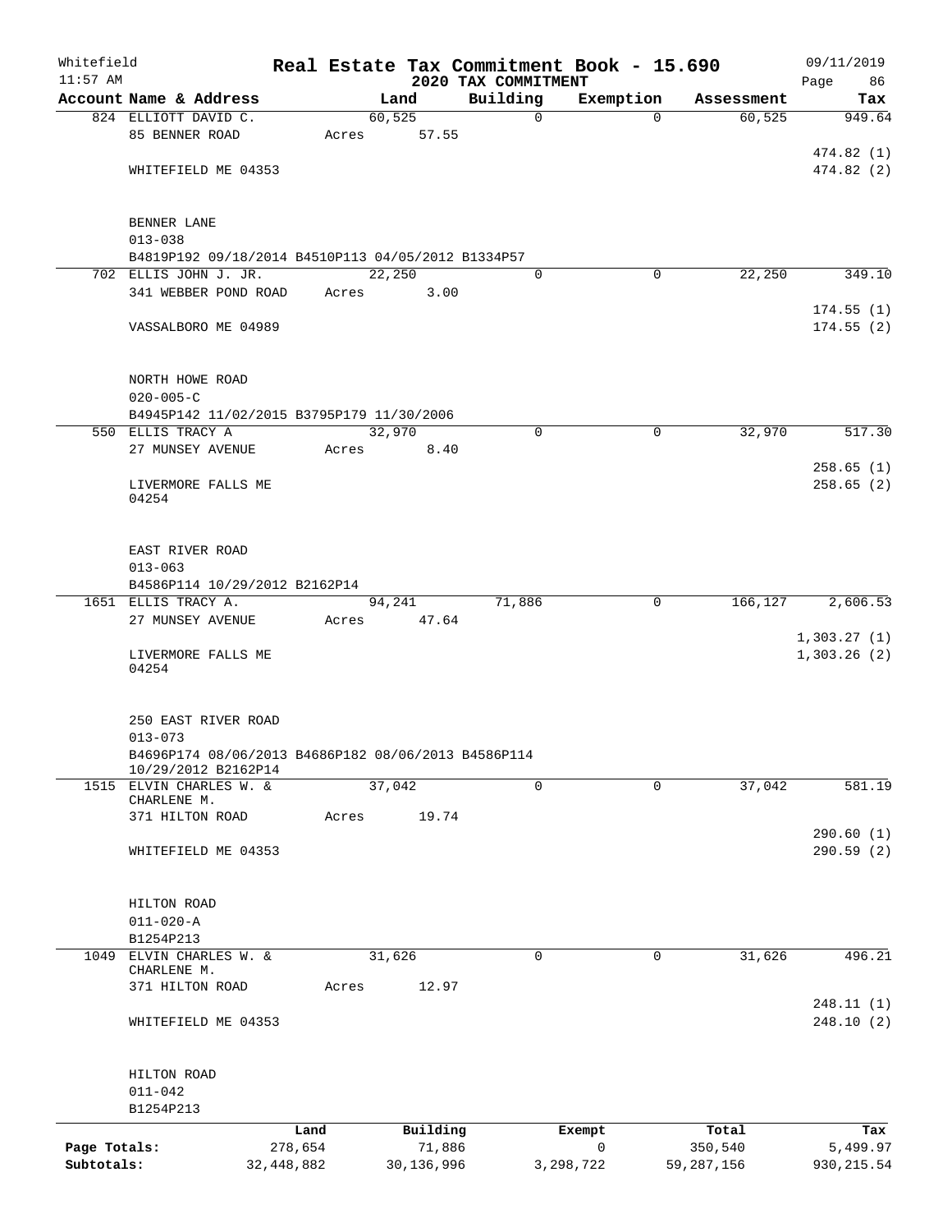Whitefield 11:57 AM

# Real Estate Tax Commitment Book - 15.690

## 2020 TAX COMMITMENT

09/11/2019

| Account Name & Address | Land | Building | Exemption | Assessment | Tax |
|---|---|---|---|---|---|
| 824 ELLIOTT DAVID C. | 60,525 | 0 | 0 | 60,525 | 949.64 |
| 85 BENNER ROAD | Acres 57.55 | | | | |
| | | | | | 474.82 (1) |
| WHITEFIELD ME 04353 | | | | | 474.82 (2) |
| BENNER LANE | | | | | |
| 013-038 | | | | | |
| B4819P192 09/18/2014 B4510P113 04/05/2012 B1334P57 | | | | | |
| 702 ELLIS JOHN J. JR. | 22,250 | 0 | 0 | 22,250 | 349.10 |
| 341 WEBBER POND ROAD | Acres 3.00 | | | | |
| | | | | | 174.55 (1) |
| VASSALBORO ME 04989 | | | | | 174.55 (2) |
| NORTH HOWE ROAD | | | | | |
| 020-005-C | | | | | |
| B4945P142 11/02/2015 B3795P179 11/30/2006 | | | | | |
| 550 ELLIS TRACY A | 32,970 | 0 | 0 | 32,970 | 517.30 |
| 27 MUNSEY AVENUE | Acres 8.40 | | | | |
| | | | | | 258.65 (1) |
| LIVERMORE FALLS ME 04254 | | | | | 258.65 (2) |
| EAST RIVER ROAD | | | | | |
| 013-063 | | | | | |
| B4586P114 10/29/2012 B2162P14 | | | | | |
| 1651 ELLIS TRACY A. | 94,241 | 71,886 | 0 | 166,127 | 2,606.53 |
| 27 MUNSEY AVENUE | Acres 47.64 | | | | |
| | | | | | 1,303.27 (1) |
| LIVERMORE FALLS ME 04254 | | | | | 1,303.26 (2) |
| 250 EAST RIVER ROAD | | | | | |
| 013-073 | | | | | |
| B4696P174 08/06/2013 B4686P182 08/06/2013 B4586P114 10/29/2012 B2162P14 | | | | | |
| 1515 ELVIN CHARLES W. & CHARLENE M. | 37,042 | 0 | 0 | 37,042 | 581.19 |
| 371 HILTON ROAD | Acres 19.74 | | | | |
| | | | | | 290.60 (1) |
| WHITEFIELD ME 04353 | | | | | 290.59 (2) |
| HILTON ROAD | | | | | |
| 011-020-A | | | | | |
| B1254P213 | | | | | |
| 1049 ELVIN CHARLES W. & CHARLENE M. | 31,626 | 0 | 0 | 31,626 | 496.21 |
| 371 HILTON ROAD | Acres 12.97 | | | | |
| | | | | | 248.11 (1) |
| WHITEFIELD ME 04353 | | | | | 248.10 (2) |
| HILTON ROAD | | | | | |
| 011-042 | | | | | |
| B1254P213 | | | | | |

| | Land | Building | Exempt | Total | Tax |
|---|---|---|---|---|---|
| Page Totals: | 278,654 | 71,886 | 0 | 350,540 | 5,499.97 |
| Subtotals: | 32,448,882 | 30,136,996 | 3,298,722 | 59,287,156 | 930,215.54 |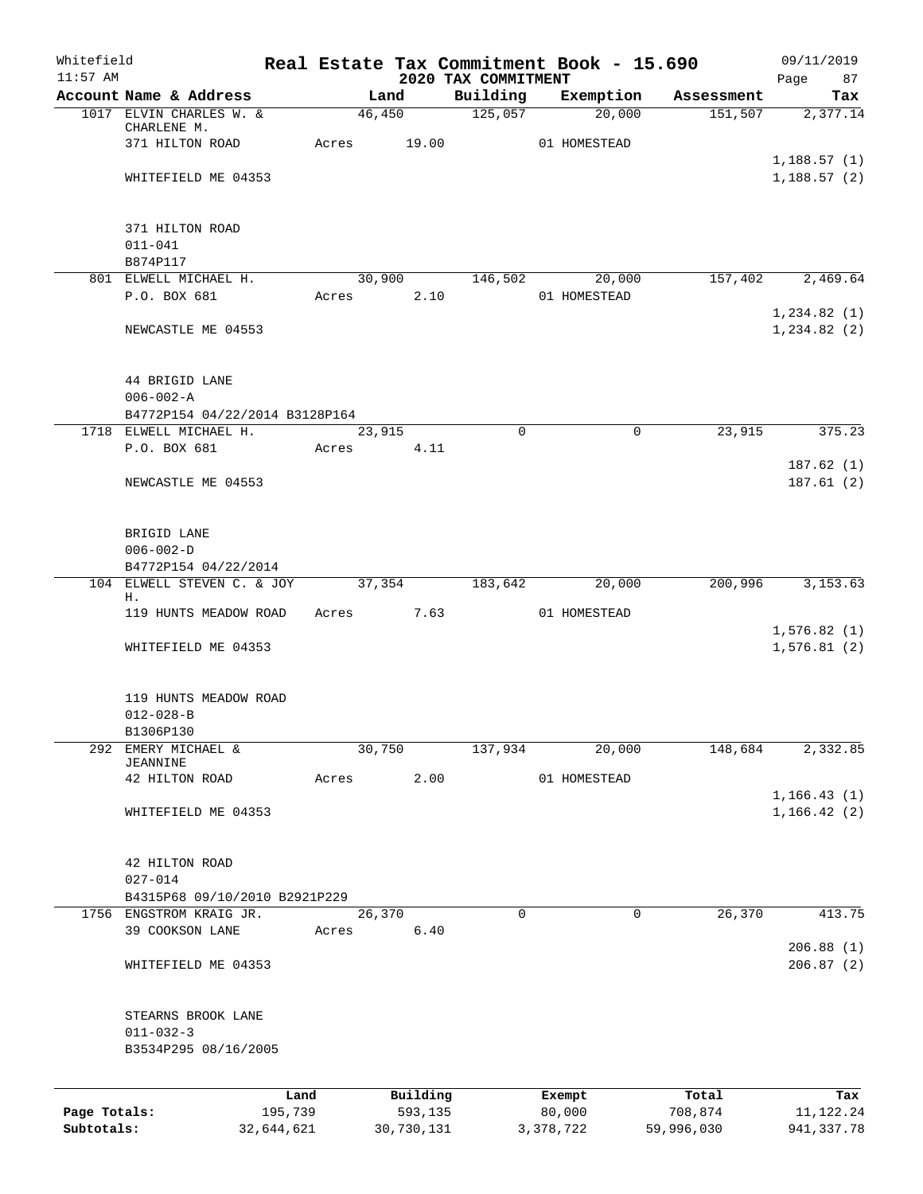Whitefield  
11:57 AM

# Real Estate Tax Commitment Book - 15.690
## 2020 TAX COMMITMENT

09/11/2019  
Page 87

| Account Name & Address | Land | Building | Exemption | Assessment | Tax |
|---|---|---|---|---|---|
| 1017 ELVIN CHARLES W. & CHARLENE M. | 46,450 | 125,057 | 20,000 | 151,507 | 2,377.14 |
| 371 HILTON ROAD | Acres 19.00 | | 01 HOMESTEAD | | |
| | | | | | 1,188.57 (1) |
| WHITEFIELD ME 04353 | | | | | 1,188.57 (2) |
| 371 HILTON ROAD | | | | | |
| 011-041 | | | | | |
| B874P117 | | | | | |
| 801 ELWELL MICHAEL H. | 30,900 | 146,502 | 20,000 | 157,402 | 2,469.64 |
| P.O. BOX 681 | Acres 2.10 | | 01 HOMESTEAD | | |
| | | | | | 1,234.82 (1) |
| NEWCASTLE ME 04553 | | | | | 1,234.82 (2) |
| 44 BRIGID LANE | | | | | |
| 006-002-A | | | | | |
| B4772P154 04/22/2014 B3128P164 | | | | | |
| 1718 ELWELL MICHAEL H. | 23,915 | 0 | 0 | 23,915 | 375.23 |
| P.O. BOX 681 | Acres 4.11 | | | | |
| | | | | | 187.62 (1) |
| NEWCASTLE ME 04553 | | | | | 187.61 (2) |
| BRIGID LANE | | | | | |
| 006-002-D | | | | | |
| B4772P154 04/22/2014 | | | | | |
| 104 ELWELL STEVEN C. & JOY H. | 37,354 | 183,642 | 20,000 | 200,996 | 3,153.63 |
| 119 HUNTS MEADOW ROAD | Acres 7.63 | | 01 HOMESTEAD | | |
| | | | | | 1,576.82 (1) |
| WHITEFIELD ME 04353 | | | | | 1,576.81 (2) |
| 119 HUNTS MEADOW ROAD | | | | | |
| 012-028-B | | | | | |
| B1306P130 | | | | | |
| 292 EMERY MICHAEL & JEANNINE | 30,750 | 137,934 | 20,000 | 148,684 | 2,332.85 |
| 42 HILTON ROAD | Acres 2.00 | | 01 HOMESTEAD | | |
| | | | | | 1,166.43 (1) |
| WHITEFIELD ME 04353 | | | | | 1,166.42 (2) |
| 42 HILTON ROAD | | | | | |
| 027-014 | | | | | |
| B4315P68 09/10/2010 B2921P229 | | | | | |
| 1756 ENGSTROM KRAIG JR. | 26,370 | 0 | 0 | 26,370 | 413.75 |
| 39 COOKSON LANE | Acres 6.40 | | | | |
| | | | | | 206.88 (1) |
| WHITEFIELD ME 04353 | | | | | 206.87 (2) |
| STEARNS BROOK LANE | | | | | |
| 011-032-3 | | | | | |
| B3534P295 08/16/2005 | | | | | |

| | Land | Building | Exempt | Total | Tax |
|---|---|---|---|---|---|
| Page Totals: | 195,739 | 593,135 | 80,000 | 708,874 | 11,122.24 |
| Subtotals: | 32,644,621 | 30,730,131 | 3,378,722 | 59,996,030 | 941,337.78 |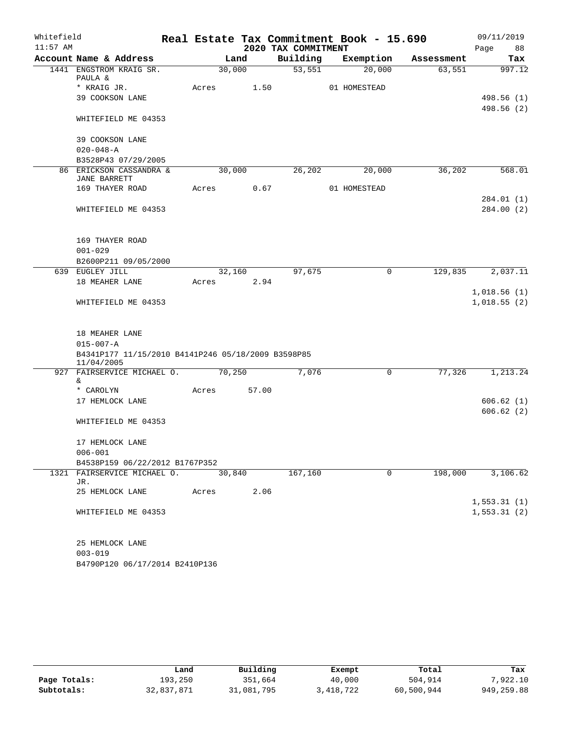Whitefield 11:57 AM

# Real Estate Tax Commitment Book - 15.690

## 2020 TAX COMMITMENT

09/11/2019

| Account Name & Address | Land | Building | Exemption | Assessment | Tax |
|---|---|---|---|---|---|
| 1441 ENGSTROM KRAIG SR. PAULA & | 30,000 | 53,551 | 20,000 | 63,551 | 997.12 |
| * KRAIG JR. | Acres 1.50 | | 01 HOMESTEAD | | |
| 39 COOKSON LANE | | | | | 498.56 (1) |
| | | | | | 498.56 (2) |
| WHITEFIELD ME 04353 | | | | | |
| 39 COOKSON LANE | | | | | |
| 020-048-A | | | | | |
| B3528P43 07/29/2005 | | | | | |
| 86 ERICKSON CASSANDRA & JANE BARRETT | 30,000 | 26,202 | 20,000 | 36,202 | 568.01 |
| 169 THAYER ROAD | Acres 0.67 | | 01 HOMESTEAD | | |
| | | | | | 284.01 (1) |
| WHITEFIELD ME 04353 | | | | | 284.00 (2) |
| 169 THAYER ROAD | | | | | |
| 001-029 | | | | | |
| B2600P211 09/05/2000 | | | | | |
| 639 EUGLEY JILL | 32,160 | 97,675 | 0 | 129,835 | 2,037.11 |
| 18 MEAHER LANE | Acres 2.94 | | | | |
| | | | | | 1,018.56 (1) |
| WHITEFIELD ME 04353 | | | | | 1,018.55 (2) |
| 18 MEAHER LANE | | | | | |
| 015-007-A | | | | | |
| B4341P177 11/15/2010 B4141P246 05/18/2009 B3598P85 11/04/2005 | | | | | |
| 927 FAIRSERVICE MICHAEL O. & | 70,250 | 7,076 | 0 | 77,326 | 1,213.24 |
| * CAROLYN | Acres 57.00 | | | | |
| 17 HEMLOCK LANE | | | | | 606.62 (1) |
| | | | | | 606.62 (2) |
| WHITEFIELD ME 04353 | | | | | |
| 17 HEMLOCK LANE | | | | | |
| 006-001 | | | | | |
| B4538P159 06/22/2012 B1767P352 | | | | | |
| 1321 FAIRSERVICE MICHAEL O. JR. | 30,840 | 167,160 | 0 | 198,000 | 3,106.62 |
| 25 HEMLOCK LANE | Acres 2.06 | | | | |
| | | | | | 1,553.31 (1) |
| WHITEFIELD ME 04353 | | | | | 1,553.31 (2) |
| 25 HEMLOCK LANE | | | | | |
| 003-019 | | | | | |
| B4790P120 06/17/2014 B2410P136 | | | | | |

| | Land | Building | Exempt | Total | Tax |
|---|---|---|---|---|---|
| Page Totals: | 193,250 | 351,664 | 40,000 | 504,914 | 7,922.10 |
| Subtotals: | 32,837,871 | 31,081,795 | 3,418,722 | 60,500,944 | 949,259.88 |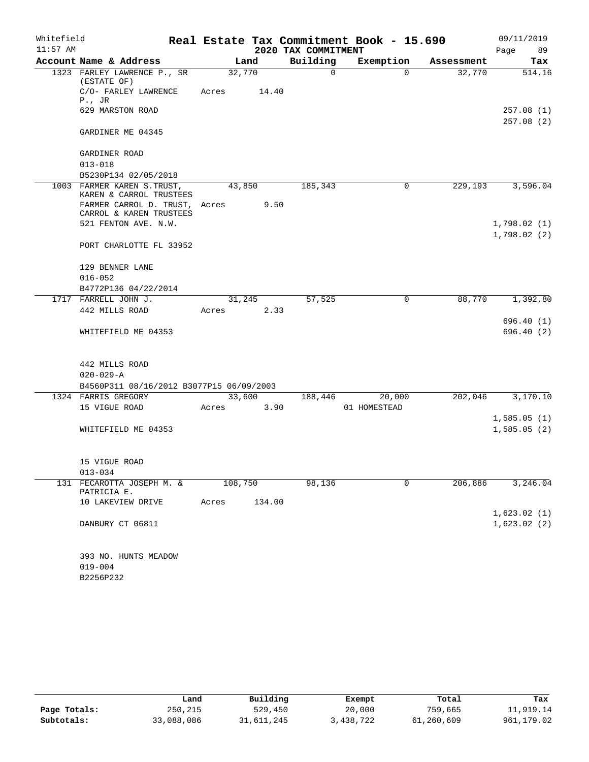Whitefield 11:57 AM

# Real Estate Tax Commitment Book - 15.690

## 2020 TAX COMMITMENT

09/11/2019 Page 89

| Account Name & Address | Land | Building | Exemption | Assessment | Tax |
|---|---|---|---|---|---|
| 1323 FARLEY LAWRENCE P., SR (ESTATE OF) | 32,770 | 0 | 0 | 32,770 | 514.16 |
| C/O- FARLEY LAWRENCE P., JR | Acres 14.40 | | | | |
| 629 MARSTON ROAD | | | | | 257.08 (1) |
| | | | | | 257.08 (2) |
| GARDINER ME 04345 | | | | | |
| GARDINER ROAD | | | | | |
| 013-018 | | | | | |
| B5230P134 02/05/2018 | | | | | |
| 1003 FARMER KAREN S.TRUST, KAREN & CARROL TRUSTEES | 43,850 | 185,343 | 0 | 229,193 | 3,596.04 |
| FARMER CARROL D. TRUST, CARROL & KAREN TRUSTEES | Acres 9.50 | | | | |
| 521 FENTON AVE. N.W. | | | | | 1,798.02 (1) |
| | | | | | 1,798.02 (2) |
| PORT CHARLOTTE FL 33952 | | | | | |
| 129 BENNER LANE | | | | | |
| 016-052 | | | | | |
| B4772P136 04/22/2014 | | | | | |
| 1717 FARRELL JOHN J. | 31,245 | 57,525 | 0 | 88,770 | 1,392.80 |
| 442 MILLS ROAD | Acres 2.33 | | | | |
| | | | | | 696.40 (1) |
| WHITEFIELD ME 04353 | | | | | 696.40 (2) |
| 442 MILLS ROAD | | | | | |
| 020-029-A | | | | | |
| B4560P311 08/16/2012 B3077P15 06/09/2003 | | | | | |
| 1324 FARRIS GREGORY | 33,600 | 188,446 | 20,000 | 202,046 | 3,170.10 |
| 15 VIGUE ROAD | Acres 3.90 | | 01 HOMESTEAD | | |
| | | | | | 1,585.05 (1) |
| WHITEFIELD ME 04353 | | | | | 1,585.05 (2) |
| 15 VIGUE ROAD | | | | | |
| 013-034 | | | | | |
| 131 FECAROTTA JOSEPH M. & PATRICIA E. | 108,750 | 98,136 | 0 | 206,886 | 3,246.04 |
| 10 LAKEVIEW DRIVE | Acres 134.00 | | | | |
| | | | | | 1,623.02 (1) |
| DANBURY CT 06811 | | | | | 1,623.02 (2) |
| 393 NO. HUNTS MEADOW | | | | | |
| 019-004 | | | | | |
| B2256P232 | | | | | |

| | Land | Building | Exempt | Total | Tax |
|---|---|---|---|---|---|
| Page Totals: | 250,215 | 529,450 | 20,000 | 759,665 | 11,919.14 |
| Subtotals: | 33,088,086 | 31,611,245 | 3,438,722 | 61,260,609 | 961,179.02 |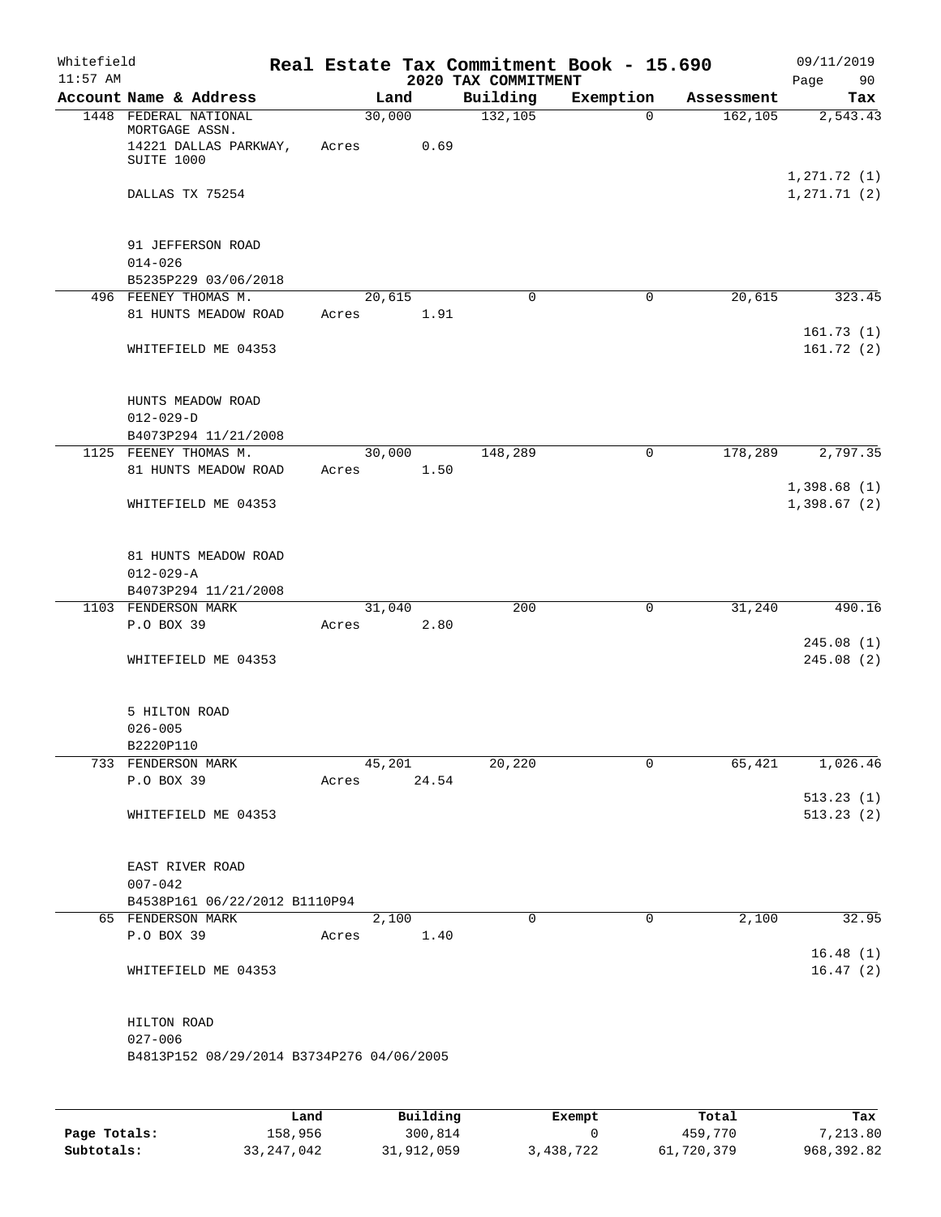# Real Estate Tax Commitment Book - 15.690

Whitefield
11:57 AM

2020 TAX COMMITMENT

09/11/2019

| Account Name & Address | Land | Building | Exemption | Assessment | Tax |
|---|---|---|---|---|---|
| 1448 FEDERAL NATIONAL MORTGAGE ASSN.<br>14221 DALLAS PARKWAY, SUITE 1000<br>DALLAS TX 75254<br><br>91 JEFFERSON ROAD<br>014-026<br>B5235P229 03/06/2018 | 30,000<br>Acres 0.69 | 132,105 | 0 | 162,105 | 2,543.43<br><br>1,271.72 (1)<br>1,271.71 (2) |
| 496 FEENEY THOMAS M.<br>81 HUNTS MEADOW ROAD<br>WHITEFIELD ME 04353<br><br>HUNTS MEADOW ROAD<br>012-029-D<br>B4073P294 11/21/2008 | 20,615<br>Acres 1.91 | 0 | 0 | 20,615 | 323.45<br><br>161.73 (1)<br>161.72 (2) |
| 1125 FEENEY THOMAS M.<br>81 HUNTS MEADOW ROAD<br>WHITEFIELD ME 04353<br><br>81 HUNTS MEADOW ROAD<br>012-029-A<br>B4073P294 11/21/2008 | 30,000<br>Acres 1.50 | 148,289 | 0 | 178,289 | 2,797.35<br><br>1,398.68 (1)<br>1,398.67 (2) |
| 1103 FENDERSON MARK<br>P.O BOX 39<br>WHITEFIELD ME 04353<br><br>5 HILTON ROAD<br>026-005<br>B2220P110 | 31,040<br>Acres 2.80 | 200 | 0 | 31,240 | 490.16<br><br>245.08 (1)<br>245.08 (2) |
| 733 FENDERSON MARK<br>P.O BOX 39<br>WHITEFIELD ME 04353<br><br>EAST RIVER ROAD<br>007-042<br>B4538P161 06/22/2012 B1110P94 | 45,201<br>Acres 24.54 | 20,220 | 0 | 65,421 | 1,026.46<br><br>513.23 (1)<br>513.23 (2) |
| 65 FENDERSON MARK<br>P.O BOX 39<br>WHITEFIELD ME 04353<br><br>HILTON ROAD<br>027-006<br>B4813P152 08/29/2014 B3734P276 04/06/2005 | 2,100<br>Acres 1.40 | 0 | 0 | 2,100 | 32.95<br><br>16.48 (1)<br>16.47 (2) |

| | Land | Building | Exempt | Total | Tax |
|---|---|---|---|---|---|
| Page Totals: | 158,956 | 300,814 | 0 | 459,770 | 7,213.80 |
| Subtotals: | 33,247,042 | 31,912,059 | 3,438,722 | 61,720,379 | 968,392.82 |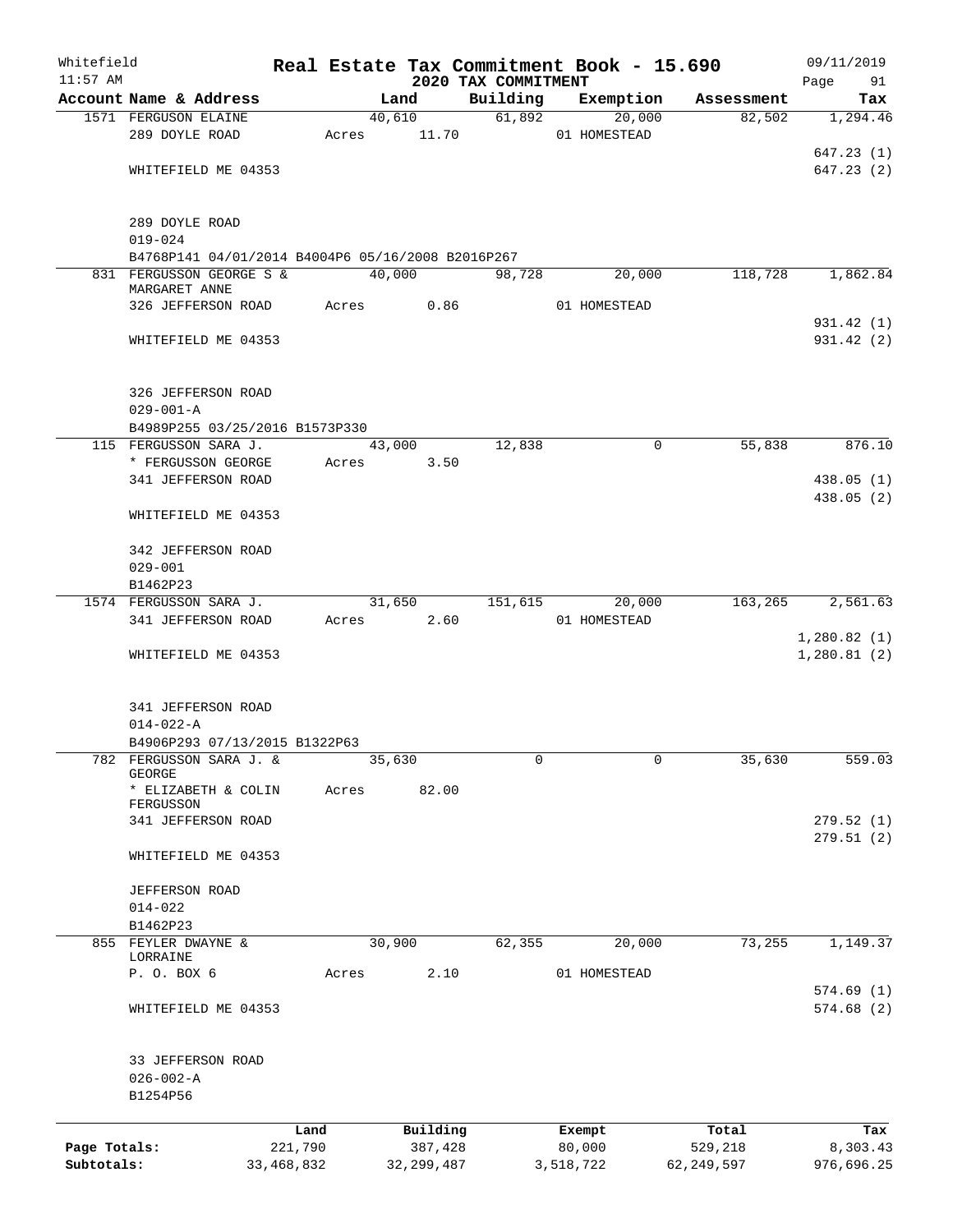Whitefield 11:57 AM

# Real Estate Tax Commitment Book - 15.690

## 2020 TAX COMMITMENT

09/11/2019

| Account Name & Address | Land | Building | Exemption | Assessment | Tax |
|---|---|---|---|---|---|
| 1571 FERGUSON ELAINE | 40,610 | 61,892 | 20,000 | 82,502 | 1,294.46 |
| 289 DOYLE ROAD | Acres 11.70 | | 01 HOMESTEAD | | |
| | | | | | 647.23 (1) |
| WHITEFIELD ME 04353 | | | | | 647.23 (2) |
| 289 DOYLE ROAD | | | | | |
| 019-024 | | | | | |
| B4768P141 04/01/2014 B4004P6 05/16/2008 B2016P267 | | | | | |
| 831 FERGUSSON GEORGE S & MARGARET ANNE | 40,000 | 98,728 | 20,000 | 118,728 | 1,862.84 |
| 326 JEFFERSON ROAD | Acres 0.86 | | 01 HOMESTEAD | | |
| | | | | | 931.42 (1) |
| WHITEFIELD ME 04353 | | | | | 931.42 (2) |
| 326 JEFFERSON ROAD | | | | | |
| 029-001-A | | | | | |
| B4989P255 03/25/2016 B1573P330 | | | | | |
| 115 FERGUSSON SARA J. | 43,000 | 12,838 | 0 | 55,838 | 876.10 |
| * FERGUSSON GEORGE | Acres 3.50 | | | | |
| 341 JEFFERSON ROAD | | | | | 438.05 (1) |
| | | | | | 438.05 (2) |
| WHITEFIELD ME 04353 | | | | | |
| 342 JEFFERSON ROAD | | | | | |
| 029-001 | | | | | |
| B1462P23 | | | | | |
| 1574 FERGUSSON SARA J. | 31,650 | 151,615 | 20,000 | 163,265 | 2,561.63 |
| 341 JEFFERSON ROAD | Acres 2.60 | | 01 HOMESTEAD | | |
| | | | | | 1,280.82 (1) |
| WHITEFIELD ME 04353 | | | | | 1,280.81 (2) |
| 341 JEFFERSON ROAD | | | | | |
| 014-022-A | | | | | |
| B4906P293 07/13/2015 B1322P63 | | | | | |
| 782 FERGUSSON SARA J. & GEORGE | 35,630 | 0 | 0 | 35,630 | 559.03 |
| * ELIZABETH & COLIN FERGUSSON | Acres 82.00 | | | | |
| 341 JEFFERSON ROAD | | | | | 279.52 (1) |
| | | | | | 279.51 (2) |
| WHITEFIELD ME 04353 | | | | | |
| JEFFERSON ROAD | | | | | |
| 014-022 | | | | | |
| B1462P23 | | | | | |
| 855 FEYLER DWAYNE & LORRAINE | 30,900 | 62,355 | 20,000 | 73,255 | 1,149.37 |
| P. O. BOX 6 | Acres 2.10 | | 01 HOMESTEAD | | |
| | | | | | 574.69 (1) |
| WHITEFIELD ME 04353 | | | | | 574.68 (2) |
| 33 JEFFERSON ROAD | | | | | |
| 026-002-A | | | | | |
| B1254P56 | | | | | |

| | Land | Building | Exempt | Total | Tax |
|---|---|---|---|---|---|
| Page Totals: | 221,790 | 387,428 | 80,000 | 529,218 | 8,303.43 |
| Subtotals: | 33,468,832 | 32,299,487 | 3,518,722 | 62,249,597 | 976,696.25 |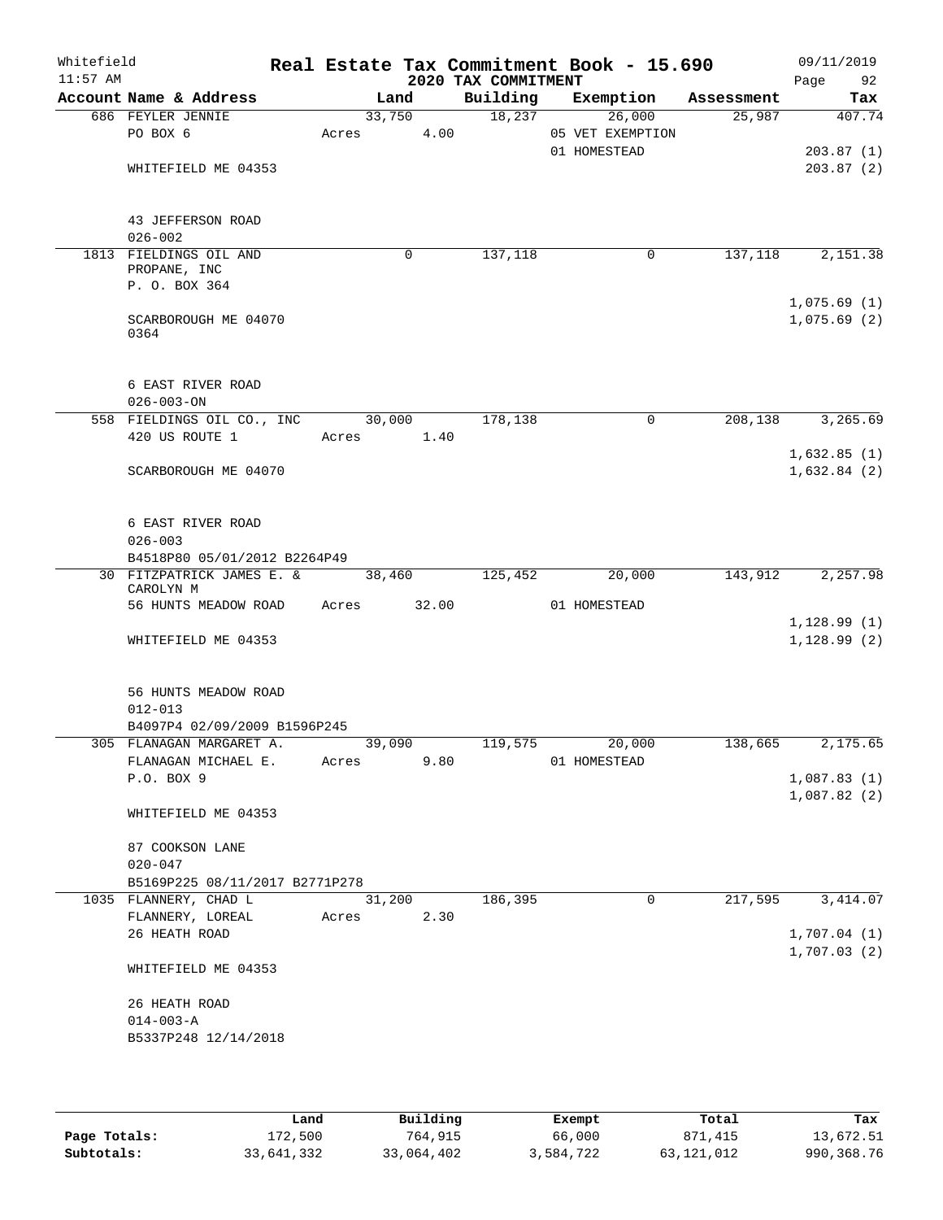Whitefield 11:57 AM

# Real Estate Tax Commitment Book - 15.690

## 2020 TAX COMMITMENT

09/11/2019

| Account Name & Address | Land | Building | Exemption | Assessment | Tax |
|---|---|---|---|---|---|
| 686 FEYLER JENNIE | 33,750 | 18,237 | 26,000 | 25,987 | 407.74 |
| PO BOX 6 | Acres 4.00 | | 05 VET EXEMPTION | | |
| | | | 01 HOMESTEAD | | 203.87 (1) |
| WHITEFIELD ME 04353 | | | | | 203.87 (2) |
| 43 JEFFERSON ROAD | | | | | |
| 026-002 | | | | | |
| 1813 FIELDINGS OIL AND PROPANE, INC | 0 | 137,118 | 0 | 137,118 | 2,151.38 |
| P. O. BOX 364 | | | | | |
| | | | | | 1,075.69 (1) |
| SCARBOROUGH ME 04070 0364 | | | | | 1,075.69 (2) |
| 6 EAST RIVER ROAD | | | | | |
| 026-003-ON | | | | | |
| 558 FIELDINGS OIL CO., INC | 30,000 | 178,138 | 0 | 208,138 | 3,265.69 |
| 420 US ROUTE 1 | Acres 1.40 | | | | |
| | | | | | 1,632.85 (1) |
| SCARBOROUGH ME 04070 | | | | | 1,632.84 (2) |
| 6 EAST RIVER ROAD | | | | | |
| 026-003 | | | | | |
| B4518P80 05/01/2012 B2264P49 | | | | | |
| 30 FITZPATRICK JAMES E. & CAROLYN M | 38,460 | 125,452 | 20,000 | 143,912 | 2,257.98 |
| 56 HUNTS MEADOW ROAD | Acres 32.00 | | 01 HOMESTEAD | | |
| | | | | | 1,128.99 (1) |
| WHITEFIELD ME 04353 | | | | | 1,128.99 (2) |
| 56 HUNTS MEADOW ROAD | | | | | |
| 012-013 | | | | | |
| B4097P4 02/09/2009 B1596P245 | | | | | |
| 305 FLANAGAN MARGARET A. | 39,090 | 119,575 | 20,000 | 138,665 | 2,175.65 |
| FLANAGAN MICHAEL E. | Acres 9.80 | | 01 HOMESTEAD | | |
| P.O. BOX 9 | | | | | 1,087.83 (1) |
| | | | | | 1,087.82 (2) |
| WHITEFIELD ME 04353 | | | | | |
| 87 COOKSON LANE | | | | | |
| 020-047 | | | | | |
| B5169P225 08/11/2017 B2771P278 | | | | | |
| 1035 FLANNERY, CHAD L | 31,200 | 186,395 | 0 | 217,595 | 3,414.07 |
| FLANNERY, LOREAL | Acres 2.30 | | | | |
| 26 HEATH ROAD | | | | | 1,707.04 (1) |
| | | | | | 1,707.03 (2) |
| WHITEFIELD ME 04353 | | | | | |
| 26 HEATH ROAD | | | | | |
| 014-003-A | | | | | |
| B5337P248 12/14/2018 | | | | | |

| | Land | Building | Exempt | Total | Tax |
|---|---|---|---|---|---|
| Page Totals: | 172,500 | 764,915 | 66,000 | 871,415 | 13,672.51 |
| Subtotals: | 33,641,332 | 33,064,402 | 3,584,722 | 63,121,012 | 990,368.76 |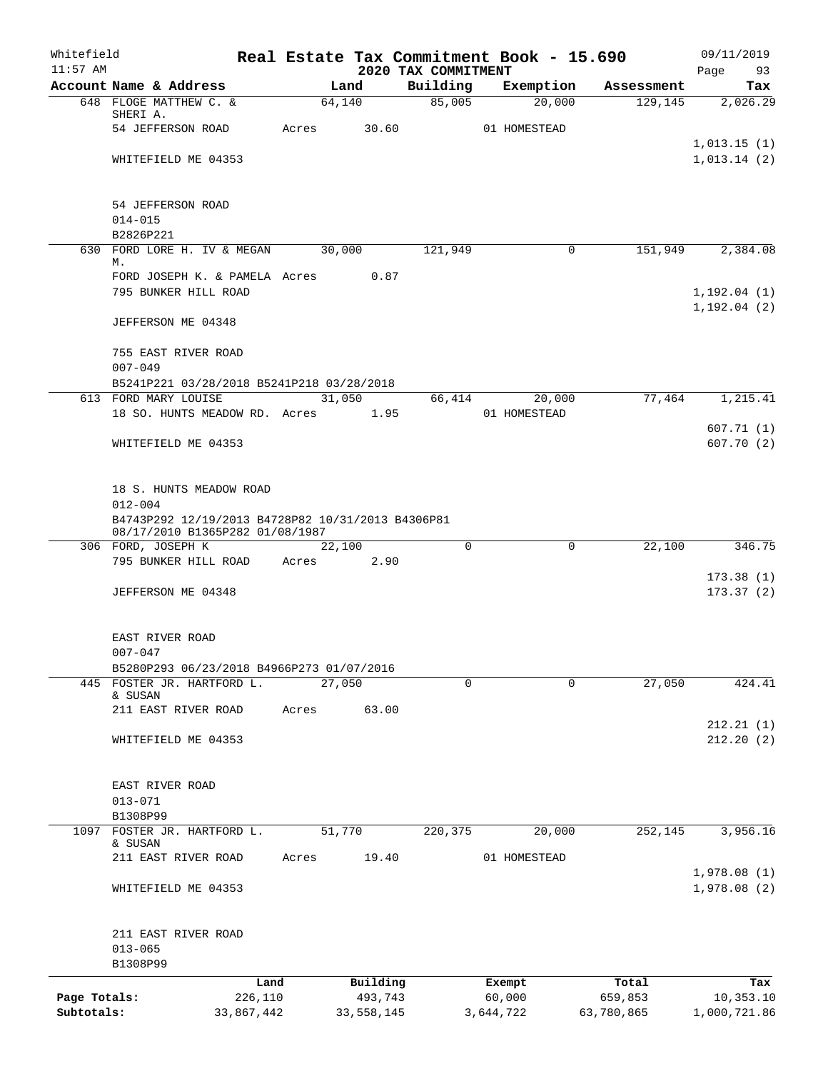Whitefield 11:57 AM

# Real Estate Tax Commitment Book - 15.690

## 2020 TAX COMMITMENT

09/11/2019 Page 93

| Account Name & Address | Land | Building | Exemption | Assessment | Tax |
|---|---|---|---|---|---|
| 648 FLOGE MATTHEW C. & SHERI A. | 64,140 | 85,005 | 20,000 | 129,145 | 2,026.29 |
| 54 JEFFERSON ROAD | Acres 30.60 | | 01 HOMESTEAD | | |
| | | | | | 1,013.15 (1) |
| WHITEFIELD ME 04353 | | | | | 1,013.14 (2) |
| 54 JEFFERSON ROAD | | | | | |
| 014-015 | | | | | |
| B2826P221 | | | | | |
| 630 FORD LORE H. IV & MEGAN M. | 30,000 | 121,949 | 0 | 151,949 | 2,384.08 |
| FORD JOSEPH K. & PAMELA | Acres 0.87 | | | | |
| 795 BUNKER HILL ROAD | | | | | 1,192.04 (1) |
| | | | | | 1,192.04 (2) |
| JEFFERSON ME 04348 | | | | | |
| 755 EAST RIVER ROAD | | | | | |
| 007-049 | | | | | |
| B5241P221 03/28/2018 B5241P218 03/28/2018 | | | | | |
| 613 FORD MARY LOUISE | 31,050 | 66,414 | 20,000 | 77,464 | 1,215.41 |
| 18 SO. HUNTS MEADOW RD. | Acres 1.95 | | 01 HOMESTEAD | | |
| | | | | | 607.71 (1) |
| WHITEFIELD ME 04353 | | | | | 607.70 (2) |
| 18 S. HUNTS MEADOW ROAD | | | | | |
| 012-004 | | | | | |
| B4743P292 12/19/2013 B4728P82 10/31/2013 B4306P81 08/17/2010 B1365P282 01/08/1987 | | | | | |
| 306 FORD, JOSEPH K | 22,100 | 0 | 0 | 22,100 | 346.75 |
| 795 BUNKER HILL ROAD | Acres 2.90 | | | | |
| | | | | | 173.38 (1) |
| JEFFERSON ME 04348 | | | | | 173.37 (2) |
| EAST RIVER ROAD | | | | | |
| 007-047 | | | | | |
| B5280P293 06/23/2018 B4966P273 01/07/2016 | | | | | |
| 445 FOSTER JR. HARTFORD L. & SUSAN | 27,050 | 0 | 0 | 27,050 | 424.41 |
| 211 EAST RIVER ROAD | Acres 63.00 | | | | |
| | | | | | 212.21 (1) |
| WHITEFIELD ME 04353 | | | | | 212.20 (2) |
| EAST RIVER ROAD | | | | | |
| 013-071 | | | | | |
| B1308P99 | | | | | |
| 1097 FOSTER JR. HARTFORD L. & SUSAN | 51,770 | 220,375 | 20,000 | 252,145 | 3,956.16 |
| 211 EAST RIVER ROAD | Acres 19.40 | | 01 HOMESTEAD | | |
| | | | | | 1,978.08 (1) |
| WHITEFIELD ME 04353 | | | | | 1,978.08 (2) |
| 211 EAST RIVER ROAD | | | | | |
| 013-065 | | | | | |
| B1308P99 | | | | | |

| | Land | Building | Exempt | Total | Tax |
|---|---|---|---|---|---|
| Page Totals: | 226,110 | 493,743 | 60,000 | 659,853 | 10,353.10 |
| Subtotals: | 33,867,442 | 33,558,145 | 3,644,722 | 63,780,865 | 1,000,721.86 |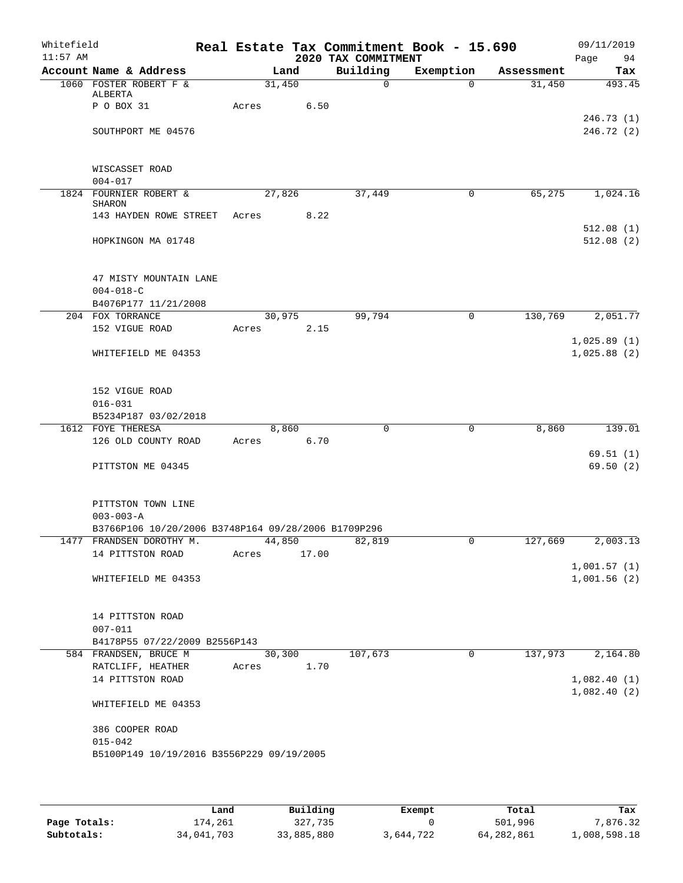# Real Estate Tax Commitment Book - 15.690

## 2020 TAX COMMITMENT

Whitefield 11:57 AM — 09/11/2019

| Account Name & Address | Land | Building | Exemption | Assessment | Tax |
|---|---|---|---|---|---|
| 1060 FOSTER ROBERT F & ALBERTA | 31,450 | 0 | 0 | 31,450 | 493.45 |
| P O BOX 31 | Acres 6.50 | | | | |
| | | | | | 246.73 (1) |
| SOUTHPORT ME 04576 | | | | | 246.72 (2) |
| WISCASSET ROAD | | | | | |
| 004-017 | | | | | |
| 1824 FOURNIER ROBERT & SHARON | 27,826 | 37,449 | 0 | 65,275 | 1,024.16 |
| 143 HAYDEN ROWE STREET | Acres 8.22 | | | | |
| | | | | | 512.08 (1) |
| HOPKINGON MA 01748 | | | | | 512.08 (2) |
| 47 MISTY MOUNTAIN LANE | | | | | |
| 004-018-C | | | | | |
| B4076P177 11/21/2008 | | | | | |
| 204 FOX TORRANCE | 30,975 | 99,794 | 0 | 130,769 | 2,051.77 |
| 152 VIGUE ROAD | Acres 2.15 | | | | |
| | | | | | 1,025.89 (1) |
| WHITEFIELD ME 04353 | | | | | 1,025.88 (2) |
| 152 VIGUE ROAD | | | | | |
| 016-031 | | | | | |
| B5234P187 03/02/2018 | | | | | |
| 1612 FOYE THERESA | 8,860 | 0 | 0 | 8,860 | 139.01 |
| 126 OLD COUNTY ROAD | Acres 6.70 | | | | |
| | | | | | 69.51 (1) |
| PITTSTON ME 04345 | | | | | 69.50 (2) |
| PITTSTON TOWN LINE | | | | | |
| 003-003-A | | | | | |
| B3766P106 10/20/2006 B3748P164 09/28/2006 B1709P296 | | | | | |
| 1477 FRANDSEN DOROTHY M. | 44,850 | 82,819 | 0 | 127,669 | 2,003.13 |
| 14 PITTSTON ROAD | Acres 17.00 | | | | |
| | | | | | 1,001.57 (1) |
| WHITEFIELD ME 04353 | | | | | 1,001.56 (2) |
| 14 PITTSTON ROAD | | | | | |
| 007-011 | | | | | |
| B4178P55 07/22/2009 B2556P143 | | | | | |
| 584 FRANDSEN, BRUCE M | 30,300 | 107,673 | 0 | 137,973 | 2,164.80 |
| RATCLIFF, HEATHER | Acres 1.70 | | | | |
| 14 PITTSTON ROAD | | | | | 1,082.40 (1) |
| | | | | | 1,082.40 (2) |
| WHITEFIELD ME 04353 | | | | | |
| 386 COOPER ROAD | | | | | |
| 015-042 | | | | | |
| B5100P149 10/19/2016 B3556P229 09/19/2005 | | | | | |

| | Land | Building | Exempt | Total | Tax |
|---|---|---|---|---|---|
| Page Totals: | 174,261 | 327,735 | 0 | 501,996 | 7,876.32 |
| Subtotals: | 34,041,703 | 33,885,880 | 3,644,722 | 64,282,861 | 1,008,598.18 |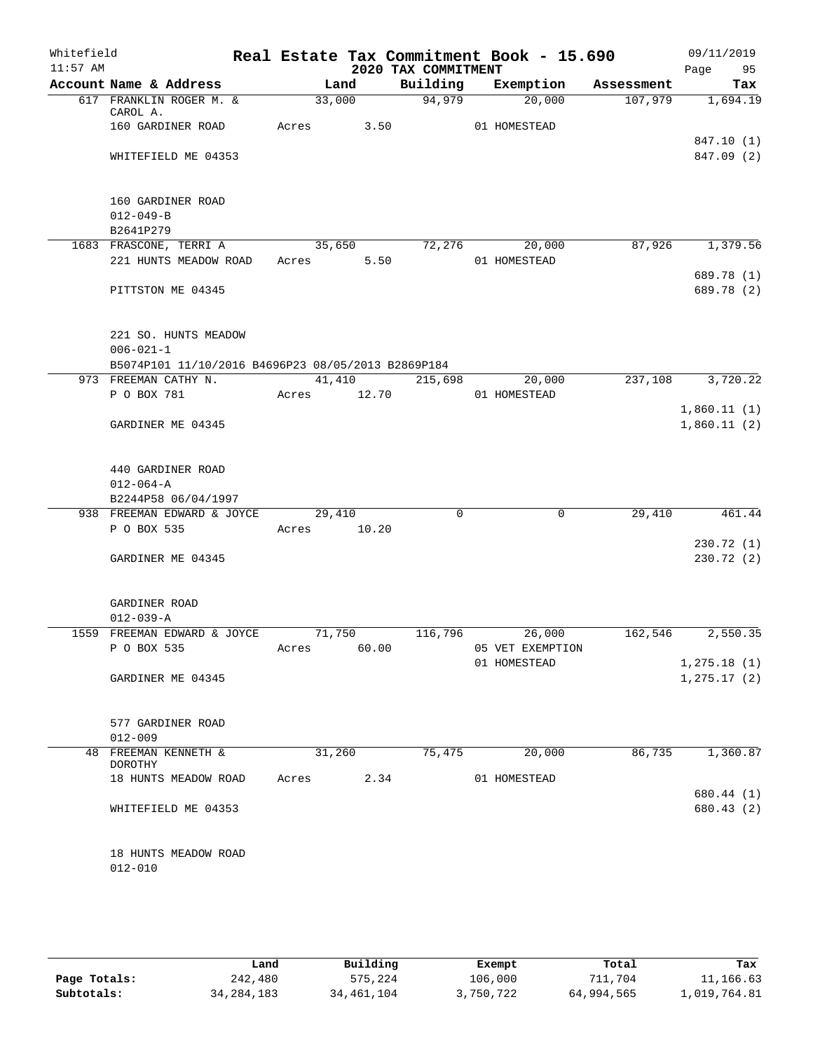Whitefield 11:57 AM

# Real Estate Tax Commitment Book - 15.690

## 2020 TAX COMMITMENT

09/11/2019 Page 95

| Account Name & Address | Land | Building | Exemption | Assessment | Tax |
|---|---|---|---|---|---|
| 617 FRANKLIN ROGER M. & CAROL A. | 33,000 | 94,979 | 20,000 | 107,979 | 1,694.19 |
| 160 GARDINER ROAD | Acres 3.50 | | 01 HOMESTEAD | | |
| | | | | | 847.10 (1) |
| WHITEFIELD ME 04353 | | | | | 847.09 (2) |
| 160 GARDINER ROAD | | | | | |
| 012-049-B | | | | | |
| B2641P279 | | | | | |
| 1683 FRASCONE, TERRI A | 35,650 | 72,276 | 20,000 | 87,926 | 1,379.56 |
| 221 HUNTS MEADOW ROAD | Acres 5.50 | | 01 HOMESTEAD | | |
| | | | | | 689.78 (1) |
| PITTSTON ME 04345 | | | | | 689.78 (2) |
| 221 SO. HUNTS MEADOW | | | | | |
| 006-021-1 | | | | | |
| B5074P101 11/10/2016 B4696P23 08/05/2013 B2869P184 | | | | | |
| 973 FREEMAN CATHY N. | 41,410 | 215,698 | 20,000 | 237,108 | 3,720.22 |
| P O BOX 781 | Acres 12.70 | | 01 HOMESTEAD | | |
| | | | | | 1,860.11 (1) |
| GARDINER ME 04345 | | | | | 1,860.11 (2) |
| 440 GARDINER ROAD | | | | | |
| 012-064-A | | | | | |
| B2244P58 06/04/1997 | | | | | |
| 938 FREEMAN EDWARD & JOYCE | 29,410 | 0 | 0 | 29,410 | 461.44 |
| P O BOX 535 | Acres 10.20 | | | | |
| | | | | | 230.72 (1) |
| GARDINER ME 04345 | | | | | 230.72 (2) |
| GARDINER ROAD | | | | | |
| 012-039-A | | | | | |
| 1559 FREEMAN EDWARD & JOYCE | 71,750 | 116,796 | 26,000 | 162,546 | 2,550.35 |
| P O BOX 535 | Acres 60.00 | | 05 VET EXEMPTION | | |
| | | | 01 HOMESTEAD | | 1,275.18 (1) |
| GARDINER ME 04345 | | | | | 1,275.17 (2) |
| 577 GARDINER ROAD | | | | | |
| 012-009 | | | | | |
| 48 FREEMAN KENNETH & DOROTHY | 31,260 | 75,475 | 20,000 | 86,735 | 1,360.87 |
| 18 HUNTS MEADOW ROAD | Acres 2.34 | | 01 HOMESTEAD | | |
| | | | | | 680.44 (1) |
| WHITEFIELD ME 04353 | | | | | 680.43 (2) |
| 18 HUNTS MEADOW ROAD | | | | | |
| 012-010 | | | | | |

| | Land | Building | Exempt | Total | Tax |
|---|---|---|---|---|---|
| Page Totals: | 242,480 | 575,224 | 106,000 | 711,704 | 11,166.63 |
| Subtotals: | 34,284,183 | 34,461,104 | 3,750,722 | 64,994,565 | 1,019,764.81 |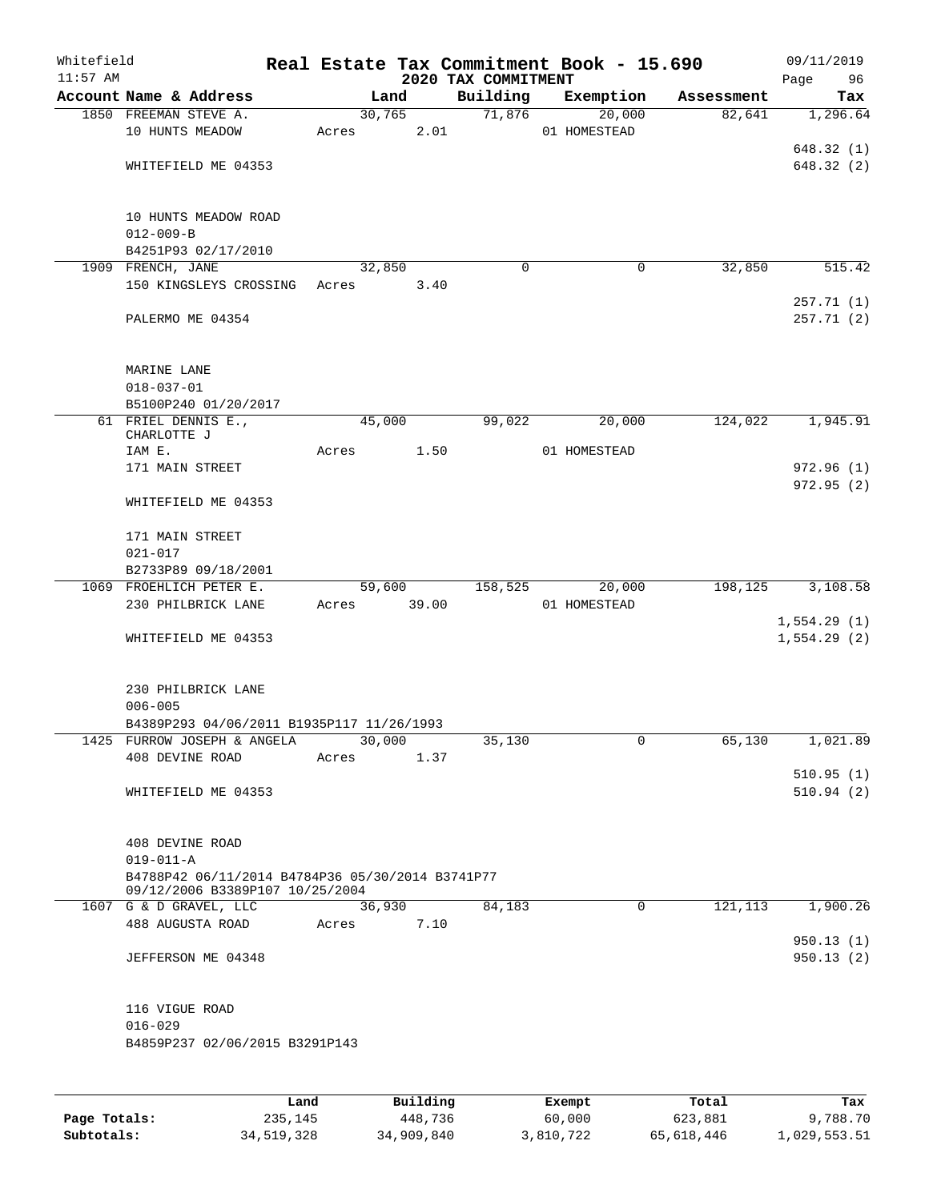Whitefield
11:57 AM

# Real Estate Tax Commitment Book - 15.690

## 2020 TAX COMMITMENT

09/11/2019

| Account Name & Address | Land | Building | Exemption | Assessment | Tax |
|---|---|---|---|---|---|
| 1850 FREEMAN STEVE A. | 30,765 | 71,876 | 20,000 | 82,641 | 1,296.64 |
| 10 HUNTS MEADOW | Acres 2.01 | | 01 HOMESTEAD | | |
| | | | | | 648.32 (1) |
| WHITEFIELD ME 04353 | | | | | 648.32 (2) |
| 10 HUNTS MEADOW ROAD | | | | | |
| 012-009-B | | | | | |
| B4251P93 02/17/2010 | | | | | |
| 1909 FRENCH, JANE | 32,850 | 0 | 0 | 32,850 | 515.42 |
| 150 KINGSLEYS CROSSING | Acres 3.40 | | | | |
| | | | | | 257.71 (1) |
| PALERMO ME 04354 | | | | | 257.71 (2) |
| MARINE LANE | | | | | |
| 018-037-01 | | | | | |
| B5100P240 01/20/2017 | | | | | |
| 61 FRIEL DENNIS E., CHARLOTTE J | 45,000 | 99,022 | 20,000 | 124,022 | 1,945.91 |
| IAM E. | Acres 1.50 | | 01 HOMESTEAD | | |
| 171 MAIN STREET | | | | | 972.96 (1) |
| | | | | | 972.95 (2) |
| WHITEFIELD ME 04353 | | | | | |
| 171 MAIN STREET | | | | | |
| 021-017 | | | | | |
| B2733P89 09/18/2001 | | | | | |
| 1069 FROEHLICH PETER E. | 59,600 | 158,525 | 20,000 | 198,125 | 3,108.58 |
| 230 PHILBRICK LANE | Acres 39.00 | | 01 HOMESTEAD | | |
| | | | | | 1,554.29 (1) |
| WHITEFIELD ME 04353 | | | | | 1,554.29 (2) |
| 230 PHILBRICK LANE | | | | | |
| 006-005 | | | | | |
| B4389P293 04/06/2011 B1935P117 11/26/1993 | | | | | |
| 1425 FURROW JOSEPH & ANGELA | 30,000 | 35,130 | 0 | 65,130 | 1,021.89 |
| 408 DEVINE ROAD | Acres 1.37 | | | | |
| | | | | | 510.95 (1) |
| WHITEFIELD ME 04353 | | | | | 510.94 (2) |
| 408 DEVINE ROAD | | | | | |
| 019-011-A | | | | | |
| B4788P42 06/11/2014 B4784P36 05/30/2014 B3741P77 09/12/2006 B3389P107 10/25/2004 | | | | | |
| 1607 G & D GRAVEL, LLC | 36,930 | 84,183 | 0 | 121,113 | 1,900.26 |
| 488 AUGUSTA ROAD | Acres 7.10 | | | | |
| | | | | | 950.13 (1) |
| JEFFERSON ME 04348 | | | | | 950.13 (2) |
| 116 VIGUE ROAD | | | | | |
| 016-029 | | | | | |
| B4859P237 02/06/2015 B3291P143 | | | | | |

| | Land | Building | Exempt | Total | Tax |
|---|---|---|---|---|---|
| Page Totals: | 235,145 | 448,736 | 60,000 | 623,881 | 9,788.70 |
| Subtotals: | 34,519,328 | 34,909,840 | 3,810,722 | 65,618,446 | 1,029,553.51 |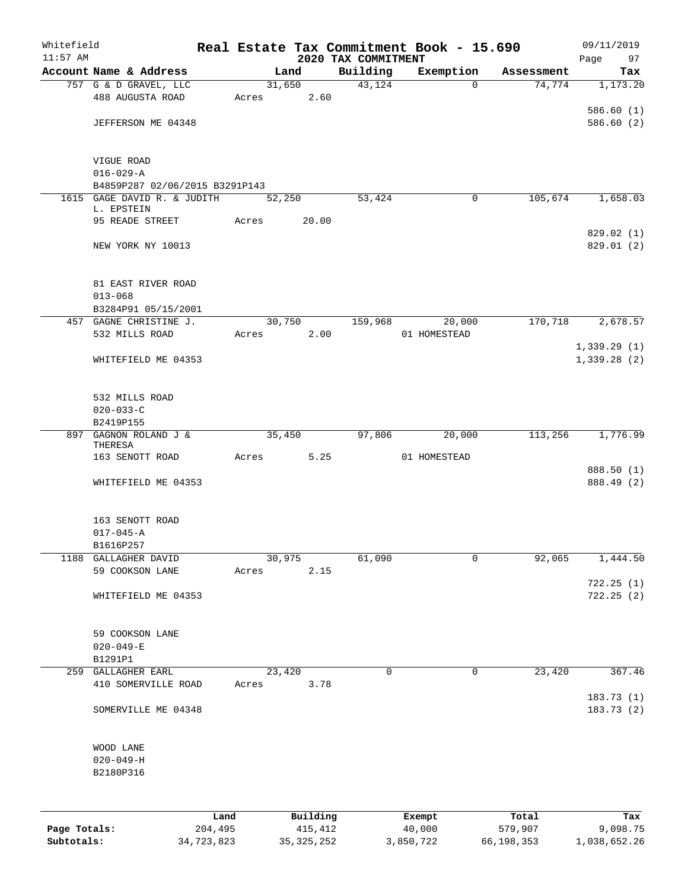Whitefield 11:57 AM

# Real Estate Tax Commitment Book - 15.690

## 2020 TAX COMMITMENT

09/11/2019

| Account Name & Address | Land | Building | Exemption | Assessment | Tax |
|---|---|---|---|---|---|
| 757 G & D GRAVEL, LLC | 31,650 | 43,124 | 0 | 74,774 | 1,173.20 |
| 488 AUGUSTA ROAD | Acres 2.60 | | | | |
| | | | | | 586.60 (1) |
| JEFFERSON ME 04348 | | | | | 586.60 (2) |
| VIGUE ROAD | | | | | |
| 016-029-A | | | | | |
| B4859P287 02/06/2015 B3291P143 | | | | | |
| 1615 GAGE DAVID R. & JUDITH L. EPSTEIN | 52,250 | 53,424 | 0 | 105,674 | 1,658.03 |
| 95 READE STREET | Acres 20.00 | | | | |
| | | | | | 829.02 (1) |
| NEW YORK NY 10013 | | | | | 829.01 (2) |
| 81 EAST RIVER ROAD | | | | | |
| 013-068 | | | | | |
| B3284P91 05/15/2001 | | | | | |
| 457 GAGNE CHRISTINE J. | 30,750 | 159,968 | 20,000 | 170,718 | 2,678.57 |
| 532 MILLS ROAD | Acres 2.00 | | 01 HOMESTEAD | | |
| | | | | | 1,339.29 (1) |
| WHITEFIELD ME 04353 | | | | | 1,339.28 (2) |
| 532 MILLS ROAD | | | | | |
| 020-033-C | | | | | |
| B2419P155 | | | | | |
| 897 GAGNON ROLAND J & THERESA | 35,450 | 97,806 | 20,000 | 113,256 | 1,776.99 |
| 163 SENOTT ROAD | Acres 5.25 | | 01 HOMESTEAD | | |
| | | | | | 888.50 (1) |
| WHITEFIELD ME 04353 | | | | | 888.49 (2) |
| 163 SENOTT ROAD | | | | | |
| 017-045-A | | | | | |
| B1616P257 | | | | | |
| 1188 GALLAGHER DAVID | 30,975 | 61,090 | 0 | 92,065 | 1,444.50 |
| 59 COOKSON LANE | Acres 2.15 | | | | |
| | | | | | 722.25 (1) |
| WHITEFIELD ME 04353 | | | | | 722.25 (2) |
| 59 COOKSON LANE | | | | | |
| 020-049-E | | | | | |
| B1291P1 | | | | | |
| 259 GALLAGHER EARL | 23,420 | 0 | 0 | 23,420 | 367.46 |
| 410 SOMERVILLE ROAD | Acres 3.78 | | | | |
| | | | | | 183.73 (1) |
| SOMERVILLE ME 04348 | | | | | 183.73 (2) |
| WOOD LANE | | | | | |
| 020-049-H | | | | | |
| B2180P316 | | | | | |

| | Land | Building | Exempt | Total | Tax |
|---|---|---|---|---|---|
| Page Totals: | 204,495 | 415,412 | 40,000 | 579,907 | 9,098.75 |
| Subtotals: | 34,723,823 | 35,325,252 | 3,850,722 | 66,198,353 | 1,038,652.26 |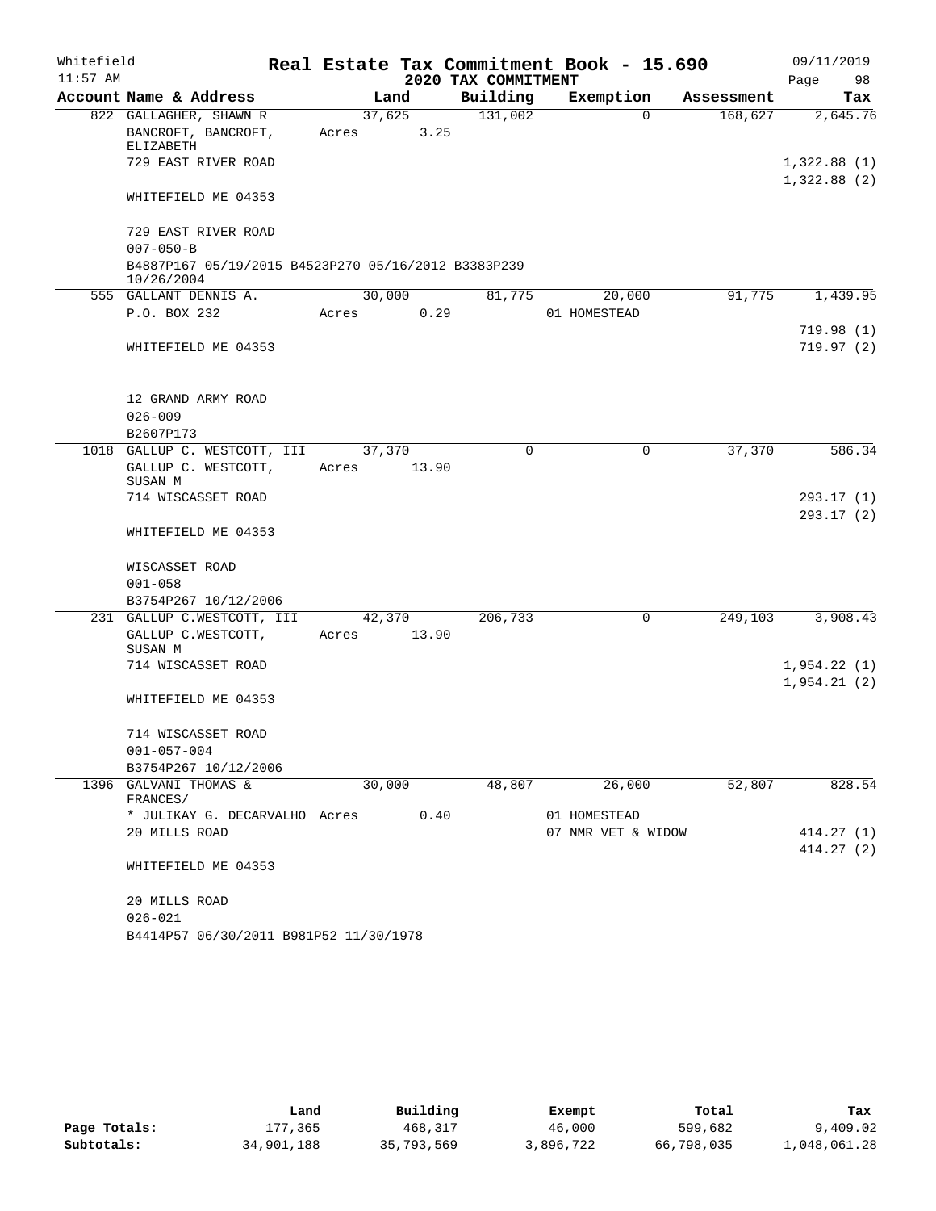# Real Estate Tax Commitment Book - 15.690

## 2020 TAX COMMITMENT

Whitefield 11:57 AM — 09/11/2019

| Account Name & Address | Land | Building | Exemption | Assessment | Tax |
|---|---|---|---|---|---|
| 822 GALLAGHER, SHAWN R | 37,625 | 131,002 | 0 | 168,627 | 2,645.76 |
| BANCROFT, BANCROFT, ELIZABETH | Acres 3.25 | | | | |
| 729 EAST RIVER ROAD | | | | | 1,322.88 (1) |
| | | | | | 1,322.88 (2) |
| WHITEFIELD ME 04353 | | | | | |
| 729 EAST RIVER ROAD | | | | | |
| 007-050-B | | | | | |
| B4887P167 05/19/2015 B4523P270 05/16/2012 B3383P239 10/26/2004 | | | | | |
| 555 GALLANT DENNIS A. | 30,000 | 81,775 | 20,000 | 91,775 | 1,439.95 |
| P.O. BOX 232 | Acres 0.29 | | 01 HOMESTEAD | | |
| | | | | | 719.98 (1) |
| WHITEFIELD ME 04353 | | | | | 719.97 (2) |
| 12 GRAND ARMY ROAD | | | | | |
| 026-009 | | | | | |
| B2607P173 | | | | | |
| 1018 GALLUP C. WESTCOTT, III | 37,370 | 0 | 0 | 37,370 | 586.34 |
| GALLUP C. WESTCOTT, SUSAN M | Acres 13.90 | | | | |
| 714 WISCASSET ROAD | | | | | 293.17 (1) |
| | | | | | 293.17 (2) |
| WHITEFIELD ME 04353 | | | | | |
| WISCASSET ROAD | | | | | |
| 001-058 | | | | | |
| B3754P267 10/12/2006 | | | | | |
| 231 GALLUP C.WESTCOTT, III | 42,370 | 206,733 | 0 | 249,103 | 3,908.43 |
| GALLUP C.WESTCOTT, SUSAN M | Acres 13.90 | | | | |
| 714 WISCASSET ROAD | | | | | 1,954.22 (1) |
| | | | | | 1,954.21 (2) |
| WHITEFIELD ME 04353 | | | | | |
| 714 WISCASSET ROAD | | | | | |
| 001-057-004 | | | | | |
| B3754P267 10/12/2006 | | | | | |
| 1396 GALVANI THOMAS & FRANCES/ | 30,000 | 48,807 | 26,000 | 52,807 | 828.54 |
| * JULIKAY G. DECARVALHO | Acres 0.40 | | 01 HOMESTEAD | | |
| 20 MILLS ROAD | | | 07 NMR VET & WIDOW | | 414.27 (1) |
| | | | | | 414.27 (2) |
| WHITEFIELD ME 04353 | | | | | |
| 20 MILLS ROAD | | | | | |
| 026-021 | | | | | |
| B4414P57 06/30/2011 B981P52 11/30/1978 | | | | | |

| | Land | Building | Exempt | Total | Tax |
|---|---|---|---|---|---|
| Page Totals: | 177,365 | 468,317 | 46,000 | 599,682 | 9,409.02 |
| Subtotals: | 34,901,188 | 35,793,569 | 3,896,722 | 66,798,035 | 1,048,061.28 |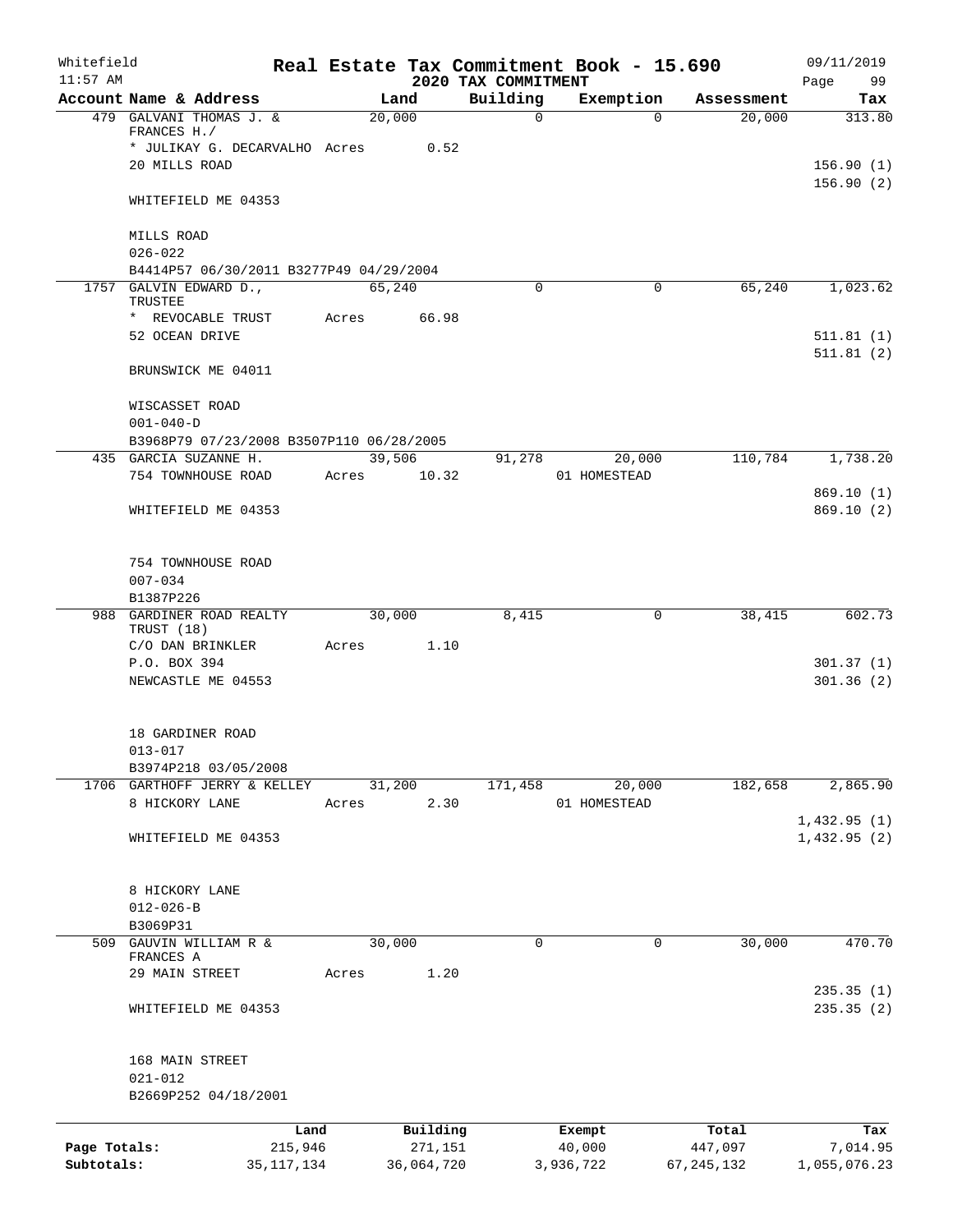Whitefield 11:57 AM

# Real Estate Tax Commitment Book - 15.690
## 2020 TAX COMMITMENT

09/11/2019 Page 99

| Account Name & Address | Land | Building | Exemption | Assessment | Tax |
|---|---|---|---|---|---|
| 479 GALVANI THOMAS J. & FRANCES H./ | 20,000 | 0 | 0 | 20,000 | 313.80 |
| * JULIKAY G. DECARVALHO Acres 0.52 | | | | | |
| 20 MILLS ROAD | | | | | 156.90 (1) |
| | | | | | 156.90 (2) |
| WHITEFIELD ME 04353 | | | | | |
| MILLS ROAD | | | | | |
| 026-022 | | | | | |
| B4414P57 06/30/2011 B3277P49 04/29/2004 | | | | | |
| 1757 GALVIN EDWARD D., TRUSTEE | 65,240 | 0 | 0 | 65,240 | 1,023.62 |
| * REVOCABLE TRUST Acres 66.98 | | | | | |
| 52 OCEAN DRIVE | | | | | 511.81 (1) |
| | | | | | 511.81 (2) |
| BRUNSWICK ME 04011 | | | | | |
| WISCASSET ROAD | | | | | |
| 001-040-D | | | | | |
| B3968P79 07/23/2008 B3507P110 06/28/2005 | | | | | |
| 435 GARCIA SUZANNE H. | 39,506 | 91,278 | 20,000 | 110,784 | 1,738.20 |
| 754 TOWNHOUSE ROAD Acres 10.32 | | | 01 HOMESTEAD | | |
| | | | | | 869.10 (1) |
| WHITEFIELD ME 04353 | | | | | 869.10 (2) |
| 754 TOWNHOUSE ROAD | | | | | |
| 007-034 | | | | | |
| B1387P226 | | | | | |
| 988 GARDINER ROAD REALTY TRUST (18) | 30,000 | 8,415 | 0 | 38,415 | 602.73 |
| C/O DAN BRINKLER Acres 1.10 | | | | | |
| P.O. BOX 394 | | | | | 301.37 (1) |
| NEWCASTLE ME 04553 | | | | | 301.36 (2) |
| 18 GARDINER ROAD | | | | | |
| 013-017 | | | | | |
| B3974P218 03/05/2008 | | | | | |
| 1706 GARTHOFF JERRY & KELLEY | 31,200 | 171,458 | 20,000 | 182,658 | 2,865.90 |
| 8 HICKORY LANE Acres 2.30 | | | 01 HOMESTEAD | | |
| | | | | | 1,432.95 (1) |
| WHITEFIELD ME 04353 | | | | | 1,432.95 (2) |
| 8 HICKORY LANE | | | | | |
| 012-026-B | | | | | |
| B3069P31 | | | | | |
| 509 GAUVIN WILLIAM R & FRANCES A | 30,000 | 0 | 0 | 30,000 | 470.70 |
| 29 MAIN STREET Acres 1.20 | | | | | |
| | | | | | 235.35 (1) |
| WHITEFIELD ME 04353 | | | | | 235.35 (2) |
| 168 MAIN STREET | | | | | |
| 021-012 | | | | | |
| B2669P252 04/18/2001 | | | | | |

| | Land | Building | Exempt | Total | Tax |
|---|---|---|---|---|---|
| Page Totals: | 215,946 | 271,151 | 40,000 | 447,097 | 7,014.95 |
| Subtotals: | 35,117,134 | 36,064,720 | 3,936,722 | 67,245,132 | 1,055,076.23 |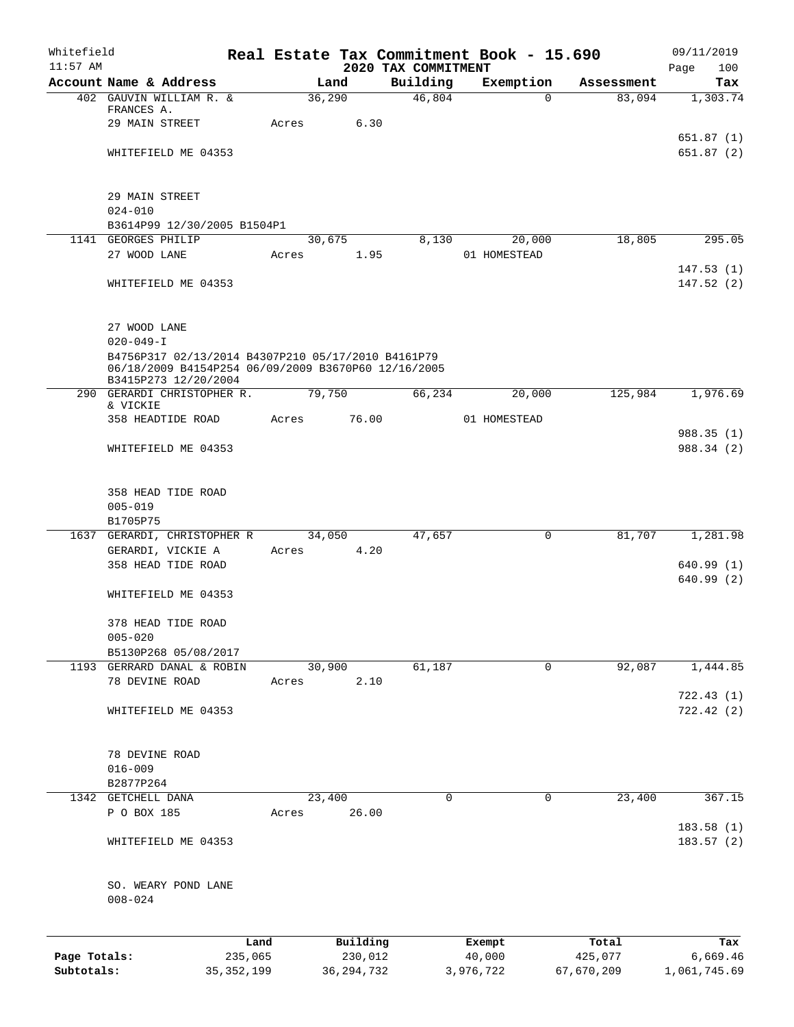Whitefield 11:57 AM

# Real Estate Tax Commitment Book - 15.690

## 2020 TAX COMMITMENT

09/11/2019 Page 100

| Account Name & Address | Land | Building | Exemption | Assessment | Tax |
|---|---|---|---|---|---|
| 402 GAUVIN WILLIAM R. & FRANCES A. | 36,290 | 46,804 | 0 | 83,094 | 1,303.74 |
| 29 MAIN STREET | Acres 6.30 | | | | |
| | | | | | 651.87 (1) |
| WHITEFIELD ME 04353 | | | | | 651.87 (2) |
| 29 MAIN STREET | | | | | |
| 024-010 | | | | | |
| B3614P99 12/30/2005 B1504P1 | | | | | |
| 1141 GEORGES PHILIP | 30,675 | 8,130 | 20,000 | 18,805 | 295.05 |
| 27 WOOD LANE | Acres 1.95 | | 01 HOMESTEAD | | |
| | | | | | 147.53 (1) |
| WHITEFIELD ME 04353 | | | | | 147.52 (2) |
| 27 WOOD LANE | | | | | |
| 020-049-I | | | | | |
| B4756P317 02/13/2014 B4307P210 05/17/2010 B4161P79 06/18/2009 B4154P254 06/09/2009 B3670P60 12/16/2005 B3415P273 12/20/2004 | | | | | |
| 290 GERARDI CHRISTOPHER R. & VICKIE | 79,750 | 66,234 | 20,000 | 125,984 | 1,976.69 |
| 358 HEADTIDE ROAD | Acres 76.00 | | 01 HOMESTEAD | | |
| | | | | | 988.35 (1) |
| WHITEFIELD ME 04353 | | | | | 988.34 (2) |
| 358 HEAD TIDE ROAD | | | | | |
| 005-019 | | | | | |
| B1705P75 | | | | | |
| 1637 GERARDI, CHRISTOPHER R | 34,050 | 47,657 | 0 | 81,707 | 1,281.98 |
| GERARDI, VICKIE A | Acres 4.20 | | | | |
| 358 HEAD TIDE ROAD | | | | | 640.99 (1) |
| | | | | | 640.99 (2) |
| WHITEFIELD ME 04353 | | | | | |
| 378 HEAD TIDE ROAD | | | | | |
| 005-020 | | | | | |
| B5130P268 05/08/2017 | | | | | |
| 1193 GERRARD DANAL & ROBIN | 30,900 | 61,187 | 0 | 92,087 | 1,444.85 |
| 78 DEVINE ROAD | Acres 2.10 | | | | |
| | | | | | 722.43 (1) |
| WHITEFIELD ME 04353 | | | | | 722.42 (2) |
| 78 DEVINE ROAD | | | | | |
| 016-009 | | | | | |
| B2877P264 | | | | | |
| 1342 GETCHELL DANA | 23,400 | 0 | 0 | 23,400 | 367.15 |
| P O BOX 185 | Acres 26.00 | | | | |
| | | | | | 183.58 (1) |
| WHITEFIELD ME 04353 | | | | | 183.57 (2) |
| SO. WEARY POND LANE | | | | | |
| 008-024 | | | | | |

| | Land | Building | Exempt | Total | Tax |
|---|---|---|---|---|---|
| Page Totals: | 235,065 | 230,012 | 40,000 | 425,077 | 6,669.46 |
| Subtotals: | 35,352,199 | 36,294,732 | 3,976,722 | 67,670,209 | 1,061,745.69 |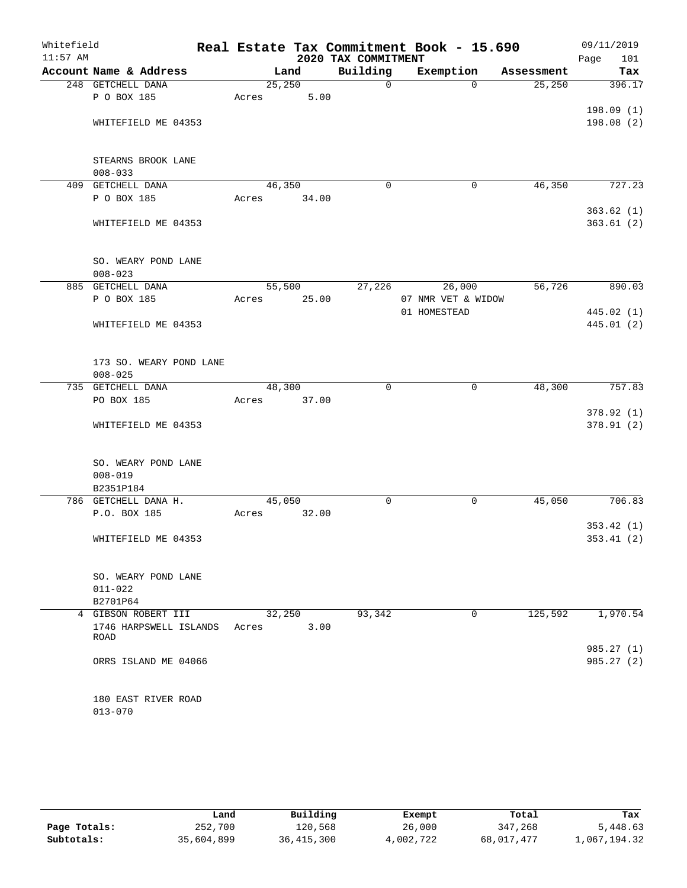# Real Estate Tax Commitment Book - 15.690

Whitefield 11:57 AM — 2020 TAX COMMITMENT — 09/11/2019 Page 101

| Account Name & Address | Land | Building | Exemption | Assessment | Tax |
|---|---|---|---|---|---|
| 248 GETCHELL DANA<br>P O BOX 185<br><br>WHITEFIELD ME 04353<br><br>STEARNS BROOK LANE<br>008-033 | 25,250<br>Acres 5.00 | 0 | 0 | 25,250 | 396.17<br><br>198.09 (1)<br>198.08 (2) |
| 409 GETCHELL DANA<br>P O BOX 185<br><br>WHITEFIELD ME 04353<br><br>SO. WEARY POND LANE<br>008-023 | 46,350<br>Acres 34.00 | 0 | 0 | 46,350 | 727.23<br><br>363.62 (1)<br>363.61 (2) |
| 885 GETCHELL DANA<br>P O BOX 185<br><br>WHITEFIELD ME 04353<br><br>173 SO. WEARY POND LANE<br>008-025 | 55,500<br>Acres 25.00 | 27,226 | 26,000<br>07 NMR VET & WIDOW<br>01 HOMESTEAD | 56,726 | 890.03<br><br>445.02 (1)<br>445.01 (2) |
| 735 GETCHELL DANA<br>PO BOX 185<br><br>WHITEFIELD ME 04353<br><br>SO. WEARY POND LANE<br>008-019<br>B2351P184 | 48,300<br>Acres 37.00 | 0 | 0 | 48,300 | 757.83<br><br>378.92 (1)<br>378.91 (2) |
| 786 GETCHELL DANA H.<br>P.O. BOX 185<br><br>WHITEFIELD ME 04353<br><br>SO. WEARY POND LANE<br>011-022<br>B2701P64 | 45,050<br>Acres 32.00 | 0 | 0 | 45,050 | 706.83<br><br>353.42 (1)<br>353.41 (2) |
| 4 GIBSON ROBERT III<br>1746 HARPSWELL ISLANDS ROAD<br><br>ORRS ISLAND ME 04066<br><br>180 EAST RIVER ROAD<br>013-070 | 32,250<br>Acres 3.00 | 93,342 | 0 | 125,592 | 1,970.54<br><br>985.27 (1)<br>985.27 (2) |

| | Land | Building | Exempt | Total | Tax |
|---|---|---|---|---|---|
| **Page Totals:** | 252,700 | 120,568 | 26,000 | 347,268 | 5,448.63 |
| **Subtotals:** | 35,604,899 | 36,415,300 | 4,002,722 | 68,017,477 | 1,067,194.32 |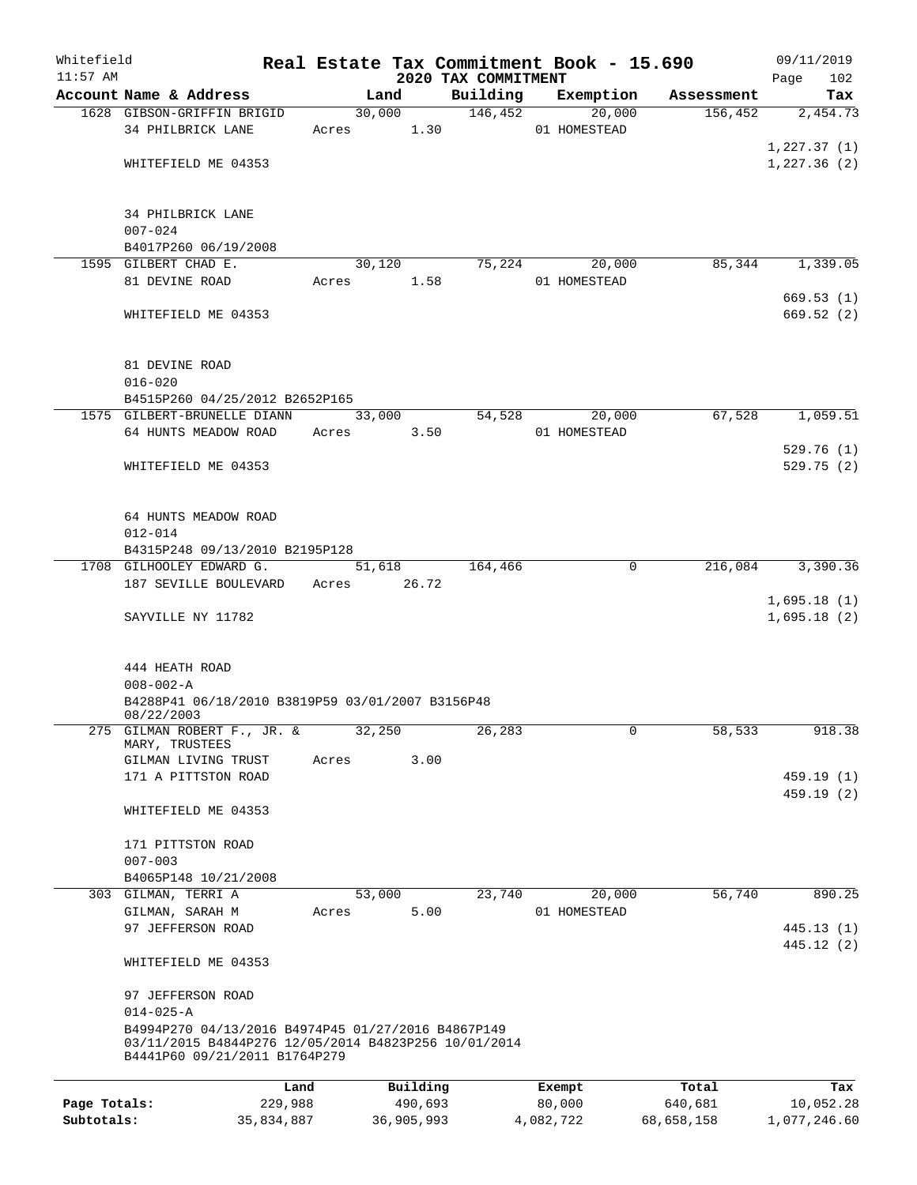Whitefield 11:57 AM

# Real Estate Tax Commitment Book - 15.690

## 2020 TAX COMMITMENT

09/11/2019 Page 102

| Account Name & Address | Land | Building | Exemption | Assessment | Tax |
|---|---|---|---|---|---|
| 1628 GIBSON-GRIFFIN BRIGID | 30,000 | 146,452 | 20,000 | 156,452 | 2,454.73 |
| 34 PHILBRICK LANE | Acres 1.30 | | 01 HOMESTEAD | | |
| | | | | | 1,227.37 (1) |
| WHITEFIELD ME 04353 | | | | | 1,227.36 (2) |
| 34 PHILBRICK LANE | | | | | |
| 007-024 | | | | | |
| B4017P260 06/19/2008 | | | | | |
| 1595 GILBERT CHAD E. | 30,120 | 75,224 | 20,000 | 85,344 | 1,339.05 |
| 81 DEVINE ROAD | Acres 1.58 | | 01 HOMESTEAD | | |
| | | | | | 669.53 (1) |
| WHITEFIELD ME 04353 | | | | | 669.52 (2) |
| 81 DEVINE ROAD | | | | | |
| 016-020 | | | | | |
| B4515P260 04/25/2012 B2652P165 | | | | | |
| 1575 GILBERT-BRUNELLE DIANN | 33,000 | 54,528 | 20,000 | 67,528 | 1,059.51 |
| 64 HUNTS MEADOW ROAD | Acres 3.50 | | 01 HOMESTEAD | | |
| | | | | | 529.76 (1) |
| WHITEFIELD ME 04353 | | | | | 529.75 (2) |
| 64 HUNTS MEADOW ROAD | | | | | |
| 012-014 | | | | | |
| B4315P248 09/13/2010 B2195P128 | | | | | |
| 1708 GILHOOLEY EDWARD G. | 51,618 | 164,466 | 0 | 216,084 | 3,390.36 |
| 187 SEVILLE BOULEVARD | Acres 26.72 | | | | |
| | | | | | 1,695.18 (1) |
| SAYVILLE NY 11782 | | | | | 1,695.18 (2) |
| 444 HEATH ROAD | | | | | |
| 008-002-A | | | | | |
| B4288P41 06/18/2010 B3819P59 03/01/2007 B3156P48 08/22/2003 | | | | | |
| 275 GILMAN ROBERT F., JR. & MARY, TRUSTEES | 32,250 | 26,283 | 0 | 58,533 | 918.38 |
| GILMAN LIVING TRUST | Acres 3.00 | | | | |
| 171 A PITTSTON ROAD | | | | | 459.19 (1) |
| | | | | | 459.19 (2) |
| WHITEFIELD ME 04353 | | | | | |
| 171 PITTSTON ROAD | | | | | |
| 007-003 | | | | | |
| B4065P148 10/21/2008 | | | | | |
| 303 GILMAN, TERRI A | 53,000 | 23,740 | 20,000 | 56,740 | 890.25 |
| GILMAN, SARAH M | Acres 5.00 | | 01 HOMESTEAD | | |
| 97 JEFFERSON ROAD | | | | | 445.13 (1) |
| | | | | | 445.12 (2) |
| WHITEFIELD ME 04353 | | | | | |
| 97 JEFFERSON ROAD | | | | | |
| 014-025-A | | | | | |
| B4994P270 04/13/2016 B4974P45 01/27/2016 B4867P149 03/11/2015 B4844P276 12/05/2014 B4823P256 10/01/2014 B4441P60 09/21/2011 B1764P279 | | | | | |

| | Land | Building | Exempt | Total | Tax |
|---|---|---|---|---|---|
| Page Totals: | 229,988 | 490,693 | 80,000 | 640,681 | 10,052.28 |
| Subtotals: | 35,834,887 | 36,905,993 | 4,082,722 | 68,658,158 | 1,077,246.60 |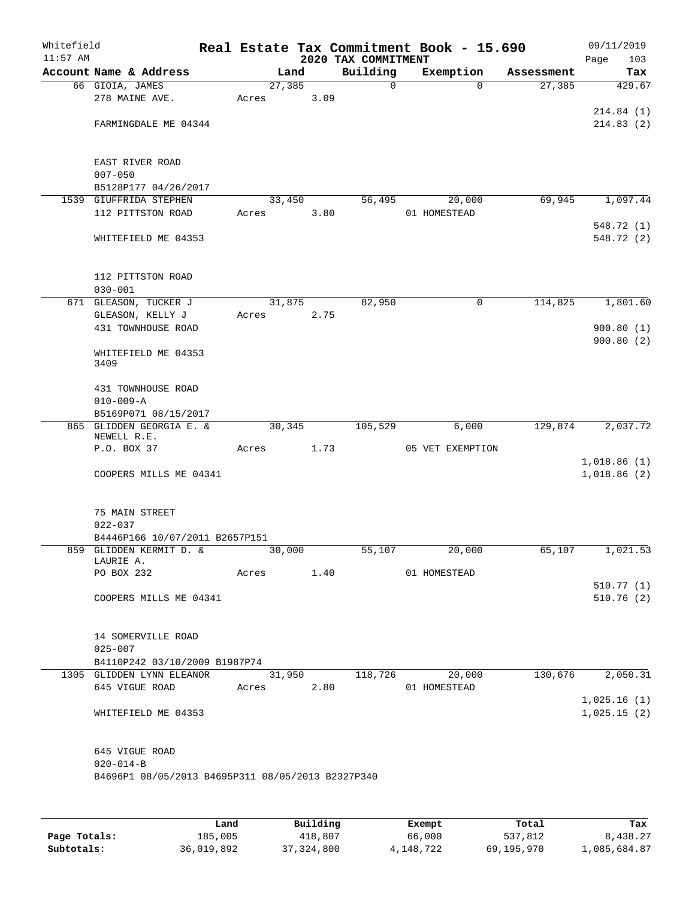Whitefield 11:57 AM

# Real Estate Tax Commitment Book - 15.690

## 2020 TAX COMMITMENT

09/11/2019 Page 103

| Account Name & Address | Land | Building | Exemption | Assessment | Tax |
|---|---|---|---|---|---|
| 66 GIOIA, JAMES | 27,385 | 0 | 0 | 27,385 | 429.67 |
| 278 MAINE AVE. | Acres 3.09 | | | | |
| | | | | | 214.84 (1) |
| FARMINGDALE ME 04344 | | | | | 214.83 (2) |
| EAST RIVER ROAD | | | | | |
| 007-050 | | | | | |
| B5128P177 04/26/2017 | | | | | |
| 1539 GIUFFRIDA STEPHEN | 33,450 | 56,495 | 20,000 | 69,945 | 1,097.44 |
| 112 PITTSTON ROAD | Acres 3.80 | | 01 HOMESTEAD | | |
| | | | | | 548.72 (1) |
| WHITEFIELD ME 04353 | | | | | 548.72 (2) |
| 112 PITTSTON ROAD | | | | | |
| 030-001 | | | | | |
| 671 GLEASON, TUCKER J | 31,875 | 82,950 | 0 | 114,825 | 1,801.60 |
| GLEASON, KELLY J | Acres 2.75 | | | | |
| 431 TOWNHOUSE ROAD | | | | | 900.80 (1) |
| | | | | | 900.80 (2) |
| WHITEFIELD ME 04353 3409 | | | | | |
| 431 TOWNHOUSE ROAD | | | | | |
| 010-009-A | | | | | |
| B5169P071 08/15/2017 | | | | | |
| 865 GLIDDEN GEORGIA E. & NEWELL R.E. | 30,345 | 105,529 | 6,000 | 129,874 | 2,037.72 |
| P.O. BOX 37 | Acres 1.73 | | 05 VET EXEMPTION | | |
| | | | | | 1,018.86 (1) |
| COOPERS MILLS ME 04341 | | | | | 1,018.86 (2) |
| 75 MAIN STREET | | | | | |
| 022-037 | | | | | |
| B4446P166 10/07/2011 B2657P151 | | | | | |
| 859 GLIDDEN KERMIT D. & LAURIE A. | 30,000 | 55,107 | 20,000 | 65,107 | 1,021.53 |
| PO BOX 232 | Acres 1.40 | | 01 HOMESTEAD | | |
| | | | | | 510.77 (1) |
| COOPERS MILLS ME 04341 | | | | | 510.76 (2) |
| 14 SOMERVILLE ROAD | | | | | |
| 025-007 | | | | | |
| B4110P242 03/10/2009 B1987P74 | | | | | |
| 1305 GLIDDEN LYNN ELEANOR | 31,950 | 118,726 | 20,000 | 130,676 | 2,050.31 |
| 645 VIGUE ROAD | Acres 2.80 | | 01 HOMESTEAD | | |
| | | | | | 1,025.16 (1) |
| WHITEFIELD ME 04353 | | | | | 1,025.15 (2) |
| 645 VIGUE ROAD | | | | | |
| 020-014-B | | | | | |
| B4696P1 08/05/2013 B4695P311 08/05/2013 B2327P340 | | | | | |

| | Land | Building | Exempt | Total | Tax |
|---|---|---|---|---|---|
| Page Totals: | 185,005 | 418,807 | 66,000 | 537,812 | 8,438.27 |
| Subtotals: | 36,019,892 | 37,324,800 | 4,148,722 | 69,195,970 | 1,085,684.87 |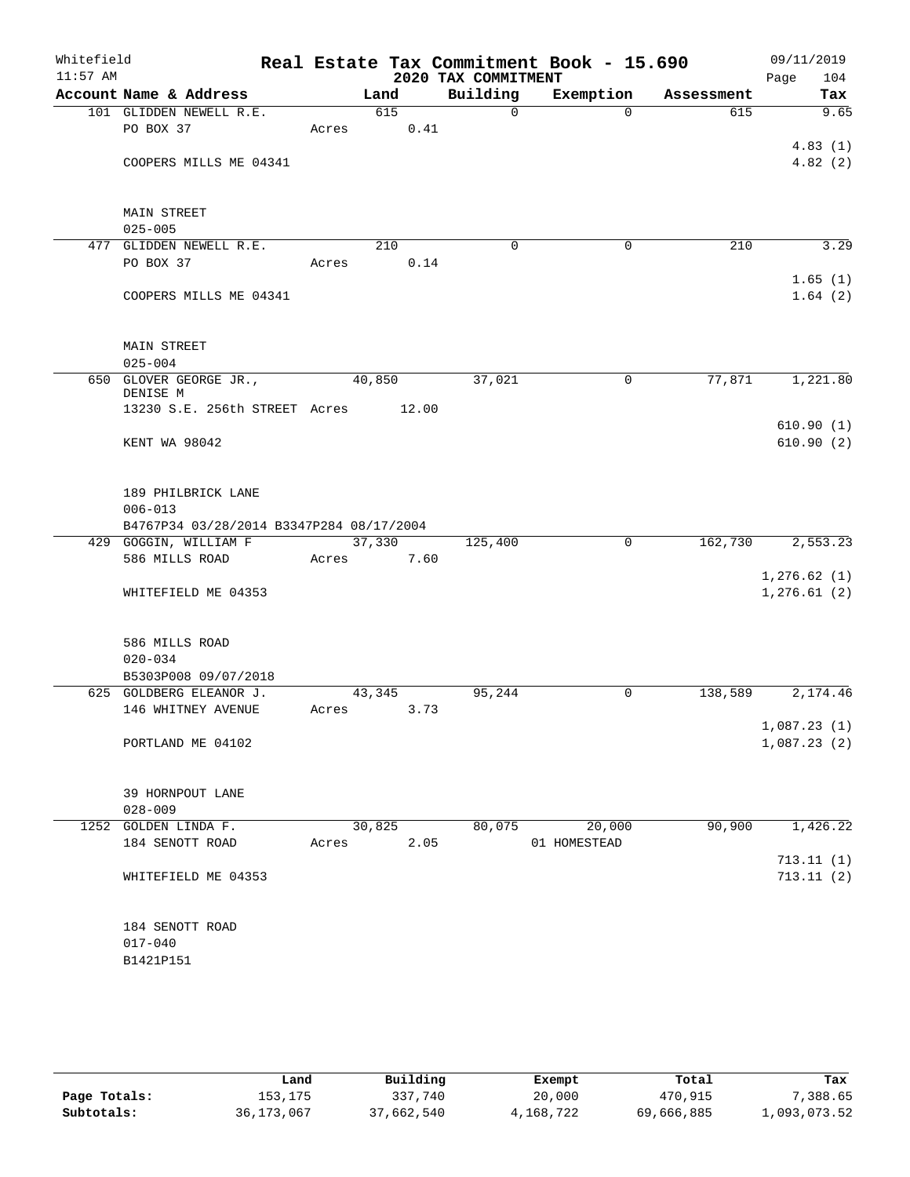Whitefield 11:57 AM

# Real Estate Tax Commitment Book - 15.690

## 2020 TAX COMMITMENT

09/11/2019 Page 104

| Account Name & Address | Land | Building | Exemption | Assessment | Tax |
|---|---|---|---|---|---|
| 101 GLIDDEN NEWELL R.E. | 615 | 0 | 0 | 615 | 9.65 |
| PO BOX 37 | Acres 0.41 | | | | |
| | | | | | 4.83 (1) |
| COOPERS MILLS ME 04341 | | | | | 4.82 (2) |
| MAIN STREET | | | | | |
| 025-005 | | | | | |
| 477 GLIDDEN NEWELL R.E. | 210 | 0 | 0 | 210 | 3.29 |
| PO BOX 37 | Acres 0.14 | | | | |
| | | | | | 1.65 (1) |
| COOPERS MILLS ME 04341 | | | | | 1.64 (2) |
| MAIN STREET | | | | | |
| 025-004 | | | | | |
| 650 GLOVER GEORGE JR., DENISE M | 40,850 | 37,021 | 0 | 77,871 | 1,221.80 |
| 13230 S.E. 256th STREET | Acres 12.00 | | | | |
| | | | | | 610.90 (1) |
| KENT WA 98042 | | | | | 610.90 (2) |
| 189 PHILBRICK LANE | | | | | |
| 006-013 | | | | | |
| B4767P34 03/28/2014 B3347P284 08/17/2004 | | | | | |
| 429 GOGGIN, WILLIAM F | 37,330 | 125,400 | 0 | 162,730 | 2,553.23 |
| 586 MILLS ROAD | Acres 7.60 | | | | |
| | | | | | 1,276.62 (1) |
| WHITEFIELD ME 04353 | | | | | 1,276.61 (2) |
| 586 MILLS ROAD | | | | | |
| 020-034 | | | | | |
| B5303P008 09/07/2018 | | | | | |
| 625 GOLDBERG ELEANOR J. | 43,345 | 95,244 | 0 | 138,589 | 2,174.46 |
| 146 WHITNEY AVENUE | Acres 3.73 | | | | |
| | | | | | 1,087.23 (1) |
| PORTLAND ME 04102 | | | | | 1,087.23 (2) |
| 39 HORNPOUT LANE | | | | | |
| 028-009 | | | | | |
| 1252 GOLDEN LINDA F. | 30,825 | 80,075 | 20,000 | 90,900 | 1,426.22 |
| 184 SENOTT ROAD | Acres 2.05 | | 01 HOMESTEAD | | |
| | | | | | 713.11 (1) |
| WHITEFIELD ME 04353 | | | | | 713.11 (2) |
| 184 SENOTT ROAD | | | | | |
| 017-040 | | | | | |
| B1421P151 | | | | | |

| | Land | Building | Exempt | Total | Tax |
|---|---|---|---|---|---|
| Page Totals: | 153,175 | 337,740 | 20,000 | 470,915 | 7,388.65 |
| Subtotals: | 36,173,067 | 37,662,540 | 4,168,722 | 69,666,885 | 1,093,073.52 |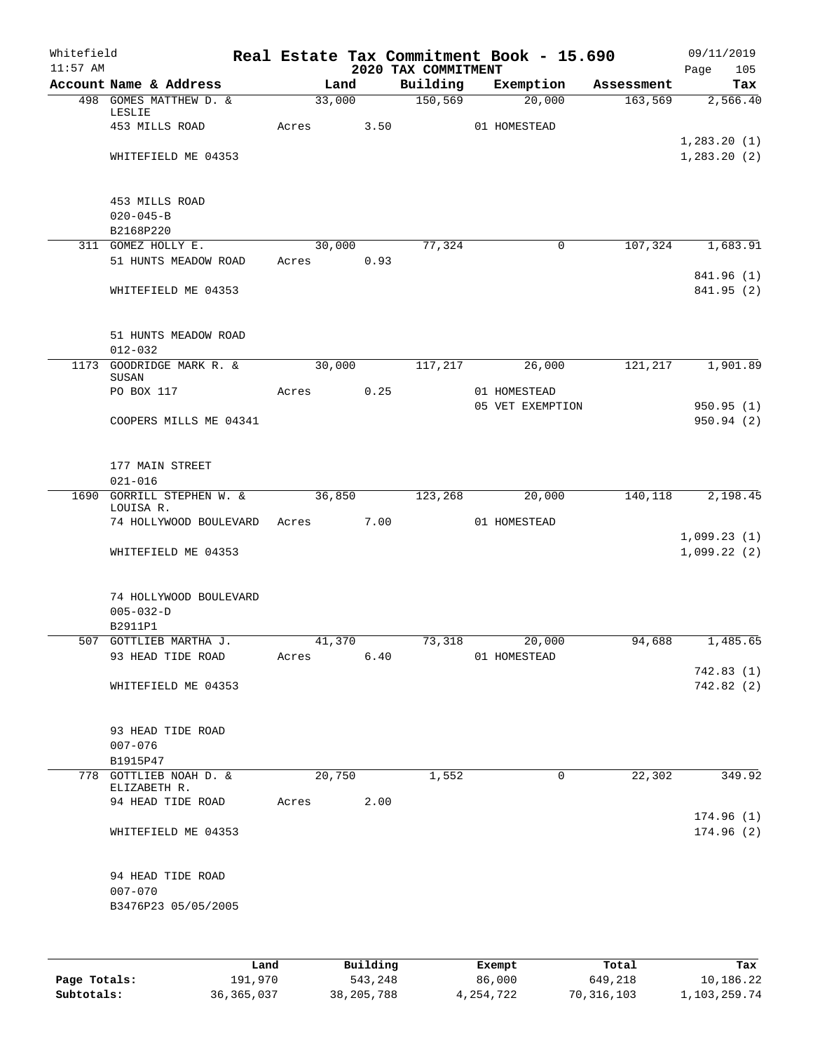Whitefield 11:57 AM

# Real Estate Tax Commitment Book - 15.690

## 2020 TAX COMMITMENT

09/11/2019 Page 105

| Account Name & Address | Land | Building | Exemption | Assessment | Tax |
|---|---|---|---|---|---|
| 498 GOMES MATTHEW D. & LESLIE | 33,000 | 150,569 | 20,000 | 163,569 | 2,566.40 |
| 453 MILLS ROAD | Acres 3.50 | | 01 HOMESTEAD | | |
| | | | | | 1,283.20 (1) |
| WHITEFIELD ME 04353 | | | | | 1,283.20 (2) |
| 453 MILLS ROAD | | | | | |
| 020-045-B | | | | | |
| B2168P220 | | | | | |
| 311 GOMEZ HOLLY E. | 30,000 | 77,324 | 0 | 107,324 | 1,683.91 |
| 51 HUNTS MEADOW ROAD | Acres 0.93 | | | | |
| | | | | | 841.96 (1) |
| WHITEFIELD ME 04353 | | | | | 841.95 (2) |
| 51 HUNTS MEADOW ROAD | | | | | |
| 012-032 | | | | | |
| 1173 GOODRIDGE MARK R. & SUSAN | 30,000 | 117,217 | 26,000 | 121,217 | 1,901.89 |
| PO BOX 117 | Acres 0.25 | | 01 HOMESTEAD | | |
| | | | 05 VET EXEMPTION | | 950.95 (1) |
| COOPERS MILLS ME 04341 | | | | | 950.94 (2) |
| 177 MAIN STREET | | | | | |
| 021-016 | | | | | |
| 1690 GORRILL STEPHEN W. & LOUISA R. | 36,850 | 123,268 | 20,000 | 140,118 | 2,198.45 |
| 74 HOLLYWOOD BOULEVARD | Acres 7.00 | | 01 HOMESTEAD | | |
| | | | | | 1,099.23 (1) |
| WHITEFIELD ME 04353 | | | | | 1,099.22 (2) |
| 74 HOLLYWOOD BOULEVARD | | | | | |
| 005-032-D | | | | | |
| B2911P1 | | | | | |
| 507 GOTTLIEB MARTHA J. | 41,370 | 73,318 | 20,000 | 94,688 | 1,485.65 |
| 93 HEAD TIDE ROAD | Acres 6.40 | | 01 HOMESTEAD | | |
| | | | | | 742.83 (1) |
| WHITEFIELD ME 04353 | | | | | 742.82 (2) |
| 93 HEAD TIDE ROAD | | | | | |
| 007-076 | | | | | |
| B1915P47 | | | | | |
| 778 GOTTLIEB NOAH D. & ELIZABETH R. | 20,750 | 1,552 | 0 | 22,302 | 349.92 |
| 94 HEAD TIDE ROAD | Acres 2.00 | | | | |
| | | | | | 174.96 (1) |
| WHITEFIELD ME 04353 | | | | | 174.96 (2) |
| 94 HEAD TIDE ROAD | | | | | |
| 007-070 | | | | | |
| B3476P23 05/05/2005 | | | | | |

| | Land | Building | Exempt | Total | Tax |
|---|---|---|---|---|---|
| Page Totals: | 191,970 | 543,248 | 86,000 | 649,218 | 10,186.22 |
| Subtotals: | 36,365,037 | 38,205,788 | 4,254,722 | 70,316,103 | 1,103,259.74 |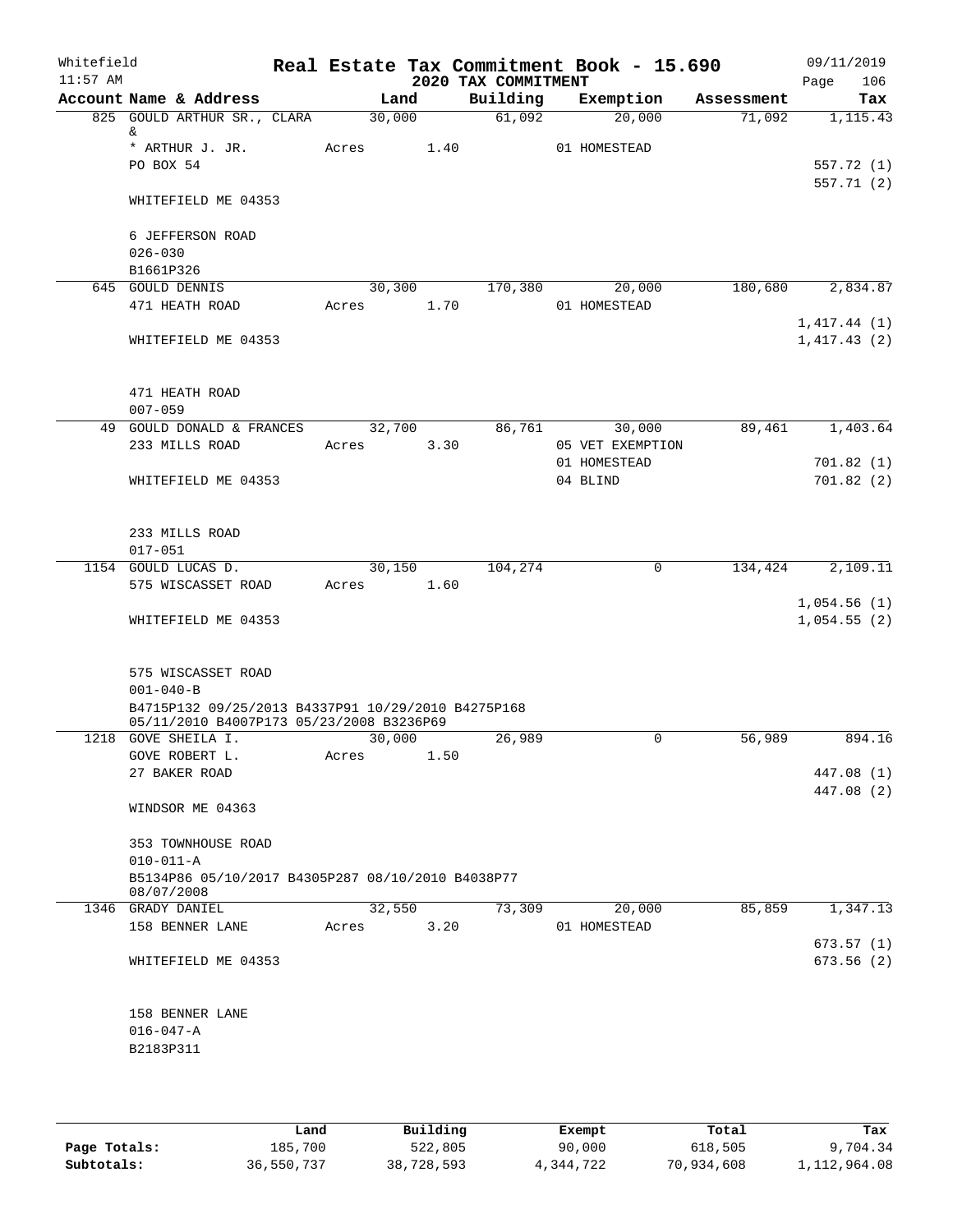Whitefield 11:57 AM

# Real Estate Tax Commitment Book - 15.690

## 2020 TAX COMMITMENT

09/11/2019 Page 106

| Account Name & Address | Land | Building | Exemption | Assessment | Tax |
|---|---|---|---|---|---|
| 825 GOULD ARTHUR SR., CLARA & | 30,000 | 61,092 | 20,000 | 71,092 | 1,115.43 |
| * ARTHUR J. JR. | Acres 1.40 | | 01 HOMESTEAD | | |
| PO BOX 54 | | | | | 557.72 (1) |
| | | | | | 557.71 (2) |
| WHITEFIELD ME 04353 | | | | | |
| 6 JEFFERSON ROAD | | | | | |
| 026-030 | | | | | |
| B1661P326 | | | | | |
| 645 GOULD DENNIS | 30,300 | 170,380 | 20,000 | 180,680 | 2,834.87 |
| 471 HEATH ROAD | Acres 1.70 | | 01 HOMESTEAD | | |
| | | | | | 1,417.44 (1) |
| WHITEFIELD ME 04353 | | | | | 1,417.43 (2) |
| 471 HEATH ROAD | | | | | |
| 007-059 | | | | | |
| 49 GOULD DONALD & FRANCES | 32,700 | 86,761 | 30,000 | 89,461 | 1,403.64 |
| 233 MILLS ROAD | Acres 3.30 | | 05 VET EXEMPTION | | |
| | | | 01 HOMESTEAD | | 701.82 (1) |
| WHITEFIELD ME 04353 | | | 04 BLIND | | 701.82 (2) |
| 233 MILLS ROAD | | | | | |
| 017-051 | | | | | |
| 1154 GOULD LUCAS D. | 30,150 | 104,274 | 0 | 134,424 | 2,109.11 |
| 575 WISCASSET ROAD | Acres 1.60 | | | | |
| | | | | | 1,054.56 (1) |
| WHITEFIELD ME 04353 | | | | | 1,054.55 (2) |
| 575 WISCASSET ROAD | | | | | |
| 001-040-B | | | | | |
| B4715P132 09/25/2013 B4337P91 10/29/2010 B4275P168 05/11/2010 B4007P173 05/23/2008 B3236P69 | | | | | |
| 1218 GOVE SHEILA I. | 30,000 | 26,989 | 0 | 56,989 | 894.16 |
| GOVE ROBERT L. | Acres 1.50 | | | | |
| 27 BAKER ROAD | | | | | 447.08 (1) |
| | | | | | 447.08 (2) |
| WINDSOR ME 04363 | | | | | |
| 353 TOWNHOUSE ROAD | | | | | |
| 010-011-A | | | | | |
| B5134P86 05/10/2017 B4305P287 08/10/2010 B4038P77 08/07/2008 | | | | | |
| 1346 GRADY DANIEL | 32,550 | 73,309 | 20,000 | 85,859 | 1,347.13 |
| 158 BENNER LANE | Acres 3.20 | | 01 HOMESTEAD | | |
| | | | | | 673.57 (1) |
| WHITEFIELD ME 04353 | | | | | 673.56 (2) |
| 158 BENNER LANE | | | | | |
| 016-047-A | | | | | |
| B2183P311 | | | | | |

| | Land | Building | Exempt | Total | Tax |
|---|---|---|---|---|---|
| Page Totals: | 185,700 | 522,805 | 90,000 | 618,505 | 9,704.34 |
| Subtotals: | 36,550,737 | 38,728,593 | 4,344,722 | 70,934,608 | 1,112,964.08 |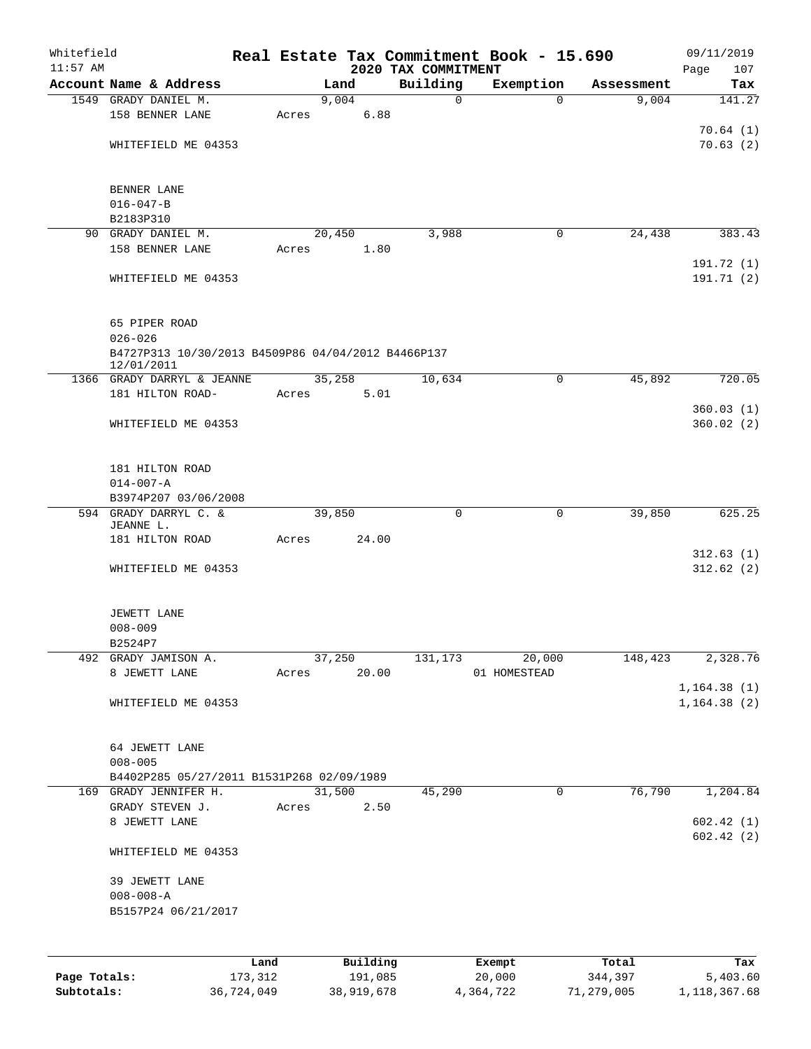Whitefield 11:57 AM

# Real Estate Tax Commitment Book - 15.690

## 2020 TAX COMMITMENT

09/11/2019 Page 107

| Account Name & Address | Land | Building | Exemption | Assessment | Tax |
|---|---|---|---|---|---|
| 1549 GRADY DANIEL M. | 9,004 | 0 | 0 | 9,004 | 141.27 |
| 158 BENNER LANE | Acres 6.88 | | | | |
| | | | | | 70.64 (1) |
| WHITEFIELD ME 04353 | | | | | 70.63 (2) |
| BENNER LANE | | | | | |
| 016-047-B | | | | | |
| B2183P310 | | | | | |
| 90 GRADY DANIEL M. | 20,450 | 3,988 | 0 | 24,438 | 383.43 |
| 158 BENNER LANE | Acres 1.80 | | | | |
| | | | | | 191.72 (1) |
| WHITEFIELD ME 04353 | | | | | 191.71 (2) |
| 65 PIPER ROAD | | | | | |
| 026-026 | | | | | |
| B4727P313 10/30/2013 B4509P86 04/04/2012 B4466P137 12/01/2011 | | | | | |
| 1366 GRADY DARRYL & JEANNE | 35,258 | 10,634 | 0 | 45,892 | 720.05 |
| 181 HILTON ROAD- | Acres 5.01 | | | | |
| | | | | | 360.03 (1) |
| WHITEFIELD ME 04353 | | | | | 360.02 (2) |
| 181 HILTON ROAD | | | | | |
| 014-007-A | | | | | |
| B3974P207 03/06/2008 | | | | | |
| 594 GRADY DARRYL C. & JEANNE L. | 39,850 | 0 | 0 | 39,850 | 625.25 |
| 181 HILTON ROAD | Acres 24.00 | | | | |
| | | | | | 312.63 (1) |
| WHITEFIELD ME 04353 | | | | | 312.62 (2) |
| JEWETT LANE | | | | | |
| 008-009 | | | | | |
| B2524P7 | | | | | |
| 492 GRADY JAMISON A. | 37,250 | 131,173 | 20,000 | 148,423 | 2,328.76 |
| 8 JEWETT LANE | Acres 20.00 | | 01 HOMESTEAD | | |
| | | | | | 1,164.38 (1) |
| WHITEFIELD ME 04353 | | | | | 1,164.38 (2) |
| 64 JEWETT LANE | | | | | |
| 008-005 | | | | | |
| B4402P285 05/27/2011 B1531P268 02/09/1989 | | | | | |
| 169 GRADY JENNIFER H. | 31,500 | 45,290 | 0 | 76,790 | 1,204.84 |
| GRADY STEVEN J. | Acres 2.50 | | | | |
| 8 JEWETT LANE | | | | | 602.42 (1) |
| | | | | | 602.42 (2) |
| WHITEFIELD ME 04353 | | | | | |
| 39 JEWETT LANE | | | | | |
| 008-008-A | | | | | |
| B5157P24 06/21/2017 | | | | | |

| | Land | Building | Exempt | Total | Tax |
|---|---|---|---|---|---|
| Page Totals: | 173,312 | 191,085 | 20,000 | 344,397 | 5,403.60 |
| Subtotals: | 36,724,049 | 38,919,678 | 4,364,722 | 71,279,005 | 1,118,367.68 |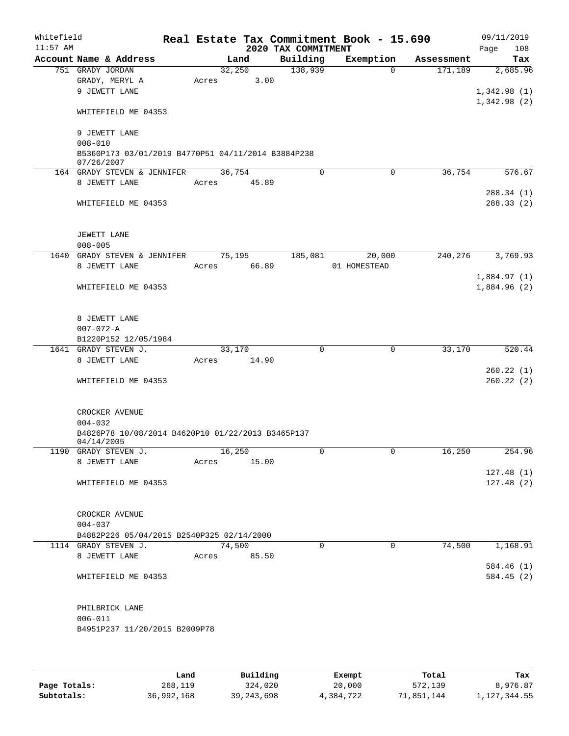Whitefield 11:57 AM

# Real Estate Tax Commitment Book - 15.690

## 2020 TAX COMMITMENT

09/11/2019 Page 108

| Account Name & Address | Land | Building | Exemption | Assessment | Tax |
|---|---|---|---|---|---|
| 751 GRADY JORDAN | 32,250 | 138,939 | 0 | 171,189 | 2,685.96 |
| GRADY, MERYL A | Acres 3.00 | | | | |
| 9 JEWETT LANE | | | | | 1,342.98 (1) |
| | | | | | 1,342.98 (2) |
| WHITEFIELD ME 04353 | | | | | |
| 9 JEWETT LANE | | | | | |
| 008-010 | | | | | |
| B5360P173 03/01/2019 B4770P51 04/11/2014 B3884P238 07/26/2007 | | | | | |
| 164 GRADY STEVEN & JENNIFER | 36,754 | 0 | 0 | 36,754 | 576.67 |
| 8 JEWETT LANE | Acres 45.89 | | | | |
| | | | | | 288.34 (1) |
| WHITEFIELD ME 04353 | | | | | 288.33 (2) |
| JEWETT LANE | | | | | |
| 008-005 | | | | | |
| 1640 GRADY STEVEN & JENNIFER | 75,195 | 185,081 | 20,000 | 240,276 | 3,769.93 |
| 8 JEWETT LANE | Acres 66.89 | | 01 HOMESTEAD | | |
| | | | | | 1,884.97 (1) |
| WHITEFIELD ME 04353 | | | | | 1,884.96 (2) |
| 8 JEWETT LANE | | | | | |
| 007-072-A | | | | | |
| B1220P152 12/05/1984 | | | | | |
| 1641 GRADY STEVEN J. | 33,170 | 0 | 0 | 33,170 | 520.44 |
| 8 JEWETT LANE | Acres 14.90 | | | | |
| | | | | | 260.22 (1) |
| WHITEFIELD ME 04353 | | | | | 260.22 (2) |
| CROCKER AVENUE | | | | | |
| 004-032 | | | | | |
| B4826P78 10/08/2014 B4620P10 01/22/2013 B3465P137 04/14/2005 | | | | | |
| 1190 GRADY STEVEN J. | 16,250 | 0 | 0 | 16,250 | 254.96 |
| 8 JEWETT LANE | Acres 15.00 | | | | |
| | | | | | 127.48 (1) |
| WHITEFIELD ME 04353 | | | | | 127.48 (2) |
| CROCKER AVENUE | | | | | |
| 004-037 | | | | | |
| B4882P226 05/04/2015 B2540P325 02/14/2000 | | | | | |
| 1114 GRADY STEVEN J. | 74,500 | 0 | 0 | 74,500 | 1,168.91 |
| 8 JEWETT LANE | Acres 85.50 | | | | |
| | | | | | 584.46 (1) |
| WHITEFIELD ME 04353 | | | | | 584.45 (2) |
| PHILBRICK LANE | | | | | |
| 006-011 | | | | | |
| B4951P237 11/20/2015 B2009P78 | | | | | |

| | Land | Building | Exempt | Total | Tax |
|---|---|---|---|---|---|
| Page Totals: | 268,119 | 324,020 | 20,000 | 572,139 | 8,976.87 |
| Subtotals: | 36,992,168 | 39,243,698 | 4,384,722 | 71,851,144 | 1,127,344.55 |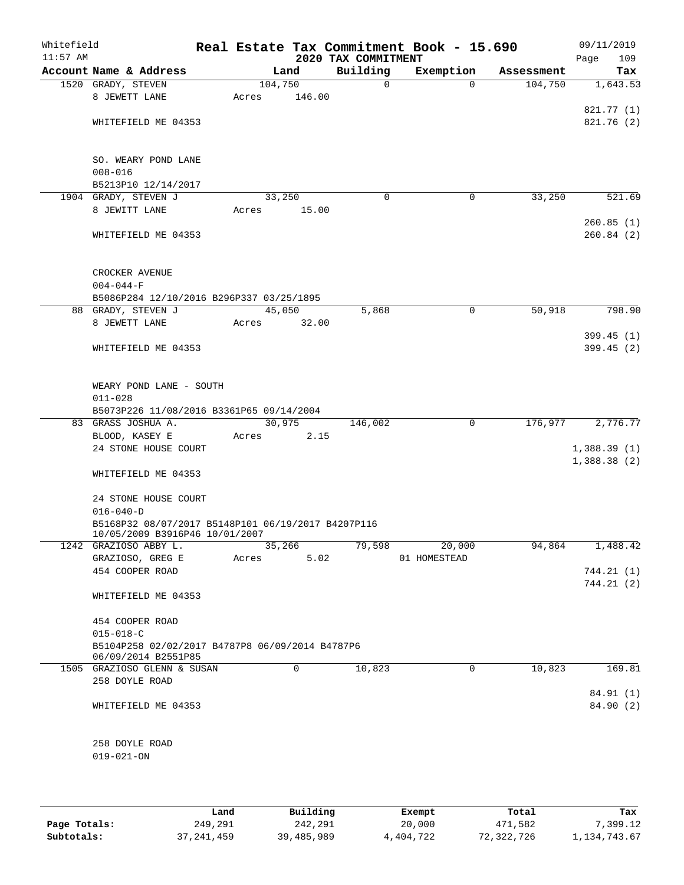Whitefield 11:57 AM

# Real Estate Tax Commitment Book - 15.690

## 2020 TAX COMMITMENT

09/11/2019

| Account Name & Address | Land | Building | Exemption | Assessment | Tax |
|---|---|---|---|---|---|
| 1520 GRADY, STEVEN<br>8 JEWETT LANE<br><br>WHITEFIELD ME 04353<br><br>SO. WEARY POND LANE<br>008-016<br>B5213P10 12/14/2017 | 104,750<br>Acres 146.00 | 0 | 0 | 104,750 | 1,643.53<br><br>821.77 (1)<br>821.76 (2) |
| 1904 GRADY, STEVEN J<br>8 JEWITT LANE<br><br>WHITEFIELD ME 04353<br><br>CROCKER AVENUE<br>004-044-F<br>B5086P284 12/10/2016 B296P337 03/25/1895 | 33,250<br>Acres 15.00 | 0 | 0 | 33,250 | 521.69<br><br>260.85 (1)<br>260.84 (2) |
| 88 GRADY, STEVEN J<br>8 JEWETT LANE<br><br>WHITEFIELD ME 04353<br><br>WEARY POND LANE - SOUTH<br>011-028<br>B5073P226 11/08/2016 B3361P65 09/14/2004 | 45,050<br>Acres 32.00 | 5,868 | 0 | 50,918 | 798.90<br><br>399.45 (1)<br>399.45 (2) |
| 83 GRASS JOSHUA A.<br>BLOOD, KASEY E<br>24 STONE HOUSE COURT<br><br>WHITEFIELD ME 04353<br><br>24 STONE HOUSE COURT<br>016-040-D<br>B5168P32 08/07/2017 B5148P101 06/19/2017 B4207P116 10/05/2009 B3916P46 10/01/2007 | 30,975<br>Acres 2.15 | 146,002 | 0 | 176,977 | 2,776.77<br><br>1,388.39 (1)<br>1,388.38 (2) |
| 1242 GRAZIOSO ABBY L.<br>GRAZIOSO, GREG E<br>454 COOPER ROAD<br><br>WHITEFIELD ME 04353<br><br>454 COOPER ROAD<br>015-018-C<br>B5104P258 02/02/2017 B4787P8 06/09/2014 B4787P6 06/09/2014 B2551P85 | 35,266<br>Acres 5.02 | 79,598 | 20,000<br>01 HOMESTEAD | 94,864 | 1,488.42<br><br>744.21 (1)<br>744.21 (2) |
| 1505 GRAZIOSO GLENN & SUSAN<br>258 DOYLE ROAD<br><br>WHITEFIELD ME 04353<br><br>258 DOYLE ROAD<br>019-021-ON | 0 | 10,823 | 0 | 10,823 | 169.81<br><br>84.91 (1)<br>84.90 (2) |

| | Land | Building | Exempt | Total | Tax |
|---|---|---|---|---|---|
| Page Totals: | 249,291 | 242,291 | 20,000 | 471,582 | 7,399.12 |
| Subtotals: | 37,241,459 | 39,485,989 | 4,404,722 | 72,322,726 | 1,134,743.67 |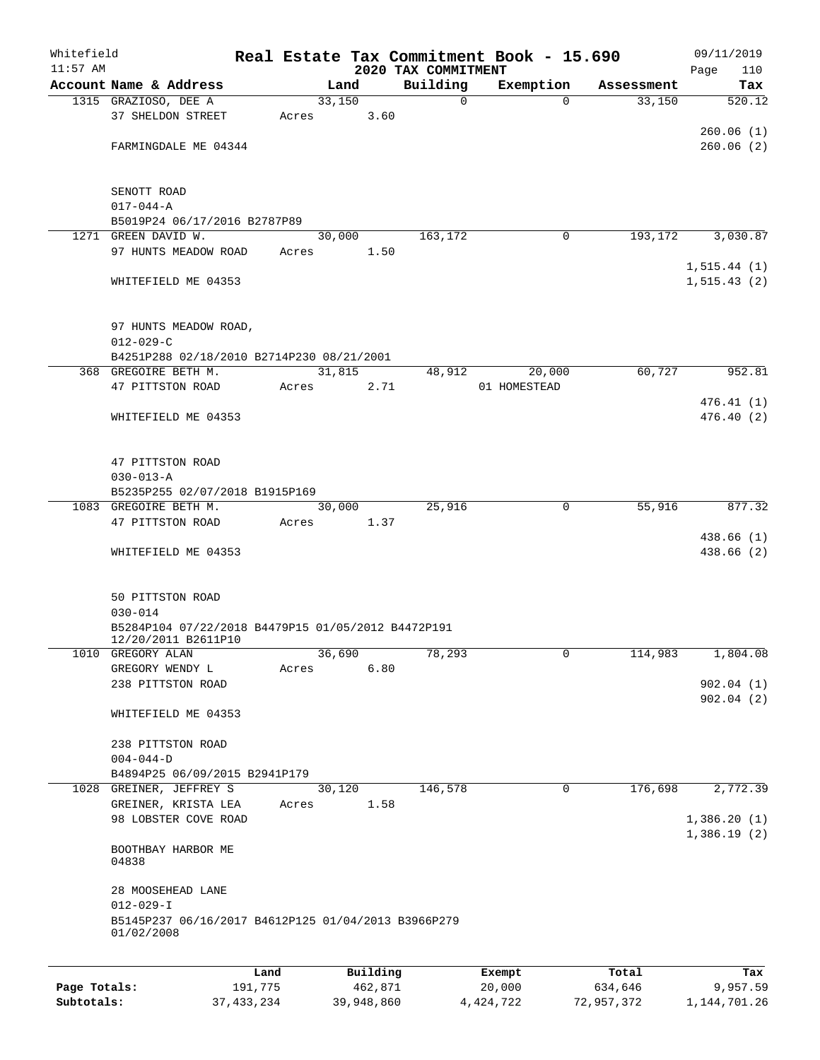Whitefield 11:57 AM

# Real Estate Tax Commitment Book - 15.690

## 2020 TAX COMMITMENT

09/11/2019

| Account Name & Address | Land | Building | Exemption | Assessment | Tax |
|---|---|---|---|---|---|
| 1315 GRAZIOSO, DEE A | 33,150 | 0 | 0 | 33,150 | 520.12 |
| 37 SHELDON STREET | Acres 3.60 | | | | |
| | | | | | 260.06 (1) |
| FARMINGDALE ME 04344 | | | | | 260.06 (2) |
| SENOTT ROAD | | | | | |
| 017-044-A | | | | | |
| B5019P24 06/17/2016 B2787P89 | | | | | |
| 1271 GREEN DAVID W. | 30,000 | 163,172 | 0 | 193,172 | 3,030.87 |
| 97 HUNTS MEADOW ROAD | Acres 1.50 | | | | |
| | | | | | 1,515.44 (1) |
| WHITEFIELD ME 04353 | | | | | 1,515.43 (2) |
| 97 HUNTS MEADOW ROAD, | | | | | |
| 012-029-C | | | | | |
| B4251P288 02/18/2010 B2714P230 08/21/2001 | | | | | |
| 368 GREGOIRE BETH M. | 31,815 | 48,912 | 20,000 | 60,727 | 952.81 |
| 47 PITTSTON ROAD | Acres 2.71 | | 01 HOMESTEAD | | |
| | | | | | 476.41 (1) |
| WHITEFIELD ME 04353 | | | | | 476.40 (2) |
| 47 PITTSTON ROAD | | | | | |
| 030-013-A | | | | | |
| B5235P255 02/07/2018 B1915P169 | | | | | |
| 1083 GREGOIRE BETH M. | 30,000 | 25,916 | 0 | 55,916 | 877.32 |
| 47 PITTSTON ROAD | Acres 1.37 | | | | |
| | | | | | 438.66 (1) |
| WHITEFIELD ME 04353 | | | | | 438.66 (2) |
| 50 PITTSTON ROAD | | | | | |
| 030-014 | | | | | |
| B5284P104 07/22/2018 B4479P15 01/05/2012 B4472P191 12/20/2011 B2611P10 | | | | | |
| 1010 GREGORY ALAN | 36,690 | 78,293 | 0 | 114,983 | 1,804.08 |
| GREGORY WENDY L | Acres 6.80 | | | | |
| 238 PITTSTON ROAD | | | | | 902.04 (1) |
| | | | | | 902.04 (2) |
| WHITEFIELD ME 04353 | | | | | |
| 238 PITTSTON ROAD | | | | | |
| 004-044-D | | | | | |
| B4894P25 06/09/2015 B2941P179 | | | | | |
| 1028 GREINER, JEFFREY S | 30,120 | 146,578 | 0 | 176,698 | 2,772.39 |
| GREINER, KRISTA LEA | Acres 1.58 | | | | |
| 98 LOBSTER COVE ROAD | | | | | 1,386.20 (1) |
| | | | | | 1,386.19 (2) |
| BOOTHBAY HARBOR ME 04838 | | | | | |
| 28 MOOSEHEAD LANE | | | | | |
| 012-029-I | | | | | |
| B5145P237 06/16/2017 B4612P125 01/04/2013 B3966P279 01/02/2008 | | | | | |

| | Land | Building | Exempt | Total | Tax |
|---|---|---|---|---|---|
| Page Totals: | 191,775 | 462,871 | 20,000 | 634,646 | 9,957.59 |
| Subtotals: | 37,433,234 | 39,948,860 | 4,424,722 | 72,957,372 | 1,144,701.26 |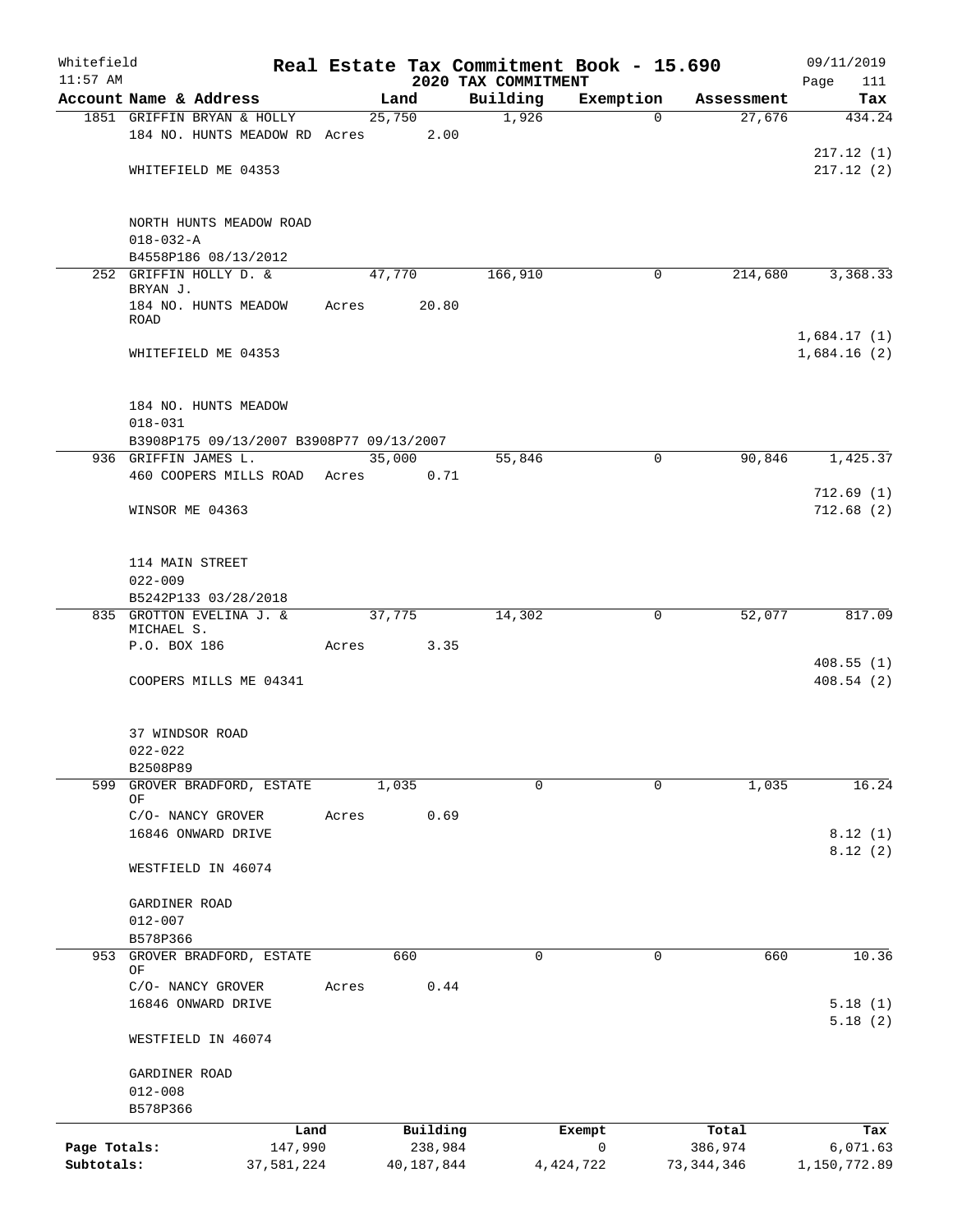Whitefield 11:57 AM

# Real Estate Tax Commitment Book - 15.690

## 2020 TAX COMMITMENT

09/11/2019

| Account Name & Address | Land | Building | Exemption | Assessment | Tax |
|---|---|---|---|---|---|
| 1851 GRIFFIN BRYAN & HOLLY<br>184 NO. HUNTS MEADOW RD<br><br>WHITEFIELD ME 04353<br><br>NORTH HUNTS MEADOW ROAD<br>018-032-A<br>B4558P186 08/13/2012 | 25,750<br>Acres 2.00 | 1,926 | 0 | 27,676 | 434.24<br><br>217.12 (1)<br>217.12 (2) |
| 252 GRIFFIN HOLLY D. & BRYAN J.<br>184 NO. HUNTS MEADOW ROAD<br><br>WHITEFIELD ME 04353<br><br>184 NO. HUNTS MEADOW<br>018-031<br>B3908P175 09/13/2007 B3908P77 09/13/2007 | 47,770<br>Acres 20.80 | 166,910 | 0 | 214,680 | 3,368.33<br><br>1,684.17 (1)<br>1,684.16 (2) |
| 936 GRIFFIN JAMES L.<br>460 COOPERS MILLS ROAD<br><br>WINSOR ME 04363<br><br>114 MAIN STREET<br>022-009<br>B5242P133 03/28/2018 | 35,000<br>Acres 0.71 | 55,846 | 0 | 90,846 | 1,425.37<br><br>712.69 (1)<br>712.68 (2) |
| 835 GROTTON EVELINA J. & MICHAEL S.<br>P.O. BOX 186<br><br>COOPERS MILLS ME 04341<br><br>37 WINDSOR ROAD<br>022-022<br>B2508P89 | 37,775<br>Acres 3.35 | 14,302 | 0 | 52,077 | 817.09<br><br>408.55 (1)<br>408.54 (2) |
| 599 GROVER BRADFORD, ESTATE OF<br>C/O- NANCY GROVER<br>16846 ONWARD DRIVE<br><br>WESTFIELD IN 46074<br><br>GARDINER ROAD<br>012-007<br>B578P366 | 1,035<br>Acres 0.69 | 0 | 0 | 1,035 | 16.24<br><br>8.12 (1)<br>8.12 (2) |
| 953 GROVER BRADFORD, ESTATE OF<br>C/O- NANCY GROVER<br>16846 ONWARD DRIVE<br><br>WESTFIELD IN 46074<br><br>GARDINER ROAD<br>012-008<br>B578P366 | 660<br>Acres 0.44 | 0 | 0 | 660 | 10.36<br><br>5.18 (1)<br>5.18 (2) |

| | Land | Building | Exempt | Total | Tax |
|---|---|---|---|---|---|
| Page Totals: | 147,990 | 238,984 | 0 | 386,974 | 6,071.63 |
| Subtotals: | 37,581,224 | 40,187,844 | 4,424,722 | 73,344,346 | 1,150,772.89 |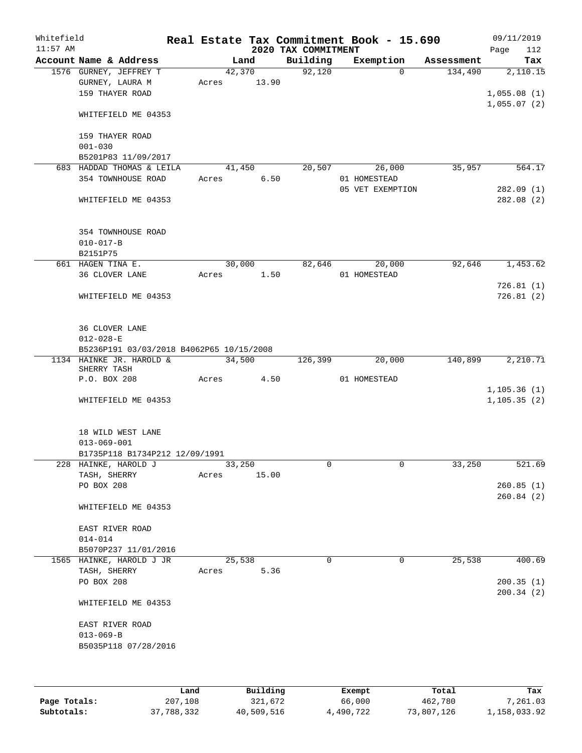# Real Estate Tax Commitment Book - 15.690
## 2020 TAX COMMITMENT

Whitefield 11:57 AM — 09/11/2019

| Account Name & Address | Land | Building | Exemption | Assessment | Tax |
|---|---|---|---|---|---|
| 1576 GURNEY, JEFFREY T<br>GURNEY, LAURA M<br>159 THAYER ROAD<br><br>WHITEFIELD ME 04353<br><br>159 THAYER ROAD<br>001-030<br>B5201P83 11/09/2017 | 42,370<br>Acres 13.90 | 92,120 | 0 | 134,490 | 2,110.15<br><br>1,055.08 (1)<br>1,055.07 (2) |
| 683 HADDAD THOMAS & LEILA<br>354 TOWNHOUSE ROAD<br><br>WHITEFIELD ME 04353<br><br>354 TOWNHOUSE ROAD<br>010-017-B<br>B2151P75 | 41,450<br>Acres 6.50 | 20,507 | 26,000<br>01 HOMESTEAD<br>05 VET EXEMPTION | 35,957 | 564.17<br><br>282.09 (1)<br>282.08 (2) |
| 661 HAGEN TINA E.<br>36 CLOVER LANE<br><br>WHITEFIELD ME 04353<br><br>36 CLOVER LANE<br>012-028-E<br>B5236P191 03/03/2018 B4062P65 10/15/2008 | 30,000<br>Acres 1.50 | 82,646 | 20,000<br>01 HOMESTEAD | 92,646 | 1,453.62<br><br>726.81 (1)<br>726.81 (2) |
| 1134 HAINKE JR. HAROLD &<br>SHERRY TASH<br>P.O. BOX 208<br><br>WHITEFIELD ME 04353<br><br>18 WILD WEST LANE<br>013-069-001<br>B1735P118 B1734P212 12/09/1991 | 34,500<br>Acres 4.50 | 126,399 | 20,000<br>01 HOMESTEAD | 140,899 | 2,210.71<br><br>1,105.36 (1)<br>1,105.35 (2) |
| 228 HAINKE, HAROLD J<br>TASH, SHERRY<br>PO BOX 208<br><br>WHITEFIELD ME 04353<br><br>EAST RIVER ROAD<br>014-014<br>B5070P237 11/01/2016 | 33,250<br>Acres 15.00 | 0 | 0 | 33,250 | 521.69<br><br>260.85 (1)<br>260.84 (2) |
| 1565 HAINKE, HAROLD J JR<br>TASH, SHERRY<br>PO BOX 208<br><br>WHITEFIELD ME 04353<br><br>EAST RIVER ROAD<br>013-069-B<br>B5035P118 07/28/2016 | 25,538<br>Acres 5.36 | 0 | 0 | 25,538 | 400.69<br><br>200.35 (1)<br>200.34 (2) |

| | Land | Building | Exempt | Total | Tax |
|---|---|---|---|---|---|
| Page Totals: | 207,108 | 321,672 | 66,000 | 462,780 | 7,261.03 |
| Subtotals: | 37,788,332 | 40,509,516 | 4,490,722 | 73,807,126 | 1,158,033.92 |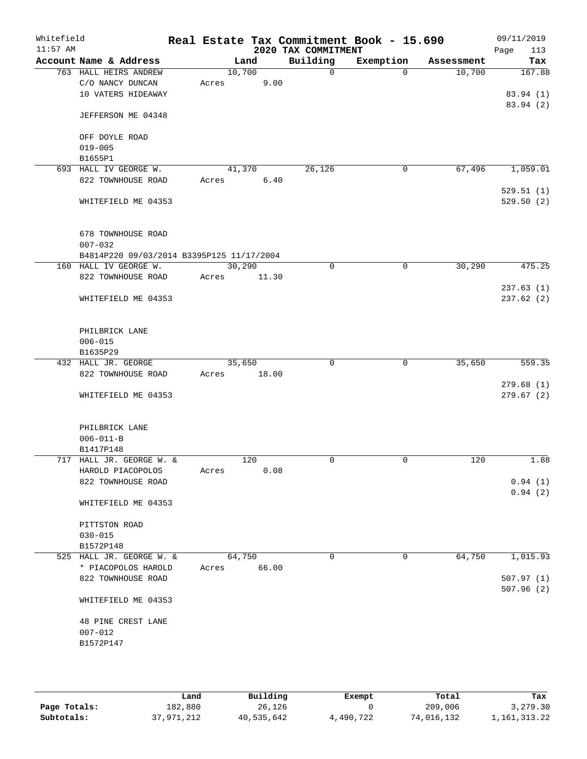Whitefield 11:57 AM

# Real Estate Tax Commitment Book - 15.690

## 2020 TAX COMMITMENT

09/11/2019

| Account Name & Address | Land | Building | Exemption | Assessment | Tax |
|---|---|---|---|---|---|
| 763 HALL HEIRS ANDREW<br>C/O NANCY DUNCAN<br>10 VATERS HIDEAWAY<br><br>JEFFERSON ME 04348<br><br>OFF DOYLE ROAD<br>019-005<br>B1655P1 | 10,700<br>Acres 9.00 | 0 | 0 | 10,700 | 167.88<br><br>83.94 (1)<br>83.94 (2) |
| 693 HALL IV GEORGE W.<br>822 TOWNHOUSE ROAD<br><br>WHITEFIELD ME 04353<br><br>678 TOWNHOUSE ROAD<br>007-032<br>B4814P220 09/03/2014 B3395P125 11/17/2004 | 41,370<br>Acres 6.40 | 26,126 | 0 | 67,496 | 1,059.01<br><br>529.51 (1)<br>529.50 (2) |
| 160 HALL IV GEORGE W.<br>822 TOWNHOUSE ROAD<br><br>WHITEFIELD ME 04353<br><br>PHILBRICK LANE<br>006-015<br>B1635P29 | 30,290<br>Acres 11.30 | 0 | 0 | 30,290 | 475.25<br><br>237.63 (1)<br>237.62 (2) |
| 432 HALL JR. GEORGE<br>822 TOWNHOUSE ROAD<br><br>WHITEFIELD ME 04353<br><br>PHILBRICK LANE<br>006-011-B<br>B1417P148 | 35,650<br>Acres 18.00 | 0 | 0 | 35,650 | 559.35<br><br>279.68 (1)<br>279.67 (2) |
| 717 HALL JR. GEORGE W. &<br>HAROLD PIACOPOLOS<br>822 TOWNHOUSE ROAD<br><br>WHITEFIELD ME 04353<br><br>PITTSTON ROAD<br>030-015<br>B1572P148 | 120<br>Acres 0.08 | 0 | 0 | 120 | 1.88<br><br>0.94 (1)<br>0.94 (2) |
| 525 HALL JR. GEORGE W. &<br>* PIACOPOLOS HAROLD<br>822 TOWNHOUSE ROAD<br><br>WHITEFIELD ME 04353<br><br>48 PINE CREST LANE<br>007-012<br>B1572P147 | 64,750<br>Acres 66.00 | 0 | 0 | 64,750 | 1,015.93<br><br>507.97 (1)<br>507.96 (2) |

| | Land | Building | Exempt | Total | Tax |
|---|---|---|---|---|---|
| Page Totals: | 182,880 | 26,126 | 0 | 209,006 | 3,279.30 |
| Subtotals: | 37,971,212 | 40,535,642 | 4,490,722 | 74,016,132 | 1,161,313.22 |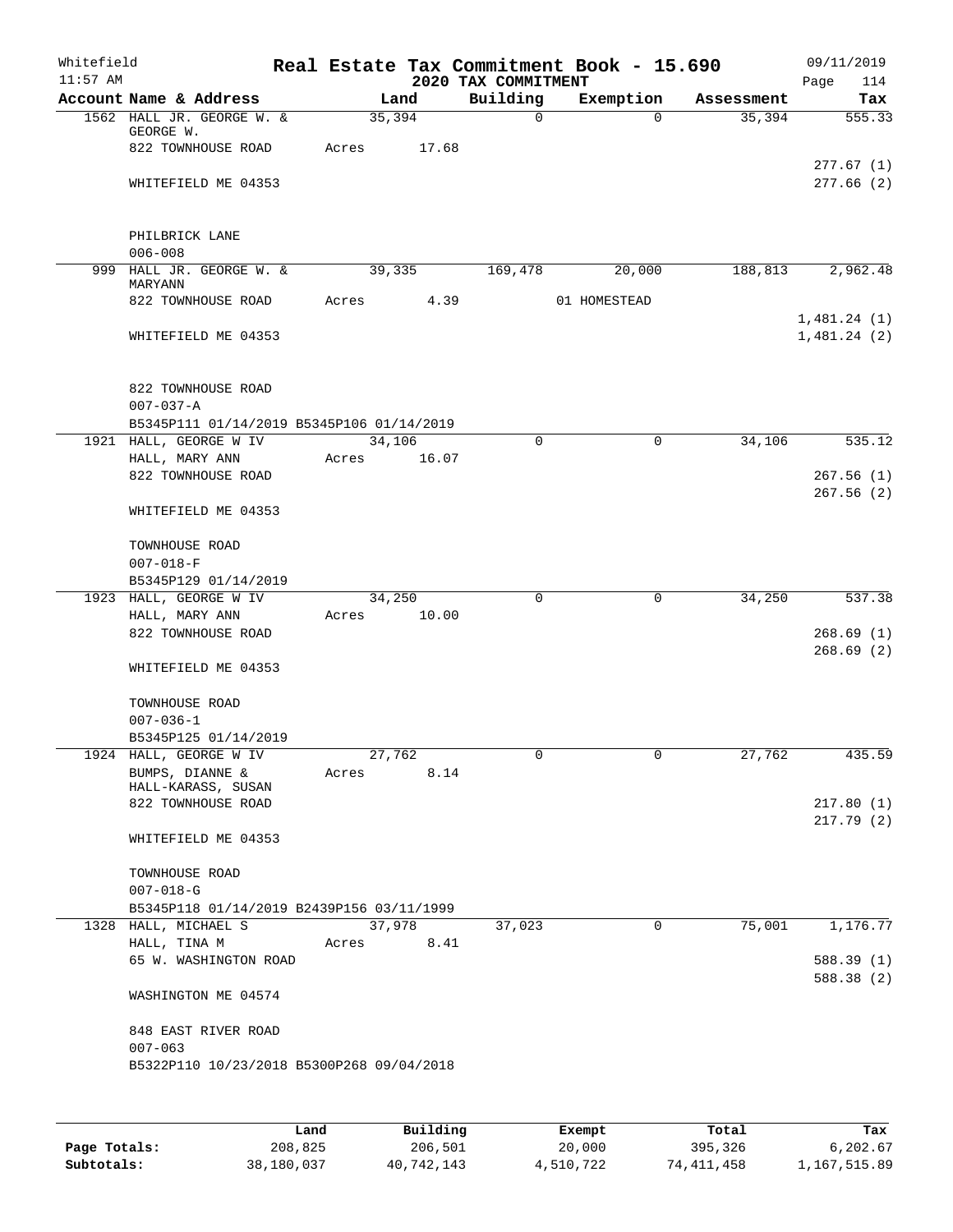# Real Estate Tax Commitment Book - 15.690

Whitefield 11:57 AM — 2020 TAX COMMITMENT — 09/11/2019

| Account Name & Address | Land | Building | Exemption | Assessment | Tax |
|---|---|---|---|---|---|
| 1562 HALL JR. GEORGE W. & GEORGE W. | 35,394 | 0 | 0 | 35,394 | 555.33 |
| 822 TOWNHOUSE ROAD | Acres 17.68 | | | | |
| | | | | | 277.67 (1) |
| WHITEFIELD ME 04353 | | | | | 277.66 (2) |
| PHILBRICK LANE | | | | | |
| 006-008 | | | | | |
| 999 HALL JR. GEORGE W. & MARYANN | 39,335 | 169,478 | 20,000 | 188,813 | 2,962.48 |
| 822 TOWNHOUSE ROAD | Acres 4.39 | | 01 HOMESTEAD | | |
| | | | | | 1,481.24 (1) |
| WHITEFIELD ME 04353 | | | | | 1,481.24 (2) |
| 822 TOWNHOUSE ROAD | | | | | |
| 007-037-A | | | | | |
| B5345P111 01/14/2019 B5345P106 01/14/2019 | | | | | |
| 1921 HALL, GEORGE W IV | 34,106 | 0 | 0 | 34,106 | 535.12 |
| HALL, MARY ANN | Acres 16.07 | | | | |
| 822 TOWNHOUSE ROAD | | | | | 267.56 (1) |
| | | | | | 267.56 (2) |
| WHITEFIELD ME 04353 | | | | | |
| TOWNHOUSE ROAD | | | | | |
| 007-018-F | | | | | |
| B5345P129 01/14/2019 | | | | | |
| 1923 HALL, GEORGE W IV | 34,250 | 0 | 0 | 34,250 | 537.38 |
| HALL, MARY ANN | Acres 10.00 | | | | |
| 822 TOWNHOUSE ROAD | | | | | 268.69 (1) |
| | | | | | 268.69 (2) |
| WHITEFIELD ME 04353 | | | | | |
| TOWNHOUSE ROAD | | | | | |
| 007-036-1 | | | | | |
| B5345P125 01/14/2019 | | | | | |
| 1924 HALL, GEORGE W IV | 27,762 | 0 | 0 | 27,762 | 435.59 |
| BUMPS, DIANNE & HALL-KARASS, SUSAN | Acres 8.14 | | | | |
| 822 TOWNHOUSE ROAD | | | | | 217.80 (1) |
| | | | | | 217.79 (2) |
| WHITEFIELD ME 04353 | | | | | |
| TOWNHOUSE ROAD | | | | | |
| 007-018-G | | | | | |
| B5345P118 01/14/2019 B2439P156 03/11/1999 | | | | | |
| 1328 HALL, MICHAEL S | 37,978 | 37,023 | 0 | 75,001 | 1,176.77 |
| HALL, TINA M | Acres 8.41 | | | | |
| 65 W. WASHINGTON ROAD | | | | | 588.39 (1) |
| | | | | | 588.38 (2) |
| WASHINGTON ME 04574 | | | | | |
| 848 EAST RIVER ROAD | | | | | |
| 007-063 | | | | | |
| B5322P110 10/23/2018 B5300P268 09/04/2018 | | | | | |

| | Land | Building | Exempt | Total | Tax |
|---|---|---|---|---|---|
| Page Totals: | 208,825 | 206,501 | 20,000 | 395,326 | 6,202.67 |
| Subtotals: | 38,180,037 | 40,742,143 | 4,510,722 | 74,411,458 | 1,167,515.89 |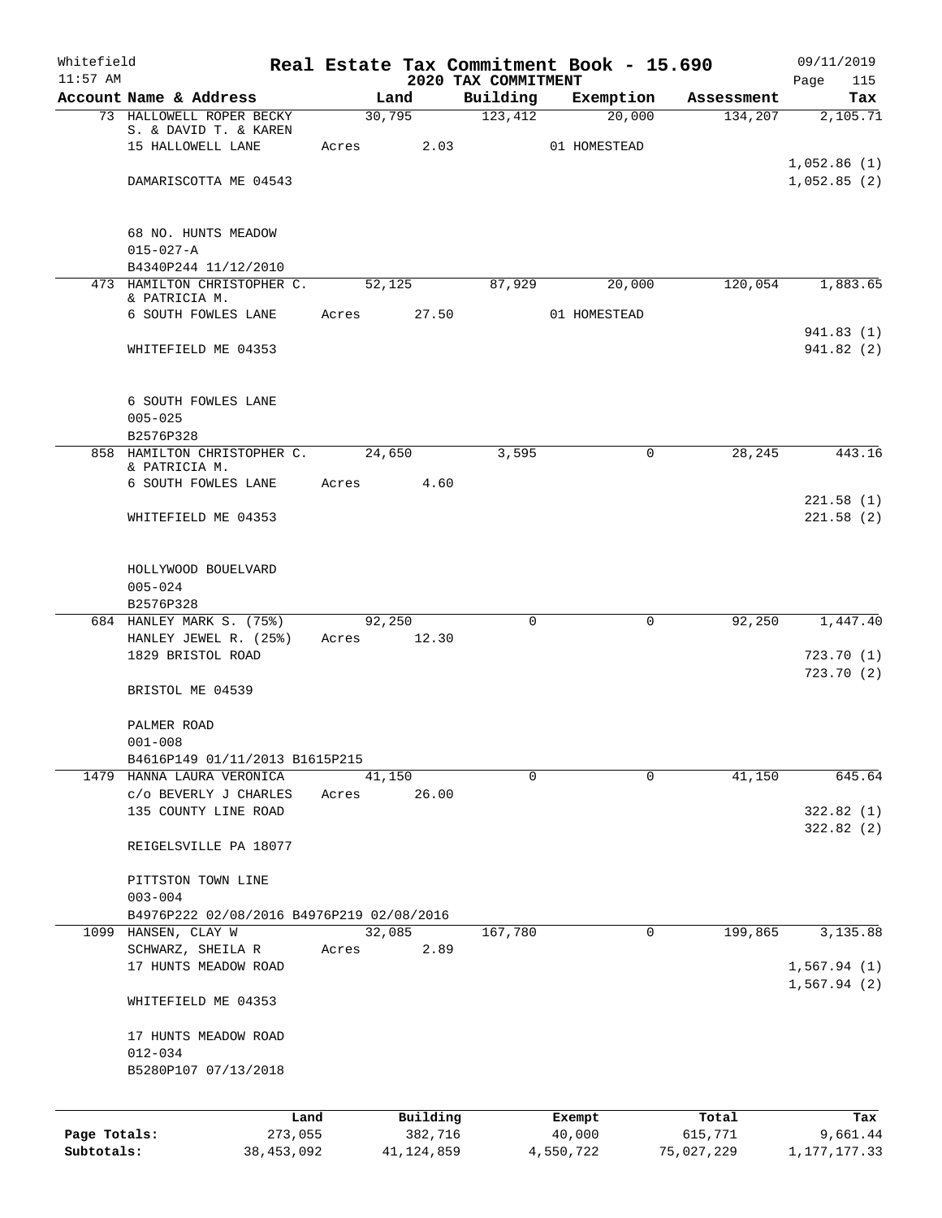# Real Estate Tax Commitment Book - 15.690

Whitefield
11:57 AM

2020 TAX COMMITMENT

09/11/2019

| Account Name & Address | Land | Building | Exemption | Assessment | Tax |
|---|---|---|---|---|---|
| 73 HALLOWELL ROPER BECKY S. & DAVID T. & KAREN<br>15 HALLOWELL LANE<br>DAMARISCOTTA ME 04543<br><br>68 NO. HUNTS MEADOW<br>015-027-A<br>B4340P244 11/12/2010 | 30,795<br>Acres 2.03 | 123,412 | 20,000<br>01 HOMESTEAD | 134,207 | 2,105.71<br>1,052.86 (1)<br>1,052.85 (2) |
| 473 HAMILTON CHRISTOPHER C. & PATRICIA M.<br>6 SOUTH FOWLES LANE<br>WHITEFIELD ME 04353<br><br>6 SOUTH FOWLES LANE<br>005-025<br>B2576P328 | 52,125<br>Acres 27.50 | 87,929 | 20,000<br>01 HOMESTEAD | 120,054 | 1,883.65<br>941.83 (1)<br>941.82 (2) |
| 858 HAMILTON CHRISTOPHER C. & PATRICIA M.<br>6 SOUTH FOWLES LANE<br>WHITEFIELD ME 04353<br><br>HOLLYWOOD BOUELVARD<br>005-024<br>B2576P328 | 24,650<br>Acres 4.60 | 3,595 | 0 | 28,245 | 443.16<br>221.58 (1)<br>221.58 (2) |
| 684 HANLEY MARK S. (75%)<br>HANLEY JEWEL R. (25%)<br>1829 BRISTOL ROAD<br>BRISTOL ME 04539<br><br>PALMER ROAD<br>001-008<br>B4616P149 01/11/2013 B1615P215 | 92,250<br>Acres 12.30 | 0 | 0 | 92,250 | 1,447.40<br>723.70 (1)<br>723.70 (2) |
| 1479 HANNA LAURA VERONICA<br>c/o BEVERLY J CHARLES<br>135 COUNTY LINE ROAD<br>REIGELSVILLE PA 18077<br><br>PITTSTON TOWN LINE<br>003-004<br>B4976P222 02/08/2016 B4976P219 02/08/2016 | 41,150<br>Acres 26.00 | 0 | 0 | 41,150 | 645.64<br>322.82 (1)<br>322.82 (2) |
| 1099 HANSEN, CLAY W<br>SCHWARZ, SHEILA R<br>17 HUNTS MEADOW ROAD<br>WHITEFIELD ME 04353<br><br>17 HUNTS MEADOW ROAD<br>012-034<br>B5280P107 07/13/2018 | 32,085<br>Acres 2.89 | 167,780 | 0 | 199,865 | 3,135.88<br>1,567.94 (1)<br>1,567.94 (2) |

| | Land | Building | Exempt | Total | Tax |
|---|---|---|---|---|---|
| Page Totals: | 273,055 | 382,716 | 40,000 | 615,771 | 9,661.44 |
| Subtotals: | 38,453,092 | 41,124,859 | 4,550,722 | 75,027,229 | 1,177,177.33 |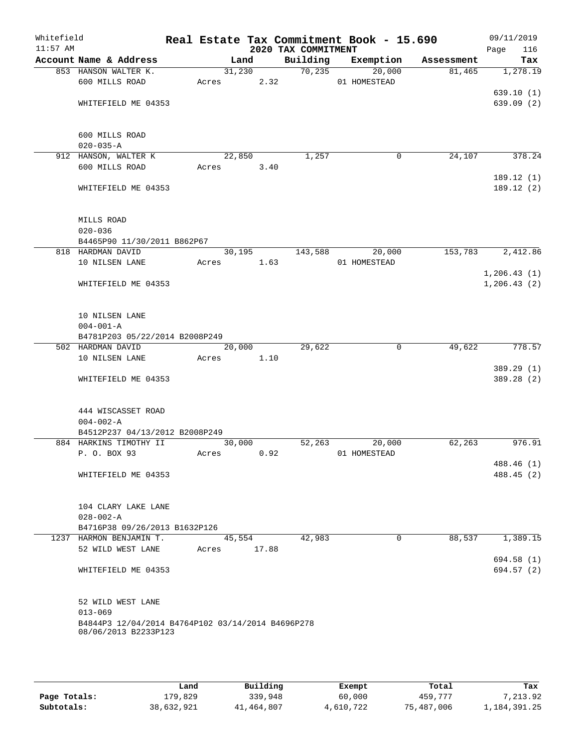Whitefield 11:57 AM

# Real Estate Tax Commitment Book - 15.690

## 2020 TAX COMMITMENT

09/11/2019 Page 116

| Account Name & Address | Land | Building | Exemption | Assessment | Tax |
|---|---|---|---|---|---|
| 853 HANSON WALTER K. | 31,230 | 70,235 | 20,000 | 81,465 | 1,278.19 |
| 600 MILLS ROAD | Acres 2.32 | | 01 HOMESTEAD | | |
| | | | | | 639.10 (1) |
| WHITEFIELD ME 04353 | | | | | 639.09 (2) |
| 600 MILLS ROAD | | | | | |
| 020-035-A | | | | | |
| 912 HANSON, WALTER K | 22,850 | 1,257 | 0 | 24,107 | 378.24 |
| 600 MILLS ROAD | Acres 3.40 | | | | |
| | | | | | 189.12 (1) |
| WHITEFIELD ME 04353 | | | | | 189.12 (2) |
| MILLS ROAD | | | | | |
| 020-036 | | | | | |
| B4465P90 11/30/2011 B862P67 | | | | | |
| 818 HARDMAN DAVID | 30,195 | 143,588 | 20,000 | 153,783 | 2,412.86 |
| 10 NILSEN LANE | Acres 1.63 | | 01 HOMESTEAD | | |
| | | | | | 1,206.43 (1) |
| WHITEFIELD ME 04353 | | | | | 1,206.43 (2) |
| 10 NILSEN LANE | | | | | |
| 004-001-A | | | | | |
| B4781P203 05/22/2014 B2008P249 | | | | | |
| 502 HARDMAN DAVID | 20,000 | 29,622 | 0 | 49,622 | 778.57 |
| 10 NILSEN LANE | Acres 1.10 | | | | |
| | | | | | 389.29 (1) |
| WHITEFIELD ME 04353 | | | | | 389.28 (2) |
| 444 WISCASSET ROAD | | | | | |
| 004-002-A | | | | | |
| B4512P237 04/13/2012 B2008P249 | | | | | |
| 884 HARKINS TIMOTHY II | 30,000 | 52,263 | 20,000 | 62,263 | 976.91 |
| P. O. BOX 93 | Acres 0.92 | | 01 HOMESTEAD | | |
| | | | | | 488.46 (1) |
| WHITEFIELD ME 04353 | | | | | 488.45 (2) |
| 104 CLARY LAKE LANE | | | | | |
| 028-002-A | | | | | |
| B4716P38 09/26/2013 B1632P126 | | | | | |
| 1237 HARMON BENJAMIN T. | 45,554 | 42,983 | 0 | 88,537 | 1,389.15 |
| 52 WILD WEST LANE | Acres 17.88 | | | | |
| | | | | | 694.58 (1) |
| WHITEFIELD ME 04353 | | | | | 694.57 (2) |
| 52 WILD WEST LANE | | | | | |
| 013-069 | | | | | |
| B4844P3 12/04/2014 B4764P102 03/14/2014 B4696P278 08/06/2013 B2233P123 | | | | | |

| | Land | Building | Exempt | Total | Tax |
|---|---|---|---|---|---|
| Page Totals: | 179,829 | 339,948 | 60,000 | 459,777 | 7,213.92 |
| Subtotals: | 38,632,921 | 41,464,807 | 4,610,722 | 75,487,006 | 1,184,391.25 |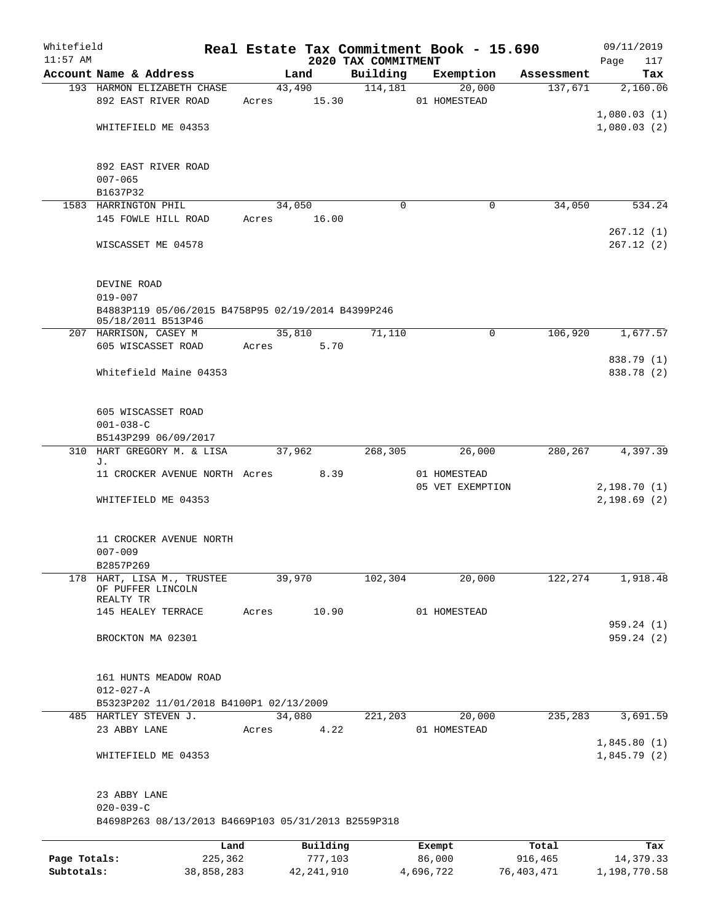Whitefield 11:57 AM

# Real Estate Tax Commitment Book - 15.690

## 2020 TAX COMMITMENT

09/11/2019 Page 117

| Account Name & Address | Land | Building | Exemption | Assessment | Tax |
|---|---|---|---|---|---|
| 193 HARMON ELIZABETH CHASE | 43,490 | 114,181 | 20,000 | 137,671 | 2,160.06 |
| 892 EAST RIVER ROAD | Acres 15.30 | | 01 HOMESTEAD | | |
| | | | | | 1,080.03 (1) |
| WHITEFIELD ME 04353 | | | | | 1,080.03 (2) |
| 892 EAST RIVER ROAD | | | | | |
| 007-065 | | | | | |
| B1637P32 | | | | | |
| 1583 HARRINGTON PHIL | 34,050 | 0 | 0 | 34,050 | 534.24 |
| 145 FOWLE HILL ROAD | Acres 16.00 | | | | |
| | | | | | 267.12 (1) |
| WISCASSET ME 04578 | | | | | 267.12 (2) |
| DEVINE ROAD | | | | | |
| 019-007 | | | | | |
| B4883P119 05/06/2015 B4758P95 02/19/2014 B4399P246 05/18/2011 B513P46 | | | | | |
| 207 HARRISON, CASEY M | 35,810 | 71,110 | 0 | 106,920 | 1,677.57 |
| 605 WISCASSET ROAD | Acres 5.70 | | | | |
| | | | | | 838.79 (1) |
| Whitefield Maine 04353 | | | | | 838.78 (2) |
| 605 WISCASSET ROAD | | | | | |
| 001-038-C | | | | | |
| B5143P299 06/09/2017 | | | | | |
| 310 HART GREGORY M. & LISA J. | 37,962 | 268,305 | 26,000 | 280,267 | 4,397.39 |
| 11 CROCKER AVENUE NORTH | Acres 8.39 | | 01 HOMESTEAD | | |
| | | | 05 VET EXEMPTION | | 2,198.70 (1) |
| WHITEFIELD ME 04353 | | | | | 2,198.69 (2) |
| 11 CROCKER AVENUE NORTH | | | | | |
| 007-009 | | | | | |
| B2857P269 | | | | | |
| 178 HART, LISA M., TRUSTEE OF PUFFER LINCOLN REALTY TR | 39,970 | 102,304 | 20,000 | 122,274 | 1,918.48 |
| 145 HEALEY TERRACE | Acres 10.90 | | 01 HOMESTEAD | | |
| | | | | | 959.24 (1) |
| BROCKTON MA 02301 | | | | | 959.24 (2) |
| 161 HUNTS MEADOW ROAD | | | | | |
| 012-027-A | | | | | |
| B5323P202 11/01/2018 B4100P1 02/13/2009 | | | | | |
| 485 HARTLEY STEVEN J. | 34,080 | 221,203 | 20,000 | 235,283 | 3,691.59 |
| 23 ABBY LANE | Acres 4.22 | | 01 HOMESTEAD | | |
| | | | | | 1,845.80 (1) |
| WHITEFIELD ME 04353 | | | | | 1,845.79 (2) |
| 23 ABBY LANE | | | | | |
| 020-039-C | | | | | |
| B4698P263 08/13/2013 B4669P103 05/31/2013 B2559P318 | | | | | |

| | Land | Building | Exempt | Total | Tax |
|---|---|---|---|---|---|
| Page Totals: | 225,362 | 777,103 | 86,000 | 916,465 | 14,379.33 |
| Subtotals: | 38,858,283 | 42,241,910 | 4,696,722 | 76,403,471 | 1,198,770.58 |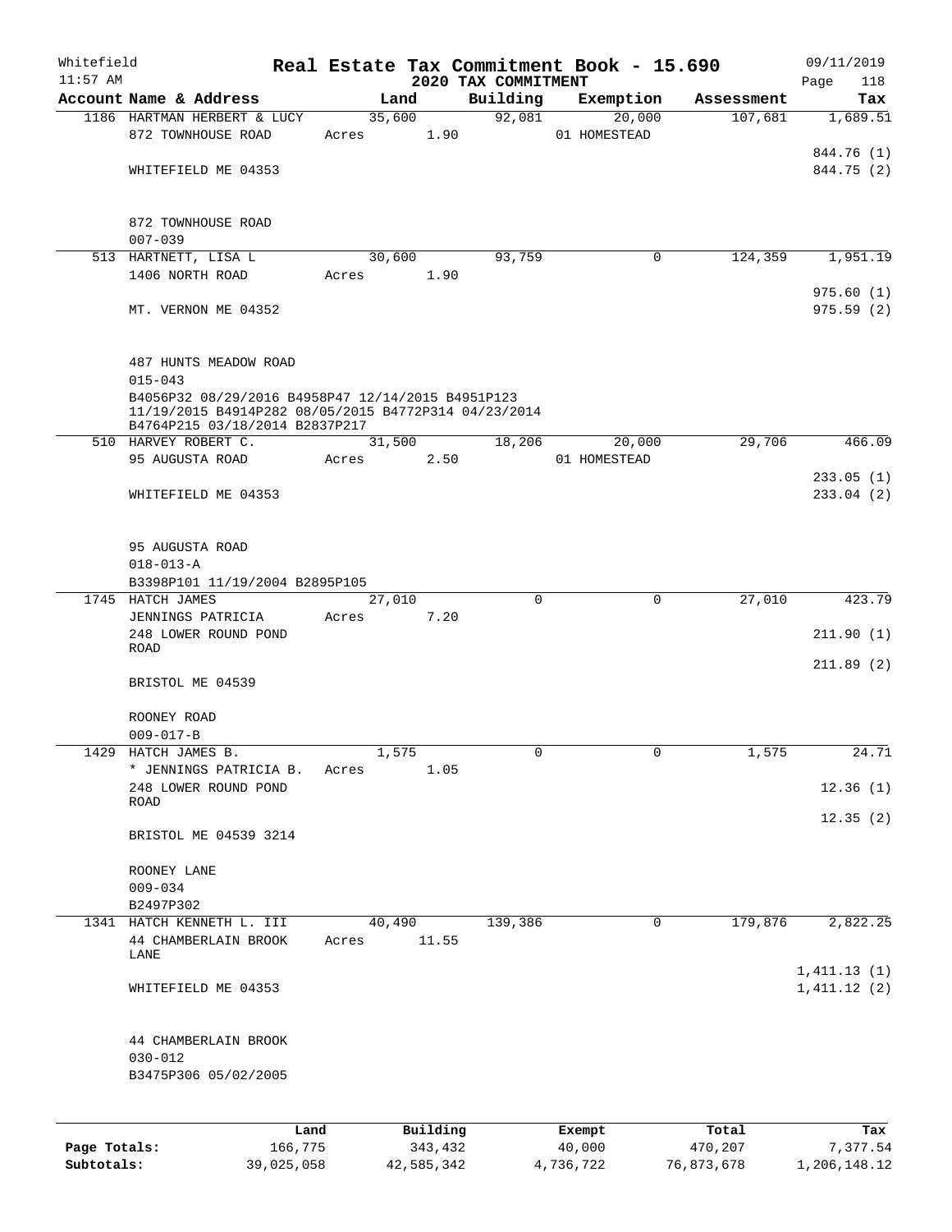# Real Estate Tax Commitment Book - 15.690

## 2020 TAX COMMITMENT

Whitefield 11:57 AM — 09/11/2019

| Account Name & Address | Land | Building | Exemption | Assessment | Tax |
|---|---|---|---|---|---|
| 1186 HARTMAN HERBERT & LUCY | 35,600 | 92,081 | 20,000 | 107,681 | 1,689.51 |
| 872 TOWNHOUSE ROAD | Acres 1.90 | | 01 HOMESTEAD | | |
| | | | | | 844.76 (1) |
| WHITEFIELD ME 04353 | | | | | 844.75 (2) |
| 872 TOWNHOUSE ROAD | | | | | |
| 007-039 | | | | | |
| 513 HARTNETT, LISA L | 30,600 | 93,759 | 0 | 124,359 | 1,951.19 |
| 1406 NORTH ROAD | Acres 1.90 | | | | |
| | | | | | 975.60 (1) |
| MT. VERNON ME 04352 | | | | | 975.59 (2) |
| 487 HUNTS MEADOW ROAD | | | | | |
| 015-043 | | | | | |
| B4056P32 08/29/2016 B4958P47 12/14/2015 B4951P123 11/19/2015 B4914P282 08/05/2015 B4772P314 04/23/2014 B4764P215 03/18/2014 B2837P217 | | | | | |
| 510 HARVEY ROBERT C. | 31,500 | 18,206 | 20,000 | 29,706 | 466.09 |
| 95 AUGUSTA ROAD | Acres 2.50 | | 01 HOMESTEAD | | |
| | | | | | 233.05 (1) |
| WHITEFIELD ME 04353 | | | | | 233.04 (2) |
| 95 AUGUSTA ROAD | | | | | |
| 018-013-A | | | | | |
| B3398P101 11/19/2004 B2895P105 | | | | | |
| 1745 HATCH JAMES | 27,010 | 0 | 0 | 27,010 | 423.79 |
| JENNINGS PATRICIA | Acres 7.20 | | | | |
| 248 LOWER ROUND POND ROAD | | | | | 211.90 (1) |
| | | | | | 211.89 (2) |
| BRISTOL ME 04539 | | | | | |
| ROONEY ROAD | | | | | |
| 009-017-B | | | | | |
| 1429 HATCH JAMES B. | 1,575 | 0 | 0 | 1,575 | 24.71 |
| * JENNINGS PATRICIA B. | Acres 1.05 | | | | |
| 248 LOWER ROUND POND ROAD | | | | | 12.36 (1) |
| | | | | | 12.35 (2) |
| BRISTOL ME 04539 3214 | | | | | |
| ROONEY LANE | | | | | |
| 009-034 | | | | | |
| B2497P302 | | | | | |
| 1341 HATCH KENNETH L. III | 40,490 | 139,386 | 0 | 179,876 | 2,822.25 |
| 44 CHAMBERLAIN BROOK LANE | Acres 11.55 | | | | |
| | | | | | 1,411.13 (1) |
| WHITEFIELD ME 04353 | | | | | 1,411.12 (2) |
| 44 CHAMBERLAIN BROOK | | | | | |
| 030-012 | | | | | |
| B3475P306 05/02/2005 | | | | | |

| | Land | Building | Exempt | Total | Tax |
|---|---|---|---|---|---|
| Page Totals: | 166,775 | 343,432 | 40,000 | 470,207 | 7,377.54 |
| Subtotals: | 39,025,058 | 42,585,342 | 4,736,722 | 76,873,678 | 1,206,148.12 |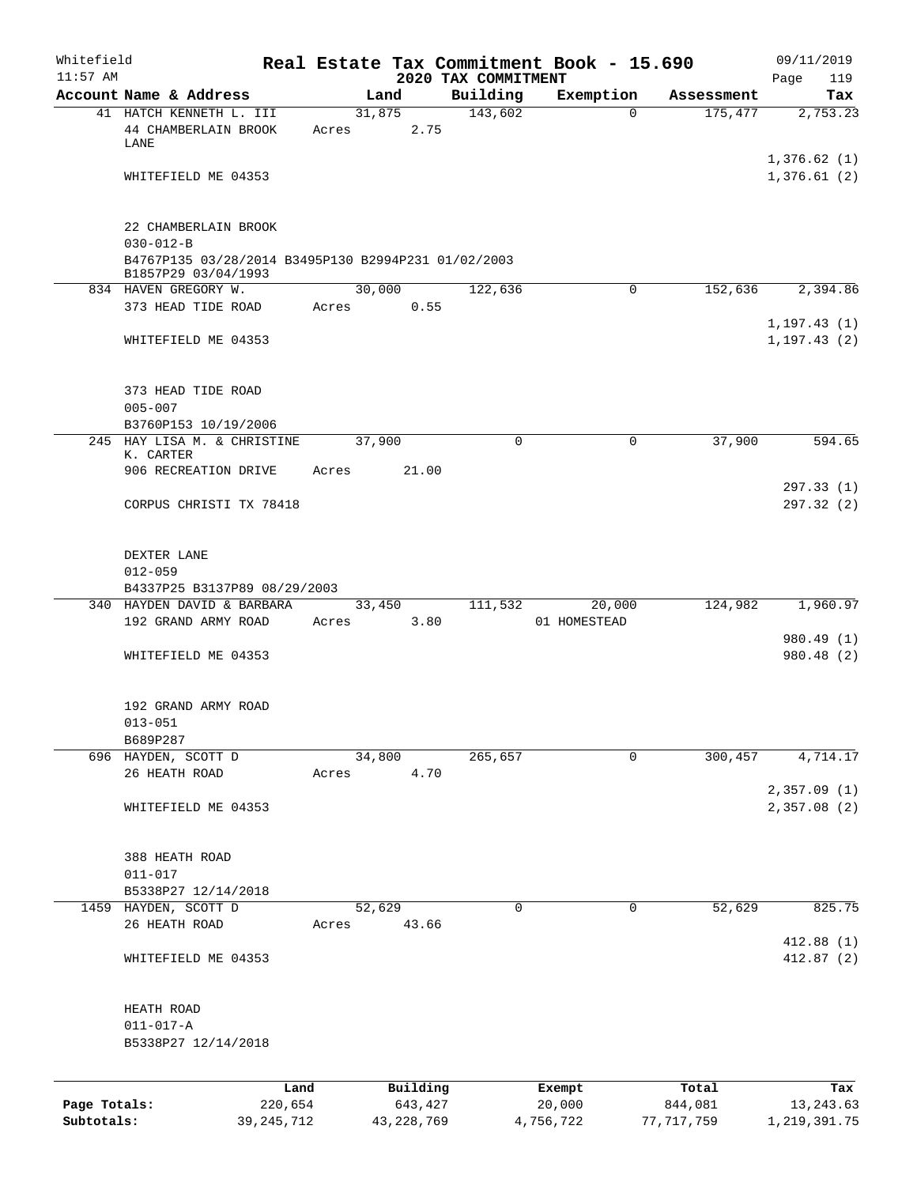Whitefield
11:57 AM

# Real Estate Tax Commitment Book - 15.690

## 2020 TAX COMMITMENT

09/11/2019

| Account Name & Address | Land | Building | Exemption | Assessment | Tax |
|---|---|---|---|---|---|
| 41 HATCH KENNETH L. III | 31,875 | 143,602 | 0 | 175,477 | 2,753.23 |
| 44 CHAMBERLAIN BROOK LANE | Acres 2.75 | | | | |
| | | | | | 1,376.62 (1) |
| WHITEFIELD ME 04353 | | | | | 1,376.61 (2) |
| 22 CHAMBERLAIN BROOK | | | | | |
| 030-012-B | | | | | |
| B4767P135 03/28/2014 B3495P130 B2994P231 01/02/2003 B1857P29 03/04/1993 | | | | | |
| 834 HAVEN GREGORY W. | 30,000 | 122,636 | 0 | 152,636 | 2,394.86 |
| 373 HEAD TIDE ROAD | Acres 0.55 | | | | |
| | | | | | 1,197.43 (1) |
| WHITEFIELD ME 04353 | | | | | 1,197.43 (2) |
| 373 HEAD TIDE ROAD | | | | | |
| 005-007 | | | | | |
| B3760P153 10/19/2006 | | | | | |
| 245 HAY LISA M. & CHRISTINE K. CARTER | 37,900 | 0 | 0 | 37,900 | 594.65 |
| 906 RECREATION DRIVE | Acres 21.00 | | | | |
| | | | | | 297.33 (1) |
| CORPUS CHRISTI TX 78418 | | | | | 297.32 (2) |
| DEXTER LANE | | | | | |
| 012-059 | | | | | |
| B4337P25 B3137P89 08/29/2003 | | | | | |
| 340 HAYDEN DAVID & BARBARA | 33,450 | 111,532 | 20,000 | 124,982 | 1,960.97 |
| 192 GRAND ARMY ROAD | Acres 3.80 | | 01 HOMESTEAD | | |
| | | | | | 980.49 (1) |
| WHITEFIELD ME 04353 | | | | | 980.48 (2) |
| 192 GRAND ARMY ROAD | | | | | |
| 013-051 | | | | | |
| B689P287 | | | | | |
| 696 HAYDEN, SCOTT D | 34,800 | 265,657 | 0 | 300,457 | 4,714.17 |
| 26 HEATH ROAD | Acres 4.70 | | | | |
| | | | | | 2,357.09 (1) |
| WHITEFIELD ME 04353 | | | | | 2,357.08 (2) |
| 388 HEATH ROAD | | | | | |
| 011-017 | | | | | |
| B5338P27 12/14/2018 | | | | | |
| 1459 HAYDEN, SCOTT D | 52,629 | 0 | 0 | 52,629 | 825.75 |
| 26 HEATH ROAD | Acres 43.66 | | | | |
| | | | | | 412.88 (1) |
| WHITEFIELD ME 04353 | | | | | 412.87 (2) |
| HEATH ROAD | | | | | |
| 011-017-A | | | | | |
| B5338P27 12/14/2018 | | | | | |

| | Land | Building | Exempt | Total | Tax |
|---|---|---|---|---|---|
| Page Totals: | 220,654 | 643,427 | 20,000 | 844,081 | 13,243.63 |
| Subtotals: | 39,245,712 | 43,228,769 | 4,756,722 | 77,717,759 | 1,219,391.75 |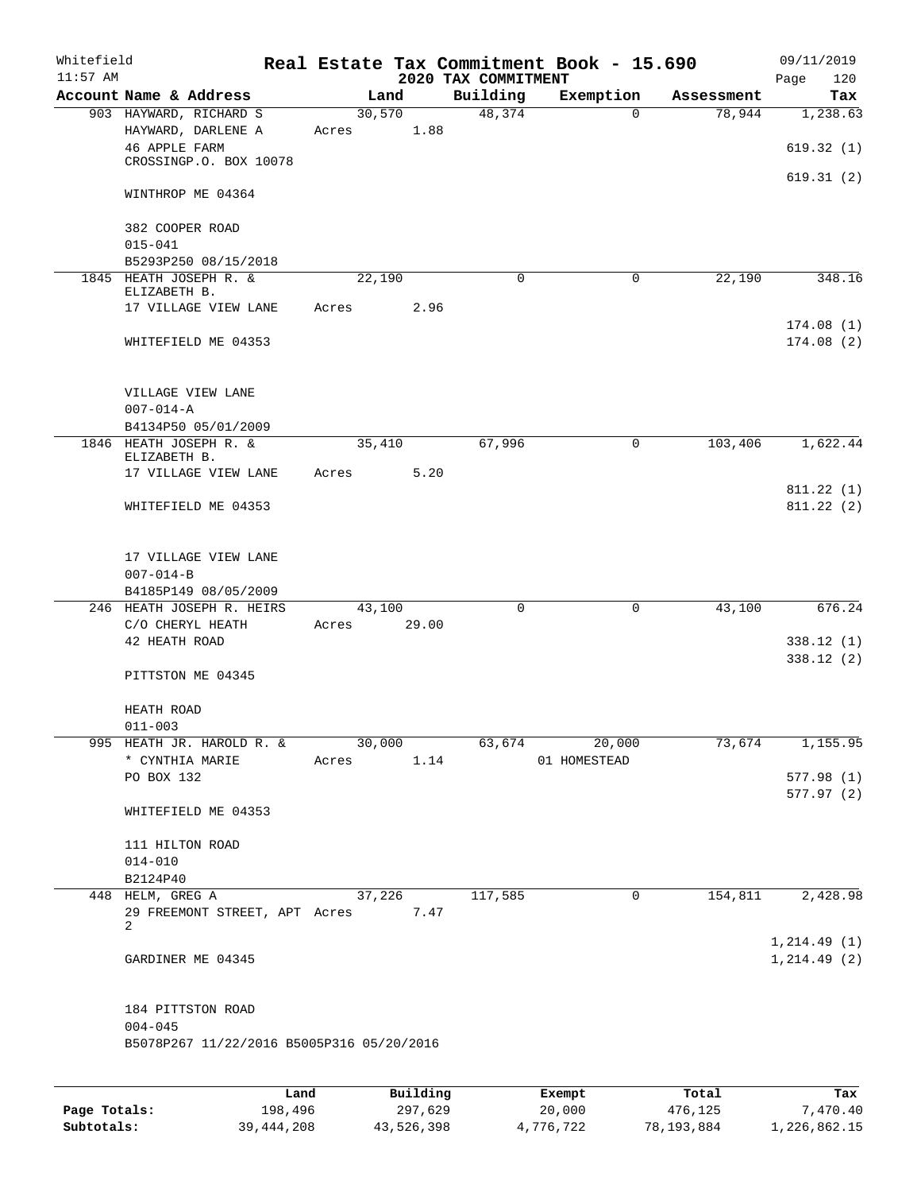Whitefield 11:57 AM

# Real Estate Tax Commitment Book - 15.690

## 2020 TAX COMMITMENT

09/11/2019 Page 120

| Account Name & Address | Land | Building | Exemption | Assessment | Tax |
|---|---|---|---|---|---|
| 903 HAYWARD, RICHARD S<br>HAYWARD, DARLENE A<br>46 APPLE FARM CROSSINGP.O. BOX 10078<br>WINTHROP ME 04364<br><br>382 COOPER ROAD<br>015-041<br>B5293P250 08/15/2018 | 30,570<br>Acres 1.88 | 48,374 | 0 | 78,944 | 1,238.63<br><br>619.32 (1)<br>619.31 (2) |
| 1845 HEATH JOSEPH R. & ELIZABETH B.<br>17 VILLAGE VIEW LANE<br>WHITEFIELD ME 04353<br><br>VILLAGE VIEW LANE<br>007-014-A<br>B4134P50 05/01/2009 | 22,190<br>Acres 2.96 | 0 | 0 | 22,190 | 348.16<br><br>174.08 (1)<br>174.08 (2) |
| 1846 HEATH JOSEPH R. & ELIZABETH B.<br>17 VILLAGE VIEW LANE<br>WHITEFIELD ME 04353<br><br>17 VILLAGE VIEW LANE<br>007-014-B<br>B4185P149 08/05/2009 | 35,410<br>Acres 5.20 | 67,996 | 0 | 103,406 | 1,622.44<br><br>811.22 (1)<br>811.22 (2) |
| 246 HEATH JOSEPH R. HEIRS<br>C/O CHERYL HEATH<br>42 HEATH ROAD<br>PITTSTON ME 04345<br><br>HEATH ROAD<br>011-003 | 43,100<br>Acres 29.00 | 0 | 0 | 43,100 | 676.24<br><br>338.12 (1)<br>338.12 (2) |
| 995 HEATH JR. HAROLD R. &<br>* CYNTHIA MARIE<br>PO BOX 132<br>WHITEFIELD ME 04353<br><br>111 HILTON ROAD<br>014-010<br>B2124P40 | 30,000<br>Acres 1.14 | 63,674 | 20,000<br>01 HOMESTEAD | 73,674 | 1,155.95<br><br>577.98 (1)<br>577.97 (2) |
| 448 HELM, GREG A<br>29 FREEMONT STREET, APT 2<br>GARDINER ME 04345<br><br>184 PITTSTON ROAD<br>004-045<br>B5078P267 11/22/2016 B5005P316 05/20/2016 | 37,226<br>Acres 7.47 | 117,585 | 0 | 154,811 | 2,428.98<br><br>1,214.49 (1)<br>1,214.49 (2) |

| | Land | Building | Exempt | Total | Tax |
|---|---|---|---|---|---|
| Page Totals: | 198,496 | 297,629 | 20,000 | 476,125 | 7,470.40 |
| Subtotals: | 39,444,208 | 43,526,398 | 4,776,722 | 78,193,884 | 1,226,862.15 |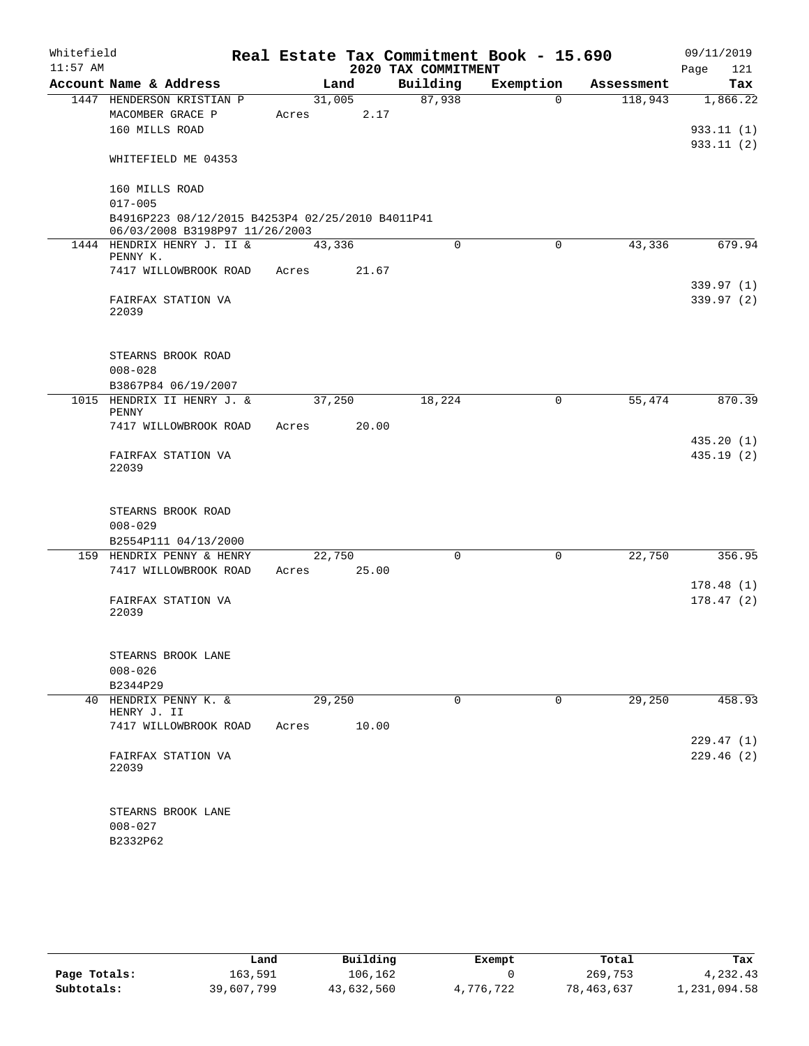Whitefield | Real Estate Tax Commitment Book - 15.690 | 09/11/2019
11:57 AM | 2020 TAX COMMITMENT | Page 121

| Account Name & Address | Land | Building | Exemption | Assessment | Tax |
|---|---|---|---|---|---|
| 1447 HENDERSON KRISTIAN P | 31,005 | 87,938 | 0 | 118,943 | 1,866.22 |
| MACOMBER GRACE P | Acres 2.17 | | | | |
| 160 MILLS ROAD | | | | | 933.11 (1) |
| | | | | | 933.11 (2) |
| WHITEFIELD ME 04353 | | | | | |
| 160 MILLS ROAD | | | | | |
| 017-005 | | | | | |
| B4916P223 08/12/2015 B4253P4 02/25/2010 B4011P41 06/03/2008 B3198P97 11/26/2003 | | | | | |
| 1444 HENDRIX HENRY J. II & PENNY K. | 43,336 | 0 | 0 | 43,336 | 679.94 |
| 7417 WILLOWBROOK ROAD | Acres 21.67 | | | | |
| | | | | | 339.97 (1) |
| FAIRFAX STATION VA 22039 | | | | | 339.97 (2) |
| STEARNS BROOK ROAD | | | | | |
| 008-028 | | | | | |
| B3867P84 06/19/2007 | | | | | |
| 1015 HENDRIX II HENRY J. & PENNY | 37,250 | 18,224 | 0 | 55,474 | 870.39 |
| 7417 WILLOWBROOK ROAD | Acres 20.00 | | | | |
| | | | | | 435.20 (1) |
| FAIRFAX STATION VA 22039 | | | | | 435.19 (2) |
| STEARNS BROOK ROAD | | | | | |
| 008-029 | | | | | |
| B2554P111 04/13/2000 | | | | | |
| 159 HENDRIX PENNY & HENRY | 22,750 | 0 | 0 | 22,750 | 356.95 |
| 7417 WILLOWBROOK ROAD | Acres 25.00 | | | | |
| | | | | | 178.48 (1) |
| FAIRFAX STATION VA 22039 | | | | | 178.47 (2) |
| STEARNS BROOK LANE | | | | | |
| 008-026 | | | | | |
| B2344P29 | | | | | |
| 40 HENDRIX PENNY K. & HENRY J. II | 29,250 | 0 | 0 | 29,250 | 458.93 |
| 7417 WILLOWBROOK ROAD | Acres 10.00 | | | | |
| | | | | | 229.47 (1) |
| FAIRFAX STATION VA 22039 | | | | | 229.46 (2) |
| STEARNS BROOK LANE | | | | | |
| 008-027 | | | | | |
| B2332P62 | | | | | |

| | Land | Building | Exempt | Total | Tax |
|---|---|---|---|---|---|
| Page Totals: | 163,591 | 106,162 | 0 | 269,753 | 4,232.43 |
| Subtotals: | 39,607,799 | 43,632,560 | 4,776,722 | 78,463,637 | 1,231,094.58 |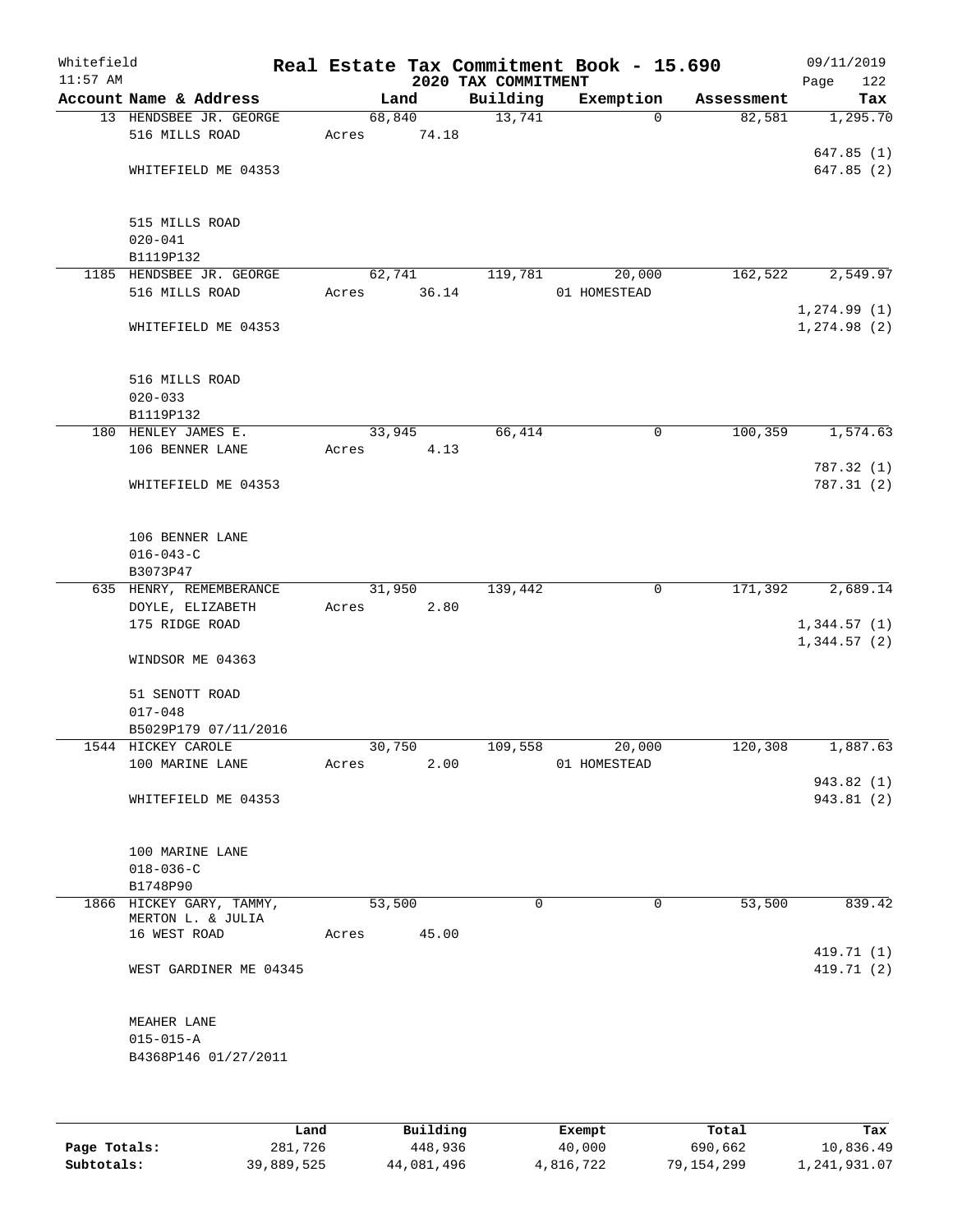Whitefield
11:57 AM

# Real Estate Tax Commitment Book - 15.690
## 2020 TAX COMMITMENT

09/11/2019
Page 122

| Account Name & Address | Land | Building | Exemption | Assessment | Tax |
|---|---|---|---|---|---|
| 13 HENDSBEE JR. GEORGE<br>516 MILLS ROAD<br><br>WHITEFIELD ME 04353<br><br>515 MILLS ROAD<br>020-041<br>B1119P132 | 68,840<br>Acres 74.18 | 13,741 | 0 | 82,581 | 1,295.70<br><br>647.85 (1)<br>647.85 (2) |
| 1185 HENDSBEE JR. GEORGE<br>516 MILLS ROAD<br><br>WHITEFIELD ME 04353<br><br>516 MILLS ROAD<br>020-033<br>B1119P132 | 62,741<br>Acres 36.14 | 119,781 | 20,000<br>01 HOMESTEAD | 162,522 | 2,549.97<br><br>1,274.99 (1)<br>1,274.98 (2) |
| 180 HENLEY JAMES E.<br>106 BENNER LANE<br><br>WHITEFIELD ME 04353<br><br>106 BENNER LANE<br>016-043-C<br>B3073P47 | 33,945<br>Acres 4.13 | 66,414 | 0 | 100,359 | 1,574.63<br><br>787.32 (1)<br>787.31 (2) |
| 635 HENRY, REMEMBERANCE<br>DOYLE, ELIZABETH<br>175 RIDGE ROAD<br><br>WINDSOR ME 04363<br><br>51 SENOTT ROAD<br>017-048<br>B5029P179 07/11/2016 | 31,950<br>Acres 2.80 | 139,442 | 0 | 171,392 | 2,689.14<br><br>1,344.57 (1)<br>1,344.57 (2) |
| 1544 HICKEY CAROLE<br>100 MARINE LANE<br><br>WHITEFIELD ME 04353<br><br>100 MARINE LANE<br>018-036-C<br>B1748P90 | 30,750<br>Acres 2.00 | 109,558 | 20,000<br>01 HOMESTEAD | 120,308 | 1,887.63<br><br>943.82 (1)<br>943.81 (2) |
| 1866 HICKEY GARY, TAMMY,<br>MERTON L. & JULIA<br>16 WEST ROAD<br><br>WEST GARDINER ME 04345<br><br>MEAHER LANE<br>015-015-A<br>B4368P146 01/27/2011 | 53,500<br>Acres 45.00 | 0 | 0 | 53,500 | 839.42<br><br>419.71 (1)<br>419.71 (2) |

| | Land | Building | Exempt | Total | Tax |
|---|---|---|---|---|---|
| Page Totals: | 281,726 | 448,936 | 40,000 | 690,662 | 10,836.49 |
| Subtotals: | 39,889,525 | 44,081,496 | 4,816,722 | 79,154,299 | 1,241,931.07 |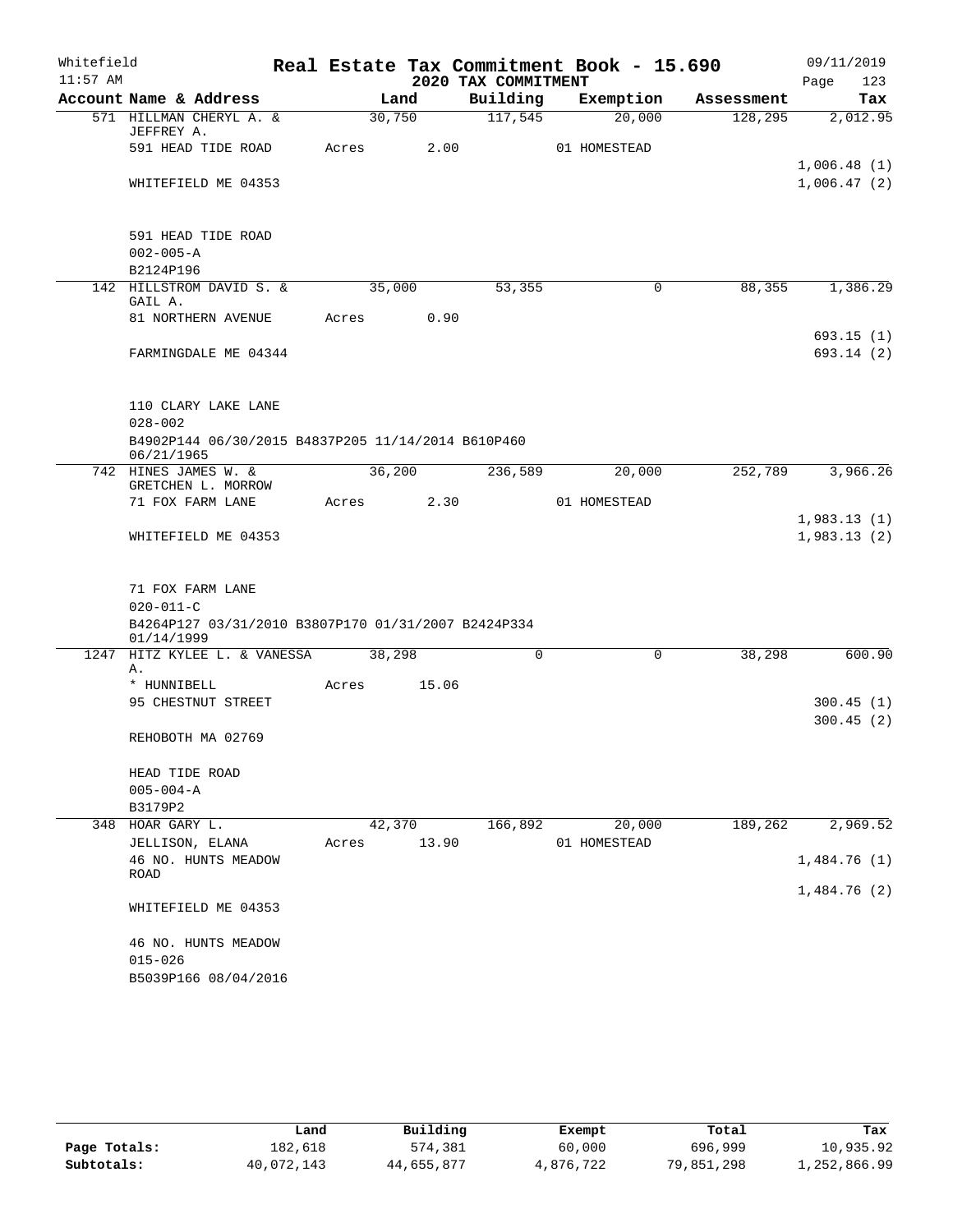Whitefield — Real Estate Tax Commitment Book - 15.690 — 09/11/2019

11:57 AM — 2020 TAX COMMITMENT

| Account Name & Address | Land | Building | Exemption | Assessment | Tax |
|---|---|---|---|---|---|
| 571 HILLMAN CHERYL A. & JEFFREY A. | 30,750 | 117,545 | 20,000 | 128,295 | 2,012.95 |
| 591 HEAD TIDE ROAD | Acres 2.00 | | 01 HOMESTEAD | | |
| | | | | | 1,006.48 (1) |
| WHITEFIELD ME 04353 | | | | | 1,006.47 (2) |
| 591 HEAD TIDE ROAD | | | | | |
| 002-005-A | | | | | |
| B2124P196 | | | | | |
| 142 HILLSTROM DAVID S. & GAIL A. | 35,000 | 53,355 | 0 | 88,355 | 1,386.29 |
| 81 NORTHERN AVENUE | Acres 0.90 | | | | |
| | | | | | 693.15 (1) |
| FARMINGDALE ME 04344 | | | | | 693.14 (2) |
| 110 CLARY LAKE LANE | | | | | |
| 028-002 | | | | | |
| B4902P144 06/30/2015 B4837P205 11/14/2014 B610P460 06/21/1965 | | | | | |
| 742 HINES JAMES W. & GRETCHEN L. MORROW | 36,200 | 236,589 | 20,000 | 252,789 | 3,966.26 |
| 71 FOX FARM LANE | Acres 2.30 | | 01 HOMESTEAD | | |
| | | | | | 1,983.13 (1) |
| WHITEFIELD ME 04353 | | | | | 1,983.13 (2) |
| 71 FOX FARM LANE | | | | | |
| 020-011-C | | | | | |
| B4264P127 03/31/2010 B3807P170 01/31/2007 B2424P334 01/14/1999 | | | | | |
| 1247 HITZ KYLEE L. & VANESSA A. | 38,298 | 0 | 0 | 38,298 | 600.90 |
| * HUNNIBELL | Acres 15.06 | | | | |
| 95 CHESTNUT STREET | | | | | 300.45 (1) |
| | | | | | 300.45 (2) |
| REHOBOTH MA 02769 | | | | | |
| HEAD TIDE ROAD | | | | | |
| 005-004-A | | | | | |
| B3179P2 | | | | | |
| 348 HOAR GARY L. | 42,370 | 166,892 | 20,000 | 189,262 | 2,969.52 |
| JELLISON, ELANA | Acres 13.90 | | 01 HOMESTEAD | | |
| 46 NO. HUNTS MEADOW ROAD | | | | | 1,484.76 (1) |
| | | | | | 1,484.76 (2) |
| WHITEFIELD ME 04353 | | | | | |
| 46 NO. HUNTS MEADOW | | | | | |
| 015-026 | | | | | |
| B5039P166 08/04/2016 | | | | | |

| | Land | Building | Exempt | Total | Tax |
|---|---|---|---|---|---|
| Page Totals: | 182,618 | 574,381 | 60,000 | 696,999 | 10,935.92 |
| Subtotals: | 40,072,143 | 44,655,877 | 4,876,722 | 79,851,298 | 1,252,866.99 |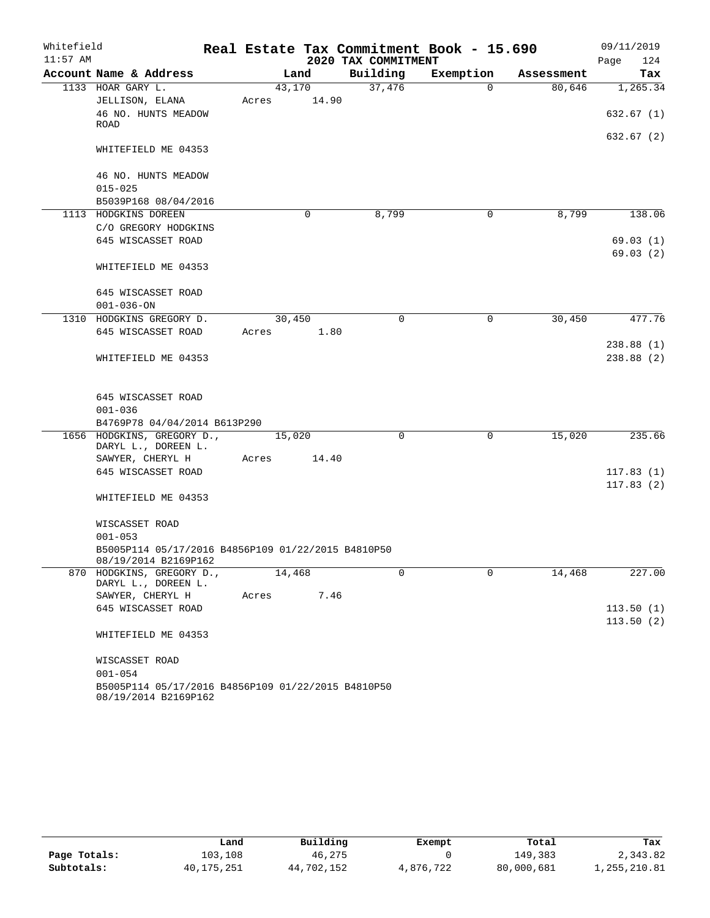Whitefield
11:57 AM

# Real Estate Tax Commitment Book - 15.690
## 2020 TAX COMMITMENT

09/11/2019
Page 124

| Account Name & Address | Land | Building | Exemption | Assessment | Tax |
|---|---|---|---|---|---|
| 1133 HOAR GARY L. | 43,170 | 37,476 | 0 | 80,646 | 1,265.34 |
| JELLISON, ELANA | Acres 14.90 | | | | |
| 46 NO. HUNTS MEADOW ROAD | | | | | 632.67 (1) |
| | | | | | 632.67 (2) |
| WHITEFIELD ME 04353 | | | | | |
| 46 NO. HUNTS MEADOW | | | | | |
| 015-025 | | | | | |
| B5039P168 08/04/2016 | | | | | |
| 1113 HODGKINS DOREEN | 0 | 8,799 | 0 | 8,799 | 138.06 |
| C/O GREGORY HODGKINS | | | | | |
| 645 WISCASSET ROAD | | | | | 69.03 (1) |
| | | | | | 69.03 (2) |
| WHITEFIELD ME 04353 | | | | | |
| 645 WISCASSET ROAD | | | | | |
| 001-036-ON | | | | | |
| 1310 HODGKINS GREGORY D. | 30,450 | 0 | 0 | 30,450 | 477.76 |
| 645 WISCASSET ROAD | Acres 1.80 | | | | |
| | | | | | 238.88 (1) |
| WHITEFIELD ME 04353 | | | | | 238.88 (2) |
| 645 WISCASSET ROAD | | | | | |
| 001-036 | | | | | |
| B4769P78 04/04/2014 B613P290 | | | | | |
| 1656 HODGKINS, GREGORY D., DARYL L., DOREEN L. | 15,020 | 0 | 0 | 15,020 | 235.66 |
| SAWYER, CHERYL H | Acres 14.40 | | | | |
| 645 WISCASSET ROAD | | | | | 117.83 (1) |
| | | | | | 117.83 (2) |
| WHITEFIELD ME 04353 | | | | | |
| WISCASSET ROAD | | | | | |
| 001-053 | | | | | |
| B5005P114 05/17/2016 B4856P109 01/22/2015 B4810P50 08/19/2014 B2169P162 | | | | | |
| 870 HODGKINS, GREGORY D., DARYL L., DOREEN L. | 14,468 | 0 | 0 | 14,468 | 227.00 |
| SAWYER, CHERYL H | Acres 7.46 | | | | |
| 645 WISCASSET ROAD | | | | | 113.50 (1) |
| | | | | | 113.50 (2) |
| WHITEFIELD ME 04353 | | | | | |
| WISCASSET ROAD | | | | | |
| 001-054 | | | | | |
| B5005P114 05/17/2016 B4856P109 01/22/2015 B4810P50 08/19/2014 B2169P162 | | | | | |

| | Land | Building | Exempt | Total | Tax |
|---|---|---|---|---|---|
| Page Totals: | 103,108 | 46,275 | 0 | 149,383 | 2,343.82 |
| Subtotals: | 40,175,251 | 44,702,152 | 4,876,722 | 80,000,681 | 1,255,210.81 |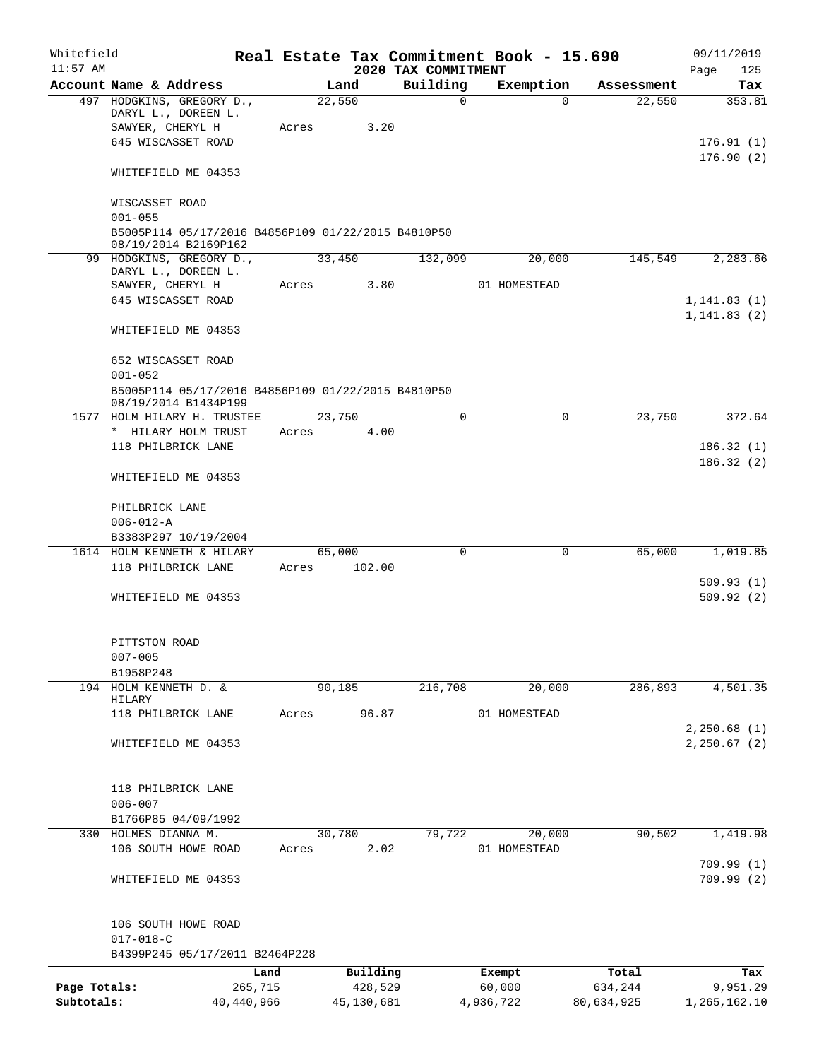Whitefield 11:57 AM

# Real Estate Tax Commitment Book - 15.690

## 2020 TAX COMMITMENT

09/11/2019 Page 125

| Account Name & Address | Land | Building | Exemption | Assessment | Tax |
|---|---|---|---|---|---|
| 497 HODGKINS, GREGORY D., DARYL L., DOREEN L. SAWYER, CHERYL H<br>645 WISCASSET ROAD<br>WHITEFIELD ME 04353<br><br>WISCASSET ROAD<br>001-055<br>B5005P114 05/17/2016 B4856P109 01/22/2015 B4810P50 08/19/2014 B2169P162 | 22,550<br>Acres 3.20 | 0 | 0 | 22,550 | 353.81<br><br>176.91 (1)<br>176.90 (2) |
| 99 HODGKINS, GREGORY D., DARYL L., DOREEN L. SAWYER, CHERYL H<br>645 WISCASSET ROAD<br>WHITEFIELD ME 04353<br><br>652 WISCASSET ROAD<br>001-052<br>B5005P114 05/17/2016 B4856P109 01/22/2015 B4810P50 08/19/2014 B1434P199 | 33,450<br>Acres 3.80 | 132,099 | 20,000<br>01 HOMESTEAD | 145,549 | 2,283.66<br><br>1,141.83 (1)<br>1,141.83 (2) |
| 1577 HOLM HILARY H. TRUSTEE<br>* HILARY HOLM TRUST<br>118 PHILBRICK LANE<br>WHITEFIELD ME 04353<br><br>PHILBRICK LANE<br>006-012-A<br>B3383P297 10/19/2004 | 23,750<br>Acres 4.00 | 0 | 0 | 23,750 | 372.64<br><br>186.32 (1)<br>186.32 (2) |
| 1614 HOLM KENNETH & HILARY<br>118 PHILBRICK LANE<br>WHITEFIELD ME 04353<br><br>PITTSTON ROAD<br>007-005<br>B1958P248 | 65,000<br>Acres 102.00 | 0 | 0 | 65,000 | 1,019.85<br><br>509.93 (1)<br>509.92 (2) |
| 194 HOLM KENNETH D. & HILARY<br>118 PHILBRICK LANE<br>WHITEFIELD ME 04353<br><br>118 PHILBRICK LANE<br>006-007<br>B1766P85 04/09/1992 | 90,185<br>Acres 96.87 | 216,708 | 20,000<br>01 HOMESTEAD | 286,893 | 4,501.35<br><br>2,250.68 (1)<br>2,250.67 (2) |
| 330 HOLMES DIANNA M.<br>106 SOUTH HOWE ROAD<br>WHITEFIELD ME 04353<br><br>106 SOUTH HOWE ROAD<br>017-018-C<br>B4399P245 05/17/2011 B2464P228 | 30,780<br>Acres 2.02 | 79,722 | 20,000<br>01 HOMESTEAD | 90,502 | 1,419.98<br><br>709.99 (1)<br>709.99 (2) |

| | Land | Building | Exempt | Total | Tax |
|---|---|---|---|---|---|
| Page Totals: | 265,715 | 428,529 | 60,000 | 634,244 | 9,951.29 |
| Subtotals: | 40,440,966 | 45,130,681 | 4,936,722 | 80,634,925 | 1,265,162.10 |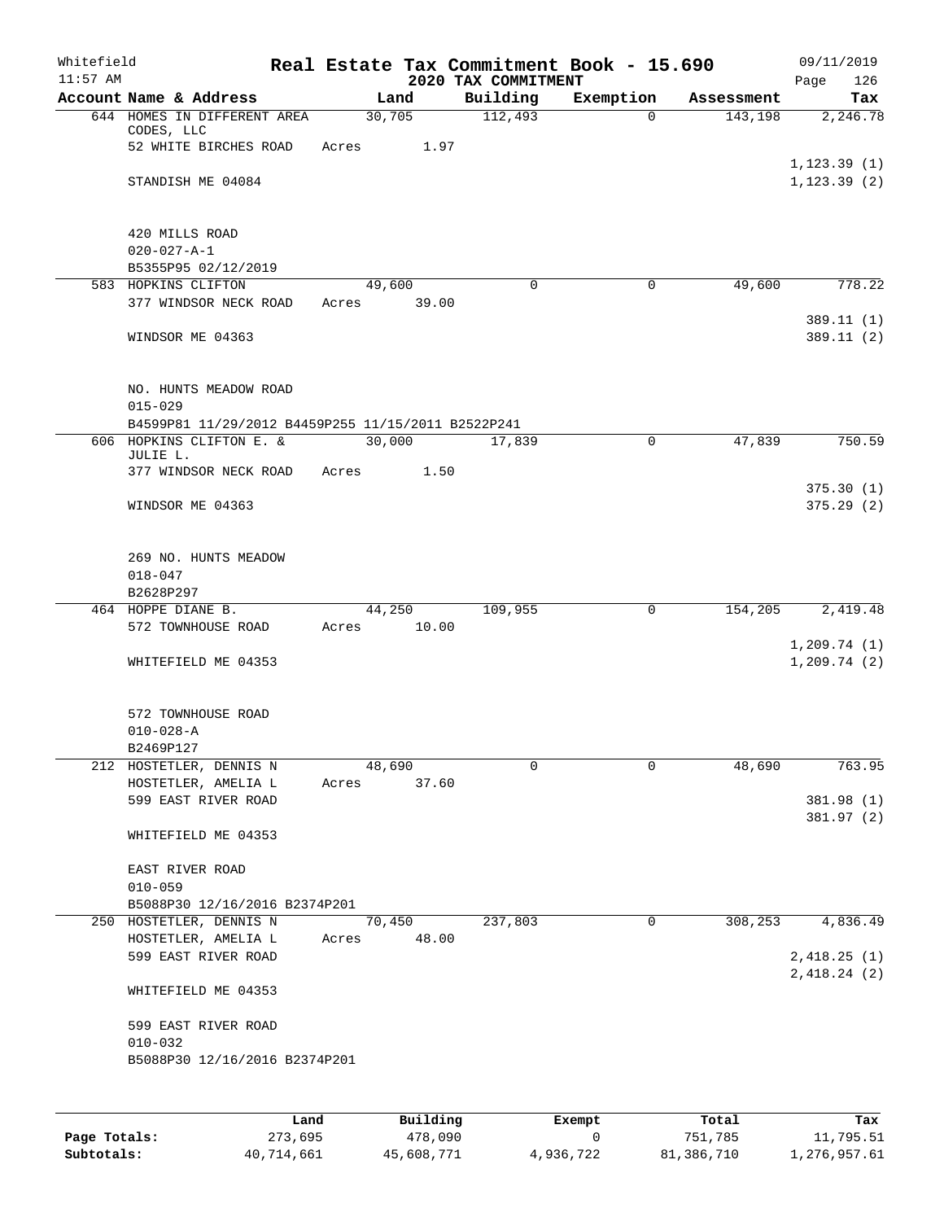Whitefield 11:57 AM

# Real Estate Tax Commitment Book - 15.690

## 2020 TAX COMMITMENT

09/11/2019 Page 126

| Account Name & Address | Land | Building | Exemption | Assessment | Tax |
|---|---|---|---|---|---|
| 644 HOMES IN DIFFERENT AREA CODES, LLC<br>52 WHITE BIRCHES ROAD<br><br>STANDISH ME 04084<br><br>420 MILLS ROAD<br>020-027-A-1<br>B5355P95 02/12/2019 | 30,705<br>Acres 1.97 | 112,493 | 0 | 143,198 | 2,246.78<br><br>1,123.39 (1)<br>1,123.39 (2) |
| 583 HOPKINS CLIFTON<br>377 WINDSOR NECK ROAD<br><br>WINDSOR ME 04363<br><br>NO. HUNTS MEADOW ROAD<br>015-029<br>B4599P81 11/29/2012 B4459P255 11/15/2011 B2522P241 | 49,600<br>Acres 39.00 | 0 | 0 | 49,600 | 778.22<br><br>389.11 (1)<br>389.11 (2) |
| 606 HOPKINS CLIFTON E. & JULIE L.<br>377 WINDSOR NECK ROAD<br><br>WINDSOR ME 04363<br><br>269 NO. HUNTS MEADOW<br>018-047<br>B2628P297 | 30,000<br>Acres 1.50 | 17,839 | 0 | 47,839 | 750.59<br><br>375.30 (1)<br>375.29 (2) |
| 464 HOPPE DIANE B.<br>572 TOWNHOUSE ROAD<br><br>WHITEFIELD ME 04353<br><br>572 TOWNHOUSE ROAD<br>010-028-A<br>B2469P127 | 44,250<br>Acres 10.00 | 109,955 | 0 | 154,205 | 2,419.48<br><br>1,209.74 (1)<br>1,209.74 (2) |
| 212 HOSTETLER, DENNIS N<br>HOSTETLER, AMELIA L<br>599 EAST RIVER ROAD<br><br>WHITEFIELD ME 04353<br><br>EAST RIVER ROAD<br>010-059<br>B5088P30 12/16/2016 B2374P201 | 48,690<br>Acres 37.60 | 0 | 0 | 48,690 | 763.95<br><br>381.98 (1)<br>381.97 (2) |
| 250 HOSTETLER, DENNIS N<br>HOSTETLER, AMELIA L<br>599 EAST RIVER ROAD<br><br>WHITEFIELD ME 04353<br><br>599 EAST RIVER ROAD<br>010-032<br>B5088P30 12/16/2016 B2374P201 | 70,450<br>Acres 48.00 | 237,803 | 0 | 308,253 | 4,836.49<br><br>2,418.25 (1)<br>2,418.24 (2) |

| | Land | Building | Exempt | Total | Tax |
|---|---|---|---|---|---|
| Page Totals: | 273,695 | 478,090 | 0 | 751,785 | 11,795.51 |
| Subtotals: | 40,714,661 | 45,608,771 | 4,936,722 | 81,386,710 | 1,276,957.61 |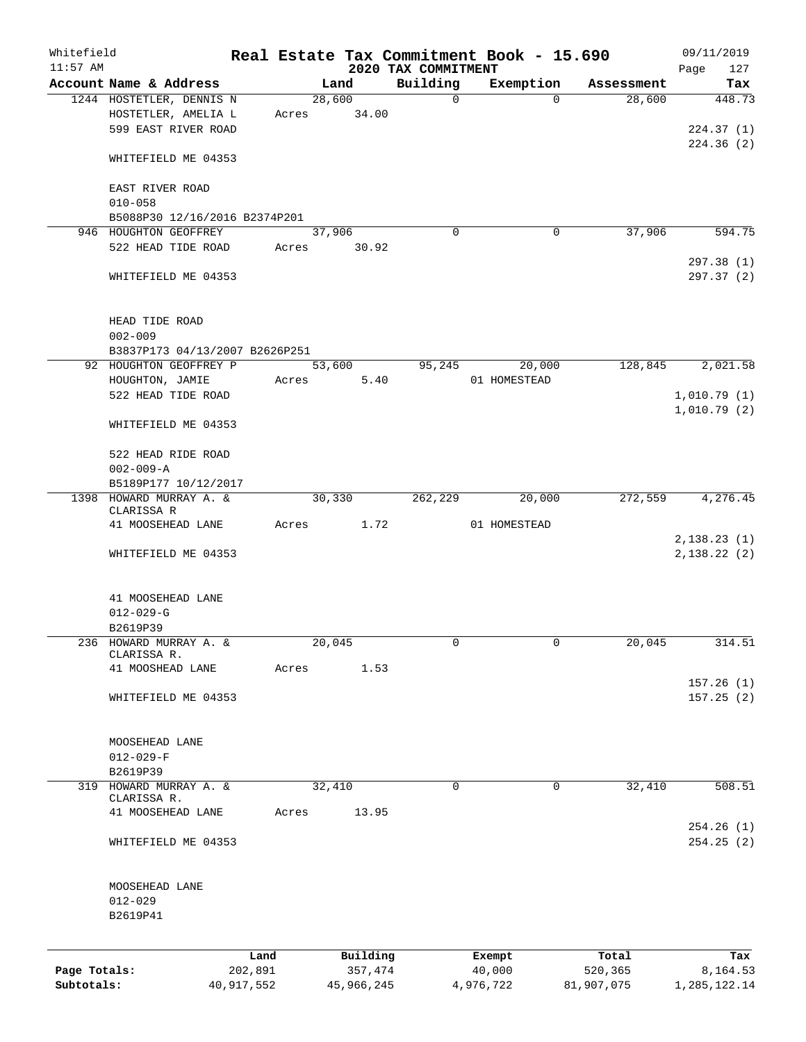Whitefield
11:57 AM

# Real Estate Tax Commitment Book - 15.690

## 2020 TAX COMMITMENT

09/11/2019
Page 127

| Account Name & Address | Land | Building | Exemption | Assessment | Tax |
|---|---|---|---|---|---|
| 1244 HOSTETLER, DENNIS N | 28,600 | 0 | 0 | 28,600 | 448.73 |
| HOSTETLER, AMELIA L | Acres 34.00 | | | | |
| 599 EAST RIVER ROAD | | | | | 224.37 (1) |
| | | | | | 224.36 (2) |
| WHITEFIELD ME 04353 | | | | | |
| EAST RIVER ROAD | | | | | |
| 010-058 | | | | | |
| B5088P30 12/16/2016 B2374P201 | | | | | |
| 946 HOUGHTON GEOFFREY | 37,906 | 0 | 0 | 37,906 | 594.75 |
| 522 HEAD TIDE ROAD | Acres 30.92 | | | | |
| | | | | | 297.38 (1) |
| WHITEFIELD ME 04353 | | | | | 297.37 (2) |
| HEAD TIDE ROAD | | | | | |
| 002-009 | | | | | |
| B3837P173 04/13/2007 B2626P251 | | | | | |
| 92 HOUGHTON GEOFFREY P | 53,600 | 95,245 | 20,000 | 128,845 | 2,021.58 |
| HOUGHTON, JAMIE | Acres 5.40 | | 01 HOMESTEAD | | |
| 522 HEAD TIDE ROAD | | | | | 1,010.79 (1) |
| | | | | | 1,010.79 (2) |
| WHITEFIELD ME 04353 | | | | | |
| 522 HEAD RIDE ROAD | | | | | |
| 002-009-A | | | | | |
| B5189P177 10/12/2017 | | | | | |
| 1398 HOWARD MURRAY A. & CLARISSA R | 30,330 | 262,229 | 20,000 | 272,559 | 4,276.45 |
| 41 MOOSEHEAD LANE | Acres 1.72 | | 01 HOMESTEAD | | |
| | | | | | 2,138.23 (1) |
| WHITEFIELD ME 04353 | | | | | 2,138.22 (2) |
| 41 MOOSEHEAD LANE | | | | | |
| 012-029-G | | | | | |
| B2619P39 | | | | | |
| 236 HOWARD MURRAY A. & CLARISSA R. | 20,045 | 0 | 0 | 20,045 | 314.51 |
| 41 MOOSHEAD LANE | Acres 1.53 | | | | |
| | | | | | 157.26 (1) |
| WHITEFIELD ME 04353 | | | | | 157.25 (2) |
| MOOSEHEAD LANE | | | | | |
| 012-029-F | | | | | |
| B2619P39 | | | | | |
| 319 HOWARD MURRAY A. & CLARISSA R. | 32,410 | 0 | 0 | 32,410 | 508.51 |
| 41 MOOSEHEAD LANE | Acres 13.95 | | | | |
| | | | | | 254.26 (1) |
| WHITEFIELD ME 04353 | | | | | 254.25 (2) |
| MOOSEHEAD LANE | | | | | |
| 012-029 | | | | | |
| B2619P41 | | | | | |

| | Land | Building | Exempt | Total | Tax |
|---|---|---|---|---|---|
| Page Totals: | 202,891 | 357,474 | 40,000 | 520,365 | 8,164.53 |
| Subtotals: | 40,917,552 | 45,966,245 | 4,976,722 | 81,907,075 | 1,285,122.14 |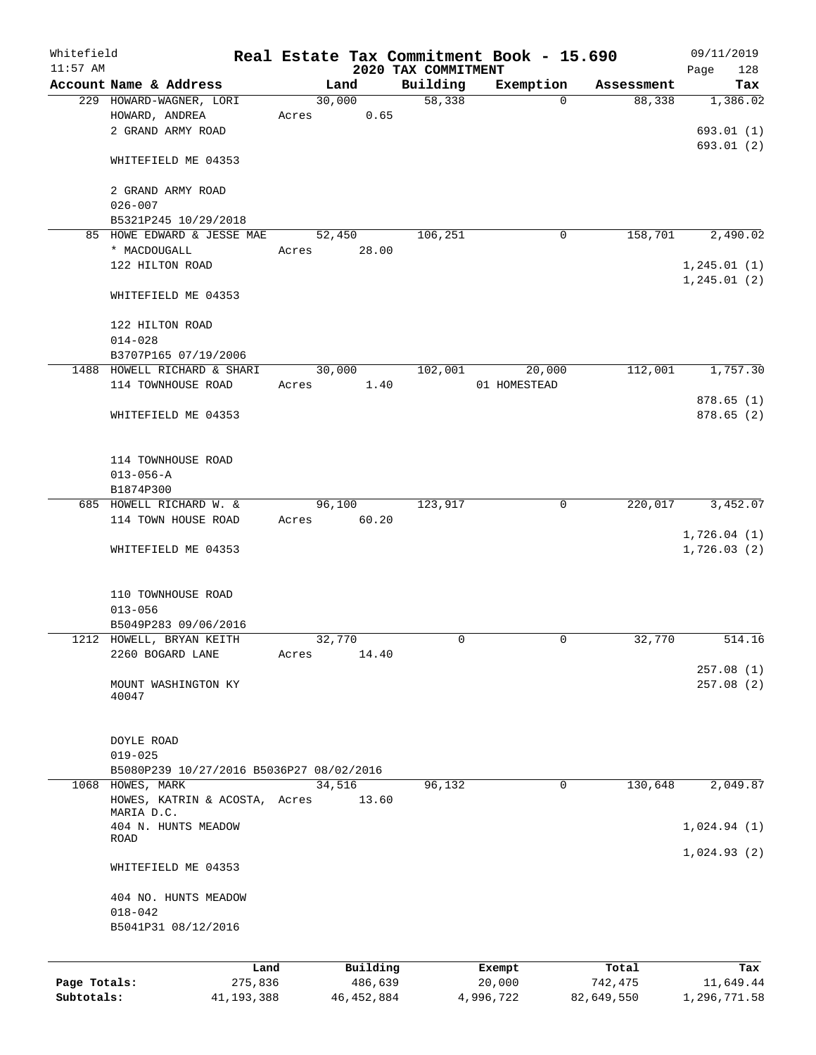Whitefield 11:57 AM

# Real Estate Tax Commitment Book - 15.690

## 2020 TAX COMMITMENT

09/11/2019

| Account Name & Address | Land | Building | Exemption | Assessment | Tax |
|---|---|---|---|---|---|
| 229 HOWARD-WAGNER, LORI<br>HOWARD, ANDREA<br>2 GRAND ARMY ROAD<br><br>WHITEFIELD ME 04353<br><br>2 GRAND ARMY ROAD<br>026-007<br>B5321P245 10/29/2018 | 30,000<br>Acres 0.65 | 58,338 | 0 | 88,338 | 1,386.02<br><br>693.01 (1)<br>693.01 (2) |
| 85 HOWE EDWARD & JESSE MAE<br>* MACDOUGALL<br>122 HILTON ROAD<br><br>WHITEFIELD ME 04353<br><br>122 HILTON ROAD<br>014-028<br>B3707P165 07/19/2006 | 52,450<br>Acres 28.00 | 106,251 | 0 | 158,701 | 2,490.02<br><br>1,245.01 (1)<br>1,245.01 (2) |
| 1488 HOWELL RICHARD & SHARI<br>114 TOWNHOUSE ROAD<br><br>WHITEFIELD ME 04353<br><br>114 TOWNHOUSE ROAD<br>013-056-A<br>B1874P300 | 30,000<br>Acres 1.40 | 102,001 | 20,000<br>01 HOMESTEAD | 112,001 | 1,757.30<br><br>878.65 (1)<br>878.65 (2) |
| 685 HOWELL RICHARD W. &<br>114 TOWN HOUSE ROAD<br><br>WHITEFIELD ME 04353<br><br>110 TOWNHOUSE ROAD<br>013-056<br>B5049P283 09/06/2016 | 96,100<br>Acres 60.20 | 123,917 | 0 | 220,017 | 3,452.07<br><br>1,726.04 (1)<br>1,726.03 (2) |
| 1212 HOWELL, BRYAN KEITH<br>2260 BOGARD LANE<br><br>MOUNT WASHINGTON KY 40047<br><br>DOYLE ROAD<br>019-025<br>B5080P239 10/27/2016 B5036P27 08/02/2016 | 32,770<br>Acres 14.40 | 0 | 0 | 32,770 | 514.16<br><br>257.08 (1)<br>257.08 (2) |
| 1068 HOWES, MARK<br>HOWES, KATRIN & ACOSTA, MARIA D.C.<br>404 N. HUNTS MEADOW ROAD<br><br>WHITEFIELD ME 04353<br><br>404 NO. HUNTS MEADOW<br>018-042<br>B5041P31 08/12/2016 | 34,516<br>Acres 13.60 | 96,132 | 0 | 130,648 | 2,049.87<br><br>1,024.94 (1)<br>1,024.93 (2) |

| | Land | Building | Exempt | Total | Tax |
|---|---|---|---|---|---|
| Page Totals: | 275,836 | 486,639 | 20,000 | 742,475 | 11,649.44 |
| Subtotals: | 41,193,388 | 46,452,884 | 4,996,722 | 82,649,550 | 1,296,771.58 |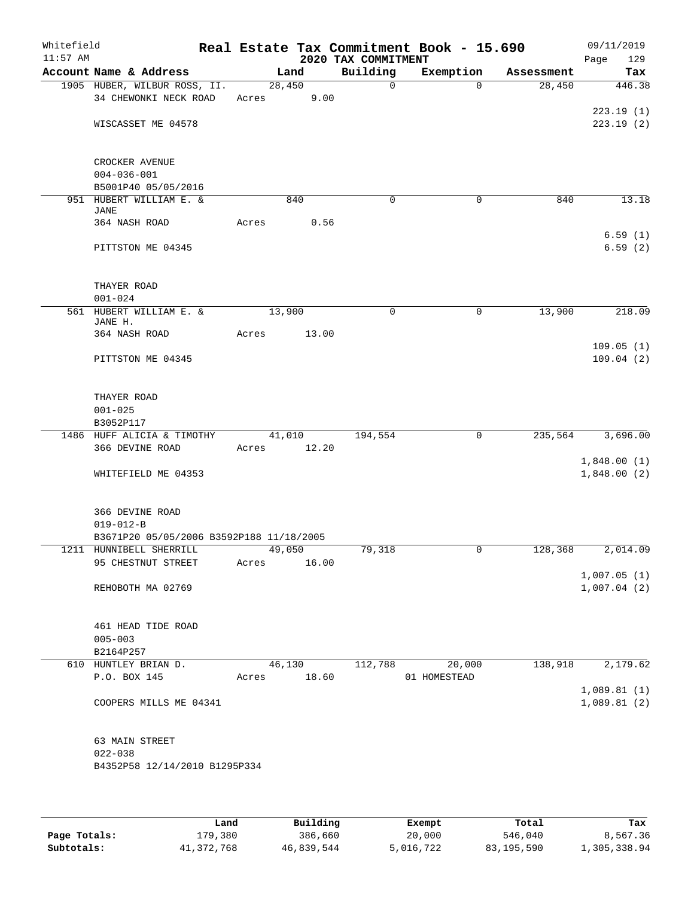Whitefield

# Real Estate Tax Commitment Book - 15.690

## 2020 TAX COMMITMENT

09/11/2019
11:57 AM

| Account Name & Address | Land | Building | Exemption | Assessment | Tax |
|---|---|---|---|---|---|
| 1905 HUBER, WILBUR ROSS, II. | 28,450 | 0 | 0 | 28,450 | 446.38 |
| 34 CHEWONKI NECK ROAD | Acres 9.00 | | | | |
| | | | | | 223.19 (1) |
| WISCASSET ME 04578 | | | | | 223.19 (2) |
| CROCKER AVENUE | | | | | |
| 004-036-001 | | | | | |
| B5001P40 05/05/2016 | | | | | |
| 951 HUBERT WILLIAM E. & JANE | 840 | 0 | 0 | 840 | 13.18 |
| 364 NASH ROAD | Acres 0.56 | | | | |
| | | | | | 6.59 (1) |
| PITTSTON ME 04345 | | | | | 6.59 (2) |
| THAYER ROAD | | | | | |
| 001-024 | | | | | |
| 561 HUBERT WILLIAM E. & JANE H. | 13,900 | 0 | 0 | 13,900 | 218.09 |
| 364 NASH ROAD | Acres 13.00 | | | | |
| | | | | | 109.05 (1) |
| PITTSTON ME 04345 | | | | | 109.04 (2) |
| THAYER ROAD | | | | | |
| 001-025 | | | | | |
| B3052P117 | | | | | |
| 1486 HUFF ALICIA & TIMOTHY | 41,010 | 194,554 | 0 | 235,564 | 3,696.00 |
| 366 DEVINE ROAD | Acres 12.20 | | | | |
| | | | | | 1,848.00 (1) |
| WHITEFIELD ME 04353 | | | | | 1,848.00 (2) |
| 366 DEVINE ROAD | | | | | |
| 019-012-B | | | | | |
| B3671P20 05/05/2006 B3592P188 11/18/2005 | | | | | |
| 1211 HUNNIBELL SHERRILL | 49,050 | 79,318 | 0 | 128,368 | 2,014.09 |
| 95 CHESTNUT STREET | Acres 16.00 | | | | |
| | | | | | 1,007.05 (1) |
| REHOBOTH MA 02769 | | | | | 1,007.04 (2) |
| 461 HEAD TIDE ROAD | | | | | |
| 005-003 | | | | | |
| B2164P257 | | | | | |
| 610 HUNTLEY BRIAN D. | 46,130 | 112,788 | 20,000 | 138,918 | 2,179.62 |
| P.O. BOX 145 | Acres 18.60 | | 01 HOMESTEAD | | |
| | | | | | 1,089.81 (1) |
| COOPERS MILLS ME 04341 | | | | | 1,089.81 (2) |
| 63 MAIN STREET | | | | | |
| 022-038 | | | | | |
| B4352P58 12/14/2010 B1295P334 | | | | | |

| | Land | Building | Exempt | Total | Tax |
|---|---|---|---|---|---|
| Page Totals: | 179,380 | 386,660 | 20,000 | 546,040 | 8,567.36 |
| Subtotals: | 41,372,768 | 46,839,544 | 5,016,722 | 83,195,590 | 1,305,338.94 |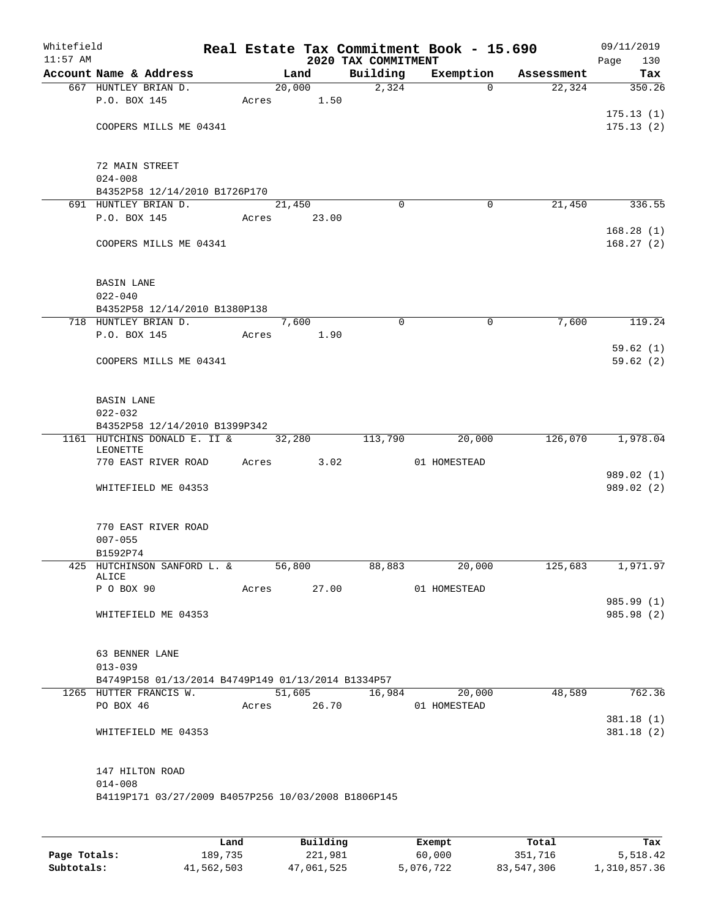Whitefield 11:57 AM

# Real Estate Tax Commitment Book - 15.690

## 2020 TAX COMMITMENT

09/11/2019

| Account Name & Address | Land | Building | Exemption | Assessment | Tax |
|---|---|---|---|---|---|
| 667 HUNTLEY BRIAN D. | 20,000 | 2,324 | 0 | 22,324 | 350.26 |
| P.O. BOX 145 | Acres 1.50 | | | | |
| | | | | | 175.13 (1) |
| COOPERS MILLS ME 04341 | | | | | 175.13 (2) |
| 72 MAIN STREET | | | | | |
| 024-008 | | | | | |
| B4352P58 12/14/2010 B1726P170 | | | | | |
| 691 HUNTLEY BRIAN D. | 21,450 | 0 | 0 | 21,450 | 336.55 |
| P.O. BOX 145 | Acres 23.00 | | | | |
| | | | | | 168.28 (1) |
| COOPERS MILLS ME 04341 | | | | | 168.27 (2) |
| BASIN LANE | | | | | |
| 022-040 | | | | | |
| B4352P58 12/14/2010 B1380P138 | | | | | |
| 718 HUNTLEY BRIAN D. | 7,600 | 0 | 0 | 7,600 | 119.24 |
| P.O. BOX 145 | Acres 1.90 | | | | |
| | | | | | 59.62 (1) |
| COOPERS MILLS ME 04341 | | | | | 59.62 (2) |
| BASIN LANE | | | | | |
| 022-032 | | | | | |
| B4352P58 12/14/2010 B1399P342 | | | | | |
| 1161 HUTCHINS DONALD E. II & LEONETTE | 32,280 | 113,790 | 20,000 | 126,070 | 1,978.04 |
| 770 EAST RIVER ROAD | Acres 3.02 | | 01 HOMESTEAD | | |
| | | | | | 989.02 (1) |
| WHITEFIELD ME 04353 | | | | | 989.02 (2) |
| 770 EAST RIVER ROAD | | | | | |
| 007-055 | | | | | |
| B1592P74 | | | | | |
| 425 HUTCHINSON SANFORD L. & ALICE | 56,800 | 88,883 | 20,000 | 125,683 | 1,971.97 |
| P O BOX 90 | Acres 27.00 | | 01 HOMESTEAD | | |
| | | | | | 985.99 (1) |
| WHITEFIELD ME 04353 | | | | | 985.98 (2) |
| 63 BENNER LANE | | | | | |
| 013-039 | | | | | |
| B4749P158 01/13/2014 B4749P149 01/13/2014 B1334P57 | | | | | |
| 1265 HUTTER FRANCIS W. | 51,605 | 16,984 | 20,000 | 48,589 | 762.36 |
| PO BOX 46 | Acres 26.70 | | 01 HOMESTEAD | | |
| | | | | | 381.18 (1) |
| WHITEFIELD ME 04353 | | | | | 381.18 (2) |
| 147 HILTON ROAD | | | | | |
| 014-008 | | | | | |
| B4119P171 03/27/2009 B4057P256 10/03/2008 B1806P145 | | | | | |

| | Land | Building | Exempt | Total | Tax |
|---|---|---|---|---|---|
| Page Totals: | 189,735 | 221,981 | 60,000 | 351,716 | 5,518.42 |
| Subtotals: | 41,562,503 | 47,061,525 | 5,076,722 | 83,547,306 | 1,310,857.36 |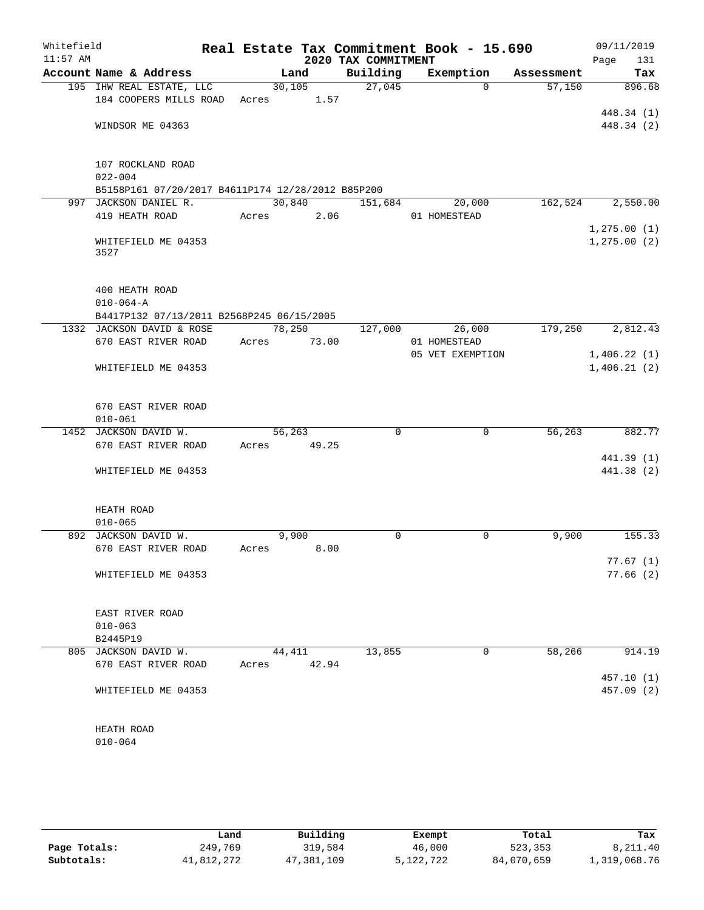Whitefield 11:57 AM

# Real Estate Tax Commitment Book - 15.690

## 2020 TAX COMMITMENT

09/11/2019 Page 131

| Account Name & Address | Land | Building | Exemption | Assessment | Tax |
|---|---|---|---|---|---|
| 195 IHW REAL ESTATE, LLC | 30,105 | 27,045 | 0 | 57,150 | 896.68 |
| 184 COOPERS MILLS ROAD | Acres 1.57 | | | | |
| | | | | | 448.34 (1) |
| WINDSOR ME 04363 | | | | | 448.34 (2) |
| 107 ROCKLAND ROAD | | | | | |
| 022-004 | | | | | |
| B5158P161 07/20/2017 B4611P174 12/28/2012 B85P200 | | | | | |
| 997 JACKSON DANIEL R. | 30,840 | 151,684 | 20,000 | 162,524 | 2,550.00 |
| 419 HEATH ROAD | Acres 2.06 | | 01 HOMESTEAD | | |
| | | | | | 1,275.00 (1) |
| WHITEFIELD ME 04353 | | | | | 1,275.00 (2) |
| 3527 | | | | | |
| 400 HEATH ROAD | | | | | |
| 010-064-A | | | | | |
| B4417P132 07/13/2011 B2568P245 06/15/2005 | | | | | |
| 1332 JACKSON DAVID & ROSE | 78,250 | 127,000 | 26,000 | 179,250 | 2,812.43 |
| 670 EAST RIVER ROAD | Acres 73.00 | | 01 HOMESTEAD | | |
| | | | 05 VET EXEMPTION | | 1,406.22 (1) |
| WHITEFIELD ME 04353 | | | | | 1,406.21 (2) |
| 670 EAST RIVER ROAD | | | | | |
| 010-061 | | | | | |
| 1452 JACKSON DAVID W. | 56,263 | 0 | 0 | 56,263 | 882.77 |
| 670 EAST RIVER ROAD | Acres 49.25 | | | | |
| | | | | | 441.39 (1) |
| WHITEFIELD ME 04353 | | | | | 441.38 (2) |
| HEATH ROAD | | | | | |
| 010-065 | | | | | |
| 892 JACKSON DAVID W. | 9,900 | 0 | 0 | 9,900 | 155.33 |
| 670 EAST RIVER ROAD | Acres 8.00 | | | | |
| | | | | | 77.67 (1) |
| WHITEFIELD ME 04353 | | | | | 77.66 (2) |
| EAST RIVER ROAD | | | | | |
| 010-063 | | | | | |
| B2445P19 | | | | | |
| 805 JACKSON DAVID W. | 44,411 | 13,855 | 0 | 58,266 | 914.19 |
| 670 EAST RIVER ROAD | Acres 42.94 | | | | |
| | | | | | 457.10 (1) |
| WHITEFIELD ME 04353 | | | | | 457.09 (2) |
| HEATH ROAD | | | | | |
| 010-064 | | | | | |

| | Land | Building | Exempt | Total | Tax |
|---|---|---|---|---|---|
| Page Totals: | 249,769 | 319,584 | 46,000 | 523,353 | 8,211.40 |
| Subtotals: | 41,812,272 | 47,381,109 | 5,122,722 | 84,070,659 | 1,319,068.76 |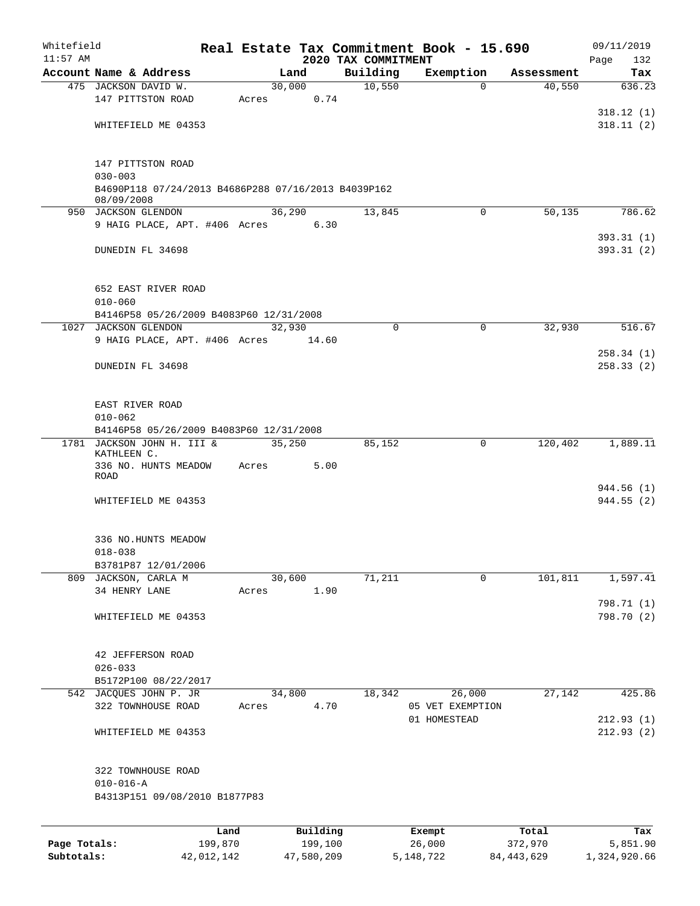Whitefield 11:57 AM

# Real Estate Tax Commitment Book - 15.690

## 2020 TAX COMMITMENT

09/11/2019

| Account Name & Address | Land | Building | Exemption | Assessment | Tax |
|---|---|---|---|---|---|
| 475 JACKSON DAVID W. | 30,000 | 10,550 | 0 | 40,550 | 636.23 |
| 147 PITTSTON ROAD | Acres 0.74 | | | | |
| | | | | | 318.12 (1) |
| WHITEFIELD ME 04353 | | | | | 318.11 (2) |
| 147 PITTSTON ROAD | | | | | |
| 030-003 | | | | | |
| B4690P118 07/24/2013 B4686P288 07/16/2013 B4039P162 08/09/2008 | | | | | |
| 950 JACKSON GLENDON | 36,290 | 13,845 | 0 | 50,135 | 786.62 |
| 9 HAIG PLACE, APT. #406 | Acres 6.30 | | | | |
| | | | | | 393.31 (1) |
| DUNEDIN FL 34698 | | | | | 393.31 (2) |
| 652 EAST RIVER ROAD | | | | | |
| 010-060 | | | | | |
| B4146P58 05/26/2009 B4083P60 12/31/2008 | | | | | |
| 1027 JACKSON GLENDON | 32,930 | 0 | 0 | 32,930 | 516.67 |
| 9 HAIG PLACE, APT. #406 | Acres 14.60 | | | | |
| | | | | | 258.34 (1) |
| DUNEDIN FL 34698 | | | | | 258.33 (2) |
| EAST RIVER ROAD | | | | | |
| 010-062 | | | | | |
| B4146P58 05/26/2009 B4083P60 12/31/2008 | | | | | |
| 1781 JACKSON JOHN H. III & KATHLEEN C. | 35,250 | 85,152 | 0 | 120,402 | 1,889.11 |
| 336 NO. HUNTS MEADOW ROAD | Acres 5.00 | | | | |
| | | | | | 944.56 (1) |
| WHITEFIELD ME 04353 | | | | | 944.55 (2) |
| 336 NO.HUNTS MEADOW | | | | | |
| 018-038 | | | | | |
| B3781P87 12/01/2006 | | | | | |
| 809 JACKSON, CARLA M | 30,600 | 71,211 | 0 | 101,811 | 1,597.41 |
| 34 HENRY LANE | Acres 1.90 | | | | |
| | | | | | 798.71 (1) |
| WHITEFIELD ME 04353 | | | | | 798.70 (2) |
| 42 JEFFERSON ROAD | | | | | |
| 026-033 | | | | | |
| B5172P100 08/22/2017 | | | | | |
| 542 JACQUES JOHN P. JR | 34,800 | 18,342 | 26,000 | 27,142 | 425.86 |
| 322 TOWNHOUSE ROAD | Acres 4.70 | | 05 VET EXEMPTION | | |
| | | | 01 HOMESTEAD | | 212.93 (1) |
| WHITEFIELD ME 04353 | | | | | 212.93 (2) |
| 322 TOWNHOUSE ROAD | | | | | |
| 010-016-A | | | | | |
| B4313P151 09/08/2010 B1877P83 | | | | | |

| | Land | Building | Exempt | Total | Tax |
|---|---|---|---|---|---|
| Page Totals: | 199,870 | 199,100 | 26,000 | 372,970 | 5,851.90 |
| Subtotals: | 42,012,142 | 47,580,209 | 5,148,722 | 84,443,629 | 1,324,920.66 |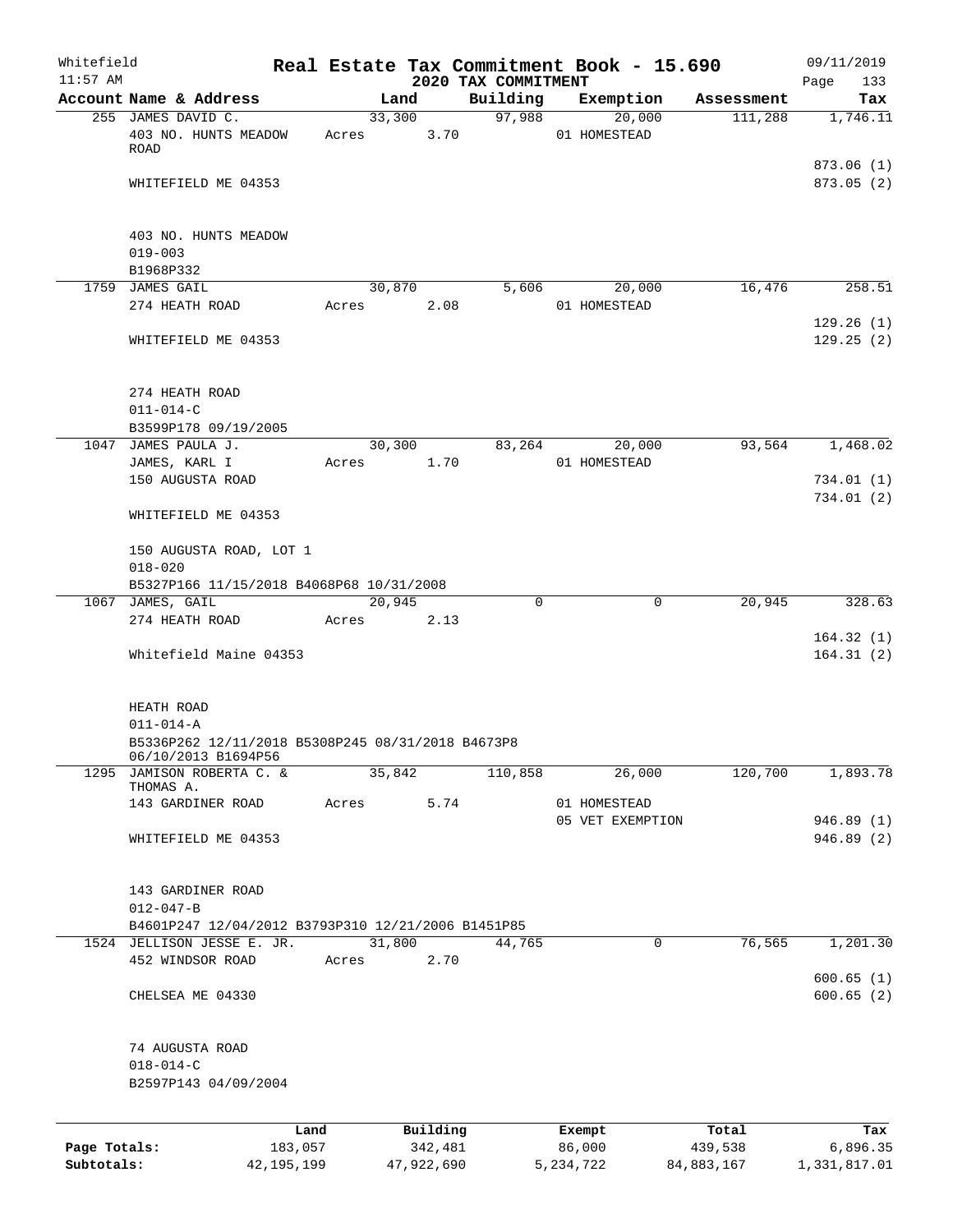Whitefield
11:57 AM

# Real Estate Tax Commitment Book - 15.690

## 2020 TAX COMMITMENT

09/11/2019

| Account | Name & Address | Land | Building | Exemption | Assessment | Tax |
|---|---|---|---|---|---|---|
| 255 | JAMES DAVID C.<br>403 NO. HUNTS MEADOW ROAD<br>WHITEFIELD ME 04353<br>403 NO. HUNTS MEADOW<br>019-003<br>B1968P332 | 33,300<br>Acres 3.70 | 97,988 | 20,000<br>01 HOMESTEAD | 111,288 | 1,746.11<br>873.06 (1)<br>873.05 (2) |
| 1759 | JAMES GAIL<br>274 HEATH ROAD<br>WHITEFIELD ME 04353<br>274 HEATH ROAD<br>011-014-C<br>B3599P178 09/19/2005 | 30,870<br>Acres 2.08 | 5,606 | 20,000<br>01 HOMESTEAD | 16,476 | 258.51<br>129.26 (1)<br>129.25 (2) |
| 1047 | JAMES PAULA J.<br>JAMES, KARL I<br>150 AUGUSTA ROAD<br>WHITEFIELD ME 04353<br>150 AUGUSTA ROAD, LOT 1<br>018-020<br>B5327P166 11/15/2018 B4068P68 10/31/2008 | 30,300<br>Acres 1.70 | 83,264 | 20,000<br>01 HOMESTEAD | 93,564 | 1,468.02<br>734.01 (1)<br>734.01 (2) |
| 1067 | JAMES, GAIL<br>274 HEATH ROAD<br>Whitefield Maine 04353<br>HEATH ROAD<br>011-014-A<br>B5336P262 12/11/2018 B5308P245 08/31/2018 B4673P8 06/10/2013 B1694P56 | 20,945<br>Acres 2.13 | 0 | 0 | 20,945 | 328.63<br>164.32 (1)<br>164.31 (2) |
| 1295 | JAMISON ROBERTA C. & THOMAS A.<br>143 GARDINER ROAD<br>WHITEFIELD ME 04353<br>143 GARDINER ROAD<br>012-047-B<br>B4601P247 12/04/2012 B3793P310 12/21/2006 B1451P85 | 35,842<br>Acres 5.74 | 110,858 | 26,000<br>01 HOMESTEAD<br>05 VET EXEMPTION | 120,700 | 1,893.78<br>946.89 (1)<br>946.89 (2) |
| 1524 | JELLISON JESSE E. JR.<br>452 WINDSOR ROAD<br>CHELSEA ME 04330<br>74 AUGUSTA ROAD<br>018-014-C<br>B2597P143 04/09/2004 | 31,800<br>Acres 2.70 | 44,765 | 0 | 76,565 | 1,201.30<br>600.65 (1)<br>600.65 (2) |

| | Land | Building | Exempt | Total | Tax |
|---|---|---|---|---|---|
| Page Totals: | 183,057 | 342,481 | 86,000 | 439,538 | 6,896.35 |
| Subtotals: | 42,195,199 | 47,922,690 | 5,234,722 | 84,883,167 | 1,331,817.01 |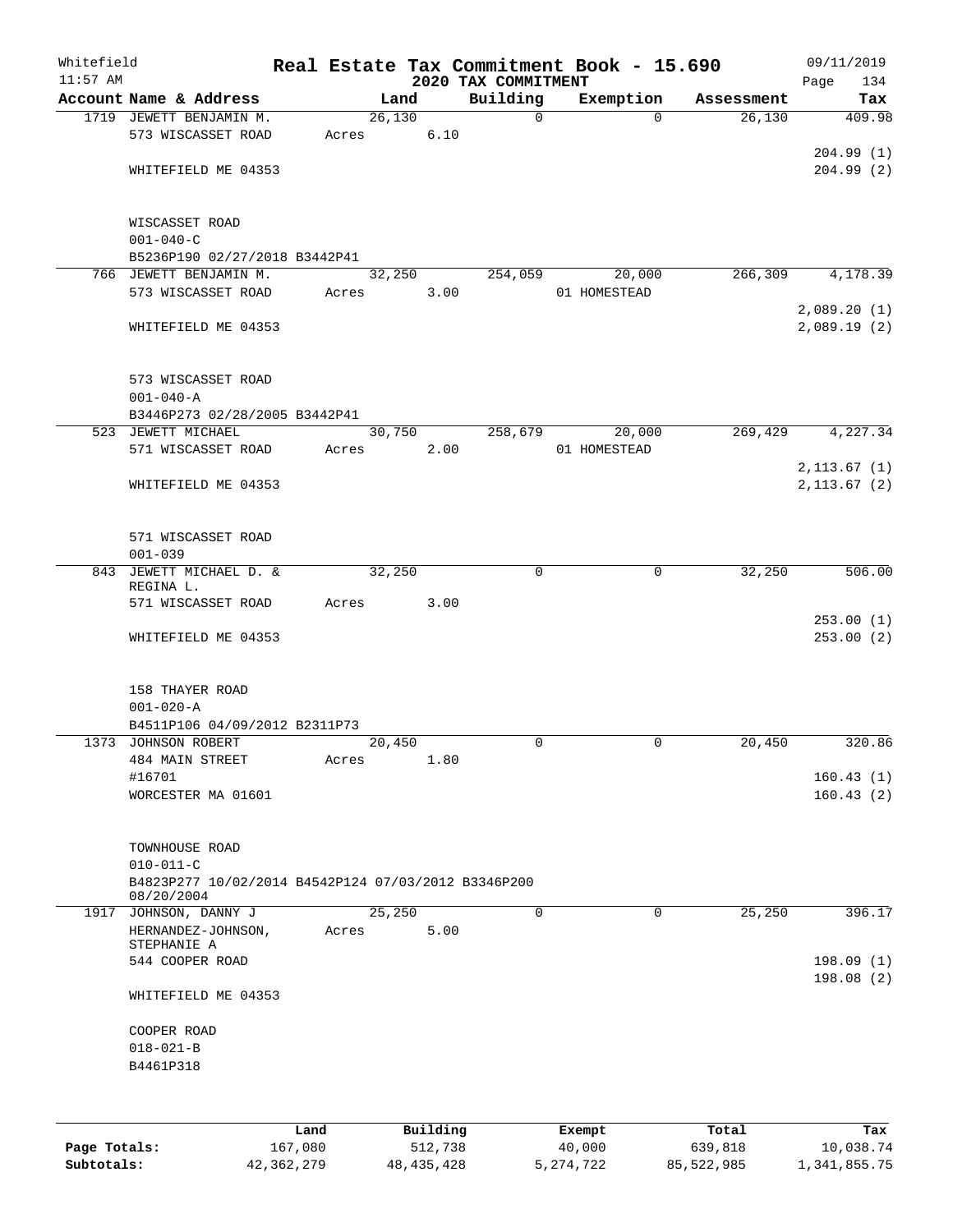Whitefield 11:57 AM

# Real Estate Tax Commitment Book - 15.690

## 2020 TAX COMMITMENT

09/11/2019 Page 134

| Account Name & Address | Land | Building | Exemption | Assessment | Tax |
|---|---|---|---|---|---|
| 1719 JEWETT BENJAMIN M.<br>573 WISCASSET ROAD<br><br>WHITEFIELD ME 04353<br><br>WISCASSET ROAD<br>001-040-C<br>B5236P190 02/27/2018 B3442P41 | 26,130<br>Acres 6.10 | 0 | 0 | 26,130 | 409.98<br><br>204.99 (1)<br>204.99 (2) |
| 766 JEWETT BENJAMIN M.<br>573 WISCASSET ROAD<br><br>WHITEFIELD ME 04353<br><br>573 WISCASSET ROAD<br>001-040-A<br>B3446P273 02/28/2005 B3442P41 | 32,250<br>Acres 3.00 | 254,059 | 20,000<br>01 HOMESTEAD | 266,309 | 4,178.39<br><br>2,089.20 (1)<br>2,089.19 (2) |
| 523 JEWETT MICHAEL<br>571 WISCASSET ROAD<br><br>WHITEFIELD ME 04353<br><br>571 WISCASSET ROAD<br>001-039 | 30,750<br>Acres 2.00 | 258,679 | 20,000<br>01 HOMESTEAD | 269,429 | 4,227.34<br><br>2,113.67 (1)<br>2,113.67 (2) |
| 843 JEWETT MICHAEL D. &<br>REGINA L.<br>571 WISCASSET ROAD<br><br>WHITEFIELD ME 04353<br><br>158 THAYER ROAD<br>001-020-A<br>B4511P106 04/09/2012 B2311P73 | 32,250<br>Acres 3.00 | 0 | 0 | 32,250 | 506.00<br><br>253.00 (1)<br>253.00 (2) |
| 1373 JOHNSON ROBERT<br>484 MAIN STREET<br>#16701<br>WORCESTER MA 01601<br><br>TOWNHOUSE ROAD<br>010-011-C<br>B4823P277 10/02/2014 B4542P124 07/03/2012 B3346P200 08/20/2004 | 20,450<br>Acres 1.80 | 0 | 0 | 20,450 | 320.86<br><br>160.43 (1)<br>160.43 (2) |
| 1917 JOHNSON, DANNY J<br>HERNANDEZ-JOHNSON, STEPHANIE A<br>544 COOPER ROAD<br><br>WHITEFIELD ME 04353<br><br>COOPER ROAD<br>018-021-B<br>B4461P318 | 25,250<br>Acres 5.00 | 0 | 0 | 25,250 | 396.17<br><br>198.09 (1)<br>198.08 (2) |

| | Land | Building | Exempt | Total | Tax |
|---|---|---|---|---|---|
| Page Totals: | 167,080 | 512,738 | 40,000 | 639,818 | 10,038.74 |
| Subtotals: | 42,362,279 | 48,435,428 | 5,274,722 | 85,522,985 | 1,341,855.75 |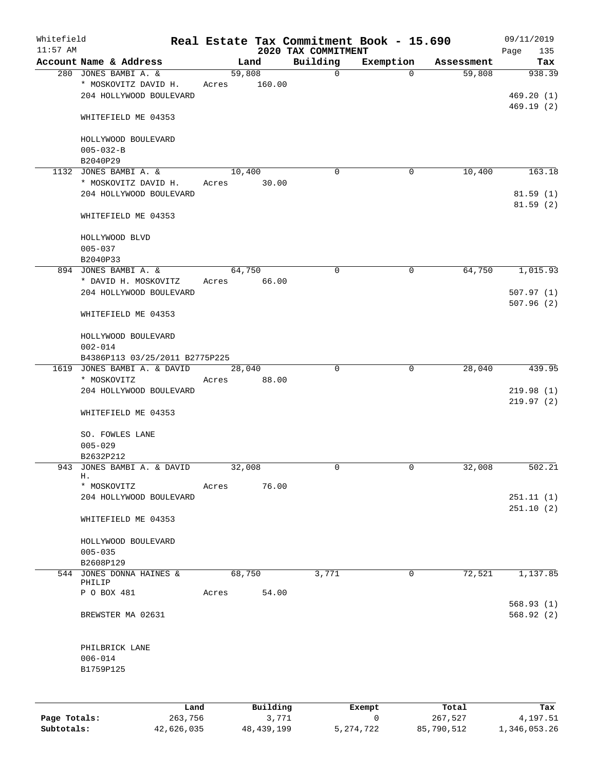# Real Estate Tax Commitment Book - 15.690

Whitefield
11:57 AM

2020 TAX COMMITMENT

09/11/2019

| Account Name & Address | Land | Building | Exemption | Assessment | Tax |
|---|---|---|---|---|---|
| 280 JONES BAMBI A. & | 59,808 | 0 | 0 | 59,808 | 938.39 |
| * MOSKOVITZ DAVID H. | Acres 160.00 | | | | |
| 204 HOLLYWOOD BOULEVARD | | | | | 469.20 (1) |
| | | | | | 469.19 (2) |
| WHITEFIELD ME 04353 | | | | | |
| HOLLYWOOD BOULEVARD | | | | | |
| 005-032-B | | | | | |
| B2040P29 | | | | | |
| 1132 JONES BAMBI A. & | 10,400 | 0 | 0 | 10,400 | 163.18 |
| * MOSKOVITZ DAVID H. | Acres 30.00 | | | | |
| 204 HOLLYWOOD BOULEVARD | | | | | 81.59 (1) |
| | | | | | 81.59 (2) |
| WHITEFIELD ME 04353 | | | | | |
| HOLLYWOOD BLVD | | | | | |
| 005-037 | | | | | |
| B2040P33 | | | | | |
| 894 JONES BAMBI A. & | 64,750 | 0 | 0 | 64,750 | 1,015.93 |
| * DAVID H. MOSKOVITZ | Acres 66.00 | | | | |
| 204 HOLLYWOOD BOULEVARD | | | | | 507.97 (1) |
| | | | | | 507.96 (2) |
| WHITEFIELD ME 04353 | | | | | |
| HOLLYWOOD BOULEVARD | | | | | |
| 002-014 | | | | | |
| B4386P113 03/25/2011 B2775P225 | | | | | |
| 1619 JONES BAMBI A. & DAVID | 28,040 | 0 | 0 | 28,040 | 439.95 |
| * MOSKOVITZ | Acres 88.00 | | | | |
| 204 HOLLYWOOD BOULEVARD | | | | | 219.98 (1) |
| | | | | | 219.97 (2) |
| WHITEFIELD ME 04353 | | | | | |
| SO. FOWLES LANE | | | | | |
| 005-029 | | | | | |
| B2632P212 | | | | | |
| 943 JONES BAMBI A. & DAVID H. | 32,008 | 0 | 0 | 32,008 | 502.21 |
| * MOSKOVITZ | Acres 76.00 | | | | |
| 204 HOLLYWOOD BOULEVARD | | | | | 251.11 (1) |
| | | | | | 251.10 (2) |
| WHITEFIELD ME 04353 | | | | | |
| HOLLYWOOD BOULEVARD | | | | | |
| 005-035 | | | | | |
| B2608P129 | | | | | |
| 544 JONES DONNA HAINES & PHILIP | 68,750 | 3,771 | 0 | 72,521 | 1,137.85 |
| P O BOX 481 | Acres 54.00 | | | | |
| | | | | | 568.93 (1) |
| BREWSTER MA 02631 | | | | | 568.92 (2) |
| PHILBRICK LANE | | | | | |
| 006-014 | | | | | |
| B1759P125 | | | | | |

| | Land | Building | Exempt | Total | Tax |
|---|---|---|---|---|---|
| Page Totals: | 263,756 | 3,771 | 0 | 267,527 | 4,197.51 |
| Subtotals: | 42,626,035 | 48,439,199 | 5,274,722 | 85,790,512 | 1,346,053.26 |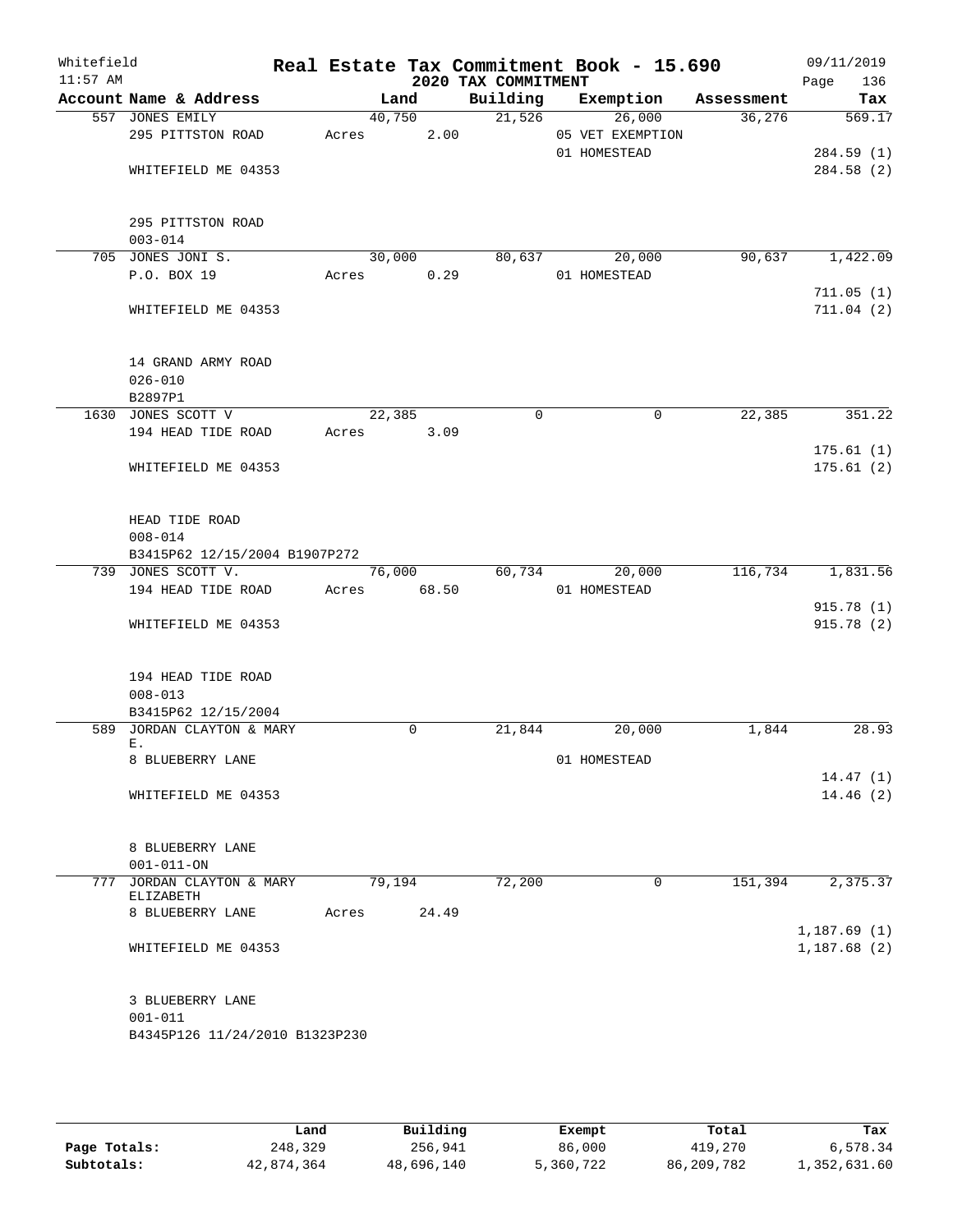Whitefield — Real Estate Tax Commitment Book - 15.690 — 09/11/2019
11:57 AM — 2020 TAX COMMITMENT

| Account Name & Address | Land | Building | Exemption | Assessment | Tax |
|---|---|---|---|---|---|
| 557 JONES EMILY | 40,750 | 21,526 | 26,000 | 36,276 | 569.17 |
| 295 PITTSTON ROAD | Acres 2.00 | | 05 VET EXEMPTION | | |
| | | | 01 HOMESTEAD | | 284.59 (1) |
| WHITEFIELD ME 04353 | | | | | 284.58 (2) |
| 295 PITTSTON ROAD | | | | | |
| 003-014 | | | | | |
| 705 JONES JONI S. | 30,000 | 80,637 | 20,000 | 90,637 | 1,422.09 |
| P.O. BOX 19 | Acres 0.29 | | 01 HOMESTEAD | | |
| | | | | | 711.05 (1) |
| WHITEFIELD ME 04353 | | | | | 711.04 (2) |
| 14 GRAND ARMY ROAD | | | | | |
| 026-010 | | | | | |
| B2897P1 | | | | | |
| 1630 JONES SCOTT V | 22,385 | 0 | 0 | 22,385 | 351.22 |
| 194 HEAD TIDE ROAD | Acres 3.09 | | | | |
| | | | | | 175.61 (1) |
| WHITEFIELD ME 04353 | | | | | 175.61 (2) |
| HEAD TIDE ROAD | | | | | |
| 008-014 | | | | | |
| B3415P62 12/15/2004 B1907P272 | | | | | |
| 739 JONES SCOTT V. | 76,000 | 60,734 | 20,000 | 116,734 | 1,831.56 |
| 194 HEAD TIDE ROAD | Acres 68.50 | | 01 HOMESTEAD | | |
| | | | | | 915.78 (1) |
| WHITEFIELD ME 04353 | | | | | 915.78 (2) |
| 194 HEAD TIDE ROAD | | | | | |
| 008-013 | | | | | |
| B3415P62 12/15/2004 | | | | | |
| 589 JORDAN CLAYTON & MARY E. | 0 | 21,844 | 20,000 | 1,844 | 28.93 |
| 8 BLUEBERRY LANE | | | 01 HOMESTEAD | | |
| | | | | | 14.47 (1) |
| WHITEFIELD ME 04353 | | | | | 14.46 (2) |
| 8 BLUEBERRY LANE | | | | | |
| 001-011-ON | | | | | |
| 777 JORDAN CLAYTON & MARY ELIZABETH | 79,194 | 72,200 | 0 | 151,394 | 2,375.37 |
| 8 BLUEBERRY LANE | Acres 24.49 | | | | |
| | | | | | 1,187.69 (1) |
| WHITEFIELD ME 04353 | | | | | 1,187.68 (2) |
| 3 BLUEBERRY LANE | | | | | |
| 001-011 | | | | | |
| B4345P126 11/24/2010 B1323P230 | | | | | |

| | Land | Building | Exempt | Total | Tax |
|---|---|---|---|---|---|
| Page Totals: | 248,329 | 256,941 | 86,000 | 419,270 | 6,578.34 |
| Subtotals: | 42,874,364 | 48,696,140 | 5,360,722 | 86,209,782 | 1,352,631.60 |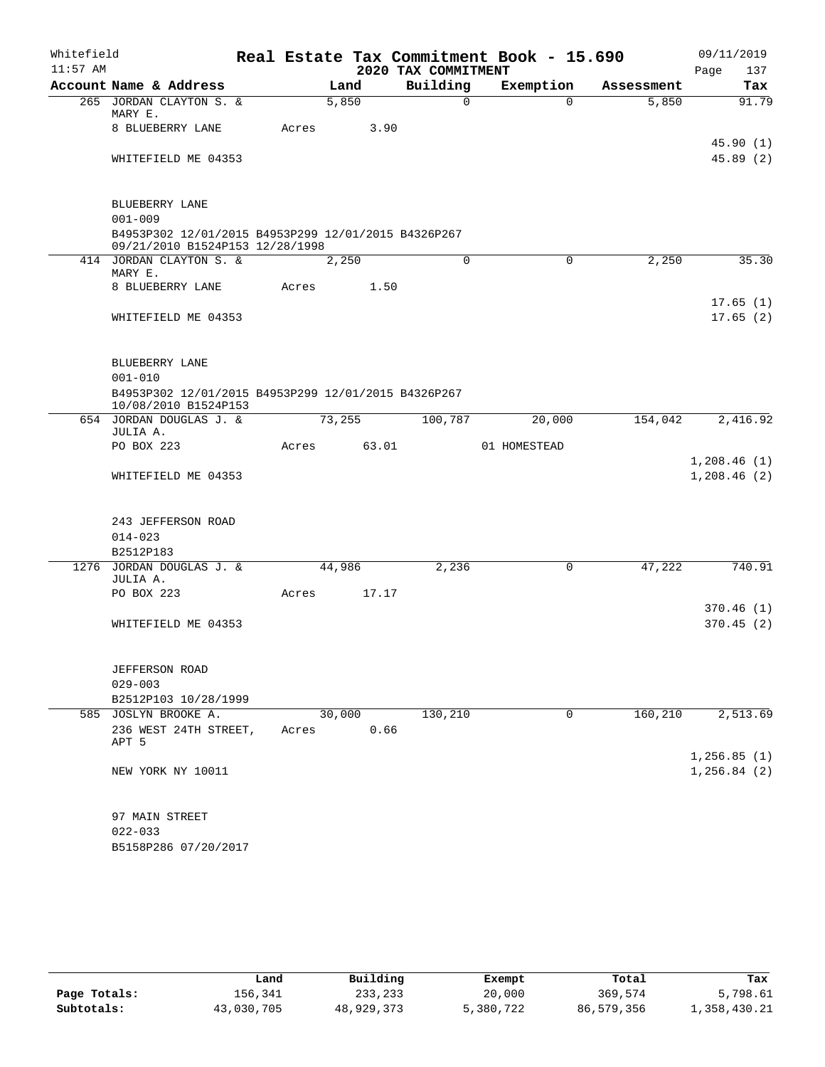Whitefield
11:57 AM

## Real Estate Tax Commitment Book - 15.690
### 2020 TAX COMMITMENT

09/11/2019

| Account Name & Address | Land | Building | Exemption | Assessment | Tax |
|---|---|---|---|---|---|
| 265 JORDAN CLAYTON S. & MARY E. | 5,850 | 0 | 0 | 5,850 | 91.79 |
| 8 BLUEBERRY LANE | Acres 3.90 | | | | |
| | | | | | 45.90 (1) |
| WHITEFIELD ME 04353 | | | | | 45.89 (2) |
| BLUEBERRY LANE | | | | | |
| 001-009 | | | | | |
| B4953P302 12/01/2015 B4953P299 12/01/2015 B4326P267 09/21/2010 B1524P153 12/28/1998 | | | | | |
| 414 JORDAN CLAYTON S. & MARY E. | 2,250 | 0 | 0 | 2,250 | 35.30 |
| 8 BLUEBERRY LANE | Acres 1.50 | | | | |
| | | | | | 17.65 (1) |
| WHITEFIELD ME 04353 | | | | | 17.65 (2) |
| BLUEBERRY LANE | | | | | |
| 001-010 | | | | | |
| B4953P302 12/01/2015 B4953P299 12/01/2015 B4326P267 10/08/2010 B1524P153 | | | | | |
| 654 JORDAN DOUGLAS J. & JULIA A. | 73,255 | 100,787 | 20,000 | 154,042 | 2,416.92 |
| PO BOX 223 | Acres 63.01 | | 01 HOMESTEAD | | |
| | | | | | 1,208.46 (1) |
| WHITEFIELD ME 04353 | | | | | 1,208.46 (2) |
| 243 JEFFERSON ROAD | | | | | |
| 014-023 | | | | | |
| B2512P183 | | | | | |
| 1276 JORDAN DOUGLAS J. & JULIA A. | 44,986 | 2,236 | 0 | 47,222 | 740.91 |
| PO BOX 223 | Acres 17.17 | | | | |
| | | | | | 370.46 (1) |
| WHITEFIELD ME 04353 | | | | | 370.45 (2) |
| JEFFERSON ROAD | | | | | |
| 029-003 | | | | | |
| B2512P103 10/28/1999 | | | | | |
| 585 JOSLYN BROOKE A. | 30,000 | 130,210 | 0 | 160,210 | 2,513.69 |
| 236 WEST 24TH STREET, APT 5 | Acres 0.66 | | | | |
| | | | | | 1,256.85 (1) |
| NEW YORK NY 10011 | | | | | 1,256.84 (2) |
| 97 MAIN STREET | | | | | |
| 022-033 | | | | | |
| B5158P286 07/20/2017 | | | | | |

| | Land | Building | Exempt | Total | Tax |
|---|---|---|---|---|---|
| Page Totals: | 156,341 | 233,233 | 20,000 | 369,574 | 5,798.61 |
| Subtotals: | 43,030,705 | 48,929,373 | 5,380,722 | 86,579,356 | 1,358,430.21 |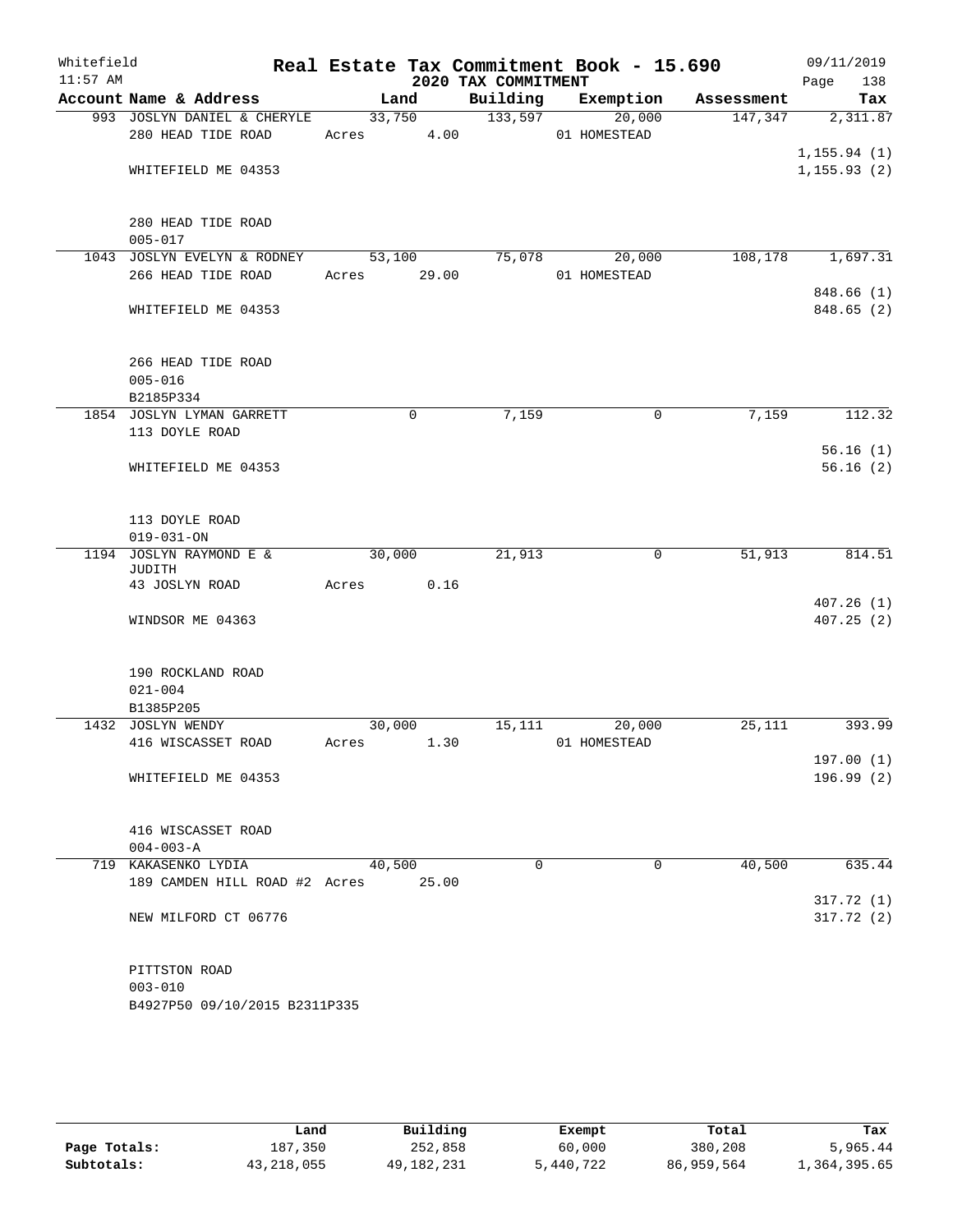Whitefield 11:57 AM

# Real Estate Tax Commitment Book - 15.690
## 2020 TAX COMMITMENT

09/11/2019 Page 138

| Account Name & Address | Land | Building | Exemption | Assessment | Tax |
|---|---|---|---|---|---|
| 993 JOSLYN DANIEL & CHERYLE<br>280 HEAD TIDE ROAD<br><br>WHITEFIELD ME 04353<br><br>280 HEAD TIDE ROAD<br>005-017 | 33,750<br>Acres 4.00 | 133,597 | 20,000<br>01 HOMESTEAD | 147,347 | 2,311.87<br><br>1,155.94 (1)<br>1,155.93 (2) |
| 1043 JOSLYN EVELYN & RODNEY<br>266 HEAD TIDE ROAD<br><br>WHITEFIELD ME 04353<br><br>266 HEAD TIDE ROAD<br>005-016<br>B2185P334 | 53,100<br>Acres 29.00 | 75,078 | 20,000<br>01 HOMESTEAD | 108,178 | 1,697.31<br><br>848.66 (1)<br>848.65 (2) |
| 1854 JOSLYN LYMAN GARRETT<br>113 DOYLE ROAD<br><br>WHITEFIELD ME 04353<br><br>113 DOYLE ROAD<br>019-031-ON | 0 | 7,159 | 0 | 7,159 | 112.32<br><br>56.16 (1)<br>56.16 (2) |
| 1194 JOSLYN RAYMOND E & JUDITH<br>43 JOSLYN ROAD<br><br>WINDSOR ME 04363<br><br>190 ROCKLAND ROAD<br>021-004<br>B1385P205 | 30,000<br>Acres 0.16 | 21,913 | 0 | 51,913 | 814.51<br><br>407.26 (1)<br>407.25 (2) |
| 1432 JOSLYN WENDY<br>416 WISCASSET ROAD<br><br>WHITEFIELD ME 04353<br><br>416 WISCASSET ROAD<br>004-003-A | 30,000<br>Acres 1.30 | 15,111 | 20,000<br>01 HOMESTEAD | 25,111 | 393.99<br><br>197.00 (1)<br>196.99 (2) |
| 719 KAKASENKO LYDIA<br>189 CAMDEN HILL ROAD #2<br><br>NEW MILFORD CT 06776<br><br>PITTSTON ROAD<br>003-010<br>B4927P50 09/10/2015 B2311P335 | 40,500<br>Acres 25.00 | 0 | 0 | 40,500 | 635.44<br><br>317.72 (1)<br>317.72 (2) |

| | Land | Building | Exempt | Total | Tax |
|---|---|---|---|---|---|
| Page Totals: | 187,350 | 252,858 | 60,000 | 380,208 | 5,965.44 |
| Subtotals: | 43,218,055 | 49,182,231 | 5,440,722 | 86,959,564 | 1,364,395.65 |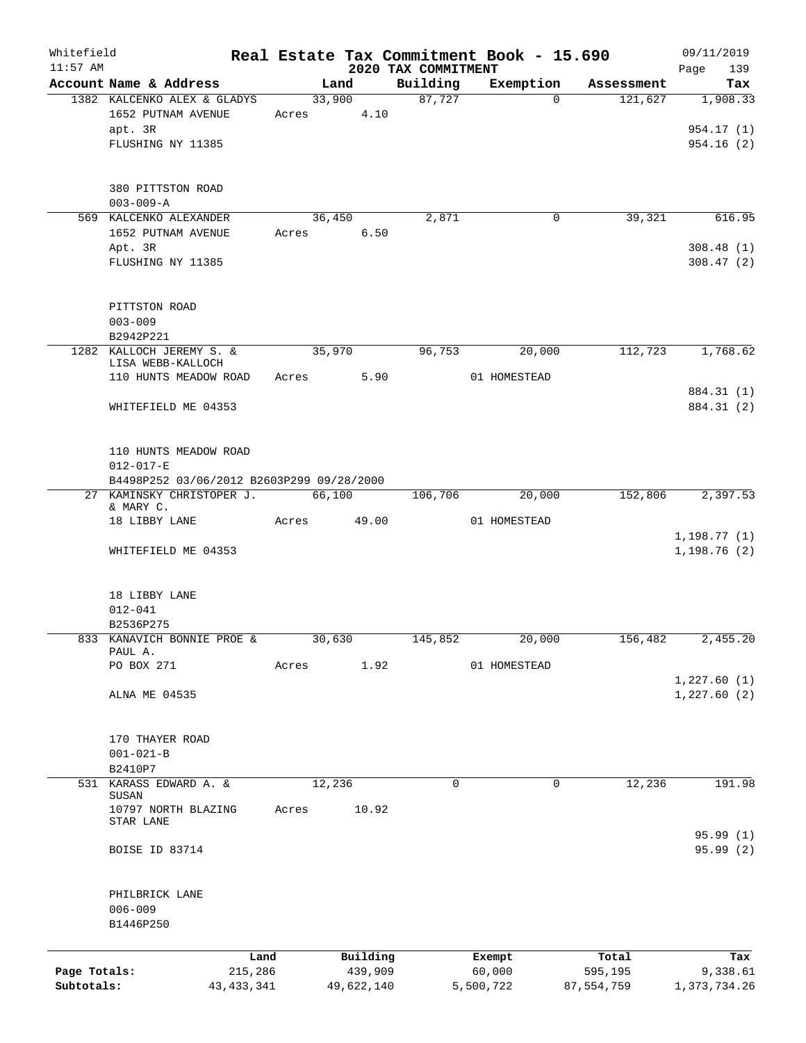Whitefield 11:57 AM

# Real Estate Tax Commitment Book - 15.690

## 2020 TAX COMMITMENT

09/11/2019 Page 139

| Account | Name & Address | Land | Building | Exemption | Assessment | Tax |
|---|---|---|---|---|---|---|
| 1382 | KALCENKO ALEX & GLADYS<br>1652 PUTNAM AVENUE<br>apt. 3R<br>FLUSHING NY 11385<br><br>380 PITTSTON ROAD<br>003-009-A | 33,900<br>Acres 4.10 | 87,727 | 0 | 121,627 | 1,908.33<br><br>954.17 (1)<br>954.16 (2) |
| 569 | KALCENKO ALEXANDER<br>1652 PUTNAM AVENUE<br>Apt. 3R<br>FLUSHING NY 11385<br><br>PITTSTON ROAD<br>003-009<br>B2942P221 | 36,450<br>Acres 6.50 | 2,871 | 0 | 39,321 | 616.95<br><br>308.48 (1)<br>308.47 (2) |
| 1282 | KALLOCH JEREMY S. &<br>LISA WEBB-KALLOCH<br>110 HUNTS MEADOW ROAD<br><br>WHITEFIELD ME 04353<br><br>110 HUNTS MEADOW ROAD<br>012-017-E<br>B4498P252 03/06/2012 B2603P299 09/28/2000 | 35,970<br>Acres 5.90 | 96,753 | 20,000<br>01 HOMESTEAD | 112,723 | 1,768.62<br><br>884.31 (1)<br>884.31 (2) |
| 27 | KAMINSKY CHRISTOPER J.<br>& MARY C.<br>18 LIBBY LANE<br><br>WHITEFIELD ME 04353<br><br>18 LIBBY LANE<br>012-041<br>B2536P275 | 66,100<br>Acres 49.00 | 106,706 | 20,000<br>01 HOMESTEAD | 152,806 | 2,397.53<br><br>1,198.77 (1)<br>1,198.76 (2) |
| 833 | KANAVICH BONNIE PROE &<br>PAUL A.<br>PO BOX 271<br><br>ALNA ME 04535<br><br>170 THAYER ROAD<br>001-021-B<br>B2410P7 | 30,630<br>Acres 1.92 | 145,852 | 20,000<br>01 HOMESTEAD | 156,482 | 2,455.20<br><br>1,227.60 (1)<br>1,227.60 (2) |
| 531 | KARASS EDWARD A. &<br>SUSAN<br>10797 NORTH BLAZING<br>STAR LANE<br><br>BOISE ID 83714<br><br>PHILBRICK LANE<br>006-009<br>B1446P250 | 12,236<br>Acres 10.92 | 0 | 0 | 12,236 | 191.98<br><br>95.99 (1)<br>95.99 (2) |

| | Land | Building | Exempt | Total | Tax |
|---|---|---|---|---|---|
| Page Totals: | 215,286 | 439,909 | 60,000 | 595,195 | 9,338.61 |
| Subtotals: | 43,433,341 | 49,622,140 | 5,500,722 | 87,554,759 | 1,373,734.26 |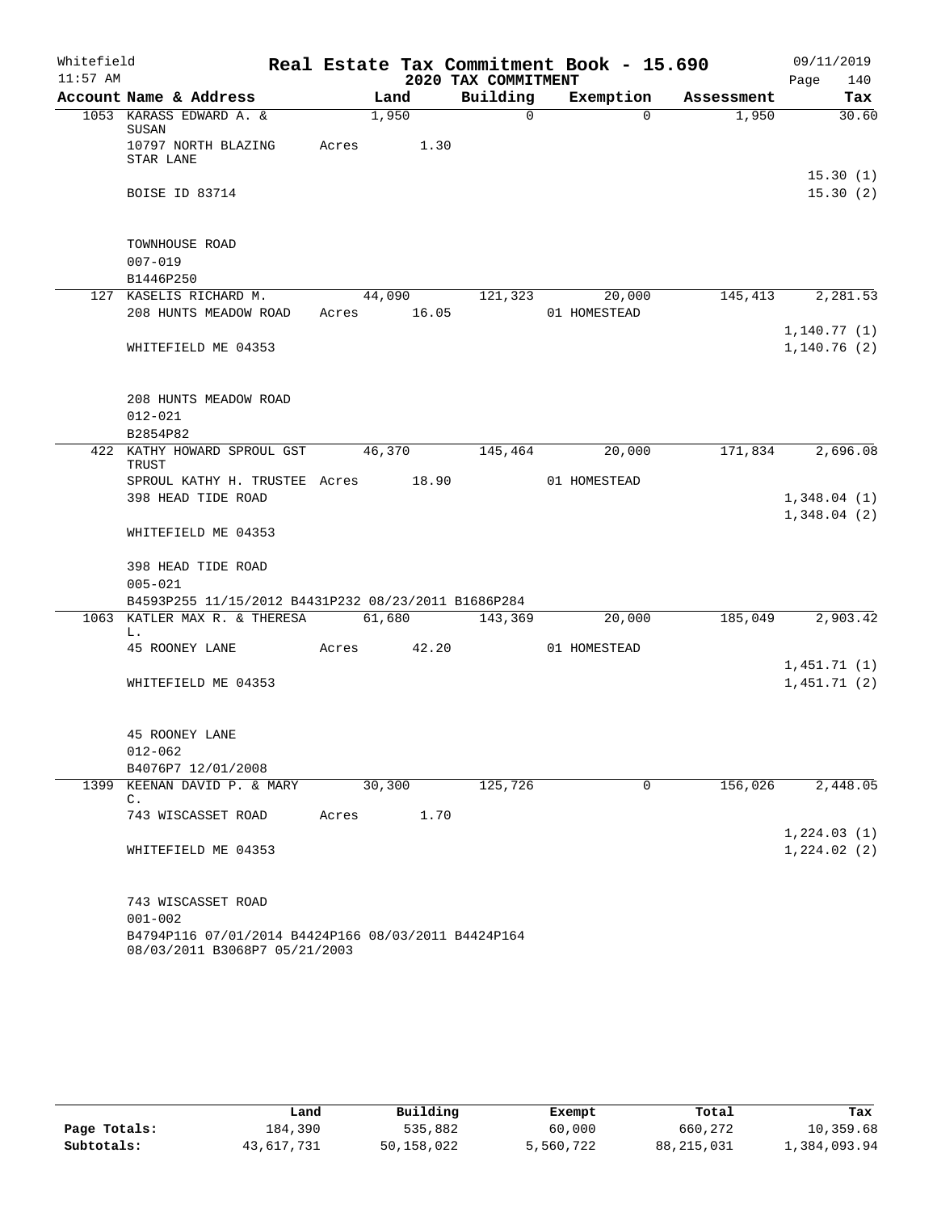Whitefield 11:57 AM

# Real Estate Tax Commitment Book - 15.690

## 2020 TAX COMMITMENT

09/11/2019 Page 140

| Account Name & Address | Land | Building | Exemption | Assessment | Tax |
|---|---|---|---|---|---|
| 1053 KARASS EDWARD A. & SUSAN | 1,950 | 0 | 0 | 1,950 | 30.60 |
| 10797 NORTH BLAZING STAR LANE | Acres 1.30 | | | | |
| | | | | | 15.30 (1) |
| BOISE ID 83714 | | | | | 15.30 (2) |
| TOWNHOUSE ROAD | | | | | |
| 007-019 | | | | | |
| B1446P250 | | | | | |
| 127 KASELIS RICHARD M. | 44,090 | 121,323 | 20,000 | 145,413 | 2,281.53 |
| 208 HUNTS MEADOW ROAD | Acres 16.05 | | 01 HOMESTEAD | | |
| | | | | | 1,140.77 (1) |
| WHITEFIELD ME 04353 | | | | | 1,140.76 (2) |
| 208 HUNTS MEADOW ROAD | | | | | |
| 012-021 | | | | | |
| B2854P82 | | | | | |
| 422 KATHY HOWARD SPROUL GST TRUST | 46,370 | 145,464 | 20,000 | 171,834 | 2,696.08 |
| SPROUL KATHY H. TRUSTEE | Acres 18.90 | | 01 HOMESTEAD | | |
| 398 HEAD TIDE ROAD | | | | | 1,348.04 (1) |
| | | | | | 1,348.04 (2) |
| WHITEFIELD ME 04353 | | | | | |
| 398 HEAD TIDE ROAD | | | | | |
| 005-021 | | | | | |
| B4593P255 11/15/2012 B4431P232 08/23/2011 B1686P284 | | | | | |
| 1063 KATLER MAX R. & THERESA L. | 61,680 | 143,369 | 20,000 | 185,049 | 2,903.42 |
| 45 ROONEY LANE | Acres 42.20 | | 01 HOMESTEAD | | |
| | | | | | 1,451.71 (1) |
| WHITEFIELD ME 04353 | | | | | 1,451.71 (2) |
| 45 ROONEY LANE | | | | | |
| 012-062 | | | | | |
| B4076P7 12/01/2008 | | | | | |
| 1399 KEENAN DAVID P. & MARY C. | 30,300 | 125,726 | 0 | 156,026 | 2,448.05 |
| 743 WISCASSET ROAD | Acres 1.70 | | | | |
| | | | | | 1,224.03 (1) |
| WHITEFIELD ME 04353 | | | | | 1,224.02 (2) |
| 743 WISCASSET ROAD | | | | | |
| 001-002 | | | | | |
| B4794P116 07/01/2014 B4424P166 08/03/2011 B4424P164 08/03/2011 B3068P7 05/21/2003 | | | | | |

| | Land | Building | Exempt | Total | Tax |
|---|---|---|---|---|---|
| Page Totals: | 184,390 | 535,882 | 60,000 | 660,272 | 10,359.68 |
| Subtotals: | 43,617,731 | 50,158,022 | 5,560,722 | 88,215,031 | 1,384,093.94 |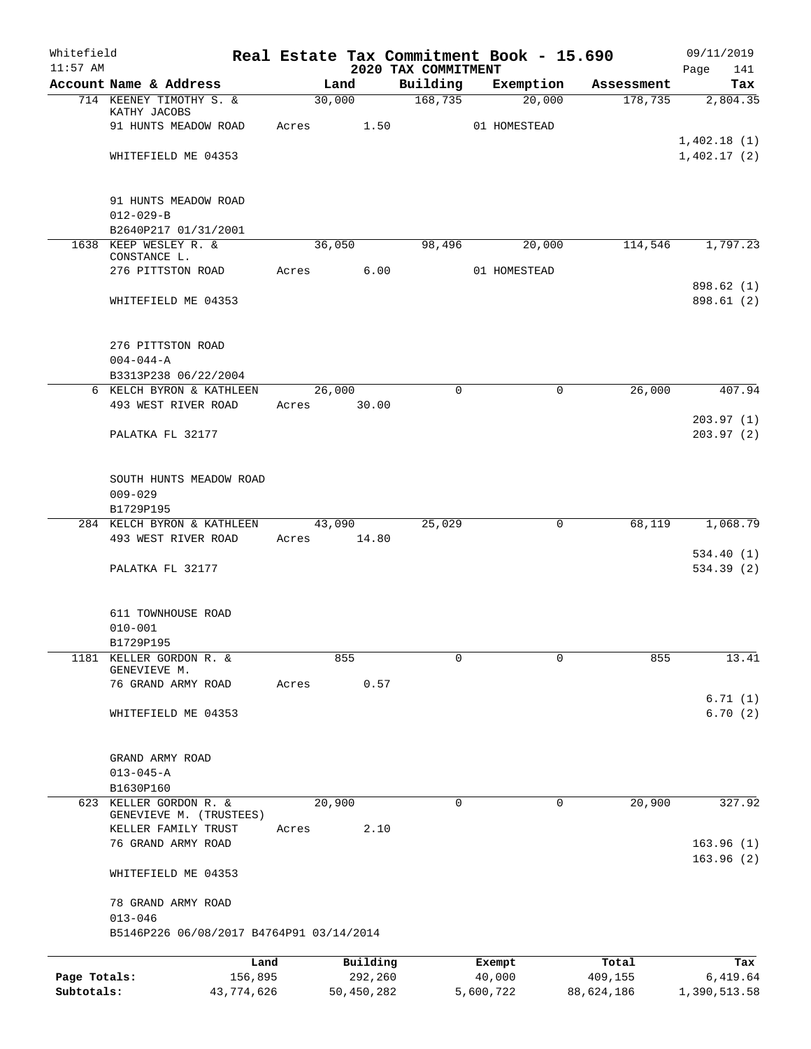# Real Estate Tax Commitment Book - 15.690

Whitefield 11:57 AM — 2020 TAX COMMITMENT — 09/11/2019

| Account Name & Address | Land | Building | Exemption | Assessment | Tax |
|---|---|---|---|---|---|
| 714 KEENEY TIMOTHY S. & KATHY JACOBS | 30,000 | 168,735 | 20,000 | 178,735 | 2,804.35 |
| 91 HUNTS MEADOW ROAD | Acres 1.50 | | 01 HOMESTEAD | | |
| | | | | | 1,402.18 (1) |
| WHITEFIELD ME 04353 | | | | | 1,402.17 (2) |
| 91 HUNTS MEADOW ROAD | | | | | |
| 012-029-B | | | | | |
| B2640P217 01/31/2001 | | | | | |
| 1638 KEEP WESLEY R. & CONSTANCE L. | 36,050 | 98,496 | 20,000 | 114,546 | 1,797.23 |
| 276 PITTSTON ROAD | Acres 6.00 | | 01 HOMESTEAD | | |
| | | | | | 898.62 (1) |
| WHITEFIELD ME 04353 | | | | | 898.61 (2) |
| 276 PITTSTON ROAD | | | | | |
| 004-044-A | | | | | |
| B3313P238 06/22/2004 | | | | | |
| 6 KELCH BYRON & KATHLEEN | 26,000 | 0 | 0 | 26,000 | 407.94 |
| 493 WEST RIVER ROAD | Acres 30.00 | | | | |
| | | | | | 203.97 (1) |
| PALATKA FL 32177 | | | | | 203.97 (2) |
| SOUTH HUNTS MEADOW ROAD | | | | | |
| 009-029 | | | | | |
| B1729P195 | | | | | |
| 284 KELCH BYRON & KATHLEEN | 43,090 | 25,029 | 0 | 68,119 | 1,068.79 |
| 493 WEST RIVER ROAD | Acres 14.80 | | | | |
| | | | | | 534.40 (1) |
| PALATKA FL 32177 | | | | | 534.39 (2) |
| 611 TOWNHOUSE ROAD | | | | | |
| 010-001 | | | | | |
| B1729P195 | | | | | |
| 1181 KELLER GORDON R. & GENEVIEVE M. | 855 | 0 | 0 | 855 | 13.41 |
| 76 GRAND ARMY ROAD | Acres 0.57 | | | | |
| | | | | | 6.71 (1) |
| WHITEFIELD ME 04353 | | | | | 6.70 (2) |
| GRAND ARMY ROAD | | | | | |
| 013-045-A | | | | | |
| B1630P160 | | | | | |
| 623 KELLER GORDON R. & GENEVIEVE M. (TRUSTEES) | 20,900 | 0 | 0 | 20,900 | 327.92 |
| KELLER FAMILY TRUST | Acres 2.10 | | | | |
| 76 GRAND ARMY ROAD | | | | | 163.96 (1) |
| | | | | | 163.96 (2) |
| WHITEFIELD ME 04353 | | | | | |
| 78 GRAND ARMY ROAD | | | | | |
| 013-046 | | | | | |
| B5146P226 06/08/2017 B4764P91 03/14/2014 | | | | | |

| | Land | Building | Exempt | Total | Tax |
|---|---|---|---|---|---|
| Page Totals: | 156,895 | 292,260 | 40,000 | 409,155 | 6,419.64 |
| Subtotals: | 43,774,626 | 50,450,282 | 5,600,722 | 88,624,186 | 1,390,513.58 |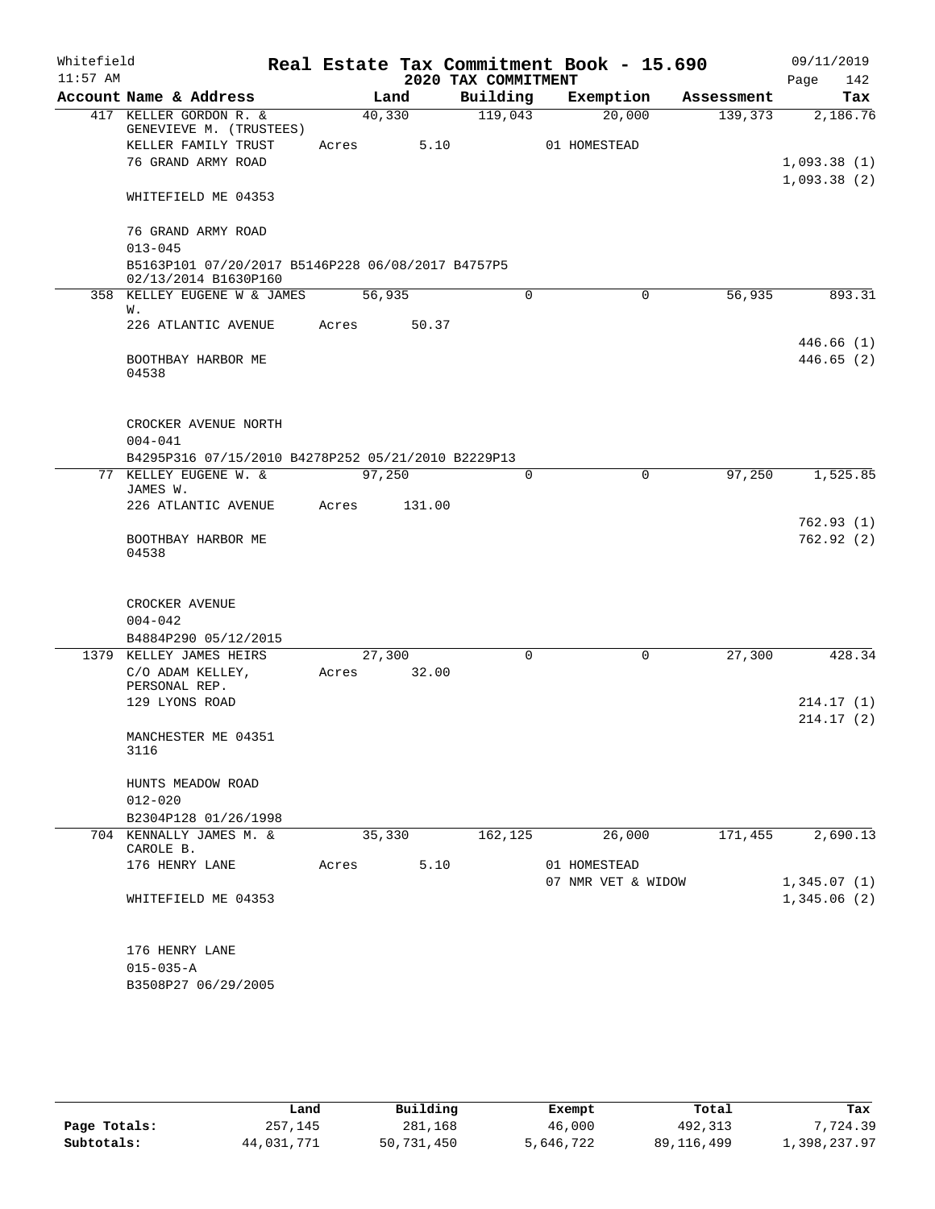Whitefield 11:57 AM

# Real Estate Tax Commitment Book - 15.690

## 2020 TAX COMMITMENT

09/11/2019 Page 142

| Account Name & Address | Land | Building | Exemption | Assessment | Tax |
|---|---|---|---|---|---|
| 417 KELLER GORDON R. & GENEVIEVE M. (TRUSTEES) | 40,330 | 119,043 | 20,000 | 139,373 | 2,186.76 |
| KELLER FAMILY TRUST | Acres 5.10 | | 01 HOMESTEAD | | |
| 76 GRAND ARMY ROAD | | | | | 1,093.38 (1) |
| | | | | | 1,093.38 (2) |
| WHITEFIELD ME 04353 | | | | | |
| 76 GRAND ARMY ROAD | | | | | |
| 013-045 | | | | | |
| B5163P101 07/20/2017 B5146P228 06/08/2017 B4757P5 02/13/2014 B1630P160 | | | | | |
| 358 KELLEY EUGENE W & JAMES W. | 56,935 | 0 | 0 | 56,935 | 893.31 |
| 226 ATLANTIC AVENUE | Acres 50.37 | | | | |
| | | | | | 446.66 (1) |
| BOOTHBAY HARBOR ME 04538 | | | | | 446.65 (2) |
| CROCKER AVENUE NORTH | | | | | |
| 004-041 | | | | | |
| B4295P316 07/15/2010 B4278P252 05/21/2010 B2229P13 | | | | | |
| 77 KELLEY EUGENE W. & JAMES W. | 97,250 | 0 | 0 | 97,250 | 1,525.85 |
| 226 ATLANTIC AVENUE | Acres 131.00 | | | | |
| | | | | | 762.93 (1) |
| BOOTHBAY HARBOR ME 04538 | | | | | 762.92 (2) |
| CROCKER AVENUE | | | | | |
| 004-042 | | | | | |
| B4884P290 05/12/2015 | | | | | |
| 1379 KELLEY JAMES HEIRS | 27,300 | 0 | 0 | 27,300 | 428.34 |
| C/O ADAM KELLEY, PERSONAL REP. | Acres 32.00 | | | | |
| 129 LYONS ROAD | | | | | 214.17 (1) |
| | | | | | 214.17 (2) |
| MANCHESTER ME 04351 3116 | | | | | |
| HUNTS MEADOW ROAD | | | | | |
| 012-020 | | | | | |
| B2304P128 01/26/1998 | | | | | |
| 704 KENNALLY JAMES M. & CAROLE B. | 35,330 | 162,125 | 26,000 | 171,455 | 2,690.13 |
| 176 HENRY LANE | Acres 5.10 | | 01 HOMESTEAD | | |
| | | | 07 NMR VET & WIDOW | | 1,345.07 (1) |
| WHITEFIELD ME 04353 | | | | | 1,345.06 (2) |
| 176 HENRY LANE | | | | | |
| 015-035-A | | | | | |
| B3508P27 06/29/2005 | | | | | |

| | Land | Building | Exempt | Total | Tax |
|---|---|---|---|---|---|
| Page Totals: | 257,145 | 281,168 | 46,000 | 492,313 | 7,724.39 |
| Subtotals: | 44,031,771 | 50,731,450 | 5,646,722 | 89,116,499 | 1,398,237.97 |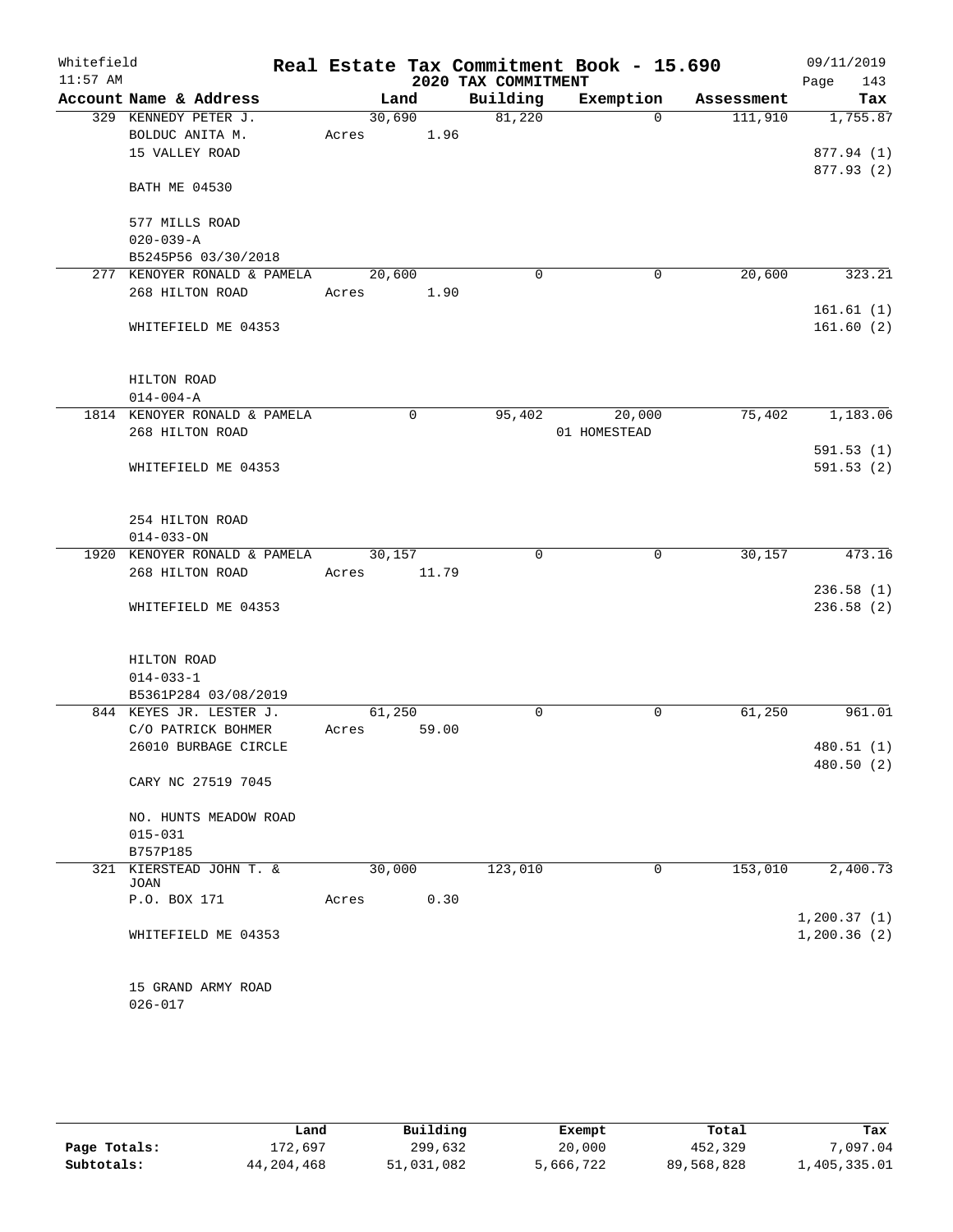Whitefield 11:57 AM

# Real Estate Tax Commitment Book - 15.690

## 2020 TAX COMMITMENT

09/11/2019 Page 143

| Account Name & Address | Land | Building | Exemption | Assessment | Tax |
|---|---|---|---|---|---|
| 329 KENNEDY PETER J. | 30,690 | 81,220 | 0 | 111,910 | 1,755.87 |
| BOLDUC ANITA M. | Acres 1.96 | | | | |
| 15 VALLEY ROAD | | | | | 877.94 (1) |
| | | | | | 877.93 (2) |
| BATH ME 04530 | | | | | |
| 577 MILLS ROAD | | | | | |
| 020-039-A | | | | | |
| B5245P56 03/30/2018 | | | | | |
| 277 KENOYER RONALD & PAMELA | 20,600 | 0 | 0 | 20,600 | 323.21 |
| 268 HILTON ROAD | Acres 1.90 | | | | |
| | | | | | 161.61 (1) |
| WHITEFIELD ME 04353 | | | | | 161.60 (2) |
| HILTON ROAD | | | | | |
| 014-004-A | | | | | |
| 1814 KENOYER RONALD & PAMELA | 0 | 95,402 | 20,000 | 75,402 | 1,183.06 |
| 268 HILTON ROAD | | | 01 HOMESTEAD | | |
| | | | | | 591.53 (1) |
| WHITEFIELD ME 04353 | | | | | 591.53 (2) |
| 254 HILTON ROAD | | | | | |
| 014-033-ON | | | | | |
| 1920 KENOYER RONALD & PAMELA | 30,157 | 0 | 0 | 30,157 | 473.16 |
| 268 HILTON ROAD | Acres 11.79 | | | | |
| | | | | | 236.58 (1) |
| WHITEFIELD ME 04353 | | | | | 236.58 (2) |
| HILTON ROAD | | | | | |
| 014-033-1 | | | | | |
| B5361P284 03/08/2019 | | | | | |
| 844 KEYES JR. LESTER J. | 61,250 | 0 | 0 | 61,250 | 961.01 |
| C/O PATRICK BOHMER | Acres 59.00 | | | | |
| 26010 BURBAGE CIRCLE | | | | | 480.51 (1) |
| | | | | | 480.50 (2) |
| CARY NC 27519 7045 | | | | | |
| NO. HUNTS MEADOW ROAD | | | | | |
| 015-031 | | | | | |
| B757P185 | | | | | |
| 321 KIERSTEAD JOHN T. & JOAN | 30,000 | 123,010 | 0 | 153,010 | 2,400.73 |
| P.O. BOX 171 | Acres 0.30 | | | | |
| | | | | | 1,200.37 (1) |
| WHITEFIELD ME 04353 | | | | | 1,200.36 (2) |
| 15 GRAND ARMY ROAD | | | | | |
| 026-017 | | | | | |

| | Land | Building | Exempt | Total | Tax |
|---|---|---|---|---|---|
| Page Totals: | 172,697 | 299,632 | 20,000 | 452,329 | 7,097.04 |
| Subtotals: | 44,204,468 | 51,031,082 | 5,666,722 | 89,568,828 | 1,405,335.01 |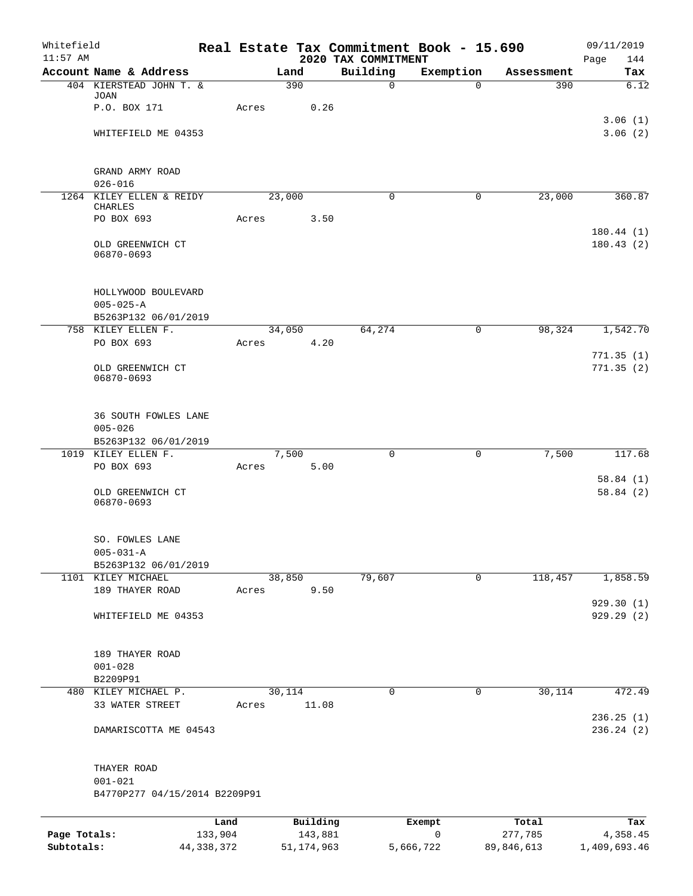Whitefield 11:57 AM

**Real Estate Tax Commitment Book - 15.690**

**2020 TAX COMMITMENT**

09/11/2019 Page 144

| Account Name & Address | Land | Building | Exemption | Assessment | Tax |
|---|---|---|---|---|---|
| 404 KIERSTEAD JOHN T. & JOAN | 390 | 0 | 0 | 390 | 6.12 |
| P.O. BOX 171 | Acres 0.26 | | | | |
| | | | | | 3.06 (1) |
| WHITEFIELD ME 04353 | | | | | 3.06 (2) |
| GRAND ARMY ROAD | | | | | |
| 026-016 | | | | | |
| 1264 KILEY ELLEN & REIDY CHARLES | 23,000 | 0 | 0 | 23,000 | 360.87 |
| PO BOX 693 | Acres 3.50 | | | | |
| | | | | | 180.44 (1) |
| OLD GREENWICH CT 06870-0693 | | | | | 180.43 (2) |
| HOLLYWOOD BOULEVARD | | | | | |
| 005-025-A | | | | | |
| B5263P132 06/01/2019 | | | | | |
| 758 KILEY ELLEN F. | 34,050 | 64,274 | 0 | 98,324 | 1,542.70 |
| PO BOX 693 | Acres 4.20 | | | | |
| | | | | | 771.35 (1) |
| OLD GREENWICH CT 06870-0693 | | | | | 771.35 (2) |
| 36 SOUTH FOWLES LANE | | | | | |
| 005-026 | | | | | |
| B5263P132 06/01/2019 | | | | | |
| 1019 KILEY ELLEN F. | 7,500 | 0 | 0 | 7,500 | 117.68 |
| PO BOX 693 | Acres 5.00 | | | | |
| | | | | | 58.84 (1) |
| OLD GREENWICH CT 06870-0693 | | | | | 58.84 (2) |
| SO. FOWLES LANE | | | | | |
| 005-031-A | | | | | |
| B5263P132 06/01/2019 | | | | | |
| 1101 KILEY MICHAEL | 38,850 | 79,607 | 0 | 118,457 | 1,858.59 |
| 189 THAYER ROAD | Acres 9.50 | | | | |
| | | | | | 929.30 (1) |
| WHITEFIELD ME 04353 | | | | | 929.29 (2) |
| 189 THAYER ROAD | | | | | |
| 001-028 | | | | | |
| B2209P91 | | | | | |
| 480 KILEY MICHAEL P. | 30,114 | 0 | 0 | 30,114 | 472.49 |
| 33 WATER STREET | Acres 11.08 | | | | |
| | | | | | 236.25 (1) |
| DAMARISCOTTA ME 04543 | | | | | 236.24 (2) |
| THAYER ROAD | | | | | |
| 001-021 | | | | | |
| B4770P277 04/15/2014 B2209P91 | | | | | |

| | Land | Building | Exempt | Total | Tax |
|---|---|---|---|---|---|
| Page Totals: | 133,904 | 143,881 | 0 | 277,785 | 4,358.45 |
| Subtotals: | 44,338,372 | 51,174,963 | 5,666,722 | 89,846,613 | 1,409,693.46 |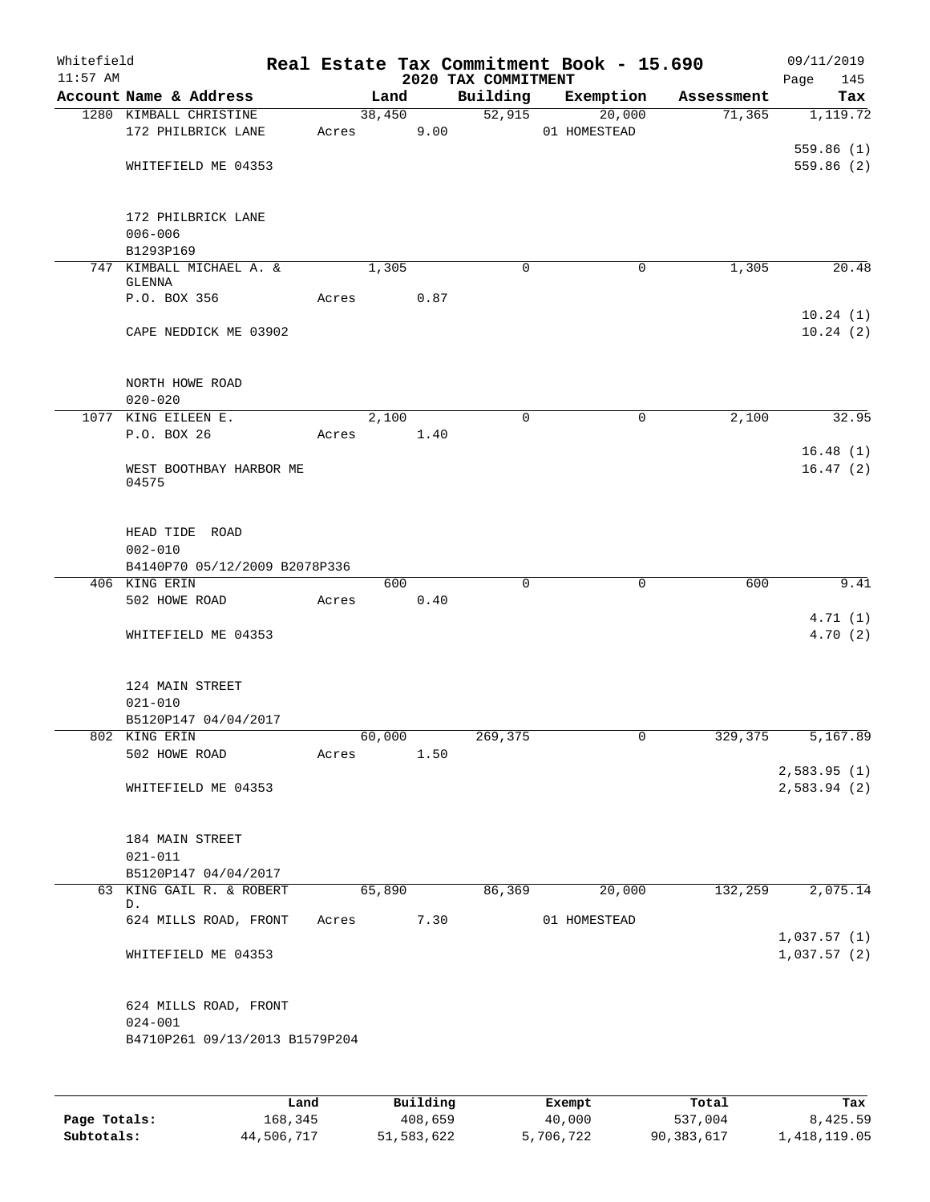Whitefield
11:57 AM

# Real Estate Tax Commitment Book - 15.690

## 2020 TAX COMMITMENT

09/11/2019

| Account Name & Address | Land | Building | Exemption | Assessment | Tax |
|---|---|---|---|---|---|
| 1280 KIMBALL CHRISTINE | 38,450 | 52,915 | 20,000 | 71,365 | 1,119.72 |
| 172 PHILBRICK LANE | Acres 9.00 | | 01 HOMESTEAD | | |
| | | | | | 559.86 (1) |
| WHITEFIELD ME 04353 | | | | | 559.86 (2) |
| 172 PHILBRICK LANE | | | | | |
| 006-006 | | | | | |
| B1293P169 | | | | | |
| 747 KIMBALL MICHAEL A. & GLENNA | 1,305 | 0 | 0 | 1,305 | 20.48 |
| P.O. BOX 356 | Acres 0.87 | | | | |
| | | | | | 10.24 (1) |
| CAPE NEDDICK ME 03902 | | | | | 10.24 (2) |
| NORTH HOWE ROAD | | | | | |
| 020-020 | | | | | |
| 1077 KING EILEEN E. | 2,100 | 0 | 0 | 2,100 | 32.95 |
| P.O. BOX 26 | Acres 1.40 | | | | |
| | | | | | 16.48 (1) |
| WEST BOOTHBAY HARBOR ME 04575 | | | | | 16.47 (2) |
| HEAD TIDE ROAD | | | | | |
| 002-010 | | | | | |
| B4140P70 05/12/2009 B2078P336 | | | | | |
| 406 KING ERIN | 600 | 0 | 0 | 600 | 9.41 |
| 502 HOWE ROAD | Acres 0.40 | | | | |
| | | | | | 4.71 (1) |
| WHITEFIELD ME 04353 | | | | | 4.70 (2) |
| 124 MAIN STREET | | | | | |
| 021-010 | | | | | |
| B5120P147 04/04/2017 | | | | | |
| 802 KING ERIN | 60,000 | 269,375 | 0 | 329,375 | 5,167.89 |
| 502 HOWE ROAD | Acres 1.50 | | | | |
| | | | | | 2,583.95 (1) |
| WHITEFIELD ME 04353 | | | | | 2,583.94 (2) |
| 184 MAIN STREET | | | | | |
| 021-011 | | | | | |
| B5120P147 04/04/2017 | | | | | |
| 63 KING GAIL R. & ROBERT D. | 65,890 | 86,369 | 20,000 | 132,259 | 2,075.14 |
| 624 MILLS ROAD, FRONT | Acres 7.30 | | 01 HOMESTEAD | | |
| | | | | | 1,037.57 (1) |
| WHITEFIELD ME 04353 | | | | | 1,037.57 (2) |
| 624 MILLS ROAD, FRONT | | | | | |
| 024-001 | | | | | |
| B4710P261 09/13/2013 B1579P204 | | | | | |

| | Land | Building | Exempt | Total | Tax |
|---|---|---|---|---|---|
| Page Totals: | 168,345 | 408,659 | 40,000 | 537,004 | 8,425.59 |
| Subtotals: | 44,506,717 | 51,583,622 | 5,706,722 | 90,383,617 | 1,418,119.05 |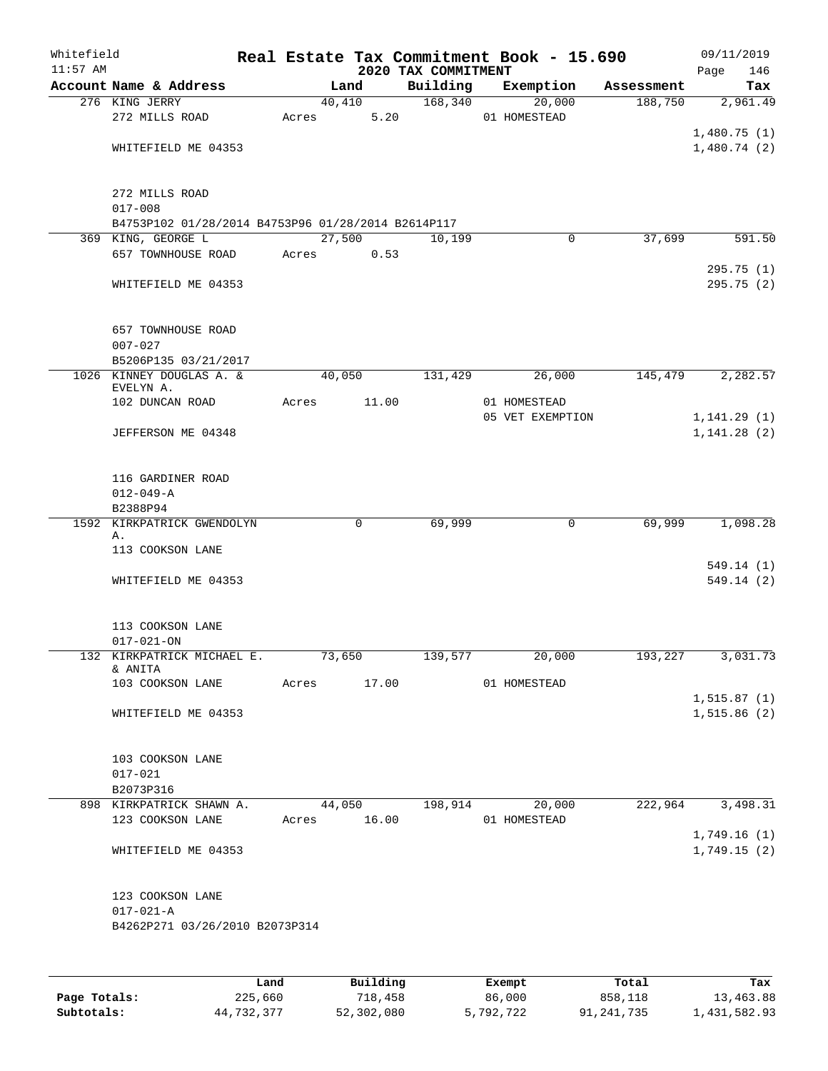Whitefield 11:57 AM

# Real Estate Tax Commitment Book - 15.690

## 2020 TAX COMMITMENT

09/11/2019

| Account Name & Address | Land | Building | Exemption | Assessment | Tax |
|---|---|---|---|---|---|
| 276 KING JERRY | 40,410 | 168,340 | 20,000 | 188,750 | 2,961.49 |
| 272 MILLS ROAD | Acres 5.20 | | 01 HOMESTEAD | | |
| | | | | | 1,480.75 (1) |
| WHITEFIELD ME 04353 | | | | | 1,480.74 (2) |
| 272 MILLS ROAD | | | | | |
| 017-008 | | | | | |
| B4753P102 01/28/2014 B4753P96 01/28/2014 B2614P117 | | | | | |
| 369 KING, GEORGE L | 27,500 | 10,199 | 0 | 37,699 | 591.50 |
| 657 TOWNHOUSE ROAD | Acres 0.53 | | | | |
| | | | | | 295.75 (1) |
| WHITEFIELD ME 04353 | | | | | 295.75 (2) |
| 657 TOWNHOUSE ROAD | | | | | |
| 007-027 | | | | | |
| B5206P135 03/21/2017 | | | | | |
| 1026 KINNEY DOUGLAS A. & EVELYN A. | 40,050 | 131,429 | 26,000 | 145,479 | 2,282.57 |
| 102 DUNCAN ROAD | Acres 11.00 | | 01 HOMESTEAD | | |
| | | | 05 VET EXEMPTION | | 1,141.29 (1) |
| JEFFERSON ME 04348 | | | | | 1,141.28 (2) |
| 116 GARDINER ROAD | | | | | |
| 012-049-A | | | | | |
| B2388P94 | | | | | |
| 1592 KIRKPATRICK GWENDOLYN A. | 0 | 69,999 | 0 | 69,999 | 1,098.28 |
| 113 COOKSON LANE | | | | | |
| | | | | | 549.14 (1) |
| WHITEFIELD ME 04353 | | | | | 549.14 (2) |
| 113 COOKSON LANE | | | | | |
| 017-021-ON | | | | | |
| 132 KIRKPATRICK MICHAEL E. & ANITA | 73,650 | 139,577 | 20,000 | 193,227 | 3,031.73 |
| 103 COOKSON LANE | Acres 17.00 | | 01 HOMESTEAD | | |
| | | | | | 1,515.87 (1) |
| WHITEFIELD ME 04353 | | | | | 1,515.86 (2) |
| 103 COOKSON LANE | | | | | |
| 017-021 | | | | | |
| B2073P316 | | | | | |
| 898 KIRKPATRICK SHAWN A. | 44,050 | 198,914 | 20,000 | 222,964 | 3,498.31 |
| 123 COOKSON LANE | Acres 16.00 | | 01 HOMESTEAD | | |
| | | | | | 1,749.16 (1) |
| WHITEFIELD ME 04353 | | | | | 1,749.15 (2) |
| 123 COOKSON LANE | | | | | |
| 017-021-A | | | | | |
| B4262P271 03/26/2010 B2073P314 | | | | | |

| | Land | Building | Exempt | Total | Tax |
|---|---|---|---|---|---|
| Page Totals: | 225,660 | 718,458 | 86,000 | 858,118 | 13,463.88 |
| Subtotals: | 44,732,377 | 52,302,080 | 5,792,722 | 91,241,735 | 1,431,582.93 |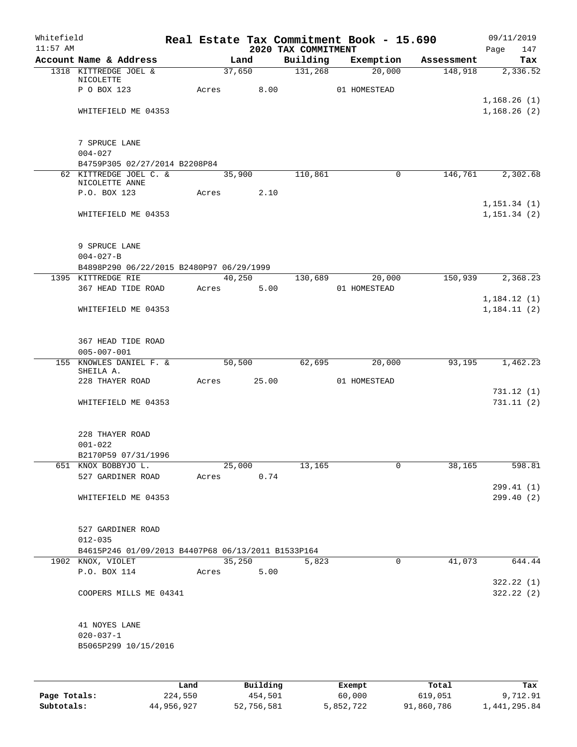Whitefield 11:57 AM

# Real Estate Tax Commitment Book - 15.690

## 2020 TAX COMMITMENT

09/11/2019 Page 147

| Account Name & Address | Land | Building | Exemption | Assessment | Tax |
|---|---|---|---|---|---|
| 1318 KITTREDGE JOEL & NICOLETTE | 37,650 | 131,268 | 20,000 | 148,918 | 2,336.52 |
| P O BOX 123 | Acres 8.00 | | 01 HOMESTEAD | | |
| | | | | | 1,168.26 (1) |
| WHITEFIELD ME 04353 | | | | | 1,168.26 (2) |
| 7 SPRUCE LANE | | | | | |
| 004-027 | | | | | |
| B4759P305 02/27/2014 B2208P84 | | | | | |
| 62 KITTREDGE JOEL C. & NICOLETTE ANNE | 35,900 | 110,861 | 0 | 146,761 | 2,302.68 |
| P.O. BOX 123 | Acres 2.10 | | | | |
| | | | | | 1,151.34 (1) |
| WHITEFIELD ME 04353 | | | | | 1,151.34 (2) |
| 9 SPRUCE LANE | | | | | |
| 004-027-B | | | | | |
| B4898P290 06/22/2015 B2480P97 06/29/1999 | | | | | |
| 1395 KITTREDGE RIE | 40,250 | 130,689 | 20,000 | 150,939 | 2,368.23 |
| 367 HEAD TIDE ROAD | Acres 5.00 | | 01 HOMESTEAD | | |
| | | | | | 1,184.12 (1) |
| WHITEFIELD ME 04353 | | | | | 1,184.11 (2) |
| 367 HEAD TIDE ROAD | | | | | |
| 005-007-001 | | | | | |
| 155 KNOWLES DANIEL F. & SHEILA A. | 50,500 | 62,695 | 20,000 | 93,195 | 1,462.23 |
| 228 THAYER ROAD | Acres 25.00 | | 01 HOMESTEAD | | |
| | | | | | 731.12 (1) |
| WHITEFIELD ME 04353 | | | | | 731.11 (2) |
| 228 THAYER ROAD | | | | | |
| 001-022 | | | | | |
| B2170P59 07/31/1996 | | | | | |
| 651 KNOX BOBBYJO L. | 25,000 | 13,165 | 0 | 38,165 | 598.81 |
| 527 GARDINER ROAD | Acres 0.74 | | | | |
| | | | | | 299.41 (1) |
| WHITEFIELD ME 04353 | | | | | 299.40 (2) |
| 527 GARDINER ROAD | | | | | |
| 012-035 | | | | | |
| B4615P246 01/09/2013 B4407P68 06/13/2011 B1533P164 | | | | | |
| 1902 KNOX, VIOLET | 35,250 | 5,823 | 0 | 41,073 | 644.44 |
| P.O. BOX 114 | Acres 5.00 | | | | |
| | | | | | 322.22 (1) |
| COOPERS MILLS ME 04341 | | | | | 322.22 (2) |
| 41 NOYES LANE | | | | | |
| 020-037-1 | | | | | |
| B5065P299 10/15/2016 | | | | | |

| | Land | Building | Exempt | Total | Tax |
|---|---|---|---|---|---|
| Page Totals: | 224,550 | 454,501 | 60,000 | 619,051 | 9,712.91 |
| Subtotals: | 44,956,927 | 52,756,581 | 5,852,722 | 91,860,786 | 1,441,295.84 |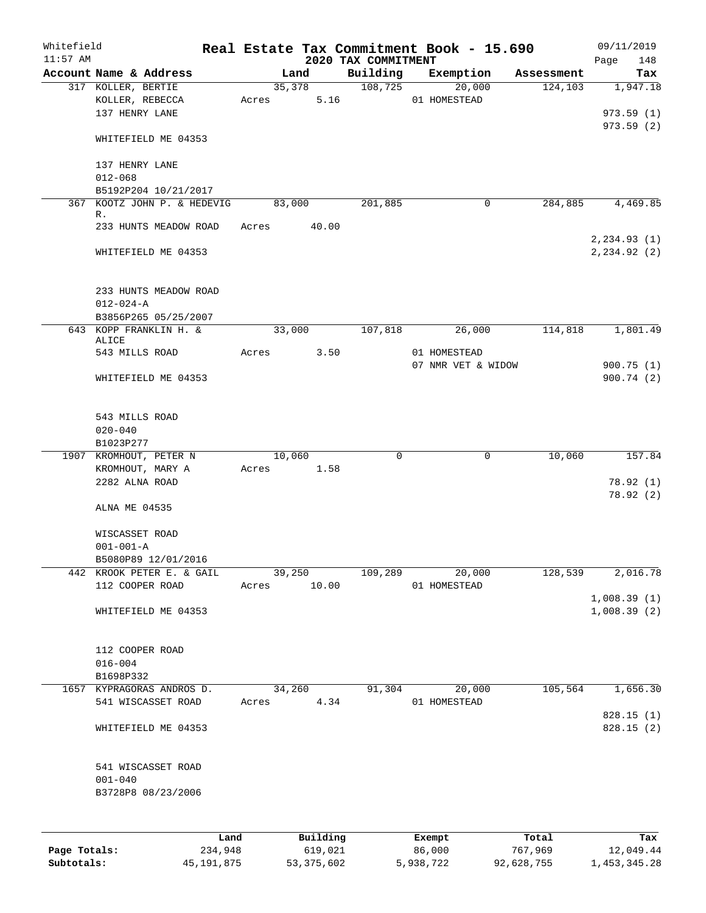Whitefield
11:57 AM

# Real Estate Tax Commitment Book - 15.690

## 2020 TAX COMMITMENT

09/11/2019
Page 148

| Account Name & Address | Land | Building | Exemption | Assessment | Tax |
|---|---|---|---|---|---|
| 317 KOLLER, BERTIE | 35,378 | 108,725 | 20,000 | 124,103 | 1,947.18 |
| KOLLER, REBECCA | Acres 5.16 | | 01 HOMESTEAD | | |
| 137 HENRY LANE | | | | | 973.59 (1) |
| | | | | | 973.59 (2) |
| WHITEFIELD ME 04353 | | | | | |
| 137 HENRY LANE | | | | | |
| 012-068 | | | | | |
| B5192P204 10/21/2017 | | | | | |
| 367 KOOTZ JOHN P. & HEDEVIG R. | 83,000 | 201,885 | 0 | 284,885 | 4,469.85 |
| 233 HUNTS MEADOW ROAD | Acres 40.00 | | | | |
| | | | | | 2,234.93 (1) |
| WHITEFIELD ME 04353 | | | | | 2,234.92 (2) |
| 233 HUNTS MEADOW ROAD | | | | | |
| 012-024-A | | | | | |
| B3856P265 05/25/2007 | | | | | |
| 643 KOPP FRANKLIN H. & ALICE | 33,000 | 107,818 | 26,000 | 114,818 | 1,801.49 |
| 543 MILLS ROAD | Acres 3.50 | | 01 HOMESTEAD | | |
| | | | 07 NMR VET & WIDOW | | 900.75 (1) |
| WHITEFIELD ME 04353 | | | | | 900.74 (2) |
| 543 MILLS ROAD | | | | | |
| 020-040 | | | | | |
| B1023P277 | | | | | |
| 1907 KROMHOUT, PETER N | 10,060 | 0 | 0 | 10,060 | 157.84 |
| KROMHOUT, MARY A | Acres 1.58 | | | | |
| 2282 ALNA ROAD | | | | | 78.92 (1) |
| | | | | | 78.92 (2) |
| ALNA ME 04535 | | | | | |
| WISCASSET ROAD | | | | | |
| 001-001-A | | | | | |
| B5080P89 12/01/2016 | | | | | |
| 442 KROOK PETER E. & GAIL | 39,250 | 109,289 | 20,000 | 128,539 | 2,016.78 |
| 112 COOPER ROAD | Acres 10.00 | | 01 HOMESTEAD | | |
| | | | | | 1,008.39 (1) |
| WHITEFIELD ME 04353 | | | | | 1,008.39 (2) |
| 112 COOPER ROAD | | | | | |
| 016-004 | | | | | |
| B1698P332 | | | | | |
| 1657 KYPRAGORAS ANDROS D. | 34,260 | 91,304 | 20,000 | 105,564 | 1,656.30 |
| 541 WISCASSET ROAD | Acres 4.34 | | 01 HOMESTEAD | | |
| | | | | | 828.15 (1) |
| WHITEFIELD ME 04353 | | | | | 828.15 (2) |
| 541 WISCASSET ROAD | | | | | |
| 001-040 | | | | | |
| B3728P8 08/23/2006 | | | | | |

| | Land | Building | Exempt | Total | Tax |
|---|---|---|---|---|---|
| Page Totals: | 234,948 | 619,021 | 86,000 | 767,969 | 12,049.44 |
| Subtotals: | 45,191,875 | 53,375,602 | 5,938,722 | 92,628,755 | 1,453,345.28 |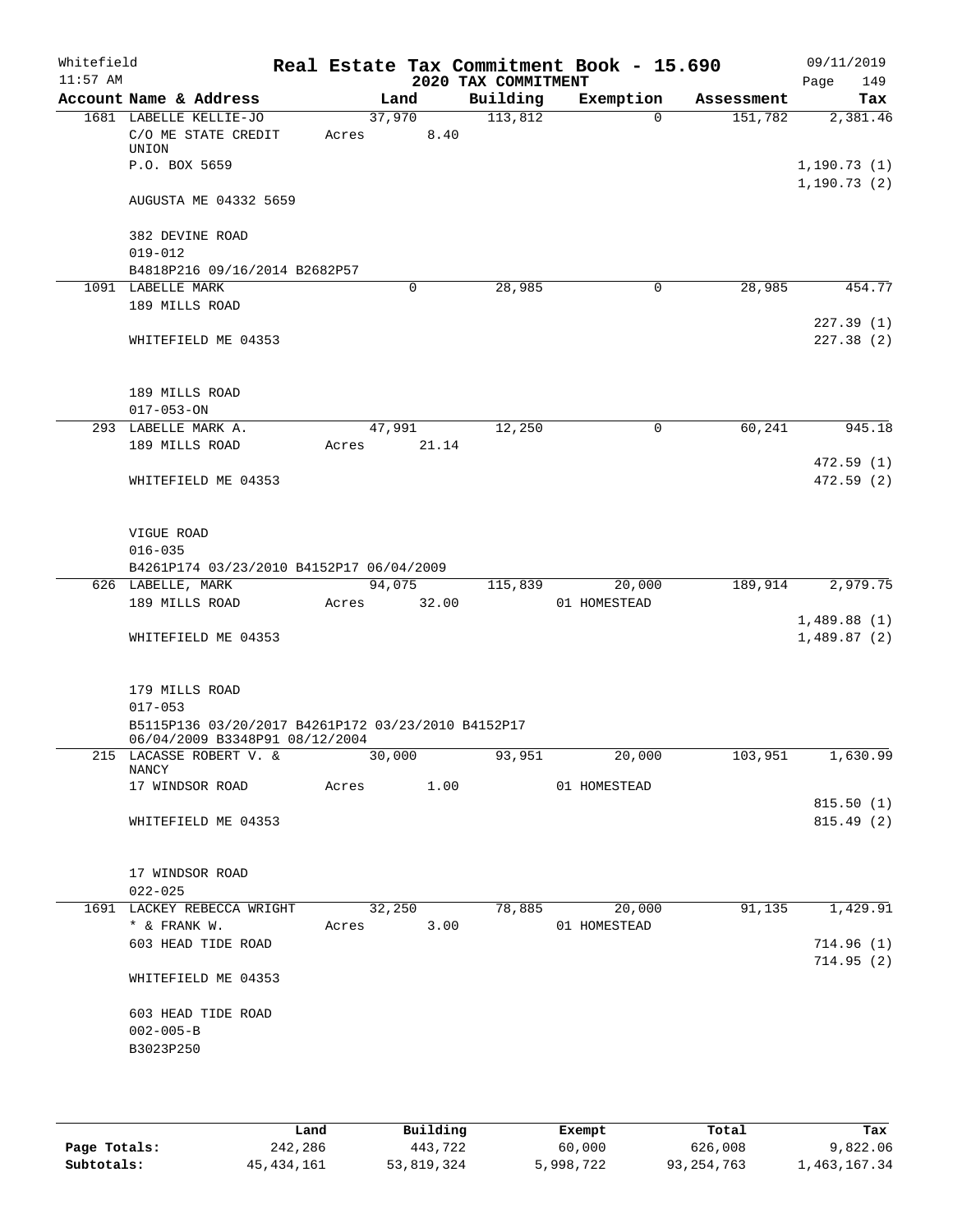Whitefield — 11:57 AM

# Real Estate Tax Commitment Book - 15.690

## 2020 TAX COMMITMENT

09/11/2019

| Account Name & Address | Land | Building | Exemption | Assessment | Tax |
|---|---|---|---|---|---|
| 1681 LABELLE KELLIE-JO | 37,970 | 113,812 | 0 | 151,782 | 2,381.46 |
| C/O ME STATE CREDIT UNION | Acres 8.40 | | | | |
| P.O. BOX 5659 | | | | | 1,190.73 (1) |
| | | | | | 1,190.73 (2) |
| AUGUSTA ME 04332 5659 | | | | | |
| 382 DEVINE ROAD | | | | | |
| 019-012 | | | | | |
| B4818P216 09/16/2014 B2682P57 | | | | | |
| 1091 LABELLE MARK | 0 | 28,985 | 0 | 28,985 | 454.77 |
| 189 MILLS ROAD | | | | | 227.39 (1) |
| WHITEFIELD ME 04353 | | | | | 227.38 (2) |
| 189 MILLS ROAD | | | | | |
| 017-053-ON | | | | | |
| 293 LABELLE MARK A. | 47,991 | 12,250 | 0 | 60,241 | 945.18 |
| 189 MILLS ROAD | Acres 21.14 | | | | 472.59 (1) |
| WHITEFIELD ME 04353 | | | | | 472.59 (2) |
| VIGUE ROAD | | | | | |
| 016-035 | | | | | |
| B4261P174 03/23/2010 B4152P17 06/04/2009 | | | | | |
| 626 LABELLE, MARK | 94,075 | 115,839 | 20,000 | 189,914 | 2,979.75 |
| 189 MILLS ROAD | Acres 32.00 | | 01 HOMESTEAD | | 1,489.88 (1) |
| WHITEFIELD ME 04353 | | | | | 1,489.87 (2) |
| 179 MILLS ROAD | | | | | |
| 017-053 | | | | | |
| B5115P136 03/20/2017 B4261P172 03/23/2010 B4152P17 06/04/2009 B3348P91 08/12/2004 | | | | | |
| 215 LACASSE ROBERT V. & NANCY | 30,000 | 93,951 | 20,000 | 103,951 | 1,630.99 |
| 17 WINDSOR ROAD | Acres 1.00 | | 01 HOMESTEAD | | 815.50 (1) |
| WHITEFIELD ME 04353 | | | | | 815.49 (2) |
| 17 WINDSOR ROAD | | | | | |
| 022-025 | | | | | |
| 1691 LACKEY REBECCA WRIGHT | 32,250 | 78,885 | 20,000 | 91,135 | 1,429.91 |
| * & FRANK W. | Acres 3.00 | | 01 HOMESTEAD | | |
| 603 HEAD TIDE ROAD | | | | | 714.96 (1) |
| | | | | | 714.95 (2) |
| WHITEFIELD ME 04353 | | | | | |
| 603 HEAD TIDE ROAD | | | | | |
| 002-005-B | | | | | |
| B3023P250 | | | | | |

| | Land | Building | Exempt | Total | Tax |
|---|---|---|---|---|---|
| Page Totals: | 242,286 | 443,722 | 60,000 | 626,008 | 9,822.06 |
| Subtotals: | 45,434,161 | 53,819,324 | 5,998,722 | 93,254,763 | 1,463,167.34 |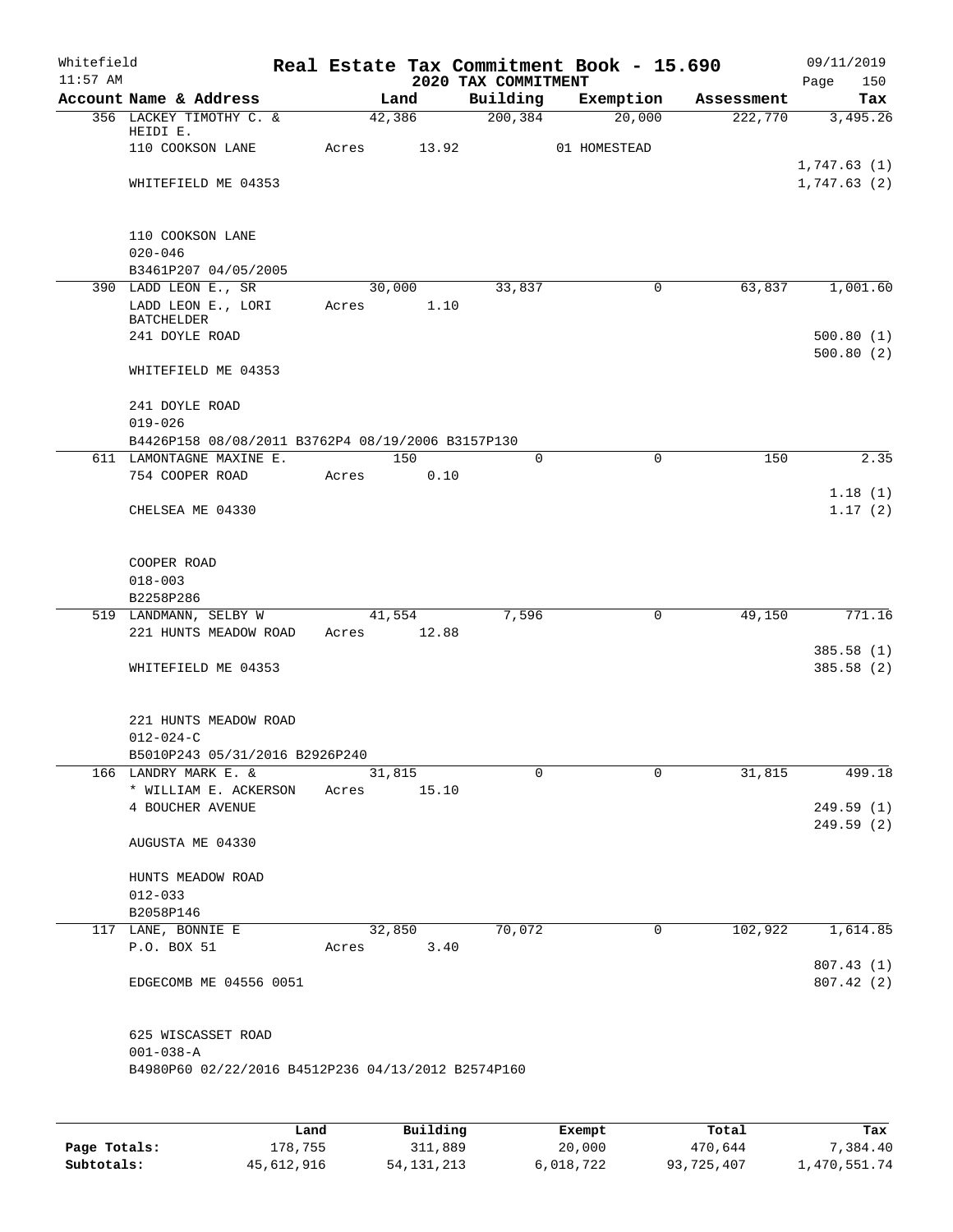Whitefield
11:57 AM

# Real Estate Tax Commitment Book - 15.690

## 2020 TAX COMMITMENT

09/11/2019

| Account Name & Address | Land | Building | Exemption | Assessment | Tax |
|---|---|---|---|---|---|
| 356 LACKEY TIMOTHY C. & HEIDI E. | 42,386 | 200,384 | 20,000 | 222,770 | 3,495.26 |
| 110 COOKSON LANE | Acres 13.92 | | 01 HOMESTEAD | | |
| | | | | | 1,747.63 (1) |
| WHITEFIELD ME 04353 | | | | | 1,747.63 (2) |
| 110 COOKSON LANE | | | | | |
| 020-046 | | | | | |
| B3461P207 04/05/2005 | | | | | |
| 390 LADD LEON E., SR | 30,000 | 33,837 | 0 | 63,837 | 1,001.60 |
| LADD LEON E., LORI BATCHELDER | Acres 1.10 | | | | |
| 241 DOYLE ROAD | | | | | 500.80 (1) |
| | | | | | 500.80 (2) |
| WHITEFIELD ME 04353 | | | | | |
| 241 DOYLE ROAD | | | | | |
| 019-026 | | | | | |
| B4426P158 08/08/2011 B3762P4 08/19/2006 B3157P130 | | | | | |
| 611 LAMONTAGNE MAXINE E. | 150 | 0 | 0 | 150 | 2.35 |
| 754 COOPER ROAD | Acres 0.10 | | | | |
| | | | | | 1.18 (1) |
| CHELSEA ME 04330 | | | | | 1.17 (2) |
| COOPER ROAD | | | | | |
| 018-003 | | | | | |
| B2258P286 | | | | | |
| 519 LANDMANN, SELBY W | 41,554 | 7,596 | 0 | 49,150 | 771.16 |
| 221 HUNTS MEADOW ROAD | Acres 12.88 | | | | |
| | | | | | 385.58 (1) |
| WHITEFIELD ME 04353 | | | | | 385.58 (2) |
| 221 HUNTS MEADOW ROAD | | | | | |
| 012-024-C | | | | | |
| B5010P243 05/31/2016 B2926P240 | | | | | |
| 166 LANDRY MARK E. & | 31,815 | 0 | 0 | 31,815 | 499.18 |
| * WILLIAM E. ACKERSON | Acres 15.10 | | | | |
| 4 BOUCHER AVENUE | | | | | 249.59 (1) |
| | | | | | 249.59 (2) |
| AUGUSTA ME 04330 | | | | | |
| HUNTS MEADOW ROAD | | | | | |
| 012-033 | | | | | |
| B2058P146 | | | | | |
| 117 LANE, BONNIE E | 32,850 | 70,072 | 0 | 102,922 | 1,614.85 |
| P.O. BOX 51 | Acres 3.40 | | | | |
| | | | | | 807.43 (1) |
| EDGECOMB ME 04556 0051 | | | | | 807.42 (2) |
| 625 WISCASSET ROAD | | | | | |
| 001-038-A | | | | | |
| B4980P60 02/22/2016 B4512P236 04/13/2012 B2574P160 | | | | | |

| | Land | Building | Exempt | Total | Tax |
|---|---|---|---|---|---|
| Page Totals: | 178,755 | 311,889 | 20,000 | 470,644 | 7,384.40 |
| Subtotals: | 45,612,916 | 54,131,213 | 6,018,722 | 93,725,407 | 1,470,551.74 |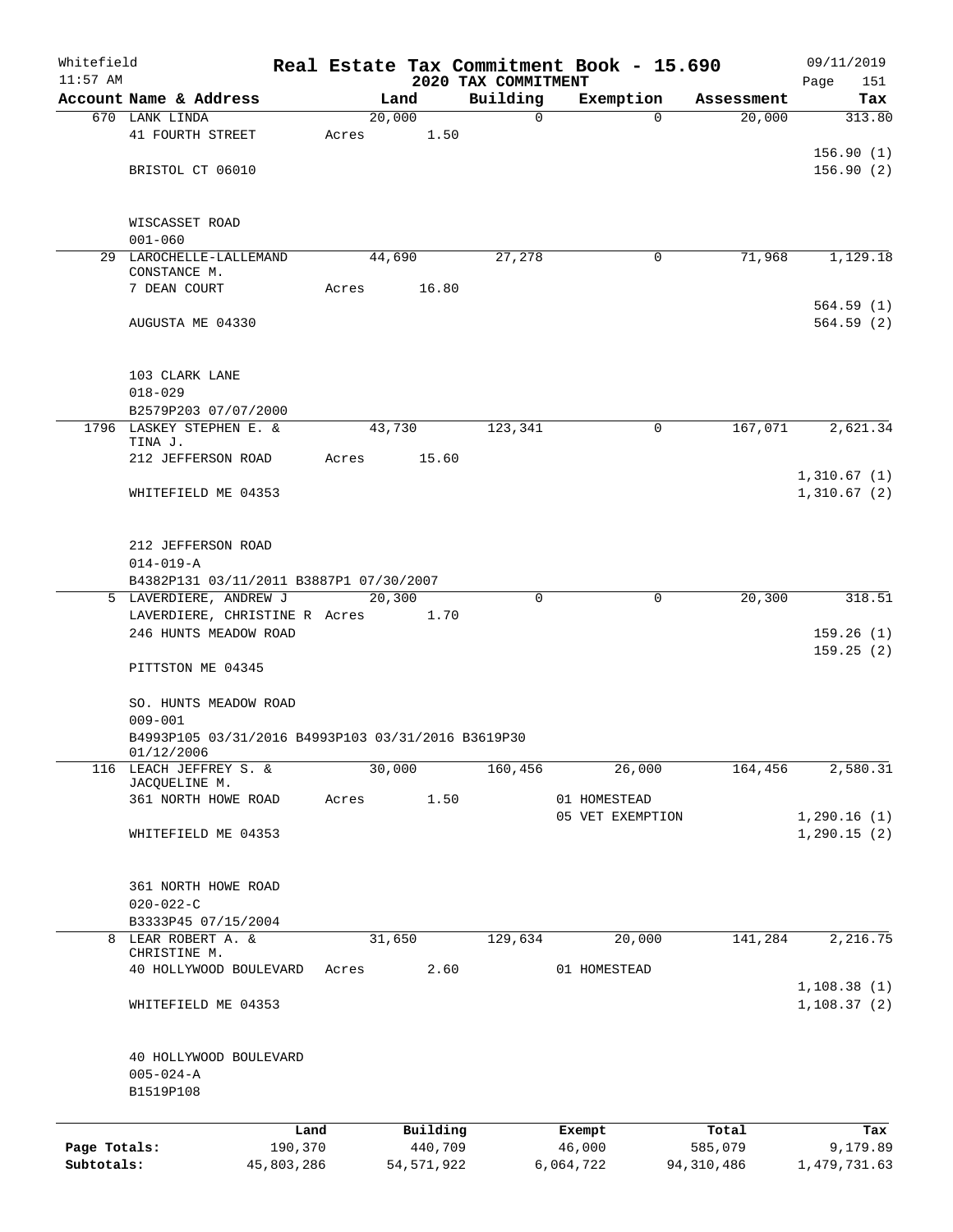# Real Estate Tax Commitment Book - 15.690

## 2020 TAX COMMITMENT

Whitefield 11:57 AM — 09/11/2019

| Account Name & Address | Land | Building | Exemption | Assessment | Tax |
|---|---|---|---|---|---|
| 670 LANK LINDA | 20,000 | 0 | 0 | 20,000 | 313.80 |
| 41 FOURTH STREET | Acres 1.50 | | | | |
| | | | | | 156.90 (1) |
| BRISTOL CT 06010 | | | | | 156.90 (2) |
| WISCASSET ROAD | | | | | |
| 001-060 | | | | | |
| 29 LAROCHELLE-LALLEMAND CONSTANCE M. | 44,690 | 27,278 | 0 | 71,968 | 1,129.18 |
| 7 DEAN COURT | Acres 16.80 | | | | |
| | | | | | 564.59 (1) |
| AUGUSTA ME 04330 | | | | | 564.59 (2) |
| 103 CLARK LANE | | | | | |
| 018-029 | | | | | |
| B2579P203 07/07/2000 | | | | | |
| 1796 LASKEY STEPHEN E. & TINA J. | 43,730 | 123,341 | 0 | 167,071 | 2,621.34 |
| 212 JEFFERSON ROAD | Acres 15.60 | | | | |
| | | | | | 1,310.67 (1) |
| WHITEFIELD ME 04353 | | | | | 1,310.67 (2) |
| 212 JEFFERSON ROAD | | | | | |
| 014-019-A | | | | | |
| B4382P131 03/11/2011 B3887P1 07/30/2007 | | | | | |
| 5 LAVERDIERE, ANDREW J | 20,300 | 0 | 0 | 20,300 | 318.51 |
| LAVERDIERE, CHRISTINE R | Acres 1.70 | | | | |
| 246 HUNTS MEADOW ROAD | | | | | 159.26 (1) |
| | | | | | 159.25 (2) |
| PITTSTON ME 04345 | | | | | |
| SO. HUNTS MEADOW ROAD | | | | | |
| 009-001 | | | | | |
| B4993P105 03/31/2016 B4993P103 03/31/2016 B3619P30 01/12/2006 | | | | | |
| 116 LEACH JEFFREY S. & JACQUELINE M. | 30,000 | 160,456 | 26,000 | 164,456 | 2,580.31 |
| 361 NORTH HOWE ROAD | Acres 1.50 | | 01 HOMESTEAD | | |
| | | | 05 VET EXEMPTION | | 1,290.16 (1) |
| WHITEFIELD ME 04353 | | | | | 1,290.15 (2) |
| 361 NORTH HOWE ROAD | | | | | |
| 020-022-C | | | | | |
| B3333P45 07/15/2004 | | | | | |
| 8 LEAR ROBERT A. & CHRISTINE M. | 31,650 | 129,634 | 20,000 | 141,284 | 2,216.75 |
| 40 HOLLYWOOD BOULEVARD | Acres 2.60 | | 01 HOMESTEAD | | |
| | | | | | 1,108.38 (1) |
| WHITEFIELD ME 04353 | | | | | 1,108.37 (2) |
| 40 HOLLYWOOD BOULEVARD | | | | | |
| 005-024-A | | | | | |
| B1519P108 | | | | | |

| | Land | Building | Exempt | Total | Tax |
|---|---|---|---|---|---|
| Page Totals: | 190,370 | 440,709 | 46,000 | 585,079 | 9,179.89 |
| Subtotals: | 45,803,286 | 54,571,922 | 6,064,722 | 94,310,486 | 1,479,731.63 |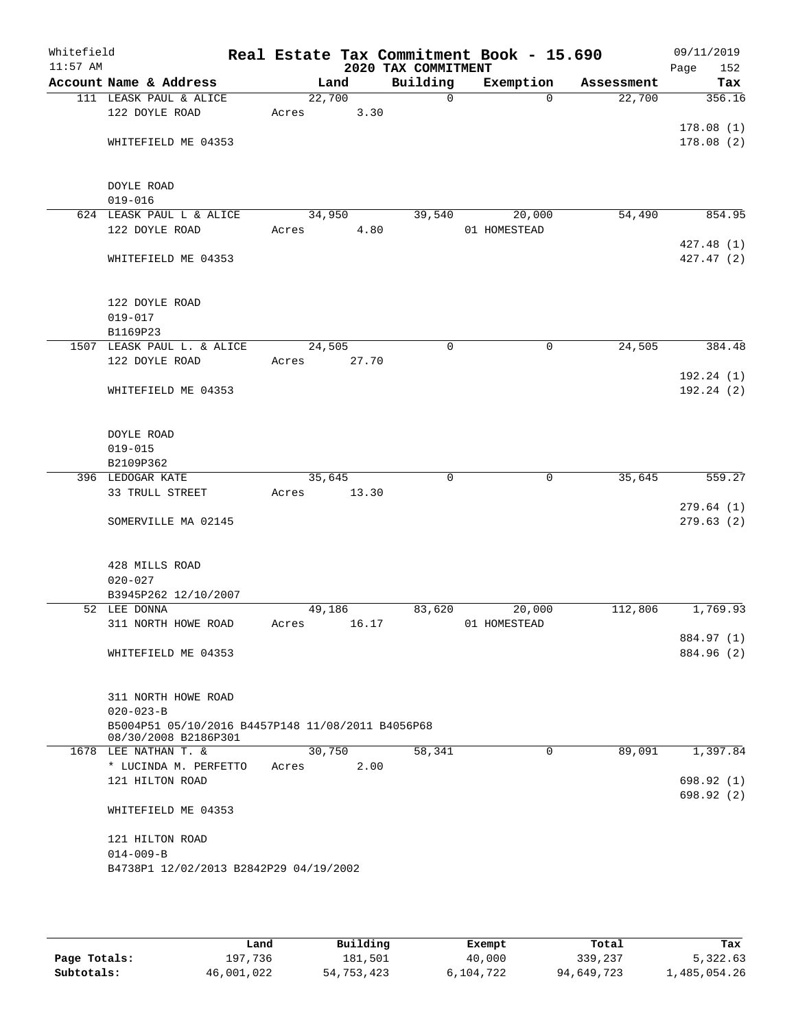Whitefield 11:57 AM

# Real Estate Tax Commitment Book - 15.690

## 2020 TAX COMMITMENT

09/11/2019 Page 152

| Account Name & Address | Land | Building | Exemption | Assessment | Tax |
|---|---|---|---|---|---|
| 111 LEASK PAUL & ALICE<br>122 DOYLE ROAD<br><br>WHITEFIELD ME 04353<br><br>DOYLE ROAD<br>019-016 | 22,700<br>Acres 3.30 | 0 | 0 | 22,700 | 356.16<br><br>178.08 (1)<br>178.08 (2) |
| 624 LEASK PAUL L & ALICE<br>122 DOYLE ROAD<br><br>WHITEFIELD ME 04353<br><br>122 DOYLE ROAD<br>019-017<br>B1169P23 | 34,950<br>Acres 4.80 | 39,540 | 20,000<br>01 HOMESTEAD | 54,490 | 854.95<br><br>427.48 (1)<br>427.47 (2) |
| 1507 LEASK PAUL L. & ALICE<br>122 DOYLE ROAD<br><br>WHITEFIELD ME 04353<br><br>DOYLE ROAD<br>019-015<br>B2109P362 | 24,505<br>Acres 27.70 | 0 | 0 | 24,505 | 384.48<br><br>192.24 (1)<br>192.24 (2) |
| 396 LEDOGAR KATE<br>33 TRULL STREET<br><br>SOMERVILLE MA 02145<br><br>428 MILLS ROAD<br>020-027<br>B3945P262 12/10/2007 | 35,645<br>Acres 13.30 | 0 | 0 | 35,645 | 559.27<br><br>279.64 (1)<br>279.63 (2) |
| 52 LEE DONNA<br>311 NORTH HOWE ROAD<br><br>WHITEFIELD ME 04353<br><br>311 NORTH HOWE ROAD<br>020-023-B<br>B5004P51 05/10/2016 B4457P148 11/08/2011 B4056P68 08/30/2008 B2186P301 | 49,186<br>Acres 16.17 | 83,620 | 20,000<br>01 HOMESTEAD | 112,806 | 1,769.93<br><br>884.97 (1)<br>884.96 (2) |
| 1678 LEE NATHAN T. &<br>* LUCINDA M. PERFETTO<br>121 HILTON ROAD<br><br>WHITEFIELD ME 04353<br><br>121 HILTON ROAD<br>014-009-B<br>B4738P1 12/02/2013 B2842P29 04/19/2002 | 30,750<br>Acres 2.00 | 58,341 | 0 | 89,091 | 1,397.84<br><br>698.92 (1)<br>698.92 (2) |

| | Land | Building | Exempt | Total | Tax |
|---|---|---|---|---|---|
| Page Totals: | 197,736 | 181,501 | 40,000 | 339,237 | 5,322.63 |
| Subtotals: | 46,001,022 | 54,753,423 | 6,104,722 | 94,649,723 | 1,485,054.26 |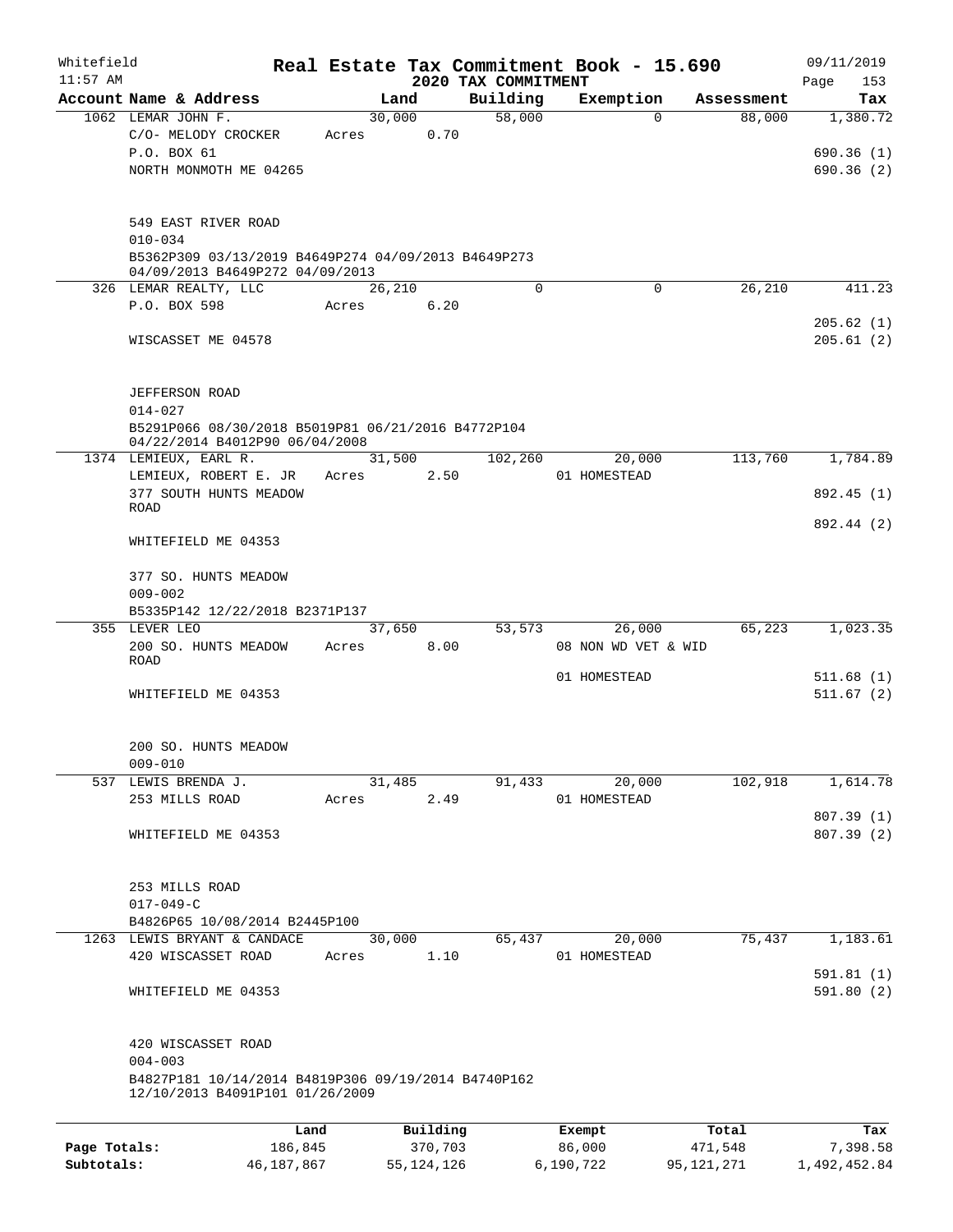# Real Estate Tax Commitment Book - 15.690

Whitefield 11:57 AM — 2020 TAX COMMITMENT — 09/11/2019

| Account Name & Address | Land | Building | Exemption | Assessment | Tax |
|---|---|---|---|---|---|
| 1062 LEMAR JOHN F. | 30,000 | 58,000 | 0 | 88,000 | 1,380.72 |
| C/O- MELODY CROCKER | Acres 0.70 | | | | |
| P.O. BOX 61 | | | | | 690.36 (1) |
| NORTH MONMOTH ME 04265 | | | | | 690.36 (2) |
| 549 EAST RIVER ROAD | | | | | |
| 010-034 | | | | | |
| B5362P309 03/13/2019 B4649P274 04/09/2013 B4649P273 04/09/2013 B4649P272 04/09/2013 | | | | | |
| 326 LEMAR REALTY, LLC | 26,210 | 0 | 0 | 26,210 | 411.23 |
| P.O. BOX 598 | Acres 6.20 | | | | 205.62 (1) |
| WISCASSET ME 04578 | | | | | 205.61 (2) |
| JEFFERSON ROAD | | | | | |
| 014-027 | | | | | |
| B5291P066 08/30/2018 B5019P81 06/21/2016 B4772P104 04/22/2014 B4012P90 06/04/2008 | | | | | |
| 1374 LEMIEUX, EARL R. | 31,500 | 102,260 | 20,000 | 113,760 | 1,784.89 |
| LEMIEUX, ROBERT E. JR | Acres 2.50 | | 01 HOMESTEAD | | |
| 377 SOUTH HUNTS MEADOW ROAD | | | | | 892.45 (1) |
| | | | | | 892.44 (2) |
| WHITEFIELD ME 04353 | | | | | |
| 377 SO. HUNTS MEADOW | | | | | |
| 009-002 | | | | | |
| B5335P142 12/22/2018 B2371P137 | | | | | |
| 355 LEVER LEO | 37,650 | 53,573 | 26,000 | 65,223 | 1,023.35 |
| 200 SO. HUNTS MEADOW ROAD | Acres 8.00 | | 08 NON WD VET & WID | | |
| | | | 01 HOMESTEAD | | 511.68 (1) |
| WHITEFIELD ME 04353 | | | | | 511.67 (2) |
| 200 SO. HUNTS MEADOW | | | | | |
| 009-010 | | | | | |
| 537 LEWIS BRENDA J. | 31,485 | 91,433 | 20,000 | 102,918 | 1,614.78 |
| 253 MILLS ROAD | Acres 2.49 | | 01 HOMESTEAD | | |
| | | | | | 807.39 (1) |
| WHITEFIELD ME 04353 | | | | | 807.39 (2) |
| 253 MILLS ROAD | | | | | |
| 017-049-C | | | | | |
| B4826P65 10/08/2014 B2445P100 | | | | | |
| 1263 LEWIS BRYANT & CANDACE | 30,000 | 65,437 | 20,000 | 75,437 | 1,183.61 |
| 420 WISCASSET ROAD | Acres 1.10 | | 01 HOMESTEAD | | |
| | | | | | 591.81 (1) |
| WHITEFIELD ME 04353 | | | | | 591.80 (2) |
| 420 WISCASSET ROAD | | | | | |
| 004-003 | | | | | |
| B4827P181 10/14/2014 B4819P306 09/19/2014 B4740P162 12/10/2013 B4091P101 01/26/2009 | | | | | |

| | Land | Building | Exempt | Total | Tax |
|---|---|---|---|---|---|
| Page Totals: | 186,845 | 370,703 | 86,000 | 471,548 | 7,398.58 |
| Subtotals: | 46,187,867 | 55,124,126 | 6,190,722 | 95,121,271 | 1,492,452.84 |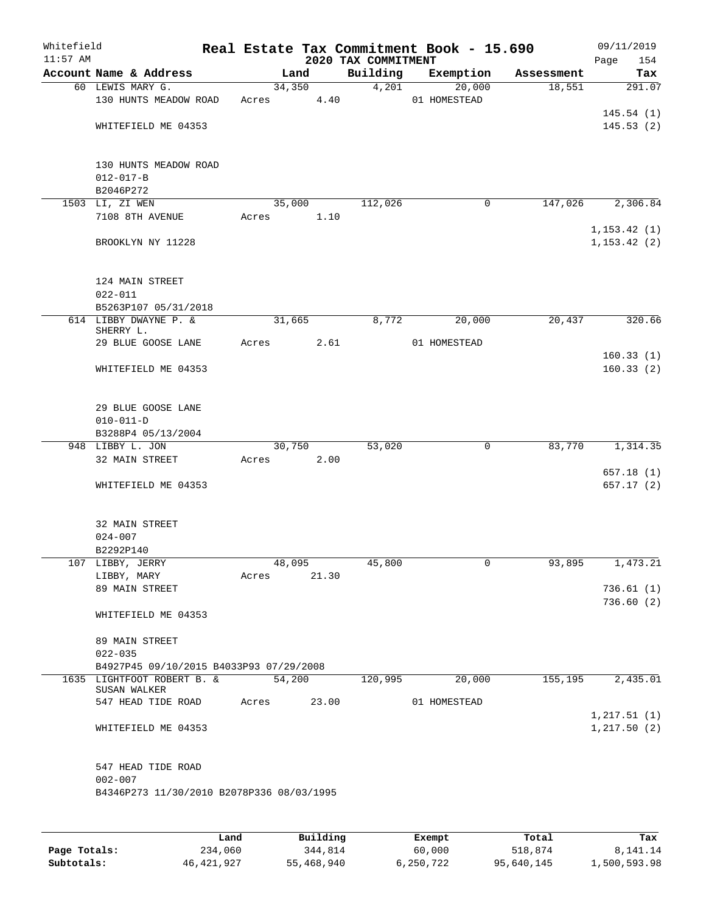Whitefield 11:57 AM

# Real Estate Tax Commitment Book - 15.690

## 2020 TAX COMMITMENT

09/11/2019 Page 154

| Account Name & Address | Land | Building | Exemption | Assessment | Tax |
|---|---|---|---|---|---|
| 60 LEWIS MARY G. | 34,350 | 4,201 | 20,000 | 18,551 | 291.07 |
| 130 HUNTS MEADOW ROAD | Acres 4.40 | | 01 HOMESTEAD | | |
| | | | | | 145.54 (1) |
| WHITEFIELD ME 04353 | | | | | 145.53 (2) |
| 130 HUNTS MEADOW ROAD | | | | | |
| 012-017-B | | | | | |
| B2046P272 | | | | | |
| 1503 LI, ZI WEN | 35,000 | 112,026 | 0 | 147,026 | 2,306.84 |
| 7108 8TH AVENUE | Acres 1.10 | | | | |
| | | | | | 1,153.42 (1) |
| BROOKLYN NY 11228 | | | | | 1,153.42 (2) |
| 124 MAIN STREET | | | | | |
| 022-011 | | | | | |
| B5263P107 05/31/2018 | | | | | |
| 614 LIBBY DWAYNE P. & SHERRY L. | 31,665 | 8,772 | 20,000 | 20,437 | 320.66 |
| 29 BLUE GOOSE LANE | Acres 2.61 | | 01 HOMESTEAD | | |
| | | | | | 160.33 (1) |
| WHITEFIELD ME 04353 | | | | | 160.33 (2) |
| 29 BLUE GOOSE LANE | | | | | |
| 010-011-D | | | | | |
| B3288P4 05/13/2004 | | | | | |
| 948 LIBBY L. JON | 30,750 | 53,020 | 0 | 83,770 | 1,314.35 |
| 32 MAIN STREET | Acres 2.00 | | | | |
| | | | | | 657.18 (1) |
| WHITEFIELD ME 04353 | | | | | 657.17 (2) |
| 32 MAIN STREET | | | | | |
| 024-007 | | | | | |
| B2292P140 | | | | | |
| 107 LIBBY, JERRY | 48,095 | 45,800 | 0 | 93,895 | 1,473.21 |
| LIBBY, MARY | Acres 21.30 | | | | |
| 89 MAIN STREET | | | | | 736.61 (1) |
| | | | | | 736.60 (2) |
| WHITEFIELD ME 04353 | | | | | |
| 89 MAIN STREET | | | | | |
| 022-035 | | | | | |
| B4927P45 09/10/2015 B4033P93 07/29/2008 | | | | | |
| 1635 LIGHTFOOT ROBERT B. & SUSAN WALKER | 54,200 | 120,995 | 20,000 | 155,195 | 2,435.01 |
| 547 HEAD TIDE ROAD | Acres 23.00 | | 01 HOMESTEAD | | |
| | | | | | 1,217.51 (1) |
| WHITEFIELD ME 04353 | | | | | 1,217.50 (2) |
| 547 HEAD TIDE ROAD | | | | | |
| 002-007 | | | | | |
| B4346P273 11/30/2010 B2078P336 08/03/1995 | | | | | |

| | Land | Building | Exempt | Total | Tax |
|---|---|---|---|---|---|
| Page Totals: | 234,060 | 344,814 | 60,000 | 518,874 | 8,141.14 |
| Subtotals: | 46,421,927 | 55,468,940 | 6,250,722 | 95,640,145 | 1,500,593.98 |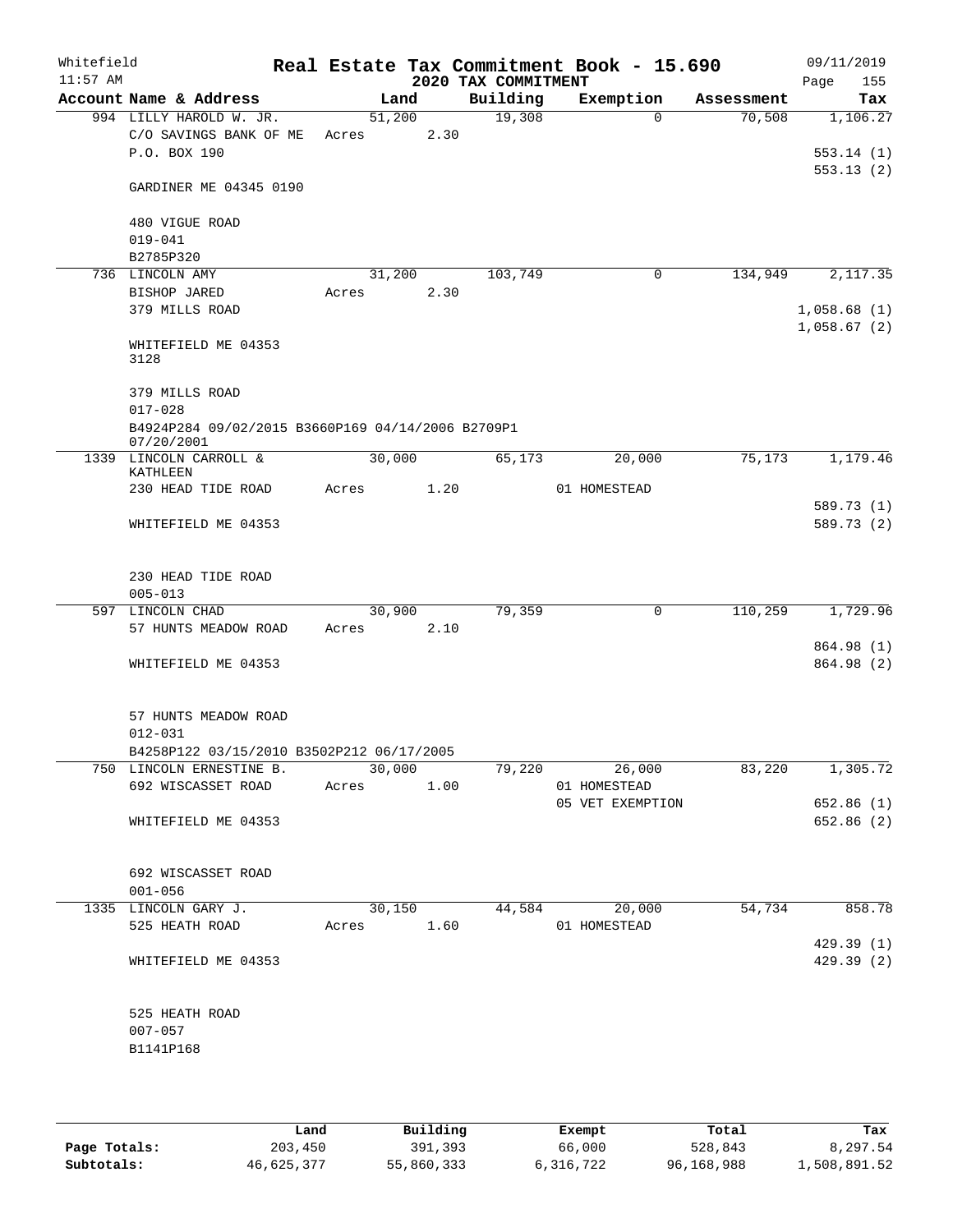Whitefield 11:57 AM

# Real Estate Tax Commitment Book - 15.690

## 2020 TAX COMMITMENT

09/11/2019 Page 155

| Account Name & Address | Land | Building | Exemption | Assessment | Tax |
|---|---|---|---|---|---|
| 994 LILLY HAROLD W. JR. | 51,200 | 19,308 | 0 | 70,508 | 1,106.27 |
| C/O SAVINGS BANK OF ME | Acres 2.30 | | | | |
| P.O. BOX 190 | | | | | 553.14 (1) |
| | | | | | 553.13 (2) |
| GARDINER ME 04345 0190 | | | | | |
| 480 VIGUE ROAD | | | | | |
| 019-041 | | | | | |
| B2785P320 | | | | | |
| 736 LINCOLN AMY | 31,200 | 103,749 | 0 | 134,949 | 2,117.35 |
| BISHOP JARED | Acres 2.30 | | | | |
| 379 MILLS ROAD | | | | | 1,058.68 (1) |
| | | | | | 1,058.67 (2) |
| WHITEFIELD ME 04353 3128 | | | | | |
| 379 MILLS ROAD | | | | | |
| 017-028 | | | | | |
| B4924P284 09/02/2015 B3660P169 04/14/2006 B2709P1 07/20/2001 | | | | | |
| 1339 LINCOLN CARROLL & KATHLEEN | 30,000 | 65,173 | 20,000 | 75,173 | 1,179.46 |
| 230 HEAD TIDE ROAD | Acres 1.20 | | 01 HOMESTEAD | | |
| | | | | | 589.73 (1) |
| WHITEFIELD ME 04353 | | | | | 589.73 (2) |
| 230 HEAD TIDE ROAD | | | | | |
| 005-013 | | | | | |
| 597 LINCOLN CHAD | 30,900 | 79,359 | 0 | 110,259 | 1,729.96 |
| 57 HUNTS MEADOW ROAD | Acres 2.10 | | | | |
| | | | | | 864.98 (1) |
| WHITEFIELD ME 04353 | | | | | 864.98 (2) |
| 57 HUNTS MEADOW ROAD | | | | | |
| 012-031 | | | | | |
| B4258P122 03/15/2010 B3502P212 06/17/2005 | | | | | |
| 750 LINCOLN ERNESTINE B. | 30,000 | 79,220 | 26,000 | 83,220 | 1,305.72 |
| 692 WISCASSET ROAD | Acres 1.00 | | 01 HOMESTEAD | | |
| | | | 05 VET EXEMPTION | | 652.86 (1) |
| WHITEFIELD ME 04353 | | | | | 652.86 (2) |
| 692 WISCASSET ROAD | | | | | |
| 001-056 | | | | | |
| 1335 LINCOLN GARY J. | 30,150 | 44,584 | 20,000 | 54,734 | 858.78 |
| 525 HEATH ROAD | Acres 1.60 | | 01 HOMESTEAD | | |
| | | | | | 429.39 (1) |
| WHITEFIELD ME 04353 | | | | | 429.39 (2) |
| 525 HEATH ROAD | | | | | |
| 007-057 | | | | | |
| B1141P168 | | | | | |

| | Land | Building | Exempt | Total | Tax |
|---|---|---|---|---|---|
| Page Totals: | 203,450 | 391,393 | 66,000 | 528,843 | 8,297.54 |
| Subtotals: | 46,625,377 | 55,860,333 | 6,316,722 | 96,168,988 | 1,508,891.52 |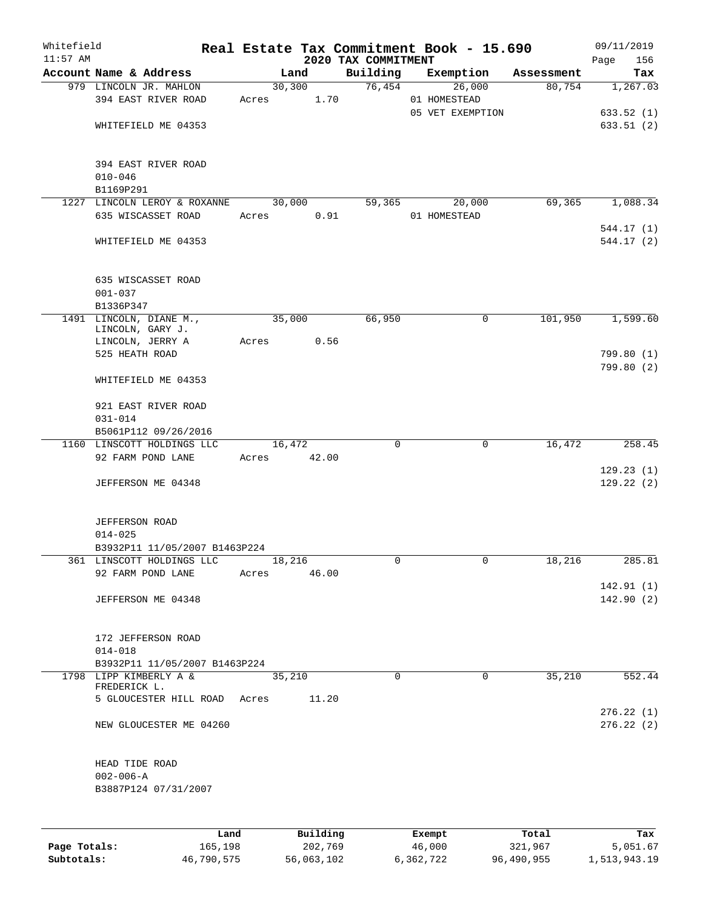# Real Estate Tax Commitment Book - 15.690

Whitefield
11:57 AM

## 2020 TAX COMMITMENT

09/11/2019
Page 156

| Account Name & Address | Land | Building | Exemption | Assessment | Tax |
|---|---|---|---|---|---|
| 979 LINCOLN JR. MAHLON | 30,300 | 76,454 | 26,000 | 80,754 | 1,267.03 |
| 394 EAST RIVER ROAD | Acres 1.70 | | 01 HOMESTEAD | | |
| | | | 05 VET EXEMPTION | | 633.52 (1) |
| WHITEFIELD ME 04353 | | | | | 633.51 (2) |
| 394 EAST RIVER ROAD | | | | | |
| 010-046 | | | | | |
| B1169P291 | | | | | |
| 1227 LINCOLN LEROY & ROXANNE | 30,000 | 59,365 | 20,000 | 69,365 | 1,088.34 |
| 635 WISCASSET ROAD | Acres 0.91 | | 01 HOMESTEAD | | |
| | | | | | 544.17 (1) |
| WHITEFIELD ME 04353 | | | | | 544.17 (2) |
| 635 WISCASSET ROAD | | | | | |
| 001-037 | | | | | |
| B1336P347 | | | | | |
| 1491 LINCOLN, DIANE M., LINCOLN, GARY J. | 35,000 | 66,950 | 0 | 101,950 | 1,599.60 |
| LINCOLN, JERRY A | Acres 0.56 | | | | |
| 525 HEATH ROAD | | | | | 799.80 (1) |
| | | | | | 799.80 (2) |
| WHITEFIELD ME 04353 | | | | | |
| 921 EAST RIVER ROAD | | | | | |
| 031-014 | | | | | |
| B5061P112 09/26/2016 | | | | | |
| 1160 LINSCOTT HOLDINGS LLC | 16,472 | 0 | 0 | 16,472 | 258.45 |
| 92 FARM POND LANE | Acres 42.00 | | | | |
| | | | | | 129.23 (1) |
| JEFFERSON ME 04348 | | | | | 129.22 (2) |
| JEFFERSON ROAD | | | | | |
| 014-025 | | | | | |
| B3932P11 11/05/2007 B1463P224 | | | | | |
| 361 LINSCOTT HOLDINGS LLC | 18,216 | 0 | 0 | 18,216 | 285.81 |
| 92 FARM POND LANE | Acres 46.00 | | | | |
| | | | | | 142.91 (1) |
| JEFFERSON ME 04348 | | | | | 142.90 (2) |
| 172 JEFFERSON ROAD | | | | | |
| 014-018 | | | | | |
| B3932P11 11/05/2007 B1463P224 | | | | | |
| 1798 LIPP KIMBERLY A & FREDERICK L. | 35,210 | 0 | 0 | 35,210 | 552.44 |
| 5 GLOUCESTER HILL ROAD | Acres 11.20 | | | | |
| | | | | | 276.22 (1) |
| NEW GLOUCESTER ME 04260 | | | | | 276.22 (2) |
| HEAD TIDE ROAD | | | | | |
| 002-006-A | | | | | |
| B3887P124 07/31/2007 | | | | | |

| | Land | Building | Exempt | Total | Tax |
|---|---|---|---|---|---|
| Page Totals: | 165,198 | 202,769 | 46,000 | 321,967 | 5,051.67 |
| Subtotals: | 46,790,575 | 56,063,102 | 6,362,722 | 96,490,955 | 1,513,943.19 |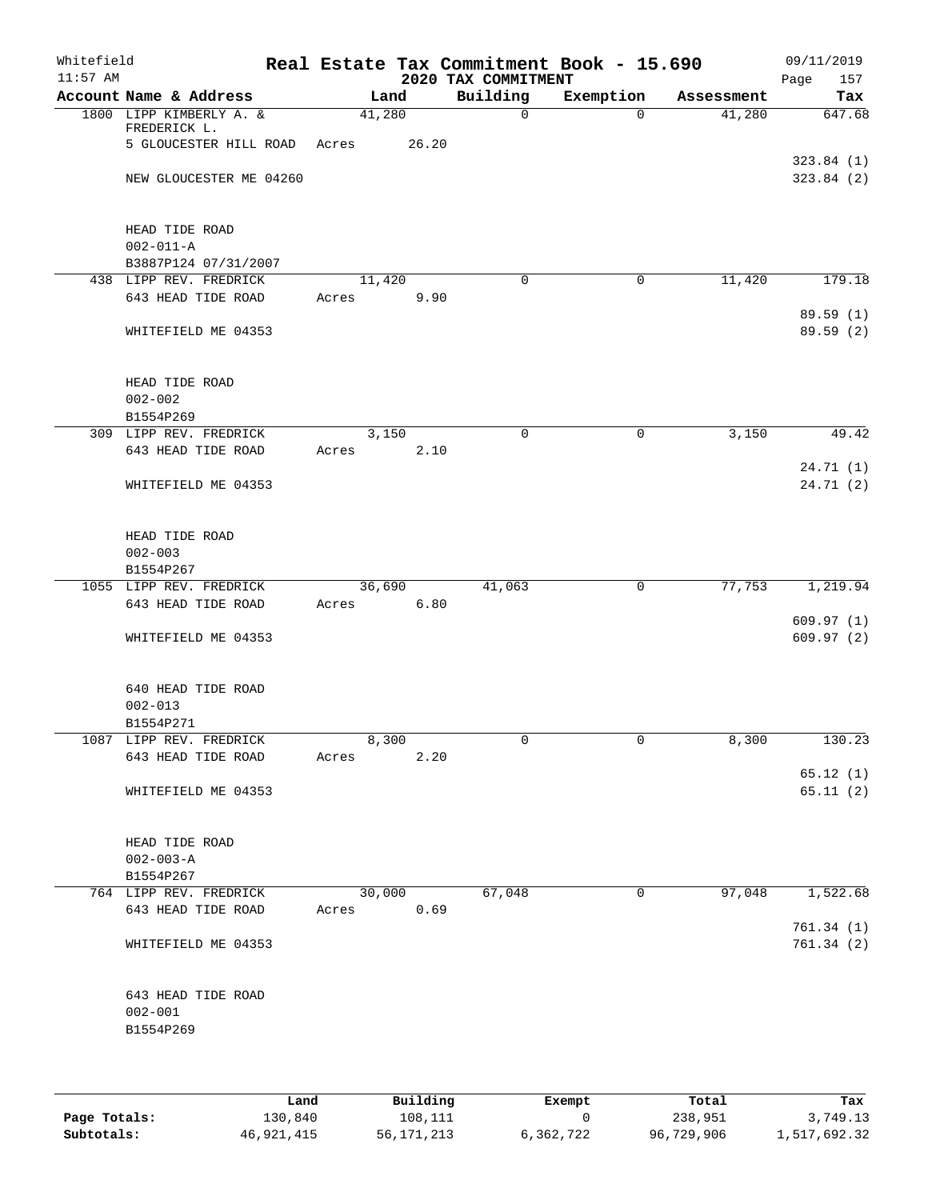Whitefield 11:57 AM

# Real Estate Tax Commitment Book - 15.690

## 2020 TAX COMMITMENT

09/11/2019 Page 157

| Account Name & Address | Land | Building | Exemption | Assessment | Tax |
|---|---|---|---|---|---|
| 1800 LIPP KIMBERLY A. & FREDERICK L. | 41,280 | 0 | 0 | 41,280 | 647.68 |
| 5 GLOUCESTER HILL ROAD | Acres 26.20 | | | | |
| | | | | | 323.84 (1) |
| NEW GLOUCESTER ME 04260 | | | | | 323.84 (2) |
| HEAD TIDE ROAD | | | | | |
| 002-011-A | | | | | |
| B3887P124 07/31/2007 | | | | | |
| 438 LIPP REV. FREDRICK | 11,420 | 0 | 0 | 11,420 | 179.18 |
| 643 HEAD TIDE ROAD | Acres 9.90 | | | | |
| | | | | | 89.59 (1) |
| WHITEFIELD ME 04353 | | | | | 89.59 (2) |
| HEAD TIDE ROAD | | | | | |
| 002-002 | | | | | |
| B1554P269 | | | | | |
| 309 LIPP REV. FREDRICK | 3,150 | 0 | 0 | 3,150 | 49.42 |
| 643 HEAD TIDE ROAD | Acres 2.10 | | | | |
| | | | | | 24.71 (1) |
| WHITEFIELD ME 04353 | | | | | 24.71 (2) |
| HEAD TIDE ROAD | | | | | |
| 002-003 | | | | | |
| B1554P267 | | | | | |
| 1055 LIPP REV. FREDRICK | 36,690 | 41,063 | 0 | 77,753 | 1,219.94 |
| 643 HEAD TIDE ROAD | Acres 6.80 | | | | |
| | | | | | 609.97 (1) |
| WHITEFIELD ME 04353 | | | | | 609.97 (2) |
| 640 HEAD TIDE ROAD | | | | | |
| 002-013 | | | | | |
| B1554P271 | | | | | |
| 1087 LIPP REV. FREDRICK | 8,300 | 0 | 0 | 8,300 | 130.23 |
| 643 HEAD TIDE ROAD | Acres 2.20 | | | | |
| | | | | | 65.12 (1) |
| WHITEFIELD ME 04353 | | | | | 65.11 (2) |
| HEAD TIDE ROAD | | | | | |
| 002-003-A | | | | | |
| B1554P267 | | | | | |
| 764 LIPP REV. FREDRICK | 30,000 | 67,048 | 0 | 97,048 | 1,522.68 |
| 643 HEAD TIDE ROAD | Acres 0.69 | | | | |
| | | | | | 761.34 (1) |
| WHITEFIELD ME 04353 | | | | | 761.34 (2) |
| 643 HEAD TIDE ROAD | | | | | |
| 002-001 | | | | | |
| B1554P269 | | | | | |

| | Land | Building | Exempt | Total | Tax |
|---|---|---|---|---|---|
| Page Totals: | 130,840 | 108,111 | 0 | 238,951 | 3,749.13 |
| Subtotals: | 46,921,415 | 56,171,213 | 6,362,722 | 96,729,906 | 1,517,692.32 |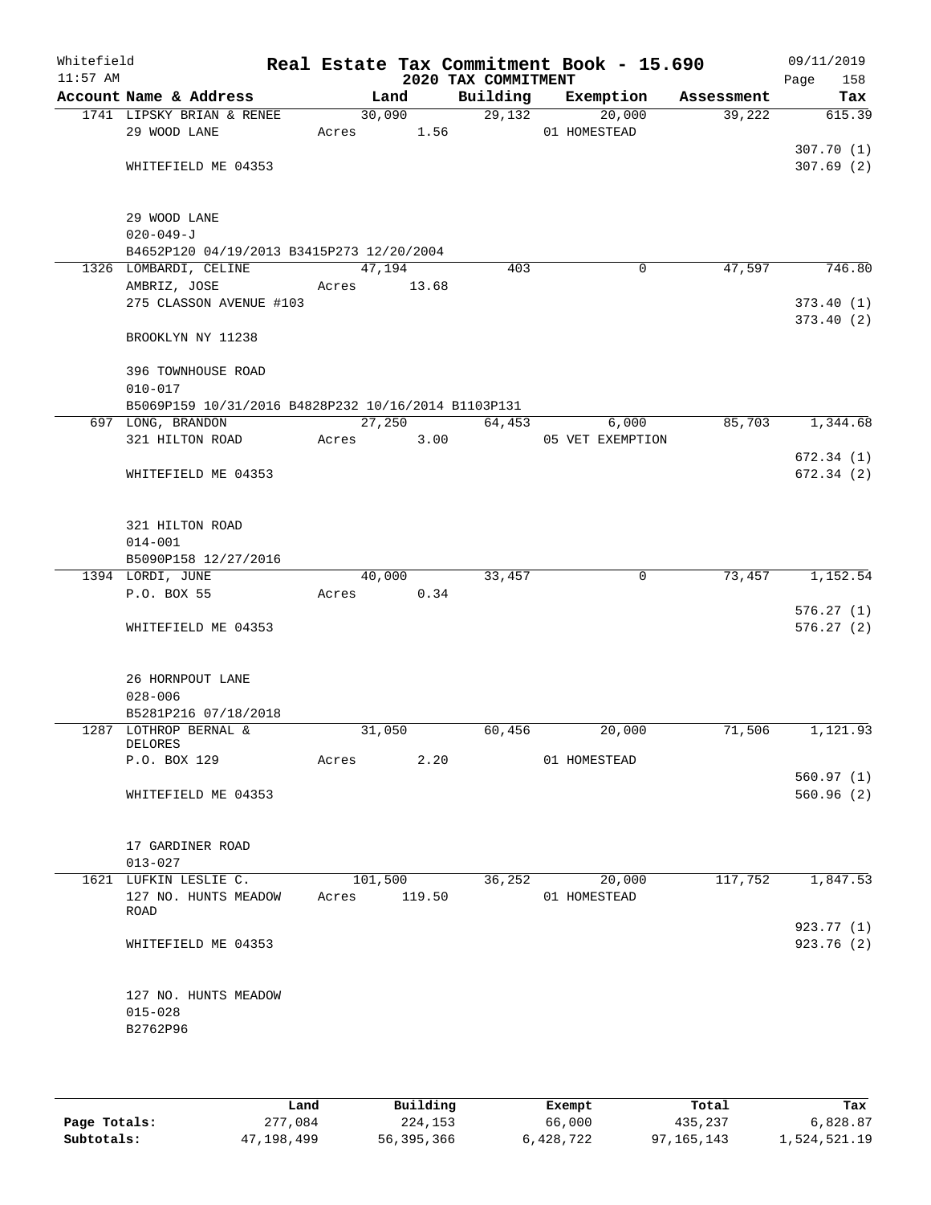Whitefield
11:57 AM

# Real Estate Tax Commitment Book - 15.690

## 2020 TAX COMMITMENT

09/11/2019
Page 158

| Account Name & Address | Land | Building | Exemption | Assessment | Tax |
|---|---|---|---|---|---|
| 1741 LIPSKY BRIAN & RENEE | 30,090 | 29,132 | 20,000 | 39,222 | 615.39 |
| 29 WOOD LANE | Acres 1.56 | | 01 HOMESTEAD | | |
| | | | | | 307.70 (1) |
| WHITEFIELD ME 04353 | | | | | 307.69 (2) |
| 29 WOOD LANE | | | | | |
| 020-049-J | | | | | |
| B4652P120 04/19/2013 B3415P273 12/20/2004 | | | | | |
| 1326 LOMBARDI, CELINE | 47,194 | 403 | 0 | 47,597 | 746.80 |
| AMBRIZ, JOSE | Acres 13.68 | | | | |
| 275 CLASSON AVENUE #103 | | | | | 373.40 (1) |
| | | | | | 373.40 (2) |
| BROOKLYN NY 11238 | | | | | |
| 396 TOWNHOUSE ROAD | | | | | |
| 010-017 | | | | | |
| B5069P159 10/31/2016 B4828P232 10/16/2014 B1103P131 | | | | | |
| 697 LONG, BRANDON | 27,250 | 64,453 | 6,000 | 85,703 | 1,344.68 |
| 321 HILTON ROAD | Acres 3.00 | | 05 VET EXEMPTION | | |
| | | | | | 672.34 (1) |
| WHITEFIELD ME 04353 | | | | | 672.34 (2) |
| 321 HILTON ROAD | | | | | |
| 014-001 | | | | | |
| B5090P158 12/27/2016 | | | | | |
| 1394 LORDI, JUNE | 40,000 | 33,457 | 0 | 73,457 | 1,152.54 |
| P.O. BOX 55 | Acres 0.34 | | | | |
| | | | | | 576.27 (1) |
| WHITEFIELD ME 04353 | | | | | 576.27 (2) |
| 26 HORNPOUT LANE | | | | | |
| 028-006 | | | | | |
| B5281P216 07/18/2018 | | | | | |
| 1287 LOTHROP BERNAL & DELORES | 31,050 | 60,456 | 20,000 | 71,506 | 1,121.93 |
| P.O. BOX 129 | Acres 2.20 | | 01 HOMESTEAD | | |
| | | | | | 560.97 (1) |
| WHITEFIELD ME 04353 | | | | | 560.96 (2) |
| 17 GARDINER ROAD | | | | | |
| 013-027 | | | | | |
| 1621 LUFKIN LESLIE C. | 101,500 | 36,252 | 20,000 | 117,752 | 1,847.53 |
| 127 NO. HUNTS MEADOW ROAD | Acres 119.50 | | 01 HOMESTEAD | | |
| | | | | | 923.77 (1) |
| WHITEFIELD ME 04353 | | | | | 923.76 (2) |
| 127 NO. HUNTS MEADOW | | | | | |
| 015-028 | | | | | |
| B2762P96 | | | | | |

| | Land | Building | Exempt | Total | Tax |
|---|---|---|---|---|---|
| Page Totals: | 277,084 | 224,153 | 66,000 | 435,237 | 6,828.87 |
| Subtotals: | 47,198,499 | 56,395,366 | 6,428,722 | 97,165,143 | 1,524,521.19 |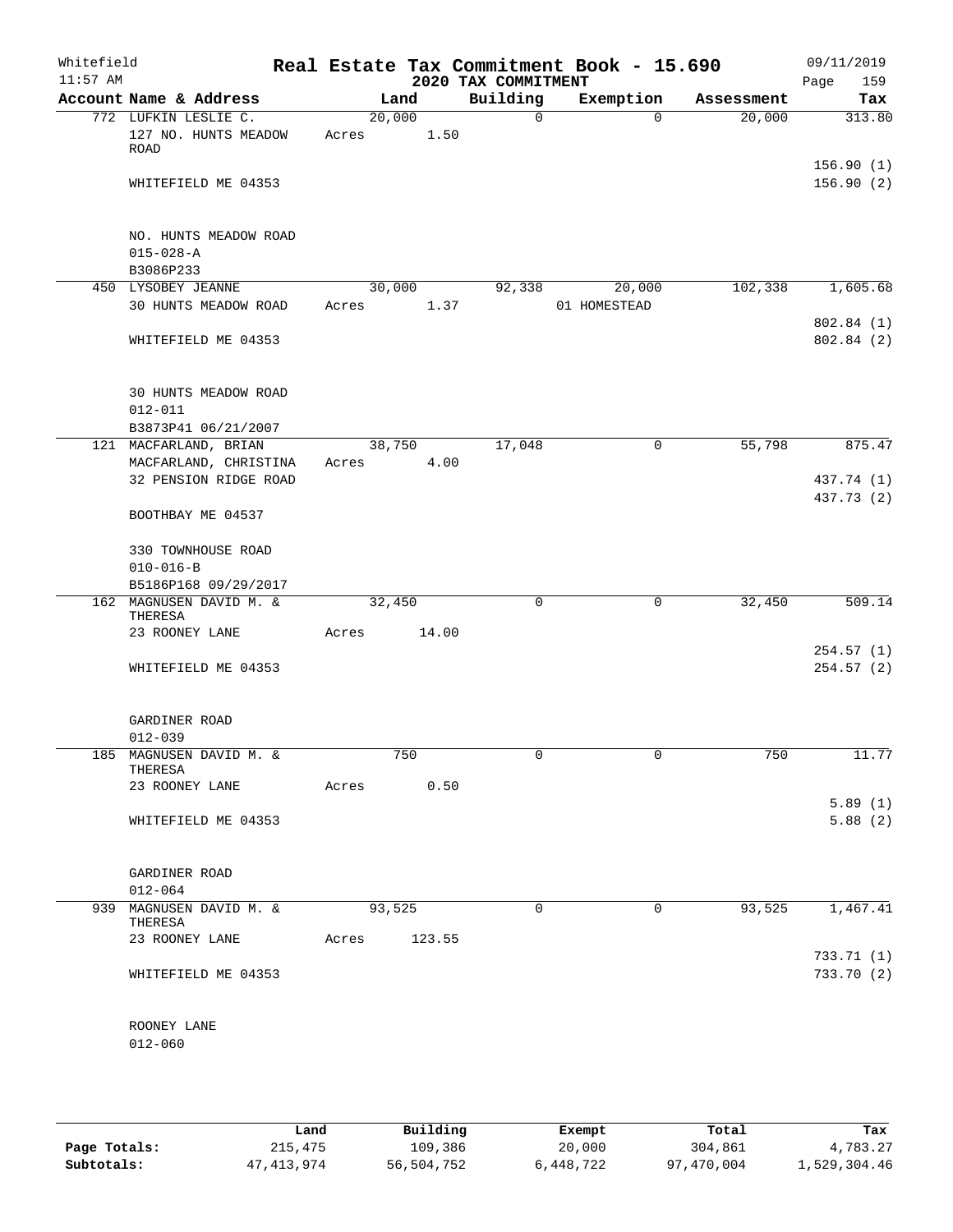Whitefield
11:57 AM

# Real Estate Tax Commitment Book - 15.690

## 2020 TAX COMMITMENT

09/11/2019
Page 159

| Account Name & Address | Land | Building | Exemption | Assessment | Tax |
|---|---|---|---|---|---|
| 772 LUFKIN LESLIE C. | 20,000 | 0 | 0 | 20,000 | 313.80 |
| 127 NO. HUNTS MEADOW ROAD | Acres 1.50 | | | | |
| | | | | | 156.90 (1) |
| WHITEFIELD ME 04353 | | | | | 156.90 (2) |
| NO. HUNTS MEADOW ROAD | | | | | |
| 015-028-A | | | | | |
| B3086P233 | | | | | |
| 450 LYSOBEY JEANNE | 30,000 | 92,338 | 20,000 | 102,338 | 1,605.68 |
| 30 HUNTS MEADOW ROAD | Acres 1.37 | | 01 HOMESTEAD | | |
| | | | | | 802.84 (1) |
| WHITEFIELD ME 04353 | | | | | 802.84 (2) |
| 30 HUNTS MEADOW ROAD | | | | | |
| 012-011 | | | | | |
| B3873P41 06/21/2007 | | | | | |
| 121 MACFARLAND, BRIAN | 38,750 | 17,048 | 0 | 55,798 | 875.47 |
| MACFARLAND, CHRISTINA | Acres 4.00 | | | | |
| 32 PENSION RIDGE ROAD | | | | | 437.74 (1) |
| | | | | | 437.73 (2) |
| BOOTHBAY ME 04537 | | | | | |
| 330 TOWNHOUSE ROAD | | | | | |
| 010-016-B | | | | | |
| B5186P168 09/29/2017 | | | | | |
| 162 MAGNUSEN DAVID M. & THERESA | 32,450 | 0 | 0 | 32,450 | 509.14 |
| 23 ROONEY LANE | Acres 14.00 | | | | |
| | | | | | 254.57 (1) |
| WHITEFIELD ME 04353 | | | | | 254.57 (2) |
| GARDINER ROAD | | | | | |
| 012-039 | | | | | |
| 185 MAGNUSEN DAVID M. & THERESA | 750 | 0 | 0 | 750 | 11.77 |
| 23 ROONEY LANE | Acres 0.50 | | | | |
| | | | | | 5.89 (1) |
| WHITEFIELD ME 04353 | | | | | 5.88 (2) |
| GARDINER ROAD | | | | | |
| 012-064 | | | | | |
| 939 MAGNUSEN DAVID M. & THERESA | 93,525 | 0 | 0 | 93,525 | 1,467.41 |
| 23 ROONEY LANE | Acres 123.55 | | | | |
| | | | | | 733.71 (1) |
| WHITEFIELD ME 04353 | | | | | 733.70 (2) |
| ROONEY LANE | | | | | |
| 012-060 | | | | | |

| | Land | Building | Exempt | Total | Tax |
|---|---|---|---|---|---|
| Page Totals: | 215,475 | 109,386 | 20,000 | 304,861 | 4,783.27 |
| Subtotals: | 47,413,974 | 56,504,752 | 6,448,722 | 97,470,004 | 1,529,304.46 |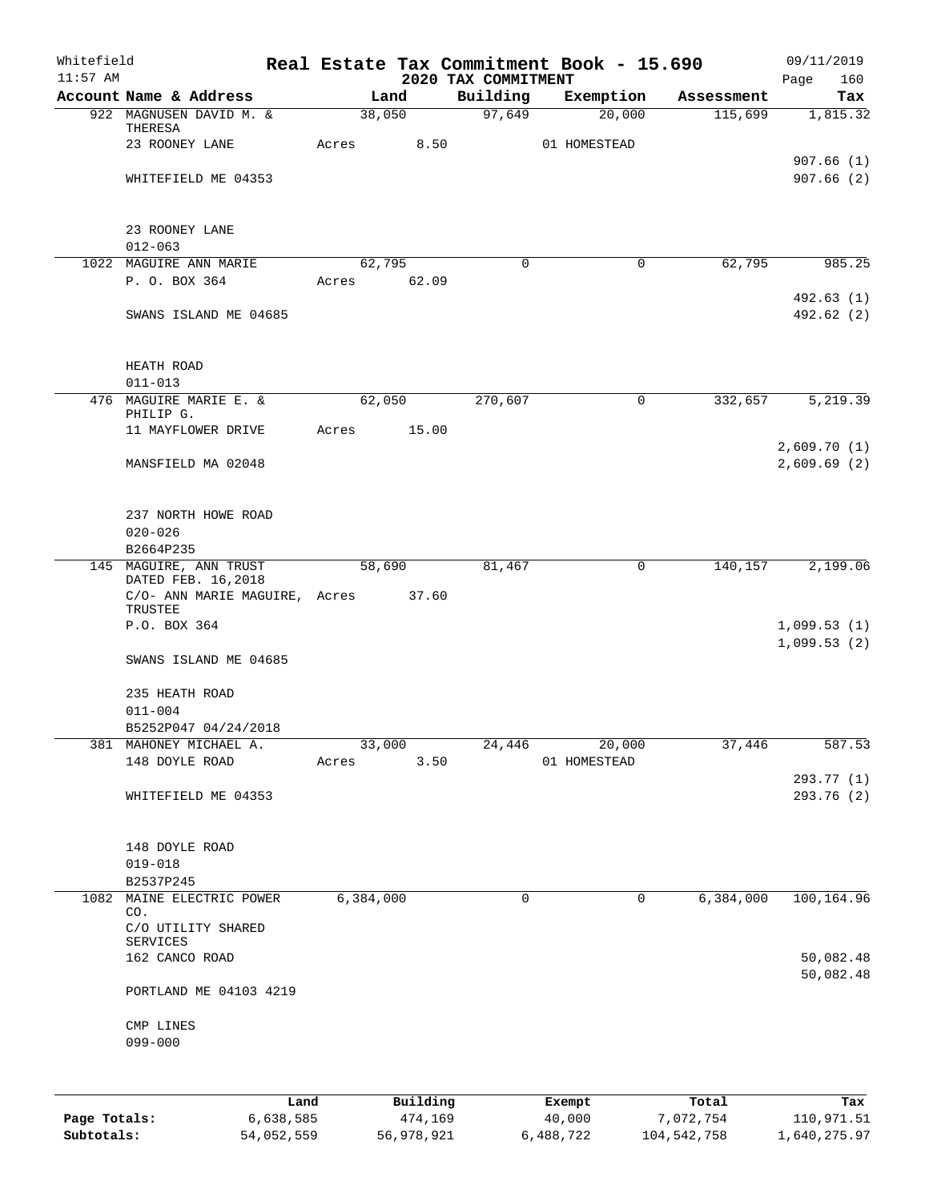Whitefield 11:57 AM

# Real Estate Tax Commitment Book - 15.690

## 2020 TAX COMMITMENT

09/11/2019 Page 160

| Account | Name & Address | Land | Building | Exemption | Assessment | Tax |
|---|---|---|---|---|---|---|
| 922 | MAGNUSEN DAVID M. & THERESA | 38,050 | 97,649 | 20,000 | 115,699 | 1,815.32 |
| | 23 ROONEY LANE | Acres 8.50 | | 01 HOMESTEAD | | |
| | | | | | | 907.66 (1) |
| | WHITEFIELD ME 04353 | | | | | 907.66 (2) |
| | 23 ROONEY LANE | | | | | |
| | 012-063 | | | | | |
| 1022 | MAGUIRE ANN MARIE | 62,795 | 0 | 0 | 62,795 | 985.25 |
| | P. O. BOX 364 | Acres 62.09 | | | | |
| | | | | | | 492.63 (1) |
| | SWANS ISLAND ME 04685 | | | | | 492.62 (2) |
| | HEATH ROAD | | | | | |
| | 011-013 | | | | | |
| 476 | MAGUIRE MARIE E. & PHILIP G. | 62,050 | 270,607 | 0 | 332,657 | 5,219.39 |
| | 11 MAYFLOWER DRIVE | Acres 15.00 | | | | |
| | | | | | | 2,609.70 (1) |
| | MANSFIELD MA 02048 | | | | | 2,609.69 (2) |
| | 237 NORTH HOWE ROAD | | | | | |
| | 020-026 | | | | | |
| | B2664P235 | | | | | |
| 145 | MAGUIRE, ANN TRUST DATED FEB. 16,2018 | 58,690 | 81,467 | 0 | 140,157 | 2,199.06 |
| | C/O- ANN MARIE MAGUIRE, TRUSTEE | Acres 37.60 | | | | |
| | P.O. BOX 364 | | | | | 1,099.53 (1) |
| | | | | | | 1,099.53 (2) |
| | SWANS ISLAND ME 04685 | | | | | |
| | 235 HEATH ROAD | | | | | |
| | 011-004 | | | | | |
| | B5252P047 04/24/2018 | | | | | |
| 381 | MAHONEY MICHAEL A. | 33,000 | 24,446 | 20,000 | 37,446 | 587.53 |
| | 148 DOYLE ROAD | Acres 3.50 | | 01 HOMESTEAD | | |
| | | | | | | 293.77 (1) |
| | WHITEFIELD ME 04353 | | | | | 293.76 (2) |
| | 148 DOYLE ROAD | | | | | |
| | 019-018 | | | | | |
| | B2537P245 | | | | | |
| 1082 | MAINE ELECTRIC POWER CO. | 6,384,000 | 0 | 0 | 6,384,000 | 100,164.96 |
| | C/O UTILITY SHARED SERVICES | | | | | |
| | 162 CANCO ROAD | | | | | 50,082.48 |
| | | | | | | 50,082.48 |
| | PORTLAND ME 04103 4219 | | | | | |
| | CMP LINES | | | | | |
| | 099-000 | | | | | |

| | Land | Building | Exempt | Total | Tax |
|---|---|---|---|---|---|
| Page Totals: | 6,638,585 | 474,169 | 40,000 | 7,072,754 | 110,971.51 |
| Subtotals: | 54,052,559 | 56,978,921 | 6,488,722 | 104,542,758 | 1,640,275.97 |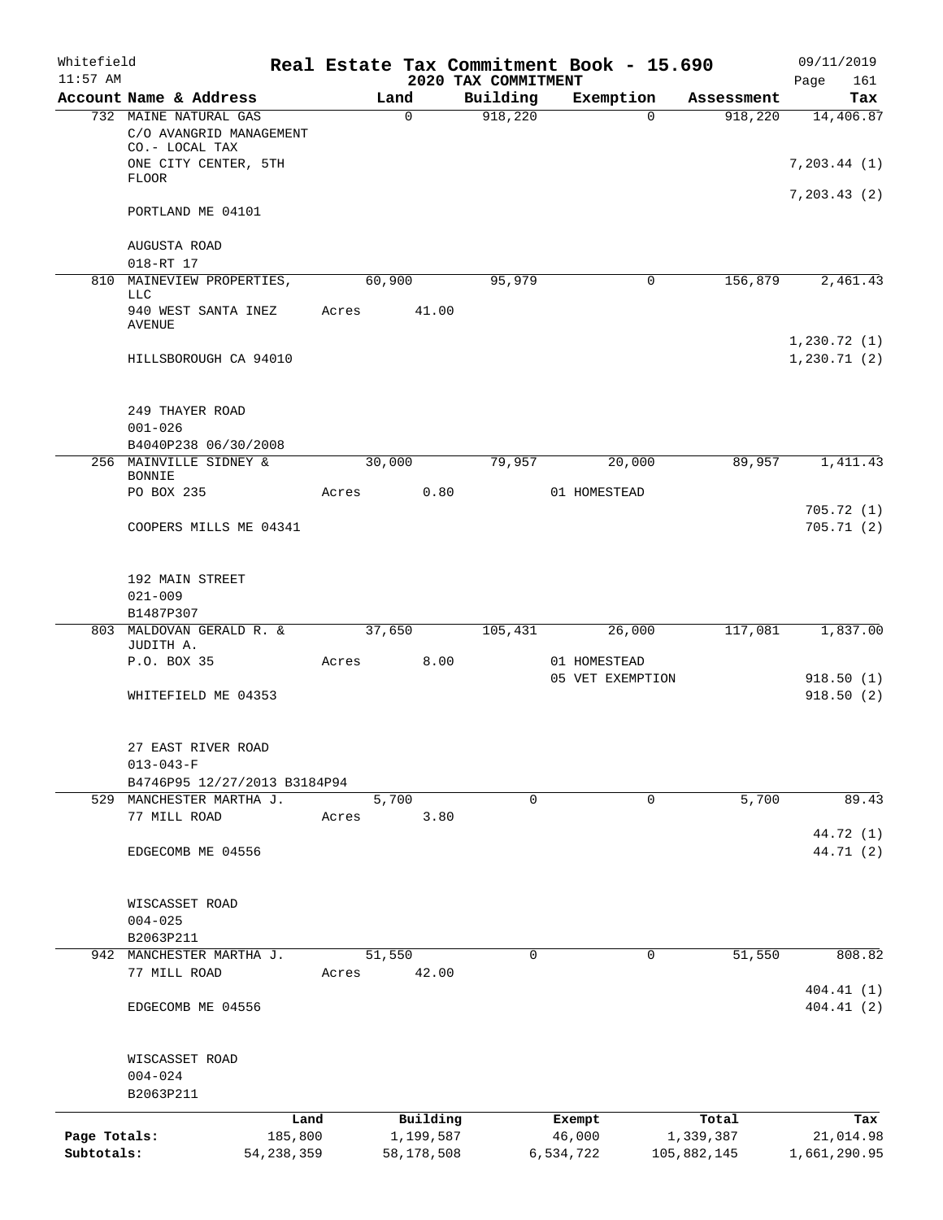Whitefield 11:57 AM

# Real Estate Tax Commitment Book - 15.690

## 2020 TAX COMMITMENT

09/11/2019 Page 161

| Account Name & Address | Land | Building | Exemption | Assessment | Tax |
|---|---|---|---|---|---|
| 732 MAINE NATURAL GAS<br>C/O AVANGRID MANAGEMENT CO.- LOCAL TAX<br>ONE CITY CENTER, 5TH FLOOR<br>PORTLAND ME 04101<br><br>AUGUSTA ROAD<br>018-RT 17 | 0 | 918,220 | 0 | 918,220 | 14,406.87<br><br>7,203.44 (1)<br>7,203.43 (2) |
| 810 MAINEVIEW PROPERTIES, LLC<br>940 WEST SANTA INEZ AVENUE<br>HILLSBOROUGH CA 94010<br><br>249 THAYER ROAD<br>001-026<br>B4040P238 06/30/2008 | 60,900<br>Acres 41.00 | 95,979 | 0 | 156,879 | 2,461.43<br><br>1,230.72 (1)<br>1,230.71 (2) |
| 256 MAINVILLE SIDNEY & BONNIE<br>PO BOX 235<br>COOPERS MILLS ME 04341<br><br>192 MAIN STREET<br>021-009<br>B1487P307 | 30,000<br>Acres 0.80 | 79,957 | 20,000<br>01 HOMESTEAD | 89,957 | 1,411.43<br><br>705.72 (1)<br>705.71 (2) |
| 803 MALDOVAN GERALD R. & JUDITH A.<br>P.O. BOX 35<br>WHITEFIELD ME 04353<br><br>27 EAST RIVER ROAD<br>013-043-F<br>B4746P95 12/27/2013 B3184P94 | 37,650<br>Acres 8.00 | 105,431 | 26,000<br>01 HOMESTEAD<br>05 VET EXEMPTION | 117,081 | 1,837.00<br><br>918.50 (1)<br>918.50 (2) |
| 529 MANCHESTER MARTHA J.<br>77 MILL ROAD<br>EDGECOMB ME 04556<br><br>WISCASSET ROAD<br>004-025<br>B2063P211 | 5,700<br>Acres 3.80 | 0 | 0 | 5,700 | 89.43<br><br>44.72 (1)<br>44.71 (2) |
| 942 MANCHESTER MARTHA J.<br>77 MILL ROAD<br>EDGECOMB ME 04556<br><br>WISCASSET ROAD<br>004-024<br>B2063P211 | 51,550<br>Acres 42.00 | 0 | 0 | 51,550 | 808.82<br><br>404.41 (1)<br>404.41 (2) |

| | Land | Building | Exempt | Total | Tax |
|---|---|---|---|---|---|
| Page Totals: | 185,800 | 1,199,587 | 46,000 | 1,339,387 | 21,014.98 |
| Subtotals: | 54,238,359 | 58,178,508 | 6,534,722 | 105,882,145 | 1,661,290.95 |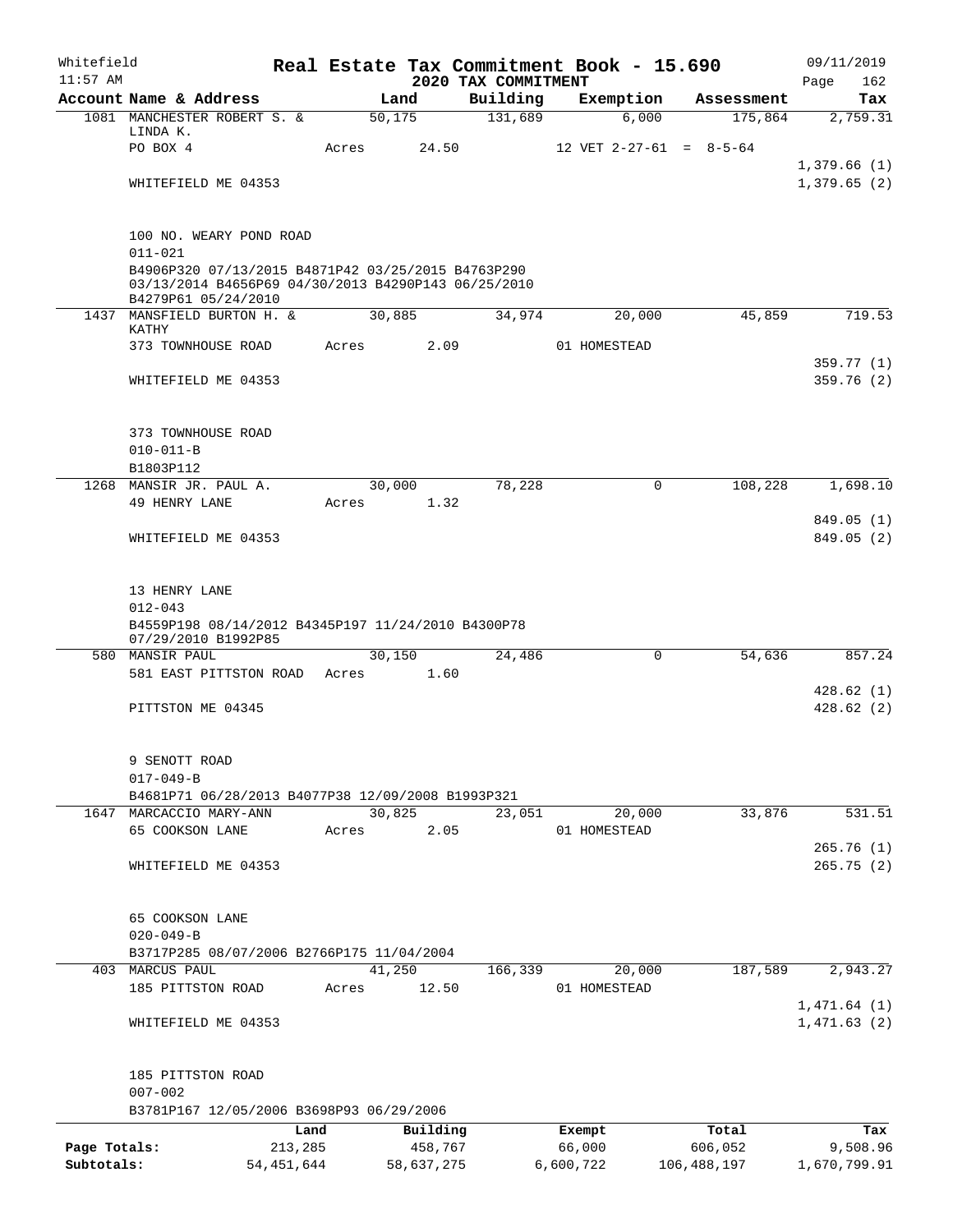Whitefield 11:57 AM

# Real Estate Tax Commitment Book - 15.690

## 2020 TAX COMMITMENT

09/11/2019

| Account Name & Address | Land | Building | Exemption | Assessment | Tax |
|---|---|---|---|---|---|
| 1081 MANCHESTER ROBERT S. & LINDA K. | 50,175 | 131,689 | 6,000 | 175,864 | 2,759.31 |
| PO BOX 4 | Acres 24.50 | | 12 VET 2-27-61 = 8-5-64 | | |
| | | | | | 1,379.66 (1) |
| WHITEFIELD ME 04353 | | | | | 1,379.65 (2) |
| 100 NO. WEARY POND ROAD | | | | | |
| 011-021 | | | | | |
| B4906P320 07/13/2015 B4871P42 03/25/2015 B4763P290 03/13/2014 B4656P69 04/30/2013 B4290P143 06/25/2010 B4279P61 05/24/2010 | | | | | |
| 1437 MANSFIELD BURTON H. & KATHY | 30,885 | 34,974 | 20,000 | 45,859 | 719.53 |
| 373 TOWNHOUSE ROAD | Acres 2.09 | | 01 HOMESTEAD | | |
| | | | | | 359.77 (1) |
| WHITEFIELD ME 04353 | | | | | 359.76 (2) |
| 373 TOWNHOUSE ROAD | | | | | |
| 010-011-B | | | | | |
| B1803P112 | | | | | |
| 1268 MANSIR JR. PAUL A. | 30,000 | 78,228 | 0 | 108,228 | 1,698.10 |
| 49 HENRY LANE | Acres 1.32 | | | | |
| | | | | | 849.05 (1) |
| WHITEFIELD ME 04353 | | | | | 849.05 (2) |
| 13 HENRY LANE | | | | | |
| 012-043 | | | | | |
| B4559P198 08/14/2012 B4345P197 11/24/2010 B4300P78 07/29/2010 B1992P85 | | | | | |
| 580 MANSIR PAUL | 30,150 | 24,486 | 0 | 54,636 | 857.24 |
| 581 EAST PITTSTON ROAD | Acres 1.60 | | | | |
| | | | | | 428.62 (1) |
| PITTSTON ME 04345 | | | | | 428.62 (2) |
| 9 SENOTT ROAD | | | | | |
| 017-049-B | | | | | |
| B4681P71 06/28/2013 B4077P38 12/09/2008 B1993P321 | | | | | |
| 1647 MARCACCIO MARY-ANN | 30,825 | 23,051 | 20,000 | 33,876 | 531.51 |
| 65 COOKSON LANE | Acres 2.05 | | 01 HOMESTEAD | | |
| | | | | | 265.76 (1) |
| WHITEFIELD ME 04353 | | | | | 265.75 (2) |
| 65 COOKSON LANE | | | | | |
| 020-049-B | | | | | |
| B3717P285 08/07/2006 B2766P175 11/04/2004 | | | | | |
| 403 MARCUS PAUL | 41,250 | 166,339 | 20,000 | 187,589 | 2,943.27 |
| 185 PITTSTON ROAD | Acres 12.50 | | 01 HOMESTEAD | | |
| | | | | | 1,471.64 (1) |
| WHITEFIELD ME 04353 | | | | | 1,471.63 (2) |
| 185 PITTSTON ROAD | | | | | |
| 007-002 | | | | | |
| B3781P167 12/05/2006 B3698P93 06/29/2006 | | | | | |

| | Land | Building | Exempt | Total | Tax |
|---|---|---|---|---|---|
| Page Totals: | 213,285 | 458,767 | 66,000 | 606,052 | 9,508.96 |
| Subtotals: | 54,451,644 | 58,637,275 | 6,600,722 | 106,488,197 | 1,670,799.91 |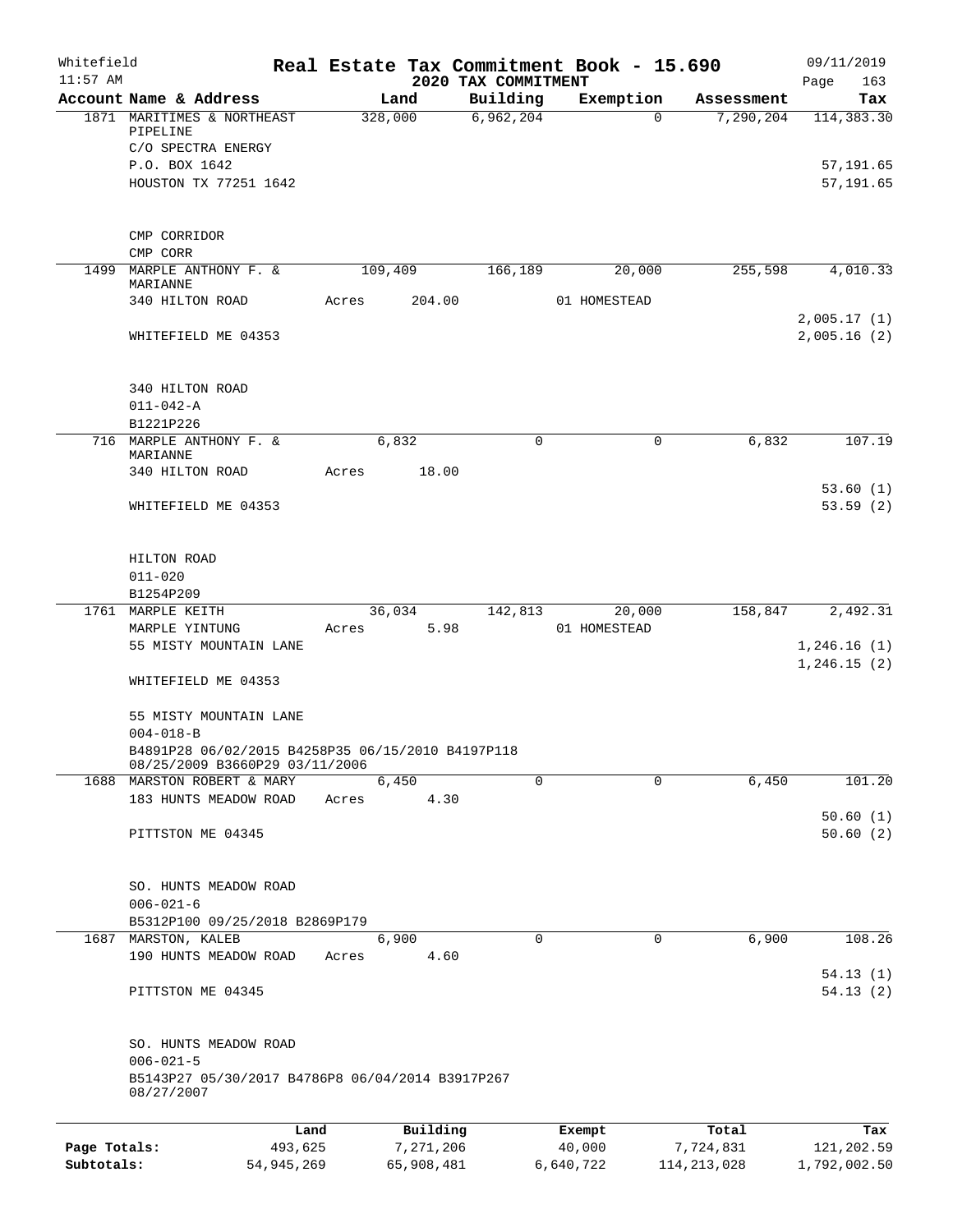Whitefield · Real Estate Tax Commitment Book - 15.690 · 09/11/2019
11:57 AM · 2020 TAX COMMITMENT

| Account Name & Address | Land | Building | Exemption | Assessment | Tax |
|---|---|---|---|---|---|
| 1871 MARITIMES & NORTHEAST PIPELINE | 328,000 | 6,962,204 | 0 | 7,290,204 | 114,383.30 |
| C/O SPECTRA ENERGY | | | | | |
| P.O. BOX 1642 | | | | | 57,191.65 |
| HOUSTON TX 77251 1642 | | | | | 57,191.65 |
| CMP CORRIDOR | | | | | |
| CMP CORR | | | | | |
| 1499 MARPLE ANTHONY F. & MARIANNE | 109,409 | 166,189 | 20,000 | 255,598 | 4,010.33 |
| 340 HILTON ROAD | Acres 204.00 | | 01 HOMESTEAD | | |
| WHITEFIELD ME 04353 | | | | | 2,005.17 (1) |
| | | | | | 2,005.16 (2) |
| 340 HILTON ROAD | | | | | |
| 011-042-A | | | | | |
| B1221P226 | | | | | |
| 716 MARPLE ANTHONY F. & MARIANNE | 6,832 | 0 | 0 | 6,832 | 107.19 |
| 340 HILTON ROAD | Acres 18.00 | | | | |
| WHITEFIELD ME 04353 | | | | | 53.60 (1) |
| | | | | | 53.59 (2) |
| HILTON ROAD | | | | | |
| 011-020 | | | | | |
| B1254P209 | | | | | |
| 1761 MARPLE KEITH | 36,034 | 142,813 | 20,000 | 158,847 | 2,492.31 |
| MARPLE YINTUNG | Acres 5.98 | | 01 HOMESTEAD | | |
| 55 MISTY MOUNTAIN LANE | | | | | 1,246.16 (1) |
| WHITEFIELD ME 04353 | | | | | 1,246.15 (2) |
| 55 MISTY MOUNTAIN LANE | | | | | |
| 004-018-B | | | | | |
| B4891P28 06/02/2015 B4258P35 06/15/2010 B4197P118 08/25/2009 B3660P29 03/11/2006 | | | | | |
| 1688 MARSTON ROBERT & MARY | 6,450 | 0 | 0 | 6,450 | 101.20 |
| 183 HUNTS MEADOW ROAD | Acres 4.30 | | | | |
| PITTSTON ME 04345 | | | | | 50.60 (1) |
| | | | | | 50.60 (2) |
| SO. HUNTS MEADOW ROAD | | | | | |
| 006-021-6 | | | | | |
| B5312P100 09/25/2018 B2869P179 | | | | | |
| 1687 MARSTON, KALEB | 6,900 | 0 | 0 | 6,900 | 108.26 |
| 190 HUNTS MEADOW ROAD | Acres 4.60 | | | | |
| PITTSTON ME 04345 | | | | | 54.13 (1) |
| | | | | | 54.13 (2) |
| SO. HUNTS MEADOW ROAD | | | | | |
| 006-021-5 | | | | | |
| B5143P27 05/30/2017 B4786P8 06/04/2014 B3917P267 08/27/2007 | | | | | |

| | Land | Building | Exempt | Total | Tax |
|---|---|---|---|---|---|
| Page Totals: | 493,625 | 7,271,206 | 40,000 | 7,724,831 | 121,202.59 |
| Subtotals: | 54,945,269 | 65,908,481 | 6,640,722 | 114,213,028 | 1,792,002.50 |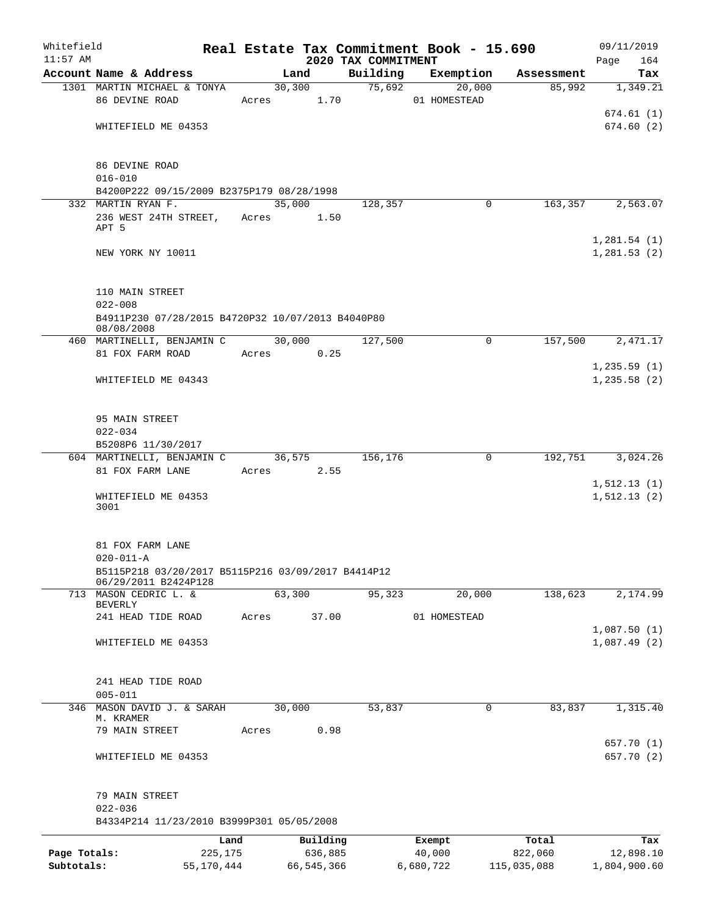Whitefield

11:57 AM

# Real Estate Tax Commitment Book - 15.690

## 2020 TAX COMMITMENT

09/11/2019

| Account Name & Address | Land | Building | Exemption | Assessment | Tax |
|---|---|---|---|---|---|
| 1301 MARTIN MICHAEL & TONYA | 30,300 | 75,692 | 20,000 | 85,992 | 1,349.21 |
| 86 DEVINE ROAD | Acres 1.70 | | 01 HOMESTEAD | | |
| | | | | | 674.61 (1) |
| WHITEFIELD ME 04353 | | | | | 674.60 (2) |
| 86 DEVINE ROAD | | | | | |
| 016-010 | | | | | |
| B4200P222 09/15/2009 B2375P179 08/28/1998 | | | | | |
| 332 MARTIN RYAN F. | 35,000 | 128,357 | 0 | 163,357 | 2,563.07 |
| 236 WEST 24TH STREET, APT 5 | Acres 1.50 | | | | |
| | | | | | 1,281.54 (1) |
| NEW YORK NY 10011 | | | | | 1,281.53 (2) |
| 110 MAIN STREET | | | | | |
| 022-008 | | | | | |
| B4911P230 07/28/2015 B4720P32 10/07/2013 B4040P80 08/08/2008 | | | | | |
| 460 MARTINELLI, BENJAMIN C | 30,000 | 127,500 | 0 | 157,500 | 2,471.17 |
| 81 FOX FARM ROAD | Acres 0.25 | | | | |
| | | | | | 1,235.59 (1) |
| WHITEFIELD ME 04343 | | | | | 1,235.58 (2) |
| 95 MAIN STREET | | | | | |
| 022-034 | | | | | |
| B5208P6 11/30/2017 | | | | | |
| 604 MARTINELLI, BENJAMIN C | 36,575 | 156,176 | 0 | 192,751 | 3,024.26 |
| 81 FOX FARM LANE | Acres 2.55 | | | | |
| | | | | | 1,512.13 (1) |
| WHITEFIELD ME 04353 3001 | | | | | 1,512.13 (2) |
| 81 FOX FARM LANE | | | | | |
| 020-011-A | | | | | |
| B5115P218 03/20/2017 B5115P216 03/09/2017 B4414P12 06/29/2011 B2424P128 | | | | | |
| 713 MASON CEDRIC L. & BEVERLY | 63,300 | 95,323 | 20,000 | 138,623 | 2,174.99 |
| 241 HEAD TIDE ROAD | Acres 37.00 | | 01 HOMESTEAD | | |
| | | | | | 1,087.50 (1) |
| WHITEFIELD ME 04353 | | | | | 1,087.49 (2) |
| 241 HEAD TIDE ROAD | | | | | |
| 005-011 | | | | | |
| 346 MASON DAVID J. & SARAH M. KRAMER | 30,000 | 53,837 | 0 | 83,837 | 1,315.40 |
| 79 MAIN STREET | Acres 0.98 | | | | |
| | | | | | 657.70 (1) |
| WHITEFIELD ME 04353 | | | | | 657.70 (2) |
| 79 MAIN STREET | | | | | |
| 022-036 | | | | | |
| B4334P214 11/23/2010 B3999P301 05/05/2008 | | | | | |

| | Land | Building | Exempt | Total | Tax |
|---|---|---|---|---|---|
| Page Totals: | 225,175 | 636,885 | 40,000 | 822,060 | 12,898.10 |
| Subtotals: | 55,170,444 | 66,545,366 | 6,680,722 | 115,035,088 | 1,804,900.60 |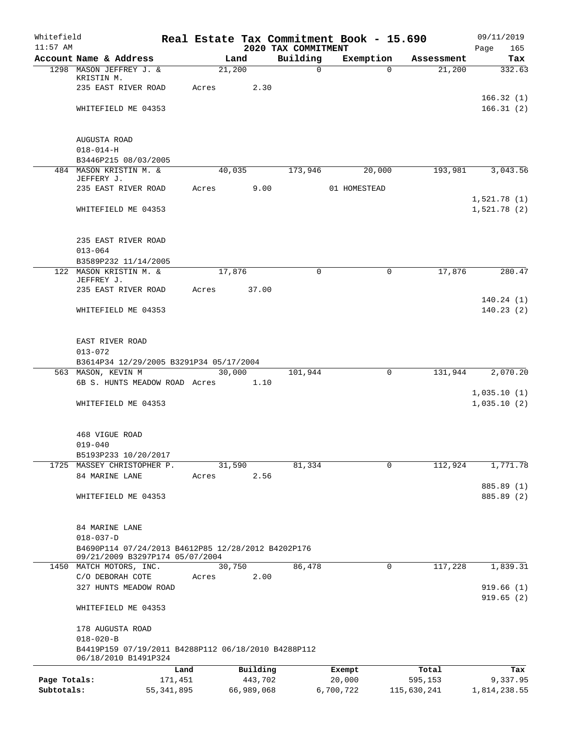Whitefield 11:57 AM

# Real Estate Tax Commitment Book - 15.690

## 2020 TAX COMMITMENT

09/11/2019 Page 165

| Account Name & Address | Land | Building | Exemption | Assessment | Tax |
|---|---|---|---|---|---|
| 1298 MASON JEFFREY J. & KRISTIN M. | 21,200 | 0 | 0 | 21,200 | 332.63 |
| 235 EAST RIVER ROAD | Acres 2.30 | | | | |
| | | | | | 166.32 (1) |
| WHITEFIELD ME 04353 | | | | | 166.31 (2) |
| AUGUSTA ROAD | | | | | |
| 018-014-H | | | | | |
| B3446P215 08/03/2005 | | | | | |
| 484 MASON KRISTIN M. & JEFFERY J. | 40,035 | 173,946 | 20,000 | 193,981 | 3,043.56 |
| 235 EAST RIVER ROAD | Acres 9.00 | | 01 HOMESTEAD | | |
| | | | | | 1,521.78 (1) |
| WHITEFIELD ME 04353 | | | | | 1,521.78 (2) |
| 235 EAST RIVER ROAD | | | | | |
| 013-064 | | | | | |
| B3589P232 11/14/2005 | | | | | |
| 122 MASON KRISTIN M. & JEFFREY J. | 17,876 | 0 | 0 | 17,876 | 280.47 |
| 235 EAST RIVER ROAD | Acres 37.00 | | | | |
| | | | | | 140.24 (1) |
| WHITEFIELD ME 04353 | | | | | 140.23 (2) |
| EAST RIVER ROAD | | | | | |
| 013-072 | | | | | |
| B3614P34 12/29/2005 B3291P34 05/17/2004 | | | | | |
| 563 MASON, KEVIN M | 30,000 | 101,944 | 0 | 131,944 | 2,070.20 |
| 6B S. HUNTS MEADOW ROAD | Acres 1.10 | | | | |
| | | | | | 1,035.10 (1) |
| WHITEFIELD ME 04353 | | | | | 1,035.10 (2) |
| 468 VIGUE ROAD | | | | | |
| 019-040 | | | | | |
| B5193P233 10/20/2017 | | | | | |
| 1725 MASSEY CHRISTOPHER P. | 31,590 | 81,334 | 0 | 112,924 | 1,771.78 |
| 84 MARINE LANE | Acres 2.56 | | | | |
| | | | | | 885.89 (1) |
| WHITEFIELD ME 04353 | | | | | 885.89 (2) |
| 84 MARINE LANE | | | | | |
| 018-037-D | | | | | |
| B4690P114 07/24/2013 B4612P85 12/28/2012 B4202P176 09/21/2009 B3297P174 05/07/2004 | | | | | |
| 1450 MATCH MOTORS, INC. | 30,750 | 86,478 | 0 | 117,228 | 1,839.31 |
| C/O DEBORAH COTE | Acres 2.00 | | | | |
| 327 HUNTS MEADOW ROAD | | | | | 919.66 (1) |
| | | | | | 919.65 (2) |
| WHITEFIELD ME 04353 | | | | | |
| 178 AUGUSTA ROAD | | | | | |
| 018-020-B | | | | | |
| B4419P159 07/19/2011 B4288P112 06/18/2010 B4288P112 06/18/2010 B1491P324 | | | | | |

| | Land | Building | Exempt | Total | Tax |
|---|---|---|---|---|---|
| Page Totals: | 171,451 | 443,702 | 20,000 | 595,153 | 9,337.95 |
| Subtotals: | 55,341,895 | 66,989,068 | 6,700,722 | 115,630,241 | 1,814,238.55 |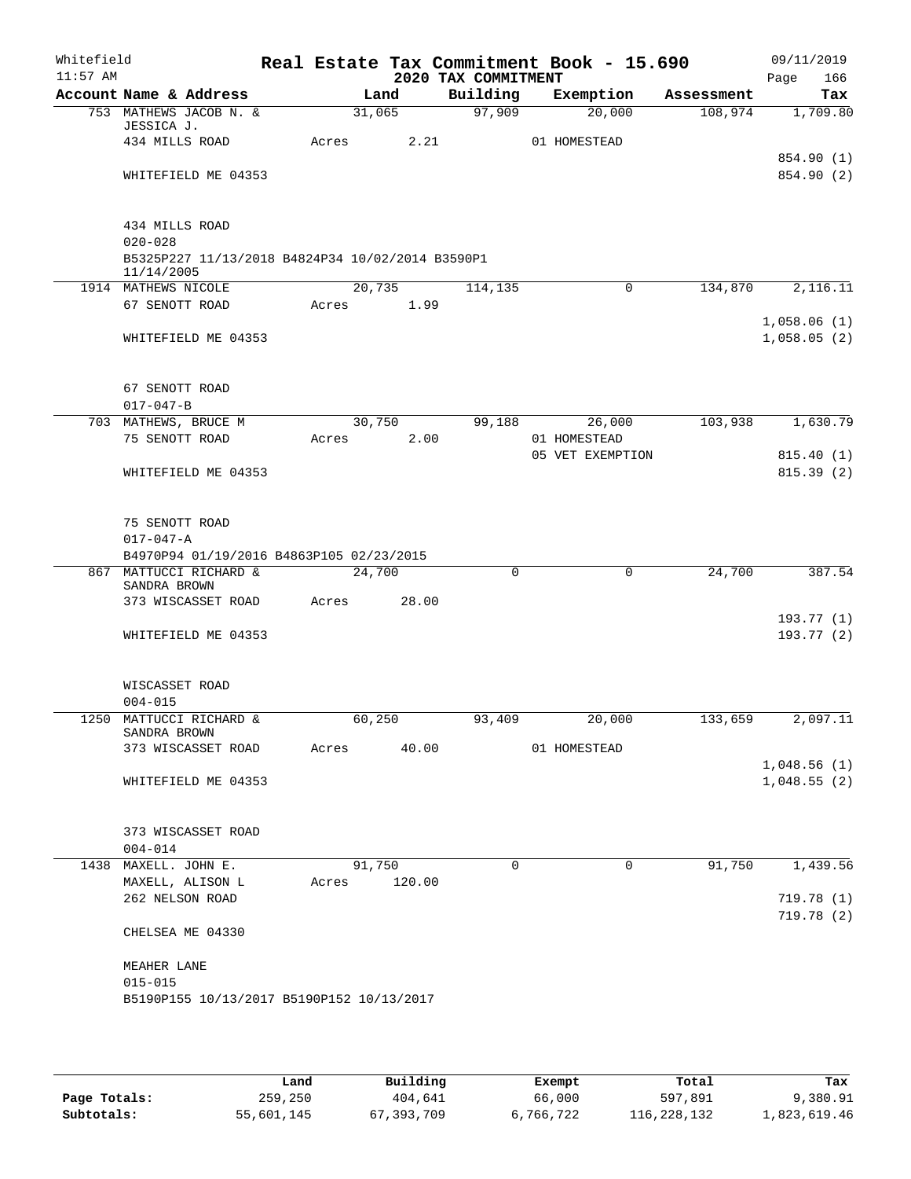Whitefield  
11:57 AM

# Real Estate Tax Commitment Book - 15.690

## 2020 TAX COMMITMENT

09/11/2019  
Page 166

| Account Name & Address | Land | Building | Exemption | Assessment | Tax |
|---|---|---|---|---|---|
| 753 MATHEWS JACOB N. & JESSICA J. | 31,065 | 97,909 | 20,000 | 108,974 | 1,709.80 |
| 434 MILLS ROAD | Acres 2.21 | | 01 HOMESTEAD | | |
| | | | | | 854.90 (1) |
| WHITEFIELD ME 04353 | | | | | 854.90 (2) |
| 434 MILLS ROAD | | | | | |
| 020-028 | | | | | |
| B5325P227 11/13/2018 B4824P34 10/02/2014 B3590P1 11/14/2005 | | | | | |
| 1914 MATHEWS NICOLE | 20,735 | 114,135 | 0 | 134,870 | 2,116.11 |
| 67 SENOTT ROAD | Acres 1.99 | | | | |
| | | | | | 1,058.06 (1) |
| WHITEFIELD ME 04353 | | | | | 1,058.05 (2) |
| 67 SENOTT ROAD | | | | | |
| 017-047-B | | | | | |
| 703 MATHEWS, BRUCE M | 30,750 | 99,188 | 26,000 | 103,938 | 1,630.79 |
| 75 SENOTT ROAD | Acres 2.00 | | 01 HOMESTEAD | | |
| | | | 05 VET EXEMPTION | | 815.40 (1) |
| WHITEFIELD ME 04353 | | | | | 815.39 (2) |
| 75 SENOTT ROAD | | | | | |
| 017-047-A | | | | | |
| B4970P94 01/19/2016 B4863P105 02/23/2015 | | | | | |
| 867 MATTUCCI RICHARD & SANDRA BROWN | 24,700 | 0 | 0 | 24,700 | 387.54 |
| 373 WISCASSET ROAD | Acres 28.00 | | | | |
| | | | | | 193.77 (1) |
| WHITEFIELD ME 04353 | | | | | 193.77 (2) |
| WISCASSET ROAD | | | | | |
| 004-015 | | | | | |
| 1250 MATTUCCI RICHARD & SANDRA BROWN | 60,250 | 93,409 | 20,000 | 133,659 | 2,097.11 |
| 373 WISCASSET ROAD | Acres 40.00 | | 01 HOMESTEAD | | |
| | | | | | 1,048.56 (1) |
| WHITEFIELD ME 04353 | | | | | 1,048.55 (2) |
| 373 WISCASSET ROAD | | | | | |
| 004-014 | | | | | |
| 1438 MAXELL. JOHN E. | 91,750 | 0 | 0 | 91,750 | 1,439.56 |
| MAXELL, ALISON L | Acres 120.00 | | | | |
| 262 NELSON ROAD | | | | | 719.78 (1) |
| | | | | | 719.78 (2) |
| CHELSEA ME 04330 | | | | | |
| MEAHER LANE | | | | | |
| 015-015 | | | | | |
| B5190P155 10/13/2017 B5190P152 10/13/2017 | | | | | |

| | Land | Building | Exempt | Total | Tax |
|---|---|---|---|---|---|
| Page Totals: | 259,250 | 404,641 | 66,000 | 597,891 | 9,380.91 |
| Subtotals: | 55,601,145 | 67,393,709 | 6,766,722 | 116,228,132 | 1,823,619.46 |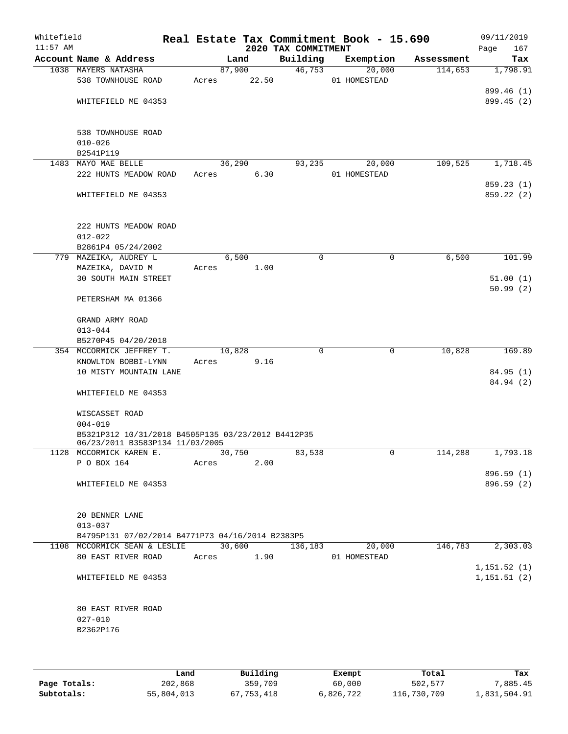Whitefield 11:57 AM

# Real Estate Tax Commitment Book - 15.690

## 2020 TAX COMMITMENT

09/11/2019 Page 167

| Account Name & Address | Land | Building | Exemption | Assessment | Tax |
|---|---|---|---|---|---|
| 1038 MAYERS NATASHA | 87,900 | 46,753 | 20,000 | 114,653 | 1,798.91 |
| 538 TOWNHOUSE ROAD | Acres 22.50 | | 01 HOMESTEAD | | |
| | | | | | 899.46 (1) |
| WHITEFIELD ME 04353 | | | | | 899.45 (2) |
| 538 TOWNHOUSE ROAD | | | | | |
| 010-026 | | | | | |
| B2541P119 | | | | | |
| 1483 MAYO MAE BELLE | 36,290 | 93,235 | 20,000 | 109,525 | 1,718.45 |
| 222 HUNTS MEADOW ROAD | Acres 6.30 | | 01 HOMESTEAD | | |
| | | | | | 859.23 (1) |
| WHITEFIELD ME 04353 | | | | | 859.22 (2) |
| 222 HUNTS MEADOW ROAD | | | | | |
| 012-022 | | | | | |
| B2861P4 05/24/2002 | | | | | |
| 779 MAZEIKA, AUDREY L | 6,500 | 0 | 0 | 6,500 | 101.99 |
| MAZEIKA, DAVID M | Acres 1.00 | | | | |
| 30 SOUTH MAIN STREET | | | | | 51.00 (1) |
| | | | | | 50.99 (2) |
| PETERSHAM MA 01366 | | | | | |
| GRAND ARMY ROAD | | | | | |
| 013-044 | | | | | |
| B5270P45 04/20/2018 | | | | | |
| 354 MCCORMICK JEFFREY T. | 10,828 | 0 | 0 | 10,828 | 169.89 |
| KNOWLTON BOBBI-LYNN | Acres 9.16 | | | | |
| 10 MISTY MOUNTAIN LANE | | | | | 84.95 (1) |
| | | | | | 84.94 (2) |
| WHITEFIELD ME 04353 | | | | | |
| WISCASSET ROAD | | | | | |
| 004-019 | | | | | |
| B5321P312 10/31/2018 B4505P135 03/23/2012 B4412P35 06/23/2011 B3583P134 11/03/2005 | | | | | |
| 1128 MCCORMICK KAREN E. | 30,750 | 83,538 | 0 | 114,288 | 1,793.18 |
| P O BOX 164 | Acres 2.00 | | | | |
| | | | | | 896.59 (1) |
| WHITEFIELD ME 04353 | | | | | 896.59 (2) |
| 20 BENNER LANE | | | | | |
| 013-037 | | | | | |
| B4795P131 07/02/2014 B4771P73 04/16/2014 B2383P5 | | | | | |
| 1108 MCCORMICK SEAN & LESLIE | 30,600 | 136,183 | 20,000 | 146,783 | 2,303.03 |
| 80 EAST RIVER ROAD | Acres 1.90 | | 01 HOMESTEAD | | |
| | | | | | 1,151.52 (1) |
| WHITEFIELD ME 04353 | | | | | 1,151.51 (2) |
| 80 EAST RIVER ROAD | | | | | |
| 027-010 | | | | | |
| B2362P176 | | | | | |

| | Land | Building | Exempt | Total | Tax |
|---|---|---|---|---|---|
| Page Totals: | 202,868 | 359,709 | 60,000 | 502,577 | 7,885.45 |
| Subtotals: | 55,804,013 | 67,753,418 | 6,826,722 | 116,730,709 | 1,831,504.91 |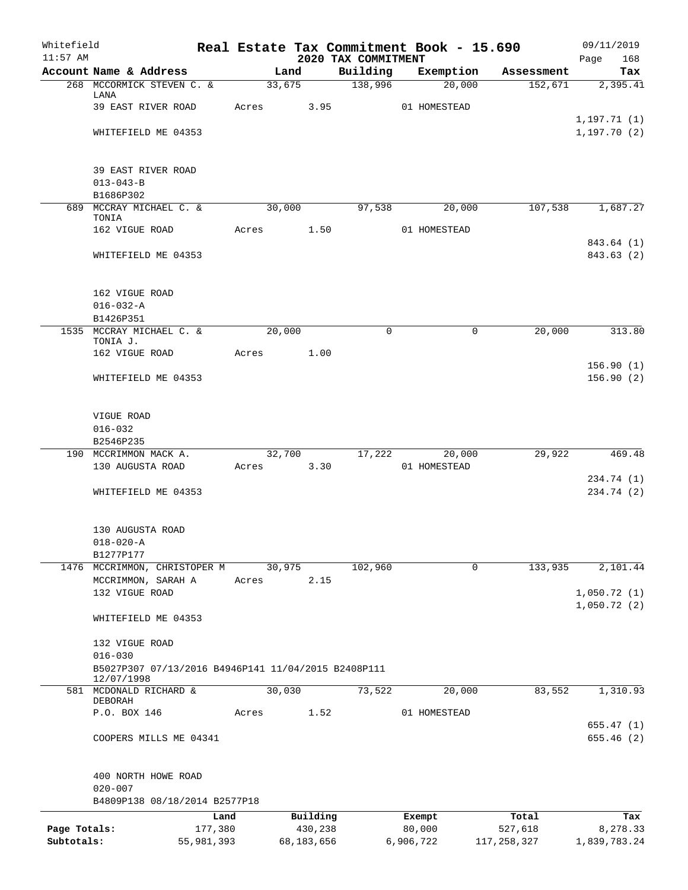Whitefield 11:57 AM

# Real Estate Tax Commitment Book - 15.690

## 2020 TAX COMMITMENT

09/11/2019 Page 168

| Account Name & Address | Land | Building | Exemption | Assessment | Tax |
|---|---|---|---|---|---|
| 268 MCCORMICK STEVEN C. & LANA | 33,675 | 138,996 | 20,000 | 152,671 | 2,395.41 |
| 39 EAST RIVER ROAD | Acres 3.95 | | 01 HOMESTEAD | | |
| | | | | | 1,197.71 (1) |
| WHITEFIELD ME 04353 | | | | | 1,197.70 (2) |
| 39 EAST RIVER ROAD | | | | | |
| 013-043-B | | | | | |
| B1686P302 | | | | | |
| 689 MCCRAY MICHAEL C. & TONIA | 30,000 | 97,538 | 20,000 | 107,538 | 1,687.27 |
| 162 VIGUE ROAD | Acres 1.50 | | 01 HOMESTEAD | | |
| | | | | | 843.64 (1) |
| WHITEFIELD ME 04353 | | | | | 843.63 (2) |
| 162 VIGUE ROAD | | | | | |
| 016-032-A | | | | | |
| B1426P351 | | | | | |
| 1535 MCCRAY MICHAEL C. & TONIA J. | 20,000 | 0 | 0 | 20,000 | 313.80 |
| 162 VIGUE ROAD | Acres 1.00 | | | | |
| | | | | | 156.90 (1) |
| WHITEFIELD ME 04353 | | | | | 156.90 (2) |
| VIGUE ROAD | | | | | |
| 016-032 | | | | | |
| B2546P235 | | | | | |
| 190 MCCRIMMON MACK A. | 32,700 | 17,222 | 20,000 | 29,922 | 469.48 |
| 130 AUGUSTA ROAD | Acres 3.30 | | 01 HOMESTEAD | | |
| | | | | | 234.74 (1) |
| WHITEFIELD ME 04353 | | | | | 234.74 (2) |
| 130 AUGUSTA ROAD | | | | | |
| 018-020-A | | | | | |
| B1277P177 | | | | | |
| 1476 MCCRIMMON, CHRISTOPER M | 30,975 | 102,960 | 0 | 133,935 | 2,101.44 |
| MCCRIMMON, SARAH A | Acres 2.15 | | | | |
| 132 VIGUE ROAD | | | | | 1,050.72 (1) |
| | | | | | 1,050.72 (2) |
| WHITEFIELD ME 04353 | | | | | |
| 132 VIGUE ROAD | | | | | |
| 016-030 | | | | | |
| B5027P307 07/13/2016 B4946P141 11/04/2015 B2408P111 12/07/1998 | | | | | |
| 581 MCDONALD RICHARD & DEBORAH | 30,030 | 73,522 | 20,000 | 83,552 | 1,310.93 |
| P.O. BOX 146 | Acres 1.52 | | 01 HOMESTEAD | | |
| | | | | | 655.47 (1) |
| COOPERS MILLS ME 04341 | | | | | 655.46 (2) |
| 400 NORTH HOWE ROAD | | | | | |
| 020-007 | | | | | |
| B4809P138 08/18/2014 B2577P18 | | | | | |

| | Land | Building | Exempt | Total | Tax |
|---|---|---|---|---|---|
| Page Totals: | 177,380 | 430,238 | 80,000 | 527,618 | 8,278.33 |
| Subtotals: | 55,981,393 | 68,183,656 | 6,906,722 | 117,258,327 | 1,839,783.24 |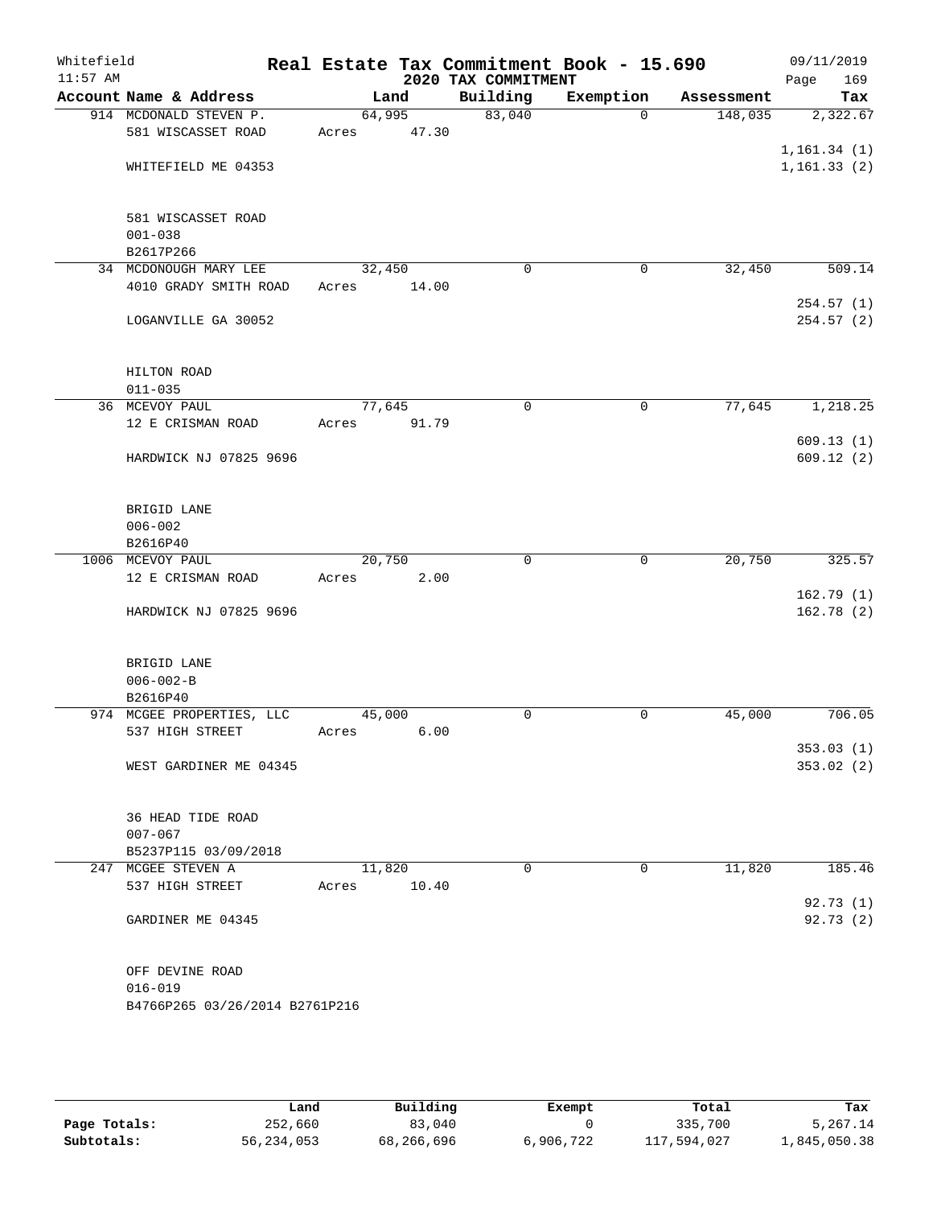Whitefield 11:57 AM

# Real Estate Tax Commitment Book - 15.690

## 2020 TAX COMMITMENT

09/11/2019 Page 169

| Account Name & Address | Land | Building | Exemption | Assessment | Tax |
|---|---|---|---|---|---|
| 914 MCDONALD STEVEN P.<br>581 WISCASSET ROAD<br><br>WHITEFIELD ME 04353<br><br>581 WISCASSET ROAD<br>001-038<br>B2617P266 | 64,995<br>Acres 47.30 | 83,040 | 0 | 148,035 | 2,322.67<br><br>1,161.34 (1)<br>1,161.33 (2) |
| 34 MCDONOUGH MARY LEE<br>4010 GRADY SMITH ROAD<br><br>LOGANVILLE GA 30052<br><br>HILTON ROAD<br>011-035 | 32,450<br>Acres 14.00 | 0 | 0 | 32,450 | 509.14<br><br>254.57 (1)<br>254.57 (2) |
| 36 MCEVOY PAUL<br>12 E CRISMAN ROAD<br><br>HARDWICK NJ 07825 9696<br><br>BRIGID LANE<br>006-002<br>B2616P40 | 77,645<br>Acres 91.79 | 0 | 0 | 77,645 | 1,218.25<br><br>609.13 (1)<br>609.12 (2) |
| 1006 MCEVOY PAUL<br>12 E CRISMAN ROAD<br><br>HARDWICK NJ 07825 9696<br><br>BRIGID LANE<br>006-002-B<br>B2616P40 | 20,750<br>Acres 2.00 | 0 | 0 | 20,750 | 325.57<br><br>162.79 (1)<br>162.78 (2) |
| 974 MCGEE PROPERTIES, LLC<br>537 HIGH STREET<br><br>WEST GARDINER ME 04345<br><br>36 HEAD TIDE ROAD<br>007-067<br>B5237P115 03/09/2018 | 45,000<br>Acres 6.00 | 0 | 0 | 45,000 | 706.05<br><br>353.03 (1)<br>353.02 (2) |
| 247 MCGEE STEVEN A<br>537 HIGH STREET<br><br>GARDINER ME 04345<br><br>OFF DEVINE ROAD<br>016-019<br>B4766P265 03/26/2014 B2761P216 | 11,820<br>Acres 10.40 | 0 | 0 | 11,820 | 185.46<br><br>92.73 (1)<br>92.73 (2) |

| | Land | Building | Exempt | Total | Tax |
|---|---|---|---|---|---|
| Page Totals: | 252,660 | 83,040 | 0 | 335,700 | 5,267.14 |
| Subtotals: | 56,234,053 | 68,266,696 | 6,906,722 | 117,594,027 | 1,845,050.38 |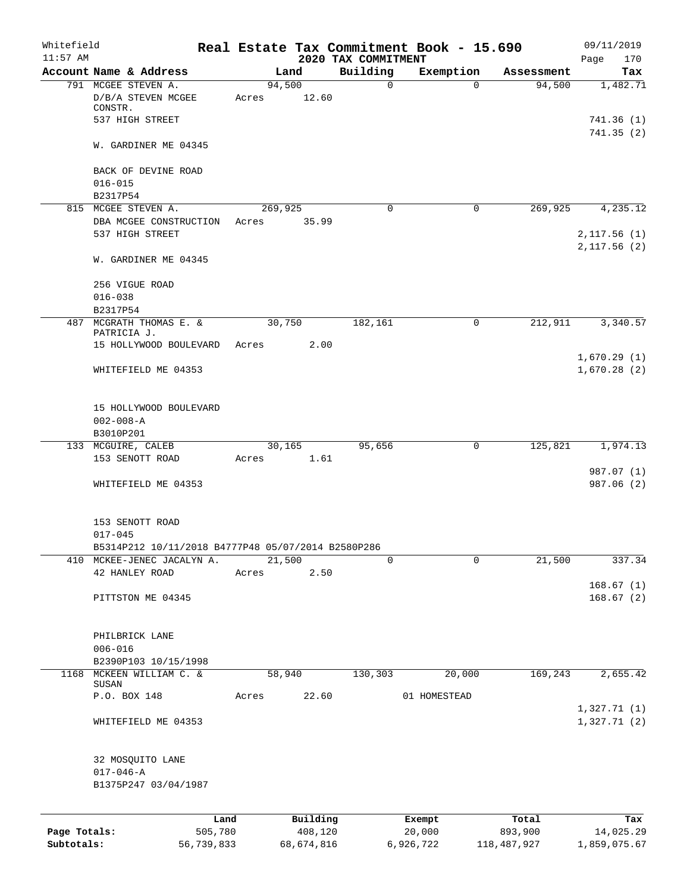# Real Estate Tax Commitment Book - 15.690

## 2020 TAX COMMITMENT

Whitefield 11:57 AM — 09/11/2019

| Account Name & Address | Land | Building | Exemption | Assessment | Tax |
|---|---|---|---|---|---|
| 791 MCGEE STEVEN A. | 94,500 | 0 | 0 | 94,500 | 1,482.71 |
| D/B/A STEVEN MCGEE CONSTR. | Acres 12.60 | | | | |
| 537 HIGH STREET | | | | | 741.36 (1) |
| | | | | | 741.35 (2) |
| W. GARDINER ME 04345 | | | | | |
| BACK OF DEVINE ROAD | | | | | |
| 016-015 | | | | | |
| B2317P54 | | | | | |
| 815 MCGEE STEVEN A. | 269,925 | 0 | 0 | 269,925 | 4,235.12 |
| DBA MCGEE CONSTRUCTION | Acres 35.99 | | | | |
| 537 HIGH STREET | | | | | 2,117.56 (1) |
| | | | | | 2,117.56 (2) |
| W. GARDINER ME 04345 | | | | | |
| 256 VIGUE ROAD | | | | | |
| 016-038 | | | | | |
| B2317P54 | | | | | |
| 487 MCGRATH THOMAS E. & PATRICIA J. | 30,750 | 182,161 | 0 | 212,911 | 3,340.57 |
| 15 HOLLYWOOD BOULEVARD | Acres 2.00 | | | | |
| | | | | | 1,670.29 (1) |
| WHITEFIELD ME 04353 | | | | | 1,670.28 (2) |
| 15 HOLLYWOOD BOULEVARD | | | | | |
| 002-008-A | | | | | |
| B3010P201 | | | | | |
| 133 MCGUIRE, CALEB | 30,165 | 95,656 | 0 | 125,821 | 1,974.13 |
| 153 SENOTT ROAD | Acres 1.61 | | | | |
| | | | | | 987.07 (1) |
| WHITEFIELD ME 04353 | | | | | 987.06 (2) |
| 153 SENOTT ROAD | | | | | |
| 017-045 | | | | | |
| B5314P212 10/11/2018 B4777P48 05/07/2014 B2580P286 | | | | | |
| 410 MCKEE-JENEC JACALYN A. | 21,500 | 0 | 0 | 21,500 | 337.34 |
| 42 HANLEY ROAD | Acres 2.50 | | | | |
| | | | | | 168.67 (1) |
| PITTSTON ME 04345 | | | | | 168.67 (2) |
| PHILBRICK LANE | | | | | |
| 006-016 | | | | | |
| B2390P103 10/15/1998 | | | | | |
| 1168 MCKEEN WILLIAM C. & SUSAN | 58,940 | 130,303 | 20,000 | 169,243 | 2,655.42 |
| P.O. BOX 148 | Acres 22.60 | | 01 HOMESTEAD | | |
| | | | | | 1,327.71 (1) |
| WHITEFIELD ME 04353 | | | | | 1,327.71 (2) |
| 32 MOSQUITO LANE | | | | | |
| 017-046-A | | | | | |
| B1375P247 03/04/1987 | | | | | |

| | Land | Building | Exempt | Total | Tax |
|---|---|---|---|---|---|
| Page Totals: | 505,780 | 408,120 | 20,000 | 893,900 | 14,025.29 |
| Subtotals: | 56,739,833 | 68,674,816 | 6,926,722 | 118,487,927 | 1,859,075.67 |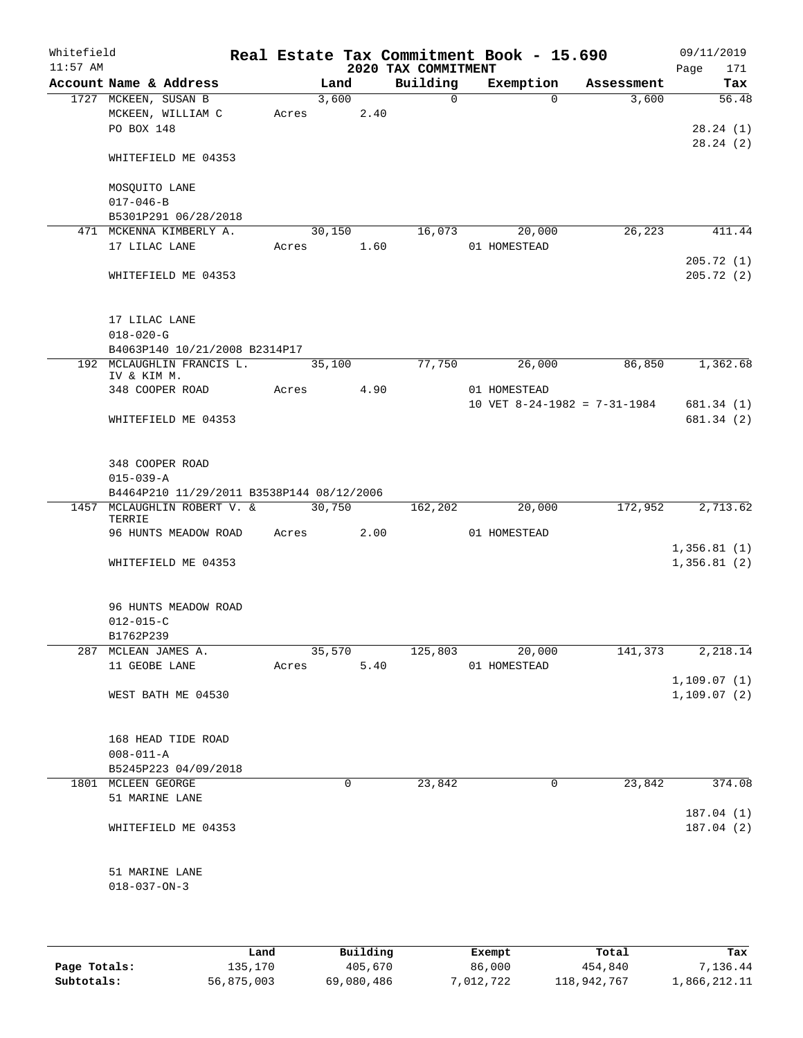# Real Estate Tax Commitment Book - 15.690

Whitefield
11:57 AM

## 2020 TAX COMMITMENT

09/11/2019

| Account Name & Address | Land | Building | Exemption | Assessment | Tax |
|---|---|---|---|---|---|
| 1727 MCKEEN, SUSAN B | 3,600 | 0 | 0 | 3,600 | 56.48 |
| MCKEEN, WILLIAM C | Acres 2.40 | | | | |
| PO BOX 148 | | | | | 28.24 (1) |
| | | | | | 28.24 (2) |
| WHITEFIELD ME 04353 | | | | | |
| MOSQUITO LANE | | | | | |
| 017-046-B | | | | | |
| B5301P291 06/28/2018 | | | | | |
| 471 MCKENNA KIMBERLY A. | 30,150 | 16,073 | 20,000 | 26,223 | 411.44 |
| 17 LILAC LANE | Acres 1.60 | | 01 HOMESTEAD | | |
| | | | | | 205.72 (1) |
| WHITEFIELD ME 04353 | | | | | 205.72 (2) |
| 17 LILAC LANE | | | | | |
| 018-020-G | | | | | |
| B4063P140 10/21/2008 B2314P17 | | | | | |
| 192 MCLAUGHLIN FRANCIS L. IV & KIM M. | 35,100 | 77,750 | 26,000 | 86,850 | 1,362.68 |
| 348 COOPER ROAD | Acres 4.90 | | 01 HOMESTEAD | | |
| | | | 10 VET 8-24-1982 = 7-31-1984 | | 681.34 (1) |
| WHITEFIELD ME 04353 | | | | | 681.34 (2) |
| 348 COOPER ROAD | | | | | |
| 015-039-A | | | | | |
| B4464P210 11/29/2011 B3538P144 08/12/2006 | | | | | |
| 1457 MCLAUGHLIN ROBERT V. & TERRIE | 30,750 | 162,202 | 20,000 | 172,952 | 2,713.62 |
| 96 HUNTS MEADOW ROAD | Acres 2.00 | | 01 HOMESTEAD | | |
| | | | | | 1,356.81 (1) |
| WHITEFIELD ME 04353 | | | | | 1,356.81 (2) |
| 96 HUNTS MEADOW ROAD | | | | | |
| 012-015-C | | | | | |
| B1762P239 | | | | | |
| 287 MCLEAN JAMES A. | 35,570 | 125,803 | 20,000 | 141,373 | 2,218.14 |
| 11 GEOBE LANE | Acres 5.40 | | 01 HOMESTEAD | | |
| | | | | | 1,109.07 (1) |
| WEST BATH ME 04530 | | | | | 1,109.07 (2) |
| 168 HEAD TIDE ROAD | | | | | |
| 008-011-A | | | | | |
| B5245P223 04/09/2018 | | | | | |
| 1801 MCLEEN GEORGE | 0 | 23,842 | 0 | 23,842 | 374.08 |
| 51 MARINE LANE | | | | | |
| | | | | | 187.04 (1) |
| WHITEFIELD ME 04353 | | | | | 187.04 (2) |
| 51 MARINE LANE | | | | | |
| 018-037-ON-3 | | | | | |

| | Land | Building | Exempt | Total | Tax |
|---|---|---|---|---|---|
| Page Totals: | 135,170 | 405,670 | 86,000 | 454,840 | 7,136.44 |
| Subtotals: | 56,875,003 | 69,080,486 | 7,012,722 | 118,942,767 | 1,866,212.11 |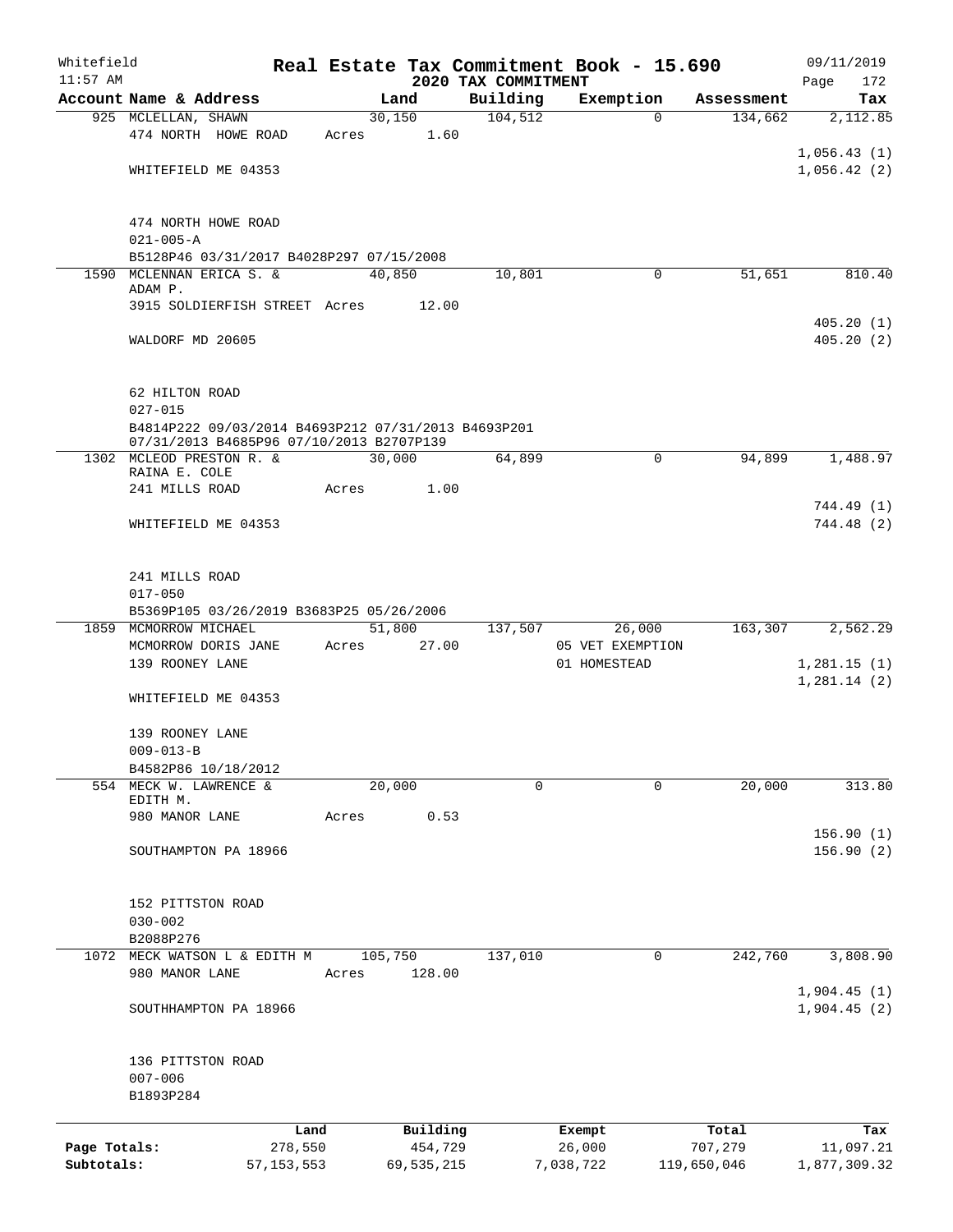Whitefield 11:57 AM

# Real Estate Tax Commitment Book - 15.690

## 2020 TAX COMMITMENT

09/11/2019

| Account Name & Address | Land | Building | Exemption | Assessment | Tax |
|---|---|---|---|---|---|
| 925 MCLELLAN, SHAWN<br>474 NORTH HOWE ROAD<br><br>WHITEFIELD ME 04353<br><br>474 NORTH HOWE ROAD<br>021-005-A<br>B5128P46 03/31/2017 B4028P297 07/15/2008 | 30,150<br>Acres 1.60 | 104,512 | 0 | 134,662 | 2,112.85<br><br>1,056.43 (1)<br>1,056.42 (2) |
| 1590 MCLENNAN ERICA S. &<br>ADAM P.<br>3915 SOLDIERFISH STREET<br><br>WALDORF MD 20605<br><br>62 HILTON ROAD<br>027-015<br>B4814P222 09/03/2014 B4693P212 07/31/2013 B4693P201 07/31/2013 B4685P96 07/10/2013 B2707P139 | 40,850<br>Acres 12.00 | 10,801 | 0 | 51,651 | 810.40<br><br>405.20 (1)<br>405.20 (2) |
| 1302 MCLEOD PRESTON R. &<br>RAINA E. COLE<br>241 MILLS ROAD<br><br>WHITEFIELD ME 04353<br><br>241 MILLS ROAD<br>017-050<br>B5369P105 03/26/2019 B3683P25 05/26/2006 | 30,000<br>Acres 1.00 | 64,899 | 0 | 94,899 | 1,488.97<br><br>744.49 (1)<br>744.48 (2) |
| 1859 MCMORROW MICHAEL<br>MCMORROW DORIS JANE<br>139 ROONEY LANE<br><br>WHITEFIELD ME 04353<br><br>139 ROONEY LANE<br>009-013-B<br>B4582P86 10/18/2012 | 51,800<br>Acres 27.00 | 137,507 | 26,000<br>05 VET EXEMPTION<br>01 HOMESTEAD | 163,307 | 2,562.29<br><br>1,281.15 (1)<br>1,281.14 (2) |
| 554 MECK W. LAWRENCE &<br>EDITH M.<br>980 MANOR LANE<br><br>SOUTHAMPTON PA 18966<br><br>152 PITTSTON ROAD<br>030-002<br>B2088P276 | 20,000<br>Acres 0.53 | 0 | 0 | 20,000 | 313.80<br><br>156.90 (1)<br>156.90 (2) |
| 1072 MECK WATSON L & EDITH M<br>980 MANOR LANE<br><br>SOUTHHAMPTON PA 18966<br><br>136 PITTSTON ROAD<br>007-006<br>B1893P284 | 105,750<br>Acres 128.00 | 137,010 | 0 | 242,760 | 3,808.90<br><br>1,904.45 (1)<br>1,904.45 (2) |

| | Land | Building | Exempt | Total | Tax |
|---|---|---|---|---|---|
| Page Totals: | 278,550 | 454,729 | 26,000 | 707,279 | 11,097.21 |
| Subtotals: | 57,153,553 | 69,535,215 | 7,038,722 | 119,650,046 | 1,877,309.32 |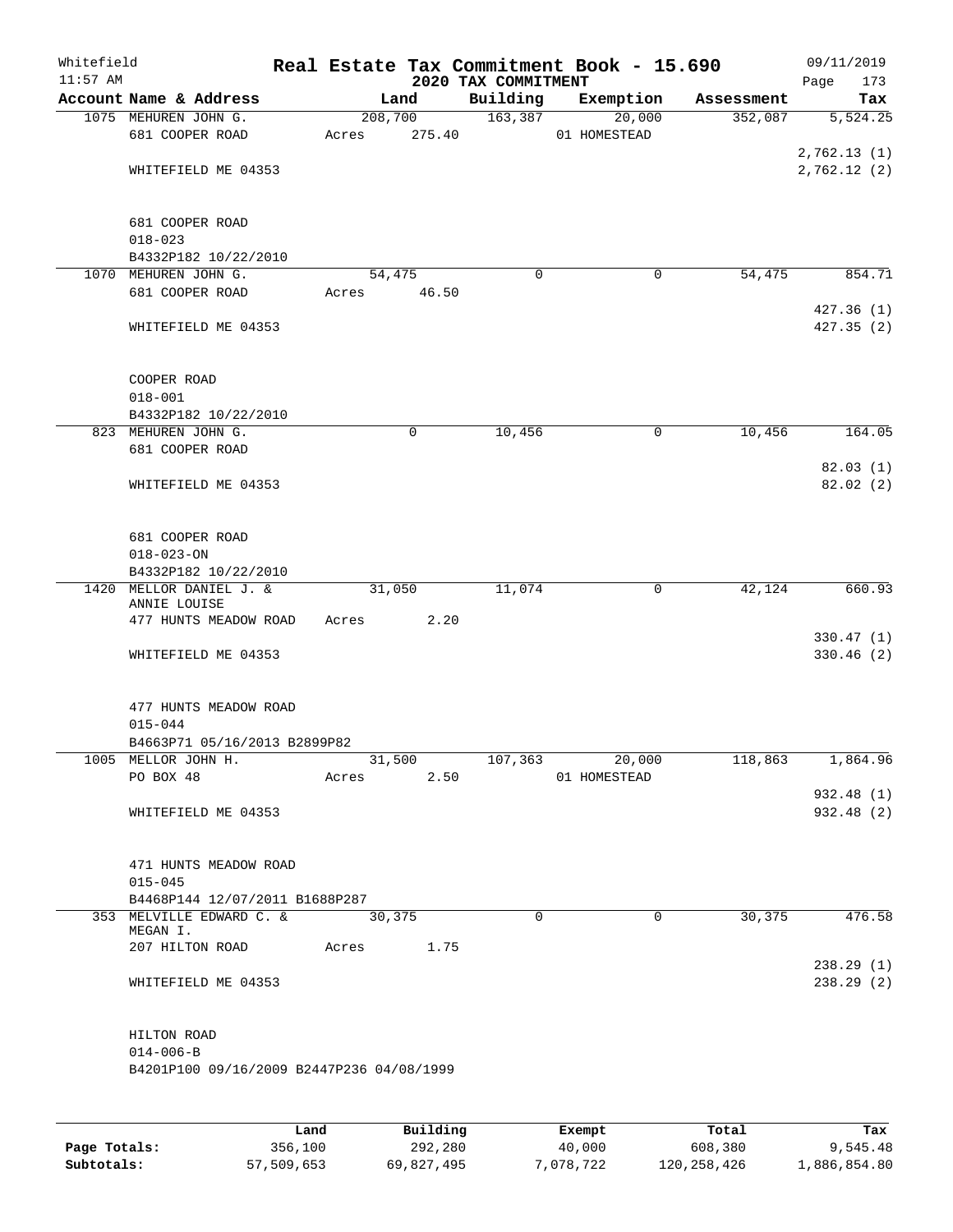Whitefield
11:57 AM

# Real Estate Tax Commitment Book - 15.690

## 2020 TAX COMMITMENT

09/11/2019

| Account | Name & Address | Land | Building | Exemption | Assessment | Tax |
|---|---|---|---|---|---|---|
| 1075 | MEHUREN JOHN G.<br>681 COOPER ROAD<br><br>WHITEFIELD ME 04353<br><br>681 COOPER ROAD<br>018-023<br>B4332P182 10/22/2010 | 208,700<br>Acres 275.40 | 163,387 | 20,000<br>01 HOMESTEAD | 352,087 | 5,524.25<br><br>2,762.13 (1)<br>2,762.12 (2) |
| 1070 | MEHUREN JOHN G.<br>681 COOPER ROAD<br><br>WHITEFIELD ME 04353<br><br>COOPER ROAD<br>018-001<br>B4332P182 10/22/2010 | 54,475<br>Acres 46.50 | 0 | 0 | 54,475 | 854.71<br><br>427.36 (1)<br>427.35 (2) |
| 823 | MEHUREN JOHN G.<br>681 COOPER ROAD<br><br>WHITEFIELD ME 04353<br><br>681 COOPER ROAD<br>018-023-ON<br>B4332P182 10/22/2010 | 0 | 10,456 | 0 | 10,456 | 164.05<br><br>82.03 (1)<br>82.02 (2) |
| 1420 | MELLOR DANIEL J. &<br>ANNIE LOUISE<br>477 HUNTS MEADOW ROAD<br><br>WHITEFIELD ME 04353<br><br>477 HUNTS MEADOW ROAD<br>015-044<br>B4663P71 05/16/2013 B2899P82 | 31,050<br>Acres 2.20 | 11,074 | 0 | 42,124 | 660.93<br><br>330.47 (1)<br>330.46 (2) |
| 1005 | MELLOR JOHN H.<br>PO BOX 48<br><br>WHITEFIELD ME 04353<br><br>471 HUNTS MEADOW ROAD<br>015-045<br>B4468P144 12/07/2011 B1688P287 | 31,500<br>Acres 2.50 | 107,363 | 20,000<br>01 HOMESTEAD | 118,863 | 1,864.96<br><br>932.48 (1)<br>932.48 (2) |
| 353 | MELVILLE EDWARD C. &<br>MEGAN I.<br>207 HILTON ROAD<br><br>WHITEFIELD ME 04353<br><br>HILTON ROAD<br>014-006-B<br>B4201P100 09/16/2009 B2447P236 04/08/1999 | 30,375<br>Acres 1.75 | 0 | 0 | 30,375 | 476.58<br><br>238.29 (1)<br>238.29 (2) |

| | Land | Building | Exempt | Total | Tax |
|---|---|---|---|---|---|
| Page Totals: | 356,100 | 292,280 | 40,000 | 608,380 | 9,545.48 |
| Subtotals: | 57,509,653 | 69,827,495 | 7,078,722 | 120,258,426 | 1,886,854.80 |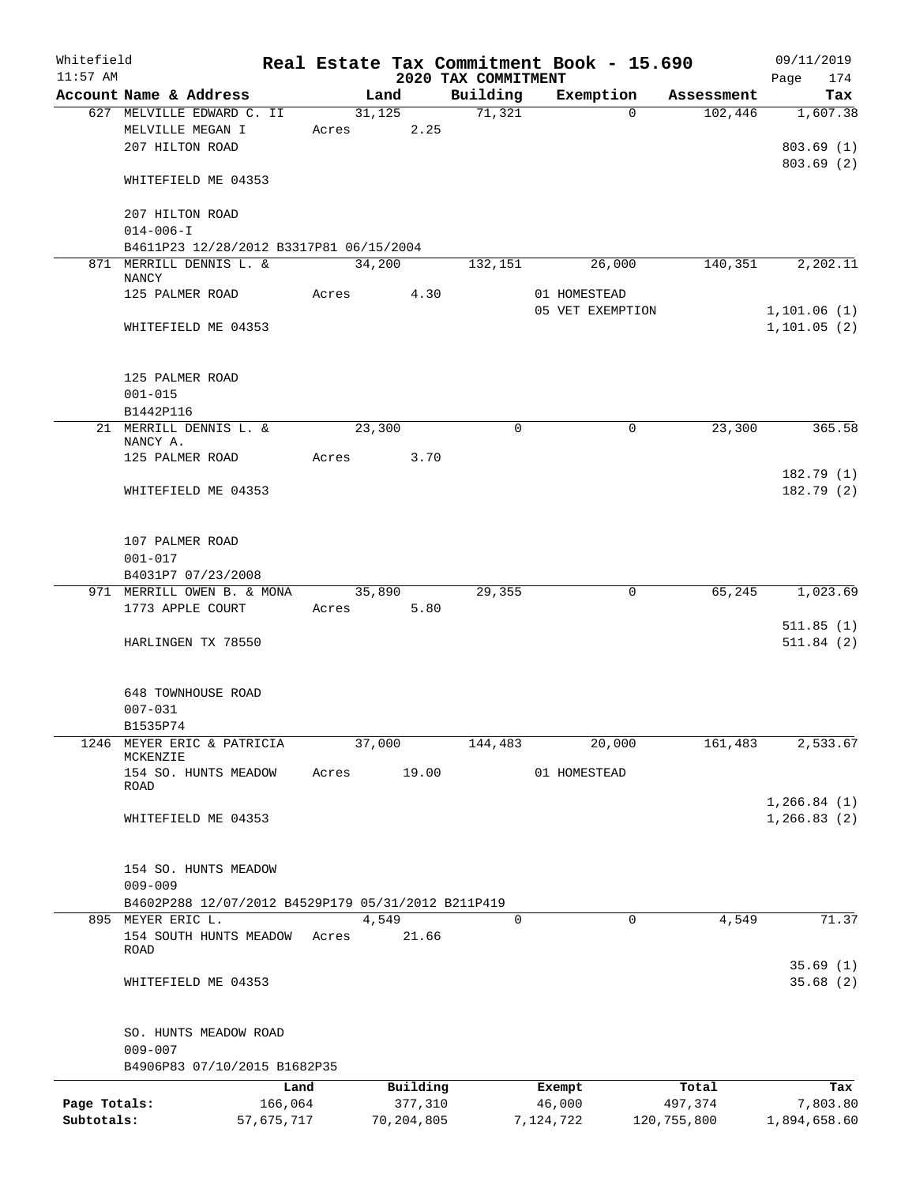Whitefield 11:57 AM

# Real Estate Tax Commitment Book - 15.690

## 2020 TAX COMMITMENT

09/11/2019 Page 174

| Account Name & Address | Land | Building | Exemption | Assessment | Tax |
|---|---|---|---|---|---|
| 627 MELVILLE EDWARD C. II | 31,125 | 71,321 | 0 | 102,446 | 1,607.38 |
| MELVILLE MEGAN I | Acres 2.25 | | | | |
| 207 HILTON ROAD | | | | | 803.69 (1) |
| | | | | | 803.69 (2) |
| WHITEFIELD ME 04353 | | | | | |
| 207 HILTON ROAD | | | | | |
| 014-006-I | | | | | |
| B4611P23 12/28/2012 B3317P81 06/15/2004 | | | | | |
| 871 MERRILL DENNIS L. & NANCY | 34,200 | 132,151 | 26,000 | 140,351 | 2,202.11 |
| 125 PALMER ROAD | Acres 4.30 | | 01 HOMESTEAD | | |
| | | | 05 VET EXEMPTION | | 1,101.06 (1) |
| WHITEFIELD ME 04353 | | | | | 1,101.05 (2) |
| 125 PALMER ROAD | | | | | |
| 001-015 | | | | | |
| B1442P116 | | | | | |
| 21 MERRILL DENNIS L. & NANCY A. | 23,300 | 0 | 0 | 23,300 | 365.58 |
| 125 PALMER ROAD | Acres 3.70 | | | | |
| | | | | | 182.79 (1) |
| WHITEFIELD ME 04353 | | | | | 182.79 (2) |
| 107 PALMER ROAD | | | | | |
| 001-017 | | | | | |
| B4031P7 07/23/2008 | | | | | |
| 971 MERRILL OWEN B. & MONA | 35,890 | 29,355 | 0 | 65,245 | 1,023.69 |
| 1773 APPLE COURT | Acres 5.80 | | | | |
| | | | | | 511.85 (1) |
| HARLINGEN TX 78550 | | | | | 511.84 (2) |
| 648 TOWNHOUSE ROAD | | | | | |
| 007-031 | | | | | |
| B1535P74 | | | | | |
| 1246 MEYER ERIC & PATRICIA MCKENZIE | 37,000 | 144,483 | 20,000 | 161,483 | 2,533.67 |
| 154 SO. HUNTS MEADOW ROAD | Acres 19.00 | | 01 HOMESTEAD | | |
| | | | | | 1,266.84 (1) |
| WHITEFIELD ME 04353 | | | | | 1,266.83 (2) |
| 154 SO. HUNTS MEADOW | | | | | |
| 009-009 | | | | | |
| B4602P288 12/07/2012 B4529P179 05/31/2012 B211P419 | | | | | |
| 895 MEYER ERIC L. | 4,549 | 0 | 0 | 4,549 | 71.37 |
| 154 SOUTH HUNTS MEADOW ROAD | Acres 21.66 | | | | |
| | | | | | 35.69 (1) |
| WHITEFIELD ME 04353 | | | | | 35.68 (2) |
| SO. HUNTS MEADOW ROAD | | | | | |
| 009-007 | | | | | |
| B4906P83 07/10/2015 B1682P35 | | | | | |

| | Land | Building | Exempt | Total | Tax |
|---|---|---|---|---|---|
| Page Totals: | 166,064 | 377,310 | 46,000 | 497,374 | 7,803.80 |
| Subtotals: | 57,675,717 | 70,204,805 | 7,124,722 | 120,755,800 | 1,894,658.60 |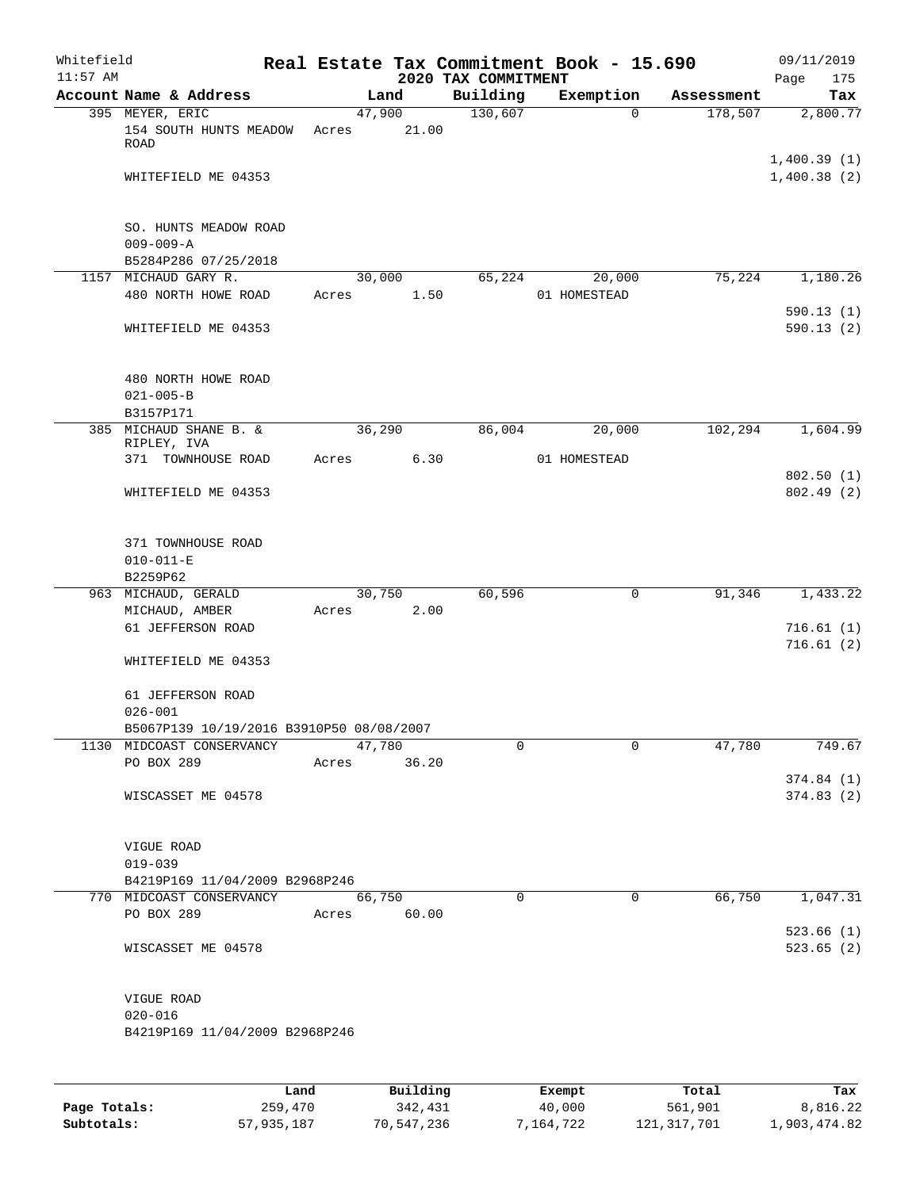Whitefield 11:57 AM

# Real Estate Tax Commitment Book - 15.690

## 2020 TAX COMMITMENT

09/11/2019 Page 175

| Account Name & Address | Land | Building | Exemption | Assessment | Tax |
|---|---|---|---|---|---|
| 395 MEYER, ERIC | 47,900 | 130,607 | 0 | 178,507 | 2,800.77 |
| 154 SOUTH HUNTS MEADOW ROAD | Acres 21.00 | | | | 1,400.39 (1) |
| WHITEFIELD ME 04353 | | | | | 1,400.38 (2) |
| SO. HUNTS MEADOW ROAD | | | | | |
| 009-009-A | | | | | |
| B5284P286 07/25/2018 | | | | | |
| 1157 MICHAUD GARY R. | 30,000 | 65,224 | 20,000 | 75,224 | 1,180.26 |
| 480 NORTH HOWE ROAD | Acres 1.50 | | 01 HOMESTEAD | | 590.13 (1) |
| WHITEFIELD ME 04353 | | | | | 590.13 (2) |
| 480 NORTH HOWE ROAD | | | | | |
| 021-005-B | | | | | |
| B3157P171 | | | | | |
| 385 MICHAUD SHANE B. & RIPLEY, IVA | 36,290 | 86,004 | 20,000 | 102,294 | 1,604.99 |
| 371 TOWNHOUSE ROAD | Acres 6.30 | | 01 HOMESTEAD | | 802.50 (1) |
| WHITEFIELD ME 04353 | | | | | 802.49 (2) |
| 371 TOWNHOUSE ROAD | | | | | |
| 010-011-E | | | | | |
| B2259P62 | | | | | |
| 963 MICHAUD, GERALD | 30,750 | 60,596 | 0 | 91,346 | 1,433.22 |
| MICHAUD, AMBER | Acres 2.00 | | | | |
| 61 JEFFERSON ROAD | | | | | 716.61 (1) |
| | | | | | 716.61 (2) |
| WHITEFIELD ME 04353 | | | | | |
| 61 JEFFERSON ROAD | | | | | |
| 026-001 | | | | | |
| B5067P139 10/19/2016 B3910P50 08/08/2007 | | | | | |
| 1130 MIDCOAST CONSERVANCY | 47,780 | 0 | 0 | 47,780 | 749.67 |
| PO BOX 289 | Acres 36.20 | | | | 374.84 (1) |
| WISCASSET ME 04578 | | | | | 374.83 (2) |
| VIGUE ROAD | | | | | |
| 019-039 | | | | | |
| B4219P169 11/04/2009 B2968P246 | | | | | |
| 770 MIDCOAST CONSERVANCY | 66,750 | 0 | 0 | 66,750 | 1,047.31 |
| PO BOX 289 | Acres 60.00 | | | | 523.66 (1) |
| WISCASSET ME 04578 | | | | | 523.65 (2) |
| VIGUE ROAD | | | | | |
| 020-016 | | | | | |
| B4219P169 11/04/2009 B2968P246 | | | | | |

| | Land | Building | Exempt | Total | Tax |
|---|---|---|---|---|---|
| Page Totals: | 259,470 | 342,431 | 40,000 | 561,901 | 8,816.22 |
| Subtotals: | 57,935,187 | 70,547,236 | 7,164,722 | 121,317,701 | 1,903,474.82 |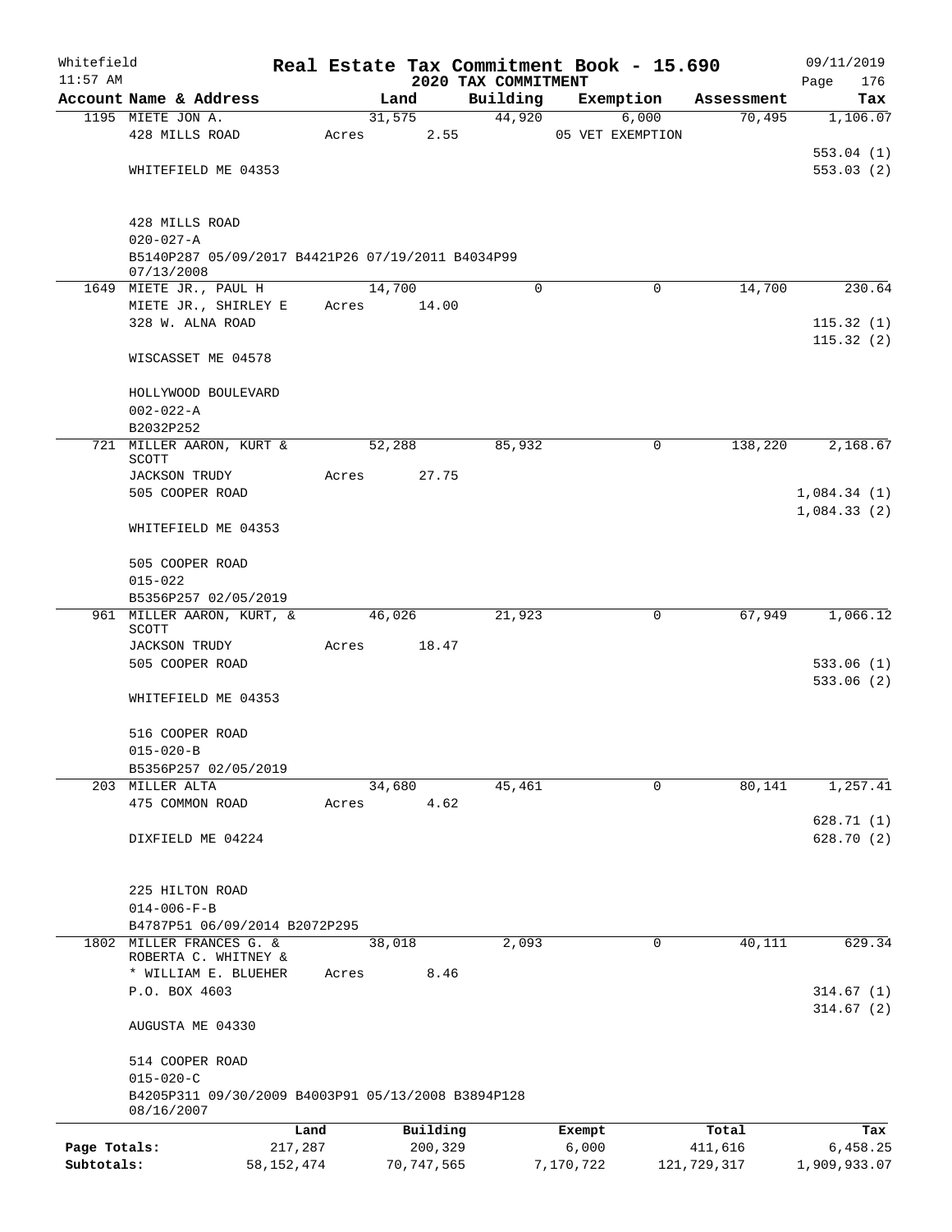Whitefield 11:57 AM

# Real Estate Tax Commitment Book - 15.690

## 2020 TAX COMMITMENT

09/11/2019 Page 176

| Account Name & Address | Land | Building | Exemption | Assessment | Tax |
|---|---|---|---|---|---|
| 1195 MIETE JON A. | 31,575 | 44,920 | 6,000 | 70,495 | 1,106.07 |
| 428 MILLS ROAD | Acres 2.55 | | 05 VET EXEMPTION | | |
| | | | | | 553.04 (1) |
| WHITEFIELD ME 04353 | | | | | 553.03 (2) |
| 428 MILLS ROAD | | | | | |
| 020-027-A | | | | | |
| B5140P287 05/09/2017 B4421P26 07/19/2011 B4034P99 07/13/2008 | | | | | |
| 1649 MIETE JR., PAUL H | 14,700 | 0 | 0 | 14,700 | 230.64 |
| MIETE JR., SHIRLEY E | Acres 14.00 | | | | |
| 328 W. ALNA ROAD | | | | | 115.32 (1) |
| | | | | | 115.32 (2) |
| WISCASSET ME 04578 | | | | | |
| HOLLYWOOD BOULEVARD | | | | | |
| 002-022-A | | | | | |
| B2032P252 | | | | | |
| 721 MILLER AARON, KURT & SCOTT | 52,288 | 85,932 | 0 | 138,220 | 2,168.67 |
| JACKSON TRUDY | Acres 27.75 | | | | |
| 505 COOPER ROAD | | | | | 1,084.34 (1) |
| | | | | | 1,084.33 (2) |
| WHITEFIELD ME 04353 | | | | | |
| 505 COOPER ROAD | | | | | |
| 015-022 | | | | | |
| B5356P257 02/05/2019 | | | | | |
| 961 MILLER AARON, KURT, & SCOTT | 46,026 | 21,923 | 0 | 67,949 | 1,066.12 |
| JACKSON TRUDY | Acres 18.47 | | | | |
| 505 COOPER ROAD | | | | | 533.06 (1) |
| | | | | | 533.06 (2) |
| WHITEFIELD ME 04353 | | | | | |
| 516 COOPER ROAD | | | | | |
| 015-020-B | | | | | |
| B5356P257 02/05/2019 | | | | | |
| 203 MILLER ALTA | 34,680 | 45,461 | 0 | 80,141 | 1,257.41 |
| 475 COMMON ROAD | Acres 4.62 | | | | |
| | | | | | 628.71 (1) |
| DIXFIELD ME 04224 | | | | | 628.70 (2) |
| 225 HILTON ROAD | | | | | |
| 014-006-F-B | | | | | |
| B4787P51 06/09/2014 B2072P295 | | | | | |
| 1802 MILLER FRANCES G. & ROBERTA C. WHITNEY & | 38,018 | 2,093 | 0 | 40,111 | 629.34 |
| * WILLIAM E. BLUEHER | Acres 8.46 | | | | |
| P.O. BOX 4603 | | | | | 314.67 (1) |
| | | | | | 314.67 (2) |
| AUGUSTA ME 04330 | | | | | |
| 514 COOPER ROAD | | | | | |
| 015-020-C | | | | | |
| B4205P311 09/30/2009 B4003P91 05/13/2008 B3894P128 08/16/2007 | | | | | |

| | Land | Building | Exempt | Total | Tax |
|---|---|---|---|---|---|
| Page Totals: | 217,287 | 200,329 | 6,000 | 411,616 | 6,458.25 |
| Subtotals: | 58,152,474 | 70,747,565 | 7,170,722 | 121,729,317 | 1,909,933.07 |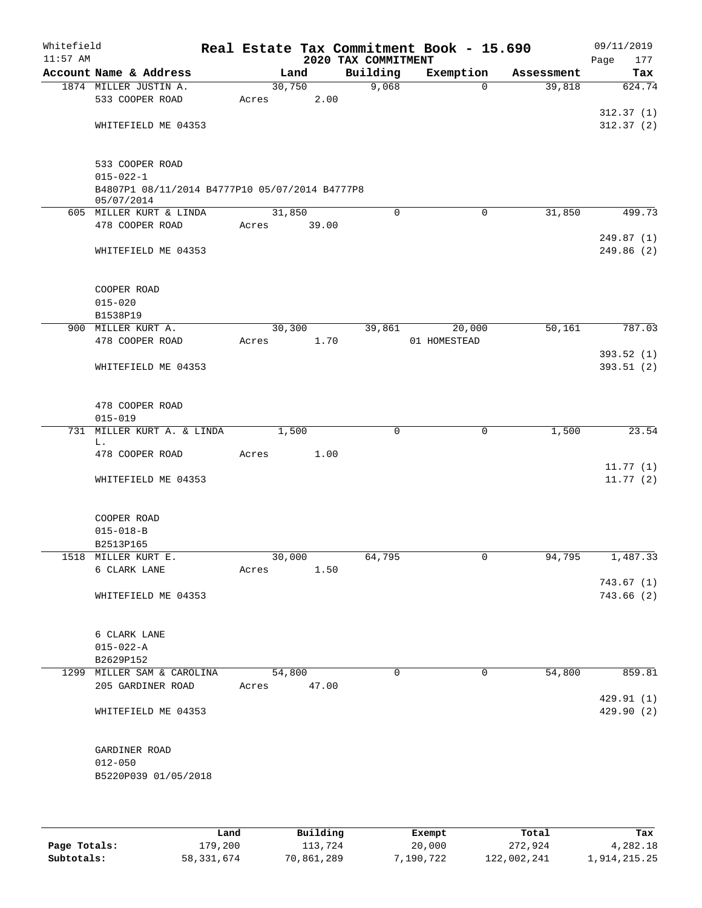# Real Estate Tax Commitment Book - 15.690

## 2020 TAX COMMITMENT

Whitefield 11:57 AM — 09/11/2019

| Account Name & Address | Land | Building | Exemption | Assessment | Tax |
|---|---|---|---|---|---|
| 1874 MILLER JUSTIN A. | 30,750 | 9,068 | 0 | 39,818 | 624.74 |
| 533 COOPER ROAD | Acres 2.00 | | | | |
| | | | | | 312.37 (1) |
| WHITEFIELD ME 04353 | | | | | 312.37 (2) |
| 533 COOPER ROAD | | | | | |
| 015-022-1 | | | | | |
| B4807P1 08/11/2014 B4777P10 05/07/2014 B4777P8 05/07/2014 | | | | | |
| 605 MILLER KURT & LINDA | 31,850 | 0 | 0 | 31,850 | 499.73 |
| 478 COOPER ROAD | Acres 39.00 | | | | |
| | | | | | 249.87 (1) |
| WHITEFIELD ME 04353 | | | | | 249.86 (2) |
| COOPER ROAD | | | | | |
| 015-020 | | | | | |
| B1538P19 | | | | | |
| 900 MILLER KURT A. | 30,300 | 39,861 | 20,000 | 50,161 | 787.03 |
| 478 COOPER ROAD | Acres 1.70 | | 01 HOMESTEAD | | |
| | | | | | 393.52 (1) |
| WHITEFIELD ME 04353 | | | | | 393.51 (2) |
| 478 COOPER ROAD | | | | | |
| 015-019 | | | | | |
| 731 MILLER KURT A. & LINDA L. | 1,500 | 0 | 0 | 1,500 | 23.54 |
| 478 COOPER ROAD | Acres 1.00 | | | | |
| | | | | | 11.77 (1) |
| WHITEFIELD ME 04353 | | | | | 11.77 (2) |
| COOPER ROAD | | | | | |
| 015-018-B | | | | | |
| B2513P165 | | | | | |
| 1518 MILLER KURT E. | 30,000 | 64,795 | 0 | 94,795 | 1,487.33 |
| 6 CLARK LANE | Acres 1.50 | | | | |
| | | | | | 743.67 (1) |
| WHITEFIELD ME 04353 | | | | | 743.66 (2) |
| 6 CLARK LANE | | | | | |
| 015-022-A | | | | | |
| B2629P152 | | | | | |
| 1299 MILLER SAM & CAROLINA | 54,800 | 0 | 0 | 54,800 | 859.81 |
| 205 GARDINER ROAD | Acres 47.00 | | | | |
| | | | | | 429.91 (1) |
| WHITEFIELD ME 04353 | | | | | 429.90 (2) |
| GARDINER ROAD | | | | | |
| 012-050 | | | | | |
| B5220P039 01/05/2018 | | | | | |

| | Land | Building | Exempt | Total | Tax |
|---|---|---|---|---|---|
| Page Totals: | 179,200 | 113,724 | 20,000 | 272,924 | 4,282.18 |
| Subtotals: | 58,331,674 | 70,861,289 | 7,190,722 | 122,002,241 | 1,914,215.25 |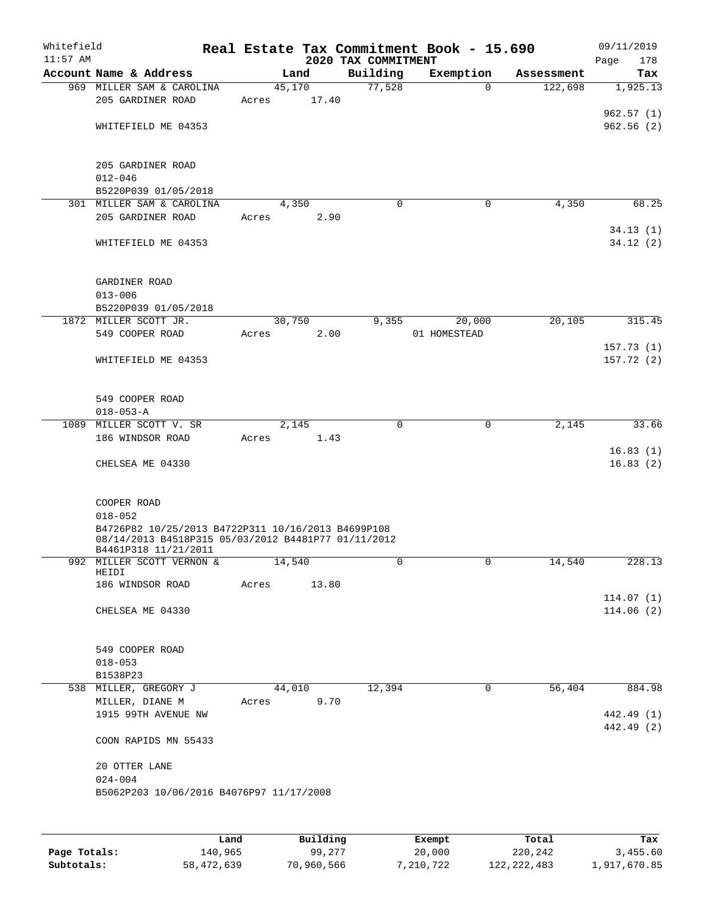Whitefield 11:57 AM

# Real Estate Tax Commitment Book - 15.690

## 2020 TAX COMMITMENT

09/11/2019 Page 178

| Account Name & Address | Land | Building | Exemption | Assessment | Tax |
|---|---|---|---|---|---|
| 969 MILLER SAM & CAROLINA | 45,170 | 77,528 | 0 | 122,698 | 1,925.13 |
| 205 GARDINER ROAD | Acres 17.40 | | | | |
| | | | | | 962.57 (1) |
| WHITEFIELD ME 04353 | | | | | 962.56 (2) |
| 205 GARDINER ROAD | | | | | |
| 012-046 | | | | | |
| B5220P039 01/05/2018 | | | | | |
| 301 MILLER SAM & CAROLINA | 4,350 | 0 | 0 | 4,350 | 68.25 |
| 205 GARDINER ROAD | Acres 2.90 | | | | |
| | | | | | 34.13 (1) |
| WHITEFIELD ME 04353 | | | | | 34.12 (2) |
| GARDINER ROAD | | | | | |
| 013-006 | | | | | |
| B5220P039 01/05/2018 | | | | | |
| 1872 MILLER SCOTT JR. | 30,750 | 9,355 | 20,000 | 20,105 | 315.45 |
| 549 COOPER ROAD | Acres 2.00 | | 01 HOMESTEAD | | |
| | | | | | 157.73 (1) |
| WHITEFIELD ME 04353 | | | | | 157.72 (2) |
| 549 COOPER ROAD | | | | | |
| 018-053-A | | | | | |
| 1089 MILLER SCOTT V. SR | 2,145 | 0 | 0 | 2,145 | 33.66 |
| 186 WINDSOR ROAD | Acres 1.43 | | | | |
| | | | | | 16.83 (1) |
| CHELSEA ME 04330 | | | | | 16.83 (2) |
| COOPER ROAD | | | | | |
| 018-052 | | | | | |
| B4726P82 10/25/2013 B4722P311 10/16/2013 B4699P108 08/14/2013 B4518P315 05/03/2012 B4481P77 01/11/2012 B4461P318 11/21/2011 | | | | | |
| 992 MILLER SCOTT VERNON & HEIDI | 14,540 | 0 | 0 | 14,540 | 228.13 |
| 186 WINDSOR ROAD | Acres 13.80 | | | | |
| | | | | | 114.07 (1) |
| CHELSEA ME 04330 | | | | | 114.06 (2) |
| 549 COOPER ROAD | | | | | |
| 018-053 | | | | | |
| B1538P23 | | | | | |
| 538 MILLER, GREGORY J | 44,010 | 12,394 | 0 | 56,404 | 884.98 |
| MILLER, DIANE M | Acres 9.70 | | | | |
| 1915 99TH AVENUE NW | | | | | 442.49 (1) |
| | | | | | 442.49 (2) |
| COON RAPIDS MN 55433 | | | | | |
| 20 OTTER LANE | | | | | |
| 024-004 | | | | | |
| B5062P203 10/06/2016 B4076P97 11/17/2008 | | | | | |

| | Land | Building | Exempt | Total | Tax |
|---|---|---|---|---|---|
| Page Totals: | 140,965 | 99,277 | 20,000 | 220,242 | 3,455.60 |
| Subtotals: | 58,472,639 | 70,960,566 | 7,210,722 | 122,222,483 | 1,917,670.85 |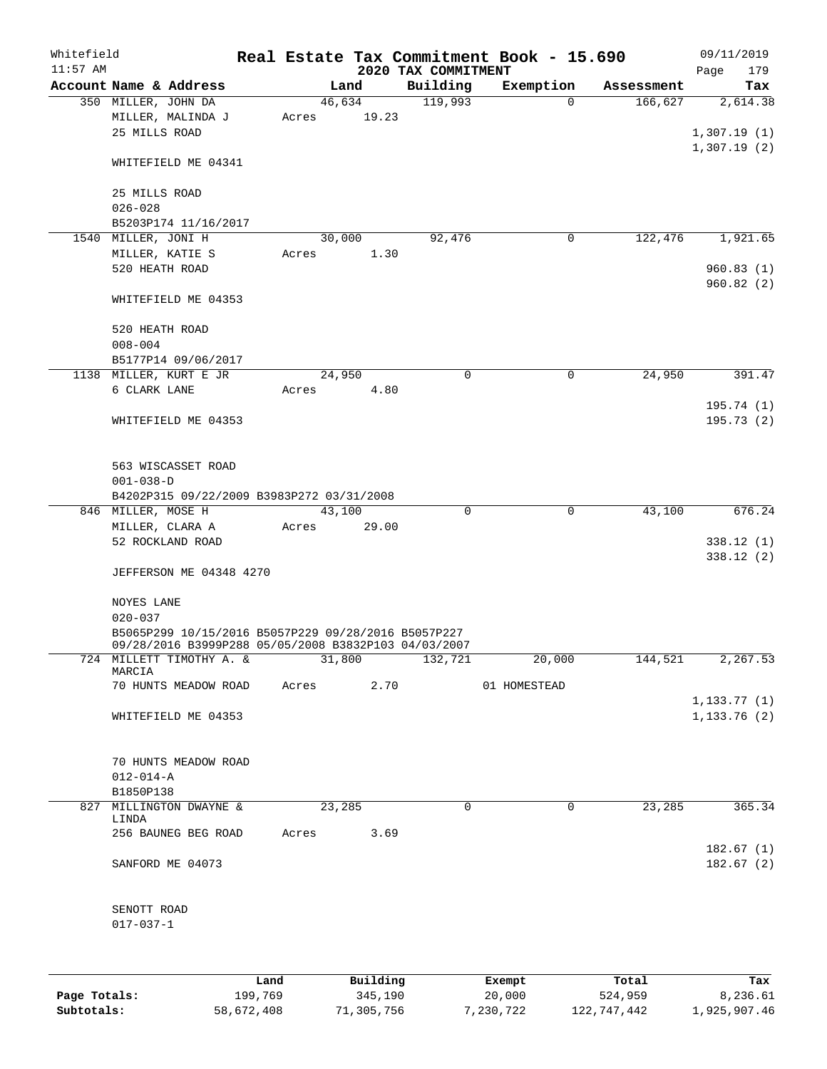Whitefield 11:57 AM

# Real Estate Tax Commitment Book - 15.690

## 2020 TAX COMMITMENT

09/11/2019 Page 179

| Account Name & Address | Land | Building | Exemption | Assessment | Tax |
|---|---|---|---|---|---|
| 350 MILLER, JOHN DA | 46,634 | 119,993 | 0 | 166,627 | 2,614.38 |
| MILLER, MALINDA J | Acres 19.23 | | | | |
| 25 MILLS ROAD | | | | | 1,307.19 (1) |
| | | | | | 1,307.19 (2) |
| WHITEFIELD ME 04341 | | | | | |
| 25 MILLS ROAD | | | | | |
| 026-028 | | | | | |
| B5203P174 11/16/2017 | | | | | |
| 1540 MILLER, JONI H | 30,000 | 92,476 | 0 | 122,476 | 1,921.65 |
| MILLER, KATIE S | Acres 1.30 | | | | |
| 520 HEATH ROAD | | | | | 960.83 (1) |
| | | | | | 960.82 (2) |
| WHITEFIELD ME 04353 | | | | | |
| 520 HEATH ROAD | | | | | |
| 008-004 | | | | | |
| B5177P14 09/06/2017 | | | | | |
| 1138 MILLER, KURT E JR | 24,950 | 0 | 0 | 24,950 | 391.47 |
| 6 CLARK LANE | Acres 4.80 | | | | |
| | | | | | 195.74 (1) |
| WHITEFIELD ME 04353 | | | | | 195.73 (2) |
| 563 WISCASSET ROAD | | | | | |
| 001-038-D | | | | | |
| B4202P315 09/22/2009 B3983P272 03/31/2008 | | | | | |
| 846 MILLER, MOSE H | 43,100 | 0 | 0 | 43,100 | 676.24 |
| MILLER, CLARA A | Acres 29.00 | | | | |
| 52 ROCKLAND ROAD | | | | | 338.12 (1) |
| | | | | | 338.12 (2) |
| JEFFERSON ME 04348 4270 | | | | | |
| NOYES LANE | | | | | |
| 020-037 | | | | | |
| B5065P299 10/15/2016 B5057P229 09/28/2016 B5057P227 09/28/2016 B3999P288 05/05/2008 B3832P103 04/03/2007 | | | | | |
| 724 MILLETT TIMOTHY A. & MARCIA | 31,800 | 132,721 | 20,000 | 144,521 | 2,267.53 |
| 70 HUNTS MEADOW ROAD | Acres 2.70 | | 01 HOMESTEAD | | |
| | | | | | 1,133.77 (1) |
| WHITEFIELD ME 04353 | | | | | 1,133.76 (2) |
| 70 HUNTS MEADOW ROAD | | | | | |
| 012-014-A | | | | | |
| B1850P138 | | | | | |
| 827 MILLINGTON DWAYNE & LINDA | 23,285 | 0 | 0 | 23,285 | 365.34 |
| 256 BAUNEG BEG ROAD | Acres 3.69 | | | | |
| | | | | | 182.67 (1) |
| SANFORD ME 04073 | | | | | 182.67 (2) |
| SENOTT ROAD | | | | | |
| 017-037-1 | | | | | |

| | Land | Building | Exempt | Total | Tax |
|---|---|---|---|---|---|
| Page Totals: | 199,769 | 345,190 | 20,000 | 524,959 | 8,236.61 |
| Subtotals: | 58,672,408 | 71,305,756 | 7,230,722 | 122,747,442 | 1,925,907.46 |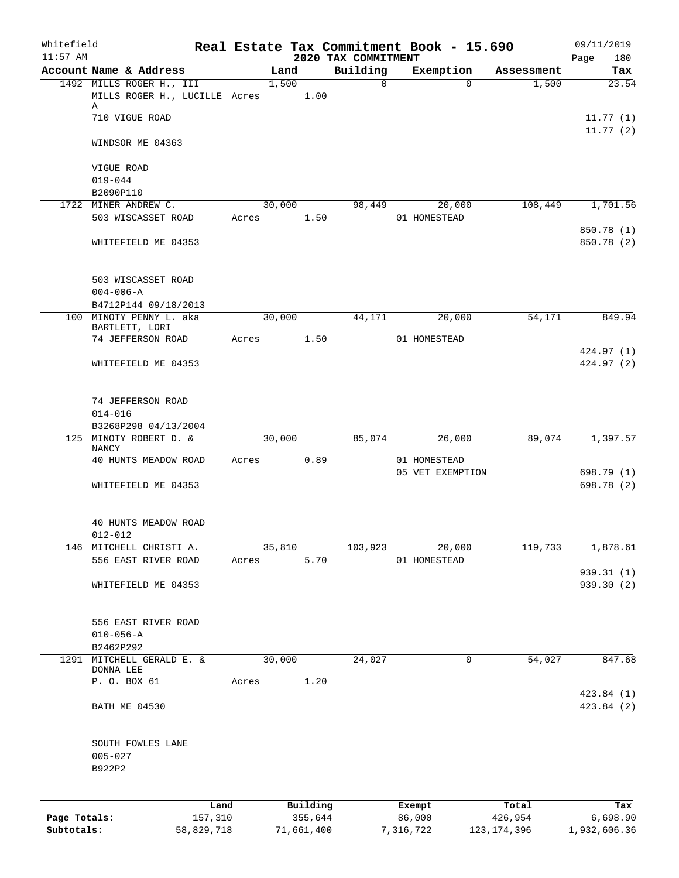Whitefield 11:57 AM

# Real Estate Tax Commitment Book - 15.690

## 2020 TAX COMMITMENT

09/11/2019

| Account Name & Address | Land | Building | Exemption | Assessment | Tax |
|---|---|---|---|---|---|
| 1492 MILLS ROGER H., III<br>MILLS ROGER H., LUCILLE A<br>710 VIGUE ROAD<br>WINDSOR ME 04363<br><br>VIGUE ROAD<br>019-044<br>B2090P110 | 1,500<br>Acres 1.00 | 0 | 0 | 1,500 | 23.54<br><br>11.77 (1)<br>11.77 (2) |
| 1722 MINER ANDREW C.<br>503 WISCASSET ROAD<br>WHITEFIELD ME 04353<br><br>503 WISCASSET ROAD<br>004-006-A<br>B4712P144 09/18/2013 | 30,000<br>Acres 1.50 | 98,449 | 20,000<br>01 HOMESTEAD | 108,449 | 1,701.56<br><br>850.78 (1)<br>850.78 (2) |
| 100 MINOTY PENNY L. aka BARTLETT, LORI<br>74 JEFFERSON ROAD<br>WHITEFIELD ME 04353<br><br>74 JEFFERSON ROAD<br>014-016<br>B3268P298 04/13/2004 | 30,000<br>Acres 1.50 | 44,171 | 20,000<br>01 HOMESTEAD | 54,171 | 849.94<br><br>424.97 (1)<br>424.97 (2) |
| 125 MINOTY ROBERT D. & NANCY<br>40 HUNTS MEADOW ROAD<br>WHITEFIELD ME 04353<br><br>40 HUNTS MEADOW ROAD<br>012-012 | 30,000<br>Acres 0.89 | 85,074 | 26,000<br>01 HOMESTEAD<br>05 VET EXEMPTION | 89,074 | 1,397.57<br><br>698.79 (1)<br>698.78 (2) |
| 146 MITCHELL CHRISTI A.<br>556 EAST RIVER ROAD<br>WHITEFIELD ME 04353<br><br>556 EAST RIVER ROAD<br>010-056-A<br>B2462P292 | 35,810<br>Acres 5.70 | 103,923 | 20,000<br>01 HOMESTEAD | 119,733 | 1,878.61<br><br>939.31 (1)<br>939.30 (2) |
| 1291 MITCHELL GERALD E. & DONNA LEE<br>P. O. BOX 61<br>BATH ME 04530<br><br>SOUTH FOWLES LANE<br>005-027<br>B922P2 | 30,000<br>Acres 1.20 | 24,027 | 0 | 54,027 | 847.68<br><br>423.84 (1)<br>423.84 (2) |

| | Land | Building | Exempt | Total | Tax |
|---|---|---|---|---|---|
| Page Totals: | 157,310 | 355,644 | 86,000 | 426,954 | 6,698.90 |
| Subtotals: | 58,829,718 | 71,661,400 | 7,316,722 | 123,174,396 | 1,932,606.36 |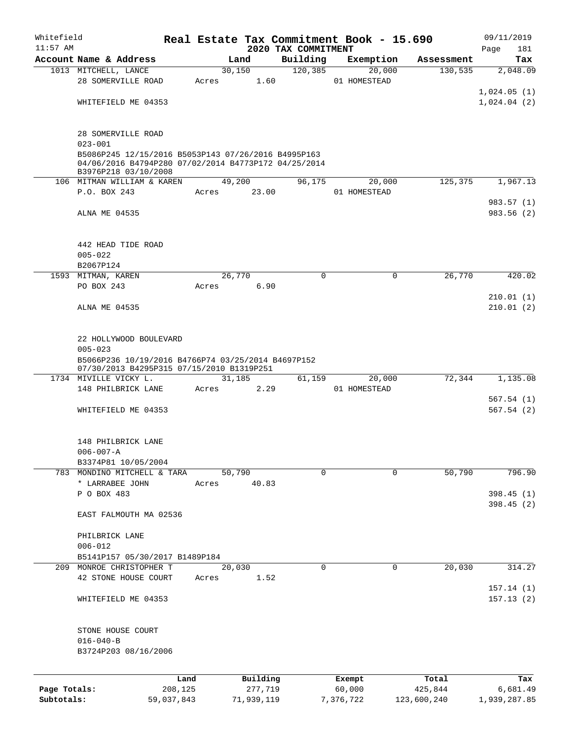Whitefield 11:57 AM

# Real Estate Tax Commitment Book - 15.690

## 2020 TAX COMMITMENT

09/11/2019

| Account Name & Address | Land | Building | Exemption | Assessment | Tax |
|---|---|---|---|---|---|
| 1013 MITCHELL, LANCE | 30,150 | 120,385 | 20,000 | 130,535 | 2,048.09 |
| 28 SOMERVILLE ROAD | Acres 1.60 | | 01 HOMESTEAD | | |
| | | | | | 1,024.05 (1) |
| WHITEFIELD ME 04353 | | | | | 1,024.04 (2) |
| 28 SOMERVILLE ROAD | | | | | |
| 023-001 | | | | | |
| B5086P245 12/15/2016 B5053P143 07/26/2016 B4995P163 04/06/2016 B4794P280 07/02/2014 B4773P172 04/25/2014 B3976P218 03/10/2008 | | | | | |
| 106 MITMAN WILLIAM & KAREN | 49,200 | 96,175 | 20,000 | 125,375 | 1,967.13 |
| P.O. BOX 243 | Acres 23.00 | | 01 HOMESTEAD | | |
| | | | | | 983.57 (1) |
| ALNA ME 04535 | | | | | 983.56 (2) |
| 442 HEAD TIDE ROAD | | | | | |
| 005-022 | | | | | |
| B2067P124 | | | | | |
| 1593 MITMAN, KAREN | 26,770 | 0 | 0 | 26,770 | 420.02 |
| PO BOX 243 | Acres 6.90 | | | | |
| | | | | | 210.01 (1) |
| ALNA ME 04535 | | | | | 210.01 (2) |
| 22 HOLLYWOOD BOULEVARD | | | | | |
| 005-023 | | | | | |
| B5066P236 10/19/2016 B4766P74 03/25/2014 B4697P152 07/30/2013 B4295P315 07/15/2010 B1319P251 | | | | | |
| 1734 MIVILLE VICKY L. | 31,185 | 61,159 | 20,000 | 72,344 | 1,135.08 |
| 148 PHILBRICK LANE | Acres 2.29 | | 01 HOMESTEAD | | |
| | | | | | 567.54 (1) |
| WHITEFIELD ME 04353 | | | | | 567.54 (2) |
| 148 PHILBRICK LANE | | | | | |
| 006-007-A | | | | | |
| B3374P81 10/05/2004 | | | | | |
| 783 MONDINO MITCHELL & TARA | 50,790 | 0 | 0 | 50,790 | 796.90 |
| * LARRABEE JOHN | Acres 40.83 | | | | |
| P O BOX 483 | | | | | 398.45 (1) |
| | | | | | 398.45 (2) |
| EAST FALMOUTH MA 02536 | | | | | |
| PHILBRICK LANE | | | | | |
| 006-012 | | | | | |
| B5141P157 05/30/2017 B1489P184 | | | | | |
| 209 MONROE CHRISTOPHER T | 20,030 | 0 | 0 | 20,030 | 314.27 |
| 42 STONE HOUSE COURT | Acres 1.52 | | | | |
| | | | | | 157.14 (1) |
| WHITEFIELD ME 04353 | | | | | 157.13 (2) |
| STONE HOUSE COURT | | | | | |
| 016-040-B | | | | | |
| B3724P203 08/16/2006 | | | | | |

| | Land | Building | Exempt | Total | Tax |
|---|---|---|---|---|---|
| Page Totals: | 208,125 | 277,719 | 60,000 | 425,844 | 6,681.49 |
| Subtotals: | 59,037,843 | 71,939,119 | 7,376,722 | 123,600,240 | 1,939,287.85 |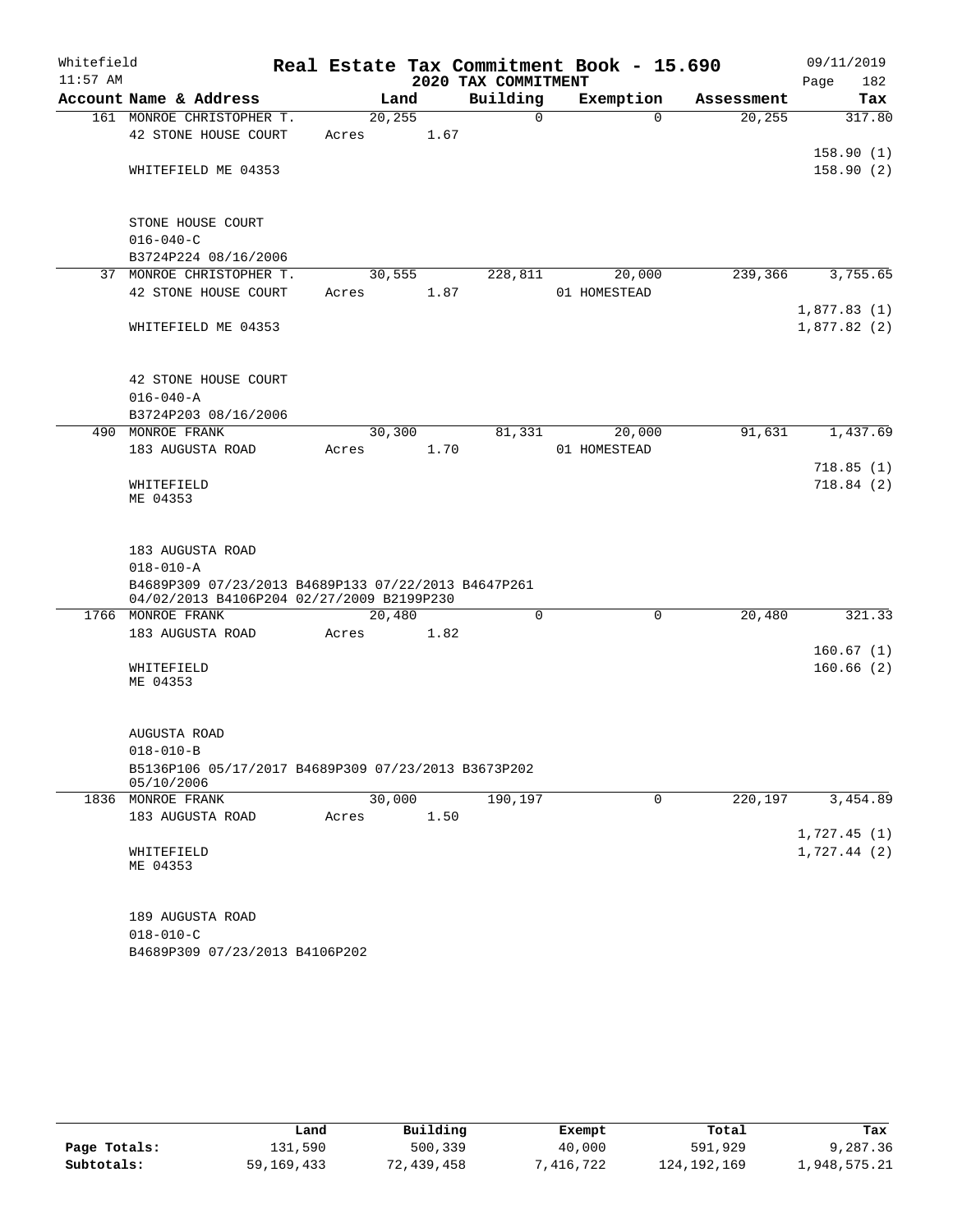# Real Estate Tax Commitment Book - 15.690

Whitefield
11:57 AM

**2020 TAX COMMITMENT**

09/11/2019

| Account Name & Address | Land | Building | Exemption | Assessment | Tax |
|---|---|---|---|---|---|
| 161 MONROE CHRISTOPHER T. | 20,255 | 0 | 0 | 20,255 | 317.80 |
| 42 STONE HOUSE COURT | Acres 1.67 | | | | |
| | | | | | 158.90 (1) |
| WHITEFIELD ME 04353 | | | | | 158.90 (2) |
| STONE HOUSE COURT | | | | | |
| 016-040-C | | | | | |
| B3724P224 08/16/2006 | | | | | |
| 37 MONROE CHRISTOPHER T. | 30,555 | 228,811 | 20,000 | 239,366 | 3,755.65 |
| 42 STONE HOUSE COURT | Acres 1.87 | | 01 HOMESTEAD | | |
| | | | | | 1,877.83 (1) |
| WHITEFIELD ME 04353 | | | | | 1,877.82 (2) |
| 42 STONE HOUSE COURT | | | | | |
| 016-040-A | | | | | |
| B3724P203 08/16/2006 | | | | | |
| 490 MONROE FRANK | 30,300 | 81,331 | 20,000 | 91,631 | 1,437.69 |
| 183 AUGUSTA ROAD | Acres 1.70 | | 01 HOMESTEAD | | |
| | | | | | 718.85 (1) |
| WHITEFIELD ME 04353 | | | | | 718.84 (2) |
| 183 AUGUSTA ROAD | | | | | |
| 018-010-A | | | | | |
| B4689P309 07/23/2013 B4689P133 07/22/2013 B4647P261 04/02/2013 B4106P204 02/27/2009 B2199P230 | | | | | |
| 1766 MONROE FRANK | 20,480 | 0 | 0 | 20,480 | 321.33 |
| 183 AUGUSTA ROAD | Acres 1.82 | | | | |
| | | | | | 160.67 (1) |
| WHITEFIELD ME 04353 | | | | | 160.66 (2) |
| AUGUSTA ROAD | | | | | |
| 018-010-B | | | | | |
| B5136P106 05/17/2017 B4689P309 07/23/2013 B3673P202 05/10/2006 | | | | | |
| 1836 MONROE FRANK | 30,000 | 190,197 | 0 | 220,197 | 3,454.89 |
| 183 AUGUSTA ROAD | Acres 1.50 | | | | |
| | | | | | 1,727.45 (1) |
| WHITEFIELD ME 04353 | | | | | 1,727.44 (2) |
| 189 AUGUSTA ROAD | | | | | |
| 018-010-C | | | | | |
| B4689P309 07/23/2013 B4106P202 | | | | | |

| | Land | Building | Exempt | Total | Tax |
|---|---|---|---|---|---|
| **Page Totals:** | 131,590 | 500,339 | 40,000 | 591,929 | 9,287.36 |
| **Subtotals:** | 59,169,433 | 72,439,458 | 7,416,722 | 124,192,169 | 1,948,575.21 |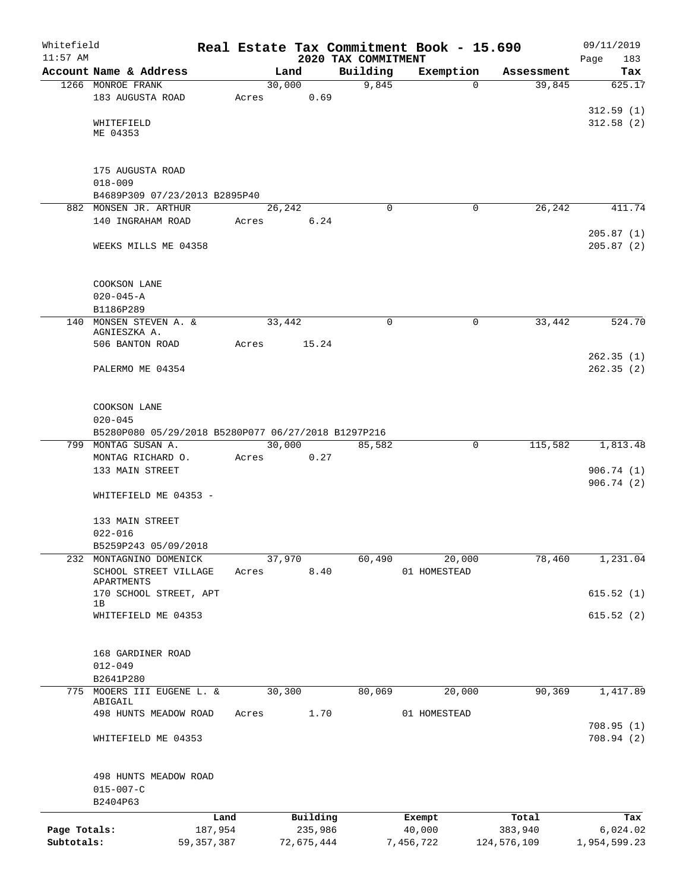# Real Estate Tax Commitment Book - 15.690

Whitefield
11:57 AM

2020 TAX COMMITMENT

09/11/2019
Page 183

| Account Name & Address | Land | Building | Exemption | Assessment | Tax |
|---|---|---|---|---|---|
| 1266 MONROE FRANK<br>183 AUGUSTA ROAD<br><br>WHITEFIELD<br>ME 04353<br><br>175 AUGUSTA ROAD<br>018-009<br>B4689P309 07/23/2013 B2895P40 | 30,000<br>Acres 0.69 | 9,845 | 0 | 39,845 | 625.17<br><br>312.59 (1)<br>312.58 (2) |
| 882 MONSEN JR. ARTHUR<br>140 INGRAHAM ROAD<br><br>WEEKS MILLS ME 04358<br><br>COOKSON LANE<br>020-045-A<br>B1186P289 | 26,242<br>Acres 6.24 | 0 | 0 | 26,242 | 411.74<br><br>205.87 (1)<br>205.87 (2) |
| 140 MONSEN STEVEN A. & AGNIESZKA A.<br>506 BANTON ROAD<br><br>PALERMO ME 04354<br><br>COOKSON LANE<br>020-045<br>B5280P080 05/29/2018 B5280P077 06/27/2018 B1297P216 | 33,442<br>Acres 15.24 | 0 | 0 | 33,442 | 524.70<br><br>262.35 (1)<br>262.35 (2) |
| 799 MONTAG SUSAN A.<br>MONTAG RICHARD O.<br>133 MAIN STREET<br><br>WHITEFIELD ME 04353 -<br><br>133 MAIN STREET<br>022-016<br>B5259P243 05/09/2018 | 30,000<br>Acres 0.27 | 85,582 | 0 | 115,582 | 1,813.48<br><br>906.74 (1)<br>906.74 (2) |
| 232 MONTAGNINO DOMENICK<br>SCHOOL STREET VILLAGE APARTMENTS<br>170 SCHOOL STREET, APT 1B<br>WHITEFIELD ME 04353<br><br>168 GARDINER ROAD<br>012-049<br>B2641P280 | 37,970<br>Acres 8.40 | 60,490 | 20,000<br>01 HOMESTEAD | 78,460 | 1,231.04<br><br>615.52 (1)<br>615.52 (2) |
| 775 MOOERS III EUGENE L. & ABIGAIL<br>498 HUNTS MEADOW ROAD<br><br>WHITEFIELD ME 04353<br><br>498 HUNTS MEADOW ROAD<br>015-007-C<br>B2404P63 | 30,300<br>Acres 1.70 | 80,069 | 20,000<br>01 HOMESTEAD | 90,369 | 1,417.89<br><br>708.95 (1)<br>708.94 (2) |

| | Land | Building | Exempt | Total | Tax |
|---|---|---|---|---|---|
| Page Totals: | 187,954 | 235,986 | 40,000 | 383,940 | 6,024.02 |
| Subtotals: | 59,357,387 | 72,675,444 | 7,456,722 | 124,576,109 | 1,954,599.23 |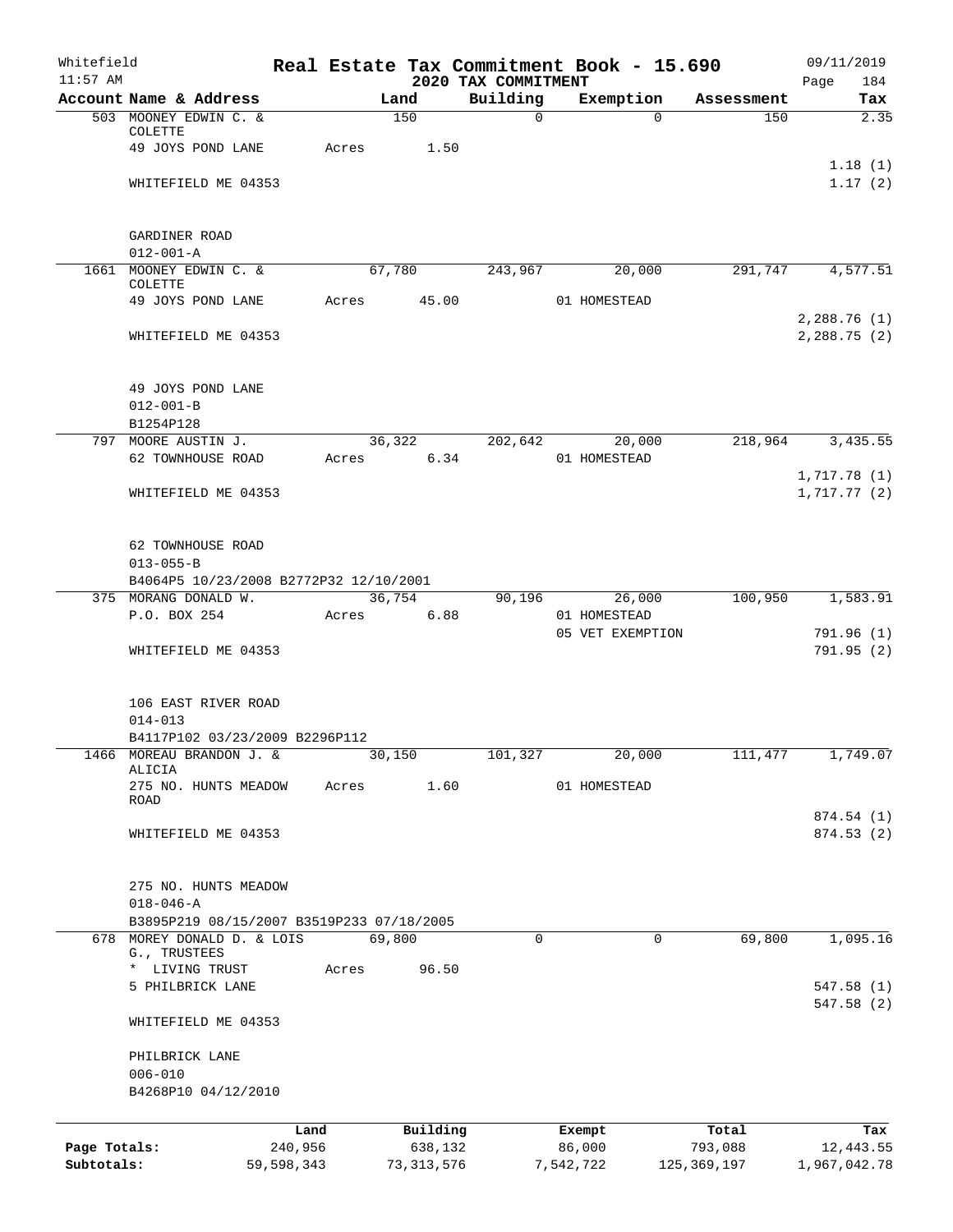# Real Estate Tax Commitment Book - 15.690

Whitefield 11:57 AM — 2020 TAX COMMITMENT — 09/11/2019 Page 184

| Account Name & Address | Land | Building | Exemption | Assessment | Tax |
|---|---|---|---|---|---|
| 503 MOONEY EDWIN C. & COLETTE | 150 | 0 | 0 | 150 | 2.35 |
| 49 JOYS POND LANE | Acres 1.50 | | | | |
| | | | | | 1.18 (1) |
| WHITEFIELD ME 04353 | | | | | 1.17 (2) |
| GARDINER ROAD | | | | | |
| 012-001-A | | | | | |
| 1661 MOONEY EDWIN C. & COLETTE | 67,780 | 243,967 | 20,000 | 291,747 | 4,577.51 |
| 49 JOYS POND LANE | Acres 45.00 | | 01 HOMESTEAD | | |
| | | | | | 2,288.76 (1) |
| WHITEFIELD ME 04353 | | | | | 2,288.75 (2) |
| 49 JOYS POND LANE | | | | | |
| 012-001-B | | | | | |
| B1254P128 | | | | | |
| 797 MOORE AUSTIN J. | 36,322 | 202,642 | 20,000 | 218,964 | 3,435.55 |
| 62 TOWNHOUSE ROAD | Acres 6.34 | | 01 HOMESTEAD | | |
| | | | | | 1,717.78 (1) |
| WHITEFIELD ME 04353 | | | | | 1,717.77 (2) |
| 62 TOWNHOUSE ROAD | | | | | |
| 013-055-B | | | | | |
| B4064P5 10/23/2008 B2772P32 12/10/2001 | | | | | |
| 375 MORANG DONALD W. | 36,754 | 90,196 | 26,000 | 100,950 | 1,583.91 |
| P.O. BOX 254 | Acres 6.88 | | 01 HOMESTEAD | | |
| | | | 05 VET EXEMPTION | | 791.96 (1) |
| WHITEFIELD ME 04353 | | | | | 791.95 (2) |
| 106 EAST RIVER ROAD | | | | | |
| 014-013 | | | | | |
| B4117P102 03/23/2009 B2296P112 | | | | | |
| 1466 MOREAU BRANDON J. & ALICIA | 30,150 | 101,327 | 20,000 | 111,477 | 1,749.07 |
| 275 NO. HUNTS MEADOW ROAD | Acres 1.60 | | 01 HOMESTEAD | | |
| | | | | | 874.54 (1) |
| WHITEFIELD ME 04353 | | | | | 874.53 (2) |
| 275 NO. HUNTS MEADOW | | | | | |
| 018-046-A | | | | | |
| B3895P219 08/15/2007 B3519P233 07/18/2005 | | | | | |
| 678 MOREY DONALD D. & LOIS G., TRUSTEES | 69,800 | 0 | 0 | 69,800 | 1,095.16 |
| * LIVING TRUST | Acres 96.50 | | | | |
| 5 PHILBRICK LANE | | | | | 547.58 (1) |
| | | | | | 547.58 (2) |
| WHITEFIELD ME 04353 | | | | | |
| PHILBRICK LANE | | | | | |
| 006-010 | | | | | |
| B4268P10 04/12/2010 | | | | | |

| | Land | Building | Exempt | Total | Tax |
|---|---|---|---|---|---|
| Page Totals: | 240,956 | 638,132 | 86,000 | 793,088 | 12,443.55 |
| Subtotals: | 59,598,343 | 73,313,576 | 7,542,722 | 125,369,197 | 1,967,042.78 |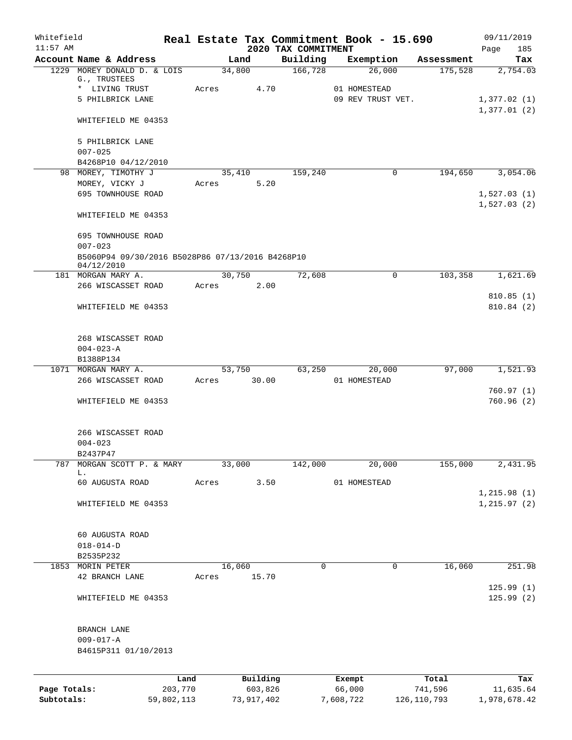Whitefield
11:57 AM

**Real Estate Tax Commitment Book - 15.690**

**2020 TAX COMMITMENT**

09/11/2019
Page 185

| Account Name & Address | Land | Building | Exemption | Assessment | Tax |
|---|---|---|---|---|---|
| 1229 MOREY DONALD D. & LOIS G., TRUSTEES | 34,800 | 166,728 | 26,000 | 175,528 | 2,754.03 |
| * LIVING TRUST | Acres 4.70 | | 01 HOMESTEAD | | |
| 5 PHILBRICK LANE | | | 09 REV TRUST VET. | | 1,377.02 (1) |
| | | | | | 1,377.01 (2) |
| WHITEFIELD ME 04353 | | | | | |
| 5 PHILBRICK LANE | | | | | |
| 007-025 | | | | | |
| B4268P10 04/12/2010 | | | | | |
| 98 MOREY, TIMOTHY J | 35,410 | 159,240 | 0 | 194,650 | 3,054.06 |
| MOREY, VICKY J | Acres 5.20 | | | | |
| 695 TOWNHOUSE ROAD | | | | | 1,527.03 (1) |
| | | | | | 1,527.03 (2) |
| WHITEFIELD ME 04353 | | | | | |
| 695 TOWNHOUSE ROAD | | | | | |
| 007-023 | | | | | |
| B5060P94 09/30/2016 B5028P86 07/13/2016 B4268P10 04/12/2010 | | | | | |
| 181 MORGAN MARY A. | 30,750 | 72,608 | 0 | 103,358 | 1,621.69 |
| 266 WISCASSET ROAD | Acres 2.00 | | | | |
| | | | | | 810.85 (1) |
| WHITEFIELD ME 04353 | | | | | 810.84 (2) |
| 268 WISCASSET ROAD | | | | | |
| 004-023-A | | | | | |
| B1388P134 | | | | | |
| 1071 MORGAN MARY A. | 53,750 | 63,250 | 20,000 | 97,000 | 1,521.93 |
| 266 WISCASSET ROAD | Acres 30.00 | | 01 HOMESTEAD | | |
| | | | | | 760.97 (1) |
| WHITEFIELD ME 04353 | | | | | 760.96 (2) |
| 266 WISCASSET ROAD | | | | | |
| 004-023 | | | | | |
| B2437P47 | | | | | |
| 787 MORGAN SCOTT P. & MARY L. | 33,000 | 142,000 | 20,000 | 155,000 | 2,431.95 |
| 60 AUGUSTA ROAD | Acres 3.50 | | 01 HOMESTEAD | | |
| | | | | | 1,215.98 (1) |
| WHITEFIELD ME 04353 | | | | | 1,215.97 (2) |
| 60 AUGUSTA ROAD | | | | | |
| 018-014-D | | | | | |
| B2535P232 | | | | | |
| 1853 MORIN PETER | 16,060 | 0 | 0 | 16,060 | 251.98 |
| 42 BRANCH LANE | Acres 15.70 | | | | |
| | | | | | 125.99 (1) |
| WHITEFIELD ME 04353 | | | | | 125.99 (2) |
| BRANCH LANE | | | | | |
| 009-017-A | | | | | |
| B4615P311 01/10/2013 | | | | | |

| | Land | Building | Exempt | Total | Tax |
|---|---|---|---|---|---|
| Page Totals: | 203,770 | 603,826 | 66,000 | 741,596 | 11,635.64 |
| Subtotals: | 59,802,113 | 73,917,402 | 7,608,722 | 126,110,793 | 1,978,678.42 |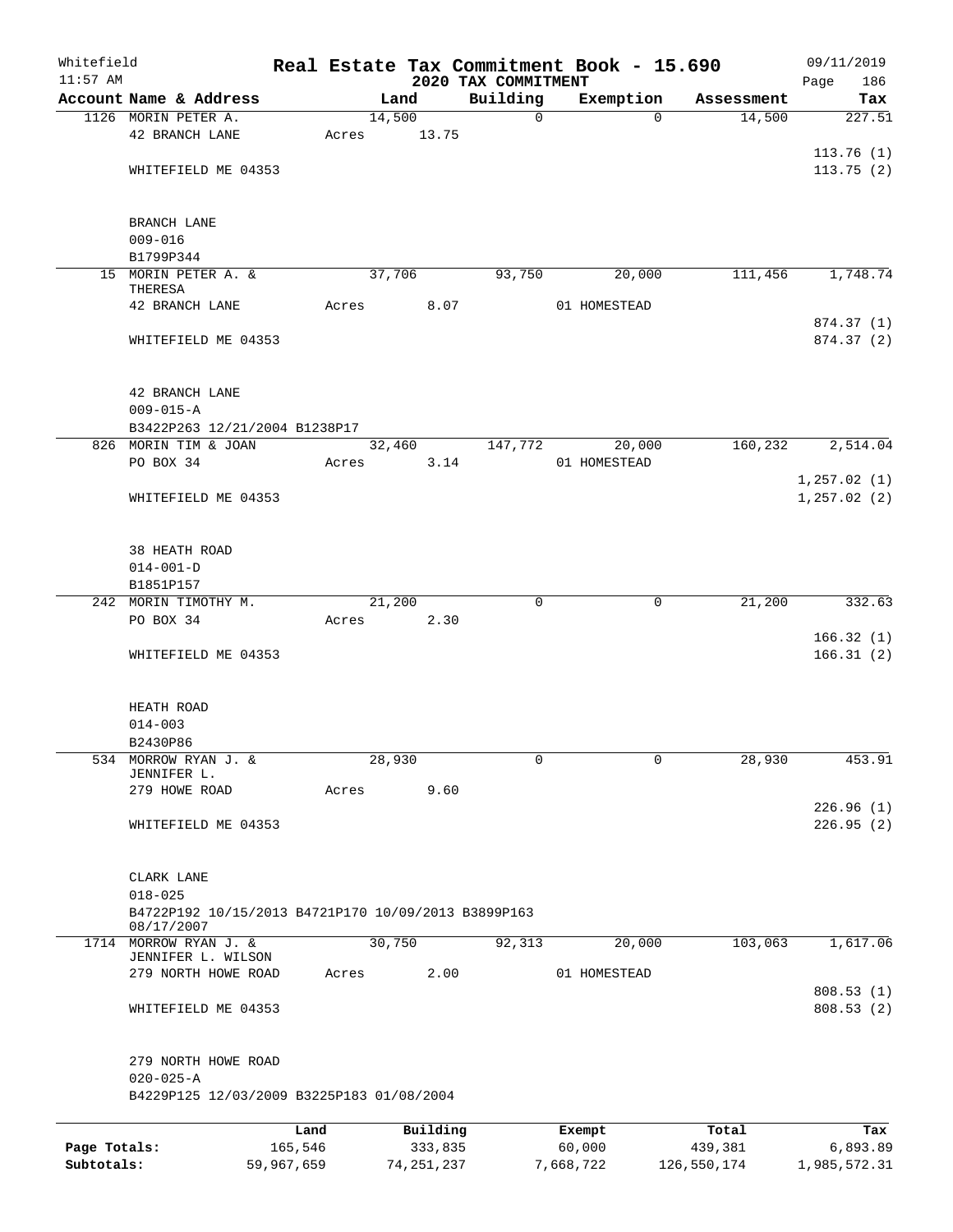Whitefield 11:57 AM

# Real Estate Tax Commitment Book - 15.690

## 2020 TAX COMMITMENT

09/11/2019

| Account Name & Address | Land | Building | Exemption | Assessment | Tax |
|---|---|---|---|---|---|
| 1126 MORIN PETER A. | 14,500 | 0 | 0 | 14,500 | 227.51 |
| 42 BRANCH LANE | Acres 13.75 | | | | |
| | | | | | 113.76 (1) |
| WHITEFIELD ME 04353 | | | | | 113.75 (2) |
| BRANCH LANE | | | | | |
| 009-016 | | | | | |
| B1799P344 | | | | | |
| 15 MORIN PETER A. & THERESA | 37,706 | 93,750 | 20,000 | 111,456 | 1,748.74 |
| 42 BRANCH LANE | Acres 8.07 | | 01 HOMESTEAD | | |
| | | | | | 874.37 (1) |
| WHITEFIELD ME 04353 | | | | | 874.37 (2) |
| 42 BRANCH LANE | | | | | |
| 009-015-A | | | | | |
| B3422P263 12/21/2004 B1238P17 | | | | | |
| 826 MORIN TIM & JOAN | 32,460 | 147,772 | 20,000 | 160,232 | 2,514.04 |
| PO BOX 34 | Acres 3.14 | | 01 HOMESTEAD | | |
| | | | | | 1,257.02 (1) |
| WHITEFIELD ME 04353 | | | | | 1,257.02 (2) |
| 38 HEATH ROAD | | | | | |
| 014-001-D | | | | | |
| B1851P157 | | | | | |
| 242 MORIN TIMOTHY M. | 21,200 | 0 | 0 | 21,200 | 332.63 |
| PO BOX 34 | Acres 2.30 | | | | |
| | | | | | 166.32 (1) |
| WHITEFIELD ME 04353 | | | | | 166.31 (2) |
| HEATH ROAD | | | | | |
| 014-003 | | | | | |
| B2430P86 | | | | | |
| 534 MORROW RYAN J. & JENNIFER L. | 28,930 | 0 | 0 | 28,930 | 453.91 |
| 279 HOWE ROAD | Acres 9.60 | | | | |
| | | | | | 226.96 (1) |
| WHITEFIELD ME 04353 | | | | | 226.95 (2) |
| CLARK LANE | | | | | |
| 018-025 | | | | | |
| B4722P192 10/15/2013 B4721P170 10/09/2013 B3899P163 08/17/2007 | | | | | |
| 1714 MORROW RYAN J. & JENNIFER L. WILSON | 30,750 | 92,313 | 20,000 | 103,063 | 1,617.06 |
| 279 NORTH HOWE ROAD | Acres 2.00 | | 01 HOMESTEAD | | |
| | | | | | 808.53 (1) |
| WHITEFIELD ME 04353 | | | | | 808.53 (2) |
| 279 NORTH HOWE ROAD | | | | | |
| 020-025-A | | | | | |
| B4229P125 12/03/2009 B3225P183 01/08/2004 | | | | | |

| | Land | Building | Exempt | Total | Tax |
|---|---|---|---|---|---|
| Page Totals: | 165,546 | 333,835 | 60,000 | 439,381 | 6,893.89 |
| Subtotals: | 59,967,659 | 74,251,237 | 7,668,722 | 126,550,174 | 1,985,572.31 |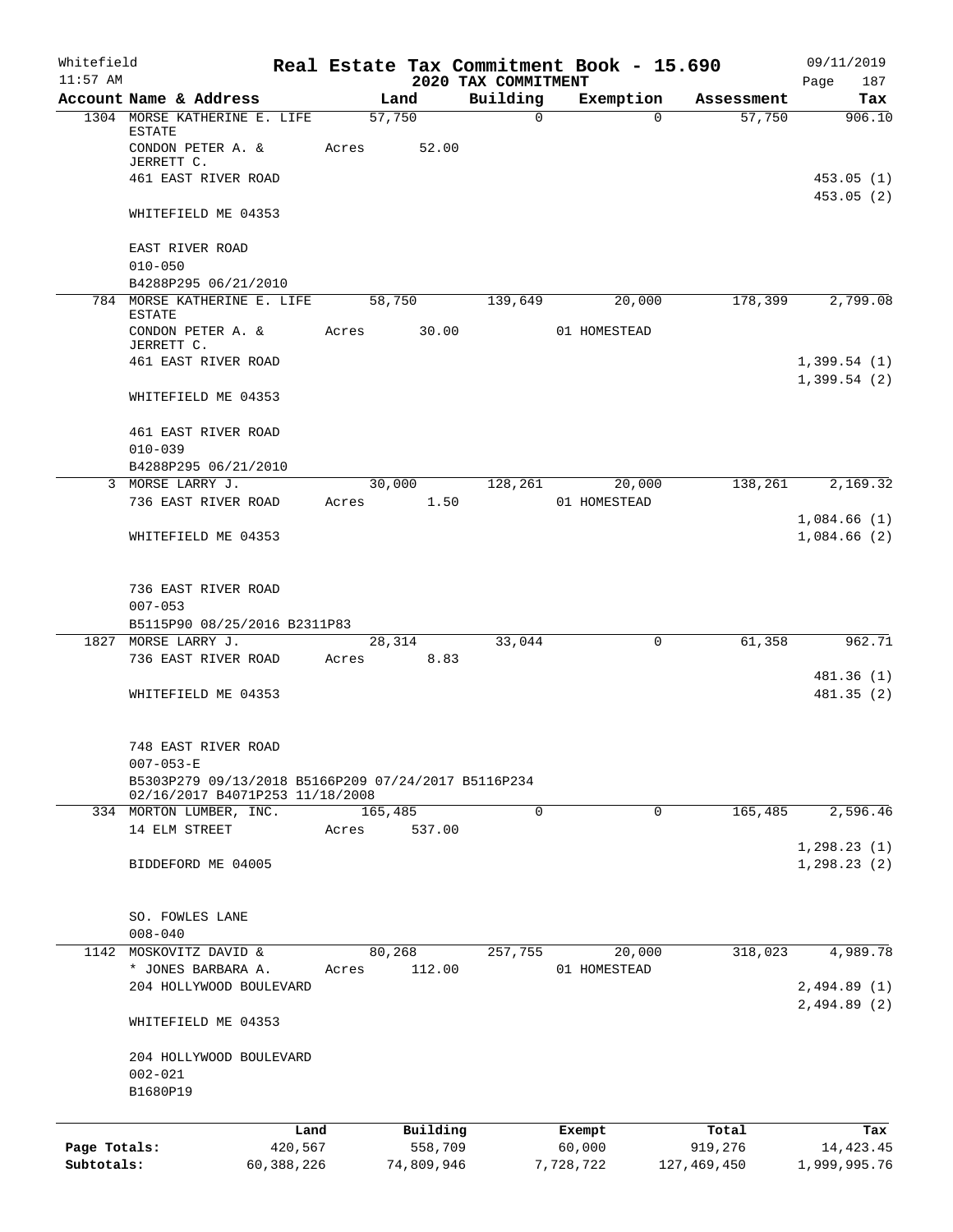Whitefield
11:57 AM

# Real Estate Tax Commitment Book - 15.690

## 2020 TAX COMMITMENT

09/11/2019
Page 187

| Account Name & Address | Land | Building | Exemption | Assessment | Tax |
|---|---|---|---|---|---|
| 1304 MORSE KATHERINE E. LIFE ESTATE | 57,750 | 0 | 0 | 57,750 | 906.10 |
| CONDON PETER A. & JERRETT C. | Acres 52.00 | | | | |
| 461 EAST RIVER ROAD | | | | | 453.05 (1) |
| | | | | | 453.05 (2) |
| WHITEFIELD ME 04353 | | | | | |
| EAST RIVER ROAD | | | | | |
| 010-050 | | | | | |
| B4288P295 06/21/2010 | | | | | |
| 784 MORSE KATHERINE E. LIFE ESTATE | 58,750 | 139,649 | 20,000 | 178,399 | 2,799.08 |
| CONDON PETER A. & JERRETT C. | Acres 30.00 | | 01 HOMESTEAD | | |
| 461 EAST RIVER ROAD | | | | | 1,399.54 (1) |
| | | | | | 1,399.54 (2) |
| WHITEFIELD ME 04353 | | | | | |
| 461 EAST RIVER ROAD | | | | | |
| 010-039 | | | | | |
| B4288P295 06/21/2010 | | | | | |
| 3 MORSE LARRY J. | 30,000 | 128,261 | 20,000 | 138,261 | 2,169.32 |
| 736 EAST RIVER ROAD | Acres 1.50 | | 01 HOMESTEAD | | |
| | | | | | 1,084.66 (1) |
| WHITEFIELD ME 04353 | | | | | 1,084.66 (2) |
| 736 EAST RIVER ROAD | | | | | |
| 007-053 | | | | | |
| B5115P90 08/25/2016 B2311P83 | | | | | |
| 1827 MORSE LARRY J. | 28,314 | 33,044 | 0 | 61,358 | 962.71 |
| 736 EAST RIVER ROAD | Acres 8.83 | | | | |
| | | | | | 481.36 (1) |
| WHITEFIELD ME 04353 | | | | | 481.35 (2) |
| 748 EAST RIVER ROAD | | | | | |
| 007-053-E | | | | | |
| B5303P279 09/13/2018 B5166P209 07/24/2017 B5116P234 02/16/2017 B4071P253 11/18/2008 | | | | | |
| 334 MORTON LUMBER, INC. | 165,485 | 0 | 0 | 165,485 | 2,596.46 |
| 14 ELM STREET | Acres 537.00 | | | | |
| | | | | | 1,298.23 (1) |
| BIDDEFORD ME 04005 | | | | | 1,298.23 (2) |
| SO. FOWLES LANE | | | | | |
| 008-040 | | | | | |
| 1142 MOSKOVITZ DAVID & | 80,268 | 257,755 | 20,000 | 318,023 | 4,989.78 |
| * JONES BARBARA A. | Acres 112.00 | | 01 HOMESTEAD | | |
| 204 HOLLYWOOD BOULEVARD | | | | | 2,494.89 (1) |
| | | | | | 2,494.89 (2) |
| WHITEFIELD ME 04353 | | | | | |
| 204 HOLLYWOOD BOULEVARD | | | | | |
| 002-021 | | | | | |
| B1680P19 | | | | | |

| | Land | Building | Exempt | Total | Tax |
|---|---|---|---|---|---|
| Page Totals: | 420,567 | 558,709 | 60,000 | 919,276 | 14,423.45 |
| Subtotals: | 60,388,226 | 74,809,946 | 7,728,722 | 127,469,450 | 1,999,995.76 |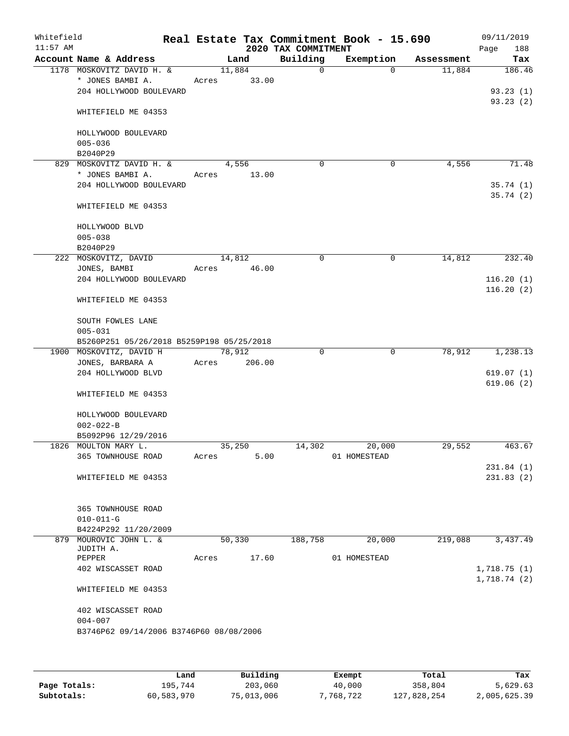Whitefield
11:57 AM

# Real Estate Tax Commitment Book - 15.690
## 2020 TAX COMMITMENT

09/11/2019
Page 188

| Account Name & Address | Land | Building | Exemption | Assessment | Tax |
|---|---|---|---|---|---|
| 1178 MOSKOVITZ DAVID H. & | 11,884 | 0 | 0 | 11,884 | 186.46 |
| * JONES BAMBI A. | Acres 33.00 | | | | |
| 204 HOLLYWOOD BOULEVARD | | | | | 93.23 (1) |
| | | | | | 93.23 (2) |
| WHITEFIELD ME 04353 | | | | | |
| HOLLYWOOD BOULEVARD | | | | | |
| 005-036 | | | | | |
| B2040P29 | | | | | |
| 829 MOSKOVITZ DAVID H. & | 4,556 | 0 | 0 | 4,556 | 71.48 |
| * JONES BAMBI A. | Acres 13.00 | | | | |
| 204 HOLLYWOOD BOULEVARD | | | | | 35.74 (1) |
| | | | | | 35.74 (2) |
| WHITEFIELD ME 04353 | | | | | |
| HOLLYWOOD BLVD | | | | | |
| 005-038 | | | | | |
| B2040P29 | | | | | |
| 222 MOSKOVITZ, DAVID | 14,812 | 0 | 0 | 14,812 | 232.40 |
| JONES, BAMBI | Acres 46.00 | | | | |
| 204 HOLLYWOOD BOULEVARD | | | | | 116.20 (1) |
| | | | | | 116.20 (2) |
| WHITEFIELD ME 04353 | | | | | |
| SOUTH FOWLES LANE | | | | | |
| 005-031 | | | | | |
| B5260P251 05/26/2018 B5259P198 05/25/2018 | | | | | |
| 1900 MOSKOVITZ, DAVID H | 78,912 | 0 | 0 | 78,912 | 1,238.13 |
| JONES, BARBARA A | Acres 206.00 | | | | |
| 204 HOLLYWOOD BLVD | | | | | 619.07 (1) |
| | | | | | 619.06 (2) |
| WHITEFIELD ME 04353 | | | | | |
| HOLLYWOOD BOULEVARD | | | | | |
| 002-022-B | | | | | |
| B5092P96 12/29/2016 | | | | | |
| 1826 MOULTON MARY L. | 35,250 | 14,302 | 20,000 | 29,552 | 463.67 |
| 365 TOWNHOUSE ROAD | Acres 5.00 | | 01 HOMESTEAD | | |
| | | | | | 231.84 (1) |
| WHITEFIELD ME 04353 | | | | | 231.83 (2) |
| 365 TOWNHOUSE ROAD | | | | | |
| 010-011-G | | | | | |
| B4224P292 11/20/2009 | | | | | |
| 879 MOUROVIC JOHN L. & JUDITH A. | 50,330 | 188,758 | 20,000 | 219,088 | 3,437.49 |
| PEPPER | Acres 17.60 | | 01 HOMESTEAD | | |
| 402 WISCASSET ROAD | | | | | 1,718.75 (1) |
| | | | | | 1,718.74 (2) |
| WHITEFIELD ME 04353 | | | | | |
| 402 WISCASSET ROAD | | | | | |
| 004-007 | | | | | |
| B3746P62 09/14/2006 B3746P60 08/08/2006 | | | | | |

| | Land | Building | Exempt | Total | Tax |
|---|---|---|---|---|---|
| Page Totals: | 195,744 | 203,060 | 40,000 | 358,804 | 5,629.63 |
| Subtotals: | 60,583,970 | 75,013,006 | 7,768,722 | 127,828,254 | 2,005,625.39 |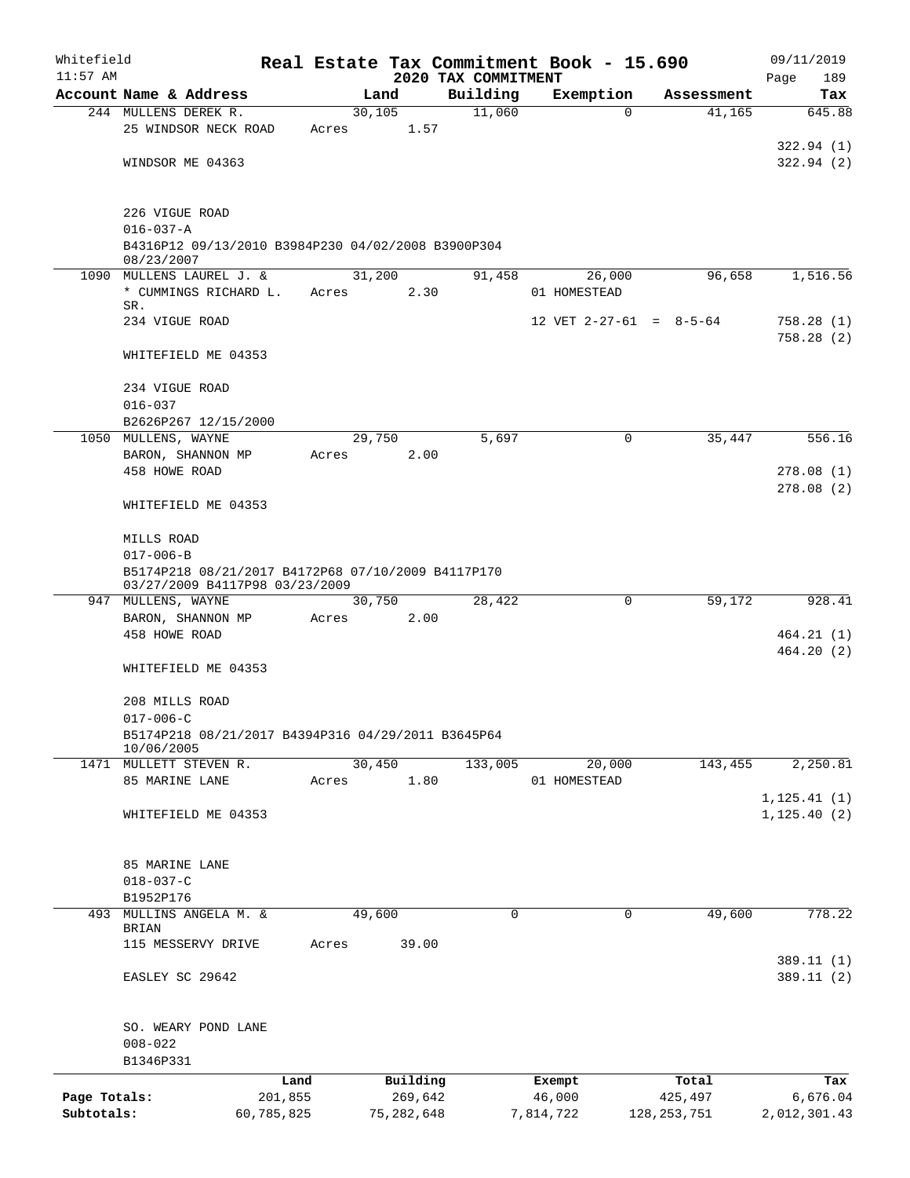Whitefield 11:57 AM

# Real Estate Tax Commitment Book - 15.690

## 2020 TAX COMMITMENT

09/11/2019 Page 189

| Account Name & Address | Land | Building | Exemption | Assessment | Tax |
|---|---|---|---|---|---|
| 244 MULLENS DEREK R. | 30,105 | 11,060 | 0 | 41,165 | 645.88 |
| 25 WINDSOR NECK ROAD | Acres 1.57 | | | | |
| | | | | | 322.94 (1) |
| WINDSOR ME 04363 | | | | | 322.94 (2) |
| 226 VIGUE ROAD | | | | | |
| 016-037-A | | | | | |
| B4316P12 09/13/2010 B3984P230 04/02/2008 B3900P304 08/23/2007 | | | | | |
| 1090 MULLENS LAUREL J. & | 31,200 | 91,458 | 26,000 | 96,658 | 1,516.56 |
| * CUMMINGS RICHARD L. SR. | Acres 2.30 | | 01 HOMESTEAD | | |
| 234 VIGUE ROAD | | | 12 VET 2-27-61 = 8-5-64 | | 758.28 (1) |
| | | | | | 758.28 (2) |
| WHITEFIELD ME 04353 | | | | | |
| 234 VIGUE ROAD | | | | | |
| 016-037 | | | | | |
| B2626P267 12/15/2000 | | | | | |
| 1050 MULLENS, WAYNE | 29,750 | 5,697 | 0 | 35,447 | 556.16 |
| BARON, SHANNON MP | Acres 2.00 | | | | |
| 458 HOWE ROAD | | | | | 278.08 (1) |
| | | | | | 278.08 (2) |
| WHITEFIELD ME 04353 | | | | | |
| MILLS ROAD | | | | | |
| 017-006-B | | | | | |
| B5174P218 08/21/2017 B4172P68 07/10/2009 B4117P170 03/27/2009 B4117P98 03/23/2009 | | | | | |
| 947 MULLENS, WAYNE | 30,750 | 28,422 | 0 | 59,172 | 928.41 |
| BARON, SHANNON MP | Acres 2.00 | | | | |
| 458 HOWE ROAD | | | | | 464.21 (1) |
| | | | | | 464.20 (2) |
| WHITEFIELD ME 04353 | | | | | |
| 208 MILLS ROAD | | | | | |
| 017-006-C | | | | | |
| B5174P218 08/21/2017 B4394P316 04/29/2011 B3645P64 10/06/2005 | | | | | |
| 1471 MULLETT STEVEN R. | 30,450 | 133,005 | 20,000 | 143,455 | 2,250.81 |
| 85 MARINE LANE | Acres 1.80 | | 01 HOMESTEAD | | |
| | | | | | 1,125.41 (1) |
| WHITEFIELD ME 04353 | | | | | 1,125.40 (2) |
| 85 MARINE LANE | | | | | |
| 018-037-C | | | | | |
| B1952P176 | | | | | |
| 493 MULLINS ANGELA M. & BRIAN | 49,600 | 0 | 0 | 49,600 | 778.22 |
| 115 MESSERVY DRIVE | Acres 39.00 | | | | |
| | | | | | 389.11 (1) |
| EASLEY SC 29642 | | | | | 389.11 (2) |
| SO. WEARY POND LANE | | | | | |
| 008-022 | | | | | |
| B1346P331 | | | | | |

| | Land | Building | Exempt | Total | Tax |
|---|---|---|---|---|---|
| Page Totals: | 201,855 | 269,642 | 46,000 | 425,497 | 6,676.04 |
| Subtotals: | 60,785,825 | 75,282,648 | 7,814,722 | 128,253,751 | 2,012,301.43 |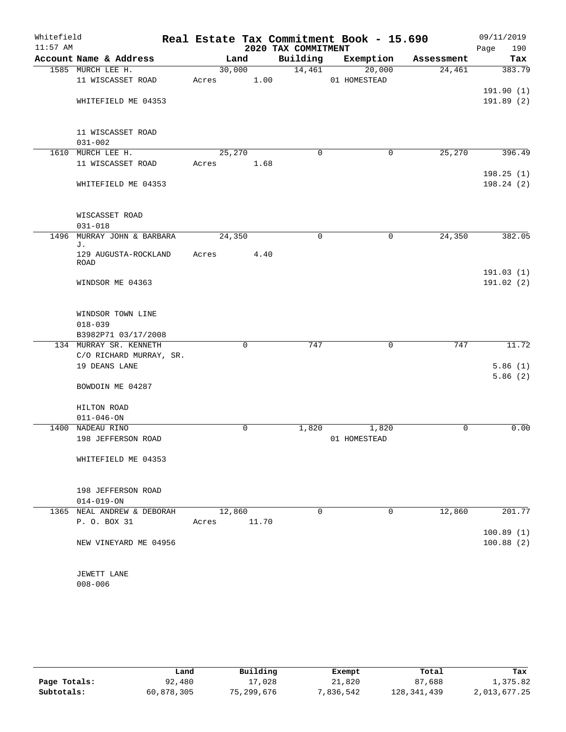Whitefield 11:57 AM

# Real Estate Tax Commitment Book - 15.690

## 2020 TAX COMMITMENT

09/11/2019 Page 190

| Account Name & Address | Land | Building | Exemption | Assessment | Tax |
|---|---|---|---|---|---|
| 1585 MURCH LEE H. | 30,000 | 14,461 | 20,000 | 24,461 | 383.79 |
| 11 WISCASSET ROAD | Acres 1.00 | | 01 HOMESTEAD | | |
| | | | | | 191.90 (1) |
| WHITEFIELD ME 04353 | | | | | 191.89 (2) |
| 11 WISCASSET ROAD | | | | | |
| 031-002 | | | | | |
| 1610 MURCH LEE H. | 25,270 | 0 | 0 | 25,270 | 396.49 |
| 11 WISCASSET ROAD | Acres 1.68 | | | | |
| | | | | | 198.25 (1) |
| WHITEFIELD ME 04353 | | | | | 198.24 (2) |
| WISCASSET ROAD | | | | | |
| 031-018 | | | | | |
| 1496 MURRAY JOHN & BARBARA J. | 24,350 | 0 | 0 | 24,350 | 382.05 |
| 129 AUGUSTA-ROCKLAND ROAD | Acres 4.40 | | | | |
| | | | | | 191.03 (1) |
| WINDSOR ME 04363 | | | | | 191.02 (2) |
| WINDSOR TOWN LINE | | | | | |
| 018-039 | | | | | |
| B3982P71 03/17/2008 | | | | | |
| 134 MURRAY SR. KENNETH | 0 | 747 | 0 | 747 | 11.72 |
| C/O RICHARD MURRAY, SR. | | | | | |
| 19 DEANS LANE | | | | | 5.86 (1) |
| | | | | | 5.86 (2) |
| BOWDOIN ME 04287 | | | | | |
| HILTON ROAD | | | | | |
| 011-046-ON | | | | | |
| 1400 NADEAU RINO | 0 | 1,820 | 1,820 | 0 | 0.00 |
| 198 JEFFERSON ROAD | | | 01 HOMESTEAD | | |
| WHITEFIELD ME 04353 | | | | | |
| 198 JEFFERSON ROAD | | | | | |
| 014-019-ON | | | | | |
| 1365 NEAL ANDREW & DEBORAH | 12,860 | 0 | 0 | 12,860 | 201.77 |
| P. O. BOX 31 | Acres 11.70 | | | | |
| | | | | | 100.89 (1) |
| NEW VINEYARD ME 04956 | | | | | 100.88 (2) |
| JEWETT LANE | | | | | |
| 008-006 | | | | | |

| | Land | Building | Exempt | Total | Tax |
|---|---|---|---|---|---|
| Page Totals: | 92,480 | 17,028 | 21,820 | 87,688 | 1,375.82 |
| Subtotals: | 60,878,305 | 75,299,676 | 7,836,542 | 128,341,439 | 2,013,677.25 |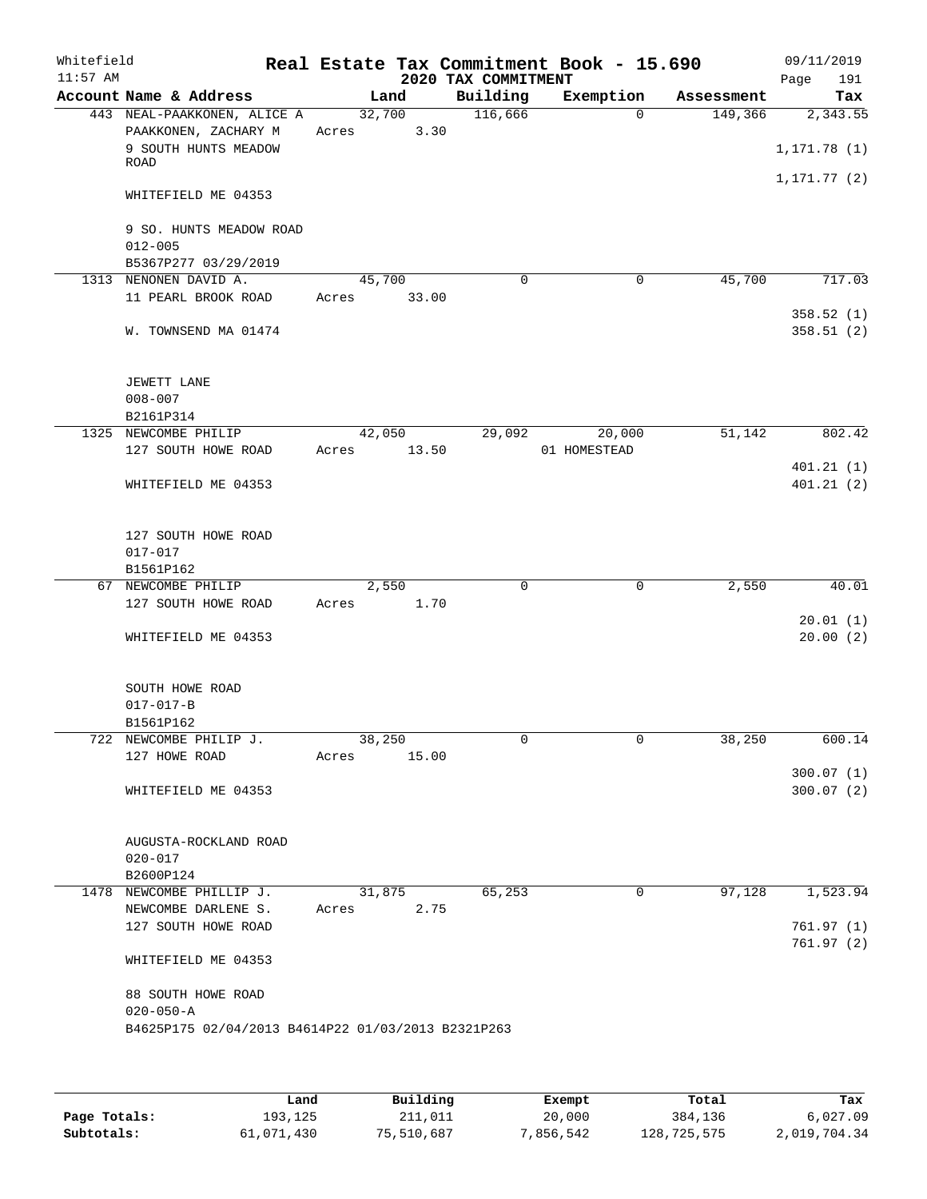# Real Estate Tax Commitment Book - 15.690

## 2020 TAX COMMITMENT

Whitefield 11:57 AM — 09/11/2019

| Account Name & Address | Land | Building | Exemption | Assessment | Tax |
|---|---|---|---|---|---|
| 443 NEAL-PAAKKONEN, ALICE A<br>PAAKKONEN, ZACHARY M<br>9 SOUTH HUNTS MEADOW ROAD<br>WHITEFIELD ME 04353<br><br>9 SO. HUNTS MEADOW ROAD<br>012-005<br>B5367P277 03/29/2019 | 32,700<br>Acres 3.30 | 116,666 | 0 | 149,366 | 2,343.55<br>1,171.78 (1)<br>1,171.77 (2) |
| 1313 NENONEN DAVID A.<br>11 PEARL BROOK ROAD<br>W. TOWNSEND MA 01474<br><br>JEWETT LANE<br>008-007<br>B2161P314 | 45,700<br>Acres 33.00 | 0 | 0 | 45,700 | 717.03<br>358.52 (1)<br>358.51 (2) |
| 1325 NEWCOMBE PHILIP<br>127 SOUTH HOWE ROAD<br>WHITEFIELD ME 04353<br><br>127 SOUTH HOWE ROAD<br>017-017<br>B1561P162 | 42,050<br>Acres 13.50 | 29,092 | 20,000<br>01 HOMESTEAD | 51,142 | 802.42<br>401.21 (1)<br>401.21 (2) |
| 67 NEWCOMBE PHILIP<br>127 SOUTH HOWE ROAD<br>WHITEFIELD ME 04353<br><br>SOUTH HOWE ROAD<br>017-017-B<br>B1561P162 | 2,550<br>Acres 1.70 | 0 | 0 | 2,550 | 40.01<br>20.01 (1)<br>20.00 (2) |
| 722 NEWCOMBE PHILIP J.<br>127 HOWE ROAD<br>WHITEFIELD ME 04353<br><br>AUGUSTA-ROCKLAND ROAD<br>020-017<br>B2600P124 | 38,250<br>Acres 15.00 | 0 | 0 | 38,250 | 600.14<br>300.07 (1)<br>300.07 (2) |
| 1478 NEWCOMBE PHILLIP J.<br>NEWCOMBE DARLENE S.<br>127 SOUTH HOWE ROAD<br>WHITEFIELD ME 04353<br><br>88 SOUTH HOWE ROAD<br>020-050-A<br>B4625P175 02/04/2013 B4614P22 01/03/2013 B2321P263 | 31,875<br>Acres 2.75 | 65,253 | 0 | 97,128 | 1,523.94<br>761.97 (1)<br>761.97 (2) |

| | Land | Building | Exempt | Total | Tax |
|---|---|---|---|---|---|
| Page Totals: | 193,125 | 211,011 | 20,000 | 384,136 | 6,027.09 |
| Subtotals: | 61,071,430 | 75,510,687 | 7,856,542 | 128,725,575 | 2,019,704.34 |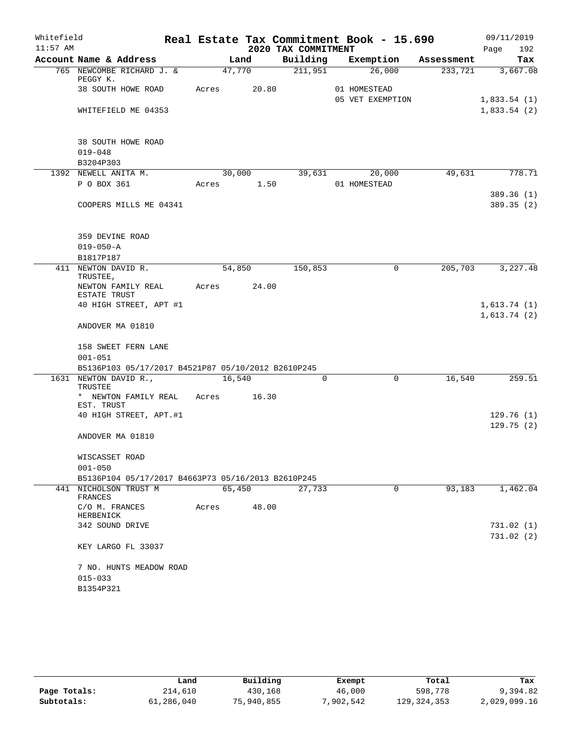Whitefield 11:57 AM

# Real Estate Tax Commitment Book - 15.690

## 2020 TAX COMMITMENT

09/11/2019 Page 192

| Account Name & Address | Land | Building | Exemption | Assessment | Tax |
|---|---|---|---|---|---|
| 765 NEWCOMBE RICHARD J. & PEGGY K. | 47,770 | 211,951 | 26,000 | 233,721 | 3,667.08 |
| 38 SOUTH HOWE ROAD | Acres 20.80 | | 01 HOMESTEAD | | |
| | | | 05 VET EXEMPTION | | 1,833.54 (1) |
| WHITEFIELD ME 04353 | | | | | 1,833.54 (2) |
| 38 SOUTH HOWE ROAD | | | | | |
| 019-048 | | | | | |
| B3204P303 | | | | | |
| 1392 NEWELL ANITA M. | 30,000 | 39,631 | 20,000 | 49,631 | 778.71 |
| P O BOX 361 | Acres 1.50 | | 01 HOMESTEAD | | |
| | | | | | 389.36 (1) |
| COOPERS MILLS ME 04341 | | | | | 389.35 (2) |
| 359 DEVINE ROAD | | | | | |
| 019-050-A | | | | | |
| B1817P187 | | | | | |
| 411 NEWTON DAVID R. TRUSTEE, | 54,850 | 150,853 | 0 | 205,703 | 3,227.48 |
| NEWTON FAMILY REAL ESTATE TRUST | Acres 24.00 | | | | |
| 40 HIGH STREET, APT #1 | | | | | 1,613.74 (1) |
| | | | | | 1,613.74 (2) |
| ANDOVER MA 01810 | | | | | |
| 158 SWEET FERN LANE | | | | | |
| 001-051 | | | | | |
| B5136P103 05/17/2017 B4521P87 05/10/2012 B2610P245 | | | | | |
| 1631 NEWTON DAVID R., TRUSTEE | 16,540 | 0 | 0 | 16,540 | 259.51 |
| * NEWTON FAMILY REAL EST. TRUST | Acres 16.30 | | | | |
| 40 HIGH STREET, APT.#1 | | | | | 129.76 (1) |
| | | | | | 129.75 (2) |
| ANDOVER MA 01810 | | | | | |
| WISCASSET ROAD | | | | | |
| 001-050 | | | | | |
| B5136P104 05/17/2017 B4663P73 05/16/2013 B2610P245 | | | | | |
| 441 NICHOLSON TRUST M FRANCES | 65,450 | 27,733 | 0 | 93,183 | 1,462.04 |
| C/O M. FRANCES HERBENICK | Acres 48.00 | | | | |
| 342 SOUND DRIVE | | | | | 731.02 (1) |
| | | | | | 731.02 (2) |
| KEY LARGO FL 33037 | | | | | |
| 7 NO. HUNTS MEADOW ROAD | | | | | |
| 015-033 | | | | | |
| B1354P321 | | | | | |

| | Land | Building | Exempt | Total | Tax |
|---|---|---|---|---|---|
| Page Totals: | 214,610 | 430,168 | 46,000 | 598,778 | 9,394.82 |
| Subtotals: | 61,286,040 | 75,940,855 | 7,902,542 | 129,324,353 | 2,029,099.16 |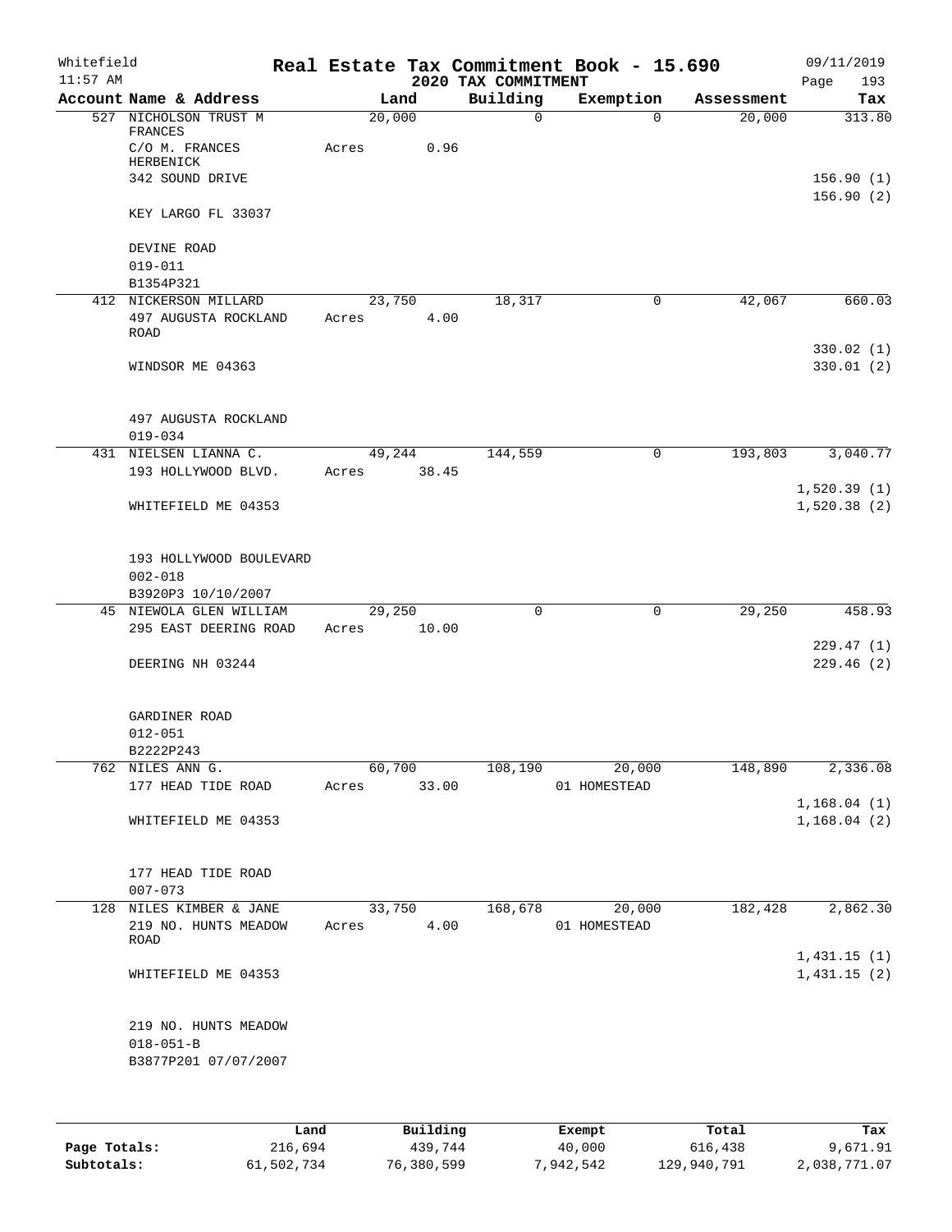Whitefield 11:57 AM

# Real Estate Tax Commitment Book - 15.690

## 2020 TAX COMMITMENT

09/11/2019

| Account Name & Address | Land | Building | Exemption | Assessment | Tax |
|---|---|---|---|---|---|
| 527 NICHOLSON TRUST M FRANCES | 20,000 | 0 | 0 | 20,000 | 313.80 |
| C/O M. FRANCES HERBENICK | Acres 0.96 | | | | |
| 342 SOUND DRIVE | | | | | 156.90 (1) |
| | | | | | 156.90 (2) |
| KEY LARGO FL 33037 | | | | | |
| DEVINE ROAD | | | | | |
| 019-011 | | | | | |
| B1354P321 | | | | | |
| 412 NICKERSON MILLARD | 23,750 | 18,317 | 0 | 42,067 | 660.03 |
| 497 AUGUSTA ROCKLAND ROAD | Acres 4.00 | | | | |
| | | | | | 330.02 (1) |
| WINDSOR ME 04363 | | | | | 330.01 (2) |
| 497 AUGUSTA ROCKLAND | | | | | |
| 019-034 | | | | | |
| 431 NIELSEN LIANNA C. | 49,244 | 144,559 | 0 | 193,803 | 3,040.77 |
| 193 HOLLYWOOD BLVD. | Acres 38.45 | | | | |
| | | | | | 1,520.39 (1) |
| WHITEFIELD ME 04353 | | | | | 1,520.38 (2) |
| 193 HOLLYWOOD BOULEVARD | | | | | |
| 002-018 | | | | | |
| B3920P3 10/10/2007 | | | | | |
| 45 NIEWOLA GLEN WILLIAM | 29,250 | 0 | 0 | 29,250 | 458.93 |
| 295 EAST DEERING ROAD | Acres 10.00 | | | | |
| | | | | | 229.47 (1) |
| DEERING NH 03244 | | | | | 229.46 (2) |
| GARDINER ROAD | | | | | |
| 012-051 | | | | | |
| B2222P243 | | | | | |
| 762 NILES ANN G. | 60,700 | 108,190 | 20,000 | 148,890 | 2,336.08 |
| 177 HEAD TIDE ROAD | Acres 33.00 | | 01 HOMESTEAD | | |
| | | | | | 1,168.04 (1) |
| WHITEFIELD ME 04353 | | | | | 1,168.04 (2) |
| 177 HEAD TIDE ROAD | | | | | |
| 007-073 | | | | | |
| 128 NILES KIMBER & JANE | 33,750 | 168,678 | 20,000 | 182,428 | 2,862.30 |
| 219 NO. HUNTS MEADOW ROAD | Acres 4.00 | | 01 HOMESTEAD | | |
| | | | | | 1,431.15 (1) |
| WHITEFIELD ME 04353 | | | | | 1,431.15 (2) |
| 219 NO. HUNTS MEADOW | | | | | |
| 018-051-B | | | | | |
| B3877P201 07/07/2007 | | | | | |

| | Land | Building | Exempt | Total | Tax |
|---|---|---|---|---|---|
| Page Totals: | 216,694 | 439,744 | 40,000 | 616,438 | 9,671.91 |
| Subtotals: | 61,502,734 | 76,380,599 | 7,942,542 | 129,940,791 | 2,038,771.07 |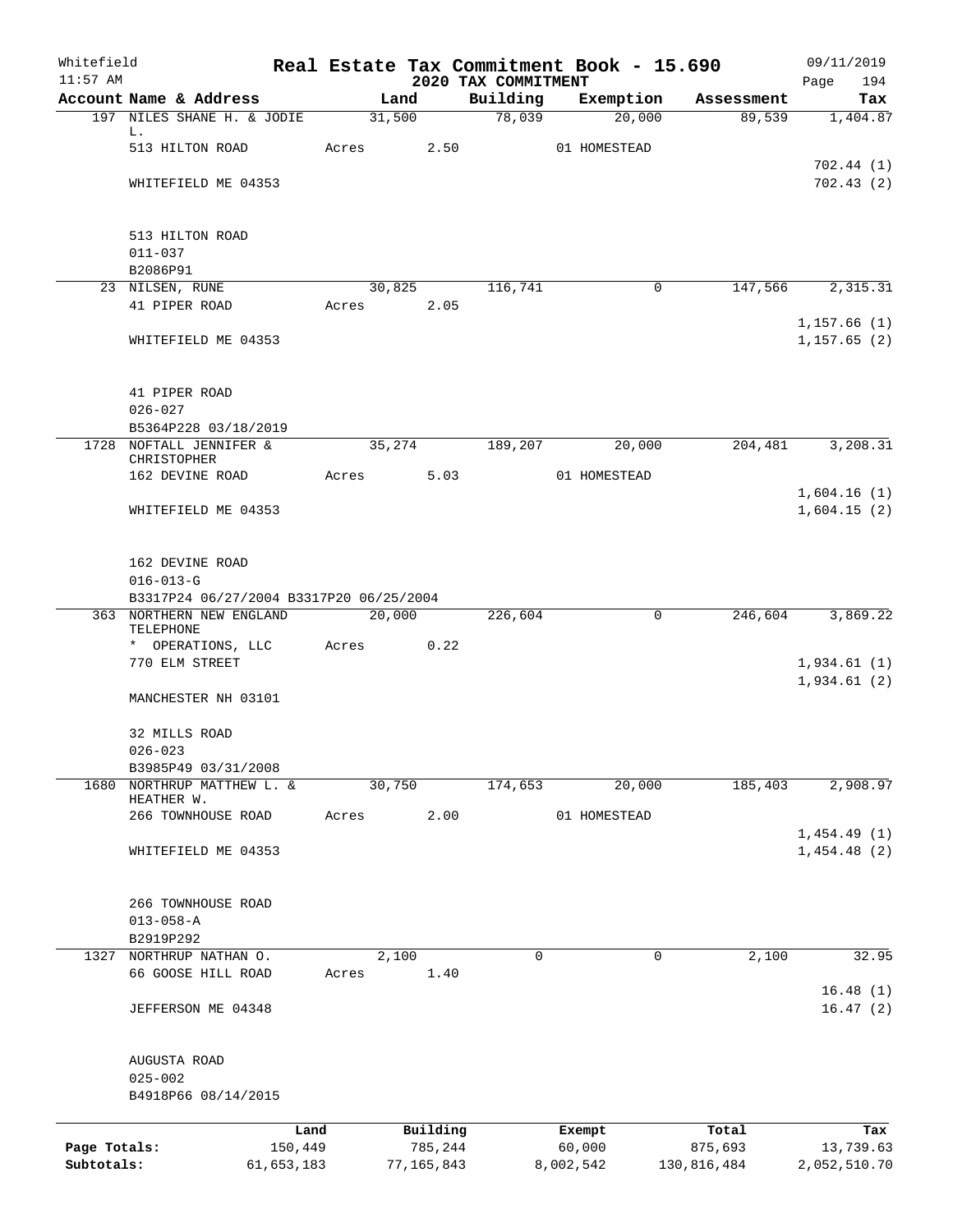Whitefield 11:57 AM

# Real Estate Tax Commitment Book - 15.690

## 2020 TAX COMMITMENT

09/11/2019

| Account Name & Address | Land | Building | Exemption | Assessment | Tax |
|---|---|---|---|---|---|
| 197 NILES SHANE H. & JODIE L. | 31,500 | 78,039 | 20,000 | 89,539 | 1,404.87 |
| 513 HILTON ROAD | Acres 2.50 | | 01 HOMESTEAD | | |
| | | | | | 702.44 (1) |
| WHITEFIELD ME 04353 | | | | | 702.43 (2) |
| 513 HILTON ROAD | | | | | |
| 011-037 | | | | | |
| B2086P91 | | | | | |
| 23 NILSEN, RUNE | 30,825 | 116,741 | 0 | 147,566 | 2,315.31 |
| 41 PIPER ROAD | Acres 2.05 | | | | |
| | | | | | 1,157.66 (1) |
| WHITEFIELD ME 04353 | | | | | 1,157.65 (2) |
| 41 PIPER ROAD | | | | | |
| 026-027 | | | | | |
| B5364P228 03/18/2019 | | | | | |
| 1728 NOFTALL JENNIFER & CHRISTOPHER | 35,274 | 189,207 | 20,000 | 204,481 | 3,208.31 |
| 162 DEVINE ROAD | Acres 5.03 | | 01 HOMESTEAD | | |
| | | | | | 1,604.16 (1) |
| WHITEFIELD ME 04353 | | | | | 1,604.15 (2) |
| 162 DEVINE ROAD | | | | | |
| 016-013-G | | | | | |
| B3317P24 06/27/2004 B3317P20 06/25/2004 | | | | | |
| 363 NORTHERN NEW ENGLAND TELEPHONE | 20,000 | 226,604 | 0 | 246,604 | 3,869.22 |
| * OPERATIONS, LLC | Acres 0.22 | | | | |
| 770 ELM STREET | | | | | 1,934.61 (1) |
| | | | | | 1,934.61 (2) |
| MANCHESTER NH 03101 | | | | | |
| 32 MILLS ROAD | | | | | |
| 026-023 | | | | | |
| B3985P49 03/31/2008 | | | | | |
| 1680 NORTHRUP MATTHEW L. & HEATHER W. | 30,750 | 174,653 | 20,000 | 185,403 | 2,908.97 |
| 266 TOWNHOUSE ROAD | Acres 2.00 | | 01 HOMESTEAD | | |
| | | | | | 1,454.49 (1) |
| WHITEFIELD ME 04353 | | | | | 1,454.48 (2) |
| 266 TOWNHOUSE ROAD | | | | | |
| 013-058-A | | | | | |
| B2919P292 | | | | | |
| 1327 NORTHRUP NATHAN O. | 2,100 | 0 | 0 | 2,100 | 32.95 |
| 66 GOOSE HILL ROAD | Acres 1.40 | | | | |
| | | | | | 16.48 (1) |
| JEFFERSON ME 04348 | | | | | 16.47 (2) |
| AUGUSTA ROAD | | | | | |
| 025-002 | | | | | |
| B4918P66 08/14/2015 | | | | | |

| | Land | Building | Exempt | Total | Tax |
|---|---|---|---|---|---|
| Page Totals: | 150,449 | 785,244 | 60,000 | 875,693 | 13,739.63 |
| Subtotals: | 61,653,183 | 77,165,843 | 8,002,542 | 130,816,484 | 2,052,510.70 |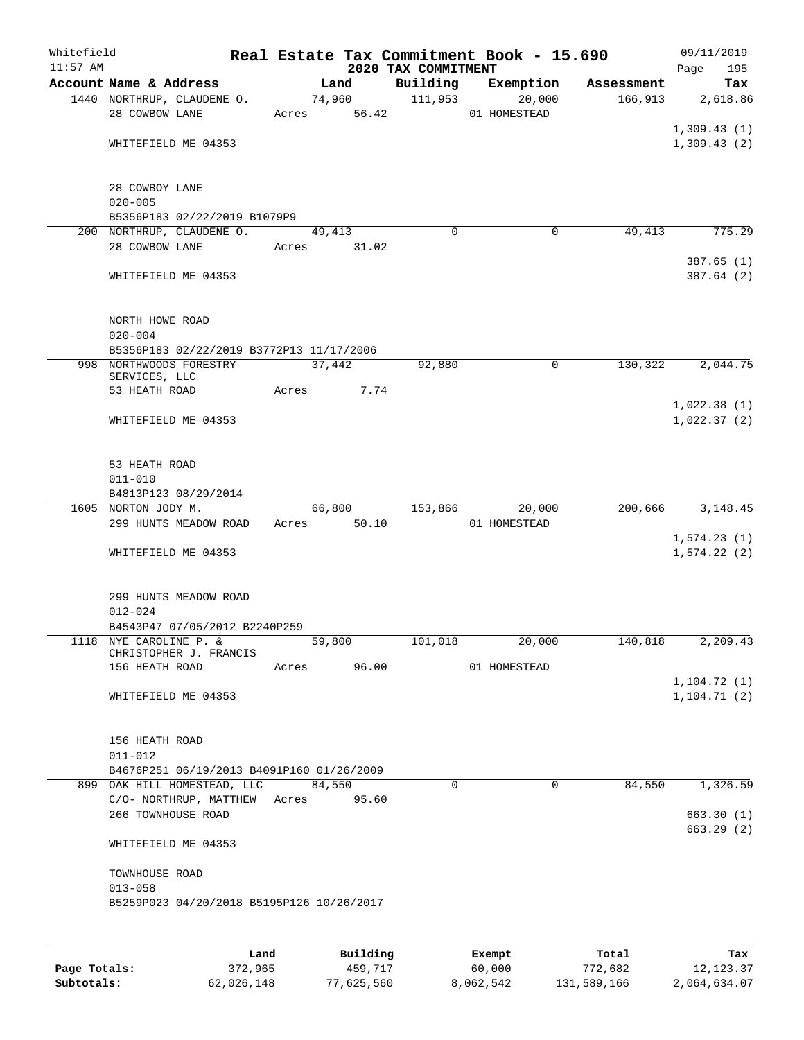Whitefield 11:57 AM

# Real Estate Tax Commitment Book - 15.690

## 2020 TAX COMMITMENT

09/11/2019

| Account Name & Address | Land | Building | Exemption | Assessment | Tax |
|---|---|---|---|---|---|
| 1440 NORTHRUP, CLAUDENE O. | 74,960 | 111,953 | 20,000 | 166,913 | 2,618.86 |
| 28 COWBOW LANE | Acres 56.42 | | 01 HOMESTEAD | | |
| | | | | | 1,309.43 (1) |
| WHITEFIELD ME 04353 | | | | | 1,309.43 (2) |
| 28 COWBOY LANE | | | | | |
| 020-005 | | | | | |
| B5356P183 02/22/2019 B1079P9 | | | | | |
| 200 NORTHRUP, CLAUDENE O. | 49,413 | 0 | 0 | 49,413 | 775.29 |
| 28 COWBOW LANE | Acres 31.02 | | | | |
| | | | | | 387.65 (1) |
| WHITEFIELD ME 04353 | | | | | 387.64 (2) |
| NORTH HOWE ROAD | | | | | |
| 020-004 | | | | | |
| B5356P183 02/22/2019 B3772P13 11/17/2006 | | | | | |
| 998 NORTHWOODS FORESTRY SERVICES, LLC | 37,442 | 92,880 | 0 | 130,322 | 2,044.75 |
| 53 HEATH ROAD | Acres 7.74 | | | | |
| | | | | | 1,022.38 (1) |
| WHITEFIELD ME 04353 | | | | | 1,022.37 (2) |
| 53 HEATH ROAD | | | | | |
| 011-010 | | | | | |
| B4813P123 08/29/2014 | | | | | |
| 1605 NORTON JODY M. | 66,800 | 153,866 | 20,000 | 200,666 | 3,148.45 |
| 299 HUNTS MEADOW ROAD | Acres 50.10 | | 01 HOMESTEAD | | |
| | | | | | 1,574.23 (1) |
| WHITEFIELD ME 04353 | | | | | 1,574.22 (2) |
| 299 HUNTS MEADOW ROAD | | | | | |
| 012-024 | | | | | |
| B4543P47 07/05/2012 B2240P259 | | | | | |
| 1118 NYE CAROLINE P. & CHRISTOPHER J. FRANCIS | 59,800 | 101,018 | 20,000 | 140,818 | 2,209.43 |
| 156 HEATH ROAD | Acres 96.00 | | 01 HOMESTEAD | | |
| | | | | | 1,104.72 (1) |
| WHITEFIELD ME 04353 | | | | | 1,104.71 (2) |
| 156 HEATH ROAD | | | | | |
| 011-012 | | | | | |
| B4676P251 06/19/2013 B4091P160 01/26/2009 | | | | | |
| 899 OAK HILL HOMESTEAD, LLC | 84,550 | 0 | 0 | 84,550 | 1,326.59 |
| C/O- NORTHRUP, MATTHEW | Acres 95.60 | | | | |
| 266 TOWNHOUSE ROAD | | | | | 663.30 (1) |
| | | | | | 663.29 (2) |
| WHITEFIELD ME 04353 | | | | | |
| TOWNHOUSE ROAD | | | | | |
| 013-058 | | | | | |
| B5259P023 04/20/2018 B5195P126 10/26/2017 | | | | | |

| | Land | Building | Exempt | Total | Tax |
|---|---|---|---|---|---|
| Page Totals: | 372,965 | 459,717 | 60,000 | 772,682 | 12,123.37 |
| Subtotals: | 62,026,148 | 77,625,560 | 8,062,542 | 131,589,166 | 2,064,634.07 |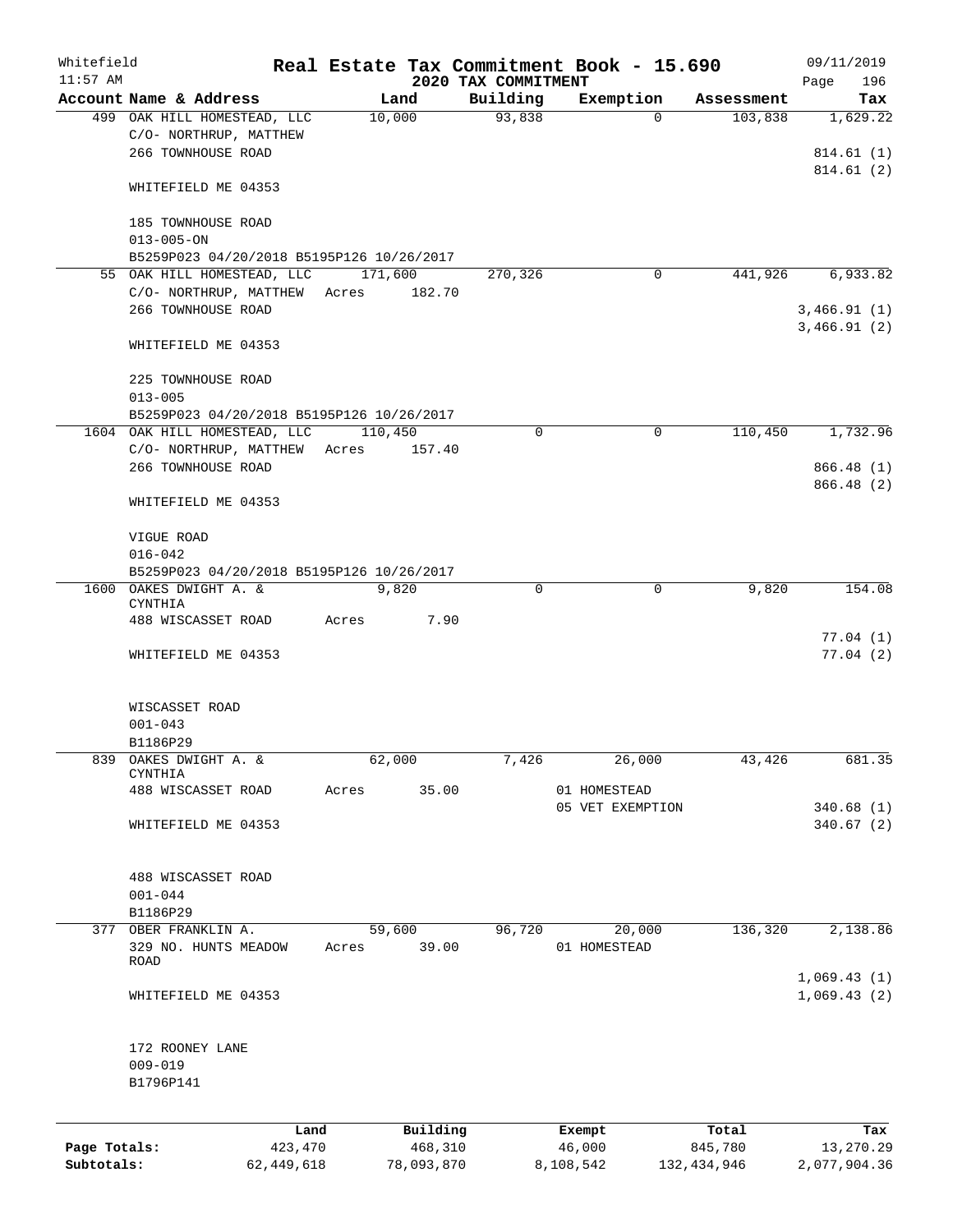Whitefield

11:57 AM

# Real Estate Tax Commitment Book - 15.690

## 2020 TAX COMMITMENT

09/11/2019

| Account Name & Address | Land | Building | Exemption | Assessment | Tax |
|---|---|---|---|---|---|
| 499 OAK HILL HOMESTEAD, LLC | 10,000 | 93,838 | 0 | 103,838 | 1,629.22 |
| C/O- NORTHRUP, MATTHEW | | | | | |
| 266 TOWNHOUSE ROAD | | | | | 814.61 (1) |
| | | | | | 814.61 (2) |
| WHITEFIELD ME 04353 | | | | | |
| 185 TOWNHOUSE ROAD | | | | | |
| 013-005-ON | | | | | |
| B5259P023 04/20/2018 B5195P126 10/26/2017 | | | | | |
| 55 OAK HILL HOMESTEAD, LLC | 171,600 | 270,326 | 0 | 441,926 | 6,933.82 |
| C/O- NORTHRUP, MATTHEW | Acres 182.70 | | | | |
| 266 TOWNHOUSE ROAD | | | | | 3,466.91 (1) |
| | | | | | 3,466.91 (2) |
| WHITEFIELD ME 04353 | | | | | |
| 225 TOWNHOUSE ROAD | | | | | |
| 013-005 | | | | | |
| B5259P023 04/20/2018 B5195P126 10/26/2017 | | | | | |
| 1604 OAK HILL HOMESTEAD, LLC | 110,450 | 0 | 0 | 110,450 | 1,732.96 |
| C/O- NORTHRUP, MATTHEW | Acres 157.40 | | | | |
| 266 TOWNHOUSE ROAD | | | | | 866.48 (1) |
| | | | | | 866.48 (2) |
| WHITEFIELD ME 04353 | | | | | |
| VIGUE ROAD | | | | | |
| 016-042 | | | | | |
| B5259P023 04/20/2018 B5195P126 10/26/2017 | | | | | |
| 1600 OAKES DWIGHT A. & CYNTHIA | 9,820 | 0 | 0 | 9,820 | 154.08 |
| 488 WISCASSET ROAD | Acres 7.90 | | | | |
| | | | | | 77.04 (1) |
| WHITEFIELD ME 04353 | | | | | 77.04 (2) |
| WISCASSET ROAD | | | | | |
| 001-043 | | | | | |
| B1186P29 | | | | | |
| 839 OAKES DWIGHT A. & CYNTHIA | 62,000 | 7,426 | 26,000 | 43,426 | 681.35 |
| 488 WISCASSET ROAD | Acres 35.00 | | 01 HOMESTEAD | | |
| | | | 05 VET EXEMPTION | | 340.68 (1) |
| WHITEFIELD ME 04353 | | | | | 340.67 (2) |
| 488 WISCASSET ROAD | | | | | |
| 001-044 | | | | | |
| B1186P29 | | | | | |
| 377 OBER FRANKLIN A. | 59,600 | 96,720 | 20,000 | 136,320 | 2,138.86 |
| 329 NO. HUNTS MEADOW ROAD | Acres 39.00 | | 01 HOMESTEAD | | |
| | | | | | 1,069.43 (1) |
| WHITEFIELD ME 04353 | | | | | 1,069.43 (2) |
| 172 ROONEY LANE | | | | | |
| 009-019 | | | | | |
| B1796P141 | | | | | |

| | Land | Building | Exempt | Total | Tax |
|---|---|---|---|---|---|
| Page Totals: | 423,470 | 468,310 | 46,000 | 845,780 | 13,270.29 |
| Subtotals: | 62,449,618 | 78,093,870 | 8,108,542 | 132,434,946 | 2,077,904.36 |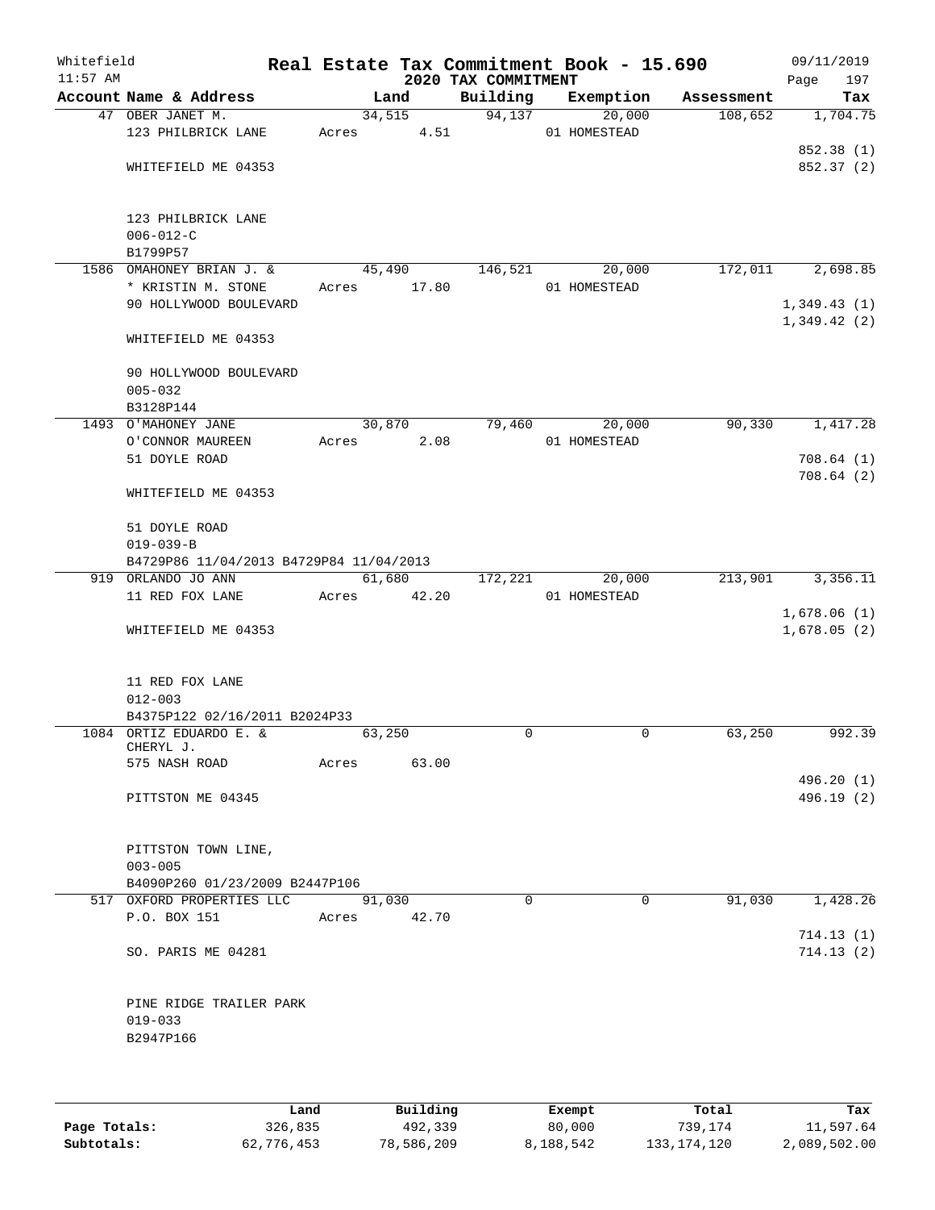Whitefield 11:57 AM

# Real Estate Tax Commitment Book - 15.690

## 2020 TAX COMMITMENT

09/11/2019 Page 197

| Account Name & Address | Land | Building | Exemption | Assessment | Tax |
|---|---|---|---|---|---|
| 47 OBER JANET M. | 34,515 | 94,137 | 20,000 | 108,652 | 1,704.75 |
| 123 PHILBRICK LANE | Acres 4.51 | | 01 HOMESTEAD | | |
| | | | | | 852.38 (1) |
| WHITEFIELD ME 04353 | | | | | 852.37 (2) |
| 123 PHILBRICK LANE | | | | | |
| 006-012-C | | | | | |
| B1799P57 | | | | | |
| 1586 OMAHONEY BRIAN J. & | 45,490 | 146,521 | 20,000 | 172,011 | 2,698.85 |
| * KRISTIN M. STONE | Acres 17.80 | | 01 HOMESTEAD | | |
| 90 HOLLYWOOD BOULEVARD | | | | | 1,349.43 (1) |
| | | | | | 1,349.42 (2) |
| WHITEFIELD ME 04353 | | | | | |
| 90 HOLLYWOOD BOULEVARD | | | | | |
| 005-032 | | | | | |
| B3128P144 | | | | | |
| 1493 O'MAHONEY JANE | 30,870 | 79,460 | 20,000 | 90,330 | 1,417.28 |
| O'CONNOR MAUREEN | Acres 2.08 | | 01 HOMESTEAD | | |
| 51 DOYLE ROAD | | | | | 708.64 (1) |
| | | | | | 708.64 (2) |
| WHITEFIELD ME 04353 | | | | | |
| 51 DOYLE ROAD | | | | | |
| 019-039-B | | | | | |
| B4729P86 11/04/2013 B4729P84 11/04/2013 | | | | | |
| 919 ORLANDO JO ANN | 61,680 | 172,221 | 20,000 | 213,901 | 3,356.11 |
| 11 RED FOX LANE | Acres 42.20 | | 01 HOMESTEAD | | |
| | | | | | 1,678.06 (1) |
| WHITEFIELD ME 04353 | | | | | 1,678.05 (2) |
| 11 RED FOX LANE | | | | | |
| 012-003 | | | | | |
| B4375P122 02/16/2011 B2024P33 | | | | | |
| 1084 ORTIZ EDUARDO E. & CHERYL J. | 63,250 | 0 | 0 | 63,250 | 992.39 |
| 575 NASH ROAD | Acres 63.00 | | | | |
| | | | | | 496.20 (1) |
| PITTSTON ME 04345 | | | | | 496.19 (2) |
| PITTSTON TOWN LINE, | | | | | |
| 003-005 | | | | | |
| B4090P260 01/23/2009 B2447P106 | | | | | |
| 517 OXFORD PROPERTIES LLC | 91,030 | 0 | 0 | 91,030 | 1,428.26 |
| P.O. BOX 151 | Acres 42.70 | | | | |
| | | | | | 714.13 (1) |
| SO. PARIS ME 04281 | | | | | 714.13 (2) |
| PINE RIDGE TRAILER PARK | | | | | |
| 019-033 | | | | | |
| B2947P166 | | | | | |

| | Land | Building | Exempt | Total | Tax |
|---|---|---|---|---|---|
| Page Totals: | 326,835 | 492,339 | 80,000 | 739,174 | 11,597.64 |
| Subtotals: | 62,776,453 | 78,586,209 | 8,188,542 | 133,174,120 | 2,089,502.00 |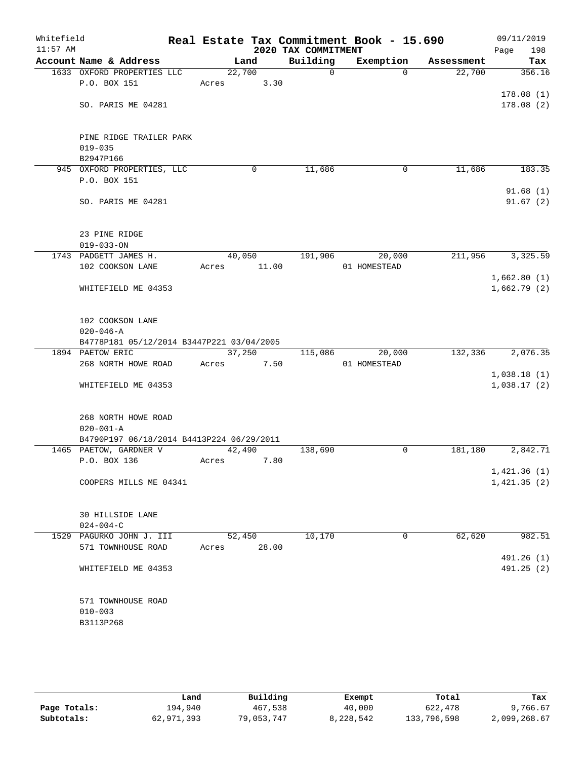Whitefield 11:57 AM

# Real Estate Tax Commitment Book - 15.690
## 2020 TAX COMMITMENT

09/11/2019 Page 198

| Account Name & Address | Land | Building | Exemption | Assessment | Tax |
|---|---|---|---|---|---|
| 1633 OXFORD PROPERTIES LLC | 22,700 | 0 | 0 | 22,700 | 356.16 |
| P.O. BOX 151 | Acres 3.30 | | | | |
| | | | | | 178.08 (1) |
| SO. PARIS ME 04281 | | | | | 178.08 (2) |
| PINE RIDGE TRAILER PARK | | | | | |
| 019-035 | | | | | |
| B2947P166 | | | | | |
| 945 OXFORD PROPERTIES, LLC | 0 | 11,686 | 0 | 11,686 | 183.35 |
| P.O. BOX 151 | | | | | |
| | | | | | 91.68 (1) |
| SO. PARIS ME 04281 | | | | | 91.67 (2) |
| 23 PINE RIDGE | | | | | |
| 019-033-ON | | | | | |
| 1743 PADGETT JAMES H. | 40,050 | 191,906 | 20,000 | 211,956 | 3,325.59 |
| 102 COOKSON LANE | Acres 11.00 | | 01 HOMESTEAD | | |
| | | | | | 1,662.80 (1) |
| WHITEFIELD ME 04353 | | | | | 1,662.79 (2) |
| 102 COOKSON LANE | | | | | |
| 020-046-A | | | | | |
| B4778P181 05/12/2014 B3447P221 03/04/2005 | | | | | |
| 1894 PAETOW ERIC | 37,250 | 115,086 | 20,000 | 132,336 | 2,076.35 |
| 268 NORTH HOWE ROAD | Acres 7.50 | | 01 HOMESTEAD | | |
| | | | | | 1,038.18 (1) |
| WHITEFIELD ME 04353 | | | | | 1,038.17 (2) |
| 268 NORTH HOWE ROAD | | | | | |
| 020-001-A | | | | | |
| B4790P197 06/18/2014 B4413P224 06/29/2011 | | | | | |
| 1465 PAETOW, GARDNER V | 42,490 | 138,690 | 0 | 181,180 | 2,842.71 |
| P.O. BOX 136 | Acres 7.80 | | | | |
| | | | | | 1,421.36 (1) |
| COOPERS MILLS ME 04341 | | | | | 1,421.35 (2) |
| 30 HILLSIDE LANE | | | | | |
| 024-004-C | | | | | |
| 1529 PAGURKO JOHN J. III | 52,450 | 10,170 | 0 | 62,620 | 982.51 |
| 571 TOWNHOUSE ROAD | Acres 28.00 | | | | |
| | | | | | 491.26 (1) |
| WHITEFIELD ME 04353 | | | | | 491.25 (2) |
| 571 TOWNHOUSE ROAD | | | | | |
| 010-003 | | | | | |
| B3113P268 | | | | | |

| | Land | Building | Exempt | Total | Tax |
|---|---|---|---|---|---|
| Page Totals: | 194,940 | 467,538 | 40,000 | 622,478 | 9,766.67 |
| Subtotals: | 62,971,393 | 79,053,747 | 8,228,542 | 133,796,598 | 2,099,268.67 |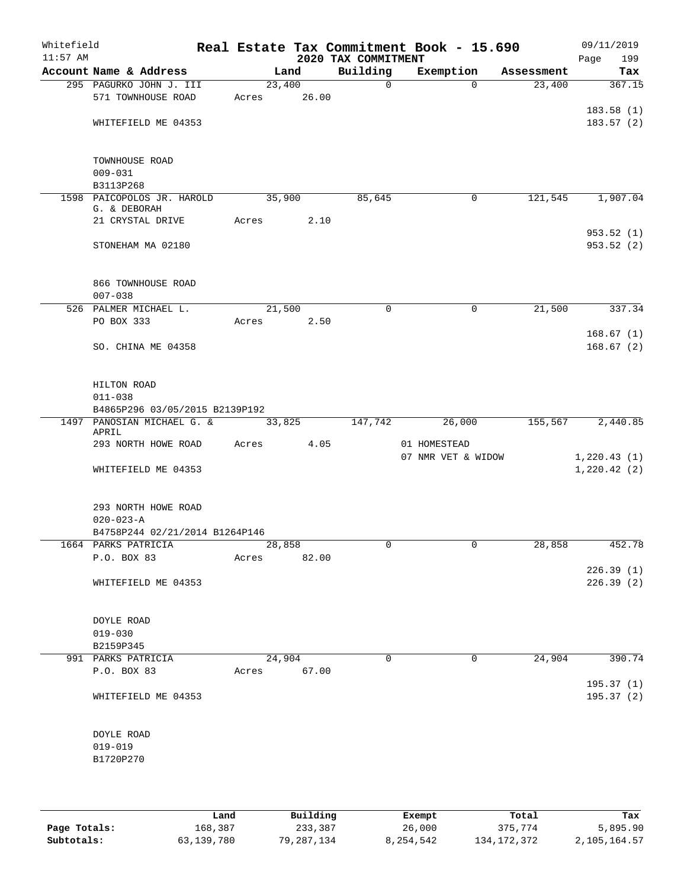Whitefield
11:57 AM

# Real Estate Tax Commitment Book - 15.690

## 2020 TAX COMMITMENT

09/11/2019

| Account | Name & Address | Land | Building | Exemption | Assessment | Tax |
|---|---|---|---|---|---|---|
| 295 | PAGURKO JOHN J. III | 23,400 | 0 | 0 | 23,400 | 367.15 |
| | 571 TOWNHOUSE ROAD | Acres 26.00 | | | | |
| | | | | | | 183.58 (1) |
| | WHITEFIELD ME 04353 | | | | | 183.57 (2) |
| | TOWNHOUSE ROAD | | | | | |
| | 009-031 | | | | | |
| | B3113P268 | | | | | |
| 1598 | PAICOPOLOS JR. HAROLD G. & DEBORAH | 35,900 | 85,645 | 0 | 121,545 | 1,907.04 |
| | 21 CRYSTAL DRIVE | Acres 2.10 | | | | |
| | | | | | | 953.52 (1) |
| | STONEHAM MA 02180 | | | | | 953.52 (2) |
| | 866 TOWNHOUSE ROAD | | | | | |
| | 007-038 | | | | | |
| 526 | PALMER MICHAEL L. | 21,500 | 0 | 0 | 21,500 | 337.34 |
| | PO BOX 333 | Acres 2.50 | | | | |
| | | | | | | 168.67 (1) |
| | SO. CHINA ME 04358 | | | | | 168.67 (2) |
| | HILTON ROAD | | | | | |
| | 011-038 | | | | | |
| | B4865P296 03/05/2015 B2139P192 | | | | | |
| 1497 | PANOSIAN MICHAEL G. & APRIL | 33,825 | 147,742 | 26,000 | 155,567 | 2,440.85 |
| | 293 NORTH HOWE ROAD | Acres 4.05 | | 01 HOMESTEAD | | |
| | | | | 07 NMR VET & WIDOW | | 1,220.43 (1) |
| | WHITEFIELD ME 04353 | | | | | 1,220.42 (2) |
| | 293 NORTH HOWE ROAD | | | | | |
| | 020-023-A | | | | | |
| | B4758P244 02/21/2014 B1264P146 | | | | | |
| 1664 | PARKS PATRICIA | 28,858 | 0 | 0 | 28,858 | 452.78 |
| | P.O. BOX 83 | Acres 82.00 | | | | |
| | | | | | | 226.39 (1) |
| | WHITEFIELD ME 04353 | | | | | 226.39 (2) |
| | DOYLE ROAD | | | | | |
| | 019-030 | | | | | |
| | B2159P345 | | | | | |
| 991 | PARKS PATRICIA | 24,904 | 0 | 0 | 24,904 | 390.74 |
| | P.O. BOX 83 | Acres 67.00 | | | | |
| | | | | | | 195.37 (1) |
| | WHITEFIELD ME 04353 | | | | | 195.37 (2) |
| | DOYLE ROAD | | | | | |
| | 019-019 | | | | | |
| | B1720P270 | | | | | |

| | Land | Building | Exempt | Total | Tax |
|---|---|---|---|---|---|
| Page Totals: | 168,387 | 233,387 | 26,000 | 375,774 | 5,895.90 |
| Subtotals: | 63,139,780 | 79,287,134 | 8,254,542 | 134,172,372 | 2,105,164.57 |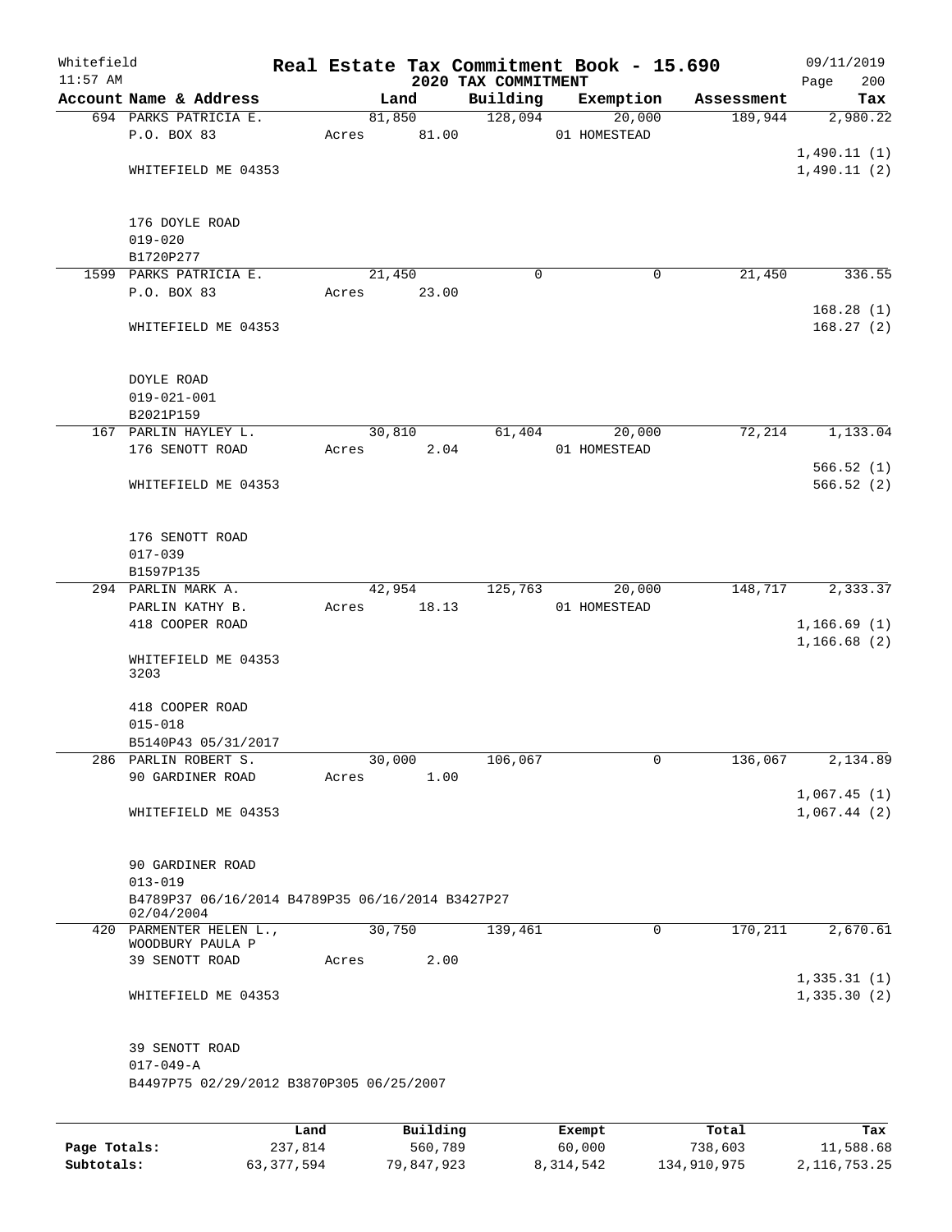Whitefield 11:57 AM

# Real Estate Tax Commitment Book - 15.690

## 2020 TAX COMMITMENT

09/11/2019 Page 200

| Account Name & Address | Land | Building | Exemption | Assessment | Tax |
|---|---|---|---|---|---|
| 694 PARKS PATRICIA E. | 81,850 | 128,094 | 20,000 | 189,944 | 2,980.22 |
| P.O. BOX 83 | Acres 81.00 | | 01 HOMESTEAD | | |
| | | | | | 1,490.11 (1) |
| WHITEFIELD ME 04353 | | | | | 1,490.11 (2) |
| 176 DOYLE ROAD | | | | | |
| 019-020 | | | | | |
| B1720P277 | | | | | |
| 1599 PARKS PATRICIA E. | 21,450 | 0 | 0 | 21,450 | 336.55 |
| P.O. BOX 83 | Acres 23.00 | | | | |
| | | | | | 168.28 (1) |
| WHITEFIELD ME 04353 | | | | | 168.27 (2) |
| DOYLE ROAD | | | | | |
| 019-021-001 | | | | | |
| B2021P159 | | | | | |
| 167 PARLIN HAYLEY L. | 30,810 | 61,404 | 20,000 | 72,214 | 1,133.04 |
| 176 SENOTT ROAD | Acres 2.04 | | 01 HOMESTEAD | | |
| | | | | | 566.52 (1) |
| WHITEFIELD ME 04353 | | | | | 566.52 (2) |
| 176 SENOTT ROAD | | | | | |
| 017-039 | | | | | |
| B1597P135 | | | | | |
| 294 PARLIN MARK A. | 42,954 | 125,763 | 20,000 | 148,717 | 2,333.37 |
| PARLIN KATHY B. | Acres 18.13 | | 01 HOMESTEAD | | |
| 418 COOPER ROAD | | | | | 1,166.69 (1) |
| | | | | | 1,166.68 (2) |
| WHITEFIELD ME 04353 3203 | | | | | |
| 418 COOPER ROAD | | | | | |
| 015-018 | | | | | |
| B5140P43 05/31/2017 | | | | | |
| 286 PARLIN ROBERT S. | 30,000 | 106,067 | 0 | 136,067 | 2,134.89 |
| 90 GARDINER ROAD | Acres 1.00 | | | | |
| | | | | | 1,067.45 (1) |
| WHITEFIELD ME 04353 | | | | | 1,067.44 (2) |
| 90 GARDINER ROAD | | | | | |
| 013-019 | | | | | |
| B4789P37 06/16/2014 B4789P35 06/16/2014 B3427P27 02/04/2004 | | | | | |
| 420 PARMENTER HELEN L., WOODBURY PAULA P | 30,750 | 139,461 | 0 | 170,211 | 2,670.61 |
| 39 SENOTT ROAD | Acres 2.00 | | | | |
| | | | | | 1,335.31 (1) |
| WHITEFIELD ME 04353 | | | | | 1,335.30 (2) |
| 39 SENOTT ROAD | | | | | |
| 017-049-A | | | | | |
| B4497P75 02/29/2012 B3870P305 06/25/2007 | | | | | |

| | Land | Building | Exempt | Total | Tax |
|---|---|---|---|---|---|
| Page Totals: | 237,814 | 560,789 | 60,000 | 738,603 | 11,588.68 |
| Subtotals: | 63,377,594 | 79,847,923 | 8,314,542 | 134,910,975 | 2,116,753.25 |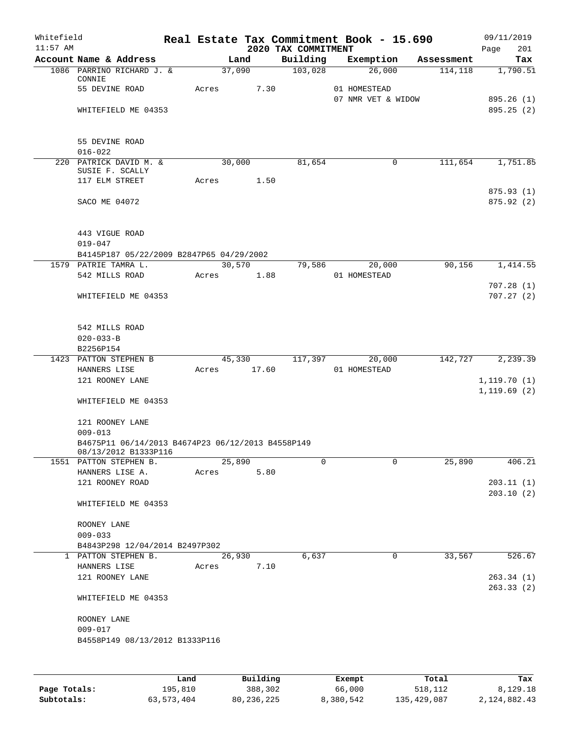Whitefield 11:57 AM

# Real Estate Tax Commitment Book - 15.690

2020 TAX COMMITMENT

09/11/2019 Page 201

| Account Name & Address | Land | Building | Exemption | Assessment | Tax |
|---|---|---|---|---|---|
| 1086 PARRINO RICHARD J. & CONNIE | 37,090 | 103,028 | 26,000 | 114,118 | 1,790.51 |
| 55 DEVINE ROAD | Acres 7.30 | | 01 HOMESTEAD | | |
| | | | 07 NMR VET & WIDOW | | 895.26 (1) |
| WHITEFIELD ME 04353 | | | | | 895.25 (2) |
| 55 DEVINE ROAD | | | | | |
| 016-022 | | | | | |
| 220 PATRICK DAVID M. & SUSIE F. SCALLY | 30,000 | 81,654 | 0 | 111,654 | 1,751.85 |
| 117 ELM STREET | Acres 1.50 | | | | |
| | | | | | 875.93 (1) |
| SACO ME 04072 | | | | | 875.92 (2) |
| 443 VIGUE ROAD | | | | | |
| 019-047 | | | | | |
| B4145P187 05/22/2009 B2847P65 04/29/2002 | | | | | |
| 1579 PATRIE TAMRA L. | 30,570 | 79,586 | 20,000 | 90,156 | 1,414.55 |
| 542 MILLS ROAD | Acres 1.88 | | 01 HOMESTEAD | | |
| | | | | | 707.28 (1) |
| WHITEFIELD ME 04353 | | | | | 707.27 (2) |
| 542 MILLS ROAD | | | | | |
| 020-033-B | | | | | |
| B2256P154 | | | | | |
| 1423 PATTON STEPHEN B | 45,330 | 117,397 | 20,000 | 142,727 | 2,239.39 |
| HANNERS LISE | Acres 17.60 | | 01 HOMESTEAD | | |
| 121 ROONEY LANE | | | | | 1,119.70 (1) |
| | | | | | 1,119.69 (2) |
| WHITEFIELD ME 04353 | | | | | |
| 121 ROONEY LANE | | | | | |
| 009-013 | | | | | |
| B4675P11 06/14/2013 B4674P23 06/12/2013 B4558P149 08/13/2012 B1333P116 | | | | | |
| 1551 PATTON STEPHEN B. | 25,890 | 0 | 0 | 25,890 | 406.21 |
| HANNERS LISE A. | Acres 5.80 | | | | |
| 121 ROONEY ROAD | | | | | 203.11 (1) |
| | | | | | 203.10 (2) |
| WHITEFIELD ME 04353 | | | | | |
| ROONEY LANE | | | | | |
| 009-033 | | | | | |
| B4843P298 12/04/2014 B2497P302 | | | | | |
| 1 PATTON STEPHEN B. | 26,930 | 6,637 | 0 | 33,567 | 526.67 |
| HANNERS LISE | Acres 7.10 | | | | |
| 121 ROONEY LANE | | | | | 263.34 (1) |
| | | | | | 263.33 (2) |
| WHITEFIELD ME 04353 | | | | | |
| ROONEY LANE | | | | | |
| 009-017 | | | | | |
| B4558P149 08/13/2012 B1333P116 | | | | | |

| | Land | Building | Exempt | Total | Tax |
|---|---|---|---|---|---|
| Page Totals: | 195,810 | 388,302 | 66,000 | 518,112 | 8,129.18 |
| Subtotals: | 63,573,404 | 80,236,225 | 8,380,542 | 135,429,087 | 2,124,882.43 |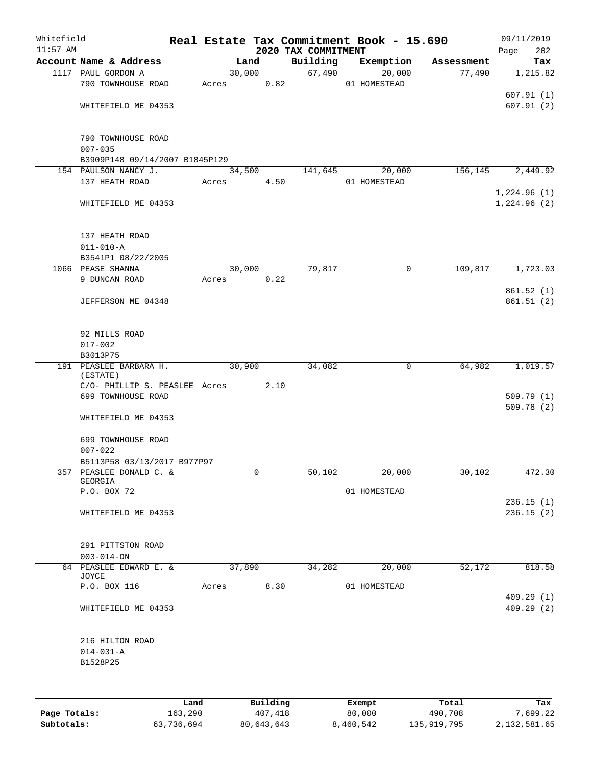Whitefield 11:57 AM

# Real Estate Tax Commitment Book - 15.690

2020 TAX COMMITMENT

09/11/2019

| Account Name & Address | Land | Building | Exemption | Assessment | Tax |
|---|---|---|---|---|---|
| 1117 PAUL GORDON A | 30,000 | 67,490 | 20,000 | 77,490 | 1,215.82 |
| 790 TOWNHOUSE ROAD | Acres 0.82 | | 01 HOMESTEAD | | |
| | | | | | 607.91 (1) |
| WHITEFIELD ME 04353 | | | | | 607.91 (2) |
| 790 TOWNHOUSE ROAD | | | | | |
| 007-035 | | | | | |
| B3909P148 09/14/2007 B1845P129 | | | | | |
| 154 PAULSON NANCY J. | 34,500 | 141,645 | 20,000 | 156,145 | 2,449.92 |
| 137 HEATH ROAD | Acres 4.50 | | 01 HOMESTEAD | | |
| | | | | | 1,224.96 (1) |
| WHITEFIELD ME 04353 | | | | | 1,224.96 (2) |
| 137 HEATH ROAD | | | | | |
| 011-010-A | | | | | |
| B3541P1 08/22/2005 | | | | | |
| 1066 PEASE SHANNA | 30,000 | 79,817 | 0 | 109,817 | 1,723.03 |
| 9 DUNCAN ROAD | Acres 0.22 | | | | |
| | | | | | 861.52 (1) |
| JEFFERSON ME 04348 | | | | | 861.51 (2) |
| 92 MILLS ROAD | | | | | |
| 017-002 | | | | | |
| B3013P75 | | | | | |
| 191 PEASLEE BARBARA H. (ESTATE) | 30,900 | 34,082 | 0 | 64,982 | 1,019.57 |
| C/O- PHILLIP S. PEASLEE | Acres 2.10 | | | | |
| 699 TOWNHOUSE ROAD | | | | | 509.79 (1) |
| | | | | | 509.78 (2) |
| WHITEFIELD ME 04353 | | | | | |
| 699 TOWNHOUSE ROAD | | | | | |
| 007-022 | | | | | |
| B5113P58 03/13/2017 B977P97 | | | | | |
| 357 PEASLEE DONALD C. & GEORGIA | 0 | 50,102 | 20,000 | 30,102 | 472.30 |
| P.O. BOX 72 | | | 01 HOMESTEAD | | |
| | | | | | 236.15 (1) |
| WHITEFIELD ME 04353 | | | | | 236.15 (2) |
| 291 PITTSTON ROAD | | | | | |
| 003-014-ON | | | | | |
| 64 PEASLEE EDWARD E. & JOYCE | 37,890 | 34,282 | 20,000 | 52,172 | 818.58 |
| P.O. BOX 116 | Acres 8.30 | | 01 HOMESTEAD | | |
| | | | | | 409.29 (1) |
| WHITEFIELD ME 04353 | | | | | 409.29 (2) |
| 216 HILTON ROAD | | | | | |
| 014-031-A | | | | | |
| B1528P25 | | | | | |

| | Land | Building | Exempt | Total | Tax |
|---|---|---|---|---|---|
| Page Totals: | 163,290 | 407,418 | 80,000 | 490,708 | 7,699.22 |
| Subtotals: | 63,736,694 | 80,643,643 | 8,460,542 | 135,919,795 | 2,132,581.65 |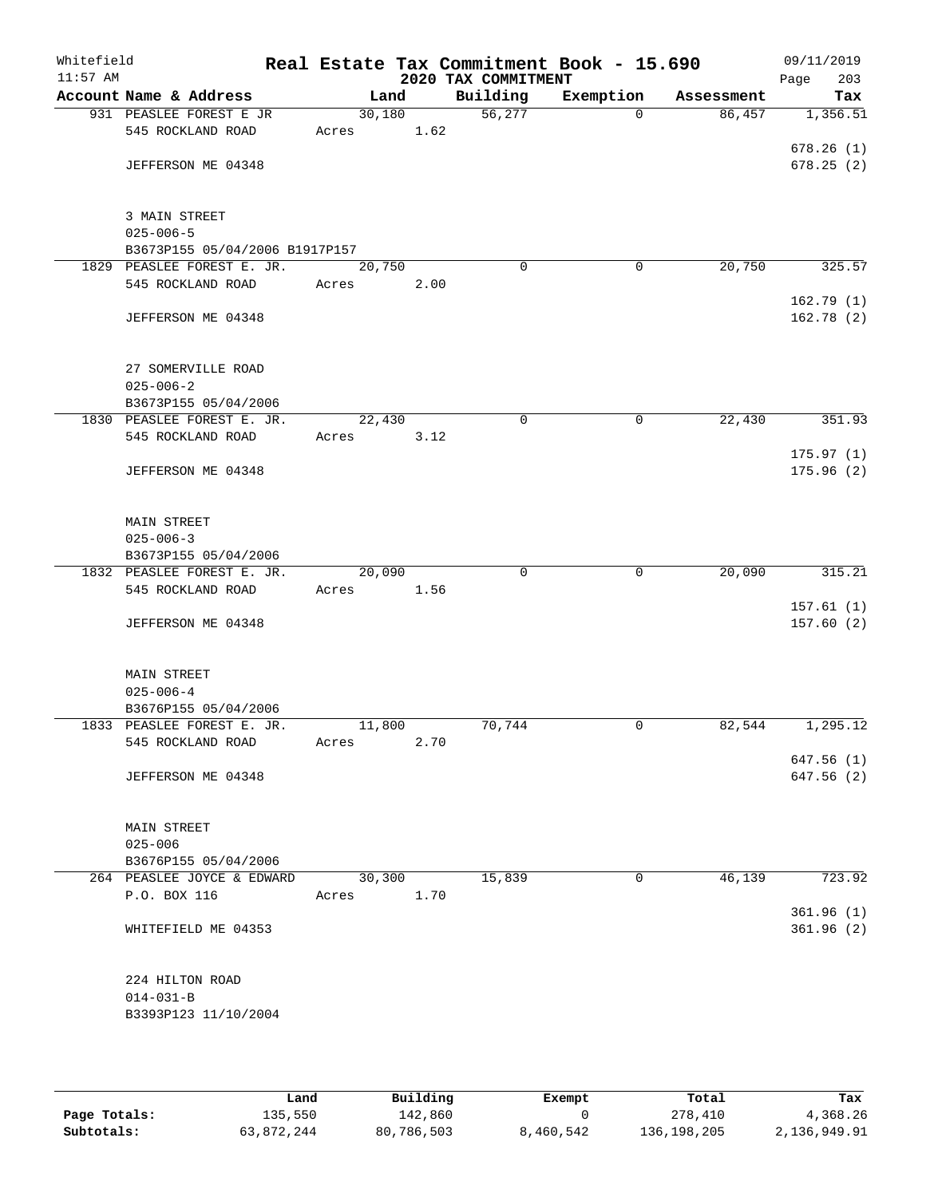Whitefield 11:57 AM

# Real Estate Tax Commitment Book - 15.690

## 2020 TAX COMMITMENT

09/11/2019 Page 203

| Account Name & Address | Land | Building | Exemption | Assessment | Tax |
|---|---|---|---|---|---|
| 931 PEASLEE FOREST E JR | 30,180 | 56,277 | 0 | 86,457 | 1,356.51 |
| 545 ROCKLAND ROAD | Acres 1.62 | | | | |
| | | | | | 678.26 (1) |
| JEFFERSON ME 04348 | | | | | 678.25 (2) |
| 3 MAIN STREET | | | | | |
| 025-006-5 | | | | | |
| B3673P155 05/04/2006 B1917P157 | | | | | |
| 1829 PEASLEE FOREST E. JR. | 20,750 | 0 | 0 | 20,750 | 325.57 |
| 545 ROCKLAND ROAD | Acres 2.00 | | | | |
| | | | | | 162.79 (1) |
| JEFFERSON ME 04348 | | | | | 162.78 (2) |
| 27 SOMERVILLE ROAD | | | | | |
| 025-006-2 | | | | | |
| B3673P155 05/04/2006 | | | | | |
| 1830 PEASLEE FOREST E. JR. | 22,430 | 0 | 0 | 22,430 | 351.93 |
| 545 ROCKLAND ROAD | Acres 3.12 | | | | |
| | | | | | 175.97 (1) |
| JEFFERSON ME 04348 | | | | | 175.96 (2) |
| MAIN STREET | | | | | |
| 025-006-3 | | | | | |
| B3673P155 05/04/2006 | | | | | |
| 1832 PEASLEE FOREST E. JR. | 20,090 | 0 | 0 | 20,090 | 315.21 |
| 545 ROCKLAND ROAD | Acres 1.56 | | | | |
| | | | | | 157.61 (1) |
| JEFFERSON ME 04348 | | | | | 157.60 (2) |
| MAIN STREET | | | | | |
| 025-006-4 | | | | | |
| B3676P155 05/04/2006 | | | | | |
| 1833 PEASLEE FOREST E. JR. | 11,800 | 70,744 | 0 | 82,544 | 1,295.12 |
| 545 ROCKLAND ROAD | Acres 2.70 | | | | |
| | | | | | 647.56 (1) |
| JEFFERSON ME 04348 | | | | | 647.56 (2) |
| MAIN STREET | | | | | |
| 025-006 | | | | | |
| B3676P155 05/04/2006 | | | | | |
| 264 PEASLEE JOYCE & EDWARD | 30,300 | 15,839 | 0 | 46,139 | 723.92 |
| P.O. BOX 116 | Acres 1.70 | | | | |
| | | | | | 361.96 (1) |
| WHITEFIELD ME 04353 | | | | | 361.96 (2) |
| 224 HILTON ROAD | | | | | |
| 014-031-B | | | | | |
| B3393P123 11/10/2004 | | | | | |

| | Land | Building | Exempt | Total | Tax |
|---|---|---|---|---|---|
| Page Totals: | 135,550 | 142,860 | 0 | 278,410 | 4,368.26 |
| Subtotals: | 63,872,244 | 80,786,503 | 8,460,542 | 136,198,205 | 2,136,949.91 |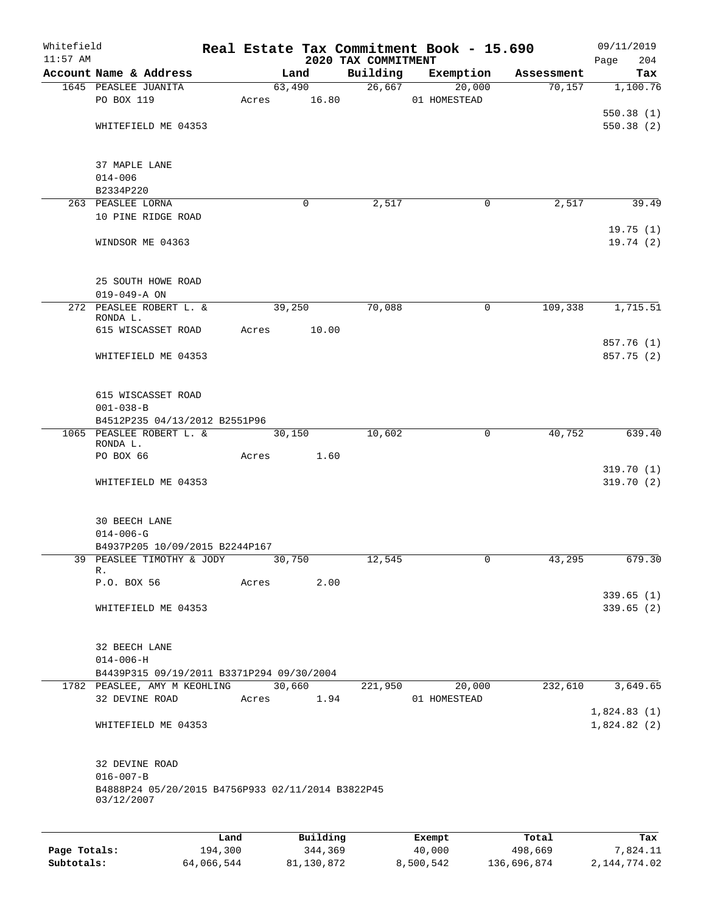Whitefield 11:57 AM

# Real Estate Tax Commitment Book - 15.690

## 2020 TAX COMMITMENT

09/11/2019 Page 204

| Account Name & Address | Land | Building | Exemption | Assessment | Tax |
|---|---|---|---|---|---|
| 1645 PEASLEE JUANITA | 63,490 | 26,667 | 20,000 | 70,157 | 1,100.76 |
| PO BOX 119 | Acres 16.80 | | 01 HOMESTEAD | | |
| | | | | | 550.38 (1) |
| WHITEFIELD ME 04353 | | | | | 550.38 (2) |
| 37 MAPLE LANE | | | | | |
| 014-006 | | | | | |
| B2334P220 | | | | | |
| 263 PEASLEE LORNA | 0 | 2,517 | 0 | 2,517 | 39.49 |
| 10 PINE RIDGE ROAD | | | | | |
| | | | | | 19.75 (1) |
| WINDSOR ME 04363 | | | | | 19.74 (2) |
| 25 SOUTH HOWE ROAD | | | | | |
| 019-049-A ON | | | | | |
| 272 PEASLEE ROBERT L. & RONDA L. | 39,250 | 70,088 | 0 | 109,338 | 1,715.51 |
| 615 WISCASSET ROAD | Acres 10.00 | | | | |
| | | | | | 857.76 (1) |
| WHITEFIELD ME 04353 | | | | | 857.75 (2) |
| 615 WISCASSET ROAD | | | | | |
| 001-038-B | | | | | |
| B4512P235 04/13/2012 B2551P96 | | | | | |
| 1065 PEASLEE ROBERT L. & RONDA L. | 30,150 | 10,602 | 0 | 40,752 | 639.40 |
| PO BOX 66 | Acres 1.60 | | | | |
| | | | | | 319.70 (1) |
| WHITEFIELD ME 04353 | | | | | 319.70 (2) |
| 30 BEECH LANE | | | | | |
| 014-006-G | | | | | |
| B4937P205 10/09/2015 B2244P167 | | | | | |
| 39 PEASLEE TIMOTHY & JODY R. | 30,750 | 12,545 | 0 | 43,295 | 679.30 |
| P.O. BOX 56 | Acres 2.00 | | | | |
| | | | | | 339.65 (1) |
| WHITEFIELD ME 04353 | | | | | 339.65 (2) |
| 32 BEECH LANE | | | | | |
| 014-006-H | | | | | |
| B4439P315 09/19/2011 B3371P294 09/30/2004 | | | | | |
| 1782 PEASLEE, AMY M KEOHLING | 30,660 | 221,950 | 20,000 | 232,610 | 3,649.65 |
| 32 DEVINE ROAD | Acres 1.94 | | 01 HOMESTEAD | | |
| | | | | | 1,824.83 (1) |
| WHITEFIELD ME 04353 | | | | | 1,824.82 (2) |
| 32 DEVINE ROAD | | | | | |
| 016-007-B | | | | | |
| B4888P24 05/20/2015 B4756P933 02/11/2014 B3822P45 03/12/2007 | | | | | |

| | Land | Building | Exempt | Total | Tax |
|---|---|---|---|---|---|
| Page Totals: | 194,300 | 344,369 | 40,000 | 498,669 | 7,824.11 |
| Subtotals: | 64,066,544 | 81,130,872 | 8,500,542 | 136,696,874 | 2,144,774.02 |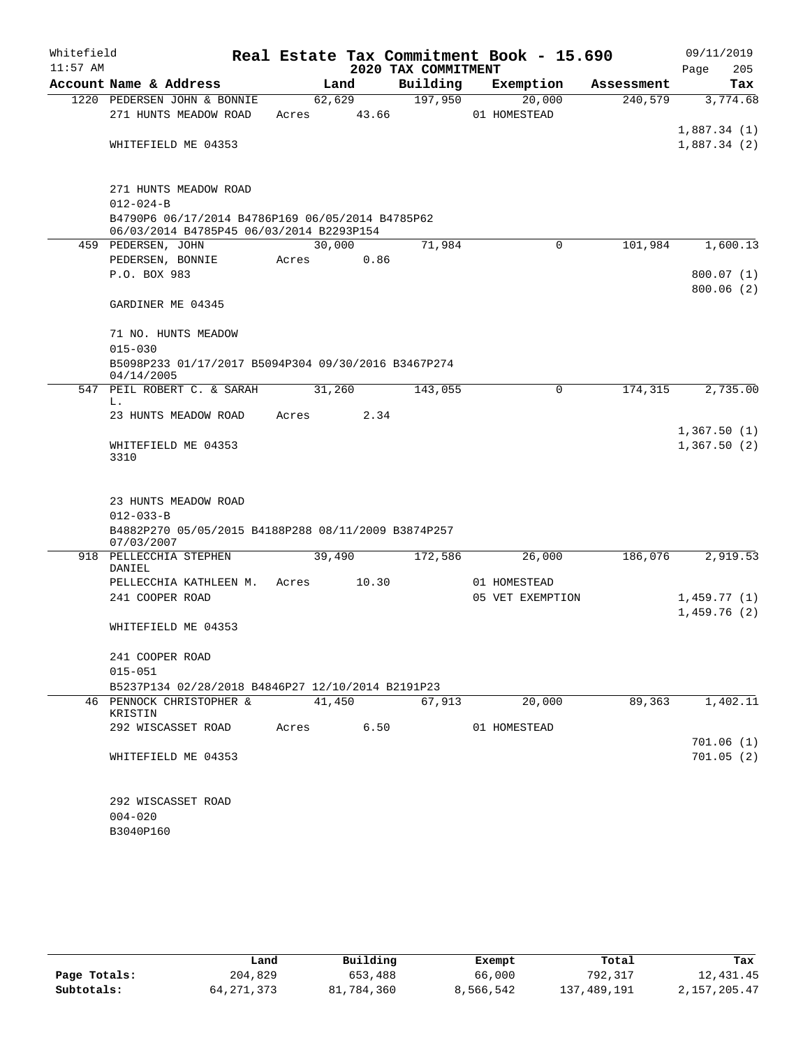Whitefield 11:57 AM

# Real Estate Tax Commitment Book - 15.690

## 2020 TAX COMMITMENT

09/11/2019

| Account Name & Address | Land | Building | Exemption | Assessment | Tax |
|---|---|---|---|---|---|
| 1220 PEDERSEN JOHN & BONNIE | 62,629 | 197,950 | 20,000 | 240,579 | 3,774.68 |
| 271 HUNTS MEADOW ROAD | Acres 43.66 | | 01 HOMESTEAD | | |
| | | | | | 1,887.34 (1) |
| WHITEFIELD ME 04353 | | | | | 1,887.34 (2) |
| 271 HUNTS MEADOW ROAD | | | | | |
| 012-024-B | | | | | |
| B4790P6 06/17/2014 B4786P169 06/05/2014 B4785P62 06/03/2014 B4785P45 06/03/2014 B2293P154 | | | | | |
| 459 PEDERSEN, JOHN | 30,000 | 71,984 | 0 | 101,984 | 1,600.13 |
| PEDERSEN, BONNIE | Acres 0.86 | | | | |
| P.O. BOX 983 | | | | | 800.07 (1) |
| | | | | | 800.06 (2) |
| GARDINER ME 04345 | | | | | |
| 71 NO. HUNTS MEADOW | | | | | |
| 015-030 | | | | | |
| B5098P233 01/17/2017 B5094P304 09/30/2016 B3467P274 04/14/2005 | | | | | |
| 547 PEIL ROBERT C. & SARAH L. | 31,260 | 143,055 | 0 | 174,315 | 2,735.00 |
| 23 HUNTS MEADOW ROAD | Acres 2.34 | | | | |
| | | | | | 1,367.50 (1) |
| WHITEFIELD ME 04353 3310 | | | | | 1,367.50 (2) |
| 23 HUNTS MEADOW ROAD | | | | | |
| 012-033-B | | | | | |
| B4882P270 05/05/2015 B4188P288 08/11/2009 B3874P257 07/03/2007 | | | | | |
| 918 PELLECCHIA STEPHEN DANIEL | 39,490 | 172,586 | 26,000 | 186,076 | 2,919.53 |
| PELLECCHIA KATHLEEN M. | Acres 10.30 | | 01 HOMESTEAD | | |
| 241 COOPER ROAD | | | 05 VET EXEMPTION | | 1,459.77 (1) |
| | | | | | 1,459.76 (2) |
| WHITEFIELD ME 04353 | | | | | |
| 241 COOPER ROAD | | | | | |
| 015-051 | | | | | |
| B5237P134 02/28/2018 B4846P27 12/10/2014 B2191P23 | | | | | |
| 46 PENNOCK CHRISTOPHER & KRISTIN | 41,450 | 67,913 | 20,000 | 89,363 | 1,402.11 |
| 292 WISCASSET ROAD | Acres 6.50 | | 01 HOMESTEAD | | |
| | | | | | 701.06 (1) |
| WHITEFIELD ME 04353 | | | | | 701.05 (2) |
| 292 WISCASSET ROAD | | | | | |
| 004-020 | | | | | |
| B3040P160 | | | | | |

| | Land | Building | Exempt | Total | Tax |
|---|---|---|---|---|---|
| Page Totals: | 204,829 | 653,488 | 66,000 | 792,317 | 12,431.45 |
| Subtotals: | 64,271,373 | 81,784,360 | 8,566,542 | 137,489,191 | 2,157,205.47 |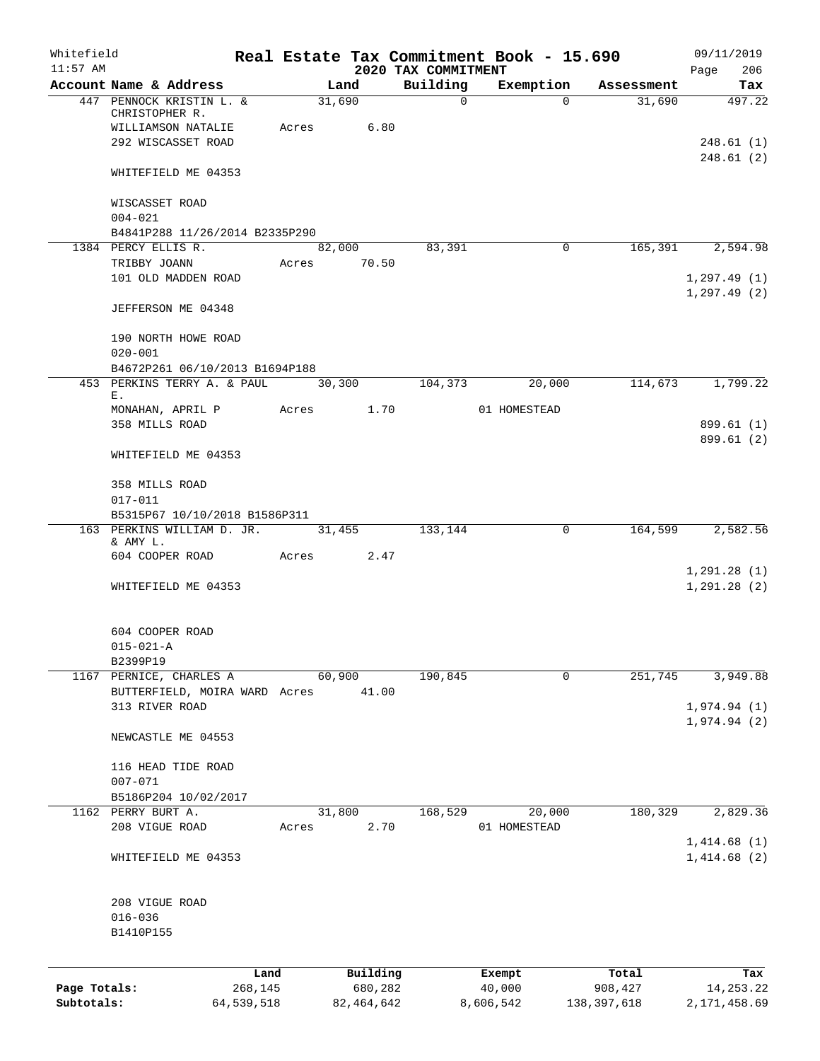Whitefield 11:57 AM

# Real Estate Tax Commitment Book - 15.690

## 2020 TAX COMMITMENT

09/11/2019 Page 206

| Account Name & Address | Land | Building | Exemption | Assessment | Tax |
|---|---|---|---|---|---|
| 447 PENNOCK KRISTIN L. & CHRISTOPHER R. | 31,690 | 0 | 0 | 31,690 | 497.22 |
| WILLIAMSON NATALIE | Acres 6.80 | | | | |
| 292 WISCASSET ROAD | | | | | 248.61 (1) |
| | | | | | 248.61 (2) |
| WHITEFIELD ME 04353 | | | | | |
| WISCASSET ROAD | | | | | |
| 004-021 | | | | | |
| B4841P288 11/26/2014 B2335P290 | | | | | |
| 1384 PERCY ELLIS R. | 82,000 | 83,391 | 0 | 165,391 | 2,594.98 |
| TRIBBY JOANN | Acres 70.50 | | | | |
| 101 OLD MADDEN ROAD | | | | | 1,297.49 (1) |
| | | | | | 1,297.49 (2) |
| JEFFERSON ME 04348 | | | | | |
| 190 NORTH HOWE ROAD | | | | | |
| 020-001 | | | | | |
| B4672P261 06/10/2013 B1694P188 | | | | | |
| 453 PERKINS TERRY A. & PAUL E. | 30,300 | 104,373 | 20,000 | 114,673 | 1,799.22 |
| MONAHAN, APRIL P | Acres 1.70 | | 01 HOMESTEAD | | |
| 358 MILLS ROAD | | | | | 899.61 (1) |
| | | | | | 899.61 (2) |
| WHITEFIELD ME 04353 | | | | | |
| 358 MILLS ROAD | | | | | |
| 017-011 | | | | | |
| B5315P67 10/10/2018 B1586P311 | | | | | |
| 163 PERKINS WILLIAM D. JR. & AMY L. | 31,455 | 133,144 | 0 | 164,599 | 2,582.56 |
| 604 COOPER ROAD | Acres 2.47 | | | | |
| | | | | | 1,291.28 (1) |
| WHITEFIELD ME 04353 | | | | | 1,291.28 (2) |
| 604 COOPER ROAD | | | | | |
| 015-021-A | | | | | |
| B2399P19 | | | | | |
| 1167 PERNICE, CHARLES A | 60,900 | 190,845 | 0 | 251,745 | 3,949.88 |
| BUTTERFIELD, MOIRA WARD | Acres 41.00 | | | | |
| 313 RIVER ROAD | | | | | 1,974.94 (1) |
| | | | | | 1,974.94 (2) |
| NEWCASTLE ME 04553 | | | | | |
| 116 HEAD TIDE ROAD | | | | | |
| 007-071 | | | | | |
| B5186P204 10/02/2017 | | | | | |
| 1162 PERRY BURT A. | 31,800 | 168,529 | 20,000 | 180,329 | 2,829.36 |
| 208 VIGUE ROAD | Acres 2.70 | | 01 HOMESTEAD | | |
| | | | | | 1,414.68 (1) |
| WHITEFIELD ME 04353 | | | | | 1,414.68 (2) |
| 208 VIGUE ROAD | | | | | |
| 016-036 | | | | | |
| B1410P155 | | | | | |

| | Land | Building | Exempt | Total | Tax |
|---|---|---|---|---|---|
| Page Totals: | 268,145 | 680,282 | 40,000 | 908,427 | 14,253.22 |
| Subtotals: | 64,539,518 | 82,464,642 | 8,606,542 | 138,397,618 | 2,171,458.69 |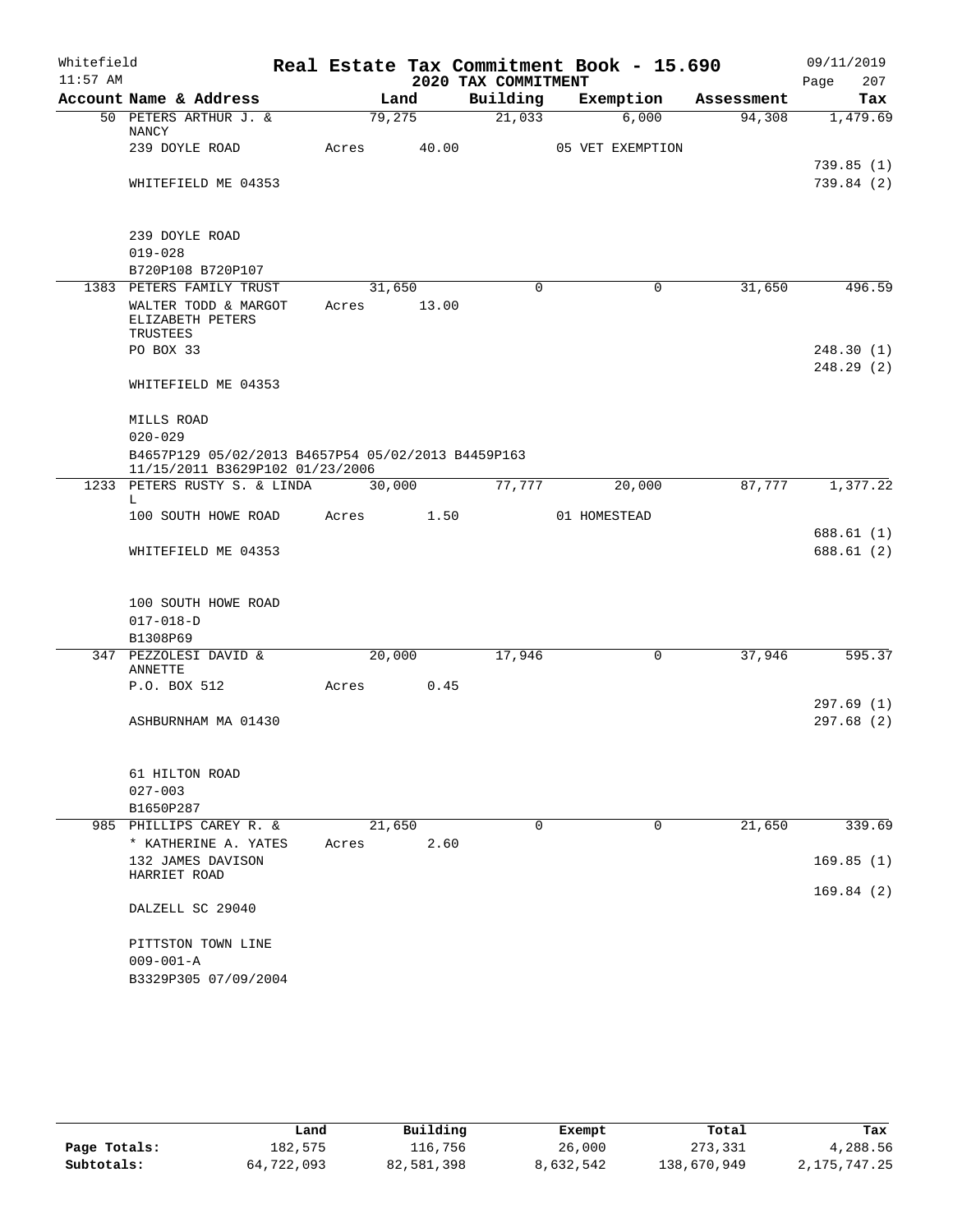Whitefield 11:57 AM

# Real Estate Tax Commitment Book - 15.690

## 2020 TAX COMMITMENT

09/11/2019

| Account | Name & Address | Land | Building | Exemption | Assessment | Tax |
|---|---|---|---|---|---|---|
| 50 | PETERS ARTHUR J. & NANCY | 79,275 | 21,033 | 6,000 | 94,308 | 1,479.69 |
| | 239 DOYLE ROAD | Acres 40.00 | | 05 VET EXEMPTION | | |
| | | | | | | 739.85 (1) |
| | WHITEFIELD ME 04353 | | | | | 739.84 (2) |
| | 239 DOYLE ROAD | | | | | |
| | 019-028 | | | | | |
| | B720P108 B720P107 | | | | | |
| 1383 | PETERS FAMILY TRUST | 31,650 | 0 | 0 | 31,650 | 496.59 |
| | WALTER TODD & MARGOT ELIZABETH PETERS TRUSTEES | Acres 13.00 | | | | |
| | PO BOX 33 | | | | | 248.30 (1) |
| | | | | | | 248.29 (2) |
| | WHITEFIELD ME 04353 | | | | | |
| | MILLS ROAD | | | | | |
| | 020-029 | | | | | |
| | B4657P129 05/02/2013 B4657P54 05/02/2013 B4459P163 11/15/2011 B3629P102 01/23/2006 | | | | | |
| 1233 | PETERS RUSTY S. & LINDA L | 30,000 | 77,777 | 20,000 | 87,777 | 1,377.22 |
| | 100 SOUTH HOWE ROAD | Acres 1.50 | | 01 HOMESTEAD | | |
| | | | | | | 688.61 (1) |
| | WHITEFIELD ME 04353 | | | | | 688.61 (2) |
| | 100 SOUTH HOWE ROAD | | | | | |
| | 017-018-D | | | | | |
| | B1308P69 | | | | | |
| 347 | PEZZOLESI DAVID & ANNETTE | 20,000 | 17,946 | 0 | 37,946 | 595.37 |
| | P.O. BOX 512 | Acres 0.45 | | | | |
| | | | | | | 297.69 (1) |
| | ASHBURNHAM MA 01430 | | | | | 297.68 (2) |
| | 61 HILTON ROAD | | | | | |
| | 027-003 | | | | | |
| | B1650P287 | | | | | |
| 985 | PHILLIPS CAREY R. & | 21,650 | 0 | 0 | 21,650 | 339.69 |
| | * KATHERINE A. YATES | Acres 2.60 | | | | |
| | 132 JAMES DAVISON HARRIET ROAD | | | | | 169.85 (1) |
| | | | | | | 169.84 (2) |
| | DALZELL SC 29040 | | | | | |
| | PITTSTON TOWN LINE | | | | | |
| | 009-001-A | | | | | |
| | B3329P305 07/09/2004 | | | | | |

| | Land | Building | Exempt | Total | Tax |
|---|---|---|---|---|---|
| Page Totals: | 182,575 | 116,756 | 26,000 | 273,331 | 4,288.56 |
| Subtotals: | 64,722,093 | 82,581,398 | 8,632,542 | 138,670,949 | 2,175,747.25 |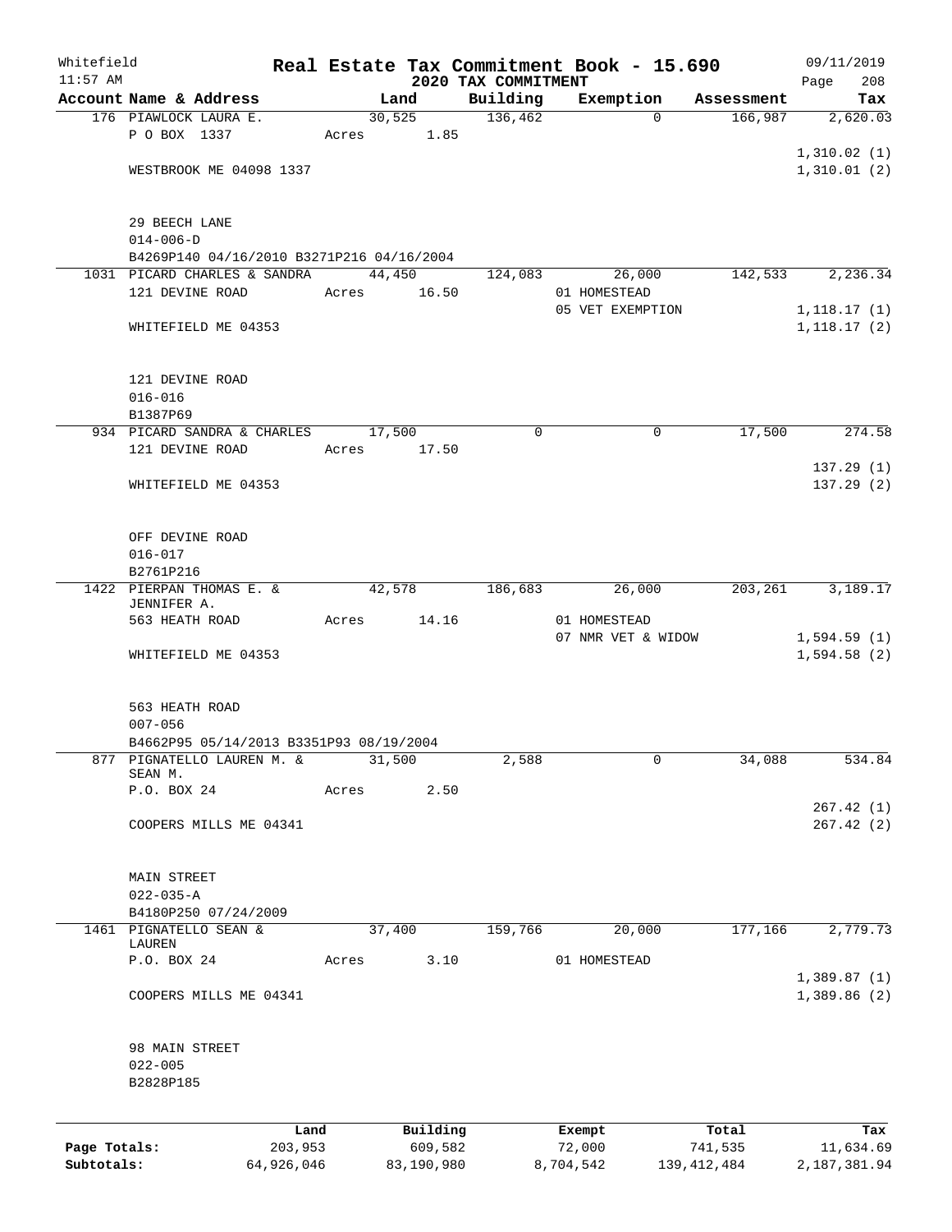Whitefield Real Estate Tax Commitment Book - 15.690 09/11/2019
11:57 AM 2020 TAX COMMITMENT

| Account Name & Address | Land | Building | Exemption | Assessment | Tax |
|---|---|---|---|---|---|
| 176 PIAWLOCK LAURA E. | 30,525 | 136,462 | 0 | 166,987 | 2,620.03 |
| P O BOX 1337 | Acres 1.85 | | | | |
| | | | | | 1,310.02 (1) |
| WESTBROOK ME 04098 1337 | | | | | 1,310.01 (2) |
| 29 BEECH LANE | | | | | |
| 014-006-D | | | | | |
| B4269P140 04/16/2010 B3271P216 04/16/2004 | | | | | |
| 1031 PICARD CHARLES & SANDRA | 44,450 | 124,083 | 26,000 | 142,533 | 2,236.34 |
| 121 DEVINE ROAD | Acres 16.50 | | 01 HOMESTEAD | | |
| | | | 05 VET EXEMPTION | | 1,118.17 (1) |
| WHITEFIELD ME 04353 | | | | | 1,118.17 (2) |
| 121 DEVINE ROAD | | | | | |
| 016-016 | | | | | |
| B1387P69 | | | | | |
| 934 PICARD SANDRA & CHARLES | 17,500 | 0 | 0 | 17,500 | 274.58 |
| 121 DEVINE ROAD | Acres 17.50 | | | | |
| | | | | | 137.29 (1) |
| WHITEFIELD ME 04353 | | | | | 137.29 (2) |
| OFF DEVINE ROAD | | | | | |
| 016-017 | | | | | |
| B2761P216 | | | | | |
| 1422 PIERPAN THOMAS E. & JENNIFER A. | 42,578 | 186,683 | 26,000 | 203,261 | 3,189.17 |
| 563 HEATH ROAD | Acres 14.16 | | 01 HOMESTEAD | | |
| | | | 07 NMR VET & WIDOW | | 1,594.59 (1) |
| WHITEFIELD ME 04353 | | | | | 1,594.58 (2) |
| 563 HEATH ROAD | | | | | |
| 007-056 | | | | | |
| B4662P95 05/14/2013 B3351P93 08/19/2004 | | | | | |
| 877 PIGNATELLO LAUREN M. & SEAN M. | 31,500 | 2,588 | 0 | 34,088 | 534.84 |
| P.O. BOX 24 | Acres 2.50 | | | | |
| | | | | | 267.42 (1) |
| COOPERS MILLS ME 04341 | | | | | 267.42 (2) |
| MAIN STREET | | | | | |
| 022-035-A | | | | | |
| B4180P250 07/24/2009 | | | | | |
| 1461 PIGNATELLO SEAN & LAUREN | 37,400 | 159,766 | 20,000 | 177,166 | 2,779.73 |
| P.O. BOX 24 | Acres 3.10 | | 01 HOMESTEAD | | |
| | | | | | 1,389.87 (1) |
| COOPERS MILLS ME 04341 | | | | | 1,389.86 (2) |
| 98 MAIN STREET | | | | | |
| 022-005 | | | | | |
| B2828P185 | | | | | |

| | Land | Building | Exempt | Total | Tax |
|---|---|---|---|---|---|
| Page Totals: | 203,953 | 609,582 | 72,000 | 741,535 | 11,634.69 |
| Subtotals: | 64,926,046 | 83,190,980 | 8,704,542 | 139,412,484 | 2,187,381.94 |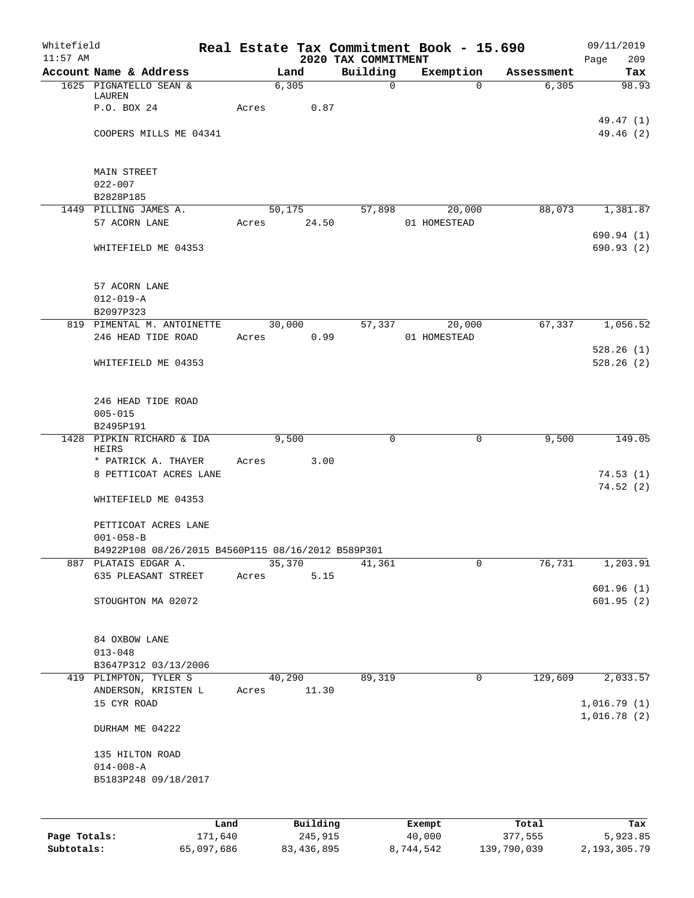# Real Estate Tax Commitment Book - 15.690

Whitefield
11:57 AM

2020 TAX COMMITMENT

09/11/2019

| Account Name & Address | Land | Building | Exemption | Assessment | Tax |
|---|---|---|---|---|---|
| 1625 PIGNATELLO SEAN & LAUREN | 6,305 | 0 | 0 | 6,305 | 98.93 |
| P.O. BOX 24 | Acres 0.87 | | | | |
| | | | | | 49.47 (1) |
| COOPERS MILLS ME 04341 | | | | | 49.46 (2) |
| MAIN STREET | | | | | |
| 022-007 | | | | | |
| B2828P185 | | | | | |
| 1449 PILLING JAMES A. | 50,175 | 57,898 | 20,000 | 88,073 | 1,381.87 |
| 57 ACORN LANE | Acres 24.50 | | 01 HOMESTEAD | | |
| | | | | | 690.94 (1) |
| WHITEFIELD ME 04353 | | | | | 690.93 (2) |
| 57 ACORN LANE | | | | | |
| 012-019-A | | | | | |
| B2097P323 | | | | | |
| 819 PIMENTAL M. ANTOINETTE | 30,000 | 57,337 | 20,000 | 67,337 | 1,056.52 |
| 246 HEAD TIDE ROAD | Acres 0.99 | | 01 HOMESTEAD | | |
| | | | | | 528.26 (1) |
| WHITEFIELD ME 04353 | | | | | 528.26 (2) |
| 246 HEAD TIDE ROAD | | | | | |
| 005-015 | | | | | |
| B2495P191 | | | | | |
| 1428 PIPKIN RICHARD & IDA HEIRS | 9,500 | 0 | 0 | 9,500 | 149.05 |
| * PATRICK A. THAYER | Acres 3.00 | | | | |
| 8 PETTICOAT ACRES LANE | | | | | 74.53 (1) |
| | | | | | 74.52 (2) |
| WHITEFIELD ME 04353 | | | | | |
| PETTICOAT ACRES LANE | | | | | |
| 001-058-B | | | | | |
| B4922P108 08/26/2015 B4560P115 08/16/2012 B589P301 | | | | | |
| 887 PLATAIS EDGAR A. | 35,370 | 41,361 | 0 | 76,731 | 1,203.91 |
| 635 PLEASANT STREET | Acres 5.15 | | | | |
| | | | | | 601.96 (1) |
| STOUGHTON MA 02072 | | | | | 601.95 (2) |
| 84 OXBOW LANE | | | | | |
| 013-048 | | | | | |
| B3647P312 03/13/2006 | | | | | |
| 419 PLIMPTON, TYLER S | 40,290 | 89,319 | 0 | 129,609 | 2,033.57 |
| ANDERSON, KRISTEN L | Acres 11.30 | | | | |
| 15 CYR ROAD | | | | | 1,016.79 (1) |
| | | | | | 1,016.78 (2) |
| DURHAM ME 04222 | | | | | |
| 135 HILTON ROAD | | | | | |
| 014-008-A | | | | | |
| B5183P248 09/18/2017 | | | | | |

| | Land | Building | Exempt | Total | Tax |
|---|---|---|---|---|---|
| Page Totals: | 171,640 | 245,915 | 40,000 | 377,555 | 5,923.85 |
| Subtotals: | 65,097,686 | 83,436,895 | 8,744,542 | 139,790,039 | 2,193,305.79 |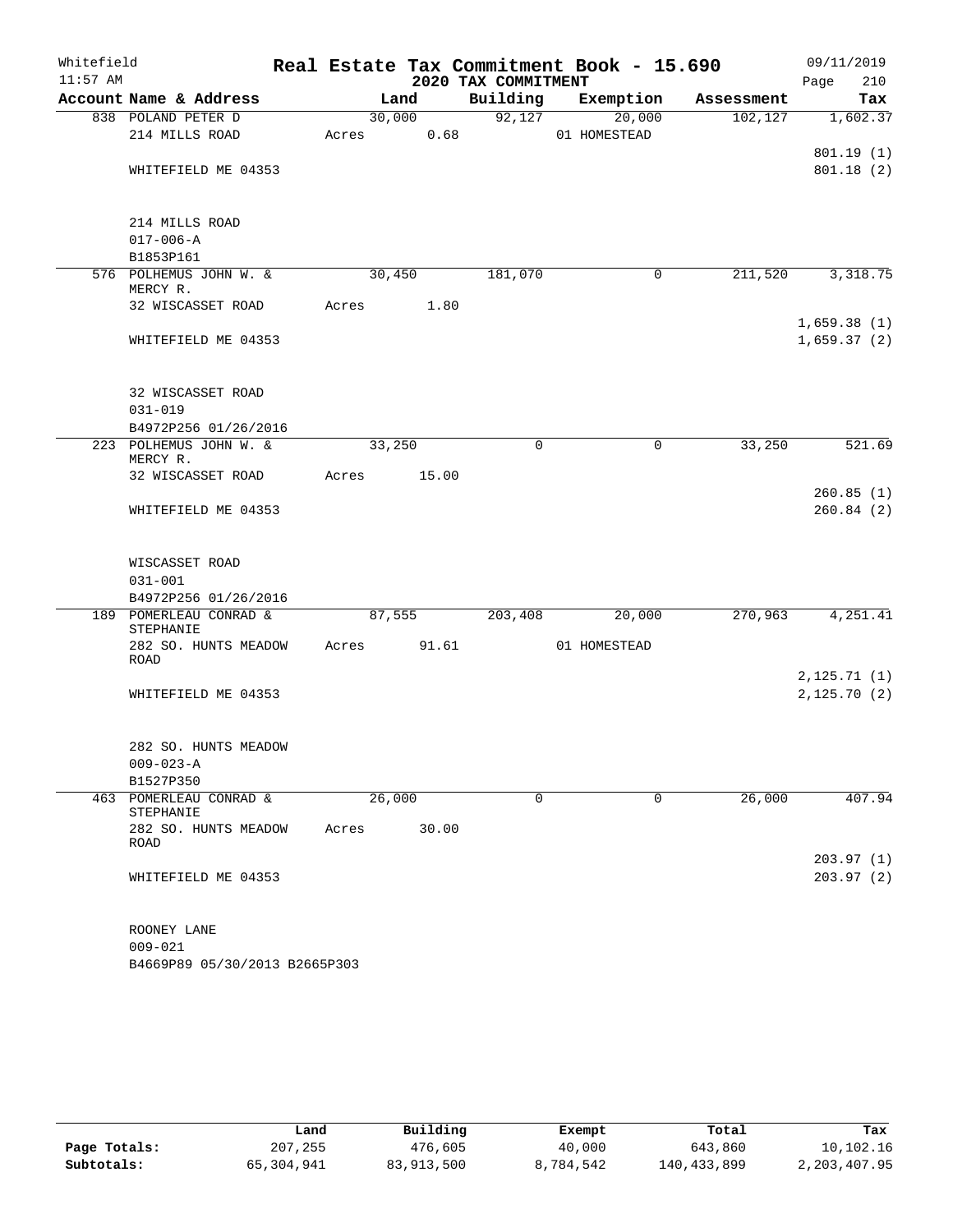Whitefield
11:57 AM

# Real Estate Tax Commitment Book - 15.690
## 2020 TAX COMMITMENT

09/11/2019
Page 210

| Account Name & Address | Land | Building | Exemption | Assessment | Tax |
|---|---|---|---|---|---|
| 838 POLAND PETER D | 30,000 | 92,127 | 20,000 | 102,127 | 1,602.37 |
| 214 MILLS ROAD | Acres 0.68 | | 01 HOMESTEAD | | |
| | | | | | 801.19 (1) |
| WHITEFIELD ME 04353 | | | | | 801.18 (2) |
| 214 MILLS ROAD | | | | | |
| 017-006-A | | | | | |
| B1853P161 | | | | | |
| 576 POLHEMUS JOHN W. & MERCY R. | 30,450 | 181,070 | 0 | 211,520 | 3,318.75 |
| 32 WISCASSET ROAD | Acres 1.80 | | | | |
| | | | | | 1,659.38 (1) |
| WHITEFIELD ME 04353 | | | | | 1,659.37 (2) |
| 32 WISCASSET ROAD | | | | | |
| 031-019 | | | | | |
| B4972P256 01/26/2016 | | | | | |
| 223 POLHEMUS JOHN W. & MERCY R. | 33,250 | 0 | 0 | 33,250 | 521.69 |
| 32 WISCASSET ROAD | Acres 15.00 | | | | |
| | | | | | 260.85 (1) |
| WHITEFIELD ME 04353 | | | | | 260.84 (2) |
| WISCASSET ROAD | | | | | |
| 031-001 | | | | | |
| B4972P256 01/26/2016 | | | | | |
| 189 POMERLEAU CONRAD & STEPHANIE | 87,555 | 203,408 | 20,000 | 270,963 | 4,251.41 |
| 282 SO. HUNTS MEADOW ROAD | Acres 91.61 | | 01 HOMESTEAD | | |
| | | | | | 2,125.71 (1) |
| WHITEFIELD ME 04353 | | | | | 2,125.70 (2) |
| 282 SO. HUNTS MEADOW | | | | | |
| 009-023-A | | | | | |
| B1527P350 | | | | | |
| 463 POMERLEAU CONRAD & STEPHANIE | 26,000 | 0 | 0 | 26,000 | 407.94 |
| 282 SO. HUNTS MEADOW ROAD | Acres 30.00 | | | | |
| | | | | | 203.97 (1) |
| WHITEFIELD ME 04353 | | | | | 203.97 (2) |
| ROONEY LANE | | | | | |
| 009-021 | | | | | |
| B4669P89 05/30/2013 B2665P303 | | | | | |

| | Land | Building | Exempt | Total | Tax |
|---|---|---|---|---|---|
| Page Totals: | 207,255 | 476,605 | 40,000 | 643,860 | 10,102.16 |
| Subtotals: | 65,304,941 | 83,913,500 | 8,784,542 | 140,433,899 | 2,203,407.95 |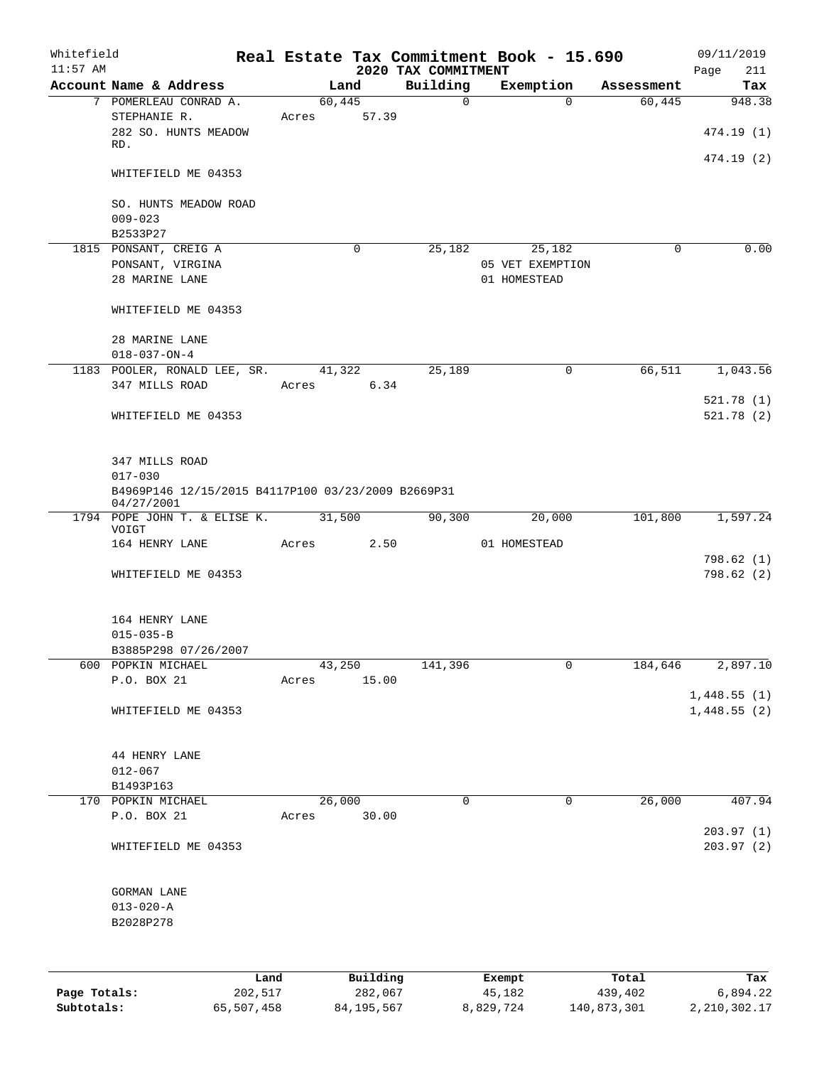Whitefield 11:57 AM

# Real Estate Tax Commitment Book - 15.690

## 2020 TAX COMMITMENT

09/11/2019 Page 211

| Account Name & Address | Land | Building | Exemption | Assessment | Tax |
|---|---|---|---|---|---|
| 7 POMERLEAU CONRAD A. | 60,445 | 0 | 0 | 60,445 | 948.38 |
| STEPHANIE R. | Acres 57.39 | | | | |
| 282 SO. HUNTS MEADOW RD. | | | | | 474.19 (1) |
| | | | | | 474.19 (2) |
| WHITEFIELD ME 04353 | | | | | |
| SO. HUNTS MEADOW ROAD | | | | | |
| 009-023 | | | | | |
| B2533P27 | | | | | |
| 1815 PONSANT, CREIG A | 0 | 25,182 | 25,182 | 0 | 0.00 |
| PONSANT, VIRGINA | | | 05 VET EXEMPTION | | |
| 28 MARINE LANE | | | 01 HOMESTEAD | | |
| WHITEFIELD ME 04353 | | | | | |
| 28 MARINE LANE | | | | | |
| 018-037-ON-4 | | | | | |
| 1183 POOLER, RONALD LEE, SR. | 41,322 | 25,189 | 0 | 66,511 | 1,043.56 |
| 347 MILLS ROAD | Acres 6.34 | | | | |
| | | | | | 521.78 (1) |
| WHITEFIELD ME 04353 | | | | | 521.78 (2) |
| 347 MILLS ROAD | | | | | |
| 017-030 | | | | | |
| B4969P146 12/15/2015 B4117P100 03/23/2009 B2669P31 04/27/2001 | | | | | |
| 1794 POPE JOHN T. & ELISE K. VOIGT | 31,500 | 90,300 | 20,000 | 101,800 | 1,597.24 |
| 164 HENRY LANE | Acres 2.50 | | 01 HOMESTEAD | | |
| | | | | | 798.62 (1) |
| WHITEFIELD ME 04353 | | | | | 798.62 (2) |
| 164 HENRY LANE | | | | | |
| 015-035-B | | | | | |
| B3885P298 07/26/2007 | | | | | |
| 600 POPKIN MICHAEL | 43,250 | 141,396 | 0 | 184,646 | 2,897.10 |
| P.O. BOX 21 | Acres 15.00 | | | | |
| | | | | | 1,448.55 (1) |
| WHITEFIELD ME 04353 | | | | | 1,448.55 (2) |
| 44 HENRY LANE | | | | | |
| 012-067 | | | | | |
| B1493P163 | | | | | |
| 170 POPKIN MICHAEL | 26,000 | 0 | 0 | 26,000 | 407.94 |
| P.O. BOX 21 | Acres 30.00 | | | | |
| | | | | | 203.97 (1) |
| WHITEFIELD ME 04353 | | | | | 203.97 (2) |
| GORMAN LANE | | | | | |
| 013-020-A | | | | | |
| B2028P278 | | | | | |

| | Land | Building | Exempt | Total | Tax |
|---|---|---|---|---|---|
| Page Totals: | 202,517 | 282,067 | 45,182 | 439,402 | 6,894.22 |
| Subtotals: | 65,507,458 | 84,195,567 | 8,829,724 | 140,873,301 | 2,210,302.17 |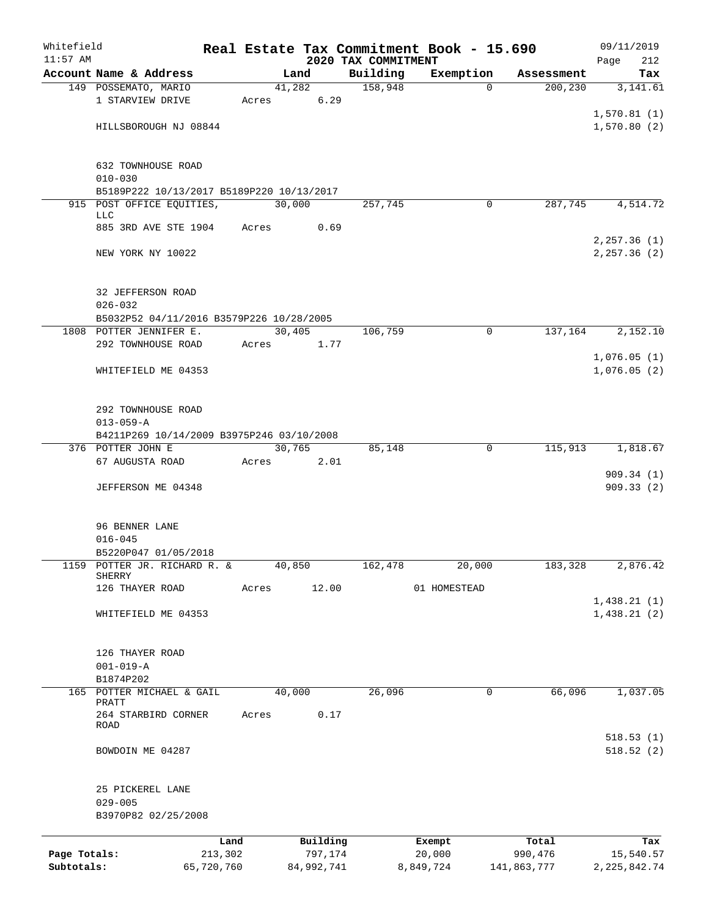# Real Estate Tax Commitment Book - 15.690

## 2020 TAX COMMITMENT

Whitefield
11:57 AM

09/11/2019

| Account Name & Address | Land | Building | Exemption | Assessment | Tax |
|---|---|---|---|---|---|
| 149 POSSEMATO, MARIO | 41,282 | 158,948 | 0 | 200,230 | 3,141.61 |
| 1 STARVIEW DRIVE | Acres 6.29 | | | | |
| | | | | | 1,570.81 (1) |
| HILLSBOROUGH NJ 08844 | | | | | 1,570.80 (2) |
| 632 TOWNHOUSE ROAD | | | | | |
| 010-030 | | | | | |
| B5189P222 10/13/2017 B5189P220 10/13/2017 | | | | | |
| 915 POST OFFICE EQUITIES, LLC | 30,000 | 257,745 | 0 | 287,745 | 4,514.72 |
| 885 3RD AVE STE 1904 | Acres 0.69 | | | | |
| | | | | | 2,257.36 (1) |
| NEW YORK NY 10022 | | | | | 2,257.36 (2) |
| 32 JEFFERSON ROAD | | | | | |
| 026-032 | | | | | |
| B5032P52 04/11/2016 B3579P226 10/28/2005 | | | | | |
| 1808 POTTER JENNIFER E. | 30,405 | 106,759 | 0 | 137,164 | 2,152.10 |
| 292 TOWNHOUSE ROAD | Acres 1.77 | | | | |
| | | | | | 1,076.05 (1) |
| WHITEFIELD ME 04353 | | | | | 1,076.05 (2) |
| 292 TOWNHOUSE ROAD | | | | | |
| 013-059-A | | | | | |
| B4211P269 10/14/2009 B3975P246 03/10/2008 | | | | | |
| 376 POTTER JOHN E | 30,765 | 85,148 | 0 | 115,913 | 1,818.67 |
| 67 AUGUSTA ROAD | Acres 2.01 | | | | |
| | | | | | 909.34 (1) |
| JEFFERSON ME 04348 | | | | | 909.33 (2) |
| 96 BENNER LANE | | | | | |
| 016-045 | | | | | |
| B5220P047 01/05/2018 | | | | | |
| 1159 POTTER JR. RICHARD R. & SHERRY | 40,850 | 162,478 | 20,000 | 183,328 | 2,876.42 |
| 126 THAYER ROAD | Acres 12.00 | | 01 HOMESTEAD | | |
| | | | | | 1,438.21 (1) |
| WHITEFIELD ME 04353 | | | | | 1,438.21 (2) |
| 126 THAYER ROAD | | | | | |
| 001-019-A | | | | | |
| B1874P202 | | | | | |
| 165 POTTER MICHAEL & GAIL PRATT | 40,000 | 26,096 | 0 | 66,096 | 1,037.05 |
| 264 STARBIRD CORNER ROAD | Acres 0.17 | | | | |
| | | | | | 518.53 (1) |
| BOWDOIN ME 04287 | | | | | 518.52 (2) |
| 25 PICKEREL LANE | | | | | |
| 029-005 | | | | | |
| B3970P82 02/25/2008 | | | | | |

| | Land | Building | Exempt | Total | Tax |
|---|---|---|---|---|---|
| Page Totals: | 213,302 | 797,174 | 20,000 | 990,476 | 15,540.57 |
| Subtotals: | 65,720,760 | 84,992,741 | 8,849,724 | 141,863,777 | 2,225,842.74 |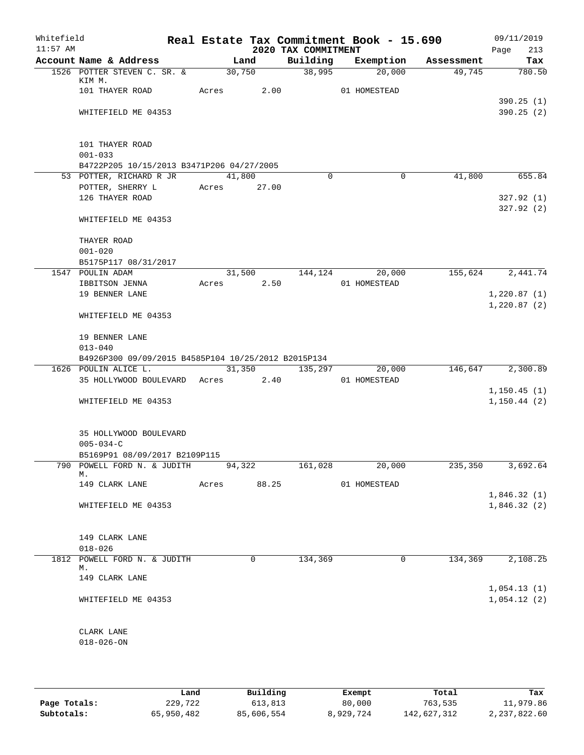Whitefield 11:57 AM

# Real Estate Tax Commitment Book - 15.690

## 2020 TAX COMMITMENT

09/11/2019 Page 213

| Account Name & Address | Land | Building | Exemption | Assessment | Tax |
|---|---|---|---|---|---|
| 1526 POTTER STEVEN C. SR. & KIM M. | 30,750 | 38,995 | 20,000 | 49,745 | 780.50 |
| 101 THAYER ROAD | Acres 2.00 | | 01 HOMESTEAD | | |
| | | | | | 390.25 (1) |
| WHITEFIELD ME 04353 | | | | | 390.25 (2) |
| 101 THAYER ROAD | | | | | |
| 001-033 | | | | | |
| B4722P205 10/15/2013 B3471P206 04/27/2005 | | | | | |
| 53 POTTER, RICHARD R JR | 41,800 | 0 | 0 | 41,800 | 655.84 |
| POTTER, SHERRY L | Acres 27.00 | | | | |
| 126 THAYER ROAD | | | | | 327.92 (1) |
| | | | | | 327.92 (2) |
| WHITEFIELD ME 04353 | | | | | |
| THAYER ROAD | | | | | |
| 001-020 | | | | | |
| B5175P117 08/31/2017 | | | | | |
| 1547 POULIN ADAM | 31,500 | 144,124 | 20,000 | 155,624 | 2,441.74 |
| IBBITSON JENNA | Acres 2.50 | | 01 HOMESTEAD | | |
| 19 BENNER LANE | | | | | 1,220.87 (1) |
| | | | | | 1,220.87 (2) |
| WHITEFIELD ME 04353 | | | | | |
| 19 BENNER LANE | | | | | |
| 013-040 | | | | | |
| B4926P300 09/09/2015 B4585P104 10/25/2012 B2015P134 | | | | | |
| 1626 POULIN ALICE L. | 31,350 | 135,297 | 20,000 | 146,647 | 2,300.89 |
| 35 HOLLYWOOD BOULEVARD | Acres 2.40 | | 01 HOMESTEAD | | |
| | | | | | 1,150.45 (1) |
| WHITEFIELD ME 04353 | | | | | 1,150.44 (2) |
| 35 HOLLYWOOD BOULEVARD | | | | | |
| 005-034-C | | | | | |
| B5169P91 08/09/2017 B2109P115 | | | | | |
| 790 POWELL FORD N. & JUDITH M. | 94,322 | 161,028 | 20,000 | 235,350 | 3,692.64 |
| 149 CLARK LANE | Acres 88.25 | | 01 HOMESTEAD | | |
| | | | | | 1,846.32 (1) |
| WHITEFIELD ME 04353 | | | | | 1,846.32 (2) |
| 149 CLARK LANE | | | | | |
| 018-026 | | | | | |
| 1812 POWELL FORD N. & JUDITH M. | 0 | 134,369 | 0 | 134,369 | 2,108.25 |
| 149 CLARK LANE | | | | | |
| | | | | | 1,054.13 (1) |
| WHITEFIELD ME 04353 | | | | | 1,054.12 (2) |
| CLARK LANE | | | | | |
| 018-026-ON | | | | | |

| | Land | Building | Exempt | Total | Tax |
|---|---|---|---|---|---|
| Page Totals: | 229,722 | 613,813 | 80,000 | 763,535 | 11,979.86 |
| Subtotals: | 65,950,482 | 85,606,554 | 8,929,724 | 142,627,312 | 2,237,822.60 |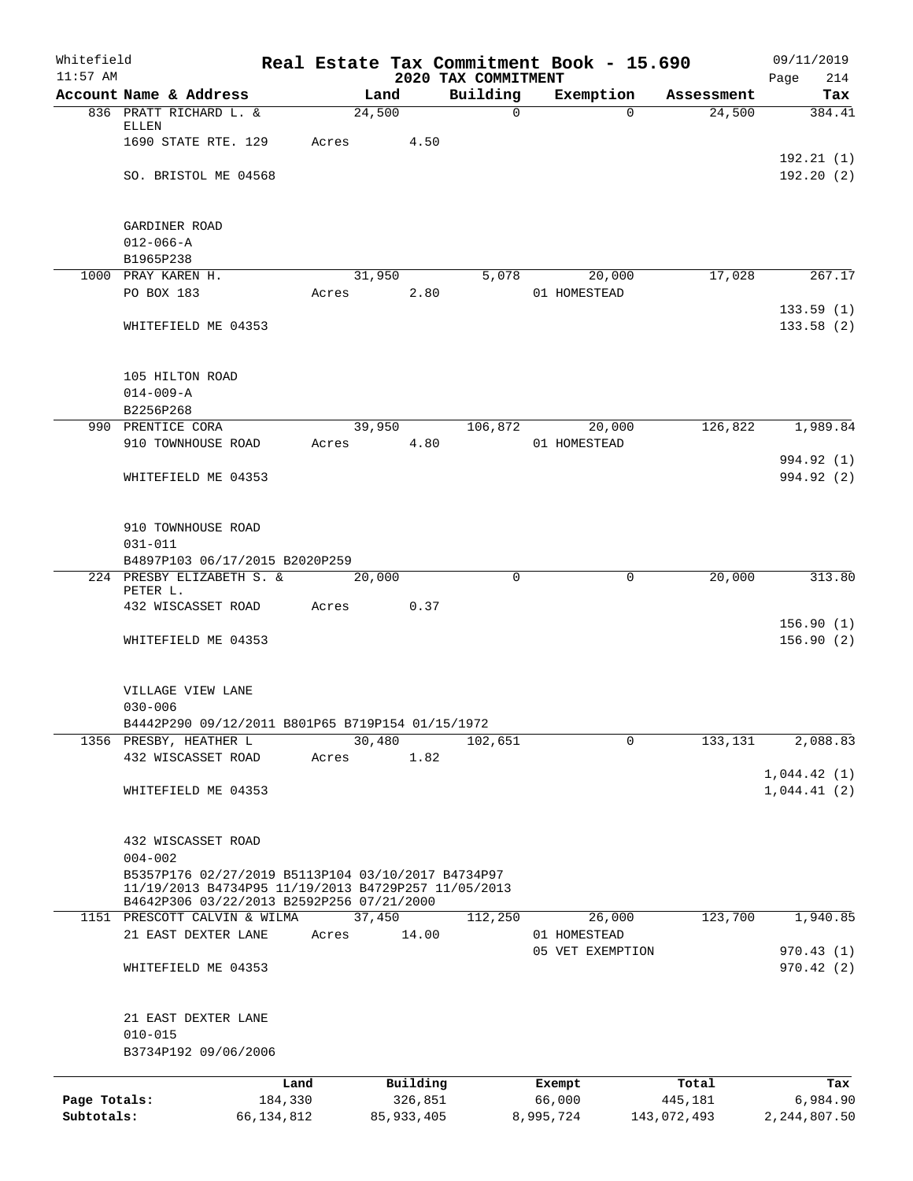Whitefield 11:57 AM

# Real Estate Tax Commitment Book - 15.690

## 2020 TAX COMMITMENT

09/11/2019 Page 214

| Account Name & Address | Land | Building | Exemption | Assessment | Tax |
|---|---|---|---|---|---|
| 836 PRATT RICHARD L. & ELLEN | 24,500 | 0 | 0 | 24,500 | 384.41 |
| 1690 STATE RTE. 129 | Acres 4.50 | | | | |
| | | | | | 192.21 (1) |
| SO. BRISTOL ME 04568 | | | | | 192.20 (2) |
| GARDINER ROAD | | | | | |
| 012-066-A | | | | | |
| B1965P238 | | | | | |
| 1000 PRAY KAREN H. | 31,950 | 5,078 | 20,000 | 17,028 | 267.17 |
| PO BOX 183 | Acres 2.80 | | 01 HOMESTEAD | | |
| | | | | | 133.59 (1) |
| WHITEFIELD ME 04353 | | | | | 133.58 (2) |
| 105 HILTON ROAD | | | | | |
| 014-009-A | | | | | |
| B2256P268 | | | | | |
| 990 PRENTICE CORA | 39,950 | 106,872 | 20,000 | 126,822 | 1,989.84 |
| 910 TOWNHOUSE ROAD | Acres 4.80 | | 01 HOMESTEAD | | |
| | | | | | 994.92 (1) |
| WHITEFIELD ME 04353 | | | | | 994.92 (2) |
| 910 TOWNHOUSE ROAD | | | | | |
| 031-011 | | | | | |
| B4897P103 06/17/2015 B2020P259 | | | | | |
| 224 PRESBY ELIZABETH S. & PETER L. | 20,000 | 0 | 0 | 20,000 | 313.80 |
| 432 WISCASSET ROAD | Acres 0.37 | | | | |
| | | | | | 156.90 (1) |
| WHITEFIELD ME 04353 | | | | | 156.90 (2) |
| VILLAGE VIEW LANE | | | | | |
| 030-006 | | | | | |
| B4442P290 09/12/2011 B801P65 B719P154 01/15/1972 | | | | | |
| 1356 PRESBY, HEATHER L | 30,480 | 102,651 | 0 | 133,131 | 2,088.83 |
| 432 WISCASSET ROAD | Acres 1.82 | | | | |
| | | | | | 1,044.42 (1) |
| WHITEFIELD ME 04353 | | | | | 1,044.41 (2) |
| 432 WISCASSET ROAD | | | | | |
| 004-002 | | | | | |
| B5357P176 02/27/2019 B5113P104 03/10/2017 B4734P97 11/19/2013 B4734P95 11/19/2013 B4729P257 11/05/2013 B4642P306 03/22/2013 B2592P256 07/21/2000 | | | | | |
| 1151 PRESCOTT CALVIN & WILMA | 37,450 | 112,250 | 26,000 | 123,700 | 1,940.85 |
| 21 EAST DEXTER LANE | Acres 14.00 | | 01 HOMESTEAD | | |
| | | | 05 VET EXEMPTION | | 970.43 (1) |
| WHITEFIELD ME 04353 | | | | | 970.42 (2) |
| 21 EAST DEXTER LANE | | | | | |
| 010-015 | | | | | |
| B3734P192 09/06/2006 | | | | | |

| | Land | Building | Exempt | Total | Tax |
|---|---|---|---|---|---|
| Page Totals: | 184,330 | 326,851 | 66,000 | 445,181 | 6,984.90 |
| Subtotals: | 66,134,812 | 85,933,405 | 8,995,724 | 143,072,493 | 2,244,807.50 |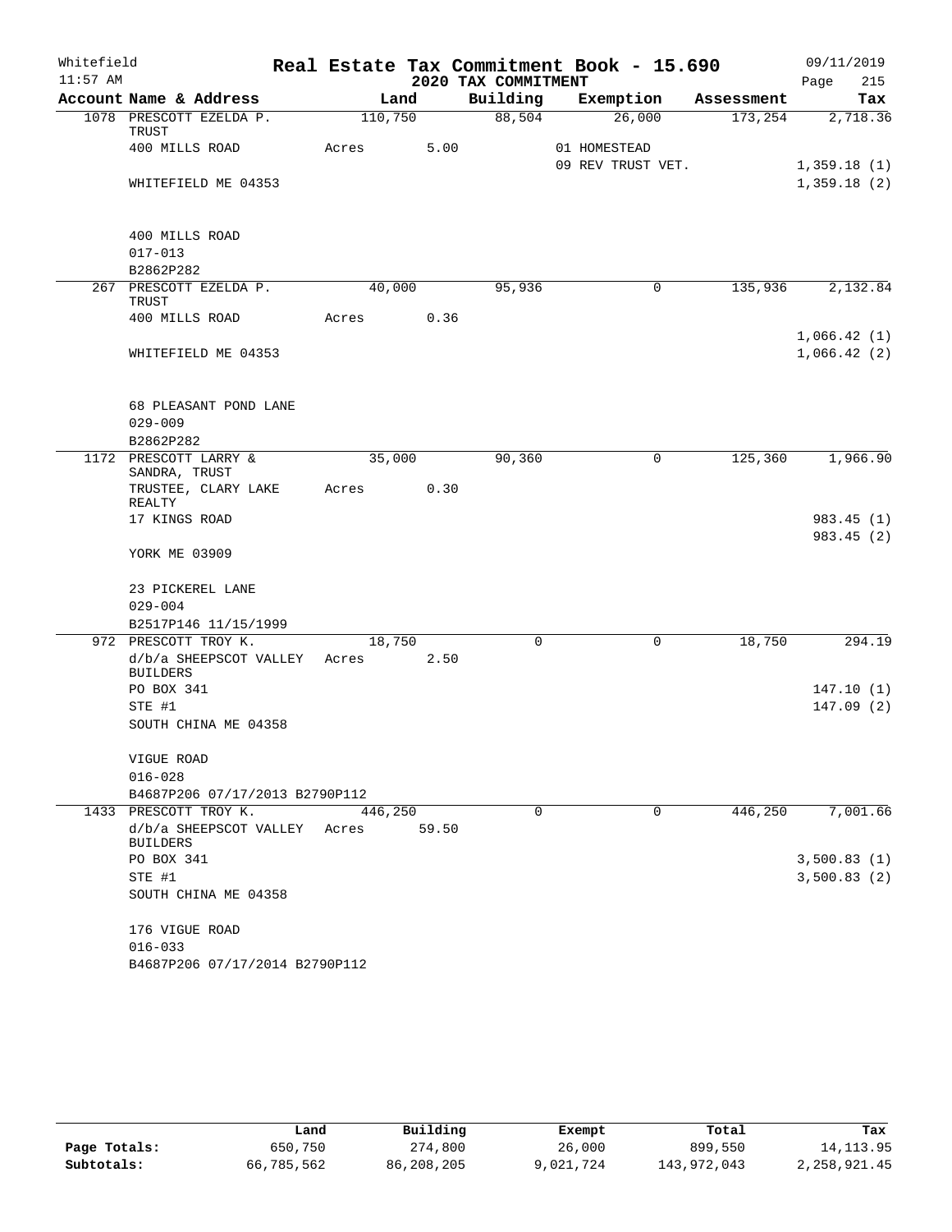Whitefield
11:57 AM

# Real Estate Tax Commitment Book - 15.690

## 2020 TAX COMMITMENT

09/11/2019
Page 215

| Account Name & Address | Land | | Building | Exemption | Assessment | Tax |
|---|---|---|---|---|---|---|
| 1078 PRESCOTT EZELDA P. TRUST | 110,750 | | 88,504 | 26,000 | 173,254 | 2,718.36 |
| 400 MILLS ROAD | Acres | 5.00 | | 01 HOMESTEAD | | |
| | | | | 09 REV TRUST VET. | | 1,359.18 (1) |
| WHITEFIELD ME 04353 | | | | | | 1,359.18 (2) |
| 400 MILLS ROAD | | | | | | |
| 017-013 | | | | | | |
| B2862P282 | | | | | | |
| 267 PRESCOTT EZELDA P. TRUST | 40,000 | | 95,936 | 0 | 135,936 | 2,132.84 |
| 400 MILLS ROAD | Acres | 0.36 | | | | |
| | | | | | | 1,066.42 (1) |
| WHITEFIELD ME 04353 | | | | | | 1,066.42 (2) |
| 68 PLEASANT POND LANE | | | | | | |
| 029-009 | | | | | | |
| B2862P282 | | | | | | |
| 1172 PRESCOTT LARRY & SANDRA, TRUST | 35,000 | | 90,360 | 0 | 125,360 | 1,966.90 |
| TRUSTEE, CLARY LAKE REALTY | Acres | 0.30 | | | | |
| 17 KINGS ROAD | | | | | | 983.45 (1) |
| | | | | | | 983.45 (2) |
| YORK ME 03909 | | | | | | |
| 23 PICKEREL LANE | | | | | | |
| 029-004 | | | | | | |
| B2517P146 11/15/1999 | | | | | | |
| 972 PRESCOTT TROY K. | 18,750 | | 0 | 0 | 18,750 | 294.19 |
| d/b/a SHEEPSCOT VALLEY BUILDERS | Acres | 2.50 | | | | |
| PO BOX 341 | | | | | | 147.10 (1) |
| STE #1 | | | | | | 147.09 (2) |
| SOUTH CHINA ME 04358 | | | | | | |
| VIGUE ROAD | | | | | | |
| 016-028 | | | | | | |
| B4687P206 07/17/2013 B2790P112 | | | | | | |
| 1433 PRESCOTT TROY K. | 446,250 | | 0 | 0 | 446,250 | 7,001.66 |
| d/b/a SHEEPSCOT VALLEY BUILDERS | Acres | 59.50 | | | | |
| PO BOX 341 | | | | | | 3,500.83 (1) |
| STE #1 | | | | | | 3,500.83 (2) |
| SOUTH CHINA ME 04358 | | | | | | |
| 176 VIGUE ROAD | | | | | | |
| 016-033 | | | | | | |
| B4687P206 07/17/2014 B2790P112 | | | | | | |

| | Land | Building | Exempt | Total | Tax |
|---|---|---|---|---|---|
| Page Totals: | 650,750 | 274,800 | 26,000 | 899,550 | 14,113.95 |
| Subtotals: | 66,785,562 | 86,208,205 | 9,021,724 | 143,972,043 | 2,258,921.45 |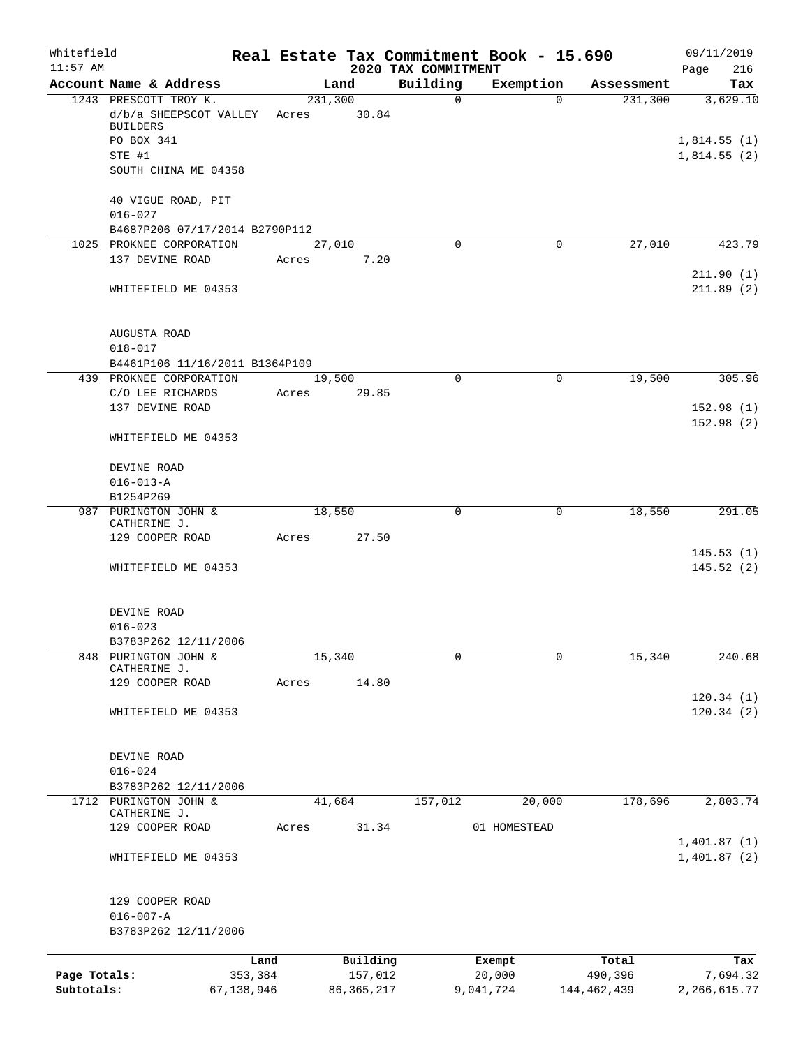Whitefield
11:57 AM

# Real Estate Tax Commitment Book - 15.690

## 2020 TAX COMMITMENT

09/11/2019
Page 216

| Account Name & Address | Land | Building | Exemption | Assessment | Tax |
|---|---|---|---|---|---|
| 1243 PRESCOTT TROY K. | 231,300 | 0 | 0 | 231,300 | 3,629.10 |
| d/b/a SHEEPSCOT VALLEY BUILDERS | Acres 30.84 | | | | |
| PO BOX 341 | | | | | 1,814.55 (1) |
| STE #1 | | | | | 1,814.55 (2) |
| SOUTH CHINA ME 04358 | | | | | |
| 40 VIGUE ROAD, PIT | | | | | |
| 016-027 | | | | | |
| B4687P206 07/17/2014 B2790P112 | | | | | |
| 1025 PROKNEE CORPORATION | 27,010 | 0 | 0 | 27,010 | 423.79 |
| 137 DEVINE ROAD | Acres 7.20 | | | | |
| | | | | | 211.90 (1) |
| WHITEFIELD ME 04353 | | | | | 211.89 (2) |
| AUGUSTA ROAD | | | | | |
| 018-017 | | | | | |
| B4461P106 11/16/2011 B1364P109 | | | | | |
| 439 PROKNEE CORPORATION | 19,500 | 0 | 0 | 19,500 | 305.96 |
| C/O LEE RICHARDS | Acres 29.85 | | | | |
| 137 DEVINE ROAD | | | | | 152.98 (1) |
| | | | | | 152.98 (2) |
| WHITEFIELD ME 04353 | | | | | |
| DEVINE ROAD | | | | | |
| 016-013-A | | | | | |
| B1254P269 | | | | | |
| 987 PURINGTON JOHN & CATHERINE J. | 18,550 | 0 | 0 | 18,550 | 291.05 |
| 129 COOPER ROAD | Acres 27.50 | | | | |
| | | | | | 145.53 (1) |
| WHITEFIELD ME 04353 | | | | | 145.52 (2) |
| DEVINE ROAD | | | | | |
| 016-023 | | | | | |
| B3783P262 12/11/2006 | | | | | |
| 848 PURINGTON JOHN & CATHERINE J. | 15,340 | 0 | 0 | 15,340 | 240.68 |
| 129 COOPER ROAD | Acres 14.80 | | | | |
| | | | | | 120.34 (1) |
| WHITEFIELD ME 04353 | | | | | 120.34 (2) |
| DEVINE ROAD | | | | | |
| 016-024 | | | | | |
| B3783P262 12/11/2006 | | | | | |
| 1712 PURINGTON JOHN & CATHERINE J. | 41,684 | 157,012 | 20,000 | 178,696 | 2,803.74 |
| 129 COOPER ROAD | Acres 31.34 | | 01 HOMESTEAD | | |
| | | | | | 1,401.87 (1) |
| WHITEFIELD ME 04353 | | | | | 1,401.87 (2) |
| 129 COOPER ROAD | | | | | |
| 016-007-A | | | | | |
| B3783P262 12/11/2006 | | | | | |

| | Land | Building | Exempt | Total | Tax |
|---|---|---|---|---|---|
| Page Totals: | 353,384 | 157,012 | 20,000 | 490,396 | 7,694.32 |
| Subtotals: | 67,138,946 | 86,365,217 | 9,041,724 | 144,462,439 | 2,266,615.77 |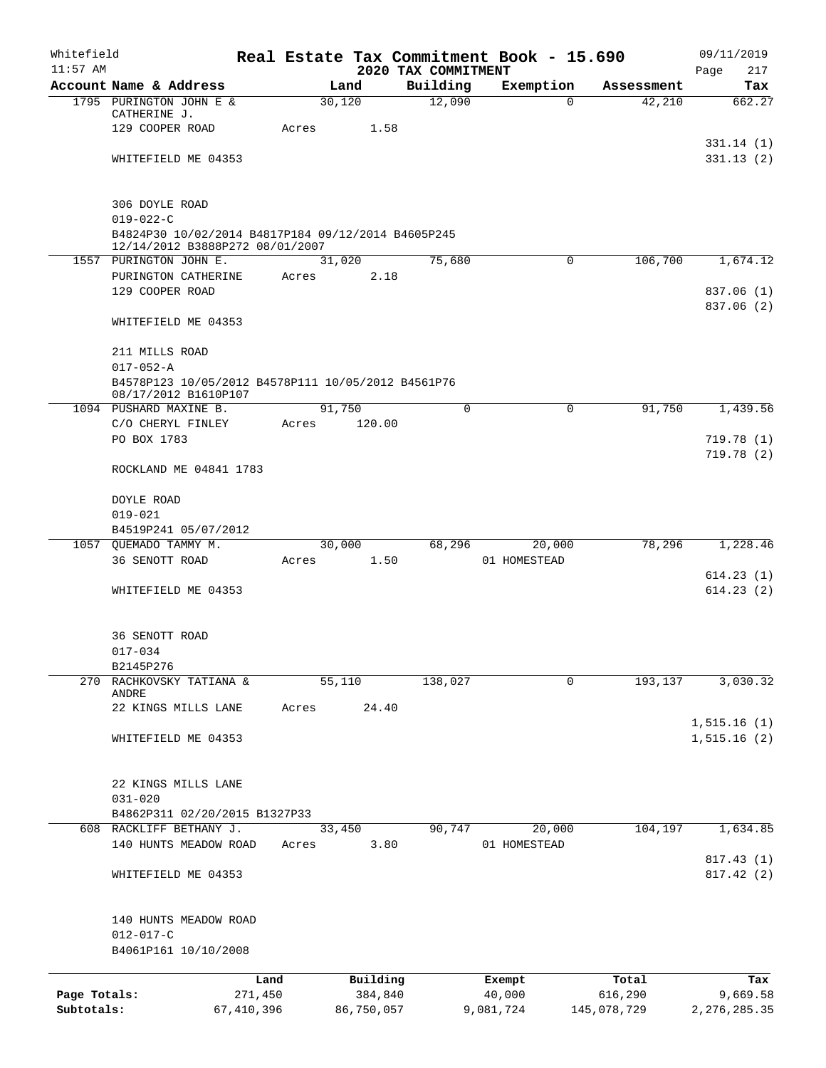Whitefield 11:57 AM

# Real Estate Tax Commitment Book - 15.690

## 2020 TAX COMMITMENT

09/11/2019 Page 217

| Account Name & Address | Land | Building | Exemption | Assessment | Tax |
|---|---|---|---|---|---|
| 1795 PURINGTON JOHN E & CATHERINE J. | 30,120 | 12,090 | 0 | 42,210 | 662.27 |
| 129 COOPER ROAD | Acres 1.58 | | | | |
| | | | | | 331.14 (1) |
| WHITEFIELD ME 04353 | | | | | 331.13 (2) |
| 306 DOYLE ROAD | | | | | |
| 019-022-C | | | | | |
| B4824P30 10/02/2014 B4817P184 09/12/2014 B4605P245 12/14/2012 B3888P272 08/01/2007 | | | | | |
| 1557 PURINGTON JOHN E. | 31,020 | 75,680 | 0 | 106,700 | 1,674.12 |
| PURINGTON CATHERINE | Acres 2.18 | | | | |
| 129 COOPER ROAD | | | | | 837.06 (1) |
| | | | | | 837.06 (2) |
| WHITEFIELD ME 04353 | | | | | |
| 211 MILLS ROAD | | | | | |
| 017-052-A | | | | | |
| B4578P123 10/05/2012 B4578P111 10/05/2012 B4561P76 08/17/2012 B1610P107 | | | | | |
| 1094 PUSHARD MAXINE B. | 91,750 | 0 | 0 | 91,750 | 1,439.56 |
| C/O CHERYL FINLEY | Acres 120.00 | | | | |
| PO BOX 1783 | | | | | 719.78 (1) |
| | | | | | 719.78 (2) |
| ROCKLAND ME 04841 1783 | | | | | |
| DOYLE ROAD | | | | | |
| 019-021 | | | | | |
| B4519P241 05/07/2012 | | | | | |
| 1057 QUEMADO TAMMY M. | 30,000 | 68,296 | 20,000 | 78,296 | 1,228.46 |
| 36 SENOTT ROAD | Acres 1.50 | | 01 HOMESTEAD | | |
| | | | | | 614.23 (1) |
| WHITEFIELD ME 04353 | | | | | 614.23 (2) |
| 36 SENOTT ROAD | | | | | |
| 017-034 | | | | | |
| B2145P276 | | | | | |
| 270 RACHKOVSKY TATIANA & ANDRE | 55,110 | 138,027 | 0 | 193,137 | 3,030.32 |
| 22 KINGS MILLS LANE | Acres 24.40 | | | | |
| | | | | | 1,515.16 (1) |
| WHITEFIELD ME 04353 | | | | | 1,515.16 (2) |
| 22 KINGS MILLS LANE | | | | | |
| 031-020 | | | | | |
| B4862P311 02/20/2015 B1327P33 | | | | | |
| 608 RACKLIFF BETHANY J. | 33,450 | 90,747 | 20,000 | 104,197 | 1,634.85 |
| 140 HUNTS MEADOW ROAD | Acres 3.80 | | 01 HOMESTEAD | | |
| | | | | | 817.43 (1) |
| WHITEFIELD ME 04353 | | | | | 817.42 (2) |
| 140 HUNTS MEADOW ROAD | | | | | |
| 012-017-C | | | | | |
| B4061P161 10/10/2008 | | | | | |

| | Land | Building | Exempt | Total | Tax |
|---|---|---|---|---|---|
| Page Totals: | 271,450 | 384,840 | 40,000 | 616,290 | 9,669.58 |
| Subtotals: | 67,410,396 | 86,750,057 | 9,081,724 | 145,078,729 | 2,276,285.35 |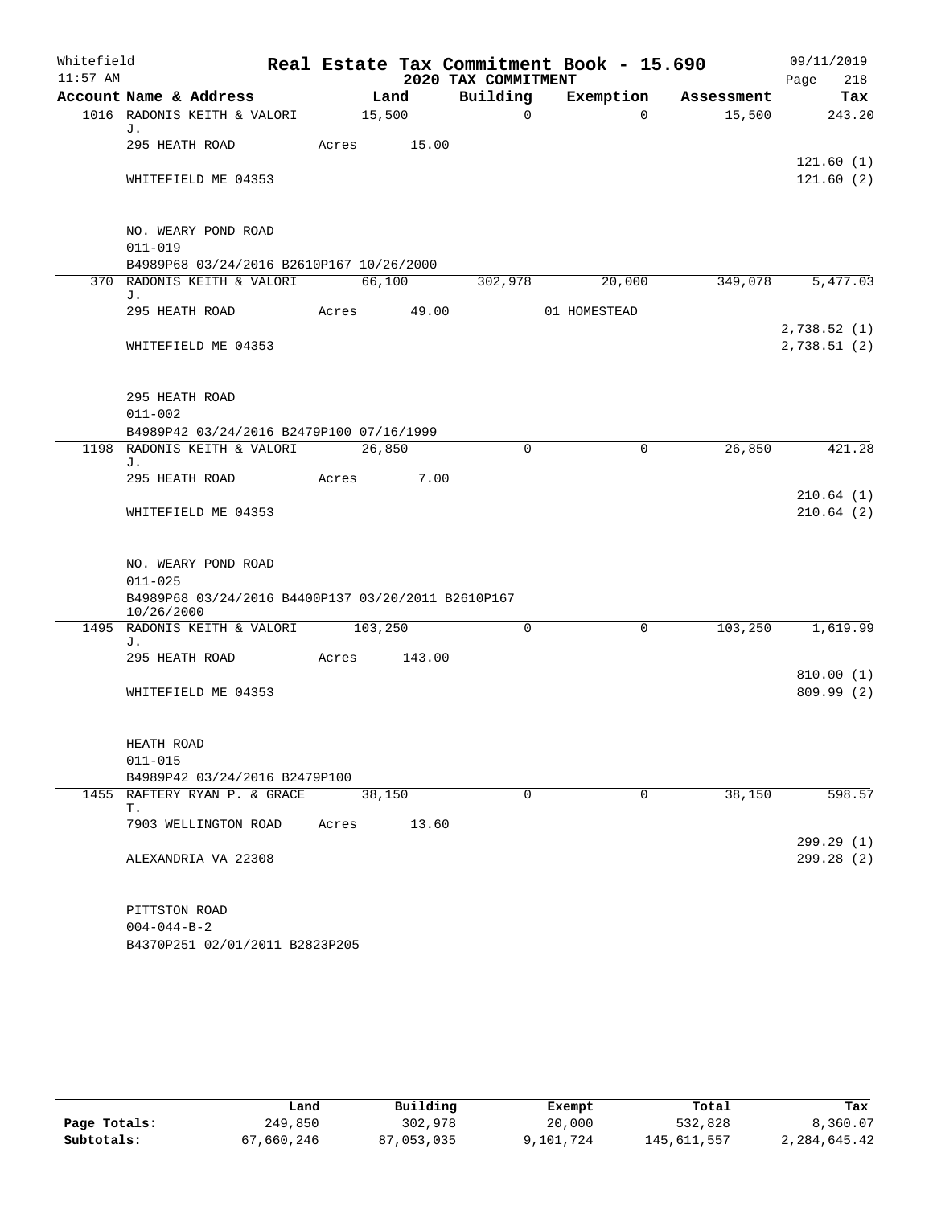Whitefield 11:57 AM

# Real Estate Tax Commitment Book - 15.690

2020 TAX COMMITMENT

09/11/2019

| Account Name & Address | Land | Building | Exemption | Assessment | Tax |
|---|---|---|---|---|---|
| 1016 RADONIS KEITH & VALORI J. | 15,500 | 0 | 0 | 15,500 | 243.20 |
| 295 HEATH ROAD | Acres 15.00 | | | | |
| | | | | | 121.60 (1) |
| WHITEFIELD ME 04353 | | | | | 121.60 (2) |
| NO. WEARY POND ROAD | | | | | |
| 011-019 | | | | | |
| B4989P68 03/24/2016 B2610P167 10/26/2000 | | | | | |
| 370 RADONIS KEITH & VALORI J. | 66,100 | 302,978 | 20,000 | 349,078 | 5,477.03 |
| 295 HEATH ROAD | Acres 49.00 | | 01 HOMESTEAD | | |
| | | | | | 2,738.52 (1) |
| WHITEFIELD ME 04353 | | | | | 2,738.51 (2) |
| 295 HEATH ROAD | | | | | |
| 011-002 | | | | | |
| B4989P42 03/24/2016 B2479P100 07/16/1999 | | | | | |
| 1198 RADONIS KEITH & VALORI J. | 26,850 | 0 | 0 | 26,850 | 421.28 |
| 295 HEATH ROAD | Acres 7.00 | | | | |
| | | | | | 210.64 (1) |
| WHITEFIELD ME 04353 | | | | | 210.64 (2) |
| NO. WEARY POND ROAD | | | | | |
| 011-025 | | | | | |
| B4989P68 03/24/2016 B4400P137 03/20/2011 B2610P167 10/26/2000 | | | | | |
| 1495 RADONIS KEITH & VALORI J. | 103,250 | 0 | 0 | 103,250 | 1,619.99 |
| 295 HEATH ROAD | Acres 143.00 | | | | |
| | | | | | 810.00 (1) |
| WHITEFIELD ME 04353 | | | | | 809.99 (2) |
| HEATH ROAD | | | | | |
| 011-015 | | | | | |
| B4989P42 03/24/2016 B2479P100 | | | | | |
| 1455 RAFTERY RYAN P. & GRACE T. | 38,150 | 0 | 0 | 38,150 | 598.57 |
| 7903 WELLINGTON ROAD | Acres 13.60 | | | | |
| | | | | | 299.29 (1) |
| ALEXANDRIA VA 22308 | | | | | 299.28 (2) |
| PITTSTON ROAD | | | | | |
| 004-044-B-2 | | | | | |
| B4370P251 02/01/2011 B2823P205 | | | | | |

| | Land | Building | Exempt | Total | Tax |
|---|---|---|---|---|---|
| Page Totals: | 249,850 | 302,978 | 20,000 | 532,828 | 8,360.07 |
| Subtotals: | 67,660,246 | 87,053,035 | 9,101,724 | 145,611,557 | 2,284,645.42 |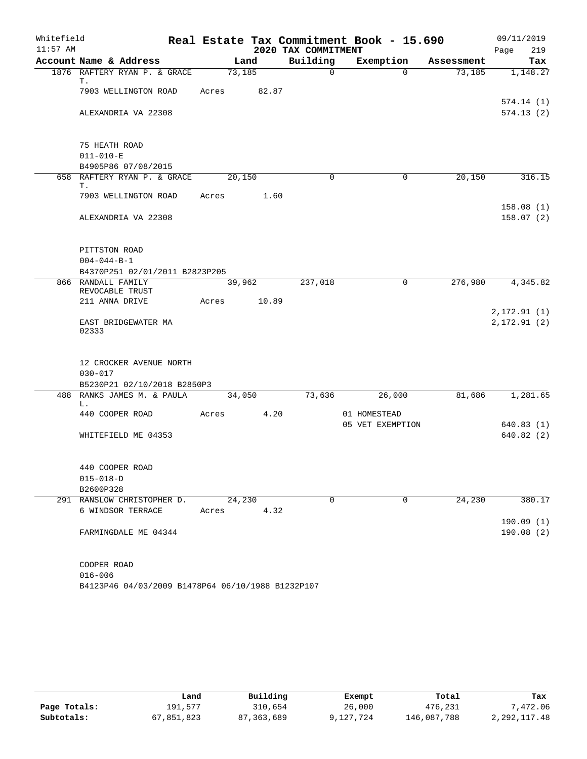Whitefield 11:57 AM

# Real Estate Tax Commitment Book - 15.690

## 2020 TAX COMMITMENT

09/11/2019 Page 219

| Account Name & Address | Land | Building | Exemption | Assessment | Tax |
|---|---|---|---|---|---|
| 1876 RAFTERY RYAN P. & GRACE T. | 73,185 | 0 | 0 | 73,185 | 1,148.27 |
| 7903 WELLINGTON ROAD | Acres 82.87 | | | | |
| | | | | | 574.14 (1) |
| ALEXANDRIA VA 22308 | | | | | 574.13 (2) |
| 75 HEATH ROAD | | | | | |
| 011-010-E | | | | | |
| B4905P86 07/08/2015 | | | | | |
| 658 RAFTERY RYAN P. & GRACE T. | 20,150 | 0 | 0 | 20,150 | 316.15 |
| 7903 WELLINGTON ROAD | Acres 1.60 | | | | |
| | | | | | 158.08 (1) |
| ALEXANDRIA VA 22308 | | | | | 158.07 (2) |
| PITTSTON ROAD | | | | | |
| 004-044-B-1 | | | | | |
| B4370P251 02/01/2011 B2823P205 | | | | | |
| 866 RANDALL FAMILY REVOCABLE TRUST | 39,962 | 237,018 | 0 | 276,980 | 4,345.82 |
| 211 ANNA DRIVE | Acres 10.89 | | | | |
| | | | | | 2,172.91 (1) |
| EAST BRIDGEWATER MA 02333 | | | | | 2,172.91 (2) |
| 12 CROCKER AVENUE NORTH | | | | | |
| 030-017 | | | | | |
| B5230P21 02/10/2018 B2850P3 | | | | | |
| 488 RANKS JAMES M. & PAULA L. | 34,050 | 73,636 | 26,000 | 81,686 | 1,281.65 |
| 440 COOPER ROAD | Acres 4.20 | | 01 HOMESTEAD | | |
| | | | 05 VET EXEMPTION | | 640.83 (1) |
| WHITEFIELD ME 04353 | | | | | 640.82 (2) |
| 440 COOPER ROAD | | | | | |
| 015-018-D | | | | | |
| B2600P328 | | | | | |
| 291 RANSLOW CHRISTOPHER D. | 24,230 | 0 | 0 | 24,230 | 380.17 |
| 6 WINDSOR TERRACE | Acres 4.32 | | | | |
| | | | | | 190.09 (1) |
| FARMINGDALE ME 04344 | | | | | 190.08 (2) |
| COOPER ROAD | | | | | |
| 016-006 | | | | | |
| B4123P46 04/03/2009 B1478P64 06/10/1988 B1232P107 | | | | | |

| | Land | Building | Exempt | Total | Tax |
|---|---|---|---|---|---|
| Page Totals: | 191,577 | 310,654 | 26,000 | 476,231 | 7,472.06 |
| Subtotals: | 67,851,823 | 87,363,689 | 9,127,724 | 146,087,788 | 2,292,117.48 |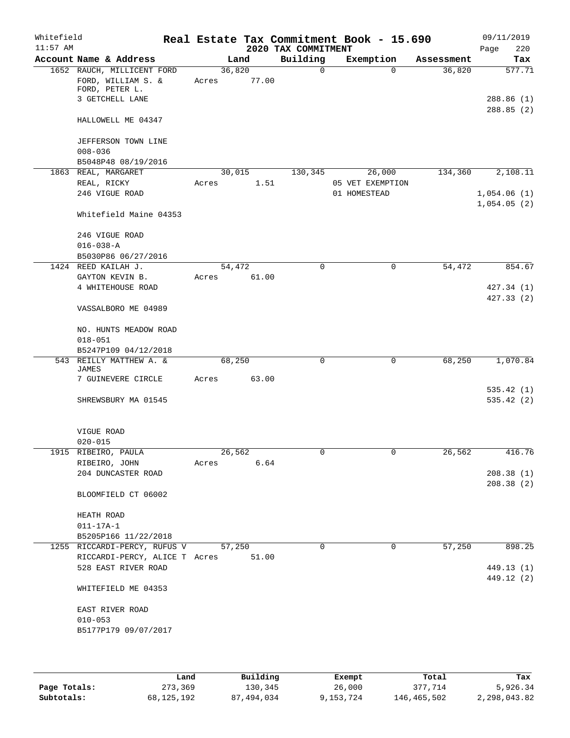Whitefield 11:57 AM

# Real Estate Tax Commitment Book - 15.690

## 2020 TAX COMMITMENT

09/11/2019

| Account Name & Address | Land | Building | Exemption | Assessment | Tax |
|---|---|---|---|---|---|
| 1652 RAUCH, MILLICENT FORD | 36,820 | 0 | 0 | 36,820 | 577.71 |
| FORD, WILLIAM S. & FORD, PETER L. | Acres 77.00 | | | | |
| 3 GETCHELL LANE | | | | | 288.86 (1) |
| | | | | | 288.85 (2) |
| HALLOWELL ME 04347 | | | | | |
| JEFFERSON TOWN LINE | | | | | |
| 008-036 | | | | | |
| B5048P48 08/19/2016 | | | | | |
| 1863 REAL, MARGARET | 30,015 | 130,345 | 26,000 | 134,360 | 2,108.11 |
| REAL, RICKY | Acres 1.51 | | 05 VET EXEMPTION | | |
| 246 VIGUE ROAD | | | 01 HOMESTEAD | | 1,054.06 (1) |
| | | | | | 1,054.05 (2) |
| Whitefield Maine 04353 | | | | | |
| 246 VIGUE ROAD | | | | | |
| 016-038-A | | | | | |
| B5030P86 06/27/2016 | | | | | |
| 1424 REED KAILAH J. | 54,472 | 0 | 0 | 54,472 | 854.67 |
| GAYTON KEVIN B. | Acres 61.00 | | | | |
| 4 WHITEHOUSE ROAD | | | | | 427.34 (1) |
| | | | | | 427.33 (2) |
| VASSALBORO ME 04989 | | | | | |
| NO. HUNTS MEADOW ROAD | | | | | |
| 018-051 | | | | | |
| B5247P109 04/12/2018 | | | | | |
| 543 REILLY MATTHEW A. & JAMES | 68,250 | 0 | 0 | 68,250 | 1,070.84 |
| 7 GUINEVERE CIRCLE | Acres 63.00 | | | | |
| | | | | | 535.42 (1) |
| SHREWSBURY MA 01545 | | | | | 535.42 (2) |
| VIGUE ROAD | | | | | |
| 020-015 | | | | | |
| 1915 RIBEIRO, PAULA | 26,562 | 0 | 0 | 26,562 | 416.76 |
| RIBEIRO, JOHN | Acres 6.64 | | | | |
| 204 DUNCASTER ROAD | | | | | 208.38 (1) |
| | | | | | 208.38 (2) |
| BLOOMFIELD CT 06002 | | | | | |
| HEATH ROAD | | | | | |
| 011-17A-1 | | | | | |
| B5205P166 11/22/2018 | | | | | |
| 1255 RICCARDI-PERCY, RUFUS V | 57,250 | 0 | 0 | 57,250 | 898.25 |
| RICCARDI-PERCY, ALICE T | Acres 51.00 | | | | |
| 528 EAST RIVER ROAD | | | | | 449.13 (1) |
| | | | | | 449.12 (2) |
| WHITEFIELD ME 04353 | | | | | |
| EAST RIVER ROAD | | | | | |
| 010-053 | | | | | |
| B5177P179 09/07/2017 | | | | | |

| | Land | Building | Exempt | Total | Tax |
|---|---|---|---|---|---|
| Page Totals: | 273,369 | 130,345 | 26,000 | 377,714 | 5,926.34 |
| Subtotals: | 68,125,192 | 87,494,034 | 9,153,724 | 146,465,502 | 2,298,043.82 |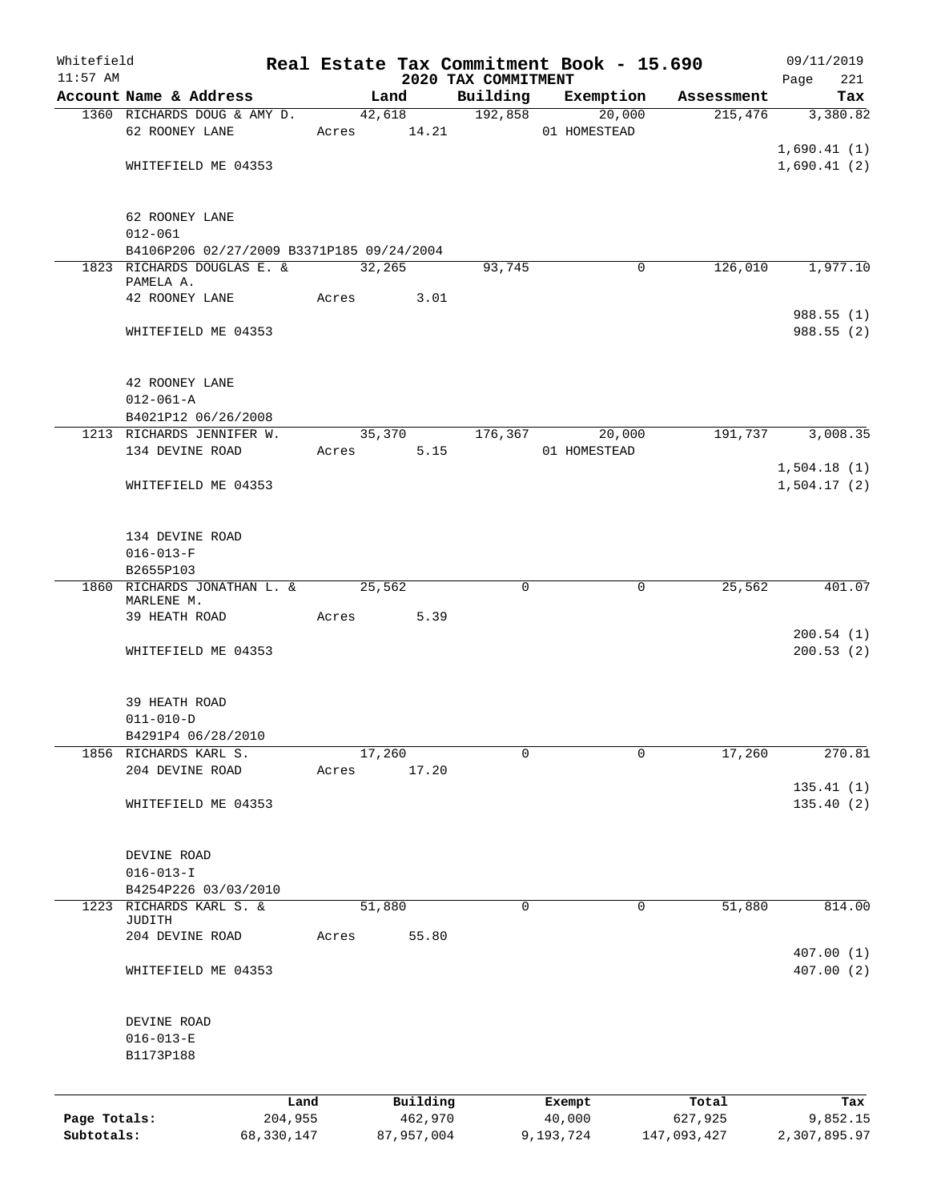Whitefield 11:57 AM

# Real Estate Tax Commitment Book - 15.690

## 2020 TAX COMMITMENT

09/11/2019 Page 221

| Account Name & Address | Land | Building | Exemption | Assessment | Tax |
|---|---|---|---|---|---|
| 1360 RICHARDS DOUG & AMY D. | 42,618 | 192,858 | 20,000 | 215,476 | 3,380.82 |
| 62 ROONEY LANE | Acres 14.21 | | 01 HOMESTEAD | | |
| | | | | | 1,690.41 (1) |
| WHITEFIELD ME 04353 | | | | | 1,690.41 (2) |
| 62 ROONEY LANE | | | | | |
| 012-061 | | | | | |
| B4106P206 02/27/2009 B3371P185 09/24/2004 | | | | | |
| 1823 RICHARDS DOUGLAS E. & PAMELA A. | 32,265 | 93,745 | 0 | 126,010 | 1,977.10 |
| 42 ROONEY LANE | Acres 3.01 | | | | |
| | | | | | 988.55 (1) |
| WHITEFIELD ME 04353 | | | | | 988.55 (2) |
| 42 ROONEY LANE | | | | | |
| 012-061-A | | | | | |
| B4021P12 06/26/2008 | | | | | |
| 1213 RICHARDS JENNIFER W. | 35,370 | 176,367 | 20,000 | 191,737 | 3,008.35 |
| 134 DEVINE ROAD | Acres 5.15 | | 01 HOMESTEAD | | |
| | | | | | 1,504.18 (1) |
| WHITEFIELD ME 04353 | | | | | 1,504.17 (2) |
| 134 DEVINE ROAD | | | | | |
| 016-013-F | | | | | |
| B2655P103 | | | | | |
| 1860 RICHARDS JONATHAN L. & MARLENE M. | 25,562 | 0 | 0 | 25,562 | 401.07 |
| 39 HEATH ROAD | Acres 5.39 | | | | |
| | | | | | 200.54 (1) |
| WHITEFIELD ME 04353 | | | | | 200.53 (2) |
| 39 HEATH ROAD | | | | | |
| 011-010-D | | | | | |
| B4291P4 06/28/2010 | | | | | |
| 1856 RICHARDS KARL S. | 17,260 | 0 | 0 | 17,260 | 270.81 |
| 204 DEVINE ROAD | Acres 17.20 | | | | |
| | | | | | 135.41 (1) |
| WHITEFIELD ME 04353 | | | | | 135.40 (2) |
| DEVINE ROAD | | | | | |
| 016-013-I | | | | | |
| B4254P226 03/03/2010 | | | | | |
| 1223 RICHARDS KARL S. & JUDITH | 51,880 | 0 | 0 | 51,880 | 814.00 |
| 204 DEVINE ROAD | Acres 55.80 | | | | |
| | | | | | 407.00 (1) |
| WHITEFIELD ME 04353 | | | | | 407.00 (2) |
| DEVINE ROAD | | | | | |
| 016-013-E | | | | | |
| B1173P188 | | | | | |

| | Land | Building | Exempt | Total | Tax |
|---|---|---|---|---|---|
| Page Totals: | 204,955 | 462,970 | 40,000 | 627,925 | 9,852.15 |
| Subtotals: | 68,330,147 | 87,957,004 | 9,193,724 | 147,093,427 | 2,307,895.97 |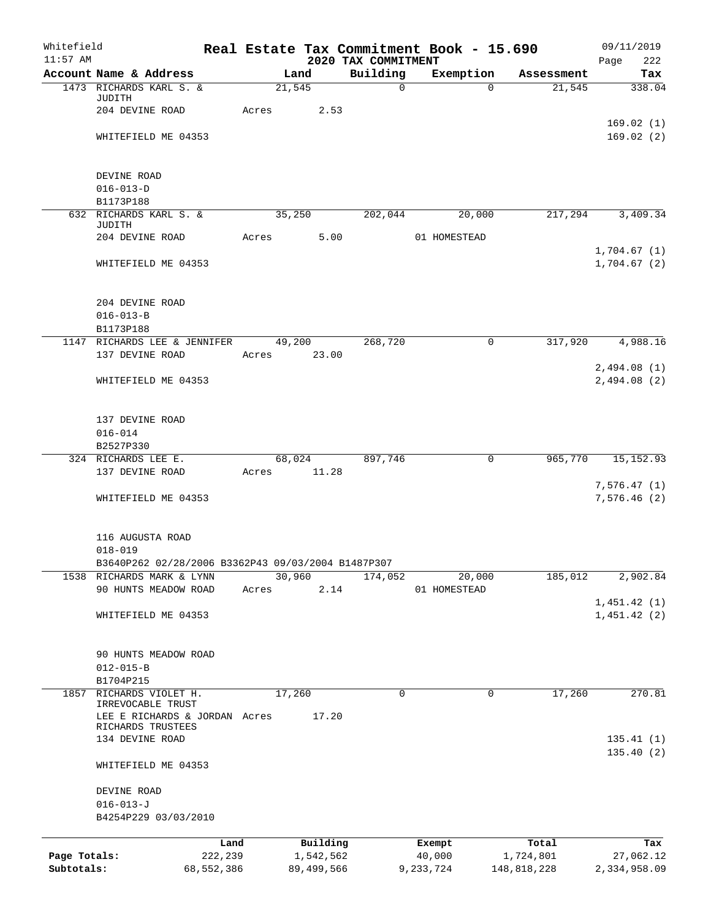Whitefield 11:57 AM

# Real Estate Tax Commitment Book - 15.690

## 2020 TAX COMMITMENT

09/11/2019 Page 222

| Account Name & Address | Land | Building | Exemption | Assessment | Tax |
|---|---|---|---|---|---|
| 1473 RICHARDS KARL S. & JUDITH | 21,545 | 0 | 0 | 21,545 | 338.04 |
| 204 DEVINE ROAD | Acres 2.53 | | | | |
| | | | | | 169.02 (1) |
| WHITEFIELD ME 04353 | | | | | 169.02 (2) |
| DEVINE ROAD | | | | | |
| 016-013-D | | | | | |
| B1173P188 | | | | | |
| 632 RICHARDS KARL S. & JUDITH | 35,250 | 202,044 | 20,000 | 217,294 | 3,409.34 |
| 204 DEVINE ROAD | Acres 5.00 | | 01 HOMESTEAD | | |
| | | | | | 1,704.67 (1) |
| WHITEFIELD ME 04353 | | | | | 1,704.67 (2) |
| 204 DEVINE ROAD | | | | | |
| 016-013-B | | | | | |
| B1173P188 | | | | | |
| 1147 RICHARDS LEE & JENNIFER | 49,200 | 268,720 | 0 | 317,920 | 4,988.16 |
| 137 DEVINE ROAD | Acres 23.00 | | | | |
| | | | | | 2,494.08 (1) |
| WHITEFIELD ME 04353 | | | | | 2,494.08 (2) |
| 137 DEVINE ROAD | | | | | |
| 016-014 | | | | | |
| B2527P330 | | | | | |
| 324 RICHARDS LEE E. | 68,024 | 897,746 | 0 | 965,770 | 15,152.93 |
| 137 DEVINE ROAD | Acres 11.28 | | | | |
| | | | | | 7,576.47 (1) |
| WHITEFIELD ME 04353 | | | | | 7,576.46 (2) |
| 116 AUGUSTA ROAD | | | | | |
| 018-019 | | | | | |
| B3640P262 02/28/2006 B3362P43 09/03/2004 B1487P307 | | | | | |
| 1538 RICHARDS MARK & LYNN | 30,960 | 174,052 | 20,000 | 185,012 | 2,902.84 |
| 90 HUNTS MEADOW ROAD | Acres 2.14 | | 01 HOMESTEAD | | |
| | | | | | 1,451.42 (1) |
| WHITEFIELD ME 04353 | | | | | 1,451.42 (2) |
| 90 HUNTS MEADOW ROAD | | | | | |
| 012-015-B | | | | | |
| B1704P215 | | | | | |
| 1857 RICHARDS VIOLET H. IRREVOCABLE TRUST | 17,260 | 0 | 0 | 17,260 | 270.81 |
| LEE E RICHARDS & JORDAN RICHARDS TRUSTEES | Acres 17.20 | | | | |
| 134 DEVINE ROAD | | | | | 135.41 (1) |
| | | | | | 135.40 (2) |
| WHITEFIELD ME 04353 | | | | | |
| DEVINE ROAD | | | | | |
| 016-013-J | | | | | |
| B4254P229 03/03/2010 | | | | | |

| | Land | Building | Exempt | Total | Tax |
|---|---|---|---|---|---|
| Page Totals: | 222,239 | 1,542,562 | 40,000 | 1,724,801 | 27,062.12 |
| Subtotals: | 68,552,386 | 89,499,566 | 9,233,724 | 148,818,228 | 2,334,958.09 |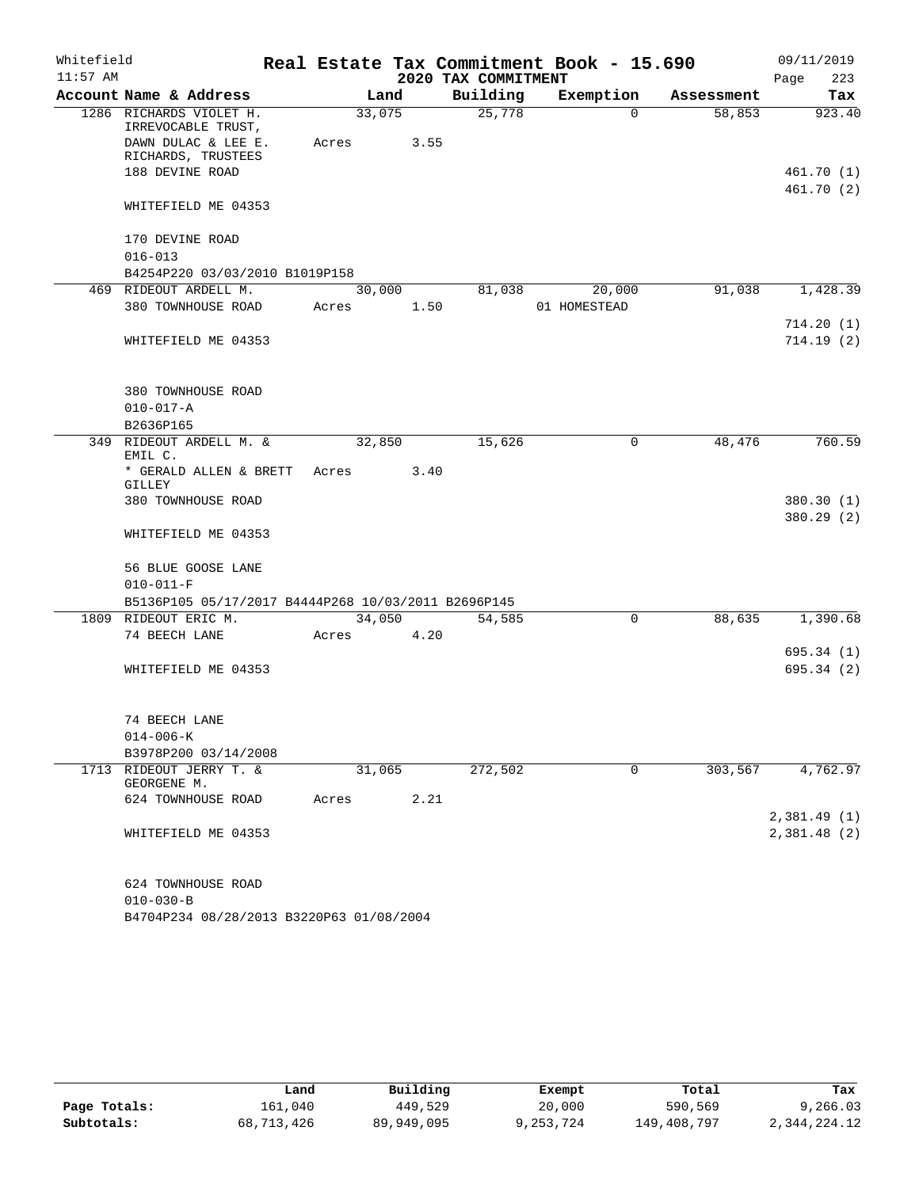Whitefield  
11:57 AM

# Real Estate Tax Commitment Book - 15.690
## 2020 TAX COMMITMENT

09/11/2019  
Page 223

| Account Name & Address | Land | Building | Exemption | Assessment | Tax |
|---|---|---|---|---|---|
| 1286 RICHARDS VIOLET H. IRREVOCABLE TRUST, | 33,075 | 25,778 | 0 | 58,853 | 923.40 |
| DAWN DULAC & LEE E. RICHARDS, TRUSTEES | Acres 3.55 | | | | |
| 188 DEVINE ROAD | | | | | 461.70 (1) |
| | | | | | 461.70 (2) |
| WHITEFIELD ME 04353 | | | | | |
| 170 DEVINE ROAD | | | | | |
| 016-013 | | | | | |
| B4254P220 03/03/2010 B1019P158 | | | | | |
| 469 RIDEOUT ARDELL M. | 30,000 | 81,038 | 20,000 | 91,038 | 1,428.39 |
| 380 TOWNHOUSE ROAD | Acres 1.50 | | 01 HOMESTEAD | | |
| | | | | | 714.20 (1) |
| WHITEFIELD ME 04353 | | | | | 714.19 (2) |
| 380 TOWNHOUSE ROAD | | | | | |
| 010-017-A | | | | | |
| B2636P165 | | | | | |
| 349 RIDEOUT ARDELL M. & EMIL C. | 32,850 | 15,626 | 0 | 48,476 | 760.59 |
| * GERALD ALLEN & BRETT GILLEY | Acres 3.40 | | | | |
| 380 TOWNHOUSE ROAD | | | | | 380.30 (1) |
| | | | | | 380.29 (2) |
| WHITEFIELD ME 04353 | | | | | |
| 56 BLUE GOOSE LANE | | | | | |
| 010-011-F | | | | | |
| B5136P105 05/17/2017 B4444P268 10/03/2011 B2696P145 | | | | | |
| 1809 RIDEOUT ERIC M. | 34,050 | 54,585 | 0 | 88,635 | 1,390.68 |
| 74 BEECH LANE | Acres 4.20 | | | | |
| | | | | | 695.34 (1) |
| WHITEFIELD ME 04353 | | | | | 695.34 (2) |
| 74 BEECH LANE | | | | | |
| 014-006-K | | | | | |
| B3978P200 03/14/2008 | | | | | |
| 1713 RIDEOUT JERRY T. & GEORGENE M. | 31,065 | 272,502 | 0 | 303,567 | 4,762.97 |
| 624 TOWNHOUSE ROAD | Acres 2.21 | | | | |
| | | | | | 2,381.49 (1) |
| WHITEFIELD ME 04353 | | | | | 2,381.48 (2) |
| 624 TOWNHOUSE ROAD | | | | | |
| 010-030-B | | | | | |
| B4704P234 08/28/2013 B3220P63 01/08/2004 | | | | | |

| | Land | Building | Exempt | Total | Tax |
|---|---|---|---|---|---|
| Page Totals: | 161,040 | 449,529 | 20,000 | 590,569 | 9,266.03 |
| Subtotals: | 68,713,426 | 89,949,095 | 9,253,724 | 149,408,797 | 2,344,224.12 |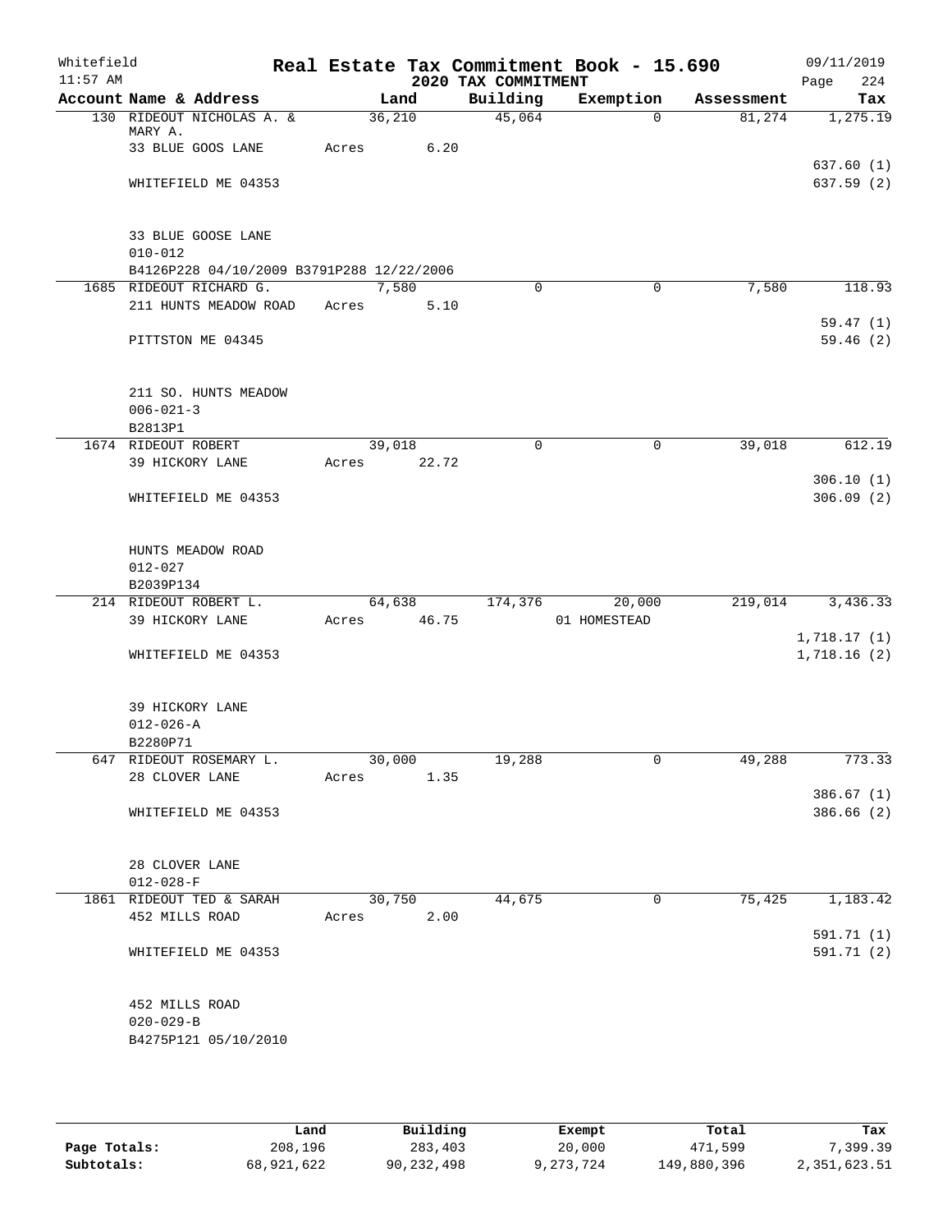Whitefield 11:57 AM

# Real Estate Tax Commitment Book - 15.690

## 2020 TAX COMMITMENT

09/11/2019 Page 224

| Account Name & Address | Land | Building | Exemption | Assessment | Tax |
|---|---|---|---|---|---|
| 130 RIDEOUT NICHOLAS A. & MARY A. | 36,210 | 45,064 | 0 | 81,274 | 1,275.19 |
| 33 BLUE GOOS LANE | Acres 6.20 | | | | |
| | | | | | 637.60 (1) |
| WHITEFIELD ME 04353 | | | | | 637.59 (2) |
| 33 BLUE GOOSE LANE | | | | | |
| 010-012 | | | | | |
| B4126P228 04/10/2009 B3791P288 12/22/2006 | | | | | |
| 1685 RIDEOUT RICHARD G. | 7,580 | 0 | 0 | 7,580 | 118.93 |
| 211 HUNTS MEADOW ROAD | Acres 5.10 | | | | |
| | | | | | 59.47 (1) |
| PITTSTON ME 04345 | | | | | 59.46 (2) |
| 211 SO. HUNTS MEADOW | | | | | |
| 006-021-3 | | | | | |
| B2813P1 | | | | | |
| 1674 RIDEOUT ROBERT | 39,018 | 0 | 0 | 39,018 | 612.19 |
| 39 HICKORY LANE | Acres 22.72 | | | | |
| | | | | | 306.10 (1) |
| WHITEFIELD ME 04353 | | | | | 306.09 (2) |
| HUNTS MEADOW ROAD | | | | | |
| 012-027 | | | | | |
| B2039P134 | | | | | |
| 214 RIDEOUT ROBERT L. | 64,638 | 174,376 | 20,000 | 219,014 | 3,436.33 |
| 39 HICKORY LANE | Acres 46.75 | | 01 HOMESTEAD | | |
| | | | | | 1,718.17 (1) |
| WHITEFIELD ME 04353 | | | | | 1,718.16 (2) |
| 39 HICKORY LANE | | | | | |
| 012-026-A | | | | | |
| B2280P71 | | | | | |
| 647 RIDEOUT ROSEMARY L. | 30,000 | 19,288 | 0 | 49,288 | 773.33 |
| 28 CLOVER LANE | Acres 1.35 | | | | |
| | | | | | 386.67 (1) |
| WHITEFIELD ME 04353 | | | | | 386.66 (2) |
| 28 CLOVER LANE | | | | | |
| 012-028-F | | | | | |
| 1861 RIDEOUT TED & SARAH | 30,750 | 44,675 | 0 | 75,425 | 1,183.42 |
| 452 MILLS ROAD | Acres 2.00 | | | | |
| | | | | | 591.71 (1) |
| WHITEFIELD ME 04353 | | | | | 591.71 (2) |
| 452 MILLS ROAD | | | | | |
| 020-029-B | | | | | |
| B4275P121 05/10/2010 | | | | | |

| | Land | Building | Exempt | Total | Tax |
|---|---|---|---|---|---|
| Page Totals: | 208,196 | 283,403 | 20,000 | 471,599 | 7,399.39 |
| Subtotals: | 68,921,622 | 90,232,498 | 9,273,724 | 149,880,396 | 2,351,623.51 |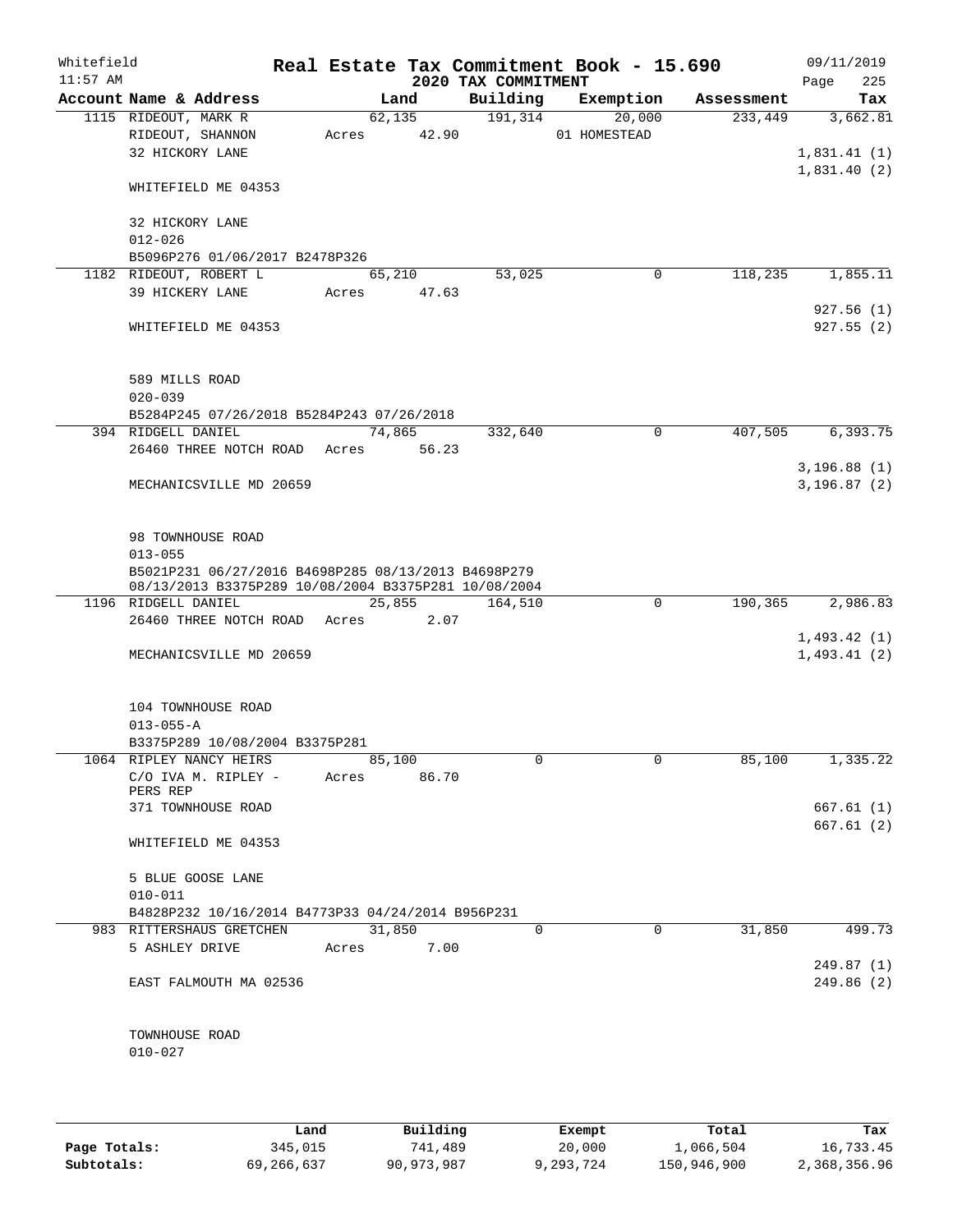Whitefield 11:57 AM

**Real Estate Tax Commitment Book - 15.690**

**2020 TAX COMMITMENT**

09/11/2019

| Account Name & Address | Land | Building | Exemption | Assessment | Tax |
|---|---|---|---|---|---|
| 1115 RIDEOUT, MARK R | 62,135 | 191,314 | 20,000 | 233,449 | 3,662.81 |
| RIDEOUT, SHANNON | Acres 42.90 | | 01 HOMESTEAD | | |
| 32 HICKORY LANE | | | | | 1,831.41 (1) |
| | | | | | 1,831.40 (2) |
| WHITEFIELD ME 04353 | | | | | |
| 32 HICKORY LANE | | | | | |
| 012-026 | | | | | |
| B5096P276 01/06/2017 B2478P326 | | | | | |
| 1182 RIDEOUT, ROBERT L | 65,210 | 53,025 | 0 | 118,235 | 1,855.11 |
| 39 HICKERY LANE | Acres 47.63 | | | | |
| | | | | | 927.56 (1) |
| WHITEFIELD ME 04353 | | | | | 927.55 (2) |
| 589 MILLS ROAD | | | | | |
| 020-039 | | | | | |
| B5284P245 07/26/2018 B5284P243 07/26/2018 | | | | | |
| 394 RIDGELL DANIEL | 74,865 | 332,640 | 0 | 407,505 | 6,393.75 |
| 26460 THREE NOTCH ROAD | Acres 56.23 | | | | |
| | | | | | 3,196.88 (1) |
| MECHANICSVILLE MD 20659 | | | | | 3,196.87 (2) |
| 98 TOWNHOUSE ROAD | | | | | |
| 013-055 | | | | | |
| B5021P231 06/27/2016 B4698P285 08/13/2013 B4698P279 08/13/2013 B3375P289 10/08/2004 B3375P281 10/08/2004 | | | | | |
| 1196 RIDGELL DANIEL | 25,855 | 164,510 | 0 | 190,365 | 2,986.83 |
| 26460 THREE NOTCH ROAD | Acres 2.07 | | | | |
| | | | | | 1,493.42 (1) |
| MECHANICSVILLE MD 20659 | | | | | 1,493.41 (2) |
| 104 TOWNHOUSE ROAD | | | | | |
| 013-055-A | | | | | |
| B3375P289 10/08/2004 B3375P281 | | | | | |
| 1064 RIPLEY NANCY HEIRS | 85,100 | 0 | 0 | 85,100 | 1,335.22 |
| C/O IVA M. RIPLEY - PERS REP | Acres 86.70 | | | | |
| 371 TOWNHOUSE ROAD | | | | | 667.61 (1) |
| | | | | | 667.61 (2) |
| WHITEFIELD ME 04353 | | | | | |
| 5 BLUE GOOSE LANE | | | | | |
| 010-011 | | | | | |
| B4828P232 10/16/2014 B4773P33 04/24/2014 B956P231 | | | | | |
| 983 RITTERSHAUS GRETCHEN | 31,850 | 0 | 0 | 31,850 | 499.73 |
| 5 ASHLEY DRIVE | Acres 7.00 | | | | |
| | | | | | 249.87 (1) |
| EAST FALMOUTH MA 02536 | | | | | 249.86 (2) |
| TOWNHOUSE ROAD | | | | | |
| 010-027 | | | | | |

| | Land | Building | Exempt | Total | Tax |
|---|---|---|---|---|---|
| Page Totals: | 345,015 | 741,489 | 20,000 | 1,066,504 | 16,733.45 |
| Subtotals: | 69,266,637 | 90,973,987 | 9,293,724 | 150,946,900 | 2,368,356.96 |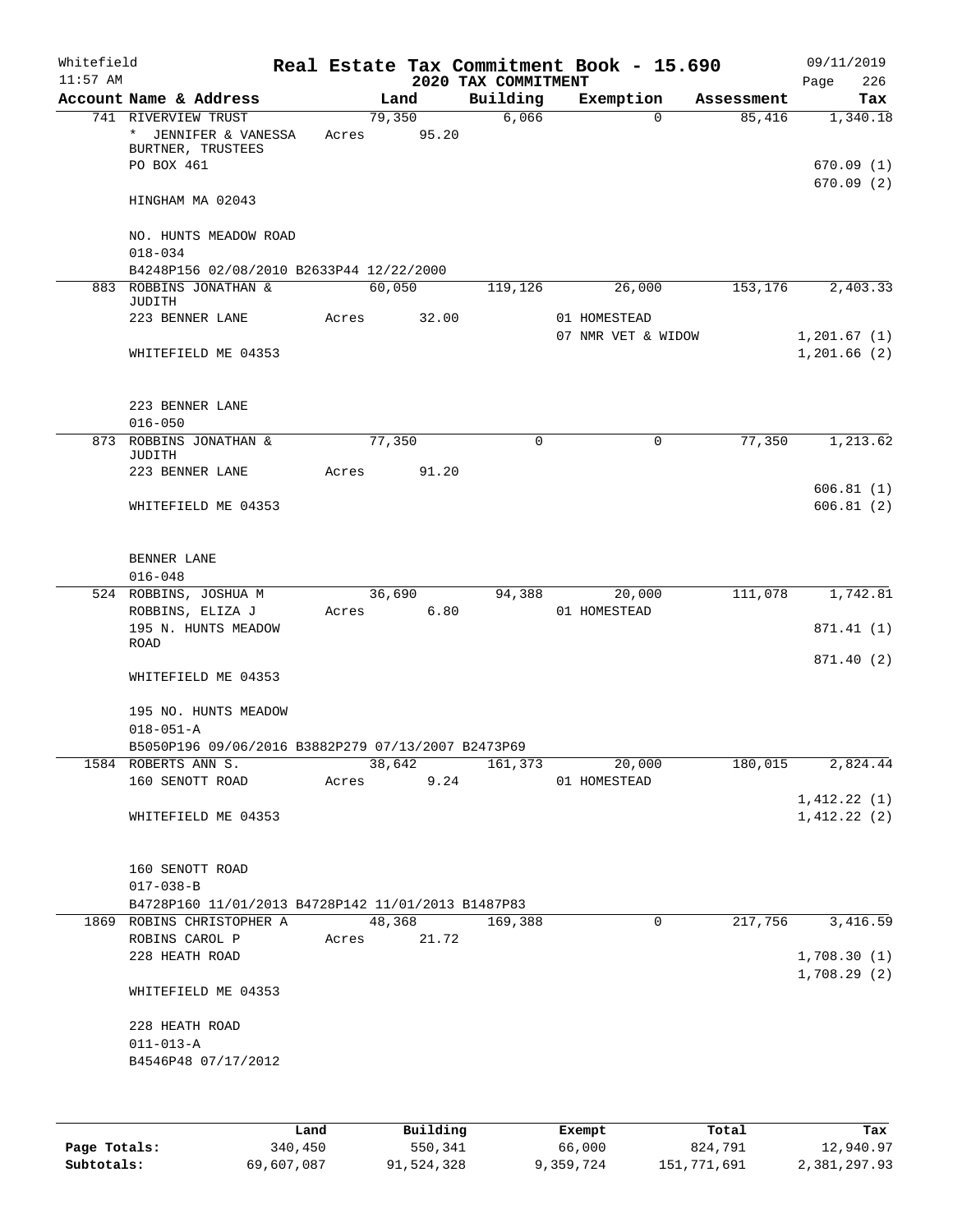Whitefield
11:57 AM

# Real Estate Tax Commitment Book - 15.690

## 2020 TAX COMMITMENT

09/11/2019
Page 226

| Account Name & Address | Land | Building | Exemption | Assessment | Tax |
|---|---|---|---|---|---|
| 741 RIVERVIEW TRUST<br>* JENNIFER & VANESSA BURTNER, TRUSTEES<br>PO BOX 461<br><br>HINGHAM MA 02043<br><br>NO. HUNTS MEADOW ROAD<br>018-034<br>B4248P156 02/08/2010 B2633P44 12/22/2000 | 79,350<br>Acres 95.20 | 6,066 | 0 | 85,416 | 1,340.18<br><br>670.09 (1)<br>670.09 (2) |
| 883 ROBBINS JONATHAN & JUDITH<br>223 BENNER LANE<br><br>WHITEFIELD ME 04353<br><br>223 BENNER LANE<br>016-050 | 60,050<br>Acres 32.00 | 119,126 | 26,000<br>01 HOMESTEAD<br>07 NMR VET & WIDOW | 153,176 | 2,403.33<br><br>1,201.67 (1)<br>1,201.66 (2) |
| 873 ROBBINS JONATHAN & JUDITH<br>223 BENNER LANE<br><br>WHITEFIELD ME 04353<br><br>BENNER LANE<br>016-048 | 77,350<br>Acres 91.20 | 0 | 0 | 77,350 | 1,213.62<br><br>606.81 (1)<br>606.81 (2) |
| 524 ROBBINS, JOSHUA M<br>ROBBINS, ELIZA J<br>195 N. HUNTS MEADOW ROAD<br><br>WHITEFIELD ME 04353<br><br>195 NO. HUNTS MEADOW<br>018-051-A<br>B5050P196 09/06/2016 B3882P279 07/13/2007 B2473P69 | 36,690<br>Acres 6.80 | 94,388 | 20,000<br>01 HOMESTEAD | 111,078 | 1,742.81<br><br>871.41 (1)<br>871.40 (2) |
| 1584 ROBERTS ANN S.<br>160 SENOTT ROAD<br><br>WHITEFIELD ME 04353<br><br>160 SENOTT ROAD<br>017-038-B<br>B4728P160 11/01/2013 B4728P142 11/01/2013 B1487P83 | 38,642<br>Acres 9.24 | 161,373 | 20,000<br>01 HOMESTEAD | 180,015 | 2,824.44<br><br>1,412.22 (1)<br>1,412.22 (2) |
| 1869 ROBINS CHRISTOPHER A<br>ROBINS CAROL P<br>228 HEATH ROAD<br><br>WHITEFIELD ME 04353<br><br>228 HEATH ROAD<br>011-013-A<br>B4546P48 07/17/2012 | 48,368<br>Acres 21.72 | 169,388 | 0 | 217,756 | 3,416.59<br><br>1,708.30 (1)<br>1,708.29 (2) |

| | Land | Building | Exempt | Total | Tax |
|---|---|---|---|---|---|
| Page Totals: | 340,450 | 550,341 | 66,000 | 824,791 | 12,940.97 |
| Subtotals: | 69,607,087 | 91,524,328 | 9,359,724 | 151,771,691 | 2,381,297.93 |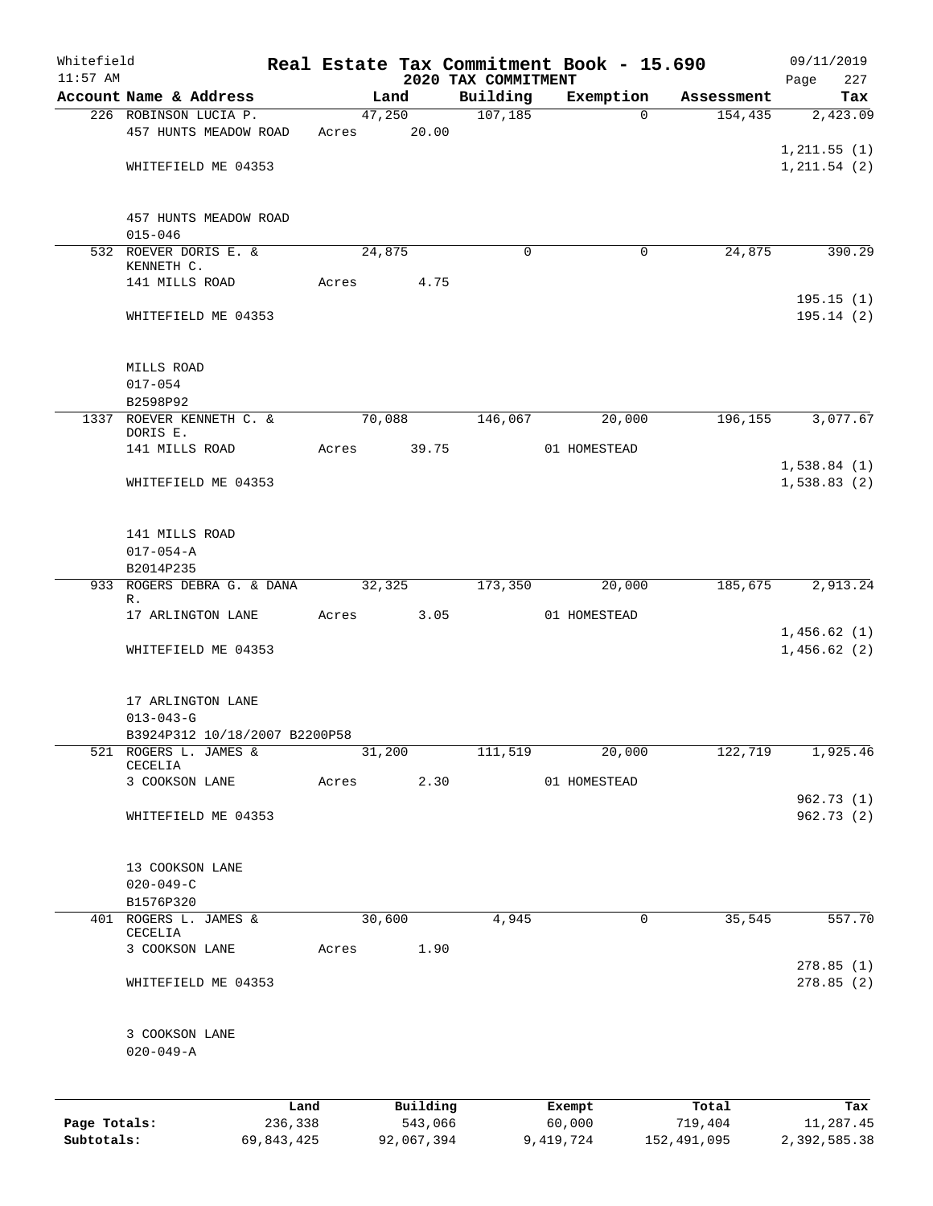Whitefield 11:57 AM

# Real Estate Tax Commitment Book - 15.690

## 2020 TAX COMMITMENT

09/11/2019 Page 227

| Account Name & Address | Land | Building | Exemption | Assessment | Tax |
|---|---|---|---|---|---|
| 226 ROBINSON LUCIA P. | 47,250 | 107,185 | 0 | 154,435 | 2,423.09 |
| 457 HUNTS MEADOW ROAD | Acres 20.00 | | | | |
| | | | | | 1,211.55 (1) |
| WHITEFIELD ME 04353 | | | | | 1,211.54 (2) |
| 457 HUNTS MEADOW ROAD | | | | | |
| 015-046 | | | | | |
| 532 ROEVER DORIS E. & KENNETH C. | 24,875 | 0 | 0 | 24,875 | 390.29 |
| 141 MILLS ROAD | Acres 4.75 | | | | |
| | | | | | 195.15 (1) |
| WHITEFIELD ME 04353 | | | | | 195.14 (2) |
| MILLS ROAD | | | | | |
| 017-054 | | | | | |
| B2598P92 | | | | | |
| 1337 ROEVER KENNETH C. & DORIS E. | 70,088 | 146,067 | 20,000 | 196,155 | 3,077.67 |
| 141 MILLS ROAD | Acres 39.75 | | 01 HOMESTEAD | | |
| | | | | | 1,538.84 (1) |
| WHITEFIELD ME 04353 | | | | | 1,538.83 (2) |
| 141 MILLS ROAD | | | | | |
| 017-054-A | | | | | |
| B2014P235 | | | | | |
| 933 ROGERS DEBRA G. & DANA R. | 32,325 | 173,350 | 20,000 | 185,675 | 2,913.24 |
| 17 ARLINGTON LANE | Acres 3.05 | | 01 HOMESTEAD | | |
| | | | | | 1,456.62 (1) |
| WHITEFIELD ME 04353 | | | | | 1,456.62 (2) |
| 17 ARLINGTON LANE | | | | | |
| 013-043-G | | | | | |
| B3924P312 10/18/2007 B2200P58 | | | | | |
| 521 ROGERS L. JAMES & CECELIA | 31,200 | 111,519 | 20,000 | 122,719 | 1,925.46 |
| 3 COOKSON LANE | Acres 2.30 | | 01 HOMESTEAD | | |
| | | | | | 962.73 (1) |
| WHITEFIELD ME 04353 | | | | | 962.73 (2) |
| 13 COOKSON LANE | | | | | |
| 020-049-C | | | | | |
| B1576P320 | | | | | |
| 401 ROGERS L. JAMES & CECELIA | 30,600 | 4,945 | 0 | 35,545 | 557.70 |
| 3 COOKSON LANE | Acres 1.90 | | | | |
| | | | | | 278.85 (1) |
| WHITEFIELD ME 04353 | | | | | 278.85 (2) |
| 3 COOKSON LANE | | | | | |
| 020-049-A | | | | | |

| | Land | Building | Exempt | Total | Tax |
|---|---|---|---|---|---|
| Page Totals: | 236,338 | 543,066 | 60,000 | 719,404 | 11,287.45 |
| Subtotals: | 69,843,425 | 92,067,394 | 9,419,724 | 152,491,095 | 2,392,585.38 |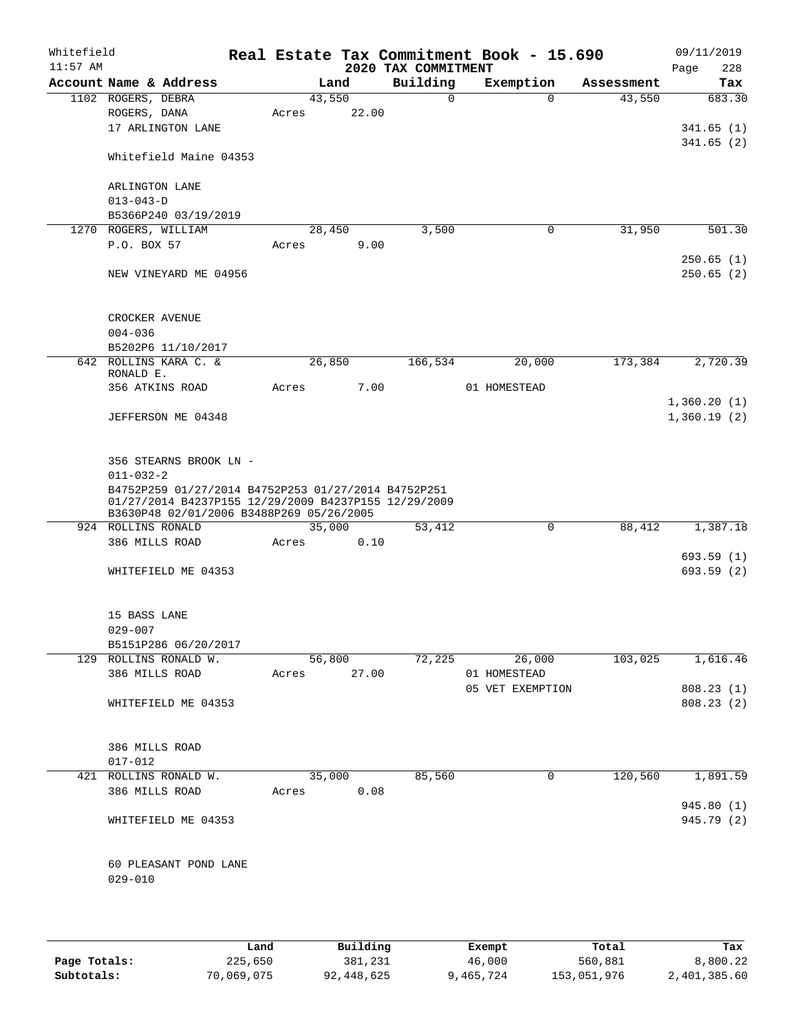Whitefield 11:57 AM

# Real Estate Tax Commitment Book - 15.690

## 2020 TAX COMMITMENT

09/11/2019 Page 228

| Account Name & Address | Land | Building | Exemption | Assessment | Tax |
|---|---|---|---|---|---|
| 1102 ROGERS, DEBRA | 43,550 | 0 | 0 | 43,550 | 683.30 |
| ROGERS, DANA | Acres 22.00 | | | | |
| 17 ARLINGTON LANE | | | | | 341.65 (1) |
| | | | | | 341.65 (2) |
| Whitefield Maine 04353 | | | | | |
| ARLINGTON LANE | | | | | |
| 013-043-D | | | | | |
| B5366P240 03/19/2019 | | | | | |
| 1270 ROGERS, WILLIAM | 28,450 | 3,500 | 0 | 31,950 | 501.30 |
| P.O. BOX 57 | Acres 9.00 | | | | |
| | | | | | 250.65 (1) |
| NEW VINEYARD ME 04956 | | | | | 250.65 (2) |
| CROCKER AVENUE | | | | | |
| 004-036 | | | | | |
| B5202P6 11/10/2017 | | | | | |
| 642 ROLLINS KARA C. & RONALD E. | 26,850 | 166,534 | 20,000 | 173,384 | 2,720.39 |
| 356 ATKINS ROAD | Acres 7.00 | | 01 HOMESTEAD | | |
| | | | | | 1,360.20 (1) |
| JEFFERSON ME 04348 | | | | | 1,360.19 (2) |
| 356 STEARNS BROOK LN - | | | | | |
| 011-032-2 | | | | | |
| B4752P259 01/27/2014 B4752P253 01/27/2014 B4752P251 01/27/2014 B4237P155 12/29/2009 B4237P155 12/29/2009 B3630P48 02/01/2006 B3488P269 05/26/2005 | | | | | |
| 924 ROLLINS RONALD | 35,000 | 53,412 | 0 | 88,412 | 1,387.18 |
| 386 MILLS ROAD | Acres 0.10 | | | | |
| | | | | | 693.59 (1) |
| WHITEFIELD ME 04353 | | | | | 693.59 (2) |
| 15 BASS LANE | | | | | |
| 029-007 | | | | | |
| B5151P286 06/20/2017 | | | | | |
| 129 ROLLINS RONALD W. | 56,800 | 72,225 | 26,000 | 103,025 | 1,616.46 |
| 386 MILLS ROAD | Acres 27.00 | | 01 HOMESTEAD | | |
| | | | 05 VET EXEMPTION | | 808.23 (1) |
| WHITEFIELD ME 04353 | | | | | 808.23 (2) |
| 386 MILLS ROAD | | | | | |
| 017-012 | | | | | |
| 421 ROLLINS RONALD W. | 35,000 | 85,560 | 0 | 120,560 | 1,891.59 |
| 386 MILLS ROAD | Acres 0.08 | | | | |
| | | | | | 945.80 (1) |
| WHITEFIELD ME 04353 | | | | | 945.79 (2) |
| 60 PLEASANT POND LANE | | | | | |
| 029-010 | | | | | |

| | Land | Building | Exempt | Total | Tax |
|---|---|---|---|---|---|
| Page Totals: | 225,650 | 381,231 | 46,000 | 560,881 | 8,800.22 |
| Subtotals: | 70,069,075 | 92,448,625 | 9,465,724 | 153,051,976 | 2,401,385.60 |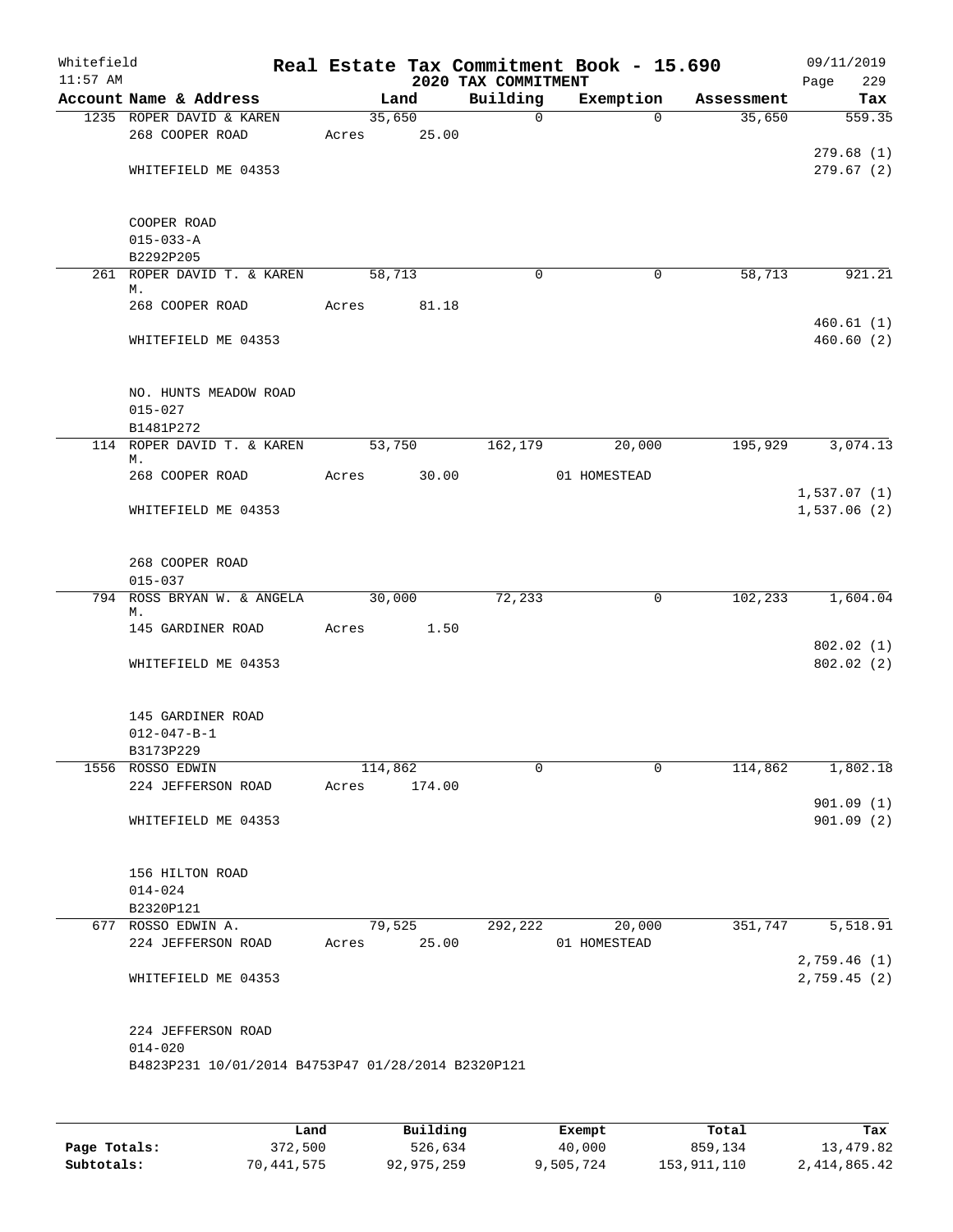Whitefield 11:57 AM — **Real Estate Tax Commitment Book - 15.690** — 2020 TAX COMMITMENT — 09/11/2019

| Account Name & Address | Land | Building | Exemption | Assessment | Tax |
|---|---|---|---|---|---|
| 1235 ROPER DAVID & KAREN | 35,650 | 0 | 0 | 35,650 | 559.35 |
| 268 COOPER ROAD | Acres 25.00 | | | | |
| | | | | | 279.68 (1) |
| WHITEFIELD ME 04353 | | | | | 279.67 (2) |
| COOPER ROAD | | | | | |
| 015-033-A | | | | | |
| B2292P205 | | | | | |
| 261 ROPER DAVID T. & KAREN M. | 58,713 | 0 | 0 | 58,713 | 921.21 |
| 268 COOPER ROAD | Acres 81.18 | | | | |
| | | | | | 460.61 (1) |
| WHITEFIELD ME 04353 | | | | | 460.60 (2) |
| NO. HUNTS MEADOW ROAD | | | | | |
| 015-027 | | | | | |
| B1481P272 | | | | | |
| 114 ROPER DAVID T. & KAREN M. | 53,750 | 162,179 | 20,000 | 195,929 | 3,074.13 |
| 268 COOPER ROAD | Acres 30.00 | | 01 HOMESTEAD | | |
| | | | | | 1,537.07 (1) |
| WHITEFIELD ME 04353 | | | | | 1,537.06 (2) |
| 268 COOPER ROAD | | | | | |
| 015-037 | | | | | |
| 794 ROSS BRYAN W. & ANGELA M. | 30,000 | 72,233 | 0 | 102,233 | 1,604.04 |
| 145 GARDINER ROAD | Acres 1.50 | | | | |
| | | | | | 802.02 (1) |
| WHITEFIELD ME 04353 | | | | | 802.02 (2) |
| 145 GARDINER ROAD | | | | | |
| 012-047-B-1 | | | | | |
| B3173P229 | | | | | |
| 1556 ROSSO EDWIN | 114,862 | 0 | 0 | 114,862 | 1,802.18 |
| 224 JEFFERSON ROAD | Acres 174.00 | | | | |
| | | | | | 901.09 (1) |
| WHITEFIELD ME 04353 | | | | | 901.09 (2) |
| 156 HILTON ROAD | | | | | |
| 014-024 | | | | | |
| B2320P121 | | | | | |
| 677 ROSSO EDWIN A. | 79,525 | 292,222 | 20,000 | 351,747 | 5,518.91 |
| 224 JEFFERSON ROAD | Acres 25.00 | | 01 HOMESTEAD | | |
| | | | | | 2,759.46 (1) |
| WHITEFIELD ME 04353 | | | | | 2,759.45 (2) |
| 224 JEFFERSON ROAD | | | | | |
| 014-020 | | | | | |
| B4823P231 10/01/2014 B4753P47 01/28/2014 B2320P121 | | | | | |

| | Land | Building | Exempt | Total | Tax |
|---|---|---|---|---|---|
| Page Totals: | 372,500 | 526,634 | 40,000 | 859,134 | 13,479.82 |
| Subtotals: | 70,441,575 | 92,975,259 | 9,505,724 | 153,911,110 | 2,414,865.42 |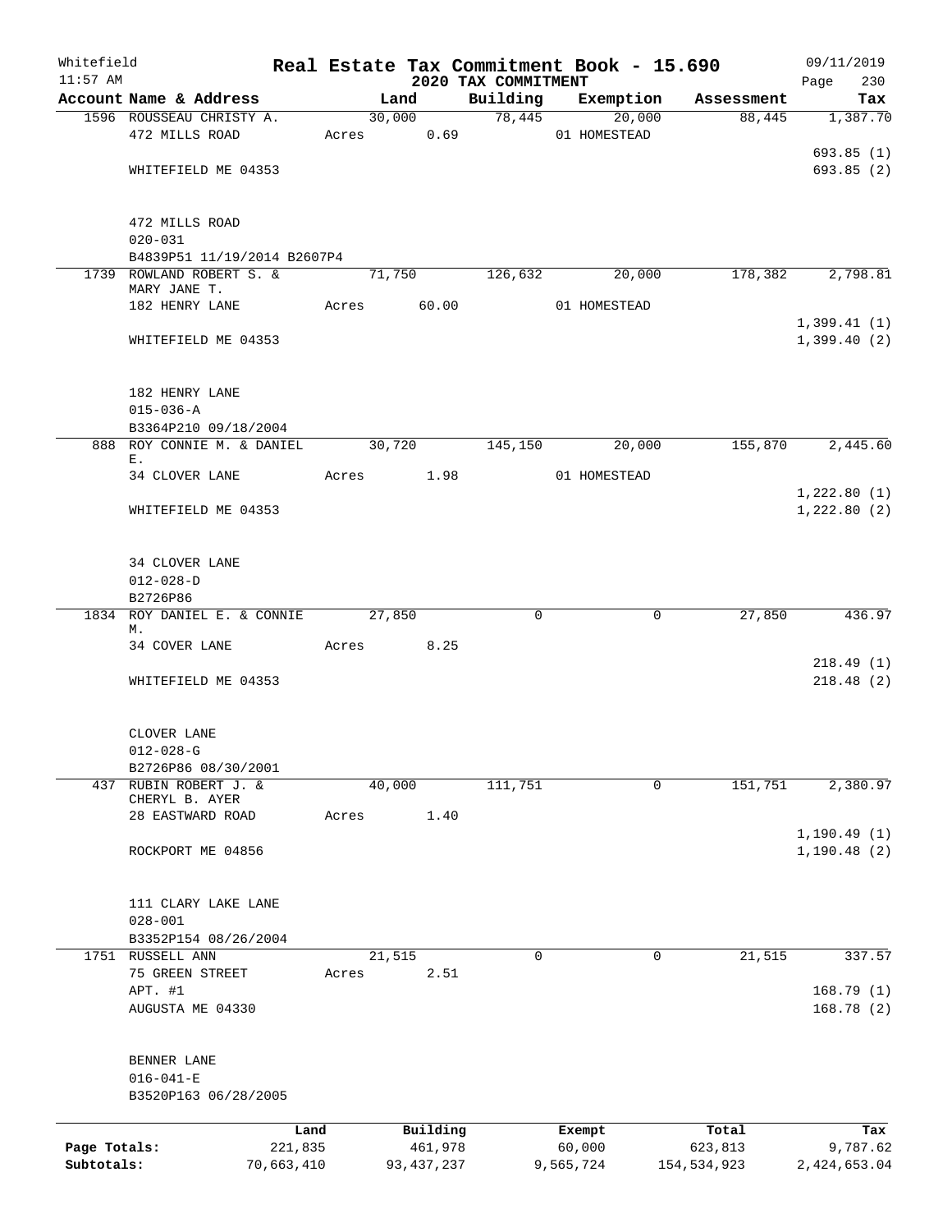Whitefield 11:57 AM

# Real Estate Tax Commitment Book - 15.690

## 2020 TAX COMMITMENT

09/11/2019

| Account Name & Address | Land | Building | Exemption | Assessment | Tax |
|---|---|---|---|---|---|
| 1596 ROUSSEAU CHRISTY A. | 30,000 | 78,445 | 20,000 | 88,445 | 1,387.70 |
| 472 MILLS ROAD | Acres 0.69 | | 01 HOMESTEAD | | |
| | | | | | 693.85 (1) |
| WHITEFIELD ME 04353 | | | | | 693.85 (2) |
| 472 MILLS ROAD | | | | | |
| 020-031 | | | | | |
| B4839P51 11/19/2014 B2607P4 | | | | | |
| 1739 ROWLAND ROBERT S. & MARY JANE T. | 71,750 | 126,632 | 20,000 | 178,382 | 2,798.81 |
| 182 HENRY LANE | Acres 60.00 | | 01 HOMESTEAD | | |
| | | | | | 1,399.41 (1) |
| WHITEFIELD ME 04353 | | | | | 1,399.40 (2) |
| 182 HENRY LANE | | | | | |
| 015-036-A | | | | | |
| B3364P210 09/18/2004 | | | | | |
| 888 ROY CONNIE M. & DANIEL E. | 30,720 | 145,150 | 20,000 | 155,870 | 2,445.60 |
| 34 CLOVER LANE | Acres 1.98 | | 01 HOMESTEAD | | |
| | | | | | 1,222.80 (1) |
| WHITEFIELD ME 04353 | | | | | 1,222.80 (2) |
| 34 CLOVER LANE | | | | | |
| 012-028-D | | | | | |
| B2726P86 | | | | | |
| 1834 ROY DANIEL E. & CONNIE M. | 27,850 | 0 | 0 | 27,850 | 436.97 |
| 34 COVER LANE | Acres 8.25 | | | | |
| | | | | | 218.49 (1) |
| WHITEFIELD ME 04353 | | | | | 218.48 (2) |
| CLOVER LANE | | | | | |
| 012-028-G | | | | | |
| B2726P86 08/30/2001 | | | | | |
| 437 RUBIN ROBERT J. & CHERYL B. AYER | 40,000 | 111,751 | 0 | 151,751 | 2,380.97 |
| 28 EASTWARD ROAD | Acres 1.40 | | | | |
| | | | | | 1,190.49 (1) |
| ROCKPORT ME 04856 | | | | | 1,190.48 (2) |
| 111 CLARY LAKE LANE | | | | | |
| 028-001 | | | | | |
| B3352P154 08/26/2004 | | | | | |
| 1751 RUSSELL ANN | 21,515 | 0 | 0 | 21,515 | 337.57 |
| 75 GREEN STREET | Acres 2.51 | | | | |
| APT. #1 | | | | | 168.79 (1) |
| AUGUSTA ME 04330 | | | | | 168.78 (2) |
| BENNER LANE | | | | | |
| 016-041-E | | | | | |
| B3520P163 06/28/2005 | | | | | |

| | Land | Building | Exempt | Total | Tax |
|---|---|---|---|---|---|
| Page Totals: | 221,835 | 461,978 | 60,000 | 623,813 | 9,787.62 |
| Subtotals: | 70,663,410 | 93,437,237 | 9,565,724 | 154,534,923 | 2,424,653.04 |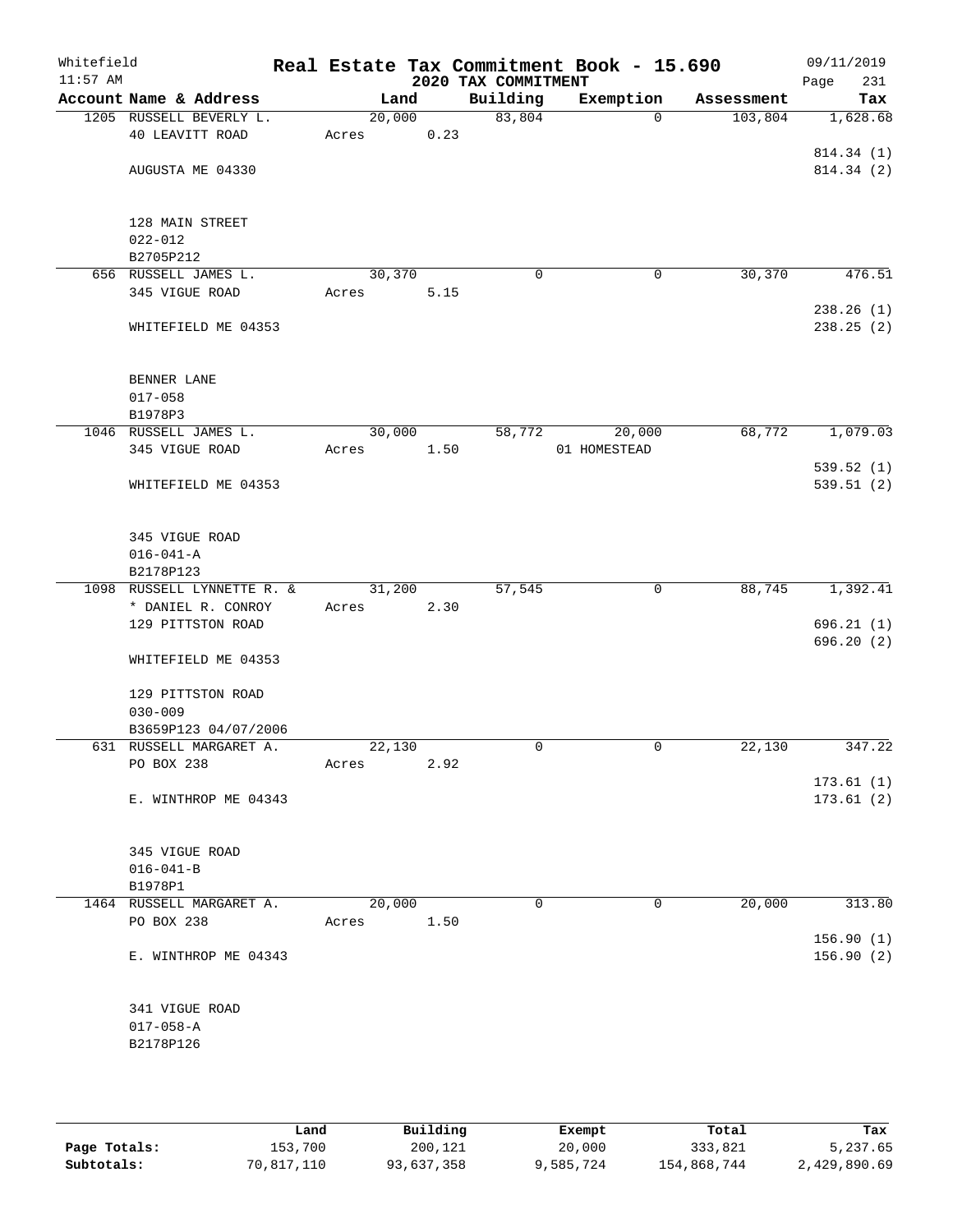Whitefield 11:57 AM

# Real Estate Tax Commitment Book - 15.690

## 2020 TAX COMMITMENT

09/11/2019 Page 231

| Account Name & Address | Land | Building | Exemption | Assessment | Tax |
|---|---|---|---|---|---|
| 1205 RUSSELL BEVERLY L. | 20,000 | 83,804 | 0 | 103,804 | 1,628.68 |
| 40 LEAVITT ROAD | Acres 0.23 | | | | |
| | | | | | 814.34 (1) |
| AUGUSTA ME 04330 | | | | | 814.34 (2) |
| 128 MAIN STREET | | | | | |
| 022-012 | | | | | |
| B2705P212 | | | | | |
| 656 RUSSELL JAMES L. | 30,370 | 0 | 0 | 30,370 | 476.51 |
| 345 VIGUE ROAD | Acres 5.15 | | | | |
| | | | | | 238.26 (1) |
| WHITEFIELD ME 04353 | | | | | 238.25 (2) |
| BENNER LANE | | | | | |
| 017-058 | | | | | |
| B1978P3 | | | | | |
| 1046 RUSSELL JAMES L. | 30,000 | 58,772 | 20,000 | 68,772 | 1,079.03 |
| 345 VIGUE ROAD | Acres 1.50 | | 01 HOMESTEAD | | |
| | | | | | 539.52 (1) |
| WHITEFIELD ME 04353 | | | | | 539.51 (2) |
| 345 VIGUE ROAD | | | | | |
| 016-041-A | | | | | |
| B2178P123 | | | | | |
| 1098 RUSSELL LYNNETTE R. & | 31,200 | 57,545 | 0 | 88,745 | 1,392.41 |
| * DANIEL R. CONROY | Acres 2.30 | | | | |
| 129 PITTSTON ROAD | | | | | 696.21 (1) |
| | | | | | 696.20 (2) |
| WHITEFIELD ME 04353 | | | | | |
| 129 PITTSTON ROAD | | | | | |
| 030-009 | | | | | |
| B3659P123 04/07/2006 | | | | | |
| 631 RUSSELL MARGARET A. | 22,130 | 0 | 0 | 22,130 | 347.22 |
| PO BOX 238 | Acres 2.92 | | | | |
| | | | | | 173.61 (1) |
| E. WINTHROP ME 04343 | | | | | 173.61 (2) |
| 345 VIGUE ROAD | | | | | |
| 016-041-B | | | | | |
| B1978P1 | | | | | |
| 1464 RUSSELL MARGARET A. | 20,000 | 0 | 0 | 20,000 | 313.80 |
| PO BOX 238 | Acres 1.50 | | | | |
| | | | | | 156.90 (1) |
| E. WINTHROP ME 04343 | | | | | 156.90 (2) |
| 341 VIGUE ROAD | | | | | |
| 017-058-A | | | | | |
| B2178P126 | | | | | |

| | Land | Building | Exempt | Total | Tax |
|---|---|---|---|---|---|
| Page Totals: | 153,700 | 200,121 | 20,000 | 333,821 | 5,237.65 |
| Subtotals: | 70,817,110 | 93,637,358 | 9,585,724 | 154,868,744 | 2,429,890.69 |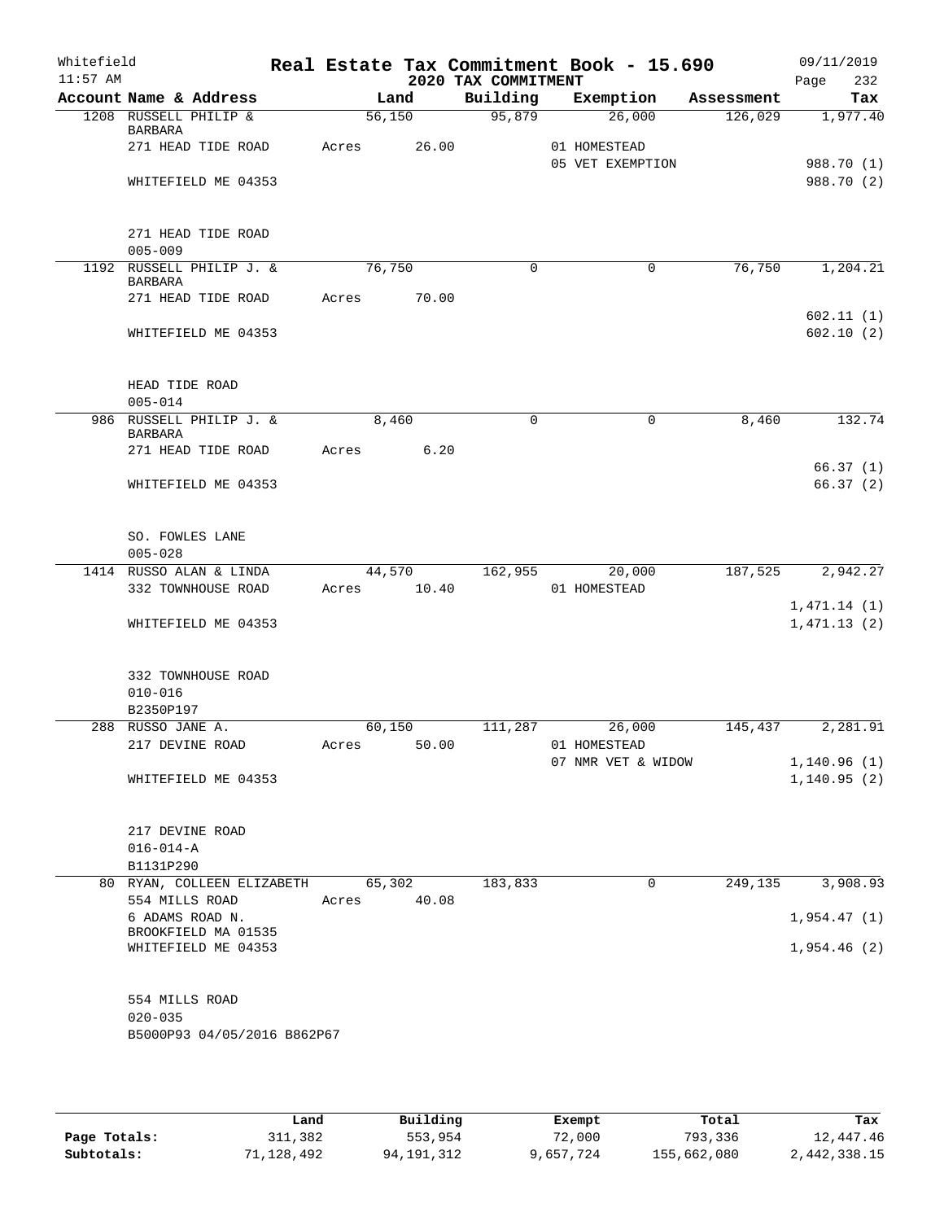Whitefield 11:57 AM

# Real Estate Tax Commitment Book - 15.690

## 2020 TAX COMMITMENT

09/11/2019 Page 232

| Account Name & Address | Land | Building | Exemption | Assessment | Tax |
|---|---|---|---|---|---|
| 1208 RUSSELL PHILIP & BARBARA | 56,150 | 95,879 | 26,000 | 126,029 | 1,977.40 |
| 271 HEAD TIDE ROAD | Acres 26.00 | | 01 HOMESTEAD | | |
| | | | 05 VET EXEMPTION | | 988.70 (1) |
| WHITEFIELD ME 04353 | | | | | 988.70 (2) |
| 271 HEAD TIDE ROAD | | | | | |
| 005-009 | | | | | |
| 1192 RUSSELL PHILIP J. & BARBARA | 76,750 | 0 | 0 | 76,750 | 1,204.21 |
| 271 HEAD TIDE ROAD | Acres 70.00 | | | | |
| | | | | | 602.11 (1) |
| WHITEFIELD ME 04353 | | | | | 602.10 (2) |
| HEAD TIDE ROAD | | | | | |
| 005-014 | | | | | |
| 986 RUSSELL PHILIP J. & BARBARA | 8,460 | 0 | 0 | 8,460 | 132.74 |
| 271 HEAD TIDE ROAD | Acres 6.20 | | | | |
| | | | | | 66.37 (1) |
| WHITEFIELD ME 04353 | | | | | 66.37 (2) |
| SO. FOWLES LANE | | | | | |
| 005-028 | | | | | |
| 1414 RUSSO ALAN & LINDA | 44,570 | 162,955 | 20,000 | 187,525 | 2,942.27 |
| 332 TOWNHOUSE ROAD | Acres 10.40 | | 01 HOMESTEAD | | |
| | | | | | 1,471.14 (1) |
| WHITEFIELD ME 04353 | | | | | 1,471.13 (2) |
| 332 TOWNHOUSE ROAD | | | | | |
| 010-016 | | | | | |
| B2350P197 | | | | | |
| 288 RUSSO JANE A. | 60,150 | 111,287 | 26,000 | 145,437 | 2,281.91 |
| 217 DEVINE ROAD | Acres 50.00 | | 01 HOMESTEAD | | |
| | | | 07 NMR VET & WIDOW | | 1,140.96 (1) |
| WHITEFIELD ME 04353 | | | | | 1,140.95 (2) |
| 217 DEVINE ROAD | | | | | |
| 016-014-A | | | | | |
| B1131P290 | | | | | |
| 80 RYAN, COLLEEN ELIZABETH | 65,302 | 183,833 | 0 | 249,135 | 3,908.93 |
| 554 MILLS ROAD | Acres 40.08 | | | | |
| 6 ADAMS ROAD N. | | | | | 1,954.47 (1) |
| BROOKFIELD MA 01535 | | | | | |
| WHITEFIELD ME 04353 | | | | | 1,954.46 (2) |
| 554 MILLS ROAD | | | | | |
| 020-035 | | | | | |
| B5000P93 04/05/2016 B862P67 | | | | | |

| | Land | Building | Exempt | Total | Tax |
|---|---|---|---|---|---|
| Page Totals: | 311,382 | 553,954 | 72,000 | 793,336 | 12,447.46 |
| Subtotals: | 71,128,492 | 94,191,312 | 9,657,724 | 155,662,080 | 2,442,338.15 |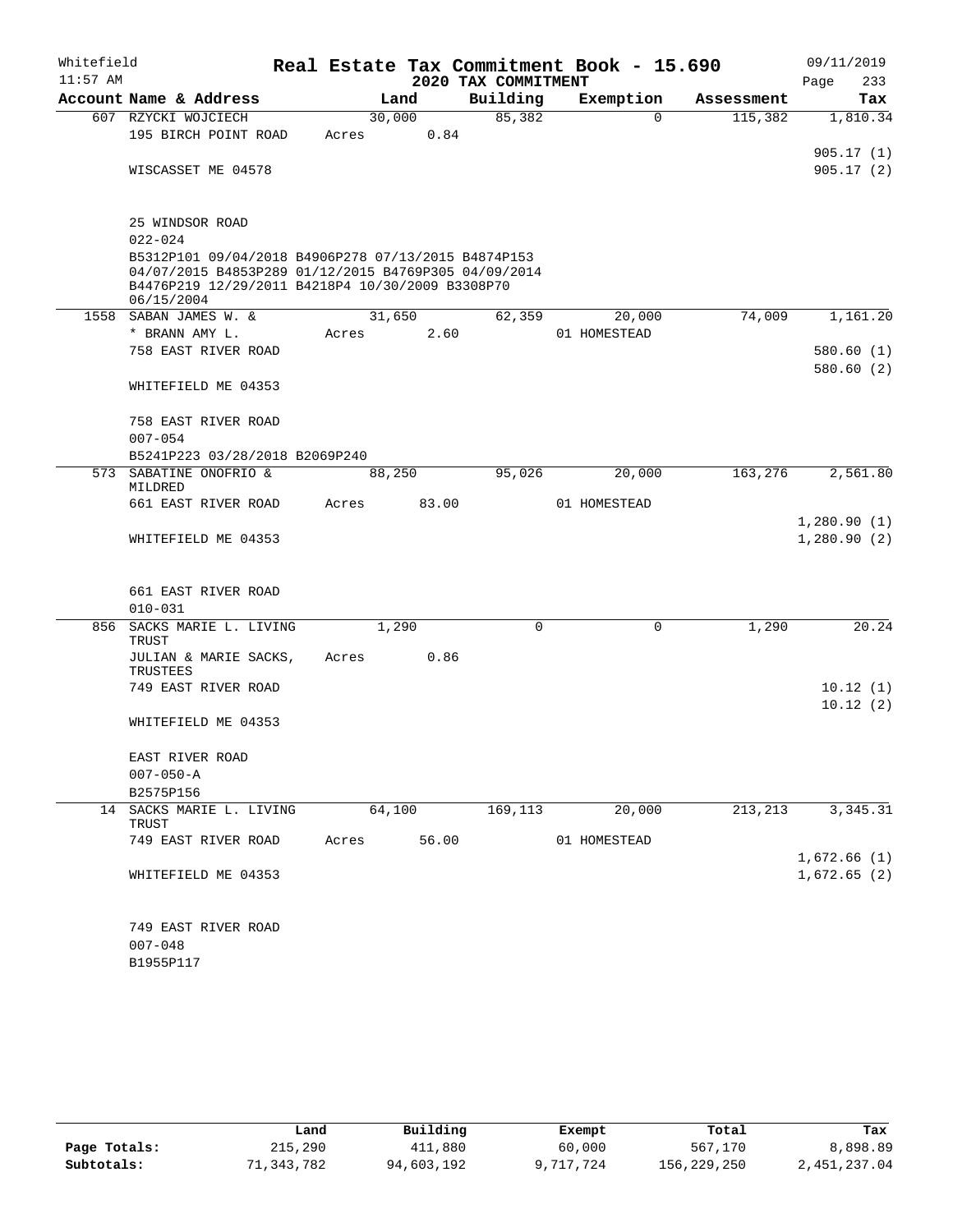Whitefield
11:57 AM

# Real Estate Tax Commitment Book - 15.690

## 2020 TAX COMMITMENT

09/11/2019

| Account | Name & Address | Land | Building | Exemption | Assessment | Tax |
|---|---|---|---|---|---|---|
| 607 | RZYCKI WOJCIECH | 30,000 | 85,382 | 0 | 115,382 | 1,810.34 |
| | 195 BIRCH POINT ROAD | Acres 0.84 | | | | |
| | | | | | | 905.17 (1) |
| | WISCASSET ME 04578 | | | | | 905.17 (2) |
| | 25 WINDSOR ROAD | | | | | |
| | 022-024 | | | | | |
| | B5312P101 09/04/2018 B4906P278 07/13/2015 B4874P153 04/07/2015 B4853P289 01/12/2015 B4769P305 04/09/2014 B4476P219 12/29/2011 B4218P4 10/30/2009 B3308P70 06/15/2004 | | | | | |
| 1558 | SABAN JAMES W. & | 31,650 | 62,359 | 20,000 | 74,009 | 1,161.20 |
| | * BRANN AMY L. | Acres 2.60 | | 01 HOMESTEAD | | |
| | 758 EAST RIVER ROAD | | | | | 580.60 (1) |
| | | | | | | 580.60 (2) |
| | WHITEFIELD ME 04353 | | | | | |
| | 758 EAST RIVER ROAD | | | | | |
| | 007-054 | | | | | |
| | B5241P223 03/28/2018 B2069P240 | | | | | |
| 573 | SABATINE ONOFRIO & MILDRED | 88,250 | 95,026 | 20,000 | 163,276 | 2,561.80 |
| | 661 EAST RIVER ROAD | Acres 83.00 | | 01 HOMESTEAD | | |
| | | | | | | 1,280.90 (1) |
| | WHITEFIELD ME 04353 | | | | | 1,280.90 (2) |
| | 661 EAST RIVER ROAD | | | | | |
| | 010-031 | | | | | |
| 856 | SACKS MARIE L. LIVING TRUST | 1,290 | 0 | 0 | 1,290 | 20.24 |
| | JULIAN & MARIE SACKS, TRUSTEES | Acres 0.86 | | | | |
| | 749 EAST RIVER ROAD | | | | | 10.12 (1) |
| | | | | | | 10.12 (2) |
| | WHITEFIELD ME 04353 | | | | | |
| | EAST RIVER ROAD | | | | | |
| | 007-050-A | | | | | |
| | B2575P156 | | | | | |
| 14 | SACKS MARIE L. LIVING TRUST | 64,100 | 169,113 | 20,000 | 213,213 | 3,345.31 |
| | 749 EAST RIVER ROAD | Acres 56.00 | | 01 HOMESTEAD | | |
| | | | | | | 1,672.66 (1) |
| | WHITEFIELD ME 04353 | | | | | 1,672.65 (2) |
| | 749 EAST RIVER ROAD | | | | | |
| | 007-048 | | | | | |
| | B1955P117 | | | | | |

| | Land | Building | Exempt | Total | Tax |
|---|---|---|---|---|---|
| Page Totals: | 215,290 | 411,880 | 60,000 | 567,170 | 8,898.89 |
| Subtotals: | 71,343,782 | 94,603,192 | 9,717,724 | 156,229,250 | 2,451,237.04 |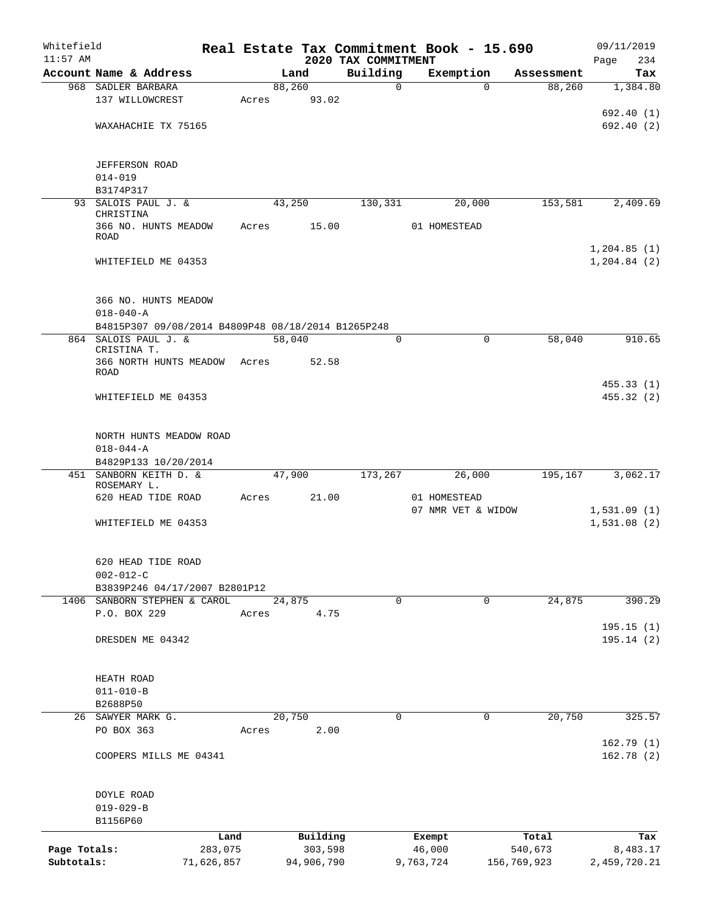Whitefield
11:57 AM

# Real Estate Tax Commitment Book - 15.690

## 2020 TAX COMMITMENT

09/11/2019

| Account Name & Address | Land | Building | Exemption | Assessment | Tax |
|---|---|---|---|---|---|
| 968 SADLER BARBARA | 88,260 | 0 | 0 | 88,260 | 1,384.80 |
| 137 WILLOWCREST | Acres 93.02 | | | | |
| | | | | | 692.40 (1) |
| WAXAHACHIE TX 75165 | | | | | 692.40 (2) |
| JEFFERSON ROAD | | | | | |
| 014-019 | | | | | |
| B3174P317 | | | | | |
| 93 SALOIS PAUL J. & CHRISTINA | 43,250 | 130,331 | 20,000 | 153,581 | 2,409.69 |
| 366 NO. HUNTS MEADOW ROAD | Acres 15.00 | | 01 HOMESTEAD | | |
| | | | | | 1,204.85 (1) |
| WHITEFIELD ME 04353 | | | | | 1,204.84 (2) |
| 366 NO. HUNTS MEADOW | | | | | |
| 018-040-A | | | | | |
| B4815P307 09/08/2014 B4809P48 08/18/2014 B1265P248 | | | | | |
| 864 SALOIS PAUL J. & CRISTINA T. | 58,040 | 0 | 0 | 58,040 | 910.65 |
| 366 NORTH HUNTS MEADOW ROAD | Acres 52.58 | | | | |
| | | | | | 455.33 (1) |
| WHITEFIELD ME 04353 | | | | | 455.32 (2) |
| NORTH HUNTS MEADOW ROAD | | | | | |
| 018-044-A | | | | | |
| B4829P133 10/20/2014 | | | | | |
| 451 SANBORN KEITH D. & ROSEMARY L. | 47,900 | 173,267 | 26,000 | 195,167 | 3,062.17 |
| 620 HEAD TIDE ROAD | Acres 21.00 | | 01 HOMESTEAD | | |
| | | | 07 NMR VET & WIDOW | | 1,531.09 (1) |
| WHITEFIELD ME 04353 | | | | | 1,531.08 (2) |
| 620 HEAD TIDE ROAD | | | | | |
| 002-012-C | | | | | |
| B3839P246 04/17/2007 B2801P12 | | | | | |
| 1406 SANBORN STEPHEN & CAROL | 24,875 | 0 | 0 | 24,875 | 390.29 |
| P.O. BOX 229 | Acres 4.75 | | | | |
| | | | | | 195.15 (1) |
| DRESDEN ME 04342 | | | | | 195.14 (2) |
| HEATH ROAD | | | | | |
| 011-010-B | | | | | |
| B2688P50 | | | | | |
| 26 SAWYER MARK G. | 20,750 | 0 | 0 | 20,750 | 325.57 |
| PO BOX 363 | Acres 2.00 | | | | |
| | | | | | 162.79 (1) |
| COOPERS MILLS ME 04341 | | | | | 162.78 (2) |
| DOYLE ROAD | | | | | |
| 019-029-B | | | | | |
| B1156P60 | | | | | |

| | Land | Building | Exempt | Total | Tax |
|---|---|---|---|---|---|
| Page Totals: | 283,075 | 303,598 | 46,000 | 540,673 | 8,483.17 |
| Subtotals: | 71,626,857 | 94,906,790 | 9,763,724 | 156,769,923 | 2,459,720.21 |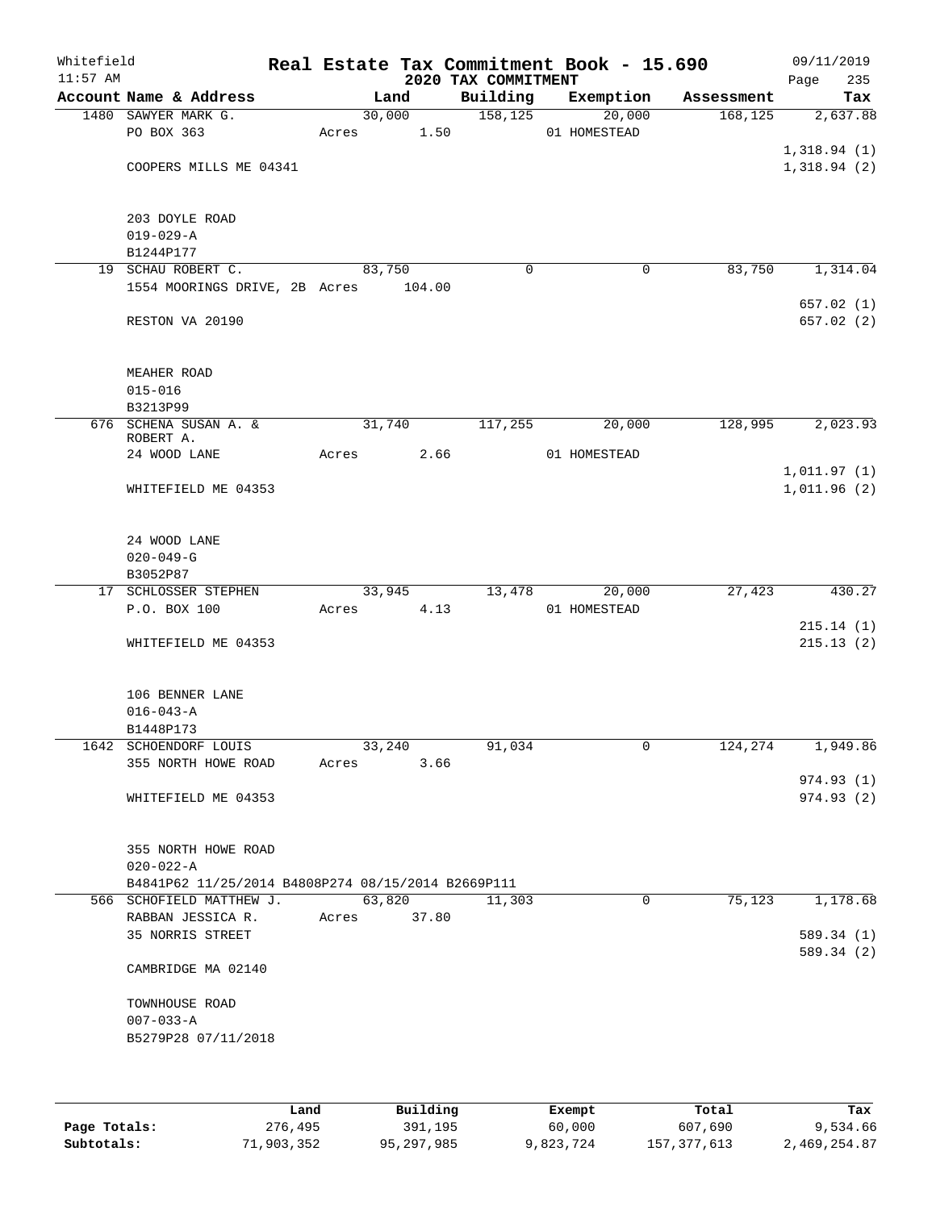Whitefield 11:57 AM

# Real Estate Tax Commitment Book - 15.690

## 2020 TAX COMMITMENT

09/11/2019 Page 235

| Account Name & Address | Land | Building | Exemption | Assessment | Tax |
|---|---|---|---|---|---|
| 1480 SAWYER MARK G. | 30,000 | 158,125 | 20,000 | 168,125 | 2,637.88 |
| PO BOX 363 | Acres 1.50 | | 01 HOMESTEAD | | |
| | | | | | 1,318.94 (1) |
| COOPERS MILLS ME 04341 | | | | | 1,318.94 (2) |
| 203 DOYLE ROAD | | | | | |
| 019-029-A | | | | | |
| B1244P177 | | | | | |
| 19 SCHAU ROBERT C. | 83,750 | 0 | 0 | 83,750 | 1,314.04 |
| 1554 MOORINGS DRIVE, 2B | Acres 104.00 | | | | |
| | | | | | 657.02 (1) |
| RESTON VA 20190 | | | | | 657.02 (2) |
| MEAHER ROAD | | | | | |
| 015-016 | | | | | |
| B3213P99 | | | | | |
| 676 SCHENA SUSAN A. & ROBERT A. | 31,740 | 117,255 | 20,000 | 128,995 | 2,023.93 |
| 24 WOOD LANE | Acres 2.66 | | 01 HOMESTEAD | | |
| | | | | | 1,011.97 (1) |
| WHITEFIELD ME 04353 | | | | | 1,011.96 (2) |
| 24 WOOD LANE | | | | | |
| 020-049-G | | | | | |
| B3052P87 | | | | | |
| 17 SCHLOSSER STEPHEN | 33,945 | 13,478 | 20,000 | 27,423 | 430.27 |
| P.O. BOX 100 | Acres 4.13 | | 01 HOMESTEAD | | |
| | | | | | 215.14 (1) |
| WHITEFIELD ME 04353 | | | | | 215.13 (2) |
| 106 BENNER LANE | | | | | |
| 016-043-A | | | | | |
| B1448P173 | | | | | |
| 1642 SCHOENDORF LOUIS | 33,240 | 91,034 | 0 | 124,274 | 1,949.86 |
| 355 NORTH HOWE ROAD | Acres 3.66 | | | | |
| | | | | | 974.93 (1) |
| WHITEFIELD ME 04353 | | | | | 974.93 (2) |
| 355 NORTH HOWE ROAD | | | | | |
| 020-022-A | | | | | |
| B4841P62 11/25/2014 B4808P274 08/15/2014 B2669P111 | | | | | |
| 566 SCHOFIELD MATTHEW J. | 63,820 | 11,303 | 0 | 75,123 | 1,178.68 |
| RABBAN JESSICA R. | Acres 37.80 | | | | |
| 35 NORRIS STREET | | | | | 589.34 (1) |
| | | | | | 589.34 (2) |
| CAMBRIDGE MA 02140 | | | | | |
| TOWNHOUSE ROAD | | | | | |
| 007-033-A | | | | | |
| B5279P28 07/11/2018 | | | | | |

| | Land | Building | Exempt | Total | Tax |
|---|---|---|---|---|---|
| Page Totals: | 276,495 | 391,195 | 60,000 | 607,690 | 9,534.66 |
| Subtotals: | 71,903,352 | 95,297,985 | 9,823,724 | 157,377,613 | 2,469,254.87 |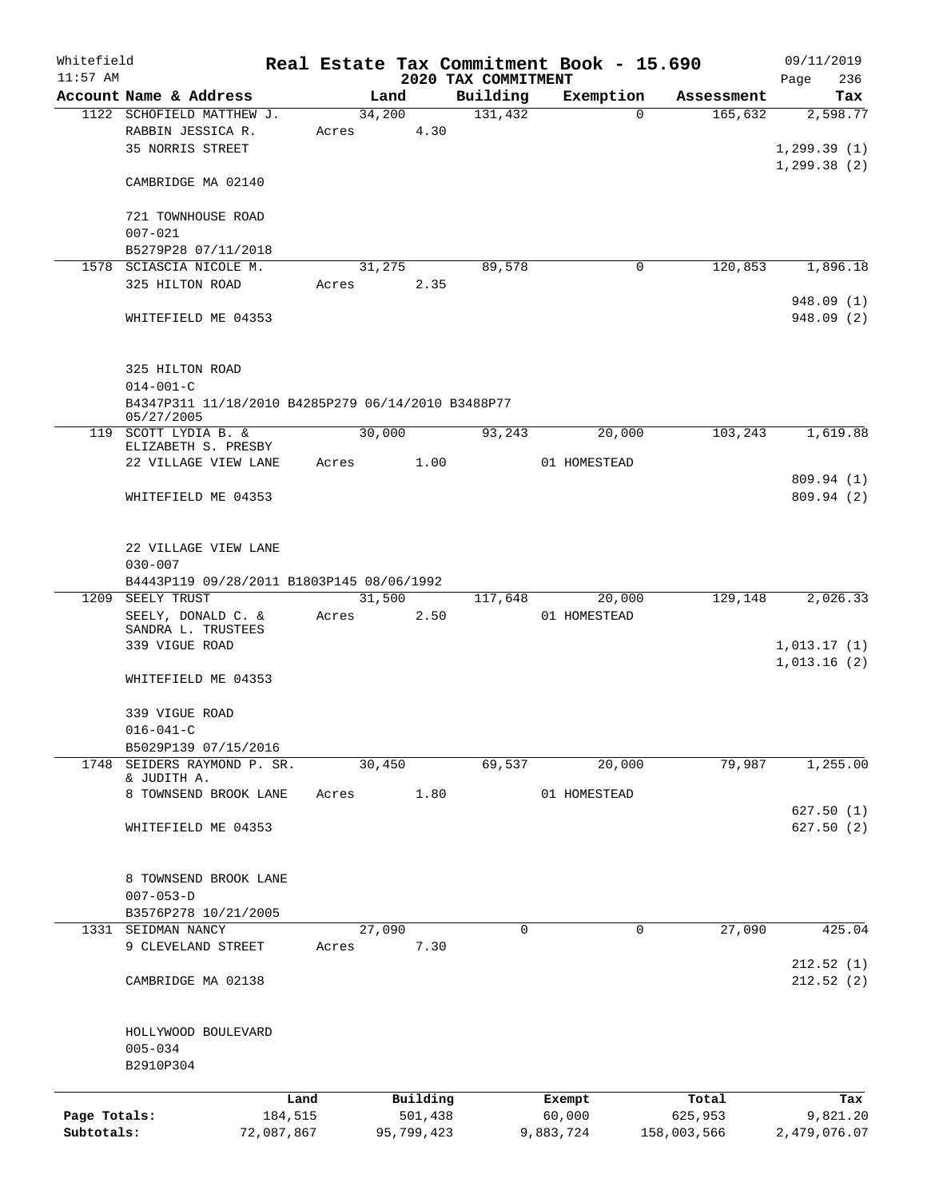Whitefield 11:57 AM

# Real Estate Tax Commitment Book - 15.690

## 2020 TAX COMMITMENT

09/11/2019 Page 236

| Account Name & Address | Land | Building | Exemption | Assessment | Tax |
|---|---|---|---|---|---|
| 1122 SCHOFIELD MATTHEW J. | 34,200 | 131,432 | 0 | 165,632 | 2,598.77 |
| RABBIN JESSICA R. | Acres 4.30 | | | | |
| 35 NORRIS STREET | | | | | 1,299.39 (1) |
| | | | | | 1,299.38 (2) |
| CAMBRIDGE MA 02140 | | | | | |
| 721 TOWNHOUSE ROAD | | | | | |
| 007-021 | | | | | |
| B5279P28 07/11/2018 | | | | | |
| 1578 SCIASCIA NICOLE M. | 31,275 | 89,578 | 0 | 120,853 | 1,896.18 |
| 325 HILTON ROAD | Acres 2.35 | | | | |
| | | | | | 948.09 (1) |
| WHITEFIELD ME 04353 | | | | | 948.09 (2) |
| 325 HILTON ROAD | | | | | |
| 014-001-C | | | | | |
| B4347P311 11/18/2010 B4285P279 06/14/2010 B3488P77 05/27/2005 | | | | | |
| 119 SCOTT LYDIA B. & ELIZABETH S. PRESBY | 30,000 | 93,243 | 20,000 | 103,243 | 1,619.88 |
| 22 VILLAGE VIEW LANE | Acres 1.00 | | 01 HOMESTEAD | | |
| | | | | | 809.94 (1) |
| WHITEFIELD ME 04353 | | | | | 809.94 (2) |
| 22 VILLAGE VIEW LANE | | | | | |
| 030-007 | | | | | |
| B4443P119 09/28/2011 B1803P145 08/06/1992 | | | | | |
| 1209 SEELY TRUST | 31,500 | 117,648 | 20,000 | 129,148 | 2,026.33 |
| SEELY, DONALD C. & SANDRA L. TRUSTEES | Acres 2.50 | | 01 HOMESTEAD | | |
| 339 VIGUE ROAD | | | | | 1,013.17 (1) |
| | | | | | 1,013.16 (2) |
| WHITEFIELD ME 04353 | | | | | |
| 339 VIGUE ROAD | | | | | |
| 016-041-C | | | | | |
| B5029P139 07/15/2016 | | | | | |
| 1748 SEIDERS RAYMOND P. SR. & JUDITH A. | 30,450 | 69,537 | 20,000 | 79,987 | 1,255.00 |
| 8 TOWNSEND BROOK LANE | Acres 1.80 | | 01 HOMESTEAD | | |
| | | | | | 627.50 (1) |
| WHITEFIELD ME 04353 | | | | | 627.50 (2) |
| 8 TOWNSEND BROOK LANE | | | | | |
| 007-053-D | | | | | |
| B3576P278 10/21/2005 | | | | | |
| 1331 SEIDMAN NANCY | 27,090 | 0 | 0 | 27,090 | 425.04 |
| 9 CLEVELAND STREET | Acres 7.30 | | | | |
| | | | | | 212.52 (1) |
| CAMBRIDGE MA 02138 | | | | | 212.52 (2) |
| HOLLYWOOD BOULEVARD | | | | | |
| 005-034 | | | | | |
| B2910P304 | | | | | |

| | Land | Building | Exempt | Total | Tax |
|---|---|---|---|---|---|
| Page Totals: | 184,515 | 501,438 | 60,000 | 625,953 | 9,821.20 |
| Subtotals: | 72,087,867 | 95,799,423 | 9,883,724 | 158,003,566 | 2,479,076.07 |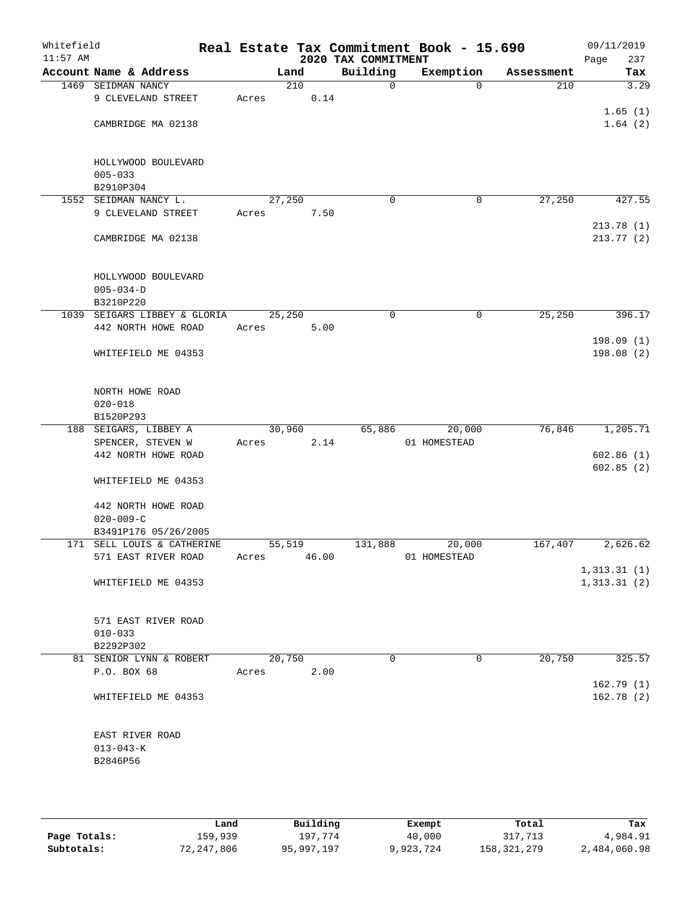# Real Estate Tax Commitment Book - 15.690

## 2020 TAX COMMITMENT

Whitefield 11:57 AM — 09/11/2019

| Account Name & Address | Land | Building | Exemption | Assessment | Tax |
|---|---|---|---|---|---|
| 1469 SEIDMAN NANCY | 210 | 0 | 0 | 210 | 3.29 |
| 9 CLEVELAND STREET | Acres 0.14 | | | | |
| | | | | | 1.65 (1) |
| CAMBRIDGE MA 02138 | | | | | 1.64 (2) |
| HOLLYWOOD BOULEVARD | | | | | |
| 005-033 | | | | | |
| B2910P304 | | | | | |
| 1552 SEIDMAN NANCY L. | 27,250 | 0 | 0 | 27,250 | 427.55 |
| 9 CLEVELAND STREET | Acres 7.50 | | | | |
| | | | | | 213.78 (1) |
| CAMBRIDGE MA 02138 | | | | | 213.77 (2) |
| HOLLYWOOD BOULEVARD | | | | | |
| 005-034-D | | | | | |
| B3210P220 | | | | | |
| 1039 SEIGARS LIBBEY & GLORIA | 25,250 | 0 | 0 | 25,250 | 396.17 |
| 442 NORTH HOWE ROAD | Acres 5.00 | | | | |
| | | | | | 198.09 (1) |
| WHITEFIELD ME 04353 | | | | | 198.08 (2) |
| NORTH HOWE ROAD | | | | | |
| 020-018 | | | | | |
| B1520P293 | | | | | |
| 188 SEIGARS, LIBBEY A | 30,960 | 65,886 | 20,000 | 76,846 | 1,205.71 |
| SPENCER, STEVEN W | Acres 2.14 | | 01 HOMESTEAD | | |
| 442 NORTH HOWE ROAD | | | | | 602.86 (1) |
| | | | | | 602.85 (2) |
| WHITEFIELD ME 04353 | | | | | |
| 442 NORTH HOWE ROAD | | | | | |
| 020-009-C | | | | | |
| B3491P176 05/26/2005 | | | | | |
| 171 SELL LOUIS & CATHERINE | 55,519 | 131,888 | 20,000 | 167,407 | 2,626.62 |
| 571 EAST RIVER ROAD | Acres 46.00 | | 01 HOMESTEAD | | |
| | | | | | 1,313.31 (1) |
| WHITEFIELD ME 04353 | | | | | 1,313.31 (2) |
| 571 EAST RIVER ROAD | | | | | |
| 010-033 | | | | | |
| B2292P302 | | | | | |
| 81 SENIOR LYNN & ROBERT | 20,750 | 0 | 0 | 20,750 | 325.57 |
| P.O. BOX 68 | Acres 2.00 | | | | |
| | | | | | 162.79 (1) |
| WHITEFIELD ME 04353 | | | | | 162.78 (2) |
| EAST RIVER ROAD | | | | | |
| 013-043-K | | | | | |
| B2846P56 | | | | | |

| | Land | Building | Exempt | Total | Tax |
|---|---|---|---|---|---|
| Page Totals: | 159,939 | 197,774 | 40,000 | 317,713 | 4,984.91 |
| Subtotals: | 72,247,806 | 95,997,197 | 9,923,724 | 158,321,279 | 2,484,060.98 |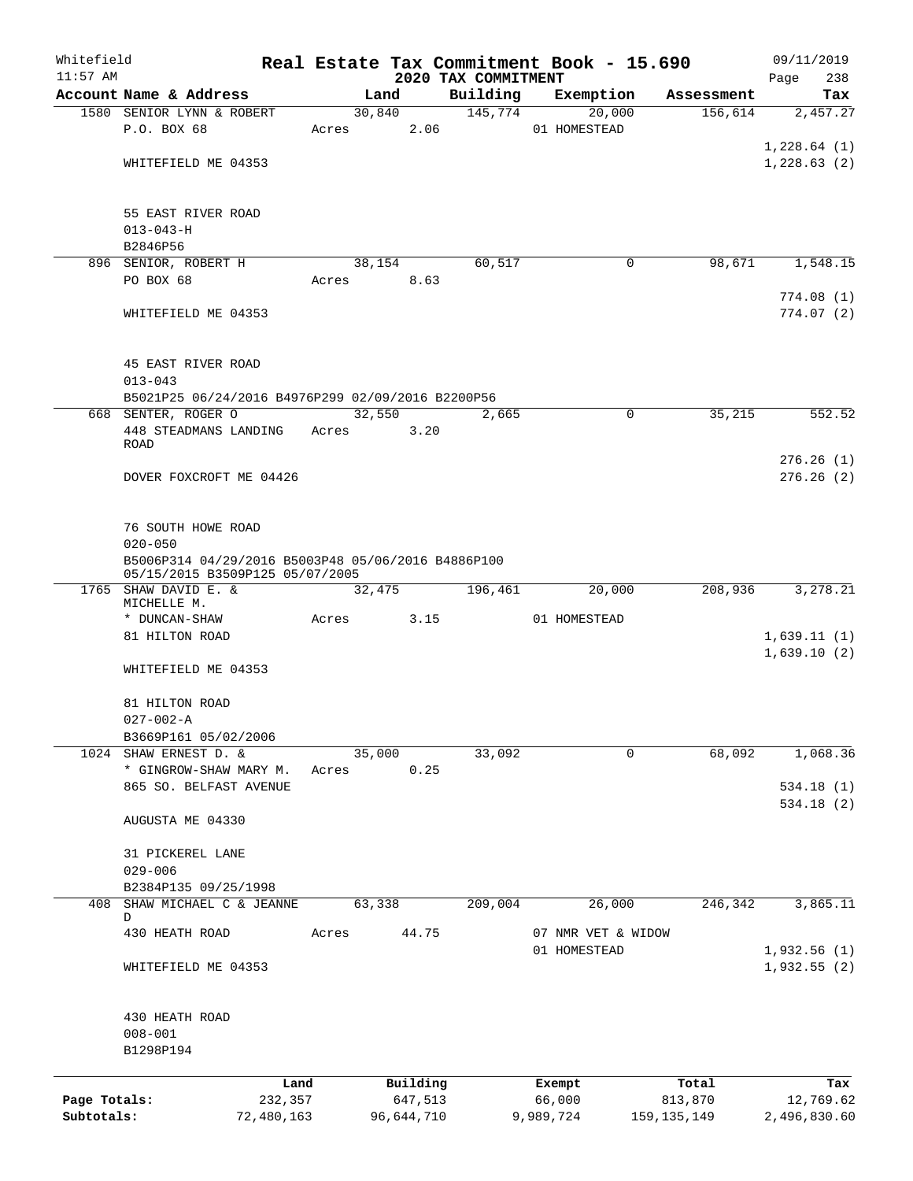Whitefield 11:57 AM

# Real Estate Tax Commitment Book - 15.690

## 2020 TAX COMMITMENT

09/11/2019

| Account | Name & Address | Land | Building | Exemption | Assessment | Tax |
|---|---|---|---|---|---|---|
| 1580 | SENIOR LYNN & ROBERT<br>P.O. BOX 68<br><br>WHITEFIELD ME 04353<br><br>55 EAST RIVER ROAD<br>013-043-H<br>B2846P56 | 30,840<br>Acres 2.06 | 145,774 | 20,000<br>01 HOMESTEAD | 156,614 | 2,457.27<br><br>1,228.64 (1)<br>1,228.63 (2) |
| 896 | SENIOR, ROBERT H<br>PO BOX 68<br><br>WHITEFIELD ME 04353<br><br>45 EAST RIVER ROAD<br>013-043<br>B5021P25 06/24/2016 B4976P299 02/09/2016 B2200P56 | 38,154<br>Acres 8.63 | 60,517 | 0 | 98,671 | 1,548.15<br><br>774.08 (1)<br>774.07 (2) |
| 668 | SENTER, ROGER O<br>448 STEADMANS LANDING ROAD<br><br>DOVER FOXCROFT ME 04426<br><br>76 SOUTH HOWE ROAD<br>020-050<br>B5006P314 04/29/2016 B5003P48 05/06/2016 B4886P100 05/15/2015 B3509P125 05/07/2005 | 32,550<br>Acres 3.20 | 2,665 | 0 | 35,215 | 552.52<br><br>276.26 (1)<br>276.26 (2) |
| 1765 | SHAW DAVID E. & MICHELLE M.<br>* DUNCAN-SHAW<br>81 HILTON ROAD<br><br>WHITEFIELD ME 04353<br><br>81 HILTON ROAD<br>027-002-A<br>B3669P161 05/02/2006 | 32,475<br>Acres 3.15 | 196,461 | 20,000<br>01 HOMESTEAD | 208,936 | 3,278.21<br><br>1,639.11 (1)<br>1,639.10 (2) |
| 1024 | SHAW ERNEST D. &<br>* GINGROW-SHAW MARY M.<br>865 SO. BELFAST AVENUE<br><br>AUGUSTA ME 04330<br><br>31 PICKEREL LANE<br>029-006<br>B2384P135 09/25/1998 | 35,000<br>Acres 0.25 | 33,092 | 0 | 68,092 | 1,068.36<br><br>534.18 (1)<br>534.18 (2) |
| 408 | SHAW MICHAEL C & JEANNE D<br>430 HEATH ROAD<br><br>WHITEFIELD ME 04353<br><br>430 HEATH ROAD<br>008-001<br>B1298P194 | 63,338<br>Acres 44.75 | 209,004 | 26,000<br>07 NMR VET & WIDOW<br>01 HOMESTEAD | 246,342 | 3,865.11<br><br>1,932.56 (1)<br>1,932.55 (2) |

| | Land | Building | Exempt | Total | Tax |
|---|---|---|---|---|---|
| Page Totals: | 232,357 | 647,513 | 66,000 | 813,870 | 12,769.62 |
| Subtotals: | 72,480,163 | 96,644,710 | 9,989,724 | 159,135,149 | 2,496,830.60 |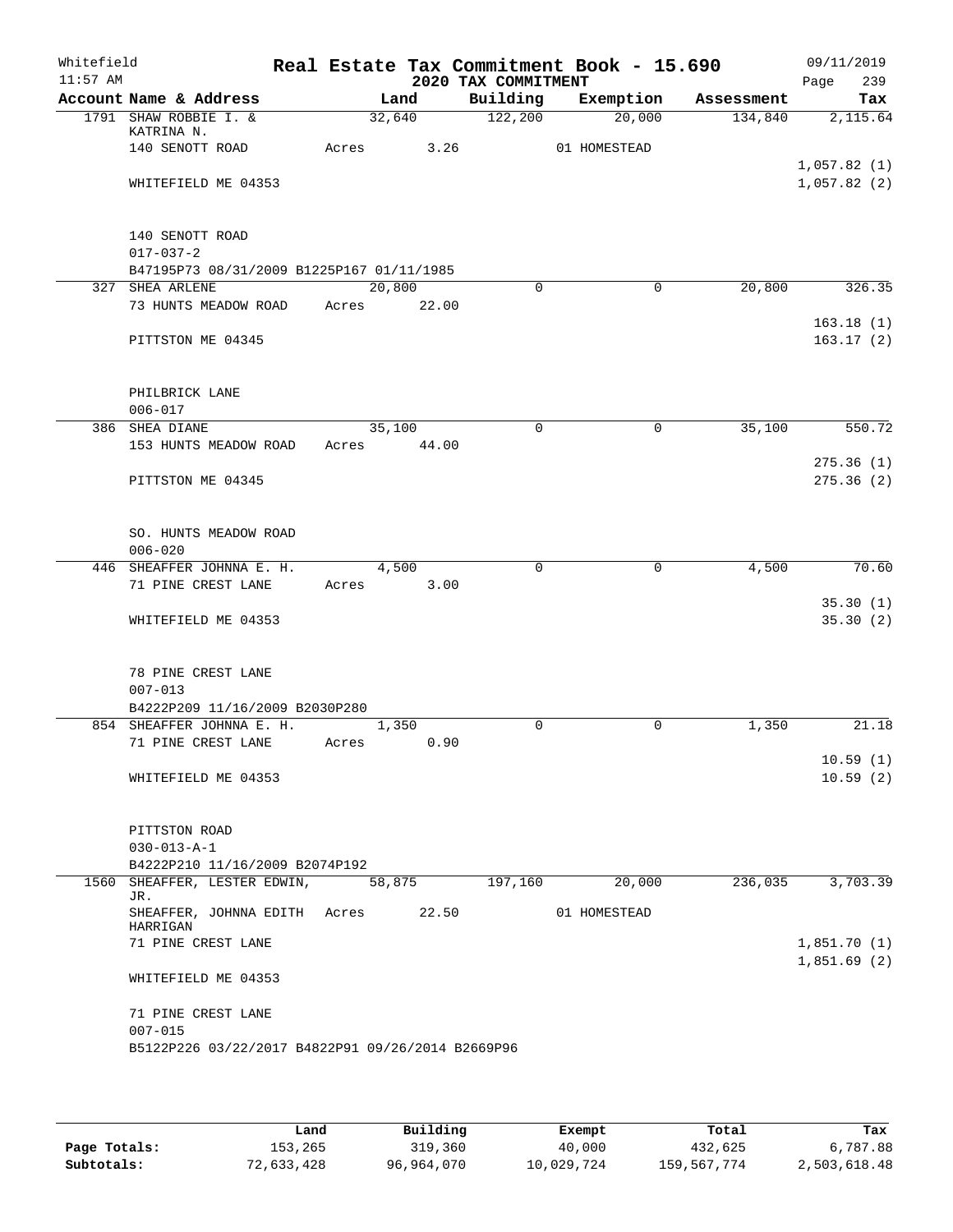Whitefield 11:57 AM

# Real Estate Tax Commitment Book - 15.690

## 2020 TAX COMMITMENT

09/11/2019 Page 239

| Account Name & Address | Land | Building | Exemption | Assessment | Tax |
|---|---|---|---|---|---|
| 1791 SHAW ROBBIE I. & KATRINA N. | 32,640 | 122,200 | 20,000 | 134,840 | 2,115.64 |
| 140 SENOTT ROAD | Acres 3.26 | | 01 HOMESTEAD | | |
| | | | | | 1,057.82 (1) |
| WHITEFIELD ME 04353 | | | | | 1,057.82 (2) |
| 140 SENOTT ROAD | | | | | |
| 017-037-2 | | | | | |
| B47195P73 08/31/2009 B1225P167 01/11/1985 | | | | | |
| 327 SHEA ARLENE | 20,800 | 0 | 0 | 20,800 | 326.35 |
| 73 HUNTS MEADOW ROAD | Acres 22.00 | | | | |
| | | | | | 163.18 (1) |
| PITTSTON ME 04345 | | | | | 163.17 (2) |
| PHILBRICK LANE | | | | | |
| 006-017 | | | | | |
| 386 SHEA DIANE | 35,100 | 0 | 0 | 35,100 | 550.72 |
| 153 HUNTS MEADOW ROAD | Acres 44.00 | | | | |
| | | | | | 275.36 (1) |
| PITTSTON ME 04345 | | | | | 275.36 (2) |
| SO. HUNTS MEADOW ROAD | | | | | |
| 006-020 | | | | | |
| 446 SHEAFFER JOHNNA E. H. | 4,500 | 0 | 0 | 4,500 | 70.60 |
| 71 PINE CREST LANE | Acres 3.00 | | | | |
| | | | | | 35.30 (1) |
| WHITEFIELD ME 04353 | | | | | 35.30 (2) |
| 78 PINE CREST LANE | | | | | |
| 007-013 | | | | | |
| B4222P209 11/16/2009 B2030P280 | | | | | |
| 854 SHEAFFER JOHNNA E. H. | 1,350 | 0 | 0 | 1,350 | 21.18 |
| 71 PINE CREST LANE | Acres 0.90 | | | | |
| | | | | | 10.59 (1) |
| WHITEFIELD ME 04353 | | | | | 10.59 (2) |
| PITTSTON ROAD | | | | | |
| 030-013-A-1 | | | | | |
| B4222P210 11/16/2009 B2074P192 | | | | | |
| 1560 SHEAFFER, LESTER EDWIN, JR. | 58,875 | 197,160 | 20,000 | 236,035 | 3,703.39 |
| SHEAFFER, JOHNNA EDITH HARRIGAN | Acres 22.50 | | 01 HOMESTEAD | | |
| 71 PINE CREST LANE | | | | | 1,851.70 (1) |
| | | | | | 1,851.69 (2) |
| WHITEFIELD ME 04353 | | | | | |
| 71 PINE CREST LANE | | | | | |
| 007-015 | | | | | |
| B5122P226 03/22/2017 B4822P91 09/26/2014 B2669P96 | | | | | |

| | Land | Building | Exempt | Total | Tax |
|---|---|---|---|---|---|
| Page Totals: | 153,265 | 319,360 | 40,000 | 432,625 | 6,787.88 |
| Subtotals: | 72,633,428 | 96,964,070 | 10,029,724 | 159,567,774 | 2,503,618.48 |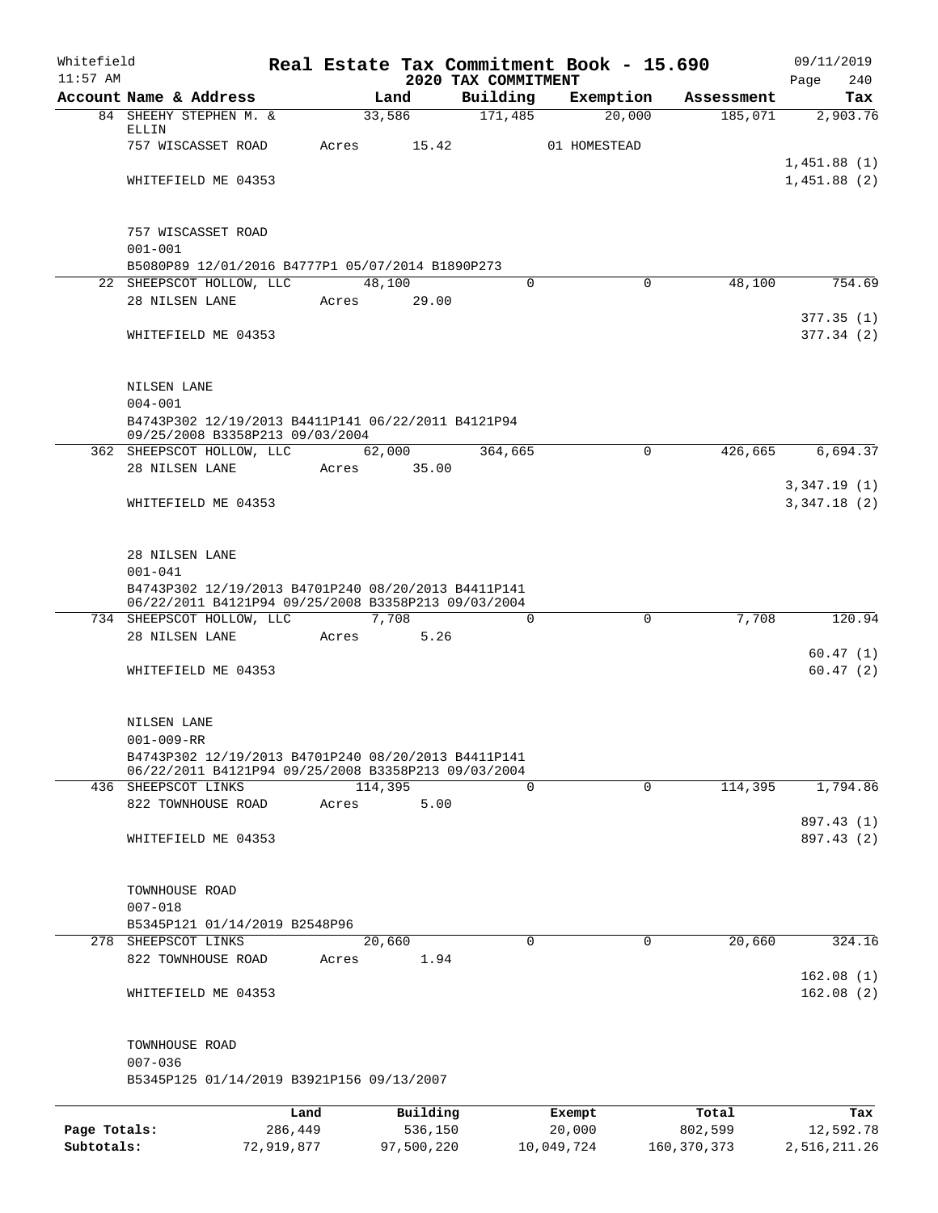Whitefield 11:57 AM

# Real Estate Tax Commitment Book - 15.690

## 2020 TAX COMMITMENT

09/11/2019

| Account | Name & Address | Land | Building | Exemption | Assessment | Tax |
|---|---|---|---|---|---|---|
| 84 | SHEEHY STEPHEN M. & ELLIN | 33,586 | 171,485 | 20,000 | 185,071 | 2,903.76 |
| | 757 WISCASSET ROAD | Acres 15.42 | | 01 HOMESTEAD | | |
| | | | | | | 1,451.88 (1) |
| | WHITEFIELD ME 04353 | | | | | 1,451.88 (2) |
| | 757 WISCASSET ROAD | | | | | |
| | 001-001 | | | | | |
| | B5080P89 12/01/2016 B4777P1 05/07/2014 B1890P273 | | | | | |
| 22 | SHEEPSCOT HOLLOW, LLC | 48,100 | 0 | 0 | 48,100 | 754.69 |
| | 28 NILSEN LANE | Acres 29.00 | | | | |
| | | | | | | 377.35 (1) |
| | WHITEFIELD ME 04353 | | | | | 377.34 (2) |
| | NILSEN LANE | | | | | |
| | 004-001 | | | | | |
| | B4743P302 12/19/2013 B4411P141 06/22/2011 B4121P94 09/25/2008 B3358P213 09/03/2004 | | | | | |
| 362 | SHEEPSCOT HOLLOW, LLC | 62,000 | 364,665 | 0 | 426,665 | 6,694.37 |
| | 28 NILSEN LANE | Acres 35.00 | | | | |
| | | | | | | 3,347.19 (1) |
| | WHITEFIELD ME 04353 | | | | | 3,347.18 (2) |
| | 28 NILSEN LANE | | | | | |
| | 001-041 | | | | | |
| | B4743P302 12/19/2013 B4701P240 08/20/2013 B4411P141 06/22/2011 B4121P94 09/25/2008 B3358P213 09/03/2004 | | | | | |
| 734 | SHEEPSCOT HOLLOW, LLC | 7,708 | 0 | 0 | 7,708 | 120.94 |
| | 28 NILSEN LANE | Acres 5.26 | | | | |
| | | | | | | 60.47 (1) |
| | WHITEFIELD ME 04353 | | | | | 60.47 (2) |
| | NILSEN LANE | | | | | |
| | 001-009-RR | | | | | |
| | B4743P302 12/19/2013 B4701P240 08/20/2013 B4411P141 06/22/2011 B4121P94 09/25/2008 B3358P213 09/03/2004 | | | | | |
| 436 | SHEEPSCOT LINKS | 114,395 | 0 | 0 | 114,395 | 1,794.86 |
| | 822 TOWNHOUSE ROAD | Acres 5.00 | | | | |
| | | | | | | 897.43 (1) |
| | WHITEFIELD ME 04353 | | | | | 897.43 (2) |
| | TOWNHOUSE ROAD | | | | | |
| | 007-018 | | | | | |
| | B5345P121 01/14/2019 B2548P96 | | | | | |
| 278 | SHEEPSCOT LINKS | 20,660 | 0 | 0 | 20,660 | 324.16 |
| | 822 TOWNHOUSE ROAD | Acres 1.94 | | | | |
| | | | | | | 162.08 (1) |
| | WHITEFIELD ME 04353 | | | | | 162.08 (2) |
| | TOWNHOUSE ROAD | | | | | |
| | 007-036 | | | | | |
| | B5345P125 01/14/2019 B3921P156 09/13/2007 | | | | | |

| | Land | Building | Exempt | Total | Tax |
|---|---|---|---|---|---|
| Page Totals: | 286,449 | 536,150 | 20,000 | 802,599 | 12,592.78 |
| Subtotals: | 72,919,877 | 97,500,220 | 10,049,724 | 160,370,373 | 2,516,211.26 |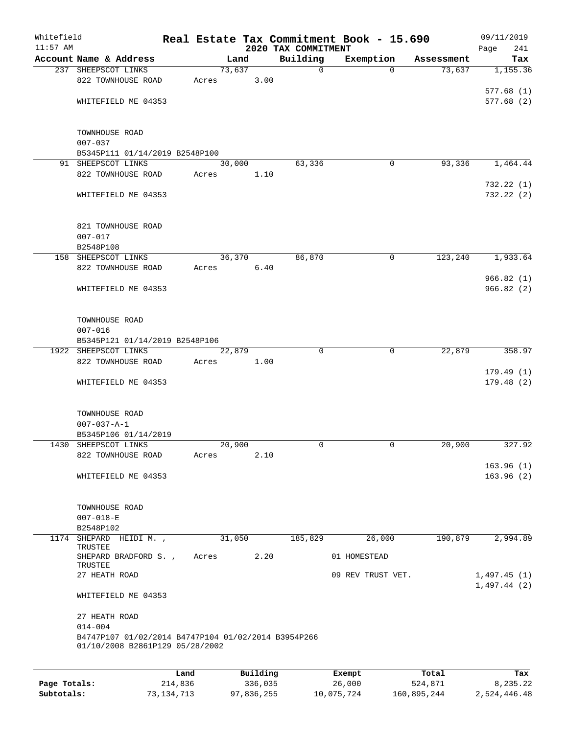Whitefield
11:57 AM

# Real Estate Tax Commitment Book - 15.690

## 2020 TAX COMMITMENT

09/11/2019

| Account Name & Address | Land | Building | Exemption | Assessment | Tax |
|---|---|---|---|---|---|
| 237 SHEEPSCOT LINKS | 73,637 | 0 | 0 | 73,637 | 1,155.36 |
| 822 TOWNHOUSE ROAD | Acres 3.00 | | | | |
| | | | | | 577.68 (1) |
| WHITEFIELD ME 04353 | | | | | 577.68 (2) |
| TOWNHOUSE ROAD | | | | | |
| 007-037 | | | | | |
| B5345P111 01/14/2019 B2548P100 | | | | | |
| 91 SHEEPSCOT LINKS | 30,000 | 63,336 | 0 | 93,336 | 1,464.44 |
| 822 TOWNHOUSE ROAD | Acres 1.10 | | | | |
| | | | | | 732.22 (1) |
| WHITEFIELD ME 04353 | | | | | 732.22 (2) |
| 821 TOWNHOUSE ROAD | | | | | |
| 007-017 | | | | | |
| B2548P108 | | | | | |
| 158 SHEEPSCOT LINKS | 36,370 | 86,870 | 0 | 123,240 | 1,933.64 |
| 822 TOWNHOUSE ROAD | Acres 6.40 | | | | |
| | | | | | 966.82 (1) |
| WHITEFIELD ME 04353 | | | | | 966.82 (2) |
| TOWNHOUSE ROAD | | | | | |
| 007-016 | | | | | |
| B5345P121 01/14/2019 B2548P106 | | | | | |
| 1922 SHEEPSCOT LINKS | 22,879 | 0 | 0 | 22,879 | 358.97 |
| 822 TOWNHOUSE ROAD | Acres 1.00 | | | | |
| | | | | | 179.49 (1) |
| WHITEFIELD ME 04353 | | | | | 179.48 (2) |
| TOWNHOUSE ROAD | | | | | |
| 007-037-A-1 | | | | | |
| B5345P106 01/14/2019 | | | | | |
| 1430 SHEEPSCOT LINKS | 20,900 | 0 | 0 | 20,900 | 327.92 |
| 822 TOWNHOUSE ROAD | Acres 2.10 | | | | |
| | | | | | 163.96 (1) |
| WHITEFIELD ME 04353 | | | | | 163.96 (2) |
| TOWNHOUSE ROAD | | | | | |
| 007-018-E | | | | | |
| B2548P102 | | | | | |
| 1174 SHEPARD HEIDI M. , TRUSTEE | 31,050 | 185,829 | 26,000 | 190,879 | 2,994.89 |
| SHEPARD BRADFORD S. , TRUSTEE | Acres 2.20 | | 01 HOMESTEAD | | |
| 27 HEATH ROAD | | | 09 REV TRUST VET. | | 1,497.45 (1) |
| | | | | | 1,497.44 (2) |
| WHITEFIELD ME 04353 | | | | | |
| 27 HEATH ROAD | | | | | |
| 014-004 | | | | | |
| B4747P107 01/02/2014 B4747P104 01/02/2014 B3954P266 01/10/2008 B2861P129 05/28/2002 | | | | | |

| | Land | Building | Exempt | Total | Tax |
|---|---|---|---|---|---|
| Page Totals: | 214,836 | 336,035 | 26,000 | 524,871 | 8,235.22 |
| Subtotals: | 73,134,713 | 97,836,255 | 10,075,724 | 160,895,244 | 2,524,446.48 |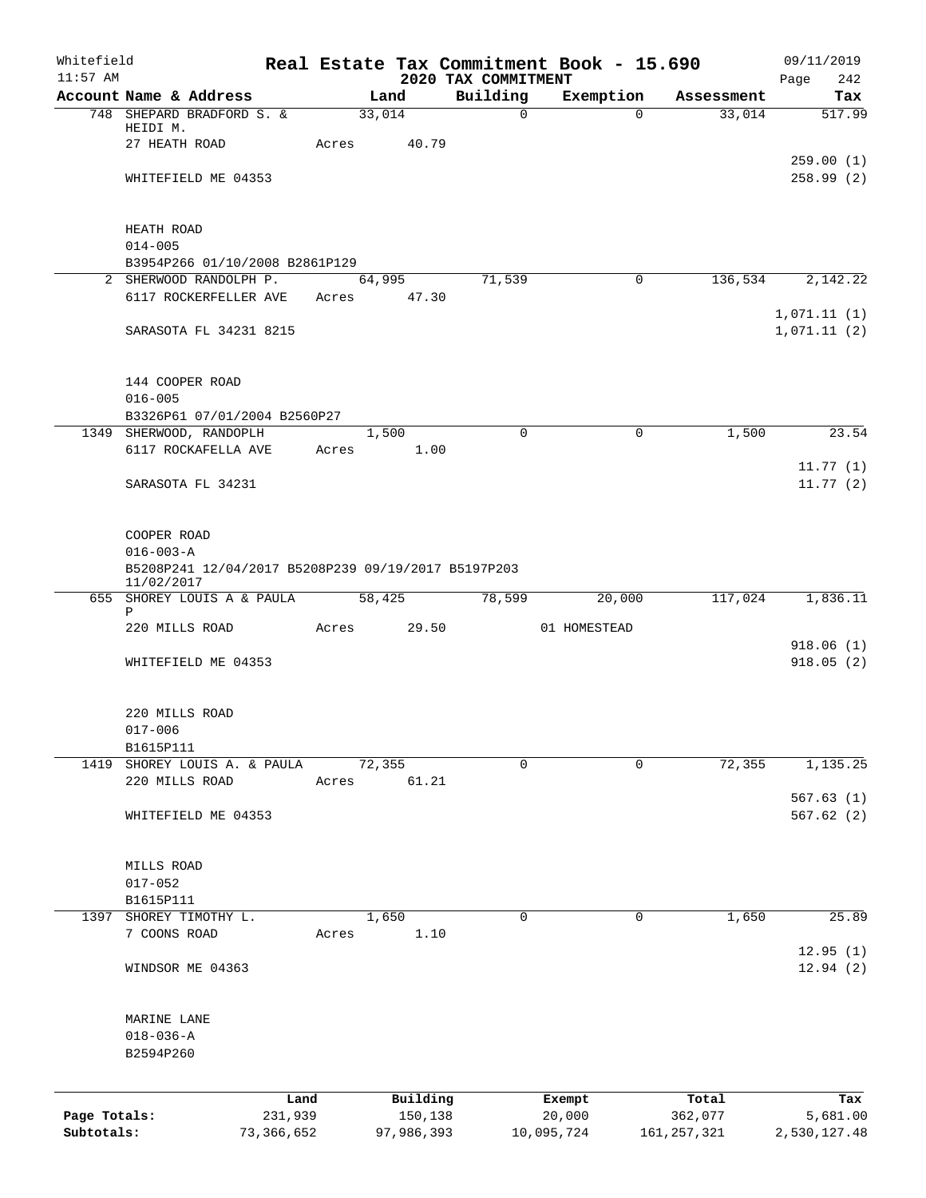Whitefield
11:57 AM

# Real Estate Tax Commitment Book - 15.690

## 2020 TAX COMMITMENT

09/11/2019

| Account Name & Address | Land | Building | Exemption | Assessment | Tax |
|---|---|---|---|---|---|
| 748 SHEPARD BRADFORD S. & HEIDI M. | 33,014 | 0 | 0 | 33,014 | 517.99 |
| 27 HEATH ROAD | Acres 40.79 | | | | |
| | | | | | 259.00 (1) |
| WHITEFIELD ME 04353 | | | | | 258.99 (2) |
| HEATH ROAD | | | | | |
| 014-005 | | | | | |
| B3954P266 01/10/2008 B2861P129 | | | | | |
| 2 SHERWOOD RANDOLPH P. | 64,995 | 71,539 | 0 | 136,534 | 2,142.22 |
| 6117 ROCKERFELLER AVE | Acres 47.30 | | | | |
| | | | | | 1,071.11 (1) |
| SARASOTA FL 34231 8215 | | | | | 1,071.11 (2) |
| 144 COOPER ROAD | | | | | |
| 016-005 | | | | | |
| B3326P61 07/01/2004 B2560P27 | | | | | |
| 1349 SHERWOOD, RANDOPLH | 1,500 | 0 | 0 | 1,500 | 23.54 |
| 6117 ROCKAFELLA AVE | Acres 1.00 | | | | |
| | | | | | 11.77 (1) |
| SARASOTA FL 34231 | | | | | 11.77 (2) |
| COOPER ROAD | | | | | |
| 016-003-A | | | | | |
| B5208P241 12/04/2017 B5208P239 09/19/2017 B5197P203 11/02/2017 | | | | | |
| 655 SHOREY LOUIS A & PAULA P | 58,425 | 78,599 | 20,000 | 117,024 | 1,836.11 |
| 220 MILLS ROAD | Acres 29.50 | | 01 HOMESTEAD | | |
| | | | | | 918.06 (1) |
| WHITEFIELD ME 04353 | | | | | 918.05 (2) |
| 220 MILLS ROAD | | | | | |
| 017-006 | | | | | |
| B1615P111 | | | | | |
| 1419 SHOREY LOUIS A. & PAULA | 72,355 | 0 | 0 | 72,355 | 1,135.25 |
| 220 MILLS ROAD | Acres 61.21 | | | | |
| | | | | | 567.63 (1) |
| WHITEFIELD ME 04353 | | | | | 567.62 (2) |
| MILLS ROAD | | | | | |
| 017-052 | | | | | |
| B1615P111 | | | | | |
| 1397 SHOREY TIMOTHY L. | 1,650 | 0 | 0 | 1,650 | 25.89 |
| 7 COONS ROAD | Acres 1.10 | | | | |
| | | | | | 12.95 (1) |
| WINDSOR ME 04363 | | | | | 12.94 (2) |
| MARINE LANE | | | | | |
| 018-036-A | | | | | |
| B2594P260 | | | | | |

| | Land | Building | Exempt | Total | Tax |
|---|---|---|---|---|---|
| Page Totals: | 231,939 | 150,138 | 20,000 | 362,077 | 5,681.00 |
| Subtotals: | 73,366,652 | 97,986,393 | 10,095,724 | 161,257,321 | 2,530,127.48 |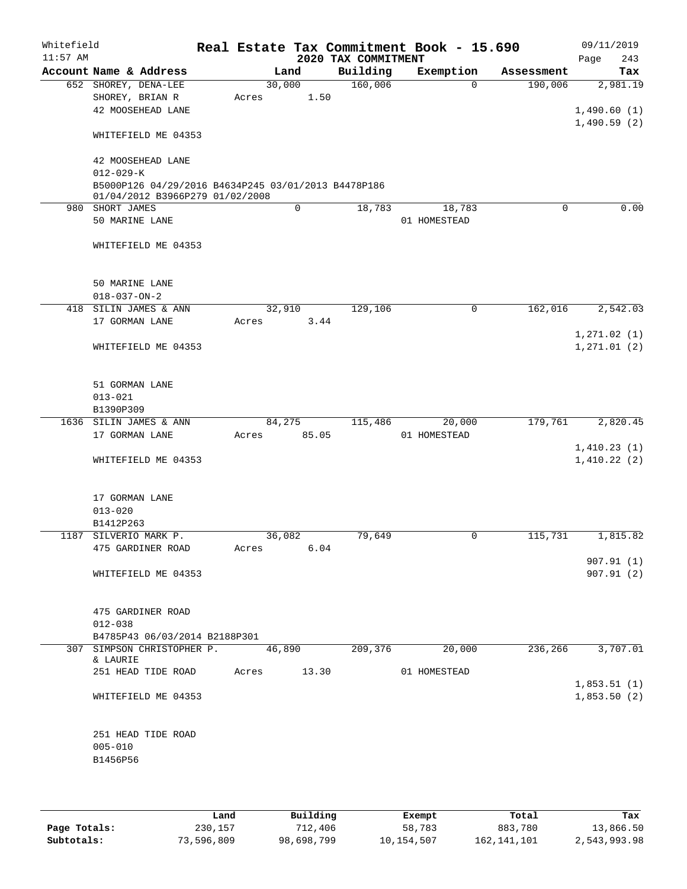Whitefield 11:57 AM

# Real Estate Tax Commitment Book - 15.690

## 2020 TAX COMMITMENT

09/11/2019 Page 243

| Account Name & Address | Land | Building | Exemption | Assessment | Tax |
|---|---|---|---|---|---|
| 652 SHOREY, DENA-LEE | 30,000 | 160,006 | 0 | 190,006 | 2,981.19 |
| SHOREY, BRIAN R | Acres 1.50 | | | | |
| 42 MOOSEHEAD LANE | | | | | 1,490.60 (1) |
| | | | | | 1,490.59 (2) |
| WHITEFIELD ME 04353 | | | | | |
| 42 MOOSEHEAD LANE | | | | | |
| 012-029-K | | | | | |
| B5000P126 04/29/2016 B4634P245 03/01/2013 B4478P186 01/04/2012 B3966P279 01/02/2008 | | | | | |
| 980 SHORT JAMES | 0 | 18,783 | 18,783 | 0 | 0.00 |
| 50 MARINE LANE | | | 01 HOMESTEAD | | |
| WHITEFIELD ME 04353 | | | | | |
| 50 MARINE LANE | | | | | |
| 018-037-ON-2 | | | | | |
| 418 SILIN JAMES & ANN | 32,910 | 129,106 | 0 | 162,016 | 2,542.03 |
| 17 GORMAN LANE | Acres 3.44 | | | | |
| | | | | | 1,271.02 (1) |
| WHITEFIELD ME 04353 | | | | | 1,271.01 (2) |
| 51 GORMAN LANE | | | | | |
| 013-021 | | | | | |
| B1390P309 | | | | | |
| 1636 SILIN JAMES & ANN | 84,275 | 115,486 | 20,000 | 179,761 | 2,820.45 |
| 17 GORMAN LANE | Acres 85.05 | | 01 HOMESTEAD | | |
| | | | | | 1,410.23 (1) |
| WHITEFIELD ME 04353 | | | | | 1,410.22 (2) |
| 17 GORMAN LANE | | | | | |
| 013-020 | | | | | |
| B1412P263 | | | | | |
| 1187 SILVERIO MARK P. | 36,082 | 79,649 | 0 | 115,731 | 1,815.82 |
| 475 GARDINER ROAD | Acres 6.04 | | | | |
| | | | | | 907.91 (1) |
| WHITEFIELD ME 04353 | | | | | 907.91 (2) |
| 475 GARDINER ROAD | | | | | |
| 012-038 | | | | | |
| B4785P43 06/03/2014 B2188P301 | | | | | |
| 307 SIMPSON CHRISTOPHER P. & LAURIE | 46,890 | 209,376 | 20,000 | 236,266 | 3,707.01 |
| 251 HEAD TIDE ROAD | Acres 13.30 | | 01 HOMESTEAD | | |
| | | | | | 1,853.51 (1) |
| WHITEFIELD ME 04353 | | | | | 1,853.50 (2) |
| 251 HEAD TIDE ROAD | | | | | |
| 005-010 | | | | | |
| B1456P56 | | | | | |

| | Land | Building | Exempt | Total | Tax |
|---|---|---|---|---|---|
| Page Totals: | 230,157 | 712,406 | 58,783 | 883,780 | 13,866.50 |
| Subtotals: | 73,596,809 | 98,698,799 | 10,154,507 | 162,141,101 | 2,543,993.98 |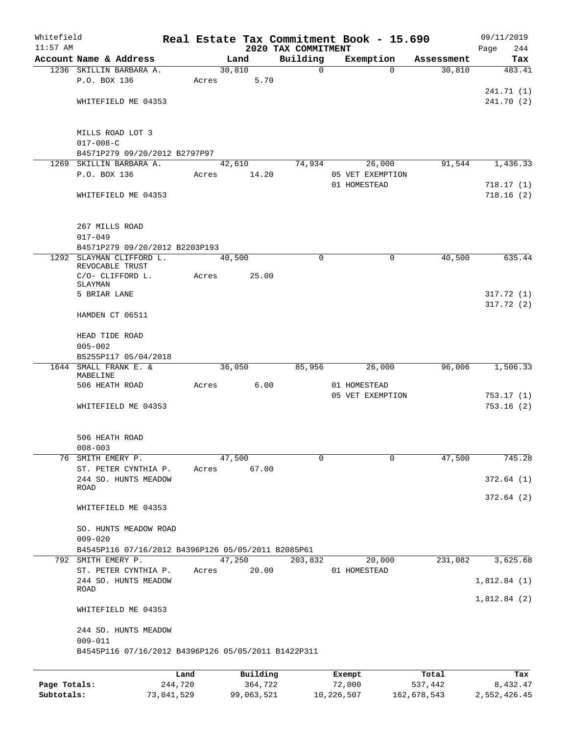Whitefield 11:57 AM — Real Estate Tax Commitment Book - 15.690 — 2020 TAX COMMITMENT — 09/11/2019 Page 244

| Account Name & Address | Land | Building | Exemption | Assessment | Tax |
|---|---|---|---|---|---|
| 1236 SKILLIN BARBARA A. | 30,810 | 0 | 0 | 30,810 | 483.41 |
| P.O. BOX 136 | Acres 5.70 | | | | |
| | | | | | 241.71 (1) |
| WHITEFIELD ME 04353 | | | | | 241.70 (2) |
| MILLS ROAD LOT 3 | | | | | |
| 017-008-C | | | | | |
| B4571P279 09/20/2012 B2797P97 | | | | | |
| 1269 SKILLIN BARBARA A. | 42,610 | 74,934 | 26,000 | 91,544 | 1,436.33 |
| P.O. BOX 136 | Acres 14.20 | | 05 VET EXEMPTION | | |
| | | | 01 HOMESTEAD | | 718.17 (1) |
| WHITEFIELD ME 04353 | | | | | 718.16 (2) |
| 267 MILLS ROAD | | | | | |
| 017-049 | | | | | |
| B4571P279 09/20/2012 B2203P193 | | | | | |
| 1292 SLAYMAN CLIFFORD L. REVOCABLE TRUST | 40,500 | 0 | 0 | 40,500 | 635.44 |
| C/O- CLIFFORD L. SLAYMAN | Acres 25.00 | | | | |
| 5 BRIAR LANE | | | | | 317.72 (1) |
| | | | | | 317.72 (2) |
| HAMDEN CT 06511 | | | | | |
| HEAD TIDE ROAD | | | | | |
| 005-002 | | | | | |
| B5255P117 05/04/2018 | | | | | |
| 1644 SMALL FRANK E. & MABELINE | 36,050 | 85,956 | 26,000 | 96,006 | 1,506.33 |
| 506 HEATH ROAD | Acres 6.00 | | 01 HOMESTEAD | | |
| | | | 05 VET EXEMPTION | | 753.17 (1) |
| WHITEFIELD ME 04353 | | | | | 753.16 (2) |
| 506 HEATH ROAD | | | | | |
| 008-003 | | | | | |
| 76 SMITH EMERY P. | 47,500 | 0 | 0 | 47,500 | 745.28 |
| ST. PETER CYNTHIA P. | Acres 67.00 | | | | |
| 244 SO. HUNTS MEADOW ROAD | | | | | 372.64 (1) |
| | | | | | 372.64 (2) |
| WHITEFIELD ME 04353 | | | | | |
| SO. HUNTS MEADOW ROAD | | | | | |
| 009-020 | | | | | |
| B4545P116 07/16/2012 B4396P126 05/05/2011 B2085P61 | | | | | |
| 792 SMITH EMERY P. | 47,250 | 203,832 | 20,000 | 231,082 | 3,625.68 |
| ST. PETER CYNTHIA P. | Acres 20.00 | | 01 HOMESTEAD | | |
| 244 SO. HUNTS MEADOW ROAD | | | | | 1,812.84 (1) |
| | | | | | 1,812.84 (2) |
| WHITEFIELD ME 04353 | | | | | |
| 244 SO. HUNTS MEADOW | | | | | |
| 009-011 | | | | | |
| B4545P116 07/16/2012 B4396P126 05/05/2011 B1422P311 | | | | | |

| | Land | Building | Exempt | Total | Tax |
|---|---|---|---|---|---|
| Page Totals: | 244,720 | 364,722 | 72,000 | 537,442 | 8,432.47 |
| Subtotals: | 73,841,529 | 99,063,521 | 10,226,507 | 162,678,543 | 2,552,426.45 |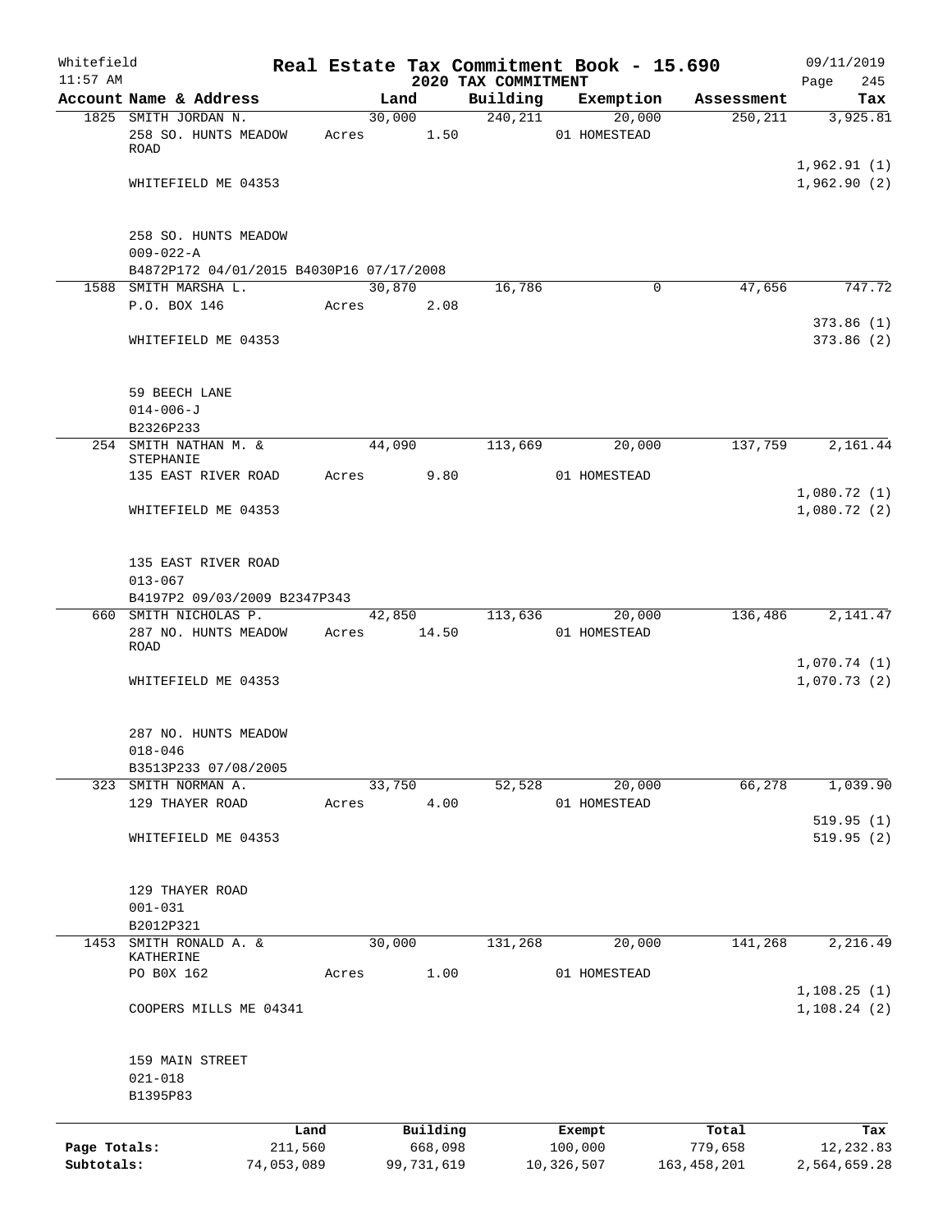Whitefield 11:57 AM

# Real Estate Tax Commitment Book - 15.690

## 2020 TAX COMMITMENT

09/11/2019

| Account Name & Address | Land | Building | Exemption | Assessment | Tax |
|---|---|---|---|---|---|
| 1825 SMITH JORDAN N. | 30,000 | 240,211 | 20,000 | 250,211 | 3,925.81 |
| 258 SO. HUNTS MEADOW ROAD | Acres 1.50 | | 01 HOMESTEAD | | |
| | | | | | 1,962.91 (1) |
| WHITEFIELD ME 04353 | | | | | 1,962.90 (2) |
| 258 SO. HUNTS MEADOW | | | | | |
| 009-022-A | | | | | |
| B4872P172 04/01/2015 B4030P16 07/17/2008 | | | | | |
| 1588 SMITH MARSHA L. | 30,870 | 16,786 | 0 | 47,656 | 747.72 |
| P.O. BOX 146 | Acres 2.08 | | | | |
| | | | | | 373.86 (1) |
| WHITEFIELD ME 04353 | | | | | 373.86 (2) |
| 59 BEECH LANE | | | | | |
| 014-006-J | | | | | |
| B2326P233 | | | | | |
| 254 SMITH NATHAN M. & STEPHANIE | 44,090 | 113,669 | 20,000 | 137,759 | 2,161.44 |
| 135 EAST RIVER ROAD | Acres 9.80 | | 01 HOMESTEAD | | |
| | | | | | 1,080.72 (1) |
| WHITEFIELD ME 04353 | | | | | 1,080.72 (2) |
| 135 EAST RIVER ROAD | | | | | |
| 013-067 | | | | | |
| B4197P2 09/03/2009 B2347P343 | | | | | |
| 660 SMITH NICHOLAS P. | 42,850 | 113,636 | 20,000 | 136,486 | 2,141.47 |
| 287 NO. HUNTS MEADOW ROAD | Acres 14.50 | | 01 HOMESTEAD | | |
| | | | | | 1,070.74 (1) |
| WHITEFIELD ME 04353 | | | | | 1,070.73 (2) |
| 287 NO. HUNTS MEADOW | | | | | |
| 018-046 | | | | | |
| B3513P233 07/08/2005 | | | | | |
| 323 SMITH NORMAN A. | 33,750 | 52,528 | 20,000 | 66,278 | 1,039.90 |
| 129 THAYER ROAD | Acres 4.00 | | 01 HOMESTEAD | | |
| | | | | | 519.95 (1) |
| WHITEFIELD ME 04353 | | | | | 519.95 (2) |
| 129 THAYER ROAD | | | | | |
| 001-031 | | | | | |
| B2012P321 | | | | | |
| 1453 SMITH RONALD A. & KATHERINE | 30,000 | 131,268 | 20,000 | 141,268 | 2,216.49 |
| PO B0X 162 | Acres 1.00 | | 01 HOMESTEAD | | |
| | | | | | 1,108.25 (1) |
| COOPERS MILLS ME 04341 | | | | | 1,108.24 (2) |
| 159 MAIN STREET | | | | | |
| 021-018 | | | | | |
| B1395P83 | | | | | |

| | Land | Building | Exempt | Total | Tax |
|---|---|---|---|---|---|
| Page Totals: | 211,560 | 668,098 | 100,000 | 779,658 | 12,232.83 |
| Subtotals: | 74,053,089 | 99,731,619 | 10,326,507 | 163,458,201 | 2,564,659.28 |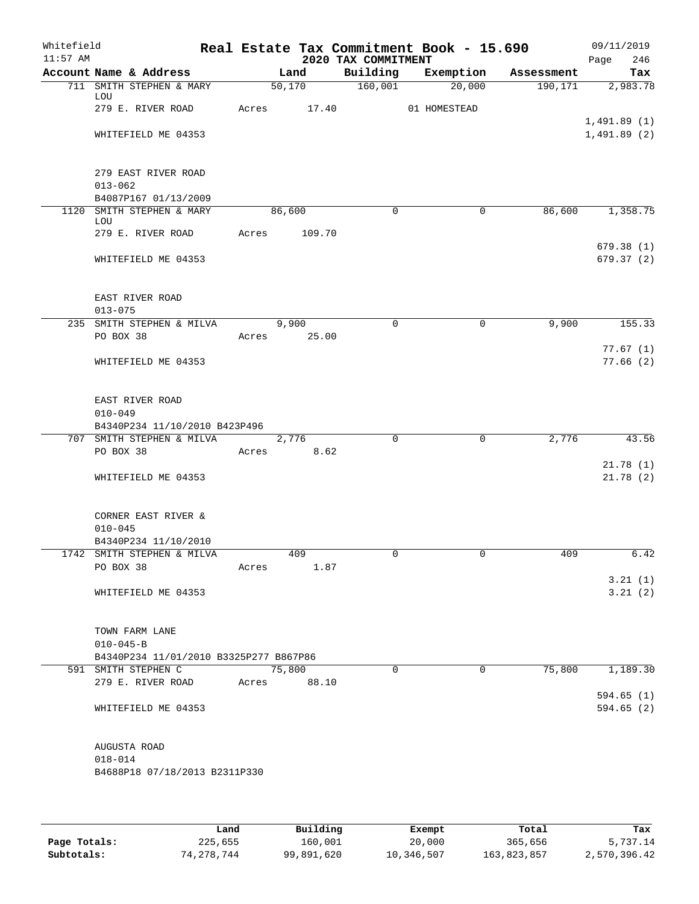Whitefield 11:57 AM

# Real Estate Tax Commitment Book - 15.690

## 2020 TAX COMMITMENT

09/11/2019 Page 246

| Account Name & Address | Land | Building | Exemption | Assessment | Tax |
|---|---|---|---|---|---|
| 711 SMITH STEPHEN & MARY LOU | 50,170 | 160,001 | 20,000 | 190,171 | 2,983.78 |
| 279 E. RIVER ROAD | Acres 17.40 | | 01 HOMESTEAD | | |
| | | | | | 1,491.89 (1) |
| WHITEFIELD ME 04353 | | | | | 1,491.89 (2) |
| 279 EAST RIVER ROAD | | | | | |
| 013-062 | | | | | |
| B4087P167 01/13/2009 | | | | | |
| 1120 SMITH STEPHEN & MARY LOU | 86,600 | 0 | 0 | 86,600 | 1,358.75 |
| 279 E. RIVER ROAD | Acres 109.70 | | | | |
| | | | | | 679.38 (1) |
| WHITEFIELD ME 04353 | | | | | 679.37 (2) |
| EAST RIVER ROAD | | | | | |
| 013-075 | | | | | |
| 235 SMITH STEPHEN & MILVA | 9,900 | 0 | 0 | 9,900 | 155.33 |
| PO BOX 38 | Acres 25.00 | | | | |
| | | | | | 77.67 (1) |
| WHITEFIELD ME 04353 | | | | | 77.66 (2) |
| EAST RIVER ROAD | | | | | |
| 010-049 | | | | | |
| B4340P234 11/10/2010 B423P496 | | | | | |
| 707 SMITH STEPHEN & MILVA | 2,776 | 0 | 0 | 2,776 | 43.56 |
| PO BOX 38 | Acres 8.62 | | | | |
| | | | | | 21.78 (1) |
| WHITEFIELD ME 04353 | | | | | 21.78 (2) |
| CORNER EAST RIVER & | | | | | |
| 010-045 | | | | | |
| B4340P234 11/10/2010 | | | | | |
| 1742 SMITH STEPHEN & MILVA | 409 | 0 | 0 | 409 | 6.42 |
| PO BOX 38 | Acres 1.87 | | | | |
| | | | | | 3.21 (1) |
| WHITEFIELD ME 04353 | | | | | 3.21 (2) |
| TOWN FARM LANE | | | | | |
| 010-045-B | | | | | |
| B4340P234 11/01/2010 B3325P277 B867P86 | | | | | |
| 591 SMITH STEPHEN C | 75,800 | 0 | 0 | 75,800 | 1,189.30 |
| 279 E. RIVER ROAD | Acres 88.10 | | | | |
| | | | | | 594.65 (1) |
| WHITEFIELD ME 04353 | | | | | 594.65 (2) |
| AUGUSTA ROAD | | | | | |
| 018-014 | | | | | |
| B4688P18 07/18/2013 B2311P330 | | | | | |

| | Land | Building | Exempt | Total | Tax |
|---|---|---|---|---|---|
| Page Totals: | 225,655 | 160,001 | 20,000 | 365,656 | 5,737.14 |
| Subtotals: | 74,278,744 | 99,891,620 | 10,346,507 | 163,823,857 | 2,570,396.42 |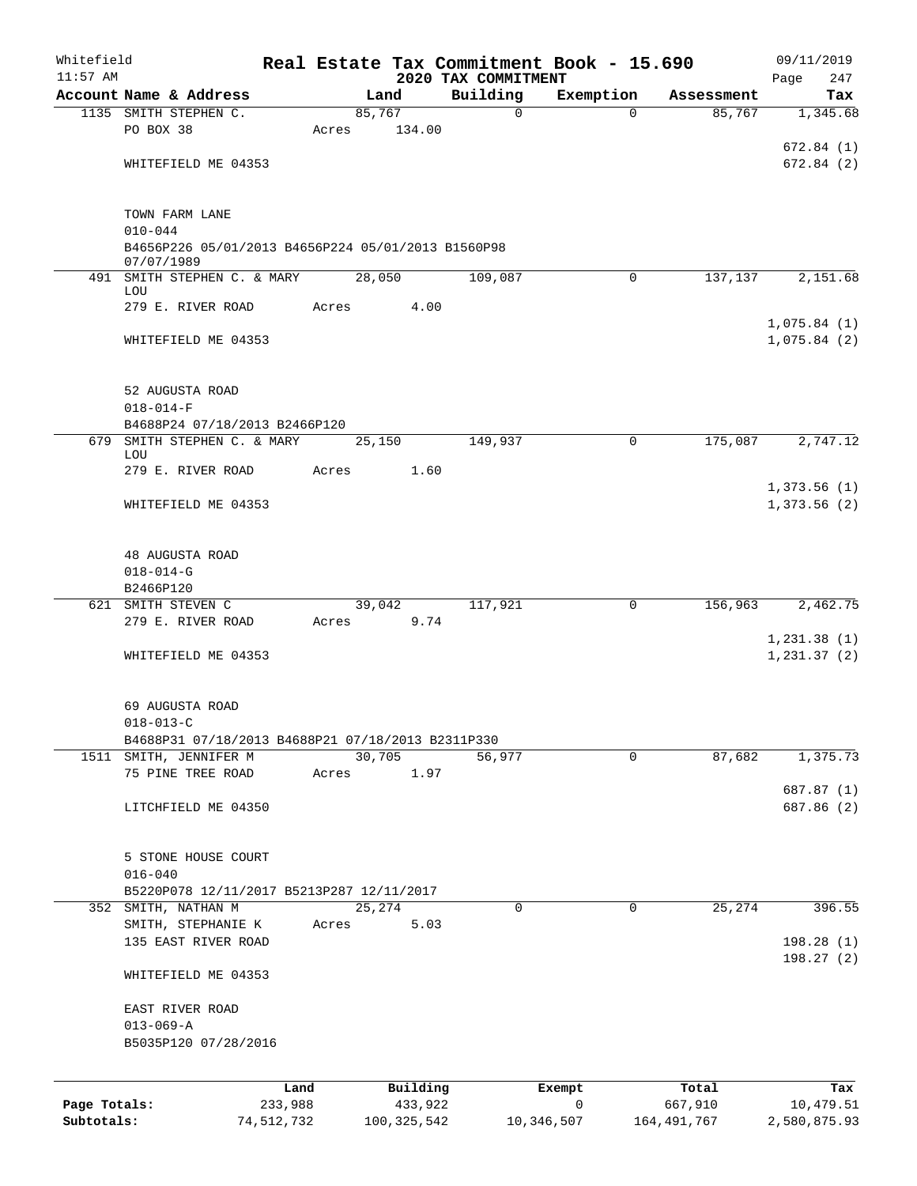Whitefield 11:57 AM

# Real Estate Tax Commitment Book - 15.690
## 2020 TAX COMMITMENT

09/11/2019 Page 247

| Account | Name & Address | Land | Building | Exemption | Assessment | Tax |
|---|---|---|---|---|---|---|
| 1135 | SMITH STEPHEN C.<br>PO BOX 38<br>WHITEFIELD ME 04353<br><br>TOWN FARM LANE<br>010-044<br>B4656P226 05/01/2013 B4656P224 05/01/2013 B1560P98 07/07/1989 | 85,767<br>Acres 134.00 | 0 | 0 | 85,767 | 1,345.68<br>672.84 (1)<br>672.84 (2) |
| 491 | SMITH STEPHEN C. & MARY LOU<br>279 E. RIVER ROAD<br>WHITEFIELD ME 04353<br><br>52 AUGUSTA ROAD<br>018-014-F<br>B4688P24 07/18/2013 B2466P120 | 28,050<br>Acres 4.00 | 109,087 | 0 | 137,137 | 2,151.68<br>1,075.84 (1)<br>1,075.84 (2) |
| 679 | SMITH STEPHEN C. & MARY LOU<br>279 E. RIVER ROAD<br>WHITEFIELD ME 04353<br><br>48 AUGUSTA ROAD<br>018-014-G<br>B2466P120 | 25,150<br>Acres 1.60 | 149,937 | 0 | 175,087 | 2,747.12<br>1,373.56 (1)<br>1,373.56 (2) |
| 621 | SMITH STEVEN C<br>279 E. RIVER ROAD<br>WHITEFIELD ME 04353<br><br>69 AUGUSTA ROAD<br>018-013-C<br>B4688P31 07/18/2013 B4688P21 07/18/2013 B2311P330 | 39,042<br>Acres 9.74 | 117,921 | 0 | 156,963 | 2,462.75<br>1,231.38 (1)<br>1,231.37 (2) |
| 1511 | SMITH, JENNIFER M<br>75 PINE TREE ROAD<br>LITCHFIELD ME 04350<br><br>5 STONE HOUSE COURT<br>016-040<br>B5220P078 12/11/2017 B5213P287 12/11/2017 | 30,705<br>Acres 1.97 | 56,977 | 0 | 87,682 | 1,375.73<br>687.87 (1)<br>687.86 (2) |
| 352 | SMITH, NATHAN M<br>SMITH, STEPHANIE K<br>135 EAST RIVER ROAD<br>WHITEFIELD ME 04353<br><br>EAST RIVER ROAD<br>013-069-A<br>B5035P120 07/28/2016 | 25,274<br>Acres 5.03 | 0 | 0 | 25,274 | 396.55<br>198.28 (1)<br>198.27 (2) |

| | Land | Building | Exempt | Total | Tax |
|---|---|---|---|---|---|
| Page Totals: | 233,988 | 433,922 | 0 | 667,910 | 10,479.51 |
| Subtotals: | 74,512,732 | 100,325,542 | 10,346,507 | 164,491,767 | 2,580,875.93 |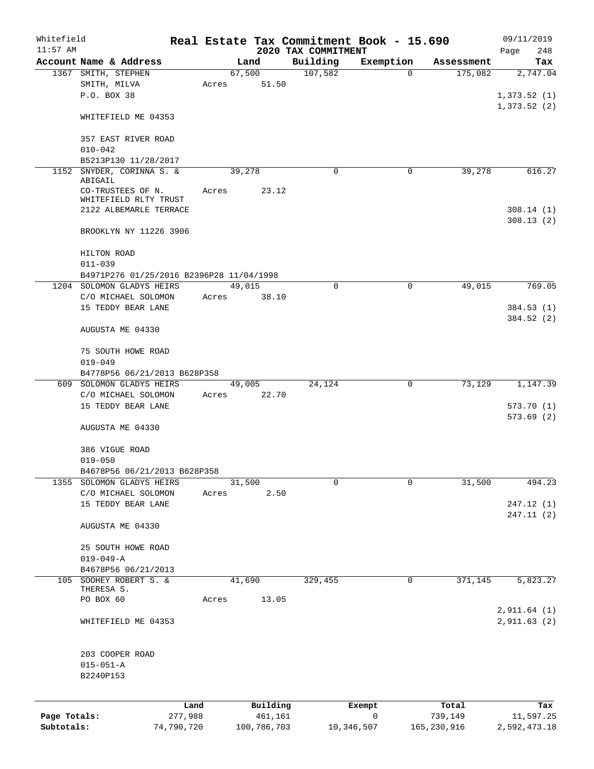Whitefield 11:57 AM

# Real Estate Tax Commitment Book - 15.690

## 2020 TAX COMMITMENT

09/11/2019 Page 248

| Account Name & Address | Land | Building | Exemption | Assessment | Tax |
|---|---|---|---|---|---|
| 1367 SMITH, STEPHEN<br>SMITH, MILVA<br>P.O. BOX 38<br><br>WHITEFIELD ME 04353<br><br>357 EAST RIVER ROAD<br>010-042<br>B5213P130 11/28/2017 | 67,500<br>Acres 51.50 | 107,582 | 0 | 175,082 | 2,747.04<br><br>1,373.52 (1)<br>1,373.52 (2) |
| 1152 SNYDER, CORINNA S. & ABIGAIL<br>CO-TRUSTEES OF N. WHITEFIELD RLTY TRUST<br>2122 ALBEMARLE TERRACE<br><br>BROOKLYN NY 11226 3906<br><br>HILTON ROAD<br>011-039<br>B4971P276 01/25/2016 B2396P28 11/04/1998 | 39,278<br>Acres 23.12 | 0 | 0 | 39,278 | 616.27<br><br>308.14 (1)<br>308.13 (2) |
| 1204 SOLOMON GLADYS HEIRS<br>C/O MICHAEL SOLOMON<br>15 TEDDY BEAR LANE<br><br>AUGUSTA ME 04330<br><br>75 SOUTH HOWE ROAD<br>019-049<br>B4778P56 06/21/2013 B628P358 | 49,015<br>Acres 38.10 | 0 | 0 | 49,015 | 769.05<br><br>384.53 (1)<br>384.52 (2) |
| 609 SOLOMON GLADYS HEIRS<br>C/O MICHAEL SOLOMON<br>15 TEDDY BEAR LANE<br><br>AUGUSTA ME 04330<br><br>386 VIGUE ROAD<br>019-050<br>B4678P56 06/21/2013 B628P358 | 49,005<br>Acres 22.70 | 24,124 | 0 | 73,129 | 1,147.39<br><br>573.70 (1)<br>573.69 (2) |
| 1355 SOLOMON GLADYS HEIRS<br>C/O MICHAEL SOLOMON<br>15 TEDDY BEAR LANE<br><br>AUGUSTA ME 04330<br><br>25 SOUTH HOWE ROAD<br>019-049-A<br>B4678P56 06/21/2013 | 31,500<br>Acres 2.50 | 0 | 0 | 31,500 | 494.23<br><br>247.12 (1)<br>247.11 (2) |
| 105 SOOHEY ROBERT S. & THERESA S.<br>PO BOX 60<br><br>WHITEFIELD ME 04353<br><br>203 COOPER ROAD<br>015-051-A<br>B2240P153 | 41,690<br>Acres 13.05 | 329,455 | 0 | 371,145 | 5,823.27<br><br>2,911.64 (1)<br>2,911.63 (2) |

| | Land | Building | Exempt | Total | Tax |
|---|---|---|---|---|---|
| Page Totals: | 277,988 | 461,161 | 0 | 739,149 | 11,597.25 |
| Subtotals: | 74,790,720 | 100,786,703 | 10,346,507 | 165,230,916 | 2,592,473.18 |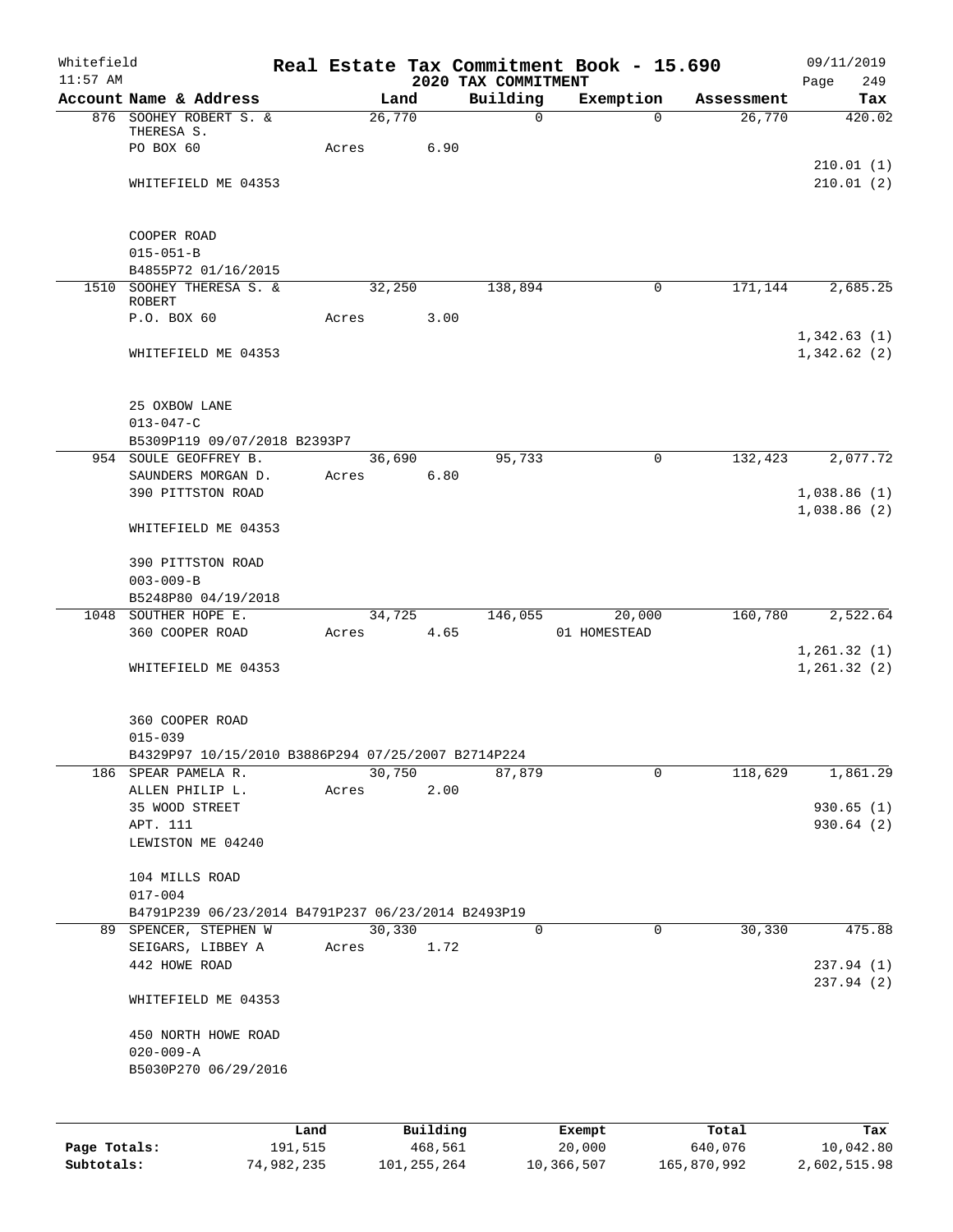# Real Estate Tax Commitment Book - 15.690

Whitefield 11:57 AM — 2020 TAX COMMITMENT — 09/11/2019 Page 249

| Account Name & Address | Land | Building | Exemption | Assessment | Tax |
|---|---|---|---|---|---|
| 876 SOOHEY ROBERT S. & THERESA S. | 26,770 | 0 | 0 | 26,770 | 420.02 |
| PO BOX 60 | Acres 6.90 | | | | |
| | | | | | 210.01 (1) |
| WHITEFIELD ME 04353 | | | | | 210.01 (2) |
| COOPER ROAD | | | | | |
| 015-051-B | | | | | |
| B4855P72 01/16/2015 | | | | | |
| 1510 SOOHEY THERESA S. & ROBERT | 32,250 | 138,894 | 0 | 171,144 | 2,685.25 |
| P.O. BOX 60 | Acres 3.00 | | | | |
| | | | | | 1,342.63 (1) |
| WHITEFIELD ME 04353 | | | | | 1,342.62 (2) |
| 25 OXBOW LANE | | | | | |
| 013-047-C | | | | | |
| B5309P119 09/07/2018 B2393P7 | | | | | |
| 954 SOULE GEOFFREY B. | 36,690 | 95,733 | 0 | 132,423 | 2,077.72 |
| SAUNDERS MORGAN D. | Acres 6.80 | | | | |
| 390 PITTSTON ROAD | | | | | 1,038.86 (1) |
| | | | | | 1,038.86 (2) |
| WHITEFIELD ME 04353 | | | | | |
| 390 PITTSTON ROAD | | | | | |
| 003-009-B | | | | | |
| B5248P80 04/19/2018 | | | | | |
| 1048 SOUTHER HOPE E. | 34,725 | 146,055 | 20,000 | 160,780 | 2,522.64 |
| 360 COOPER ROAD | Acres 4.65 | | 01 HOMESTEAD | | |
| | | | | | 1,261.32 (1) |
| WHITEFIELD ME 04353 | | | | | 1,261.32 (2) |
| 360 COOPER ROAD | | | | | |
| 015-039 | | | | | |
| B4329P97 10/15/2010 B3886P294 07/25/2007 B2714P224 | | | | | |
| 186 SPEAR PAMELA R. | 30,750 | 87,879 | 0 | 118,629 | 1,861.29 |
| ALLEN PHILIP L. | Acres 2.00 | | | | |
| 35 WOOD STREET | | | | | 930.65 (1) |
| APT. 111 | | | | | 930.64 (2) |
| LEWISTON ME 04240 | | | | | |
| 104 MILLS ROAD | | | | | |
| 017-004 | | | | | |
| B4791P239 06/23/2014 B4791P237 06/23/2014 B2493P19 | | | | | |
| 89 SPENCER, STEPHEN W | 30,330 | 0 | 0 | 30,330 | 475.88 |
| SEIGARS, LIBBEY A | Acres 1.72 | | | | |
| 442 HOWE ROAD | | | | | 237.94 (1) |
| | | | | | 237.94 (2) |
| WHITEFIELD ME 04353 | | | | | |
| 450 NORTH HOWE ROAD | | | | | |
| 020-009-A | | | | | |
| B5030P270 06/29/2016 | | | | | |

| | Land | Building | Exempt | Total | Tax |
|---|---|---|---|---|---|
| Page Totals: | 191,515 | 468,561 | 20,000 | 640,076 | 10,042.80 |
| Subtotals: | 74,982,235 | 101,255,264 | 10,366,507 | 165,870,992 | 2,602,515.98 |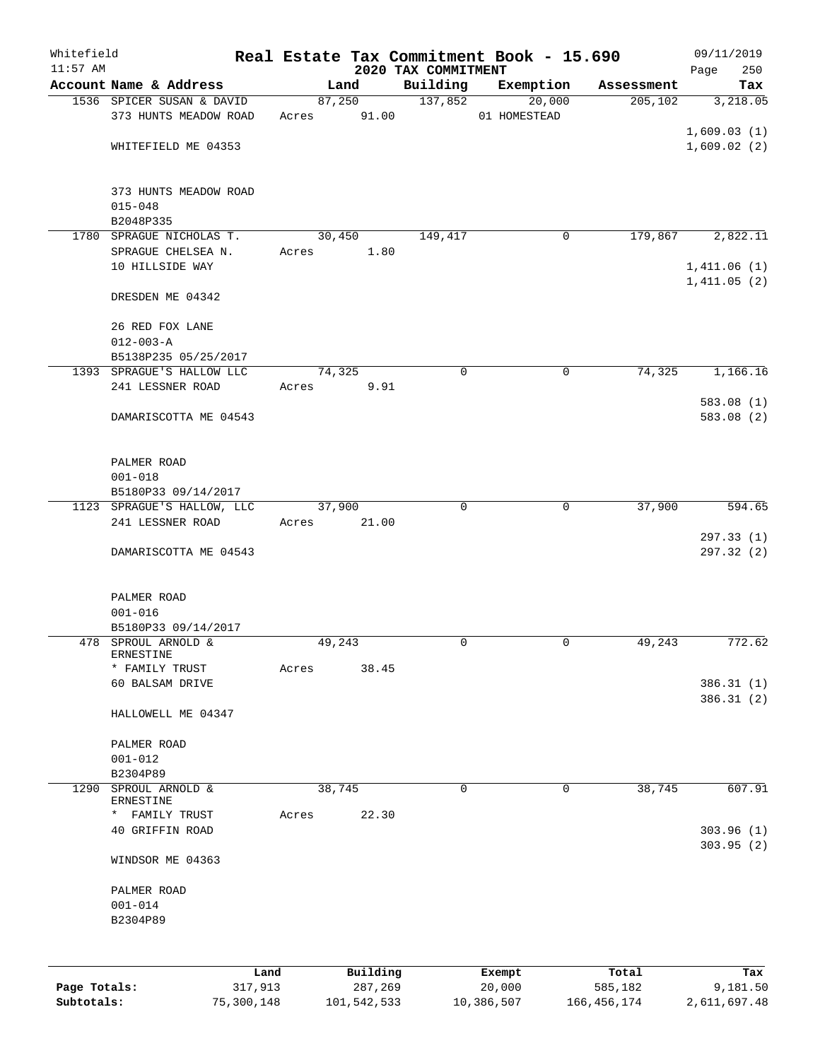Whitefield 11:57 AM

# Real Estate Tax Commitment Book - 15.690

## 2020 TAX COMMITMENT

09/11/2019 Page 250

| Account Name & Address | Land | Building | Exemption | Assessment | Tax |
|---|---|---|---|---|---|
| 1536 SPICER SUSAN & DAVID<br>373 HUNTS MEADOW ROAD<br><br>WHITEFIELD ME 04353<br><br>373 HUNTS MEADOW ROAD<br>015-048<br>B2048P335 | 87,250<br>Acres 91.00 | 137,852 | 20,000<br>01 HOMESTEAD | 205,102 | 3,218.05<br><br>1,609.03 (1)<br>1,609.02 (2) |
| 1780 SPRAGUE NICHOLAS T.<br>SPRAGUE CHELSEA N.<br>10 HILLSIDE WAY<br><br>DRESDEN ME 04342<br><br>26 RED FOX LANE<br>012-003-A<br>B5138P235 05/25/2017 | 30,450<br>Acres 1.80 | 149,417 | 0 | 179,867 | 2,822.11<br><br>1,411.06 (1)<br>1,411.05 (2) |
| 1393 SPRAGUE'S HALLOW LLC<br>241 LESSNER ROAD<br><br>DAMARISCOTTA ME 04543<br><br>PALMER ROAD<br>001-018<br>B5180P33 09/14/2017 | 74,325<br>Acres 9.91 | 0 | 0 | 74,325 | 1,166.16<br><br>583.08 (1)<br>583.08 (2) |
| 1123 SPRAGUE'S HALLOW, LLC<br>241 LESSNER ROAD<br><br>DAMARISCOTTA ME 04543<br><br>PALMER ROAD<br>001-016<br>B5180P33 09/14/2017 | 37,900<br>Acres 21.00 | 0 | 0 | 37,900 | 594.65<br><br>297.33 (1)<br>297.32 (2) |
| 478 SPROUL ARNOLD & ERNESTINE<br>* FAMILY TRUST<br>60 BALSAM DRIVE<br><br>HALLOWELL ME 04347<br><br>PALMER ROAD<br>001-012<br>B2304P89 | 49,243<br>Acres 38.45 | 0 | 0 | 49,243 | 772.62<br><br>386.31 (1)<br>386.31 (2) |
| 1290 SPROUL ARNOLD & ERNESTINE<br>* FAMILY TRUST<br>40 GRIFFIN ROAD<br><br>WINDSOR ME 04363<br><br>PALMER ROAD<br>001-014<br>B2304P89 | 38,745<br>Acres 22.30 | 0 | 0 | 38,745 | 607.91<br><br>303.96 (1)<br>303.95 (2) |

| | Land | Building | Exempt | Total | Tax |
|---|---|---|---|---|---|
| Page Totals: | 317,913 | 287,269 | 20,000 | 585,182 | 9,181.50 |
| Subtotals: | 75,300,148 | 101,542,533 | 10,386,507 | 166,456,174 | 2,611,697.48 |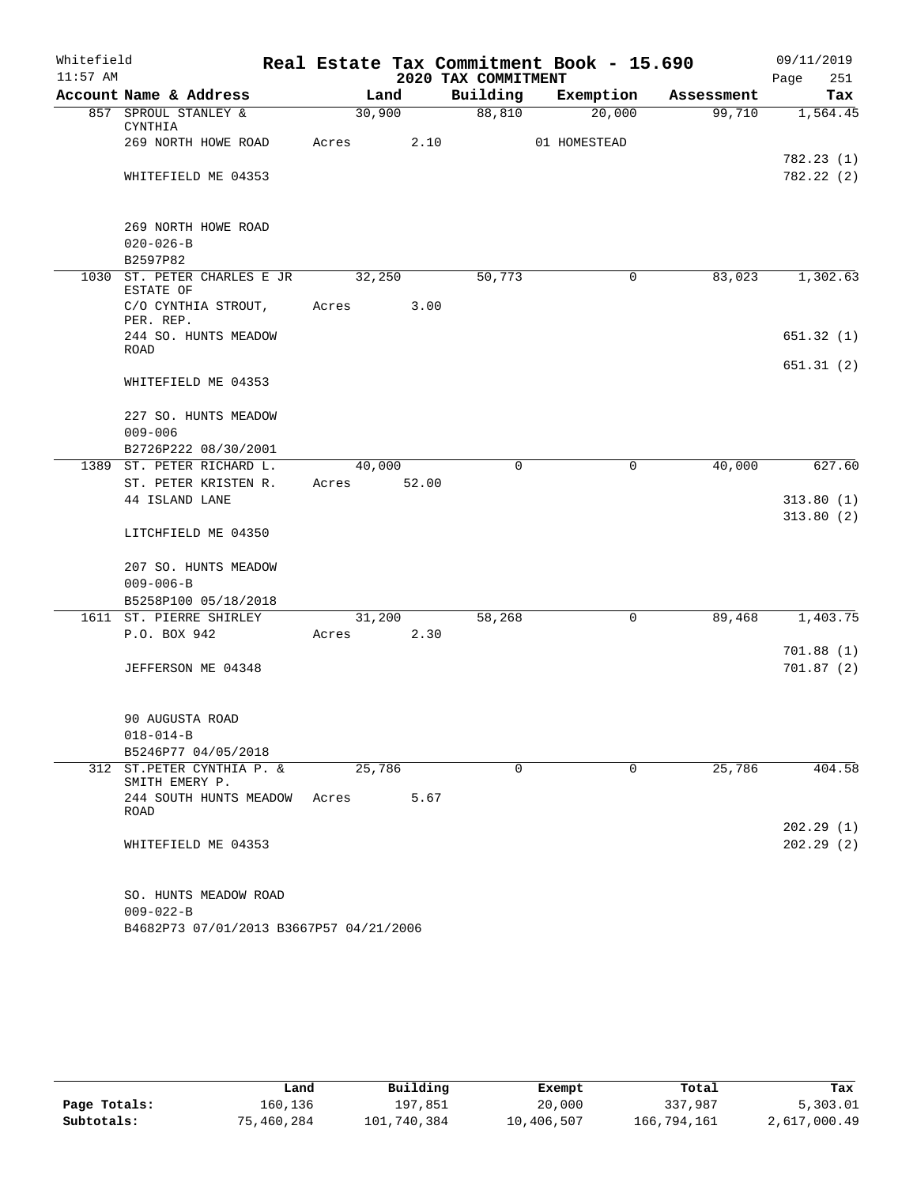Whitefield 11:57 AM

# Real Estate Tax Commitment Book - 15.690

## 2020 TAX COMMITMENT

09/11/2019

| Account Name & Address | Land | Building | Exemption | Assessment | Tax |
|---|---|---|---|---|---|
| 857 SPROUL STANLEY & CYNTHIA | 30,900 | 88,810 | 20,000 | 99,710 | 1,564.45 |
| 269 NORTH HOWE ROAD | Acres 2.10 | | 01 HOMESTEAD | | |
| | | | | | 782.23 (1) |
| WHITEFIELD ME 04353 | | | | | 782.22 (2) |
| 269 NORTH HOWE ROAD | | | | | |
| 020-026-B | | | | | |
| B2597P82 | | | | | |
| 1030 ST. PETER CHARLES E JR ESTATE OF | 32,250 | 50,773 | 0 | 83,023 | 1,302.63 |
| C/O CYNTHIA STROUT, PER. REP. | Acres 3.00 | | | | |
| 244 SO. HUNTS MEADOW ROAD | | | | | 651.32 (1) |
| | | | | | 651.31 (2) |
| WHITEFIELD ME 04353 | | | | | |
| 227 SO. HUNTS MEADOW | | | | | |
| 009-006 | | | | | |
| B2726P222 08/30/2001 | | | | | |
| 1389 ST. PETER RICHARD L. | 40,000 | 0 | 0 | 40,000 | 627.60 |
| ST. PETER KRISTEN R. | Acres 52.00 | | | | |
| 44 ISLAND LANE | | | | | 313.80 (1) |
| | | | | | 313.80 (2) |
| LITCHFIELD ME 04350 | | | | | |
| 207 SO. HUNTS MEADOW | | | | | |
| 009-006-B | | | | | |
| B5258P100 05/18/2018 | | | | | |
| 1611 ST. PIERRE SHIRLEY | 31,200 | 58,268 | 0 | 89,468 | 1,403.75 |
| P.O. BOX 942 | Acres 2.30 | | | | |
| | | | | | 701.88 (1) |
| JEFFERSON ME 04348 | | | | | 701.87 (2) |
| 90 AUGUSTA ROAD | | | | | |
| 018-014-B | | | | | |
| B5246P77 04/05/2018 | | | | | |
| 312 ST.PETER CYNTHIA P. & SMITH EMERY P. | 25,786 | 0 | 0 | 25,786 | 404.58 |
| 244 SOUTH HUNTS MEADOW ROAD | Acres 5.67 | | | | |
| | | | | | 202.29 (1) |
| WHITEFIELD ME 04353 | | | | | 202.29 (2) |
| SO. HUNTS MEADOW ROAD | | | | | |
| 009-022-B | | | | | |
| B4682P73 07/01/2013 B3667P57 04/21/2006 | | | | | |

| | Land | Building | Exempt | Total | Tax |
|---|---|---|---|---|---|
| Page Totals: | 160,136 | 197,851 | 20,000 | 337,987 | 5,303.01 |
| Subtotals: | 75,460,284 | 101,740,384 | 10,406,507 | 166,794,161 | 2,617,000.49 |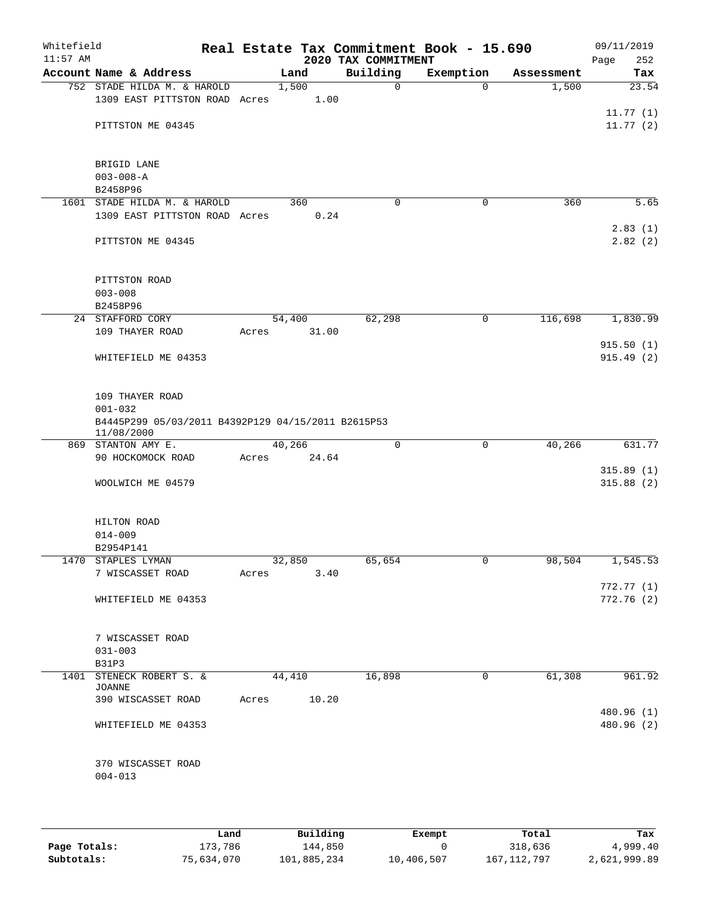# Real Estate Tax Commitment Book - 15.690

Whitefield
11:57 AM

2020 TAX COMMITMENT

09/11/2019
Page 252

| Account Name & Address | Land | Building | Exemption | Assessment | Tax |
|---|---|---|---|---|---|
| 752 STADE HILDA M. & HAROLD | 1,500 | 0 | 0 | 1,500 | 23.54 |
| 1309 EAST PITTSTON ROAD Acres 1.00 | | | | | |
| | | | | | 11.77 (1) |
| PITTSTON ME 04345 | | | | | 11.77 (2) |
| BRIGID LANE | | | | | |
| 003-008-A | | | | | |
| B2458P96 | | | | | |
| 1601 STADE HILDA M. & HAROLD | 360 | 0 | 0 | 360 | 5.65 |
| 1309 EAST PITTSTON ROAD Acres 0.24 | | | | | |
| | | | | | 2.83 (1) |
| PITTSTON ME 04345 | | | | | 2.82 (2) |
| PITTSTON ROAD | | | | | |
| 003-008 | | | | | |
| B2458P96 | | | | | |
| 24 STAFFORD CORY | 54,400 | 62,298 | 0 | 116,698 | 1,830.99 |
| 109 THAYER ROAD Acres 31.00 | | | | | |
| | | | | | 915.50 (1) |
| WHITEFIELD ME 04353 | | | | | 915.49 (2) |
| 109 THAYER ROAD | | | | | |
| 001-032 | | | | | |
| B4445P299 05/03/2011 B4392P129 04/15/2011 B2615P53 11/08/2000 | | | | | |
| 869 STANTON AMY E. | 40,266 | 0 | 0 | 40,266 | 631.77 |
| 90 HOCKOMOCK ROAD Acres 24.64 | | | | | |
| | | | | | 315.89 (1) |
| WOOLWICH ME 04579 | | | | | 315.88 (2) |
| HILTON ROAD | | | | | |
| 014-009 | | | | | |
| B2954P141 | | | | | |
| 1470 STAPLES LYMAN | 32,850 | 65,654 | 0 | 98,504 | 1,545.53 |
| 7 WISCASSET ROAD Acres 3.40 | | | | | |
| | | | | | 772.77 (1) |
| WHITEFIELD ME 04353 | | | | | 772.76 (2) |
| 7 WISCASSET ROAD | | | | | |
| 031-003 | | | | | |
| B31P3 | | | | | |
| 1401 STENECK ROBERT S. & JOANNE | 44,410 | 16,898 | 0 | 61,308 | 961.92 |
| 390 WISCASSET ROAD Acres 10.20 | | | | | |
| | | | | | 480.96 (1) |
| WHITEFIELD ME 04353 | | | | | 480.96 (2) |
| 370 WISCASSET ROAD | | | | | |
| 004-013 | | | | | |

| | Land | Building | Exempt | Total | Tax |
|---|---|---|---|---|---|
| Page Totals: | 173,786 | 144,850 | 0 | 318,636 | 4,999.40 |
| Subtotals: | 75,634,070 | 101,885,234 | 10,406,507 | 167,112,797 | 2,621,999.89 |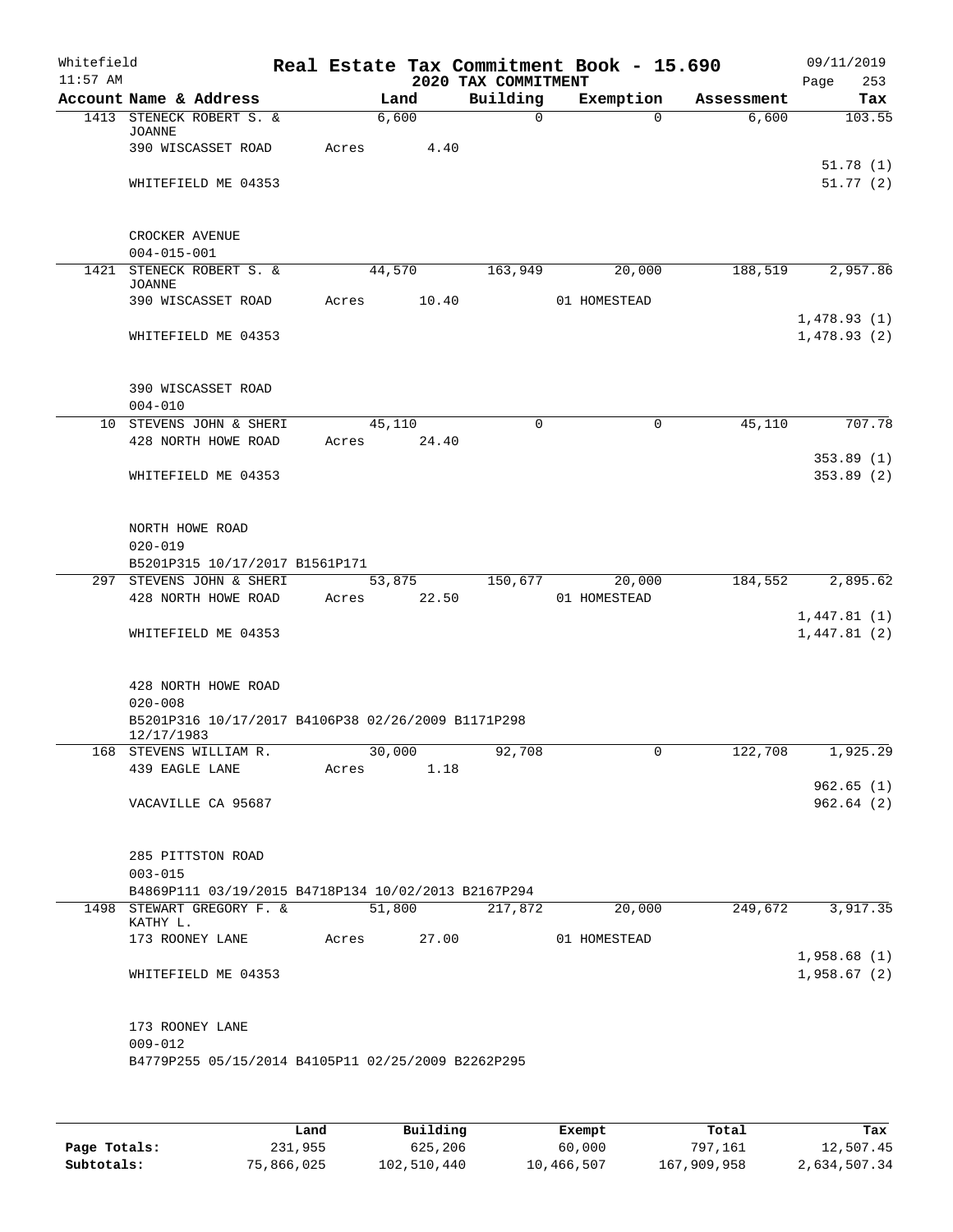Whitefield
11:57 AM

# Real Estate Tax Commitment Book - 15.690

## 2020 TAX COMMITMENT

09/11/2019
Page 253

| Account | Name & Address | Land | Building | Exemption | Assessment | Tax |
|---|---|---|---|---|---|---|
| 1413 | STENECK ROBERT S. & JOANNE | 6,600 | 0 | 0 | 6,600 | 103.55 |
| | 390 WISCASSET ROAD | Acres 4.40 | | | | |
| | | | | | | 51.78 (1) |
| | WHITEFIELD ME 04353 | | | | | 51.77 (2) |
| | CROCKER AVENUE | | | | | |
| | 004-015-001 | | | | | |
| 1421 | STENECK ROBERT S. & JOANNE | 44,570 | 163,949 | 20,000 | 188,519 | 2,957.86 |
| | 390 WISCASSET ROAD | Acres 10.40 | | 01 HOMESTEAD | | |
| | | | | | | 1,478.93 (1) |
| | WHITEFIELD ME 04353 | | | | | 1,478.93 (2) |
| | 390 WISCASSET ROAD | | | | | |
| | 004-010 | | | | | |
| 10 | STEVENS JOHN & SHERI | 45,110 | 0 | 0 | 45,110 | 707.78 |
| | 428 NORTH HOWE ROAD | Acres 24.40 | | | | |
| | | | | | | 353.89 (1) |
| | WHITEFIELD ME 04353 | | | | | 353.89 (2) |
| | NORTH HOWE ROAD | | | | | |
| | 020-019 | | | | | |
| | B5201P315 10/17/2017 B1561P171 | | | | | |
| 297 | STEVENS JOHN & SHERI | 53,875 | 150,677 | 20,000 | 184,552 | 2,895.62 |
| | 428 NORTH HOWE ROAD | Acres 22.50 | | 01 HOMESTEAD | | |
| | | | | | | 1,447.81 (1) |
| | WHITEFIELD ME 04353 | | | | | 1,447.81 (2) |
| | 428 NORTH HOWE ROAD | | | | | |
| | 020-008 | | | | | |
| | B5201P316 10/17/2017 B4106P38 02/26/2009 B1171P298 12/17/1983 | | | | | |
| 168 | STEVENS WILLIAM R. | 30,000 | 92,708 | 0 | 122,708 | 1,925.29 |
| | 439 EAGLE LANE | Acres 1.18 | | | | |
| | | | | | | 962.65 (1) |
| | VACAVILLE CA 95687 | | | | | 962.64 (2) |
| | 285 PITTSTON ROAD | | | | | |
| | 003-015 | | | | | |
| | B4869P111 03/19/2015 B4718P134 10/02/2013 B2167P294 | | | | | |
| 1498 | STEWART GREGORY F. & KATHY L. | 51,800 | 217,872 | 20,000 | 249,672 | 3,917.35 |
| | 173 ROONEY LANE | Acres 27.00 | | 01 HOMESTEAD | | |
| | | | | | | 1,958.68 (1) |
| | WHITEFIELD ME 04353 | | | | | 1,958.67 (2) |
| | 173 ROONEY LANE | | | | | |
| | 009-012 | | | | | |
| | B4779P255 05/15/2014 B4105P11 02/25/2009 B2262P295 | | | | | |

| | Land | Building | Exempt | Total | Tax |
|---|---|---|---|---|---|
| Page Totals: | 231,955 | 625,206 | 60,000 | 797,161 | 12,507.45 |
| Subtotals: | 75,866,025 | 102,510,440 | 10,466,507 | 167,909,958 | 2,634,507.34 |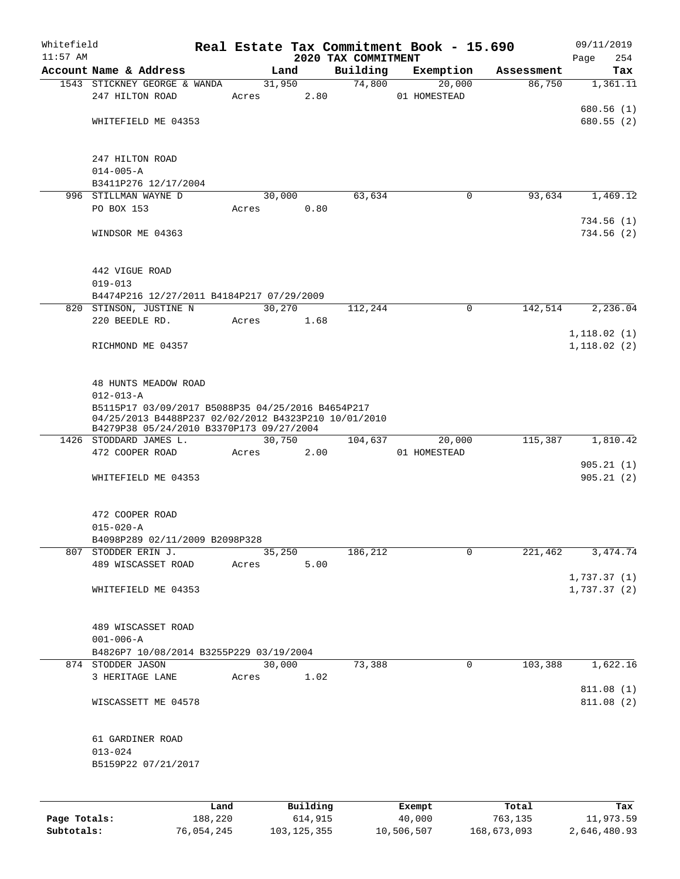Whitefield Real Estate Tax Commitment Book - 15.690 09/11/2019
11:57 AM 2020 TAX COMMITMENT

| Account Name & Address | Land | Building | Exemption | Assessment | Tax |
|---|---|---|---|---|---|
| 1543 STICKNEY GEORGE & WANDA | 31,950 | 74,800 | 20,000 | 86,750 | 1,361.11 |
| 247 HILTON ROAD | Acres 2.80 | | 01 HOMESTEAD | | |
| | | | | | 680.56 (1) |
| WHITEFIELD ME 04353 | | | | | 680.55 (2) |
| 247 HILTON ROAD | | | | | |
| 014-005-A | | | | | |
| B3411P276 12/17/2004 | | | | | |
| 996 STILLMAN WAYNE D | 30,000 | 63,634 | 0 | 93,634 | 1,469.12 |
| PO BOX 153 | Acres 0.80 | | | | |
| | | | | | 734.56 (1) |
| WINDSOR ME 04363 | | | | | 734.56 (2) |
| 442 VIGUE ROAD | | | | | |
| 019-013 | | | | | |
| B4474P216 12/27/2011 B4184P217 07/29/2009 | | | | | |
| 820 STINSON, JUSTINE N | 30,270 | 112,244 | 0 | 142,514 | 2,236.04 |
| 220 BEEDLE RD. | Acres 1.68 | | | | |
| | | | | | 1,118.02 (1) |
| RICHMOND ME 04357 | | | | | 1,118.02 (2) |
| 48 HUNTS MEADOW ROAD | | | | | |
| 012-013-A | | | | | |
| B5115P17 03/09/2017 B5088P35 04/25/2016 B4654P217 04/25/2013 B4488P237 02/02/2012 B4323P210 10/01/2010 B4279P38 05/24/2010 B3370P173 09/27/2004 | | | | | |
| 1426 STODDARD JAMES L. | 30,750 | 104,637 | 20,000 | 115,387 | 1,810.42 |
| 472 COOPER ROAD | Acres 2.00 | | 01 HOMESTEAD | | |
| | | | | | 905.21 (1) |
| WHITEFIELD ME 04353 | | | | | 905.21 (2) |
| 472 COOPER ROAD | | | | | |
| 015-020-A | | | | | |
| B4098P289 02/11/2009 B2098P328 | | | | | |
| 807 STODDER ERIN J. | 35,250 | 186,212 | 0 | 221,462 | 3,474.74 |
| 489 WISCASSET ROAD | Acres 5.00 | | | | |
| | | | | | 1,737.37 (1) |
| WHITEFIELD ME 04353 | | | | | 1,737.37 (2) |
| 489 WISCASSET ROAD | | | | | |
| 001-006-A | | | | | |
| B4826P7 10/08/2014 B3255P229 03/19/2004 | | | | | |
| 874 STODDER JASON | 30,000 | 73,388 | 0 | 103,388 | 1,622.16 |
| 3 HERITAGE LANE | Acres 1.02 | | | | |
| | | | | | 811.08 (1) |
| WISCASSETT ME 04578 | | | | | 811.08 (2) |
| 61 GARDINER ROAD | | | | | |
| 013-024 | | | | | |
| B5159P22 07/21/2017 | | | | | |

| | Land | Building | Exempt | Total | Tax |
|---|---|---|---|---|---|
| Page Totals: | 188,220 | 614,915 | 40,000 | 763,135 | 11,973.59 |
| Subtotals: | 76,054,245 | 103,125,355 | 10,506,507 | 168,673,093 | 2,646,480.93 |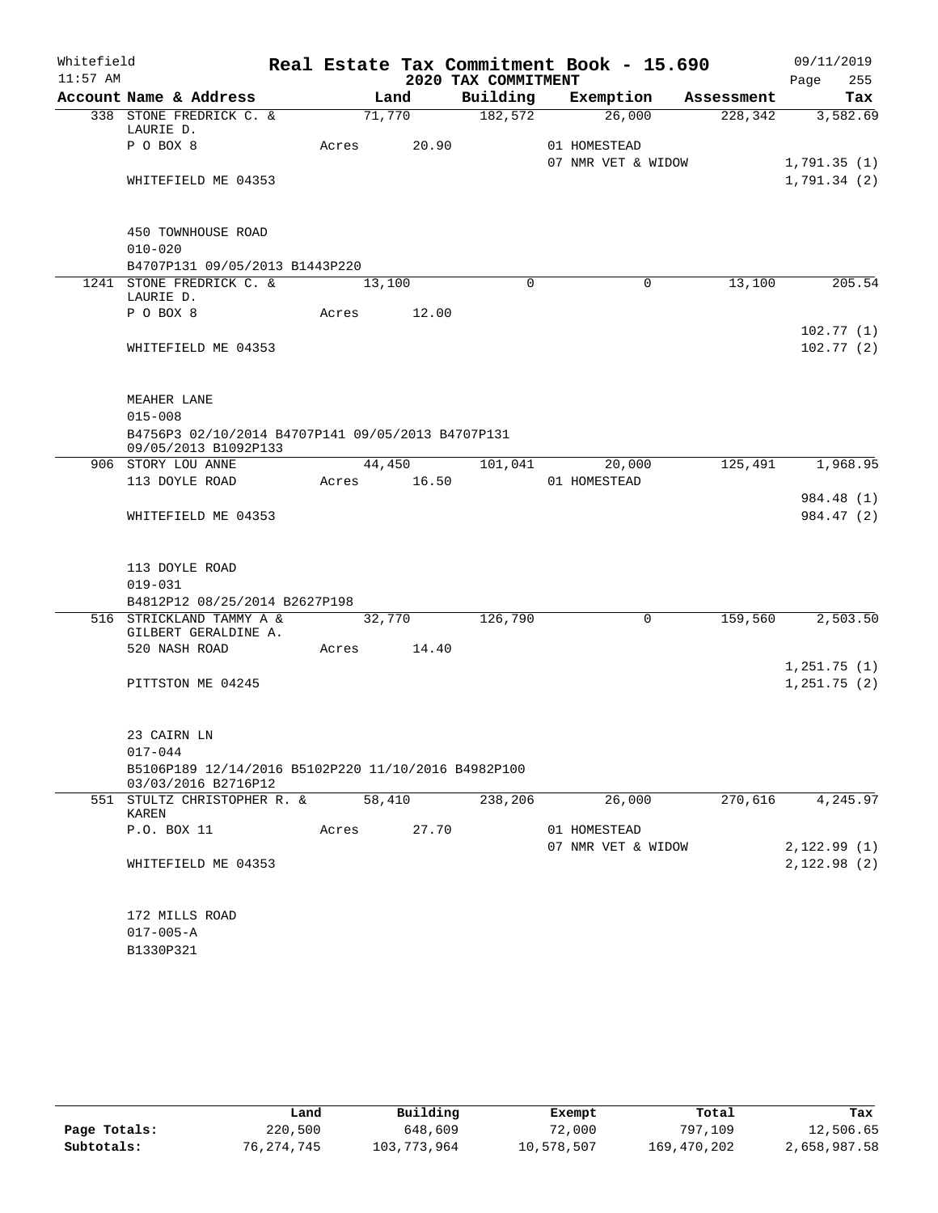Whitefield 11:57 AM

# Real Estate Tax Commitment Book - 15.690

## 2020 TAX COMMITMENT

09/11/2019 Page 255

| Account Name & Address | Land | Building | Exemption | Assessment | Tax |
|---|---|---|---|---|---|
| 338 STONE FREDRICK C. & LAURIE D. | 71,770 | 182,572 | 26,000 | 228,342 | 3,582.69 |
| P O BOX 8 | Acres 20.90 | | 01 HOMESTEAD | | |
| | | | 07 NMR VET & WIDOW | | 1,791.35 (1) |
| WHITEFIELD ME 04353 | | | | | 1,791.34 (2) |
| 450 TOWNHOUSE ROAD | | | | | |
| 010-020 | | | | | |
| B4707P131 09/05/2013 B1443P220 | | | | | |
| 1241 STONE FREDRICK C. & LAURIE D. | 13,100 | 0 | 0 | 13,100 | 205.54 |
| P O BOX 8 | Acres 12.00 | | | | |
| | | | | | 102.77 (1) |
| WHITEFIELD ME 04353 | | | | | 102.77 (2) |
| MEAHER LANE | | | | | |
| 015-008 | | | | | |
| B4756P3 02/10/2014 B4707P141 09/05/2013 B4707P131 09/05/2013 B1092P133 | | | | | |
| 906 STORY LOU ANNE | 44,450 | 101,041 | 20,000 | 125,491 | 1,968.95 |
| 113 DOYLE ROAD | Acres 16.50 | | 01 HOMESTEAD | | |
| | | | | | 984.48 (1) |
| WHITEFIELD ME 04353 | | | | | 984.47 (2) |
| 113 DOYLE ROAD | | | | | |
| 019-031 | | | | | |
| B4812P12 08/25/2014 B2627P198 | | | | | |
| 516 STRICKLAND TAMMY A & GILBERT GERALDINE A. | 32,770 | 126,790 | 0 | 159,560 | 2,503.50 |
| 520 NASH ROAD | Acres 14.40 | | | | |
| | | | | | 1,251.75 (1) |
| PITTSTON ME 04245 | | | | | 1,251.75 (2) |
| 23 CAIRN LN | | | | | |
| 017-044 | | | | | |
| B5106P189 12/14/2016 B5102P220 11/10/2016 B4982P100 03/03/2016 B2716P12 | | | | | |
| 551 STULTZ CHRISTOPHER R. & KAREN | 58,410 | 238,206 | 26,000 | 270,616 | 4,245.97 |
| P.O. BOX 11 | Acres 27.70 | | 01 HOMESTEAD | | |
| | | | 07 NMR VET & WIDOW | | 2,122.99 (1) |
| WHITEFIELD ME 04353 | | | | | 2,122.98 (2) |
| 172 MILLS ROAD | | | | | |
| 017-005-A | | | | | |
| B1330P321 | | | | | |

| | Land | Building | Exempt | Total | Tax |
|---|---|---|---|---|---|
| Page Totals: | 220,500 | 648,609 | 72,000 | 797,109 | 12,506.65 |
| Subtotals: | 76,274,745 | 103,773,964 | 10,578,507 | 169,470,202 | 2,658,987.58 |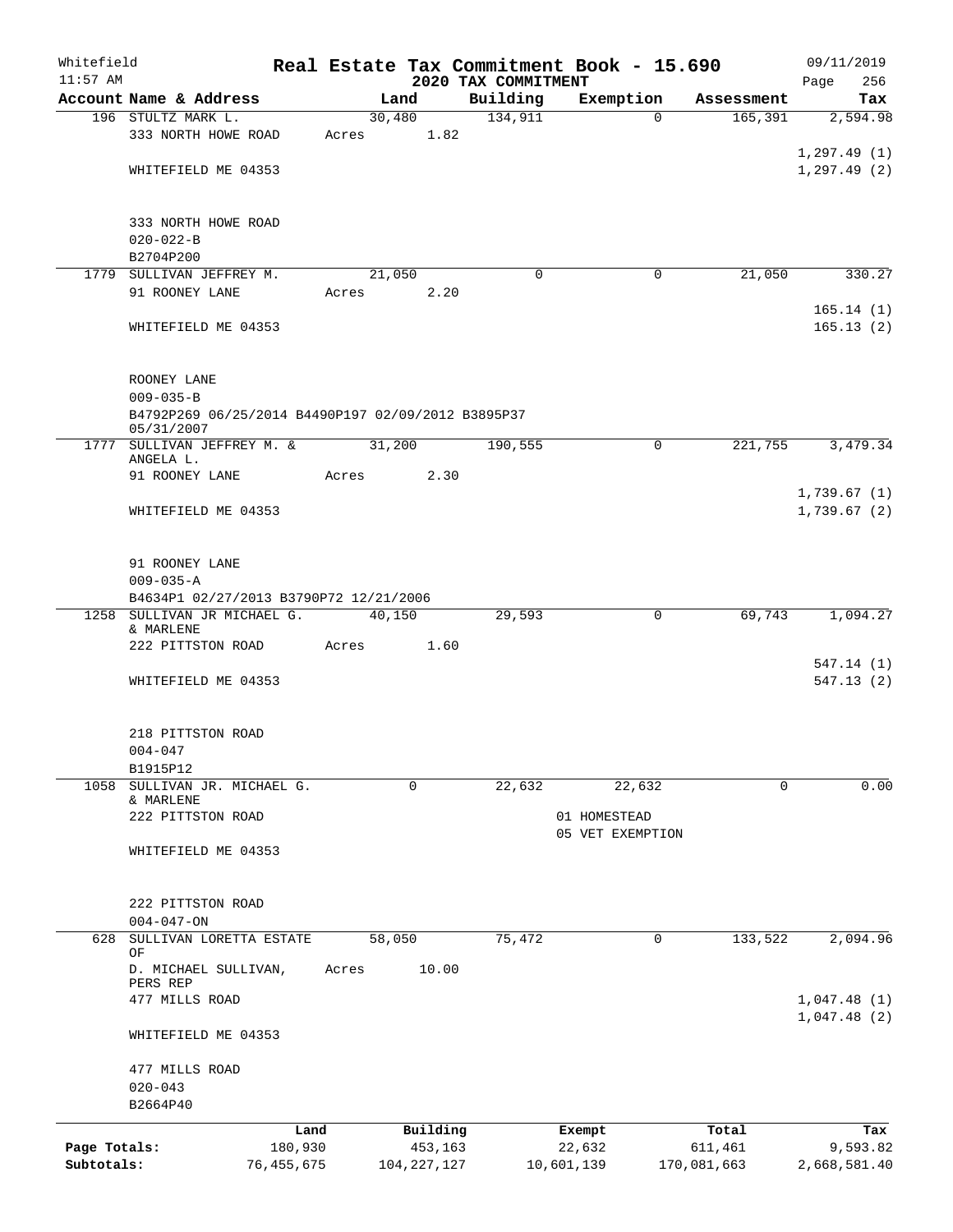Whitefield 11:57 AM

# Real Estate Tax Commitment Book - 15.690

## 2020 TAX COMMITMENT

09/11/2019 Page 256

| Account Name & Address | Land | Building | Exemption | Assessment | Tax |
|---|---|---|---|---|---|
| 196 STULTZ MARK L. | 30,480 | 134,911 | 0 | 165,391 | 2,594.98 |
| 333 NORTH HOWE ROAD | Acres 1.82 | | | | |
| | | | | | 1,297.49 (1) |
| WHITEFIELD ME 04353 | | | | | 1,297.49 (2) |
| 333 NORTH HOWE ROAD | | | | | |
| 020-022-B | | | | | |
| B2704P200 | | | | | |
| 1779 SULLIVAN JEFFREY M. | 21,050 | 0 | 0 | 21,050 | 330.27 |
| 91 ROONEY LANE | Acres 2.20 | | | | |
| | | | | | 165.14 (1) |
| WHITEFIELD ME 04353 | | | | | 165.13 (2) |
| ROONEY LANE | | | | | |
| 009-035-B | | | | | |
| B4792P269 06/25/2014 B4490P197 02/09/2012 B3895P37 05/31/2007 | | | | | |
| 1777 SULLIVAN JEFFREY M. & ANGELA L. | 31,200 | 190,555 | 0 | 221,755 | 3,479.34 |
| 91 ROONEY LANE | Acres 2.30 | | | | |
| | | | | | 1,739.67 (1) |
| WHITEFIELD ME 04353 | | | | | 1,739.67 (2) |
| 91 ROONEY LANE | | | | | |
| 009-035-A | | | | | |
| B4634P1 02/27/2013 B3790P72 12/21/2006 | | | | | |
| 1258 SULLIVAN JR MICHAEL G. & MARLENE | 40,150 | 29,593 | 0 | 69,743 | 1,094.27 |
| 222 PITTSTON ROAD | Acres 1.60 | | | | |
| | | | | | 547.14 (1) |
| WHITEFIELD ME 04353 | | | | | 547.13 (2) |
| 218 PITTSTON ROAD | | | | | |
| 004-047 | | | | | |
| B1915P12 | | | | | |
| 1058 SULLIVAN JR. MICHAEL G. & MARLENE | 0 | 22,632 | 22,632 | 0 | 0.00 |
| 222 PITTSTON ROAD | | | 01 HOMESTEAD | | |
| | | | 05 VET EXEMPTION | | |
| WHITEFIELD ME 04353 | | | | | |
| 222 PITTSTON ROAD | | | | | |
| 004-047-ON | | | | | |
| 628 SULLIVAN LORETTA ESTATE OF | 58,050 | 75,472 | 0 | 133,522 | 2,094.96 |
| D. MICHAEL SULLIVAN, PERS REP | Acres 10.00 | | | | |
| 477 MILLS ROAD | | | | | 1,047.48 (1) |
| | | | | | 1,047.48 (2) |
| WHITEFIELD ME 04353 | | | | | |
| 477 MILLS ROAD | | | | | |
| 020-043 | | | | | |
| B2664P40 | | | | | |

| | Land | Building | Exempt | Total | Tax |
|---|---|---|---|---|---|
| Page Totals: | 180,930 | 453,163 | 22,632 | 611,461 | 9,593.82 |
| Subtotals: | 76,455,675 | 104,227,127 | 10,601,139 | 170,081,663 | 2,668,581.40 |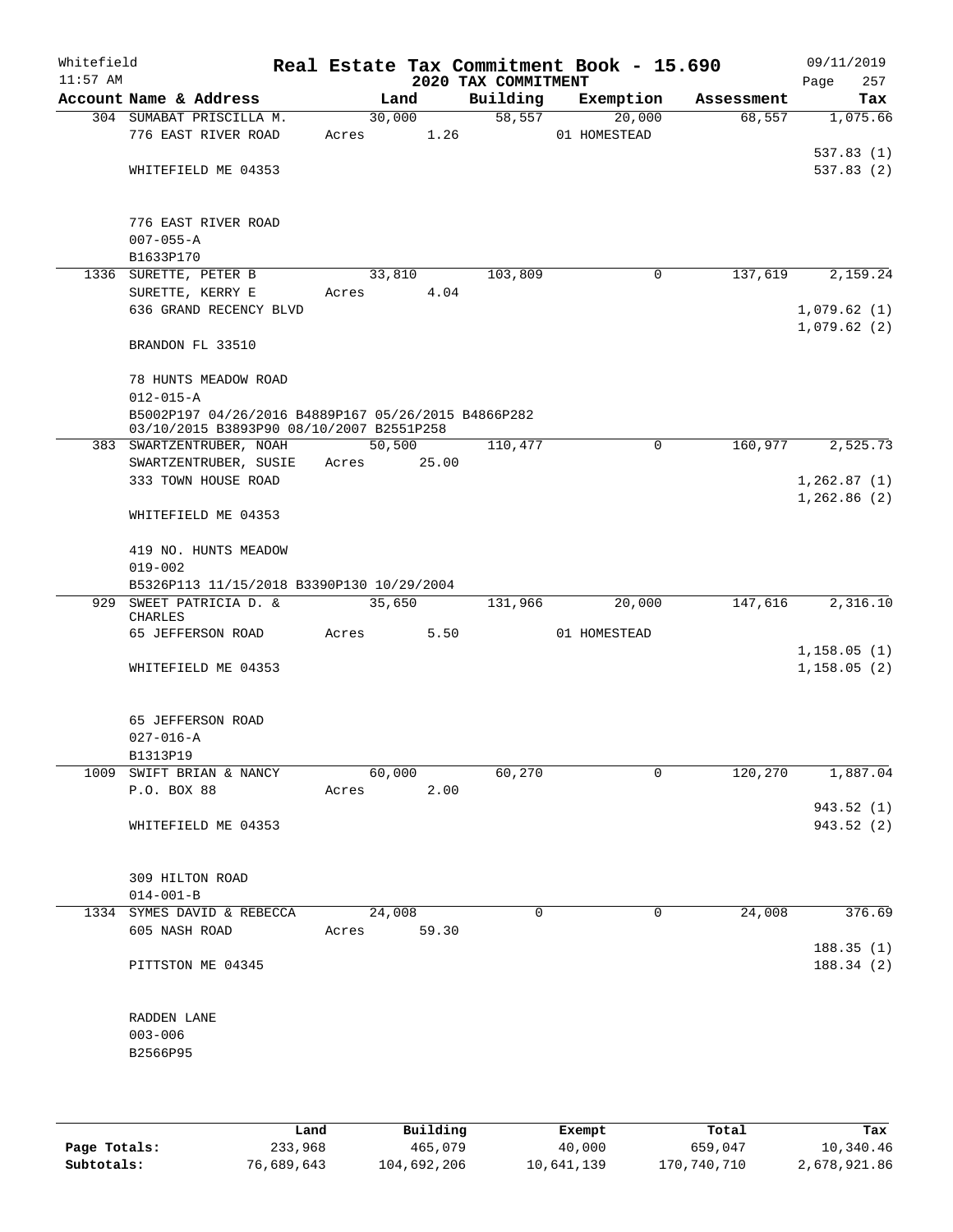Whitefield 11:57 AM

# Real Estate Tax Commitment Book - 15.690

## 2020 TAX COMMITMENT

09/11/2019 Page 257

| Account Name & Address | Land | Building | Exemption | Assessment | Tax |
|---|---|---|---|---|---|
| 304 SUMABAT PRISCILLA M. | 30,000 | 58,557 | 20,000 | 68,557 | 1,075.66 |
| 776 EAST RIVER ROAD | Acres 1.26 | | 01 HOMESTEAD | | |
| | | | | | 537.83 (1) |
| WHITEFIELD ME 04353 | | | | | 537.83 (2) |
| 776 EAST RIVER ROAD | | | | | |
| 007-055-A | | | | | |
| B1633P170 | | | | | |
| 1336 SURETTE, PETER B | 33,810 | 103,809 | 0 | 137,619 | 2,159.24 |
| SURETTE, KERRY E | Acres 4.04 | | | | |
| 636 GRAND RECENCY BLVD | | | | | 1,079.62 (1) |
| | | | | | 1,079.62 (2) |
| BRANDON FL 33510 | | | | | |
| 78 HUNTS MEADOW ROAD | | | | | |
| 012-015-A | | | | | |
| B5002P197 04/26/2016 B4889P167 05/26/2015 B4866P282 03/10/2015 B3893P90 08/10/2007 B2551P258 | | | | | |
| 383 SWARTZENTRUBER, NOAH | 50,500 | 110,477 | 0 | 160,977 | 2,525.73 |
| SWARTZENTRUBER, SUSIE | Acres 25.00 | | | | |
| 333 TOWN HOUSE ROAD | | | | | 1,262.87 (1) |
| | | | | | 1,262.86 (2) |
| WHITEFIELD ME 04353 | | | | | |
| 419 NO. HUNTS MEADOW | | | | | |
| 019-002 | | | | | |
| B5326P113 11/15/2018 B3390P130 10/29/2004 | | | | | |
| 929 SWEET PATRICIA D. & CHARLES | 35,650 | 131,966 | 20,000 | 147,616 | 2,316.10 |
| 65 JEFFERSON ROAD | Acres 5.50 | | 01 HOMESTEAD | | |
| | | | | | 1,158.05 (1) |
| WHITEFIELD ME 04353 | | | | | 1,158.05 (2) |
| 65 JEFFERSON ROAD | | | | | |
| 027-016-A | | | | | |
| B1313P19 | | | | | |
| 1009 SWIFT BRIAN & NANCY | 60,000 | 60,270 | 0 | 120,270 | 1,887.04 |
| P.O. BOX 88 | Acres 2.00 | | | | |
| | | | | | 943.52 (1) |
| WHITEFIELD ME 04353 | | | | | 943.52 (2) |
| 309 HILTON ROAD | | | | | |
| 014-001-B | | | | | |
| 1334 SYMES DAVID & REBECCA | 24,008 | 0 | 0 | 24,008 | 376.69 |
| 605 NASH ROAD | Acres 59.30 | | | | |
| | | | | | 188.35 (1) |
| PITTSTON ME 04345 | | | | | 188.34 (2) |
| RADDEN LANE | | | | | |
| 003-006 | | | | | |
| B2566P95 | | | | | |

| | Land | Building | Exempt | Total | Tax |
|---|---|---|---|---|---|
| Page Totals: | 233,968 | 465,079 | 40,000 | 659,047 | 10,340.46 |
| Subtotals: | 76,689,643 | 104,692,206 | 10,641,139 | 170,740,710 | 2,678,921.86 |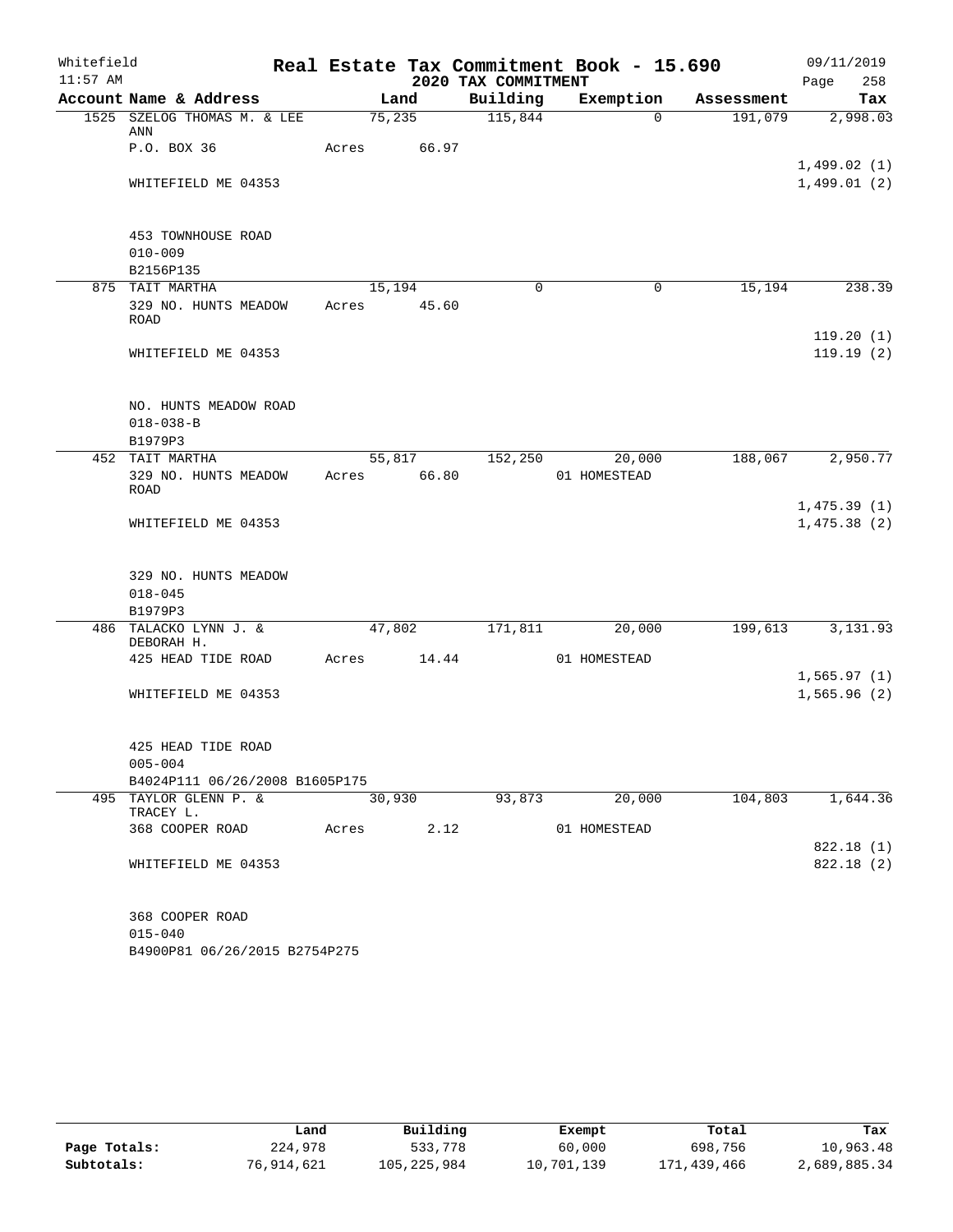Whitefield
11:57 AM

**Real Estate Tax Commitment Book - 15.690**
**2020 TAX COMMITMENT**

09/11/2019
Page 258

| Account Name & Address | Land | Building | Exemption | Assessment | Tax |
|---|---|---|---|---|---|
| 1525 SZELOG THOMAS M. & LEE ANN | 75,235 | 115,844 | 0 | 191,079 | 2,998.03 |
| P.O. BOX 36 | Acres 66.97 | | | | |
| | | | | | 1,499.02 (1) |
| WHITEFIELD ME 04353 | | | | | 1,499.01 (2) |
| 453 TOWNHOUSE ROAD | | | | | |
| 010-009 | | | | | |
| B2156P135 | | | | | |
| 875 TAIT MARTHA | 15,194 | 0 | 0 | 15,194 | 238.39 |
| 329 NO. HUNTS MEADOW ROAD | Acres 45.60 | | | | |
| | | | | | 119.20 (1) |
| WHITEFIELD ME 04353 | | | | | 119.19 (2) |
| NO. HUNTS MEADOW ROAD | | | | | |
| 018-038-B | | | | | |
| B1979P3 | | | | | |
| 452 TAIT MARTHA | 55,817 | 152,250 | 20,000 | 188,067 | 2,950.77 |
| 329 NO. HUNTS MEADOW ROAD | Acres 66.80 | | 01 HOMESTEAD | | |
| | | | | | 1,475.39 (1) |
| WHITEFIELD ME 04353 | | | | | 1,475.38 (2) |
| 329 NO. HUNTS MEADOW | | | | | |
| 018-045 | | | | | |
| B1979P3 | | | | | |
| 486 TALACKO LYNN J. & DEBORAH H. | 47,802 | 171,811 | 20,000 | 199,613 | 3,131.93 |
| 425 HEAD TIDE ROAD | Acres 14.44 | | 01 HOMESTEAD | | |
| | | | | | 1,565.97 (1) |
| WHITEFIELD ME 04353 | | | | | 1,565.96 (2) |
| 425 HEAD TIDE ROAD | | | | | |
| 005-004 | | | | | |
| B4024P111 06/26/2008 B1605P175 | | | | | |
| 495 TAYLOR GLENN P. & TRACEY L. | 30,930 | 93,873 | 20,000 | 104,803 | 1,644.36 |
| 368 COOPER ROAD | Acres 2.12 | | 01 HOMESTEAD | | |
| | | | | | 822.18 (1) |
| WHITEFIELD ME 04353 | | | | | 822.18 (2) |
| 368 COOPER ROAD | | | | | |
| 015-040 | | | | | |
| B4900P81 06/26/2015 B2754P275 | | | | | |

| | Land | Building | Exempt | Total | Tax |
|---|---|---|---|---|---|
| Page Totals: | 224,978 | 533,778 | 60,000 | 698,756 | 10,963.48 |
| Subtotals: | 76,914,621 | 105,225,984 | 10,701,139 | 171,439,466 | 2,689,885.34 |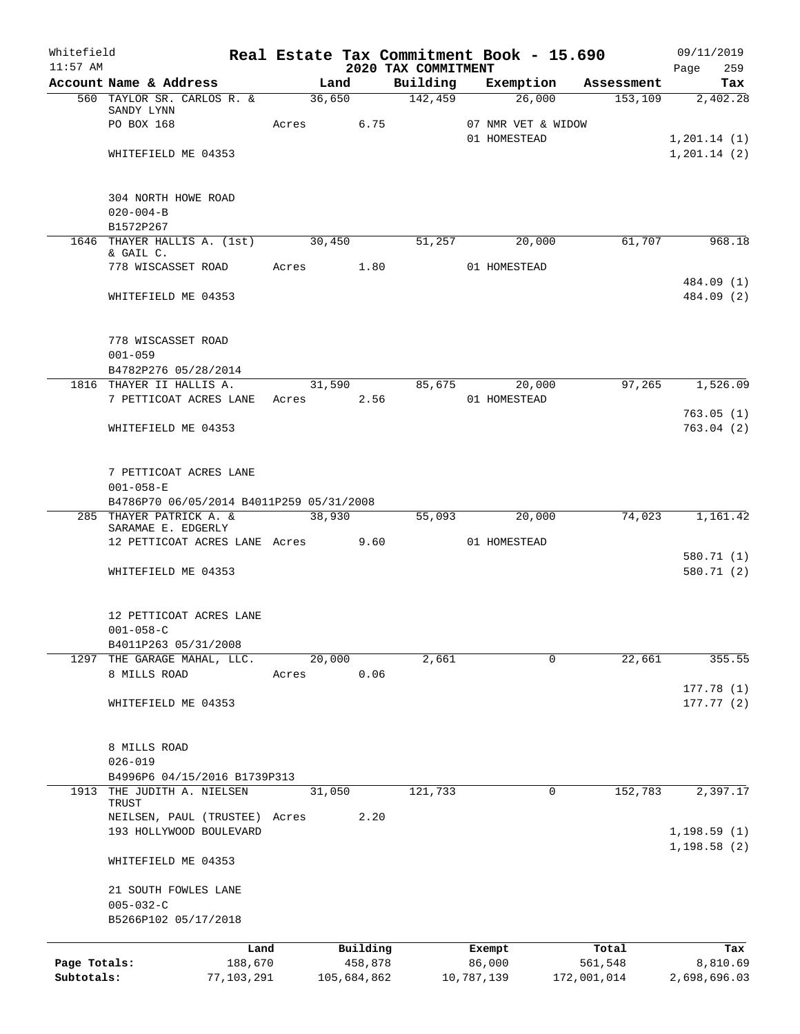Whitefield 11:57 AM

# Real Estate Tax Commitment Book - 15.690

## 2020 TAX COMMITMENT

09/11/2019 Page 259

| Account Name & Address | Land | Building | Exemption | Assessment | Tax |
|---|---|---|---|---|---|
| 560 TAYLOR SR. CARLOS R. & SANDY LYNN | 36,650 | 142,459 | 26,000 | 153,109 | 2,402.28 |
| PO BOX 168 | Acres 6.75 | | 07 NMR VET & WIDOW | | |
| | | | 01 HOMESTEAD | | 1,201.14 (1) |
| WHITEFIELD ME 04353 | | | | | 1,201.14 (2) |
| 304 NORTH HOWE ROAD | | | | | |
| 020-004-B | | | | | |
| B1572P267 | | | | | |
| 1646 THAYER HALLIS A. (1st) & GAIL C. | 30,450 | 51,257 | 20,000 | 61,707 | 968.18 |
| 778 WISCASSET ROAD | Acres 1.80 | | 01 HOMESTEAD | | |
| | | | | | 484.09 (1) |
| WHITEFIELD ME 04353 | | | | | 484.09 (2) |
| 778 WISCASSET ROAD | | | | | |
| 001-059 | | | | | |
| B4782P276 05/28/2014 | | | | | |
| 1816 THAYER II HALLIS A. | 31,590 | 85,675 | 20,000 | 97,265 | 1,526.09 |
| 7 PETTICOAT ACRES LANE | Acres 2.56 | | 01 HOMESTEAD | | |
| | | | | | 763.05 (1) |
| WHITEFIELD ME 04353 | | | | | 763.04 (2) |
| 7 PETTICOAT ACRES LANE | | | | | |
| 001-058-E | | | | | |
| B4786P70 06/05/2014 B4011P259 05/31/2008 | | | | | |
| 285 THAYER PATRICK A. & SARAMAE E. EDGERLY | 38,930 | 55,093 | 20,000 | 74,023 | 1,161.42 |
| 12 PETTICOAT ACRES LANE | Acres 9.60 | | 01 HOMESTEAD | | |
| | | | | | 580.71 (1) |
| WHITEFIELD ME 04353 | | | | | 580.71 (2) |
| 12 PETTICOAT ACRES LANE | | | | | |
| 001-058-C | | | | | |
| B4011P263 05/31/2008 | | | | | |
| 1297 THE GARAGE MAHAL, LLC. | 20,000 | 2,661 | 0 | 22,661 | 355.55 |
| 8 MILLS ROAD | Acres 0.06 | | | | |
| | | | | | 177.78 (1) |
| WHITEFIELD ME 04353 | | | | | 177.77 (2) |
| 8 MILLS ROAD | | | | | |
| 026-019 | | | | | |
| B4996P6 04/15/2016 B1739P313 | | | | | |
| 1913 THE JUDITH A. NIELSEN TRUST | 31,050 | 121,733 | 0 | 152,783 | 2,397.17 |
| NEILSEN, PAUL (TRUSTEE) | Acres 2.20 | | | | |
| 193 HOLLYWOOD BOULEVARD | | | | | 1,198.59 (1) |
| | | | | | 1,198.58 (2) |
| WHITEFIELD ME 04353 | | | | | |
| 21 SOUTH FOWLES LANE | | | | | |
| 005-032-C | | | | | |
| B5266P102 05/17/2018 | | | | | |

| | Land | Building | Exempt | Total | Tax |
|---|---|---|---|---|---|
| Page Totals: | 188,670 | 458,878 | 86,000 | 561,548 | 8,810.69 |
| Subtotals: | 77,103,291 | 105,684,862 | 10,787,139 | 172,001,014 | 2,698,696.03 |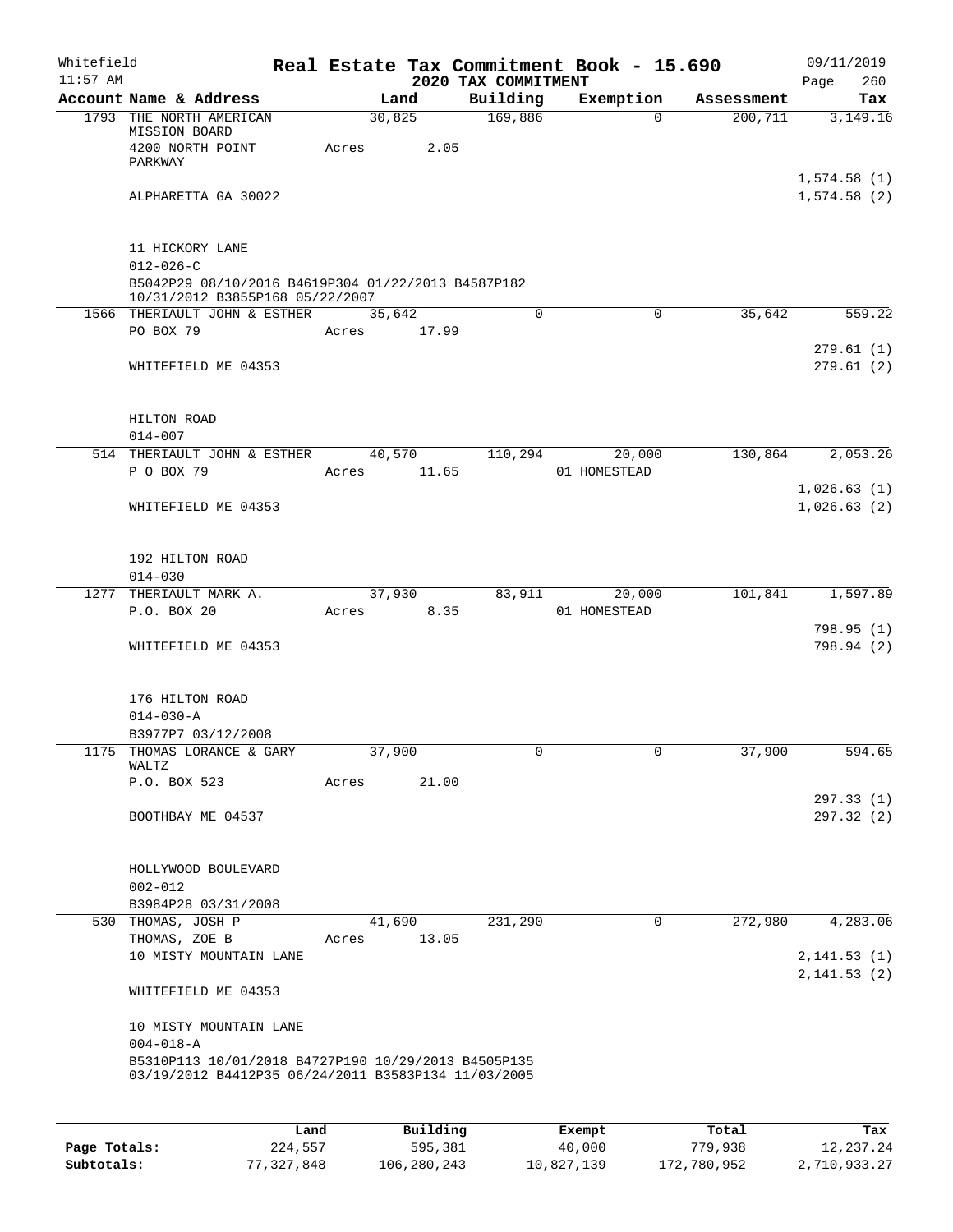Whitefield
11:57 AM

**Real Estate Tax Commitment Book - 15.690**
**2020 TAX COMMITMENT**

09/11/2019
Page 260

| Account Name & Address | Land | Building | Exemption | Assessment | Tax |
|---|---|---|---|---|---|
| 1793 THE NORTH AMERICAN MISSION BOARD | 30,825 | 169,886 | 0 | 200,711 | 3,149.16 |
| 4200 NORTH POINT PARKWAY | Acres 2.05 | | | | |
| | | | | | 1,574.58 (1) |
| ALPHARETTA GA 30022 | | | | | 1,574.58 (2) |
| 11 HICKORY LANE | | | | | |
| 012-026-C | | | | | |
| B5042P29 08/10/2016 B4619P304 01/22/2013 B4587P182 10/31/2012 B3855P168 05/22/2007 | | | | | |
| 1566 THERIAULT JOHN & ESTHER | 35,642 | 0 | 0 | 35,642 | 559.22 |
| PO BOX 79 | Acres 17.99 | | | | |
| | | | | | 279.61 (1) |
| WHITEFIELD ME 04353 | | | | | 279.61 (2) |
| HILTON ROAD | | | | | |
| 014-007 | | | | | |
| 514 THERIAULT JOHN & ESTHER | 40,570 | 110,294 | 20,000 | 130,864 | 2,053.26 |
| P O BOX 79 | Acres 11.65 | | 01 HOMESTEAD | | |
| | | | | | 1,026.63 (1) |
| WHITEFIELD ME 04353 | | | | | 1,026.63 (2) |
| 192 HILTON ROAD | | | | | |
| 014-030 | | | | | |
| 1277 THERIAULT MARK A. | 37,930 | 83,911 | 20,000 | 101,841 | 1,597.89 |
| P.O. BOX 20 | Acres 8.35 | | 01 HOMESTEAD | | |
| | | | | | 798.95 (1) |
| WHITEFIELD ME 04353 | | | | | 798.94 (2) |
| 176 HILTON ROAD | | | | | |
| 014-030-A | | | | | |
| B3977P7 03/12/2008 | | | | | |
| 1175 THOMAS LORANCE & GARY WALTZ | 37,900 | 0 | 0 | 37,900 | 594.65 |
| P.O. BOX 523 | Acres 21.00 | | | | |
| | | | | | 297.33 (1) |
| BOOTHBAY ME 04537 | | | | | 297.32 (2) |
| HOLLYWOOD BOULEVARD | | | | | |
| 002-012 | | | | | |
| B3984P28 03/31/2008 | | | | | |
| 530 THOMAS, JOSH P | 41,690 | 231,290 | 0 | 272,980 | 4,283.06 |
| THOMAS, ZOE B | Acres 13.05 | | | | |
| 10 MISTY MOUNTAIN LANE | | | | | 2,141.53 (1) |
| | | | | | 2,141.53 (2) |
| WHITEFIELD ME 04353 | | | | | |
| 10 MISTY MOUNTAIN LANE | | | | | |
| 004-018-A | | | | | |
| B5310P113 10/01/2018 B4727P190 10/29/2013 B4505P135 03/19/2012 B4412P35 06/24/2011 B3583P134 11/03/2005 | | | | | |

| | Land | Building | Exempt | Total | Tax |
|---|---|---|---|---|---|
| **Page Totals:** | 224,557 | 595,381 | 40,000 | 779,938 | 12,237.24 |
| **Subtotals:** | 77,327,848 | 106,280,243 | 10,827,139 | 172,780,952 | 2,710,933.27 |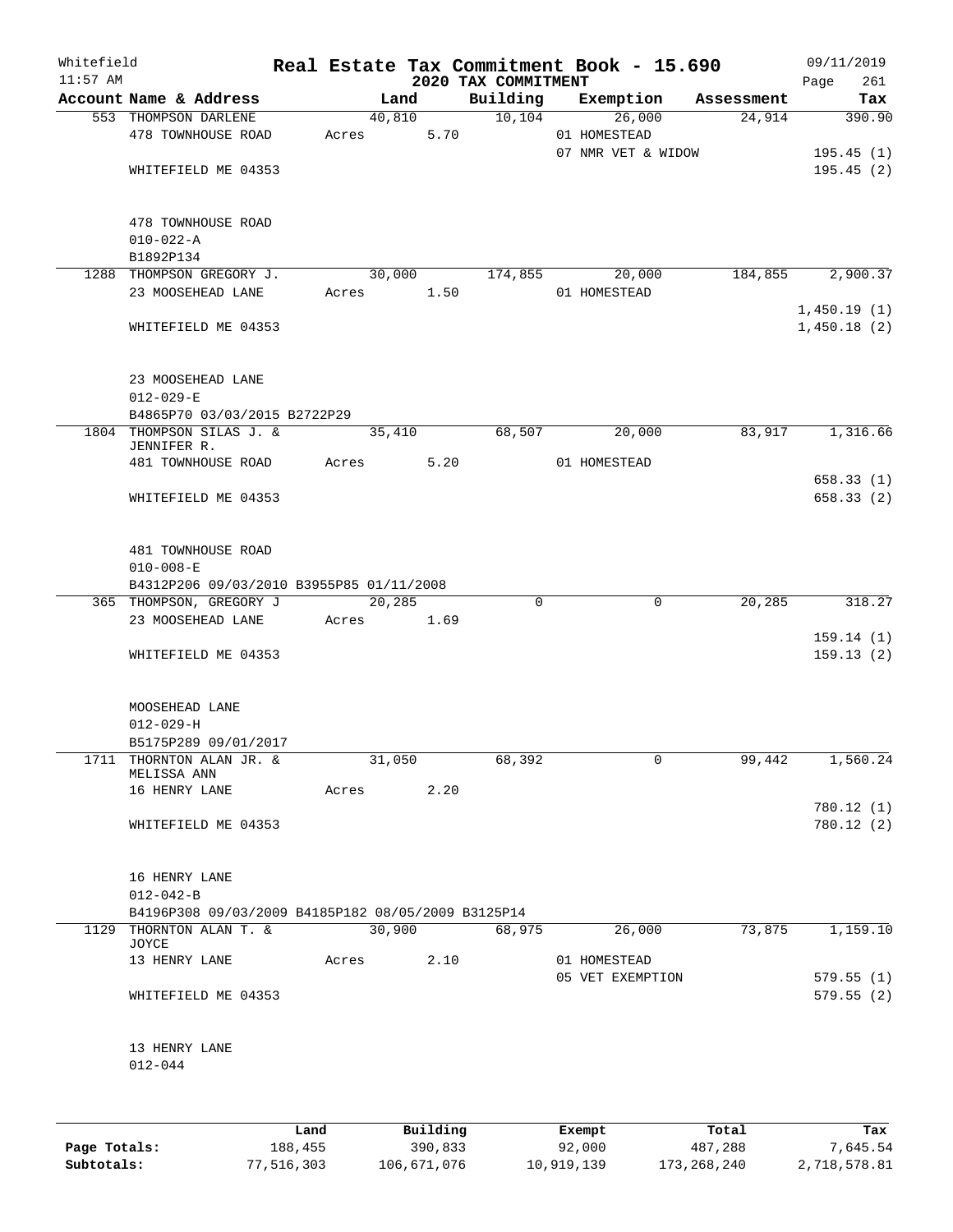Whitefield 11:57 AM

# Real Estate Tax Commitment Book - 15.690

## 2020 TAX COMMITMENT

09/11/2019 Page 261

| Account Name & Address | Land | Building | Exemption | Assessment | Tax |
|---|---|---|---|---|---|
| 553 THOMPSON DARLENE | 40,810 | 10,104 | 26,000 | 24,914 | 390.90 |
| 478 TOWNHOUSE ROAD | Acres 5.70 | | 01 HOMESTEAD | | |
| | | | 07 NMR VET & WIDOW | | 195.45 (1) |
| WHITEFIELD ME 04353 | | | | | 195.45 (2) |
| 478 TOWNHOUSE ROAD | | | | | |
| 010-022-A | | | | | |
| B1892P134 | | | | | |
| 1288 THOMPSON GREGORY J. | 30,000 | 174,855 | 20,000 | 184,855 | 2,900.37 |
| 23 MOOSEHEAD LANE | Acres 1.50 | | 01 HOMESTEAD | | |
| | | | | | 1,450.19 (1) |
| WHITEFIELD ME 04353 | | | | | 1,450.18 (2) |
| 23 MOOSEHEAD LANE | | | | | |
| 012-029-E | | | | | |
| B4865P70 03/03/2015 B2722P29 | | | | | |
| 1804 THOMPSON SILAS J. & JENNIFER R. | 35,410 | 68,507 | 20,000 | 83,917 | 1,316.66 |
| 481 TOWNHOUSE ROAD | Acres 5.20 | | 01 HOMESTEAD | | |
| | | | | | 658.33 (1) |
| WHITEFIELD ME 04353 | | | | | 658.33 (2) |
| 481 TOWNHOUSE ROAD | | | | | |
| 010-008-E | | | | | |
| B4312P206 09/03/2010 B3955P85 01/11/2008 | | | | | |
| 365 THOMPSON, GREGORY J | 20,285 | 0 | 0 | 20,285 | 318.27 |
| 23 MOOSEHEAD LANE | Acres 1.69 | | | | |
| | | | | | 159.14 (1) |
| WHITEFIELD ME 04353 | | | | | 159.13 (2) |
| MOOSEHEAD LANE | | | | | |
| 012-029-H | | | | | |
| B5175P289 09/01/2017 | | | | | |
| 1711 THORNTON ALAN JR. & MELISSA ANN | 31,050 | 68,392 | 0 | 99,442 | 1,560.24 |
| 16 HENRY LANE | Acres 2.20 | | | | |
| | | | | | 780.12 (1) |
| WHITEFIELD ME 04353 | | | | | 780.12 (2) |
| 16 HENRY LANE | | | | | |
| 012-042-B | | | | | |
| B4196P308 09/03/2009 B4185P182 08/05/2009 B3125P14 | | | | | |
| 1129 THORNTON ALAN T. & JOYCE | 30,900 | 68,975 | 26,000 | 73,875 | 1,159.10 |
| 13 HENRY LANE | Acres 2.10 | | 01 HOMESTEAD | | |
| | | | 05 VET EXEMPTION | | 579.55 (1) |
| WHITEFIELD ME 04353 | | | | | 579.55 (2) |
| 13 HENRY LANE | | | | | |
| 012-044 | | | | | |

| | Land | Building | Exempt | Total | Tax |
|---|---|---|---|---|---|
| Page Totals: | 188,455 | 390,833 | 92,000 | 487,288 | 7,645.54 |
| Subtotals: | 77,516,303 | 106,671,076 | 10,919,139 | 173,268,240 | 2,718,578.81 |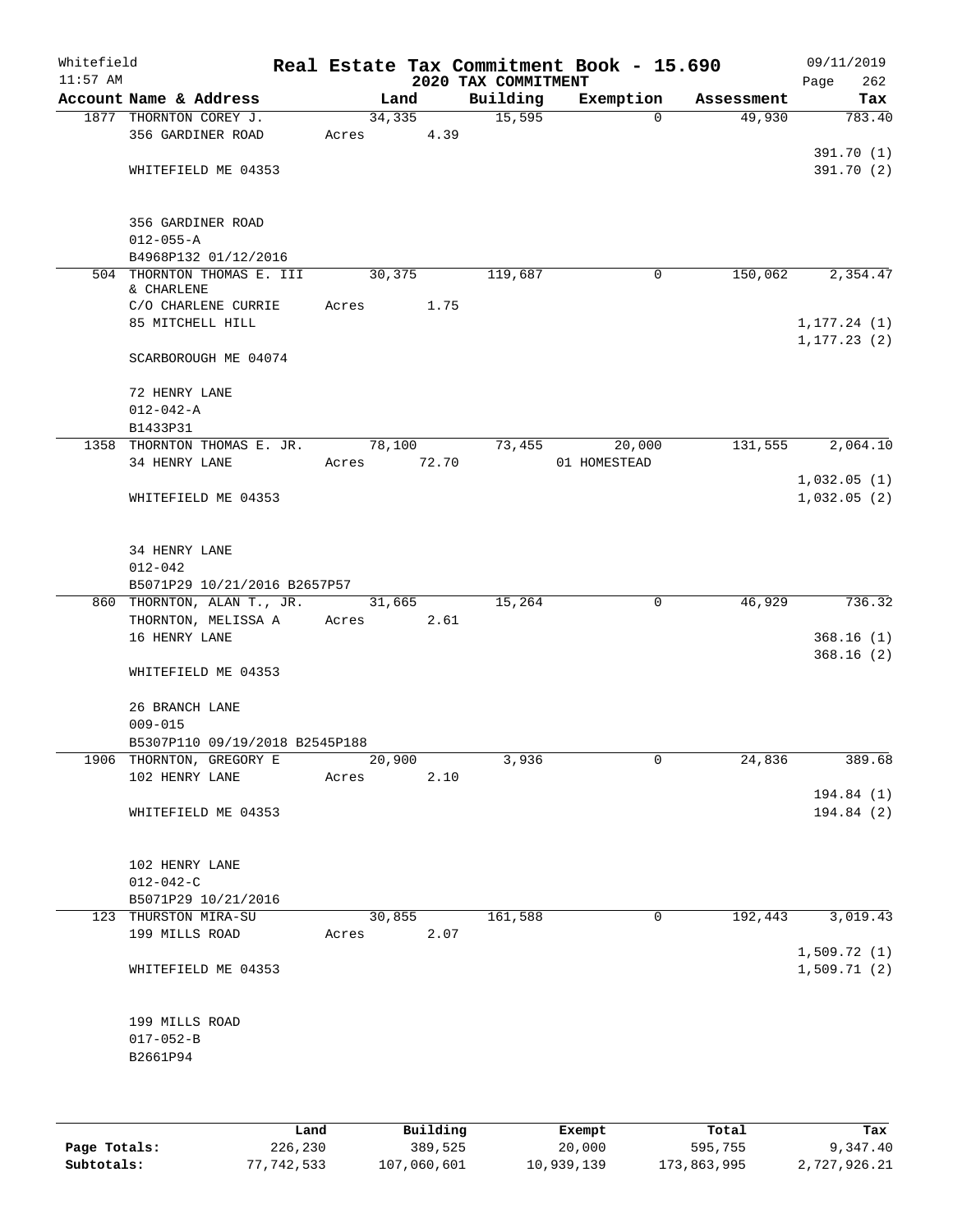# Real Estate Tax Commitment Book - 15.690

Whitefield
11:57 AM

## 2020 TAX COMMITMENT

09/11/2019

| Account Name & Address | Land | Building | Exemption | Assessment | Tax |
|---|---|---|---|---|---|
| 1877 THORNTON COREY J.<br>356 GARDINER ROAD<br><br>WHITEFIELD ME 04353<br><br>356 GARDINER ROAD<br>012-055-A<br>B4968P132 01/12/2016 | 34,335<br>Acres 4.39 | 15,595 | 0 | 49,930 | 783.40<br><br>391.70 (1)<br>391.70 (2) |
| 504 THORNTON THOMAS E. III<br>& CHARLENE<br>C/O CHARLENE CURRIE<br>85 MITCHELL HILL<br><br>SCARBOROUGH ME 04074<br><br>72 HENRY LANE<br>012-042-A<br>B1433P31 | 30,375<br>Acres 1.75 | 119,687 | 0 | 150,062 | 2,354.47<br><br>1,177.24 (1)<br>1,177.23 (2) |
| 1358 THORNTON THOMAS E. JR.<br>34 HENRY LANE<br><br>WHITEFIELD ME 04353<br><br>34 HENRY LANE<br>012-042<br>B5071P29 10/21/2016 B2657P57 | 78,100<br>Acres 72.70 | 73,455 | 20,000<br>01 HOMESTEAD | 131,555 | 2,064.10<br><br>1,032.05 (1)<br>1,032.05 (2) |
| 860 THORNTON, ALAN T., JR.<br>THORNTON, MELISSA A<br>16 HENRY LANE<br><br>WHITEFIELD ME 04353<br><br>26 BRANCH LANE<br>009-015<br>B5307P110 09/19/2018 B2545P188 | 31,665<br>Acres 2.61 | 15,264 | 0 | 46,929 | 736.32<br><br>368.16 (1)<br>368.16 (2) |
| 1906 THORNTON, GREGORY E<br>102 HENRY LANE<br><br>WHITEFIELD ME 04353<br><br>102 HENRY LANE<br>012-042-C<br>B5071P29 10/21/2016 | 20,900<br>Acres 2.10 | 3,936 | 0 | 24,836 | 389.68<br><br>194.84 (1)<br>194.84 (2) |
| 123 THURSTON MIRA-SU<br>199 MILLS ROAD<br><br>WHITEFIELD ME 04353<br><br>199 MILLS ROAD<br>017-052-B<br>B2661P94 | 30,855<br>Acres 2.07 | 161,588 | 0 | 192,443 | 3,019.43<br><br>1,509.72 (1)<br>1,509.71 (2) |

| | Land | Building | Exempt | Total | Tax |
|---|---|---|---|---|---|
| **Page Totals:** | 226,230 | 389,525 | 20,000 | 595,755 | 9,347.40 |
| **Subtotals:** | 77,742,533 | 107,060,601 | 10,939,139 | 173,863,995 | 2,727,926.21 |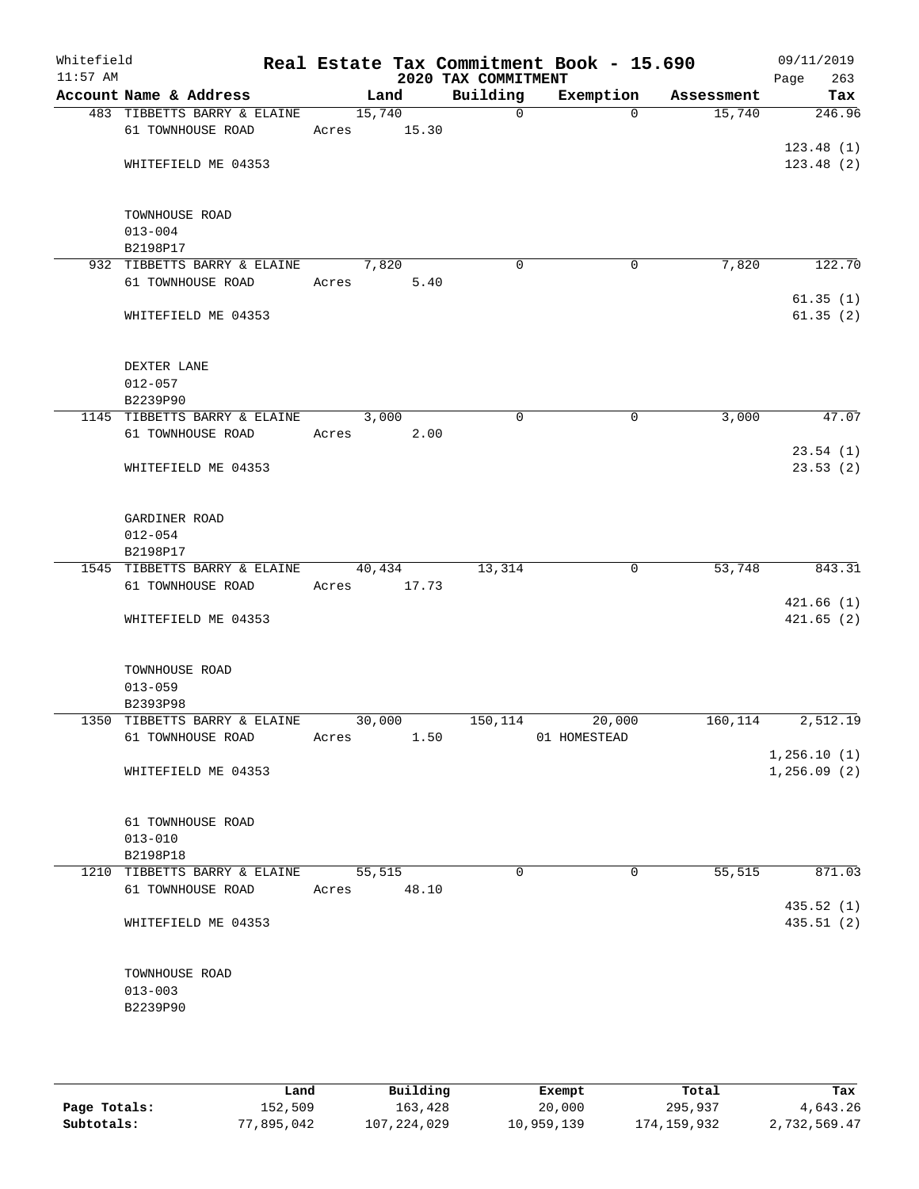Whitefield
11:57 AM

# Real Estate Tax Commitment Book - 15.690

## 2020 TAX COMMITMENT

09/11/2019
Page 263

| Account Name & Address | Land | Building | Exemption | Assessment | Tax |
|---|---|---|---|---|---|
| 483 TIBBETTS BARRY & ELAINE | 15,740 | 0 | 0 | 15,740 | 246.96 |
| 61 TOWNHOUSE ROAD | Acres 15.30 | | | | |
| | | | | | 123.48 (1) |
| WHITEFIELD ME 04353 | | | | | 123.48 (2) |
| TOWNHOUSE ROAD | | | | | |
| 013-004 | | | | | |
| B2198P17 | | | | | |
| 932 TIBBETTS BARRY & ELAINE | 7,820 | 0 | 0 | 7,820 | 122.70 |
| 61 TOWNHOUSE ROAD | Acres 5.40 | | | | |
| | | | | | 61.35 (1) |
| WHITEFIELD ME 04353 | | | | | 61.35 (2) |
| DEXTER LANE | | | | | |
| 012-057 | | | | | |
| B2239P90 | | | | | |
| 1145 TIBBETTS BARRY & ELAINE | 3,000 | 0 | 0 | 3,000 | 47.07 |
| 61 TOWNHOUSE ROAD | Acres 2.00 | | | | |
| | | | | | 23.54 (1) |
| WHITEFIELD ME 04353 | | | | | 23.53 (2) |
| GARDINER ROAD | | | | | |
| 012-054 | | | | | |
| B2198P17 | | | | | |
| 1545 TIBBETTS BARRY & ELAINE | 40,434 | 13,314 | 0 | 53,748 | 843.31 |
| 61 TOWNHOUSE ROAD | Acres 17.73 | | | | |
| | | | | | 421.66 (1) |
| WHITEFIELD ME 04353 | | | | | 421.65 (2) |
| TOWNHOUSE ROAD | | | | | |
| 013-059 | | | | | |
| B2393P98 | | | | | |
| 1350 TIBBETTS BARRY & ELAINE | 30,000 | 150,114 | 20,000 | 160,114 | 2,512.19 |
| 61 TOWNHOUSE ROAD | Acres 1.50 | | 01 HOMESTEAD | | |
| | | | | | 1,256.10 (1) |
| WHITEFIELD ME 04353 | | | | | 1,256.09 (2) |
| 61 TOWNHOUSE ROAD | | | | | |
| 013-010 | | | | | |
| B2198P18 | | | | | |
| 1210 TIBBETTS BARRY & ELAINE | 55,515 | 0 | 0 | 55,515 | 871.03 |
| 61 TOWNHOUSE ROAD | Acres 48.10 | | | | |
| | | | | | 435.52 (1) |
| WHITEFIELD ME 04353 | | | | | 435.51 (2) |
| TOWNHOUSE ROAD | | | | | |
| 013-003 | | | | | |
| B2239P90 | | | | | |

| | Land | Building | Exempt | Total | Tax |
|---|---|---|---|---|---|
| Page Totals: | 152,509 | 163,428 | 20,000 | 295,937 | 4,643.26 |
| Subtotals: | 77,895,042 | 107,224,029 | 10,959,139 | 174,159,932 | 2,732,569.47 |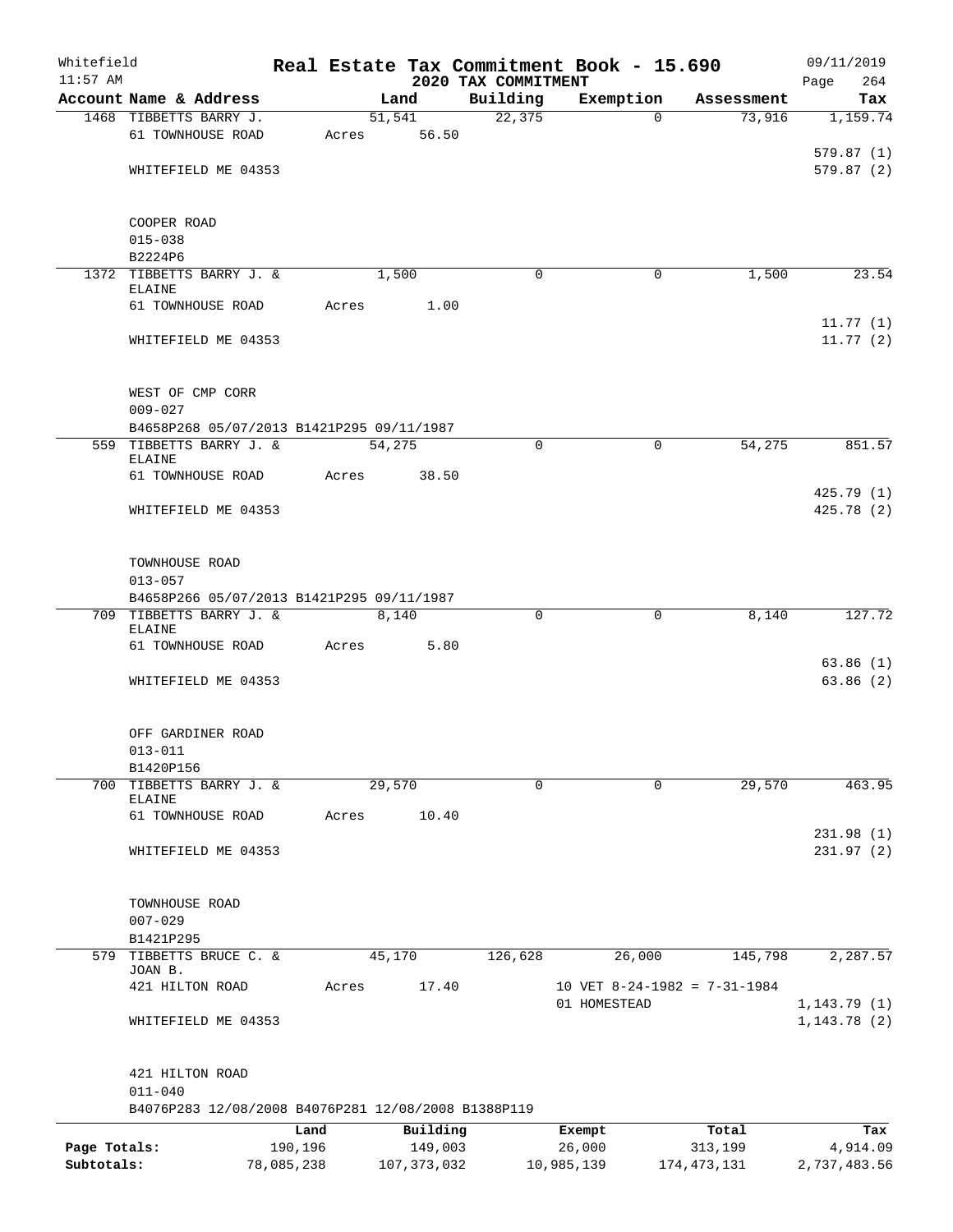Whitefield 11:57 AM

# Real Estate Tax Commitment Book - 15.690

## 2020 TAX COMMITMENT

09/11/2019

| Account | Name & Address | Land | Building | Exemption | Assessment | Tax |
|---|---|---|---|---|---|---|
| 1468 | TIBBETTS BARRY J. | 51,541 | 22,375 | 0 | 73,916 | 1,159.74 |
| | 61 TOWNHOUSE ROAD | Acres 56.50 | | | | |
| | | | | | | 579.87 (1) |
| | WHITEFIELD ME 04353 | | | | | 579.87 (2) |
| | COOPER ROAD | | | | | |
| | 015-038 | | | | | |
| | B2224P6 | | | | | |
| 1372 | TIBBETTS BARRY J. & ELAINE | 1,500 | 0 | 0 | 1,500 | 23.54 |
| | 61 TOWNHOUSE ROAD | Acres 1.00 | | | | |
| | | | | | | 11.77 (1) |
| | WHITEFIELD ME 04353 | | | | | 11.77 (2) |
| | WEST OF CMP CORR | | | | | |
| | 009-027 | | | | | |
| | B4658P268 05/07/2013 B1421P295 09/11/1987 | | | | | |
| 559 | TIBBETTS BARRY J. & ELAINE | 54,275 | 0 | 0 | 54,275 | 851.57 |
| | 61 TOWNHOUSE ROAD | Acres 38.50 | | | | |
| | | | | | | 425.79 (1) |
| | WHITEFIELD ME 04353 | | | | | 425.78 (2) |
| | TOWNHOUSE ROAD | | | | | |
| | 013-057 | | | | | |
| | B4658P266 05/07/2013 B1421P295 09/11/1987 | | | | | |
| 709 | TIBBETTS BARRY J. & ELAINE | 8,140 | 0 | 0 | 8,140 | 127.72 |
| | 61 TOWNHOUSE ROAD | Acres 5.80 | | | | |
| | | | | | | 63.86 (1) |
| | WHITEFIELD ME 04353 | | | | | 63.86 (2) |
| | OFF GARDINER ROAD | | | | | |
| | 013-011 | | | | | |
| | B1420P156 | | | | | |
| 700 | TIBBETTS BARRY J. & ELAINE | 29,570 | 0 | 0 | 29,570 | 463.95 |
| | 61 TOWNHOUSE ROAD | Acres 10.40 | | | | |
| | | | | | | 231.98 (1) |
| | WHITEFIELD ME 04353 | | | | | 231.97 (2) |
| | TOWNHOUSE ROAD | | | | | |
| | 007-029 | | | | | |
| | B1421P295 | | | | | |
| 579 | TIBBETTS BRUCE C. & JOAN B. | 45,170 | 126,628 | 26,000 | 145,798 | 2,287.57 |
| | 421 HILTON ROAD | Acres 17.40 | | 10 VET 8-24-1982 = 7-31-1984 | | |
| | | | | 01 HOMESTEAD | | 1,143.79 (1) |
| | WHITEFIELD ME 04353 | | | | | 1,143.78 (2) |
| | 421 HILTON ROAD | | | | | |
| | 011-040 | | | | | |
| | B4076P283 12/08/2008 B4076P281 12/08/2008 B1388P119 | | | | | |

| | Land | Building | Exempt | Total | Tax |
|---|---|---|---|---|---|
| Page Totals: | 190,196 | 149,003 | 26,000 | 313,199 | 4,914.09 |
| Subtotals: | 78,085,238 | 107,373,032 | 10,985,139 | 174,473,131 | 2,737,483.56 |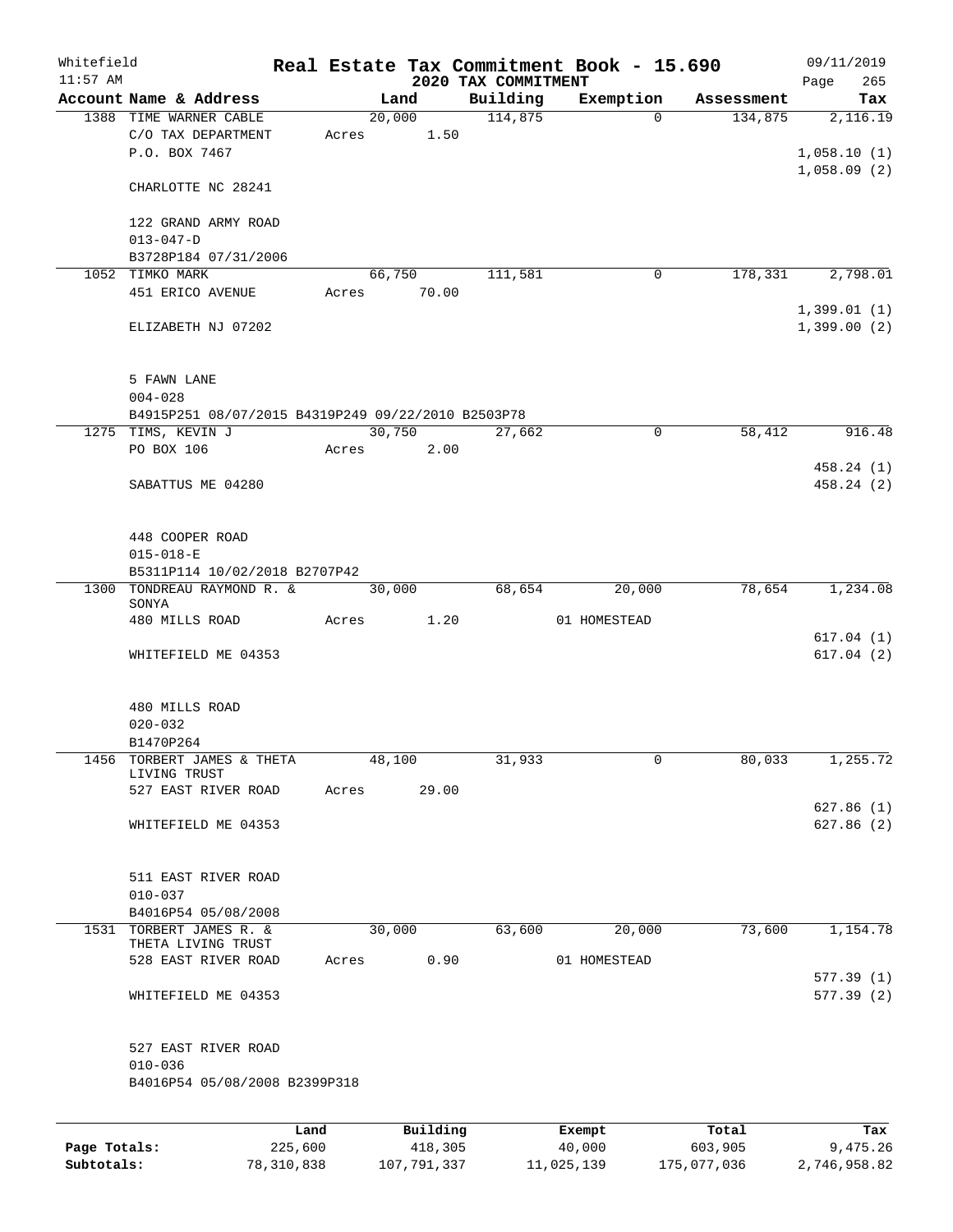Whitefield
11:57 AM

# Real Estate Tax Commitment Book - 15.690

## 2020 TAX COMMITMENT

09/11/2019

| Account Name & Address | Land | Building | Exemption | Assessment | Tax |
|---|---|---|---|---|---|
| 1388 TIME WARNER CABLE<br>C/O TAX DEPARTMENT<br>P.O. BOX 7467<br><br>CHARLOTTE NC 28241<br><br>122 GRAND ARMY ROAD<br>013-047-D<br>B3728P184 07/31/2006 | 20,000<br>Acres 1.50 | 114,875 | 0 | 134,875 | 2,116.19<br><br>1,058.10 (1)<br>1,058.09 (2) |
| 1052 TIMKO MARK<br>451 ERICO AVENUE<br><br>ELIZABETH NJ 07202<br><br>5 FAWN LANE<br>004-028<br>B4915P251 08/07/2015 B4319P249 09/22/2010 B2503P78 | 66,750<br>Acres 70.00 | 111,581 | 0 | 178,331 | 2,798.01<br><br>1,399.01 (1)<br>1,399.00 (2) |
| 1275 TIMS, KEVIN J<br>PO BOX 106<br><br>SABATTUS ME 04280<br><br>448 COOPER ROAD<br>015-018-E<br>B5311P114 10/02/2018 B2707P42 | 30,750<br>Acres 2.00 | 27,662 | 0 | 58,412 | 916.48<br><br>458.24 (1)<br>458.24 (2) |
| 1300 TONDREAU RAYMOND R. & SONYA<br>480 MILLS ROAD<br><br>WHITEFIELD ME 04353<br><br>480 MILLS ROAD<br>020-032<br>B1470P264 | 30,000<br>Acres 1.20 | 68,654 | 20,000<br>01 HOMESTEAD | 78,654 | 1,234.08<br><br>617.04 (1)<br>617.04 (2) |
| 1456 TORBERT JAMES & THETA LIVING TRUST<br>527 EAST RIVER ROAD<br><br>WHITEFIELD ME 04353<br><br>511 EAST RIVER ROAD<br>010-037<br>B4016P54 05/08/2008 | 48,100<br>Acres 29.00 | 31,933 | 0 | 80,033 | 1,255.72<br><br>627.86 (1)<br>627.86 (2) |
| 1531 TORBERT JAMES R. & THETA LIVING TRUST<br>528 EAST RIVER ROAD<br><br>WHITEFIELD ME 04353<br><br>527 EAST RIVER ROAD<br>010-036<br>B4016P54 05/08/2008 B2399P318 | 30,000<br>Acres 0.90 | 63,600 | 20,000<br>01 HOMESTEAD | 73,600 | 1,154.78<br><br>577.39 (1)<br>577.39 (2) |

|  | Land | Building | Exempt | Total | Tax |
|---|---|---|---|---|---|
| **Page Totals:** | 225,600 | 418,305 | 40,000 | 603,905 | 9,475.26 |
| **Subtotals:** | 78,310,838 | 107,791,337 | 11,025,139 | 175,077,036 | 2,746,958.82 |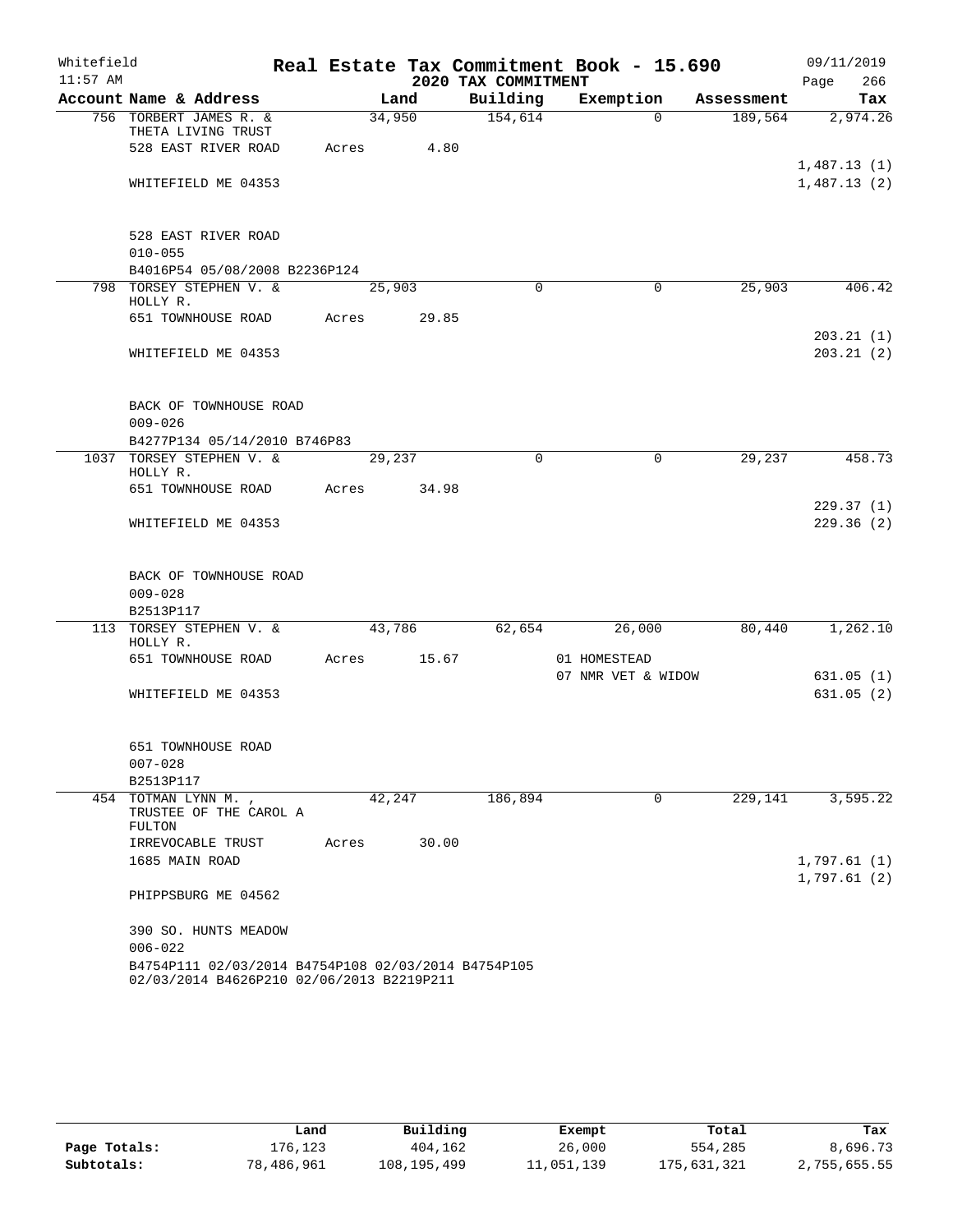Whitefield 11:57 AM

# Real Estate Tax Commitment Book - 15.690

## 2020 TAX COMMITMENT

09/11/2019 Page 266

| Account Name & Address | Land | Building | Exemption | Assessment | Tax |
|---|---|---|---|---|---|
| 756 TORBERT JAMES R. & THETA LIVING TRUST | 34,950 | 154,614 | 0 | 189,564 | 2,974.26 |
| 528 EAST RIVER ROAD | Acres 4.80 | | | | |
| | | | | | 1,487.13 (1) |
| WHITEFIELD ME 04353 | | | | | 1,487.13 (2) |
| 528 EAST RIVER ROAD | | | | | |
| 010-055 | | | | | |
| B4016P54 05/08/2008 B2236P124 | | | | | |
| 798 TORSEY STEPHEN V. & HOLLY R. | 25,903 | 0 | 0 | 25,903 | 406.42 |
| 651 TOWNHOUSE ROAD | Acres 29.85 | | | | |
| | | | | | 203.21 (1) |
| WHITEFIELD ME 04353 | | | | | 203.21 (2) |
| BACK OF TOWNHOUSE ROAD | | | | | |
| 009-026 | | | | | |
| B4277P134 05/14/2010 B746P83 | | | | | |
| 1037 TORSEY STEPHEN V. & HOLLY R. | 29,237 | 0 | 0 | 29,237 | 458.73 |
| 651 TOWNHOUSE ROAD | Acres 34.98 | | | | |
| | | | | | 229.37 (1) |
| WHITEFIELD ME 04353 | | | | | 229.36 (2) |
| BACK OF TOWNHOUSE ROAD | | | | | |
| 009-028 | | | | | |
| B2513P117 | | | | | |
| 113 TORSEY STEPHEN V. & HOLLY R. | 43,786 | 62,654 | 26,000 | 80,440 | 1,262.10 |
| 651 TOWNHOUSE ROAD | Acres 15.67 | | 01 HOMESTEAD | | |
| | | | 07 NMR VET & WIDOW | | 631.05 (1) |
| WHITEFIELD ME 04353 | | | | | 631.05 (2) |
| 651 TOWNHOUSE ROAD | | | | | |
| 007-028 | | | | | |
| B2513P117 | | | | | |
| 454 TOTMAN LYNN M. , TRUSTEE OF THE CAROL A FULTON | 42,247 | 186,894 | 0 | 229,141 | 3,595.22 |
| IRREVOCABLE TRUST | Acres 30.00 | | | | |
| 1685 MAIN ROAD | | | | | 1,797.61 (1) |
| | | | | | 1,797.61 (2) |
| PHIPPSBURG ME 04562 | | | | | |
| 390 SO. HUNTS MEADOW | | | | | |
| 006-022 | | | | | |
| B4754P111 02/03/2014 B4754P108 02/03/2014 B4754P105 02/03/2014 B4626P210 02/06/2013 B2219P211 | | | | | |

| | Land | Building | Exempt | Total | Tax |
|---|---|---|---|---|---|
| Page Totals: | 176,123 | 404,162 | 26,000 | 554,285 | 8,696.73 |
| Subtotals: | 78,486,961 | 108,195,499 | 11,051,139 | 175,631,321 | 2,755,655.55 |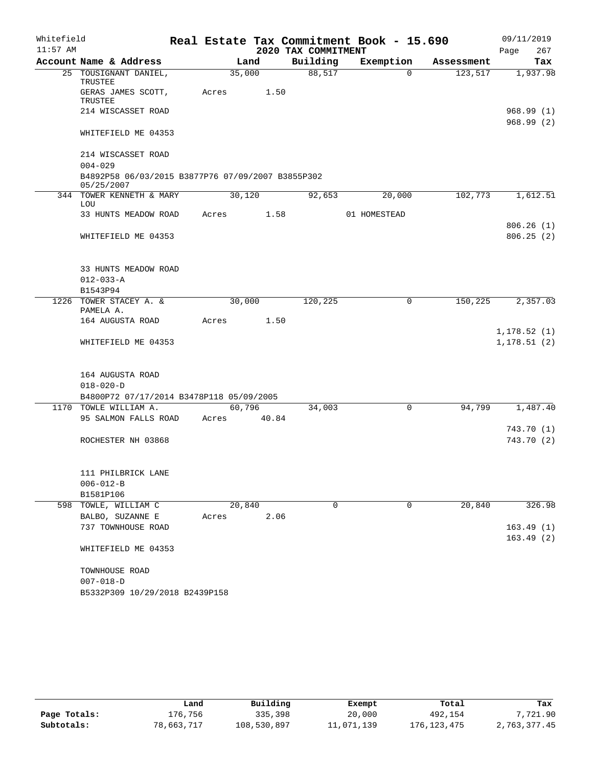Whitefield
11:57 AM

**Real Estate Tax Commitment Book - 15.690**
**2020 TAX COMMITMENT**

09/11/2019

| Account Name & Address | Land | Building | Exemption | Assessment | Tax |
|---|---|---|---|---|---|
| 25 TOUSIGNANT DANIEL, TRUSTEE | 35,000 | 88,517 | 0 | 123,517 | 1,937.98 |
| GERAS JAMES SCOTT, TRUSTEE | Acres 1.50 | | | | |
| 214 WISCASSET ROAD | | | | | 968.99 (1) |
| | | | | | 968.99 (2) |
| WHITEFIELD ME 04353 | | | | | |
| 214 WISCASSET ROAD | | | | | |
| 004-029 | | | | | |
| B4892P58 06/03/2015 B3877P76 07/09/2007 B3855P302 05/25/2007 | | | | | |
| 344 TOWER KENNETH & MARY LOU | 30,120 | 92,653 | 20,000 | 102,773 | 1,612.51 |
| 33 HUNTS MEADOW ROAD | Acres 1.58 | | 01 HOMESTEAD | | |
| | | | | | 806.26 (1) |
| WHITEFIELD ME 04353 | | | | | 806.25 (2) |
| 33 HUNTS MEADOW ROAD | | | | | |
| 012-033-A | | | | | |
| B1543P94 | | | | | |
| 1226 TOWER STACEY A. & PAMELA A. | 30,000 | 120,225 | 0 | 150,225 | 2,357.03 |
| 164 AUGUSTA ROAD | Acres 1.50 | | | | |
| | | | | | 1,178.52 (1) |
| WHITEFIELD ME 04353 | | | | | 1,178.51 (2) |
| 164 AUGUSTA ROAD | | | | | |
| 018-020-D | | | | | |
| B4800P72 07/17/2014 B3478P118 05/09/2005 | | | | | |
| 1170 TOWLE WILLIAM A. | 60,796 | 34,003 | 0 | 94,799 | 1,487.40 |
| 95 SALMON FALLS ROAD | Acres 40.84 | | | | |
| | | | | | 743.70 (1) |
| ROCHESTER NH 03868 | | | | | 743.70 (2) |
| 111 PHILBRICK LANE | | | | | |
| 006-012-B | | | | | |
| B1581P106 | | | | | |
| 598 TOWLE, WILLIAM C | 20,840 | 0 | 0 | 20,840 | 326.98 |
| BALBO, SUZANNE E | Acres 2.06 | | | | |
| 737 TOWNHOUSE ROAD | | | | | 163.49 (1) |
| | | | | | 163.49 (2) |
| WHITEFIELD ME 04353 | | | | | |
| TOWNHOUSE ROAD | | | | | |
| 007-018-D | | | | | |
| B5332P309 10/29/2018 B2439P158 | | | | | |

| | Land | Building | Exempt | Total | Tax |
|---|---|---|---|---|---|
| Page Totals: | 176,756 | 335,398 | 20,000 | 492,154 | 7,721.90 |
| Subtotals: | 78,663,717 | 108,530,897 | 11,071,139 | 176,123,475 | 2,763,377.45 |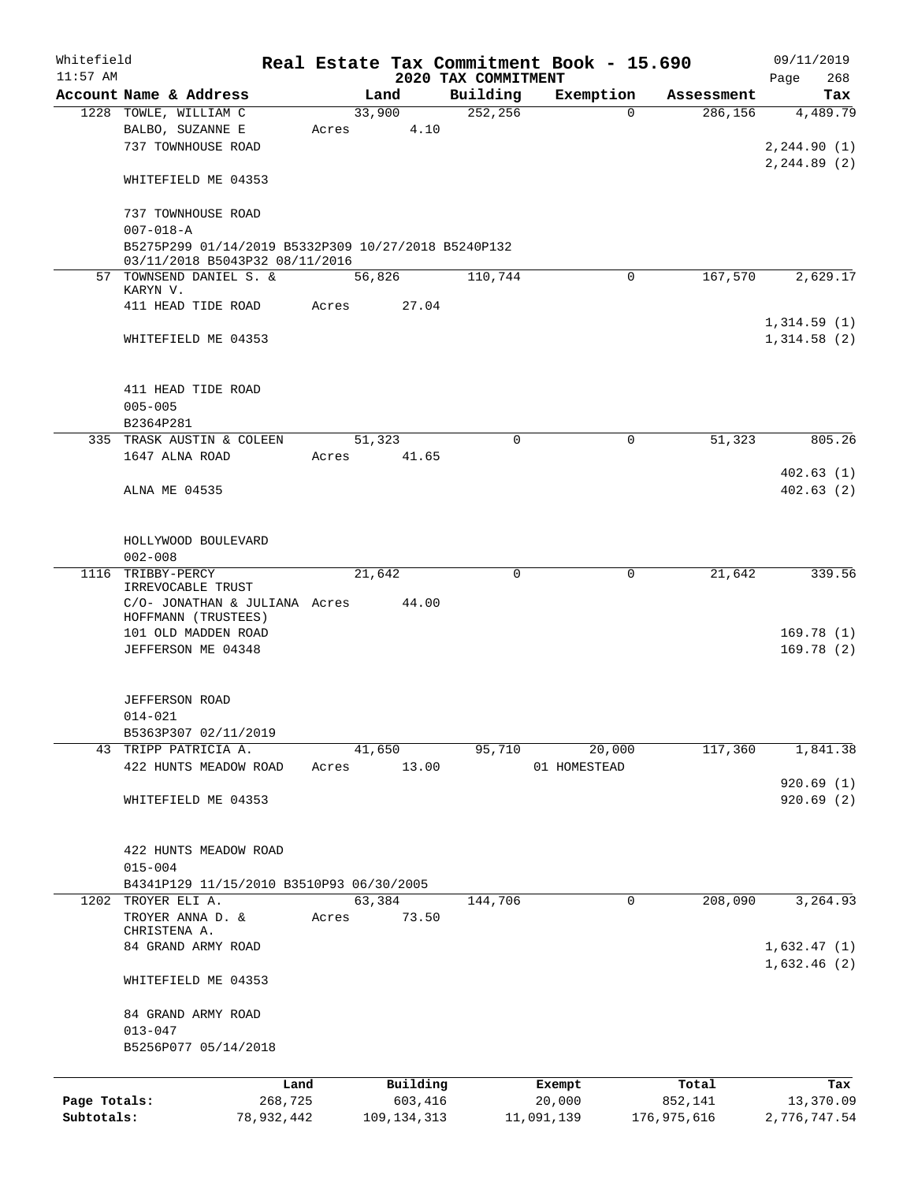Whitefield 11:57 AM

# Real Estate Tax Commitment Book - 15.690

## 2020 TAX COMMITMENT

09/11/2019 Page 268

| Account | Name & Address | Land | Building | Exemption | Assessment | Tax |
|---|---|---|---|---|---|---|
| 1228 | TOWLE, WILLIAM C<br>BALBO, SUZANNE E<br>737 TOWNHOUSE ROAD<br><br>WHITEFIELD ME 04353<br><br>737 TOWNHOUSE ROAD<br>007-018-A<br>B5275P299 01/14/2019 B5332P309 10/27/2018 B5240P132 03/11/2018 B5043P32 08/11/2016 | 33,900<br>Acres 4.10 | 252,256 | 0 | 286,156 | 4,489.79<br><br>2,244.90 (1)<br>2,244.89 (2) |
| 57 | TOWNSEND DANIEL S. & KARYN V.<br>411 HEAD TIDE ROAD<br><br>WHITEFIELD ME 04353<br><br>411 HEAD TIDE ROAD<br>005-005<br>B2364P281 | 56,826<br>Acres 27.04 | 110,744 | 0 | 167,570 | 2,629.17<br><br>1,314.59 (1)<br>1,314.58 (2) |
| 335 | TRASK AUSTIN & COLEEN<br>1647 ALNA ROAD<br><br>ALNA ME 04535<br><br>HOLLYWOOD BOULEVARD<br>002-008 | 51,323<br>Acres 41.65 | 0 | 0 | 51,323 | 805.26<br><br>402.63 (1)<br>402.63 (2) |
| 1116 | TRIBBY-PERCY IRREVOCABLE TRUST<br>C/O- JONATHAN & JULIANA HOFFMANN (TRUSTEES)<br>101 OLD MADDEN ROAD<br>JEFFERSON ME 04348<br><br>JEFFERSON ROAD<br>014-021<br>B5363P307 02/11/2019 | 21,642<br>Acres 44.00 | 0 | 0 | 21,642 | 339.56<br><br>169.78 (1)<br>169.78 (2) |
| 43 | TRIPP PATRICIA A.<br>422 HUNTS MEADOW ROAD<br><br>WHITEFIELD ME 04353<br><br>422 HUNTS MEADOW ROAD<br>015-004<br>B4341P129 11/15/2010 B3510P93 06/30/2005 | 41,650<br>Acres 13.00 | 95,710 | 20,000<br>01 HOMESTEAD | 117,360 | 1,841.38<br><br>920.69 (1)<br>920.69 (2) |
| 1202 | TROYER ELI A.<br>TROYER ANNA D. & CHRISTENA A.<br>84 GRAND ARMY ROAD<br><br>WHITEFIELD ME 04353<br><br>84 GRAND ARMY ROAD<br>013-047<br>B5256P077 05/14/2018 | 63,384<br>Acres 73.50 | 144,706 | 0 | 208,090 | 3,264.93<br><br>1,632.47 (1)<br>1,632.46 (2) |

| | Land | Building | Exempt | Total | Tax |
|---|---|---|---|---|---|
| Page Totals: | 268,725 | 603,416 | 20,000 | 852,141 | 13,370.09 |
| Subtotals: | 78,932,442 | 109,134,313 | 11,091,139 | 176,975,616 | 2,776,747.54 |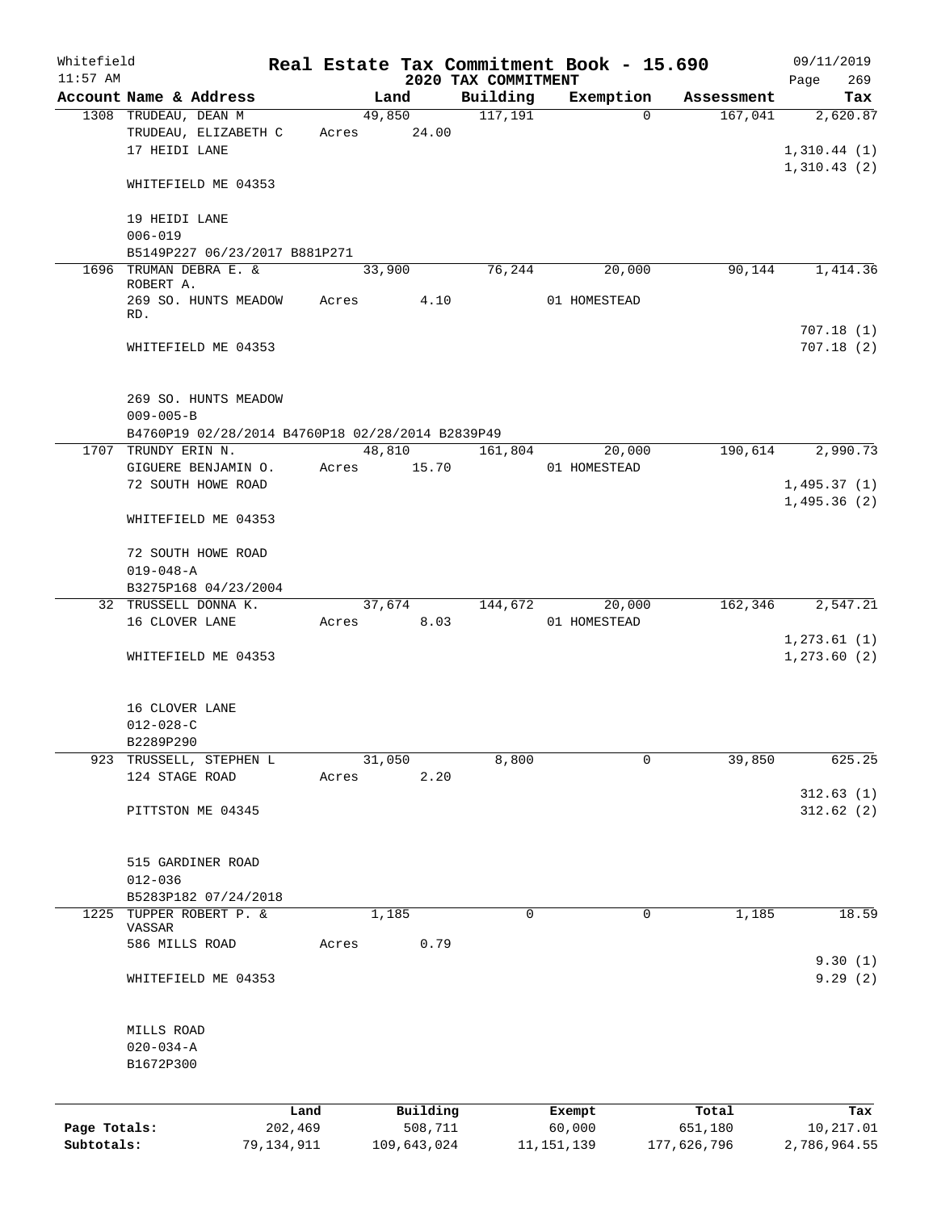Whitefield 11:57 AM

# Real Estate Tax Commitment Book - 15.690

2020 TAX COMMITMENT

09/11/2019 Page 269

| Account Name & Address | Land | Building | Exemption | Assessment | Tax |
|---|---|---|---|---|---|
| 1308 TRUDEAU, DEAN M | 49,850 | 117,191 | 0 | 167,041 | 2,620.87 |
| TRUDEAU, ELIZABETH C | Acres 24.00 | | | | |
| 17 HEIDI LANE | | | | | 1,310.44 (1) |
| | | | | | 1,310.43 (2) |
| WHITEFIELD ME 04353 | | | | | |
| 19 HEIDI LANE | | | | | |
| 006-019 | | | | | |
| B5149P227 06/23/2017 B881P271 | | | | | |
| 1696 TRUMAN DEBRA E. & ROBERT A. | 33,900 | 76,244 | 20,000 | 90,144 | 1,414.36 |
| 269 SO. HUNTS MEADOW RD. | Acres 4.10 | | 01 HOMESTEAD | | |
| | | | | | 707.18 (1) |
| WHITEFIELD ME 04353 | | | | | 707.18 (2) |
| 269 SO. HUNTS MEADOW | | | | | |
| 009-005-B | | | | | |
| B4760P19 02/28/2014 B4760P18 02/28/2014 B2839P49 | | | | | |
| 1707 TRUNDY ERIN N. | 48,810 | 161,804 | 20,000 | 190,614 | 2,990.73 |
| GIGUERE BENJAMIN O. | Acres 15.70 | | 01 HOMESTEAD | | |
| 72 SOUTH HOWE ROAD | | | | | 1,495.37 (1) |
| | | | | | 1,495.36 (2) |
| WHITEFIELD ME 04353 | | | | | |
| 72 SOUTH HOWE ROAD | | | | | |
| 019-048-A | | | | | |
| B3275P168 04/23/2004 | | | | | |
| 32 TRUSSELL DONNA K. | 37,674 | 144,672 | 20,000 | 162,346 | 2,547.21 |
| 16 CLOVER LANE | Acres 8.03 | | 01 HOMESTEAD | | |
| | | | | | 1,273.61 (1) |
| WHITEFIELD ME 04353 | | | | | 1,273.60 (2) |
| 16 CLOVER LANE | | | | | |
| 012-028-C | | | | | |
| B2289P290 | | | | | |
| 923 TRUSSELL, STEPHEN L | 31,050 | 8,800 | 0 | 39,850 | 625.25 |
| 124 STAGE ROAD | Acres 2.20 | | | | |
| | | | | | 312.63 (1) |
| PITTSTON ME 04345 | | | | | 312.62 (2) |
| 515 GARDINER ROAD | | | | | |
| 012-036 | | | | | |
| B5283P182 07/24/2018 | | | | | |
| 1225 TUPPER ROBERT P. & VASSAR | 1,185 | 0 | 0 | 1,185 | 18.59 |
| 586 MILLS ROAD | Acres 0.79 | | | | |
| | | | | | 9.30 (1) |
| WHITEFIELD ME 04353 | | | | | 9.29 (2) |
| MILLS ROAD | | | | | |
| 020-034-A | | | | | |
| B1672P300 | | | | | |

| | Land | Building | Exempt | Total | Tax |
|---|---|---|---|---|---|
| Page Totals: | 202,469 | 508,711 | 60,000 | 651,180 | 10,217.01 |
| Subtotals: | 79,134,911 | 109,643,024 | 11,151,139 | 177,626,796 | 2,786,964.55 |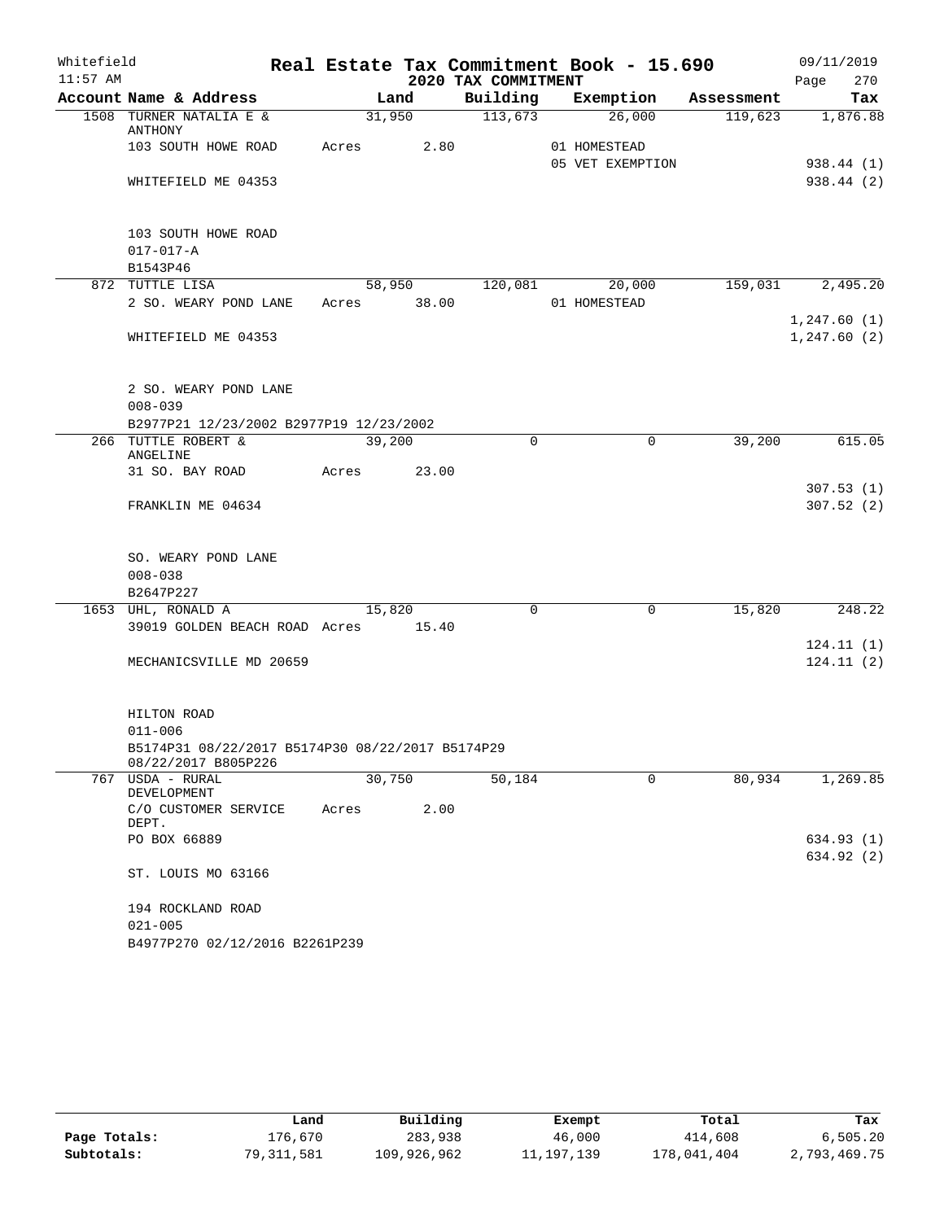Whitefield 11:57 AM

# Real Estate Tax Commitment Book - 15.690

## 2020 TAX COMMITMENT

09/11/2019 Page 270

| Account Name & Address | Land | Building | Exemption | Assessment | Tax |
|---|---|---|---|---|---|
| 1508 TURNER NATALIA E & ANTHONY | 31,950 | 113,673 | 26,000 | 119,623 | 1,876.88 |
| 103 SOUTH HOWE ROAD | Acres 2.80 | | 01 HOMESTEAD | | |
| | | | 05 VET EXEMPTION | | 938.44 (1) |
| WHITEFIELD ME 04353 | | | | | 938.44 (2) |
| 103 SOUTH HOWE ROAD | | | | | |
| 017-017-A | | | | | |
| B1543P46 | | | | | |
| 872 TUTTLE LISA | 58,950 | 120,081 | 20,000 | 159,031 | 2,495.20 |
| 2 SO. WEARY POND LANE | Acres 38.00 | | 01 HOMESTEAD | | |
| | | | | | 1,247.60 (1) |
| WHITEFIELD ME 04353 | | | | | 1,247.60 (2) |
| 2 SO. WEARY POND LANE | | | | | |
| 008-039 | | | | | |
| B2977P21 12/23/2002 B2977P19 12/23/2002 | | | | | |
| 266 TUTTLE ROBERT & ANGELINE | 39,200 | 0 | 0 | 39,200 | 615.05 |
| 31 SO. BAY ROAD | Acres 23.00 | | | | |
| | | | | | 307.53 (1) |
| FRANKLIN ME 04634 | | | | | 307.52 (2) |
| SO. WEARY POND LANE | | | | | |
| 008-038 | | | | | |
| B2647P227 | | | | | |
| 1653 UHL, RONALD A | 15,820 | 0 | 0 | 15,820 | 248.22 |
| 39019 GOLDEN BEACH ROAD | Acres 15.40 | | | | |
| | | | | | 124.11 (1) |
| MECHANICSVILLE MD 20659 | | | | | 124.11 (2) |
| HILTON ROAD | | | | | |
| 011-006 | | | | | |
| B5174P31 08/22/2017 B5174P30 08/22/2017 B5174P29 08/22/2017 B805P226 | | | | | |
| 767 USDA - RURAL DEVELOPMENT | 30,750 | 50,184 | 0 | 80,934 | 1,269.85 |
| C/O CUSTOMER SERVICE DEPT. | Acres 2.00 | | | | |
| PO BOX 66889 | | | | | 634.93 (1) |
| | | | | | 634.92 (2) |
| ST. LOUIS MO 63166 | | | | | |
| 194 ROCKLAND ROAD | | | | | |
| 021-005 | | | | | |
| B4977P270 02/12/2016 B2261P239 | | | | | |

| | Land | Building | Exempt | Total | Tax |
|---|---|---|---|---|---|
| Page Totals: | 176,670 | 283,938 | 46,000 | 414,608 | 6,505.20 |
| Subtotals: | 79,311,581 | 109,926,962 | 11,197,139 | 178,041,404 | 2,793,469.75 |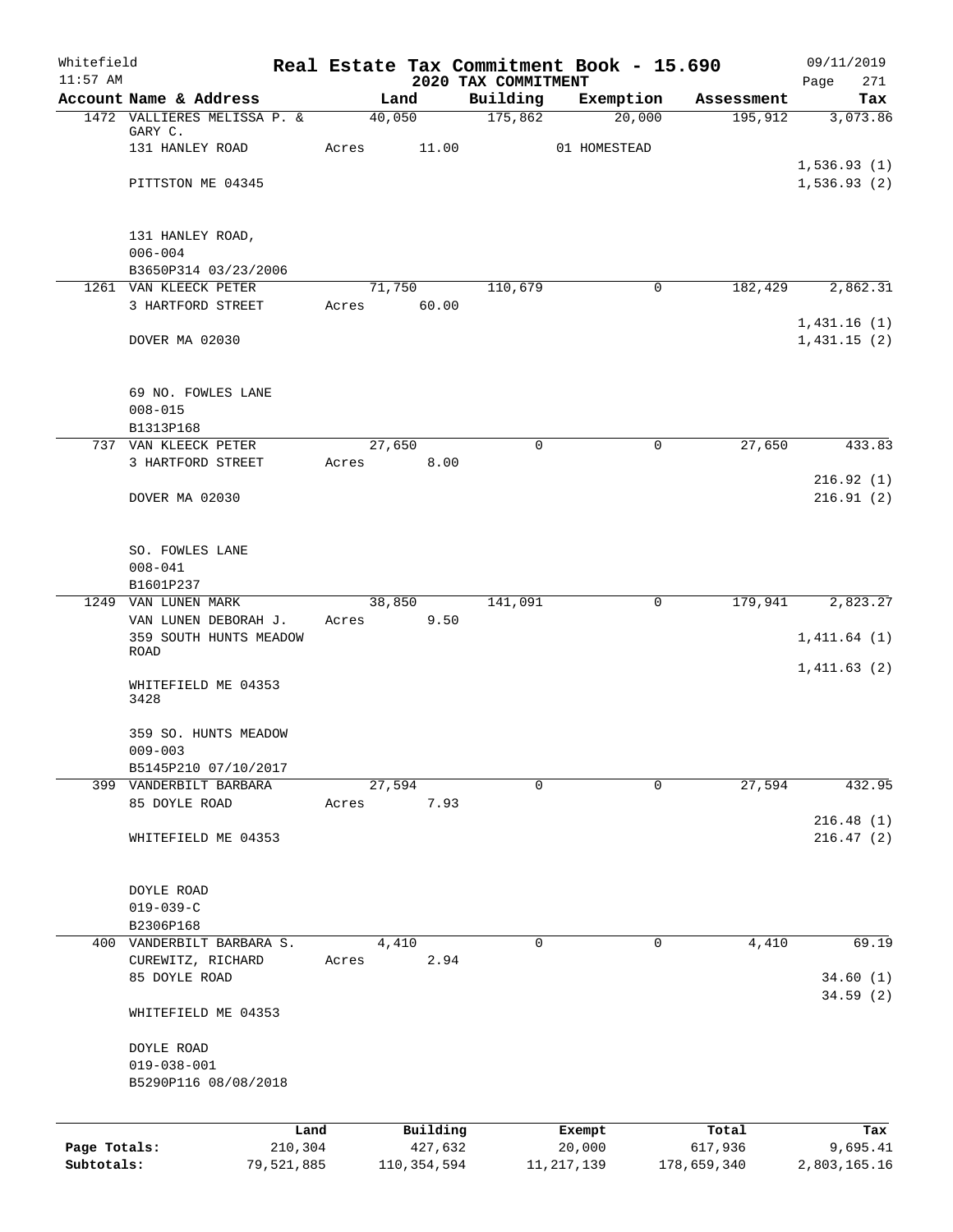Whitefield 11:57 AM

# Real Estate Tax Commitment Book - 15.690

## 2020 TAX COMMITMENT

09/11/2019 Page 271

| Account Name & Address | Land | Building | Exemption | Assessment | Tax |
|---|---|---|---|---|---|
| 1472 VALLIERES MELISSA P. & GARY C. | 40,050 | 175,862 | 20,000 | 195,912 | 3,073.86 |
| 131 HANLEY ROAD | Acres 11.00 | | 01 HOMESTEAD | | |
| | | | | | 1,536.93 (1) |
| PITTSTON ME 04345 | | | | | 1,536.93 (2) |
| 131 HANLEY ROAD, | | | | | |
| 006-004 | | | | | |
| B3650P314 03/23/2006 | | | | | |
| 1261 VAN KLEECK PETER | 71,750 | 110,679 | 0 | 182,429 | 2,862.31 |
| 3 HARTFORD STREET | Acres 60.00 | | | | |
| | | | | | 1,431.16 (1) |
| DOVER MA 02030 | | | | | 1,431.15 (2) |
| 69 NO. FOWLES LANE | | | | | |
| 008-015 | | | | | |
| B1313P168 | | | | | |
| 737 VAN KLEECK PETER | 27,650 | 0 | 0 | 27,650 | 433.83 |
| 3 HARTFORD STREET | Acres 8.00 | | | | |
| | | | | | 216.92 (1) |
| DOVER MA 02030 | | | | | 216.91 (2) |
| SO. FOWLES LANE | | | | | |
| 008-041 | | | | | |
| B1601P237 | | | | | |
| 1249 VAN LUNEN MARK | 38,850 | 141,091 | 0 | 179,941 | 2,823.27 |
| VAN LUNEN DEBORAH J. | Acres 9.50 | | | | |
| 359 SOUTH HUNTS MEADOW ROAD | | | | | 1,411.64 (1) |
| | | | | | 1,411.63 (2) |
| WHITEFIELD ME 04353 3428 | | | | | |
| 359 SO. HUNTS MEADOW | | | | | |
| 009-003 | | | | | |
| B5145P210 07/10/2017 | | | | | |
| 399 VANDERBILT BARBARA | 27,594 | 0 | 0 | 27,594 | 432.95 |
| 85 DOYLE ROAD | Acres 7.93 | | | | |
| | | | | | 216.48 (1) |
| WHITEFIELD ME 04353 | | | | | 216.47 (2) |
| DOYLE ROAD | | | | | |
| 019-039-C | | | | | |
| B2306P168 | | | | | |
| 400 VANDERBILT BARBARA S. | 4,410 | 0 | 0 | 4,410 | 69.19 |
| CUREWITZ, RICHARD | Acres 2.94 | | | | |
| 85 DOYLE ROAD | | | | | 34.60 (1) |
| | | | | | 34.59 (2) |
| WHITEFIELD ME 04353 | | | | | |
| DOYLE ROAD | | | | | |
| 019-038-001 | | | | | |
| B5290P116 08/08/2018 | | | | | |

| | Land | Building | Exempt | Total | Tax |
|---|---|---|---|---|---|
| Page Totals: | 210,304 | 427,632 | 20,000 | 617,936 | 9,695.41 |
| Subtotals: | 79,521,885 | 110,354,594 | 11,217,139 | 178,659,340 | 2,803,165.16 |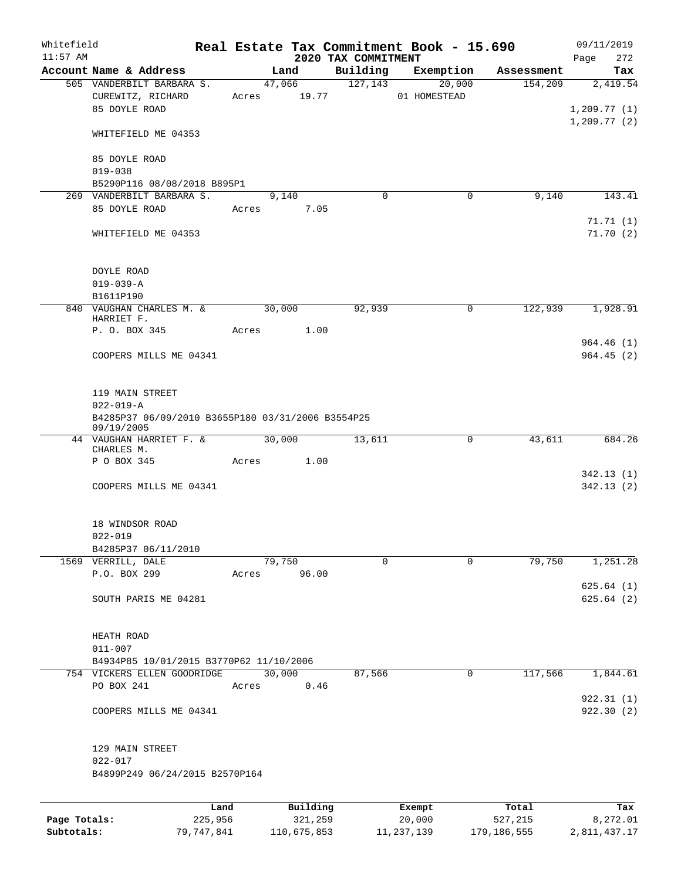Whitefield 11:57 AM

# Real Estate Tax Commitment Book - 15.690

## 2020 TAX COMMITMENT

09/11/2019 Page 272

| Account Name & Address | Land | Building | Exemption | Assessment | Tax |
|---|---|---|---|---|---|
| 505 VANDERBILT BARBARA S. | 47,066 | 127,143 | 20,000 | 154,209 | 2,419.54 |
| CUREWITZ, RICHARD | Acres 19.77 | | 01 HOMESTEAD | | |
| 85 DOYLE ROAD | | | | | 1,209.77 (1) |
| | | | | | 1,209.77 (2) |
| WHITEFIELD ME 04353 | | | | | |
| 85 DOYLE ROAD | | | | | |
| 019-038 | | | | | |
| B5290P116 08/08/2018 B895P1 | | | | | |
| 269 VANDERBILT BARBARA S. | 9,140 | 0 | 0 | 9,140 | 143.41 |
| 85 DOYLE ROAD | Acres 7.05 | | | | |
| | | | | | 71.71 (1) |
| WHITEFIELD ME 04353 | | | | | 71.70 (2) |
| DOYLE ROAD | | | | | |
| 019-039-A | | | | | |
| B1611P190 | | | | | |
| 840 VAUGHAN CHARLES M. & HARRIET F. | 30,000 | 92,939 | 0 | 122,939 | 1,928.91 |
| P. O. BOX 345 | Acres 1.00 | | | | |
| | | | | | 964.46 (1) |
| COOPERS MILLS ME 04341 | | | | | 964.45 (2) |
| 119 MAIN STREET | | | | | |
| 022-019-A | | | | | |
| B4285P37 06/09/2010 B3655P180 03/31/2006 B3554P25 09/19/2005 | | | | | |
| 44 VAUGHAN HARRIET F. & CHARLES M. | 30,000 | 13,611 | 0 | 43,611 | 684.26 |
| P O BOX 345 | Acres 1.00 | | | | |
| | | | | | 342.13 (1) |
| COOPERS MILLS ME 04341 | | | | | 342.13 (2) |
| 18 WINDSOR ROAD | | | | | |
| 022-019 | | | | | |
| B4285P37 06/11/2010 | | | | | |
| 1569 VERRILL, DALE | 79,750 | 0 | 0 | 79,750 | 1,251.28 |
| P.O. BOX 299 | Acres 96.00 | | | | |
| | | | | | 625.64 (1) |
| SOUTH PARIS ME 04281 | | | | | 625.64 (2) |
| HEATH ROAD | | | | | |
| 011-007 | | | | | |
| B4934P85 10/01/2015 B3770P62 11/10/2006 | | | | | |
| 754 VICKERS ELLEN GOODRIDGE | 30,000 | 87,566 | 0 | 117,566 | 1,844.61 |
| PO BOX 241 | Acres 0.46 | | | | |
| | | | | | 922.31 (1) |
| COOPERS MILLS ME 04341 | | | | | 922.30 (2) |
| 129 MAIN STREET | | | | | |
| 022-017 | | | | | |
| B4899P249 06/24/2015 B2570P164 | | | | | |

| | Land | Building | Exempt | Total | Tax |
|---|---|---|---|---|---|
| Page Totals: | 225,956 | 321,259 | 20,000 | 527,215 | 8,272.01 |
| Subtotals: | 79,747,841 | 110,675,853 | 11,237,139 | 179,186,555 | 2,811,437.17 |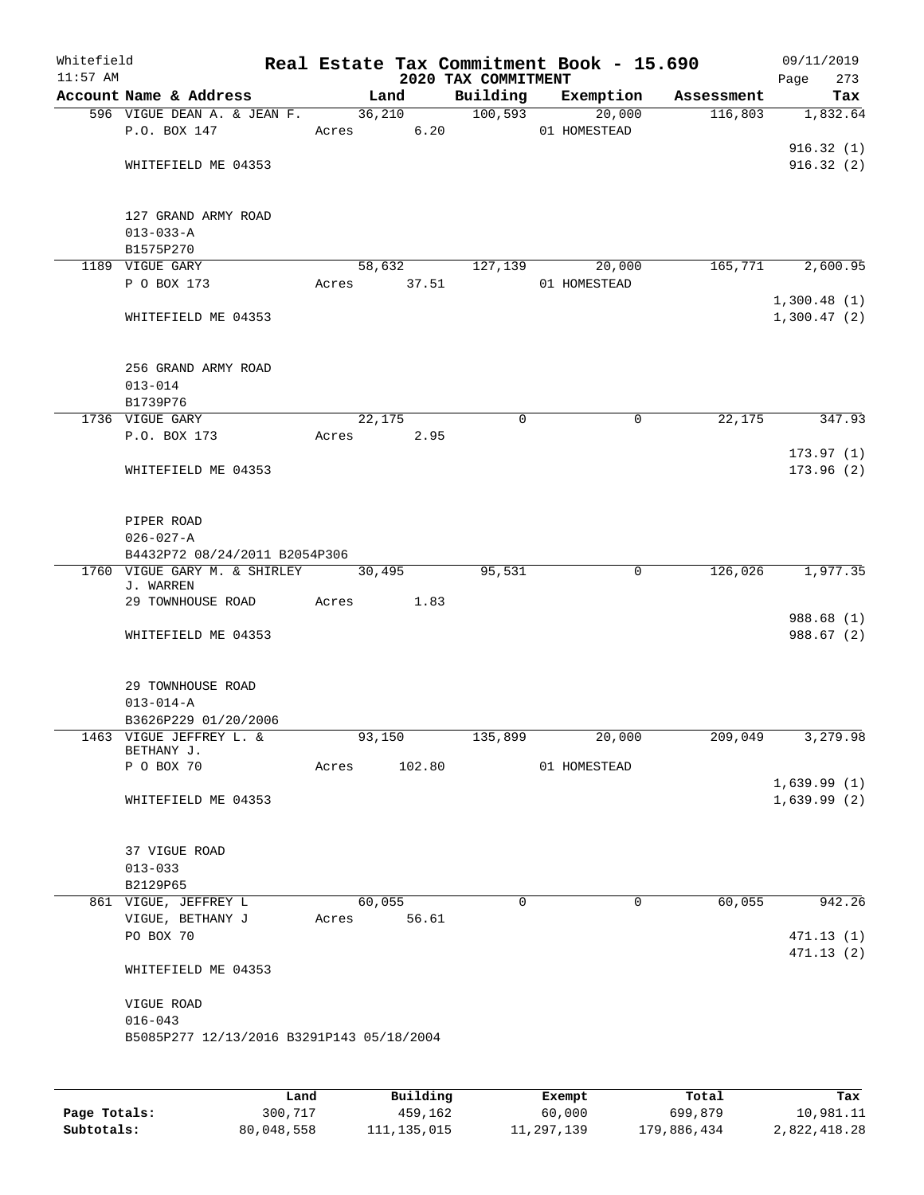Whitefield 11:57 AM

# Real Estate Tax Commitment Book - 15.690

## 2020 TAX COMMITMENT

09/11/2019 Page 273

| Account Name & Address | Land | Building | Exemption | Assessment | Tax |
|---|---|---|---|---|---|
| 596 VIGUE DEAN A. & JEAN F. | 36,210 | 100,593 | 20,000 | 116,803 | 1,832.64 |
| P.O. BOX 147 | Acres 6.20 | | 01 HOMESTEAD | | |
| | | | | | 916.32 (1) |
| WHITEFIELD ME 04353 | | | | | 916.32 (2) |
| 127 GRAND ARMY ROAD | | | | | |
| 013-033-A | | | | | |
| B1575P270 | | | | | |
| 1189 VIGUE GARY | 58,632 | 127,139 | 20,000 | 165,771 | 2,600.95 |
| P O BOX 173 | Acres 37.51 | | 01 HOMESTEAD | | |
| | | | | | 1,300.48 (1) |
| WHITEFIELD ME 04353 | | | | | 1,300.47 (2) |
| 256 GRAND ARMY ROAD | | | | | |
| 013-014 | | | | | |
| B1739P76 | | | | | |
| 1736 VIGUE GARY | 22,175 | 0 | 0 | 22,175 | 347.93 |
| P.O. BOX 173 | Acres 2.95 | | | | |
| | | | | | 173.97 (1) |
| WHITEFIELD ME 04353 | | | | | 173.96 (2) |
| PIPER ROAD | | | | | |
| 026-027-A | | | | | |
| B4432P72 08/24/2011 B2054P306 | | | | | |
| 1760 VIGUE GARY M. & SHIRLEY J. WARREN | 30,495 | 95,531 | 0 | 126,026 | 1,977.35 |
| 29 TOWNHOUSE ROAD | Acres 1.83 | | | | |
| | | | | | 988.68 (1) |
| WHITEFIELD ME 04353 | | | | | 988.67 (2) |
| 29 TOWNHOUSE ROAD | | | | | |
| 013-014-A | | | | | |
| B3626P229 01/20/2006 | | | | | |
| 1463 VIGUE JEFFREY L. & BETHANY J. | 93,150 | 135,899 | 20,000 | 209,049 | 3,279.98 |
| P O BOX 70 | Acres 102.80 | | 01 HOMESTEAD | | |
| | | | | | 1,639.99 (1) |
| WHITEFIELD ME 04353 | | | | | 1,639.99 (2) |
| 37 VIGUE ROAD | | | | | |
| 013-033 | | | | | |
| B2129P65 | | | | | |
| 861 VIGUE, JEFFREY L | 60,055 | 0 | 0 | 60,055 | 942.26 |
| VIGUE, BETHANY J | Acres 56.61 | | | | |
| PO BOX 70 | | | | | 471.13 (1) |
| | | | | | 471.13 (2) |
| WHITEFIELD ME 04353 | | | | | |
| VIGUE ROAD | | | | | |
| 016-043 | | | | | |
| B5085P277 12/13/2016 B3291P143 05/18/2004 | | | | | |

| | Land | Building | Exempt | Total | Tax |
|---|---|---|---|---|---|
| Page Totals: | 300,717 | 459,162 | 60,000 | 699,879 | 10,981.11 |
| Subtotals: | 80,048,558 | 111,135,015 | 11,297,139 | 179,886,434 | 2,822,418.28 |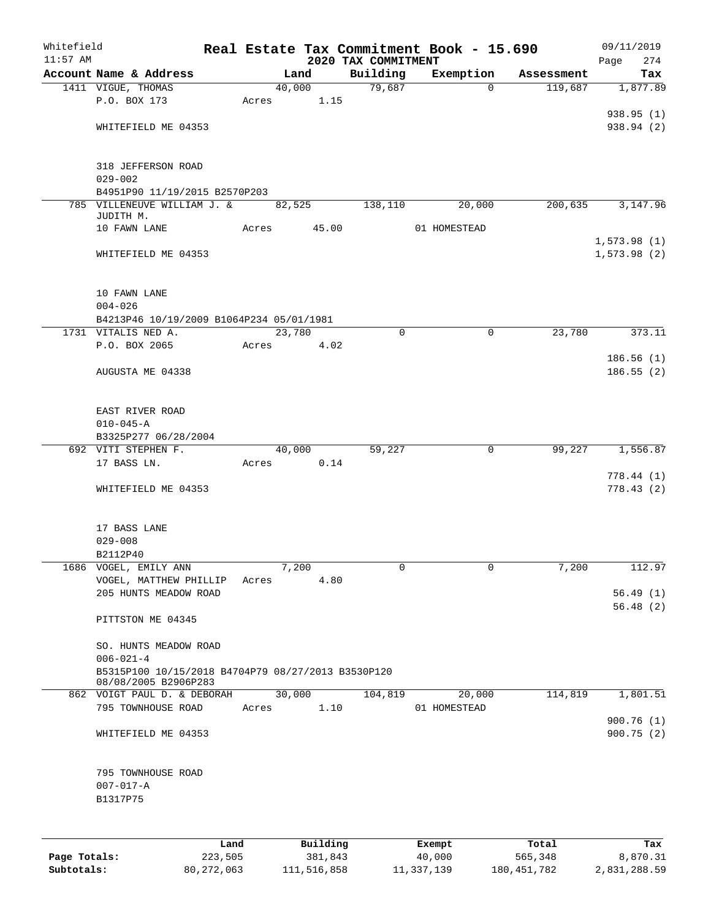Whitefield 11:57 AM

# Real Estate Tax Commitment Book - 15.690

## 2020 TAX COMMITMENT

09/11/2019

| Account Name & Address | Land | Building | Exemption | Assessment | Tax |
|---|---|---|---|---|---|
| 1411 VIGUE, THOMAS | 40,000 | 79,687 | 0 | 119,687 | 1,877.89 |
| P.O. BOX 173 | Acres 1.15 | | | | |
| | | | | | 938.95 (1) |
| WHITEFIELD ME 04353 | | | | | 938.94 (2) |
| 318 JEFFERSON ROAD | | | | | |
| 029-002 | | | | | |
| B4951P90 11/19/2015 B2570P203 | | | | | |
| 785 VILLENEUVE WILLIAM J. & JUDITH M. | 82,525 | 138,110 | 20,000 | 200,635 | 3,147.96 |
| 10 FAWN LANE | Acres 45.00 | | 01 HOMESTEAD | | |
| | | | | | 1,573.98 (1) |
| WHITEFIELD ME 04353 | | | | | 1,573.98 (2) |
| 10 FAWN LANE | | | | | |
| 004-026 | | | | | |
| B4213P46 10/19/2009 B1064P234 05/01/1981 | | | | | |
| 1731 VITALIS NED A. | 23,780 | 0 | 0 | 23,780 | 373.11 |
| P.O. BOX 2065 | Acres 4.02 | | | | |
| | | | | | 186.56 (1) |
| AUGUSTA ME 04338 | | | | | 186.55 (2) |
| EAST RIVER ROAD | | | | | |
| 010-045-A | | | | | |
| B3325P277 06/28/2004 | | | | | |
| 692 VITI STEPHEN F. | 40,000 | 59,227 | 0 | 99,227 | 1,556.87 |
| 17 BASS LN. | Acres 0.14 | | | | |
| | | | | | 778.44 (1) |
| WHITEFIELD ME 04353 | | | | | 778.43 (2) |
| 17 BASS LANE | | | | | |
| 029-008 | | | | | |
| B2112P40 | | | | | |
| 1686 VOGEL, EMILY ANN | 7,200 | 0 | 0 | 7,200 | 112.97 |
| VOGEL, MATTHEW PHILLIP | Acres 4.80 | | | | |
| 205 HUNTS MEADOW ROAD | | | | | 56.49 (1) |
| | | | | | 56.48 (2) |
| PITTSTON ME 04345 | | | | | |
| SO. HUNTS MEADOW ROAD | | | | | |
| 006-021-4 | | | | | |
| B5315P100 10/15/2018 B4704P79 08/27/2013 B3530P120 08/08/2005 B2906P283 | | | | | |
| 862 VOIGT PAUL D. & DEBORAH | 30,000 | 104,819 | 20,000 | 114,819 | 1,801.51 |
| 795 TOWNHOUSE ROAD | Acres 1.10 | | 01 HOMESTEAD | | |
| | | | | | 900.76 (1) |
| WHITEFIELD ME 04353 | | | | | 900.75 (2) |
| 795 TOWNHOUSE ROAD | | | | | |
| 007-017-A | | | | | |
| B1317P75 | | | | | |

| | Land | Building | Exempt | Total | Tax |
|---|---|---|---|---|---|
| Page Totals: | 223,505 | 381,843 | 40,000 | 565,348 | 8,870.31 |
| Subtotals: | 80,272,063 | 111,516,858 | 11,337,139 | 180,451,782 | 2,831,288.59 |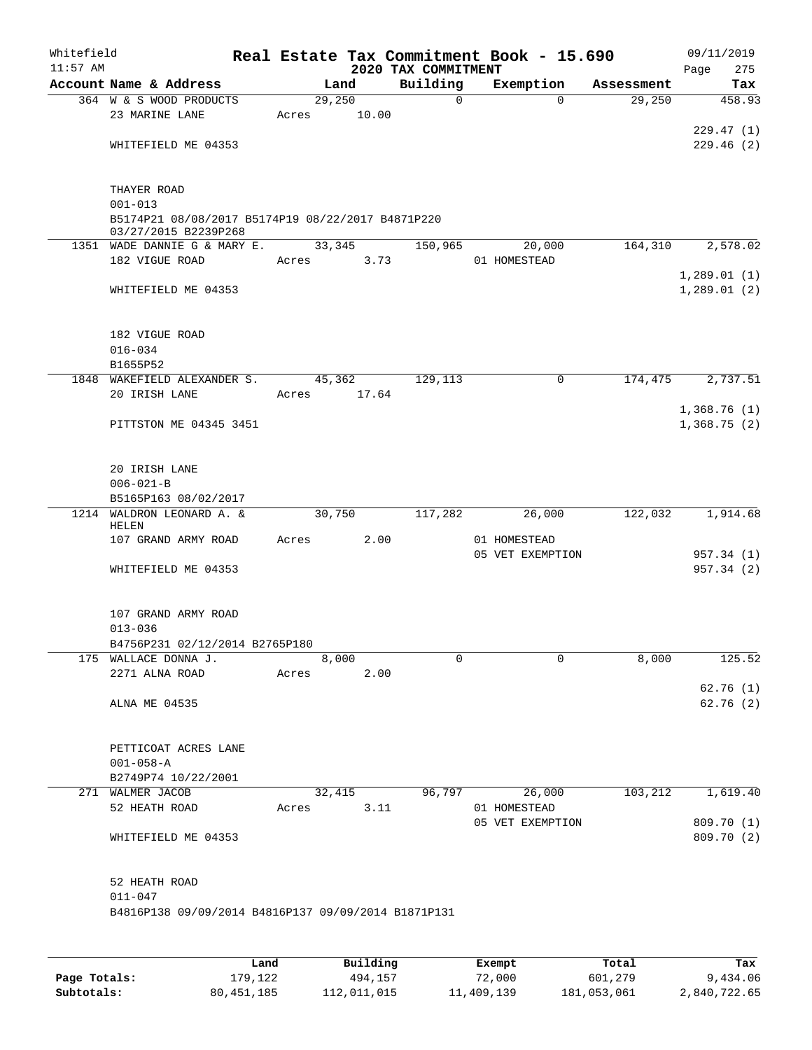Whitefield 11:57 AM

# Real Estate Tax Commitment Book - 15.690

## 2020 TAX COMMITMENT

09/11/2019 Page 275

| Account Name & Address | Land | Building | Exemption | Assessment | Tax |
|---|---|---|---|---|---|
| 364 W & S WOOD PRODUCTS | 29,250 | 0 | 0 | 29,250 | 458.93 |
| 23 MARINE LANE | Acres 10.00 | | | | |
| | | | | | 229.47 (1) |
| WHITEFIELD ME 04353 | | | | | 229.46 (2) |
| THAYER ROAD | | | | | |
| 001-013 | | | | | |
| B5174P21 08/08/2017 B5174P19 08/22/2017 B4871P220 03/27/2015 B2239P268 | | | | | |
| 1351 WADE DANNIE G & MARY E. | 33,345 | 150,965 | 20,000 | 164,310 | 2,578.02 |
| 182 VIGUE ROAD | Acres 3.73 | | 01 HOMESTEAD | | |
| | | | | | 1,289.01 (1) |
| WHITEFIELD ME 04353 | | | | | 1,289.01 (2) |
| 182 VIGUE ROAD | | | | | |
| 016-034 | | | | | |
| B1655P52 | | | | | |
| 1848 WAKEFIELD ALEXANDER S. | 45,362 | 129,113 | 0 | 174,475 | 2,737.51 |
| 20 IRISH LANE | Acres 17.64 | | | | |
| | | | | | 1,368.76 (1) |
| PITTSTON ME 04345 3451 | | | | | 1,368.75 (2) |
| 20 IRISH LANE | | | | | |
| 006-021-B | | | | | |
| B5165P163 08/02/2017 | | | | | |
| 1214 WALDRON LEONARD A. & HELEN | 30,750 | 117,282 | 26,000 | 122,032 | 1,914.68 |
| 107 GRAND ARMY ROAD | Acres 2.00 | | 01 HOMESTEAD | | |
| | | | 05 VET EXEMPTION | | 957.34 (1) |
| WHITEFIELD ME 04353 | | | | | 957.34 (2) |
| 107 GRAND ARMY ROAD | | | | | |
| 013-036 | | | | | |
| B4756P231 02/12/2014 B2765P180 | | | | | |
| 175 WALLACE DONNA J. | 8,000 | 0 | 0 | 8,000 | 125.52 |
| 2271 ALNA ROAD | Acres 2.00 | | | | |
| | | | | | 62.76 (1) |
| ALNA ME 04535 | | | | | 62.76 (2) |
| PETTICOAT ACRES LANE | | | | | |
| 001-058-A | | | | | |
| B2749P74 10/22/2001 | | | | | |
| 271 WALMER JACOB | 32,415 | 96,797 | 26,000 | 103,212 | 1,619.40 |
| 52 HEATH ROAD | Acres 3.11 | | 01 HOMESTEAD | | |
| | | | 05 VET EXEMPTION | | 809.70 (1) |
| WHITEFIELD ME 04353 | | | | | 809.70 (2) |
| 52 HEATH ROAD | | | | | |
| 011-047 | | | | | |
| B4816P138 09/09/2014 B4816P137 09/09/2014 B1871P131 | | | | | |

| | Land | Building | Exempt | Total | Tax |
|---|---|---|---|---|---|
| Page Totals: | 179,122 | 494,157 | 72,000 | 601,279 | 9,434.06 |
| Subtotals: | 80,451,185 | 112,011,015 | 11,409,139 | 181,053,061 | 2,840,722.65 |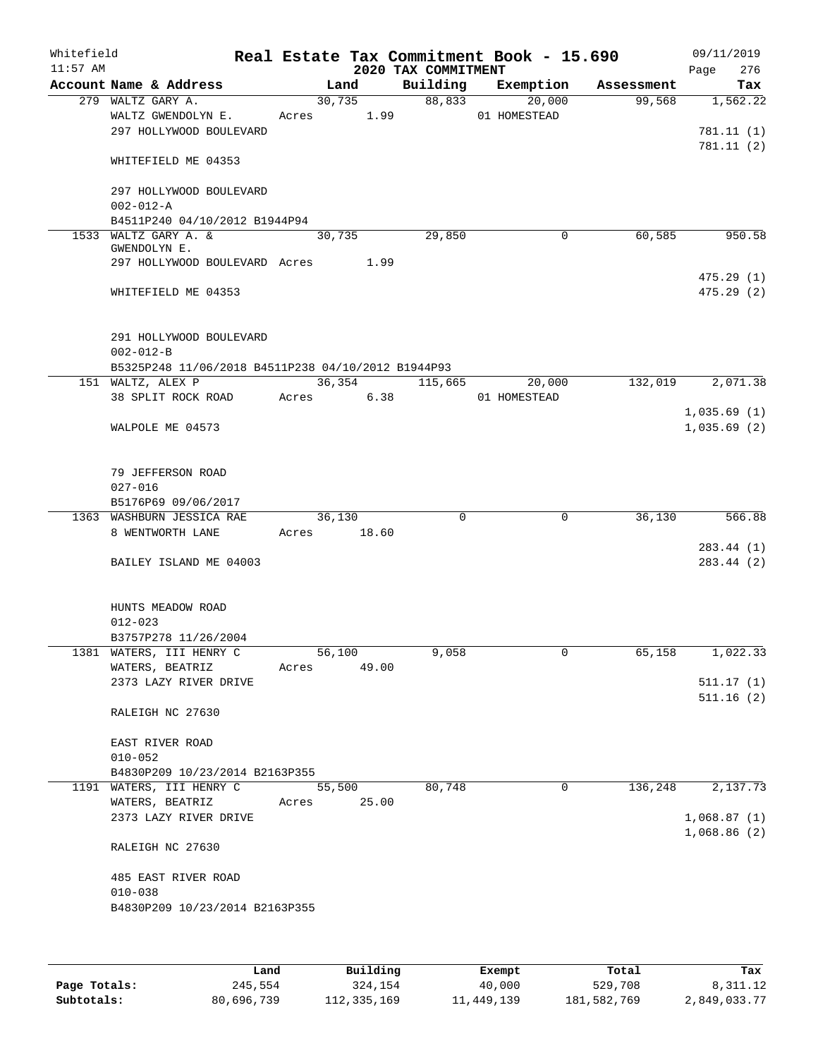Whitefield 11:57 AM

# Real Estate Tax Commitment Book - 15.690

## 2020 TAX COMMITMENT

09/11/2019 Page 276

| Account Name & Address | Land | Building | Exemption | Assessment | Tax |
|---|---|---|---|---|---|
| 279 WALTZ GARY A. | 30,735 | 88,833 | 20,000 | 99,568 | 1,562.22 |
| WALTZ GWENDOLYN E. | Acres 1.99 | | 01 HOMESTEAD | | |
| 297 HOLLYWOOD BOULEVARD | | | | | 781.11 (1) |
| | | | | | 781.11 (2) |
| WHITEFIELD ME 04353 | | | | | |
| 297 HOLLYWOOD BOULEVARD | | | | | |
| 002-012-A | | | | | |
| B4511P240 04/10/2012 B1944P94 | | | | | |
| 1533 WALTZ GARY A. & GWENDOLYN E. | 30,735 | 29,850 | 0 | 60,585 | 950.58 |
| 297 HOLLYWOOD BOULEVARD | Acres 1.99 | | | | |
| | | | | | 475.29 (1) |
| WHITEFIELD ME 04353 | | | | | 475.29 (2) |
| 291 HOLLYWOOD BOULEVARD | | | | | |
| 002-012-B | | | | | |
| B5325P248 11/06/2018 B4511P238 04/10/2012 B1944P93 | | | | | |
| 151 WALTZ, ALEX P | 36,354 | 115,665 | 20,000 | 132,019 | 2,071.38 |
| 38 SPLIT ROCK ROAD | Acres 6.38 | | 01 HOMESTEAD | | |
| | | | | | 1,035.69 (1) |
| WALPOLE ME 04573 | | | | | 1,035.69 (2) |
| 79 JEFFERSON ROAD | | | | | |
| 027-016 | | | | | |
| B5176P69 09/06/2017 | | | | | |
| 1363 WASHBURN JESSICA RAE | 36,130 | 0 | 0 | 36,130 | 566.88 |
| 8 WENTWORTH LANE | Acres 18.60 | | | | |
| | | | | | 283.44 (1) |
| BAILEY ISLAND ME 04003 | | | | | 283.44 (2) |
| HUNTS MEADOW ROAD | | | | | |
| 012-023 | | | | | |
| B3757P278 11/26/2004 | | | | | |
| 1381 WATERS, III HENRY C | 56,100 | 9,058 | 0 | 65,158 | 1,022.33 |
| WATERS, BEATRIZ | Acres 49.00 | | | | |
| 2373 LAZY RIVER DRIVE | | | | | 511.17 (1) |
| | | | | | 511.16 (2) |
| RALEIGH NC 27630 | | | | | |
| EAST RIVER ROAD | | | | | |
| 010-052 | | | | | |
| B4830P209 10/23/2014 B2163P355 | | | | | |
| 1191 WATERS, III HENRY C | 55,500 | 80,748 | 0 | 136,248 | 2,137.73 |
| WATERS, BEATRIZ | Acres 25.00 | | | | |
| 2373 LAZY RIVER DRIVE | | | | | 1,068.87 (1) |
| | | | | | 1,068.86 (2) |
| RALEIGH NC 27630 | | | | | |
| 485 EAST RIVER ROAD | | | | | |
| 010-038 | | | | | |
| B4830P209 10/23/2014 B2163P355 | | | | | |

| | Land | Building | Exempt | Total | Tax |
|---|---|---|---|---|---|
| Page Totals: | 245,554 | 324,154 | 40,000 | 529,708 | 8,311.12 |
| Subtotals: | 80,696,739 | 112,335,169 | 11,449,139 | 181,582,769 | 2,849,033.77 |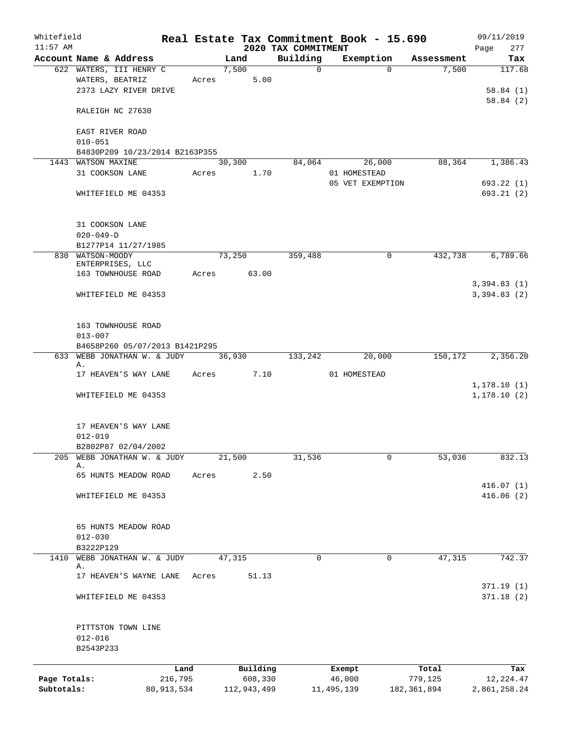Whitefield 11:57 AM

# Real Estate Tax Commitment Book - 15.690

## 2020 TAX COMMITMENT

09/11/2019 Page 277

| Account Name & Address | Land | Building | Exemption | Assessment | Tax |
|---|---|---|---|---|---|
| 622 WATERS, III HENRY C | 7,500 | 0 | 0 | 7,500 | 117.68 |
| WATERS, BEATRIZ | Acres 5.00 | | | | |
| 2373 LAZY RIVER DRIVE | | | | | 58.84 (1) |
| | | | | | 58.84 (2) |
| RALEIGH NC 27630 | | | | | |
| EAST RIVER ROAD | | | | | |
| 010-051 | | | | | |
| B4830P209 10/23/2014 B2163P355 | | | | | |
| 1443 WATSON MAXINE | 30,300 | 84,064 | 26,000 | 88,364 | 1,386.43 |
| 31 COOKSON LANE | Acres 1.70 | | 01 HOMESTEAD | | |
| | | | 05 VET EXEMPTION | | 693.22 (1) |
| WHITEFIELD ME 04353 | | | | | 693.21 (2) |
| 31 COOKSON LANE | | | | | |
| 020-049-D | | | | | |
| B1277P14 11/27/1985 | | | | | |
| 830 WATSON-MOODY ENTERPRISES, LLC | 73,250 | 359,488 | 0 | 432,738 | 6,789.66 |
| 163 TOWNHOUSE ROAD | Acres 63.00 | | | | |
| | | | | | 3,394.83 (1) |
| WHITEFIELD ME 04353 | | | | | 3,394.83 (2) |
| 163 TOWNHOUSE ROAD | | | | | |
| 013-007 | | | | | |
| B4658P260 05/07/2013 B1421P295 | | | | | |
| 633 WEBB JONATHAN W. & JUDY A. | 36,930 | 133,242 | 20,000 | 150,172 | 2,356.20 |
| 17 HEAVEN'S WAY LANE | Acres 7.10 | | 01 HOMESTEAD | | |
| | | | | | 1,178.10 (1) |
| WHITEFIELD ME 04353 | | | | | 1,178.10 (2) |
| 17 HEAVEN'S WAY LANE | | | | | |
| 012-019 | | | | | |
| B2802P87 02/04/2002 | | | | | |
| 205 WEBB JONATHAN W. & JUDY A. | 21,500 | 31,536 | 0 | 53,036 | 832.13 |
| 65 HUNTS MEADOW ROAD | Acres 2.50 | | | | |
| | | | | | 416.07 (1) |
| WHITEFIELD ME 04353 | | | | | 416.06 (2) |
| 65 HUNTS MEADOW ROAD | | | | | |
| 012-030 | | | | | |
| B3222P129 | | | | | |
| 1410 WEBB JONATHAN W. & JUDY A. | 47,315 | 0 | 0 | 47,315 | 742.37 |
| 17 HEAVEN'S WAYNE LANE | Acres 51.13 | | | | |
| | | | | | 371.19 (1) |
| WHITEFIELD ME 04353 | | | | | 371.18 (2) |
| PITTSTON TOWN LINE | | | | | |
| 012-016 | | | | | |
| B2543P233 | | | | | |

| | Land | Building | Exempt | Total | Tax |
|---|---|---|---|---|---|
| Page Totals: | 216,795 | 608,330 | 46,000 | 779,125 | 12,224.47 |
| Subtotals: | 80,913,534 | 112,943,499 | 11,495,139 | 182,361,894 | 2,861,258.24 |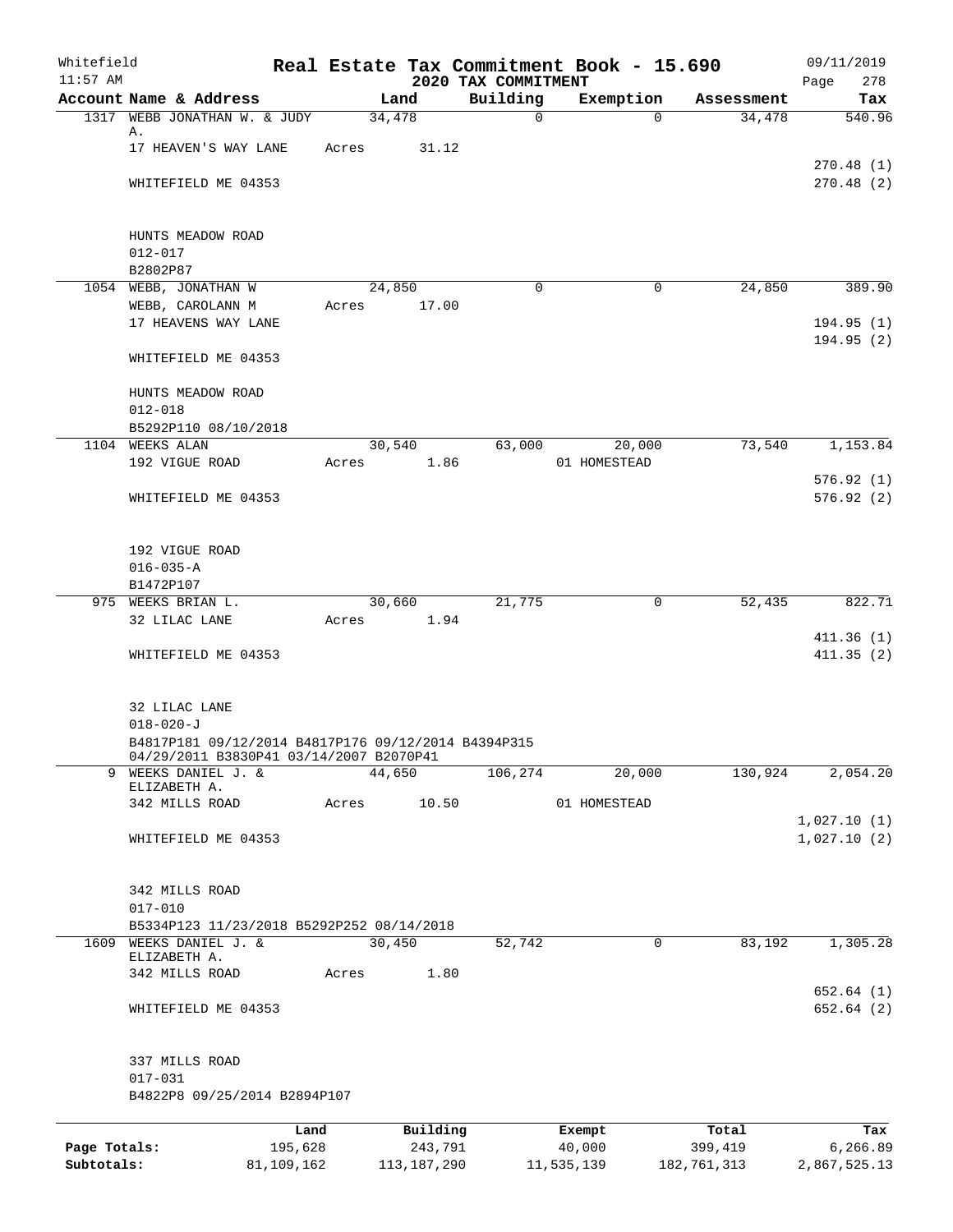Whitefield 11:57 AM

# Real Estate Tax Commitment Book - 15.690

## 2020 TAX COMMITMENT

09/11/2019 Page 278

| Account Name & Address | Land | Building | Exemption | Assessment | Tax |
|---|---|---|---|---|---|
| 1317 WEBB JONATHAN W. & JUDY A. | 34,478 | 0 | 0 | 34,478 | 540.96 |
| 17 HEAVEN'S WAY LANE | Acres 31.12 | | | | |
| | | | | | 270.48 (1) |
| WHITEFIELD ME 04353 | | | | | 270.48 (2) |
| HUNTS MEADOW ROAD | | | | | |
| 012-017 | | | | | |
| B2802P87 | | | | | |
| 1054 WEBB, JONATHAN W | 24,850 | 0 | 0 | 24,850 | 389.90 |
| WEBB, CAROLANN M | Acres 17.00 | | | | |
| 17 HEAVENS WAY LANE | | | | | 194.95 (1) |
| | | | | | 194.95 (2) |
| WHITEFIELD ME 04353 | | | | | |
| HUNTS MEADOW ROAD | | | | | |
| 012-018 | | | | | |
| B5292P110 08/10/2018 | | | | | |
| 1104 WEEKS ALAN | 30,540 | 63,000 | 20,000 | 73,540 | 1,153.84 |
| 192 VIGUE ROAD | Acres 1.86 | | 01 HOMESTEAD | | |
| | | | | | 576.92 (1) |
| WHITEFIELD ME 04353 | | | | | 576.92 (2) |
| 192 VIGUE ROAD | | | | | |
| 016-035-A | | | | | |
| B1472P107 | | | | | |
| 975 WEEKS BRIAN L. | 30,660 | 21,775 | 0 | 52,435 | 822.71 |
| 32 LILAC LANE | Acres 1.94 | | | | |
| | | | | | 411.36 (1) |
| WHITEFIELD ME 04353 | | | | | 411.35 (2) |
| 32 LILAC LANE | | | | | |
| 018-020-J | | | | | |
| B4817P181 09/12/2014 B4817P176 09/12/2014 B4394P315 04/29/2011 B3830P41 03/14/2007 B2070P41 | | | | | |
| 9 WEEKS DANIEL J. & ELIZABETH A. | 44,650 | 106,274 | 20,000 | 130,924 | 2,054.20 |
| 342 MILLS ROAD | Acres 10.50 | | 01 HOMESTEAD | | |
| | | | | | 1,027.10 (1) |
| WHITEFIELD ME 04353 | | | | | 1,027.10 (2) |
| 342 MILLS ROAD | | | | | |
| 017-010 | | | | | |
| B5334P123 11/23/2018 B5292P252 08/14/2018 | | | | | |
| 1609 WEEKS DANIEL J. & ELIZABETH A. | 30,450 | 52,742 | 0 | 83,192 | 1,305.28 |
| 342 MILLS ROAD | Acres 1.80 | | | | |
| | | | | | 652.64 (1) |
| WHITEFIELD ME 04353 | | | | | 652.64 (2) |
| 337 MILLS ROAD | | | | | |
| 017-031 | | | | | |
| B4822P8 09/25/2014 B2894P107 | | | | | |

| | Land | Building | Exempt | Total | Tax |
|---|---|---|---|---|---|
| Page Totals: | 195,628 | 243,791 | 40,000 | 399,419 | 6,266.89 |
| Subtotals: | 81,109,162 | 113,187,290 | 11,535,139 | 182,761,313 | 2,867,525.13 |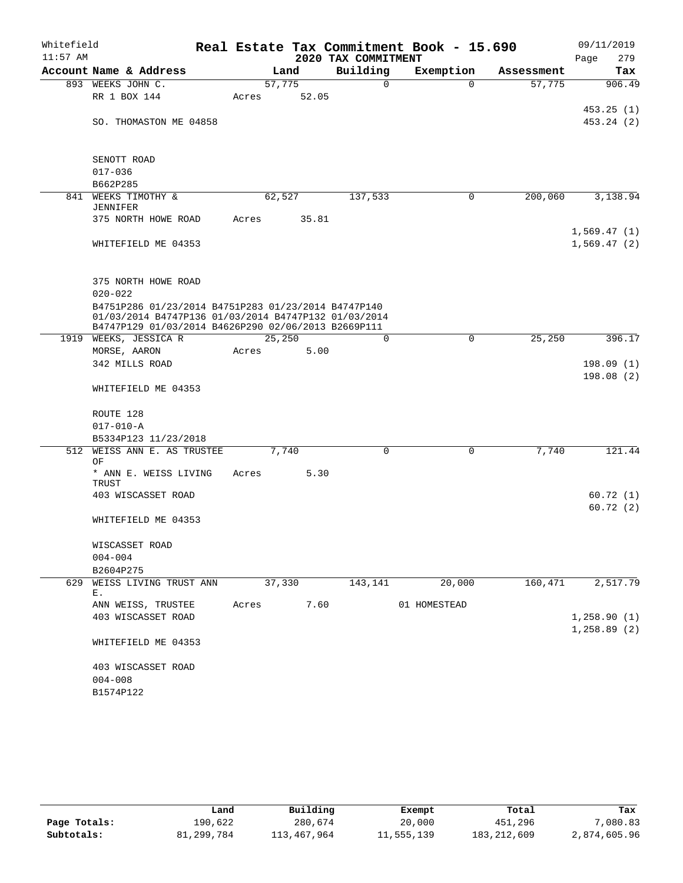Whitefield 11:57 AM

# Real Estate Tax Commitment Book - 15.690

## 2020 TAX COMMITMENT

09/11/2019 Page 279

| Account Name & Address | Land | Building | Exemption | Assessment | Tax |
|---|---|---|---|---|---|
| 893 WEEKS JOHN C. | 57,775 | 0 | 0 | 57,775 | 906.49 |
| RR 1 BOX 144 | Acres 52.05 | | | | |
| | | | | | 453.25 (1) |
| SO. THOMASTON ME 04858 | | | | | 453.24 (2) |
| SENOTT ROAD | | | | | |
| 017-036 | | | | | |
| B662P285 | | | | | |
| 841 WEEKS TIMOTHY & JENNIFER | 62,527 | 137,533 | 0 | 200,060 | 3,138.94 |
| 375 NORTH HOWE ROAD | Acres 35.81 | | | | |
| | | | | | 1,569.47 (1) |
| WHITEFIELD ME 04353 | | | | | 1,569.47 (2) |
| 375 NORTH HOWE ROAD | | | | | |
| 020-022 | | | | | |
| B4751P286 01/23/2014 B4751P283 01/23/2014 B4747P140 01/03/2014 B4747P136 01/03/2014 B4747P132 01/03/2014 B4747P129 01/03/2014 B4626P290 02/06/2013 B2669P111 | | | | | |
| 1919 WEEKS, JESSICA R | 25,250 | 0 | 0 | 25,250 | 396.17 |
| MORSE, AARON | Acres 5.00 | | | | |
| 342 MILLS ROAD | | | | | 198.09 (1) |
| | | | | | 198.08 (2) |
| WHITEFIELD ME 04353 | | | | | |
| ROUTE 128 | | | | | |
| 017-010-A | | | | | |
| B5334P123 11/23/2018 | | | | | |
| 512 WEISS ANN E. AS TRUSTEE OF | 7,740 | 0 | 0 | 7,740 | 121.44 |
| * ANN E. WEISS LIVING TRUST | Acres 5.30 | | | | |
| 403 WISCASSET ROAD | | | | | 60.72 (1) |
| | | | | | 60.72 (2) |
| WHITEFIELD ME 04353 | | | | | |
| WISCASSET ROAD | | | | | |
| 004-004 | | | | | |
| B2604P275 | | | | | |
| 629 WEISS LIVING TRUST ANN E. | 37,330 | 143,141 | 20,000 | 160,471 | 2,517.79 |
| ANN WEISS, TRUSTEE | Acres 7.60 | | 01 HOMESTEAD | | |
| 403 WISCASSET ROAD | | | | | 1,258.90 (1) |
| | | | | | 1,258.89 (2) |
| WHITEFIELD ME 04353 | | | | | |
| 403 WISCASSET ROAD | | | | | |
| 004-008 | | | | | |
| B1574P122 | | | | | |

| | Land | Building | Exempt | Total | Tax |
|---|---|---|---|---|---|
| Page Totals: | 190,622 | 280,674 | 20,000 | 451,296 | 7,080.83 |
| Subtotals: | 81,299,784 | 113,467,964 | 11,555,139 | 183,212,609 | 2,874,605.96 |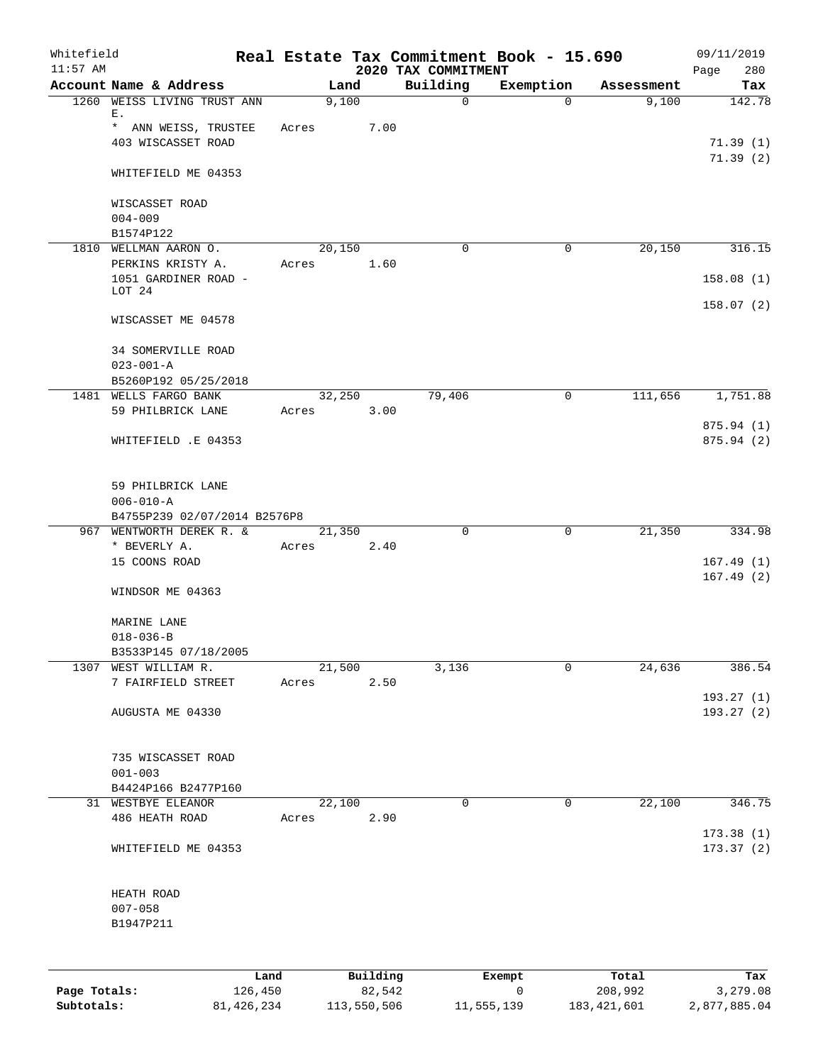Whitefield 11:57 AM

# Real Estate Tax Commitment Book - 15.690

## 2020 TAX COMMITMENT

09/11/2019 Page 280

| Account Name & Address | Land | Building | Exemption | Assessment | Tax |
|---|---|---|---|---|---|
| 1260 WEISS LIVING TRUST ANN E. | 9,100 | 0 | 0 | 9,100 | 142.78 |
| * ANN WEISS, TRUSTEE | Acres 7.00 | | | | |
| 403 WISCASSET ROAD | | | | | 71.39 (1) |
| | | | | | 71.39 (2) |
| WHITEFIELD ME 04353 | | | | | |
| WISCASSET ROAD | | | | | |
| 004-009 | | | | | |
| B1574P122 | | | | | |
| 1810 WELLMAN AARON O. | 20,150 | 0 | 0 | 20,150 | 316.15 |
| PERKINS KRISTY A. | Acres 1.60 | | | | |
| 1051 GARDINER ROAD - LOT 24 | | | | | 158.08 (1) |
| | | | | | 158.07 (2) |
| WISCASSET ME 04578 | | | | | |
| 34 SOMERVILLE ROAD | | | | | |
| 023-001-A | | | | | |
| B5260P192 05/25/2018 | | | | | |
| 1481 WELLS FARGO BANK | 32,250 | 79,406 | 0 | 111,656 | 1,751.88 |
| 59 PHILBRICK LANE | Acres 3.00 | | | | |
| | | | | | 875.94 (1) |
| WHITEFIELD .E 04353 | | | | | 875.94 (2) |
| 59 PHILBRICK LANE | | | | | |
| 006-010-A | | | | | |
| B4755P239 02/07/2014 B2576P8 | | | | | |
| 967 WENTWORTH DEREK R. & | 21,350 | 0 | 0 | 21,350 | 334.98 |
| * BEVERLY A. | Acres 2.40 | | | | |
| 15 COONS ROAD | | | | | 167.49 (1) |
| | | | | | 167.49 (2) |
| WINDSOR ME 04363 | | | | | |
| MARINE LANE | | | | | |
| 018-036-B | | | | | |
| B3533P145 07/18/2005 | | | | | |
| 1307 WEST WILLIAM R. | 21,500 | 3,136 | 0 | 24,636 | 386.54 |
| 7 FAIRFIELD STREET | Acres 2.50 | | | | |
| | | | | | 193.27 (1) |
| AUGUSTA ME 04330 | | | | | 193.27 (2) |
| 735 WISCASSET ROAD | | | | | |
| 001-003 | | | | | |
| B4424P166 B2477P160 | | | | | |
| 31 WESTBYE ELEANOR | 22,100 | 0 | 0 | 22,100 | 346.75 |
| 486 HEATH ROAD | Acres 2.90 | | | | |
| | | | | | 173.38 (1) |
| WHITEFIELD ME 04353 | | | | | 173.37 (2) |
| HEATH ROAD | | | | | |
| 007-058 | | | | | |
| B1947P211 | | | | | |

| | Land | Building | Exempt | Total | Tax |
|---|---|---|---|---|---|
| Page Totals: | 126,450 | 82,542 | 0 | 208,992 | 3,279.08 |
| Subtotals: | 81,426,234 | 113,550,506 | 11,555,139 | 183,421,601 | 2,877,885.04 |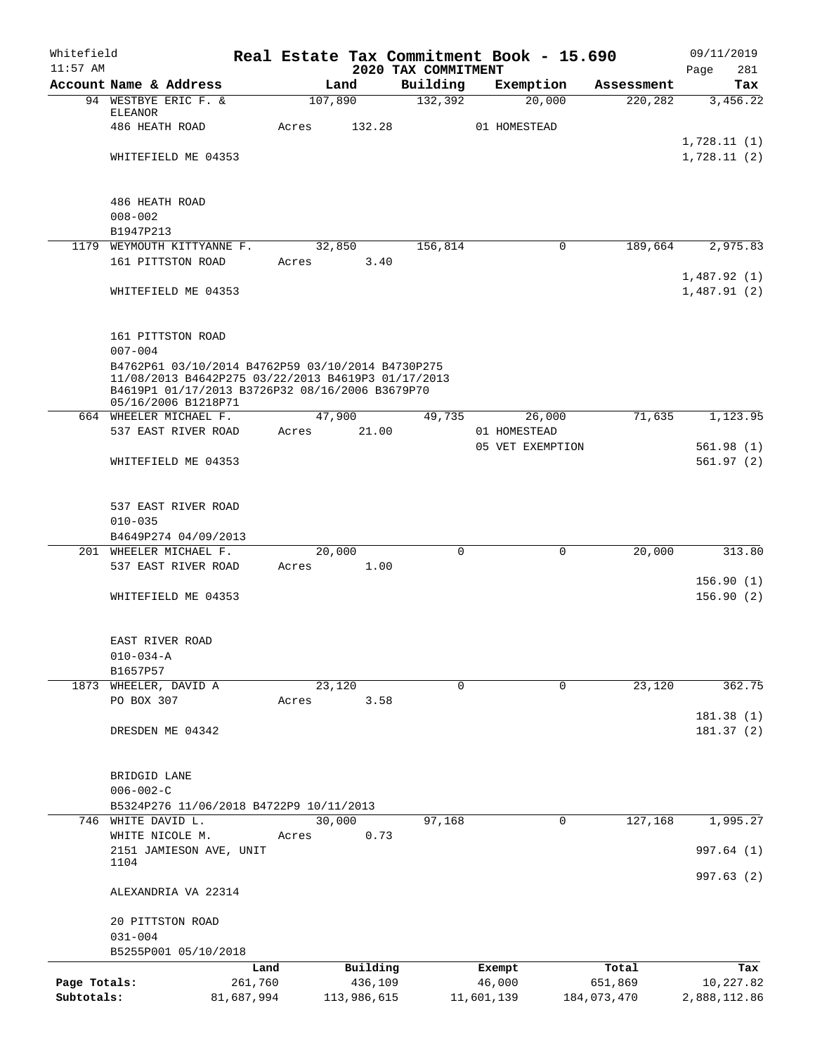Whitefield 11:57 AM

**Real Estate Tax Commitment Book - 15.690**
**2020 TAX COMMITMENT**

09/11/2019

| Account Name & Address | Land | Building | Exemption | Assessment | Tax |
|---|---|---|---|---|---|
| 94 WESTBYE ERIC F. & ELEANOR | 107,890 | 132,392 | 20,000 | 220,282 | 3,456.22 |
| 486 HEATH ROAD | Acres 132.28 | | 01 HOMESTEAD | | |
| | | | | | 1,728.11 (1) |
| WHITEFIELD ME 04353 | | | | | 1,728.11 (2) |
| 486 HEATH ROAD | | | | | |
| 008-002 | | | | | |
| B1947P213 | | | | | |
| 1179 WEYMOUTH KITTYANNE F. | 32,850 | 156,814 | 0 | 189,664 | 2,975.83 |
| 161 PITTSTON ROAD | Acres 3.40 | | | | |
| | | | | | 1,487.92 (1) |
| WHITEFIELD ME 04353 | | | | | 1,487.91 (2) |
| 161 PITTSTON ROAD | | | | | |
| 007-004 | | | | | |
| B4762P61 03/10/2014 B4762P59 03/10/2014 B4730P275 11/08/2013 B4642P275 03/22/2013 B4619P3 01/17/2013 B4619P1 01/17/2013 B3726P32 08/16/2006 B3679P70 05/16/2006 B1218P71 | | | | | |
| 664 WHEELER MICHAEL F. | 47,900 | 49,735 | 26,000 | 71,635 | 1,123.95 |
| 537 EAST RIVER ROAD | Acres 21.00 | | 01 HOMESTEAD | | |
| | | | 05 VET EXEMPTION | | 561.98 (1) |
| WHITEFIELD ME 04353 | | | | | 561.97 (2) |
| 537 EAST RIVER ROAD | | | | | |
| 010-035 | | | | | |
| B4649P274 04/09/2013 | | | | | |
| 201 WHEELER MICHAEL F. | 20,000 | 0 | 0 | 20,000 | 313.80 |
| 537 EAST RIVER ROAD | Acres 1.00 | | | | |
| | | | | | 156.90 (1) |
| WHITEFIELD ME 04353 | | | | | 156.90 (2) |
| EAST RIVER ROAD | | | | | |
| 010-034-A | | | | | |
| B1657P57 | | | | | |
| 1873 WHEELER, DAVID A | 23,120 | 0 | 0 | 23,120 | 362.75 |
| PO BOX 307 | Acres 3.58 | | | | |
| | | | | | 181.38 (1) |
| DRESDEN ME 04342 | | | | | 181.37 (2) |
| BRIDGID LANE | | | | | |
| 006-002-C | | | | | |
| B5324P276 11/06/2018 B4722P9 10/11/2013 | | | | | |
| 746 WHITE DAVID L. | 30,000 | 97,168 | 0 | 127,168 | 1,995.27 |
| WHITE NICOLE M. | Acres 0.73 | | | | |
| 2151 JAMIESON AVE, UNIT 1104 | | | | | 997.64 (1) |
| | | | | | 997.63 (2) |
| ALEXANDRIA VA 22314 | | | | | |
| 20 PITTSTON ROAD | | | | | |
| 031-004 | | | | | |
| B5255P001 05/10/2018 | | | | | |

| | Land | Building | Exempt | Total | Tax |
|---|---|---|---|---|---|
| Page Totals: | 261,760 | 436,109 | 46,000 | 651,869 | 10,227.82 |
| Subtotals: | 81,687,994 | 113,986,615 | 11,601,139 | 184,073,470 | 2,888,112.86 |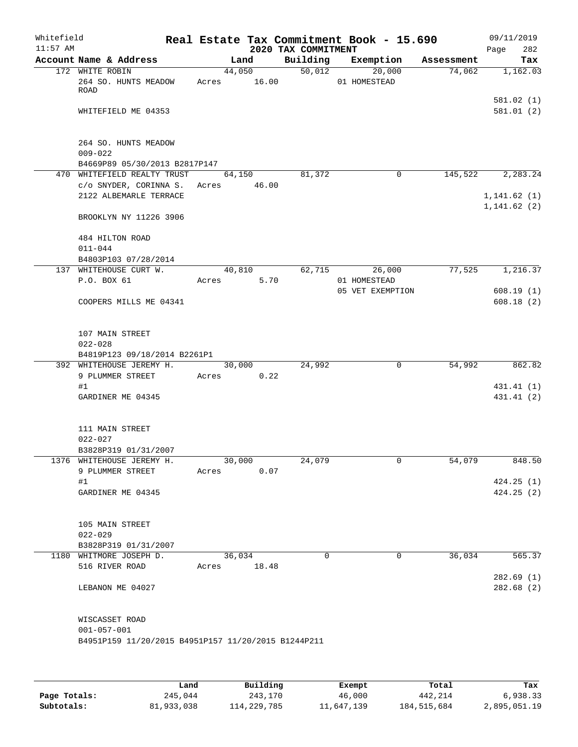Whitefield 11:57 AM

# Real Estate Tax Commitment Book - 15.690

## 2020 TAX COMMITMENT

09/11/2019 Page 282

| Account Name & Address | Land | Building | Exemption | Assessment | Tax |
|---|---|---|---|---|---|
| 172 WHITE ROBIN | 44,050 | 50,012 | 20,000 | 74,062 | 1,162.03 |
| 264 SO. HUNTS MEADOW ROAD | Acres 16.00 | | 01 HOMESTEAD | | |
| | | | | | 581.02 (1) |
| WHITEFIELD ME 04353 | | | | | 581.01 (2) |
| 264 SO. HUNTS MEADOW | | | | | |
| 009-022 | | | | | |
| B4669P89 05/30/2013 B2817P147 | | | | | |
| 470 WHITEFIELD REALTY TRUST | 64,150 | 81,372 | 0 | 145,522 | 2,283.24 |
| c/o SNYDER, CORINNA S. | Acres 46.00 | | | | |
| 2122 ALBEMARLE TERRACE | | | | | 1,141.62 (1) |
| | | | | | 1,141.62 (2) |
| BROOKLYN NY 11226 3906 | | | | | |
| 484 HILTON ROAD | | | | | |
| 011-044 | | | | | |
| B4803P103 07/28/2014 | | | | | |
| 137 WHITEHOUSE CURT W. | 40,810 | 62,715 | 26,000 | 77,525 | 1,216.37 |
| P.O. BOX 61 | Acres 5.70 | | 01 HOMESTEAD | | |
| | | | 05 VET EXEMPTION | | 608.19 (1) |
| COOPERS MILLS ME 04341 | | | | | 608.18 (2) |
| 107 MAIN STREET | | | | | |
| 022-028 | | | | | |
| B4819P123 09/18/2014 B2261P1 | | | | | |
| 392 WHITEHOUSE JEREMY H. | 30,000 | 24,992 | 0 | 54,992 | 862.82 |
| 9 PLUMMER STREET | Acres 0.22 | | | | |
| #1 | | | | | 431.41 (1) |
| GARDINER ME 04345 | | | | | 431.41 (2) |
| 111 MAIN STREET | | | | | |
| 022-027 | | | | | |
| B3828P319 01/31/2007 | | | | | |
| 1376 WHITEHOUSE JEREMY H. | 30,000 | 24,079 | 0 | 54,079 | 848.50 |
| 9 PLUMMER STREET | Acres 0.07 | | | | |
| #1 | | | | | 424.25 (1) |
| GARDINER ME 04345 | | | | | 424.25 (2) |
| 105 MAIN STREET | | | | | |
| 022-029 | | | | | |
| B3828P319 01/31/2007 | | | | | |
| 1180 WHITMORE JOSEPH D. | 36,034 | 0 | 0 | 36,034 | 565.37 |
| 516 RIVER ROAD | Acres 18.48 | | | | |
| | | | | | 282.69 (1) |
| LEBANON ME 04027 | | | | | 282.68 (2) |
| WISCASSET ROAD | | | | | |
| 001-057-001 | | | | | |
| B4951P159 11/20/2015 B4951P157 11/20/2015 B1244P211 | | | | | |

| | Land | Building | Exempt | Total | Tax |
|---|---|---|---|---|---|
| Page Totals: | 245,044 | 243,170 | 46,000 | 442,214 | 6,938.33 |
| Subtotals: | 81,933,038 | 114,229,785 | 11,647,139 | 184,515,684 | 2,895,051.19 |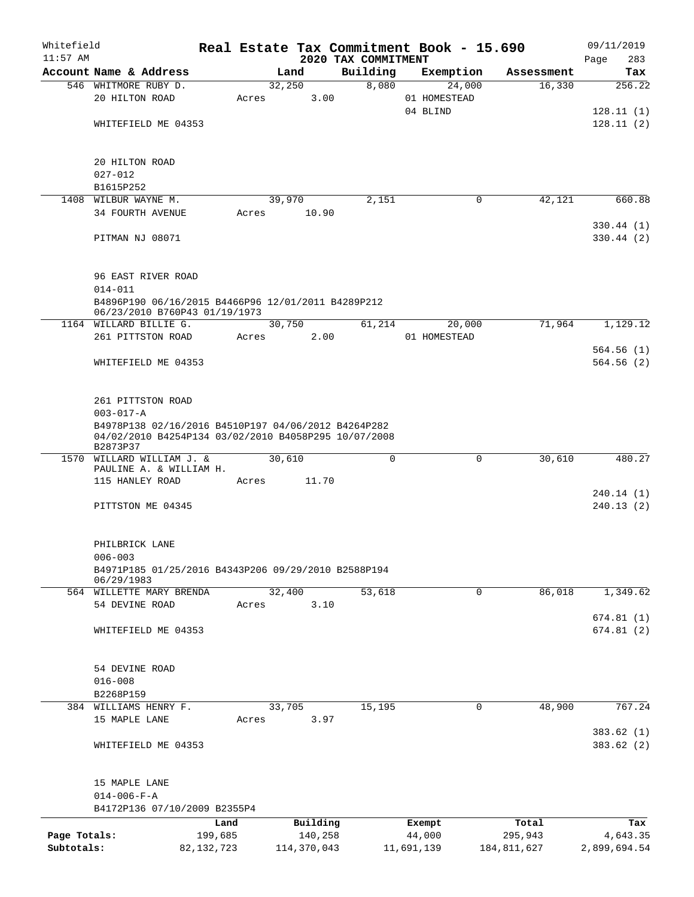Whitefield 11:57 AM

# Real Estate Tax Commitment Book - 15.690

## 2020 TAX COMMITMENT

09/11/2019

| Account | Name & Address | Land | Building | Exemption | Assessment | Tax |
|---|---|---|---|---|---|---|
| 546 | WHITMORE RUBY D.<br>20 HILTON ROAD<br><br>WHITEFIELD ME 04353<br><br>20 HILTON ROAD<br>027-012<br>B1615P252 | 32,250<br>Acres 3.00 | 8,080 | 24,000<br>01 HOMESTEAD<br>04 BLIND | 16,330 | 256.22<br>128.11 (1)<br>128.11 (2) |
| 1408 | WILBUR WAYNE M.<br>34 FOURTH AVENUE<br><br>PITMAN NJ 08071<br><br>96 EAST RIVER ROAD<br>014-011<br>B4896P190 06/16/2015 B4466P96 12/01/2011 B4289P212 06/23/2010 B760P43 01/19/1973 | 39,970<br>Acres 10.90 | 2,151 | 0 | 42,121 | 660.88<br>330.44 (1)<br>330.44 (2) |
| 1164 | WILLARD BILLIE G.<br>261 PITTSTON ROAD<br><br>WHITEFIELD ME 04353<br><br>261 PITTSTON ROAD<br>003-017-A<br>B4978P138 02/16/2016 B4510P197 04/06/2012 B4264P282 04/02/2010 B4254P134 03/02/2010 B4058P295 10/07/2008 B2873P37 | 30,750<br>Acres 2.00 | 61,214 | 20,000<br>01 HOMESTEAD | 71,964 | 1,129.12<br>564.56 (1)<br>564.56 (2) |
| 1570 | WILLARD WILLIAM J. &<br>PAULINE A. & WILLIAM H.<br>115 HANLEY ROAD<br><br>PITTSTON ME 04345<br><br>PHILBRICK LANE<br>006-003<br>B4971P185 01/25/2016 B4343P206 09/29/2010 B2588P194 06/29/1983 | 30,610<br>Acres 11.70 | 0 | 0 | 30,610 | 480.27<br>240.14 (1)<br>240.13 (2) |
| 564 | WILLETTE MARY BRENDA<br>54 DEVINE ROAD<br><br>WHITEFIELD ME 04353<br><br>54 DEVINE ROAD<br>016-008<br>B2268P159 | 32,400<br>Acres 3.10 | 53,618 | 0 | 86,018 | 1,349.62<br>674.81 (1)<br>674.81 (2) |
| 384 | WILLIAMS HENRY F.<br>15 MAPLE LANE<br><br>WHITEFIELD ME 04353<br><br>15 MAPLE LANE<br>014-006-F-A<br>B4172P136 07/10/2009 B2355P4 | 33,705<br>Acres 3.97 | 15,195 | 0 | 48,900 | 767.24<br>383.62 (1)<br>383.62 (2) |

| | Land | Building | Exempt | Total | Tax |
|---|---|---|---|---|---|
| Page Totals: | 199,685 | 140,258 | 44,000 | 295,943 | 4,643.35 |
| Subtotals: | 82,132,723 | 114,370,043 | 11,691,139 | 184,811,627 | 2,899,694.54 |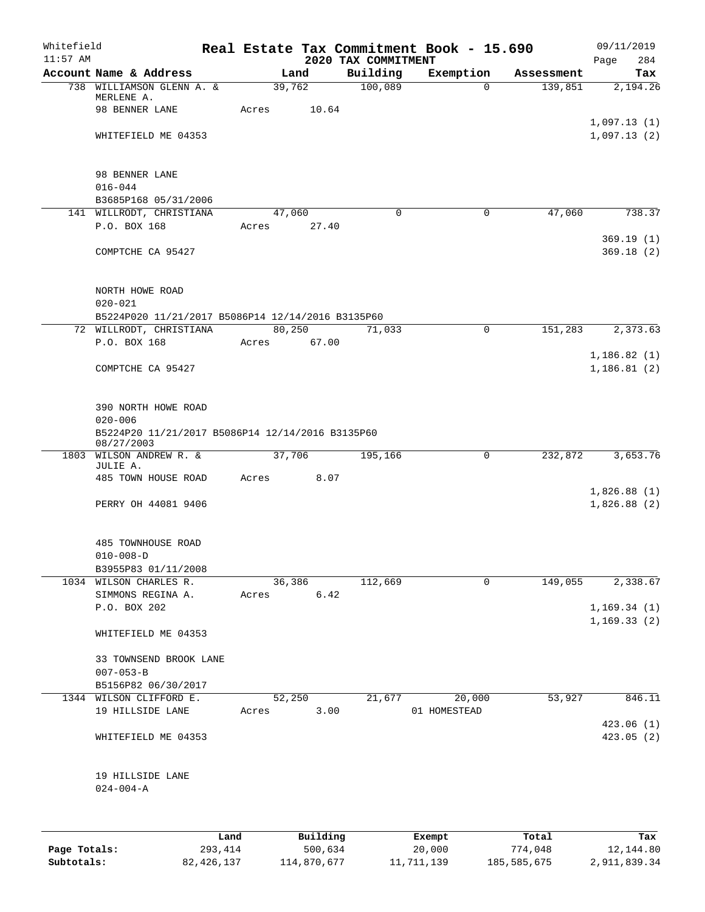Whitefield 11:57 AM

# Real Estate Tax Commitment Book - 15.690

## 2020 TAX COMMITMENT

09/11/2019 Page 284

| Account Name & Address | Land | Building | Exemption | Assessment | Tax |
|---|---|---|---|---|---|
| 738 WILLIAMSON GLENN A. & MERLENE A. | 39,762 | 100,089 | 0 | 139,851 | 2,194.26 |
| 98 BENNER LANE | Acres 10.64 | | | | |
| | | | | | 1,097.13 (1) |
| WHITEFIELD ME 04353 | | | | | 1,097.13 (2) |
| 98 BENNER LANE | | | | | |
| 016-044 | | | | | |
| B3685P168 05/31/2006 | | | | | |
| 141 WILLRODT, CHRISTIANA | 47,060 | 0 | 0 | 47,060 | 738.37 |
| P.O. BOX 168 | Acres 27.40 | | | | |
| | | | | | 369.19 (1) |
| COMPTCHE CA 95427 | | | | | 369.18 (2) |
| NORTH HOWE ROAD | | | | | |
| 020-021 | | | | | |
| B5224P020 11/21/2017 B5086P14 12/14/2016 B3135P60 | | | | | |
| 72 WILLRODT, CHRISTIANA | 80,250 | 71,033 | 0 | 151,283 | 2,373.63 |
| P.O. BOX 168 | Acres 67.00 | | | | |
| | | | | | 1,186.82 (1) |
| COMPTCHE CA 95427 | | | | | 1,186.81 (2) |
| 390 NORTH HOWE ROAD | | | | | |
| 020-006 | | | | | |
| B5224P20 11/21/2017 B5086P14 12/14/2016 B3135P60 08/27/2003 | | | | | |
| 1803 WILSON ANDREW R. & JULIE A. | 37,706 | 195,166 | 0 | 232,872 | 3,653.76 |
| 485 TOWN HOUSE ROAD | Acres 8.07 | | | | |
| | | | | | 1,826.88 (1) |
| PERRY OH 44081 9406 | | | | | 1,826.88 (2) |
| 485 TOWNHOUSE ROAD | | | | | |
| 010-008-D | | | | | |
| B3955P83 01/11/2008 | | | | | |
| 1034 WILSON CHARLES R. | 36,386 | 112,669 | 0 | 149,055 | 2,338.67 |
| SIMMONS REGINA A. | Acres 6.42 | | | | |
| P.O. BOX 202 | | | | | 1,169.34 (1) |
| | | | | | 1,169.33 (2) |
| WHITEFIELD ME 04353 | | | | | |
| 33 TOWNSEND BROOK LANE | | | | | |
| 007-053-B | | | | | |
| B5156P82 06/30/2017 | | | | | |
| 1344 WILSON CLIFFORD E. | 52,250 | 21,677 | 20,000 | 53,927 | 846.11 |
| 19 HILLSIDE LANE | Acres 3.00 | | 01 HOMESTEAD | | |
| | | | | | 423.06 (1) |
| WHITEFIELD ME 04353 | | | | | 423.05 (2) |
| 19 HILLSIDE LANE | | | | | |
| 024-004-A | | | | | |

| | Land | Building | Exempt | Total | Tax |
|---|---|---|---|---|---|
| Page Totals: | 293,414 | 500,634 | 20,000 | 774,048 | 12,144.80 |
| Subtotals: | 82,426,137 | 114,870,677 | 11,711,139 | 185,585,675 | 2,911,839.34 |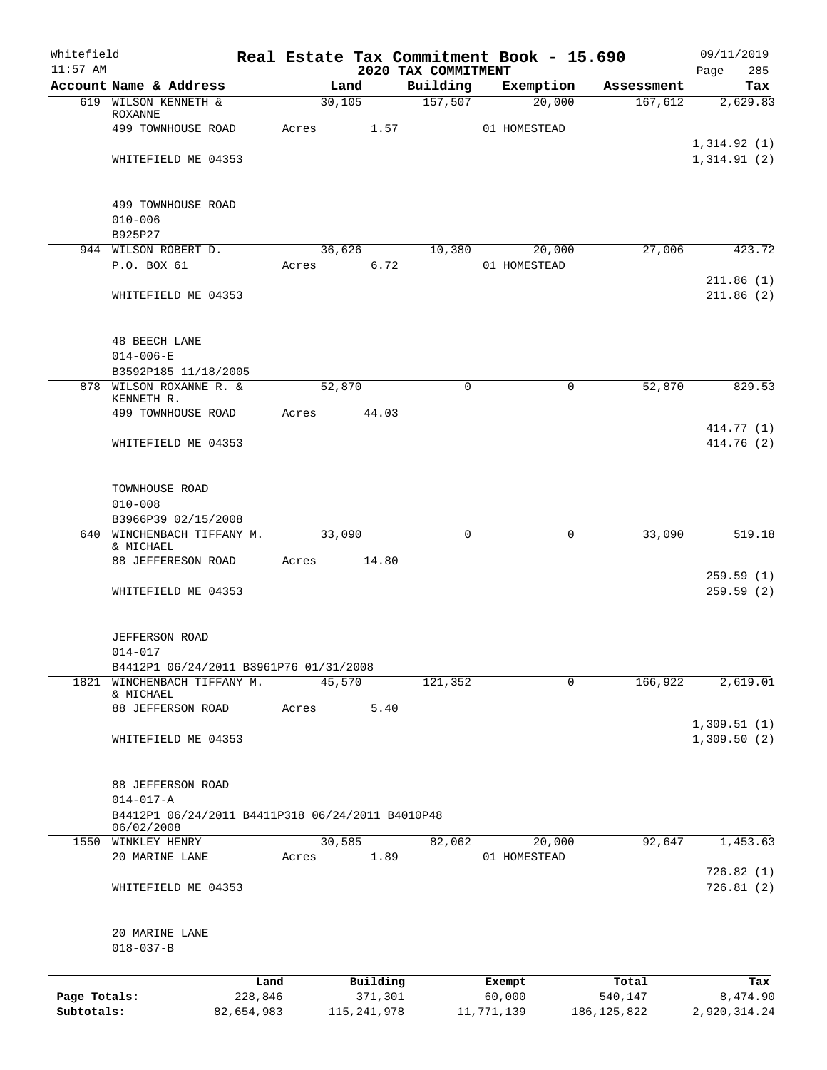Whitefield 11:57 AM

# Real Estate Tax Commitment Book - 15.690

## 2020 TAX COMMITMENT

09/11/2019 Page 285

| Account Name & Address | Land | Building | Exemption | Assessment | Tax |
|---|---|---|---|---|---|
| 619 WILSON KENNETH & ROXANNE | 30,105 | 157,507 | 20,000 | 167,612 | 2,629.83 |
| 499 TOWNHOUSE ROAD | Acres 1.57 | | 01 HOMESTEAD | | |
| | | | | | 1,314.92 (1) |
| WHITEFIELD ME 04353 | | | | | 1,314.91 (2) |
| 499 TOWNHOUSE ROAD | | | | | |
| 010-006 | | | | | |
| B925P27 | | | | | |
| 944 WILSON ROBERT D. | 36,626 | 10,380 | 20,000 | 27,006 | 423.72 |
| P.O. BOX 61 | Acres 6.72 | | 01 HOMESTEAD | | |
| | | | | | 211.86 (1) |
| WHITEFIELD ME 04353 | | | | | 211.86 (2) |
| 48 BEECH LANE | | | | | |
| 014-006-E | | | | | |
| B3592P185 11/18/2005 | | | | | |
| 878 WILSON ROXANNE R. & KENNETH R. | 52,870 | 0 | 0 | 52,870 | 829.53 |
| 499 TOWNHOUSE ROAD | Acres 44.03 | | | | |
| | | | | | 414.77 (1) |
| WHITEFIELD ME 04353 | | | | | 414.76 (2) |
| TOWNHOUSE ROAD | | | | | |
| 010-008 | | | | | |
| B3966P39 02/15/2008 | | | | | |
| 640 WINCHENBACH TIFFANY M. & MICHAEL | 33,090 | 0 | 0 | 33,090 | 519.18 |
| 88 JEFFERESON ROAD | Acres 14.80 | | | | |
| | | | | | 259.59 (1) |
| WHITEFIELD ME 04353 | | | | | 259.59 (2) |
| JEFFERSON ROAD | | | | | |
| 014-017 | | | | | |
| B4412P1 06/24/2011 B3961P76 01/31/2008 | | | | | |
| 1821 WINCHENBACH TIFFANY M. & MICHAEL | 45,570 | 121,352 | 0 | 166,922 | 2,619.01 |
| 88 JEFFERSON ROAD | Acres 5.40 | | | | |
| | | | | | 1,309.51 (1) |
| WHITEFIELD ME 04353 | | | | | 1,309.50 (2) |
| 88 JEFFERSON ROAD | | | | | |
| 014-017-A | | | | | |
| B4412P1 06/24/2011 B4411P318 06/24/2011 B4010P48 06/02/2008 | | | | | |
| 1550 WINKLEY HENRY | 30,585 | 82,062 | 20,000 | 92,647 | 1,453.63 |
| 20 MARINE LANE | Acres 1.89 | | 01 HOMESTEAD | | |
| | | | | | 726.82 (1) |
| WHITEFIELD ME 04353 | | | | | 726.81 (2) |
| 20 MARINE LANE | | | | | |
| 018-037-B | | | | | |

| | Land | Building | Exempt | Total | Tax |
|---|---|---|---|---|---|
| Page Totals: | 228,846 | 371,301 | 60,000 | 540,147 | 8,474.90 |
| Subtotals: | 82,654,983 | 115,241,978 | 11,771,139 | 186,125,822 | 2,920,314.24 |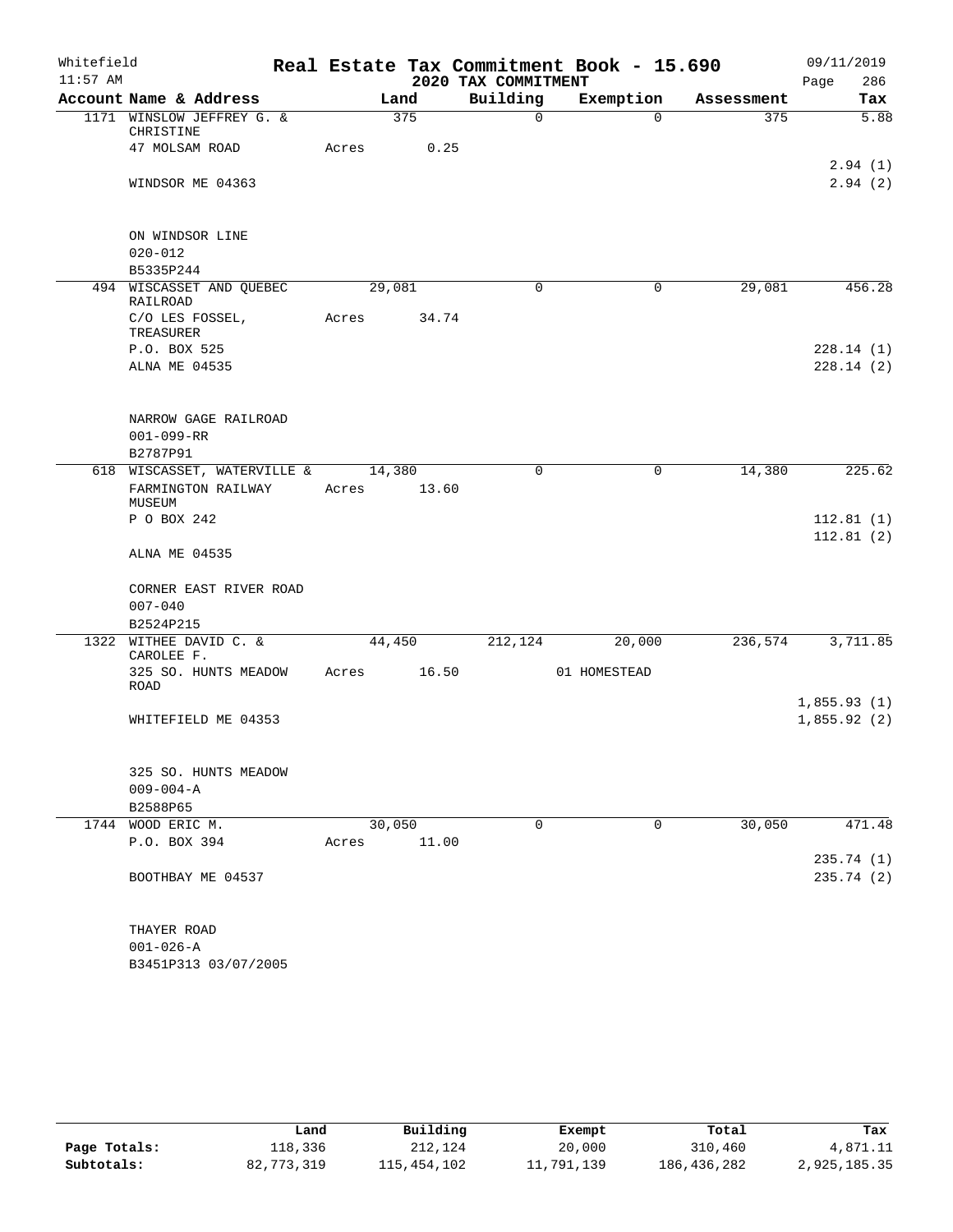Whitefield — Real Estate Tax Commitment Book - 15.690 — 09/11/2019
11:57 AM — 2020 TAX COMMITMENT

| Account Name & Address | Land | Building | Exemption | Assessment | Tax |
|---|---|---|---|---|---|
| 1171 WINSLOW JEFFREY G. & CHRISTINE | 375 | 0 | 0 | 375 | 5.88 |
| 47 MOLSAM ROAD | Acres 0.25 | | | | |
| | | | | | 2.94 (1) |
| WINDSOR ME 04363 | | | | | 2.94 (2) |
| ON WINDSOR LINE | | | | | |
| 020-012 | | | | | |
| B5335P244 | | | | | |
| 494 WISCASSET AND QUEBEC RAILROAD | 29,081 | 0 | 0 | 29,081 | 456.28 |
| C/O LES FOSSEL, TREASURER | Acres 34.74 | | | | |
| P.O. BOX 525 | | | | | 228.14 (1) |
| ALNA ME 04535 | | | | | 228.14 (2) |
| NARROW GAGE RAILROAD | | | | | |
| 001-099-RR | | | | | |
| B2787P91 | | | | | |
| 618 WISCASSET, WATERVILLE & | 14,380 | 0 | 0 | 14,380 | 225.62 |
| FARMINGTON RAILWAY MUSEUM | Acres 13.60 | | | | |
| P O BOX 242 | | | | | 112.81 (1) |
| | | | | | 112.81 (2) |
| ALNA ME 04535 | | | | | |
| CORNER EAST RIVER ROAD | | | | | |
| 007-040 | | | | | |
| B2524P215 | | | | | |
| 1322 WITHEE DAVID C. & CAROLEE F. | 44,450 | 212,124 | 20,000 | 236,574 | 3,711.85 |
| 325 SO. HUNTS MEADOW ROAD | Acres 16.50 | | 01 HOMESTEAD | | |
| | | | | | 1,855.93 (1) |
| WHITEFIELD ME 04353 | | | | | 1,855.92 (2) |
| 325 SO. HUNTS MEADOW | | | | | |
| 009-004-A | | | | | |
| B2588P65 | | | | | |
| 1744 WOOD ERIC M. | 30,050 | 0 | 0 | 30,050 | 471.48 |
| P.O. BOX 394 | Acres 11.00 | | | | |
| | | | | | 235.74 (1) |
| BOOTHBAY ME 04537 | | | | | 235.74 (2) |
| THAYER ROAD | | | | | |
| 001-026-A | | | | | |
| B3451P313 03/07/2005 | | | | | |

| | Land | Building | Exempt | Total | Tax |
|---|---|---|---|---|---|
| Page Totals: | 118,336 | 212,124 | 20,000 | 310,460 | 4,871.11 |
| Subtotals: | 82,773,319 | 115,454,102 | 11,791,139 | 186,436,282 | 2,925,185.35 |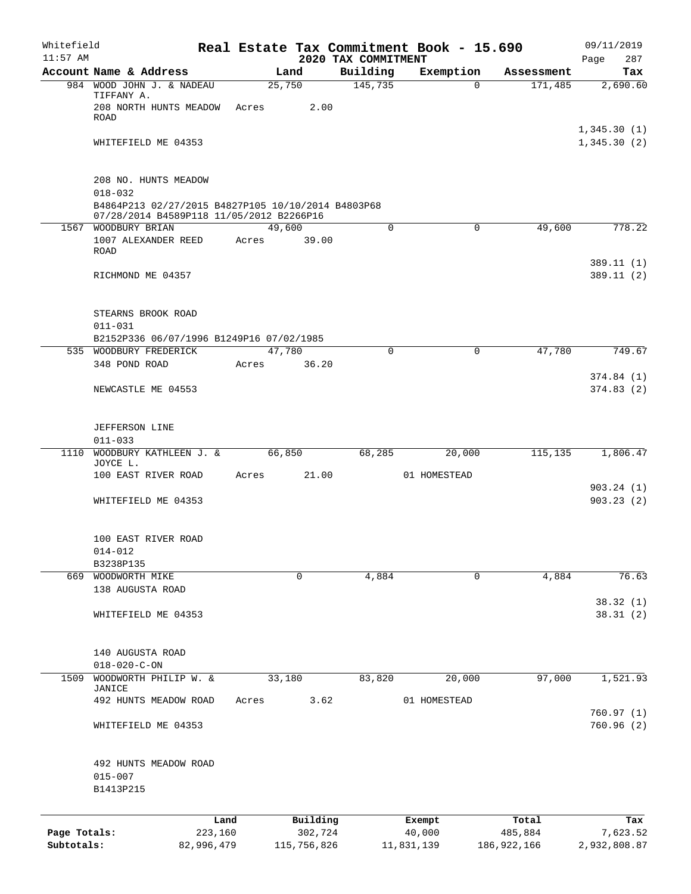Whitefield
11:57 AM

# Real Estate Tax Commitment Book - 15.690

## 2020 TAX COMMITMENT

09/11/2019

| Account Name & Address | Land | Building | Exemption | Assessment | Tax |
|---|---|---|---|---|---|
| 984 WOOD JOHN J. & NADEAU TIFFANY A. | 25,750 | 145,735 | 0 | 171,485 | 2,690.60 |
| 208 NORTH HUNTS MEADOW ROAD | Acres 2.00 | | | | |
| | | | | | 1,345.30 (1) |
| WHITEFIELD ME 04353 | | | | | 1,345.30 (2) |
| 208 NO. HUNTS MEADOW | | | | | |
| 018-032 | | | | | |
| B4864P213 02/27/2015 B4827P105 10/10/2014 B4803P68 07/28/2014 B4589P118 11/05/2012 B2266P16 | | | | | |
| 1567 WOODBURY BRIAN | 49,600 | 0 | 0 | 49,600 | 778.22 |
| 1007 ALEXANDER REED ROAD | Acres 39.00 | | | | |
| | | | | | 389.11 (1) |
| RICHMOND ME 04357 | | | | | 389.11 (2) |
| STEARNS BROOK ROAD | | | | | |
| 011-031 | | | | | |
| B2152P336 06/07/1996 B1249P16 07/02/1985 | | | | | |
| 535 WOODBURY FREDERICK | 47,780 | 0 | 0 | 47,780 | 749.67 |
| 348 POND ROAD | Acres 36.20 | | | | |
| | | | | | 374.84 (1) |
| NEWCASTLE ME 04553 | | | | | 374.83 (2) |
| JEFFERSON LINE | | | | | |
| 011-033 | | | | | |
| 1110 WOODBURY KATHLEEN J. & JOYCE L. | 66,850 | 68,285 | 20,000 | 115,135 | 1,806.47 |
| 100 EAST RIVER ROAD | Acres 21.00 | | 01 HOMESTEAD | | |
| | | | | | 903.24 (1) |
| WHITEFIELD ME 04353 | | | | | 903.23 (2) |
| 100 EAST RIVER ROAD | | | | | |
| 014-012 | | | | | |
| B3238P135 | | | | | |
| 669 WOODWORTH MIKE | 0 | 4,884 | 0 | 4,884 | 76.63 |
| 138 AUGUSTA ROAD | | | | | |
| | | | | | 38.32 (1) |
| WHITEFIELD ME 04353 | | | | | 38.31 (2) |
| 140 AUGUSTA ROAD | | | | | |
| 018-020-C-ON | | | | | |
| 1509 WOODWORTH PHILIP W. & JANICE | 33,180 | 83,820 | 20,000 | 97,000 | 1,521.93 |
| 492 HUNTS MEADOW ROAD | Acres 3.62 | | 01 HOMESTEAD | | |
| | | | | | 760.97 (1) |
| WHITEFIELD ME 04353 | | | | | 760.96 (2) |
| 492 HUNTS MEADOW ROAD | | | | | |
| 015-007 | | | | | |
| B1413P215 | | | | | |

| | Land | Building | Exempt | Total | Tax |
|---|---|---|---|---|---|
| Page Totals: | 223,160 | 302,724 | 40,000 | 485,884 | 7,623.52 |
| Subtotals: | 82,996,479 | 115,756,826 | 11,831,139 | 186,922,166 | 2,932,808.87 |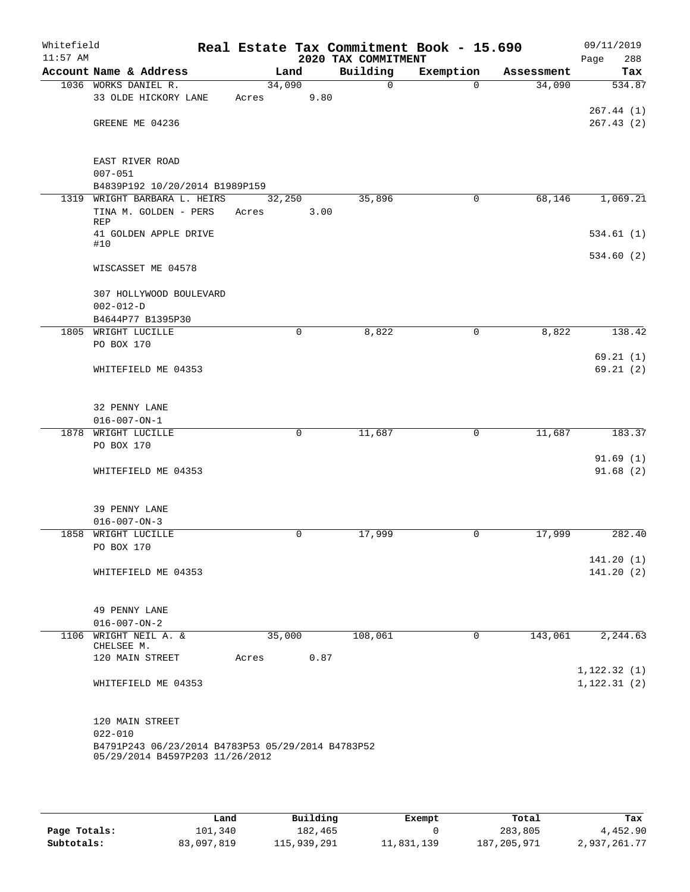Whitefield 11:57 AM

# Real Estate Tax Commitment Book - 15.690

## 2020 TAX COMMITMENT

09/11/2019 Page 288

| Account Name & Address | Land | Building | Exemption | Assessment | Tax |
|---|---|---|---|---|---|
| 1036 WORKS DANIEL R. | 34,090 | 0 | 0 | 34,090 | 534.87 |
| 33 OLDE HICKORY LANE | Acres 9.80 | | | | |
| | | | | | 267.44 (1) |
| GREENE ME 04236 | | | | | 267.43 (2) |
| EAST RIVER ROAD | | | | | |
| 007-051 | | | | | |
| B4839P192 10/20/2014 B1989P159 | | | | | |
| 1319 WRIGHT BARBARA L. HEIRS | 32,250 | 35,896 | 0 | 68,146 | 1,069.21 |
| TINA M. GOLDEN - PERS REP | Acres 3.00 | | | | |
| 41 GOLDEN APPLE DRIVE #10 | | | | | 534.61 (1) |
| | | | | | 534.60 (2) |
| WISCASSET ME 04578 | | | | | |
| 307 HOLLYWOOD BOULEVARD | | | | | |
| 002-012-D | | | | | |
| B4644P77 B1395P30 | | | | | |
| 1805 WRIGHT LUCILLE | 0 | 8,822 | 0 | 8,822 | 138.42 |
| PO BOX 170 | | | | | |
| | | | | | 69.21 (1) |
| WHITEFIELD ME 04353 | | | | | 69.21 (2) |
| 32 PENNY LANE | | | | | |
| 016-007-ON-1 | | | | | |
| 1878 WRIGHT LUCILLE | 0 | 11,687 | 0 | 11,687 | 183.37 |
| PO BOX 170 | | | | | |
| | | | | | 91.69 (1) |
| WHITEFIELD ME 04353 | | | | | 91.68 (2) |
| 39 PENNY LANE | | | | | |
| 016-007-ON-3 | | | | | |
| 1858 WRIGHT LUCILLE | 0 | 17,999 | 0 | 17,999 | 282.40 |
| PO BOX 170 | | | | | |
| | | | | | 141.20 (1) |
| WHITEFIELD ME 04353 | | | | | 141.20 (2) |
| 49 PENNY LANE | | | | | |
| 016-007-ON-2 | | | | | |
| 1106 WRIGHT NEIL A. & CHELSEE M. | 35,000 | 108,061 | 0 | 143,061 | 2,244.63 |
| 120 MAIN STREET | Acres 0.87 | | | | |
| | | | | | 1,122.32 (1) |
| WHITEFIELD ME 04353 | | | | | 1,122.31 (2) |
| 120 MAIN STREET | | | | | |
| 022-010 | | | | | |
| B4791P243 06/23/2014 B4783P53 05/29/2014 B4783P52 05/29/2014 B4597P203 11/26/2012 | | | | | |

| | Land | Building | Exempt | Total | Tax |
|---|---|---|---|---|---|
| Page Totals: | 101,340 | 182,465 | 0 | 283,805 | 4,452.90 |
| Subtotals: | 83,097,819 | 115,939,291 | 11,831,139 | 187,205,971 | 2,937,261.77 |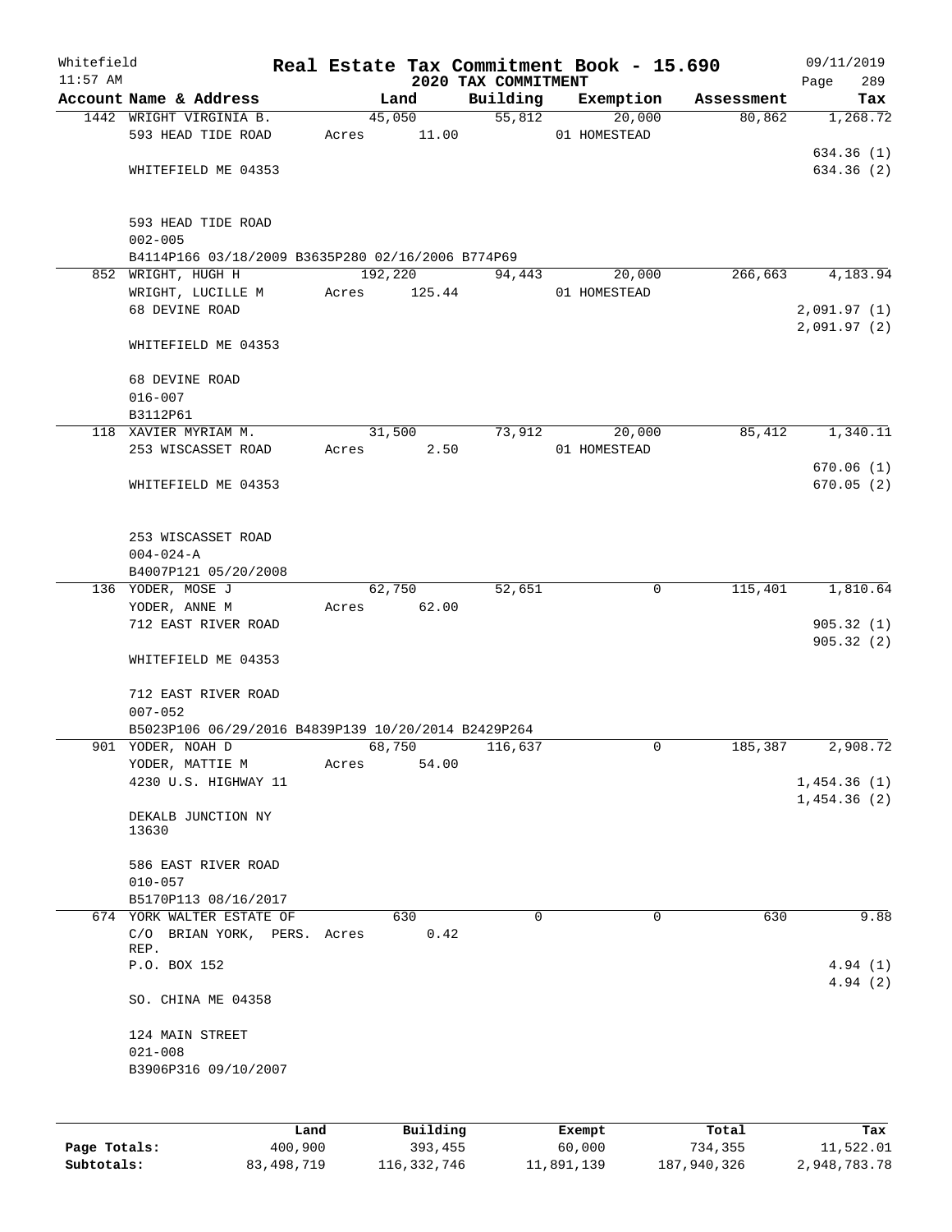Whitefield 11:57 AM

# Real Estate Tax Commitment Book - 15.690

## 2020 TAX COMMITMENT

09/11/2019

| Account Name & Address | Land | Building | Exemption | Assessment | Tax |
|---|---|---|---|---|---|
| 1442 WRIGHT VIRGINIA B. | 45,050 | 55,812 | 20,000 | 80,862 | 1,268.72 |
| 593 HEAD TIDE ROAD | Acres 11.00 | | 01 HOMESTEAD | | |
| | | | | | 634.36 (1) |
| WHITEFIELD ME 04353 | | | | | 634.36 (2) |
| 593 HEAD TIDE ROAD | | | | | |
| 002-005 | | | | | |
| B4114P166 03/18/2009 B3635P280 02/16/2006 B774P69 | | | | | |
| 852 WRIGHT, HUGH H | 192,220 | 94,443 | 20,000 | 266,663 | 4,183.94 |
| WRIGHT, LUCILLE M | Acres 125.44 | | 01 HOMESTEAD | | |
| 68 DEVINE ROAD | | | | | 2,091.97 (1) |
| | | | | | 2,091.97 (2) |
| WHITEFIELD ME 04353 | | | | | |
| 68 DEVINE ROAD | | | | | |
| 016-007 | | | | | |
| B3112P61 | | | | | |
| 118 XAVIER MYRIAM M. | 31,500 | 73,912 | 20,000 | 85,412 | 1,340.11 |
| 253 WISCASSET ROAD | Acres 2.50 | | 01 HOMESTEAD | | |
| | | | | | 670.06 (1) |
| WHITEFIELD ME 04353 | | | | | 670.05 (2) |
| 253 WISCASSET ROAD | | | | | |
| 004-024-A | | | | | |
| B4007P121 05/20/2008 | | | | | |
| 136 YODER, MOSE J | 62,750 | 52,651 | 0 | 115,401 | 1,810.64 |
| YODER, ANNE M | Acres 62.00 | | | | |
| 712 EAST RIVER ROAD | | | | | 905.32 (1) |
| | | | | | 905.32 (2) |
| WHITEFIELD ME 04353 | | | | | |
| 712 EAST RIVER ROAD | | | | | |
| 007-052 | | | | | |
| B5023P106 06/29/2016 B4839P139 10/20/2014 B2429P264 | | | | | |
| 901 YODER, NOAH D | 68,750 | 116,637 | 0 | 185,387 | 2,908.72 |
| YODER, MATTIE M | Acres 54.00 | | | | |
| 4230 U.S. HIGHWAY 11 | | | | | 1,454.36 (1) |
| | | | | | 1,454.36 (2) |
| DEKALB JUNCTION NY 13630 | | | | | |
| 586 EAST RIVER ROAD | | | | | |
| 010-057 | | | | | |
| B5170P113 08/16/2017 | | | | | |
| 674 YORK WALTER ESTATE OF | 630 | 0 | 0 | 630 | 9.88 |
| C/O BRIAN YORK, PERS. REP. | Acres 0.42 | | | | |
| P.O. BOX 152 | | | | | 4.94 (1) |
| | | | | | 4.94 (2) |
| SO. CHINA ME 04358 | | | | | |
| 124 MAIN STREET | | | | | |
| 021-008 | | | | | |
| B3906P316 09/10/2007 | | | | | |

| | Land | Building | Exempt | Total | Tax |
|---|---|---|---|---|---|
| Page Totals: | 400,900 | 393,455 | 60,000 | 734,355 | 11,522.01 |
| Subtotals: | 83,498,719 | 116,332,746 | 11,891,139 | 187,940,326 | 2,948,783.78 |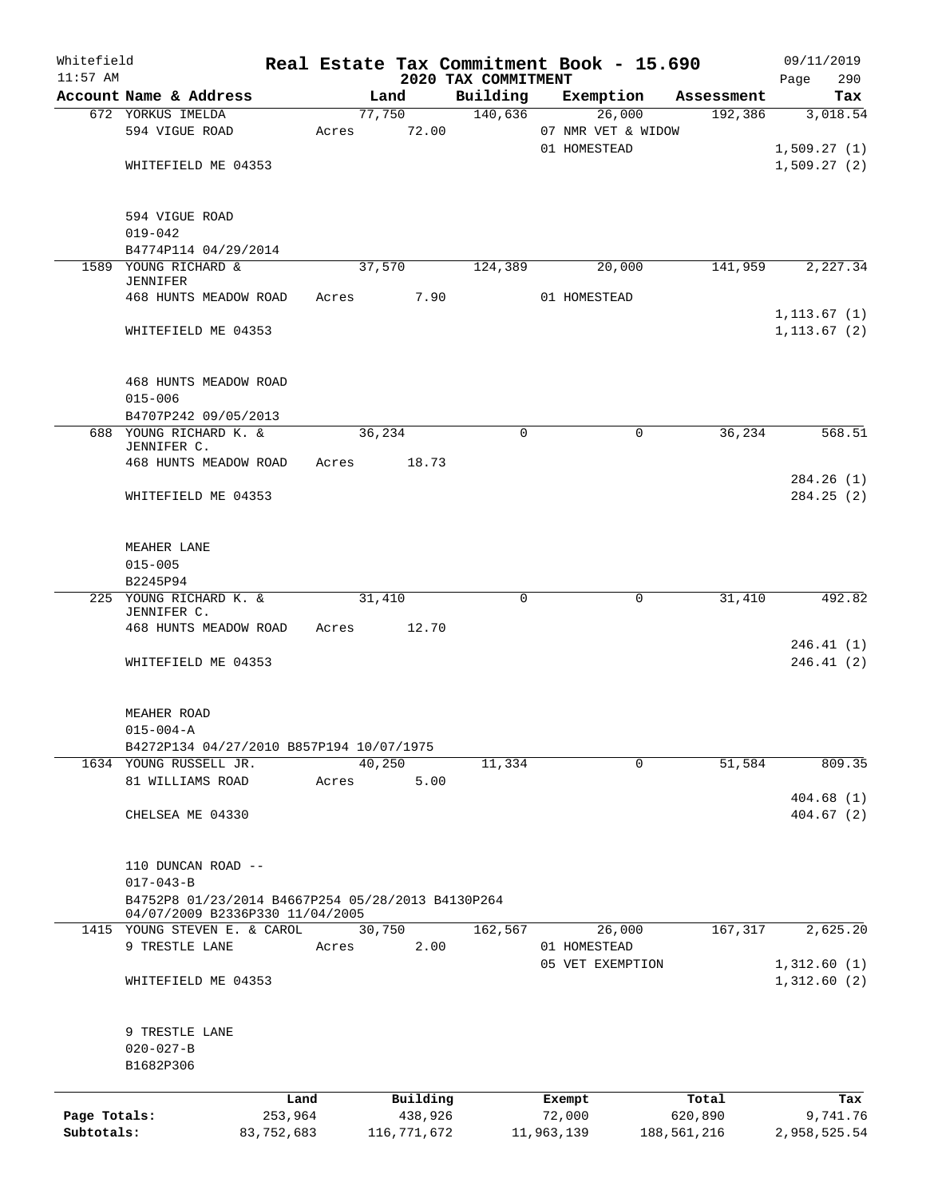Whitefield 11:57 AM

# Real Estate Tax Commitment Book - 15.690

## 2020 TAX COMMITMENT

09/11/2019

| Account Name & Address | Land | Building | Exemption | Assessment | Tax |
|---|---|---|---|---|---|
| 672 YORKUS IMELDA | 77,750 | 140,636 | 26,000 | 192,386 | 3,018.54 |
| 594 VIGUE ROAD | Acres 72.00 | | 07 NMR VET & WIDOW | | |
| | | | 01 HOMESTEAD | | 1,509.27 (1) |
| WHITEFIELD ME 04353 | | | | | 1,509.27 (2) |
| 594 VIGUE ROAD | | | | | |
| 019-042 | | | | | |
| B4774P114 04/29/2014 | | | | | |
| 1589 YOUNG RICHARD & JENNIFER | 37,570 | 124,389 | 20,000 | 141,959 | 2,227.34 |
| 468 HUNTS MEADOW ROAD | Acres 7.90 | | 01 HOMESTEAD | | |
| | | | | | 1,113.67 (1) |
| WHITEFIELD ME 04353 | | | | | 1,113.67 (2) |
| 468 HUNTS MEADOW ROAD | | | | | |
| 015-006 | | | | | |
| B4707P242 09/05/2013 | | | | | |
| 688 YOUNG RICHARD K. & JENNIFER C. | 36,234 | 0 | 0 | 36,234 | 568.51 |
| 468 HUNTS MEADOW ROAD | Acres 18.73 | | | | |
| | | | | | 284.26 (1) |
| WHITEFIELD ME 04353 | | | | | 284.25 (2) |
| MEAHER LANE | | | | | |
| 015-005 | | | | | |
| B2245P94 | | | | | |
| 225 YOUNG RICHARD K. & JENNIFER C. | 31,410 | 0 | 0 | 31,410 | 492.82 |
| 468 HUNTS MEADOW ROAD | Acres 12.70 | | | | |
| | | | | | 246.41 (1) |
| WHITEFIELD ME 04353 | | | | | 246.41 (2) |
| MEAHER ROAD | | | | | |
| 015-004-A | | | | | |
| B4272P134 04/27/2010 B857P194 10/07/1975 | | | | | |
| 1634 YOUNG RUSSELL JR. | 40,250 | 11,334 | 0 | 51,584 | 809.35 |
| 81 WILLIAMS ROAD | Acres 5.00 | | | | |
| | | | | | 404.68 (1) |
| CHELSEA ME 04330 | | | | | 404.67 (2) |
| 110 DUNCAN ROAD -- | | | | | |
| 017-043-B | | | | | |
| B4752P8 01/23/2014 B4667P254 05/28/2013 B4130P264 04/07/2009 B2336P330 11/04/2005 | | | | | |
| 1415 YOUNG STEVEN E. & CAROL | 30,750 | 162,567 | 26,000 | 167,317 | 2,625.20 |
| 9 TRESTLE LANE | Acres 2.00 | | 01 HOMESTEAD | | |
| | | | 05 VET EXEMPTION | | 1,312.60 (1) |
| WHITEFIELD ME 04353 | | | | | 1,312.60 (2) |
| 9 TRESTLE LANE | | | | | |
| 020-027-B | | | | | |
| B1682P306 | | | | | |

| | Land | Building | Exempt | Total | Tax |
|---|---|---|---|---|---|
| Page Totals: | 253,964 | 438,926 | 72,000 | 620,890 | 9,741.76 |
| Subtotals: | 83,752,683 | 116,771,672 | 11,963,139 | 188,561,216 | 2,958,525.54 |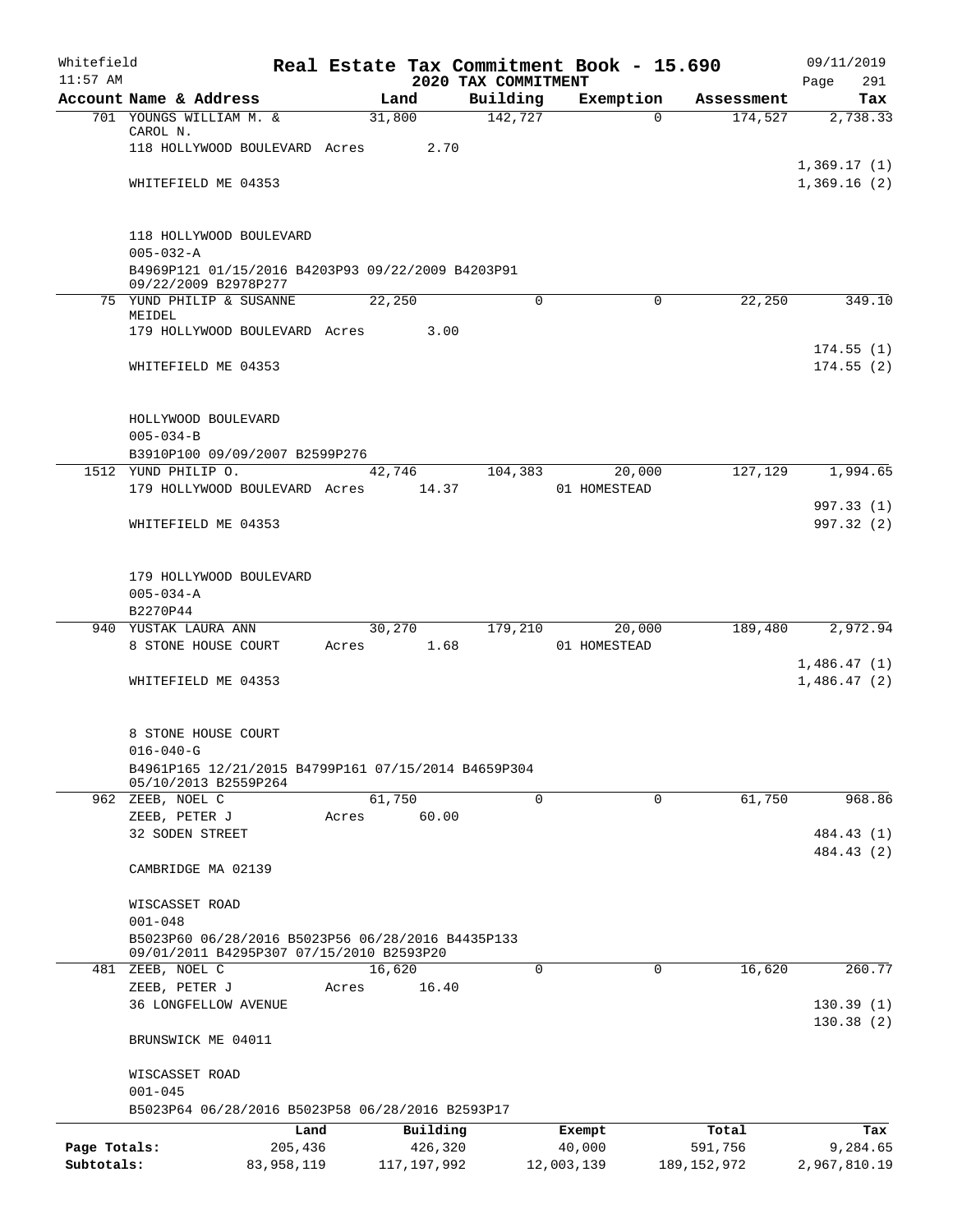Whitefield 11:57 AM

# Real Estate Tax Commitment Book - 15.690

## 2020 TAX COMMITMENT

09/11/2019

| Account Name & Address | Land | Building | Exemption | Assessment | Tax |
|---|---|---|---|---|---|
| 701 YOUNGS WILLIAM M. & CAROL N. | 31,800 | 142,727 | 0 | 174,527 | 2,738.33 |
| 118 HOLLYWOOD BOULEVARD Acres 2.70 | | | | | |
| | | | | | 1,369.17 (1) |
| WHITEFIELD ME 04353 | | | | | 1,369.16 (2) |
| 118 HOLLYWOOD BOULEVARD | | | | | |
| 005-032-A | | | | | |
| B4969P121 01/15/2016 B4203P93 09/22/2009 B4203P91 09/22/2009 B2978P277 | | | | | |
| 75 YUND PHILIP & SUSANNE MEIDEL | 22,250 | 0 | 0 | 22,250 | 349.10 |
| 179 HOLLYWOOD BOULEVARD Acres 3.00 | | | | | |
| | | | | | 174.55 (1) |
| WHITEFIELD ME 04353 | | | | | 174.55 (2) |
| HOLLYWOOD BOULEVARD | | | | | |
| 005-034-B | | | | | |
| B3910P100 09/09/2007 B2599P276 | | | | | |
| 1512 YUND PHILIP O. | 42,746 | 104,383 | 20,000 | 127,129 | 1,994.65 |
| 179 HOLLYWOOD BOULEVARD Acres 14.37 | | | 01 HOMESTEAD | | |
| | | | | | 997.33 (1) |
| WHITEFIELD ME 04353 | | | | | 997.32 (2) |
| 179 HOLLYWOOD BOULEVARD | | | | | |
| 005-034-A | | | | | |
| B2270P44 | | | | | |
| 940 YUSTAK LAURA ANN | 30,270 | 179,210 | 20,000 | 189,480 | 2,972.94 |
| 8 STONE HOUSE COURT Acres 1.68 | | | 01 HOMESTEAD | | |
| | | | | | 1,486.47 (1) |
| WHITEFIELD ME 04353 | | | | | 1,486.47 (2) |
| 8 STONE HOUSE COURT | | | | | |
| 016-040-G | | | | | |
| B4961P165 12/21/2015 B4799P161 07/15/2014 B4659P304 05/10/2013 B2559P264 | | | | | |
| 962 ZEEB, NOEL C | 61,750 | 0 | 0 | 61,750 | 968.86 |
| ZEEB, PETER J Acres 60.00 | | | | | |
| 32 SODEN STREET | | | | | 484.43 (1) |
| | | | | | 484.43 (2) |
| CAMBRIDGE MA 02139 | | | | | |
| WISCASSET ROAD | | | | | |
| 001-048 | | | | | |
| B5023P60 06/28/2016 B5023P56 06/28/2016 B4435P133 09/01/2011 B4295P307 07/15/2010 B2593P20 | | | | | |
| 481 ZEEB, NOEL C | 16,620 | 0 | 0 | 16,620 | 260.77 |
| ZEEB, PETER J Acres 16.40 | | | | | |
| 36 LONGFELLOW AVENUE | | | | | 130.39 (1) |
| | | | | | 130.38 (2) |
| BRUNSWICK ME 04011 | | | | | |
| WISCASSET ROAD | | | | | |
| 001-045 | | | | | |
| B5023P64 06/28/2016 B5023P58 06/28/2016 B2593P17 | | | | | |

| | Land | Building | Exempt | Total | Tax |
|---|---|---|---|---|---|
| Page Totals: | 205,436 | 426,320 | 40,000 | 591,756 | 9,284.65 |
| Subtotals: | 83,958,119 | 117,197,992 | 12,003,139 | 189,152,972 | 2,967,810.19 |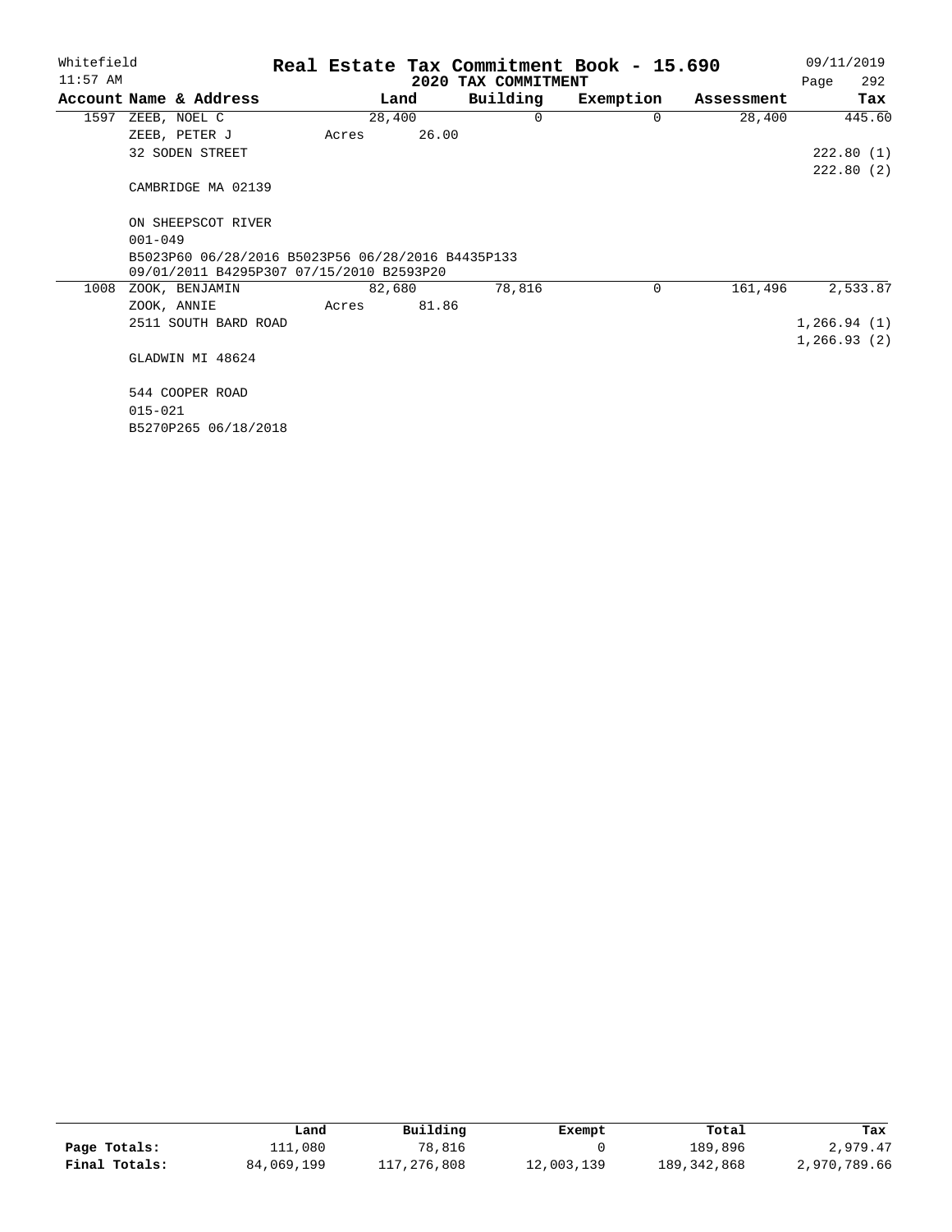# Real Estate Tax Commitment Book - 15.690

## 2020 TAX COMMITMENT

Whitefield
11:57 AM

09/11/2019

| Account Name & Address | Land | Building | Exemption | Assessment | Tax |
|---|---|---|---|---|---|
| 1597 ZEEB, NOEL C | 28,400 | 0 | 0 | 28,400 | 445.60 |
| ZEEB, PETER J | Acres 26.00 | | | | |
| 32 SODEN STREET | | | | | 222.80 (1) |
| | | | | | 222.80 (2) |
| CAMBRIDGE MA 02139 | | | | | |
| ON SHEEPSCOT RIVER | | | | | |
| 001-049 | | | | | |
| B5023P60 06/28/2016 B5023P56 06/28/2016 B4435P133 09/01/2011 B4295P307 07/15/2010 B2593P20 | | | | | |
| 1008 ZOOK, BENJAMIN | 82,680 | 78,816 | 0 | 161,496 | 2,533.87 |
| ZOOK, ANNIE | Acres 81.86 | | | | |
| 2511 SOUTH BARD ROAD | | | | | 1,266.94 (1) |
| | | | | | 1,266.93 (2) |
| GLADWIN MI 48624 | | | | | |
| 544 COOPER ROAD | | | | | |
| 015-021 | | | | | |
| B5270P265 06/18/2018 | | | | | |

| | Land | Building | Exempt | Total | Tax |
|---|---|---|---|---|---|
| **Page Totals:** | 111,080 | 78,816 | 0 | 189,896 | 2,979.47 |
| **Final Totals:** | 84,069,199 | 117,276,808 | 12,003,139 | 189,342,868 | 2,970,789.66 |